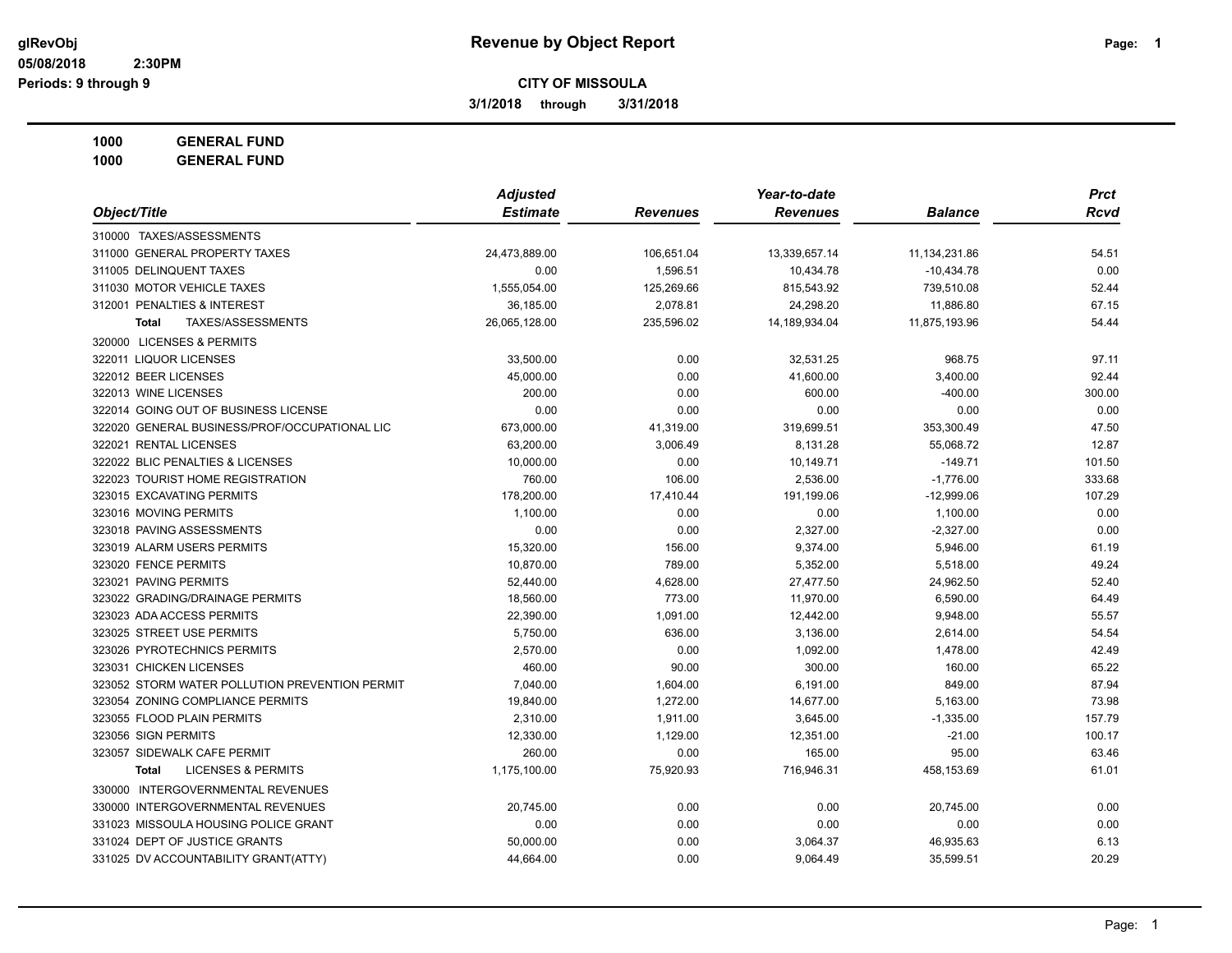# Revenue by Object Report

glRevObj
05/08/2018 2:30PM
Periods: 9 through 9

## CITY OF MISSOULA

3/1/2018 through 3/31/2018

**1000 GENERAL FUND**
**1000 GENERAL FUND**

| Object/Title | Adjusted Estimate | Revenues | Year-to-date Revenues | Balance | Prct Rcvd |
|---|---|---|---|---|---|
| 310000 TAXES/ASSESSMENTS | | | | | |
| 311000 GENERAL PROPERTY TAXES | 24,473,889.00 | 106,651.04 | 13,339,657.14 | 11,134,231.86 | 54.51 |
| 311005 DELINQUENT TAXES | 0.00 | 1,596.51 | 10,434.78 | -10,434.78 | 0.00 |
| 311030 MOTOR VEHICLE TAXES | 1,555,054.00 | 125,269.66 | 815,543.92 | 739,510.08 | 52.44 |
| 312001 PENALTIES & INTEREST | 36,185.00 | 2,078.81 | 24,298.20 | 11,886.80 | 67.15 |
| **Total** TAXES/ASSESSMENTS | 26,065,128.00 | 235,596.02 | 14,189,934.04 | 11,875,193.96 | 54.44 |
| 320000 LICENSES & PERMITS | | | | | |
| 322011 LIQUOR LICENSES | 33,500.00 | 0.00 | 32,531.25 | 968.75 | 97.11 |
| 322012 BEER LICENSES | 45,000.00 | 0.00 | 41,600.00 | 3,400.00 | 92.44 |
| 322013 WINE LICENSES | 200.00 | 0.00 | 600.00 | -400.00 | 300.00 |
| 322014 GOING OUT OF BUSINESS LICENSE | 0.00 | 0.00 | 0.00 | 0.00 | 0.00 |
| 322020 GENERAL BUSINESS/PROF/OCCUPATIONAL LIC | 673,000.00 | 41,319.00 | 319,699.51 | 353,300.49 | 47.50 |
| 322021 RENTAL LICENSES | 63,200.00 | 3,006.49 | 8,131.28 | 55,068.72 | 12.87 |
| 322022 BLIC PENALTIES & LICENSES | 10,000.00 | 0.00 | 10,149.71 | -149.71 | 101.50 |
| 322023 TOURIST HOME REGISTRATION | 760.00 | 106.00 | 2,536.00 | -1,776.00 | 333.68 |
| 323015 EXCAVATING PERMITS | 178,200.00 | 17,410.44 | 191,199.06 | -12,999.06 | 107.29 |
| 323016 MOVING PERMITS | 1,100.00 | 0.00 | 0.00 | 1,100.00 | 0.00 |
| 323018 PAVING ASSESSMENTS | 0.00 | 0.00 | 2,327.00 | -2,327.00 | 0.00 |
| 323019 ALARM USERS PERMITS | 15,320.00 | 156.00 | 9,374.00 | 5,946.00 | 61.19 |
| 323020 FENCE PERMITS | 10,870.00 | 789.00 | 5,352.00 | 5,518.00 | 49.24 |
| 323021 PAVING PERMITS | 52,440.00 | 4,628.00 | 27,477.50 | 24,962.50 | 52.40 |
| 323022 GRADING/DRAINAGE PERMITS | 18,560.00 | 773.00 | 11,970.00 | 6,590.00 | 64.49 |
| 323023 ADA ACCESS PERMITS | 22,390.00 | 1,091.00 | 12,442.00 | 9,948.00 | 55.57 |
| 323025 STREET USE PERMITS | 5,750.00 | 636.00 | 3,136.00 | 2,614.00 | 54.54 |
| 323026 PYROTECHNICS PERMITS | 2,570.00 | 0.00 | 1,092.00 | 1,478.00 | 42.49 |
| 323031 CHICKEN LICENSES | 460.00 | 90.00 | 300.00 | 160.00 | 65.22 |
| 323052 STORM WATER POLLUTION PREVENTION PERMIT | 7,040.00 | 1,604.00 | 6,191.00 | 849.00 | 87.94 |
| 323054 ZONING COMPLIANCE PERMITS | 19,840.00 | 1,272.00 | 14,677.00 | 5,163.00 | 73.98 |
| 323055 FLOOD PLAIN PERMITS | 2,310.00 | 1,911.00 | 3,645.00 | -1,335.00 | 157.79 |
| 323056 SIGN PERMITS | 12,330.00 | 1,129.00 | 12,351.00 | -21.00 | 100.17 |
| 323057 SIDEWALK CAFE PERMIT | 260.00 | 0.00 | 165.00 | 95.00 | 63.46 |
| **Total** LICENSES & PERMITS | 1,175,100.00 | 75,920.93 | 716,946.31 | 458,153.69 | 61.01 |
| 330000 INTERGOVERNMENTAL REVENUES | | | | | |
| 330000 INTERGOVERNMENTAL REVENUES | 20,745.00 | 0.00 | 0.00 | 20,745.00 | 0.00 |
| 331023 MISSOULA HOUSING POLICE GRANT | 0.00 | 0.00 | 0.00 | 0.00 | 0.00 |
| 331024 DEPT OF JUSTICE GRANTS | 50,000.00 | 0.00 | 3,064.37 | 46,935.63 | 6.13 |
| 331025 DV ACCOUNTABILITY GRANT(ATTY) | 44,664.00 | 0.00 | 9,064.49 | 35,599.51 | 20.29 |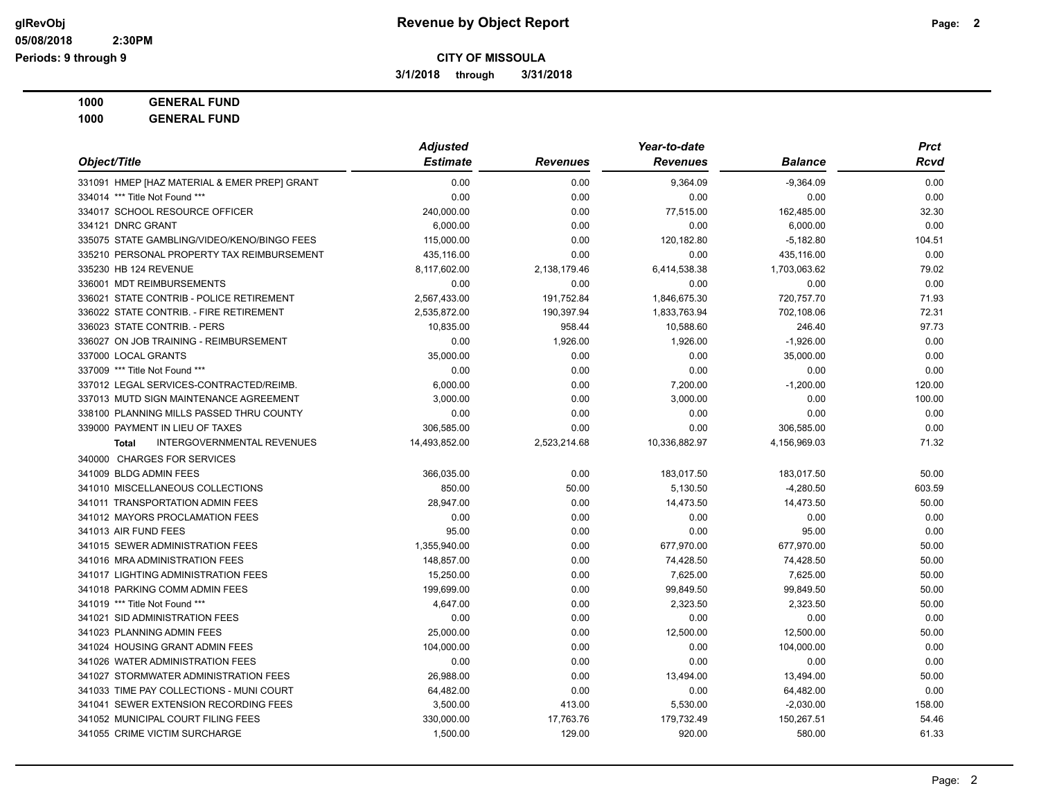**CITY OF MISSOULA**

**3/1/2018 through 3/31/2018**

**1000 GENERAL FUND**

**1000 GENERAL FUND**

| Object/Title | Adjusted Estimate | Revenues | Year-to-date Revenues | Balance | Prct Rcvd |
|---|---|---|---|---|---|
| 331091 HMEP [HAZ MATERIAL & EMER PREP] GRANT | 0.00 | 0.00 | 9,364.09 | -9,364.09 | 0.00 |
| 334014 *** Title Not Found *** | 0.00 | 0.00 | 0.00 | 0.00 | 0.00 |
| 334017 SCHOOL RESOURCE OFFICER | 240,000.00 | 0.00 | 77,515.00 | 162,485.00 | 32.30 |
| 334121 DNRC GRANT | 6,000.00 | 0.00 | 0.00 | 6,000.00 | 0.00 |
| 335075 STATE GAMBLING/VIDEO/KENO/BINGO FEES | 115,000.00 | 0.00 | 120,182.80 | -5,182.80 | 104.51 |
| 335210 PERSONAL PROPERTY TAX REIMBURSEMENT | 435,116.00 | 0.00 | 0.00 | 435,116.00 | 0.00 |
| 335230 HB 124 REVENUE | 8,117,602.00 | 2,138,179.46 | 6,414,538.38 | 1,703,063.62 | 79.02 |
| 336001 MDT REIMBURSEMENTS | 0.00 | 0.00 | 0.00 | 0.00 | 0.00 |
| 336021 STATE CONTRIB - POLICE RETIREMENT | 2,567,433.00 | 191,752.84 | 1,846,675.30 | 720,757.70 | 71.93 |
| 336022 STATE CONTRIB. - FIRE RETIREMENT | 2,535,872.00 | 190,397.94 | 1,833,763.94 | 702,108.06 | 72.31 |
| 336023 STATE CONTRIB. - PERS | 10,835.00 | 958.44 | 10,588.60 | 246.40 | 97.73 |
| 336027 ON JOB TRAINING - REIMBURSEMENT | 0.00 | 1,926.00 | 1,926.00 | -1,926.00 | 0.00 |
| 337000 LOCAL GRANTS | 35,000.00 | 0.00 | 0.00 | 35,000.00 | 0.00 |
| 337009 *** Title Not Found *** | 0.00 | 0.00 | 0.00 | 0.00 | 0.00 |
| 337012 LEGAL SERVICES-CONTRACTED/REIMB. | 6,000.00 | 0.00 | 7,200.00 | -1,200.00 | 120.00 |
| 337013 MUTD SIGN MAINTENANCE AGREEMENT | 3,000.00 | 0.00 | 3,000.00 | 0.00 | 100.00 |
| 338100 PLANNING MILLS PASSED THRU COUNTY | 0.00 | 0.00 | 0.00 | 0.00 | 0.00 |
| 339000 PAYMENT IN LIEU OF TAXES | 306,585.00 | 0.00 | 0.00 | 306,585.00 | 0.00 |
| **Total** INTERGOVERNMENTAL REVENUES | 14,493,852.00 | 2,523,214.68 | 10,336,882.97 | 4,156,969.03 | 71.32 |
| 340000 CHARGES FOR SERVICES | | | | | |
| 341009 BLDG ADMIN FEES | 366,035.00 | 0.00 | 183,017.50 | 183,017.50 | 50.00 |
| 341010 MISCELLANEOUS COLLECTIONS | 850.00 | 50.00 | 5,130.50 | -4,280.50 | 603.59 |
| 341011 TRANSPORTATION ADMIN FEES | 28,947.00 | 0.00 | 14,473.50 | 14,473.50 | 50.00 |
| 341012 MAYORS PROCLAMATION FEES | 0.00 | 0.00 | 0.00 | 0.00 | 0.00 |
| 341013 AIR FUND FEES | 95.00 | 0.00 | 0.00 | 95.00 | 0.00 |
| 341015 SEWER ADMINISTRATION FEES | 1,355,940.00 | 0.00 | 677,970.00 | 677,970.00 | 50.00 |
| 341016 MRA ADMINISTRATION FEES | 148,857.00 | 0.00 | 74,428.50 | 74,428.50 | 50.00 |
| 341017 LIGHTING ADMINISTRATION FEES | 15,250.00 | 0.00 | 7,625.00 | 7,625.00 | 50.00 |
| 341018 PARKING COMM ADMIN FEES | 199,699.00 | 0.00 | 99,849.50 | 99,849.50 | 50.00 |
| 341019 *** Title Not Found *** | 4,647.00 | 0.00 | 2,323.50 | 2,323.50 | 50.00 |
| 341021 SID ADMINISTRATION FEES | 0.00 | 0.00 | 0.00 | 0.00 | 0.00 |
| 341023 PLANNING ADMIN FEES | 25,000.00 | 0.00 | 12,500.00 | 12,500.00 | 50.00 |
| 341024 HOUSING GRANT ADMIN FEES | 104,000.00 | 0.00 | 0.00 | 104,000.00 | 0.00 |
| 341026 WATER ADMINISTRATION FEES | 0.00 | 0.00 | 0.00 | 0.00 | 0.00 |
| 341027 STORMWATER ADMINISTRATION FEES | 26,988.00 | 0.00 | 13,494.00 | 13,494.00 | 50.00 |
| 341033 TIME PAY COLLECTIONS - MUNI COURT | 64,482.00 | 0.00 | 0.00 | 64,482.00 | 0.00 |
| 341041 SEWER EXTENSION RECORDING FEES | 3,500.00 | 413.00 | 5,530.00 | -2,030.00 | 158.00 |
| 341052 MUNICIPAL COURT FILING FEES | 330,000.00 | 17,763.76 | 179,732.49 | 150,267.51 | 54.46 |
| 341055 CRIME VICTIM SURCHARGE | 1,500.00 | 129.00 | 920.00 | 580.00 | 61.33 |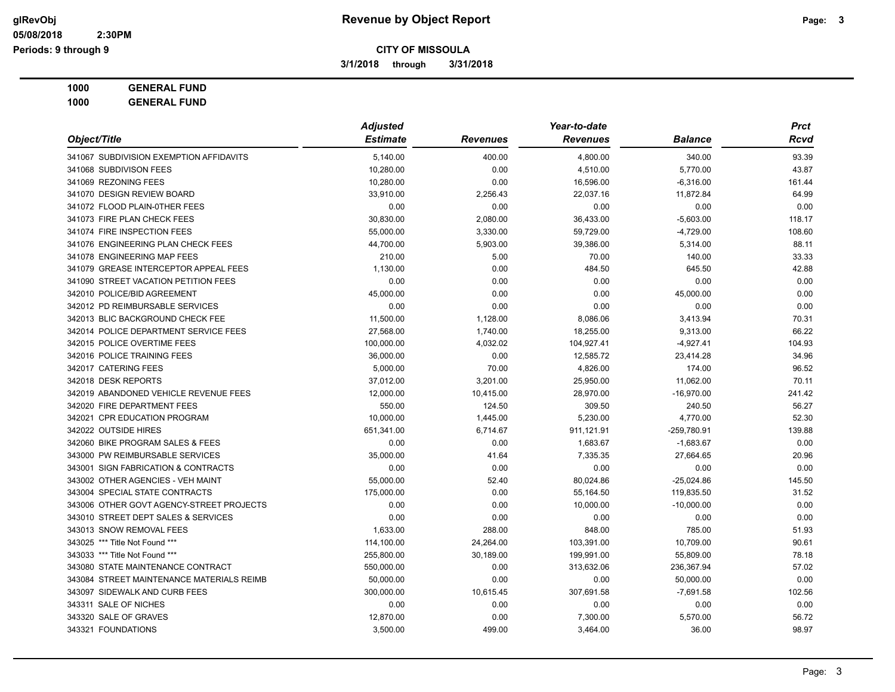**CITY OF MISSOULA**

**3/1/2018 through 3/31/2018**

**1000 GENERAL FUND**

**1000 GENERAL FUND**

| Object/Title | Adjusted Estimate | Revenues | Year-to-date Revenues | Balance | Prct Rcvd |
|---|---|---|---|---|---|
| 341067 SUBDIVISION EXEMPTION AFFIDAVITS | 5,140.00 | 400.00 | 4,800.00 | 340.00 | 93.39 |
| 341068 SUBDIVISON FEES | 10,280.00 | 0.00 | 4,510.00 | 5,770.00 | 43.87 |
| 341069 REZONING FEES | 10,280.00 | 0.00 | 16,596.00 | -6,316.00 | 161.44 |
| 341070 DESIGN REVIEW BOARD | 33,910.00 | 2,256.43 | 22,037.16 | 11,872.84 | 64.99 |
| 341072 FLOOD PLAIN-0THER FEES | 0.00 | 0.00 | 0.00 | 0.00 | 0.00 |
| 341073 FIRE PLAN CHECK FEES | 30,830.00 | 2,080.00 | 36,433.00 | -5,603.00 | 118.17 |
| 341074 FIRE INSPECTION FEES | 55,000.00 | 3,330.00 | 59,729.00 | -4,729.00 | 108.60 |
| 341076 ENGINEERING PLAN CHECK FEES | 44,700.00 | 5,903.00 | 39,386.00 | 5,314.00 | 88.11 |
| 341078 ENGINEERING MAP FEES | 210.00 | 5.00 | 70.00 | 140.00 | 33.33 |
| 341079 GREASE INTERCEPTOR APPEAL FEES | 1,130.00 | 0.00 | 484.50 | 645.50 | 42.88 |
| 341090 STREET VACATION PETITION FEES | 0.00 | 0.00 | 0.00 | 0.00 | 0.00 |
| 342010 POLICE/BID AGREEMENT | 45,000.00 | 0.00 | 0.00 | 45,000.00 | 0.00 |
| 342012 PD REIMBURSABLE SERVICES | 0.00 | 0.00 | 0.00 | 0.00 | 0.00 |
| 342013 BLIC BACKGROUND CHECK FEE | 11,500.00 | 1,128.00 | 8,086.06 | 3,413.94 | 70.31 |
| 342014 POLICE DEPARTMENT SERVICE FEES | 27,568.00 | 1,740.00 | 18,255.00 | 9,313.00 | 66.22 |
| 342015 POLICE OVERTIME FEES | 100,000.00 | 4,032.02 | 104,927.41 | -4,927.41 | 104.93 |
| 342016 POLICE TRAINING FEES | 36,000.00 | 0.00 | 12,585.72 | 23,414.28 | 34.96 |
| 342017 CATERING FEES | 5,000.00 | 70.00 | 4,826.00 | 174.00 | 96.52 |
| 342018 DESK REPORTS | 37,012.00 | 3,201.00 | 25,950.00 | 11,062.00 | 70.11 |
| 342019 ABANDONED VEHICLE REVENUE FEES | 12,000.00 | 10,415.00 | 28,970.00 | -16,970.00 | 241.42 |
| 342020 FIRE DEPARTMENT FEES | 550.00 | 124.50 | 309.50 | 240.50 | 56.27 |
| 342021 CPR EDUCATION PROGRAM | 10,000.00 | 1,445.00 | 5,230.00 | 4,770.00 | 52.30 |
| 342022 OUTSIDE HIRES | 651,341.00 | 6,714.67 | 911,121.91 | -259,780.91 | 139.88 |
| 342060 BIKE PROGRAM SALES & FEES | 0.00 | 0.00 | 1,683.67 | -1,683.67 | 0.00 |
| 343000 PW REIMBURSABLE SERVICES | 35,000.00 | 41.64 | 7,335.35 | 27,664.65 | 20.96 |
| 343001 SIGN FABRICATION & CONTRACTS | 0.00 | 0.00 | 0.00 | 0.00 | 0.00 |
| 343002 OTHER AGENCIES - VEH MAINT | 55,000.00 | 52.40 | 80,024.86 | -25,024.86 | 145.50 |
| 343004 SPECIAL STATE CONTRACTS | 175,000.00 | 0.00 | 55,164.50 | 119,835.50 | 31.52 |
| 343006 OTHER GOVT AGENCY-STREET PROJECTS | 0.00 | 0.00 | 10,000.00 | -10,000.00 | 0.00 |
| 343010 STREET DEPT SALES & SERVICES | 0.00 | 0.00 | 0.00 | 0.00 | 0.00 |
| 343013 SNOW REMOVAL FEES | 1,633.00 | 288.00 | 848.00 | 785.00 | 51.93 |
| 343025 *** Title Not Found *** | 114,100.00 | 24,264.00 | 103,391.00 | 10,709.00 | 90.61 |
| 343033 *** Title Not Found *** | 255,800.00 | 30,189.00 | 199,991.00 | 55,809.00 | 78.18 |
| 343080 STATE MAINTENANCE CONTRACT | 550,000.00 | 0.00 | 313,632.06 | 236,367.94 | 57.02 |
| 343084 STREET MAINTENANCE MATERIALS REIMB | 50,000.00 | 0.00 | 0.00 | 50,000.00 | 0.00 |
| 343097 SIDEWALK AND CURB FEES | 300,000.00 | 10,615.45 | 307,691.58 | -7,691.58 | 102.56 |
| 343311 SALE OF NICHES | 0.00 | 0.00 | 0.00 | 0.00 | 0.00 |
| 343320 SALE OF GRAVES | 12,870.00 | 0.00 | 7,300.00 | 5,570.00 | 56.72 |
| 343321 FOUNDATIONS | 3,500.00 | 499.00 | 3,464.00 | 36.00 | 98.97 |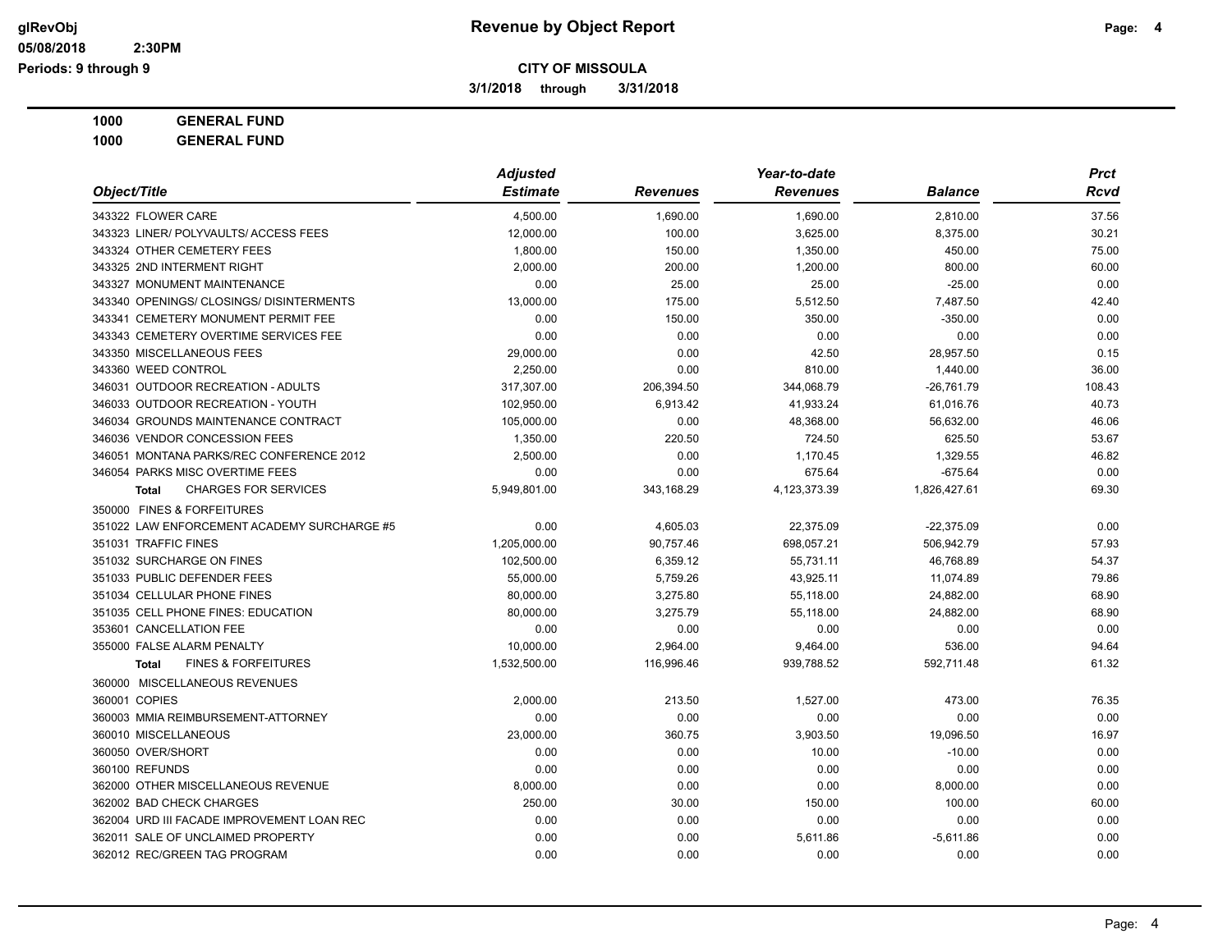**CITY OF MISSOULA**

**3/1/2018 through 3/31/2018**

**1000 GENERAL FUND**

**1000 GENERAL FUND**

| Object/Title | Adjusted Estimate | Revenues | Year-to-date Revenues | Balance | Prct Rcvd |
|---|---|---|---|---|---|
| 343322 FLOWER CARE | 4,500.00 | 1,690.00 | 1,690.00 | 2,810.00 | 37.56 |
| 343323 LINER/ POLYVAULTS/ ACCESS FEES | 12,000.00 | 100.00 | 3,625.00 | 8,375.00 | 30.21 |
| 343324 OTHER CEMETERY FEES | 1,800.00 | 150.00 | 1,350.00 | 450.00 | 75.00 |
| 343325 2ND INTERMENT RIGHT | 2,000.00 | 200.00 | 1,200.00 | 800.00 | 60.00 |
| 343327 MONUMENT MAINTENANCE | 0.00 | 25.00 | 25.00 | -25.00 | 0.00 |
| 343340 OPENINGS/ CLOSINGS/ DISINTERMENTS | 13,000.00 | 175.00 | 5,512.50 | 7,487.50 | 42.40 |
| 343341 CEMETERY MONUMENT PERMIT FEE | 0.00 | 150.00 | 350.00 | -350.00 | 0.00 |
| 343343 CEMETERY OVERTIME SERVICES FEE | 0.00 | 0.00 | 0.00 | 0.00 | 0.00 |
| 343350 MISCELLANEOUS FEES | 29,000.00 | 0.00 | 42.50 | 28,957.50 | 0.15 |
| 343360 WEED CONTROL | 2,250.00 | 0.00 | 810.00 | 1,440.00 | 36.00 |
| 346031 OUTDOOR RECREATION - ADULTS | 317,307.00 | 206,394.50 | 344,068.79 | -26,761.79 | 108.43 |
| 346033 OUTDOOR RECREATION - YOUTH | 102,950.00 | 6,913.42 | 41,933.24 | 61,016.76 | 40.73 |
| 346034 GROUNDS MAINTENANCE CONTRACT | 105,000.00 | 0.00 | 48,368.00 | 56,632.00 | 46.06 |
| 346036 VENDOR CONCESSION FEES | 1,350.00 | 220.50 | 724.50 | 625.50 | 53.67 |
| 346051 MONTANA PARKS/REC CONFERENCE 2012 | 2,500.00 | 0.00 | 1,170.45 | 1,329.55 | 46.82 |
| 346054 PARKS MISC OVERTIME FEES | 0.00 | 0.00 | 675.64 | -675.64 | 0.00 |
| **Total** CHARGES FOR SERVICES | 5,949,801.00 | 343,168.29 | 4,123,373.39 | 1,826,427.61 | 69.30 |
| 350000 FINES & FORFEITURES | | | | | |
| 351022 LAW ENFORCEMENT ACADEMY SURCHARGE #5 | 0.00 | 4,605.03 | 22,375.09 | -22,375.09 | 0.00 |
| 351031 TRAFFIC FINES | 1,205,000.00 | 90,757.46 | 698,057.21 | 506,942.79 | 57.93 |
| 351032 SURCHARGE ON FINES | 102,500.00 | 6,359.12 | 55,731.11 | 46,768.89 | 54.37 |
| 351033 PUBLIC DEFENDER FEES | 55,000.00 | 5,759.26 | 43,925.11 | 11,074.89 | 79.86 |
| 351034 CELLULAR PHONE FINES | 80,000.00 | 3,275.80 | 55,118.00 | 24,882.00 | 68.90 |
| 351035 CELL PHONE FINES: EDUCATION | 80,000.00 | 3,275.79 | 55,118.00 | 24,882.00 | 68.90 |
| 353601 CANCELLATION FEE | 0.00 | 0.00 | 0.00 | 0.00 | 0.00 |
| 355000 FALSE ALARM PENALTY | 10,000.00 | 2,964.00 | 9,464.00 | 536.00 | 94.64 |
| **Total** FINES & FORFEITURES | 1,532,500.00 | 116,996.46 | 939,788.52 | 592,711.48 | 61.32 |
| 360000 MISCELLANEOUS REVENUES | | | | | |
| 360001 COPIES | 2,000.00 | 213.50 | 1,527.00 | 473.00 | 76.35 |
| 360003 MMIA REIMBURSEMENT-ATTORNEY | 0.00 | 0.00 | 0.00 | 0.00 | 0.00 |
| 360010 MISCELLANEOUS | 23,000.00 | 360.75 | 3,903.50 | 19,096.50 | 16.97 |
| 360050 OVER/SHORT | 0.00 | 0.00 | 10.00 | -10.00 | 0.00 |
| 360100 REFUNDS | 0.00 | 0.00 | 0.00 | 0.00 | 0.00 |
| 362000 OTHER MISCELLANEOUS REVENUE | 8,000.00 | 0.00 | 0.00 | 8,000.00 | 0.00 |
| 362002 BAD CHECK CHARGES | 250.00 | 30.00 | 150.00 | 100.00 | 60.00 |
| 362004 URD III FACADE IMPROVEMENT LOAN REC | 0.00 | 0.00 | 0.00 | 0.00 | 0.00 |
| 362011 SALE OF UNCLAIMED PROPERTY | 0.00 | 0.00 | 5,611.86 | -5,611.86 | 0.00 |
| 362012 REC/GREEN TAG PROGRAM | 0.00 | 0.00 | 0.00 | 0.00 | 0.00 |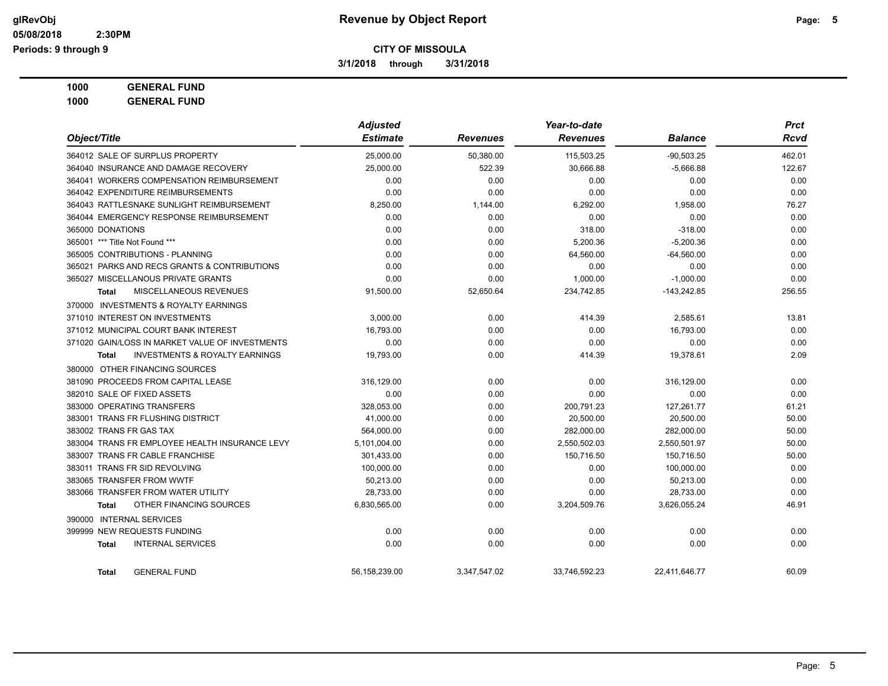# Revenue by Object Report

**CITY OF MISSOULA**

**3/1/2018 through 3/31/2018**

**1000 GENERAL FUND**

**1000 GENERAL FUND**

| Object/Title | Adjusted Estimate | Revenues | Year-to-date Revenues | Balance | Prct Rcvd |
|---|---|---|---|---|---|
| 364012 SALE OF SURPLUS PROPERTY | 25,000.00 | 50,380.00 | 115,503.25 | -90,503.25 | 462.01 |
| 364040 INSURANCE AND DAMAGE RECOVERY | 25,000.00 | 522.39 | 30,666.88 | -5,666.88 | 122.67 |
| 364041 WORKERS COMPENSATION REIMBURSEMENT | 0.00 | 0.00 | 0.00 | 0.00 | 0.00 |
| 364042 EXPENDITURE REIMBURSEMENTS | 0.00 | 0.00 | 0.00 | 0.00 | 0.00 |
| 364043 RATTLESNAKE SUNLIGHT REIMBURSEMENT | 8,250.00 | 1,144.00 | 6,292.00 | 1,958.00 | 76.27 |
| 364044 EMERGENCY RESPONSE REIMBURSEMENT | 0.00 | 0.00 | 0.00 | 0.00 | 0.00 |
| 365000 DONATIONS | 0.00 | 0.00 | 318.00 | -318.00 | 0.00 |
| 365001 *** Title Not Found *** | 0.00 | 0.00 | 5,200.36 | -5,200.36 | 0.00 |
| 365005 CONTRIBUTIONS - PLANNING | 0.00 | 0.00 | 64,560.00 | -64,560.00 | 0.00 |
| 365021 PARKS AND RECS GRANTS & CONTRIBUTIONS | 0.00 | 0.00 | 0.00 | 0.00 | 0.00 |
| 365027 MISCELLANOUS PRIVATE GRANTS | 0.00 | 0.00 | 1,000.00 | -1,000.00 | 0.00 |
| **Total** MISCELLANEOUS REVENUES | 91,500.00 | 52,650.64 | 234,742.85 | -143,242.85 | 256.55 |
| 370000 INVESTMENTS & ROYALTY EARNINGS | | | | | |
| 371010 INTEREST ON INVESTMENTS | 3,000.00 | 0.00 | 414.39 | 2,585.61 | 13.81 |
| 371012 MUNICIPAL COURT BANK INTEREST | 16,793.00 | 0.00 | 0.00 | 16,793.00 | 0.00 |
| 371020 GAIN/LOSS IN MARKET VALUE OF INVESTMENTS | 0.00 | 0.00 | 0.00 | 0.00 | 0.00 |
| **Total** INVESTMENTS & ROYALTY EARNINGS | 19,793.00 | 0.00 | 414.39 | 19,378.61 | 2.09 |
| 380000 OTHER FINANCING SOURCES | | | | | |
| 381090 PROCEEDS FROM CAPITAL LEASE | 316,129.00 | 0.00 | 0.00 | 316,129.00 | 0.00 |
| 382010 SALE OF FIXED ASSETS | 0.00 | 0.00 | 0.00 | 0.00 | 0.00 |
| 383000 OPERATING TRANSFERS | 328,053.00 | 0.00 | 200,791.23 | 127,261.77 | 61.21 |
| 383001 TRANS FR FLUSHING DISTRICT | 41,000.00 | 0.00 | 20,500.00 | 20,500.00 | 50.00 |
| 383002 TRANS FR GAS TAX | 564,000.00 | 0.00 | 282,000.00 | 282,000.00 | 50.00 |
| 383004 TRANS FR EMPLOYEE HEALTH INSURANCE LEVY | 5,101,004.00 | 0.00 | 2,550,502.03 | 2,550,501.97 | 50.00 |
| 383007 TRANS FR CABLE FRANCHISE | 301,433.00 | 0.00 | 150,716.50 | 150,716.50 | 50.00 |
| 383011 TRANS FR SID REVOLVING | 100,000.00 | 0.00 | 0.00 | 100,000.00 | 0.00 |
| 383065 TRANSFER FROM WWTF | 50,213.00 | 0.00 | 0.00 | 50,213.00 | 0.00 |
| 383066 TRANSFER FROM WATER UTILITY | 28,733.00 | 0.00 | 0.00 | 28,733.00 | 0.00 |
| **Total** OTHER FINANCING SOURCES | 6,830,565.00 | 0.00 | 3,204,509.76 | 3,626,055.24 | 46.91 |
| 390000 INTERNAL SERVICES | | | | | |
| 399999 NEW REQUESTS FUNDING | 0.00 | 0.00 | 0.00 | 0.00 | 0.00 |
| **Total** INTERNAL SERVICES | 0.00 | 0.00 | 0.00 | 0.00 | 0.00 |
| **Total** GENERAL FUND | 56,158,239.00 | 3,347,547.02 | 33,746,592.23 | 22,411,646.77 | 60.09 |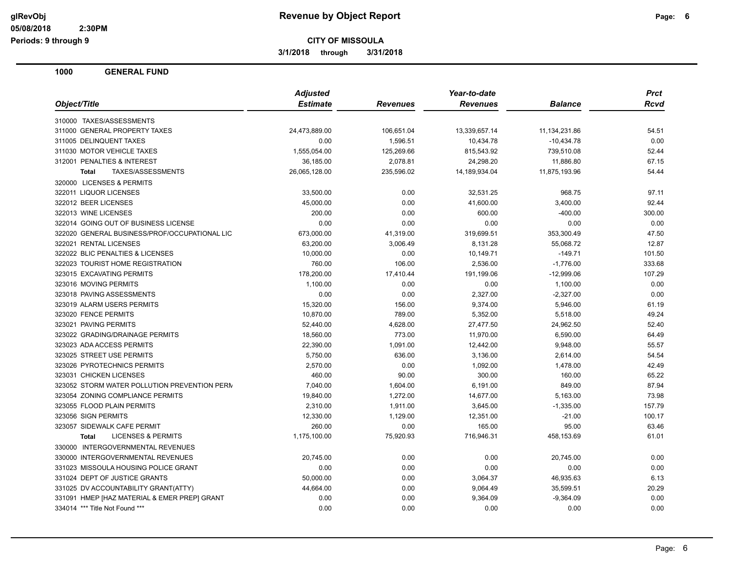**CITY OF MISSOULA**

**3/1/2018 through 3/31/2018**

## 1000 GENERAL FUND

| Object/Title | Adjusted Estimate | Revenues | Year-to-date Revenues | Balance | Prct Rcvd |
|---|---|---|---|---|---|
| 310000 TAXES/ASSESSMENTS | | | | | |
| 311000 GENERAL PROPERTY TAXES | 24,473,889.00 | 106,651.04 | 13,339,657.14 | 11,134,231.86 | 54.51 |
| 311005 DELINQUENT TAXES | 0.00 | 1,596.51 | 10,434.78 | -10,434.78 | 0.00 |
| 311030 MOTOR VEHICLE TAXES | 1,555,054.00 | 125,269.66 | 815,543.92 | 739,510.08 | 52.44 |
| 312001 PENALTIES & INTEREST | 36,185.00 | 2,078.81 | 24,298.20 | 11,886.80 | 67.15 |
| **Total** TAXES/ASSESSMENTS | 26,065,128.00 | 235,596.02 | 14,189,934.04 | 11,875,193.96 | 54.44 |
| 320000 LICENSES & PERMITS | | | | | |
| 322011 LIQUOR LICENSES | 33,500.00 | 0.00 | 32,531.25 | 968.75 | 97.11 |
| 322012 BEER LICENSES | 45,000.00 | 0.00 | 41,600.00 | 3,400.00 | 92.44 |
| 322013 WINE LICENSES | 200.00 | 0.00 | 600.00 | -400.00 | 300.00 |
| 322014 GOING OUT OF BUSINESS LICENSE | 0.00 | 0.00 | 0.00 | 0.00 | 0.00 |
| 322020 GENERAL BUSINESS/PROF/OCCUPATIONAL LIC | 673,000.00 | 41,319.00 | 319,699.51 | 353,300.49 | 47.50 |
| 322021 RENTAL LICENSES | 63,200.00 | 3,006.49 | 8,131.28 | 55,068.72 | 12.87 |
| 322022 BLIC PENALTIES & LICENSES | 10,000.00 | 0.00 | 10,149.71 | -149.71 | 101.50 |
| 322023 TOURIST HOME REGISTRATION | 760.00 | 106.00 | 2,536.00 | -1,776.00 | 333.68 |
| 323015 EXCAVATING PERMITS | 178,200.00 | 17,410.44 | 191,199.06 | -12,999.06 | 107.29 |
| 323016 MOVING PERMITS | 1,100.00 | 0.00 | 0.00 | 1,100.00 | 0.00 |
| 323018 PAVING ASSESSMENTS | 0.00 | 0.00 | 2,327.00 | -2,327.00 | 0.00 |
| 323019 ALARM USERS PERMITS | 15,320.00 | 156.00 | 9,374.00 | 5,946.00 | 61.19 |
| 323020 FENCE PERMITS | 10,870.00 | 789.00 | 5,352.00 | 5,518.00 | 49.24 |
| 323021 PAVING PERMITS | 52,440.00 | 4,628.00 | 27,477.50 | 24,962.50 | 52.40 |
| 323022 GRADING/DRAINAGE PERMITS | 18,560.00 | 773.00 | 11,970.00 | 6,590.00 | 64.49 |
| 323023 ADA ACCESS PERMITS | 22,390.00 | 1,091.00 | 12,442.00 | 9,948.00 | 55.57 |
| 323025 STREET USE PERMITS | 5,750.00 | 636.00 | 3,136.00 | 2,614.00 | 54.54 |
| 323026 PYROTECHNICS PERMITS | 2,570.00 | 0.00 | 1,092.00 | 1,478.00 | 42.49 |
| 323031 CHICKEN LICENSES | 460.00 | 90.00 | 300.00 | 160.00 | 65.22 |
| 323052 STORM WATER POLLUTION PREVENTION PERM | 7,040.00 | 1,604.00 | 6,191.00 | 849.00 | 87.94 |
| 323054 ZONING COMPLIANCE PERMITS | 19,840.00 | 1,272.00 | 14,677.00 | 5,163.00 | 73.98 |
| 323055 FLOOD PLAIN PERMITS | 2,310.00 | 1,911.00 | 3,645.00 | -1,335.00 | 157.79 |
| 323056 SIGN PERMITS | 12,330.00 | 1,129.00 | 12,351.00 | -21.00 | 100.17 |
| 323057 SIDEWALK CAFE PERMIT | 260.00 | 0.00 | 165.00 | 95.00 | 63.46 |
| **Total** LICENSES & PERMITS | 1,175,100.00 | 75,920.93 | 716,946.31 | 458,153.69 | 61.01 |
| 330000 INTERGOVERNMENTAL REVENUES | | | | | |
| 330000 INTERGOVERNMENTAL REVENUES | 20,745.00 | 0.00 | 0.00 | 20,745.00 | 0.00 |
| 331023 MISSOULA HOUSING POLICE GRANT | 0.00 | 0.00 | 0.00 | 0.00 | 0.00 |
| 331024 DEPT OF JUSTICE GRANTS | 50,000.00 | 0.00 | 3,064.37 | 46,935.63 | 6.13 |
| 331025 DV ACCOUNTABILITY GRANT(ATTY) | 44,664.00 | 0.00 | 9,064.49 | 35,599.51 | 20.29 |
| 331091 HMEP [HAZ MATERIAL & EMER PREP] GRANT | 0.00 | 0.00 | 9,364.09 | -9,364.09 | 0.00 |
| 334014 *** Title Not Found *** | 0.00 | 0.00 | 0.00 | 0.00 | 0.00 |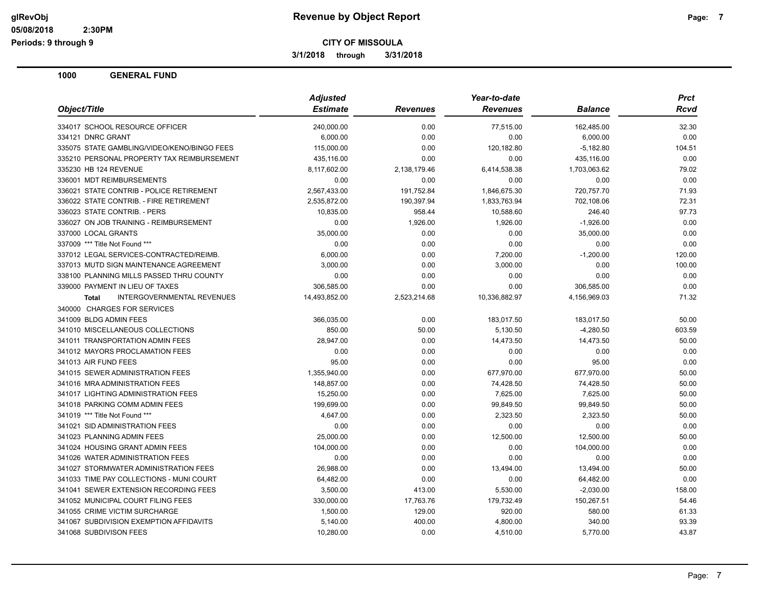# Revenue by Object Report

**CITY OF MISSOULA**

3/1/2018 through 3/31/2018

glRevObj
05/08/2018 2:30PM
Periods: 9 through 9

**1000 GENERAL FUND**

| Object/Title | Adjusted Estimate | Revenues | Year-to-date Revenues | Balance | Prct Rcvd |
|---|---|---|---|---|---|
| 334017 SCHOOL RESOURCE OFFICER | 240,000.00 | 0.00 | 77,515.00 | 162,485.00 | 32.30 |
| 334121 DNRC GRANT | 6,000.00 | 0.00 | 0.00 | 6,000.00 | 0.00 |
| 335075 STATE GAMBLING/VIDEO/KENO/BINGO FEES | 115,000.00 | 0.00 | 120,182.80 | -5,182.80 | 104.51 |
| 335210 PERSONAL PROPERTY TAX REIMBURSEMENT | 435,116.00 | 0.00 | 0.00 | 435,116.00 | 0.00 |
| 335230 HB 124 REVENUE | 8,117,602.00 | 2,138,179.46 | 6,414,538.38 | 1,703,063.62 | 79.02 |
| 336001 MDT REIMBURSEMENTS | 0.00 | 0.00 | 0.00 | 0.00 | 0.00 |
| 336021 STATE CONTRIB - POLICE RETIREMENT | 2,567,433.00 | 191,752.84 | 1,846,675.30 | 720,757.70 | 71.93 |
| 336022 STATE CONTRIB. - FIRE RETIREMENT | 2,535,872.00 | 190,397.94 | 1,833,763.94 | 702,108.06 | 72.31 |
| 336023 STATE CONTRIB. - PERS | 10,835.00 | 958.44 | 10,588.60 | 246.40 | 97.73 |
| 336027 ON JOB TRAINING - REIMBURSEMENT | 0.00 | 1,926.00 | 1,926.00 | -1,926.00 | 0.00 |
| 337000 LOCAL GRANTS | 35,000.00 | 0.00 | 0.00 | 35,000.00 | 0.00 |
| 337009 *** Title Not Found *** | 0.00 | 0.00 | 0.00 | 0.00 | 0.00 |
| 337012 LEGAL SERVICES-CONTRACTED/REIMB. | 6,000.00 | 0.00 | 7,200.00 | -1,200.00 | 120.00 |
| 337013 MUTD SIGN MAINTENANCE AGREEMENT | 3,000.00 | 0.00 | 3,000.00 | 0.00 | 100.00 |
| 338100 PLANNING MILLS PASSED THRU COUNTY | 0.00 | 0.00 | 0.00 | 0.00 | 0.00 |
| 339000 PAYMENT IN LIEU OF TAXES | 306,585.00 | 0.00 | 0.00 | 306,585.00 | 0.00 |
| **Total** INTERGOVERNMENTAL REVENUES | 14,493,852.00 | 2,523,214.68 | 10,336,882.97 | 4,156,969.03 | 71.32 |
| 340000 CHARGES FOR SERVICES | | | | | |
| 341009 BLDG ADMIN FEES | 366,035.00 | 0.00 | 183,017.50 | 183,017.50 | 50.00 |
| 341010 MISCELLANEOUS COLLECTIONS | 850.00 | 50.00 | 5,130.50 | -4,280.50 | 603.59 |
| 341011 TRANSPORTATION ADMIN FEES | 28,947.00 | 0.00 | 14,473.50 | 14,473.50 | 50.00 |
| 341012 MAYORS PROCLAMATION FEES | 0.00 | 0.00 | 0.00 | 0.00 | 0.00 |
| 341013 AIR FUND FEES | 95.00 | 0.00 | 0.00 | 95.00 | 0.00 |
| 341015 SEWER ADMINISTRATION FEES | 1,355,940.00 | 0.00 | 677,970.00 | 677,970.00 | 50.00 |
| 341016 MRA ADMINISTRATION FEES | 148,857.00 | 0.00 | 74,428.50 | 74,428.50 | 50.00 |
| 341017 LIGHTING ADMINISTRATION FEES | 15,250.00 | 0.00 | 7,625.00 | 7,625.00 | 50.00 |
| 341018 PARKING COMM ADMIN FEES | 199,699.00 | 0.00 | 99,849.50 | 99,849.50 | 50.00 |
| 341019 *** Title Not Found *** | 4,647.00 | 0.00 | 2,323.50 | 2,323.50 | 50.00 |
| 341021 SID ADMINISTRATION FEES | 0.00 | 0.00 | 0.00 | 0.00 | 0.00 |
| 341023 PLANNING ADMIN FEES | 25,000.00 | 0.00 | 12,500.00 | 12,500.00 | 50.00 |
| 341024 HOUSING GRANT ADMIN FEES | 104,000.00 | 0.00 | 0.00 | 104,000.00 | 0.00 |
| 341026 WATER ADMINISTRATION FEES | 0.00 | 0.00 | 0.00 | 0.00 | 0.00 |
| 341027 STORMWATER ADMINISTRATION FEES | 26,988.00 | 0.00 | 13,494.00 | 13,494.00 | 50.00 |
| 341033 TIME PAY COLLECTIONS - MUNI COURT | 64,482.00 | 0.00 | 0.00 | 64,482.00 | 0.00 |
| 341041 SEWER EXTENSION RECORDING FEES | 3,500.00 | 413.00 | 5,530.00 | -2,030.00 | 158.00 |
| 341052 MUNICIPAL COURT FILING FEES | 330,000.00 | 17,763.76 | 179,732.49 | 150,267.51 | 54.46 |
| 341055 CRIME VICTIM SURCHARGE | 1,500.00 | 129.00 | 920.00 | 580.00 | 61.33 |
| 341067 SUBDIVISION EXEMPTION AFFIDAVITS | 5,140.00 | 400.00 | 4,800.00 | 340.00 | 93.39 |
| 341068 SUBDIVISON FEES | 10,280.00 | 0.00 | 4,510.00 | 5,770.00 | 43.87 |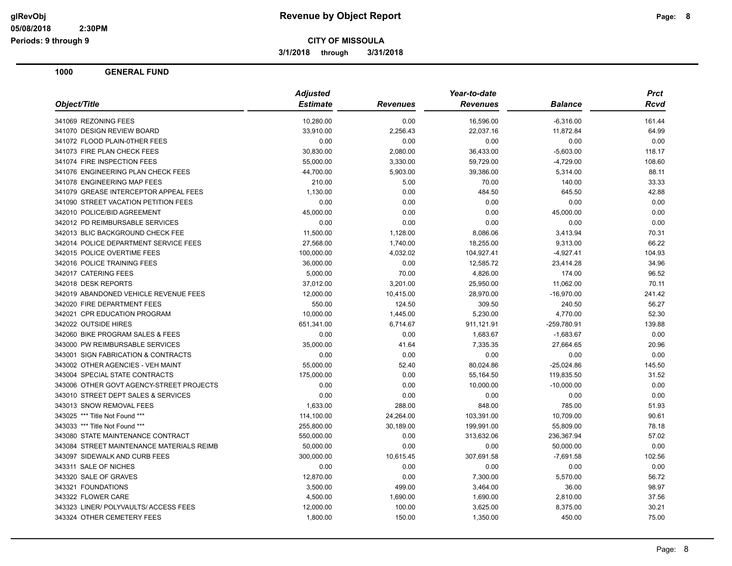**glRevObj** — **Revenue by Object Report**

05/08/2018 2:30PM

Periods: 9 through 9

**CITY OF MISSOULA**

**3/1/2018 through 3/31/2018**

## 1000 GENERAL FUND

| Object/Title | Adjusted Estimate | Revenues | Year-to-date Revenues | Balance | Prct Rcvd |
|---|---|---|---|---|---|
| 341069 REZONING FEES | 10,280.00 | 0.00 | 16,596.00 | -6,316.00 | 161.44 |
| 341070 DESIGN REVIEW BOARD | 33,910.00 | 2,256.43 | 22,037.16 | 11,872.84 | 64.99 |
| 341072 FLOOD PLAIN-0THER FEES | 0.00 | 0.00 | 0.00 | 0.00 | 0.00 |
| 341073 FIRE PLAN CHECK FEES | 30,830.00 | 2,080.00 | 36,433.00 | -5,603.00 | 118.17 |
| 341074 FIRE INSPECTION FEES | 55,000.00 | 3,330.00 | 59,729.00 | -4,729.00 | 108.60 |
| 341076 ENGINEERING PLAN CHECK FEES | 44,700.00 | 5,903.00 | 39,386.00 | 5,314.00 | 88.11 |
| 341078 ENGINEERING MAP FEES | 210.00 | 5.00 | 70.00 | 140.00 | 33.33 |
| 341079 GREASE INTERCEPTOR APPEAL FEES | 1,130.00 | 0.00 | 484.50 | 645.50 | 42.88 |
| 341090 STREET VACATION PETITION FEES | 0.00 | 0.00 | 0.00 | 0.00 | 0.00 |
| 342010 POLICE/BID AGREEMENT | 45,000.00 | 0.00 | 0.00 | 45,000.00 | 0.00 |
| 342012 PD REIMBURSABLE SERVICES | 0.00 | 0.00 | 0.00 | 0.00 | 0.00 |
| 342013 BLIC BACKGROUND CHECK FEE | 11,500.00 | 1,128.00 | 8,086.06 | 3,413.94 | 70.31 |
| 342014 POLICE DEPARTMENT SERVICE FEES | 27,568.00 | 1,740.00 | 18,255.00 | 9,313.00 | 66.22 |
| 342015 POLICE OVERTIME FEES | 100,000.00 | 4,032.02 | 104,927.41 | -4,927.41 | 104.93 |
| 342016 POLICE TRAINING FEES | 36,000.00 | 0.00 | 12,585.72 | 23,414.28 | 34.96 |
| 342017 CATERING FEES | 5,000.00 | 70.00 | 4,826.00 | 174.00 | 96.52 |
| 342018 DESK REPORTS | 37,012.00 | 3,201.00 | 25,950.00 | 11,062.00 | 70.11 |
| 342019 ABANDONED VEHICLE REVENUE FEES | 12,000.00 | 10,415.00 | 28,970.00 | -16,970.00 | 241.42 |
| 342020 FIRE DEPARTMENT FEES | 550.00 | 124.50 | 309.50 | 240.50 | 56.27 |
| 342021 CPR EDUCATION PROGRAM | 10,000.00 | 1,445.00 | 5,230.00 | 4,770.00 | 52.30 |
| 342022 OUTSIDE HIRES | 651,341.00 | 6,714.67 | 911,121.91 | -259,780.91 | 139.88 |
| 342060 BIKE PROGRAM SALES & FEES | 0.00 | 0.00 | 1,683.67 | -1,683.67 | 0.00 |
| 343000 PW REIMBURSABLE SERVICES | 35,000.00 | 41.64 | 7,335.35 | 27,664.65 | 20.96 |
| 343001 SIGN FABRICATION & CONTRACTS | 0.00 | 0.00 | 0.00 | 0.00 | 0.00 |
| 343002 OTHER AGENCIES - VEH MAINT | 55,000.00 | 52.40 | 80,024.86 | -25,024.86 | 145.50 |
| 343004 SPECIAL STATE CONTRACTS | 175,000.00 | 0.00 | 55,164.50 | 119,835.50 | 31.52 |
| 343006 OTHER GOVT AGENCY-STREET PROJECTS | 0.00 | 0.00 | 10,000.00 | -10,000.00 | 0.00 |
| 343010 STREET DEPT SALES & SERVICES | 0.00 | 0.00 | 0.00 | 0.00 | 0.00 |
| 343013 SNOW REMOVAL FEES | 1,633.00 | 288.00 | 848.00 | 785.00 | 51.93 |
| 343025 *** Title Not Found *** | 114,100.00 | 24,264.00 | 103,391.00 | 10,709.00 | 90.61 |
| 343033 *** Title Not Found *** | 255,800.00 | 30,189.00 | 199,991.00 | 55,809.00 | 78.18 |
| 343080 STATE MAINTENANCE CONTRACT | 550,000.00 | 0.00 | 313,632.06 | 236,367.94 | 57.02 |
| 343084 STREET MAINTENANCE MATERIALS REIMB | 50,000.00 | 0.00 | 0.00 | 50,000.00 | 0.00 |
| 343097 SIDEWALK AND CURB FEES | 300,000.00 | 10,615.45 | 307,691.58 | -7,691.58 | 102.56 |
| 343311 SALE OF NICHES | 0.00 | 0.00 | 0.00 | 0.00 | 0.00 |
| 343320 SALE OF GRAVES | 12,870.00 | 0.00 | 7,300.00 | 5,570.00 | 56.72 |
| 343321 FOUNDATIONS | 3,500.00 | 499.00 | 3,464.00 | 36.00 | 98.97 |
| 343322 FLOWER CARE | 4,500.00 | 1,690.00 | 1,690.00 | 2,810.00 | 37.56 |
| 343323 LINER/ POLYVAULTS/ ACCESS FEES | 12,000.00 | 100.00 | 3,625.00 | 8,375.00 | 30.21 |
| 343324 OTHER CEMETERY FEES | 1,800.00 | 150.00 | 1,350.00 | 450.00 | 75.00 |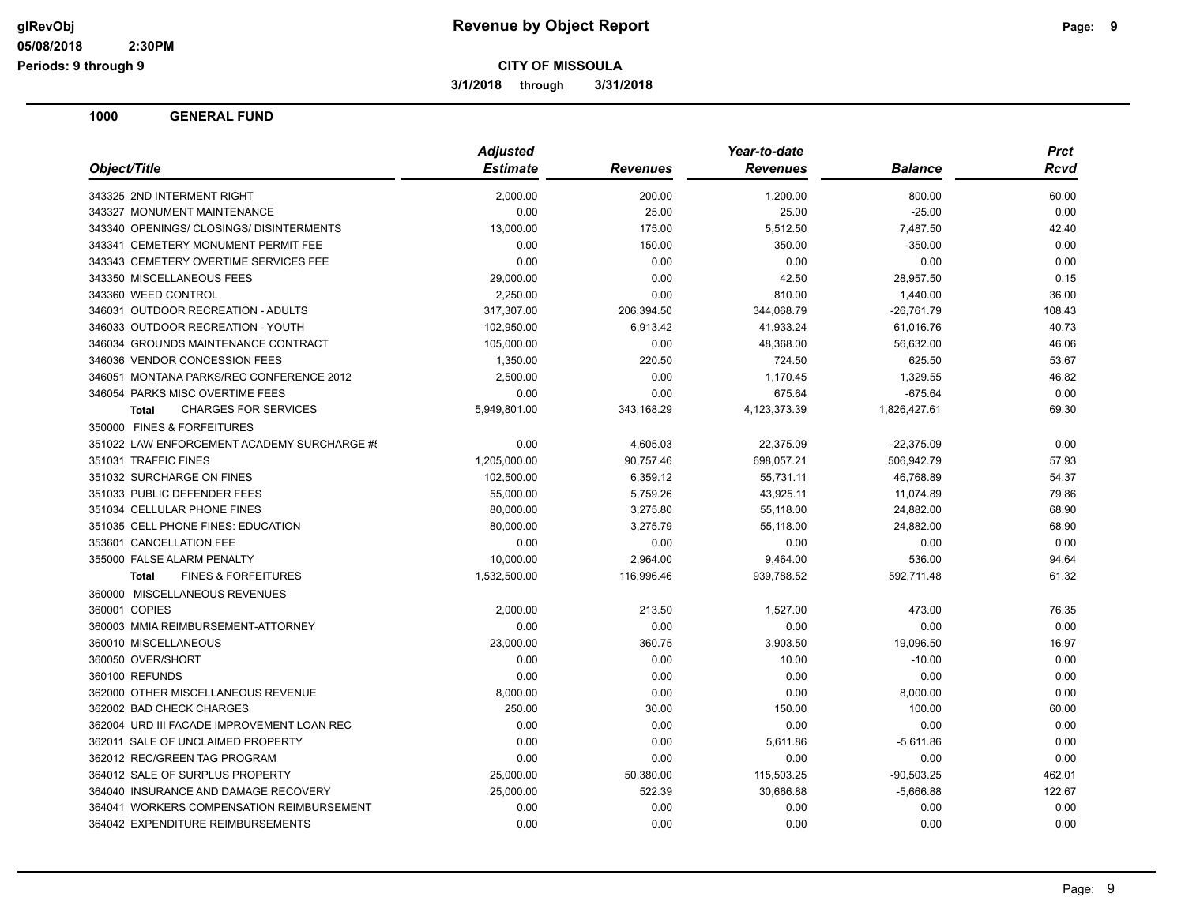**CITY OF MISSOULA**

**3/1/2018 through 3/31/2018**

**1000 GENERAL FUND**

| Object/Title | Adjusted Estimate | Revenues | Year-to-date Revenues | Balance | Prct Rcvd |
|---|---|---|---|---|---|
| 343325 2ND INTERMENT RIGHT | 2,000.00 | 200.00 | 1,200.00 | 800.00 | 60.00 |
| 343327 MONUMENT MAINTENANCE | 0.00 | 25.00 | 25.00 | -25.00 | 0.00 |
| 343340 OPENINGS/ CLOSINGS/ DISINTERMENTS | 13,000.00 | 175.00 | 5,512.50 | 7,487.50 | 42.40 |
| 343341 CEMETERY MONUMENT PERMIT FEE | 0.00 | 150.00 | 350.00 | -350.00 | 0.00 |
| 343343 CEMETERY OVERTIME SERVICES FEE | 0.00 | 0.00 | 0.00 | 0.00 | 0.00 |
| 343350 MISCELLANEOUS FEES | 29,000.00 | 0.00 | 42.50 | 28,957.50 | 0.15 |
| 343360 WEED CONTROL | 2,250.00 | 0.00 | 810.00 | 1,440.00 | 36.00 |
| 346031 OUTDOOR RECREATION - ADULTS | 317,307.00 | 206,394.50 | 344,068.79 | -26,761.79 | 108.43 |
| 346033 OUTDOOR RECREATION - YOUTH | 102,950.00 | 6,913.42 | 41,933.24 | 61,016.76 | 40.73 |
| 346034 GROUNDS MAINTENANCE CONTRACT | 105,000.00 | 0.00 | 48,368.00 | 56,632.00 | 46.06 |
| 346036 VENDOR CONCESSION FEES | 1,350.00 | 220.50 | 724.50 | 625.50 | 53.67 |
| 346051 MONTANA PARKS/REC CONFERENCE 2012 | 2,500.00 | 0.00 | 1,170.45 | 1,329.55 | 46.82 |
| 346054 PARKS MISC OVERTIME FEES | 0.00 | 0.00 | 675.64 | -675.64 | 0.00 |
| **Total** CHARGES FOR SERVICES | 5,949,801.00 | 343,168.29 | 4,123,373.39 | 1,826,427.61 | 69.30 |
| 350000 FINES & FORFEITURES | | | | | |
| 351022 LAW ENFORCEMENT ACADEMY SURCHARGE #! | 0.00 | 4,605.03 | 22,375.09 | -22,375.09 | 0.00 |
| 351031 TRAFFIC FINES | 1,205,000.00 | 90,757.46 | 698,057.21 | 506,942.79 | 57.93 |
| 351032 SURCHARGE ON FINES | 102,500.00 | 6,359.12 | 55,731.11 | 46,768.89 | 54.37 |
| 351033 PUBLIC DEFENDER FEES | 55,000.00 | 5,759.26 | 43,925.11 | 11,074.89 | 79.86 |
| 351034 CELLULAR PHONE FINES | 80,000.00 | 3,275.80 | 55,118.00 | 24,882.00 | 68.90 |
| 351035 CELL PHONE FINES: EDUCATION | 80,000.00 | 3,275.79 | 55,118.00 | 24,882.00 | 68.90 |
| 353601 CANCELLATION FEE | 0.00 | 0.00 | 0.00 | 0.00 | 0.00 |
| 355000 FALSE ALARM PENALTY | 10,000.00 | 2,964.00 | 9,464.00 | 536.00 | 94.64 |
| **Total** FINES & FORFEITURES | 1,532,500.00 | 116,996.46 | 939,788.52 | 592,711.48 | 61.32 |
| 360000 MISCELLANEOUS REVENUES | | | | | |
| 360001 COPIES | 2,000.00 | 213.50 | 1,527.00 | 473.00 | 76.35 |
| 360003 MMIA REIMBURSEMENT-ATTORNEY | 0.00 | 0.00 | 0.00 | 0.00 | 0.00 |
| 360010 MISCELLANEOUS | 23,000.00 | 360.75 | 3,903.50 | 19,096.50 | 16.97 |
| 360050 OVER/SHORT | 0.00 | 0.00 | 10.00 | -10.00 | 0.00 |
| 360100 REFUNDS | 0.00 | 0.00 | 0.00 | 0.00 | 0.00 |
| 362000 OTHER MISCELLANEOUS REVENUE | 8,000.00 | 0.00 | 0.00 | 8,000.00 | 0.00 |
| 362002 BAD CHECK CHARGES | 250.00 | 30.00 | 150.00 | 100.00 | 60.00 |
| 362004 URD III FACADE IMPROVEMENT LOAN REC | 0.00 | 0.00 | 0.00 | 0.00 | 0.00 |
| 362011 SALE OF UNCLAIMED PROPERTY | 0.00 | 0.00 | 5,611.86 | -5,611.86 | 0.00 |
| 362012 REC/GREEN TAG PROGRAM | 0.00 | 0.00 | 0.00 | 0.00 | 0.00 |
| 364012 SALE OF SURPLUS PROPERTY | 25,000.00 | 50,380.00 | 115,503.25 | -90,503.25 | 462.01 |
| 364040 INSURANCE AND DAMAGE RECOVERY | 25,000.00 | 522.39 | 30,666.88 | -5,666.88 | 122.67 |
| 364041 WORKERS COMPENSATION REIMBURSEMENT | 0.00 | 0.00 | 0.00 | 0.00 | 0.00 |
| 364042 EXPENDITURE REIMBURSEMENTS | 0.00 | 0.00 | 0.00 | 0.00 | 0.00 |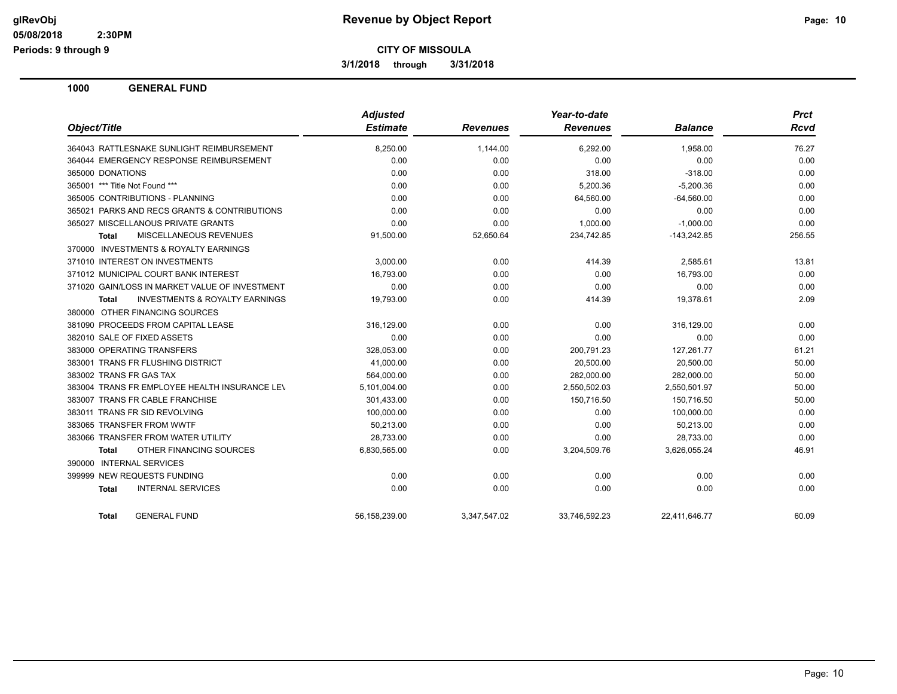**CITY OF MISSOULA**

**3/1/2018 through 3/31/2018**

## 1000 GENERAL FUND

| Object/Title | Adjusted Estimate | Revenues | Year-to-date Revenues | Balance | Prct Rcvd |
|---|---|---|---|---|---|
| 364043 RATTLESNAKE SUNLIGHT REIMBURSEMENT | 8,250.00 | 1,144.00 | 6,292.00 | 1,958.00 | 76.27 |
| 364044 EMERGENCY RESPONSE REIMBURSEMENT | 0.00 | 0.00 | 0.00 | 0.00 | 0.00 |
| 365000 DONATIONS | 0.00 | 0.00 | 318.00 | -318.00 | 0.00 |
| 365001 *** Title Not Found *** | 0.00 | 0.00 | 5,200.36 | -5,200.36 | 0.00 |
| 365005 CONTRIBUTIONS - PLANNING | 0.00 | 0.00 | 64,560.00 | -64,560.00 | 0.00 |
| 365021 PARKS AND RECS GRANTS & CONTRIBUTIONS | 0.00 | 0.00 | 0.00 | 0.00 | 0.00 |
| 365027 MISCELLANOUS PRIVATE GRANTS | 0.00 | 0.00 | 1,000.00 | -1,000.00 | 0.00 |
| **Total** MISCELLANEOUS REVENUES | 91,500.00 | 52,650.64 | 234,742.85 | -143,242.85 | 256.55 |
| 370000 INVESTMENTS & ROYALTY EARNINGS | | | | | |
| 371010 INTEREST ON INVESTMENTS | 3,000.00 | 0.00 | 414.39 | 2,585.61 | 13.81 |
| 371012 MUNICIPAL COURT BANK INTEREST | 16,793.00 | 0.00 | 0.00 | 16,793.00 | 0.00 |
| 371020 GAIN/LOSS IN MARKET VALUE OF INVESTMENT | 0.00 | 0.00 | 0.00 | 0.00 | 0.00 |
| **Total** INVESTMENTS & ROYALTY EARNINGS | 19,793.00 | 0.00 | 414.39 | 19,378.61 | 2.09 |
| 380000 OTHER FINANCING SOURCES | | | | | |
| 381090 PROCEEDS FROM CAPITAL LEASE | 316,129.00 | 0.00 | 0.00 | 316,129.00 | 0.00 |
| 382010 SALE OF FIXED ASSETS | 0.00 | 0.00 | 0.00 | 0.00 | 0.00 |
| 383000 OPERATING TRANSFERS | 328,053.00 | 0.00 | 200,791.23 | 127,261.77 | 61.21 |
| 383001 TRANS FR FLUSHING DISTRICT | 41,000.00 | 0.00 | 20,500.00 | 20,500.00 | 50.00 |
| 383002 TRANS FR GAS TAX | 564,000.00 | 0.00 | 282,000.00 | 282,000.00 | 50.00 |
| 383004 TRANS FR EMPLOYEE HEALTH INSURANCE LEV | 5,101,004.00 | 0.00 | 2,550,502.03 | 2,550,501.97 | 50.00 |
| 383007 TRANS FR CABLE FRANCHISE | 301,433.00 | 0.00 | 150,716.50 | 150,716.50 | 50.00 |
| 383011 TRANS FR SID REVOLVING | 100,000.00 | 0.00 | 0.00 | 100,000.00 | 0.00 |
| 383065 TRANSFER FROM WWTF | 50,213.00 | 0.00 | 0.00 | 50,213.00 | 0.00 |
| 383066 TRANSFER FROM WATER UTILITY | 28,733.00 | 0.00 | 0.00 | 28,733.00 | 0.00 |
| **Total** OTHER FINANCING SOURCES | 6,830,565.00 | 0.00 | 3,204,509.76 | 3,626,055.24 | 46.91 |
| 390000 INTERNAL SERVICES | | | | | |
| 399999 NEW REQUESTS FUNDING | 0.00 | 0.00 | 0.00 | 0.00 | 0.00 |
| **Total** INTERNAL SERVICES | 0.00 | 0.00 | 0.00 | 0.00 | 0.00 |
| **Total** GENERAL FUND | 56,158,239.00 | 3,347,547.02 | 33,746,592.23 | 22,411,646.77 | 60.09 |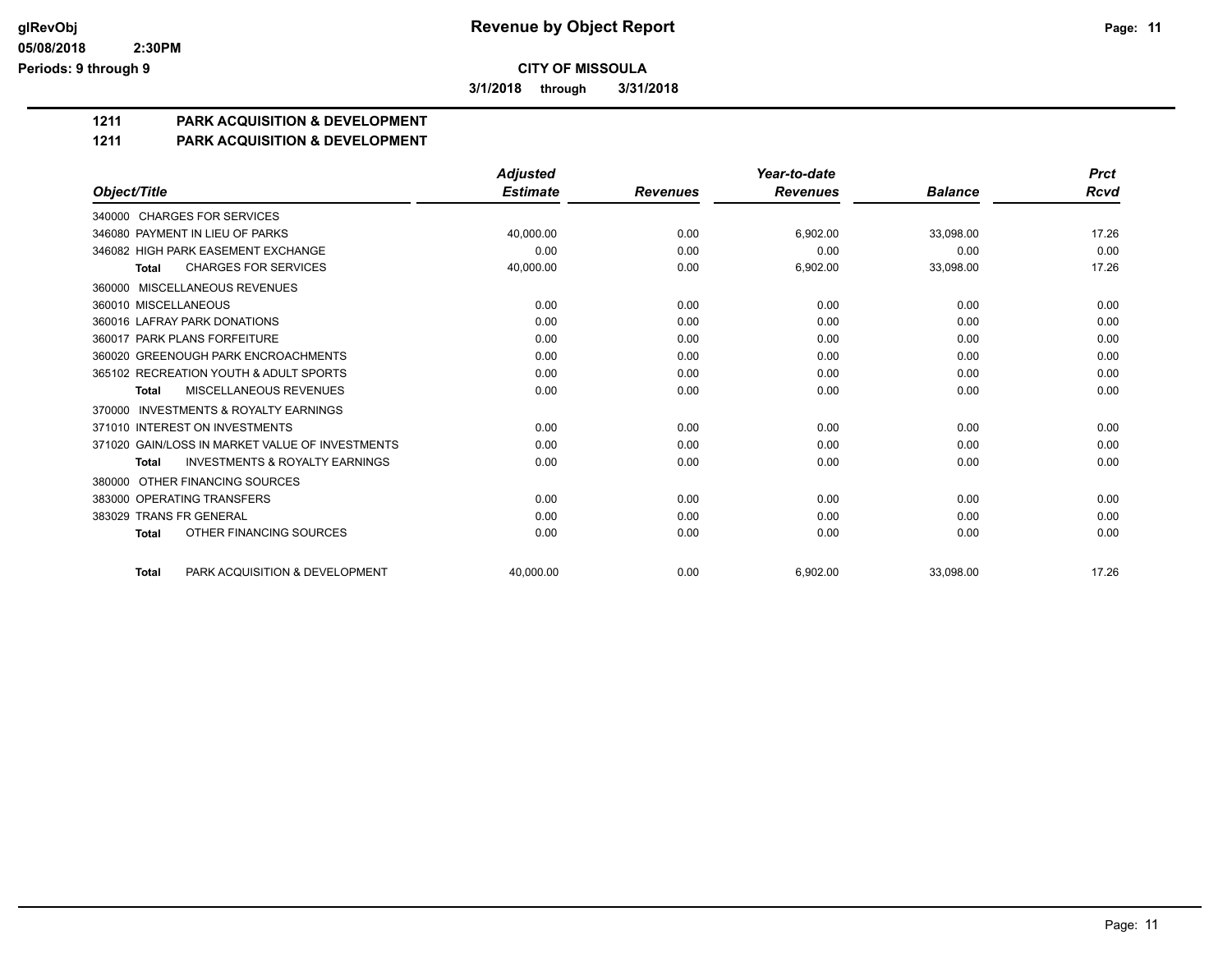# Revenue by Object Report

**CITY OF MISSOULA**

**3/1/2018 through 3/31/2018**

glRevObj
05/08/2018 2:30PM
Periods: 9 through 9

## 1211 PARK ACQUISITION & DEVELOPMENT
## 1211 PARK ACQUISITION & DEVELOPMENT

| Object/Title | Adjusted Estimate | Revenues | Year-to-date Revenues | Balance | Prct Rcvd |
|---|---|---|---|---|---|
| 340000 CHARGES FOR SERVICES | | | | | |
| 346080 PAYMENT IN LIEU OF PARKS | 40,000.00 | 0.00 | 6,902.00 | 33,098.00 | 17.26 |
| 346082 HIGH PARK EASEMENT EXCHANGE | 0.00 | 0.00 | 0.00 | 0.00 | 0.00 |
| **Total** CHARGES FOR SERVICES | 40,000.00 | 0.00 | 6,902.00 | 33,098.00 | 17.26 |
| 360000 MISCELLANEOUS REVENUES | | | | | |
| 360010 MISCELLANEOUS | 0.00 | 0.00 | 0.00 | 0.00 | 0.00 |
| 360016 LAFRAY PARK DONATIONS | 0.00 | 0.00 | 0.00 | 0.00 | 0.00 |
| 360017 PARK PLANS FORFEITURE | 0.00 | 0.00 | 0.00 | 0.00 | 0.00 |
| 360020 GREENOUGH PARK ENCROACHMENTS | 0.00 | 0.00 | 0.00 | 0.00 | 0.00 |
| 365102 RECREATION YOUTH & ADULT SPORTS | 0.00 | 0.00 | 0.00 | 0.00 | 0.00 |
| **Total** MISCELLANEOUS REVENUES | 0.00 | 0.00 | 0.00 | 0.00 | 0.00 |
| 370000 INVESTMENTS & ROYALTY EARNINGS | | | | | |
| 371010 INTEREST ON INVESTMENTS | 0.00 | 0.00 | 0.00 | 0.00 | 0.00 |
| 371020 GAIN/LOSS IN MARKET VALUE OF INVESTMENTS | 0.00 | 0.00 | 0.00 | 0.00 | 0.00 |
| **Total** INVESTMENTS & ROYALTY EARNINGS | 0.00 | 0.00 | 0.00 | 0.00 | 0.00 |
| 380000 OTHER FINANCING SOURCES | | | | | |
| 383000 OPERATING TRANSFERS | 0.00 | 0.00 | 0.00 | 0.00 | 0.00 |
| 383029 TRANS FR GENERAL | 0.00 | 0.00 | 0.00 | 0.00 | 0.00 |
| **Total** OTHER FINANCING SOURCES | 0.00 | 0.00 | 0.00 | 0.00 | 0.00 |
| **Total** PARK ACQUISITION & DEVELOPMENT | 40,000.00 | 0.00 | 6,902.00 | 33,098.00 | 17.26 |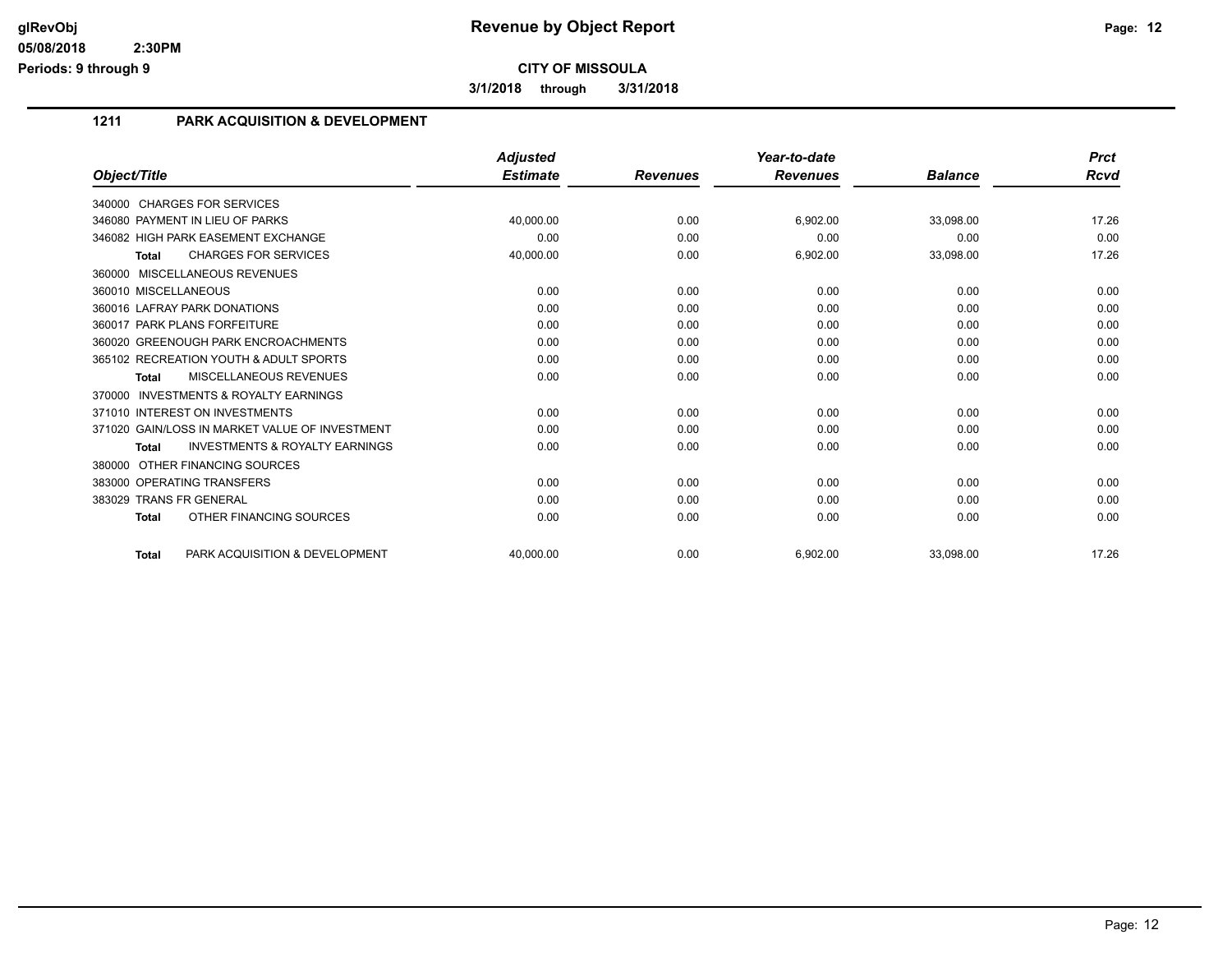# Revenue by Object Report

**CITY OF MISSOULA**

**3/1/2018 through 3/31/2018**

glRevObj
05/08/2018 2:30PM
Periods: 9 through 9

## 1211 PARK ACQUISITION & DEVELOPMENT

| Object/Title | Adjusted Estimate | Revenues | Year-to-date Revenues | Balance | Prct Rcvd |
|---|---|---|---|---|---|
| 340000 CHARGES FOR SERVICES | | | | | |
| 346080 PAYMENT IN LIEU OF PARKS | 40,000.00 | 0.00 | 6,902.00 | 33,098.00 | 17.26 |
| 346082 HIGH PARK EASEMENT EXCHANGE | 0.00 | 0.00 | 0.00 | 0.00 | 0.00 |
| **Total** CHARGES FOR SERVICES | 40,000.00 | 0.00 | 6,902.00 | 33,098.00 | 17.26 |
| 360000 MISCELLANEOUS REVENUES | | | | | |
| 360010 MISCELLANEOUS | 0.00 | 0.00 | 0.00 | 0.00 | 0.00 |
| 360016 LAFRAY PARK DONATIONS | 0.00 | 0.00 | 0.00 | 0.00 | 0.00 |
| 360017 PARK PLANS FORFEITURE | 0.00 | 0.00 | 0.00 | 0.00 | 0.00 |
| 360020 GREENOUGH PARK ENCROACHMENTS | 0.00 | 0.00 | 0.00 | 0.00 | 0.00 |
| 365102 RECREATION YOUTH & ADULT SPORTS | 0.00 | 0.00 | 0.00 | 0.00 | 0.00 |
| **Total** MISCELLANEOUS REVENUES | 0.00 | 0.00 | 0.00 | 0.00 | 0.00 |
| 370000 INVESTMENTS & ROYALTY EARNINGS | | | | | |
| 371010 INTEREST ON INVESTMENTS | 0.00 | 0.00 | 0.00 | 0.00 | 0.00 |
| 371020 GAIN/LOSS IN MARKET VALUE OF INVESTMENT | 0.00 | 0.00 | 0.00 | 0.00 | 0.00 |
| **Total** INVESTMENTS & ROYALTY EARNINGS | 0.00 | 0.00 | 0.00 | 0.00 | 0.00 |
| 380000 OTHER FINANCING SOURCES | | | | | |
| 383000 OPERATING TRANSFERS | 0.00 | 0.00 | 0.00 | 0.00 | 0.00 |
| 383029 TRANS FR GENERAL | 0.00 | 0.00 | 0.00 | 0.00 | 0.00 |
| **Total** OTHER FINANCING SOURCES | 0.00 | 0.00 | 0.00 | 0.00 | 0.00 |
| **Total** PARK ACQUISITION & DEVELOPMENT | 40,000.00 | 0.00 | 6,902.00 | 33,098.00 | 17.26 |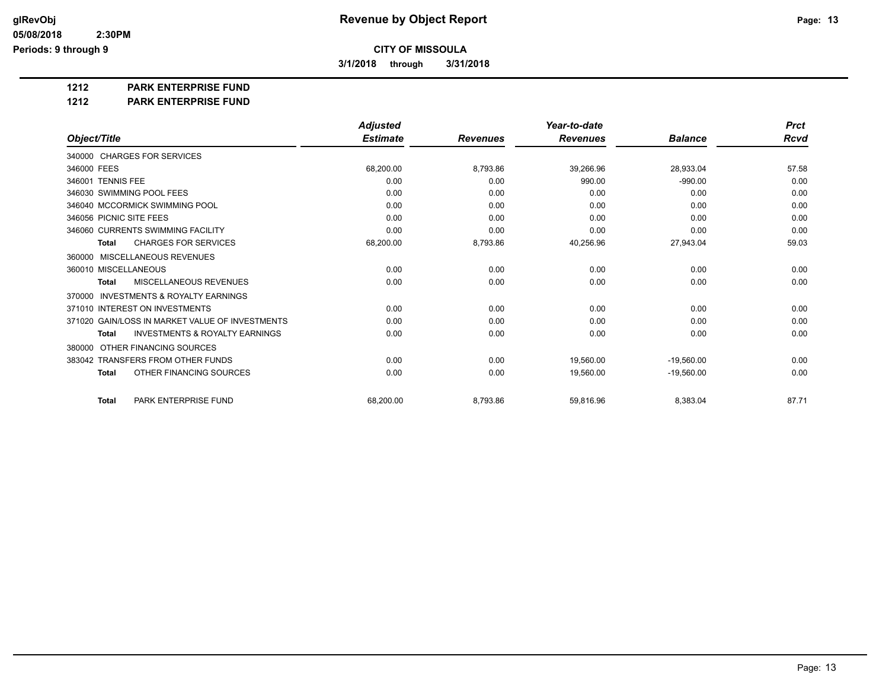**glRevObj**
**05/08/2018 2:30PM**
**Periods: 9 through 9**

# Revenue by Object Report

**CITY OF MISSOULA**

**3/1/2018 through 3/31/2018**

**1212 PARK ENTERPRISE FUND**

**1212 PARK ENTERPRISE FUND**

| Object/Title | Adjusted Estimate | Revenues | Year-to-date Revenues | Balance | Prct Rcvd |
|---|---|---|---|---|---|
| 340000 CHARGES FOR SERVICES | | | | | |
| 346000 FEES | 68,200.00 | 8,793.86 | 39,266.96 | 28,933.04 | 57.58 |
| 346001 TENNIS FEE | 0.00 | 0.00 | 990.00 | -990.00 | 0.00 |
| 346030 SWIMMING POOL FEES | 0.00 | 0.00 | 0.00 | 0.00 | 0.00 |
| 346040 MCCORMICK SWIMMING POOL | 0.00 | 0.00 | 0.00 | 0.00 | 0.00 |
| 346056 PICNIC SITE FEES | 0.00 | 0.00 | 0.00 | 0.00 | 0.00 |
| 346060 CURRENTS SWIMMING FACILITY | 0.00 | 0.00 | 0.00 | 0.00 | 0.00 |
| **Total** CHARGES FOR SERVICES | 68,200.00 | 8,793.86 | 40,256.96 | 27,943.04 | 59.03 |
| 360000 MISCELLANEOUS REVENUES | | | | | |
| 360010 MISCELLANEOUS | 0.00 | 0.00 | 0.00 | 0.00 | 0.00 |
| **Total** MISCELLANEOUS REVENUES | 0.00 | 0.00 | 0.00 | 0.00 | 0.00 |
| 370000 INVESTMENTS & ROYALTY EARNINGS | | | | | |
| 371010 INTEREST ON INVESTMENTS | 0.00 | 0.00 | 0.00 | 0.00 | 0.00 |
| 371020 GAIN/LOSS IN MARKET VALUE OF INVESTMENTS | 0.00 | 0.00 | 0.00 | 0.00 | 0.00 |
| **Total** INVESTMENTS & ROYALTY EARNINGS | 0.00 | 0.00 | 0.00 | 0.00 | 0.00 |
| 380000 OTHER FINANCING SOURCES | | | | | |
| 383042 TRANSFERS FROM OTHER FUNDS | 0.00 | 0.00 | 19,560.00 | -19,560.00 | 0.00 |
| **Total** OTHER FINANCING SOURCES | 0.00 | 0.00 | 19,560.00 | -19,560.00 | 0.00 |
| **Total** PARK ENTERPRISE FUND | 68,200.00 | 8,793.86 | 59,816.96 | 8,383.04 | 87.71 |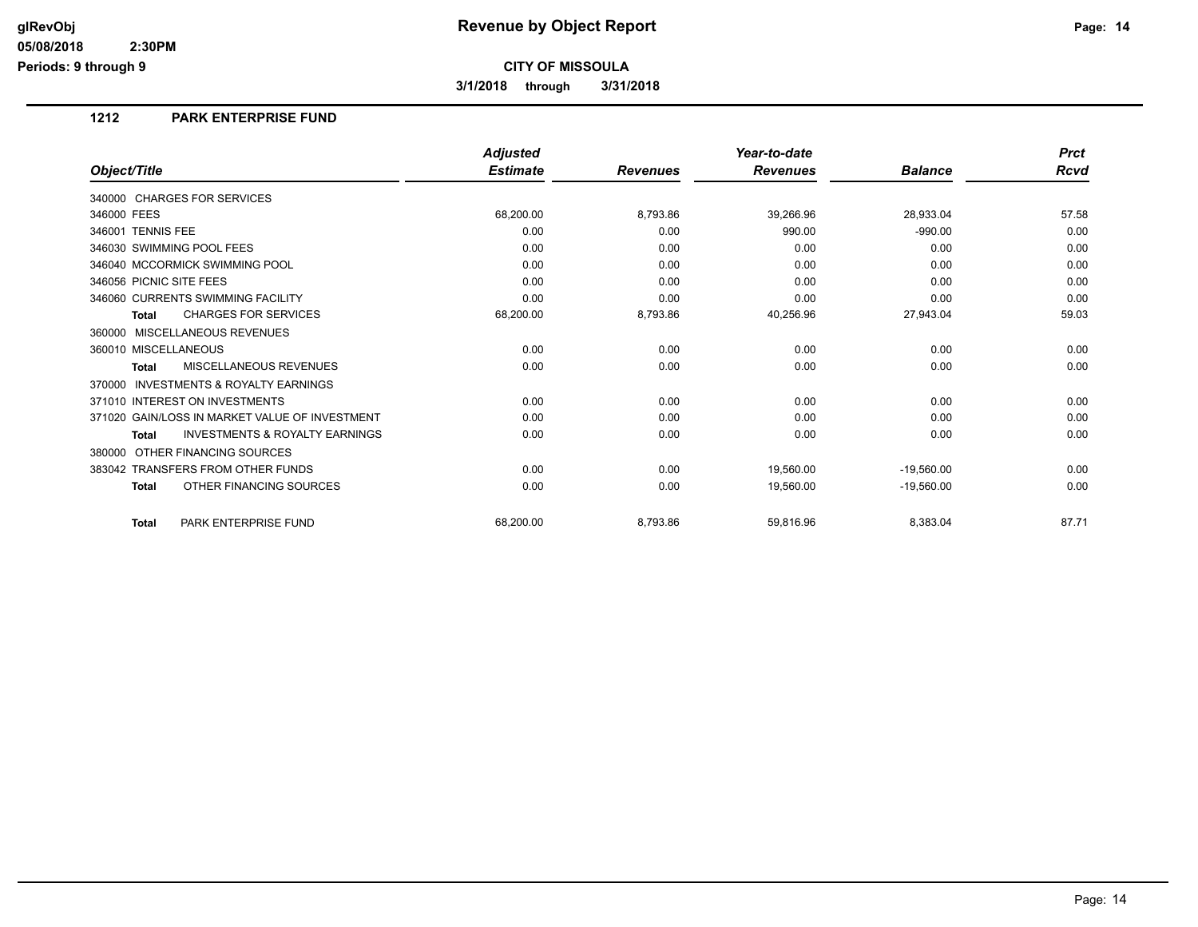# Revenue by Object Report

**CITY OF MISSOULA**

**3/1/2018 through 3/31/2018**

glRevObj
05/08/2018 2:30PM
Periods: 9 through 9

## 1212 PARK ENTERPRISE FUND

| Object/Title | Adjusted Estimate | Revenues | Year-to-date Revenues | Balance | Prct Rcvd |
|---|---|---|---|---|---|
| 340000 CHARGES FOR SERVICES | | | | | |
| 346000 FEES | 68,200.00 | 8,793.86 | 39,266.96 | 28,933.04 | 57.58 |
| 346001 TENNIS FEE | 0.00 | 0.00 | 990.00 | -990.00 | 0.00 |
| 346030 SWIMMING POOL FEES | 0.00 | 0.00 | 0.00 | 0.00 | 0.00 |
| 346040 MCCORMICK SWIMMING POOL | 0.00 | 0.00 | 0.00 | 0.00 | 0.00 |
| 346056 PICNIC SITE FEES | 0.00 | 0.00 | 0.00 | 0.00 | 0.00 |
| 346060 CURRENTS SWIMMING FACILITY | 0.00 | 0.00 | 0.00 | 0.00 | 0.00 |
| **Total** CHARGES FOR SERVICES | 68,200.00 | 8,793.86 | 40,256.96 | 27,943.04 | 59.03 |
| 360000 MISCELLANEOUS REVENUES | | | | | |
| 360010 MISCELLANEOUS | 0.00 | 0.00 | 0.00 | 0.00 | 0.00 |
| **Total** MISCELLANEOUS REVENUES | 0.00 | 0.00 | 0.00 | 0.00 | 0.00 |
| 370000 INVESTMENTS & ROYALTY EARNINGS | | | | | |
| 371010 INTEREST ON INVESTMENTS | 0.00 | 0.00 | 0.00 | 0.00 | 0.00 |
| 371020 GAIN/LOSS IN MARKET VALUE OF INVESTMENT | 0.00 | 0.00 | 0.00 | 0.00 | 0.00 |
| **Total** INVESTMENTS & ROYALTY EARNINGS | 0.00 | 0.00 | 0.00 | 0.00 | 0.00 |
| 380000 OTHER FINANCING SOURCES | | | | | |
| 383042 TRANSFERS FROM OTHER FUNDS | 0.00 | 0.00 | 19,560.00 | -19,560.00 | 0.00 |
| **Total** OTHER FINANCING SOURCES | 0.00 | 0.00 | 19,560.00 | -19,560.00 | 0.00 |
| **Total** PARK ENTERPRISE FUND | 68,200.00 | 8,793.86 | 59,816.96 | 8,383.04 | 87.71 |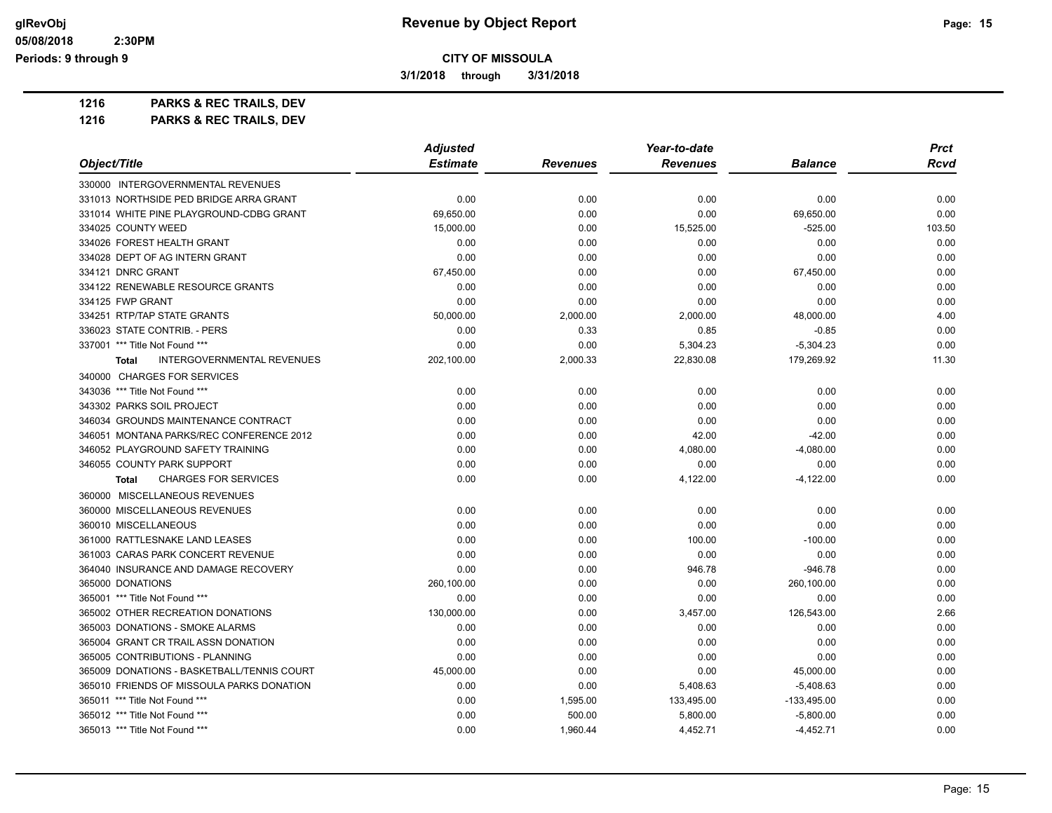glRevObj
05/08/2018 2:30PM
Periods: 9 through 9

# Revenue by Object Report

**CITY OF MISSOULA**

**3/1/2018 through 3/31/2018**

**1216 PARKS & REC TRAILS, DEV**

**1216 PARKS & REC TRAILS, DEV**

| Object/Title | Adjusted Estimate | Revenues | Year-to-date Revenues | Balance | Prct Rcvd |
|---|---|---|---|---|---|
| 330000 INTERGOVERNMENTAL REVENUES | | | | | |
| 331013 NORTHSIDE PED BRIDGE ARRA GRANT | 0.00 | 0.00 | 0.00 | 0.00 | 0.00 |
| 331014 WHITE PINE PLAYGROUND-CDBG GRANT | 69,650.00 | 0.00 | 0.00 | 69,650.00 | 0.00 |
| 334025 COUNTY WEED | 15,000.00 | 0.00 | 15,525.00 | -525.00 | 103.50 |
| 334026 FOREST HEALTH GRANT | 0.00 | 0.00 | 0.00 | 0.00 | 0.00 |
| 334028 DEPT OF AG INTERN GRANT | 0.00 | 0.00 | 0.00 | 0.00 | 0.00 |
| 334121 DNRC GRANT | 67,450.00 | 0.00 | 0.00 | 67,450.00 | 0.00 |
| 334122 RENEWABLE RESOURCE GRANTS | 0.00 | 0.00 | 0.00 | 0.00 | 0.00 |
| 334125 FWP GRANT | 0.00 | 0.00 | 0.00 | 0.00 | 0.00 |
| 334251 RTP/TAP STATE GRANTS | 50,000.00 | 2,000.00 | 2,000.00 | 48,000.00 | 4.00 |
| 336023 STATE CONTRIB. - PERS | 0.00 | 0.33 | 0.85 | -0.85 | 0.00 |
| 337001 *** Title Not Found *** | 0.00 | 0.00 | 5,304.23 | -5,304.23 | 0.00 |
| **Total** INTERGOVERNMENTAL REVENUES | 202,100.00 | 2,000.33 | 22,830.08 | 179,269.92 | 11.30 |
| 340000 CHARGES FOR SERVICES | | | | | |
| 343036 *** Title Not Found *** | 0.00 | 0.00 | 0.00 | 0.00 | 0.00 |
| 343302 PARKS SOIL PROJECT | 0.00 | 0.00 | 0.00 | 0.00 | 0.00 |
| 346034 GROUNDS MAINTENANCE CONTRACT | 0.00 | 0.00 | 0.00 | 0.00 | 0.00 |
| 346051 MONTANA PARKS/REC CONFERENCE 2012 | 0.00 | 0.00 | 42.00 | -42.00 | 0.00 |
| 346052 PLAYGROUND SAFETY TRAINING | 0.00 | 0.00 | 4,080.00 | -4,080.00 | 0.00 |
| 346055 COUNTY PARK SUPPORT | 0.00 | 0.00 | 0.00 | 0.00 | 0.00 |
| **Total** CHARGES FOR SERVICES | 0.00 | 0.00 | 4,122.00 | -4,122.00 | 0.00 |
| 360000 MISCELLANEOUS REVENUES | | | | | |
| 360000 MISCELLANEOUS REVENUES | 0.00 | 0.00 | 0.00 | 0.00 | 0.00 |
| 360010 MISCELLANEOUS | 0.00 | 0.00 | 0.00 | 0.00 | 0.00 |
| 361000 RATTLESNAKE LAND LEASES | 0.00 | 0.00 | 100.00 | -100.00 | 0.00 |
| 361003 CARAS PARK CONCERT REVENUE | 0.00 | 0.00 | 0.00 | 0.00 | 0.00 |
| 364040 INSURANCE AND DAMAGE RECOVERY | 0.00 | 0.00 | 946.78 | -946.78 | 0.00 |
| 365000 DONATIONS | 260,100.00 | 0.00 | 0.00 | 260,100.00 | 0.00 |
| 365001 *** Title Not Found *** | 0.00 | 0.00 | 0.00 | 0.00 | 0.00 |
| 365002 OTHER RECREATION DONATIONS | 130,000.00 | 0.00 | 3,457.00 | 126,543.00 | 2.66 |
| 365003 DONATIONS - SMOKE ALARMS | 0.00 | 0.00 | 0.00 | 0.00 | 0.00 |
| 365004 GRANT CR TRAIL ASSN DONATION | 0.00 | 0.00 | 0.00 | 0.00 | 0.00 |
| 365005 CONTRIBUTIONS - PLANNING | 0.00 | 0.00 | 0.00 | 0.00 | 0.00 |
| 365009 DONATIONS - BASKETBALL/TENNIS COURT | 45,000.00 | 0.00 | 0.00 | 45,000.00 | 0.00 |
| 365010 FRIENDS OF MISSOULA PARKS DONATION | 0.00 | 0.00 | 5,408.63 | -5,408.63 | 0.00 |
| 365011 *** Title Not Found *** | 0.00 | 1,595.00 | 133,495.00 | -133,495.00 | 0.00 |
| 365012 *** Title Not Found *** | 0.00 | 500.00 | 5,800.00 | -5,800.00 | 0.00 |
| 365013 *** Title Not Found *** | 0.00 | 1,960.44 | 4,452.71 | -4,452.71 | 0.00 |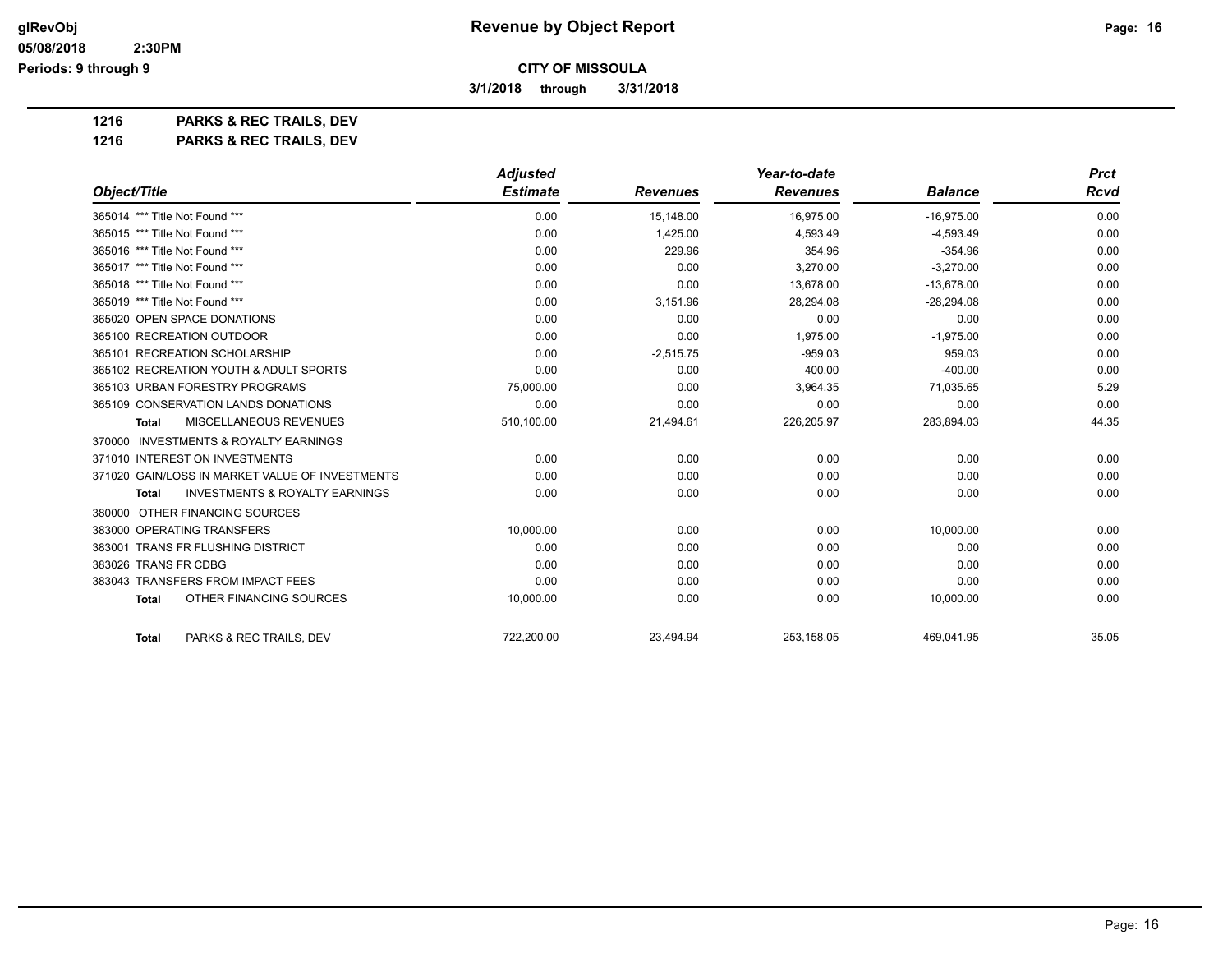**glRevObj**
**05/08/2018 2:30PM**
**Periods: 9 through 9**

# Revenue by Object Report

**CITY OF MISSOULA**

**3/1/2018 through 3/31/2018**

**1216 PARKS & REC TRAILS, DEV**
**1216 PARKS & REC TRAILS, DEV**

| Object/Title | Adjusted Estimate | Revenues | Year-to-date Revenues | Balance | Prct Rcvd |
|---|---|---|---|---|---|
| 365014 *** Title Not Found *** | 0.00 | 15,148.00 | 16,975.00 | -16,975.00 | 0.00 |
| 365015 *** Title Not Found *** | 0.00 | 1,425.00 | 4,593.49 | -4,593.49 | 0.00 |
| 365016 *** Title Not Found *** | 0.00 | 229.96 | 354.96 | -354.96 | 0.00 |
| 365017 *** Title Not Found *** | 0.00 | 0.00 | 3,270.00 | -3,270.00 | 0.00 |
| 365018 *** Title Not Found *** | 0.00 | 0.00 | 13,678.00 | -13,678.00 | 0.00 |
| 365019 *** Title Not Found *** | 0.00 | 3,151.96 | 28,294.08 | -28,294.08 | 0.00 |
| 365020 OPEN SPACE DONATIONS | 0.00 | 0.00 | 0.00 | 0.00 | 0.00 |
| 365100 RECREATION OUTDOOR | 0.00 | 0.00 | 1,975.00 | -1,975.00 | 0.00 |
| 365101 RECREATION SCHOLARSHIP | 0.00 | -2,515.75 | -959.03 | 959.03 | 0.00 |
| 365102 RECREATION YOUTH & ADULT SPORTS | 0.00 | 0.00 | 400.00 | -400.00 | 0.00 |
| 365103 URBAN FORESTRY PROGRAMS | 75,000.00 | 0.00 | 3,964.35 | 71,035.65 | 5.29 |
| 365109 CONSERVATION LANDS DONATIONS | 0.00 | 0.00 | 0.00 | 0.00 | 0.00 |
| **Total** MISCELLANEOUS REVENUES | 510,100.00 | 21,494.61 | 226,205.97 | 283,894.03 | 44.35 |
| 370000 INVESTMENTS & ROYALTY EARNINGS | | | | | |
| 371010 INTEREST ON INVESTMENTS | 0.00 | 0.00 | 0.00 | 0.00 | 0.00 |
| 371020 GAIN/LOSS IN MARKET VALUE OF INVESTMENTS | 0.00 | 0.00 | 0.00 | 0.00 | 0.00 |
| **Total** INVESTMENTS & ROYALTY EARNINGS | 0.00 | 0.00 | 0.00 | 0.00 | 0.00 |
| 380000 OTHER FINANCING SOURCES | | | | | |
| 383000 OPERATING TRANSFERS | 10,000.00 | 0.00 | 0.00 | 10,000.00 | 0.00 |
| 383001 TRANS FR FLUSHING DISTRICT | 0.00 | 0.00 | 0.00 | 0.00 | 0.00 |
| 383026 TRANS FR CDBG | 0.00 | 0.00 | 0.00 | 0.00 | 0.00 |
| 383043 TRANSFERS FROM IMPACT FEES | 0.00 | 0.00 | 0.00 | 0.00 | 0.00 |
| **Total** OTHER FINANCING SOURCES | 10,000.00 | 0.00 | 0.00 | 10,000.00 | 0.00 |
| **Total** PARKS & REC TRAILS, DEV | 722,200.00 | 23,494.94 | 253,158.05 | 469,041.95 | 35.05 |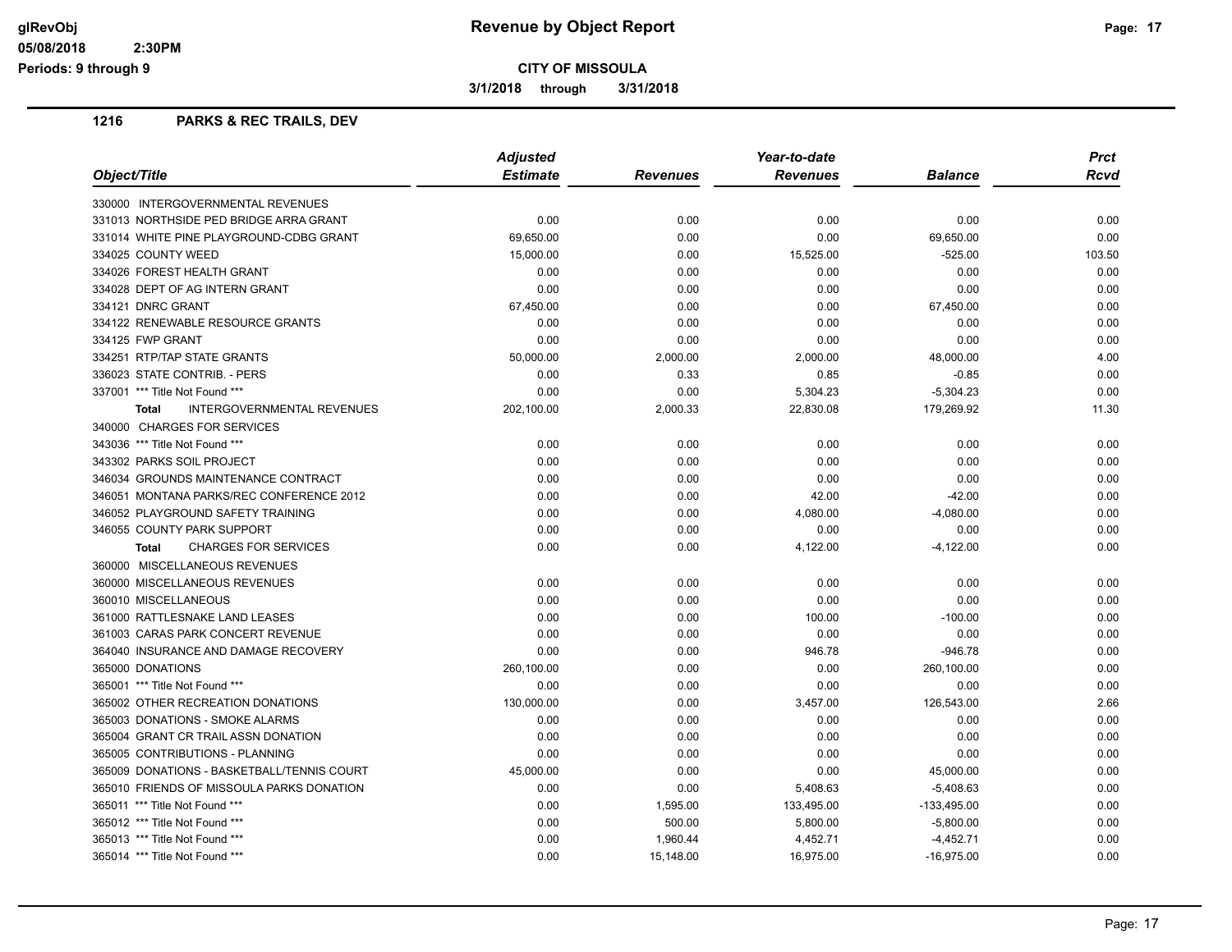# Revenue by Object Report

**CITY OF MISSOULA**

**3/1/2018 through 3/31/2018**

## 1216 PARKS & REC TRAILS, DEV

| Object/Title | Adjusted Estimate | Revenues | Year-to-date Revenues | Balance | Prct Rcvd |
|---|---|---|---|---|---|
| 330000 INTERGOVERNMENTAL REVENUES | | | | | |
| 331013 NORTHSIDE PED BRIDGE ARRA GRANT | 0.00 | 0.00 | 0.00 | 0.00 | 0.00 |
| 331014 WHITE PINE PLAYGROUND-CDBG GRANT | 69,650.00 | 0.00 | 0.00 | 69,650.00 | 0.00 |
| 334025 COUNTY WEED | 15,000.00 | 0.00 | 15,525.00 | -525.00 | 103.50 |
| 334026 FOREST HEALTH GRANT | 0.00 | 0.00 | 0.00 | 0.00 | 0.00 |
| 334028 DEPT OF AG INTERN GRANT | 0.00 | 0.00 | 0.00 | 0.00 | 0.00 |
| 334121 DNRC GRANT | 67,450.00 | 0.00 | 0.00 | 67,450.00 | 0.00 |
| 334122 RENEWABLE RESOURCE GRANTS | 0.00 | 0.00 | 0.00 | 0.00 | 0.00 |
| 334125 FWP GRANT | 0.00 | 0.00 | 0.00 | 0.00 | 0.00 |
| 334251 RTP/TAP STATE GRANTS | 50,000.00 | 2,000.00 | 2,000.00 | 48,000.00 | 4.00 |
| 336023 STATE CONTRIB. - PERS | 0.00 | 0.33 | 0.85 | -0.85 | 0.00 |
| 337001 *** Title Not Found *** | 0.00 | 0.00 | 5,304.23 | -5,304.23 | 0.00 |
| **Total** INTERGOVERNMENTAL REVENUES | 202,100.00 | 2,000.33 | 22,830.08 | 179,269.92 | 11.30 |
| 340000 CHARGES FOR SERVICES | | | | | |
| 343036 *** Title Not Found *** | 0.00 | 0.00 | 0.00 | 0.00 | 0.00 |
| 343302 PARKS SOIL PROJECT | 0.00 | 0.00 | 0.00 | 0.00 | 0.00 |
| 346034 GROUNDS MAINTENANCE CONTRACT | 0.00 | 0.00 | 0.00 | 0.00 | 0.00 |
| 346051 MONTANA PARKS/REC CONFERENCE 2012 | 0.00 | 0.00 | 42.00 | -42.00 | 0.00 |
| 346052 PLAYGROUND SAFETY TRAINING | 0.00 | 0.00 | 4,080.00 | -4,080.00 | 0.00 |
| 346055 COUNTY PARK SUPPORT | 0.00 | 0.00 | 0.00 | 0.00 | 0.00 |
| **Total** CHARGES FOR SERVICES | 0.00 | 0.00 | 4,122.00 | -4,122.00 | 0.00 |
| 360000 MISCELLANEOUS REVENUES | | | | | |
| 360000 MISCELLANEOUS REVENUES | 0.00 | 0.00 | 0.00 | 0.00 | 0.00 |
| 360010 MISCELLANEOUS | 0.00 | 0.00 | 0.00 | 0.00 | 0.00 |
| 361000 RATTLESNAKE LAND LEASES | 0.00 | 0.00 | 100.00 | -100.00 | 0.00 |
| 361003 CARAS PARK CONCERT REVENUE | 0.00 | 0.00 | 0.00 | 0.00 | 0.00 |
| 364040 INSURANCE AND DAMAGE RECOVERY | 0.00 | 0.00 | 946.78 | -946.78 | 0.00 |
| 365000 DONATIONS | 260,100.00 | 0.00 | 0.00 | 260,100.00 | 0.00 |
| 365001 *** Title Not Found *** | 0.00 | 0.00 | 0.00 | 0.00 | 0.00 |
| 365002 OTHER RECREATION DONATIONS | 130,000.00 | 0.00 | 3,457.00 | 126,543.00 | 2.66 |
| 365003 DONATIONS - SMOKE ALARMS | 0.00 | 0.00 | 0.00 | 0.00 | 0.00 |
| 365004 GRANT CR TRAIL ASSN DONATION | 0.00 | 0.00 | 0.00 | 0.00 | 0.00 |
| 365005 CONTRIBUTIONS - PLANNING | 0.00 | 0.00 | 0.00 | 0.00 | 0.00 |
| 365009 DONATIONS - BASKETBALL/TENNIS COURT | 45,000.00 | 0.00 | 0.00 | 45,000.00 | 0.00 |
| 365010 FRIENDS OF MISSOULA PARKS DONATION | 0.00 | 0.00 | 5,408.63 | -5,408.63 | 0.00 |
| 365011 *** Title Not Found *** | 0.00 | 1,595.00 | 133,495.00 | -133,495.00 | 0.00 |
| 365012 *** Title Not Found *** | 0.00 | 500.00 | 5,800.00 | -5,800.00 | 0.00 |
| 365013 *** Title Not Found *** | 0.00 | 1,960.44 | 4,452.71 | -4,452.71 | 0.00 |
| 365014 *** Title Not Found *** | 0.00 | 15,148.00 | 16,975.00 | -16,975.00 | 0.00 |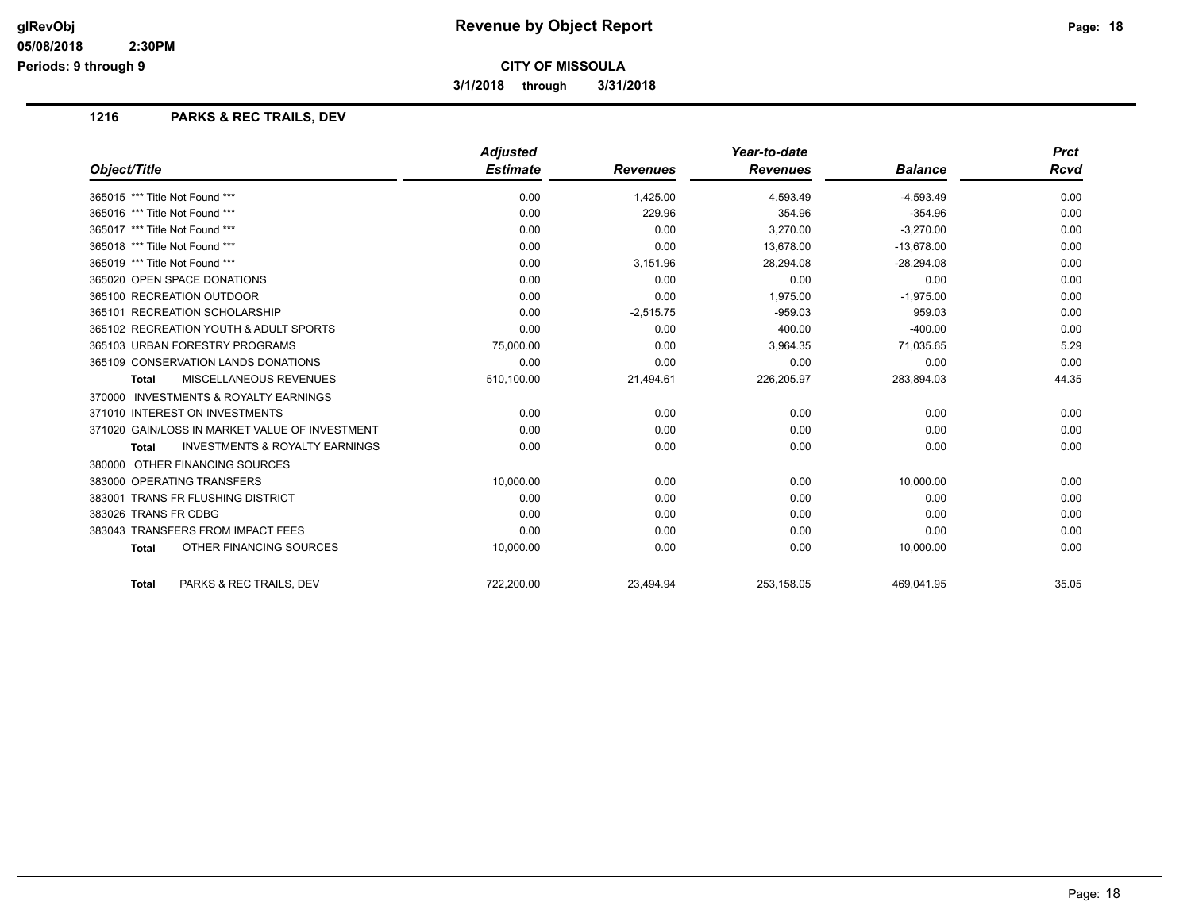# Revenue by Object Report

**CITY OF MISSOULA**

**3/1/2018 through 3/31/2018**

glRevObj
05/08/2018 2:30PM
Periods: 9 through 9

## 1216 PARKS & REC TRAILS, DEV

| Object/Title | Adjusted Estimate | Revenues | Year-to-date Revenues | Balance | Prct Rcvd |
|---|---|---|---|---|---|
| 365015 *** Title Not Found *** | 0.00 | 1,425.00 | 4,593.49 | -4,593.49 | 0.00 |
| 365016 *** Title Not Found *** | 0.00 | 229.96 | 354.96 | -354.96 | 0.00 |
| 365017 *** Title Not Found *** | 0.00 | 0.00 | 3,270.00 | -3,270.00 | 0.00 |
| 365018 *** Title Not Found *** | 0.00 | 0.00 | 13,678.00 | -13,678.00 | 0.00 |
| 365019 *** Title Not Found *** | 0.00 | 3,151.96 | 28,294.08 | -28,294.08 | 0.00 |
| 365020 OPEN SPACE DONATIONS | 0.00 | 0.00 | 0.00 | 0.00 | 0.00 |
| 365100 RECREATION OUTDOOR | 0.00 | 0.00 | 1,975.00 | -1,975.00 | 0.00 |
| 365101 RECREATION SCHOLARSHIP | 0.00 | -2,515.75 | -959.03 | 959.03 | 0.00 |
| 365102 RECREATION YOUTH & ADULT SPORTS | 0.00 | 0.00 | 400.00 | -400.00 | 0.00 |
| 365103 URBAN FORESTRY PROGRAMS | 75,000.00 | 0.00 | 3,964.35 | 71,035.65 | 5.29 |
| 365109 CONSERVATION LANDS DONATIONS | 0.00 | 0.00 | 0.00 | 0.00 | 0.00 |
| **Total** MISCELLANEOUS REVENUES | 510,100.00 | 21,494.61 | 226,205.97 | 283,894.03 | 44.35 |
| 370000 INVESTMENTS & ROYALTY EARNINGS | | | | | |
| 371010 INTEREST ON INVESTMENTS | 0.00 | 0.00 | 0.00 | 0.00 | 0.00 |
| 371020 GAIN/LOSS IN MARKET VALUE OF INVESTMENT | 0.00 | 0.00 | 0.00 | 0.00 | 0.00 |
| **Total** INVESTMENTS & ROYALTY EARNINGS | 0.00 | 0.00 | 0.00 | 0.00 | 0.00 |
| 380000 OTHER FINANCING SOURCES | | | | | |
| 383000 OPERATING TRANSFERS | 10,000.00 | 0.00 | 0.00 | 10,000.00 | 0.00 |
| 383001 TRANS FR FLUSHING DISTRICT | 0.00 | 0.00 | 0.00 | 0.00 | 0.00 |
| 383026 TRANS FR CDBG | 0.00 | 0.00 | 0.00 | 0.00 | 0.00 |
| 383043 TRANSFERS FROM IMPACT FEES | 0.00 | 0.00 | 0.00 | 0.00 | 0.00 |
| **Total** OTHER FINANCING SOURCES | 10,000.00 | 0.00 | 0.00 | 10,000.00 | 0.00 |
| **Total** PARKS & REC TRAILS, DEV | 722,200.00 | 23,494.94 | 253,158.05 | 469,041.95 | 35.05 |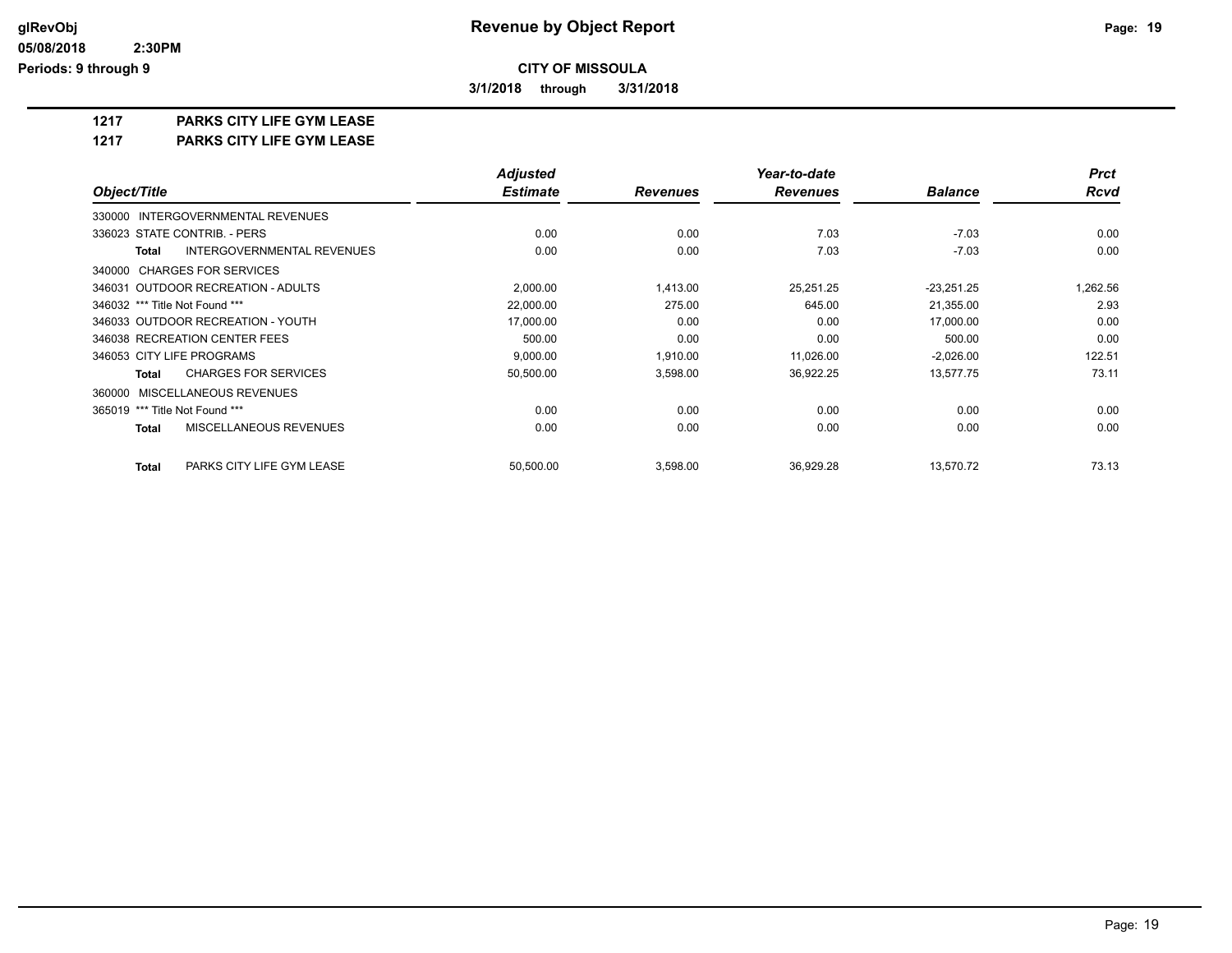# Revenue by Object Report

**CITY OF MISSOULA**

**3/1/2018 through 3/31/2018**

glRevObj
05/08/2018 2:30PM
Periods: 9 through 9

## 1217 PARKS CITY LIFE GYM LEASE

### 1217 PARKS CITY LIFE GYM LEASE

| Object/Title | Adjusted Estimate | Revenues | Year-to-date Revenues | Balance | Prct Rcvd |
|---|---|---|---|---|---|
| 330000 INTERGOVERNMENTAL REVENUES | | | | | |
| 336023 STATE CONTRIB. - PERS | 0.00 | 0.00 | 7.03 | -7.03 | 0.00 |
| **Total** INTERGOVERNMENTAL REVENUES | 0.00 | 0.00 | 7.03 | -7.03 | 0.00 |
| 340000 CHARGES FOR SERVICES | | | | | |
| 346031 OUTDOOR RECREATION - ADULTS | 2,000.00 | 1,413.00 | 25,251.25 | -23,251.25 | 1,262.56 |
| 346032 *** Title Not Found *** | 22,000.00 | 275.00 | 645.00 | 21,355.00 | 2.93 |
| 346033 OUTDOOR RECREATION - YOUTH | 17,000.00 | 0.00 | 0.00 | 17,000.00 | 0.00 |
| 346038 RECREATION CENTER FEES | 500.00 | 0.00 | 0.00 | 500.00 | 0.00 |
| 346053 CITY LIFE PROGRAMS | 9,000.00 | 1,910.00 | 11,026.00 | -2,026.00 | 122.51 |
| **Total** CHARGES FOR SERVICES | 50,500.00 | 3,598.00 | 36,922.25 | 13,577.75 | 73.11 |
| 360000 MISCELLANEOUS REVENUES | | | | | |
| 365019 *** Title Not Found *** | 0.00 | 0.00 | 0.00 | 0.00 | 0.00 |
| **Total** MISCELLANEOUS REVENUES | 0.00 | 0.00 | 0.00 | 0.00 | 0.00 |
| **Total** PARKS CITY LIFE GYM LEASE | 50,500.00 | 3,598.00 | 36,929.28 | 13,570.72 | 73.13 |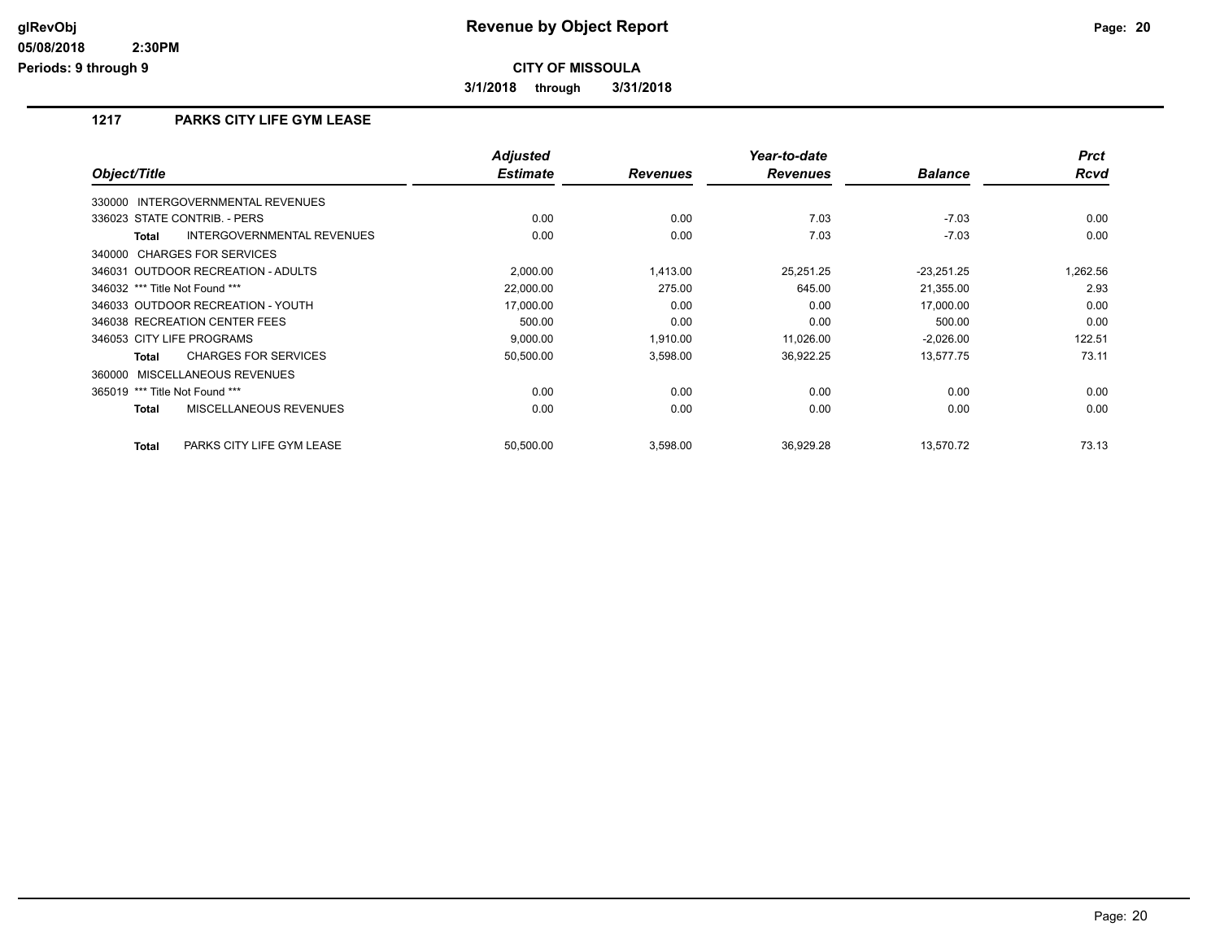# Revenue by Object Report

**CITY OF MISSOULA**

**3/1/2018 through 3/31/2018**

glRevObj
05/08/2018 2:30PM
Periods: 9 through 9

## 1217 PARKS CITY LIFE GYM LEASE

| Object/Title | Adjusted Estimate | Revenues | Year-to-date Revenues | Balance | Prct Rcvd |
|---|---|---|---|---|---|
| 330000 INTERGOVERNMENTAL REVENUES | | | | | |
| 336023 STATE CONTRIB. - PERS | 0.00 | 0.00 | 7.03 | -7.03 | 0.00 |
| **Total** INTERGOVERNMENTAL REVENUES | 0.00 | 0.00 | 7.03 | -7.03 | 0.00 |
| 340000 CHARGES FOR SERVICES | | | | | |
| 346031 OUTDOOR RECREATION - ADULTS | 2,000.00 | 1,413.00 | 25,251.25 | -23,251.25 | 1,262.56 |
| 346032 *** Title Not Found *** | 22,000.00 | 275.00 | 645.00 | 21,355.00 | 2.93 |
| 346033 OUTDOOR RECREATION - YOUTH | 17,000.00 | 0.00 | 0.00 | 17,000.00 | 0.00 |
| 346038 RECREATION CENTER FEES | 500.00 | 0.00 | 0.00 | 500.00 | 0.00 |
| 346053 CITY LIFE PROGRAMS | 9,000.00 | 1,910.00 | 11,026.00 | -2,026.00 | 122.51 |
| **Total** CHARGES FOR SERVICES | 50,500.00 | 3,598.00 | 36,922.25 | 13,577.75 | 73.11 |
| 360000 MISCELLANEOUS REVENUES | | | | | |
| 365019 *** Title Not Found *** | 0.00 | 0.00 | 0.00 | 0.00 | 0.00 |
| **Total** MISCELLANEOUS REVENUES | 0.00 | 0.00 | 0.00 | 0.00 | 0.00 |
| **Total** PARKS CITY LIFE GYM LEASE | 50,500.00 | 3,598.00 | 36,929.28 | 13,570.72 | 73.13 |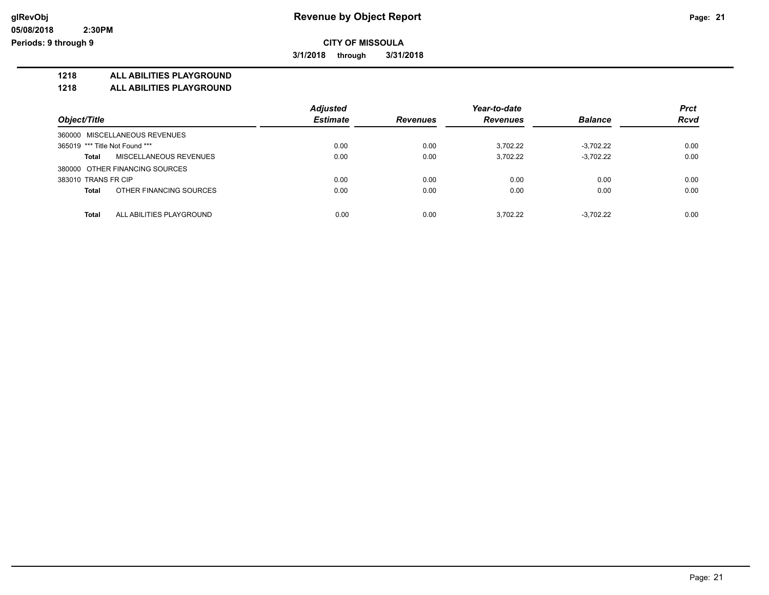**Revenue by Object Report**

**CITY OF MISSOULA**

**3/1/2018 through 3/31/2018**

**1218 ALL ABILITIES PLAYGROUND**

**1218 ALL ABILITIES PLAYGROUND**

| Object/Title | Adjusted Estimate | Revenues | Year-to-date Revenues | Balance | Prct Rcvd |
|---|---|---|---|---|---|
| 360000 MISCELLANEOUS REVENUES | | | | | |
| 365019 *** Title Not Found *** | 0.00 | 0.00 | 3,702.22 | -3,702.22 | 0.00 |
| **Total** MISCELLANEOUS REVENUES | 0.00 | 0.00 | 3,702.22 | -3,702.22 | 0.00 |
| 380000 OTHER FINANCING SOURCES | | | | | |
| 383010 TRANS FR CIP | 0.00 | 0.00 | 0.00 | 0.00 | 0.00 |
| **Total** OTHER FINANCING SOURCES | 0.00 | 0.00 | 0.00 | 0.00 | 0.00 |
| **Total** ALL ABILITIES PLAYGROUND | 0.00 | 0.00 | 3,702.22 | -3,702.22 | 0.00 |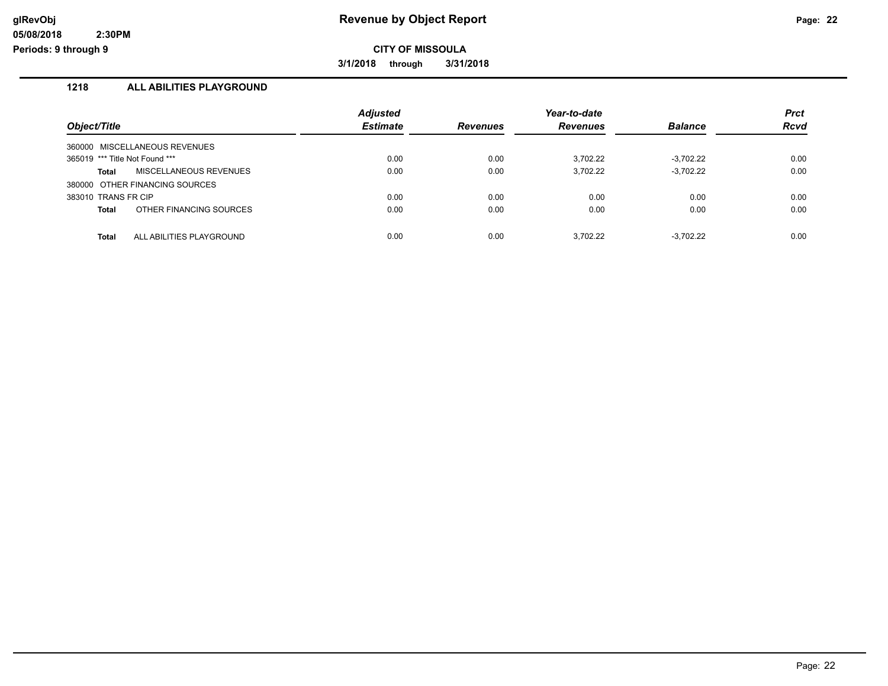# Revenue by Object Report

**CITY OF MISSOULA**

**3/1/2018 through 3/31/2018**

glRevObj
05/08/2018 2:30PM
Periods: 9 through 9

## 1218 ALL ABILITIES PLAYGROUND

| Object/Title | Adjusted Estimate | Revenues | Year-to-date Revenues | Balance | Prct Rcvd |
|---|---|---|---|---|---|
| 360000 MISCELLANEOUS REVENUES | | | | | |
| 365019 *** Title Not Found *** | 0.00 | 0.00 | 3,702.22 | -3,702.22 | 0.00 |
| **Total** MISCELLANEOUS REVENUES | 0.00 | 0.00 | 3,702.22 | -3,702.22 | 0.00 |
| 380000 OTHER FINANCING SOURCES | | | | | |
| 383010 TRANS FR CIP | 0.00 | 0.00 | 0.00 | 0.00 | 0.00 |
| **Total** OTHER FINANCING SOURCES | 0.00 | 0.00 | 0.00 | 0.00 | 0.00 |
| **Total** ALL ABILITIES PLAYGROUND | 0.00 | 0.00 | 3,702.22 | -3,702.22 | 0.00 |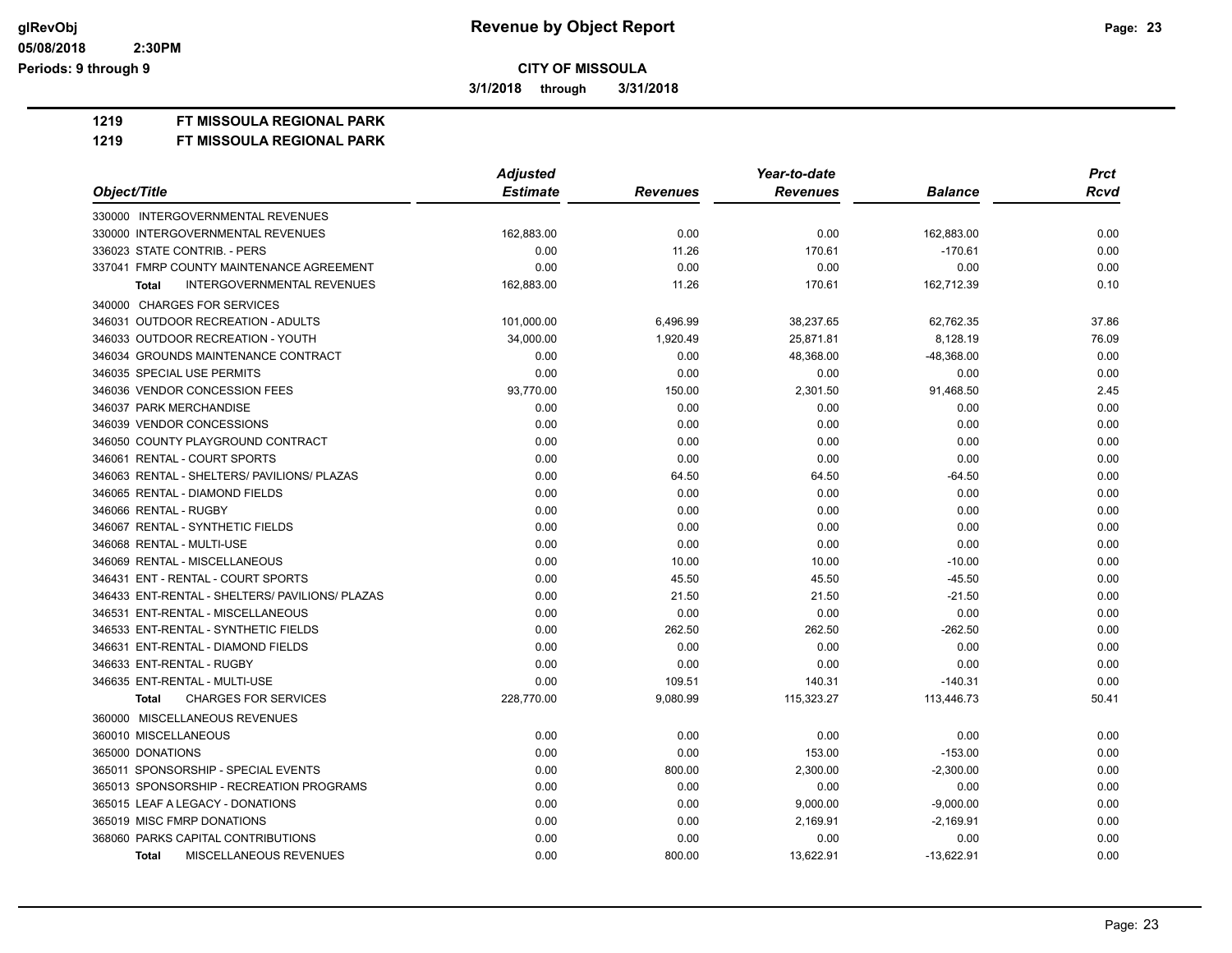# Revenue by Object Report

## CITY OF MISSOULA

**3/1/2018 through 3/31/2018**

**1219 FT MISSOULA REGIONAL PARK**

**1219 FT MISSOULA REGIONAL PARK**

| Object/Title | Adjusted Estimate | Revenues | Year-to-date Revenues | Balance | Prct Rcvd |
|---|---|---|---|---|---|
| 330000 INTERGOVERNMENTAL REVENUES | | | | | |
| 330000 INTERGOVERNMENTAL REVENUES | 162,883.00 | 0.00 | 0.00 | 162,883.00 | 0.00 |
| 336023 STATE CONTRIB. - PERS | 0.00 | 11.26 | 170.61 | -170.61 | 0.00 |
| 337041 FMRP COUNTY MAINTENANCE AGREEMENT | 0.00 | 0.00 | 0.00 | 0.00 | 0.00 |
| **Total** INTERGOVERNMENTAL REVENUES | 162,883.00 | 11.26 | 170.61 | 162,712.39 | 0.10 |
| 340000 CHARGES FOR SERVICES | | | | | |
| 346031 OUTDOOR RECREATION - ADULTS | 101,000.00 | 6,496.99 | 38,237.65 | 62,762.35 | 37.86 |
| 346033 OUTDOOR RECREATION - YOUTH | 34,000.00 | 1,920.49 | 25,871.81 | 8,128.19 | 76.09 |
| 346034 GROUNDS MAINTENANCE CONTRACT | 0.00 | 0.00 | 48,368.00 | -48,368.00 | 0.00 |
| 346035 SPECIAL USE PERMITS | 0.00 | 0.00 | 0.00 | 0.00 | 0.00 |
| 346036 VENDOR CONCESSION FEES | 93,770.00 | 150.00 | 2,301.50 | 91,468.50 | 2.45 |
| 346037 PARK MERCHANDISE | 0.00 | 0.00 | 0.00 | 0.00 | 0.00 |
| 346039 VENDOR CONCESSIONS | 0.00 | 0.00 | 0.00 | 0.00 | 0.00 |
| 346050 COUNTY PLAYGROUND CONTRACT | 0.00 | 0.00 | 0.00 | 0.00 | 0.00 |
| 346061 RENTAL - COURT SPORTS | 0.00 | 0.00 | 0.00 | 0.00 | 0.00 |
| 346063 RENTAL - SHELTERS/ PAVILIONS/ PLAZAS | 0.00 | 64.50 | 64.50 | -64.50 | 0.00 |
| 346065 RENTAL - DIAMOND FIELDS | 0.00 | 0.00 | 0.00 | 0.00 | 0.00 |
| 346066 RENTAL - RUGBY | 0.00 | 0.00 | 0.00 | 0.00 | 0.00 |
| 346067 RENTAL - SYNTHETIC FIELDS | 0.00 | 0.00 | 0.00 | 0.00 | 0.00 |
| 346068 RENTAL - MULTI-USE | 0.00 | 0.00 | 0.00 | 0.00 | 0.00 |
| 346069 RENTAL - MISCELLANEOUS | 0.00 | 10.00 | 10.00 | -10.00 | 0.00 |
| 346431 ENT - RENTAL - COURT SPORTS | 0.00 | 45.50 | 45.50 | -45.50 | 0.00 |
| 346433 ENT-RENTAL - SHELTERS/ PAVILIONS/ PLAZAS | 0.00 | 21.50 | 21.50 | -21.50 | 0.00 |
| 346531 ENT-RENTAL - MISCELLANEOUS | 0.00 | 0.00 | 0.00 | 0.00 | 0.00 |
| 346533 ENT-RENTAL - SYNTHETIC FIELDS | 0.00 | 262.50 | 262.50 | -262.50 | 0.00 |
| 346631 ENT-RENTAL - DIAMOND FIELDS | 0.00 | 0.00 | 0.00 | 0.00 | 0.00 |
| 346633 ENT-RENTAL - RUGBY | 0.00 | 0.00 | 0.00 | 0.00 | 0.00 |
| 346635 ENT-RENTAL - MULTI-USE | 0.00 | 109.51 | 140.31 | -140.31 | 0.00 |
| **Total** CHARGES FOR SERVICES | 228,770.00 | 9,080.99 | 115,323.27 | 113,446.73 | 50.41 |
| 360000 MISCELLANEOUS REVENUES | | | | | |
| 360010 MISCELLANEOUS | 0.00 | 0.00 | 0.00 | 0.00 | 0.00 |
| 365000 DONATIONS | 0.00 | 0.00 | 153.00 | -153.00 | 0.00 |
| 365011 SPONSORSHIP - SPECIAL EVENTS | 0.00 | 800.00 | 2,300.00 | -2,300.00 | 0.00 |
| 365013 SPONSORSHIP - RECREATION PROGRAMS | 0.00 | 0.00 | 0.00 | 0.00 | 0.00 |
| 365015 LEAF A LEGACY - DONATIONS | 0.00 | 0.00 | 9,000.00 | -9,000.00 | 0.00 |
| 365019 MISC FMRP DONATIONS | 0.00 | 0.00 | 2,169.91 | -2,169.91 | 0.00 |
| 368060 PARKS CAPITAL CONTRIBUTIONS | 0.00 | 0.00 | 0.00 | 0.00 | 0.00 |
| **Total** MISCELLANEOUS REVENUES | 0.00 | 800.00 | 13,622.91 | -13,622.91 | 0.00 |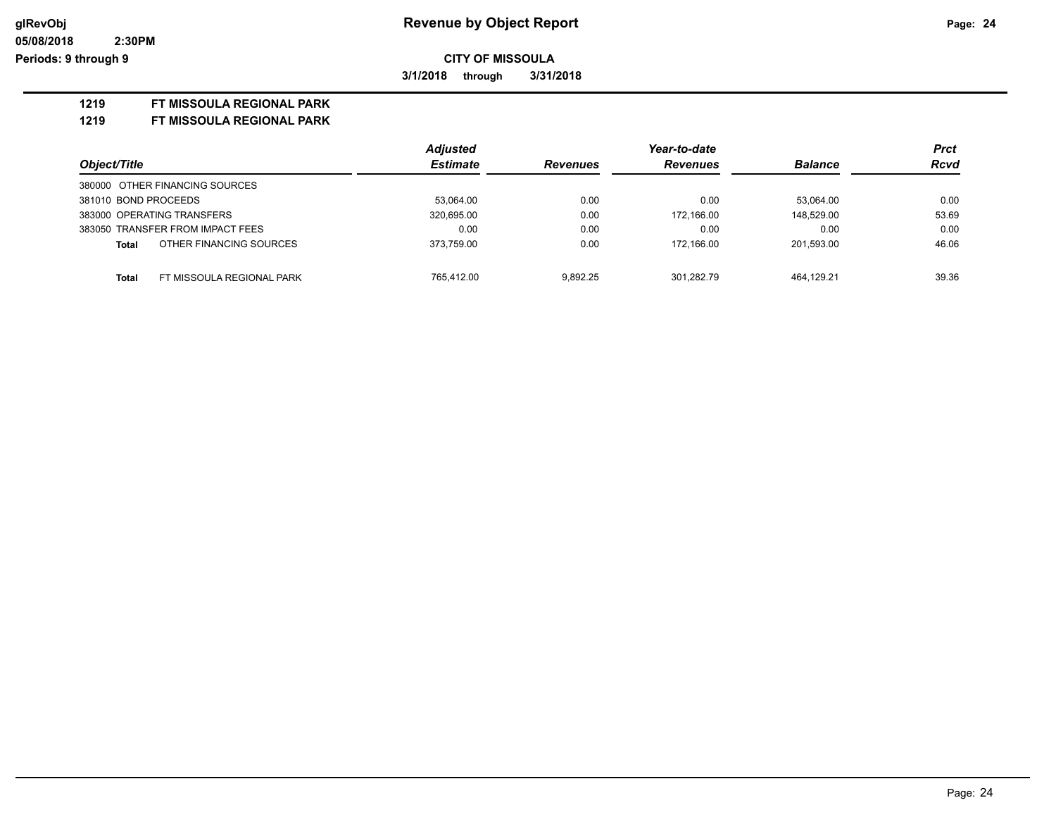**CITY OF MISSOULA**

**3/1/2018 through 3/31/2018**

**1219 FT MISSOULA REGIONAL PARK**

**1219 FT MISSOULA REGIONAL PARK**

| Object/Title | Adjusted Estimate | Revenues | Year-to-date Revenues | Balance | Prct Rcvd |
|---|---|---|---|---|---|
| 380000 OTHER FINANCING SOURCES | | | | | |
| 381010 BOND PROCEEDS | 53,064.00 | 0.00 | 0.00 | 53,064.00 | 0.00 |
| 383000 OPERATING TRANSFERS | 320,695.00 | 0.00 | 172,166.00 | 148,529.00 | 53.69 |
| 383050 TRANSFER FROM IMPACT FEES | 0.00 | 0.00 | 0.00 | 0.00 | 0.00 |
| **Total** OTHER FINANCING SOURCES | 373,759.00 | 0.00 | 172,166.00 | 201,593.00 | 46.06 |
| **Total** FT MISSOULA REGIONAL PARK | 765,412.00 | 9,892.25 | 301,282.79 | 464,129.21 | 39.36 |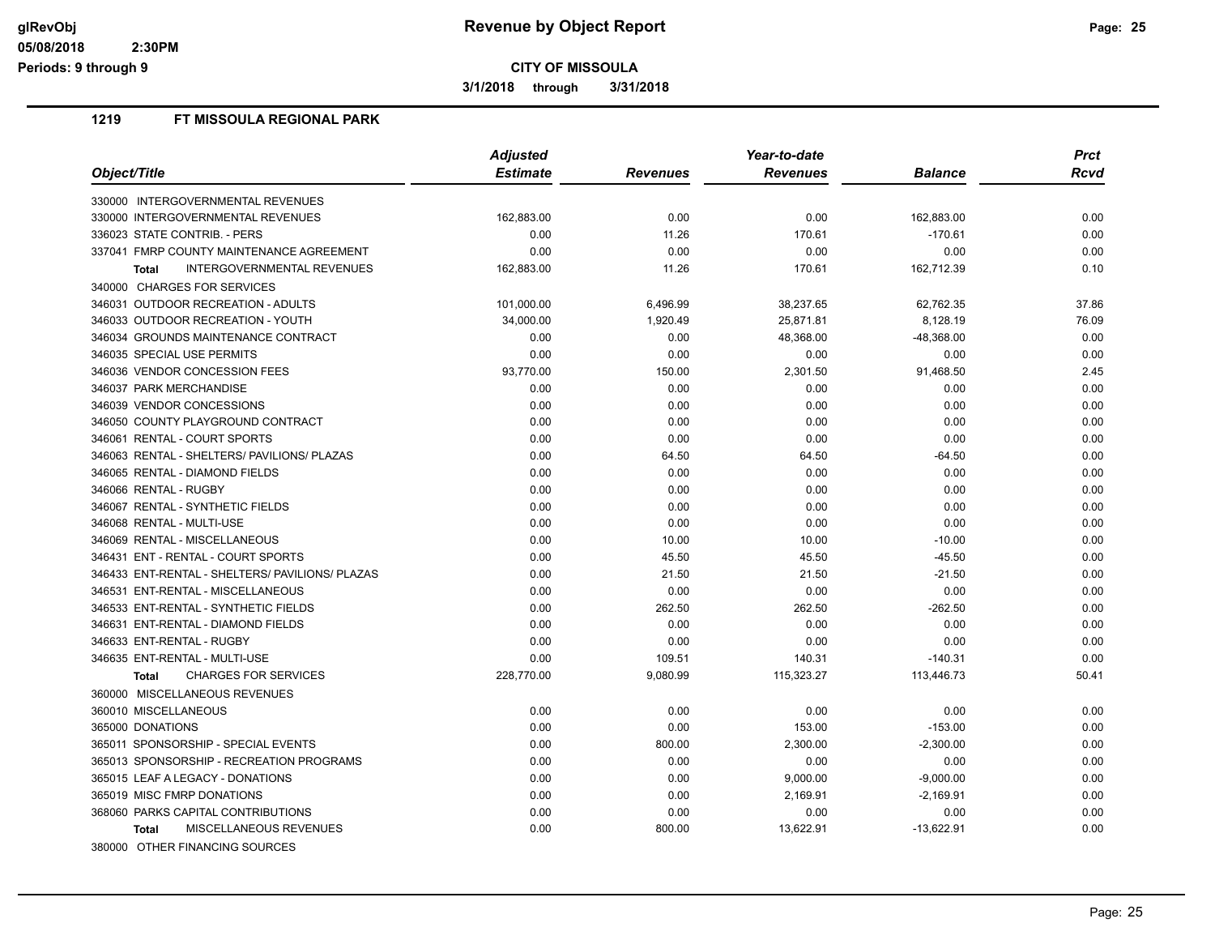**Revenue by Object Report**

**CITY OF MISSOULA**

**3/1/2018 through 3/31/2018**

glRevObj
05/08/2018 2:30PM
Periods: 9 through 9

## 1219 FT MISSOULA REGIONAL PARK

| Object/Title | Adjusted Estimate | Revenues | Year-to-date Revenues | Balance | Prct Rcvd |
|---|---|---|---|---|---|
| 330000 INTERGOVERNMENTAL REVENUES | | | | | |
| 330000 INTERGOVERNMENTAL REVENUES | 162,883.00 | 0.00 | 0.00 | 162,883.00 | 0.00 |
| 336023 STATE CONTRIB. - PERS | 0.00 | 11.26 | 170.61 | -170.61 | 0.00 |
| 337041 FMRP COUNTY MAINTENANCE AGREEMENT | 0.00 | 0.00 | 0.00 | 0.00 | 0.00 |
| **Total** INTERGOVERNMENTAL REVENUES | 162,883.00 | 11.26 | 170.61 | 162,712.39 | 0.10 |
| 340000 CHARGES FOR SERVICES | | | | | |
| 346031 OUTDOOR RECREATION - ADULTS | 101,000.00 | 6,496.99 | 38,237.65 | 62,762.35 | 37.86 |
| 346033 OUTDOOR RECREATION - YOUTH | 34,000.00 | 1,920.49 | 25,871.81 | 8,128.19 | 76.09 |
| 346034 GROUNDS MAINTENANCE CONTRACT | 0.00 | 0.00 | 48,368.00 | -48,368.00 | 0.00 |
| 346035 SPECIAL USE PERMITS | 0.00 | 0.00 | 0.00 | 0.00 | 0.00 |
| 346036 VENDOR CONCESSION FEES | 93,770.00 | 150.00 | 2,301.50 | 91,468.50 | 2.45 |
| 346037 PARK MERCHANDISE | 0.00 | 0.00 | 0.00 | 0.00 | 0.00 |
| 346039 VENDOR CONCESSIONS | 0.00 | 0.00 | 0.00 | 0.00 | 0.00 |
| 346050 COUNTY PLAYGROUND CONTRACT | 0.00 | 0.00 | 0.00 | 0.00 | 0.00 |
| 346061 RENTAL - COURT SPORTS | 0.00 | 0.00 | 0.00 | 0.00 | 0.00 |
| 346063 RENTAL - SHELTERS/ PAVILIONS/ PLAZAS | 0.00 | 64.50 | 64.50 | -64.50 | 0.00 |
| 346065 RENTAL - DIAMOND FIELDS | 0.00 | 0.00 | 0.00 | 0.00 | 0.00 |
| 346066 RENTAL - RUGBY | 0.00 | 0.00 | 0.00 | 0.00 | 0.00 |
| 346067 RENTAL - SYNTHETIC FIELDS | 0.00 | 0.00 | 0.00 | 0.00 | 0.00 |
| 346068 RENTAL - MULTI-USE | 0.00 | 0.00 | 0.00 | 0.00 | 0.00 |
| 346069 RENTAL - MISCELLANEOUS | 0.00 | 10.00 | 10.00 | -10.00 | 0.00 |
| 346431 ENT - RENTAL - COURT SPORTS | 0.00 | 45.50 | 45.50 | -45.50 | 0.00 |
| 346433 ENT-RENTAL - SHELTERS/ PAVILIONS/ PLAZAS | 0.00 | 21.50 | 21.50 | -21.50 | 0.00 |
| 346531 ENT-RENTAL - MISCELLANEOUS | 0.00 | 0.00 | 0.00 | 0.00 | 0.00 |
| 346533 ENT-RENTAL - SYNTHETIC FIELDS | 0.00 | 262.50 | 262.50 | -262.50 | 0.00 |
| 346631 ENT-RENTAL - DIAMOND FIELDS | 0.00 | 0.00 | 0.00 | 0.00 | 0.00 |
| 346633 ENT-RENTAL - RUGBY | 0.00 | 0.00 | 0.00 | 0.00 | 0.00 |
| 346635 ENT-RENTAL - MULTI-USE | 0.00 | 109.51 | 140.31 | -140.31 | 0.00 |
| **Total** CHARGES FOR SERVICES | 228,770.00 | 9,080.99 | 115,323.27 | 113,446.73 | 50.41 |
| 360000 MISCELLANEOUS REVENUES | | | | | |
| 360010 MISCELLANEOUS | 0.00 | 0.00 | 0.00 | 0.00 | 0.00 |
| 365000 DONATIONS | 0.00 | 0.00 | 153.00 | -153.00 | 0.00 |
| 365011 SPONSORSHIP - SPECIAL EVENTS | 0.00 | 800.00 | 2,300.00 | -2,300.00 | 0.00 |
| 365013 SPONSORSHIP - RECREATION PROGRAMS | 0.00 | 0.00 | 0.00 | 0.00 | 0.00 |
| 365015 LEAF A LEGACY - DONATIONS | 0.00 | 0.00 | 9,000.00 | -9,000.00 | 0.00 |
| 365019 MISC FMRP DONATIONS | 0.00 | 0.00 | 2,169.91 | -2,169.91 | 0.00 |
| 368060 PARKS CAPITAL CONTRIBUTIONS | 0.00 | 0.00 | 0.00 | 0.00 | 0.00 |
| **Total** MISCELLANEOUS REVENUES | 0.00 | 800.00 | 13,622.91 | -13,622.91 | 0.00 |
| 380000 OTHER FINANCING SOURCES | | | | | |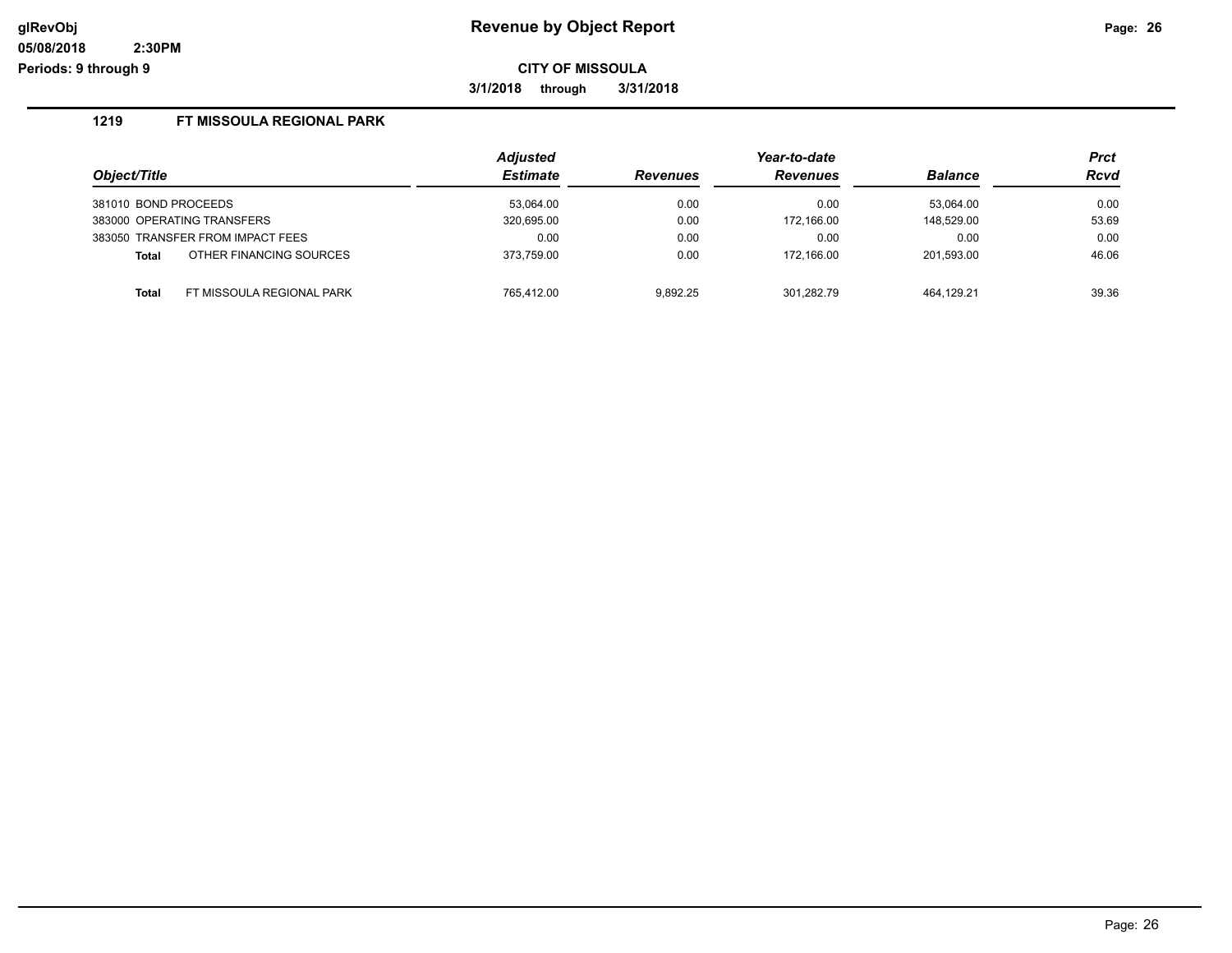# Revenue by Object Report

**CITY OF MISSOULA**

**3/1/2018 through 3/31/2018**

## 1219 FT MISSOULA REGIONAL PARK

| Object/Title | | Adjusted Estimate | Revenues | Year-to-date Revenues | Balance | Prct Rcvd |
|---|---|---|---|---|---|---|
| 381010 BOND PROCEEDS | | 53,064.00 | 0.00 | 0.00 | 53,064.00 | 0.00 |
| 383000 OPERATING TRANSFERS | | 320,695.00 | 0.00 | 172,166.00 | 148,529.00 | 53.69 |
| 383050 TRANSFER FROM IMPACT FEES | | 0.00 | 0.00 | 0.00 | 0.00 | 0.00 |
| **Total** | OTHER FINANCING SOURCES | 373,759.00 | 0.00 | 172,166.00 | 201,593.00 | 46.06 |
| **Total** | FT MISSOULA REGIONAL PARK | 765,412.00 | 9,892.25 | 301,282.79 | 464,129.21 | 39.36 |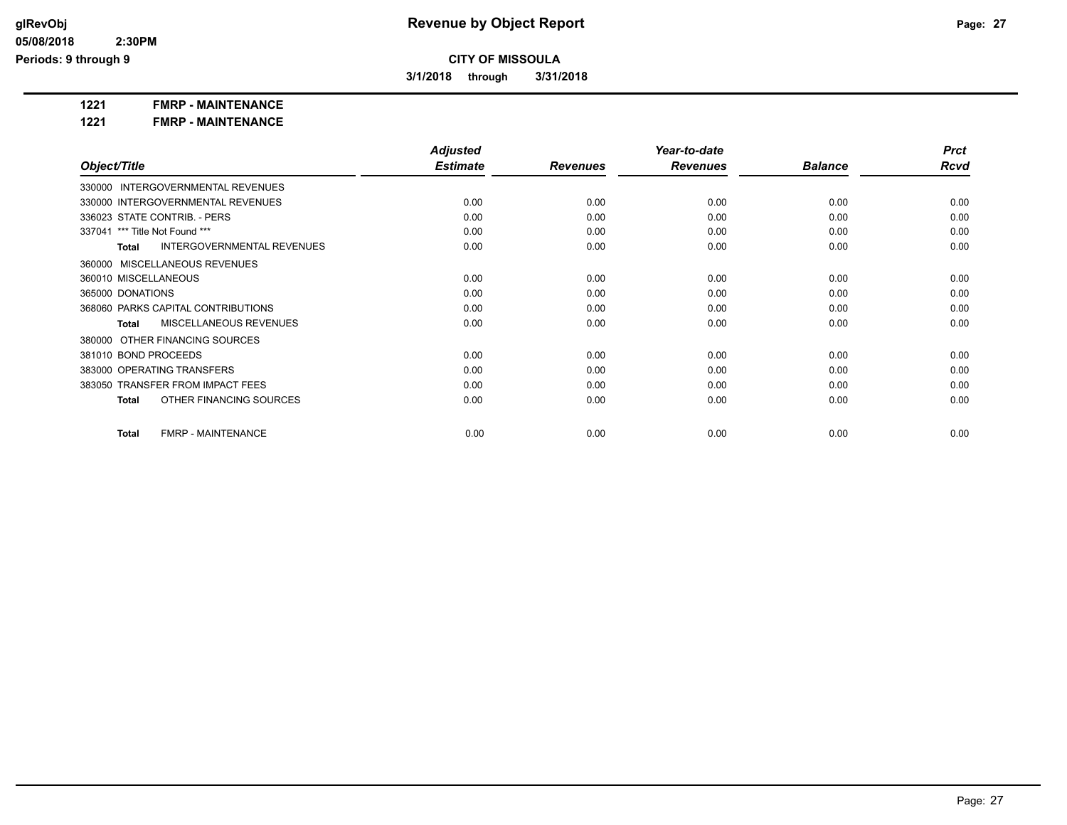# Revenue by Object Report

**CITY OF MISSOULA**

**3/1/2018 through 3/31/2018**

glRevObj
05/08/2018 2:30PM
Periods: 9 through 9

**1221 FMRP - MAINTENANCE**

**1221 FMRP - MAINTENANCE**

| Object/Title | Adjusted Estimate | Revenues | Year-to-date Revenues | Balance | Prct Rcvd |
|---|---|---|---|---|---|
| 330000 INTERGOVERNMENTAL REVENUES | | | | | |
| 330000 INTERGOVERNMENTAL REVENUES | 0.00 | 0.00 | 0.00 | 0.00 | 0.00 |
| 336023 STATE CONTRIB. - PERS | 0.00 | 0.00 | 0.00 | 0.00 | 0.00 |
| 337041 *** Title Not Found *** | 0.00 | 0.00 | 0.00 | 0.00 | 0.00 |
| **Total** INTERGOVERNMENTAL REVENUES | 0.00 | 0.00 | 0.00 | 0.00 | 0.00 |
| 360000 MISCELLANEOUS REVENUES | | | | | |
| 360010 MISCELLANEOUS | 0.00 | 0.00 | 0.00 | 0.00 | 0.00 |
| 365000 DONATIONS | 0.00 | 0.00 | 0.00 | 0.00 | 0.00 |
| 368060 PARKS CAPITAL CONTRIBUTIONS | 0.00 | 0.00 | 0.00 | 0.00 | 0.00 |
| **Total** MISCELLANEOUS REVENUES | 0.00 | 0.00 | 0.00 | 0.00 | 0.00 |
| 380000 OTHER FINANCING SOURCES | | | | | |
| 381010 BOND PROCEEDS | 0.00 | 0.00 | 0.00 | 0.00 | 0.00 |
| 383000 OPERATING TRANSFERS | 0.00 | 0.00 | 0.00 | 0.00 | 0.00 |
| 383050 TRANSFER FROM IMPACT FEES | 0.00 | 0.00 | 0.00 | 0.00 | 0.00 |
| **Total** OTHER FINANCING SOURCES | 0.00 | 0.00 | 0.00 | 0.00 | 0.00 |
| **Total** FMRP - MAINTENANCE | 0.00 | 0.00 | 0.00 | 0.00 | 0.00 |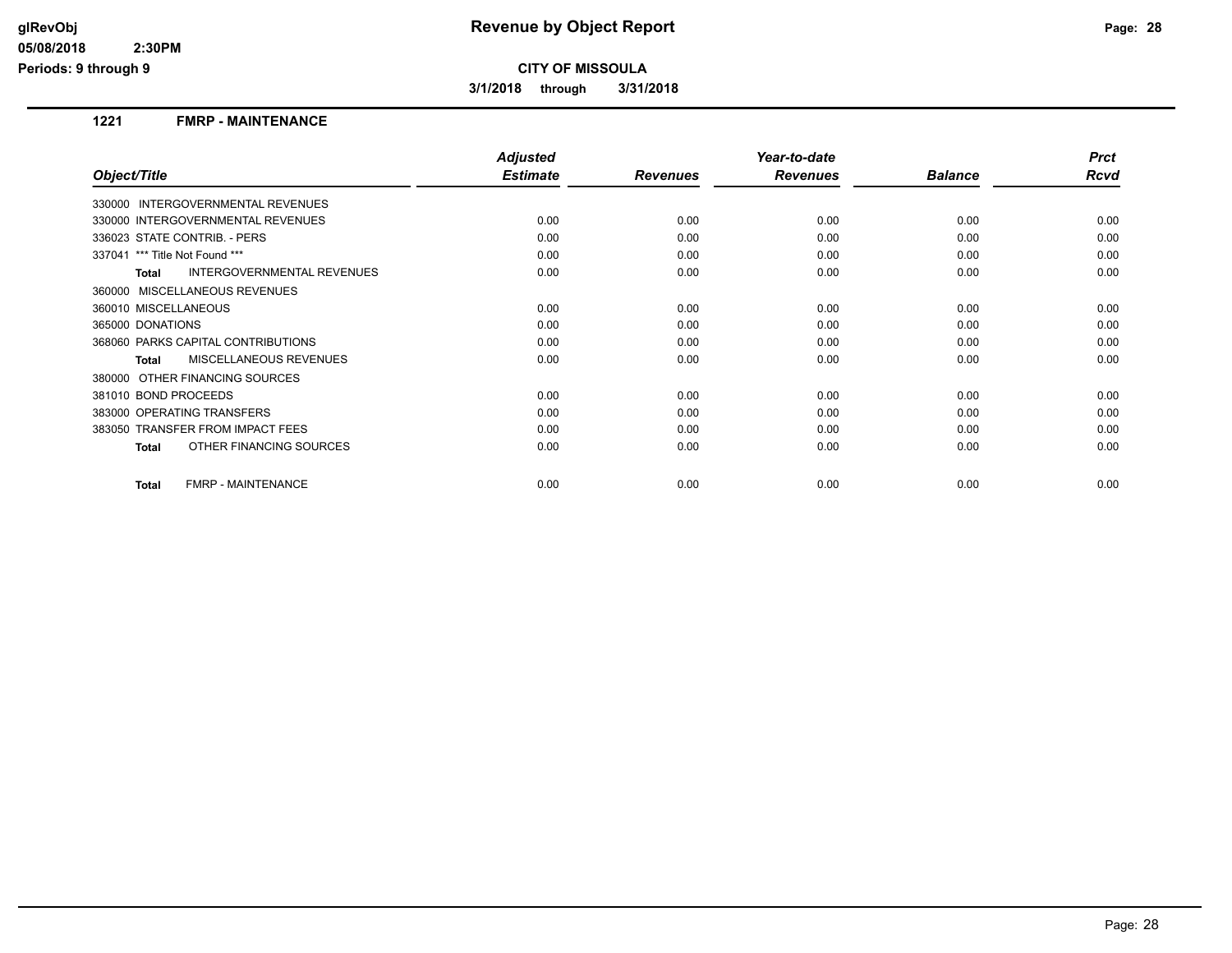**CITY OF MISSOULA**

**3/1/2018 through 3/31/2018**

## 1221 FMRP - MAINTENANCE

| Object/Title | Adjusted Estimate | Revenues | Year-to-date Revenues | Balance | Prct Rcvd |
|---|---|---|---|---|---|
| 330000 INTERGOVERNMENTAL REVENUES | | | | | |
| 330000 INTERGOVERNMENTAL REVENUES | 0.00 | 0.00 | 0.00 | 0.00 | 0.00 |
| 336023 STATE CONTRIB. - PERS | 0.00 | 0.00 | 0.00 | 0.00 | 0.00 |
| 337041 *** Title Not Found *** | 0.00 | 0.00 | 0.00 | 0.00 | 0.00 |
| **Total** INTERGOVERNMENTAL REVENUES | 0.00 | 0.00 | 0.00 | 0.00 | 0.00 |
| 360000 MISCELLANEOUS REVENUES | | | | | |
| 360010 MISCELLANEOUS | 0.00 | 0.00 | 0.00 | 0.00 | 0.00 |
| 365000 DONATIONS | 0.00 | 0.00 | 0.00 | 0.00 | 0.00 |
| 368060 PARKS CAPITAL CONTRIBUTIONS | 0.00 | 0.00 | 0.00 | 0.00 | 0.00 |
| **Total** MISCELLANEOUS REVENUES | 0.00 | 0.00 | 0.00 | 0.00 | 0.00 |
| 380000 OTHER FINANCING SOURCES | | | | | |
| 381010 BOND PROCEEDS | 0.00 | 0.00 | 0.00 | 0.00 | 0.00 |
| 383000 OPERATING TRANSFERS | 0.00 | 0.00 | 0.00 | 0.00 | 0.00 |
| 383050 TRANSFER FROM IMPACT FEES | 0.00 | 0.00 | 0.00 | 0.00 | 0.00 |
| **Total** OTHER FINANCING SOURCES | 0.00 | 0.00 | 0.00 | 0.00 | 0.00 |
| **Total** FMRP - MAINTENANCE | 0.00 | 0.00 | 0.00 | 0.00 | 0.00 |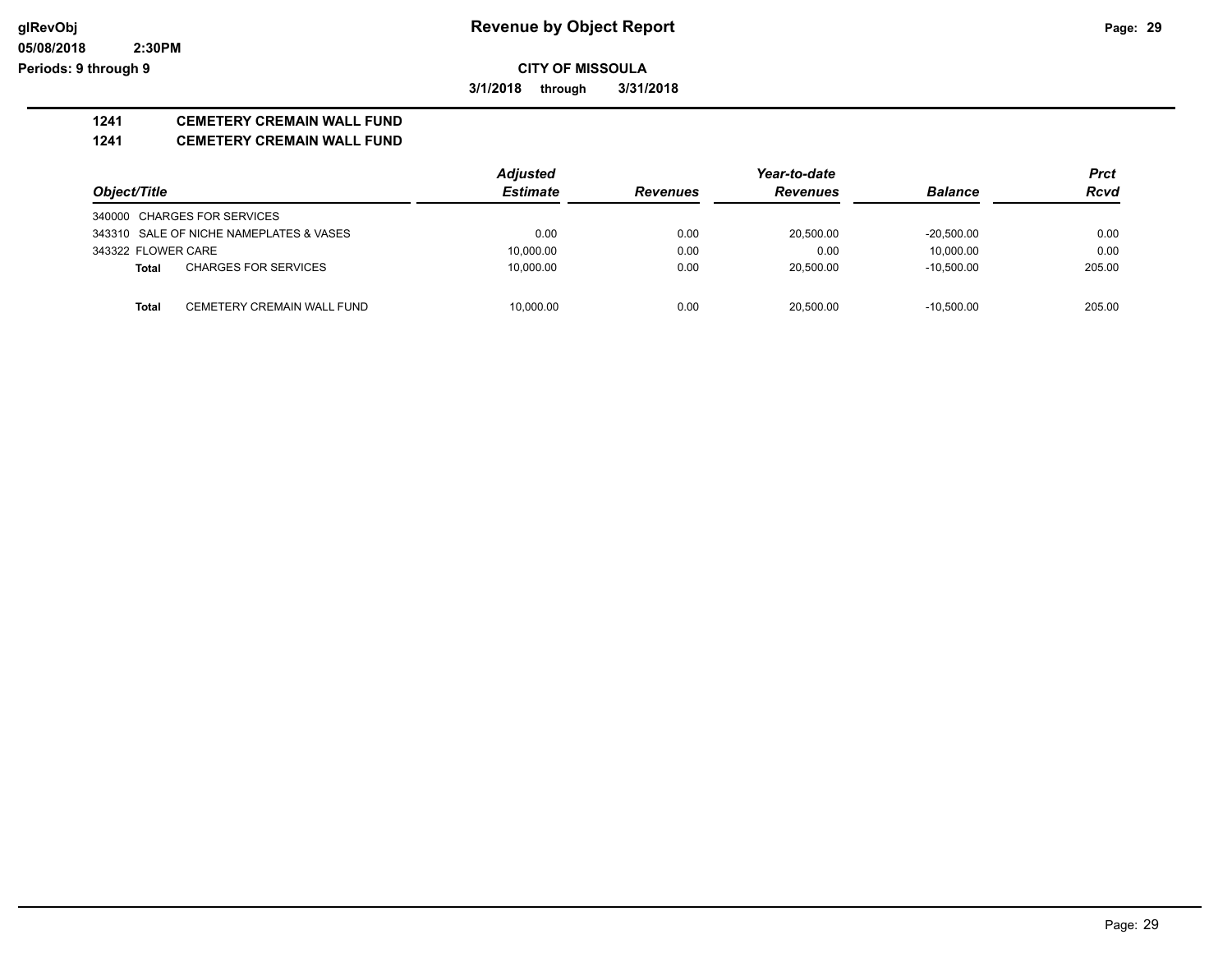**Revenue by Object Report**

**CITY OF MISSOULA**

**3/1/2018 through 3/31/2018**

## 1241 CEMETERY CREMAIN WALL FUND

## 1241 CEMETERY CREMAIN WALL FUND

| Object/Title | Adjusted Estimate | Revenues | Year-to-date Revenues | Balance | Prct Rcvd |
|---|---|---|---|---|---|
| 340000 CHARGES FOR SERVICES | | | | | |
| 343310 SALE OF NICHE NAMEPLATES & VASES | 0.00 | 0.00 | 20,500.00 | -20,500.00 | 0.00 |
| 343322 FLOWER CARE | 10,000.00 | 0.00 | 0.00 | 10,000.00 | 0.00 |
| **Total** CHARGES FOR SERVICES | 10,000.00 | 0.00 | 20,500.00 | -10,500.00 | 205.00 |
| **Total** CEMETERY CREMAIN WALL FUND | 10,000.00 | 0.00 | 20,500.00 | -10,500.00 | 205.00 |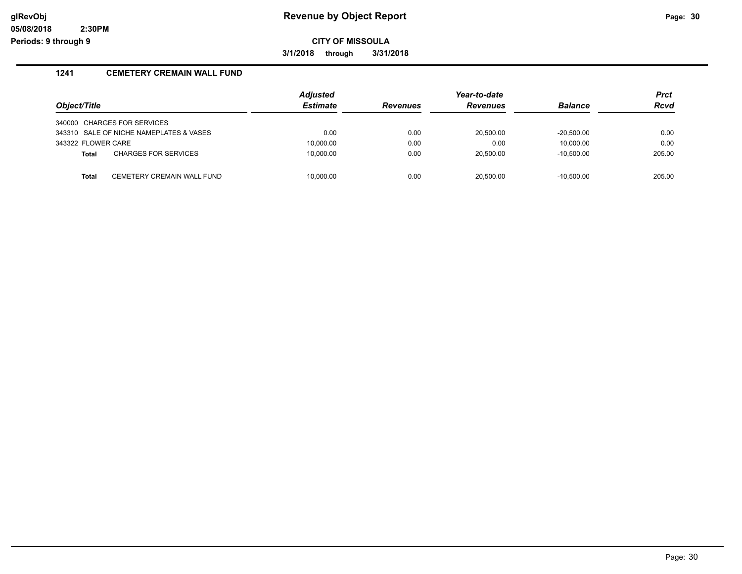# Revenue by Object Report

**CITY OF MISSOULA**

**3/1/2018 through 3/31/2018**

glRevObj
05/08/2018 2:30PM
Periods: 9 through 9

## 1241 CEMETERY CREMAIN WALL FUND

| Object/Title | Adjusted Estimate | Revenues | Year-to-date Revenues | Balance | Prct Rcvd |
|---|---|---|---|---|---|
| 340000 CHARGES FOR SERVICES | | | | | |
| 343310 SALE OF NICHE NAMEPLATES & VASES | 0.00 | 0.00 | 20,500.00 | -20,500.00 | 0.00 |
| 343322 FLOWER CARE | 10,000.00 | 0.00 | 0.00 | 10,000.00 | 0.00 |
| **Total** CHARGES FOR SERVICES | 10,000.00 | 0.00 | 20,500.00 | -10,500.00 | 205.00 |
| **Total** CEMETERY CREMAIN WALL FUND | 10,000.00 | 0.00 | 20,500.00 | -10,500.00 | 205.00 |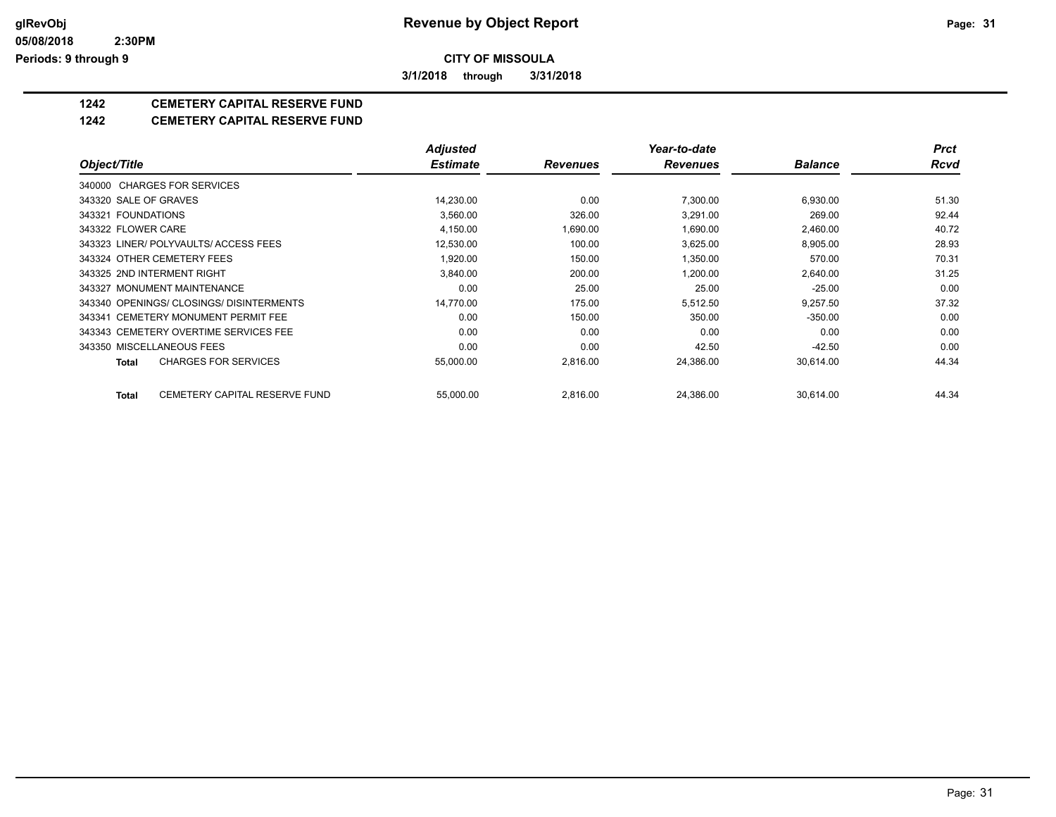# Revenue by Object Report

**CITY OF MISSOULA**

**3/1/2018 through 3/31/2018**

glRevObj
05/08/2018 2:30PM
Periods: 9 through 9

## 1242 CEMETERY CAPITAL RESERVE FUND

## 1242 CEMETERY CAPITAL RESERVE FUND

| Object/Title | Adjusted Estimate | Revenues | Year-to-date Revenues | Balance | Prct Rcvd |
|---|---|---|---|---|---|
| 340000 CHARGES FOR SERVICES | | | | | |
| 343320 SALE OF GRAVES | 14,230.00 | 0.00 | 7,300.00 | 6,930.00 | 51.30 |
| 343321 FOUNDATIONS | 3,560.00 | 326.00 | 3,291.00 | 269.00 | 92.44 |
| 343322 FLOWER CARE | 4,150.00 | 1,690.00 | 1,690.00 | 2,460.00 | 40.72 |
| 343323 LINER/ POLYVAULTS/ ACCESS FEES | 12,530.00 | 100.00 | 3,625.00 | 8,905.00 | 28.93 |
| 343324 OTHER CEMETERY FEES | 1,920.00 | 150.00 | 1,350.00 | 570.00 | 70.31 |
| 343325 2ND INTERMENT RIGHT | 3,840.00 | 200.00 | 1,200.00 | 2,640.00 | 31.25 |
| 343327 MONUMENT MAINTENANCE | 0.00 | 25.00 | 25.00 | -25.00 | 0.00 |
| 343340 OPENINGS/ CLOSINGS/ DISINTERMENTS | 14,770.00 | 175.00 | 5,512.50 | 9,257.50 | 37.32 |
| 343341 CEMETERY MONUMENT PERMIT FEE | 0.00 | 150.00 | 350.00 | -350.00 | 0.00 |
| 343343 CEMETERY OVERTIME SERVICES FEE | 0.00 | 0.00 | 0.00 | 0.00 | 0.00 |
| 343350 MISCELLANEOUS FEES | 0.00 | 0.00 | 42.50 | -42.50 | 0.00 |
| **Total** CHARGES FOR SERVICES | 55,000.00 | 2,816.00 | 24,386.00 | 30,614.00 | 44.34 |
| | | | | | |
| **Total** CEMETERY CAPITAL RESERVE FUND | 55,000.00 | 2,816.00 | 24,386.00 | 30,614.00 | 44.34 |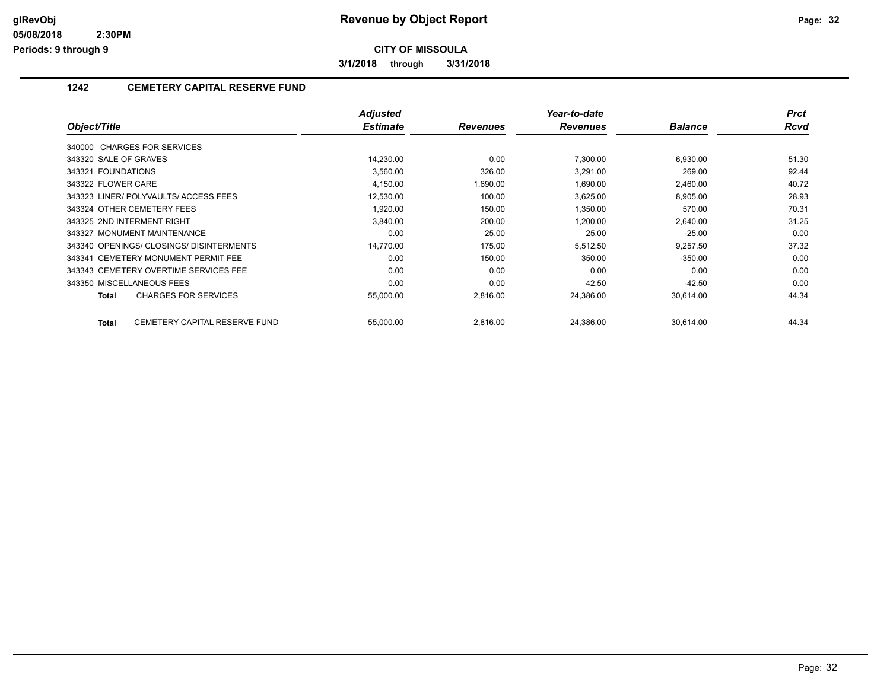**glRevObj**
**05/08/2018 2:30PM**
**Periods: 9 through 9**

# Revenue by Object Report

**CITY OF MISSOULA**

**3/1/2018 through 3/31/2018**

## 1242 CEMETERY CAPITAL RESERVE FUND

| Object/Title | Adjusted Estimate | Revenues | Year-to-date Revenues | Balance | Prct Rcvd |
|---|---|---|---|---|---|
| 340000 CHARGES FOR SERVICES | | | | | |
| 343320 SALE OF GRAVES | 14,230.00 | 0.00 | 7,300.00 | 6,930.00 | 51.30 |
| 343321 FOUNDATIONS | 3,560.00 | 326.00 | 3,291.00 | 269.00 | 92.44 |
| 343322 FLOWER CARE | 4,150.00 | 1,690.00 | 1,690.00 | 2,460.00 | 40.72 |
| 343323 LINER/ POLYVAULTS/ ACCESS FEES | 12,530.00 | 100.00 | 3,625.00 | 8,905.00 | 28.93 |
| 343324 OTHER CEMETERY FEES | 1,920.00 | 150.00 | 1,350.00 | 570.00 | 70.31 |
| 343325 2ND INTERMENT RIGHT | 3,840.00 | 200.00 | 1,200.00 | 2,640.00 | 31.25 |
| 343327 MONUMENT MAINTENANCE | 0.00 | 25.00 | 25.00 | -25.00 | 0.00 |
| 343340 OPENINGS/ CLOSINGS/ DISINTERMENTS | 14,770.00 | 175.00 | 5,512.50 | 9,257.50 | 37.32 |
| 343341 CEMETERY MONUMENT PERMIT FEE | 0.00 | 150.00 | 350.00 | -350.00 | 0.00 |
| 343343 CEMETERY OVERTIME SERVICES FEE | 0.00 | 0.00 | 0.00 | 0.00 | 0.00 |
| 343350 MISCELLANEOUS FEES | 0.00 | 0.00 | 42.50 | -42.50 | 0.00 |
| **Total** CHARGES FOR SERVICES | 55,000.00 | 2,816.00 | 24,386.00 | 30,614.00 | 44.34 |
| **Total** CEMETERY CAPITAL RESERVE FUND | 55,000.00 | 2,816.00 | 24,386.00 | 30,614.00 | 44.34 |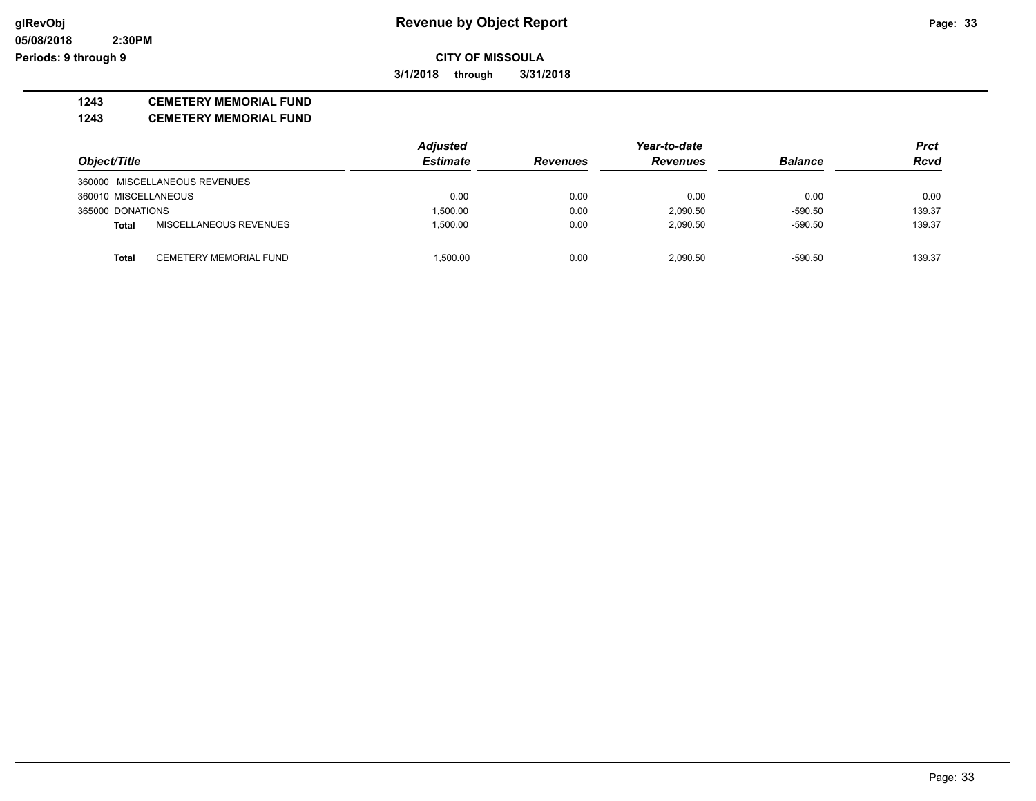# Revenue by Object Report

glRevObj
05/08/2018 2:30PM
Periods: 9 through 9

**CITY OF MISSOULA**

**3/1/2018 through 3/31/2018**

**1243 CEMETERY MEMORIAL FUND**

**1243 CEMETERY MEMORIAL FUND**

| Object/Title | Adjusted Estimate | Revenues | Year-to-date Revenues | Balance | Prct Rcvd |
|---|---|---|---|---|---|
| 360000 MISCELLANEOUS REVENUES | | | | | |
| 360010 MISCELLANEOUS | 0.00 | 0.00 | 0.00 | 0.00 | 0.00 |
| 365000 DONATIONS | 1,500.00 | 0.00 | 2,090.50 | -590.50 | 139.37 |
| **Total** MISCELLANEOUS REVENUES | 1,500.00 | 0.00 | 2,090.50 | -590.50 | 139.37 |
| | | | | | |
| **Total** CEMETERY MEMORIAL FUND | 1,500.00 | 0.00 | 2,090.50 | -590.50 | 139.37 |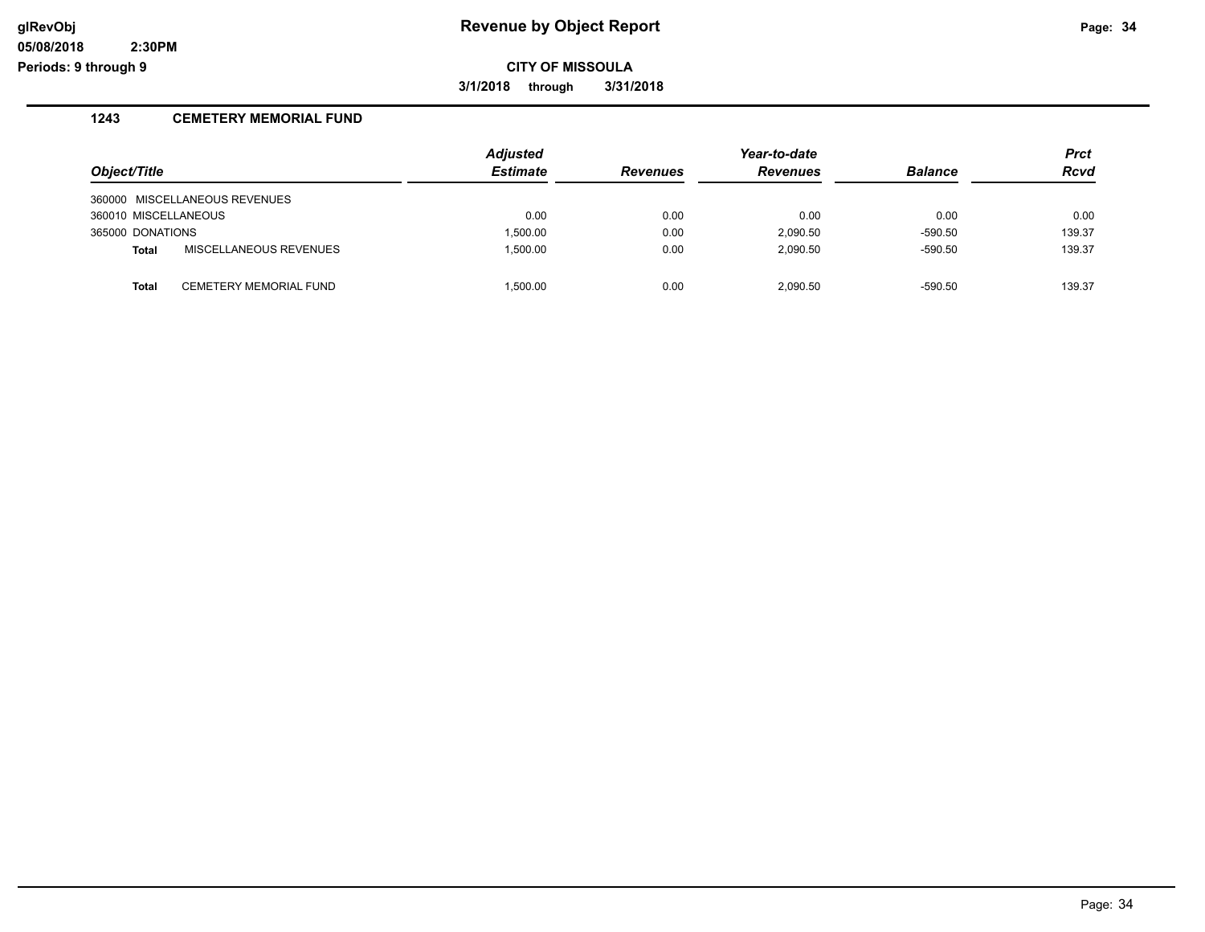# Revenue by Object Report

**CITY OF MISSOULA**

**3/1/2018 through 3/31/2018**

glRevObj
05/08/2018 2:30PM
Periods: 9 through 9

## 1243 CEMETERY MEMORIAL FUND

| Object/Title | Adjusted Estimate | Revenues | Year-to-date Revenues | Balance | Prct Rcvd |
|---|---|---|---|---|---|
| 360000 MISCELLANEOUS REVENUES | | | | | |
| 360010 MISCELLANEOUS | 0.00 | 0.00 | 0.00 | 0.00 | 0.00 |
| 365000 DONATIONS | 1,500.00 | 0.00 | 2,090.50 | -590.50 | 139.37 |
| **Total** MISCELLANEOUS REVENUES | 1,500.00 | 0.00 | 2,090.50 | -590.50 | 139.37 |
| **Total** CEMETERY MEMORIAL FUND | 1,500.00 | 0.00 | 2,090.50 | -590.50 | 139.37 |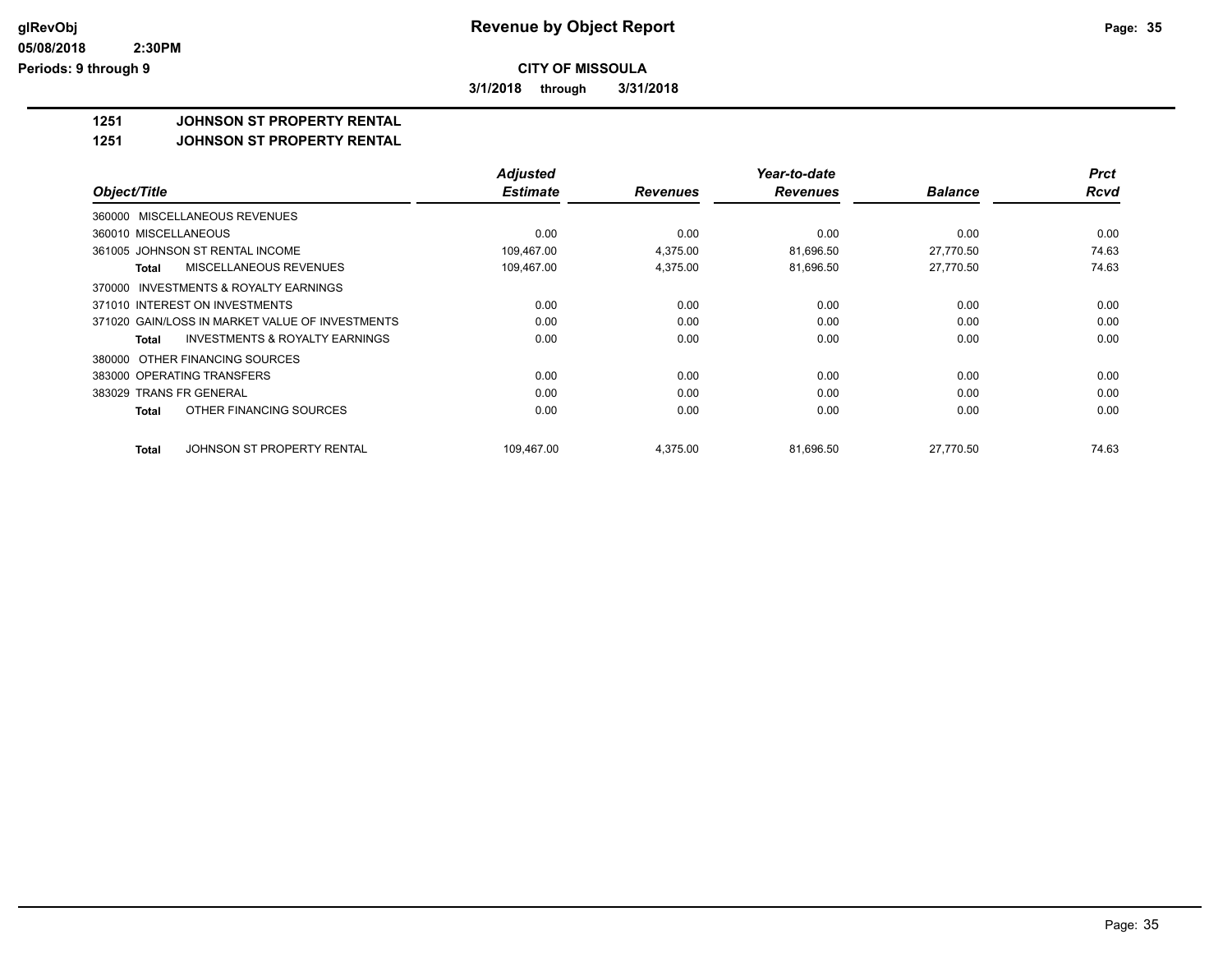# Revenue by Object Report

**CITY OF MISSOULA**

**3/1/2018 through 3/31/2018**

glRevObj
05/08/2018 2:30PM
Periods: 9 through 9

## 1251 JOHNSON ST PROPERTY RENTAL

### 1251 JOHNSON ST PROPERTY RENTAL

| Object/Title | Adjusted Estimate | Revenues | Year-to-date Revenues | Balance | Prct Rcvd |
|---|---|---|---|---|---|
| 360000 MISCELLANEOUS REVENUES | | | | | |
| 360010 MISCELLANEOUS | 0.00 | 0.00 | 0.00 | 0.00 | 0.00 |
| 361005 JOHNSON ST RENTAL INCOME | 109,467.00 | 4,375.00 | 81,696.50 | 27,770.50 | 74.63 |
| **Total** MISCELLANEOUS REVENUES | 109,467.00 | 4,375.00 | 81,696.50 | 27,770.50 | 74.63 |
| 370000 INVESTMENTS & ROYALTY EARNINGS | | | | | |
| 371010 INTEREST ON INVESTMENTS | 0.00 | 0.00 | 0.00 | 0.00 | 0.00 |
| 371020 GAIN/LOSS IN MARKET VALUE OF INVESTMENTS | 0.00 | 0.00 | 0.00 | 0.00 | 0.00 |
| **Total** INVESTMENTS & ROYALTY EARNINGS | 0.00 | 0.00 | 0.00 | 0.00 | 0.00 |
| 380000 OTHER FINANCING SOURCES | | | | | |
| 383000 OPERATING TRANSFERS | 0.00 | 0.00 | 0.00 | 0.00 | 0.00 |
| 383029 TRANS FR GENERAL | 0.00 | 0.00 | 0.00 | 0.00 | 0.00 |
| **Total** OTHER FINANCING SOURCES | 0.00 | 0.00 | 0.00 | 0.00 | 0.00 |
| **Total** JOHNSON ST PROPERTY RENTAL | 109,467.00 | 4,375.00 | 81,696.50 | 27,770.50 | 74.63 |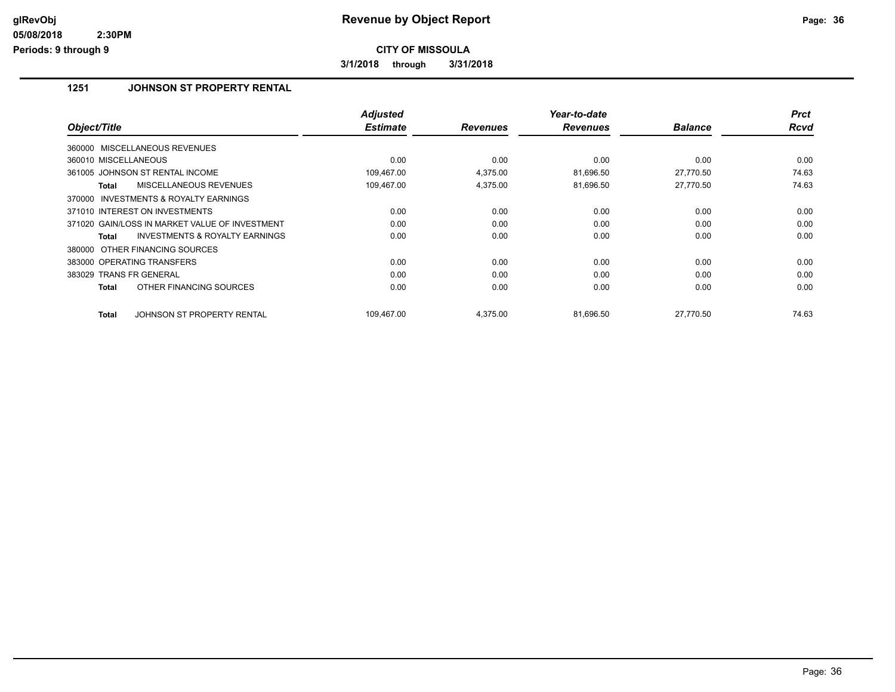# Revenue by Object Report

**CITY OF MISSOULA**

**3/1/2018 through 3/31/2018**

glRevObj
05/08/2018 2:30PM
Periods: 9 through 9

## 1251 JOHNSON ST PROPERTY RENTAL

| Object/Title | Adjusted Estimate | Revenues | Year-to-date Revenues | Balance | Prct Rcvd |
|---|---|---|---|---|---|
| 360000 MISCELLANEOUS REVENUES | | | | | |
| 360010 MISCELLANEOUS | 0.00 | 0.00 | 0.00 | 0.00 | 0.00 |
| 361005 JOHNSON ST RENTAL INCOME | 109,467.00 | 4,375.00 | 81,696.50 | 27,770.50 | 74.63 |
| **Total** MISCELLANEOUS REVENUES | 109,467.00 | 4,375.00 | 81,696.50 | 27,770.50 | 74.63 |
| 370000 INVESTMENTS & ROYALTY EARNINGS | | | | | |
| 371010 INTEREST ON INVESTMENTS | 0.00 | 0.00 | 0.00 | 0.00 | 0.00 |
| 371020 GAIN/LOSS IN MARKET VALUE OF INVESTMENT | 0.00 | 0.00 | 0.00 | 0.00 | 0.00 |
| **Total** INVESTMENTS & ROYALTY EARNINGS | 0.00 | 0.00 | 0.00 | 0.00 | 0.00 |
| 380000 OTHER FINANCING SOURCES | | | | | |
| 383000 OPERATING TRANSFERS | 0.00 | 0.00 | 0.00 | 0.00 | 0.00 |
| 383029 TRANS FR GENERAL | 0.00 | 0.00 | 0.00 | 0.00 | 0.00 |
| **Total** OTHER FINANCING SOURCES | 0.00 | 0.00 | 0.00 | 0.00 | 0.00 |
| **Total** JOHNSON ST PROPERTY RENTAL | 109,467.00 | 4,375.00 | 81,696.50 | 27,770.50 | 74.63 |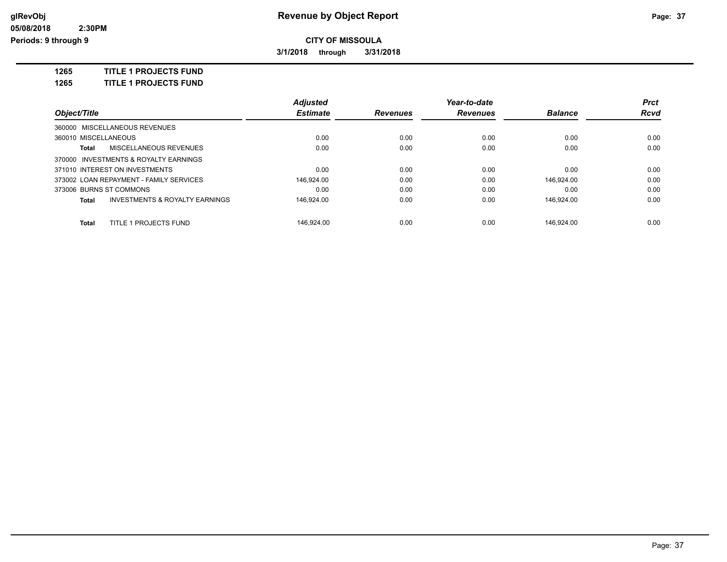**Revenue by Object Report**

**CITY OF MISSOULA**

**3/1/2018 through 3/31/2018**

glRevObj
05/08/2018 2:30PM
Periods: 9 through 9

**1265 TITLE 1 PROJECTS FUND**

**1265 TITLE 1 PROJECTS FUND**

| Object/Title | Adjusted Estimate | Revenues | Year-to-date Revenues | Balance | Prct Rcvd |
|---|---|---|---|---|---|
| 360000 MISCELLANEOUS REVENUES | | | | | |
| 360010 MISCELLANEOUS | 0.00 | 0.00 | 0.00 | 0.00 | 0.00 |
| **Total** MISCELLANEOUS REVENUES | 0.00 | 0.00 | 0.00 | 0.00 | 0.00 |
| 370000 INVESTMENTS & ROYALTY EARNINGS | | | | | |
| 371010 INTEREST ON INVESTMENTS | 0.00 | 0.00 | 0.00 | 0.00 | 0.00 |
| 373002 LOAN REPAYMENT - FAMILY SERVICES | 146,924.00 | 0.00 | 0.00 | 146,924.00 | 0.00 |
| 373006 BURNS ST COMMONS | 0.00 | 0.00 | 0.00 | 0.00 | 0.00 |
| **Total** INVESTMENTS & ROYALTY EARNINGS | 146,924.00 | 0.00 | 0.00 | 146,924.00 | 0.00 |
| **Total** TITLE 1 PROJECTS FUND | 146,924.00 | 0.00 | 0.00 | 146,924.00 | 0.00 |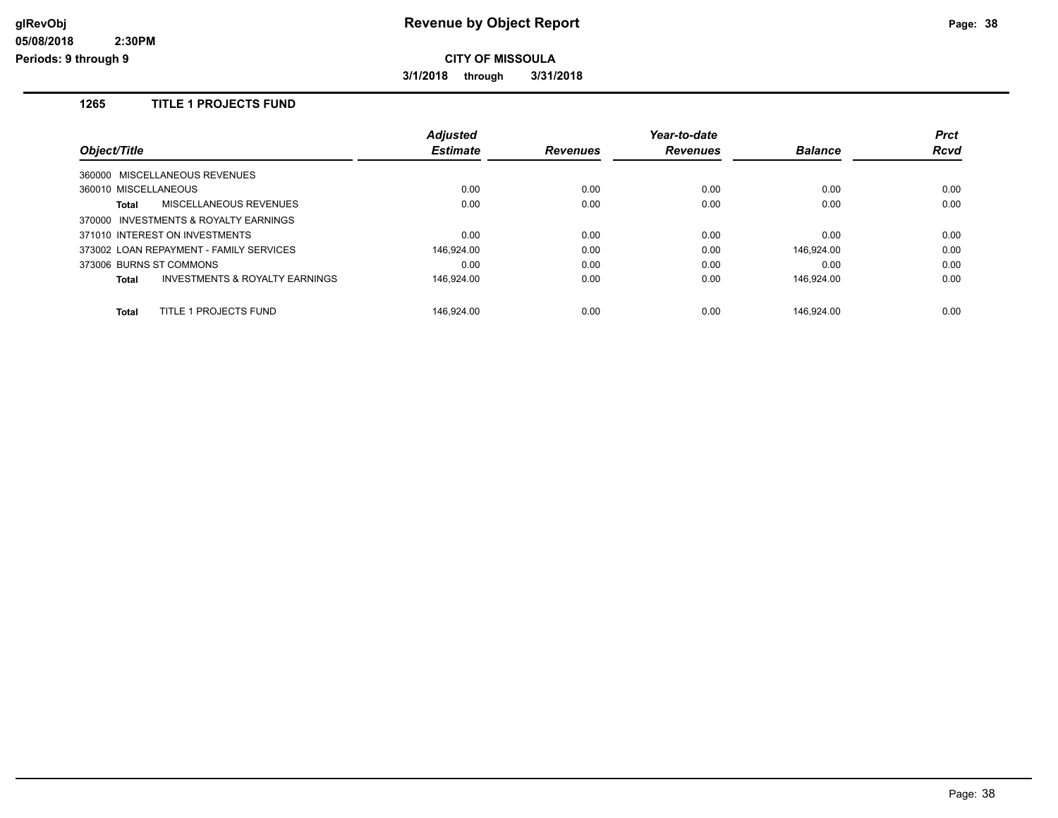# Revenue by Object Report

**CITY OF MISSOULA**

**3/1/2018 through 3/31/2018**

glRevObj
05/08/2018 2:30PM
Periods: 9 through 9

## 1265 TITLE 1 PROJECTS FUND

| Object/Title | Adjusted Estimate | Revenues | Year-to-date Revenues | Balance | Prct Rcvd |
|---|---|---|---|---|---|
| 360000 MISCELLANEOUS REVENUES | | | | | |
| 360010 MISCELLANEOUS | 0.00 | 0.00 | 0.00 | 0.00 | 0.00 |
| **Total** MISCELLANEOUS REVENUES | 0.00 | 0.00 | 0.00 | 0.00 | 0.00 |
| 370000 INVESTMENTS & ROYALTY EARNINGS | | | | | |
| 371010 INTEREST ON INVESTMENTS | 0.00 | 0.00 | 0.00 | 0.00 | 0.00 |
| 373002 LOAN REPAYMENT - FAMILY SERVICES | 146,924.00 | 0.00 | 0.00 | 146,924.00 | 0.00 |
| 373006 BURNS ST COMMONS | 0.00 | 0.00 | 0.00 | 0.00 | 0.00 |
| **Total** INVESTMENTS & ROYALTY EARNINGS | 146,924.00 | 0.00 | 0.00 | 146,924.00 | 0.00 |
| **Total** TITLE 1 PROJECTS FUND | 146,924.00 | 0.00 | 0.00 | 146,924.00 | 0.00 |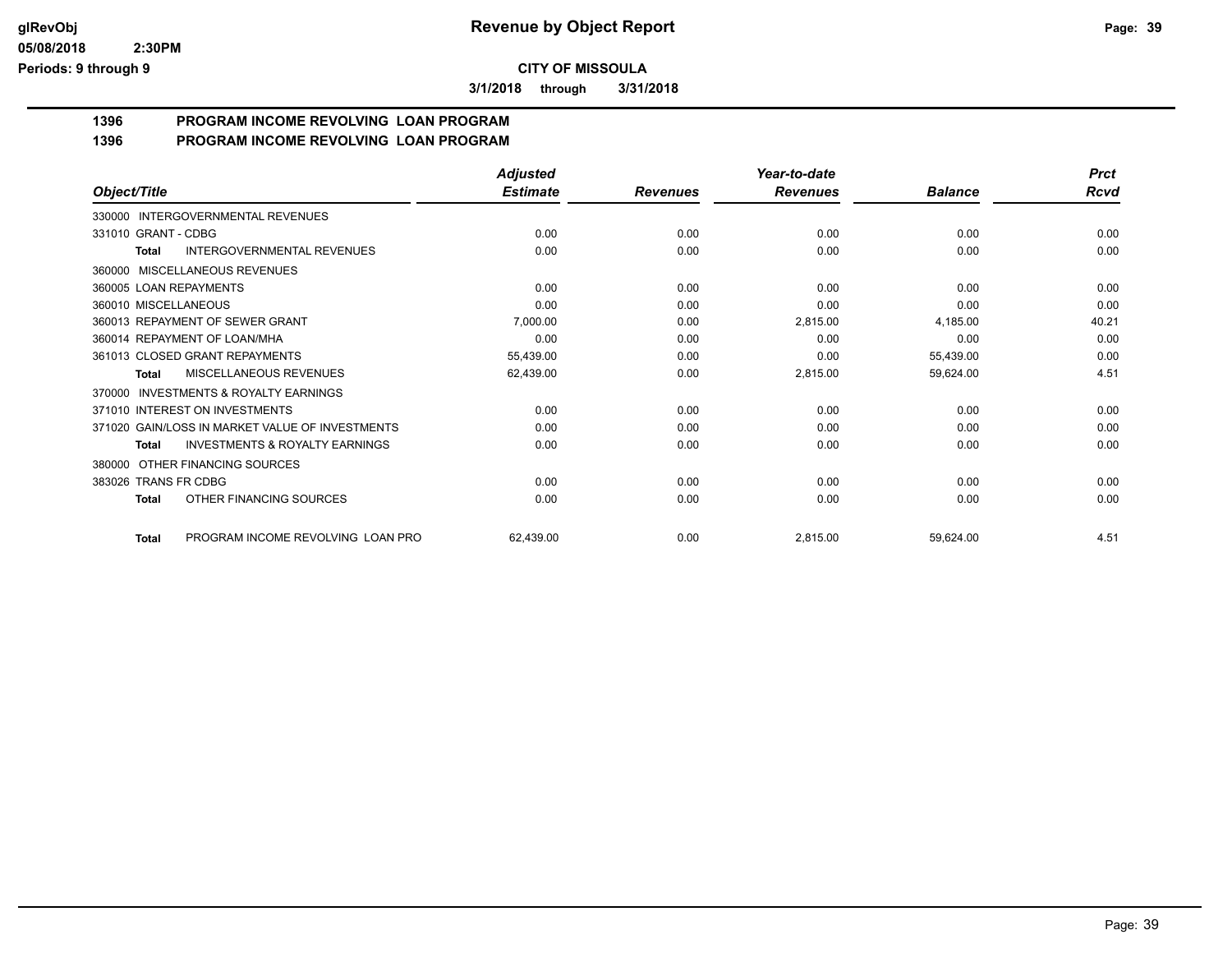# Revenue by Object Report

**CITY OF MISSOULA**

**3/1/2018 through 3/31/2018**

## 1396 PROGRAM INCOME REVOLVING LOAN PROGRAM
## 1396 PROGRAM INCOME REVOLVING LOAN PROGRAM

| Object/Title | Adjusted Estimate | Revenues | Year-to-date Revenues | Balance | Prct Rcvd |
|---|---|---|---|---|---|
| 330000 INTERGOVERNMENTAL REVENUES | | | | | |
| 331010 GRANT - CDBG | 0.00 | 0.00 | 0.00 | 0.00 | 0.00 |
| **Total** INTERGOVERNMENTAL REVENUES | 0.00 | 0.00 | 0.00 | 0.00 | 0.00 |
| 360000 MISCELLANEOUS REVENUES | | | | | |
| 360005 LOAN REPAYMENTS | 0.00 | 0.00 | 0.00 | 0.00 | 0.00 |
| 360010 MISCELLANEOUS | 0.00 | 0.00 | 0.00 | 0.00 | 0.00 |
| 360013 REPAYMENT OF SEWER GRANT | 7,000.00 | 0.00 | 2,815.00 | 4,185.00 | 40.21 |
| 360014 REPAYMENT OF LOAN/MHA | 0.00 | 0.00 | 0.00 | 0.00 | 0.00 |
| 361013 CLOSED GRANT REPAYMENTS | 55,439.00 | 0.00 | 0.00 | 55,439.00 | 0.00 |
| **Total** MISCELLANEOUS REVENUES | 62,439.00 | 0.00 | 2,815.00 | 59,624.00 | 4.51 |
| 370000 INVESTMENTS & ROYALTY EARNINGS | | | | | |
| 371010 INTEREST ON INVESTMENTS | 0.00 | 0.00 | 0.00 | 0.00 | 0.00 |
| 371020 GAIN/LOSS IN MARKET VALUE OF INVESTMENTS | 0.00 | 0.00 | 0.00 | 0.00 | 0.00 |
| **Total** INVESTMENTS & ROYALTY EARNINGS | 0.00 | 0.00 | 0.00 | 0.00 | 0.00 |
| 380000 OTHER FINANCING SOURCES | | | | | |
| 383026 TRANS FR CDBG | 0.00 | 0.00 | 0.00 | 0.00 | 0.00 |
| **Total** OTHER FINANCING SOURCES | 0.00 | 0.00 | 0.00 | 0.00 | 0.00 |
| **Total** PROGRAM INCOME REVOLVING LOAN PRO | 62,439.00 | 0.00 | 2,815.00 | 59,624.00 | 4.51 |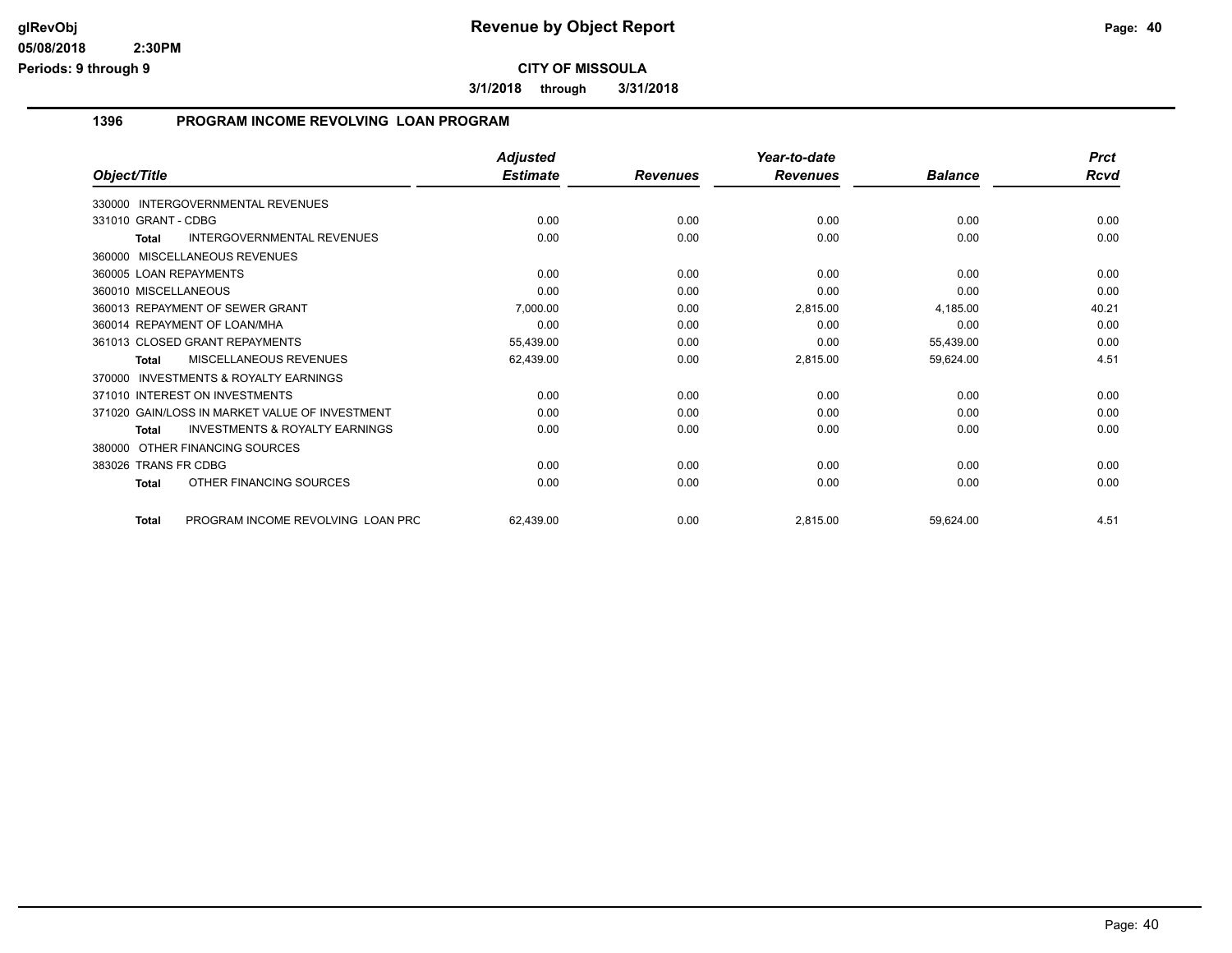**glRevObj**
**05/08/2018 2:30PM**
**Periods: 9 through 9**

# Revenue by Object Report

**CITY OF MISSOULA**

**3/1/2018 through 3/31/2018**

## 1396 PROGRAM INCOME REVOLVING LOAN PROGRAM

| Object/Title | Adjusted Estimate | Revenues | Year-to-date Revenues | Balance | Prct Rcvd |
|---|---|---|---|---|---|
| 330000 INTERGOVERNMENTAL REVENUES | | | | | |
| 331010 GRANT - CDBG | 0.00 | 0.00 | 0.00 | 0.00 | 0.00 |
| **Total** INTERGOVERNMENTAL REVENUES | 0.00 | 0.00 | 0.00 | 0.00 | 0.00 |
| 360000 MISCELLANEOUS REVENUES | | | | | |
| 360005 LOAN REPAYMENTS | 0.00 | 0.00 | 0.00 | 0.00 | 0.00 |
| 360010 MISCELLANEOUS | 0.00 | 0.00 | 0.00 | 0.00 | 0.00 |
| 360013 REPAYMENT OF SEWER GRANT | 7,000.00 | 0.00 | 2,815.00 | 4,185.00 | 40.21 |
| 360014 REPAYMENT OF LOAN/MHA | 0.00 | 0.00 | 0.00 | 0.00 | 0.00 |
| 361013 CLOSED GRANT REPAYMENTS | 55,439.00 | 0.00 | 0.00 | 55,439.00 | 0.00 |
| **Total** MISCELLANEOUS REVENUES | 62,439.00 | 0.00 | 2,815.00 | 59,624.00 | 4.51 |
| 370000 INVESTMENTS & ROYALTY EARNINGS | | | | | |
| 371010 INTEREST ON INVESTMENTS | 0.00 | 0.00 | 0.00 | 0.00 | 0.00 |
| 371020 GAIN/LOSS IN MARKET VALUE OF INVESTMENT | 0.00 | 0.00 | 0.00 | 0.00 | 0.00 |
| **Total** INVESTMENTS & ROYALTY EARNINGS | 0.00 | 0.00 | 0.00 | 0.00 | 0.00 |
| 380000 OTHER FINANCING SOURCES | | | | | |
| 383026 TRANS FR CDBG | 0.00 | 0.00 | 0.00 | 0.00 | 0.00 |
| **Total** OTHER FINANCING SOURCES | 0.00 | 0.00 | 0.00 | 0.00 | 0.00 |
| **Total** PROGRAM INCOME REVOLVING LOAN PRC | 62,439.00 | 0.00 | 2,815.00 | 59,624.00 | 4.51 |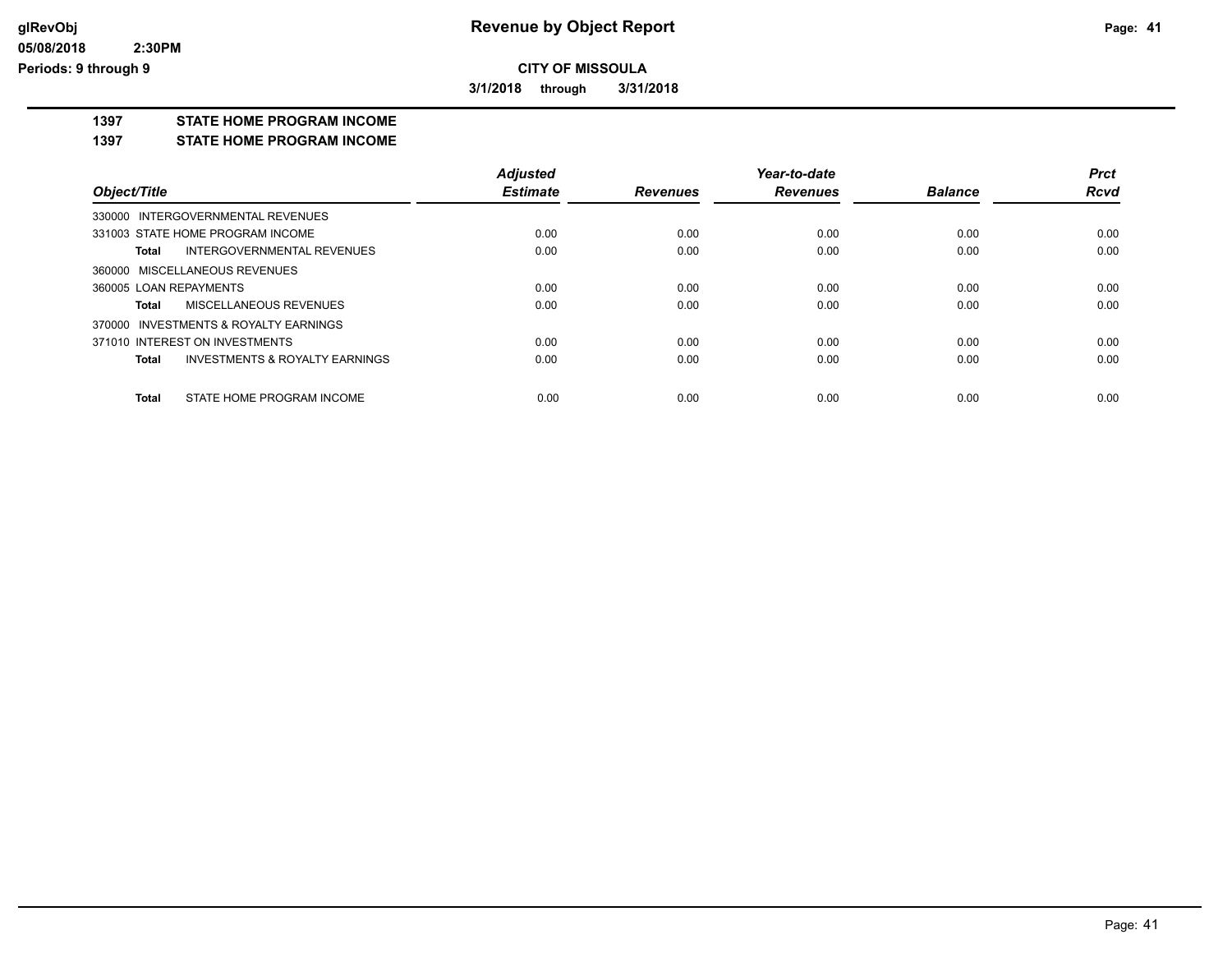# Revenue by Object Report

**CITY OF MISSOULA**

**3/1/2018 through 3/31/2018**

glRevObj
05/08/2018 2:30PM
Periods: 9 through 9

## 1397 STATE HOME PROGRAM INCOME

### 1397 STATE HOME PROGRAM INCOME

| Object/Title | Adjusted Estimate | Revenues | Year-to-date Revenues | Balance | Prct Rcvd |
|---|---|---|---|---|---|
| 330000 INTERGOVERNMENTAL REVENUES | | | | | |
| 331003 STATE HOME PROGRAM INCOME | 0.00 | 0.00 | 0.00 | 0.00 | 0.00 |
| **Total** INTERGOVERNMENTAL REVENUES | 0.00 | 0.00 | 0.00 | 0.00 | 0.00 |
| 360000 MISCELLANEOUS REVENUES | | | | | |
| 360005 LOAN REPAYMENTS | 0.00 | 0.00 | 0.00 | 0.00 | 0.00 |
| **Total** MISCELLANEOUS REVENUES | 0.00 | 0.00 | 0.00 | 0.00 | 0.00 |
| 370000 INVESTMENTS & ROYALTY EARNINGS | | | | | |
| 371010 INTEREST ON INVESTMENTS | 0.00 | 0.00 | 0.00 | 0.00 | 0.00 |
| **Total** INVESTMENTS & ROYALTY EARNINGS | 0.00 | 0.00 | 0.00 | 0.00 | 0.00 |
| **Total** STATE HOME PROGRAM INCOME | 0.00 | 0.00 | 0.00 | 0.00 | 0.00 |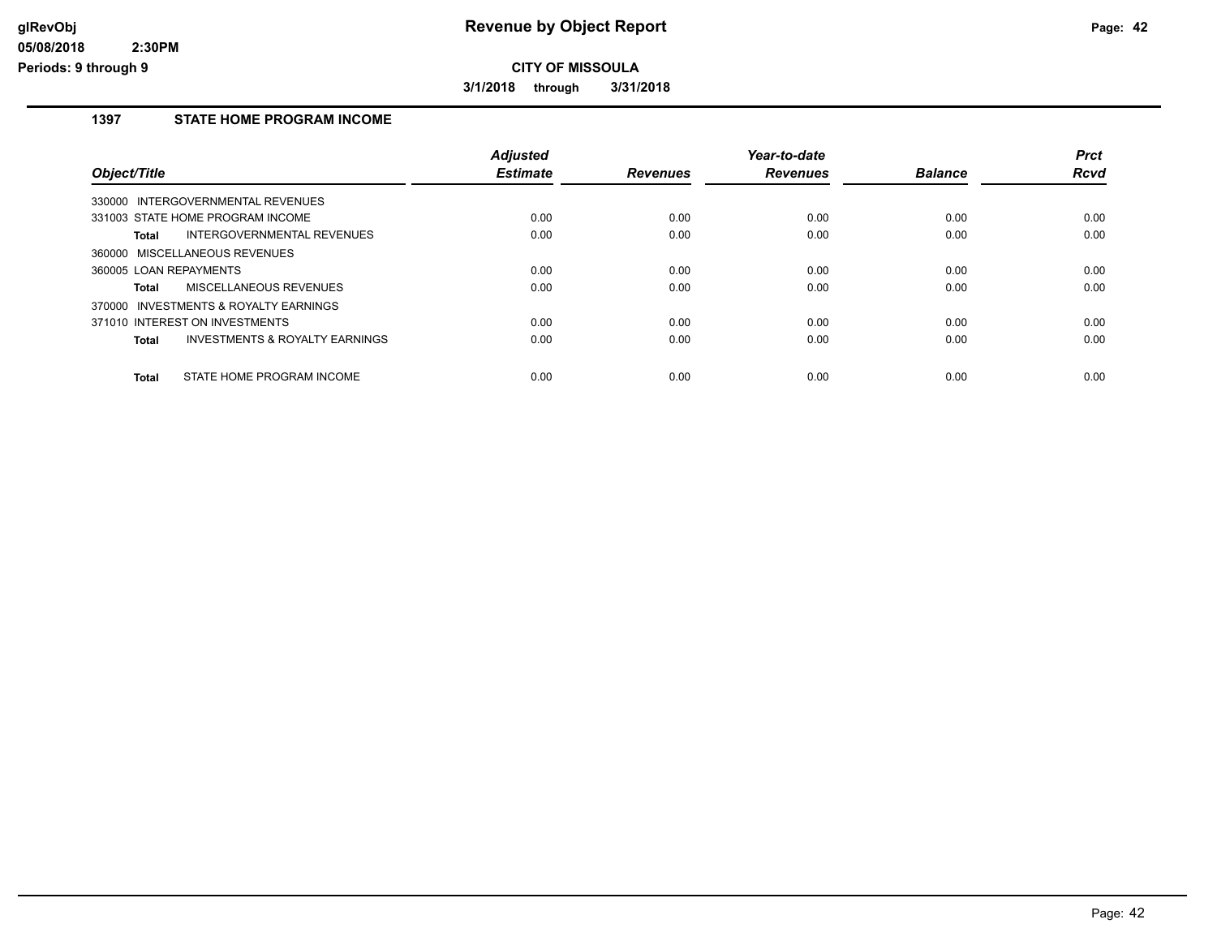# Revenue by Object Report

**CITY OF MISSOULA**

**3/1/2018 through 3/31/2018**

glRevObj
05/08/2018 2:30PM
Periods: 9 through 9

## 1397 STATE HOME PROGRAM INCOME

| Object/Title | Adjusted Estimate | Revenues | Year-to-date Revenues | Balance | Prct Rcvd |
|---|---|---|---|---|---|
| 330000 INTERGOVERNMENTAL REVENUES | | | | | |
| 331003 STATE HOME PROGRAM INCOME | 0.00 | 0.00 | 0.00 | 0.00 | 0.00 |
| **Total** INTERGOVERNMENTAL REVENUES | 0.00 | 0.00 | 0.00 | 0.00 | 0.00 |
| 360000 MISCELLANEOUS REVENUES | | | | | |
| 360005 LOAN REPAYMENTS | 0.00 | 0.00 | 0.00 | 0.00 | 0.00 |
| **Total** MISCELLANEOUS REVENUES | 0.00 | 0.00 | 0.00 | 0.00 | 0.00 |
| 370000 INVESTMENTS & ROYALTY EARNINGS | | | | | |
| 371010 INTEREST ON INVESTMENTS | 0.00 | 0.00 | 0.00 | 0.00 | 0.00 |
| **Total** INVESTMENTS & ROYALTY EARNINGS | 0.00 | 0.00 | 0.00 | 0.00 | 0.00 |
| **Total** STATE HOME PROGRAM INCOME | 0.00 | 0.00 | 0.00 | 0.00 | 0.00 |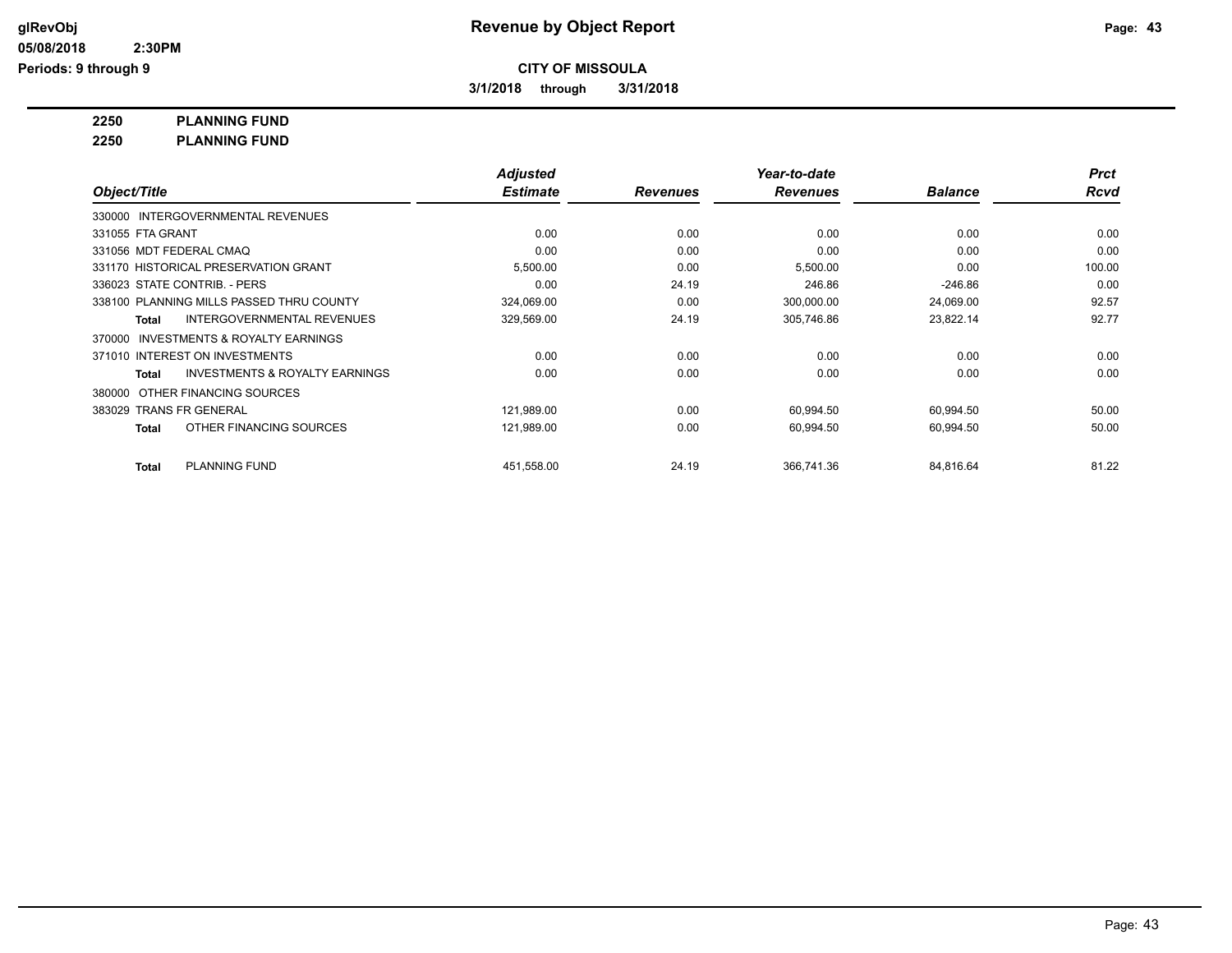**Revenue by Object Report**

**CITY OF MISSOULA**

**3/1/2018 through 3/31/2018**

**2250 PLANNING FUND**

**2250 PLANNING FUND**

| Object/Title | Adjusted Estimate | Revenues | Year-to-date Revenues | Balance | Prct Rcvd |
|---|---|---|---|---|---|
| 330000 INTERGOVERNMENTAL REVENUES | | | | | |
| 331055 FTA GRANT | 0.00 | 0.00 | 0.00 | 0.00 | 0.00 |
| 331056 MDT FEDERAL CMAQ | 0.00 | 0.00 | 0.00 | 0.00 | 0.00 |
| 331170 HISTORICAL PRESERVATION GRANT | 5,500.00 | 0.00 | 5,500.00 | 0.00 | 100.00 |
| 336023 STATE CONTRIB. - PERS | 0.00 | 24.19 | 246.86 | -246.86 | 0.00 |
| 338100 PLANNING MILLS PASSED THRU COUNTY | 324,069.00 | 0.00 | 300,000.00 | 24,069.00 | 92.57 |
| **Total** INTERGOVERNMENTAL REVENUES | 329,569.00 | 24.19 | 305,746.86 | 23,822.14 | 92.77 |
| 370000 INVESTMENTS & ROYALTY EARNINGS | | | | | |
| 371010 INTEREST ON INVESTMENTS | 0.00 | 0.00 | 0.00 | 0.00 | 0.00 |
| **Total** INVESTMENTS & ROYALTY EARNINGS | 0.00 | 0.00 | 0.00 | 0.00 | 0.00 |
| 380000 OTHER FINANCING SOURCES | | | | | |
| 383029 TRANS FR GENERAL | 121,989.00 | 0.00 | 60,994.50 | 60,994.50 | 50.00 |
| **Total** OTHER FINANCING SOURCES | 121,989.00 | 0.00 | 60,994.50 | 60,994.50 | 50.00 |
| **Total** PLANNING FUND | 451,558.00 | 24.19 | 366,741.36 | 84,816.64 | 81.22 |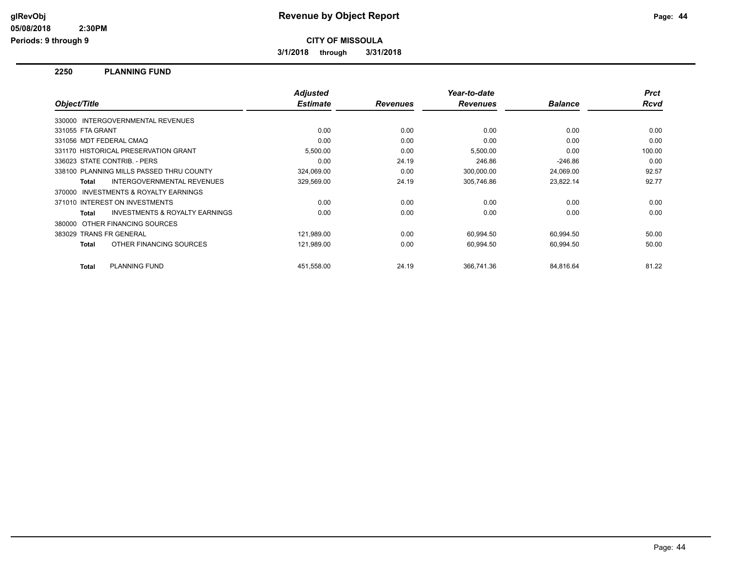# Revenue by Object Report

## CITY OF MISSOULA

**3/1/2018 through 3/31/2018**

### 2250 PLANNING FUND

| Object/Title | Adjusted Estimate | Revenues | Year-to-date Revenues | Balance | Prct Rcvd |
|---|---|---|---|---|---|
| 330000 INTERGOVERNMENTAL REVENUES | | | | | |
| 331055 FTA GRANT | 0.00 | 0.00 | 0.00 | 0.00 | 0.00 |
| 331056 MDT FEDERAL CMAQ | 0.00 | 0.00 | 0.00 | 0.00 | 0.00 |
| 331170 HISTORICAL PRESERVATION GRANT | 5,500.00 | 0.00 | 5,500.00 | 0.00 | 100.00 |
| 336023 STATE CONTRIB. - PERS | 0.00 | 24.19 | 246.86 | -246.86 | 0.00 |
| 338100 PLANNING MILLS PASSED THRU COUNTY | 324,069.00 | 0.00 | 300,000.00 | 24,069.00 | 92.57 |
| **Total** INTERGOVERNMENTAL REVENUES | 329,569.00 | 24.19 | 305,746.86 | 23,822.14 | 92.77 |
| 370000 INVESTMENTS & ROYALTY EARNINGS | | | | | |
| 371010 INTEREST ON INVESTMENTS | 0.00 | 0.00 | 0.00 | 0.00 | 0.00 |
| **Total** INVESTMENTS & ROYALTY EARNINGS | 0.00 | 0.00 | 0.00 | 0.00 | 0.00 |
| 380000 OTHER FINANCING SOURCES | | | | | |
| 383029 TRANS FR GENERAL | 121,989.00 | 0.00 | 60,994.50 | 60,994.50 | 50.00 |
| **Total** OTHER FINANCING SOURCES | 121,989.00 | 0.00 | 60,994.50 | 60,994.50 | 50.00 |
| **Total** PLANNING FUND | 451,558.00 | 24.19 | 366,741.36 | 84,816.64 | 81.22 |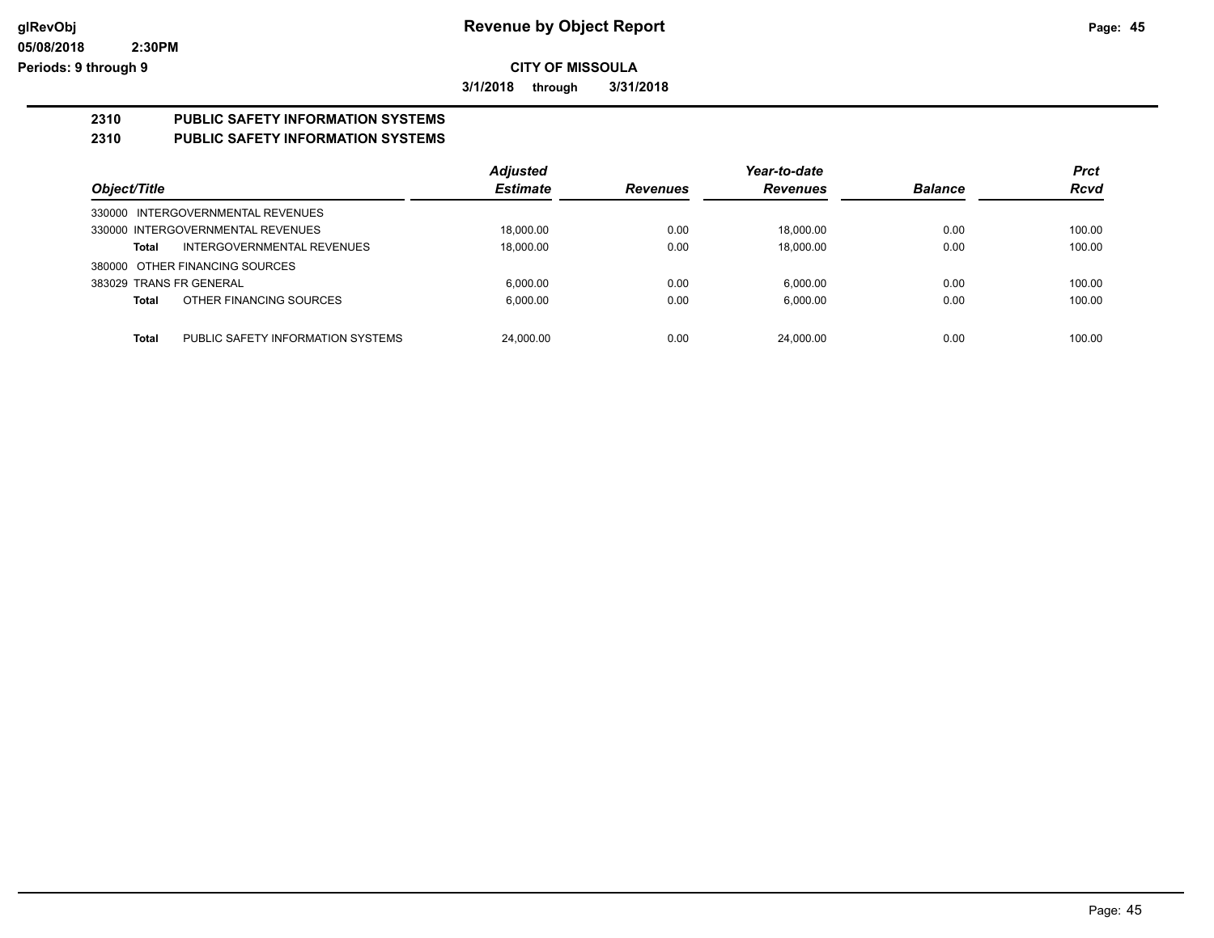# Revenue by Object Report

**CITY OF MISSOULA**

**3/1/2018 through 3/31/2018**

## 2310 PUBLIC SAFETY INFORMATION SYSTEMS

## 2310 PUBLIC SAFETY INFORMATION SYSTEMS

| Object/Title | | Adjusted Estimate | Revenues | Year-to-date Revenues | Balance | Prct Rcvd |
|---|---|---|---|---|---|---|
| 330000 INTERGOVERNMENTAL REVENUES | | | | | | |
| 330000 INTERGOVERNMENTAL REVENUES | | 18,000.00 | 0.00 | 18,000.00 | 0.00 | 100.00 |
| **Total** | INTERGOVERNMENTAL REVENUES | 18,000.00 | 0.00 | 18,000.00 | 0.00 | 100.00 |
| 380000 OTHER FINANCING SOURCES | | | | | | |
| 383029 TRANS FR GENERAL | | 6,000.00 | 0.00 | 6,000.00 | 0.00 | 100.00 |
| **Total** | OTHER FINANCING SOURCES | 6,000.00 | 0.00 | 6,000.00 | 0.00 | 100.00 |
| **Total** | PUBLIC SAFETY INFORMATION SYSTEMS | 24,000.00 | 0.00 | 24,000.00 | 0.00 | 100.00 |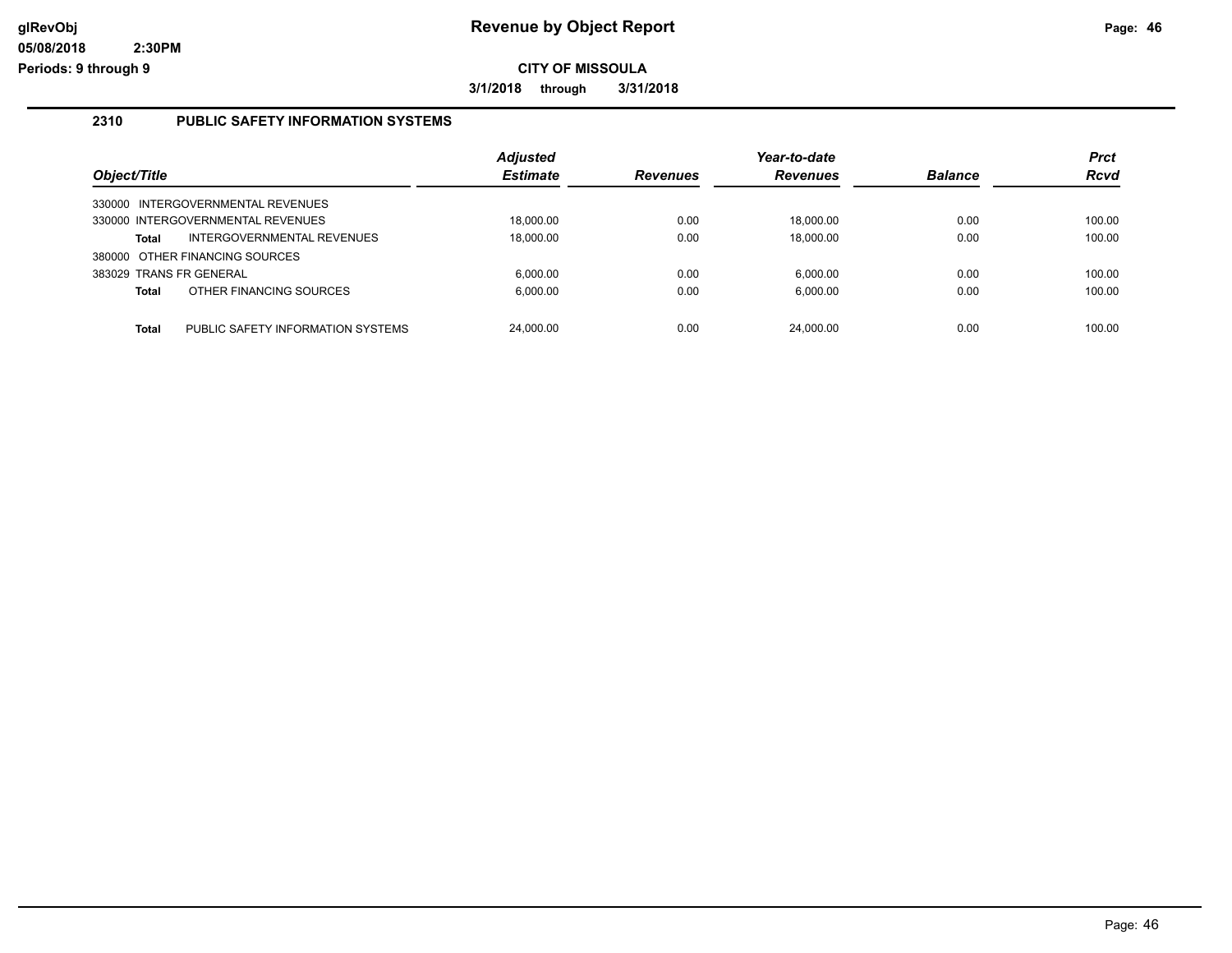# Revenue by Object Report

**CITY OF MISSOULA**

**3/1/2018 through 3/31/2018**

## 2310 PUBLIC SAFETY INFORMATION SYSTEMS

| Object/Title | | Adjusted Estimate | Revenues | Year-to-date Revenues | Balance | Prct Rcvd |
|---|---|---|---|---|---|---|
| 330000 INTERGOVERNMENTAL REVENUES | | | | | | |
| 330000 INTERGOVERNMENTAL REVENUES | | 18,000.00 | 0.00 | 18,000.00 | 0.00 | 100.00 |
| **Total** | INTERGOVERNMENTAL REVENUES | 18,000.00 | 0.00 | 18,000.00 | 0.00 | 100.00 |
| 380000 OTHER FINANCING SOURCES | | | | | | |
| 383029 TRANS FR GENERAL | | 6,000.00 | 0.00 | 6,000.00 | 0.00 | 100.00 |
| **Total** | OTHER FINANCING SOURCES | 6,000.00 | 0.00 | 6,000.00 | 0.00 | 100.00 |
| **Total** | PUBLIC SAFETY INFORMATION SYSTEMS | 24,000.00 | 0.00 | 24,000.00 | 0.00 | 100.00 |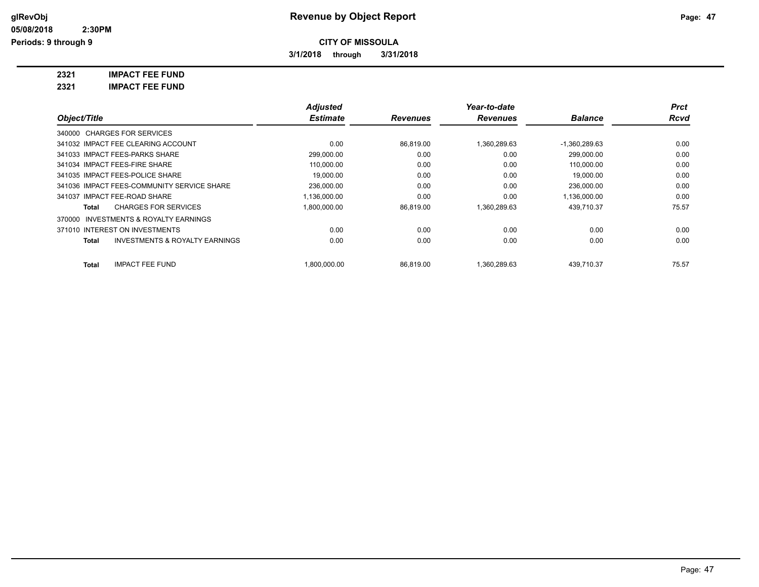**glRevObj**
**05/08/2018 2:30PM**
**Periods: 9 through 9**

# Revenue by Object Report

**CITY OF MISSOULA**

**3/1/2018 through 3/31/2018**

## 2321 IMPACT FEE FUND
## 2321 IMPACT FEE FUND

| Object/Title | Adjusted Estimate | Revenues | Year-to-date Revenues | Balance | Prct Rcvd |
|---|---|---|---|---|---|
| 340000 CHARGES FOR SERVICES | | | | | |
| 341032 IMPACT FEE CLEARING ACCOUNT | 0.00 | 86,819.00 | 1,360,289.63 | -1,360,289.63 | 0.00 |
| 341033 IMPACT FEES-PARKS SHARE | 299,000.00 | 0.00 | 0.00 | 299,000.00 | 0.00 |
| 341034 IMPACT FEES-FIRE SHARE | 110,000.00 | 0.00 | 0.00 | 110,000.00 | 0.00 |
| 341035 IMPACT FEES-POLICE SHARE | 19,000.00 | 0.00 | 0.00 | 19,000.00 | 0.00 |
| 341036 IMPACT FEES-COMMUNITY SERVICE SHARE | 236,000.00 | 0.00 | 0.00 | 236,000.00 | 0.00 |
| 341037 IMPACT FEE-ROAD SHARE | 1,136,000.00 | 0.00 | 0.00 | 1,136,000.00 | 0.00 |
| **Total** CHARGES FOR SERVICES | 1,800,000.00 | 86,819.00 | 1,360,289.63 | 439,710.37 | 75.57 |
| 370000 INVESTMENTS & ROYALTY EARNINGS | | | | | |
| 371010 INTEREST ON INVESTMENTS | 0.00 | 0.00 | 0.00 | 0.00 | 0.00 |
| **Total** INVESTMENTS & ROYALTY EARNINGS | 0.00 | 0.00 | 0.00 | 0.00 | 0.00 |
| **Total** IMPACT FEE FUND | 1,800,000.00 | 86,819.00 | 1,360,289.63 | 439,710.37 | 75.57 |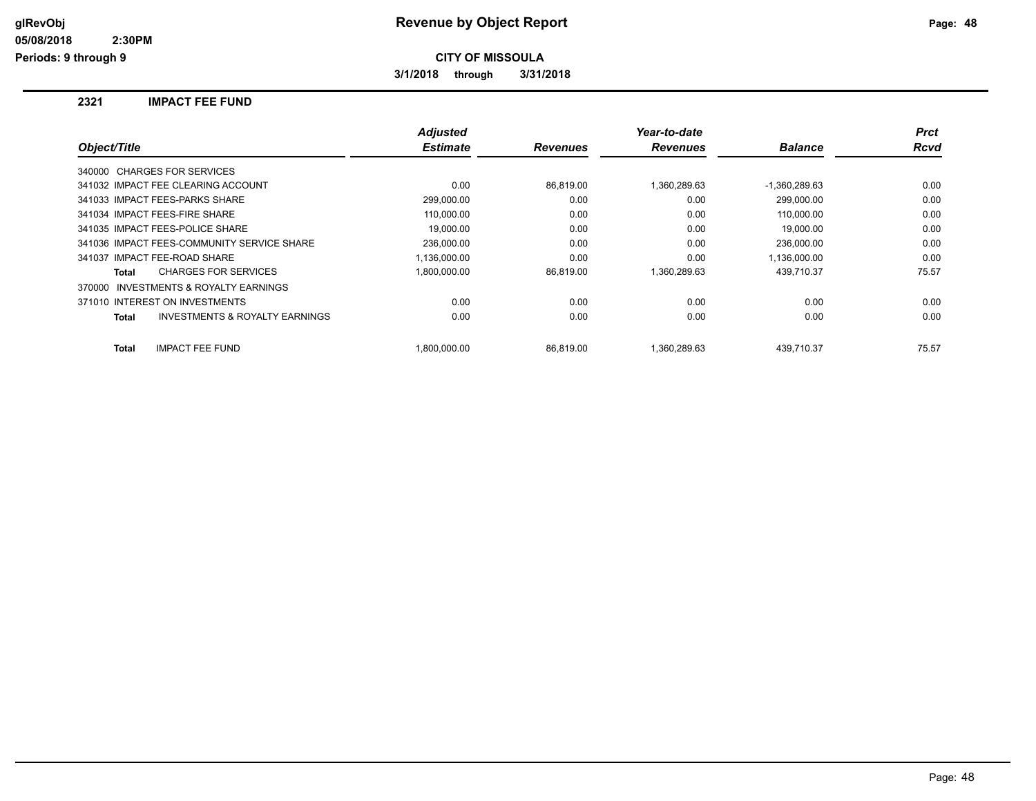# Revenue by Object Report

glRevObj
05/08/2018 2:30PM
Periods: 9 through 9

**CITY OF MISSOULA**

**3/1/2018 through 3/31/2018**

## 2321 IMPACT FEE FUND

| Object/Title | Adjusted Estimate | Revenues | Year-to-date Revenues | Balance | Prct Rcvd |
|---|---|---|---|---|---|
| 340000 CHARGES FOR SERVICES | | | | | |
| 341032 IMPACT FEE CLEARING ACCOUNT | 0.00 | 86,819.00 | 1,360,289.63 | -1,360,289.63 | 0.00 |
| 341033 IMPACT FEES-PARKS SHARE | 299,000.00 | 0.00 | 0.00 | 299,000.00 | 0.00 |
| 341034 IMPACT FEES-FIRE SHARE | 110,000.00 | 0.00 | 0.00 | 110,000.00 | 0.00 |
| 341035 IMPACT FEES-POLICE SHARE | 19,000.00 | 0.00 | 0.00 | 19,000.00 | 0.00 |
| 341036 IMPACT FEES-COMMUNITY SERVICE SHARE | 236,000.00 | 0.00 | 0.00 | 236,000.00 | 0.00 |
| 341037 IMPACT FEE-ROAD SHARE | 1,136,000.00 | 0.00 | 0.00 | 1,136,000.00 | 0.00 |
| **Total** CHARGES FOR SERVICES | 1,800,000.00 | 86,819.00 | 1,360,289.63 | 439,710.37 | 75.57 |
| 370000 INVESTMENTS & ROYALTY EARNINGS | | | | | |
| 371010 INTEREST ON INVESTMENTS | 0.00 | 0.00 | 0.00 | 0.00 | 0.00 |
| **Total** INVESTMENTS & ROYALTY EARNINGS | 0.00 | 0.00 | 0.00 | 0.00 | 0.00 |
| **Total** IMPACT FEE FUND | 1,800,000.00 | 86,819.00 | 1,360,289.63 | 439,710.37 | 75.57 |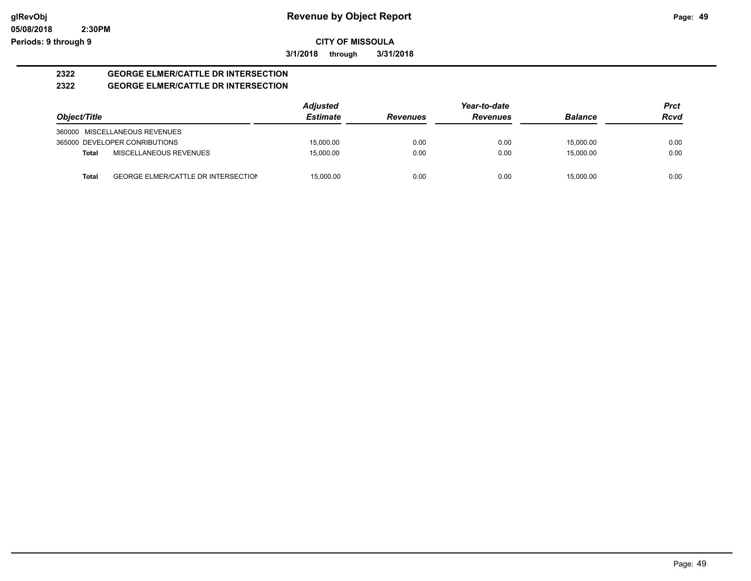**glRevObj**
**05/08/2018 2:30PM**
**Periods: 9 through 9**

# Revenue by Object Report

**CITY OF MISSOULA**

**3/1/2018 through 3/31/2018**

## 2322 GEORGE ELMER/CATTLE DR INTERSECTION
## 2322 GEORGE ELMER/CATTLE DR INTERSECTION

| Object/Title | | Adjusted Estimate | Revenues | Year-to-date Revenues | Balance | Prct Rcvd |
|---|---|---|---|---|---|---|
| 360000 MISCELLANEOUS REVENUES | | | | | | |
| 365000 DEVELOPER CONRIBUTIONS | | 15,000.00 | 0.00 | 0.00 | 15,000.00 | 0.00 |
| **Total** | MISCELLANEOUS REVENUES | 15,000.00 | 0.00 | 0.00 | 15,000.00 | 0.00 |
| **Total** | GEORGE ELMER/CATTLE DR INTERSECTION | 15,000.00 | 0.00 | 0.00 | 15,000.00 | 0.00 |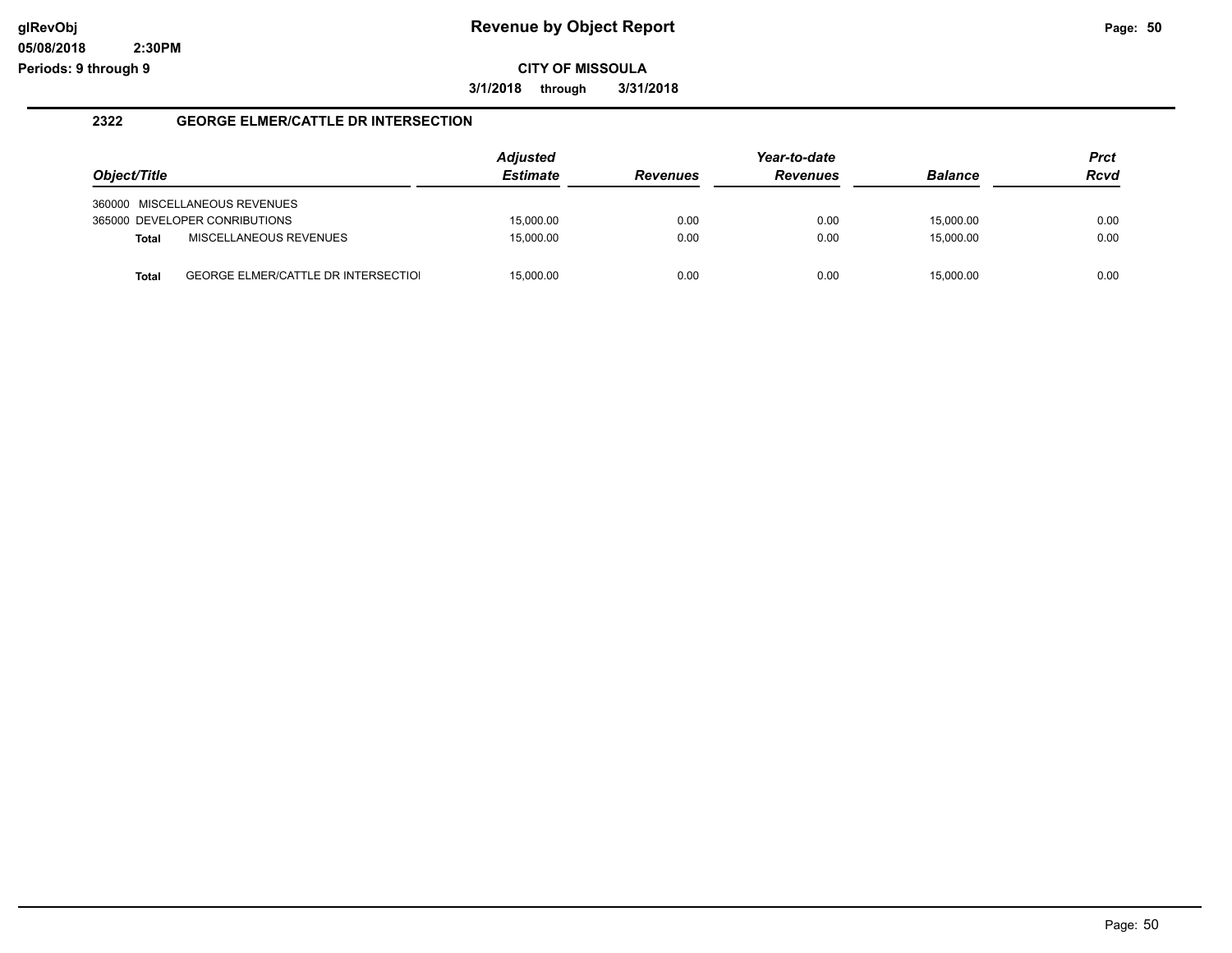# Revenue by Object Report

**CITY OF MISSOULA**

**3/1/2018 through 3/31/2018**

glRevObj
05/08/2018 2:30PM
Periods: 9 through 9

## 2322 GEORGE ELMER/CATTLE DR INTERSECTION

| Object/Title | | Adjusted Estimate | Revenues | Year-to-date Revenues | Balance | Prct Rcvd |
|---|---|---|---|---|---|---|
| 360000 | MISCELLANEOUS REVENUES | | | | | |
| 365000 | DEVELOPER CONRIBUTIONS | 15,000.00 | 0.00 | 0.00 | 15,000.00 | 0.00 |
| **Total** | MISCELLANEOUS REVENUES | 15,000.00 | 0.00 | 0.00 | 15,000.00 | 0.00 |
| **Total** | GEORGE ELMER/CATTLE DR INTERSECTIOI | 15,000.00 | 0.00 | 0.00 | 15,000.00 | 0.00 |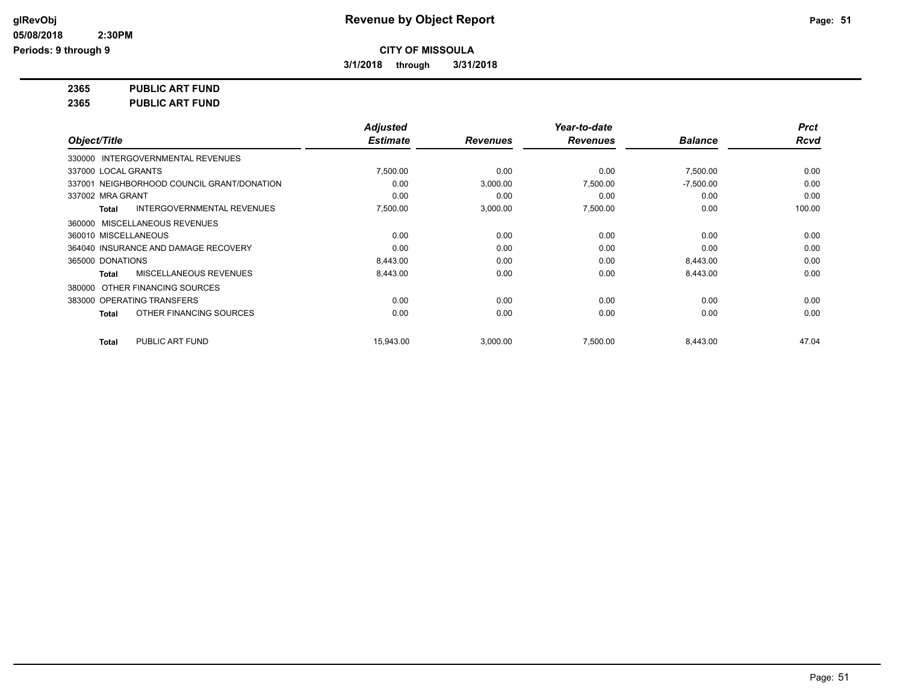**Revenue by Object Report**

**CITY OF MISSOULA**

**3/1/2018 through 3/31/2018**

glRevObj
05/08/2018 2:30PM
Periods: 9 through 9

**2365 PUBLIC ART FUND**

**2365 PUBLIC ART FUND**

| Object/Title | Adjusted Estimate | Revenues | Year-to-date Revenues | Balance | Prct Rcvd |
|---|---|---|---|---|---|
| 330000 INTERGOVERNMENTAL REVENUES | | | | | |
| 337000 LOCAL GRANTS | 7,500.00 | 0.00 | 0.00 | 7,500.00 | 0.00 |
| 337001 NEIGHBORHOOD COUNCIL GRANT/DONATION | 0.00 | 3,000.00 | 7,500.00 | -7,500.00 | 0.00 |
| 337002 MRA GRANT | 0.00 | 0.00 | 0.00 | 0.00 | 0.00 |
| **Total** INTERGOVERNMENTAL REVENUES | 7,500.00 | 3,000.00 | 7,500.00 | 0.00 | 100.00 |
| 360000 MISCELLANEOUS REVENUES | | | | | |
| 360010 MISCELLANEOUS | 0.00 | 0.00 | 0.00 | 0.00 | 0.00 |
| 364040 INSURANCE AND DAMAGE RECOVERY | 0.00 | 0.00 | 0.00 | 0.00 | 0.00 |
| 365000 DONATIONS | 8,443.00 | 0.00 | 0.00 | 8,443.00 | 0.00 |
| **Total** MISCELLANEOUS REVENUES | 8,443.00 | 0.00 | 0.00 | 8,443.00 | 0.00 |
| 380000 OTHER FINANCING SOURCES | | | | | |
| 383000 OPERATING TRANSFERS | 0.00 | 0.00 | 0.00 | 0.00 | 0.00 |
| **Total** OTHER FINANCING SOURCES | 0.00 | 0.00 | 0.00 | 0.00 | 0.00 |
| **Total** PUBLIC ART FUND | 15,943.00 | 3,000.00 | 7,500.00 | 8,443.00 | 47.04 |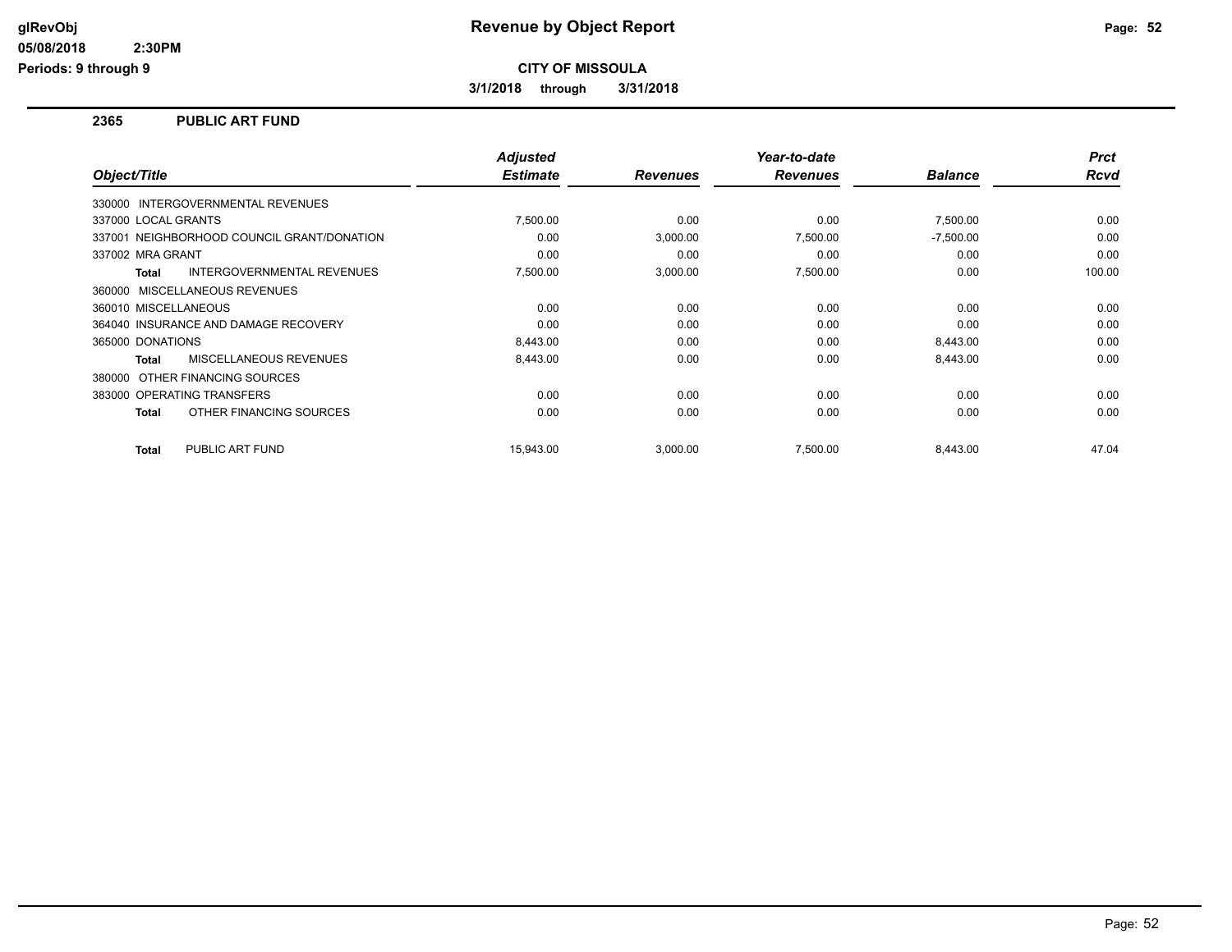**Revenue by Object Report**

**CITY OF MISSOULA**

**3/1/2018 through 3/31/2018**

glRevObj
05/08/2018 2:30PM
Periods: 9 through 9

## 2365 PUBLIC ART FUND

| Object/Title | Adjusted Estimate | Revenues | Year-to-date Revenues | Balance | Prct Rcvd |
|---|---|---|---|---|---|
| 330000 INTERGOVERNMENTAL REVENUES | | | | | |
| 337000 LOCAL GRANTS | 7,500.00 | 0.00 | 0.00 | 7,500.00 | 0.00 |
| 337001 NEIGHBORHOOD COUNCIL GRANT/DONATION | 0.00 | 3,000.00 | 7,500.00 | -7,500.00 | 0.00 |
| 337002 MRA GRANT | 0.00 | 0.00 | 0.00 | 0.00 | 0.00 |
| **Total** INTERGOVERNMENTAL REVENUES | 7,500.00 | 3,000.00 | 7,500.00 | 0.00 | 100.00 |
| 360000 MISCELLANEOUS REVENUES | | | | | |
| 360010 MISCELLANEOUS | 0.00 | 0.00 | 0.00 | 0.00 | 0.00 |
| 364040 INSURANCE AND DAMAGE RECOVERY | 0.00 | 0.00 | 0.00 | 0.00 | 0.00 |
| 365000 DONATIONS | 8,443.00 | 0.00 | 0.00 | 8,443.00 | 0.00 |
| **Total** MISCELLANEOUS REVENUES | 8,443.00 | 0.00 | 0.00 | 8,443.00 | 0.00 |
| 380000 OTHER FINANCING SOURCES | | | | | |
| 383000 OPERATING TRANSFERS | 0.00 | 0.00 | 0.00 | 0.00 | 0.00 |
| **Total** OTHER FINANCING SOURCES | 0.00 | 0.00 | 0.00 | 0.00 | 0.00 |
| **Total** PUBLIC ART FUND | 15,943.00 | 3,000.00 | 7,500.00 | 8,443.00 | 47.04 |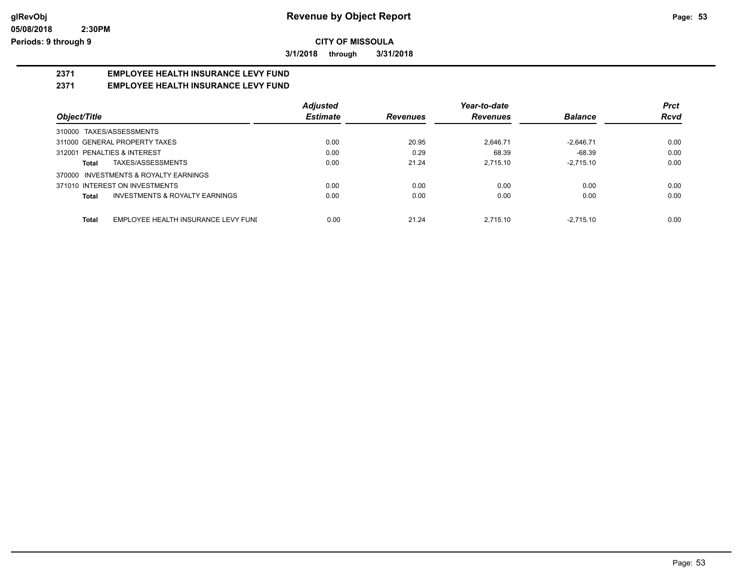# Revenue by Object Report

**CITY OF MISSOULA**

**3/1/2018 through 3/31/2018**

glRevObj
05/08/2018 2:30PM
Periods: 9 through 9

## 2371 EMPLOYEE HEALTH INSURANCE LEVY FUND
## 2371 EMPLOYEE HEALTH INSURANCE LEVY FUND

| Object/Title | Adjusted Estimate | Revenues | Year-to-date Revenues | Balance | Prct Rcvd |
|---|---|---|---|---|---|
| 310000 TAXES/ASSESSMENTS | | | | | |
| 311000 GENERAL PROPERTY TAXES | 0.00 | 20.95 | 2,646.71 | -2,646.71 | 0.00 |
| 312001 PENALTIES & INTEREST | 0.00 | 0.29 | 68.39 | -68.39 | 0.00 |
| **Total** TAXES/ASSESSMENTS | 0.00 | 21.24 | 2,715.10 | -2,715.10 | 0.00 |
| 370000 INVESTMENTS & ROYALTY EARNINGS | | | | | |
| 371010 INTEREST ON INVESTMENTS | 0.00 | 0.00 | 0.00 | 0.00 | 0.00 |
| **Total** INVESTMENTS & ROYALTY EARNINGS | 0.00 | 0.00 | 0.00 | 0.00 | 0.00 |
| **Total** EMPLOYEE HEALTH INSURANCE LEVY FUNI | 0.00 | 21.24 | 2,715.10 | -2,715.10 | 0.00 |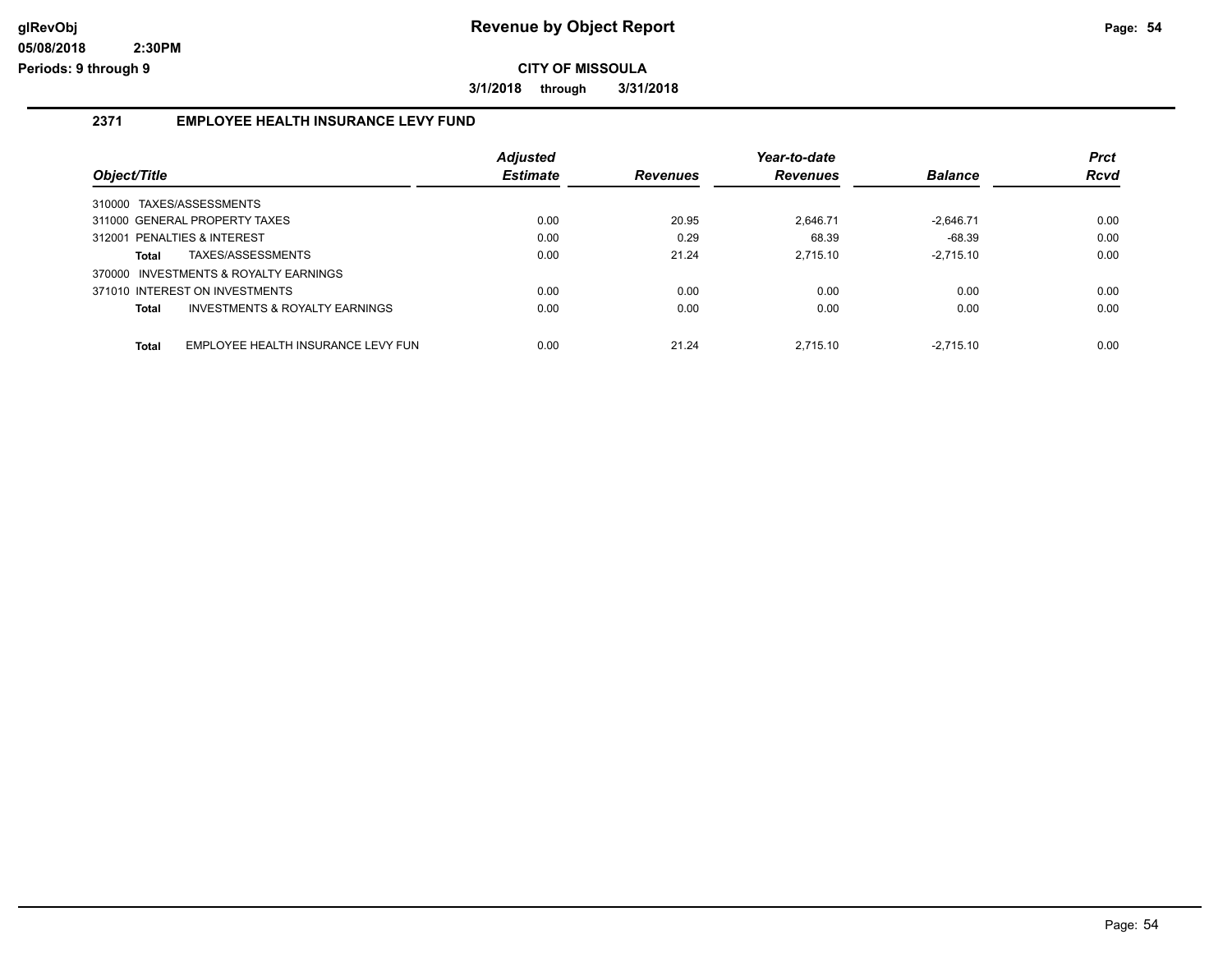# Revenue by Object Report

**CITY OF MISSOULA**

**3/1/2018 through 3/31/2018**

## 2371 EMPLOYEE HEALTH INSURANCE LEVY FUND

| Object/Title | Adjusted Estimate | Revenues | Year-to-date Revenues | Balance | Prct Rcvd |
|---|---|---|---|---|---|
| 310000 TAXES/ASSESSMENTS | | | | | |
| 311000 GENERAL PROPERTY TAXES | 0.00 | 20.95 | 2,646.71 | -2,646.71 | 0.00 |
| 312001 PENALTIES & INTEREST | 0.00 | 0.29 | 68.39 | -68.39 | 0.00 |
| **Total** TAXES/ASSESSMENTS | 0.00 | 21.24 | 2,715.10 | -2,715.10 | 0.00 |
| 370000 INVESTMENTS & ROYALTY EARNINGS | | | | | |
| 371010 INTEREST ON INVESTMENTS | 0.00 | 0.00 | 0.00 | 0.00 | 0.00 |
| **Total** INVESTMENTS & ROYALTY EARNINGS | 0.00 | 0.00 | 0.00 | 0.00 | 0.00 |
| **Total** EMPLOYEE HEALTH INSURANCE LEVY FUN | 0.00 | 21.24 | 2,715.10 | -2,715.10 | 0.00 |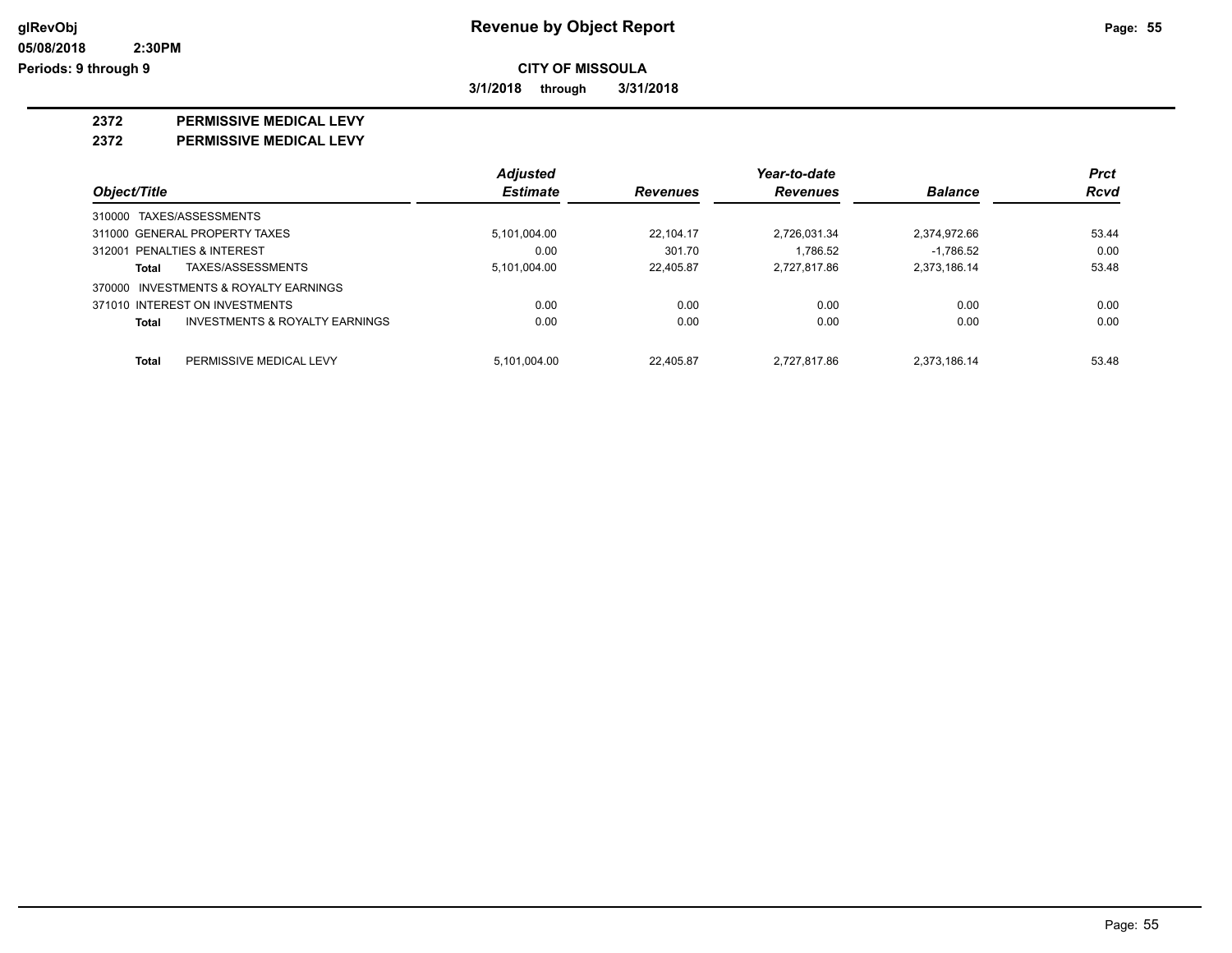**Revenue by Object Report**

**CITY OF MISSOULA**

**3/1/2018 through 3/31/2018**

## 2372 PERMISSIVE MEDICAL LEVY

### 2372 PERMISSIVE MEDICAL LEVY

| Object/Title | | Adjusted Estimate | Revenues | Year-to-date Revenues | Balance | Prct Rcvd |
|---|---|---|---|---|---|---|
| 310000 TAXES/ASSESSMENTS | | | | | | |
| 311000 GENERAL PROPERTY TAXES | | 5,101,004.00 | 22,104.17 | 2,726,031.34 | 2,374,972.66 | 53.44 |
| 312001 PENALTIES & INTEREST | | 0.00 | 301.70 | 1,786.52 | -1,786.52 | 0.00 |
| **Total** | TAXES/ASSESSMENTS | 5,101,004.00 | 22,405.87 | 2,727,817.86 | 2,373,186.14 | 53.48 |
| 370000 INVESTMENTS & ROYALTY EARNINGS | | | | | | |
| 371010 INTEREST ON INVESTMENTS | | 0.00 | 0.00 | 0.00 | 0.00 | 0.00 |
| **Total** | INVESTMENTS & ROYALTY EARNINGS | 0.00 | 0.00 | 0.00 | 0.00 | 0.00 |
| **Total** | PERMISSIVE MEDICAL LEVY | 5,101,004.00 | 22,405.87 | 2,727,817.86 | 2,373,186.14 | 53.48 |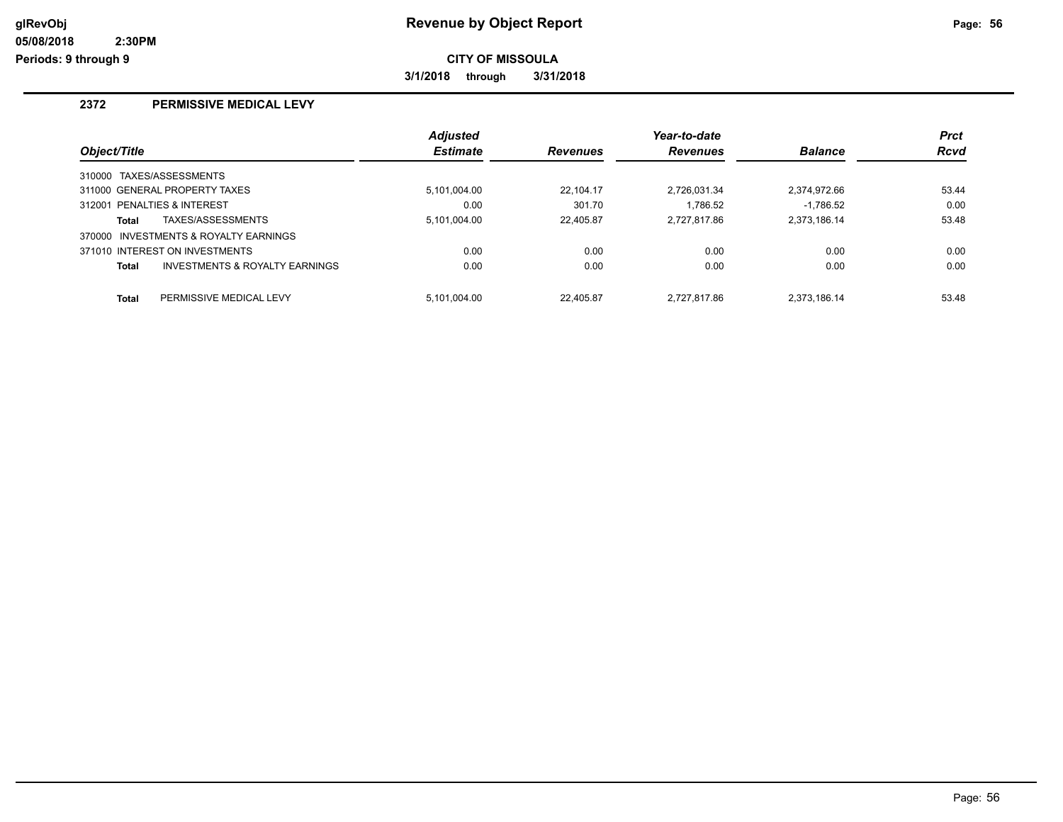# Revenue by Object Report

**CITY OF MISSOULA**

**3/1/2018 through 3/31/2018**

## 2372 PERMISSIVE MEDICAL LEVY

| Object/Title | Adjusted Estimate | Revenues | Year-to-date Revenues | Balance | Prct Rcvd |
|---|---|---|---|---|---|
| 310000 TAXES/ASSESSMENTS | | | | | |
| 311000 GENERAL PROPERTY TAXES | 5,101,004.00 | 22,104.17 | 2,726,031.34 | 2,374,972.66 | 53.44 |
| 312001 PENALTIES & INTEREST | 0.00 | 301.70 | 1,786.52 | -1,786.52 | 0.00 |
| **Total** TAXES/ASSESSMENTS | 5,101,004.00 | 22,405.87 | 2,727,817.86 | 2,373,186.14 | 53.48 |
| 370000 INVESTMENTS & ROYALTY EARNINGS | | | | | |
| 371010 INTEREST ON INVESTMENTS | 0.00 | 0.00 | 0.00 | 0.00 | 0.00 |
| **Total** INVESTMENTS & ROYALTY EARNINGS | 0.00 | 0.00 | 0.00 | 0.00 | 0.00 |
| **Total** PERMISSIVE MEDICAL LEVY | 5,101,004.00 | 22,405.87 | 2,727,817.86 | 2,373,186.14 | 53.48 |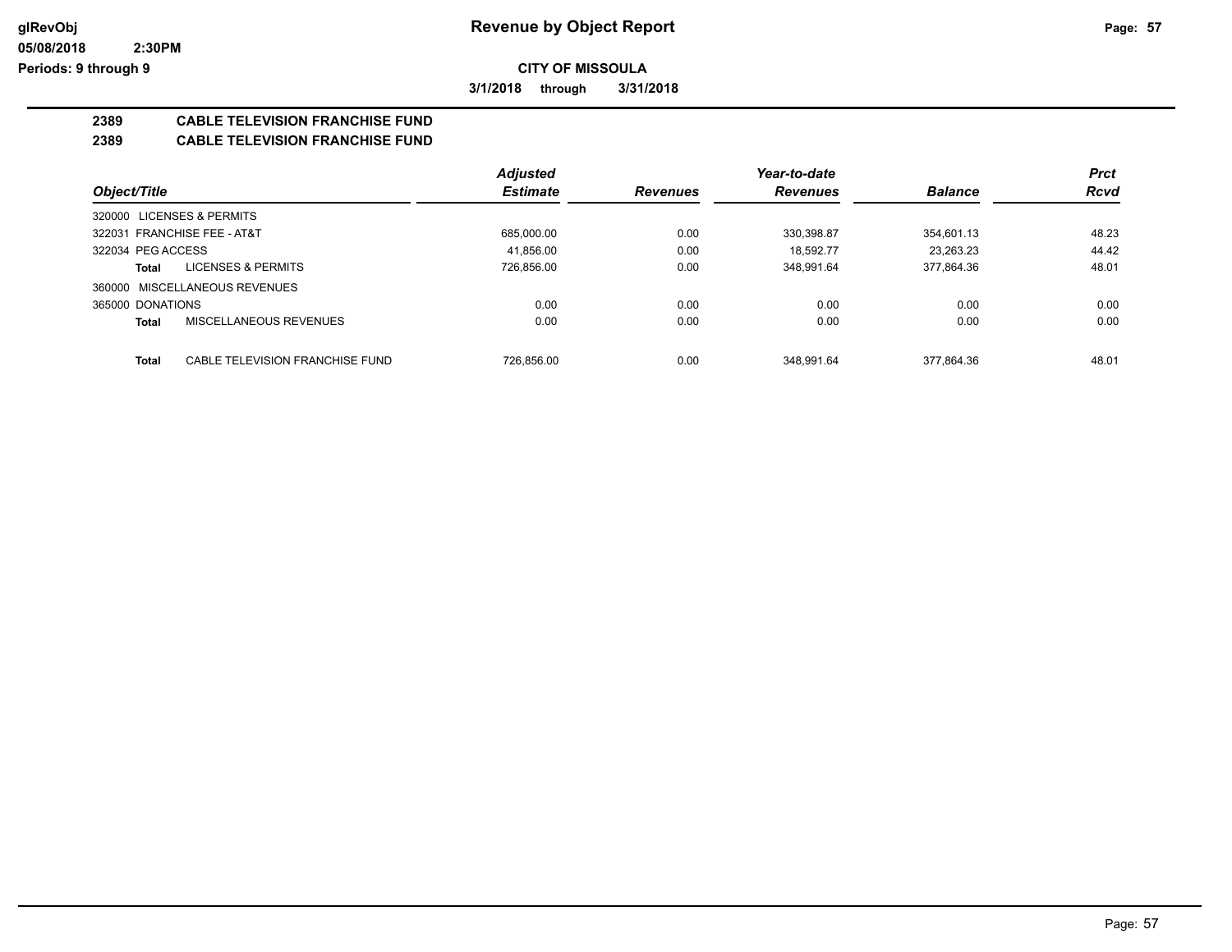**glRevObj**
**05/08/2018 2:30PM**
**Periods: 9 through 9**

# Revenue by Object Report

**CITY OF MISSOULA**

**3/1/2018 through 3/31/2018**

## 2389 CABLE TELEVISION FRANCHISE FUND
## 2389 CABLE TELEVISION FRANCHISE FUND

| Object/Title | Adjusted Estimate | Revenues | Year-to-date Revenues | Balance | Prct Rcvd |
|---|---|---|---|---|---|
| 320000 LICENSES & PERMITS | | | | | |
| 322031 FRANCHISE FEE - AT&T | 685,000.00 | 0.00 | 330,398.87 | 354,601.13 | 48.23 |
| 322034 PEG ACCESS | 41,856.00 | 0.00 | 18,592.77 | 23,263.23 | 44.42 |
| **Total** LICENSES & PERMITS | 726,856.00 | 0.00 | 348,991.64 | 377,864.36 | 48.01 |
| 360000 MISCELLANEOUS REVENUES | | | | | |
| 365000 DONATIONS | 0.00 | 0.00 | 0.00 | 0.00 | 0.00 |
| **Total** MISCELLANEOUS REVENUES | 0.00 | 0.00 | 0.00 | 0.00 | 0.00 |
| **Total** CABLE TELEVISION FRANCHISE FUND | 726,856.00 | 0.00 | 348,991.64 | 377,864.36 | 48.01 |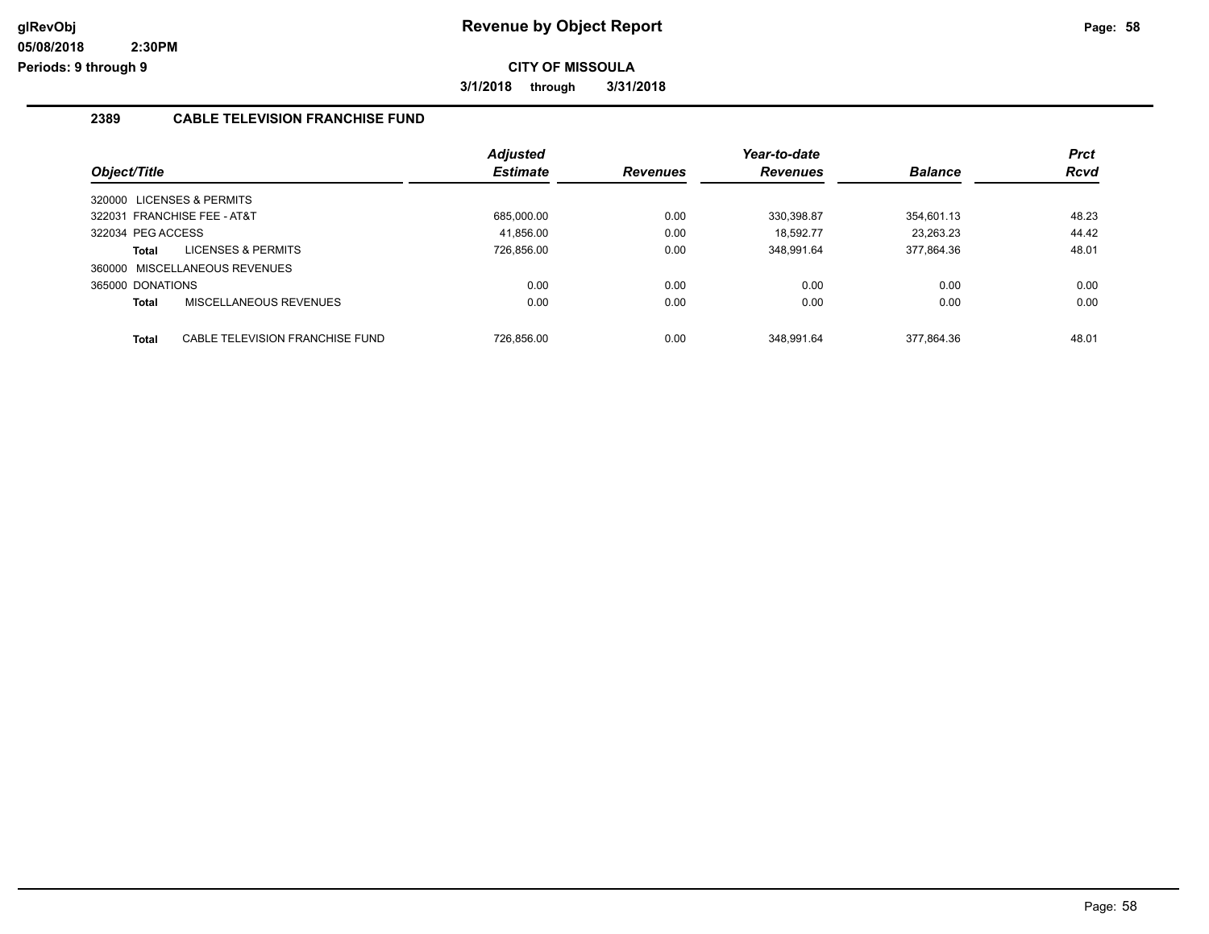# Revenue by Object Report

**CITY OF MISSOULA**

**3/1/2018 through 3/31/2018**

## 2389 CABLE TELEVISION FRANCHISE FUND

| Object/Title | Adjusted Estimate | Revenues | Year-to-date Revenues | Balance | Prct Rcvd |
|---|---|---|---|---|---|
| 320000 LICENSES & PERMITS | | | | | |
| 322031 FRANCHISE FEE - AT&T | 685,000.00 | 0.00 | 330,398.87 | 354,601.13 | 48.23 |
| 322034 PEG ACCESS | 41,856.00 | 0.00 | 18,592.77 | 23,263.23 | 44.42 |
| **Total** LICENSES & PERMITS | 726,856.00 | 0.00 | 348,991.64 | 377,864.36 | 48.01 |
| 360000 MISCELLANEOUS REVENUES | | | | | |
| 365000 DONATIONS | 0.00 | 0.00 | 0.00 | 0.00 | 0.00 |
| **Total** MISCELLANEOUS REVENUES | 0.00 | 0.00 | 0.00 | 0.00 | 0.00 |
| **Total** CABLE TELEVISION FRANCHISE FUND | 726,856.00 | 0.00 | 348,991.64 | 377,864.36 | 48.01 |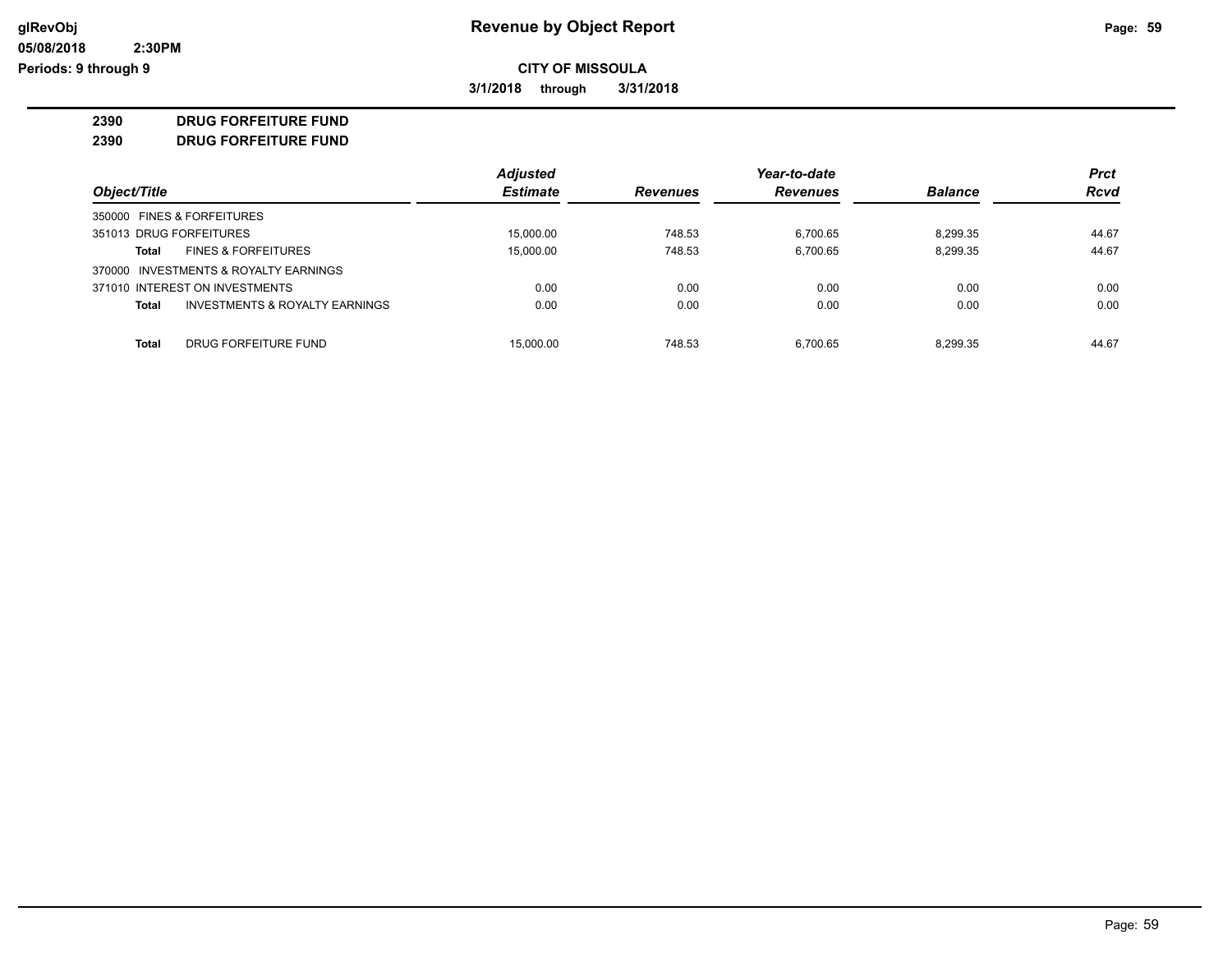**CITY OF MISSOULA**

**3/1/2018 through 3/31/2018**

**2390 DRUG FORFEITURE FUND**

**2390 DRUG FORFEITURE FUND**

| Object/Title | Adjusted Estimate | Revenues | Year-to-date Revenues | Balance | Prct Rcvd |
|---|---|---|---|---|---|
| 350000 FINES & FORFEITURES | | | | | |
| 351013 DRUG FORFEITURES | 15,000.00 | 748.53 | 6,700.65 | 8,299.35 | 44.67 |
| **Total** FINES & FORFEITURES | 15,000.00 | 748.53 | 6,700.65 | 8,299.35 | 44.67 |
| 370000 INVESTMENTS & ROYALTY EARNINGS | | | | | |
| 371010 INTEREST ON INVESTMENTS | 0.00 | 0.00 | 0.00 | 0.00 | 0.00 |
| **Total** INVESTMENTS & ROYALTY EARNINGS | 0.00 | 0.00 | 0.00 | 0.00 | 0.00 |
| **Total** DRUG FORFEITURE FUND | 15,000.00 | 748.53 | 6,700.65 | 8,299.35 | 44.67 |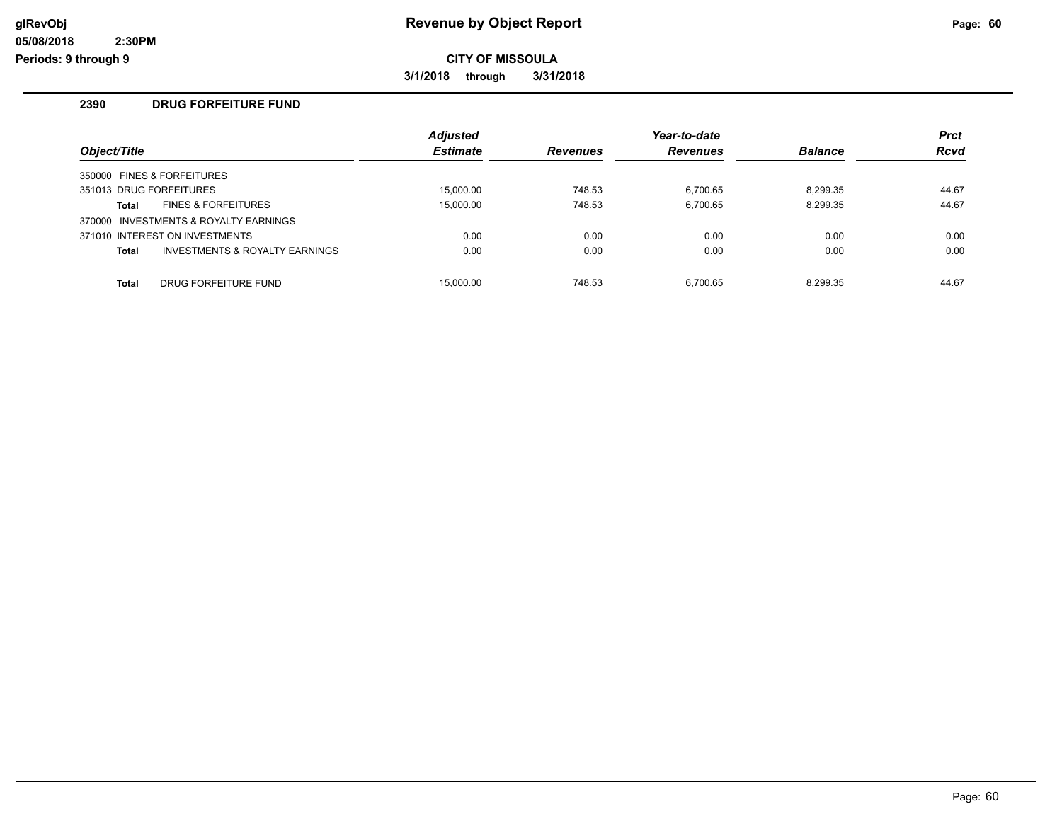**CITY OF MISSOULA**

**3/1/2018 through 3/31/2018**

## 2390 DRUG FORFEITURE FUND

| Object/Title | | Adjusted Estimate | Revenues | Year-to-date Revenues | Balance | Prct Rcvd |
|---|---|---|---|---|---|---|
| 350000 FINES & FORFEITURES | | | | | | |
| 351013 DRUG FORFEITURES | | 15,000.00 | 748.53 | 6,700.65 | 8,299.35 | 44.67 |
| **Total** | FINES & FORFEITURES | 15,000.00 | 748.53 | 6,700.65 | 8,299.35 | 44.67 |
| 370000 INVESTMENTS & ROYALTY EARNINGS | | | | | | |
| 371010 INTEREST ON INVESTMENTS | | 0.00 | 0.00 | 0.00 | 0.00 | 0.00 |
| **Total** | INVESTMENTS & ROYALTY EARNINGS | 0.00 | 0.00 | 0.00 | 0.00 | 0.00 |
| **Total** | DRUG FORFEITURE FUND | 15,000.00 | 748.53 | 6,700.65 | 8,299.35 | 44.67 |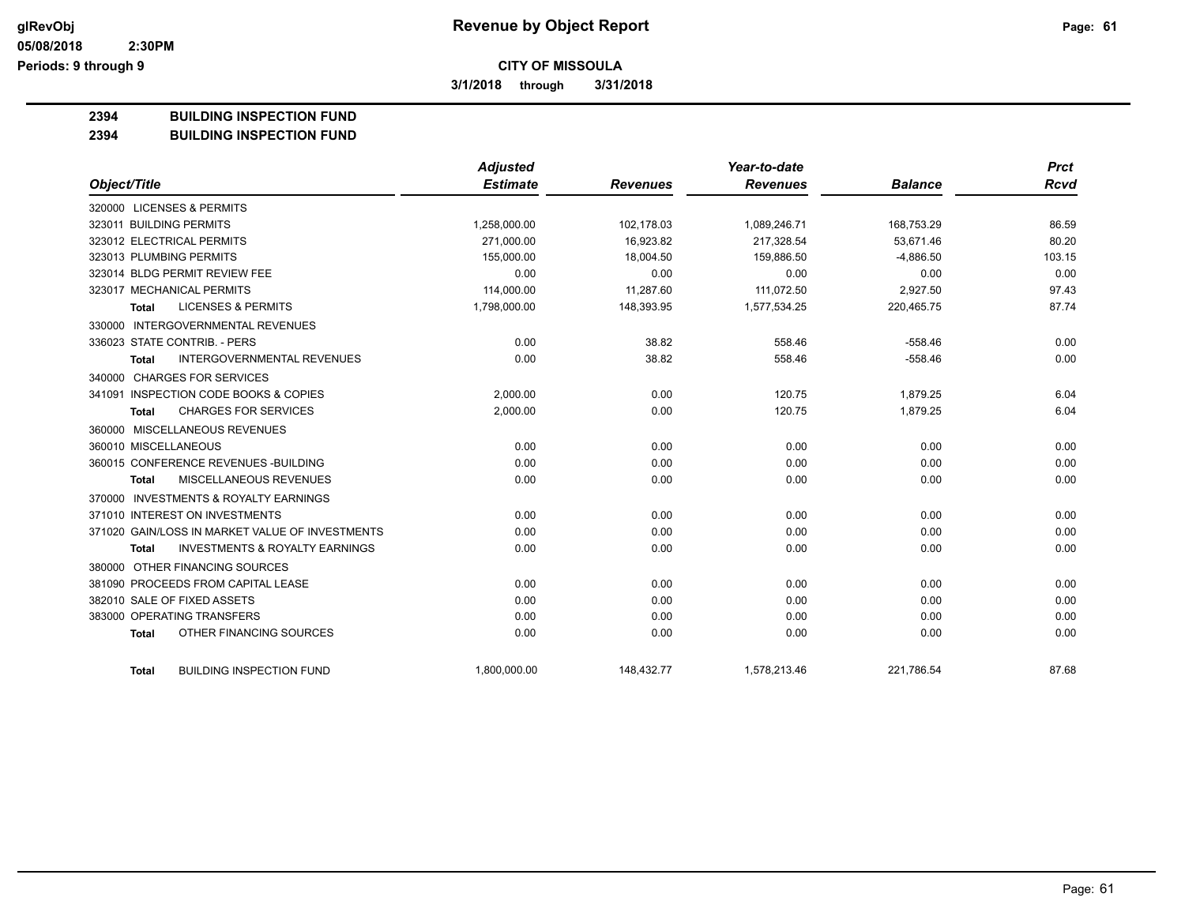# Revenue by Object Report

**CITY OF MISSOULA**

**3/1/2018 through 3/31/2018**

glRevObj
05/08/2018 2:30PM
Periods: 9 through 9

## 2394 BUILDING INSPECTION FUND
## 2394 BUILDING INSPECTION FUND

| Object/Title | Adjusted Estimate | Revenues | Year-to-date Revenues | Balance | Prct Rcvd |
|---|---|---|---|---|---|
| 320000 LICENSES & PERMITS | | | | | |
| 323011 BUILDING PERMITS | 1,258,000.00 | 102,178.03 | 1,089,246.71 | 168,753.29 | 86.59 |
| 323012 ELECTRICAL PERMITS | 271,000.00 | 16,923.82 | 217,328.54 | 53,671.46 | 80.20 |
| 323013 PLUMBING PERMITS | 155,000.00 | 18,004.50 | 159,886.50 | -4,886.50 | 103.15 |
| 323014 BLDG PERMIT REVIEW FEE | 0.00 | 0.00 | 0.00 | 0.00 | 0.00 |
| 323017 MECHANICAL PERMITS | 114,000.00 | 11,287.60 | 111,072.50 | 2,927.50 | 97.43 |
| **Total** LICENSES & PERMITS | 1,798,000.00 | 148,393.95 | 1,577,534.25 | 220,465.75 | 87.74 |
| 330000 INTERGOVERNMENTAL REVENUES | | | | | |
| 336023 STATE CONTRIB. - PERS | 0.00 | 38.82 | 558.46 | -558.46 | 0.00 |
| **Total** INTERGOVERNMENTAL REVENUES | 0.00 | 38.82 | 558.46 | -558.46 | 0.00 |
| 340000 CHARGES FOR SERVICES | | | | | |
| 341091 INSPECTION CODE BOOKS & COPIES | 2,000.00 | 0.00 | 120.75 | 1,879.25 | 6.04 |
| **Total** CHARGES FOR SERVICES | 2,000.00 | 0.00 | 120.75 | 1,879.25 | 6.04 |
| 360000 MISCELLANEOUS REVENUES | | | | | |
| 360010 MISCELLANEOUS | 0.00 | 0.00 | 0.00 | 0.00 | 0.00 |
| 360015 CONFERENCE REVENUES -BUILDING | 0.00 | 0.00 | 0.00 | 0.00 | 0.00 |
| **Total** MISCELLANEOUS REVENUES | 0.00 | 0.00 | 0.00 | 0.00 | 0.00 |
| 370000 INVESTMENTS & ROYALTY EARNINGS | | | | | |
| 371010 INTEREST ON INVESTMENTS | 0.00 | 0.00 | 0.00 | 0.00 | 0.00 |
| 371020 GAIN/LOSS IN MARKET VALUE OF INVESTMENTS | 0.00 | 0.00 | 0.00 | 0.00 | 0.00 |
| **Total** INVESTMENTS & ROYALTY EARNINGS | 0.00 | 0.00 | 0.00 | 0.00 | 0.00 |
| 380000 OTHER FINANCING SOURCES | | | | | |
| 381090 PROCEEDS FROM CAPITAL LEASE | 0.00 | 0.00 | 0.00 | 0.00 | 0.00 |
| 382010 SALE OF FIXED ASSETS | 0.00 | 0.00 | 0.00 | 0.00 | 0.00 |
| 383000 OPERATING TRANSFERS | 0.00 | 0.00 | 0.00 | 0.00 | 0.00 |
| **Total** OTHER FINANCING SOURCES | 0.00 | 0.00 | 0.00 | 0.00 | 0.00 |
| **Total** BUILDING INSPECTION FUND | 1,800,000.00 | 148,432.77 | 1,578,213.46 | 221,786.54 | 87.68 |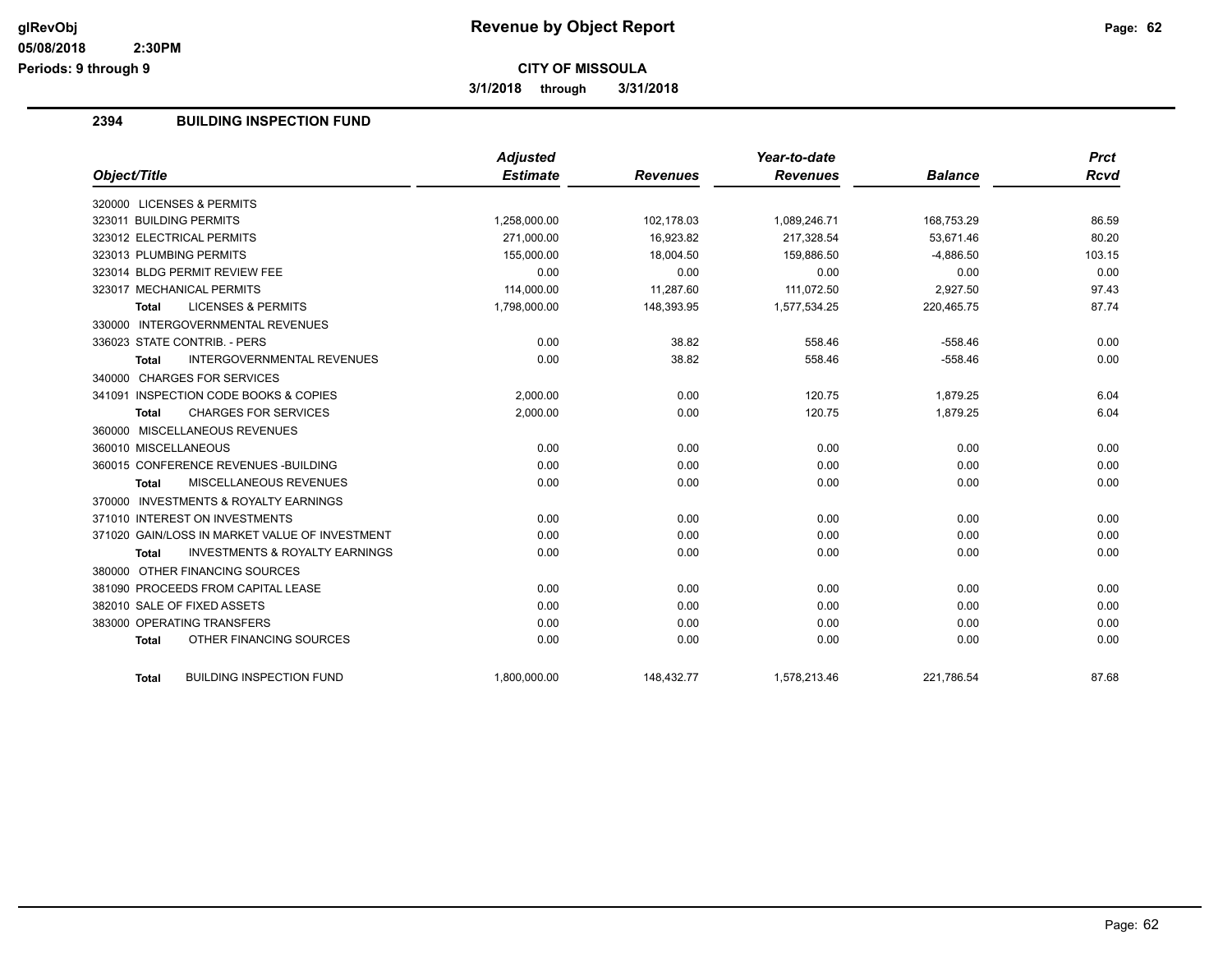# CITY OF MISSOULA

**Revenue by Object Report**

3/1/2018 through 3/31/2018

Periods: 9 through 9

## 2394 BUILDING INSPECTION FUND

| Object/Title | Adjusted Estimate | Revenues | Year-to-date Revenues | Balance | Prct Rcvd |
|---|---|---|---|---|---|
| 320000 LICENSES & PERMITS | | | | | |
| 323011 BUILDING PERMITS | 1,258,000.00 | 102,178.03 | 1,089,246.71 | 168,753.29 | 86.59 |
| 323012 ELECTRICAL PERMITS | 271,000.00 | 16,923.82 | 217,328.54 | 53,671.46 | 80.20 |
| 323013 PLUMBING PERMITS | 155,000.00 | 18,004.50 | 159,886.50 | -4,886.50 | 103.15 |
| 323014 BLDG PERMIT REVIEW FEE | 0.00 | 0.00 | 0.00 | 0.00 | 0.00 |
| 323017 MECHANICAL PERMITS | 114,000.00 | 11,287.60 | 111,072.50 | 2,927.50 | 97.43 |
| **Total** LICENSES & PERMITS | 1,798,000.00 | 148,393.95 | 1,577,534.25 | 220,465.75 | 87.74 |
| 330000 INTERGOVERNMENTAL REVENUES | | | | | |
| 336023 STATE CONTRIB. - PERS | 0.00 | 38.82 | 558.46 | -558.46 | 0.00 |
| **Total** INTERGOVERNMENTAL REVENUES | 0.00 | 38.82 | 558.46 | -558.46 | 0.00 |
| 340000 CHARGES FOR SERVICES | | | | | |
| 341091 INSPECTION CODE BOOKS & COPIES | 2,000.00 | 0.00 | 120.75 | 1,879.25 | 6.04 |
| **Total** CHARGES FOR SERVICES | 2,000.00 | 0.00 | 120.75 | 1,879.25 | 6.04 |
| 360000 MISCELLANEOUS REVENUES | | | | | |
| 360010 MISCELLANEOUS | 0.00 | 0.00 | 0.00 | 0.00 | 0.00 |
| 360015 CONFERENCE REVENUES -BUILDING | 0.00 | 0.00 | 0.00 | 0.00 | 0.00 |
| **Total** MISCELLANEOUS REVENUES | 0.00 | 0.00 | 0.00 | 0.00 | 0.00 |
| 370000 INVESTMENTS & ROYALTY EARNINGS | | | | | |
| 371010 INTEREST ON INVESTMENTS | 0.00 | 0.00 | 0.00 | 0.00 | 0.00 |
| 371020 GAIN/LOSS IN MARKET VALUE OF INVESTMENT | 0.00 | 0.00 | 0.00 | 0.00 | 0.00 |
| **Total** INVESTMENTS & ROYALTY EARNINGS | 0.00 | 0.00 | 0.00 | 0.00 | 0.00 |
| 380000 OTHER FINANCING SOURCES | | | | | |
| 381090 PROCEEDS FROM CAPITAL LEASE | 0.00 | 0.00 | 0.00 | 0.00 | 0.00 |
| 382010 SALE OF FIXED ASSETS | 0.00 | 0.00 | 0.00 | 0.00 | 0.00 |
| 383000 OPERATING TRANSFERS | 0.00 | 0.00 | 0.00 | 0.00 | 0.00 |
| **Total** OTHER FINANCING SOURCES | 0.00 | 0.00 | 0.00 | 0.00 | 0.00 |
| **Total** BUILDING INSPECTION FUND | 1,800,000.00 | 148,432.77 | 1,578,213.46 | 221,786.54 | 87.68 |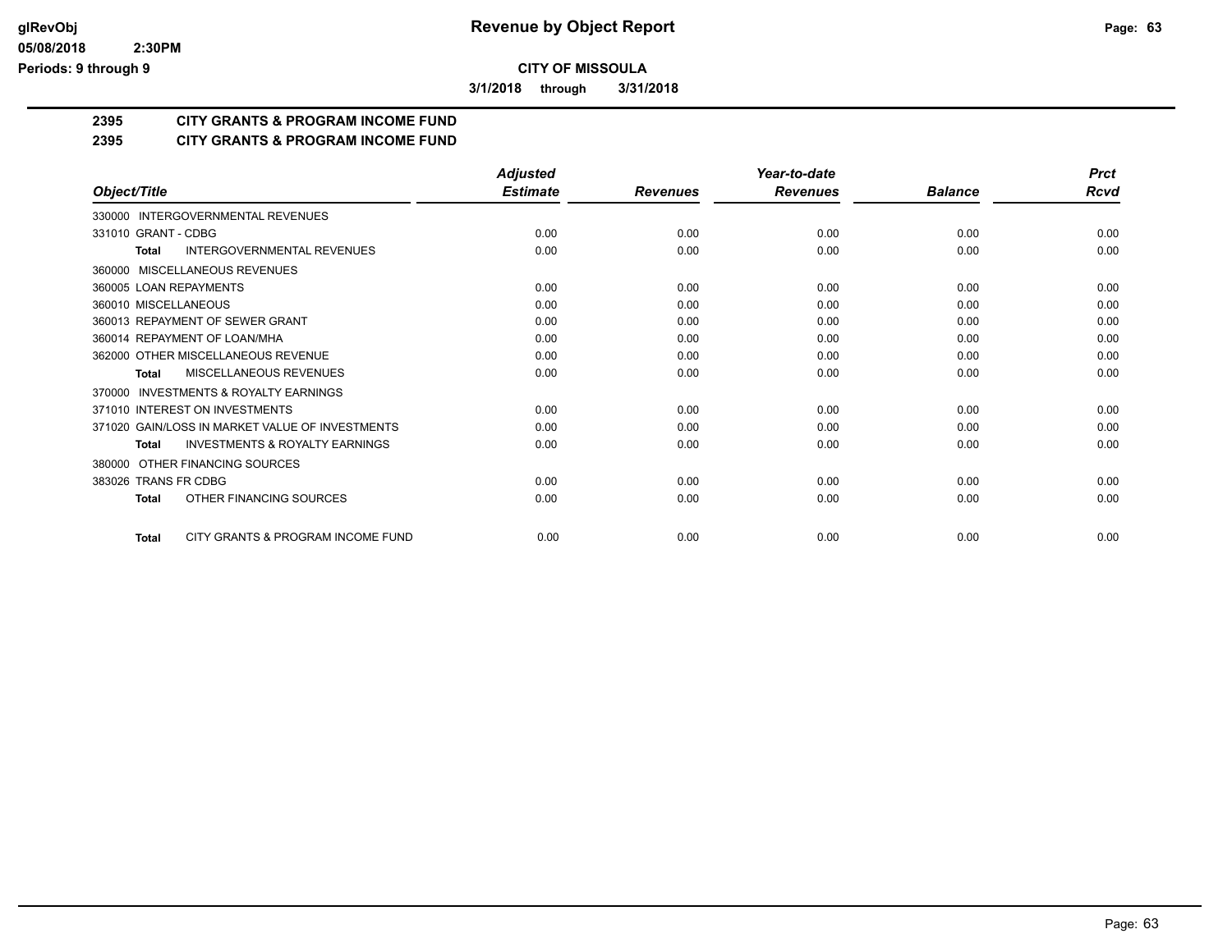**glRevObj** — **Revenue by Object Report**

**05/08/2018 2:30PM**

**Periods: 9 through 9**

**CITY OF MISSOULA**

**3/1/2018 through 3/31/2018**

## 2395 CITY GRANTS & PROGRAM INCOME FUND

## 2395 CITY GRANTS & PROGRAM INCOME FUND

| Object/Title | Adjusted Estimate | Revenues | Year-to-date Revenues | Balance | Prct Rcvd |
|---|---|---|---|---|---|
| 330000 INTERGOVERNMENTAL REVENUES | | | | | |
| 331010 GRANT - CDBG | 0.00 | 0.00 | 0.00 | 0.00 | 0.00 |
| **Total** INTERGOVERNMENTAL REVENUES | 0.00 | 0.00 | 0.00 | 0.00 | 0.00 |
| 360000 MISCELLANEOUS REVENUES | | | | | |
| 360005 LOAN REPAYMENTS | 0.00 | 0.00 | 0.00 | 0.00 | 0.00 |
| 360010 MISCELLANEOUS | 0.00 | 0.00 | 0.00 | 0.00 | 0.00 |
| 360013 REPAYMENT OF SEWER GRANT | 0.00 | 0.00 | 0.00 | 0.00 | 0.00 |
| 360014 REPAYMENT OF LOAN/MHA | 0.00 | 0.00 | 0.00 | 0.00 | 0.00 |
| 362000 OTHER MISCELLANEOUS REVENUE | 0.00 | 0.00 | 0.00 | 0.00 | 0.00 |
| **Total** MISCELLANEOUS REVENUES | 0.00 | 0.00 | 0.00 | 0.00 | 0.00 |
| 370000 INVESTMENTS & ROYALTY EARNINGS | | | | | |
| 371010 INTEREST ON INVESTMENTS | 0.00 | 0.00 | 0.00 | 0.00 | 0.00 |
| 371020 GAIN/LOSS IN MARKET VALUE OF INVESTMENTS | 0.00 | 0.00 | 0.00 | 0.00 | 0.00 |
| **Total** INVESTMENTS & ROYALTY EARNINGS | 0.00 | 0.00 | 0.00 | 0.00 | 0.00 |
| 380000 OTHER FINANCING SOURCES | | | | | |
| 383026 TRANS FR CDBG | 0.00 | 0.00 | 0.00 | 0.00 | 0.00 |
| **Total** OTHER FINANCING SOURCES | 0.00 | 0.00 | 0.00 | 0.00 | 0.00 |
| **Total** CITY GRANTS & PROGRAM INCOME FUND | 0.00 | 0.00 | 0.00 | 0.00 | 0.00 |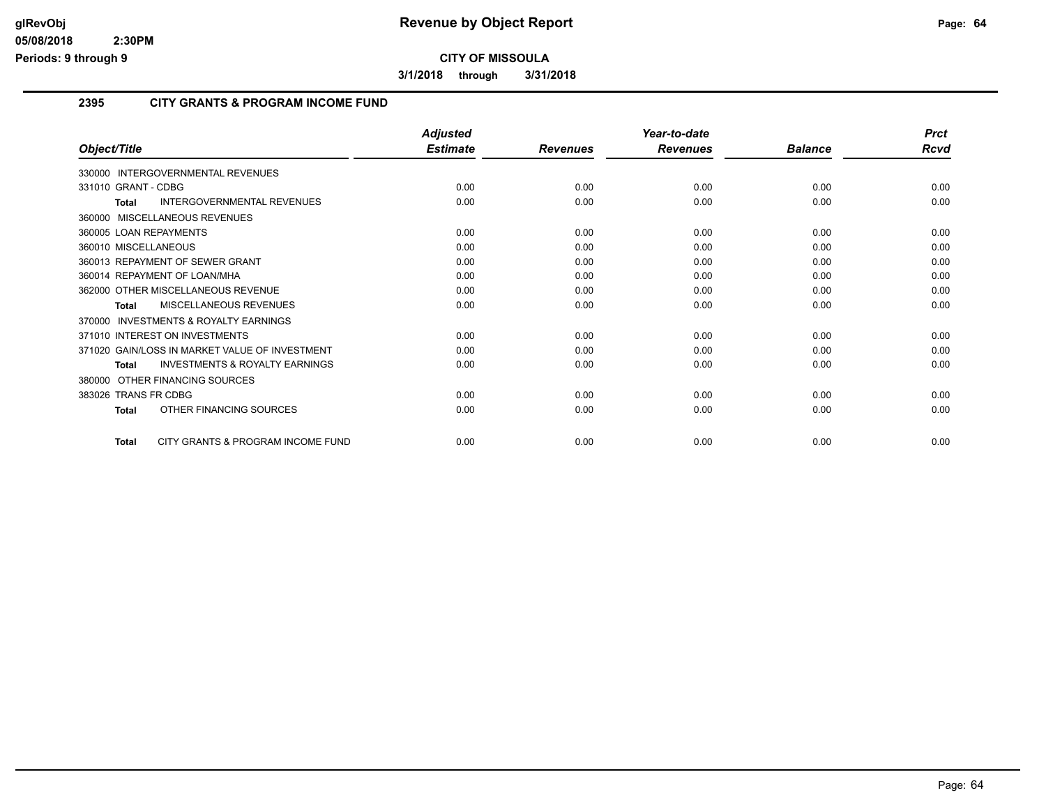**glRevObj** **Revenue by Object Report**

05/08/2018 2:30PM

Periods: 9 through 9

**CITY OF MISSOULA**

**3/1/2018 through 3/31/2018**

## 2395 CITY GRANTS & PROGRAM INCOME FUND

| Object/Title | Adjusted Estimate | Revenues | Year-to-date Revenues | Balance | Prct Rcvd |
|---|---|---|---|---|---|
| 330000 INTERGOVERNMENTAL REVENUES | | | | | |
| 331010 GRANT - CDBG | 0.00 | 0.00 | 0.00 | 0.00 | 0.00 |
| **Total** INTERGOVERNMENTAL REVENUES | 0.00 | 0.00 | 0.00 | 0.00 | 0.00 |
| 360000 MISCELLANEOUS REVENUES | | | | | |
| 360005 LOAN REPAYMENTS | 0.00 | 0.00 | 0.00 | 0.00 | 0.00 |
| 360010 MISCELLANEOUS | 0.00 | 0.00 | 0.00 | 0.00 | 0.00 |
| 360013 REPAYMENT OF SEWER GRANT | 0.00 | 0.00 | 0.00 | 0.00 | 0.00 |
| 360014 REPAYMENT OF LOAN/MHA | 0.00 | 0.00 | 0.00 | 0.00 | 0.00 |
| 362000 OTHER MISCELLANEOUS REVENUE | 0.00 | 0.00 | 0.00 | 0.00 | 0.00 |
| **Total** MISCELLANEOUS REVENUES | 0.00 | 0.00 | 0.00 | 0.00 | 0.00 |
| 370000 INVESTMENTS & ROYALTY EARNINGS | | | | | |
| 371010 INTEREST ON INVESTMENTS | 0.00 | 0.00 | 0.00 | 0.00 | 0.00 |
| 371020 GAIN/LOSS IN MARKET VALUE OF INVESTMENT | 0.00 | 0.00 | 0.00 | 0.00 | 0.00 |
| **Total** INVESTMENTS & ROYALTY EARNINGS | 0.00 | 0.00 | 0.00 | 0.00 | 0.00 |
| 380000 OTHER FINANCING SOURCES | | | | | |
| 383026 TRANS FR CDBG | 0.00 | 0.00 | 0.00 | 0.00 | 0.00 |
| **Total** OTHER FINANCING SOURCES | 0.00 | 0.00 | 0.00 | 0.00 | 0.00 |
| **Total** CITY GRANTS & PROGRAM INCOME FUND | 0.00 | 0.00 | 0.00 | 0.00 | 0.00 |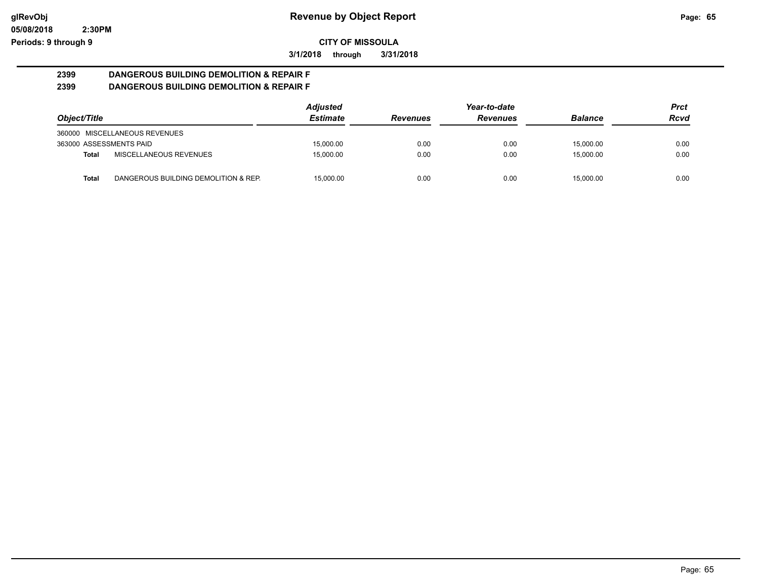**Revenue by Object Report**

**CITY OF MISSOULA**

**3/1/2018 through 3/31/2018**

glRevObj
05/08/2018 2:30PM
Periods: 9 through 9

## 2399 DANGEROUS BUILDING DEMOLITION & REPAIR F
## 2399 DANGEROUS BUILDING DEMOLITION & REPAIR F

| Object/Title | | Adjusted Estimate | Revenues | Year-to-date Revenues | Balance | Prct Rcvd |
|---|---|---|---|---|---|---|
| 360000 MISCELLANEOUS REVENUES | | | | | | |
| 363000 ASSESSMENTS PAID | | 15,000.00 | 0.00 | 0.00 | 15,000.00 | 0.00 |
| **Total** | MISCELLANEOUS REVENUES | 15,000.00 | 0.00 | 0.00 | 15,000.00 | 0.00 |
| **Total** | DANGEROUS BUILDING DEMOLITION & REP. | 15,000.00 | 0.00 | 0.00 | 15,000.00 | 0.00 |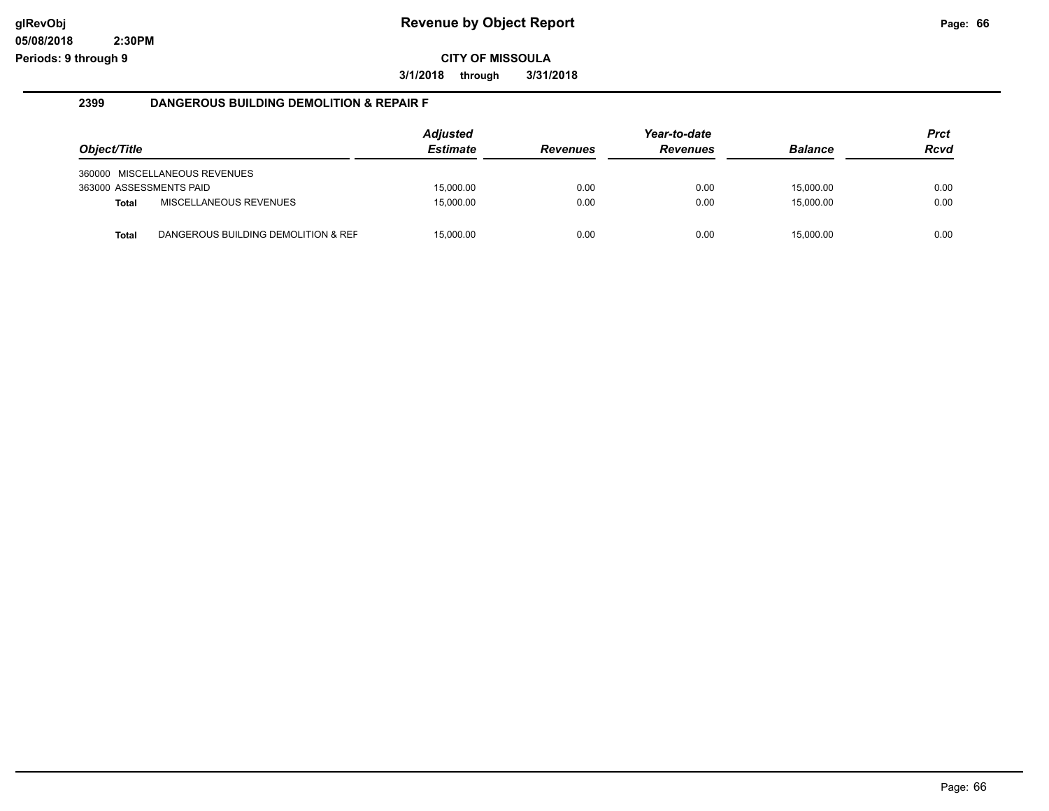# Revenue by Object Report

glRevObj
05/08/2018 2:30PM
Periods: 9 through 9

**CITY OF MISSOULA**

**3/1/2018 through 3/31/2018**

## 2399 DANGEROUS BUILDING DEMOLITION & REPAIR F

| Object/Title | | Adjusted Estimate | Revenues | Year-to-date Revenues | Balance | Prct Rcvd |
|---|---|---|---|---|---|---|
| 360000 MISCELLANEOUS REVENUES | | | | | | |
| 363000 ASSESSMENTS PAID | | 15,000.00 | 0.00 | 0.00 | 15,000.00 | 0.00 |
| **Total** | MISCELLANEOUS REVENUES | 15,000.00 | 0.00 | 0.00 | 15,000.00 | 0.00 |
| **Total** | DANGEROUS BUILDING DEMOLITION & REF | 15,000.00 | 0.00 | 0.00 | 15,000.00 | 0.00 |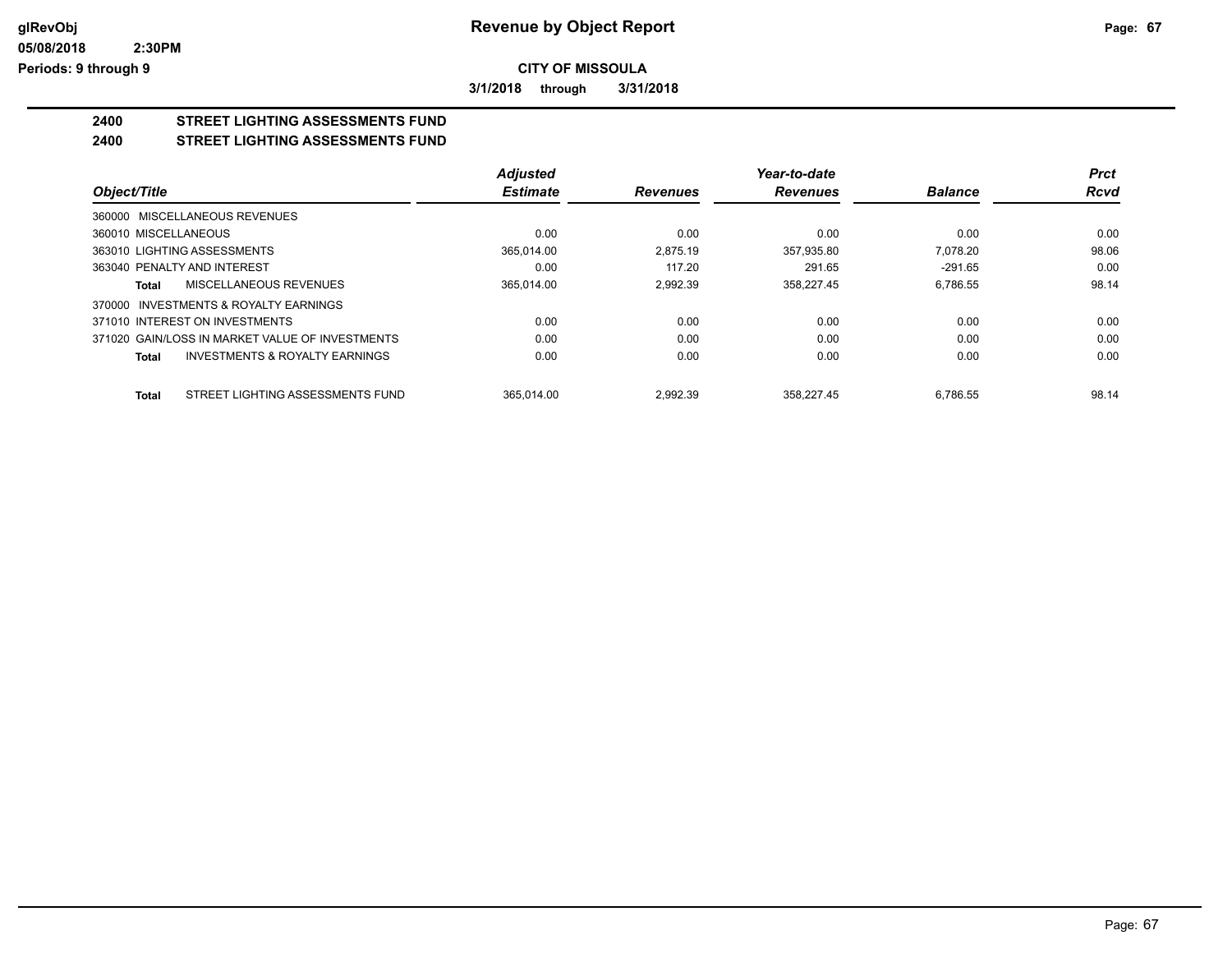**CITY OF MISSOULA**

**3/1/2018 through 3/31/2018**

# Revenue by Object Report

## 2400 STREET LIGHTING ASSESSMENTS FUND
## 2400 STREET LIGHTING ASSESSMENTS FUND

| Object/Title | Adjusted Estimate | Revenues | Year-to-date Revenues | Balance | Prct Rcvd |
|---|---|---|---|---|---|
| 360000 MISCELLANEOUS REVENUES | | | | | |
| 360010 MISCELLANEOUS | 0.00 | 0.00 | 0.00 | 0.00 | 0.00 |
| 363010 LIGHTING ASSESSMENTS | 365,014.00 | 2,875.19 | 357,935.80 | 7,078.20 | 98.06 |
| 363040 PENALTY AND INTEREST | 0.00 | 117.20 | 291.65 | -291.65 | 0.00 |
| **Total** MISCELLANEOUS REVENUES | 365,014.00 | 2,992.39 | 358,227.45 | 6,786.55 | 98.14 |
| 370000 INVESTMENTS & ROYALTY EARNINGS | | | | | |
| 371010 INTEREST ON INVESTMENTS | 0.00 | 0.00 | 0.00 | 0.00 | 0.00 |
| 371020 GAIN/LOSS IN MARKET VALUE OF INVESTMENTS | 0.00 | 0.00 | 0.00 | 0.00 | 0.00 |
| **Total** INVESTMENTS & ROYALTY EARNINGS | 0.00 | 0.00 | 0.00 | 0.00 | 0.00 |
| **Total** STREET LIGHTING ASSESSMENTS FUND | 365,014.00 | 2,992.39 | 358,227.45 | 6,786.55 | 98.14 |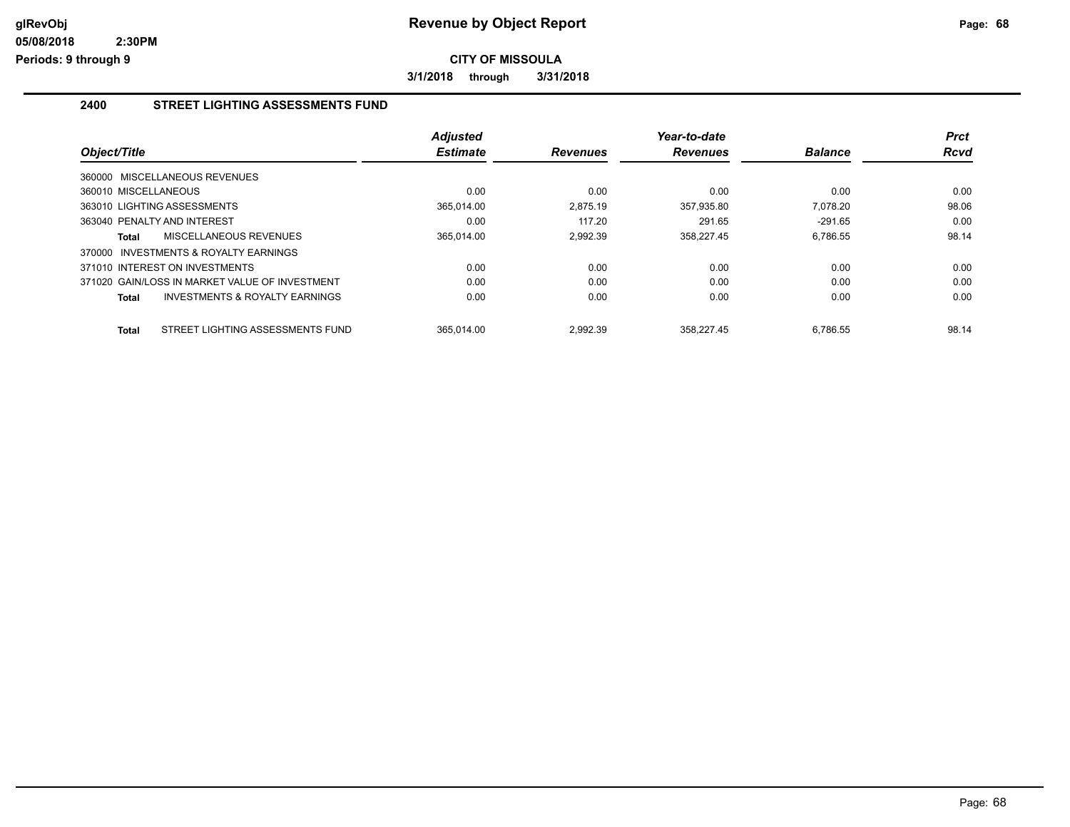# Revenue by Object Report

**CITY OF MISSOULA**

**3/1/2018 through 3/31/2018**

glRevObj
05/08/2018 2:30PM
Periods: 9 through 9

## 2400 STREET LIGHTING ASSESSMENTS FUND

| Object/Title | Adjusted Estimate | Revenues | Year-to-date Revenues | Balance | Prct Rcvd |
|---|---|---|---|---|---|
| 360000 MISCELLANEOUS REVENUES | | | | | |
| 360010 MISCELLANEOUS | 0.00 | 0.00 | 0.00 | 0.00 | 0.00 |
| 363010 LIGHTING ASSESSMENTS | 365,014.00 | 2,875.19 | 357,935.80 | 7,078.20 | 98.06 |
| 363040 PENALTY AND INTEREST | 0.00 | 117.20 | 291.65 | -291.65 | 0.00 |
| **Total** MISCELLANEOUS REVENUES | 365,014.00 | 2,992.39 | 358,227.45 | 6,786.55 | 98.14 |
| 370000 INVESTMENTS & ROYALTY EARNINGS | | | | | |
| 371010 INTEREST ON INVESTMENTS | 0.00 | 0.00 | 0.00 | 0.00 | 0.00 |
| 371020 GAIN/LOSS IN MARKET VALUE OF INVESTMENT | 0.00 | 0.00 | 0.00 | 0.00 | 0.00 |
| **Total** INVESTMENTS & ROYALTY EARNINGS | 0.00 | 0.00 | 0.00 | 0.00 | 0.00 |
| **Total** STREET LIGHTING ASSESSMENTS FUND | 365,014.00 | 2,992.39 | 358,227.45 | 6,786.55 | 98.14 |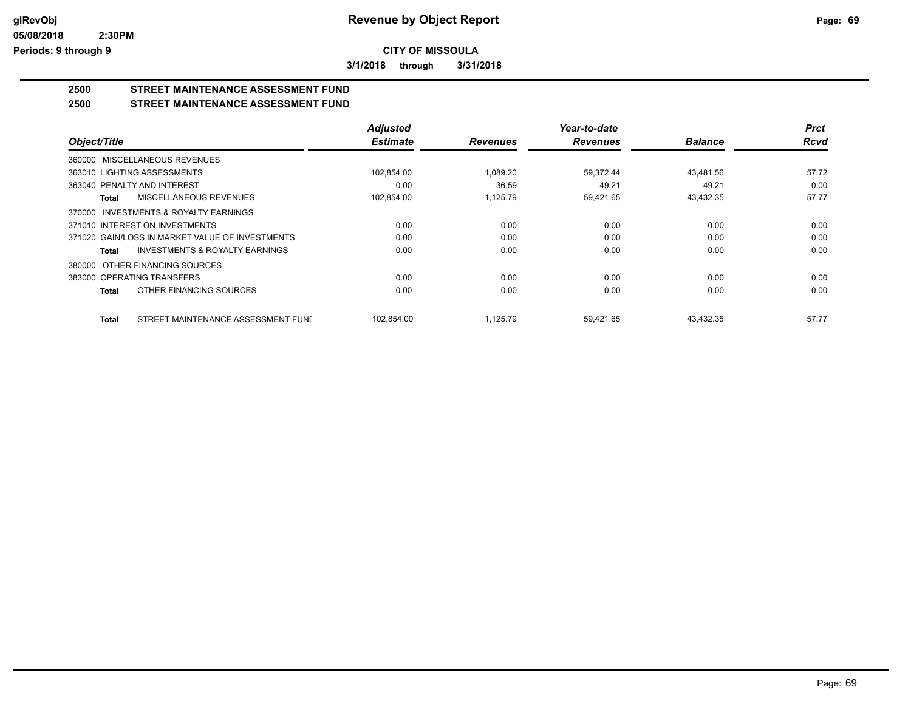# CITY OF MISSOULA

**3/1/2018 through 3/31/2018**

## 2500 STREET MAINTENANCE ASSESSMENT FUND

## 2500 STREET MAINTENANCE ASSESSMENT FUND

| Object/Title | Adjusted Estimate | Revenues | Year-to-date Revenues | Balance | Prct Rcvd |
|---|---|---|---|---|---|
| 360000 MISCELLANEOUS REVENUES | | | | | |
| 363010 LIGHTING ASSESSMENTS | 102,854.00 | 1,089.20 | 59,372.44 | 43,481.56 | 57.72 |
| 363040 PENALTY AND INTEREST | 0.00 | 36.59 | 49.21 | -49.21 | 0.00 |
| **Total** MISCELLANEOUS REVENUES | 102,854.00 | 1,125.79 | 59,421.65 | 43,432.35 | 57.77 |
| 370000 INVESTMENTS & ROYALTY EARNINGS | | | | | |
| 371010 INTEREST ON INVESTMENTS | 0.00 | 0.00 | 0.00 | 0.00 | 0.00 |
| 371020 GAIN/LOSS IN MARKET VALUE OF INVESTMENTS | 0.00 | 0.00 | 0.00 | 0.00 | 0.00 |
| **Total** INVESTMENTS & ROYALTY EARNINGS | 0.00 | 0.00 | 0.00 | 0.00 | 0.00 |
| 380000 OTHER FINANCING SOURCES | | | | | |
| 383000 OPERATING TRANSFERS | 0.00 | 0.00 | 0.00 | 0.00 | 0.00 |
| **Total** OTHER FINANCING SOURCES | 0.00 | 0.00 | 0.00 | 0.00 | 0.00 |
| **Total** STREET MAINTENANCE ASSESSMENT FUNI | 102,854.00 | 1,125.79 | 59,421.65 | 43,432.35 | 57.77 |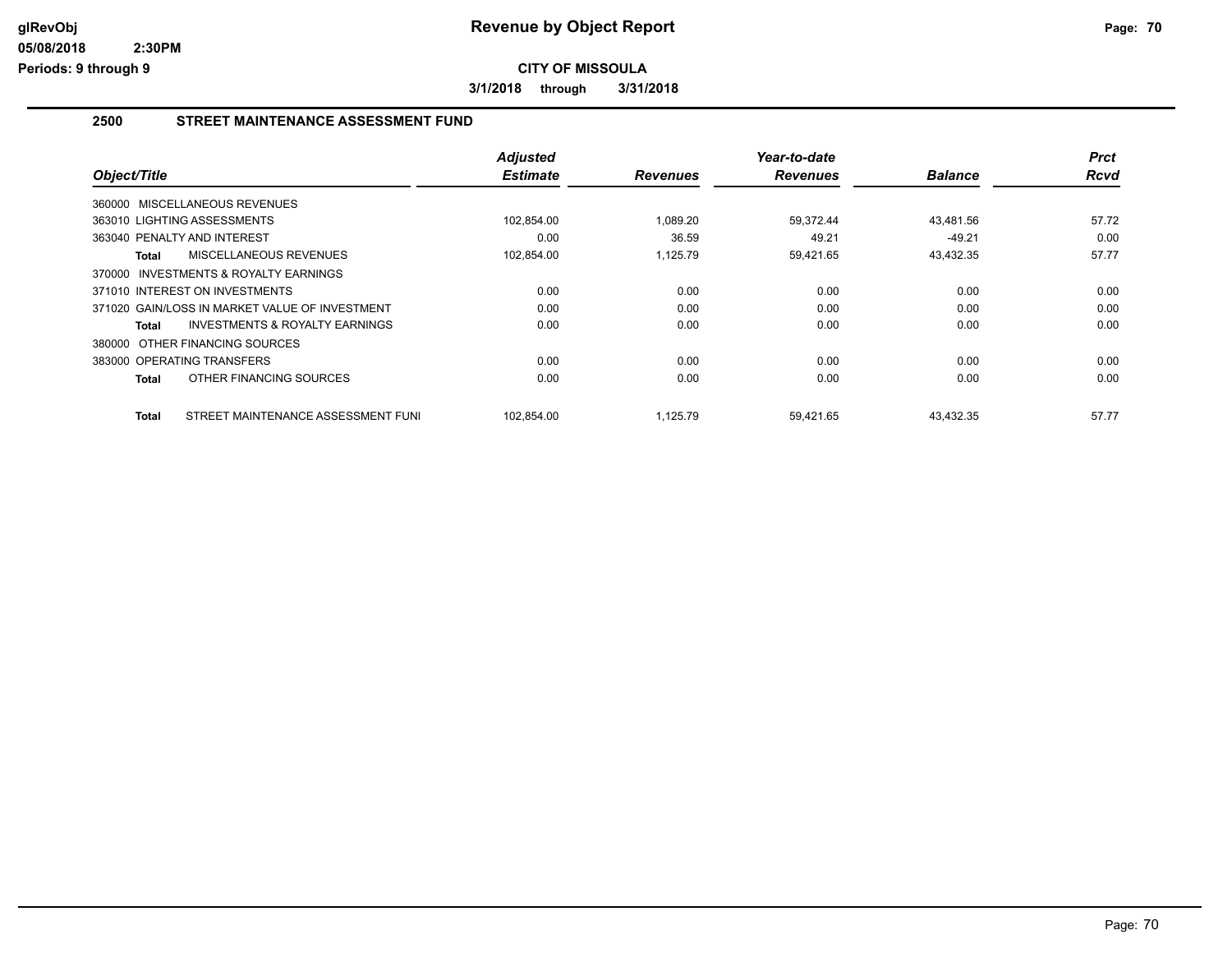**CITY OF MISSOULA**

**3/1/2018 through 3/31/2018**

## 2500 STREET MAINTENANCE ASSESSMENT FUND

| Object/Title | Adjusted Estimate | Revenues | Year-to-date Revenues | Balance | Prct Rcvd |
|---|---|---|---|---|---|
| 360000 MISCELLANEOUS REVENUES | | | | | |
| 363010 LIGHTING ASSESSMENTS | 102,854.00 | 1,089.20 | 59,372.44 | 43,481.56 | 57.72 |
| 363040 PENALTY AND INTEREST | 0.00 | 36.59 | 49.21 | -49.21 | 0.00 |
| **Total** MISCELLANEOUS REVENUES | 102,854.00 | 1,125.79 | 59,421.65 | 43,432.35 | 57.77 |
| 370000 INVESTMENTS & ROYALTY EARNINGS | | | | | |
| 371010 INTEREST ON INVESTMENTS | 0.00 | 0.00 | 0.00 | 0.00 | 0.00 |
| 371020 GAIN/LOSS IN MARKET VALUE OF INVESTMENT | 0.00 | 0.00 | 0.00 | 0.00 | 0.00 |
| **Total** INVESTMENTS & ROYALTY EARNINGS | 0.00 | 0.00 | 0.00 | 0.00 | 0.00 |
| 380000 OTHER FINANCING SOURCES | | | | | |
| 383000 OPERATING TRANSFERS | 0.00 | 0.00 | 0.00 | 0.00 | 0.00 |
| **Total** OTHER FINANCING SOURCES | 0.00 | 0.00 | 0.00 | 0.00 | 0.00 |
| **Total** STREET MAINTENANCE ASSESSMENT FUNI | 102,854.00 | 1,125.79 | 59,421.65 | 43,432.35 | 57.77 |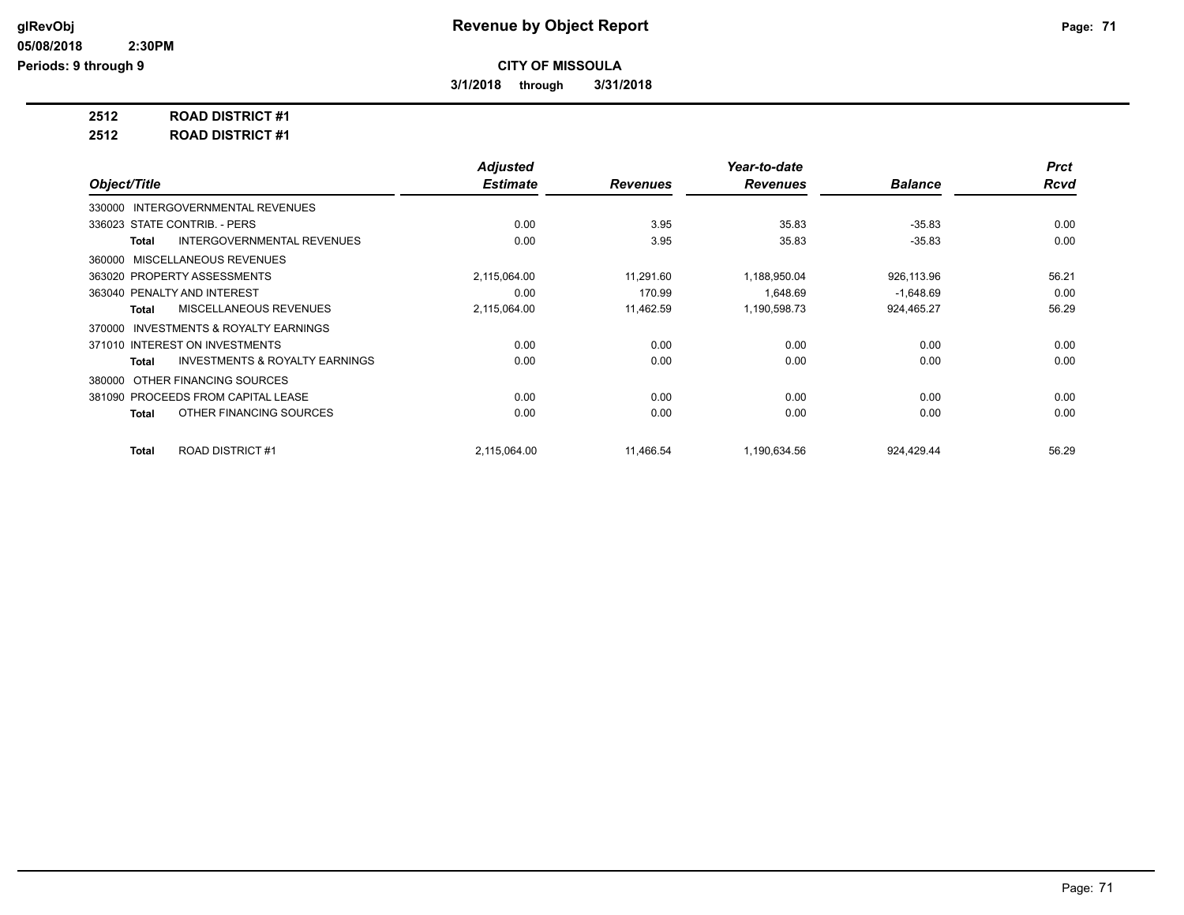# Revenue by Object Report

**CITY OF MISSOULA**

**3/1/2018 through 3/31/2018**

glRevObj
05/08/2018 2:30PM
Periods: 9 through 9

**2512 ROAD DISTRICT #1**

**2512 ROAD DISTRICT #1**

| Object/Title | Adjusted Estimate | Revenues | Year-to-date Revenues | Balance | Prct Rcvd |
|---|---|---|---|---|---|
| 330000 INTERGOVERNMENTAL REVENUES | | | | | |
| 336023 STATE CONTRIB. - PERS | 0.00 | 3.95 | 35.83 | -35.83 | 0.00 |
| **Total** INTERGOVERNMENTAL REVENUES | 0.00 | 3.95 | 35.83 | -35.83 | 0.00 |
| 360000 MISCELLANEOUS REVENUES | | | | | |
| 363020 PROPERTY ASSESSMENTS | 2,115,064.00 | 11,291.60 | 1,188,950.04 | 926,113.96 | 56.21 |
| 363040 PENALTY AND INTEREST | 0.00 | 170.99 | 1,648.69 | -1,648.69 | 0.00 |
| **Total** MISCELLANEOUS REVENUES | 2,115,064.00 | 11,462.59 | 1,190,598.73 | 924,465.27 | 56.29 |
| 370000 INVESTMENTS & ROYALTY EARNINGS | | | | | |
| 371010 INTEREST ON INVESTMENTS | 0.00 | 0.00 | 0.00 | 0.00 | 0.00 |
| **Total** INVESTMENTS & ROYALTY EARNINGS | 0.00 | 0.00 | 0.00 | 0.00 | 0.00 |
| 380000 OTHER FINANCING SOURCES | | | | | |
| 381090 PROCEEDS FROM CAPITAL LEASE | 0.00 | 0.00 | 0.00 | 0.00 | 0.00 |
| **Total** OTHER FINANCING SOURCES | 0.00 | 0.00 | 0.00 | 0.00 | 0.00 |
| **Total** ROAD DISTRICT #1 | 2,115,064.00 | 11,466.54 | 1,190,634.56 | 924,429.44 | 56.29 |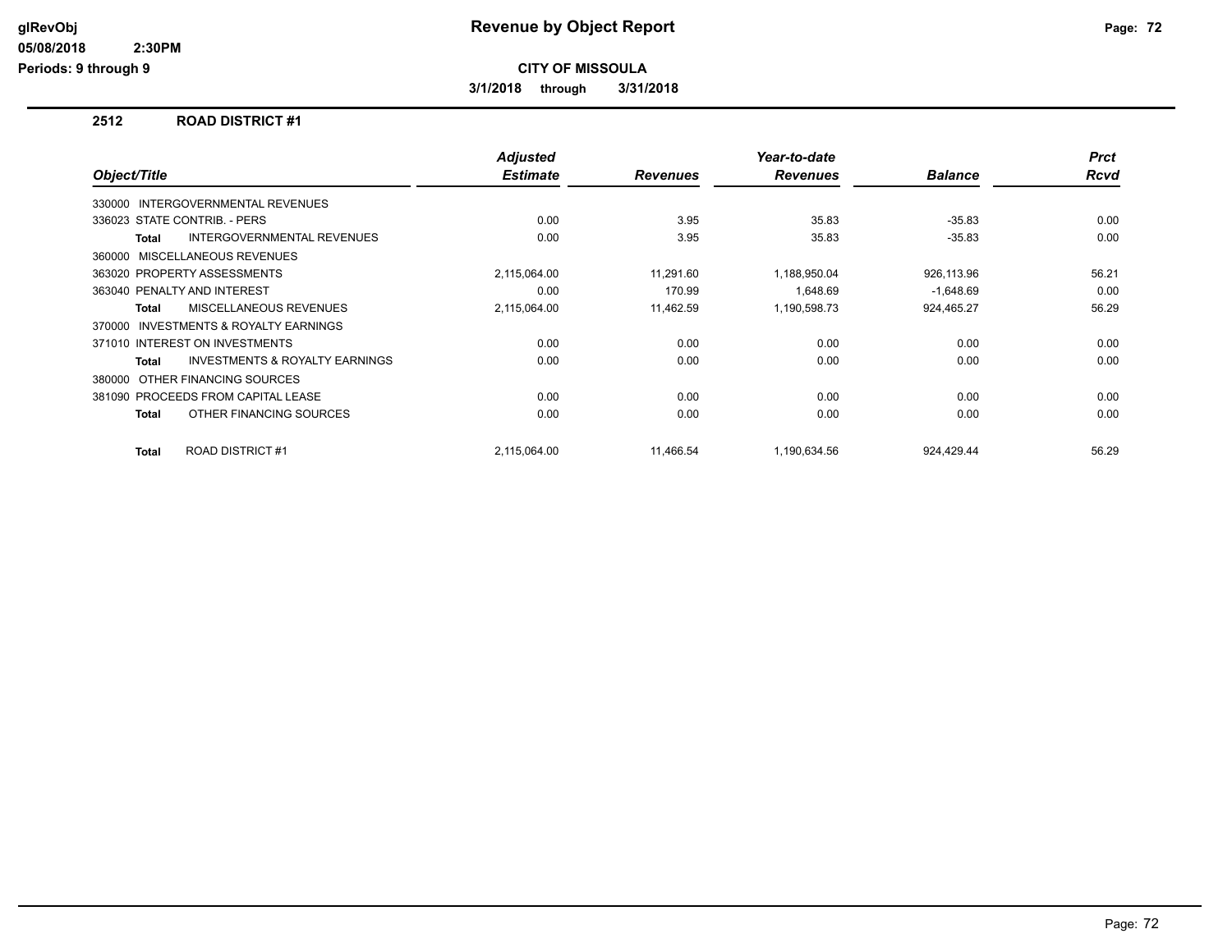# Revenue by Object Report

**CITY OF MISSOULA**

**3/1/2018 through 3/31/2018**

glRevObj
05/08/2018 2:30PM
Periods: 9 through 9

## 2512 ROAD DISTRICT #1

| Object/Title | Adjusted Estimate | Revenues | Year-to-date Revenues | Balance | Prct Rcvd |
|---|---|---|---|---|---|
| 330000 INTERGOVERNMENTAL REVENUES | | | | | |
| 336023 STATE CONTRIB. - PERS | 0.00 | 3.95 | 35.83 | -35.83 | 0.00 |
| **Total** INTERGOVERNMENTAL REVENUES | 0.00 | 3.95 | 35.83 | -35.83 | 0.00 |
| 360000 MISCELLANEOUS REVENUES | | | | | |
| 363020 PROPERTY ASSESSMENTS | 2,115,064.00 | 11,291.60 | 1,188,950.04 | 926,113.96 | 56.21 |
| 363040 PENALTY AND INTEREST | 0.00 | 170.99 | 1,648.69 | -1,648.69 | 0.00 |
| **Total** MISCELLANEOUS REVENUES | 2,115,064.00 | 11,462.59 | 1,190,598.73 | 924,465.27 | 56.29 |
| 370000 INVESTMENTS & ROYALTY EARNINGS | | | | | |
| 371010 INTEREST ON INVESTMENTS | 0.00 | 0.00 | 0.00 | 0.00 | 0.00 |
| **Total** INVESTMENTS & ROYALTY EARNINGS | 0.00 | 0.00 | 0.00 | 0.00 | 0.00 |
| 380000 OTHER FINANCING SOURCES | | | | | |
| 381090 PROCEEDS FROM CAPITAL LEASE | 0.00 | 0.00 | 0.00 | 0.00 | 0.00 |
| **Total** OTHER FINANCING SOURCES | 0.00 | 0.00 | 0.00 | 0.00 | 0.00 |
| **Total** ROAD DISTRICT #1 | 2,115,064.00 | 11,466.54 | 1,190,634.56 | 924,429.44 | 56.29 |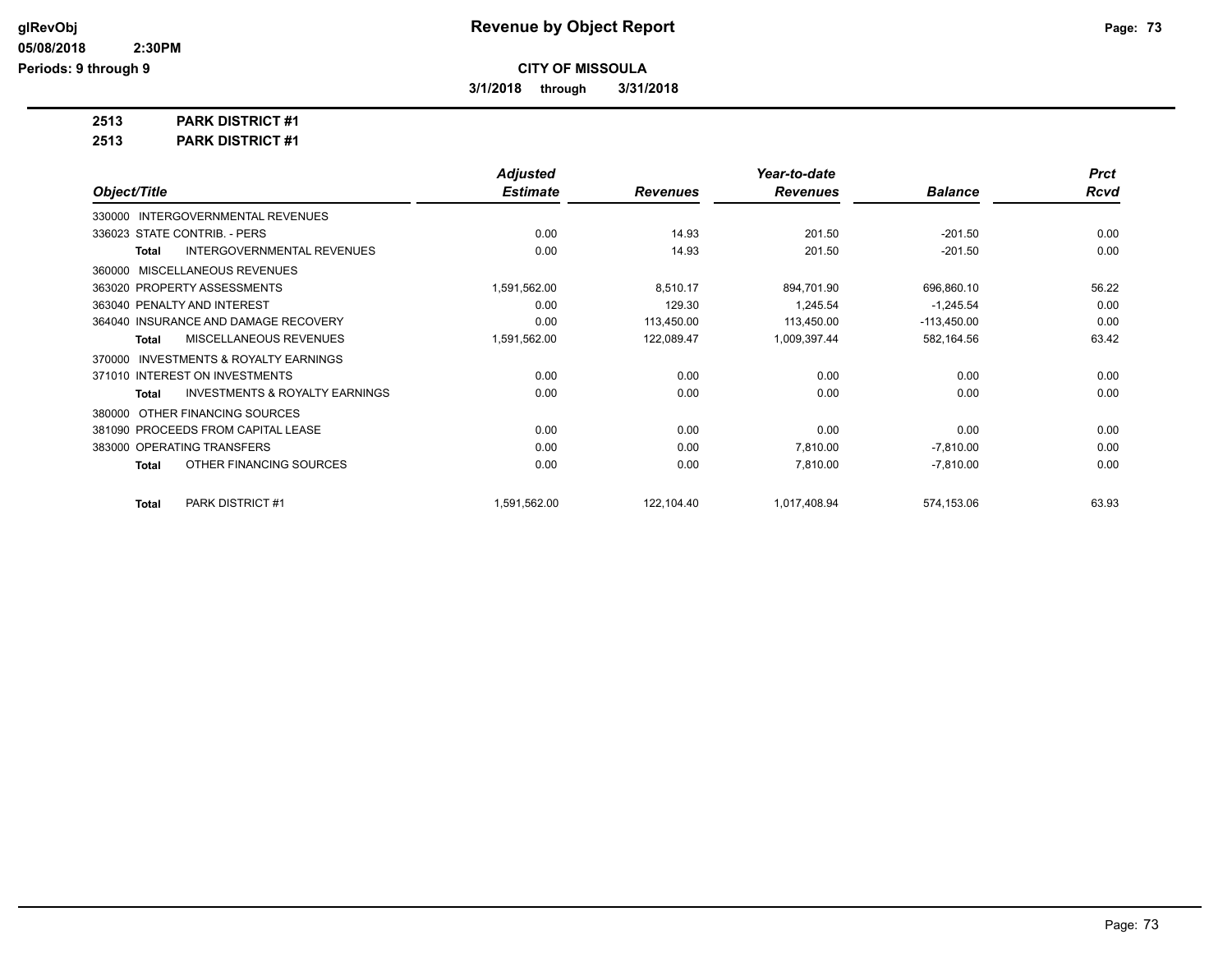**CITY OF MISSOULA**

**3/1/2018 through 3/31/2018**

**2513 PARK DISTRICT #1**

**2513 PARK DISTRICT #1**

| Object/Title | Adjusted Estimate | Revenues | Year-to-date Revenues | Balance | Prct Rcvd |
|---|---|---|---|---|---|
| 330000 INTERGOVERNMENTAL REVENUES | | | | | |
| 336023 STATE CONTRIB. - PERS | 0.00 | 14.93 | 201.50 | -201.50 | 0.00 |
| **Total** INTERGOVERNMENTAL REVENUES | 0.00 | 14.93 | 201.50 | -201.50 | 0.00 |
| 360000 MISCELLANEOUS REVENUES | | | | | |
| 363020 PROPERTY ASSESSMENTS | 1,591,562.00 | 8,510.17 | 894,701.90 | 696,860.10 | 56.22 |
| 363040 PENALTY AND INTEREST | 0.00 | 129.30 | 1,245.54 | -1,245.54 | 0.00 |
| 364040 INSURANCE AND DAMAGE RECOVERY | 0.00 | 113,450.00 | 113,450.00 | -113,450.00 | 0.00 |
| **Total** MISCELLANEOUS REVENUES | 1,591,562.00 | 122,089.47 | 1,009,397.44 | 582,164.56 | 63.42 |
| 370000 INVESTMENTS & ROYALTY EARNINGS | | | | | |
| 371010 INTEREST ON INVESTMENTS | 0.00 | 0.00 | 0.00 | 0.00 | 0.00 |
| **Total** INVESTMENTS & ROYALTY EARNINGS | 0.00 | 0.00 | 0.00 | 0.00 | 0.00 |
| 380000 OTHER FINANCING SOURCES | | | | | |
| 381090 PROCEEDS FROM CAPITAL LEASE | 0.00 | 0.00 | 0.00 | 0.00 | 0.00 |
| 383000 OPERATING TRANSFERS | 0.00 | 0.00 | 7,810.00 | -7,810.00 | 0.00 |
| **Total** OTHER FINANCING SOURCES | 0.00 | 0.00 | 7,810.00 | -7,810.00 | 0.00 |
| **Total** PARK DISTRICT #1 | 1,591,562.00 | 122,104.40 | 1,017,408.94 | 574,153.06 | 63.93 |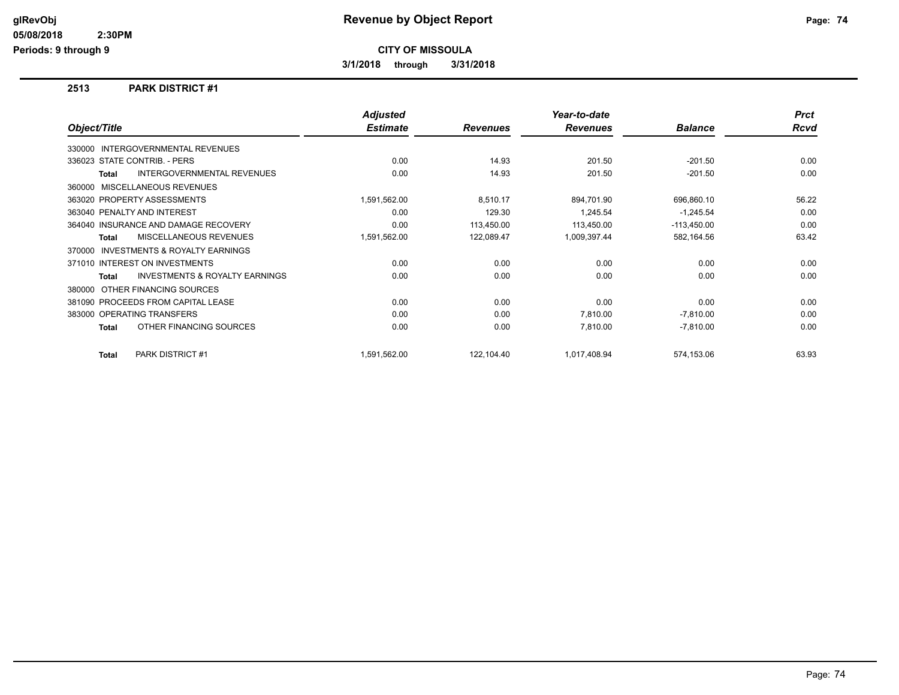# Revenue by Object Report

**CITY OF MISSOULA**

**3/1/2018 through 3/31/2018**

glRevObj
05/08/2018 2:30PM
Periods: 9 through 9

## 2513 PARK DISTRICT #1

| Object/Title | Adjusted Estimate | Revenues | Year-to-date Revenues | Balance | Prct Rcvd |
|---|---|---|---|---|---|
| 330000 INTERGOVERNMENTAL REVENUES | | | | | |
| 336023 STATE CONTRIB. - PERS | 0.00 | 14.93 | 201.50 | -201.50 | 0.00 |
| **Total** INTERGOVERNMENTAL REVENUES | 0.00 | 14.93 | 201.50 | -201.50 | 0.00 |
| 360000 MISCELLANEOUS REVENUES | | | | | |
| 363020 PROPERTY ASSESSMENTS | 1,591,562.00 | 8,510.17 | 894,701.90 | 696,860.10 | 56.22 |
| 363040 PENALTY AND INTEREST | 0.00 | 129.30 | 1,245.54 | -1,245.54 | 0.00 |
| 364040 INSURANCE AND DAMAGE RECOVERY | 0.00 | 113,450.00 | 113,450.00 | -113,450.00 | 0.00 |
| **Total** MISCELLANEOUS REVENUES | 1,591,562.00 | 122,089.47 | 1,009,397.44 | 582,164.56 | 63.42 |
| 370000 INVESTMENTS & ROYALTY EARNINGS | | | | | |
| 371010 INTEREST ON INVESTMENTS | 0.00 | 0.00 | 0.00 | 0.00 | 0.00 |
| **Total** INVESTMENTS & ROYALTY EARNINGS | 0.00 | 0.00 | 0.00 | 0.00 | 0.00 |
| 380000 OTHER FINANCING SOURCES | | | | | |
| 381090 PROCEEDS FROM CAPITAL LEASE | 0.00 | 0.00 | 0.00 | 0.00 | 0.00 |
| 383000 OPERATING TRANSFERS | 0.00 | 0.00 | 7,810.00 | -7,810.00 | 0.00 |
| **Total** OTHER FINANCING SOURCES | 0.00 | 0.00 | 7,810.00 | -7,810.00 | 0.00 |
| **Total** PARK DISTRICT #1 | 1,591,562.00 | 122,104.40 | 1,017,408.94 | 574,153.06 | 63.93 |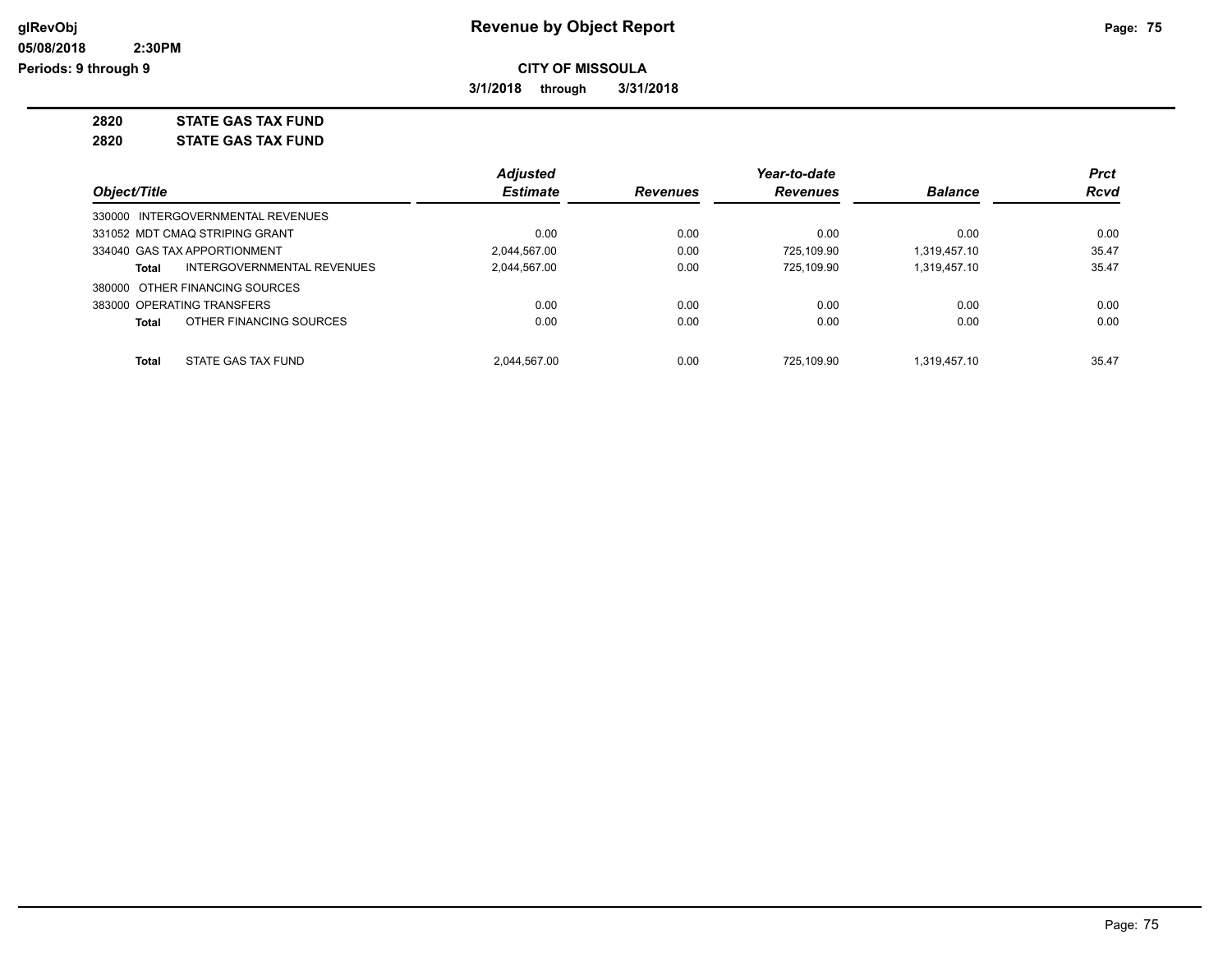**Revenue by Object Report**

**CITY OF MISSOULA**

**3/1/2018 through 3/31/2018**

**2820 STATE GAS TAX FUND**

**2820 STATE GAS TAX FUND**

| Object/Title | | Adjusted Estimate | Revenues | Year-to-date Revenues | Balance | Prct Rcvd |
|---|---|---|---|---|---|---|
| 330000 INTERGOVERNMENTAL REVENUES | | | | | | |
| 331052 MDT CMAQ STRIPING GRANT | | 0.00 | 0.00 | 0.00 | 0.00 | 0.00 |
| 334040 GAS TAX APPORTIONMENT | | 2,044,567.00 | 0.00 | 725,109.90 | 1,319,457.10 | 35.47 |
| **Total** | INTERGOVERNMENTAL REVENUES | 2,044,567.00 | 0.00 | 725,109.90 | 1,319,457.10 | 35.47 |
| 380000 OTHER FINANCING SOURCES | | | | | | |
| 383000 OPERATING TRANSFERS | | 0.00 | 0.00 | 0.00 | 0.00 | 0.00 |
| **Total** | OTHER FINANCING SOURCES | 0.00 | 0.00 | 0.00 | 0.00 | 0.00 |
| **Total** | STATE GAS TAX FUND | 2,044,567.00 | 0.00 | 725,109.90 | 1,319,457.10 | 35.47 |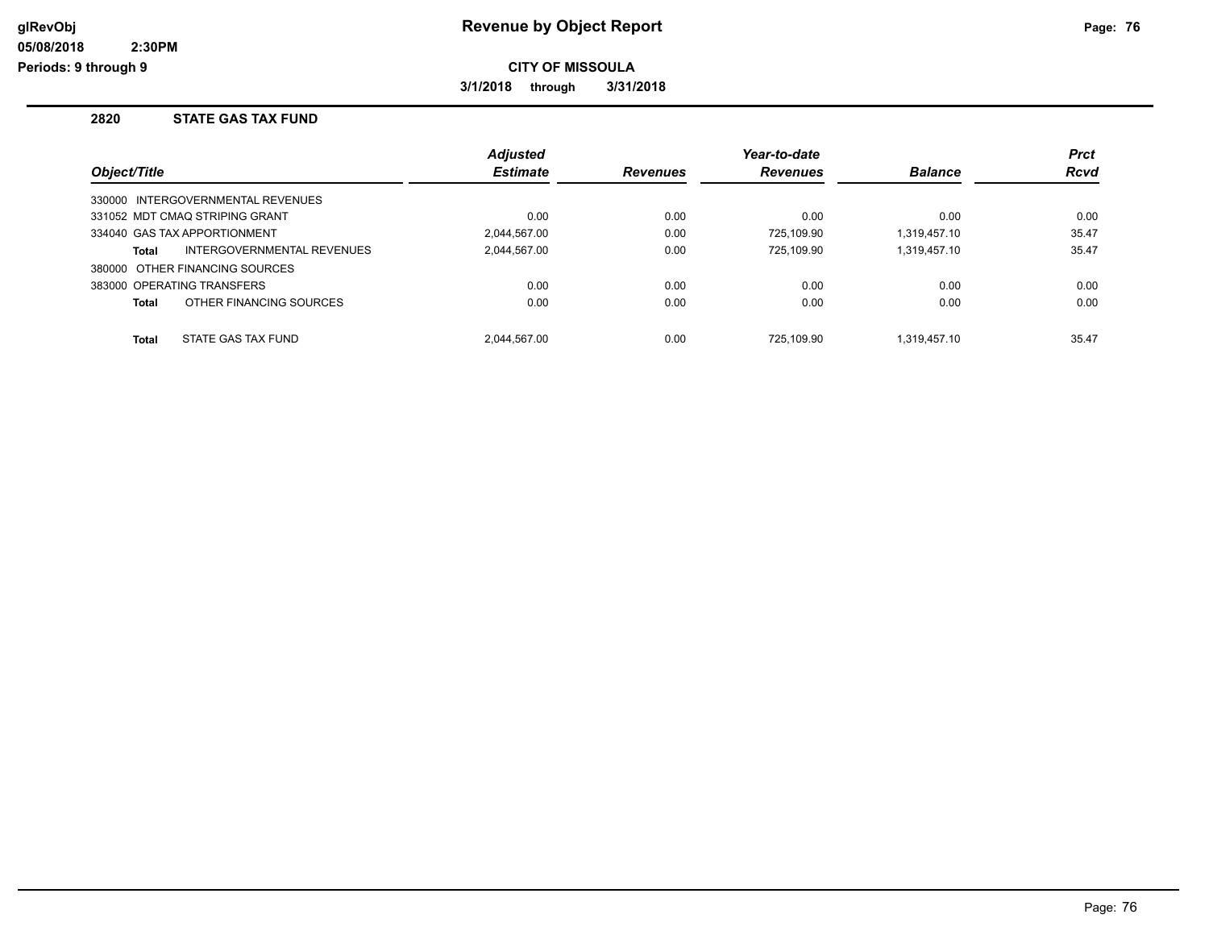# Revenue by Object Report

**CITY OF MISSOULA**

**3/1/2018 through 3/31/2018**

glRevObj
05/08/2018 2:30PM
Periods: 9 through 9

## 2820 STATE GAS TAX FUND

| Object/Title | Adjusted Estimate | Revenues | Year-to-date Revenues | Balance | Prct Rcvd |
|---|---|---|---|---|---|
| 330000 INTERGOVERNMENTAL REVENUES | | | | | |
| 331052 MDT CMAQ STRIPING GRANT | 0.00 | 0.00 | 0.00 | 0.00 | 0.00 |
| 334040 GAS TAX APPORTIONMENT | 2,044,567.00 | 0.00 | 725,109.90 | 1,319,457.10 | 35.47 |
| **Total** INTERGOVERNMENTAL REVENUES | 2,044,567.00 | 0.00 | 725,109.90 | 1,319,457.10 | 35.47 |
| 380000 OTHER FINANCING SOURCES | | | | | |
| 383000 OPERATING TRANSFERS | 0.00 | 0.00 | 0.00 | 0.00 | 0.00 |
| **Total** OTHER FINANCING SOURCES | 0.00 | 0.00 | 0.00 | 0.00 | 0.00 |
| **Total** STATE GAS TAX FUND | 2,044,567.00 | 0.00 | 725,109.90 | 1,319,457.10 | 35.47 |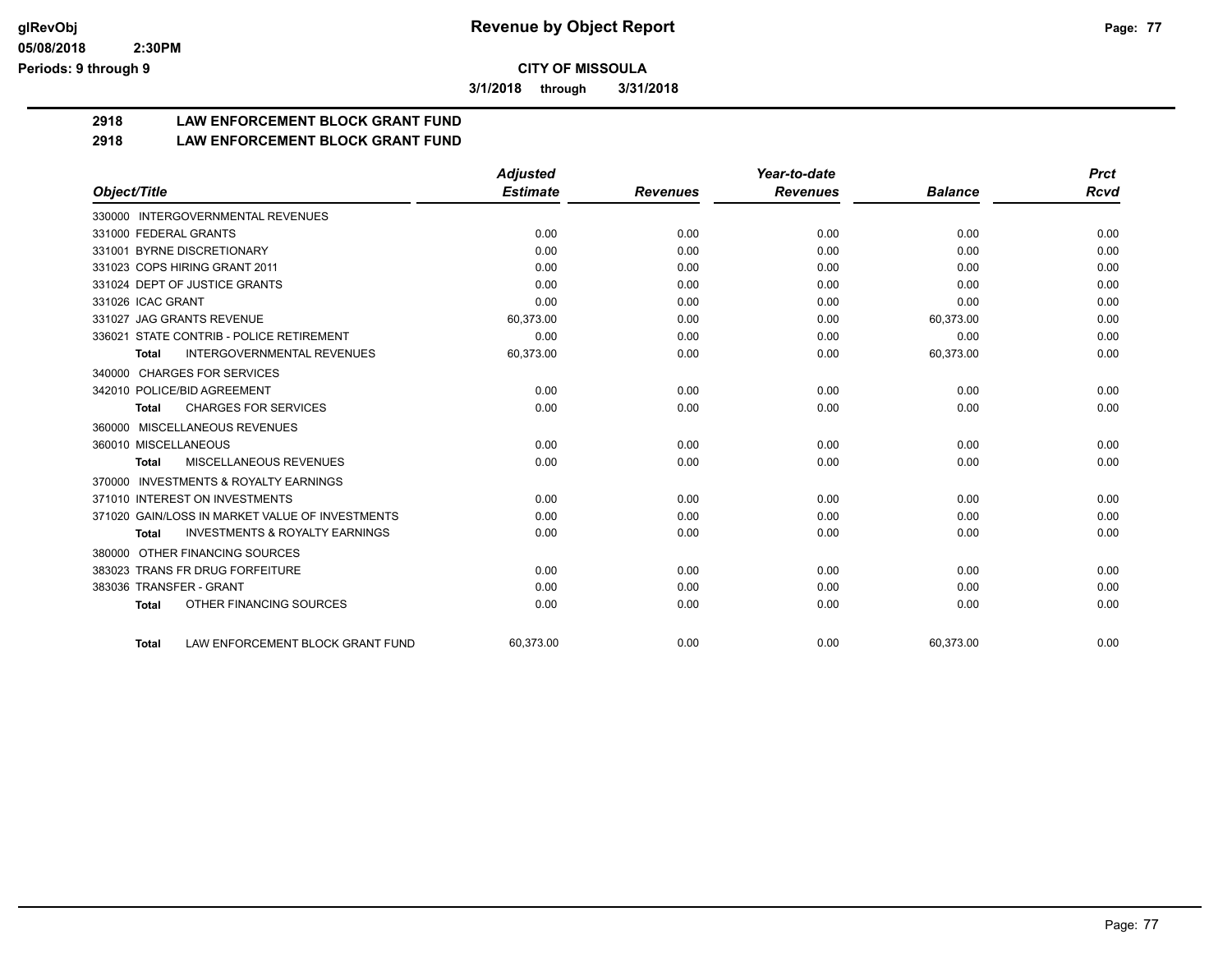glRevObj
05/08/2018 2:30PM
Periods: 9 through 9

# Revenue by Object Report

**CITY OF MISSOULA**

**3/1/2018 through 3/31/2018**

## 2918 LAW ENFORCEMENT BLOCK GRANT FUND
## 2918 LAW ENFORCEMENT BLOCK GRANT FUND

| Object/Title | Adjusted Estimate | Revenues | Year-to-date Revenues | Balance | Prct Rcvd |
|---|---|---|---|---|---|
| 330000 INTERGOVERNMENTAL REVENUES | | | | | |
| 331000 FEDERAL GRANTS | 0.00 | 0.00 | 0.00 | 0.00 | 0.00 |
| 331001 BYRNE DISCRETIONARY | 0.00 | 0.00 | 0.00 | 0.00 | 0.00 |
| 331023 COPS HIRING GRANT 2011 | 0.00 | 0.00 | 0.00 | 0.00 | 0.00 |
| 331024 DEPT OF JUSTICE GRANTS | 0.00 | 0.00 | 0.00 | 0.00 | 0.00 |
| 331026 ICAC GRANT | 0.00 | 0.00 | 0.00 | 0.00 | 0.00 |
| 331027 JAG GRANTS REVENUE | 60,373.00 | 0.00 | 0.00 | 60,373.00 | 0.00 |
| 336021 STATE CONTRIB - POLICE RETIREMENT | 0.00 | 0.00 | 0.00 | 0.00 | 0.00 |
| **Total** INTERGOVERNMENTAL REVENUES | 60,373.00 | 0.00 | 0.00 | 60,373.00 | 0.00 |
| 340000 CHARGES FOR SERVICES | | | | | |
| 342010 POLICE/BID AGREEMENT | 0.00 | 0.00 | 0.00 | 0.00 | 0.00 |
| **Total** CHARGES FOR SERVICES | 0.00 | 0.00 | 0.00 | 0.00 | 0.00 |
| 360000 MISCELLANEOUS REVENUES | | | | | |
| 360010 MISCELLANEOUS | 0.00 | 0.00 | 0.00 | 0.00 | 0.00 |
| **Total** MISCELLANEOUS REVENUES | 0.00 | 0.00 | 0.00 | 0.00 | 0.00 |
| 370000 INVESTMENTS & ROYALTY EARNINGS | | | | | |
| 371010 INTEREST ON INVESTMENTS | 0.00 | 0.00 | 0.00 | 0.00 | 0.00 |
| 371020 GAIN/LOSS IN MARKET VALUE OF INVESTMENTS | 0.00 | 0.00 | 0.00 | 0.00 | 0.00 |
| **Total** INVESTMENTS & ROYALTY EARNINGS | 0.00 | 0.00 | 0.00 | 0.00 | 0.00 |
| 380000 OTHER FINANCING SOURCES | | | | | |
| 383023 TRANS FR DRUG FORFEITURE | 0.00 | 0.00 | 0.00 | 0.00 | 0.00 |
| 383036 TRANSFER - GRANT | 0.00 | 0.00 | 0.00 | 0.00 | 0.00 |
| **Total** OTHER FINANCING SOURCES | 0.00 | 0.00 | 0.00 | 0.00 | 0.00 |
| **Total** LAW ENFORCEMENT BLOCK GRANT FUND | 60,373.00 | 0.00 | 0.00 | 60,373.00 | 0.00 |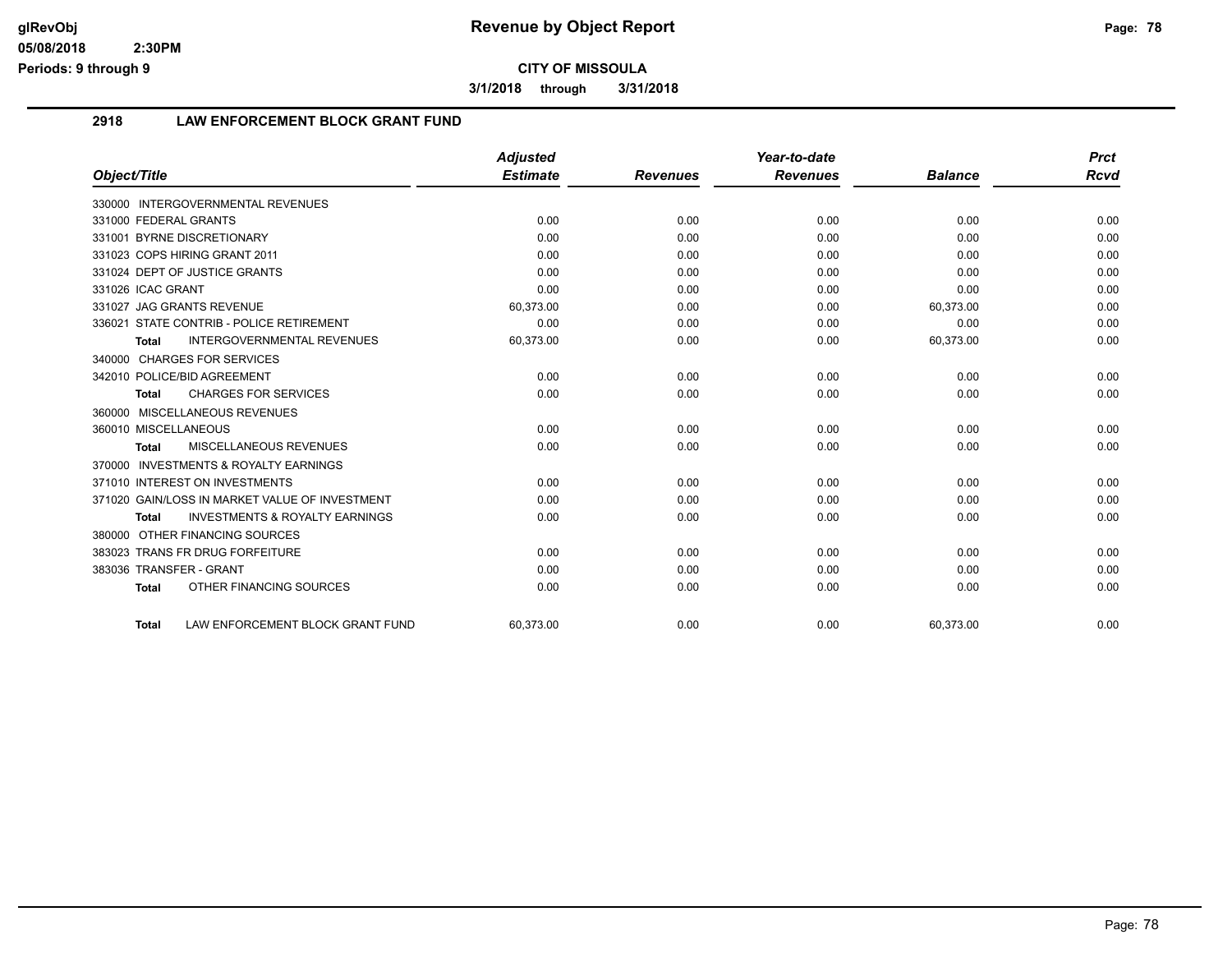**Revenue by Object Report**

**CITY OF MISSOULA**

**3/1/2018 through 3/31/2018**

## 2918 LAW ENFORCEMENT BLOCK GRANT FUND

| Object/Title | Adjusted Estimate | Revenues | Year-to-date Revenues | Balance | Prct Rcvd |
|---|---|---|---|---|---|
| 330000 INTERGOVERNMENTAL REVENUES | | | | | |
| 331000 FEDERAL GRANTS | 0.00 | 0.00 | 0.00 | 0.00 | 0.00 |
| 331001 BYRNE DISCRETIONARY | 0.00 | 0.00 | 0.00 | 0.00 | 0.00 |
| 331023 COPS HIRING GRANT 2011 | 0.00 | 0.00 | 0.00 | 0.00 | 0.00 |
| 331024 DEPT OF JUSTICE GRANTS | 0.00 | 0.00 | 0.00 | 0.00 | 0.00 |
| 331026 ICAC GRANT | 0.00 | 0.00 | 0.00 | 0.00 | 0.00 |
| 331027 JAG GRANTS REVENUE | 60,373.00 | 0.00 | 0.00 | 60,373.00 | 0.00 |
| 336021 STATE CONTRIB - POLICE RETIREMENT | 0.00 | 0.00 | 0.00 | 0.00 | 0.00 |
| **Total** INTERGOVERNMENTAL REVENUES | 60,373.00 | 0.00 | 0.00 | 60,373.00 | 0.00 |
| 340000 CHARGES FOR SERVICES | | | | | |
| 342010 POLICE/BID AGREEMENT | 0.00 | 0.00 | 0.00 | 0.00 | 0.00 |
| **Total** CHARGES FOR SERVICES | 0.00 | 0.00 | 0.00 | 0.00 | 0.00 |
| 360000 MISCELLANEOUS REVENUES | | | | | |
| 360010 MISCELLANEOUS | 0.00 | 0.00 | 0.00 | 0.00 | 0.00 |
| **Total** MISCELLANEOUS REVENUES | 0.00 | 0.00 | 0.00 | 0.00 | 0.00 |
| 370000 INVESTMENTS & ROYALTY EARNINGS | | | | | |
| 371010 INTEREST ON INVESTMENTS | 0.00 | 0.00 | 0.00 | 0.00 | 0.00 |
| 371020 GAIN/LOSS IN MARKET VALUE OF INVESTMENT | 0.00 | 0.00 | 0.00 | 0.00 | 0.00 |
| **Total** INVESTMENTS & ROYALTY EARNINGS | 0.00 | 0.00 | 0.00 | 0.00 | 0.00 |
| 380000 OTHER FINANCING SOURCES | | | | | |
| 383023 TRANS FR DRUG FORFEITURE | 0.00 | 0.00 | 0.00 | 0.00 | 0.00 |
| 383036 TRANSFER - GRANT | 0.00 | 0.00 | 0.00 | 0.00 | 0.00 |
| **Total** OTHER FINANCING SOURCES | 0.00 | 0.00 | 0.00 | 0.00 | 0.00 |
| **Total** LAW ENFORCEMENT BLOCK GRANT FUND | 60,373.00 | 0.00 | 0.00 | 60,373.00 | 0.00 |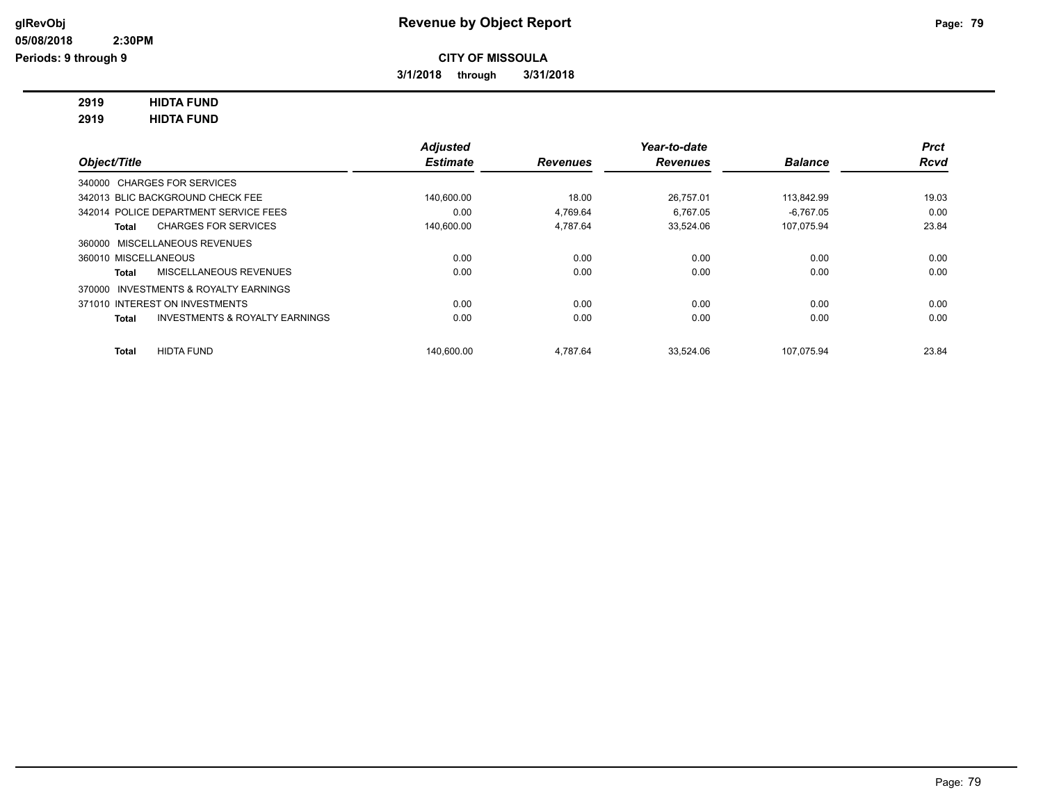**CITY OF MISSOULA**

**3/1/2018 through 3/31/2018**

**Revenue by Object Report**

glRevObj
05/08/2018 2:30PM
Periods: 9 through 9

**2919 HIDTA FUND**
**2919 HIDTA FUND**

| Object/Title | Adjusted Estimate | Revenues | Year-to-date Revenues | Balance | Prct Rcvd |
|---|---|---|---|---|---|
| 340000 CHARGES FOR SERVICES | | | | | |
| 342013 BLIC BACKGROUND CHECK FEE | 140,600.00 | 18.00 | 26,757.01 | 113,842.99 | 19.03 |
| 342014 POLICE DEPARTMENT SERVICE FEES | 0.00 | 4,769.64 | 6,767.05 | -6,767.05 | 0.00 |
| **Total** CHARGES FOR SERVICES | 140,600.00 | 4,787.64 | 33,524.06 | 107,075.94 | 23.84 |
| 360000 MISCELLANEOUS REVENUES | | | | | |
| 360010 MISCELLANEOUS | 0.00 | 0.00 | 0.00 | 0.00 | 0.00 |
| **Total** MISCELLANEOUS REVENUES | 0.00 | 0.00 | 0.00 | 0.00 | 0.00 |
| 370000 INVESTMENTS & ROYALTY EARNINGS | | | | | |
| 371010 INTEREST ON INVESTMENTS | 0.00 | 0.00 | 0.00 | 0.00 | 0.00 |
| **Total** INVESTMENTS & ROYALTY EARNINGS | 0.00 | 0.00 | 0.00 | 0.00 | 0.00 |
| **Total** HIDTA FUND | 140,600.00 | 4,787.64 | 33,524.06 | 107,075.94 | 23.84 |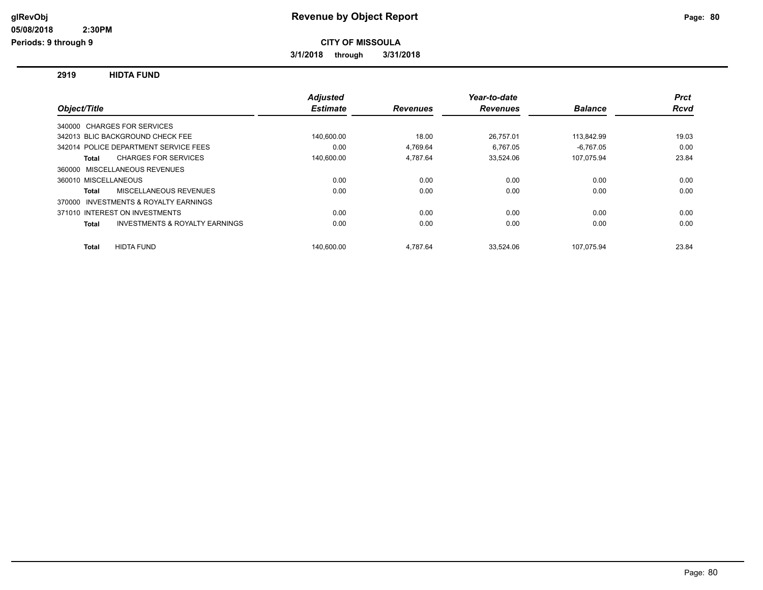**Revenue by Object Report**

**CITY OF MISSOULA**

**3/1/2018 through 3/31/2018**

glRevObj
05/08/2018 2:30PM
Periods: 9 through 9

## 2919 HIDTA FUND

| Object/Title | Adjusted Estimate | Revenues | Year-to-date Revenues | Balance | Prct Rcvd |
|---|---|---|---|---|---|
| 340000 CHARGES FOR SERVICES | | | | | |
| 342013 BLIC BACKGROUND CHECK FEE | 140,600.00 | 18.00 | 26,757.01 | 113,842.99 | 19.03 |
| 342014 POLICE DEPARTMENT SERVICE FEES | 0.00 | 4,769.64 | 6,767.05 | -6,767.05 | 0.00 |
| **Total** CHARGES FOR SERVICES | 140,600.00 | 4,787.64 | 33,524.06 | 107,075.94 | 23.84 |
| 360000 MISCELLANEOUS REVENUES | | | | | |
| 360010 MISCELLANEOUS | 0.00 | 0.00 | 0.00 | 0.00 | 0.00 |
| **Total** MISCELLANEOUS REVENUES | 0.00 | 0.00 | 0.00 | 0.00 | 0.00 |
| 370000 INVESTMENTS & ROYALTY EARNINGS | | | | | |
| 371010 INTEREST ON INVESTMENTS | 0.00 | 0.00 | 0.00 | 0.00 | 0.00 |
| **Total** INVESTMENTS & ROYALTY EARNINGS | 0.00 | 0.00 | 0.00 | 0.00 | 0.00 |
| **Total** HIDTA FUND | 140,600.00 | 4,787.64 | 33,524.06 | 107,075.94 | 23.84 |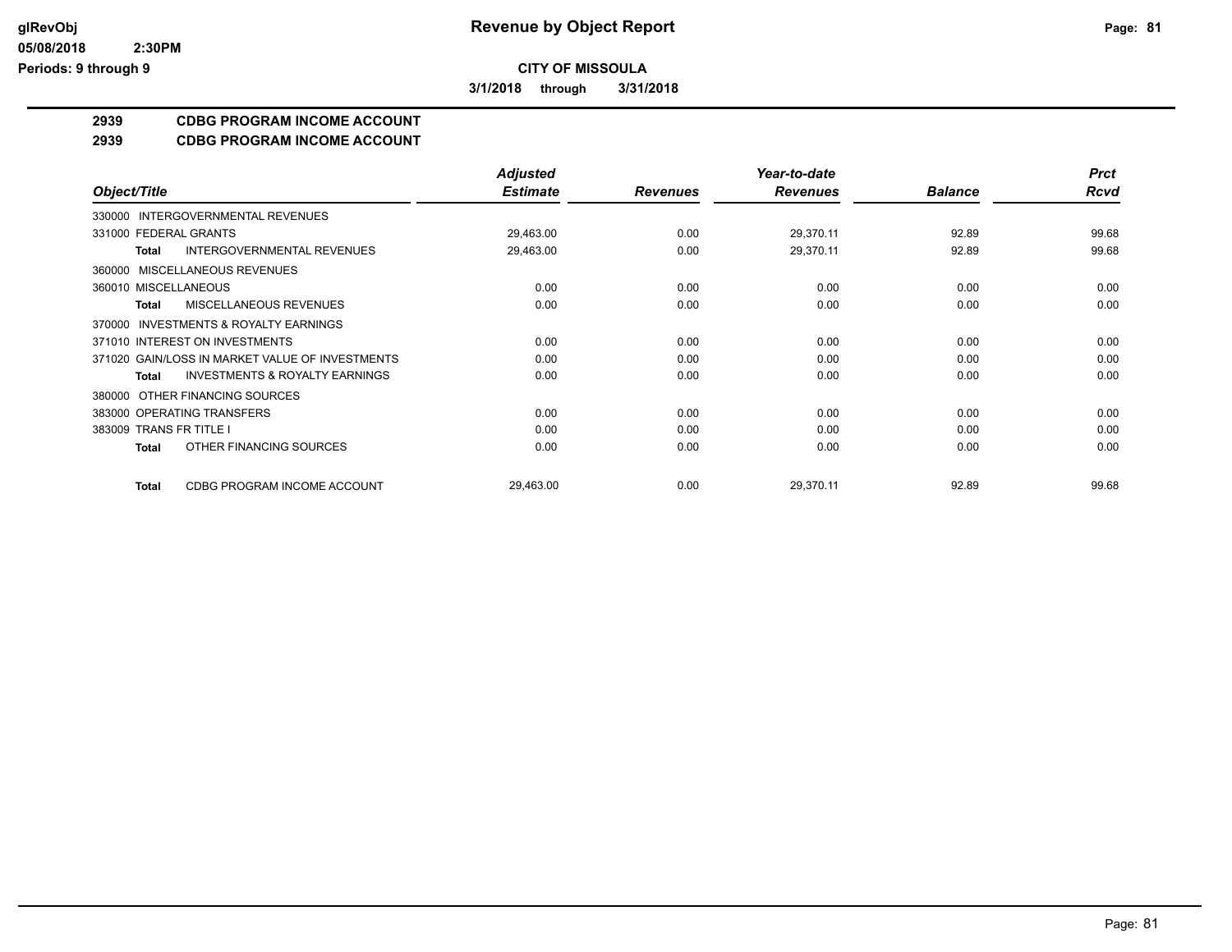**CITY OF MISSOULA**

**3/1/2018 through 3/31/2018**

## 2939 CDBG PROGRAM INCOME ACCOUNT

## 2939 CDBG PROGRAM INCOME ACCOUNT

| Object/Title | | Adjusted Estimate | Revenues | Year-to-date Revenues | Balance | Prct Rcvd |
|---|---|---|---|---|---|---|
| 330000 INTERGOVERNMENTAL REVENUES | | | | | | |
| 331000 FEDERAL GRANTS | | 29,463.00 | 0.00 | 29,370.11 | 92.89 | 99.68 |
| Total | INTERGOVERNMENTAL REVENUES | 29,463.00 | 0.00 | 29,370.11 | 92.89 | 99.68 |
| 360000 MISCELLANEOUS REVENUES | | | | | | |
| 360010 MISCELLANEOUS | | 0.00 | 0.00 | 0.00 | 0.00 | 0.00 |
| Total | MISCELLANEOUS REVENUES | 0.00 | 0.00 | 0.00 | 0.00 | 0.00 |
| 370000 INVESTMENTS & ROYALTY EARNINGS | | | | | | |
| 371010 INTEREST ON INVESTMENTS | | 0.00 | 0.00 | 0.00 | 0.00 | 0.00 |
| 371020 GAIN/LOSS IN MARKET VALUE OF INVESTMENTS | | 0.00 | 0.00 | 0.00 | 0.00 | 0.00 |
| Total | INVESTMENTS & ROYALTY EARNINGS | 0.00 | 0.00 | 0.00 | 0.00 | 0.00 |
| 380000 OTHER FINANCING SOURCES | | | | | | |
| 383000 OPERATING TRANSFERS | | 0.00 | 0.00 | 0.00 | 0.00 | 0.00 |
| 383009 TRANS FR TITLE I | | 0.00 | 0.00 | 0.00 | 0.00 | 0.00 |
| Total | OTHER FINANCING SOURCES | 0.00 | 0.00 | 0.00 | 0.00 | 0.00 |
| Total | CDBG PROGRAM INCOME ACCOUNT | 29,463.00 | 0.00 | 29,370.11 | 92.89 | 99.68 |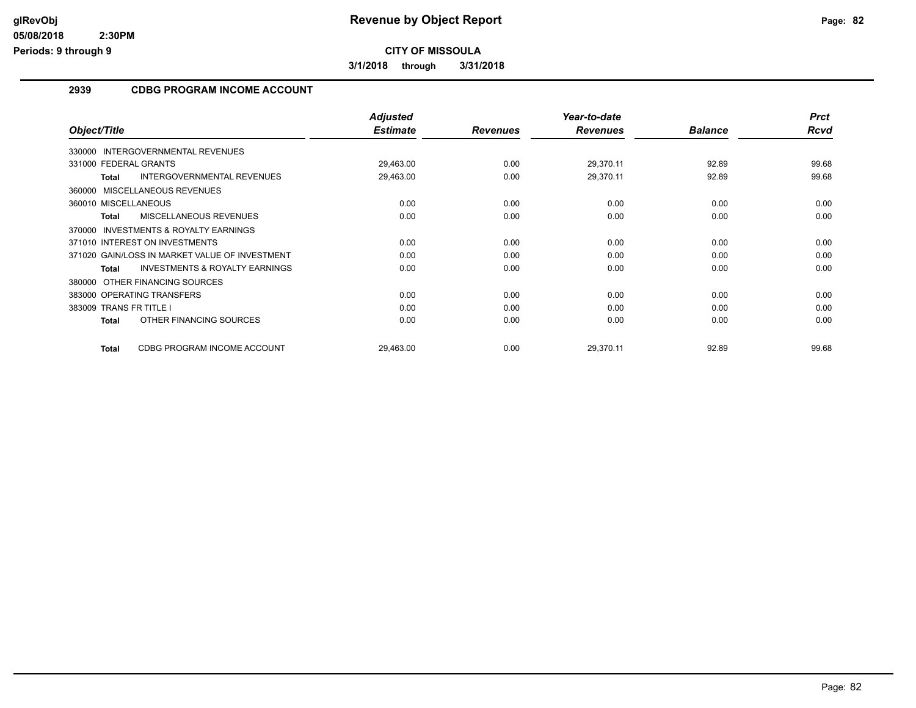**CITY OF MISSOULA**

**3/1/2018 through 3/31/2018**

## 2939 CDBG PROGRAM INCOME ACCOUNT

| Object/Title | Adjusted Estimate | Revenues | Year-to-date Revenues | Balance | Prct Rcvd |
|---|---|---|---|---|---|
| 330000 INTERGOVERNMENTAL REVENUES | | | | | |
| 331000 FEDERAL GRANTS | 29,463.00 | 0.00 | 29,370.11 | 92.89 | 99.68 |
| **Total** INTERGOVERNMENTAL REVENUES | 29,463.00 | 0.00 | 29,370.11 | 92.89 | 99.68 |
| 360000 MISCELLANEOUS REVENUES | | | | | |
| 360010 MISCELLANEOUS | 0.00 | 0.00 | 0.00 | 0.00 | 0.00 |
| **Total** MISCELLANEOUS REVENUES | 0.00 | 0.00 | 0.00 | 0.00 | 0.00 |
| 370000 INVESTMENTS & ROYALTY EARNINGS | | | | | |
| 371010 INTEREST ON INVESTMENTS | 0.00 | 0.00 | 0.00 | 0.00 | 0.00 |
| 371020 GAIN/LOSS IN MARKET VALUE OF INVESTMENT | 0.00 | 0.00 | 0.00 | 0.00 | 0.00 |
| **Total** INVESTMENTS & ROYALTY EARNINGS | 0.00 | 0.00 | 0.00 | 0.00 | 0.00 |
| 380000 OTHER FINANCING SOURCES | | | | | |
| 383000 OPERATING TRANSFERS | 0.00 | 0.00 | 0.00 | 0.00 | 0.00 |
| 383009 TRANS FR TITLE I | 0.00 | 0.00 | 0.00 | 0.00 | 0.00 |
| **Total** OTHER FINANCING SOURCES | 0.00 | 0.00 | 0.00 | 0.00 | 0.00 |
| **Total** CDBG PROGRAM INCOME ACCOUNT | 29,463.00 | 0.00 | 29,370.11 | 92.89 | 99.68 |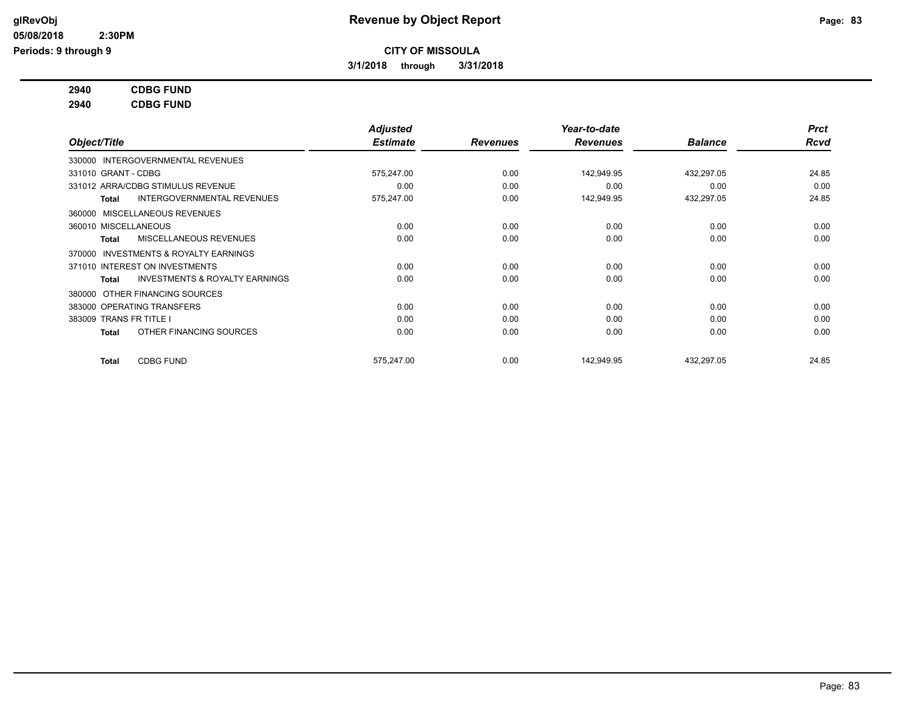# Revenue by Object Report

**CITY OF MISSOULA**

**3/1/2018 through 3/31/2018**

glRevObj
05/08/2018 2:30PM
Periods: 9 through 9

**2940 CDBG FUND**

**2940 CDBG FUND**

| Object/Title | Adjusted Estimate | Revenues | Year-to-date Revenues | Balance | Prct Rcvd |
|---|---|---|---|---|---|
| 330000 INTERGOVERNMENTAL REVENUES | | | | | |
| 331010 GRANT - CDBG | 575,247.00 | 0.00 | 142,949.95 | 432,297.05 | 24.85 |
| 331012 ARRA/CDBG STIMULUS REVENUE | 0.00 | 0.00 | 0.00 | 0.00 | 0.00 |
| **Total** INTERGOVERNMENTAL REVENUES | 575,247.00 | 0.00 | 142,949.95 | 432,297.05 | 24.85 |
| 360000 MISCELLANEOUS REVENUES | | | | | |
| 360010 MISCELLANEOUS | 0.00 | 0.00 | 0.00 | 0.00 | 0.00 |
| **Total** MISCELLANEOUS REVENUES | 0.00 | 0.00 | 0.00 | 0.00 | 0.00 |
| 370000 INVESTMENTS & ROYALTY EARNINGS | | | | | |
| 371010 INTEREST ON INVESTMENTS | 0.00 | 0.00 | 0.00 | 0.00 | 0.00 |
| **Total** INVESTMENTS & ROYALTY EARNINGS | 0.00 | 0.00 | 0.00 | 0.00 | 0.00 |
| 380000 OTHER FINANCING SOURCES | | | | | |
| 383000 OPERATING TRANSFERS | 0.00 | 0.00 | 0.00 | 0.00 | 0.00 |
| 383009 TRANS FR TITLE I | 0.00 | 0.00 | 0.00 | 0.00 | 0.00 |
| **Total** OTHER FINANCING SOURCES | 0.00 | 0.00 | 0.00 | 0.00 | 0.00 |
| **Total** CDBG FUND | 575,247.00 | 0.00 | 142,949.95 | 432,297.05 | 24.85 |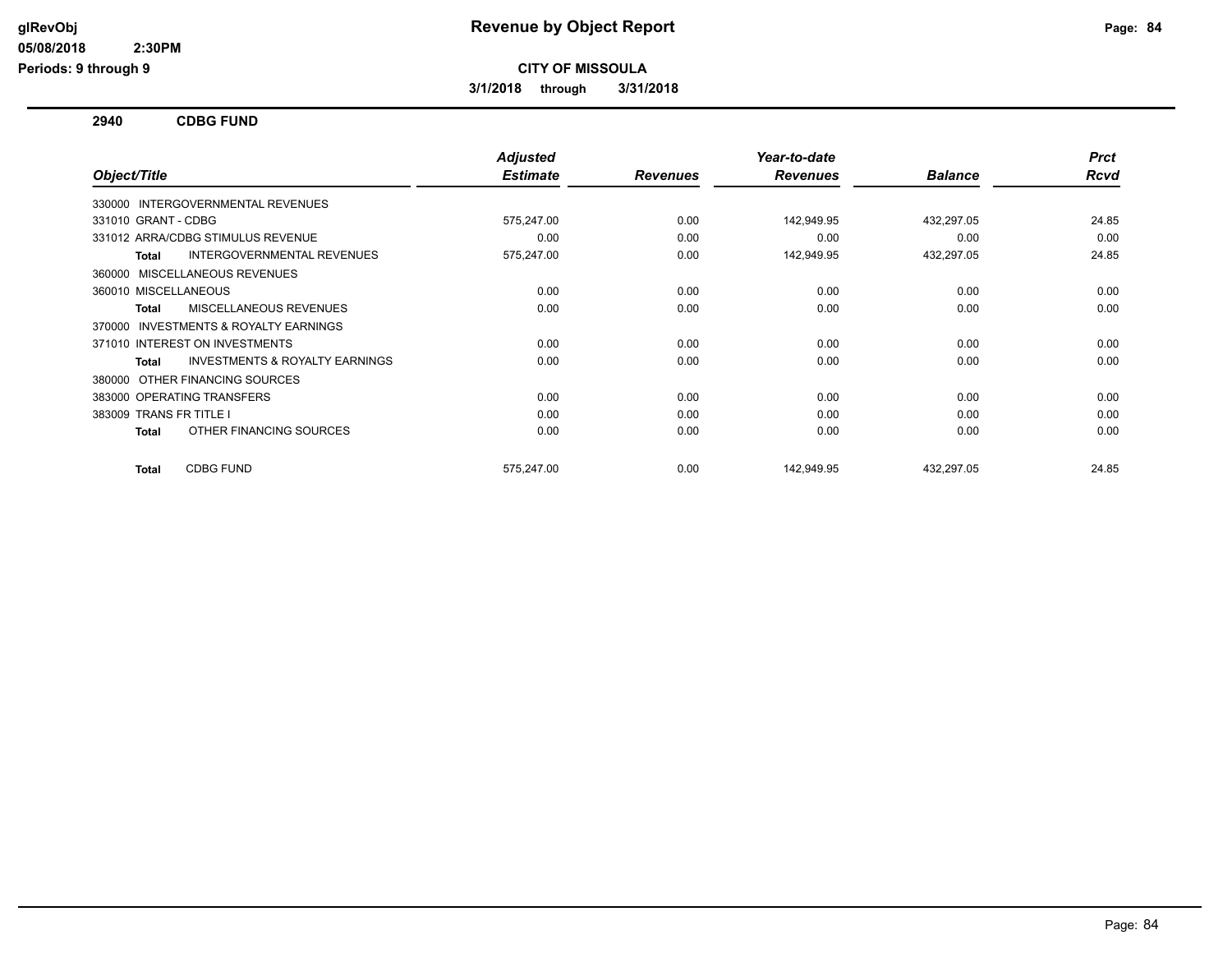# Revenue by Object Report

## CITY OF MISSOULA

**3/1/2018 through 3/31/2018**

### 2940 CDBG FUND

| Object/Title | Adjusted Estimate | Revenues | Year-to-date Revenues | Balance | Prct Rcvd |
|---|---|---|---|---|---|
| 330000 INTERGOVERNMENTAL REVENUES | | | | | |
| 331010 GRANT - CDBG | 575,247.00 | 0.00 | 142,949.95 | 432,297.05 | 24.85 |
| 331012 ARRA/CDBG STIMULUS REVENUE | 0.00 | 0.00 | 0.00 | 0.00 | 0.00 |
| **Total** INTERGOVERNMENTAL REVENUES | 575,247.00 | 0.00 | 142,949.95 | 432,297.05 | 24.85 |
| 360000 MISCELLANEOUS REVENUES | | | | | |
| 360010 MISCELLANEOUS | 0.00 | 0.00 | 0.00 | 0.00 | 0.00 |
| **Total** MISCELLANEOUS REVENUES | 0.00 | 0.00 | 0.00 | 0.00 | 0.00 |
| 370000 INVESTMENTS & ROYALTY EARNINGS | | | | | |
| 371010 INTEREST ON INVESTMENTS | 0.00 | 0.00 | 0.00 | 0.00 | 0.00 |
| **Total** INVESTMENTS & ROYALTY EARNINGS | 0.00 | 0.00 | 0.00 | 0.00 | 0.00 |
| 380000 OTHER FINANCING SOURCES | | | | | |
| 383000 OPERATING TRANSFERS | 0.00 | 0.00 | 0.00 | 0.00 | 0.00 |
| 383009 TRANS FR TITLE I | 0.00 | 0.00 | 0.00 | 0.00 | 0.00 |
| **Total** OTHER FINANCING SOURCES | 0.00 | 0.00 | 0.00 | 0.00 | 0.00 |
| **Total** CDBG FUND | 575,247.00 | 0.00 | 142,949.95 | 432,297.05 | 24.85 |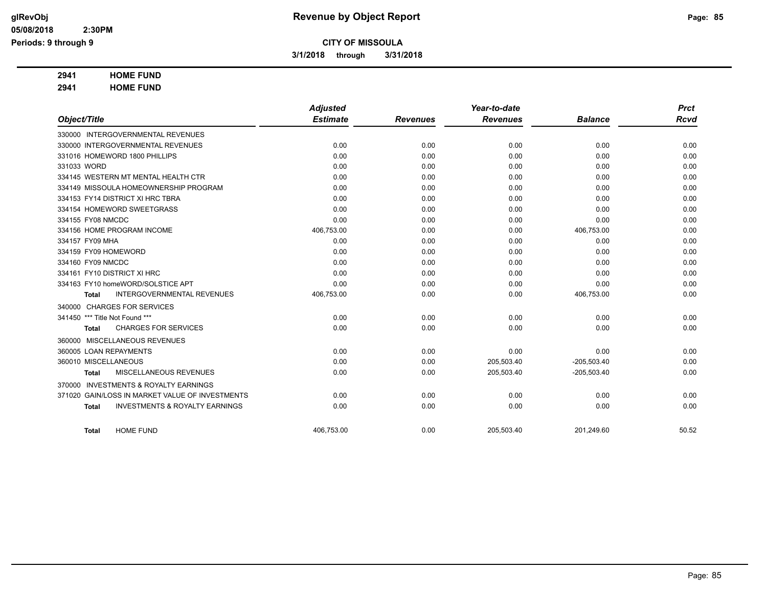**CITY OF MISSOULA**

**3/1/2018 through 3/31/2018**

**2941 HOME FUND**

**2941 HOME FUND**

| Object/Title | Adjusted Estimate | Revenues | Year-to-date Revenues | Balance | Prct Rcvd |
|---|---|---|---|---|---|
| 330000 INTERGOVERNMENTAL REVENUES | | | | | |
| 330000 INTERGOVERNMENTAL REVENUES | 0.00 | 0.00 | 0.00 | 0.00 | 0.00 |
| 331016 HOMEWORD 1800 PHILLIPS | 0.00 | 0.00 | 0.00 | 0.00 | 0.00 |
| 331033 WORD | 0.00 | 0.00 | 0.00 | 0.00 | 0.00 |
| 334145 WESTERN MT MENTAL HEALTH CTR | 0.00 | 0.00 | 0.00 | 0.00 | 0.00 |
| 334149 MISSOULA HOMEOWNERSHIP PROGRAM | 0.00 | 0.00 | 0.00 | 0.00 | 0.00 |
| 334153 FY14 DISTRICT XI HRC TBRA | 0.00 | 0.00 | 0.00 | 0.00 | 0.00 |
| 334154 HOMEWORD SWEETGRASS | 0.00 | 0.00 | 0.00 | 0.00 | 0.00 |
| 334155 FY08 NMCDC | 0.00 | 0.00 | 0.00 | 0.00 | 0.00 |
| 334156 HOME PROGRAM INCOME | 406,753.00 | 0.00 | 0.00 | 406,753.00 | 0.00 |
| 334157 FY09 MHA | 0.00 | 0.00 | 0.00 | 0.00 | 0.00 |
| 334159 FY09 HOMEWORD | 0.00 | 0.00 | 0.00 | 0.00 | 0.00 |
| 334160 FY09 NMCDC | 0.00 | 0.00 | 0.00 | 0.00 | 0.00 |
| 334161 FY10 DISTRICT XI HRC | 0.00 | 0.00 | 0.00 | 0.00 | 0.00 |
| 334163 FY10 homeWORD/SOLSTICE APT | 0.00 | 0.00 | 0.00 | 0.00 | 0.00 |
| **Total** INTERGOVERNMENTAL REVENUES | 406,753.00 | 0.00 | 0.00 | 406,753.00 | 0.00 |
| 340000 CHARGES FOR SERVICES | | | | | |
| 341450 *** Title Not Found *** | 0.00 | 0.00 | 0.00 | 0.00 | 0.00 |
| **Total** CHARGES FOR SERVICES | 0.00 | 0.00 | 0.00 | 0.00 | 0.00 |
| 360000 MISCELLANEOUS REVENUES | | | | | |
| 360005 LOAN REPAYMENTS | 0.00 | 0.00 | 0.00 | 0.00 | 0.00 |
| 360010 MISCELLANEOUS | 0.00 | 0.00 | 205,503.40 | -205,503.40 | 0.00 |
| **Total** MISCELLANEOUS REVENUES | 0.00 | 0.00 | 205,503.40 | -205,503.40 | 0.00 |
| 370000 INVESTMENTS & ROYALTY EARNINGS | | | | | |
| 371020 GAIN/LOSS IN MARKET VALUE OF INVESTMENTS | 0.00 | 0.00 | 0.00 | 0.00 | 0.00 |
| **Total** INVESTMENTS & ROYALTY EARNINGS | 0.00 | 0.00 | 0.00 | 0.00 | 0.00 |
| **Total** HOME FUND | 406,753.00 | 0.00 | 205,503.40 | 201,249.60 | 50.52 |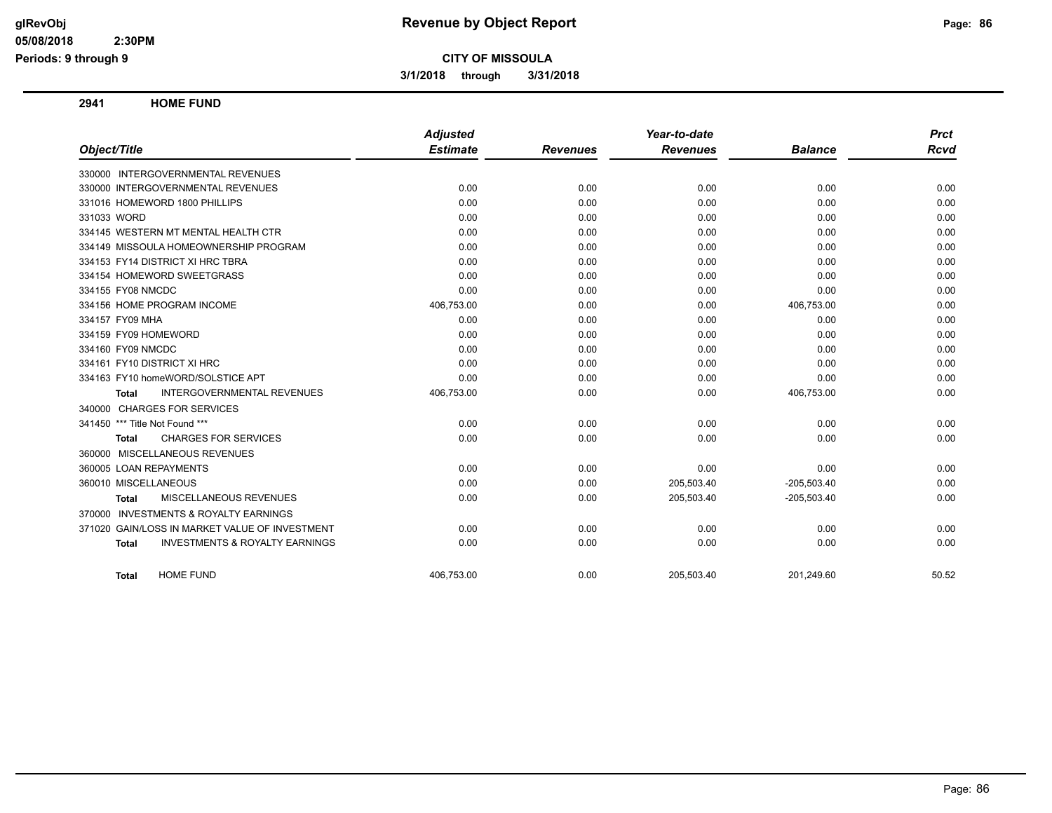**CITY OF MISSOULA**

**3/1/2018 through 3/31/2018**

**Revenue by Object Report**

glRevObj
05/08/2018 2:30PM
Periods: 9 through 9

## 2941 HOME FUND

| Object/Title | Adjusted Estimate | Revenues | Year-to-date Revenues | Balance | Prct Rcvd |
|---|---|---|---|---|---|
| 330000 INTERGOVERNMENTAL REVENUES | | | | | |
| 330000 INTERGOVERNMENTAL REVENUES | 0.00 | 0.00 | 0.00 | 0.00 | 0.00 |
| 331016 HOMEWORD 1800 PHILLIPS | 0.00 | 0.00 | 0.00 | 0.00 | 0.00 |
| 331033 WORD | 0.00 | 0.00 | 0.00 | 0.00 | 0.00 |
| 334145 WESTERN MT MENTAL HEALTH CTR | 0.00 | 0.00 | 0.00 | 0.00 | 0.00 |
| 334149 MISSOULA HOMEOWNERSHIP PROGRAM | 0.00 | 0.00 | 0.00 | 0.00 | 0.00 |
| 334153 FY14 DISTRICT XI HRC TBRA | 0.00 | 0.00 | 0.00 | 0.00 | 0.00 |
| 334154 HOMEWORD SWEETGRASS | 0.00 | 0.00 | 0.00 | 0.00 | 0.00 |
| 334155 FY08 NMCDC | 0.00 | 0.00 | 0.00 | 0.00 | 0.00 |
| 334156 HOME PROGRAM INCOME | 406,753.00 | 0.00 | 0.00 | 406,753.00 | 0.00 |
| 334157 FY09 MHA | 0.00 | 0.00 | 0.00 | 0.00 | 0.00 |
| 334159 FY09 HOMEWORD | 0.00 | 0.00 | 0.00 | 0.00 | 0.00 |
| 334160 FY09 NMCDC | 0.00 | 0.00 | 0.00 | 0.00 | 0.00 |
| 334161 FY10 DISTRICT XI HRC | 0.00 | 0.00 | 0.00 | 0.00 | 0.00 |
| 334163 FY10 homeWORD/SOLSTICE APT | 0.00 | 0.00 | 0.00 | 0.00 | 0.00 |
| **Total** INTERGOVERNMENTAL REVENUES | 406,753.00 | 0.00 | 0.00 | 406,753.00 | 0.00 |
| 340000 CHARGES FOR SERVICES | | | | | |
| 341450 *** Title Not Found *** | 0.00 | 0.00 | 0.00 | 0.00 | 0.00 |
| **Total** CHARGES FOR SERVICES | 0.00 | 0.00 | 0.00 | 0.00 | 0.00 |
| 360000 MISCELLANEOUS REVENUES | | | | | |
| 360005 LOAN REPAYMENTS | 0.00 | 0.00 | 0.00 | 0.00 | 0.00 |
| 360010 MISCELLANEOUS | 0.00 | 0.00 | 205,503.40 | -205,503.40 | 0.00 |
| **Total** MISCELLANEOUS REVENUES | 0.00 | 0.00 | 205,503.40 | -205,503.40 | 0.00 |
| 370000 INVESTMENTS & ROYALTY EARNINGS | | | | | |
| 371020 GAIN/LOSS IN MARKET VALUE OF INVESTMENT | 0.00 | 0.00 | 0.00 | 0.00 | 0.00 |
| **Total** INVESTMENTS & ROYALTY EARNINGS | 0.00 | 0.00 | 0.00 | 0.00 | 0.00 |
| **Total** HOME FUND | 406,753.00 | 0.00 | 205,503.40 | 201,249.60 | 50.52 |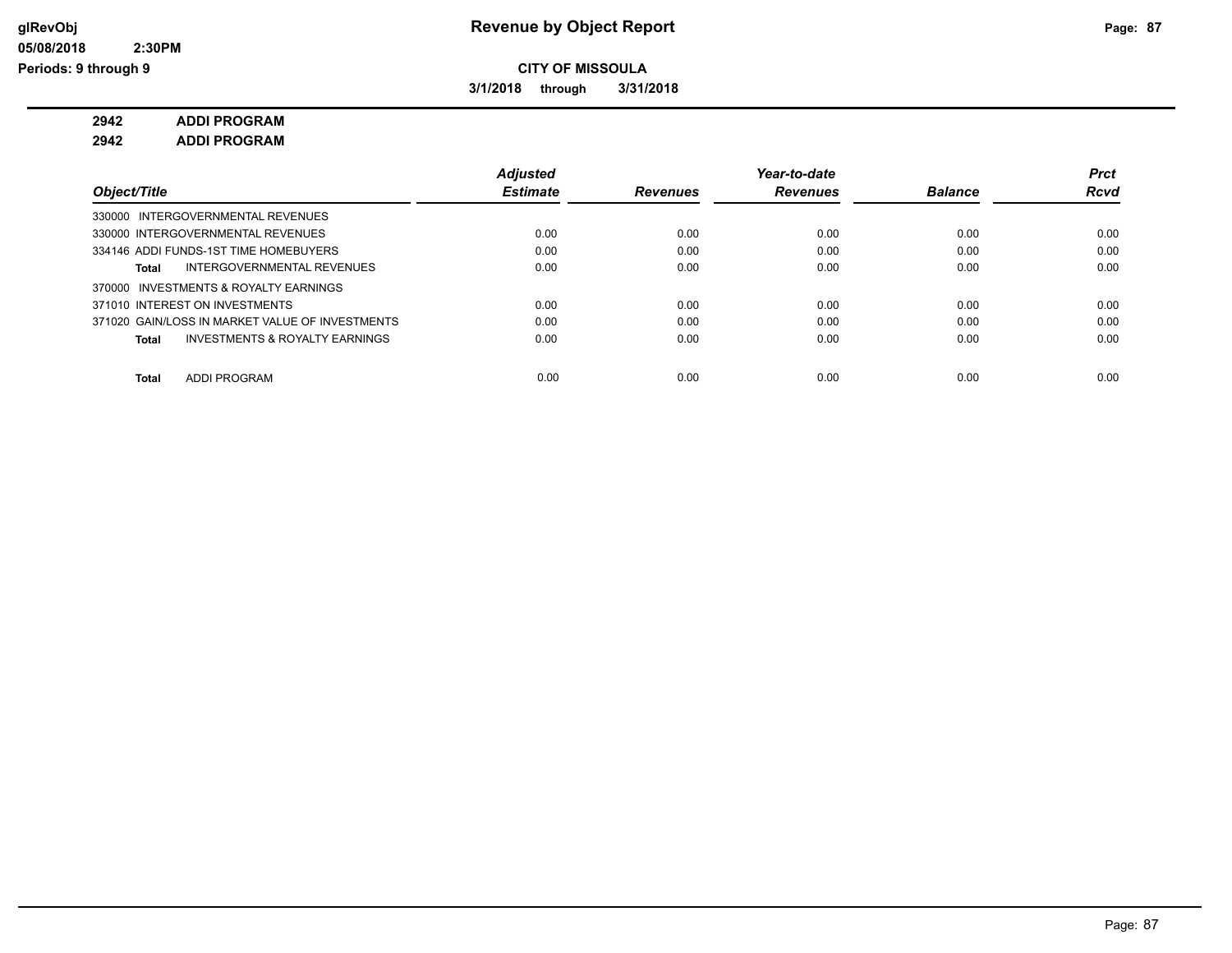# Revenue by Object Report

glRevObj
05/08/2018 2:30PM
Periods: 9 through 9

**CITY OF MISSOULA**

**3/1/2018 through 3/31/2018**

**2942 ADDI PROGRAM**

**2942 ADDI PROGRAM**

| Object/Title | Adjusted Estimate | Revenues | Year-to-date Revenues | Balance | Prct Rcvd |
|---|---|---|---|---|---|
| 330000 INTERGOVERNMENTAL REVENUES | | | | | |
| 330000 INTERGOVERNMENTAL REVENUES | 0.00 | 0.00 | 0.00 | 0.00 | 0.00 |
| 334146 ADDI FUNDS-1ST TIME HOMEBUYERS | 0.00 | 0.00 | 0.00 | 0.00 | 0.00 |
| **Total** INTERGOVERNMENTAL REVENUES | 0.00 | 0.00 | 0.00 | 0.00 | 0.00 |
| 370000 INVESTMENTS & ROYALTY EARNINGS | | | | | |
| 371010 INTEREST ON INVESTMENTS | 0.00 | 0.00 | 0.00 | 0.00 | 0.00 |
| 371020 GAIN/LOSS IN MARKET VALUE OF INVESTMENTS | 0.00 | 0.00 | 0.00 | 0.00 | 0.00 |
| **Total** INVESTMENTS & ROYALTY EARNINGS | 0.00 | 0.00 | 0.00 | 0.00 | 0.00 |
| **Total** ADDI PROGRAM | 0.00 | 0.00 | 0.00 | 0.00 | 0.00 |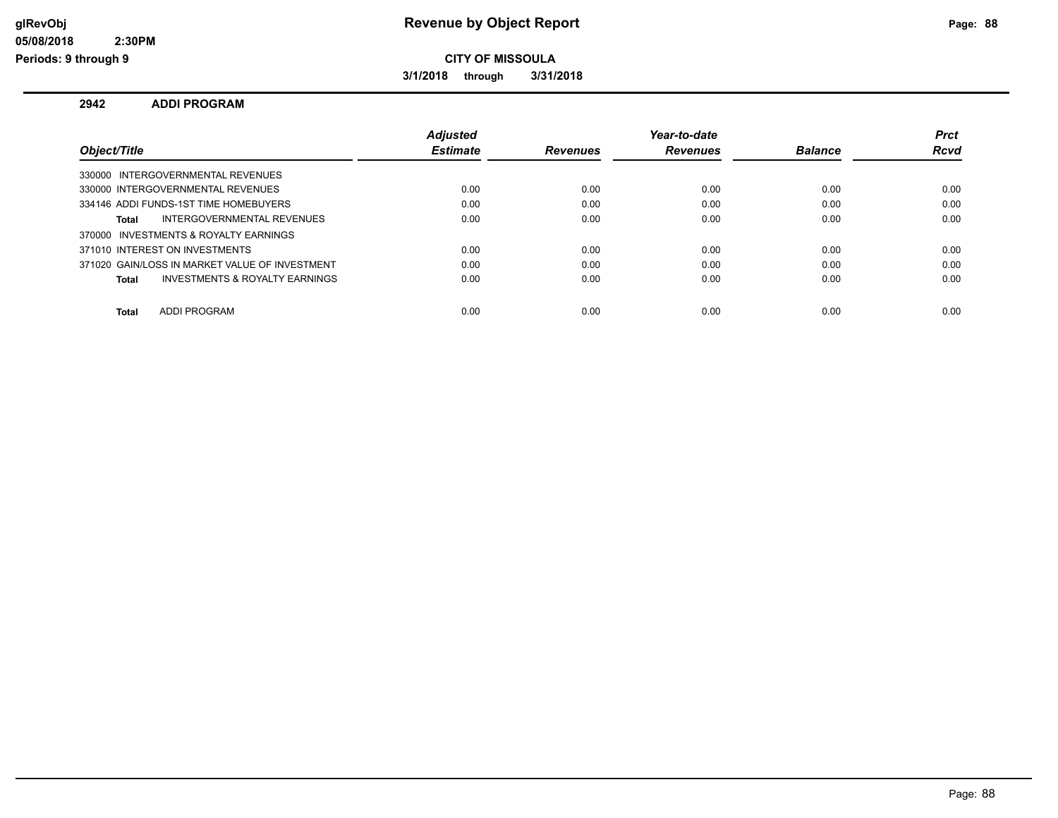# Revenue by Object Report

**CITY OF MISSOULA**

**3/1/2018 through 3/31/2018**

glRevObj
05/08/2018 2:30PM
Periods: 9 through 9

## 2942 ADDI PROGRAM

| Object/Title | Adjusted Estimate | Revenues | Year-to-date Revenues | Balance | Prct Rcvd |
|---|---|---|---|---|---|
| 330000 INTERGOVERNMENTAL REVENUES | | | | | |
| 330000 INTERGOVERNMENTAL REVENUES | 0.00 | 0.00 | 0.00 | 0.00 | 0.00 |
| 334146 ADDI FUNDS-1ST TIME HOMEBUYERS | 0.00 | 0.00 | 0.00 | 0.00 | 0.00 |
| **Total** INTERGOVERNMENTAL REVENUES | 0.00 | 0.00 | 0.00 | 0.00 | 0.00 |
| 370000 INVESTMENTS & ROYALTY EARNINGS | | | | | |
| 371010 INTEREST ON INVESTMENTS | 0.00 | 0.00 | 0.00 | 0.00 | 0.00 |
| 371020 GAIN/LOSS IN MARKET VALUE OF INVESTMENT | 0.00 | 0.00 | 0.00 | 0.00 | 0.00 |
| **Total** INVESTMENTS & ROYALTY EARNINGS | 0.00 | 0.00 | 0.00 | 0.00 | 0.00 |
| **Total** ADDI PROGRAM | 0.00 | 0.00 | 0.00 | 0.00 | 0.00 |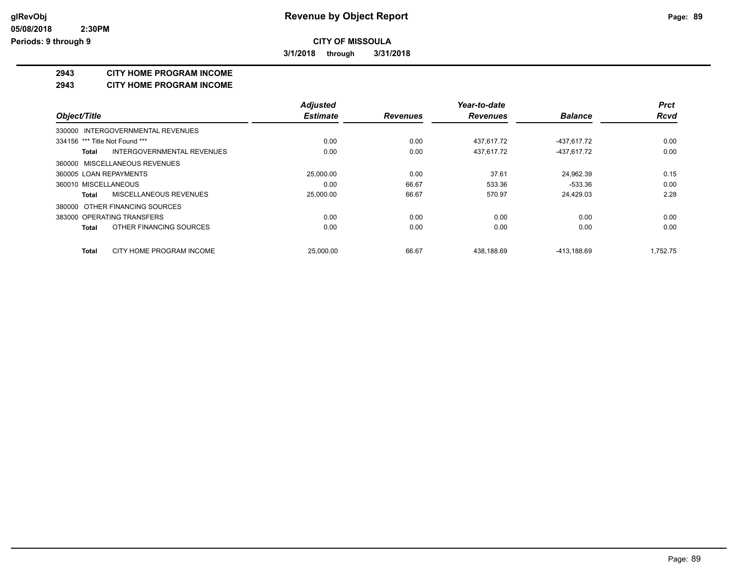**CITY OF MISSOULA**

**3/1/2018 through 3/31/2018**

## 2943 CITY HOME PROGRAM INCOME

## 2943 CITY HOME PROGRAM INCOME

| Object/Title | Adjusted Estimate | Revenues | Year-to-date Revenues | Balance | Prct Rcvd |
|---|---|---|---|---|---|
| 330000 INTERGOVERNMENTAL REVENUES | | | | | |
| 334156 *** Title Not Found *** | 0.00 | 0.00 | 437,617.72 | -437,617.72 | 0.00 |
| **Total** INTERGOVERNMENTAL REVENUES | 0.00 | 0.00 | 437,617.72 | -437,617.72 | 0.00 |
| 360000 MISCELLANEOUS REVENUES | | | | | |
| 360005 LOAN REPAYMENTS | 25,000.00 | 0.00 | 37.61 | 24,962.39 | 0.15 |
| 360010 MISCELLANEOUS | 0.00 | 66.67 | 533.36 | -533.36 | 0.00 |
| **Total** MISCELLANEOUS REVENUES | 25,000.00 | 66.67 | 570.97 | 24,429.03 | 2.28 |
| 380000 OTHER FINANCING SOURCES | | | | | |
| 383000 OPERATING TRANSFERS | 0.00 | 0.00 | 0.00 | 0.00 | 0.00 |
| **Total** OTHER FINANCING SOURCES | 0.00 | 0.00 | 0.00 | 0.00 | 0.00 |
| **Total** CITY HOME PROGRAM INCOME | 25,000.00 | 66.67 | 438,188.69 | -413,188.69 | 1,752.75 |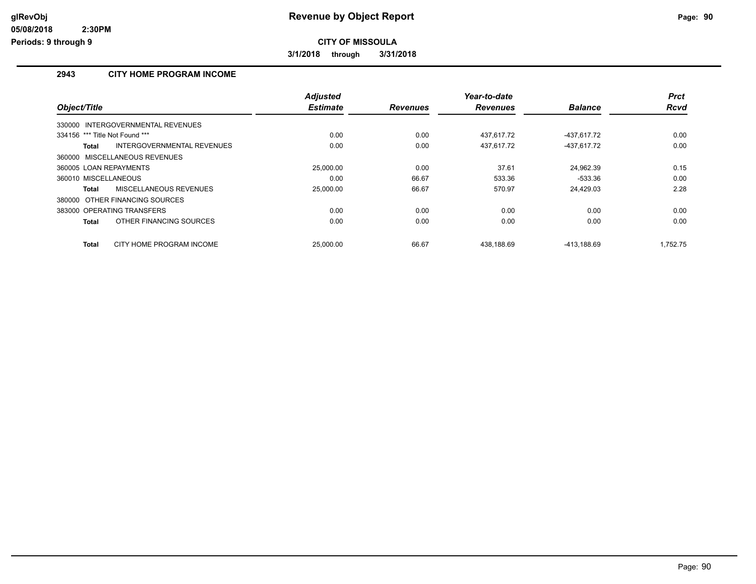# Revenue by Object Report

**CITY OF MISSOULA**

**3/1/2018 through 3/31/2018**

glRevObj
05/08/2018 2:30PM
Periods: 9 through 9

## 2943 CITY HOME PROGRAM INCOME

| Object/Title | Adjusted Estimate | Revenues | Year-to-date Revenues | Balance | Prct Rcvd |
|---|---|---|---|---|---|
| 330000 INTERGOVERNMENTAL REVENUES | | | | | |
| 334156 *** Title Not Found *** | 0.00 | 0.00 | 437,617.72 | -437,617.72 | 0.00 |
| **Total** INTERGOVERNMENTAL REVENUES | 0.00 | 0.00 | 437,617.72 | -437,617.72 | 0.00 |
| 360000 MISCELLANEOUS REVENUES | | | | | |
| 360005 LOAN REPAYMENTS | 25,000.00 | 0.00 | 37.61 | 24,962.39 | 0.15 |
| 360010 MISCELLANEOUS | 0.00 | 66.67 | 533.36 | -533.36 | 0.00 |
| **Total** MISCELLANEOUS REVENUES | 25,000.00 | 66.67 | 570.97 | 24,429.03 | 2.28 |
| 380000 OTHER FINANCING SOURCES | | | | | |
| 383000 OPERATING TRANSFERS | 0.00 | 0.00 | 0.00 | 0.00 | 0.00 |
| **Total** OTHER FINANCING SOURCES | 0.00 | 0.00 | 0.00 | 0.00 | 0.00 |
| **Total** CITY HOME PROGRAM INCOME | 25,000.00 | 66.67 | 438,188.69 | -413,188.69 | 1,752.75 |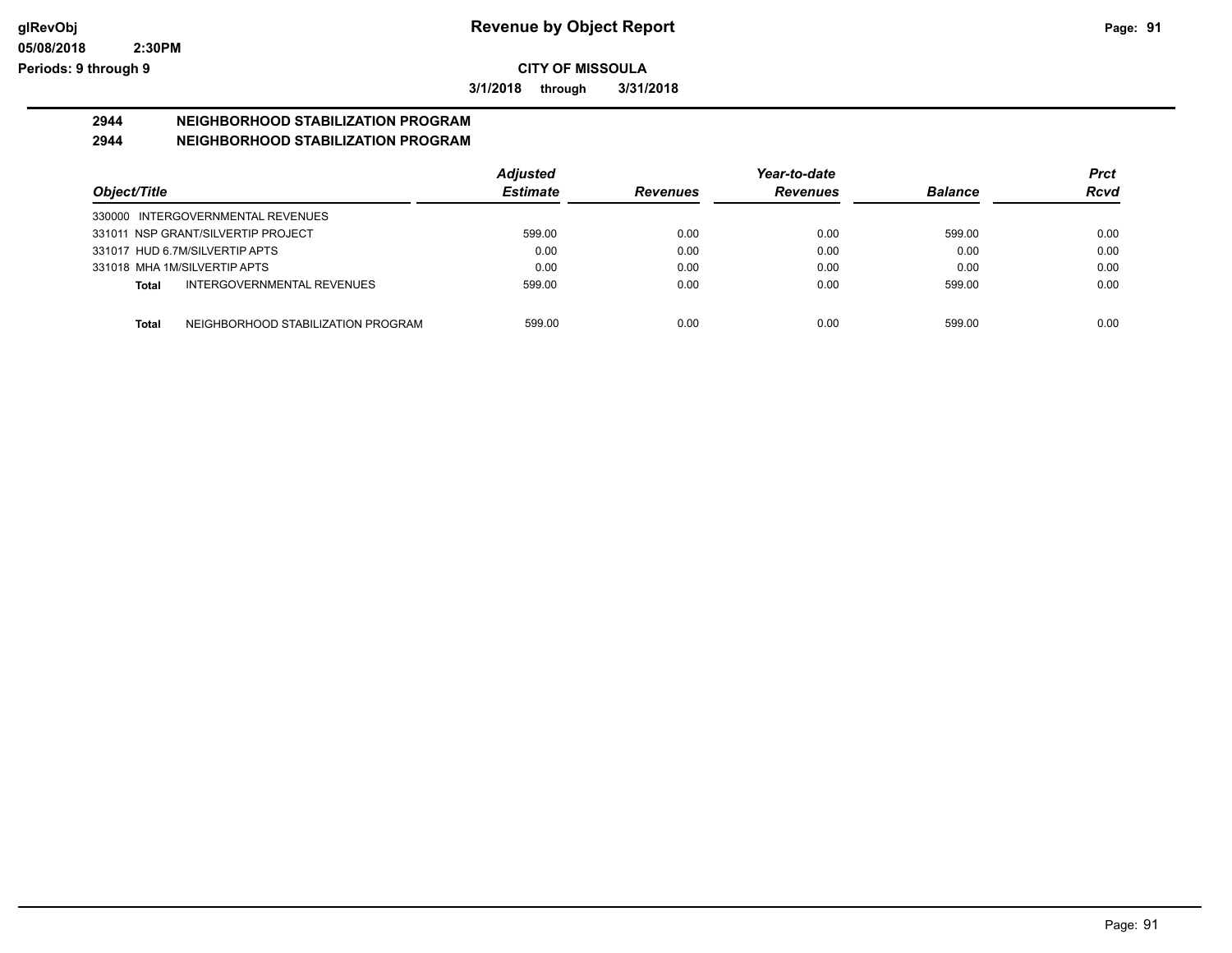# Revenue by Object Report

**CITY OF MISSOULA**

**3/1/2018 through 3/31/2018**

glRevObj
05/08/2018 2:30PM
Periods: 9 through 9

## 2944 NEIGHBORHOOD STABILIZATION PROGRAM
## 2944 NEIGHBORHOOD STABILIZATION PROGRAM

| Object/Title | | Adjusted Estimate | Revenues | Year-to-date Revenues | Balance | Prct Rcvd |
|---|---|---|---|---|---|---|
| 330000 INTERGOVERNMENTAL REVENUES | | | | | | |
| 331011 NSP GRANT/SILVERTIP PROJECT | | 599.00 | 0.00 | 0.00 | 599.00 | 0.00 |
| 331017 HUD 6.7M/SILVERTIP APTS | | 0.00 | 0.00 | 0.00 | 0.00 | 0.00 |
| 331018 MHA 1M/SILVERTIP APTS | | 0.00 | 0.00 | 0.00 | 0.00 | 0.00 |
| **Total** | INTERGOVERNMENTAL REVENUES | 599.00 | 0.00 | 0.00 | 599.00 | 0.00 |
| **Total** | NEIGHBORHOOD STABILIZATION PROGRAM | 599.00 | 0.00 | 0.00 | 599.00 | 0.00 |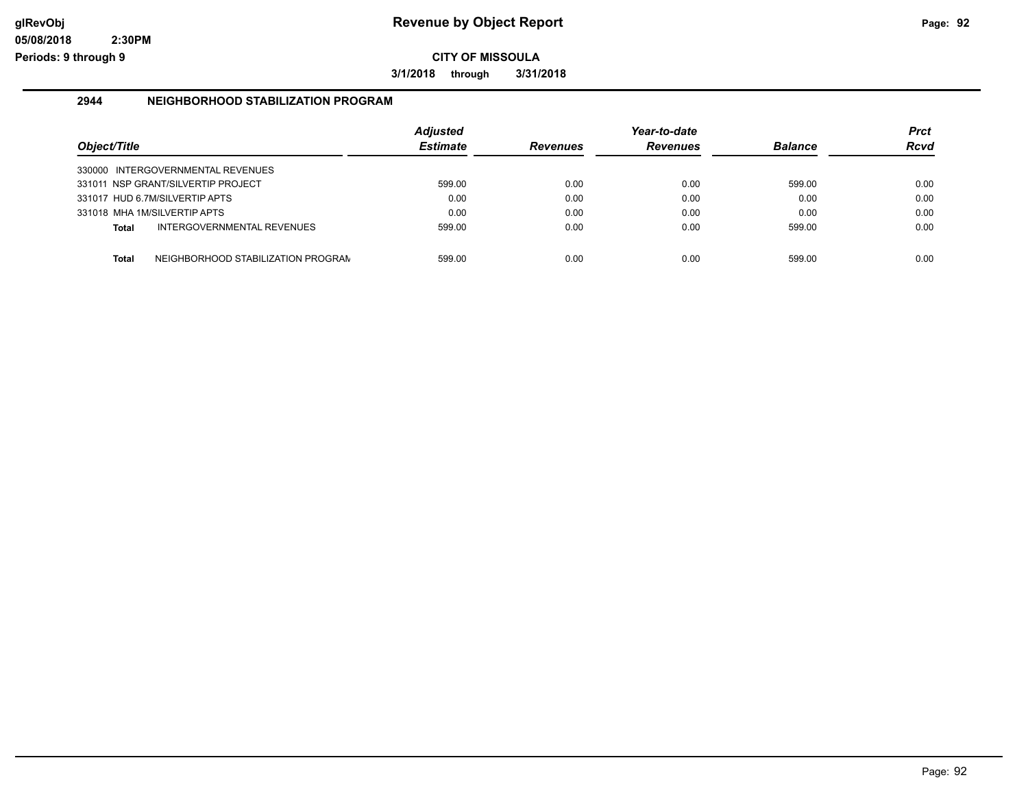# Revenue by Object Report

**CITY OF MISSOULA**

**3/1/2018 through 3/31/2018**

glRevObj
05/08/2018 2:30PM
Periods: 9 through 9

## 2944 NEIGHBORHOOD STABILIZATION PROGRAM

| Object/Title | Adjusted Estimate | Revenues | Year-to-date Revenues | Balance | Prct Rcvd |
|---|---|---|---|---|---|
| 330000 INTERGOVERNMENTAL REVENUES | | | | | |
| 331011 NSP GRANT/SILVERTIP PROJECT | 599.00 | 0.00 | 0.00 | 599.00 | 0.00 |
| 331017 HUD 6.7M/SILVERTIP APTS | 0.00 | 0.00 | 0.00 | 0.00 | 0.00 |
| 331018 MHA 1M/SILVERTIP APTS | 0.00 | 0.00 | 0.00 | 0.00 | 0.00 |
| **Total** INTERGOVERNMENTAL REVENUES | 599.00 | 0.00 | 0.00 | 599.00 | 0.00 |
| **Total** NEIGHBORHOOD STABILIZATION PROGRAM | 599.00 | 0.00 | 0.00 | 599.00 | 0.00 |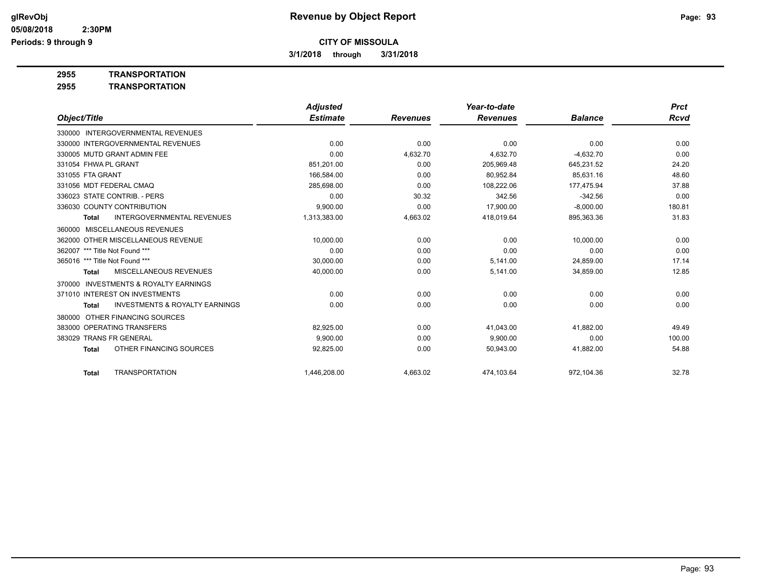# Revenue by Object Report

glRevObj
05/08/2018 2:30PM
Periods: 9 through 9

**CITY OF MISSOULA**

**3/1/2018 through 3/31/2018**

**2955 TRANSPORTATION**

**2955 TRANSPORTATION**

| Object/Title | Adjusted Estimate | Revenues | Year-to-date Revenues | Balance | Prct Rcvd |
|---|---|---|---|---|---|
| 330000 INTERGOVERNMENTAL REVENUES | | | | | |
| 330000 INTERGOVERNMENTAL REVENUES | 0.00 | 0.00 | 0.00 | 0.00 | 0.00 |
| 330005 MUTD GRANT ADMIN FEE | 0.00 | 4,632.70 | 4,632.70 | -4,632.70 | 0.00 |
| 331054 FHWA PL GRANT | 851,201.00 | 0.00 | 205,969.48 | 645,231.52 | 24.20 |
| 331055 FTA GRANT | 166,584.00 | 0.00 | 80,952.84 | 85,631.16 | 48.60 |
| 331056 MDT FEDERAL CMAQ | 285,698.00 | 0.00 | 108,222.06 | 177,475.94 | 37.88 |
| 336023 STATE CONTRIB. - PERS | 0.00 | 30.32 | 342.56 | -342.56 | 0.00 |
| 336030 COUNTY CONTRIBUTION | 9,900.00 | 0.00 | 17,900.00 | -8,000.00 | 180.81 |
| **Total** INTERGOVERNMENTAL REVENUES | 1,313,383.00 | 4,663.02 | 418,019.64 | 895,363.36 | 31.83 |
| 360000 MISCELLANEOUS REVENUES | | | | | |
| 362000 OTHER MISCELLANEOUS REVENUE | 10,000.00 | 0.00 | 0.00 | 10,000.00 | 0.00 |
| 362007 *** Title Not Found *** | 0.00 | 0.00 | 0.00 | 0.00 | 0.00 |
| 365016 *** Title Not Found *** | 30,000.00 | 0.00 | 5,141.00 | 24,859.00 | 17.14 |
| **Total** MISCELLANEOUS REVENUES | 40,000.00 | 0.00 | 5,141.00 | 34,859.00 | 12.85 |
| 370000 INVESTMENTS & ROYALTY EARNINGS | | | | | |
| 371010 INTEREST ON INVESTMENTS | 0.00 | 0.00 | 0.00 | 0.00 | 0.00 |
| **Total** INVESTMENTS & ROYALTY EARNINGS | 0.00 | 0.00 | 0.00 | 0.00 | 0.00 |
| 380000 OTHER FINANCING SOURCES | | | | | |
| 383000 OPERATING TRANSFERS | 82,925.00 | 0.00 | 41,043.00 | 41,882.00 | 49.49 |
| 383029 TRANS FR GENERAL | 9,900.00 | 0.00 | 9,900.00 | 0.00 | 100.00 |
| **Total** OTHER FINANCING SOURCES | 92,825.00 | 0.00 | 50,943.00 | 41,882.00 | 54.88 |
| **Total** TRANSPORTATION | 1,446,208.00 | 4,663.02 | 474,103.64 | 972,104.36 | 32.78 |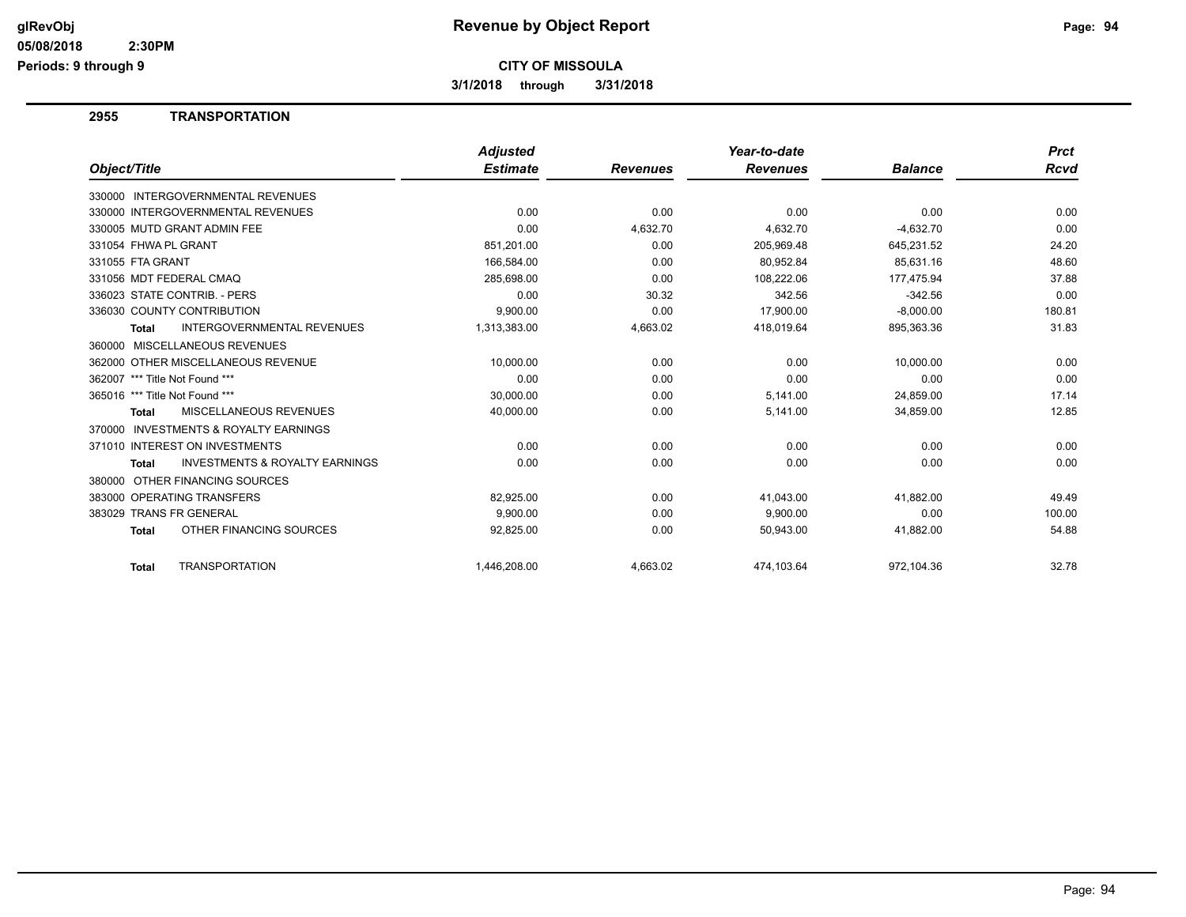# Revenue by Object Report

**CITY OF MISSOULA**

**3/1/2018 through 3/31/2018**

glRevObj
05/08/2018 2:30PM
Periods: 9 through 9

## 2955 TRANSPORTATION

| Object/Title | Adjusted Estimate | Revenues | Year-to-date Revenues | Balance | Prct Rcvd |
|---|---|---|---|---|---|
| 330000 INTERGOVERNMENTAL REVENUES | | | | | |
| 330000 INTERGOVERNMENTAL REVENUES | 0.00 | 0.00 | 0.00 | 0.00 | 0.00 |
| 330005 MUTD GRANT ADMIN FEE | 0.00 | 4,632.70 | 4,632.70 | -4,632.70 | 0.00 |
| 331054 FHWA PL GRANT | 851,201.00 | 0.00 | 205,969.48 | 645,231.52 | 24.20 |
| 331055 FTA GRANT | 166,584.00 | 0.00 | 80,952.84 | 85,631.16 | 48.60 |
| 331056 MDT FEDERAL CMAQ | 285,698.00 | 0.00 | 108,222.06 | 177,475.94 | 37.88 |
| 336023 STATE CONTRIB. - PERS | 0.00 | 30.32 | 342.56 | -342.56 | 0.00 |
| 336030 COUNTY CONTRIBUTION | 9,900.00 | 0.00 | 17,900.00 | -8,000.00 | 180.81 |
| **Total** INTERGOVERNMENTAL REVENUES | 1,313,383.00 | 4,663.02 | 418,019.64 | 895,363.36 | 31.83 |
| 360000 MISCELLANEOUS REVENUES | | | | | |
| 362000 OTHER MISCELLANEOUS REVENUE | 10,000.00 | 0.00 | 0.00 | 10,000.00 | 0.00 |
| 362007 *** Title Not Found *** | 0.00 | 0.00 | 0.00 | 0.00 | 0.00 |
| 365016 *** Title Not Found *** | 30,000.00 | 0.00 | 5,141.00 | 24,859.00 | 17.14 |
| **Total** MISCELLANEOUS REVENUES | 40,000.00 | 0.00 | 5,141.00 | 34,859.00 | 12.85 |
| 370000 INVESTMENTS & ROYALTY EARNINGS | | | | | |
| 371010 INTEREST ON INVESTMENTS | 0.00 | 0.00 | 0.00 | 0.00 | 0.00 |
| **Total** INVESTMENTS & ROYALTY EARNINGS | 0.00 | 0.00 | 0.00 | 0.00 | 0.00 |
| 380000 OTHER FINANCING SOURCES | | | | | |
| 383000 OPERATING TRANSFERS | 82,925.00 | 0.00 | 41,043.00 | 41,882.00 | 49.49 |
| 383029 TRANS FR GENERAL | 9,900.00 | 0.00 | 9,900.00 | 0.00 | 100.00 |
| **Total** OTHER FINANCING SOURCES | 92,825.00 | 0.00 | 50,943.00 | 41,882.00 | 54.88 |
| **Total** TRANSPORTATION | 1,446,208.00 | 4,663.02 | 474,103.64 | 972,104.36 | 32.78 |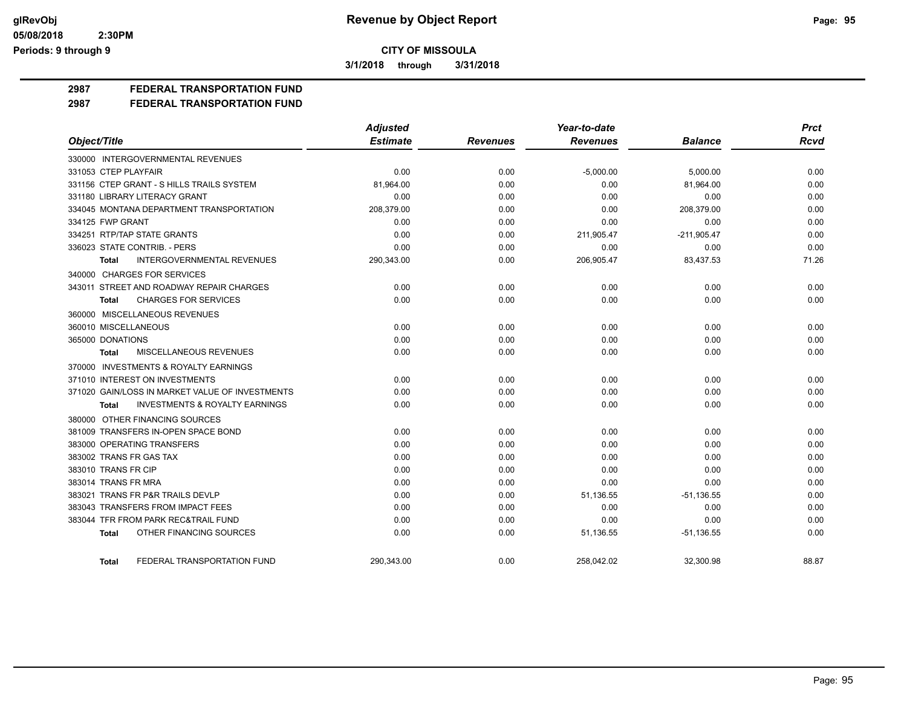**CITY OF MISSOULA**

**3/1/2018 through 3/31/2018**

## 2987 FEDERAL TRANSPORTATION FUND

## 2987 FEDERAL TRANSPORTATION FUND

| Object/Title | Adjusted Estimate | Revenues | Year-to-date Revenues | Balance | Prct Rcvd |
|---|---|---|---|---|---|
| 330000 INTERGOVERNMENTAL REVENUES | | | | | |
| 331053 CTEP PLAYFAIR | 0.00 | 0.00 | -5,000.00 | 5,000.00 | 0.00 |
| 331156 CTEP GRANT - S HILLS TRAILS SYSTEM | 81,964.00 | 0.00 | 0.00 | 81,964.00 | 0.00 |
| 331180 LIBRARY LITERACY GRANT | 0.00 | 0.00 | 0.00 | 0.00 | 0.00 |
| 334045 MONTANA DEPARTMENT TRANSPORTATION | 208,379.00 | 0.00 | 0.00 | 208,379.00 | 0.00 |
| 334125 FWP GRANT | 0.00 | 0.00 | 0.00 | 0.00 | 0.00 |
| 334251 RTP/TAP STATE GRANTS | 0.00 | 0.00 | 211,905.47 | -211,905.47 | 0.00 |
| 336023 STATE CONTRIB. - PERS | 0.00 | 0.00 | 0.00 | 0.00 | 0.00 |
| **Total** INTERGOVERNMENTAL REVENUES | 290,343.00 | 0.00 | 206,905.47 | 83,437.53 | 71.26 |
| 340000 CHARGES FOR SERVICES | | | | | |
| 343011 STREET AND ROADWAY REPAIR CHARGES | 0.00 | 0.00 | 0.00 | 0.00 | 0.00 |
| **Total** CHARGES FOR SERVICES | 0.00 | 0.00 | 0.00 | 0.00 | 0.00 |
| 360000 MISCELLANEOUS REVENUES | | | | | |
| 360010 MISCELLANEOUS | 0.00 | 0.00 | 0.00 | 0.00 | 0.00 |
| 365000 DONATIONS | 0.00 | 0.00 | 0.00 | 0.00 | 0.00 |
| **Total** MISCELLANEOUS REVENUES | 0.00 | 0.00 | 0.00 | 0.00 | 0.00 |
| 370000 INVESTMENTS & ROYALTY EARNINGS | | | | | |
| 371010 INTEREST ON INVESTMENTS | 0.00 | 0.00 | 0.00 | 0.00 | 0.00 |
| 371020 GAIN/LOSS IN MARKET VALUE OF INVESTMENTS | 0.00 | 0.00 | 0.00 | 0.00 | 0.00 |
| **Total** INVESTMENTS & ROYALTY EARNINGS | 0.00 | 0.00 | 0.00 | 0.00 | 0.00 |
| 380000 OTHER FINANCING SOURCES | | | | | |
| 381009 TRANSFERS IN-OPEN SPACE BOND | 0.00 | 0.00 | 0.00 | 0.00 | 0.00 |
| 383000 OPERATING TRANSFERS | 0.00 | 0.00 | 0.00 | 0.00 | 0.00 |
| 383002 TRANS FR GAS TAX | 0.00 | 0.00 | 0.00 | 0.00 | 0.00 |
| 383010 TRANS FR CIP | 0.00 | 0.00 | 0.00 | 0.00 | 0.00 |
| 383014 TRANS FR MRA | 0.00 | 0.00 | 0.00 | 0.00 | 0.00 |
| 383021 TRANS FR P&R TRAILS DEVLP | 0.00 | 0.00 | 51,136.55 | -51,136.55 | 0.00 |
| 383043 TRANSFERS FROM IMPACT FEES | 0.00 | 0.00 | 0.00 | 0.00 | 0.00 |
| 383044 TFR FROM PARK REC&TRAIL FUND | 0.00 | 0.00 | 0.00 | 0.00 | 0.00 |
| **Total** OTHER FINANCING SOURCES | 0.00 | 0.00 | 51,136.55 | -51,136.55 | 0.00 |
| **Total** FEDERAL TRANSPORTATION FUND | 290,343.00 | 0.00 | 258,042.02 | 32,300.98 | 88.87 |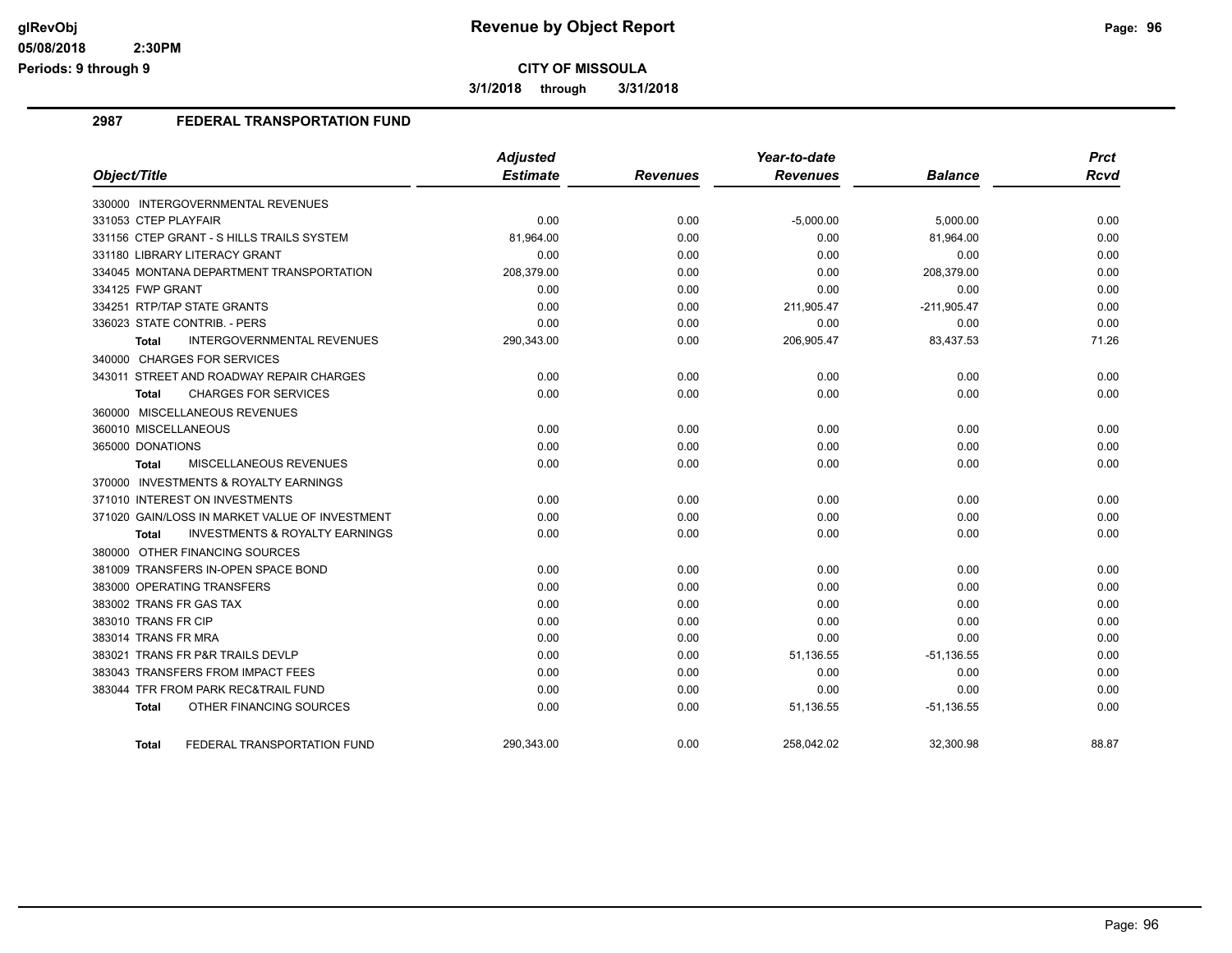# CITY OF MISSOULA

**3/1/2018 through 3/31/2018**

## 2987 FEDERAL TRANSPORTATION FUND

| Object/Title | Adjusted Estimate | Revenues | Year-to-date Revenues | Balance | Prct Rcvd |
|---|---|---|---|---|---|
| 330000 INTERGOVERNMENTAL REVENUES | | | | | |
| 331053 CTEP PLAYFAIR | 0.00 | 0.00 | -5,000.00 | 5,000.00 | 0.00 |
| 331156 CTEP GRANT - S HILLS TRAILS SYSTEM | 81,964.00 | 0.00 | 0.00 | 81,964.00 | 0.00 |
| 331180 LIBRARY LITERACY GRANT | 0.00 | 0.00 | 0.00 | 0.00 | 0.00 |
| 334045 MONTANA DEPARTMENT TRANSPORTATION | 208,379.00 | 0.00 | 0.00 | 208,379.00 | 0.00 |
| 334125 FWP GRANT | 0.00 | 0.00 | 0.00 | 0.00 | 0.00 |
| 334251 RTP/TAP STATE GRANTS | 0.00 | 0.00 | 211,905.47 | -211,905.47 | 0.00 |
| 336023 STATE CONTRIB. - PERS | 0.00 | 0.00 | 0.00 | 0.00 | 0.00 |
| **Total** INTERGOVERNMENTAL REVENUES | 290,343.00 | 0.00 | 206,905.47 | 83,437.53 | 71.26 |
| 340000 CHARGES FOR SERVICES | | | | | |
| 343011 STREET AND ROADWAY REPAIR CHARGES | 0.00 | 0.00 | 0.00 | 0.00 | 0.00 |
| **Total** CHARGES FOR SERVICES | 0.00 | 0.00 | 0.00 | 0.00 | 0.00 |
| 360000 MISCELLANEOUS REVENUES | | | | | |
| 360010 MISCELLANEOUS | 0.00 | 0.00 | 0.00 | 0.00 | 0.00 |
| 365000 DONATIONS | 0.00 | 0.00 | 0.00 | 0.00 | 0.00 |
| **Total** MISCELLANEOUS REVENUES | 0.00 | 0.00 | 0.00 | 0.00 | 0.00 |
| 370000 INVESTMENTS & ROYALTY EARNINGS | | | | | |
| 371010 INTEREST ON INVESTMENTS | 0.00 | 0.00 | 0.00 | 0.00 | 0.00 |
| 371020 GAIN/LOSS IN MARKET VALUE OF INVESTMENT | 0.00 | 0.00 | 0.00 | 0.00 | 0.00 |
| **Total** INVESTMENTS & ROYALTY EARNINGS | 0.00 | 0.00 | 0.00 | 0.00 | 0.00 |
| 380000 OTHER FINANCING SOURCES | | | | | |
| 381009 TRANSFERS IN-OPEN SPACE BOND | 0.00 | 0.00 | 0.00 | 0.00 | 0.00 |
| 383000 OPERATING TRANSFERS | 0.00 | 0.00 | 0.00 | 0.00 | 0.00 |
| 383002 TRANS FR GAS TAX | 0.00 | 0.00 | 0.00 | 0.00 | 0.00 |
| 383010 TRANS FR CIP | 0.00 | 0.00 | 0.00 | 0.00 | 0.00 |
| 383014 TRANS FR MRA | 0.00 | 0.00 | 0.00 | 0.00 | 0.00 |
| 383021 TRANS FR P&R TRAILS DEVLP | 0.00 | 0.00 | 51,136.55 | -51,136.55 | 0.00 |
| 383043 TRANSFERS FROM IMPACT FEES | 0.00 | 0.00 | 0.00 | 0.00 | 0.00 |
| 383044 TFR FROM PARK REC&TRAIL FUND | 0.00 | 0.00 | 0.00 | 0.00 | 0.00 |
| **Total** OTHER FINANCING SOURCES | 0.00 | 0.00 | 51,136.55 | -51,136.55 | 0.00 |
| **Total** FEDERAL TRANSPORTATION FUND | 290,343.00 | 0.00 | 258,042.02 | 32,300.98 | 88.87 |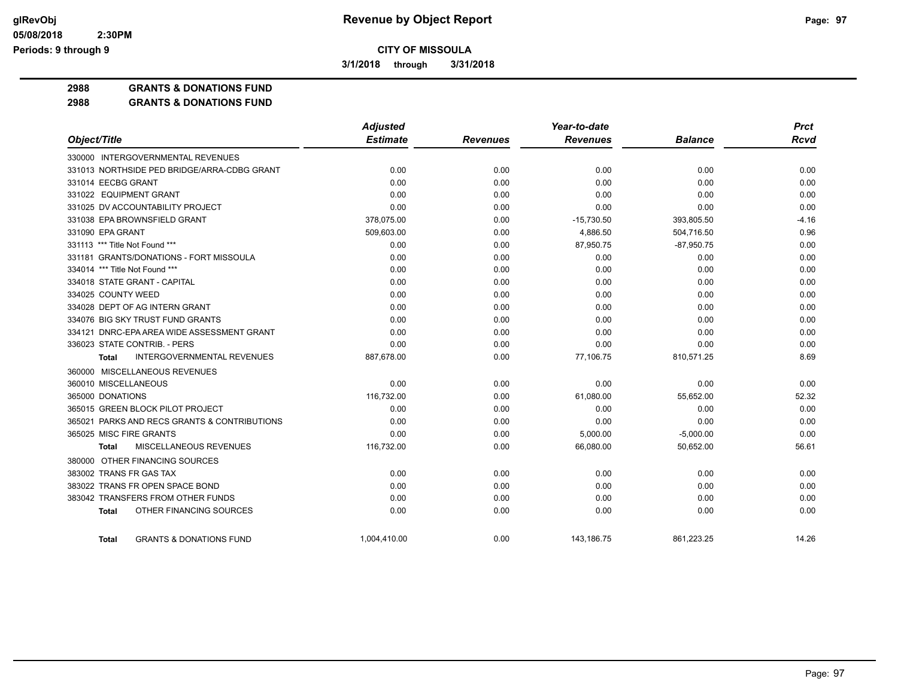**Revenue by Object Report**

**CITY OF MISSOULA**

**3/1/2018 through 3/31/2018**

glRevObj
05/08/2018 2:30PM
Periods: 9 through 9

## 2988 GRANTS & DONATIONS FUND
## 2988 GRANTS & DONATIONS FUND

| Object/Title | Adjusted Estimate | Revenues | Year-to-date Revenues | Balance | Prct Rcvd |
|---|---|---|---|---|---|
| 330000 INTERGOVERNMENTAL REVENUES | | | | | |
| 331013 NORTHSIDE PED BRIDGE/ARRA-CDBG GRANT | 0.00 | 0.00 | 0.00 | 0.00 | 0.00 |
| 331014 EECBG GRANT | 0.00 | 0.00 | 0.00 | 0.00 | 0.00 |
| 331022 EQUIPMENT GRANT | 0.00 | 0.00 | 0.00 | 0.00 | 0.00 |
| 331025 DV ACCOUNTABILITY PROJECT | 0.00 | 0.00 | 0.00 | 0.00 | 0.00 |
| 331038 EPA BROWNSFIELD GRANT | 378,075.00 | 0.00 | -15,730.50 | 393,805.50 | -4.16 |
| 331090 EPA GRANT | 509,603.00 | 0.00 | 4,886.50 | 504,716.50 | 0.96 |
| 331113 *** Title Not Found *** | 0.00 | 0.00 | 87,950.75 | -87,950.75 | 0.00 |
| 331181 GRANTS/DONATIONS - FORT MISSOULA | 0.00 | 0.00 | 0.00 | 0.00 | 0.00 |
| 334014 *** Title Not Found *** | 0.00 | 0.00 | 0.00 | 0.00 | 0.00 |
| 334018 STATE GRANT - CAPITAL | 0.00 | 0.00 | 0.00 | 0.00 | 0.00 |
| 334025 COUNTY WEED | 0.00 | 0.00 | 0.00 | 0.00 | 0.00 |
| 334028 DEPT OF AG INTERN GRANT | 0.00 | 0.00 | 0.00 | 0.00 | 0.00 |
| 334076 BIG SKY TRUST FUND GRANTS | 0.00 | 0.00 | 0.00 | 0.00 | 0.00 |
| 334121 DNRC-EPA AREA WIDE ASSESSMENT GRANT | 0.00 | 0.00 | 0.00 | 0.00 | 0.00 |
| 336023 STATE CONTRIB. - PERS | 0.00 | 0.00 | 0.00 | 0.00 | 0.00 |
| **Total** INTERGOVERNMENTAL REVENUES | 887,678.00 | 0.00 | 77,106.75 | 810,571.25 | 8.69 |
| 360000 MISCELLANEOUS REVENUES | | | | | |
| 360010 MISCELLANEOUS | 0.00 | 0.00 | 0.00 | 0.00 | 0.00 |
| 365000 DONATIONS | 116,732.00 | 0.00 | 61,080.00 | 55,652.00 | 52.32 |
| 365015 GREEN BLOCK PILOT PROJECT | 0.00 | 0.00 | 0.00 | 0.00 | 0.00 |
| 365021 PARKS AND RECS GRANTS & CONTRIBUTIONS | 0.00 | 0.00 | 0.00 | 0.00 | 0.00 |
| 365025 MISC FIRE GRANTS | 0.00 | 0.00 | 5,000.00 | -5,000.00 | 0.00 |
| **Total** MISCELLANEOUS REVENUES | 116,732.00 | 0.00 | 66,080.00 | 50,652.00 | 56.61 |
| 380000 OTHER FINANCING SOURCES | | | | | |
| 383002 TRANS FR GAS TAX | 0.00 | 0.00 | 0.00 | 0.00 | 0.00 |
| 383022 TRANS FR OPEN SPACE BOND | 0.00 | 0.00 | 0.00 | 0.00 | 0.00 |
| 383042 TRANSFERS FROM OTHER FUNDS | 0.00 | 0.00 | 0.00 | 0.00 | 0.00 |
| **Total** OTHER FINANCING SOURCES | 0.00 | 0.00 | 0.00 | 0.00 | 0.00 |
| **Total** GRANTS & DONATIONS FUND | 1,004,410.00 | 0.00 | 143,186.75 | 861,223.25 | 14.26 |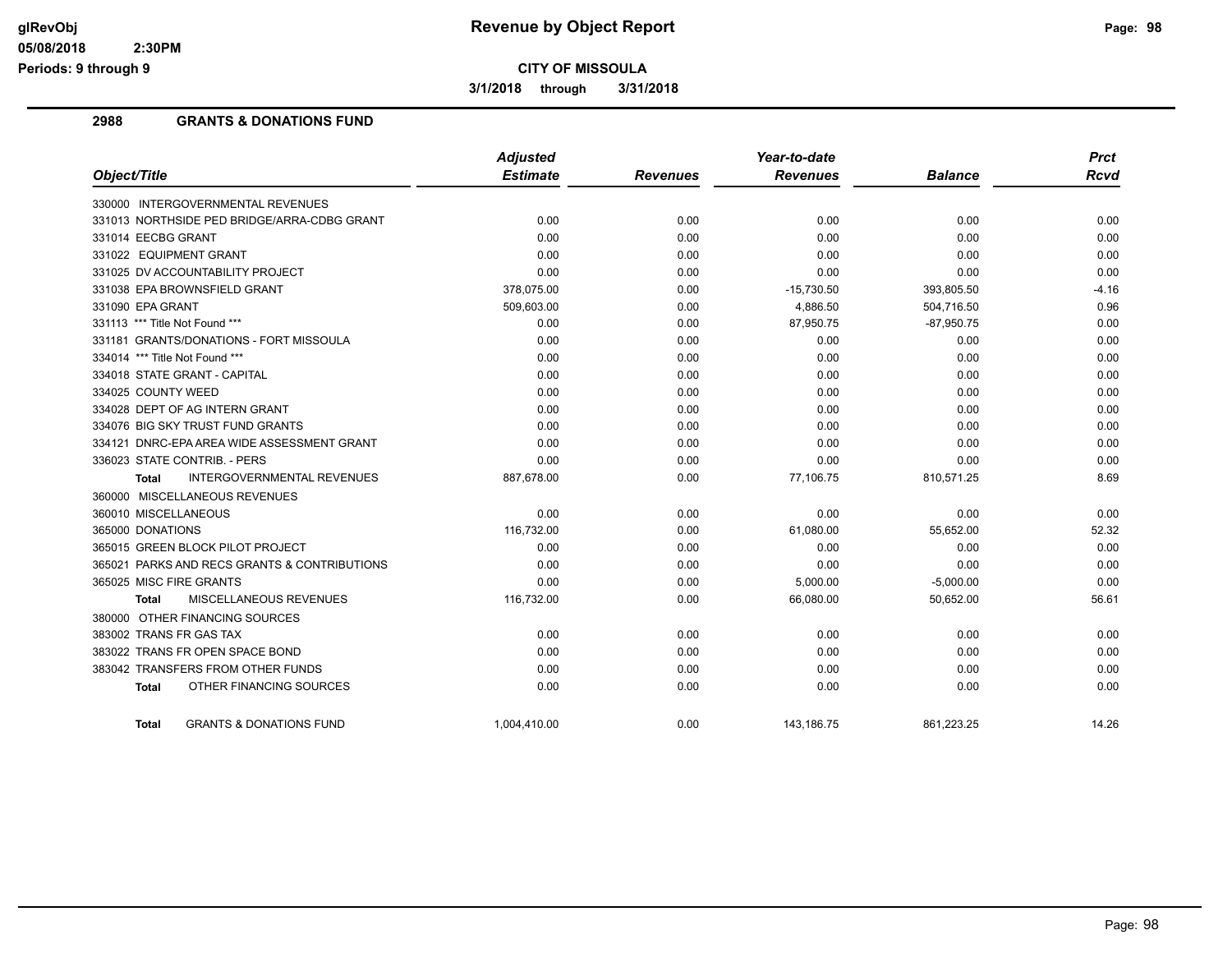# Revenue by Object Report

**CITY OF MISSOULA**

**3/1/2018 through 3/31/2018**

## 2988 GRANTS & DONATIONS FUND

| Object/Title | Adjusted Estimate | Revenues | Year-to-date Revenues | Balance | Prct Rcvd |
|---|---|---|---|---|---|
| 330000 INTERGOVERNMENTAL REVENUES | | | | | |
| 331013 NORTHSIDE PED BRIDGE/ARRA-CDBG GRANT | 0.00 | 0.00 | 0.00 | 0.00 | 0.00 |
| 331014 EECBG GRANT | 0.00 | 0.00 | 0.00 | 0.00 | 0.00 |
| 331022 EQUIPMENT GRANT | 0.00 | 0.00 | 0.00 | 0.00 | 0.00 |
| 331025 DV ACCOUNTABILITY PROJECT | 0.00 | 0.00 | 0.00 | 0.00 | 0.00 |
| 331038 EPA BROWNSFIELD GRANT | 378,075.00 | 0.00 | -15,730.50 | 393,805.50 | -4.16 |
| 331090 EPA GRANT | 509,603.00 | 0.00 | 4,886.50 | 504,716.50 | 0.96 |
| 331113 *** Title Not Found *** | 0.00 | 0.00 | 87,950.75 | -87,950.75 | 0.00 |
| 331181 GRANTS/DONATIONS - FORT MISSOULA | 0.00 | 0.00 | 0.00 | 0.00 | 0.00 |
| 334014 *** Title Not Found *** | 0.00 | 0.00 | 0.00 | 0.00 | 0.00 |
| 334018 STATE GRANT - CAPITAL | 0.00 | 0.00 | 0.00 | 0.00 | 0.00 |
| 334025 COUNTY WEED | 0.00 | 0.00 | 0.00 | 0.00 | 0.00 |
| 334028 DEPT OF AG INTERN GRANT | 0.00 | 0.00 | 0.00 | 0.00 | 0.00 |
| 334076 BIG SKY TRUST FUND GRANTS | 0.00 | 0.00 | 0.00 | 0.00 | 0.00 |
| 334121 DNRC-EPA AREA WIDE ASSESSMENT GRANT | 0.00 | 0.00 | 0.00 | 0.00 | 0.00 |
| 336023 STATE CONTRIB. - PERS | 0.00 | 0.00 | 0.00 | 0.00 | 0.00 |
| **Total** INTERGOVERNMENTAL REVENUES | 887,678.00 | 0.00 | 77,106.75 | 810,571.25 | 8.69 |
| 360000 MISCELLANEOUS REVENUES | | | | | |
| 360010 MISCELLANEOUS | 0.00 | 0.00 | 0.00 | 0.00 | 0.00 |
| 365000 DONATIONS | 116,732.00 | 0.00 | 61,080.00 | 55,652.00 | 52.32 |
| 365015 GREEN BLOCK PILOT PROJECT | 0.00 | 0.00 | 0.00 | 0.00 | 0.00 |
| 365021 PARKS AND RECS GRANTS & CONTRIBUTIONS | 0.00 | 0.00 | 0.00 | 0.00 | 0.00 |
| 365025 MISC FIRE GRANTS | 0.00 | 0.00 | 5,000.00 | -5,000.00 | 0.00 |
| **Total** MISCELLANEOUS REVENUES | 116,732.00 | 0.00 | 66,080.00 | 50,652.00 | 56.61 |
| 380000 OTHER FINANCING SOURCES | | | | | |
| 383002 TRANS FR GAS TAX | 0.00 | 0.00 | 0.00 | 0.00 | 0.00 |
| 383022 TRANS FR OPEN SPACE BOND | 0.00 | 0.00 | 0.00 | 0.00 | 0.00 |
| 383042 TRANSFERS FROM OTHER FUNDS | 0.00 | 0.00 | 0.00 | 0.00 | 0.00 |
| **Total** OTHER FINANCING SOURCES | 0.00 | 0.00 | 0.00 | 0.00 | 0.00 |
| **Total** GRANTS & DONATIONS FUND | 1,004,410.00 | 0.00 | 143,186.75 | 861,223.25 | 14.26 |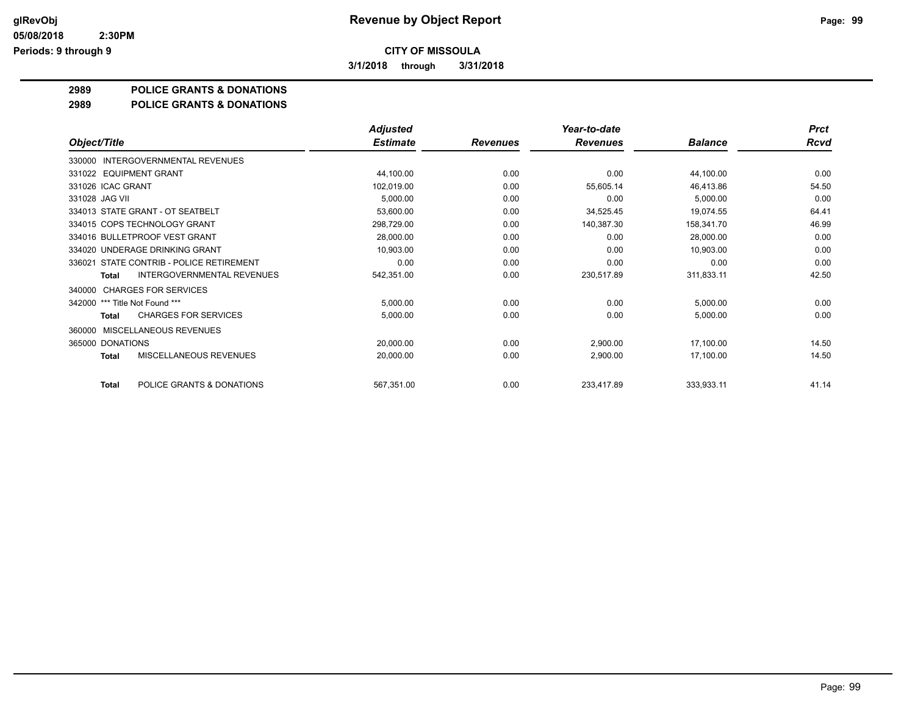# Revenue by Object Report

**CITY OF MISSOULA**

**3/1/2018 through 3/31/2018**

glRevObj
05/08/2018 2:30PM
Periods: 9 through 9

## 2989 POLICE GRANTS & DONATIONS

## 2989 POLICE GRANTS & DONATIONS

| Object/Title | Adjusted Estimate | Revenues | Year-to-date Revenues | Balance | Prct Rcvd |
|---|---|---|---|---|---|
| 330000 INTERGOVERNMENTAL REVENUES | | | | | |
| 331022 EQUIPMENT GRANT | 44,100.00 | 0.00 | 0.00 | 44,100.00 | 0.00 |
| 331026 ICAC GRANT | 102,019.00 | 0.00 | 55,605.14 | 46,413.86 | 54.50 |
| 331028 JAG VII | 5,000.00 | 0.00 | 0.00 | 5,000.00 | 0.00 |
| 334013 STATE GRANT - OT SEATBELT | 53,600.00 | 0.00 | 34,525.45 | 19,074.55 | 64.41 |
| 334015 COPS TECHNOLOGY GRANT | 298,729.00 | 0.00 | 140,387.30 | 158,341.70 | 46.99 |
| 334016 BULLETPROOF VEST GRANT | 28,000.00 | 0.00 | 0.00 | 28,000.00 | 0.00 |
| 334020 UNDERAGE DRINKING GRANT | 10,903.00 | 0.00 | 0.00 | 10,903.00 | 0.00 |
| 336021 STATE CONTRIB - POLICE RETIREMENT | 0.00 | 0.00 | 0.00 | 0.00 | 0.00 |
| **Total** INTERGOVERNMENTAL REVENUES | 542,351.00 | 0.00 | 230,517.89 | 311,833.11 | 42.50 |
| 340000 CHARGES FOR SERVICES | | | | | |
| 342000 *** Title Not Found *** | 5,000.00 | 0.00 | 0.00 | 5,000.00 | 0.00 |
| **Total** CHARGES FOR SERVICES | 5,000.00 | 0.00 | 0.00 | 5,000.00 | 0.00 |
| 360000 MISCELLANEOUS REVENUES | | | | | |
| 365000 DONATIONS | 20,000.00 | 0.00 | 2,900.00 | 17,100.00 | 14.50 |
| **Total** MISCELLANEOUS REVENUES | 20,000.00 | 0.00 | 2,900.00 | 17,100.00 | 14.50 |
| **Total** POLICE GRANTS & DONATIONS | 567,351.00 | 0.00 | 233,417.89 | 333,933.11 | 41.14 |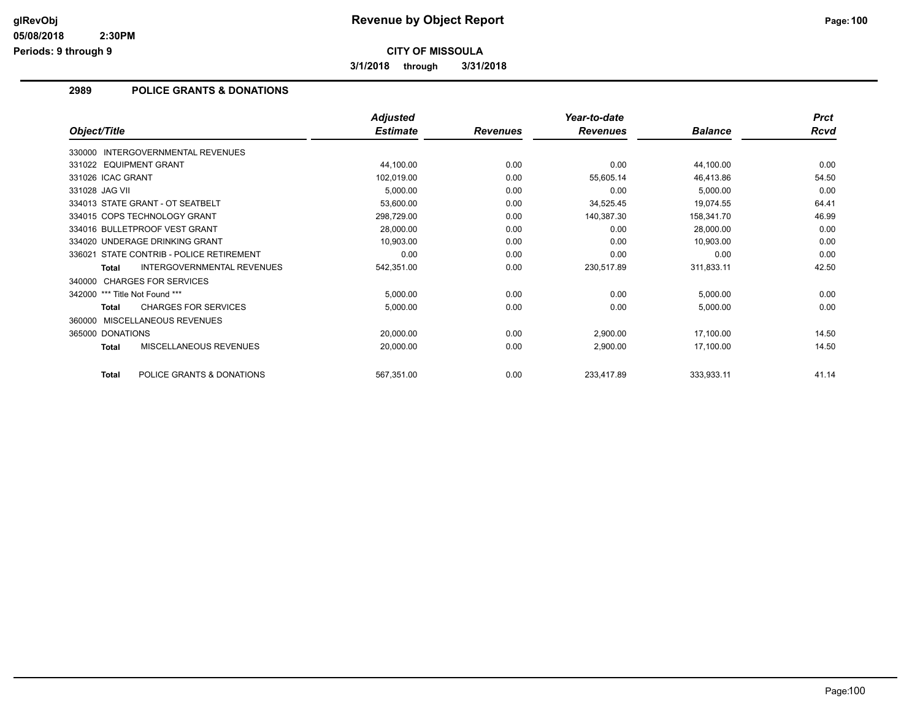# Revenue by Object Report

**CITY OF MISSOULA**

**3/1/2018 through 3/31/2018**

glRevObj
05/08/2018 2:30PM
Periods: 9 through 9

## 2989 POLICE GRANTS & DONATIONS

| Object/Title | Adjusted Estimate | Revenues | Year-to-date Revenues | Balance | Prct Rcvd |
|---|---|---|---|---|---|
| 330000 INTERGOVERNMENTAL REVENUES | | | | | |
| 331022 EQUIPMENT GRANT | 44,100.00 | 0.00 | 0.00 | 44,100.00 | 0.00 |
| 331026 ICAC GRANT | 102,019.00 | 0.00 | 55,605.14 | 46,413.86 | 54.50 |
| 331028 JAG VII | 5,000.00 | 0.00 | 0.00 | 5,000.00 | 0.00 |
| 334013 STATE GRANT - OT SEATBELT | 53,600.00 | 0.00 | 34,525.45 | 19,074.55 | 64.41 |
| 334015 COPS TECHNOLOGY GRANT | 298,729.00 | 0.00 | 140,387.30 | 158,341.70 | 46.99 |
| 334016 BULLETPROOF VEST GRANT | 28,000.00 | 0.00 | 0.00 | 28,000.00 | 0.00 |
| 334020 UNDERAGE DRINKING GRANT | 10,903.00 | 0.00 | 0.00 | 10,903.00 | 0.00 |
| 336021 STATE CONTRIB - POLICE RETIREMENT | 0.00 | 0.00 | 0.00 | 0.00 | 0.00 |
| **Total** INTERGOVERNMENTAL REVENUES | 542,351.00 | 0.00 | 230,517.89 | 311,833.11 | 42.50 |
| 340000 CHARGES FOR SERVICES | | | | | |
| 342000 *** Title Not Found *** | 5,000.00 | 0.00 | 0.00 | 5,000.00 | 0.00 |
| **Total** CHARGES FOR SERVICES | 5,000.00 | 0.00 | 0.00 | 5,000.00 | 0.00 |
| 360000 MISCELLANEOUS REVENUES | | | | | |
| 365000 DONATIONS | 20,000.00 | 0.00 | 2,900.00 | 17,100.00 | 14.50 |
| **Total** MISCELLANEOUS REVENUES | 20,000.00 | 0.00 | 2,900.00 | 17,100.00 | 14.50 |
| **Total** POLICE GRANTS & DONATIONS | 567,351.00 | 0.00 | 233,417.89 | 333,933.11 | 41.14 |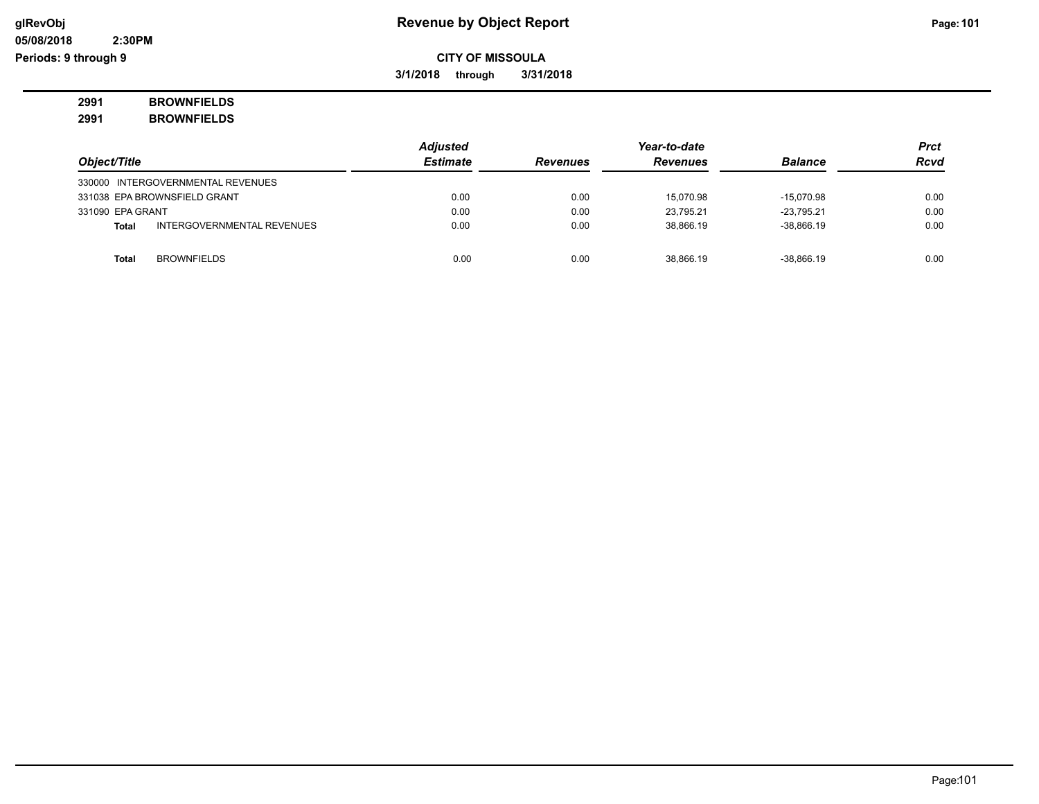**Revenue by Object Report**

**CITY OF MISSOULA**

**3/1/2018 through 3/31/2018**

glRevObj
05/08/2018 2:30PM
Periods: 9 through 9

**2991 BROWNFIELDS**
**2991 BROWNFIELDS**

| Object/Title | Adjusted Estimate | Revenues | Year-to-date Revenues | Balance | Prct Rcvd |
|---|---|---|---|---|---|
| 330000 INTERGOVERNMENTAL REVENUES | | | | | |
| 331038 EPA BROWNSFIELD GRANT | 0.00 | 0.00 | 15,070.98 | -15,070.98 | 0.00 |
| 331090 EPA GRANT | 0.00 | 0.00 | 23,795.21 | -23,795.21 | 0.00 |
| **Total** INTERGOVERNMENTAL REVENUES | 0.00 | 0.00 | 38,866.19 | -38,866.19 | 0.00 |
| **Total** BROWNFIELDS | 0.00 | 0.00 | 38,866.19 | -38,866.19 | 0.00 |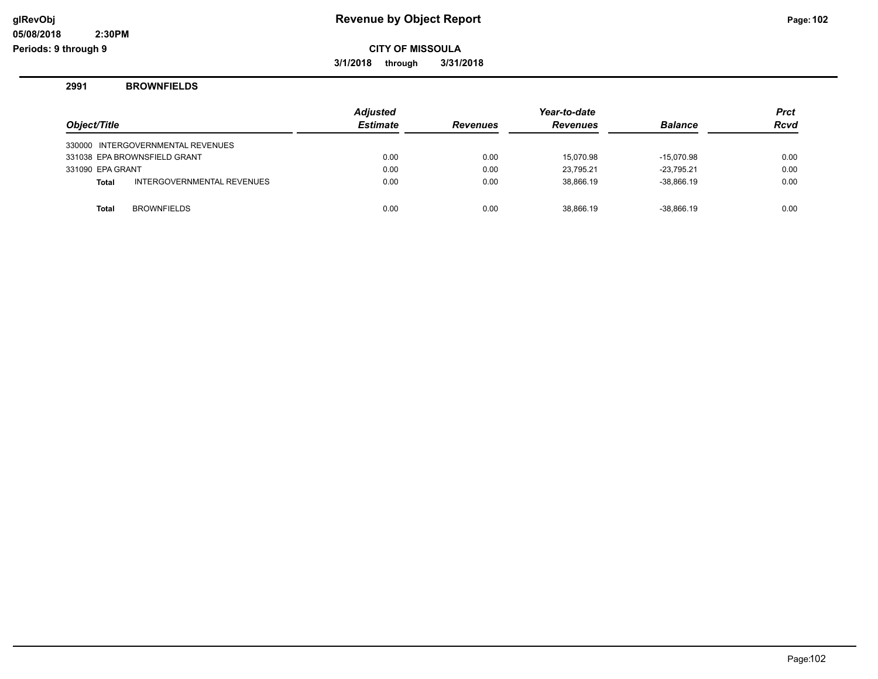**Revenue by Object Report**

**CITY OF MISSOULA**

**3/1/2018 through 3/31/2018**

glRevObj
05/08/2018 2:30PM
Periods: 9 through 9

## 2991 BROWNFIELDS

| Object/Title | Adjusted Estimate | Revenues | Year-to-date Revenues | Balance | Prct Rcvd |
|---|---|---|---|---|---|
| 330000 INTERGOVERNMENTAL REVENUES | | | | | |
| 331038 EPA BROWNSFIELD GRANT | 0.00 | 0.00 | 15,070.98 | -15,070.98 | 0.00 |
| 331090 EPA GRANT | 0.00 | 0.00 | 23,795.21 | -23,795.21 | 0.00 |
| **Total** INTERGOVERNMENTAL REVENUES | 0.00 | 0.00 | 38,866.19 | -38,866.19 | 0.00 |
| | | | | | |
| **Total** BROWNFIELDS | 0.00 | 0.00 | 38,866.19 | -38,866.19 | 0.00 |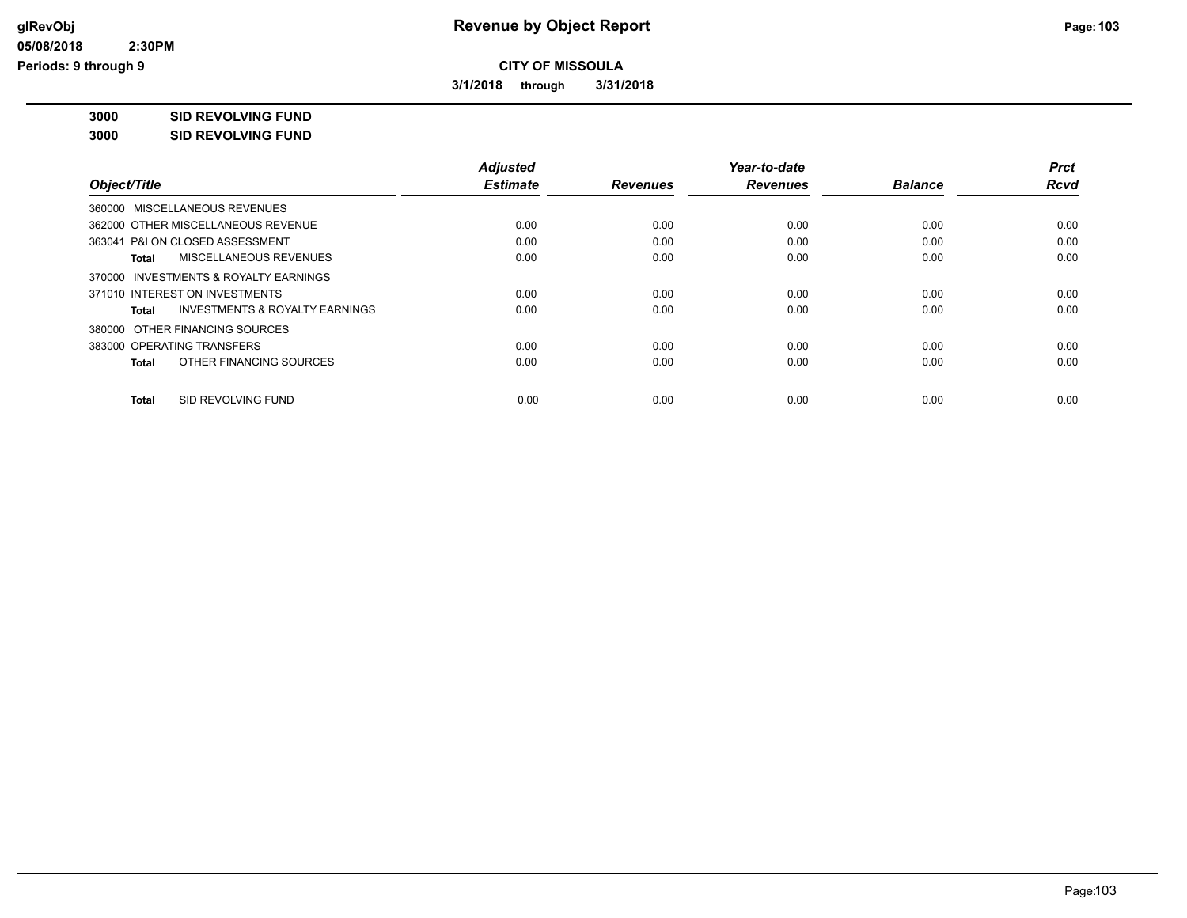# Revenue by Object Report

**CITY OF MISSOULA**

**3/1/2018 through 3/31/2018**

glRevObj
05/08/2018 2:30PM
Periods: 9 through 9

**3000 SID REVOLVING FUND**

**3000 SID REVOLVING FUND**

| Object/Title | Adjusted Estimate | Revenues | Year-to-date Revenues | Balance | Prct Rcvd |
|---|---|---|---|---|---|
| 360000 MISCELLANEOUS REVENUES | | | | | |
| 362000 OTHER MISCELLANEOUS REVENUE | 0.00 | 0.00 | 0.00 | 0.00 | 0.00 |
| 363041 P&I ON CLOSED ASSESSMENT | 0.00 | 0.00 | 0.00 | 0.00 | 0.00 |
| **Total** MISCELLANEOUS REVENUES | 0.00 | 0.00 | 0.00 | 0.00 | 0.00 |
| 370000 INVESTMENTS & ROYALTY EARNINGS | | | | | |
| 371010 INTEREST ON INVESTMENTS | 0.00 | 0.00 | 0.00 | 0.00 | 0.00 |
| **Total** INVESTMENTS & ROYALTY EARNINGS | 0.00 | 0.00 | 0.00 | 0.00 | 0.00 |
| 380000 OTHER FINANCING SOURCES | | | | | |
| 383000 OPERATING TRANSFERS | 0.00 | 0.00 | 0.00 | 0.00 | 0.00 |
| **Total** OTHER FINANCING SOURCES | 0.00 | 0.00 | 0.00 | 0.00 | 0.00 |
| **Total** SID REVOLVING FUND | 0.00 | 0.00 | 0.00 | 0.00 | 0.00 |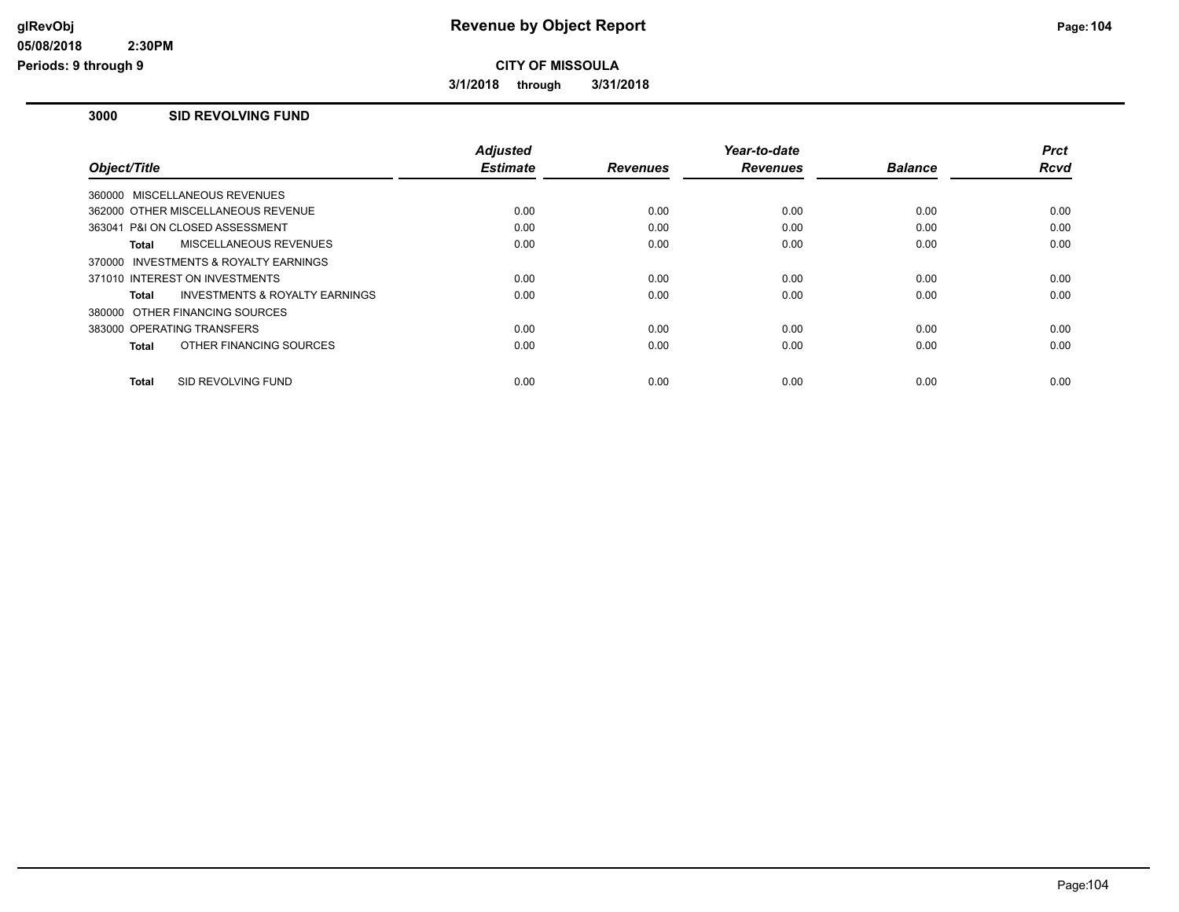# Revenue by Object Report

**CITY OF MISSOULA**

**3/1/2018 through 3/31/2018**

glRevObj
05/08/2018 2:30PM
Periods: 9 through 9

## 3000 SID REVOLVING FUND

| Object/Title | Adjusted Estimate | Revenues | Year-to-date Revenues | Balance | Prct Rcvd |
|---|---|---|---|---|---|
| 360000 MISCELLANEOUS REVENUES | | | | | |
| 362000 OTHER MISCELLANEOUS REVENUE | 0.00 | 0.00 | 0.00 | 0.00 | 0.00 |
| 363041 P&I ON CLOSED ASSESSMENT | 0.00 | 0.00 | 0.00 | 0.00 | 0.00 |
| **Total** MISCELLANEOUS REVENUES | 0.00 | 0.00 | 0.00 | 0.00 | 0.00 |
| 370000 INVESTMENTS & ROYALTY EARNINGS | | | | | |
| 371010 INTEREST ON INVESTMENTS | 0.00 | 0.00 | 0.00 | 0.00 | 0.00 |
| **Total** INVESTMENTS & ROYALTY EARNINGS | 0.00 | 0.00 | 0.00 | 0.00 | 0.00 |
| 380000 OTHER FINANCING SOURCES | | | | | |
| 383000 OPERATING TRANSFERS | 0.00 | 0.00 | 0.00 | 0.00 | 0.00 |
| **Total** OTHER FINANCING SOURCES | 0.00 | 0.00 | 0.00 | 0.00 | 0.00 |
| **Total** SID REVOLVING FUND | 0.00 | 0.00 | 0.00 | 0.00 | 0.00 |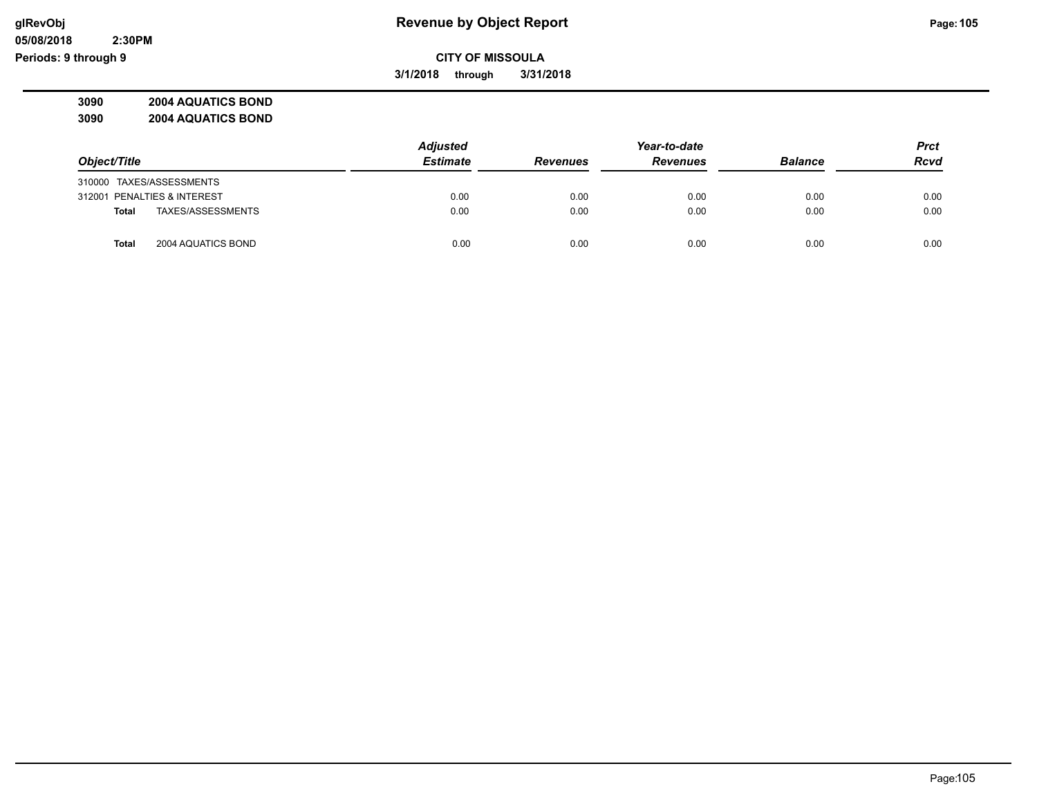# Revenue by Object Report

**CITY OF MISSOULA**

**3/1/2018 through 3/31/2018**

glRevObj
05/08/2018 2:30PM
Periods: 9 through 9

**3090 2004 AQUATICS BOND**

**3090 2004 AQUATICS BOND**

| Object/Title | Adjusted Estimate | Revenues | Year-to-date Revenues | Balance | Prct Rcvd |
|---|---|---|---|---|---|
| 310000 TAXES/ASSESSMENTS | | | | | |
| 312001 PENALTIES & INTEREST | 0.00 | 0.00 | 0.00 | 0.00 | 0.00 |
| **Total** TAXES/ASSESSMENTS | 0.00 | 0.00 | 0.00 | 0.00 | 0.00 |
| **Total** 2004 AQUATICS BOND | 0.00 | 0.00 | 0.00 | 0.00 | 0.00 |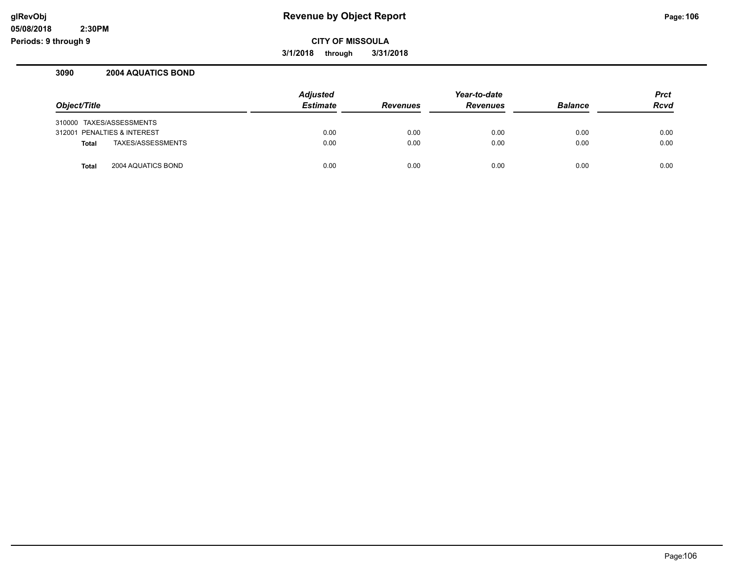# Revenue by Object Report

**CITY OF MISSOULA**

**3/1/2018 through 3/31/2018**

glRevObj
05/08/2018 2:30PM
Periods: 9 through 9

### 3090 2004 AQUATICS BOND

| Object/Title | Adjusted Estimate | Revenues | Year-to-date Revenues | Balance | Prct Rcvd |
|---|---|---|---|---|---|
| 310000 TAXES/ASSESSMENTS | | | | | |
| 312001 PENALTIES & INTEREST | 0.00 | 0.00 | 0.00 | 0.00 | 0.00 |
| **Total** TAXES/ASSESSMENTS | 0.00 | 0.00 | 0.00 | 0.00 | 0.00 |
| **Total** 2004 AQUATICS BOND | 0.00 | 0.00 | 0.00 | 0.00 | 0.00 |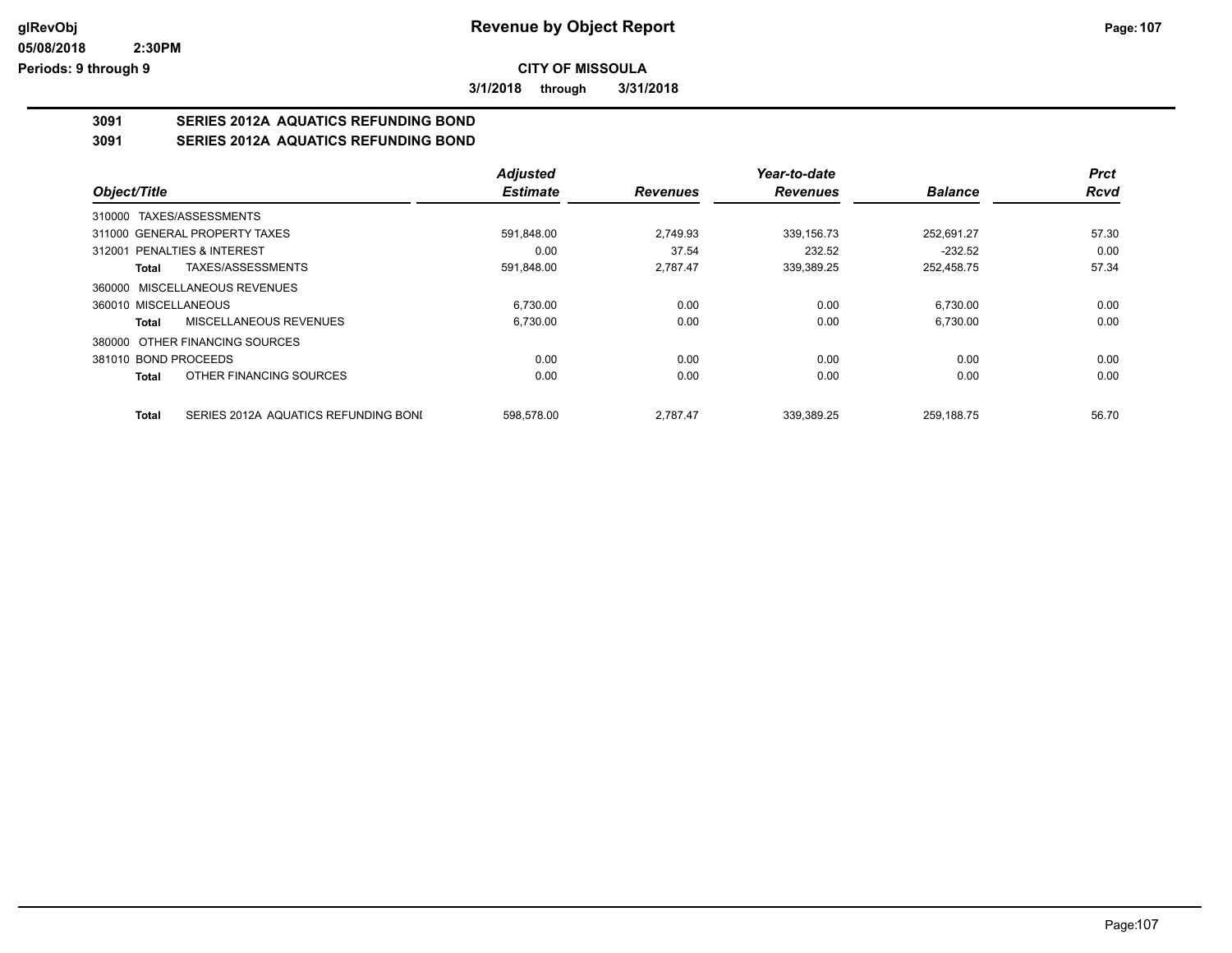# CITY OF MISSOULA

**3/1/2018 through 3/31/2018**

## 3091 SERIES 2012A AQUATICS REFUNDING BOND

## 3091 SERIES 2012A AQUATICS REFUNDING BOND

| Object/Title | Adjusted Estimate | Revenues | Year-to-date Revenues | Balance | Prct Rcvd |
|---|---|---|---|---|---|
| 310000 TAXES/ASSESSMENTS | | | | | |
| 311000 GENERAL PROPERTY TAXES | 591,848.00 | 2,749.93 | 339,156.73 | 252,691.27 | 57.30 |
| 312001 PENALTIES & INTEREST | 0.00 | 37.54 | 232.52 | -232.52 | 0.00 |
| **Total** TAXES/ASSESSMENTS | 591,848.00 | 2,787.47 | 339,389.25 | 252,458.75 | 57.34 |
| 360000 MISCELLANEOUS REVENUES | | | | | |
| 360010 MISCELLANEOUS | 6,730.00 | 0.00 | 0.00 | 6,730.00 | 0.00 |
| **Total** MISCELLANEOUS REVENUES | 6,730.00 | 0.00 | 0.00 | 6,730.00 | 0.00 |
| 380000 OTHER FINANCING SOURCES | | | | | |
| 381010 BOND PROCEEDS | 0.00 | 0.00 | 0.00 | 0.00 | 0.00 |
| **Total** OTHER FINANCING SOURCES | 0.00 | 0.00 | 0.00 | 0.00 | 0.00 |
| **Total** SERIES 2012A AQUATICS REFUNDING BONI | 598,578.00 | 2,787.47 | 339,389.25 | 259,188.75 | 56.70 |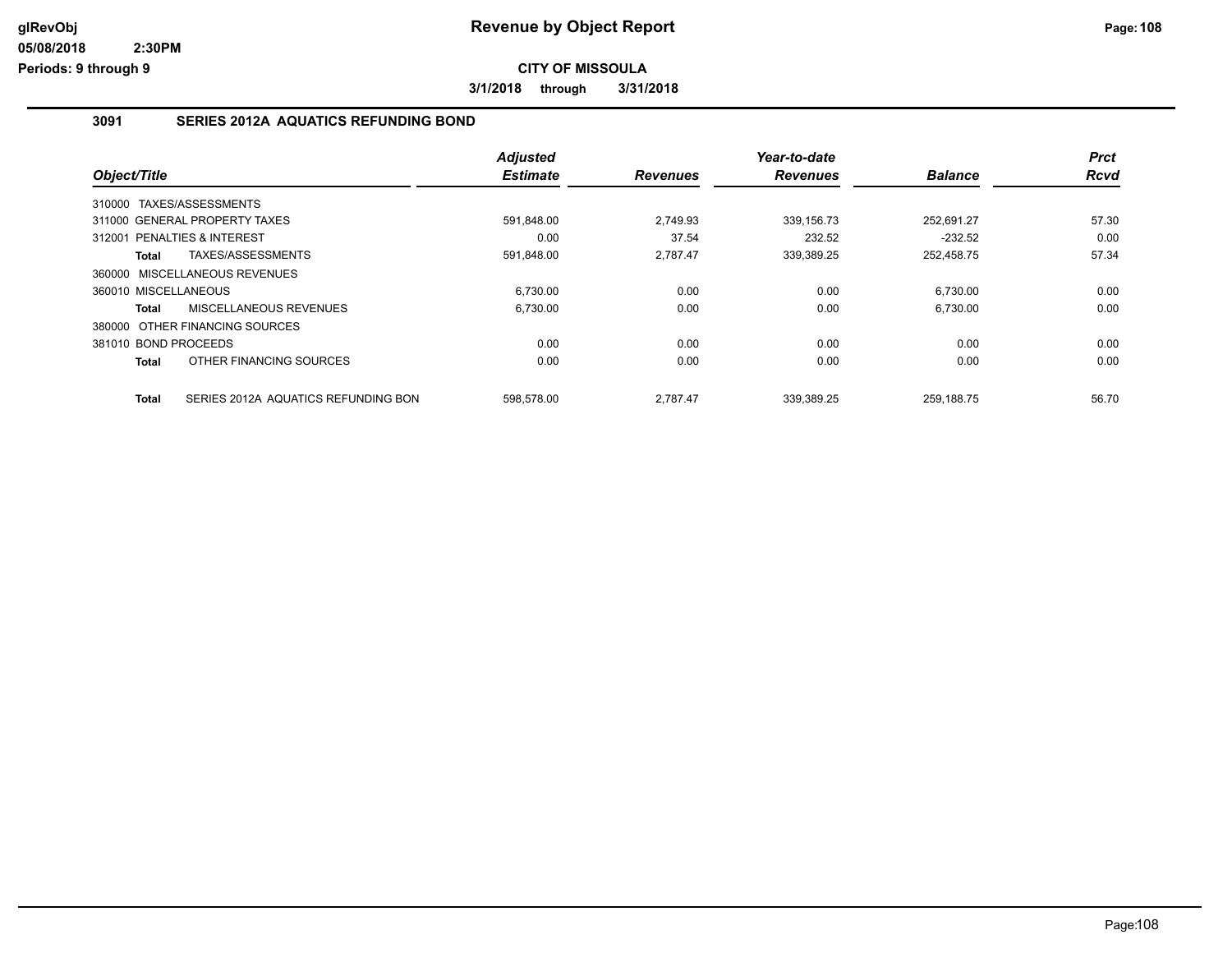# Revenue by Object Report

glRevObj
05/08/2018 2:30PM
Periods: 9 through 9

**CITY OF MISSOULA**

**3/1/2018 through 3/31/2018**

## 3091 SERIES 2012A AQUATICS REFUNDING BOND

| Object/Title | Adjusted Estimate | Revenues | Year-to-date Revenues | Balance | Prct Rcvd |
|---|---|---|---|---|---|
| 310000 TAXES/ASSESSMENTS | | | | | |
| 311000 GENERAL PROPERTY TAXES | 591,848.00 | 2,749.93 | 339,156.73 | 252,691.27 | 57.30 |
| 312001 PENALTIES & INTEREST | 0.00 | 37.54 | 232.52 | -232.52 | 0.00 |
| **Total** TAXES/ASSESSMENTS | 591,848.00 | 2,787.47 | 339,389.25 | 252,458.75 | 57.34 |
| 360000 MISCELLANEOUS REVENUES | | | | | |
| 360010 MISCELLANEOUS | 6,730.00 | 0.00 | 0.00 | 6,730.00 | 0.00 |
| **Total** MISCELLANEOUS REVENUES | 6,730.00 | 0.00 | 0.00 | 6,730.00 | 0.00 |
| 380000 OTHER FINANCING SOURCES | | | | | |
| 381010 BOND PROCEEDS | 0.00 | 0.00 | 0.00 | 0.00 | 0.00 |
| **Total** OTHER FINANCING SOURCES | 0.00 | 0.00 | 0.00 | 0.00 | 0.00 |
| **Total** SERIES 2012A AQUATICS REFUNDING BON | 598,578.00 | 2,787.47 | 339,389.25 | 259,188.75 | 56.70 |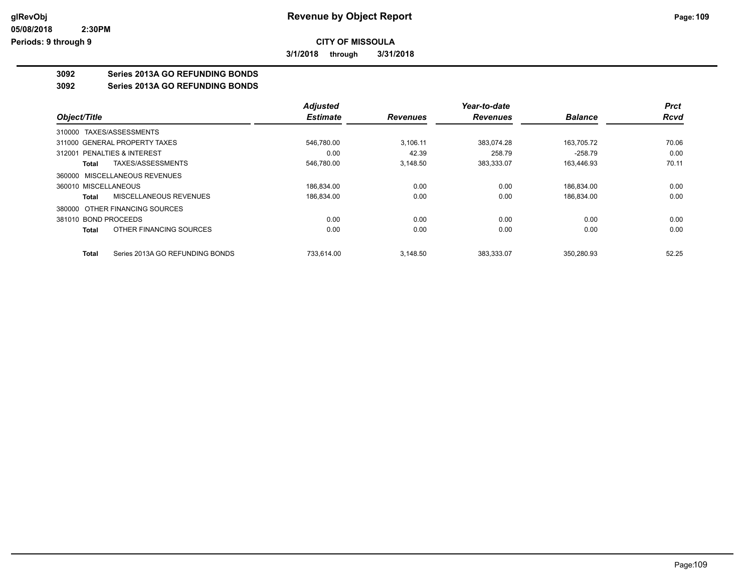**CITY OF MISSOULA**

**3/1/2018 through 3/31/2018**

## 3092 Series 2013A GO REFUNDING BONDS

## 3092 Series 2013A GO REFUNDING BONDS

| Object/Title | Adjusted Estimate | Revenues | Year-to-date Revenues | Balance | Prct Rcvd |
|---|---|---|---|---|---|
| 310000 TAXES/ASSESSMENTS | | | | | |
| 311000 GENERAL PROPERTY TAXES | 546,780.00 | 3,106.11 | 383,074.28 | 163,705.72 | 70.06 |
| 312001 PENALTIES & INTEREST | 0.00 | 42.39 | 258.79 | -258.79 | 0.00 |
| **Total** TAXES/ASSESSMENTS | 546,780.00 | 3,148.50 | 383,333.07 | 163,446.93 | 70.11 |
| 360000 MISCELLANEOUS REVENUES | | | | | |
| 360010 MISCELLANEOUS | 186,834.00 | 0.00 | 0.00 | 186,834.00 | 0.00 |
| **Total** MISCELLANEOUS REVENUES | 186,834.00 | 0.00 | 0.00 | 186,834.00 | 0.00 |
| 380000 OTHER FINANCING SOURCES | | | | | |
| 381010 BOND PROCEEDS | 0.00 | 0.00 | 0.00 | 0.00 | 0.00 |
| **Total** OTHER FINANCING SOURCES | 0.00 | 0.00 | 0.00 | 0.00 | 0.00 |
| **Total** Series 2013A GO REFUNDING BONDS | 733,614.00 | 3,148.50 | 383,333.07 | 350,280.93 | 52.25 |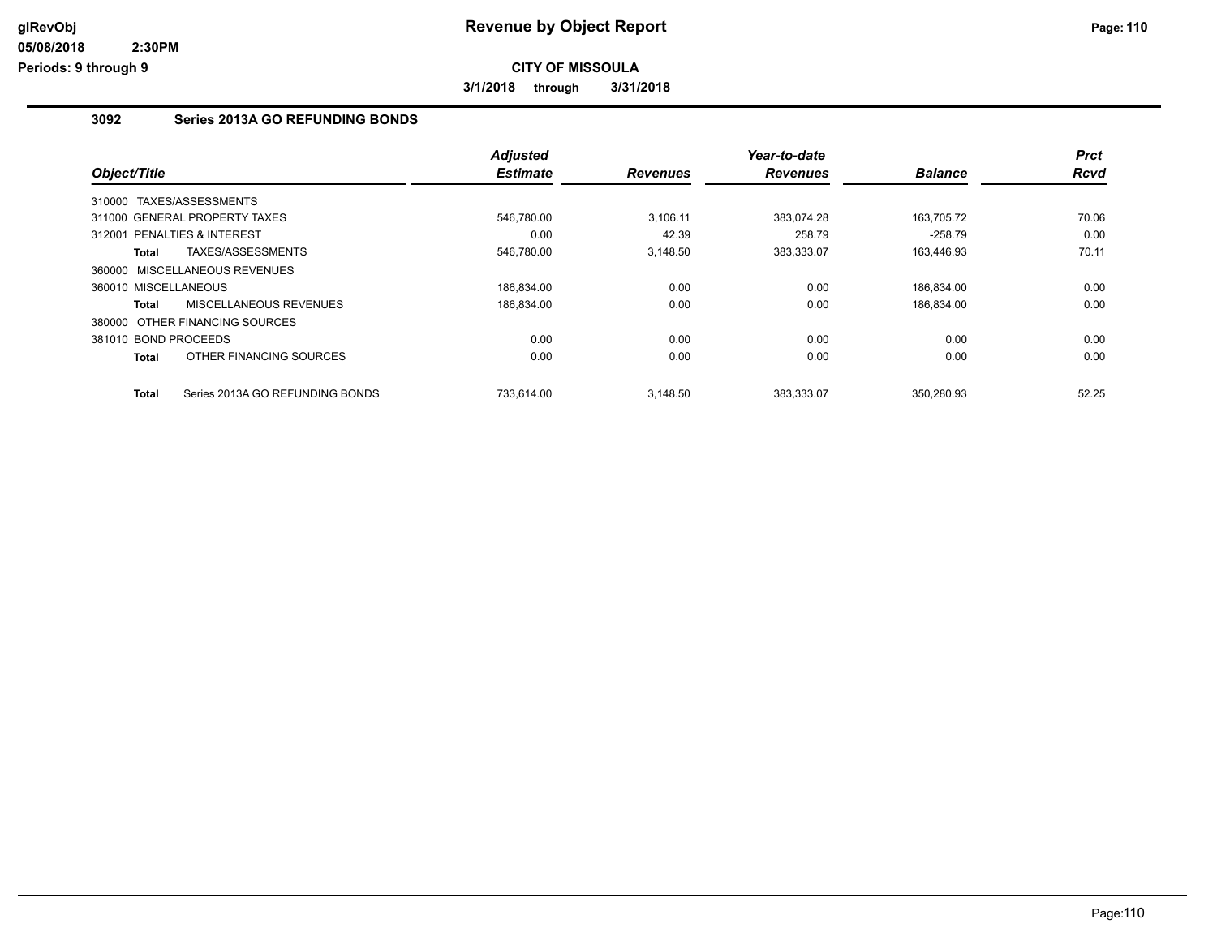**CITY OF MISSOULA**

**3/1/2018 through 3/31/2018**

### 3092 Series 2013A GO REFUNDING BONDS

| Object/Title | Adjusted Estimate | Revenues | Year-to-date Revenues | Balance | Prct Rcvd |
|---|---|---|---|---|---|
| 310000 TAXES/ASSESSMENTS | | | | | |
| 311000 GENERAL PROPERTY TAXES | 546,780.00 | 3,106.11 | 383,074.28 | 163,705.72 | 70.06 |
| 312001 PENALTIES & INTEREST | 0.00 | 42.39 | 258.79 | -258.79 | 0.00 |
| **Total** TAXES/ASSESSMENTS | 546,780.00 | 3,148.50 | 383,333.07 | 163,446.93 | 70.11 |
| 360000 MISCELLANEOUS REVENUES | | | | | |
| 360010 MISCELLANEOUS | 186,834.00 | 0.00 | 0.00 | 186,834.00 | 0.00 |
| **Total** MISCELLANEOUS REVENUES | 186,834.00 | 0.00 | 0.00 | 186,834.00 | 0.00 |
| 380000 OTHER FINANCING SOURCES | | | | | |
| 381010 BOND PROCEEDS | 0.00 | 0.00 | 0.00 | 0.00 | 0.00 |
| **Total** OTHER FINANCING SOURCES | 0.00 | 0.00 | 0.00 | 0.00 | 0.00 |
| **Total** Series 2013A GO REFUNDING BONDS | 733,614.00 | 3,148.50 | 383,333.07 | 350,280.93 | 52.25 |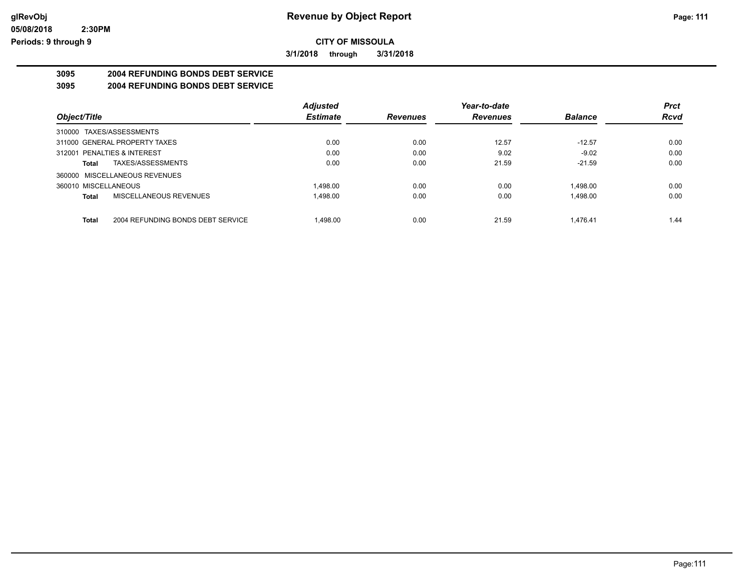**Revenue by Object Report**

**CITY OF MISSOULA**

**3/1/2018 through 3/31/2018**

glRevObj
05/08/2018 2:30PM
Periods: 9 through 9

## 3095 2004 REFUNDING BONDS DEBT SERVICE

## 3095 2004 REFUNDING BONDS DEBT SERVICE

| Object/Title | Adjusted Estimate | Revenues | Year-to-date Revenues | Balance | Prct Rcvd |
|---|---|---|---|---|---|
| 310000 TAXES/ASSESSMENTS | | | | | |
| 311000 GENERAL PROPERTY TAXES | 0.00 | 0.00 | 12.57 | -12.57 | 0.00 |
| 312001 PENALTIES & INTEREST | 0.00 | 0.00 | 9.02 | -9.02 | 0.00 |
| **Total** TAXES/ASSESSMENTS | 0.00 | 0.00 | 21.59 | -21.59 | 0.00 |
| 360000 MISCELLANEOUS REVENUES | | | | | |
| 360010 MISCELLANEOUS | 1,498.00 | 0.00 | 0.00 | 1,498.00 | 0.00 |
| **Total** MISCELLANEOUS REVENUES | 1,498.00 | 0.00 | 0.00 | 1,498.00 | 0.00 |
| **Total** 2004 REFUNDING BONDS DEBT SERVICE | 1,498.00 | 0.00 | 21.59 | 1,476.41 | 1.44 |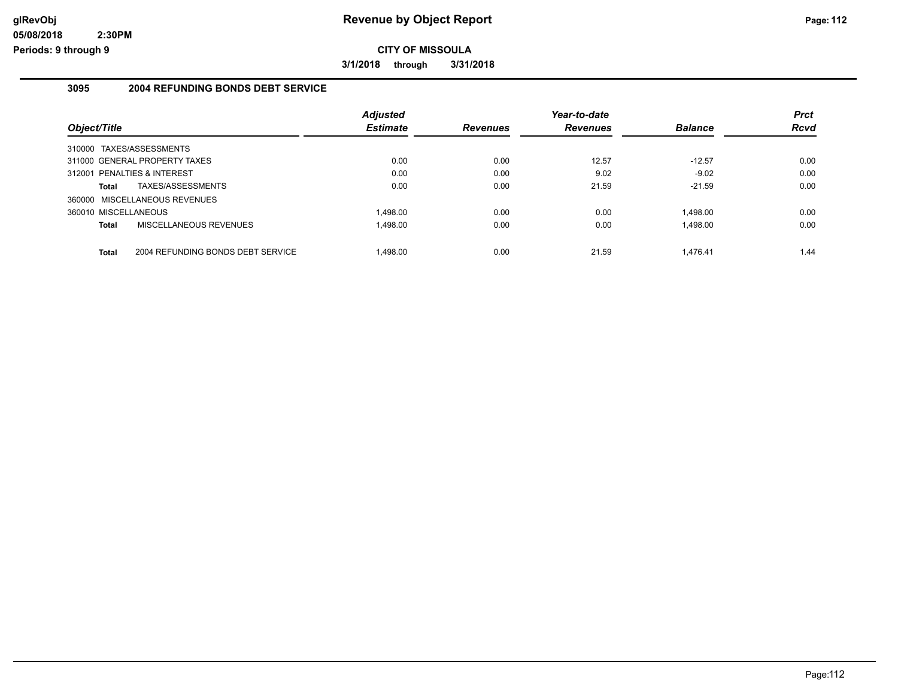# Revenue by Object Report

**CITY OF MISSOULA**

**3/1/2018 through 3/31/2018**

## 3095 2004 REFUNDING BONDS DEBT SERVICE

| Object/Title | Adjusted Estimate | Revenues | Year-to-date Revenues | Balance | Prct Rcvd |
|---|---|---|---|---|---|
| 310000 TAXES/ASSESSMENTS | | | | | |
| 311000 GENERAL PROPERTY TAXES | 0.00 | 0.00 | 12.57 | -12.57 | 0.00 |
| 312001 PENALTIES & INTEREST | 0.00 | 0.00 | 9.02 | -9.02 | 0.00 |
| **Total** TAXES/ASSESSMENTS | 0.00 | 0.00 | 21.59 | -21.59 | 0.00 |
| 360000 MISCELLANEOUS REVENUES | | | | | |
| 360010 MISCELLANEOUS | 1,498.00 | 0.00 | 0.00 | 1,498.00 | 0.00 |
| **Total** MISCELLANEOUS REVENUES | 1,498.00 | 0.00 | 0.00 | 1,498.00 | 0.00 |
| **Total** 2004 REFUNDING BONDS DEBT SERVICE | 1,498.00 | 0.00 | 21.59 | 1,476.41 | 1.44 |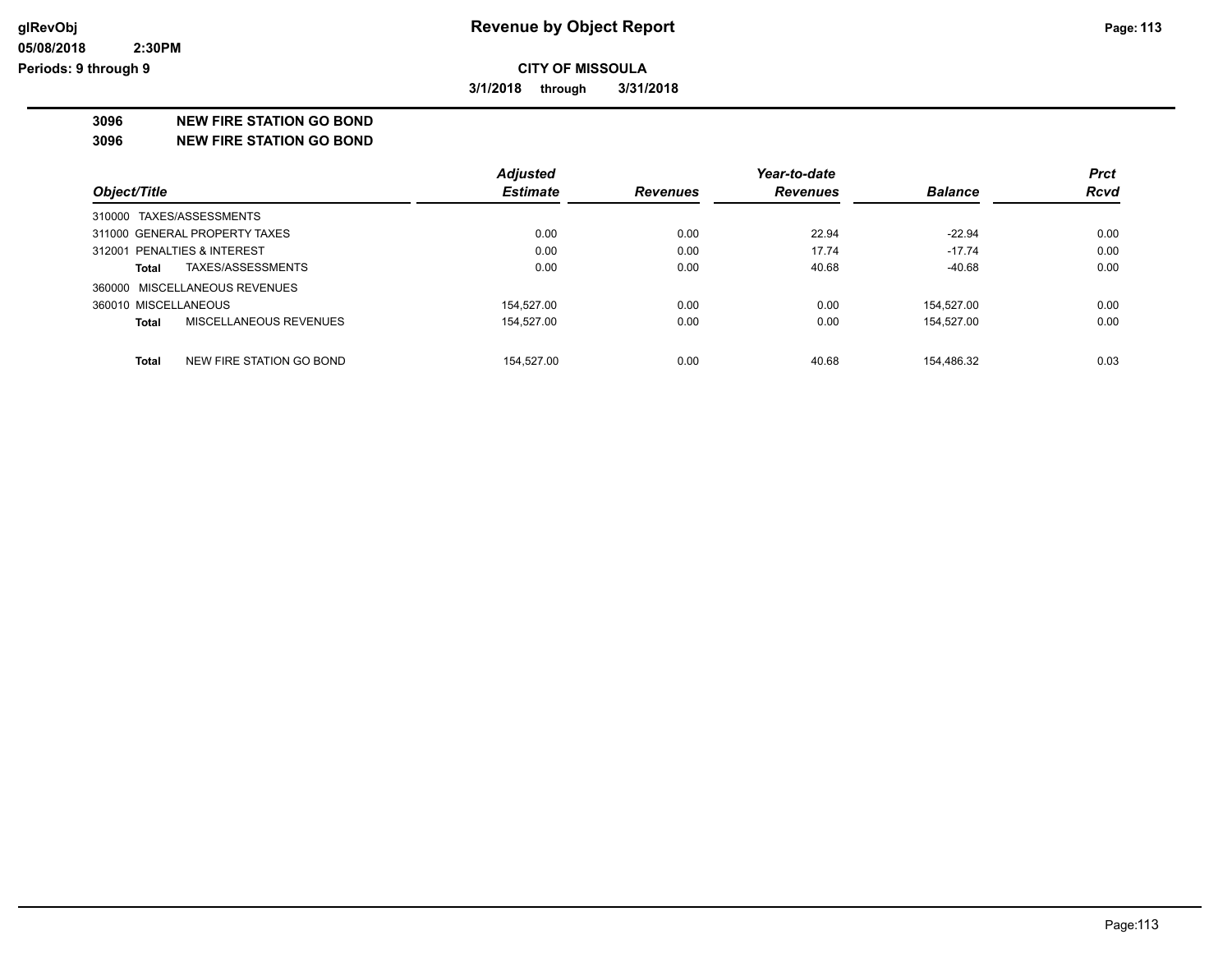# Revenue by Object Report

glRevObj
05/08/2018 2:30PM
Periods: 9 through 9

**CITY OF MISSOULA**

**3/1/2018 through 3/31/2018**

## 3096 NEW FIRE STATION GO BOND
## 3096 NEW FIRE STATION GO BOND

| Object/Title | Adjusted Estimate | Revenues | Year-to-date Revenues | Balance | Prct Rcvd |
|---|---|---|---|---|---|
| 310000 TAXES/ASSESSMENTS | | | | | |
| 311000 GENERAL PROPERTY TAXES | 0.00 | 0.00 | 22.94 | -22.94 | 0.00 |
| 312001 PENALTIES & INTEREST | 0.00 | 0.00 | 17.74 | -17.74 | 0.00 |
| **Total** TAXES/ASSESSMENTS | 0.00 | 0.00 | 40.68 | -40.68 | 0.00 |
| 360000 MISCELLANEOUS REVENUES | | | | | |
| 360010 MISCELLANEOUS | 154,527.00 | 0.00 | 0.00 | 154,527.00 | 0.00 |
| **Total** MISCELLANEOUS REVENUES | 154,527.00 | 0.00 | 0.00 | 154,527.00 | 0.00 |
| **Total** NEW FIRE STATION GO BOND | 154,527.00 | 0.00 | 40.68 | 154,486.32 | 0.03 |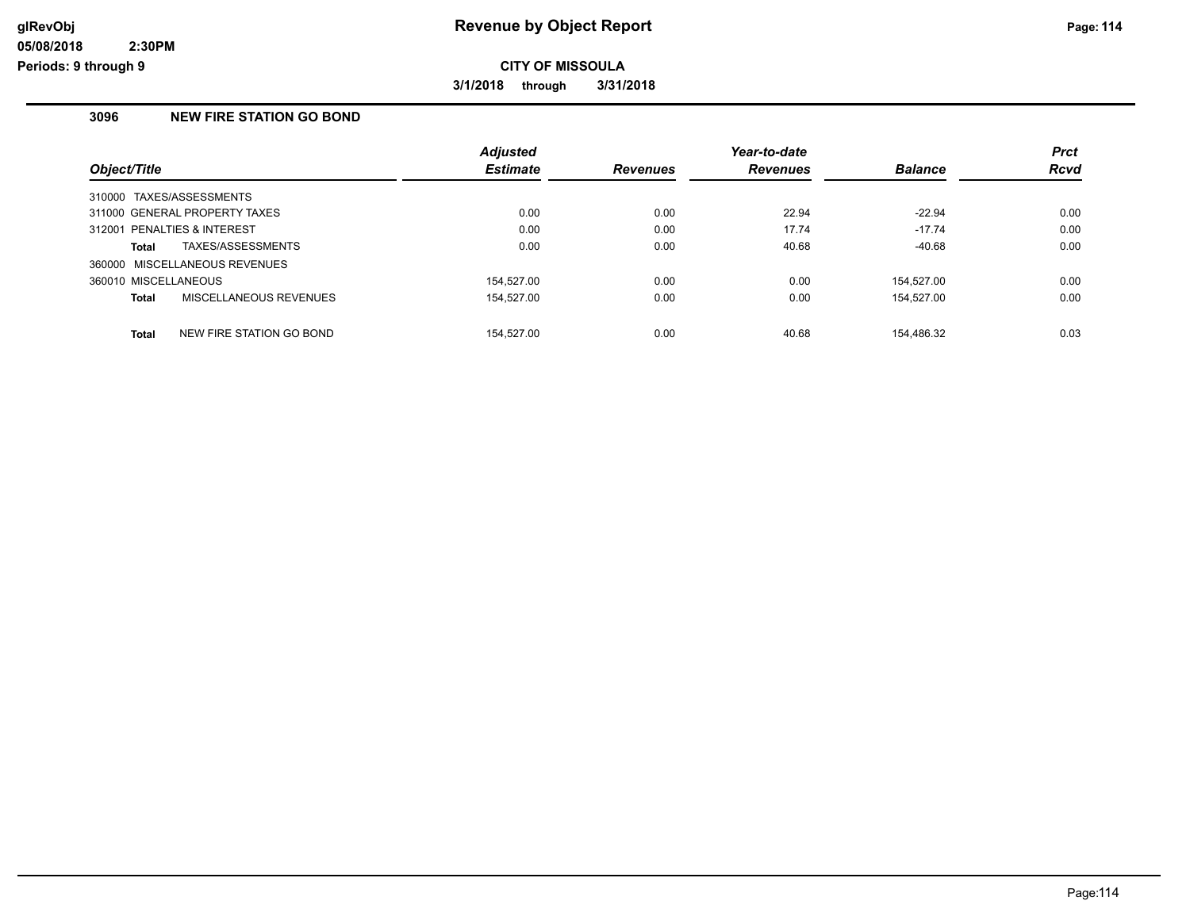**Revenue by Object Report**

**CITY OF MISSOULA**

**3/1/2018 through 3/31/2018**

glRevObj
05/08/2018 2:30PM
Periods: 9 through 9

## 3096 NEW FIRE STATION GO BOND

| Object/Title | Adjusted Estimate | Revenues | Year-to-date Revenues | Balance | Prct Rcvd |
|---|---|---|---|---|---|
| 310000 TAXES/ASSESSMENTS | | | | | |
| 311000 GENERAL PROPERTY TAXES | 0.00 | 0.00 | 22.94 | -22.94 | 0.00 |
| 312001 PENALTIES & INTEREST | 0.00 | 0.00 | 17.74 | -17.74 | 0.00 |
| **Total** TAXES/ASSESSMENTS | 0.00 | 0.00 | 40.68 | -40.68 | 0.00 |
| 360000 MISCELLANEOUS REVENUES | | | | | |
| 360010 MISCELLANEOUS | 154,527.00 | 0.00 | 0.00 | 154,527.00 | 0.00 |
| **Total** MISCELLANEOUS REVENUES | 154,527.00 | 0.00 | 0.00 | 154,527.00 | 0.00 |
| **Total** NEW FIRE STATION GO BOND | 154,527.00 | 0.00 | 40.68 | 154,486.32 | 0.03 |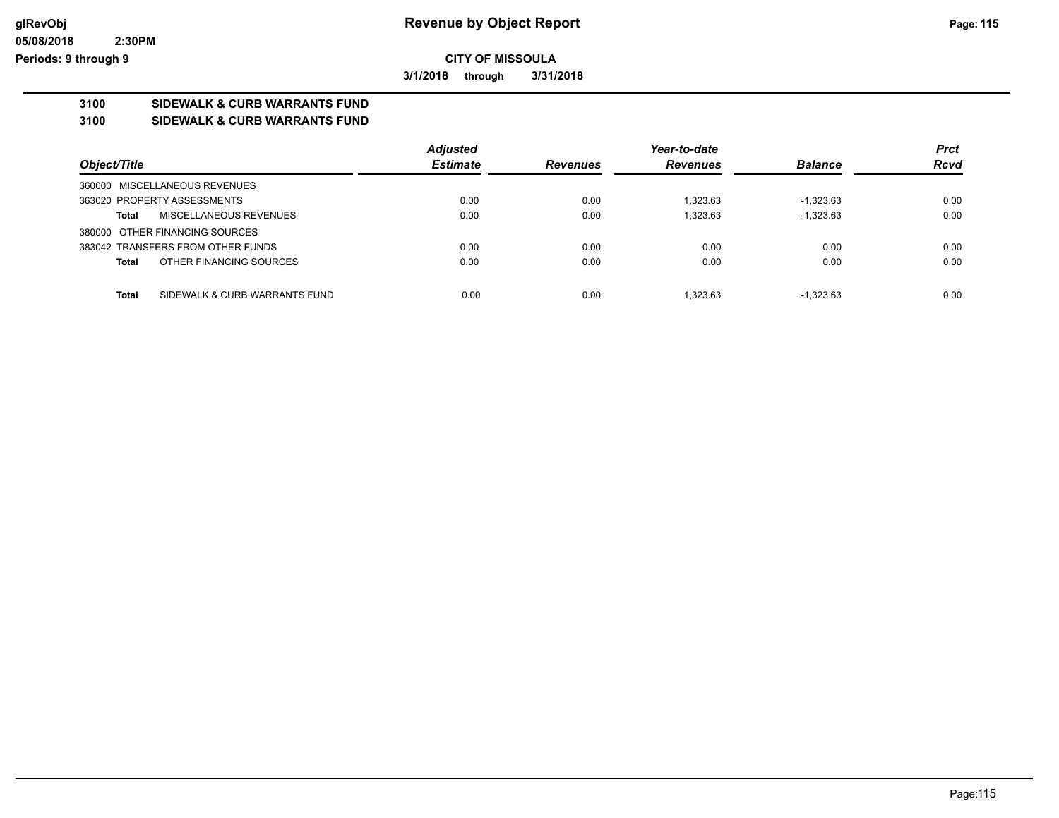**Revenue by Object Report**

**CITY OF MISSOULA**

**3/1/2018 through 3/31/2018**

## 3100 SIDEWALK & CURB WARRANTS FUND

## 3100 SIDEWALK & CURB WARRANTS FUND

| Object/Title | Adjusted Estimate | Revenues | Year-to-date Revenues | Balance | Prct Rcvd |
|---|---|---|---|---|---|
| 360000 MISCELLANEOUS REVENUES | | | | | |
| 363020 PROPERTY ASSESSMENTS | 0.00 | 0.00 | 1,323.63 | -1,323.63 | 0.00 |
| **Total** MISCELLANEOUS REVENUES | 0.00 | 0.00 | 1,323.63 | -1,323.63 | 0.00 |
| 380000 OTHER FINANCING SOURCES | | | | | |
| 383042 TRANSFERS FROM OTHER FUNDS | 0.00 | 0.00 | 0.00 | 0.00 | 0.00 |
| **Total** OTHER FINANCING SOURCES | 0.00 | 0.00 | 0.00 | 0.00 | 0.00 |
| **Total** SIDEWALK & CURB WARRANTS FUND | 0.00 | 0.00 | 1,323.63 | -1,323.63 | 0.00 |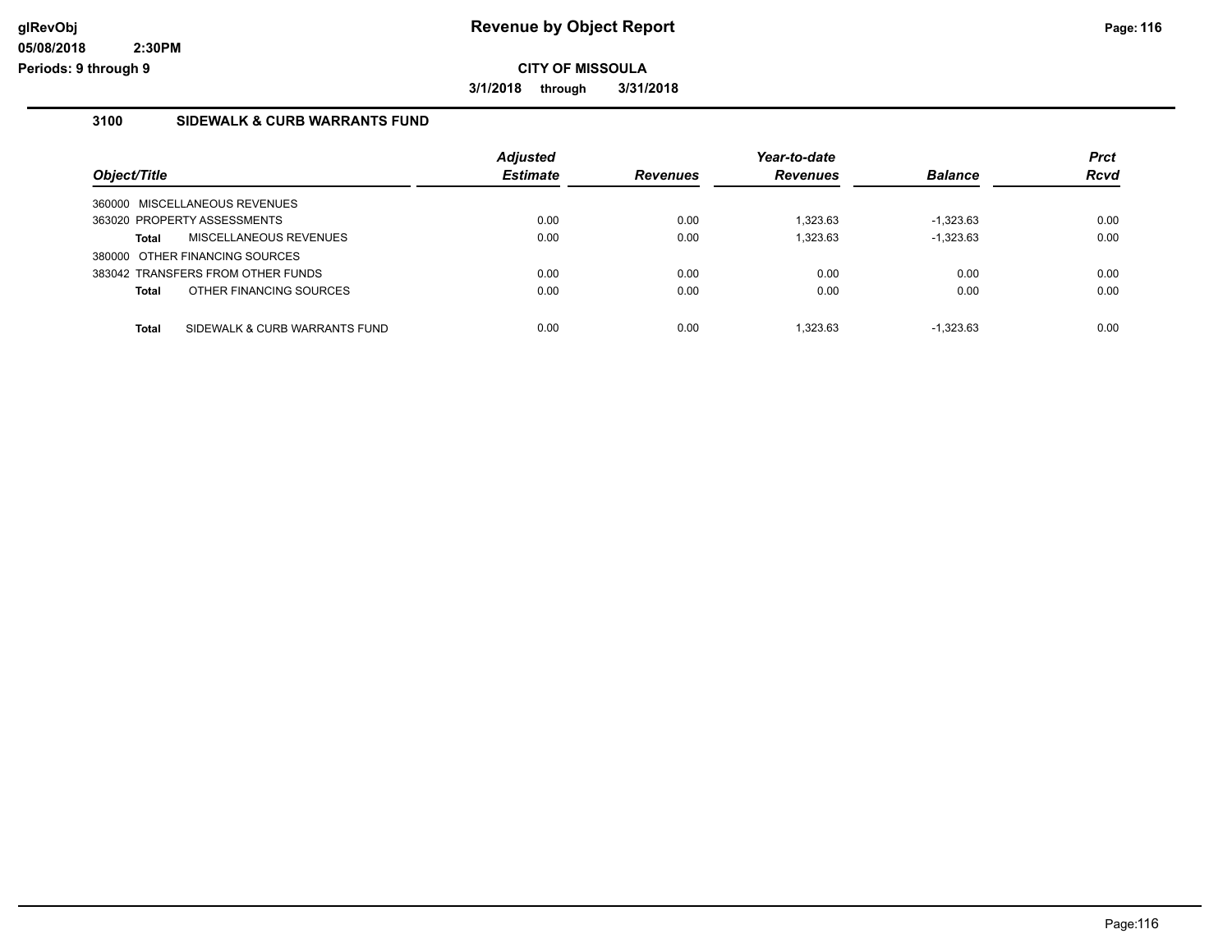# Revenue by Object Report

glRevObj
05/08/2018 2:30PM
Periods: 9 through 9

**CITY OF MISSOULA**

**3/1/2018 through 3/31/2018**

## 3100 SIDEWALK & CURB WARRANTS FUND

| Object/Title | Adjusted Estimate | Revenues | Year-to-date Revenues | Balance | Prct Rcvd |
|---|---|---|---|---|---|
| 360000 MISCELLANEOUS REVENUES | | | | | |
| 363020 PROPERTY ASSESSMENTS | 0.00 | 0.00 | 1,323.63 | -1,323.63 | 0.00 |
| **Total** MISCELLANEOUS REVENUES | 0.00 | 0.00 | 1,323.63 | -1,323.63 | 0.00 |
| 380000 OTHER FINANCING SOURCES | | | | | |
| 383042 TRANSFERS FROM OTHER FUNDS | 0.00 | 0.00 | 0.00 | 0.00 | 0.00 |
| **Total** OTHER FINANCING SOURCES | 0.00 | 0.00 | 0.00 | 0.00 | 0.00 |
| **Total** SIDEWALK & CURB WARRANTS FUND | 0.00 | 0.00 | 1,323.63 | -1,323.63 | 0.00 |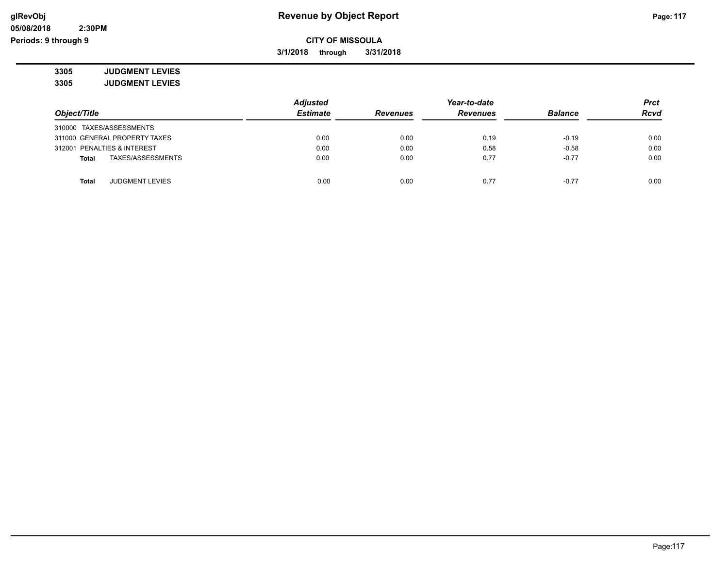# Revenue by Object Report

**CITY OF MISSOULA**

**3/1/2018 through 3/31/2018**

glRevObj
05/08/2018 2:30PM
Periods: 9 through 9

## 3305 JUDGMENT LEVIES
## 3305 JUDGMENT LEVIES

| Object/Title | Adjusted Estimate | Revenues | Year-to-date Revenues | Balance | Prct Rcvd |
|---|---|---|---|---|---|
| 310000 TAXES/ASSESSMENTS | | | | | |
| 311000 GENERAL PROPERTY TAXES | 0.00 | 0.00 | 0.19 | -0.19 | 0.00 |
| 312001 PENALTIES & INTEREST | 0.00 | 0.00 | 0.58 | -0.58 | 0.00 |
| **Total** TAXES/ASSESSMENTS | 0.00 | 0.00 | 0.77 | -0.77 | 0.00 |
| **Total** JUDGMENT LEVIES | 0.00 | 0.00 | 0.77 | -0.77 | 0.00 |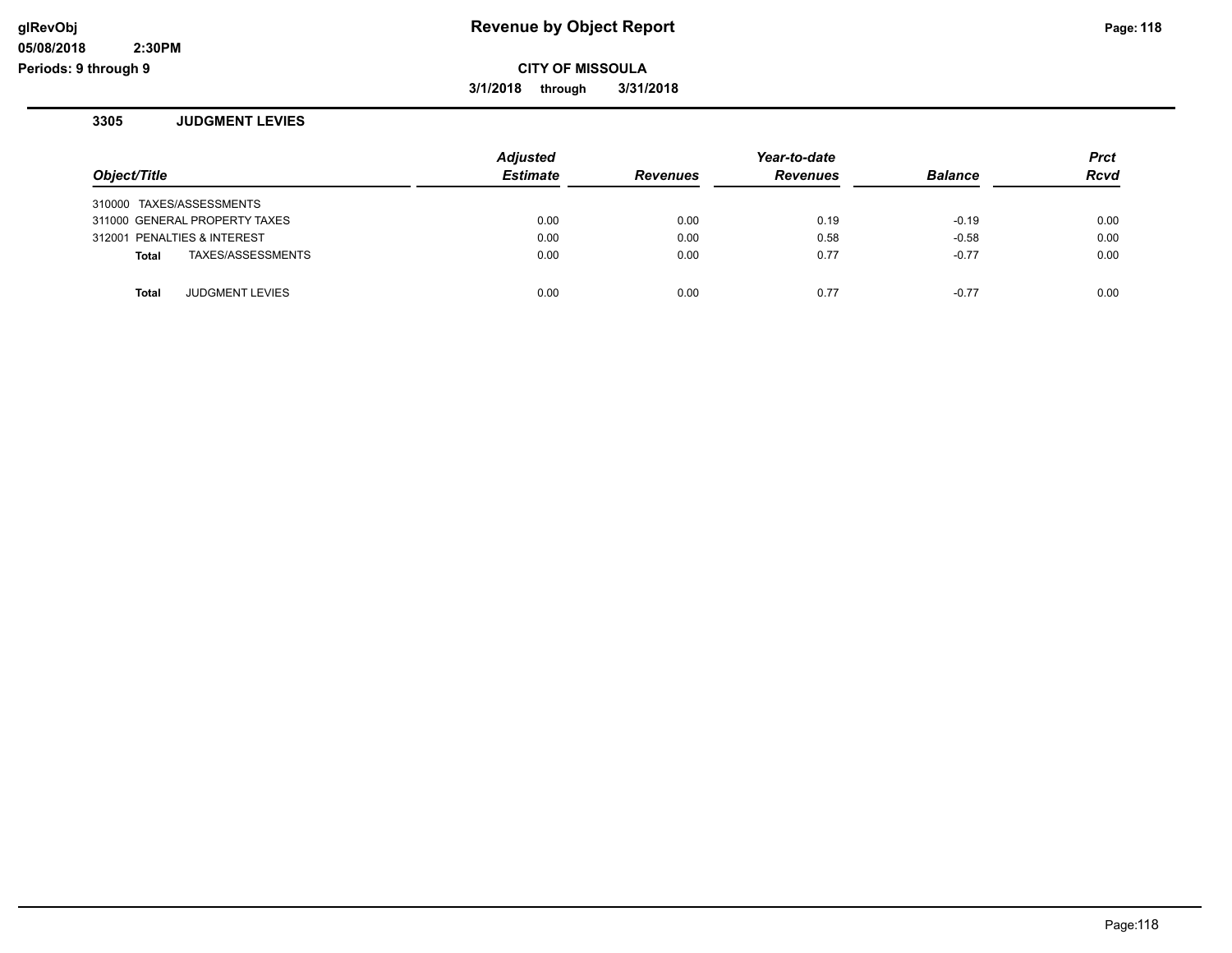**Revenue by Object Report**

**CITY OF MISSOULA**

**3/1/2018 through 3/31/2018**

glRevObj
05/08/2018 2:30PM
Periods: 9 through 9

## 3305 JUDGMENT LEVIES

| Object/Title | Adjusted Estimate | Revenues | Year-to-date Revenues | Balance | Prct Rcvd |
|---|---|---|---|---|---|
| 310000 TAXES/ASSESSMENTS | | | | | |
| 311000 GENERAL PROPERTY TAXES | 0.00 | 0.00 | 0.19 | -0.19 | 0.00 |
| 312001 PENALTIES & INTEREST | 0.00 | 0.00 | 0.58 | -0.58 | 0.00 |
| **Total** TAXES/ASSESSMENTS | 0.00 | 0.00 | 0.77 | -0.77 | 0.00 |
| **Total** JUDGMENT LEVIES | 0.00 | 0.00 | 0.77 | -0.77 | 0.00 |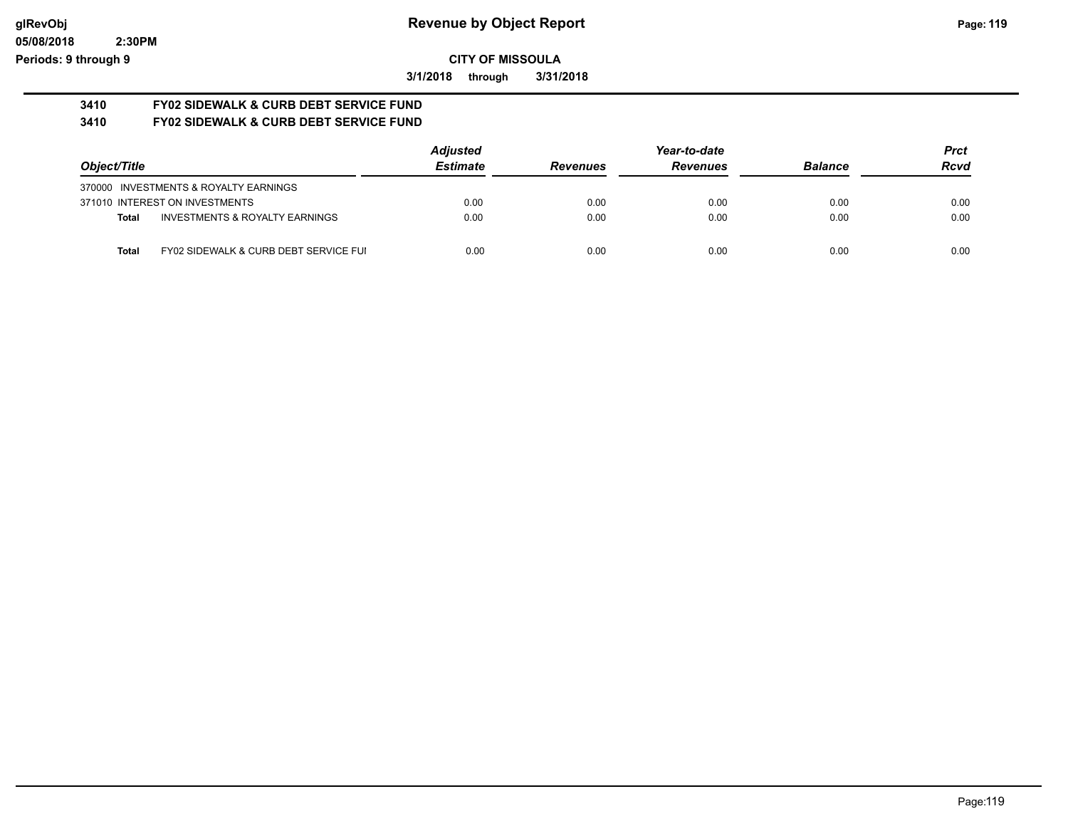**Revenue by Object Report**

**CITY OF MISSOULA**

**3/1/2018 through 3/31/2018**

glRevObj
05/08/2018 2:30PM
Periods: 9 through 9

## 3410 FY02 SIDEWALK & CURB DEBT SERVICE FUND

## 3410 FY02 SIDEWALK & CURB DEBT SERVICE FUND

| Object/Title | | Adjusted Estimate | Revenues | Year-to-date Revenues | Balance | Prct Rcvd |
|---|---|---|---|---|---|---|
| 370000 INVESTMENTS & ROYALTY EARNINGS | | | | | | |
| 371010 INTEREST ON INVESTMENTS | | 0.00 | 0.00 | 0.00 | 0.00 | 0.00 |
| **Total** | INVESTMENTS & ROYALTY EARNINGS | 0.00 | 0.00 | 0.00 | 0.00 | 0.00 |
| **Total** | FY02 SIDEWALK & CURB DEBT SERVICE FUI | 0.00 | 0.00 | 0.00 | 0.00 | 0.00 |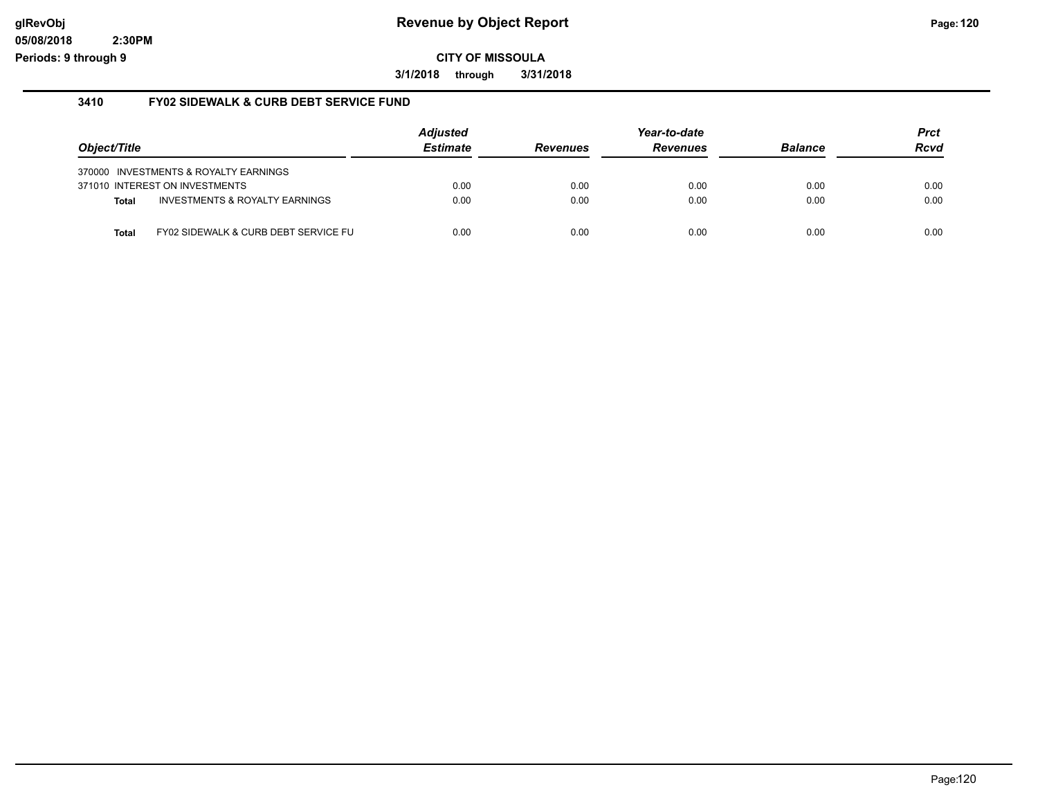**CITY OF MISSOULA**

**3/1/2018 through 3/31/2018**

## 3410 FY02 SIDEWALK & CURB DEBT SERVICE FUND

| Object/Title | | Adjusted Estimate | Revenues | Year-to-date Revenues | Balance | Prct Rcvd |
|---|---|---|---|---|---|---|
| 370000 INVESTMENTS & ROYALTY EARNINGS | | | | | | |
| 371010 INTEREST ON INVESTMENTS | | 0.00 | 0.00 | 0.00 | 0.00 | 0.00 |
| **Total** | INVESTMENTS & ROYALTY EARNINGS | 0.00 | 0.00 | 0.00 | 0.00 | 0.00 |
| **Total** | FY02 SIDEWALK & CURB DEBT SERVICE FU | 0.00 | 0.00 | 0.00 | 0.00 | 0.00 |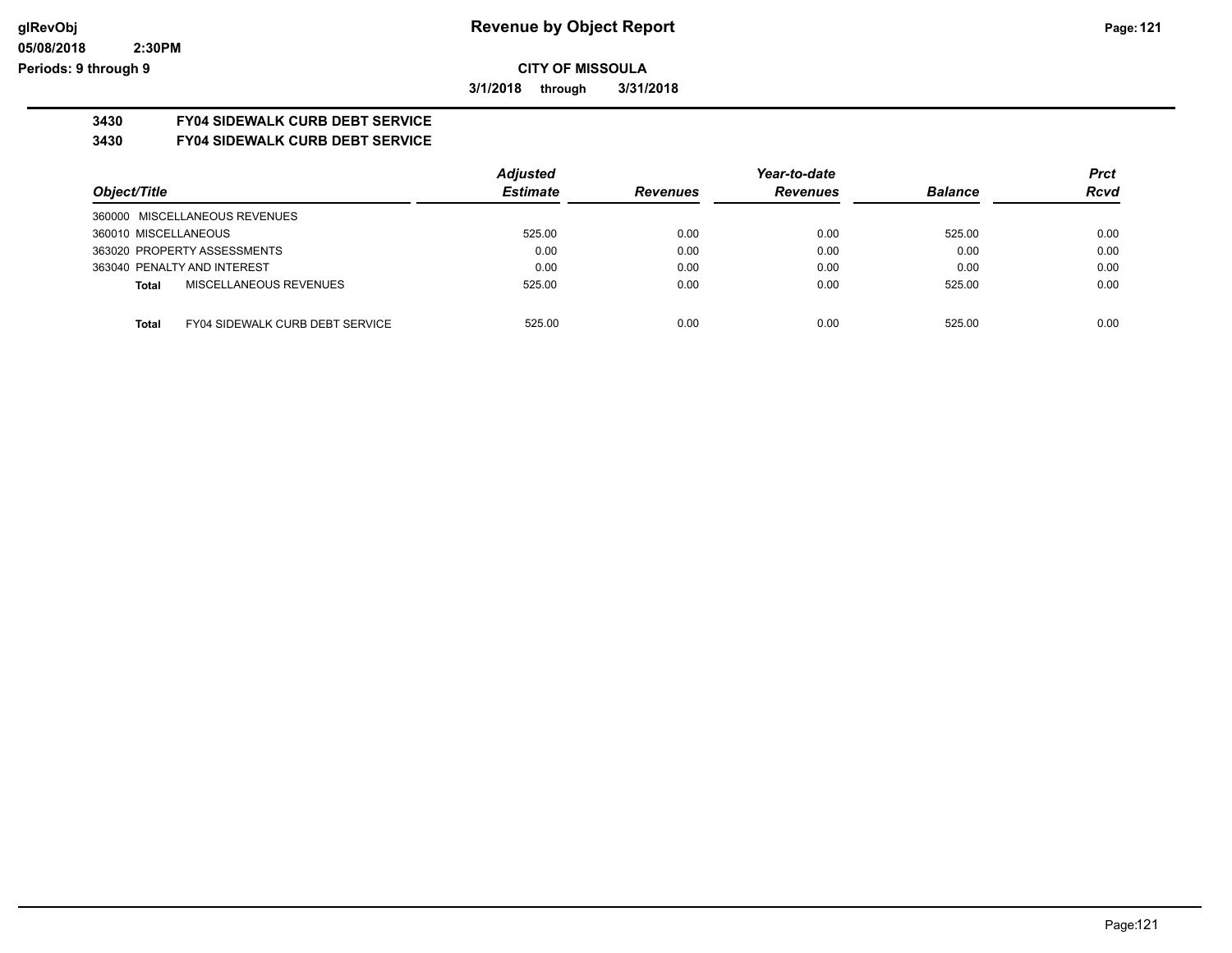**glRevObj**
**05/08/2018 2:30PM**
**Periods: 9 through 9**

# Revenue by Object Report

**CITY OF MISSOULA**

**3/1/2018 through 3/31/2018**

## 3430 FY04 SIDEWALK CURB DEBT SERVICE

### 3430 FY04 SIDEWALK CURB DEBT SERVICE

| Object/Title | Adjusted Estimate | Revenues | Year-to-date Revenues | Balance | Prct Rcvd |
|---|---|---|---|---|---|
| 360000 MISCELLANEOUS REVENUES | | | | | |
| 360010 MISCELLANEOUS | 525.00 | 0.00 | 0.00 | 525.00 | 0.00 |
| 363020 PROPERTY ASSESSMENTS | 0.00 | 0.00 | 0.00 | 0.00 | 0.00 |
| 363040 PENALTY AND INTEREST | 0.00 | 0.00 | 0.00 | 0.00 | 0.00 |
| **Total** MISCELLANEOUS REVENUES | 525.00 | 0.00 | 0.00 | 525.00 | 0.00 |
| **Total** FY04 SIDEWALK CURB DEBT SERVICE | 525.00 | 0.00 | 0.00 | 525.00 | 0.00 |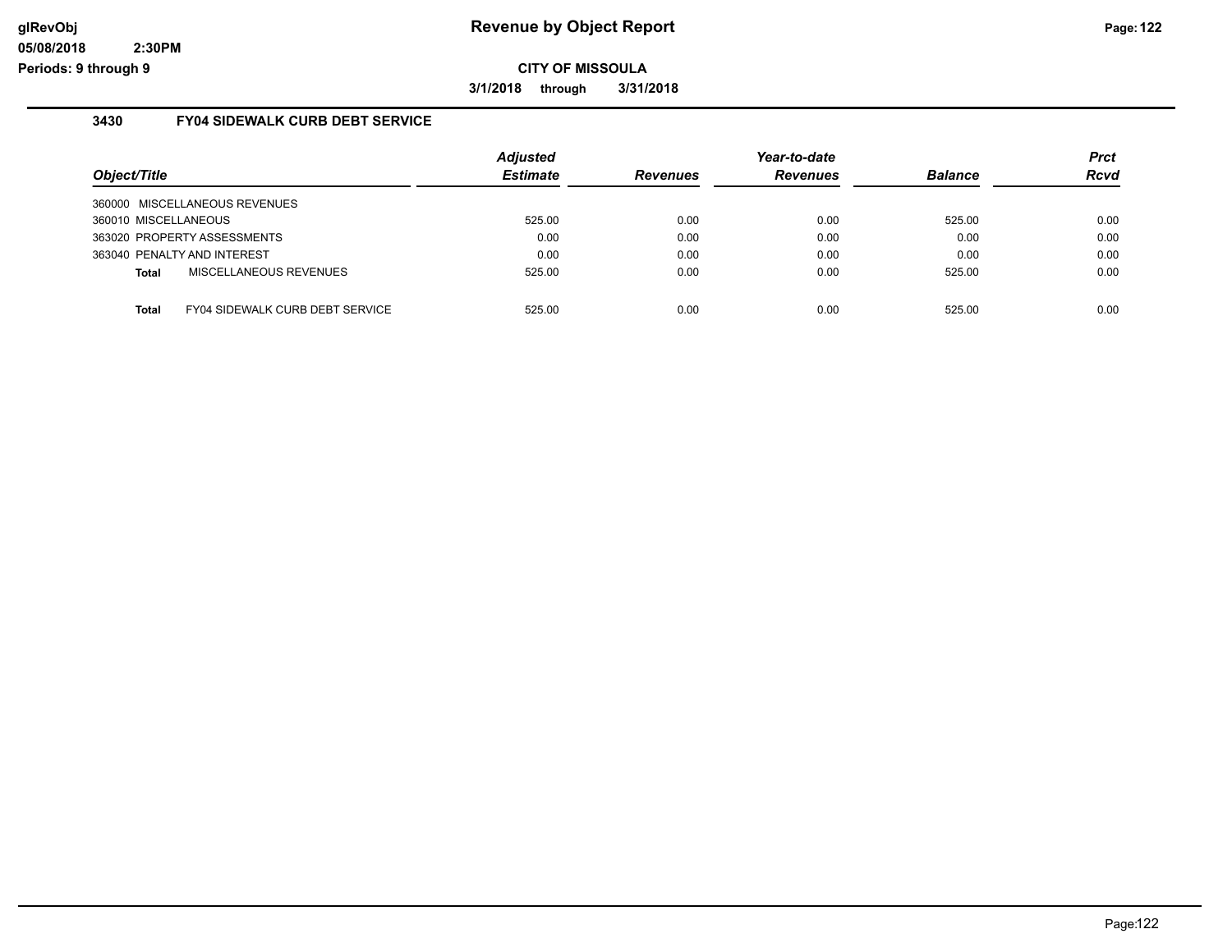# Revenue by Object Report

**CITY OF MISSOULA**

**3/1/2018 through 3/31/2018**

glRevObj
05/08/2018 2:30PM
Periods: 9 through 9

## 3430 FY04 SIDEWALK CURB DEBT SERVICE

| Object/Title | Adjusted Estimate | Revenues | Year-to-date Revenues | Balance | Prct Rcvd |
|---|---|---|---|---|---|
| 360000 MISCELLANEOUS REVENUES | | | | | |
| 360010 MISCELLANEOUS | 525.00 | 0.00 | 0.00 | 525.00 | 0.00 |
| 363020 PROPERTY ASSESSMENTS | 0.00 | 0.00 | 0.00 | 0.00 | 0.00 |
| 363040 PENALTY AND INTEREST | 0.00 | 0.00 | 0.00 | 0.00 | 0.00 |
| **Total** MISCELLANEOUS REVENUES | 525.00 | 0.00 | 0.00 | 525.00 | 0.00 |
| **Total** FY04 SIDEWALK CURB DEBT SERVICE | 525.00 | 0.00 | 0.00 | 525.00 | 0.00 |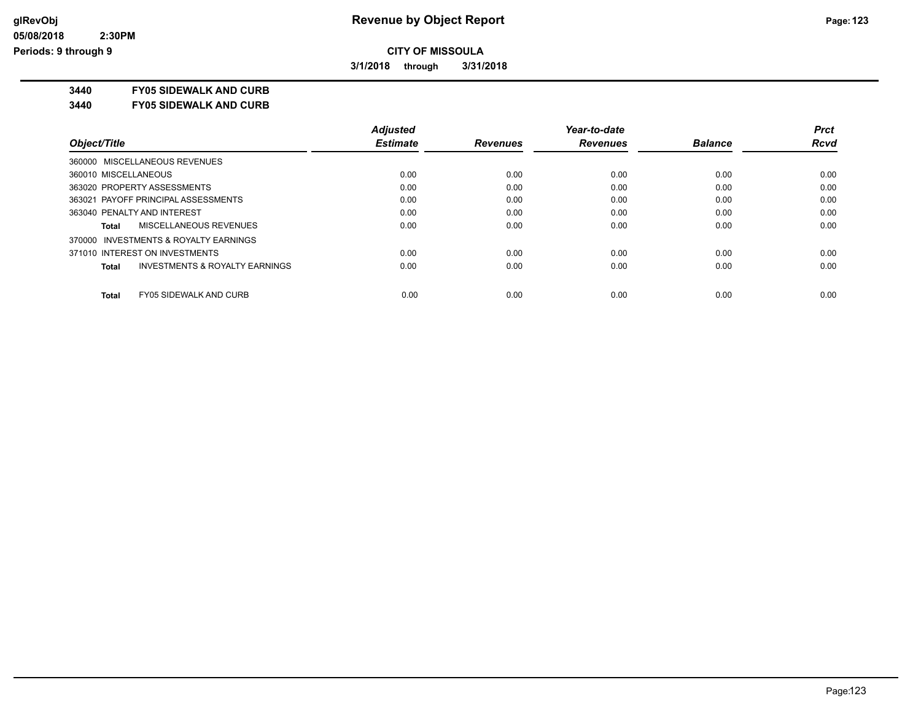# Revenue by Object Report

**CITY OF MISSOULA**

**3/1/2018 through 3/31/2018**

**3440 FY05 SIDEWALK AND CURB**

**3440 FY05 SIDEWALK AND CURB**

| Object/Title | Adjusted Estimate | Revenues | Year-to-date Revenues | Balance | Prct Rcvd |
|---|---|---|---|---|---|
| 360000 MISCELLANEOUS REVENUES | | | | | |
| 360010 MISCELLANEOUS | 0.00 | 0.00 | 0.00 | 0.00 | 0.00 |
| 363020 PROPERTY ASSESSMENTS | 0.00 | 0.00 | 0.00 | 0.00 | 0.00 |
| 363021 PAYOFF PRINCIPAL ASSESSMENTS | 0.00 | 0.00 | 0.00 | 0.00 | 0.00 |
| 363040 PENALTY AND INTEREST | 0.00 | 0.00 | 0.00 | 0.00 | 0.00 |
| **Total** MISCELLANEOUS REVENUES | 0.00 | 0.00 | 0.00 | 0.00 | 0.00 |
| 370000 INVESTMENTS & ROYALTY EARNINGS | | | | | |
| 371010 INTEREST ON INVESTMENTS | 0.00 | 0.00 | 0.00 | 0.00 | 0.00 |
| **Total** INVESTMENTS & ROYALTY EARNINGS | 0.00 | 0.00 | 0.00 | 0.00 | 0.00 |
| **Total** FY05 SIDEWALK AND CURB | 0.00 | 0.00 | 0.00 | 0.00 | 0.00 |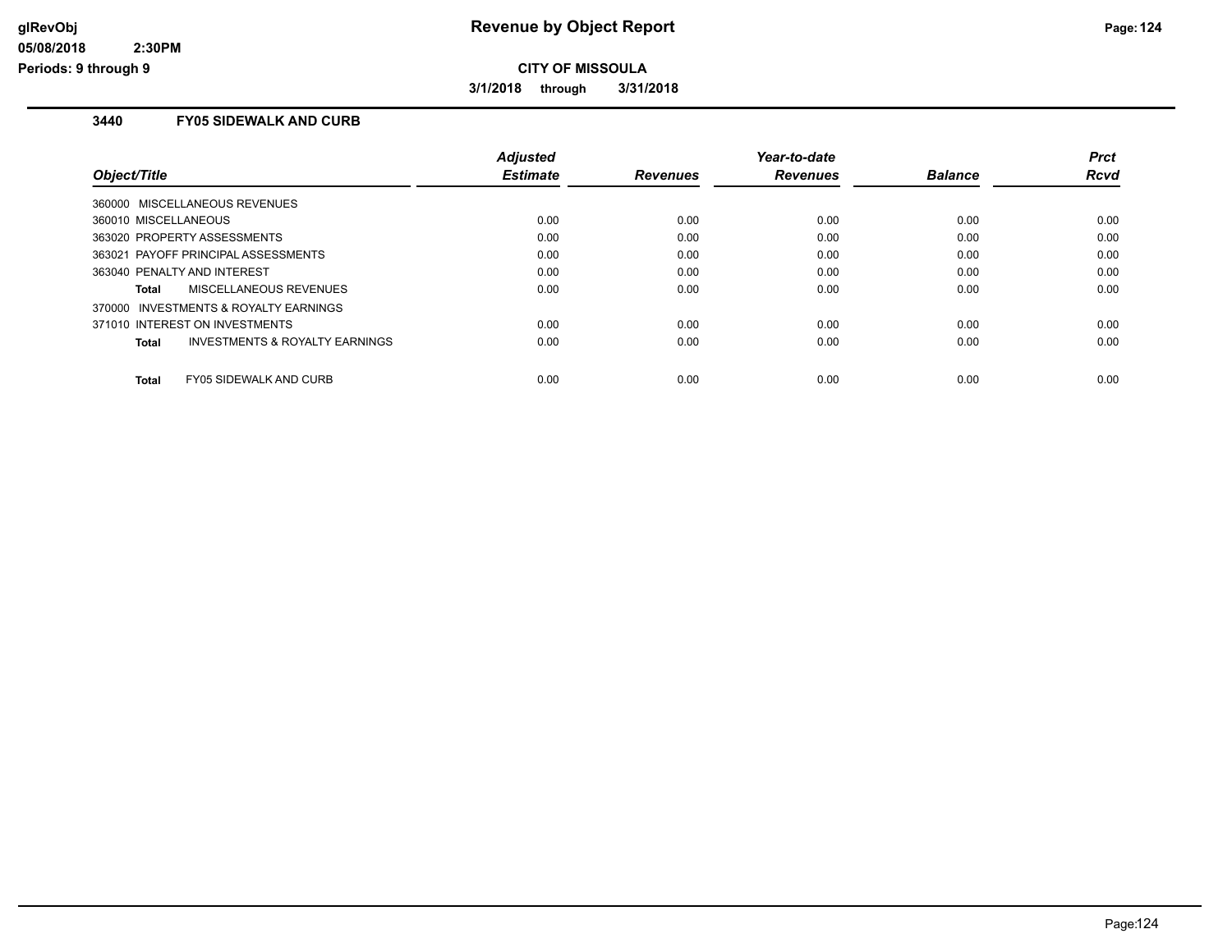# Revenue by Object Report

**CITY OF MISSOULA**

**3/1/2018 through 3/31/2018**

glRevObj
05/08/2018 2:30PM
Periods: 9 through 9

## 3440 FY05 SIDEWALK AND CURB

| Object/Title | Adjusted Estimate | Revenues | Year-to-date Revenues | Balance | Prct Rcvd |
|---|---|---|---|---|---|
| 360000 MISCELLANEOUS REVENUES | | | | | |
| 360010 MISCELLANEOUS | 0.00 | 0.00 | 0.00 | 0.00 | 0.00 |
| 363020 PROPERTY ASSESSMENTS | 0.00 | 0.00 | 0.00 | 0.00 | 0.00 |
| 363021 PAYOFF PRINCIPAL ASSESSMENTS | 0.00 | 0.00 | 0.00 | 0.00 | 0.00 |
| 363040 PENALTY AND INTEREST | 0.00 | 0.00 | 0.00 | 0.00 | 0.00 |
| **Total** MISCELLANEOUS REVENUES | 0.00 | 0.00 | 0.00 | 0.00 | 0.00 |
| 370000 INVESTMENTS & ROYALTY EARNINGS | | | | | |
| 371010 INTEREST ON INVESTMENTS | 0.00 | 0.00 | 0.00 | 0.00 | 0.00 |
| **Total** INVESTMENTS & ROYALTY EARNINGS | 0.00 | 0.00 | 0.00 | 0.00 | 0.00 |
| **Total** FY05 SIDEWALK AND CURB | 0.00 | 0.00 | 0.00 | 0.00 | 0.00 |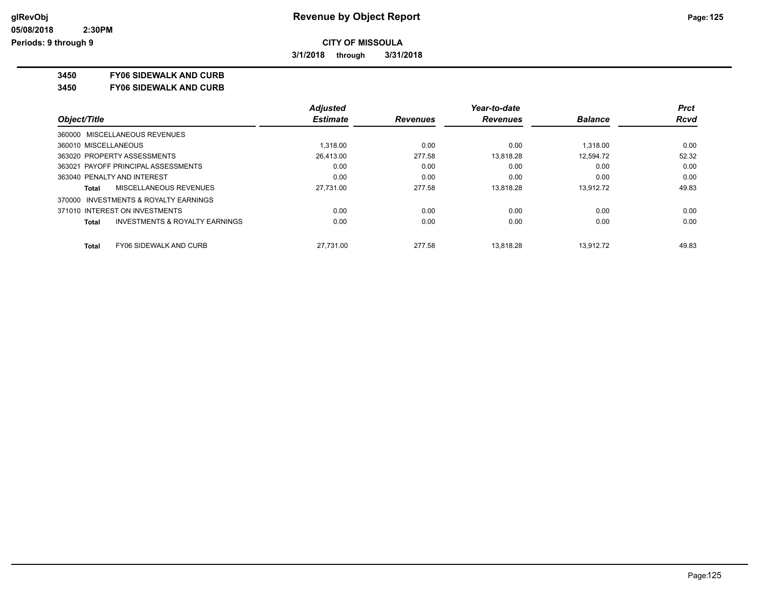# Revenue by Object Report

**CITY OF MISSOULA**

**3/1/2018 through 3/31/2018**

glRevObj
05/08/2018 2:30PM
Periods: 9 through 9

**3450 FY06 SIDEWALK AND CURB**

**3450 FY06 SIDEWALK AND CURB**

| Object/Title | Adjusted Estimate | Revenues | Year-to-date Revenues | Balance | Prct Rcvd |
|---|---|---|---|---|---|
| 360000 MISCELLANEOUS REVENUES | | | | | |
| 360010 MISCELLANEOUS | 1,318.00 | 0.00 | 0.00 | 1,318.00 | 0.00 |
| 363020 PROPERTY ASSESSMENTS | 26,413.00 | 277.58 | 13,818.28 | 12,594.72 | 52.32 |
| 363021 PAYOFF PRINCIPAL ASSESSMENTS | 0.00 | 0.00 | 0.00 | 0.00 | 0.00 |
| 363040 PENALTY AND INTEREST | 0.00 | 0.00 | 0.00 | 0.00 | 0.00 |
| **Total** MISCELLANEOUS REVENUES | 27,731.00 | 277.58 | 13,818.28 | 13,912.72 | 49.83 |
| 370000 INVESTMENTS & ROYALTY EARNINGS | | | | | |
| 371010 INTEREST ON INVESTMENTS | 0.00 | 0.00 | 0.00 | 0.00 | 0.00 |
| **Total** INVESTMENTS & ROYALTY EARNINGS | 0.00 | 0.00 | 0.00 | 0.00 | 0.00 |
| **Total** FY06 SIDEWALK AND CURB | 27,731.00 | 277.58 | 13,818.28 | 13,912.72 | 49.83 |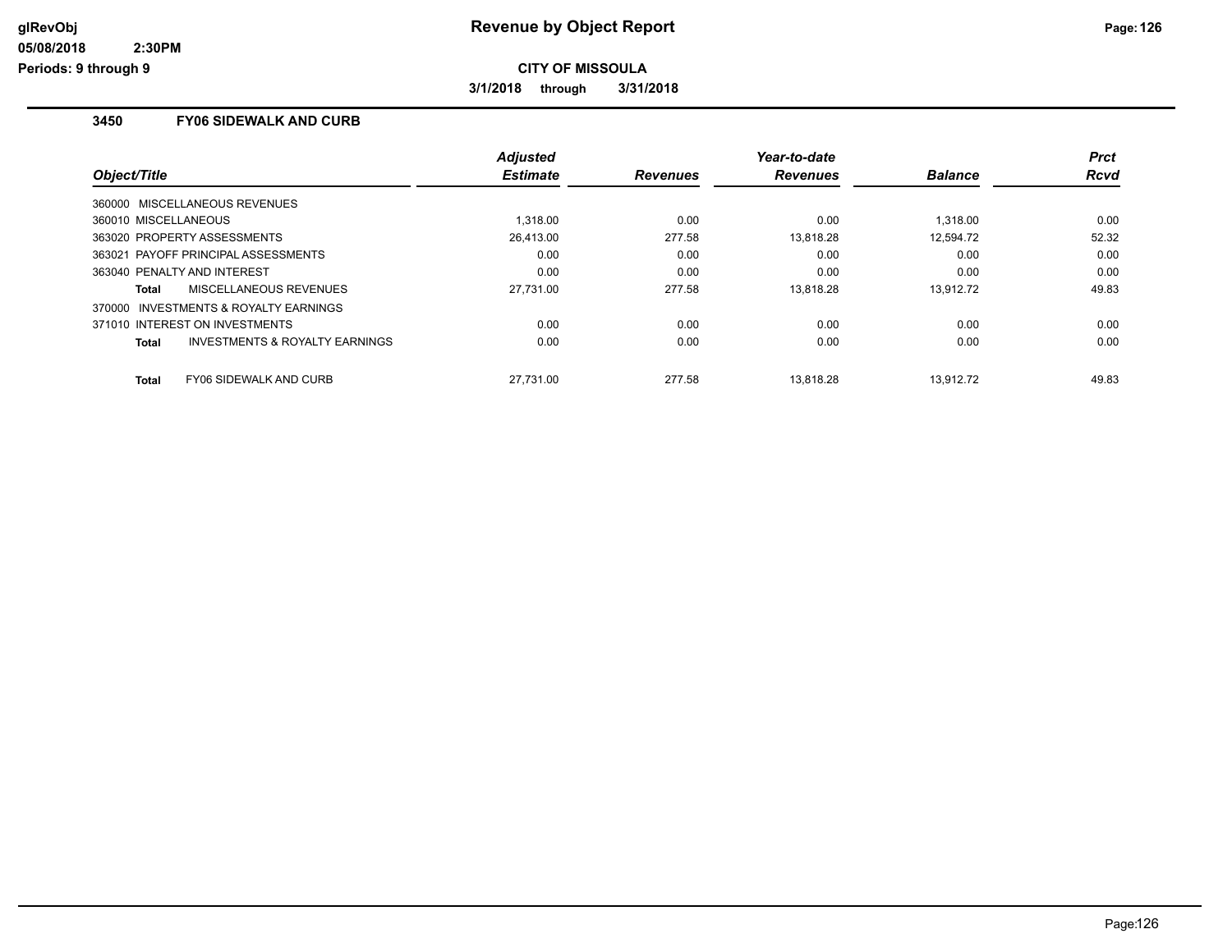# Revenue by Object Report

**CITY OF MISSOULA**

**3/1/2018 through 3/31/2018**

glRevObj
05/08/2018 2:30PM
Periods: 9 through 9

## 3450 FY06 SIDEWALK AND CURB

| Object/Title | Adjusted Estimate | Revenues | Year-to-date Revenues | Balance | Prct Rcvd |
|---|---|---|---|---|---|
| 360000 MISCELLANEOUS REVENUES | | | | | |
| 360010 MISCELLANEOUS | 1,318.00 | 0.00 | 0.00 | 1,318.00 | 0.00 |
| 363020 PROPERTY ASSESSMENTS | 26,413.00 | 277.58 | 13,818.28 | 12,594.72 | 52.32 |
| 363021 PAYOFF PRINCIPAL ASSESSMENTS | 0.00 | 0.00 | 0.00 | 0.00 | 0.00 |
| 363040 PENALTY AND INTEREST | 0.00 | 0.00 | 0.00 | 0.00 | 0.00 |
| **Total** MISCELLANEOUS REVENUES | 27,731.00 | 277.58 | 13,818.28 | 13,912.72 | 49.83 |
| 370000 INVESTMENTS & ROYALTY EARNINGS | | | | | |
| 371010 INTEREST ON INVESTMENTS | 0.00 | 0.00 | 0.00 | 0.00 | 0.00 |
| **Total** INVESTMENTS & ROYALTY EARNINGS | 0.00 | 0.00 | 0.00 | 0.00 | 0.00 |
| **Total** FY06 SIDEWALK AND CURB | 27,731.00 | 277.58 | 13,818.28 | 13,912.72 | 49.83 |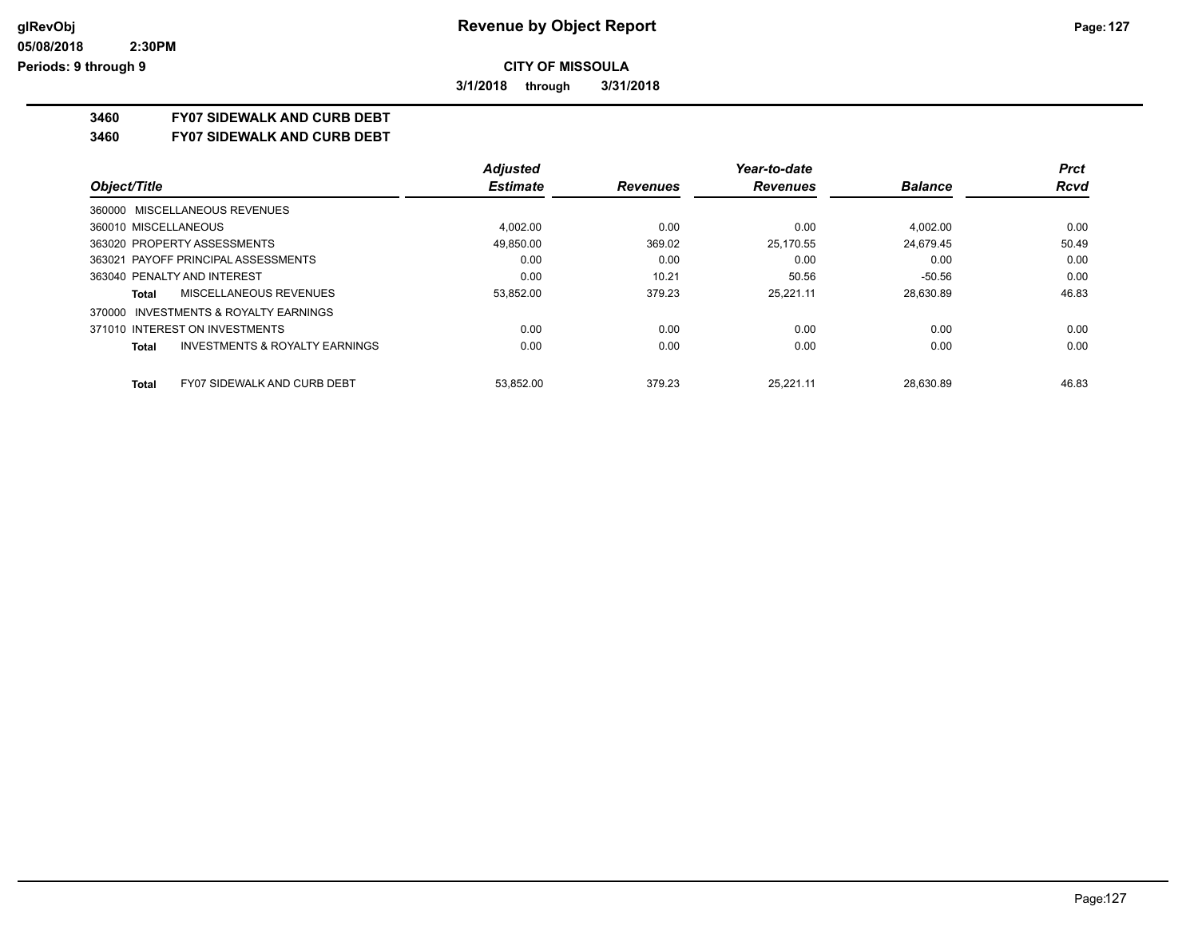# Revenue by Object Report

**CITY OF MISSOULA**

**3/1/2018 through 3/31/2018**

glRevObj
05/08/2018 2:30PM
Periods: 9 through 9

**3460 FY07 SIDEWALK AND CURB DEBT**

**3460 FY07 SIDEWALK AND CURB DEBT**

| Object/Title | Adjusted Estimate | Revenues | Year-to-date Revenues | Balance | Prct Rcvd |
|---|---|---|---|---|---|
| 360000 MISCELLANEOUS REVENUES | | | | | |
| 360010 MISCELLANEOUS | 4,002.00 | 0.00 | 0.00 | 4,002.00 | 0.00 |
| 363020 PROPERTY ASSESSMENTS | 49,850.00 | 369.02 | 25,170.55 | 24,679.45 | 50.49 |
| 363021 PAYOFF PRINCIPAL ASSESSMENTS | 0.00 | 0.00 | 0.00 | 0.00 | 0.00 |
| 363040 PENALTY AND INTEREST | 0.00 | 10.21 | 50.56 | -50.56 | 0.00 |
| **Total** MISCELLANEOUS REVENUES | 53,852.00 | 379.23 | 25,221.11 | 28,630.89 | 46.83 |
| 370000 INVESTMENTS & ROYALTY EARNINGS | | | | | |
| 371010 INTEREST ON INVESTMENTS | 0.00 | 0.00 | 0.00 | 0.00 | 0.00 |
| **Total** INVESTMENTS & ROYALTY EARNINGS | 0.00 | 0.00 | 0.00 | 0.00 | 0.00 |
| **Total** FY07 SIDEWALK AND CURB DEBT | 53,852.00 | 379.23 | 25,221.11 | 28,630.89 | 46.83 |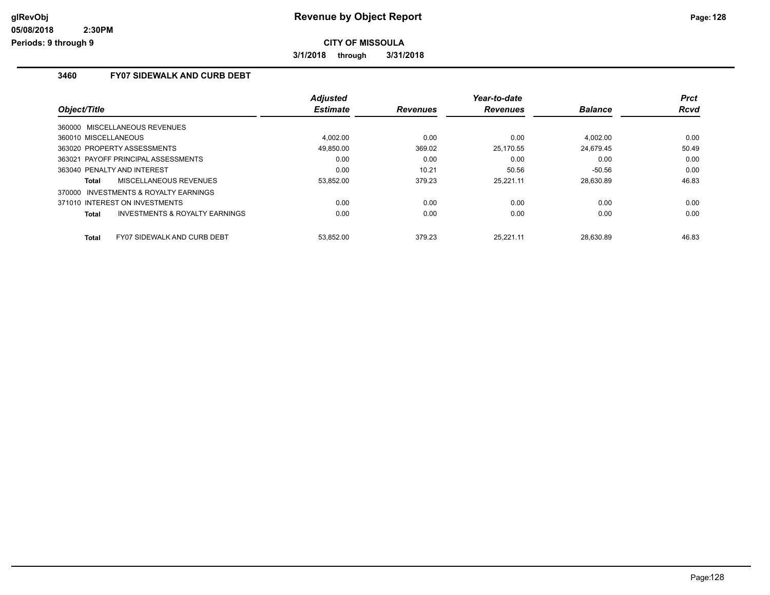# Revenue by Object Report

glRevObj
05/08/2018 2:30PM
Periods: 9 through 9

**CITY OF MISSOULA**

**3/1/2018 through 3/31/2018**

## 3460 FY07 SIDEWALK AND CURB DEBT

| Object/Title | Adjusted Estimate | Revenues | Year-to-date Revenues | Balance | Prct Rcvd |
|---|---|---|---|---|---|
| 360000 MISCELLANEOUS REVENUES | | | | | |
| 360010 MISCELLANEOUS | 4,002.00 | 0.00 | 0.00 | 4,002.00 | 0.00 |
| 363020 PROPERTY ASSESSMENTS | 49,850.00 | 369.02 | 25,170.55 | 24,679.45 | 50.49 |
| 363021 PAYOFF PRINCIPAL ASSESSMENTS | 0.00 | 0.00 | 0.00 | 0.00 | 0.00 |
| 363040 PENALTY AND INTEREST | 0.00 | 10.21 | 50.56 | -50.56 | 0.00 |
| **Total** MISCELLANEOUS REVENUES | 53,852.00 | 379.23 | 25,221.11 | 28,630.89 | 46.83 |
| 370000 INVESTMENTS & ROYALTY EARNINGS | | | | | |
| 371010 INTEREST ON INVESTMENTS | 0.00 | 0.00 | 0.00 | 0.00 | 0.00 |
| **Total** INVESTMENTS & ROYALTY EARNINGS | 0.00 | 0.00 | 0.00 | 0.00 | 0.00 |
| **Total** FY07 SIDEWALK AND CURB DEBT | 53,852.00 | 379.23 | 25,221.11 | 28,630.89 | 46.83 |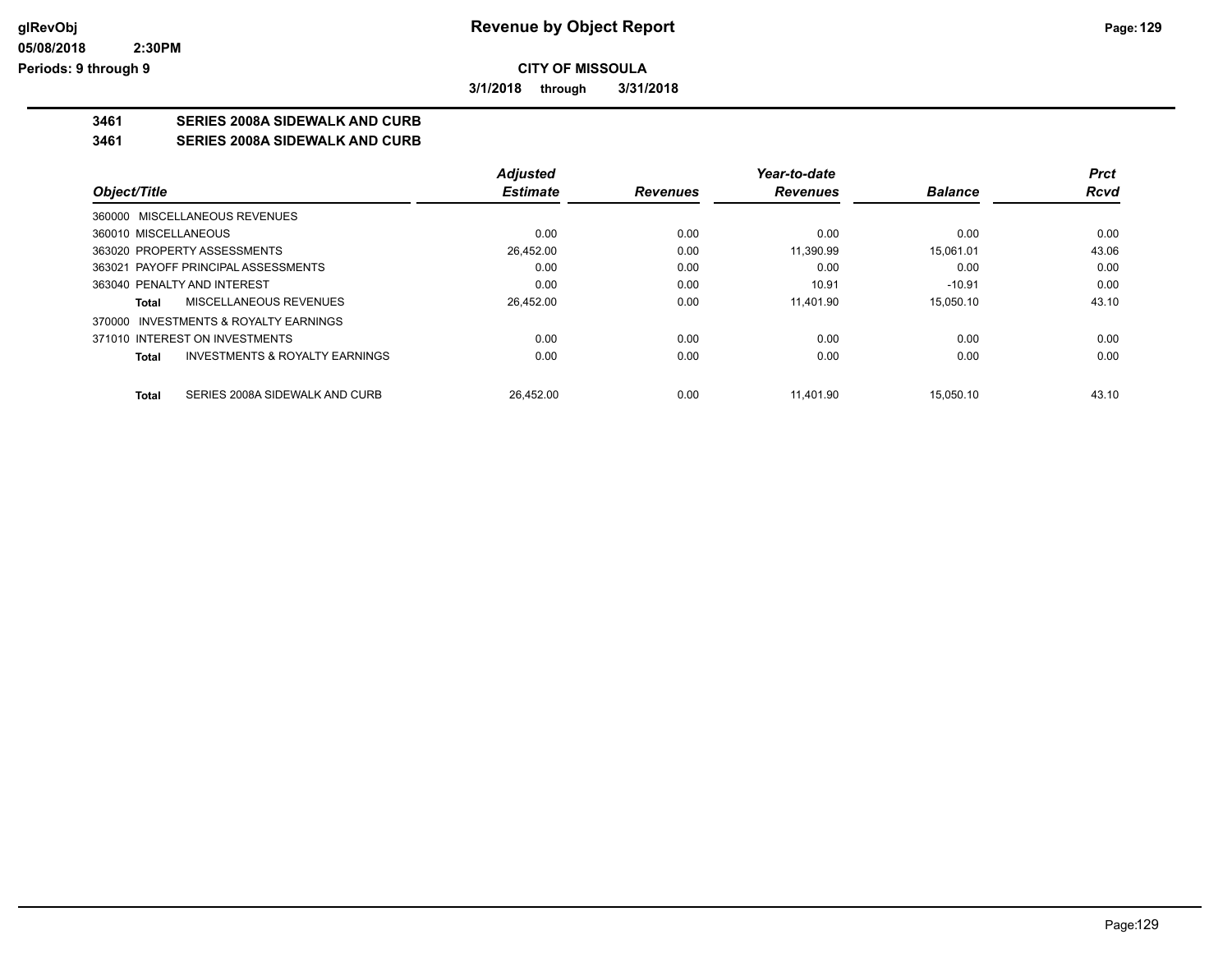**CITY OF MISSOULA**

**3/1/2018 through 3/31/2018**

# Revenue by Object Report

## 3461 SERIES 2008A SIDEWALK AND CURB

### 3461 SERIES 2008A SIDEWALK AND CURB

| Object/Title | Adjusted Estimate | Revenues | Year-to-date Revenues | Balance | Prct Rcvd |
|---|---|---|---|---|---|
| 360000 MISCELLANEOUS REVENUES | | | | | |
| 360010 MISCELLANEOUS | 0.00 | 0.00 | 0.00 | 0.00 | 0.00 |
| 363020 PROPERTY ASSESSMENTS | 26,452.00 | 0.00 | 11,390.99 | 15,061.01 | 43.06 |
| 363021 PAYOFF PRINCIPAL ASSESSMENTS | 0.00 | 0.00 | 0.00 | 0.00 | 0.00 |
| 363040 PENALTY AND INTEREST | 0.00 | 0.00 | 10.91 | -10.91 | 0.00 |
| **Total** MISCELLANEOUS REVENUES | 26,452.00 | 0.00 | 11,401.90 | 15,050.10 | 43.10 |
| 370000 INVESTMENTS & ROYALTY EARNINGS | | | | | |
| 371010 INTEREST ON INVESTMENTS | 0.00 | 0.00 | 0.00 | 0.00 | 0.00 |
| **Total** INVESTMENTS & ROYALTY EARNINGS | 0.00 | 0.00 | 0.00 | 0.00 | 0.00 |
| **Total** SERIES 2008A SIDEWALK AND CURB | 26,452.00 | 0.00 | 11,401.90 | 15,050.10 | 43.10 |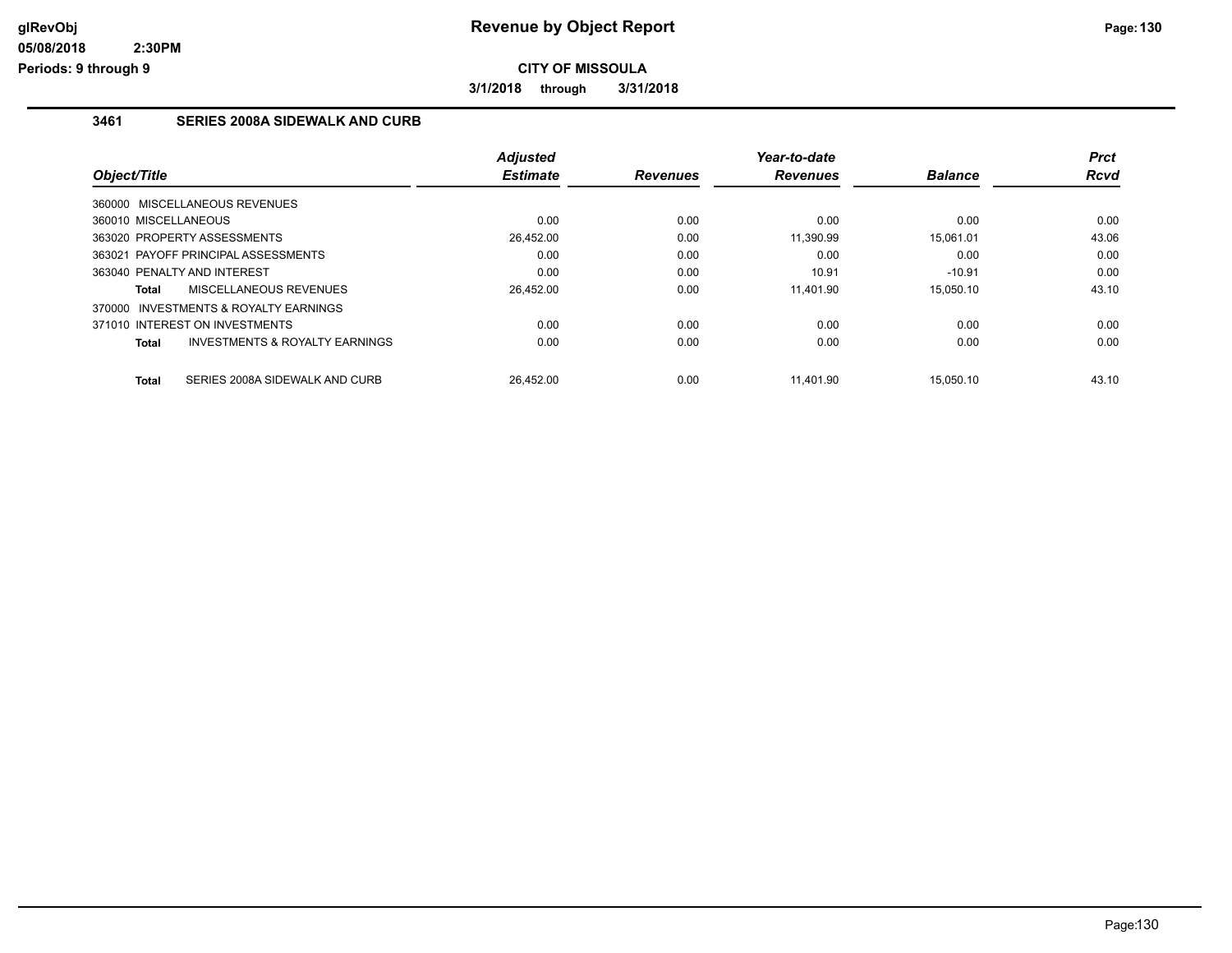**CITY OF MISSOULA**

**3/1/2018 through 3/31/2018**

### 3461 SERIES 2008A SIDEWALK AND CURB

| Object/Title | | Adjusted Estimate | Revenues | Year-to-date Revenues | Balance | Prct Rcvd |
|---|---|---|---|---|---|---|
| 360000 MISCELLANEOUS REVENUES | | | | | | |
| 360010 MISCELLANEOUS | | 0.00 | 0.00 | 0.00 | 0.00 | 0.00 |
| 363020 PROPERTY ASSESSMENTS | | 26,452.00 | 0.00 | 11,390.99 | 15,061.01 | 43.06 |
| 363021 PAYOFF PRINCIPAL ASSESSMENTS | | 0.00 | 0.00 | 0.00 | 0.00 | 0.00 |
| 363040 PENALTY AND INTEREST | | 0.00 | 0.00 | 10.91 | -10.91 | 0.00 |
| **Total** | MISCELLANEOUS REVENUES | 26,452.00 | 0.00 | 11,401.90 | 15,050.10 | 43.10 |
| 370000 INVESTMENTS & ROYALTY EARNINGS | | | | | | |
| 371010 INTEREST ON INVESTMENTS | | 0.00 | 0.00 | 0.00 | 0.00 | 0.00 |
| **Total** | INVESTMENTS & ROYALTY EARNINGS | 0.00 | 0.00 | 0.00 | 0.00 | 0.00 |
| **Total** | SERIES 2008A SIDEWALK AND CURB | 26,452.00 | 0.00 | 11,401.90 | 15,050.10 | 43.10 |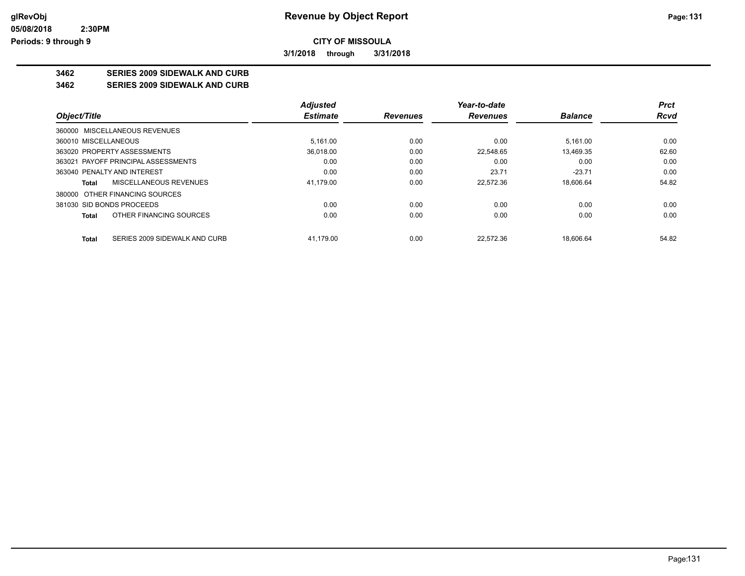**CITY OF MISSOULA**

**3/1/2018 through 3/31/2018**

**3462 SERIES 2009 SIDEWALK AND CURB**

**3462 SERIES 2009 SIDEWALK AND CURB**

| Object/Title | Adjusted Estimate | Revenues | Year-to-date Revenues | Balance | Prct Rcvd |
|---|---|---|---|---|---|
| 360000 MISCELLANEOUS REVENUES | | | | | |
| 360010 MISCELLANEOUS | 5,161.00 | 0.00 | 0.00 | 5,161.00 | 0.00 |
| 363020 PROPERTY ASSESSMENTS | 36,018.00 | 0.00 | 22,548.65 | 13,469.35 | 62.60 |
| 363021 PAYOFF PRINCIPAL ASSESSMENTS | 0.00 | 0.00 | 0.00 | 0.00 | 0.00 |
| 363040 PENALTY AND INTEREST | 0.00 | 0.00 | 23.71 | -23.71 | 0.00 |
| **Total** MISCELLANEOUS REVENUES | 41,179.00 | 0.00 | 22,572.36 | 18,606.64 | 54.82 |
| 380000 OTHER FINANCING SOURCES | | | | | |
| 381030 SID BONDS PROCEEDS | 0.00 | 0.00 | 0.00 | 0.00 | 0.00 |
| **Total** OTHER FINANCING SOURCES | 0.00 | 0.00 | 0.00 | 0.00 | 0.00 |
| **Total** SERIES 2009 SIDEWALK AND CURB | 41,179.00 | 0.00 | 22,572.36 | 18,606.64 | 54.82 |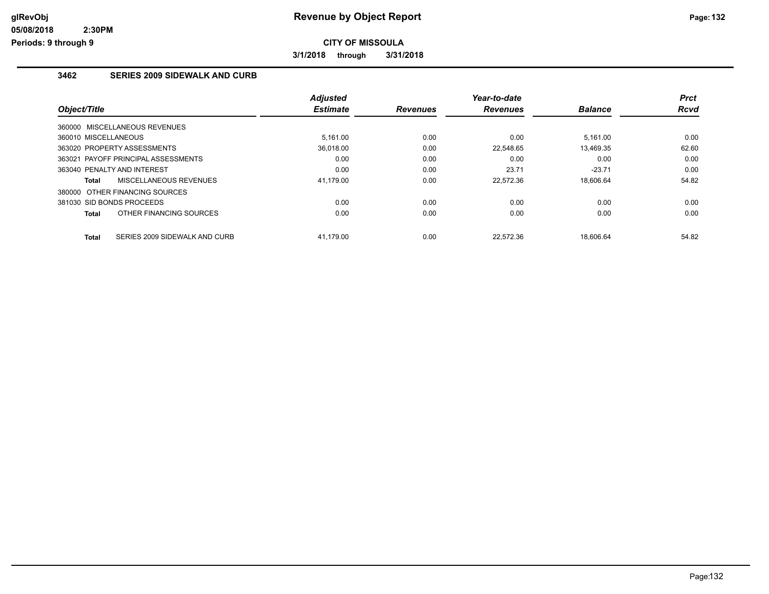**CITY OF MISSOULA**

**3/1/2018 through 3/31/2018**

## 3462 SERIES 2009 SIDEWALK AND CURB

| Object/Title | Adjusted Estimate | Revenues | Year-to-date Revenues | Balance | Prct Rcvd |
|---|---|---|---|---|---|
| 360000 MISCELLANEOUS REVENUES | | | | | |
| 360010 MISCELLANEOUS | 5,161.00 | 0.00 | 0.00 | 5,161.00 | 0.00 |
| 363020 PROPERTY ASSESSMENTS | 36,018.00 | 0.00 | 22,548.65 | 13,469.35 | 62.60 |
| 363021 PAYOFF PRINCIPAL ASSESSMENTS | 0.00 | 0.00 | 0.00 | 0.00 | 0.00 |
| 363040 PENALTY AND INTEREST | 0.00 | 0.00 | 23.71 | -23.71 | 0.00 |
| **Total** MISCELLANEOUS REVENUES | 41,179.00 | 0.00 | 22,572.36 | 18,606.64 | 54.82 |
| 380000 OTHER FINANCING SOURCES | | | | | |
| 381030 SID BONDS PROCEEDS | 0.00 | 0.00 | 0.00 | 0.00 | 0.00 |
| **Total** OTHER FINANCING SOURCES | 0.00 | 0.00 | 0.00 | 0.00 | 0.00 |
| **Total** SERIES 2009 SIDEWALK AND CURB | 41,179.00 | 0.00 | 22,572.36 | 18,606.64 | 54.82 |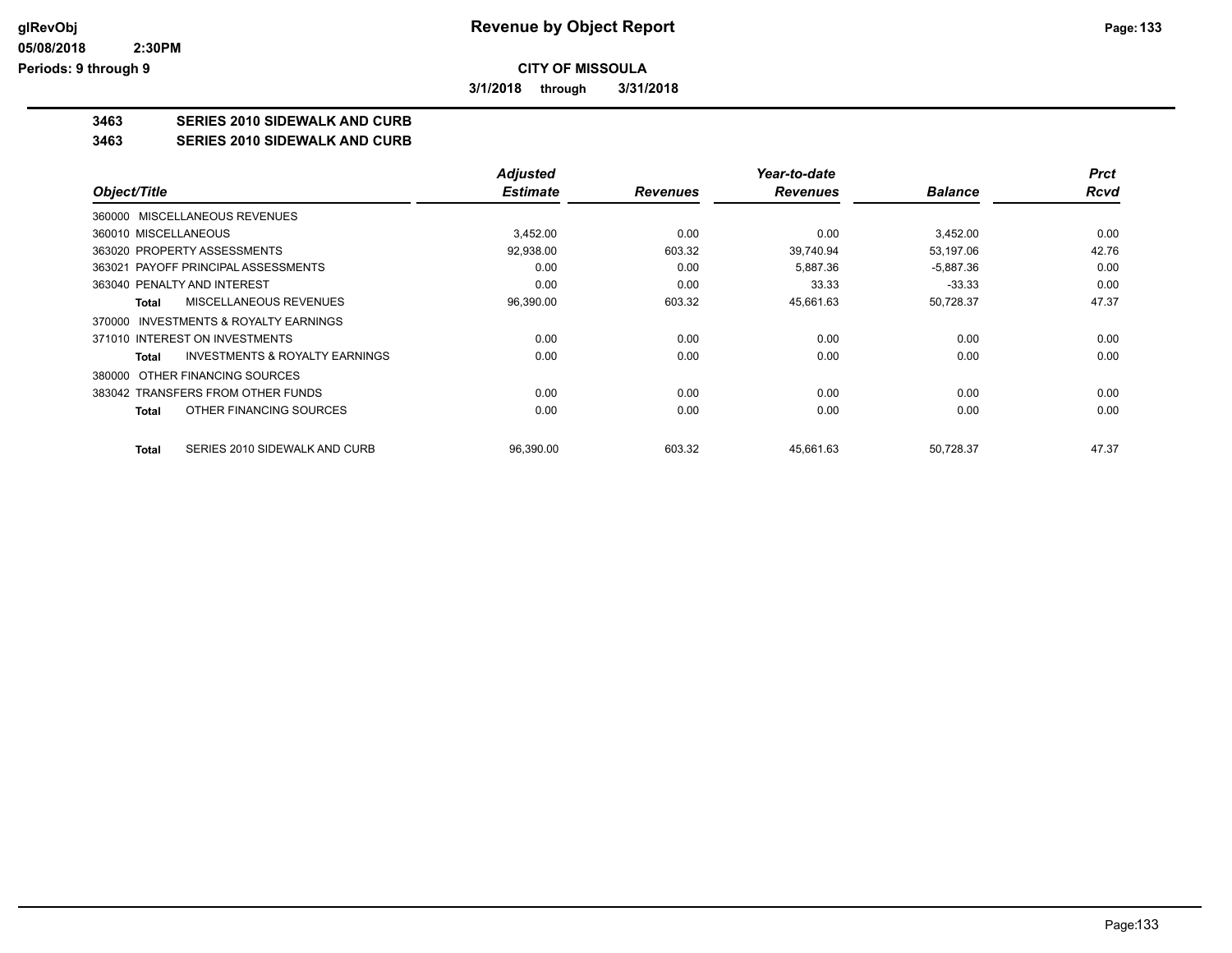**CITY OF MISSOULA**

**3/1/2018 through 3/31/2018**

# Revenue by Object Report

**3463 SERIES 2010 SIDEWALK AND CURB**

**3463 SERIES 2010 SIDEWALK AND CURB**

| Object/Title | Adjusted Estimate | Revenues | Year-to-date Revenues | Balance | Prct Rcvd |
|---|---|---|---|---|---|
| 360000 MISCELLANEOUS REVENUES | | | | | |
| 360010 MISCELLANEOUS | 3,452.00 | 0.00 | 0.00 | 3,452.00 | 0.00 |
| 363020 PROPERTY ASSESSMENTS | 92,938.00 | 603.32 | 39,740.94 | 53,197.06 | 42.76 |
| 363021 PAYOFF PRINCIPAL ASSESSMENTS | 0.00 | 0.00 | 5,887.36 | -5,887.36 | 0.00 |
| 363040 PENALTY AND INTEREST | 0.00 | 0.00 | 33.33 | -33.33 | 0.00 |
| **Total** MISCELLANEOUS REVENUES | 96,390.00 | 603.32 | 45,661.63 | 50,728.37 | 47.37 |
| 370000 INVESTMENTS & ROYALTY EARNINGS | | | | | |
| 371010 INTEREST ON INVESTMENTS | 0.00 | 0.00 | 0.00 | 0.00 | 0.00 |
| **Total** INVESTMENTS & ROYALTY EARNINGS | 0.00 | 0.00 | 0.00 | 0.00 | 0.00 |
| 380000 OTHER FINANCING SOURCES | | | | | |
| 383042 TRANSFERS FROM OTHER FUNDS | 0.00 | 0.00 | 0.00 | 0.00 | 0.00 |
| **Total** OTHER FINANCING SOURCES | 0.00 | 0.00 | 0.00 | 0.00 | 0.00 |
| **Total** SERIES 2010 SIDEWALK AND CURB | 96,390.00 | 603.32 | 45,661.63 | 50,728.37 | 47.37 |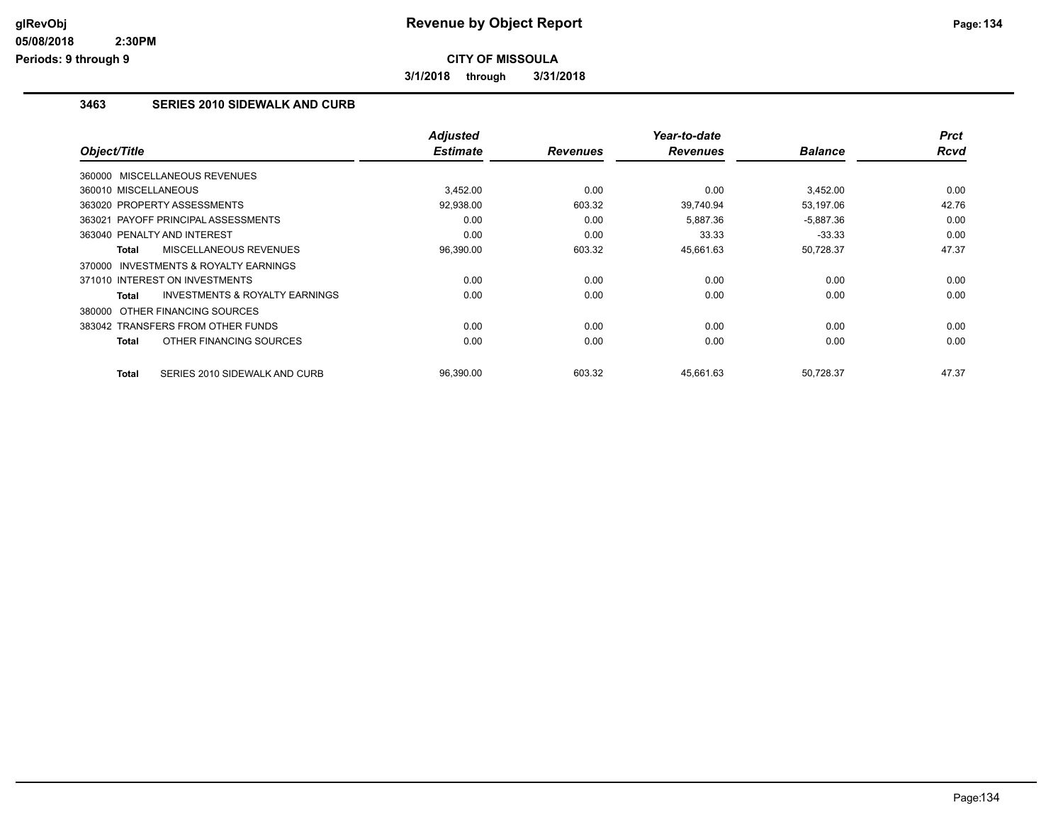**glRevObj**
**05/08/2018 2:30PM**
**Periods: 9 through 9**

# Revenue by Object Report

**CITY OF MISSOULA**

**3/1/2018 through 3/31/2018**

## 3463 SERIES 2010 SIDEWALK AND CURB

| Object/Title | Adjusted Estimate | Revenues | Year-to-date Revenues | Balance | Prct Rcvd |
|---|---|---|---|---|---|
| 360000 MISCELLANEOUS REVENUES | | | | | |
| 360010 MISCELLANEOUS | 3,452.00 | 0.00 | 0.00 | 3,452.00 | 0.00 |
| 363020 PROPERTY ASSESSMENTS | 92,938.00 | 603.32 | 39,740.94 | 53,197.06 | 42.76 |
| 363021 PAYOFF PRINCIPAL ASSESSMENTS | 0.00 | 0.00 | 5,887.36 | -5,887.36 | 0.00 |
| 363040 PENALTY AND INTEREST | 0.00 | 0.00 | 33.33 | -33.33 | 0.00 |
| **Total** MISCELLANEOUS REVENUES | 96,390.00 | 603.32 | 45,661.63 | 50,728.37 | 47.37 |
| 370000 INVESTMENTS & ROYALTY EARNINGS | | | | | |
| 371010 INTEREST ON INVESTMENTS | 0.00 | 0.00 | 0.00 | 0.00 | 0.00 |
| **Total** INVESTMENTS & ROYALTY EARNINGS | 0.00 | 0.00 | 0.00 | 0.00 | 0.00 |
| 380000 OTHER FINANCING SOURCES | | | | | |
| 383042 TRANSFERS FROM OTHER FUNDS | 0.00 | 0.00 | 0.00 | 0.00 | 0.00 |
| **Total** OTHER FINANCING SOURCES | 0.00 | 0.00 | 0.00 | 0.00 | 0.00 |
| **Total** SERIES 2010 SIDEWALK AND CURB | 96,390.00 | 603.32 | 45,661.63 | 50,728.37 | 47.37 |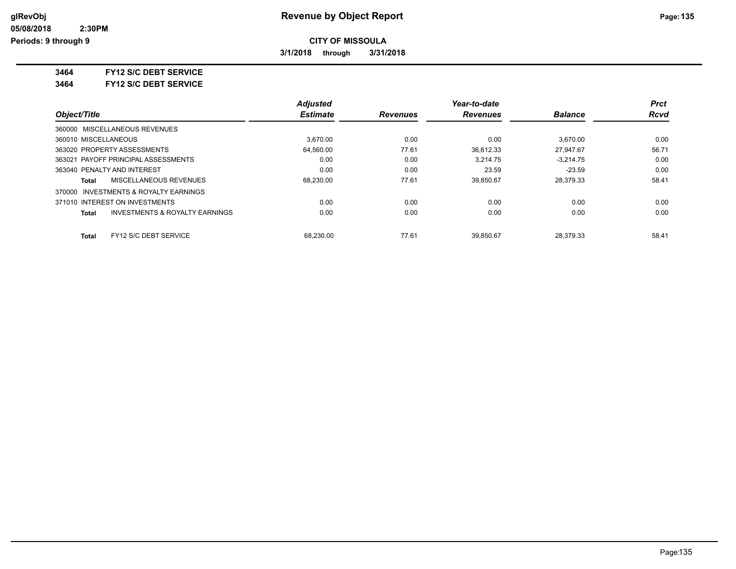**glRevObj**
**05/08/2018 2:30PM**
**Periods: 9 through 9**

# Revenue by Object Report

**CITY OF MISSOULA**

**3/1/2018 through 3/31/2018**

**3464 FY12 S/C DEBT SERVICE**

**3464 FY12 S/C DEBT SERVICE**

| Object/Title | Adjusted Estimate | Revenues | Year-to-date Revenues | Balance | Prct Rcvd |
|---|---|---|---|---|---|
| 360000 MISCELLANEOUS REVENUES | | | | | |
| 360010 MISCELLANEOUS | 3,670.00 | 0.00 | 0.00 | 3,670.00 | 0.00 |
| 363020 PROPERTY ASSESSMENTS | 64,560.00 | 77.61 | 36,612.33 | 27,947.67 | 56.71 |
| 363021 PAYOFF PRINCIPAL ASSESSMENTS | 0.00 | 0.00 | 3,214.75 | -3,214.75 | 0.00 |
| 363040 PENALTY AND INTEREST | 0.00 | 0.00 | 23.59 | -23.59 | 0.00 |
| **Total** MISCELLANEOUS REVENUES | 68,230.00 | 77.61 | 39,850.67 | 28,379.33 | 58.41 |
| 370000 INVESTMENTS & ROYALTY EARNINGS | | | | | |
| 371010 INTEREST ON INVESTMENTS | 0.00 | 0.00 | 0.00 | 0.00 | 0.00 |
| **Total** INVESTMENTS & ROYALTY EARNINGS | 0.00 | 0.00 | 0.00 | 0.00 | 0.00 |
| **Total** FY12 S/C DEBT SERVICE | 68,230.00 | 77.61 | 39,850.67 | 28,379.33 | 58.41 |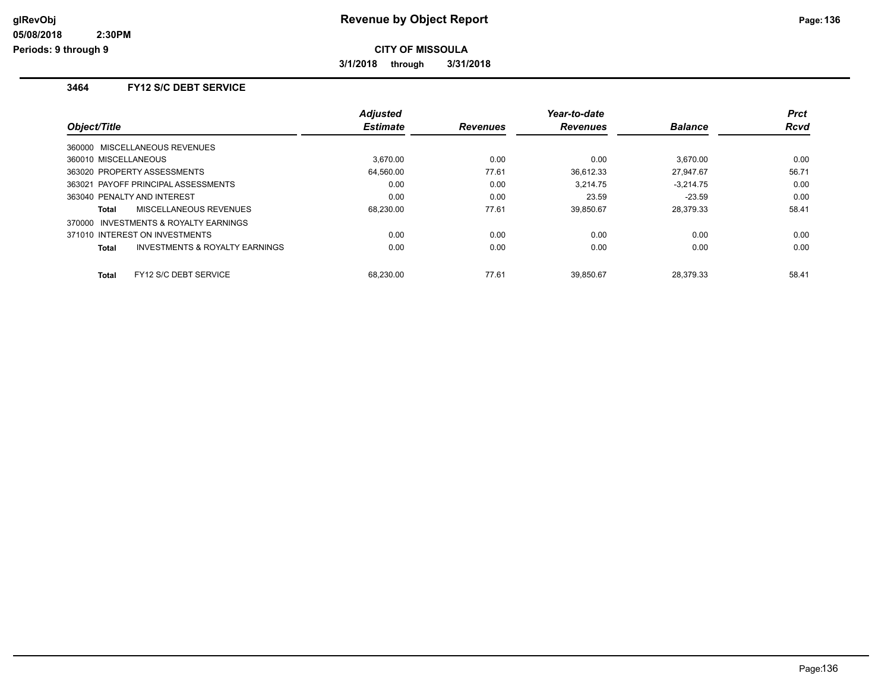# Revenue by Object Report

**CITY OF MISSOULA**

**3/1/2018 through 3/31/2018**

glRevObj
05/08/2018 2:30PM
Periods: 9 through 9

### 3464 FY12 S/C DEBT SERVICE

| Object/Title | Adjusted Estimate | Revenues | Year-to-date Revenues | Balance | Prct Rcvd |
|---|---|---|---|---|---|
| 360000 MISCELLANEOUS REVENUES | | | | | |
| 360010 MISCELLANEOUS | 3,670.00 | 0.00 | 0.00 | 3,670.00 | 0.00 |
| 363020 PROPERTY ASSESSMENTS | 64,560.00 | 77.61 | 36,612.33 | 27,947.67 | 56.71 |
| 363021 PAYOFF PRINCIPAL ASSESSMENTS | 0.00 | 0.00 | 3,214.75 | -3,214.75 | 0.00 |
| 363040 PENALTY AND INTEREST | 0.00 | 0.00 | 23.59 | -23.59 | 0.00 |
| **Total** MISCELLANEOUS REVENUES | 68,230.00 | 77.61 | 39,850.67 | 28,379.33 | 58.41 |
| 370000 INVESTMENTS & ROYALTY EARNINGS | | | | | |
| 371010 INTEREST ON INVESTMENTS | 0.00 | 0.00 | 0.00 | 0.00 | 0.00 |
| **Total** INVESTMENTS & ROYALTY EARNINGS | 0.00 | 0.00 | 0.00 | 0.00 | 0.00 |
| **Total** FY12 S/C DEBT SERVICE | 68,230.00 | 77.61 | 39,850.67 | 28,379.33 | 58.41 |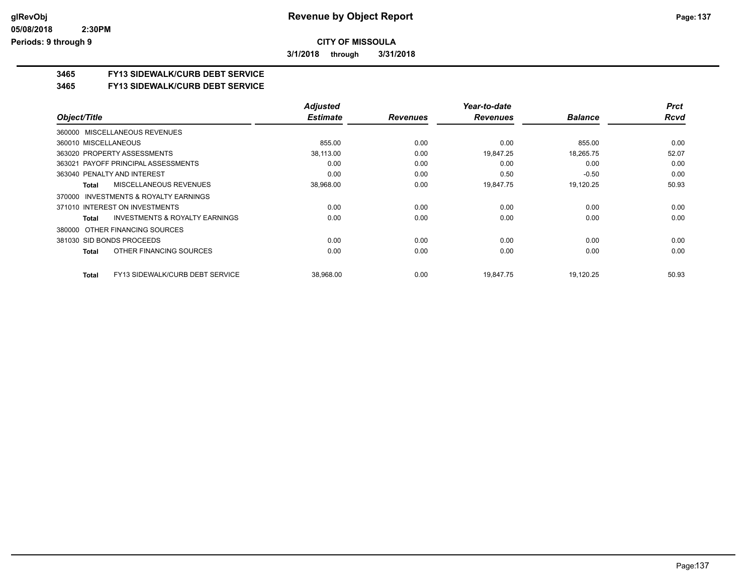**CITY OF MISSOULA**

**3/1/2018 through 3/31/2018**

## 3465 FY13 SIDEWALK/CURB DEBT SERVICE

## 3465 FY13 SIDEWALK/CURB DEBT SERVICE

| Object/Title | Adjusted Estimate | Revenues | Year-to-date Revenues | Balance | Prct Rcvd |
|---|---|---|---|---|---|
| 360000 MISCELLANEOUS REVENUES | | | | | |
| 360010 MISCELLANEOUS | 855.00 | 0.00 | 0.00 | 855.00 | 0.00 |
| 363020 PROPERTY ASSESSMENTS | 38,113.00 | 0.00 | 19,847.25 | 18,265.75 | 52.07 |
| 363021 PAYOFF PRINCIPAL ASSESSMENTS | 0.00 | 0.00 | 0.00 | 0.00 | 0.00 |
| 363040 PENALTY AND INTEREST | 0.00 | 0.00 | 0.50 | -0.50 | 0.00 |
| **Total** MISCELLANEOUS REVENUES | 38,968.00 | 0.00 | 19,847.75 | 19,120.25 | 50.93 |
| 370000 INVESTMENTS & ROYALTY EARNINGS | | | | | |
| 371010 INTEREST ON INVESTMENTS | 0.00 | 0.00 | 0.00 | 0.00 | 0.00 |
| **Total** INVESTMENTS & ROYALTY EARNINGS | 0.00 | 0.00 | 0.00 | 0.00 | 0.00 |
| 380000 OTHER FINANCING SOURCES | | | | | |
| 381030 SID BONDS PROCEEDS | 0.00 | 0.00 | 0.00 | 0.00 | 0.00 |
| **Total** OTHER FINANCING SOURCES | 0.00 | 0.00 | 0.00 | 0.00 | 0.00 |
| **Total** FY13 SIDEWALK/CURB DEBT SERVICE | 38,968.00 | 0.00 | 19,847.75 | 19,120.25 | 50.93 |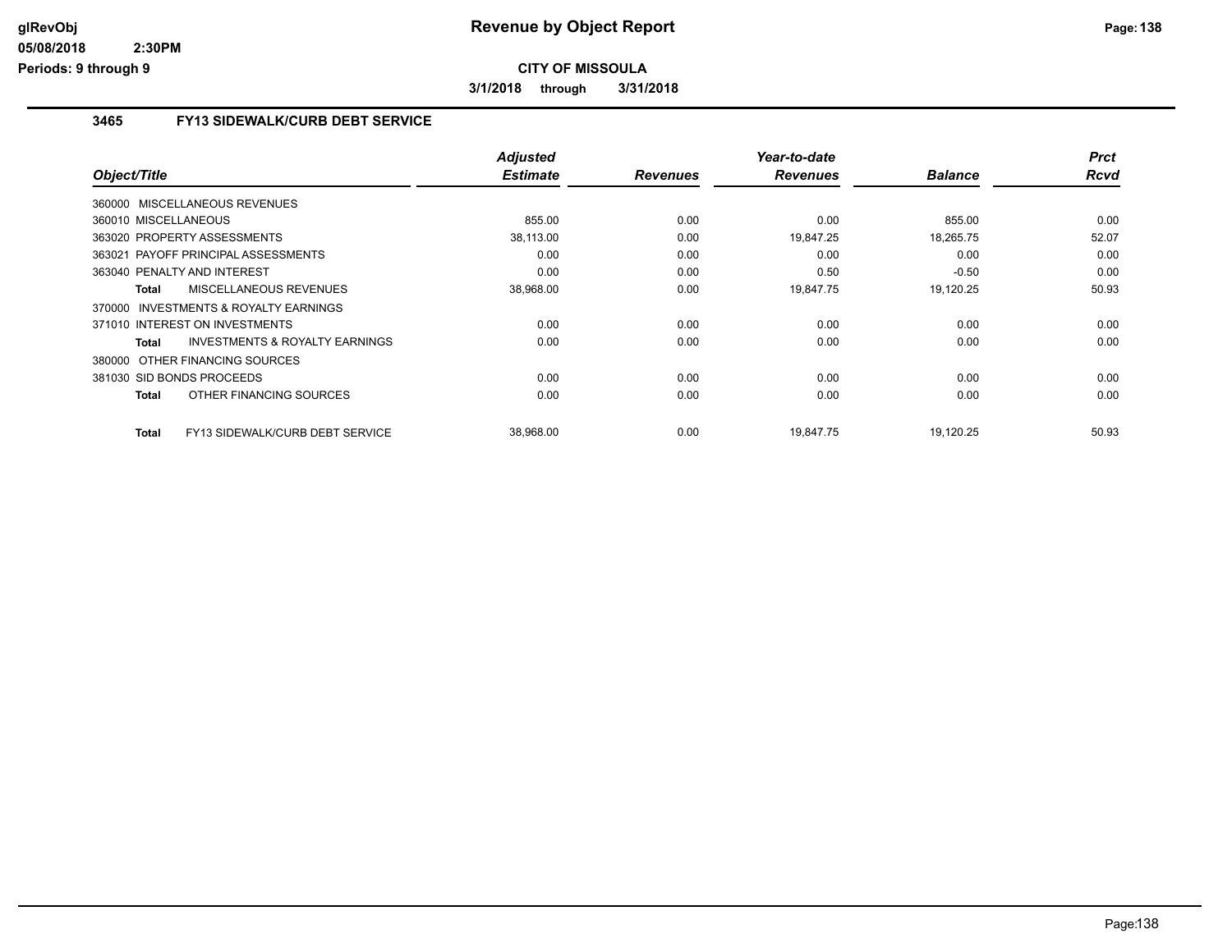# Revenue by Object Report

**CITY OF MISSOULA**

**3/1/2018 through 3/31/2018**

glRevObj
05/08/2018 2:30PM
Periods: 9 through 9

## 3465 FY13 SIDEWALK/CURB DEBT SERVICE

| Object/Title | Adjusted Estimate | Revenues | Year-to-date Revenues | Balance | Prct Rcvd |
|---|---|---|---|---|---|
| 360000 MISCELLANEOUS REVENUES | | | | | |
| 360010 MISCELLANEOUS | 855.00 | 0.00 | 0.00 | 855.00 | 0.00 |
| 363020 PROPERTY ASSESSMENTS | 38,113.00 | 0.00 | 19,847.25 | 18,265.75 | 52.07 |
| 363021 PAYOFF PRINCIPAL ASSESSMENTS | 0.00 | 0.00 | 0.00 | 0.00 | 0.00 |
| 363040 PENALTY AND INTEREST | 0.00 | 0.00 | 0.50 | -0.50 | 0.00 |
| **Total** MISCELLANEOUS REVENUES | 38,968.00 | 0.00 | 19,847.75 | 19,120.25 | 50.93 |
| 370000 INVESTMENTS & ROYALTY EARNINGS | | | | | |
| 371010 INTEREST ON INVESTMENTS | 0.00 | 0.00 | 0.00 | 0.00 | 0.00 |
| **Total** INVESTMENTS & ROYALTY EARNINGS | 0.00 | 0.00 | 0.00 | 0.00 | 0.00 |
| 380000 OTHER FINANCING SOURCES | | | | | |
| 381030 SID BONDS PROCEEDS | 0.00 | 0.00 | 0.00 | 0.00 | 0.00 |
| **Total** OTHER FINANCING SOURCES | 0.00 | 0.00 | 0.00 | 0.00 | 0.00 |
| **Total** FY13 SIDEWALK/CURB DEBT SERVICE | 38,968.00 | 0.00 | 19,847.75 | 19,120.25 | 50.93 |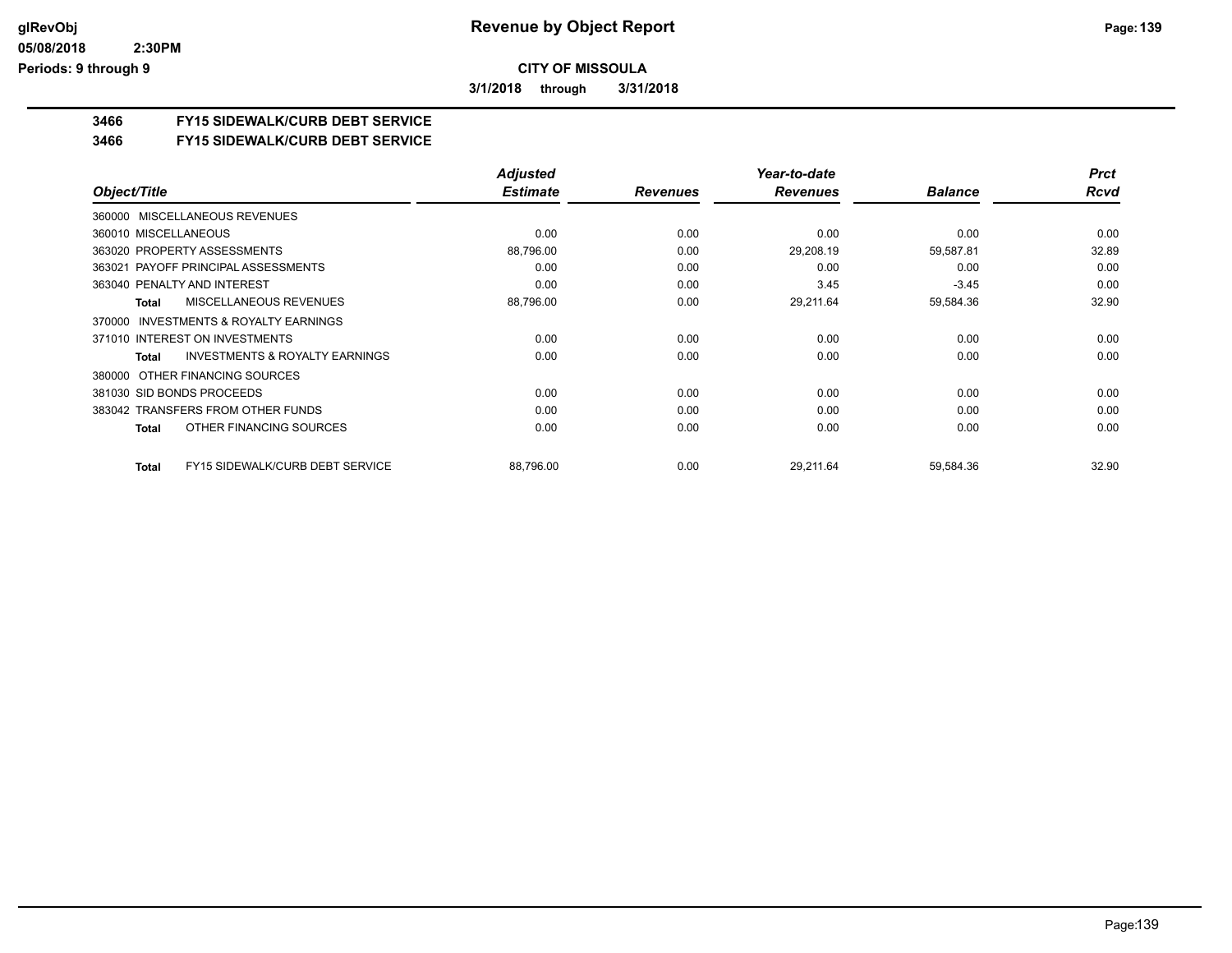**glRevObj**
**05/08/2018 2:30PM**
**Periods: 9 through 9**

# Revenue by Object Report

**CITY OF MISSOULA**

**3/1/2018 through 3/31/2018**

## 3466 FY15 SIDEWALK/CURB DEBT SERVICE

### 3466 FY15 SIDEWALK/CURB DEBT SERVICE

| Object/Title | Adjusted Estimate | Revenues | Year-to-date Revenues | Balance | Prct Rcvd |
|---|---|---|---|---|---|
| 360000 MISCELLANEOUS REVENUES | | | | | |
| 360010 MISCELLANEOUS | 0.00 | 0.00 | 0.00 | 0.00 | 0.00 |
| 363020 PROPERTY ASSESSMENTS | 88,796.00 | 0.00 | 29,208.19 | 59,587.81 | 32.89 |
| 363021 PAYOFF PRINCIPAL ASSESSMENTS | 0.00 | 0.00 | 0.00 | 0.00 | 0.00 |
| 363040 PENALTY AND INTEREST | 0.00 | 0.00 | 3.45 | -3.45 | 0.00 |
| **Total** MISCELLANEOUS REVENUES | 88,796.00 | 0.00 | 29,211.64 | 59,584.36 | 32.90 |
| 370000 INVESTMENTS & ROYALTY EARNINGS | | | | | |
| 371010 INTEREST ON INVESTMENTS | 0.00 | 0.00 | 0.00 | 0.00 | 0.00 |
| **Total** INVESTMENTS & ROYALTY EARNINGS | 0.00 | 0.00 | 0.00 | 0.00 | 0.00 |
| 380000 OTHER FINANCING SOURCES | | | | | |
| 381030 SID BONDS PROCEEDS | 0.00 | 0.00 | 0.00 | 0.00 | 0.00 |
| 383042 TRANSFERS FROM OTHER FUNDS | 0.00 | 0.00 | 0.00 | 0.00 | 0.00 |
| **Total** OTHER FINANCING SOURCES | 0.00 | 0.00 | 0.00 | 0.00 | 0.00 |
| **Total** FY15 SIDEWALK/CURB DEBT SERVICE | 88,796.00 | 0.00 | 29,211.64 | 59,584.36 | 32.90 |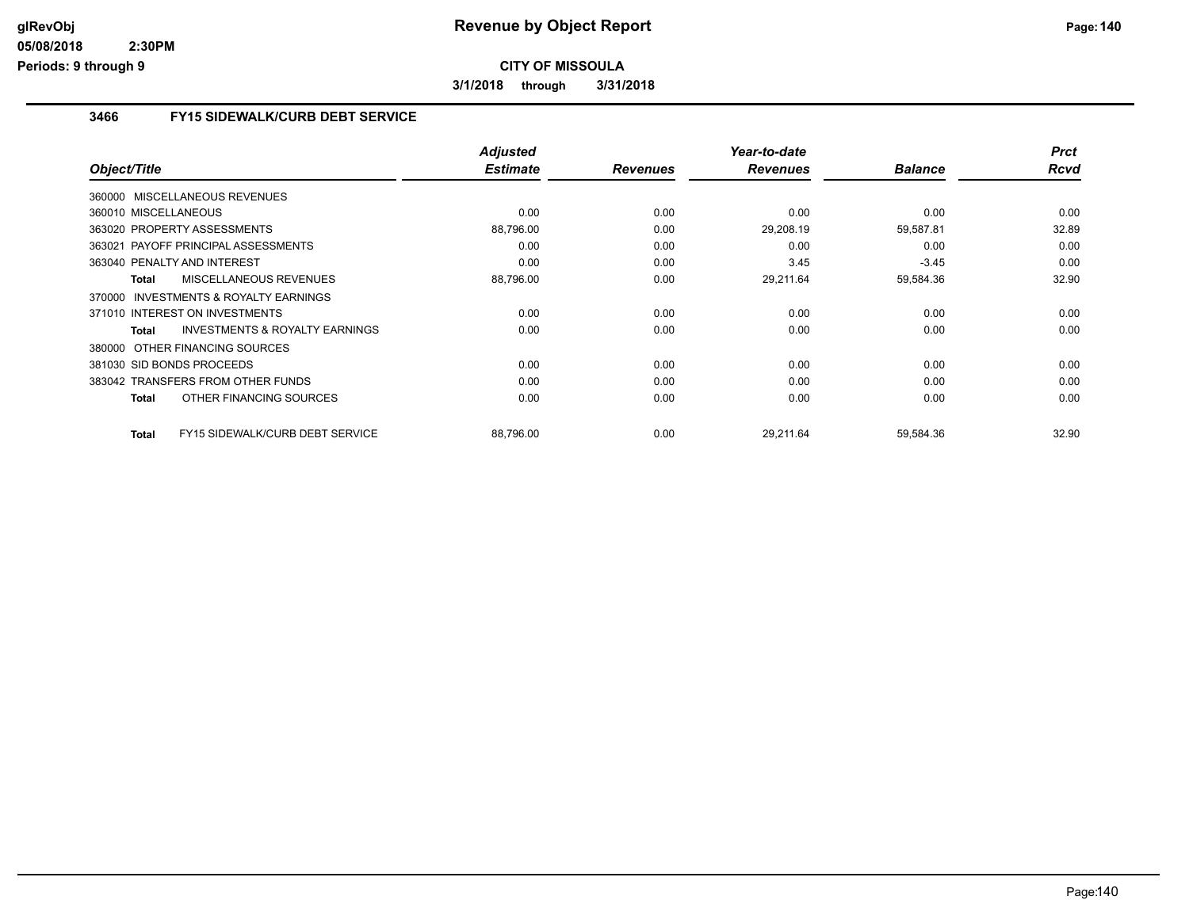# Revenue by Object Report

**CITY OF MISSOULA**

**3/1/2018 through 3/31/2018**

## 3466 FY15 SIDEWALK/CURB DEBT SERVICE

| Object/Title | Adjusted Estimate | Revenues | Year-to-date Revenues | Balance | Prct Rcvd |
|---|---|---|---|---|---|
| 360000 MISCELLANEOUS REVENUES | | | | | |
| 360010 MISCELLANEOUS | 0.00 | 0.00 | 0.00 | 0.00 | 0.00 |
| 363020 PROPERTY ASSESSMENTS | 88,796.00 | 0.00 | 29,208.19 | 59,587.81 | 32.89 |
| 363021 PAYOFF PRINCIPAL ASSESSMENTS | 0.00 | 0.00 | 0.00 | 0.00 | 0.00 |
| 363040 PENALTY AND INTEREST | 0.00 | 0.00 | 3.45 | -3.45 | 0.00 |
| **Total** MISCELLANEOUS REVENUES | 88,796.00 | 0.00 | 29,211.64 | 59,584.36 | 32.90 |
| 370000 INVESTMENTS & ROYALTY EARNINGS | | | | | |
| 371010 INTEREST ON INVESTMENTS | 0.00 | 0.00 | 0.00 | 0.00 | 0.00 |
| **Total** INVESTMENTS & ROYALTY EARNINGS | 0.00 | 0.00 | 0.00 | 0.00 | 0.00 |
| 380000 OTHER FINANCING SOURCES | | | | | |
| 381030 SID BONDS PROCEEDS | 0.00 | 0.00 | 0.00 | 0.00 | 0.00 |
| 383042 TRANSFERS FROM OTHER FUNDS | 0.00 | 0.00 | 0.00 | 0.00 | 0.00 |
| **Total** OTHER FINANCING SOURCES | 0.00 | 0.00 | 0.00 | 0.00 | 0.00 |
| **Total** FY15 SIDEWALK/CURB DEBT SERVICE | 88,796.00 | 0.00 | 29,211.64 | 59,584.36 | 32.90 |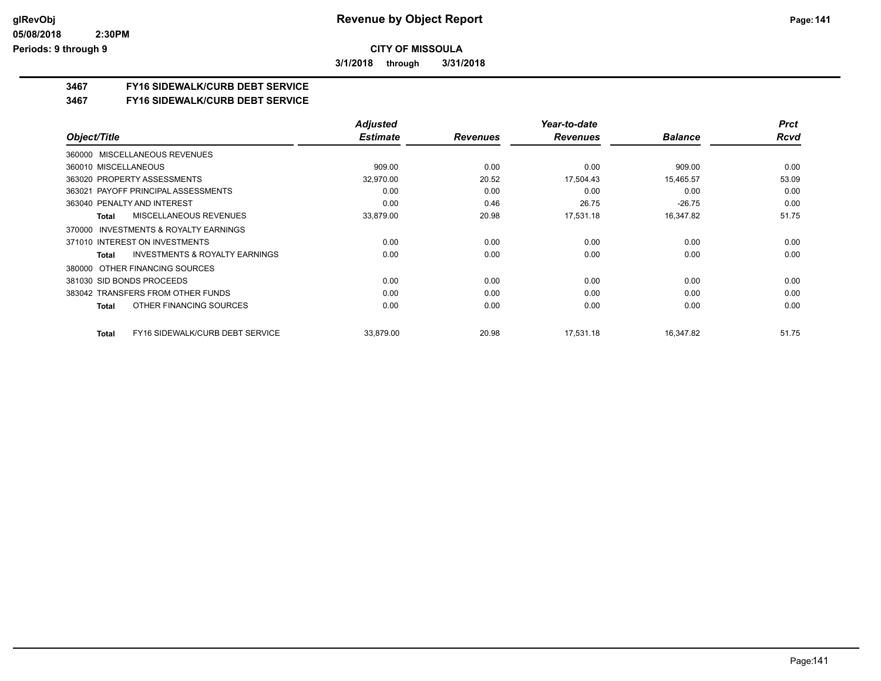# CITY OF MISSOULA

**3/1/2018 through 3/31/2018**

## 3467 FY16 SIDEWALK/CURB DEBT SERVICE

## 3467 FY16 SIDEWALK/CURB DEBT SERVICE

| Object/Title | Adjusted Estimate | Revenues | Year-to-date Revenues | Balance | Prct Rcvd |
|---|---|---|---|---|---|
| 360000 MISCELLANEOUS REVENUES | | | | | |
| 360010 MISCELLANEOUS | 909.00 | 0.00 | 0.00 | 909.00 | 0.00 |
| 363020 PROPERTY ASSESSMENTS | 32,970.00 | 20.52 | 17,504.43 | 15,465.57 | 53.09 |
| 363021 PAYOFF PRINCIPAL ASSESSMENTS | 0.00 | 0.00 | 0.00 | 0.00 | 0.00 |
| 363040 PENALTY AND INTEREST | 0.00 | 0.46 | 26.75 | -26.75 | 0.00 |
| **Total** MISCELLANEOUS REVENUES | 33,879.00 | 20.98 | 17,531.18 | 16,347.82 | 51.75 |
| 370000 INVESTMENTS & ROYALTY EARNINGS | | | | | |
| 371010 INTEREST ON INVESTMENTS | 0.00 | 0.00 | 0.00 | 0.00 | 0.00 |
| **Total** INVESTMENTS & ROYALTY EARNINGS | 0.00 | 0.00 | 0.00 | 0.00 | 0.00 |
| 380000 OTHER FINANCING SOURCES | | | | | |
| 381030 SID BONDS PROCEEDS | 0.00 | 0.00 | 0.00 | 0.00 | 0.00 |
| 383042 TRANSFERS FROM OTHER FUNDS | 0.00 | 0.00 | 0.00 | 0.00 | 0.00 |
| **Total** OTHER FINANCING SOURCES | 0.00 | 0.00 | 0.00 | 0.00 | 0.00 |
| **Total** FY16 SIDEWALK/CURB DEBT SERVICE | 33,879.00 | 20.98 | 17,531.18 | 16,347.82 | 51.75 |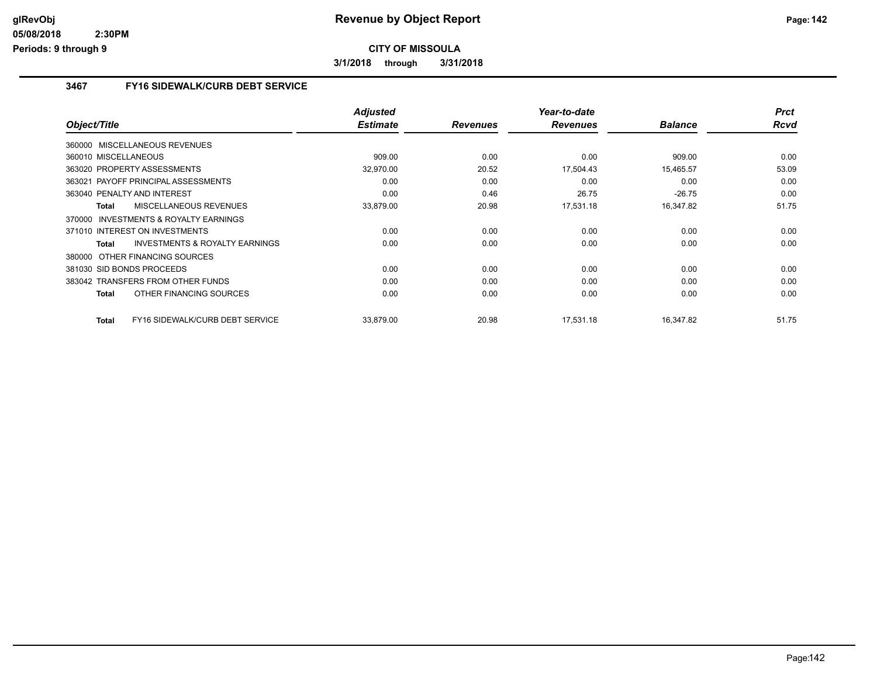# Revenue by Object Report

**CITY OF MISSOULA**

**3/1/2018 through 3/31/2018**

glRevObj
05/08/2018 2:30PM
Periods: 9 through 9

## 3467 FY16 SIDEWALK/CURB DEBT SERVICE

| Object/Title | Adjusted Estimate | Revenues | Year-to-date Revenues | Balance | Prct Rcvd |
|---|---|---|---|---|---|
| 360000 MISCELLANEOUS REVENUES | | | | | |
| 360010 MISCELLANEOUS | 909.00 | 0.00 | 0.00 | 909.00 | 0.00 |
| 363020 PROPERTY ASSESSMENTS | 32,970.00 | 20.52 | 17,504.43 | 15,465.57 | 53.09 |
| 363021 PAYOFF PRINCIPAL ASSESSMENTS | 0.00 | 0.00 | 0.00 | 0.00 | 0.00 |
| 363040 PENALTY AND INTEREST | 0.00 | 0.46 | 26.75 | -26.75 | 0.00 |
| **Total** MISCELLANEOUS REVENUES | 33,879.00 | 20.98 | 17,531.18 | 16,347.82 | 51.75 |
| 370000 INVESTMENTS & ROYALTY EARNINGS | | | | | |
| 371010 INTEREST ON INVESTMENTS | 0.00 | 0.00 | 0.00 | 0.00 | 0.00 |
| **Total** INVESTMENTS & ROYALTY EARNINGS | 0.00 | 0.00 | 0.00 | 0.00 | 0.00 |
| 380000 OTHER FINANCING SOURCES | | | | | |
| 381030 SID BONDS PROCEEDS | 0.00 | 0.00 | 0.00 | 0.00 | 0.00 |
| 383042 TRANSFERS FROM OTHER FUNDS | 0.00 | 0.00 | 0.00 | 0.00 | 0.00 |
| **Total** OTHER FINANCING SOURCES | 0.00 | 0.00 | 0.00 | 0.00 | 0.00 |
| **Total** FY16 SIDEWALK/CURB DEBT SERVICE | 33,879.00 | 20.98 | 17,531.18 | 16,347.82 | 51.75 |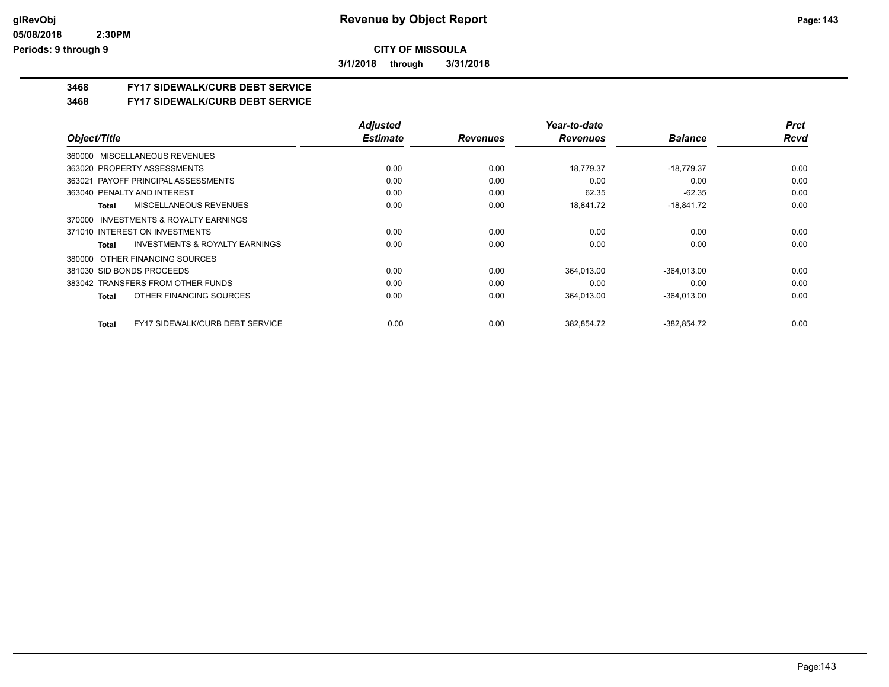**CITY OF MISSOULA**

**3/1/2018 through 3/31/2018**

## 3468 FY17 SIDEWALK/CURB DEBT SERVICE

## 3468 FY17 SIDEWALK/CURB DEBT SERVICE

| Object/Title | Adjusted Estimate | Revenues | Year-to-date Revenues | Balance | Prct Rcvd |
|---|---|---|---|---|---|
| 360000 MISCELLANEOUS REVENUES | | | | | |
| 363020 PROPERTY ASSESSMENTS | 0.00 | 0.00 | 18,779.37 | -18,779.37 | 0.00 |
| 363021 PAYOFF PRINCIPAL ASSESSMENTS | 0.00 | 0.00 | 0.00 | 0.00 | 0.00 |
| 363040 PENALTY AND INTEREST | 0.00 | 0.00 | 62.35 | -62.35 | 0.00 |
| **Total** MISCELLANEOUS REVENUES | 0.00 | 0.00 | 18,841.72 | -18,841.72 | 0.00 |
| 370000 INVESTMENTS & ROYALTY EARNINGS | | | | | |
| 371010 INTEREST ON INVESTMENTS | 0.00 | 0.00 | 0.00 | 0.00 | 0.00 |
| **Total** INVESTMENTS & ROYALTY EARNINGS | 0.00 | 0.00 | 0.00 | 0.00 | 0.00 |
| 380000 OTHER FINANCING SOURCES | | | | | |
| 381030 SID BONDS PROCEEDS | 0.00 | 0.00 | 364,013.00 | -364,013.00 | 0.00 |
| 383042 TRANSFERS FROM OTHER FUNDS | 0.00 | 0.00 | 0.00 | 0.00 | 0.00 |
| **Total** OTHER FINANCING SOURCES | 0.00 | 0.00 | 364,013.00 | -364,013.00 | 0.00 |
| **Total** FY17 SIDEWALK/CURB DEBT SERVICE | 0.00 | 0.00 | 382,854.72 | -382,854.72 | 0.00 |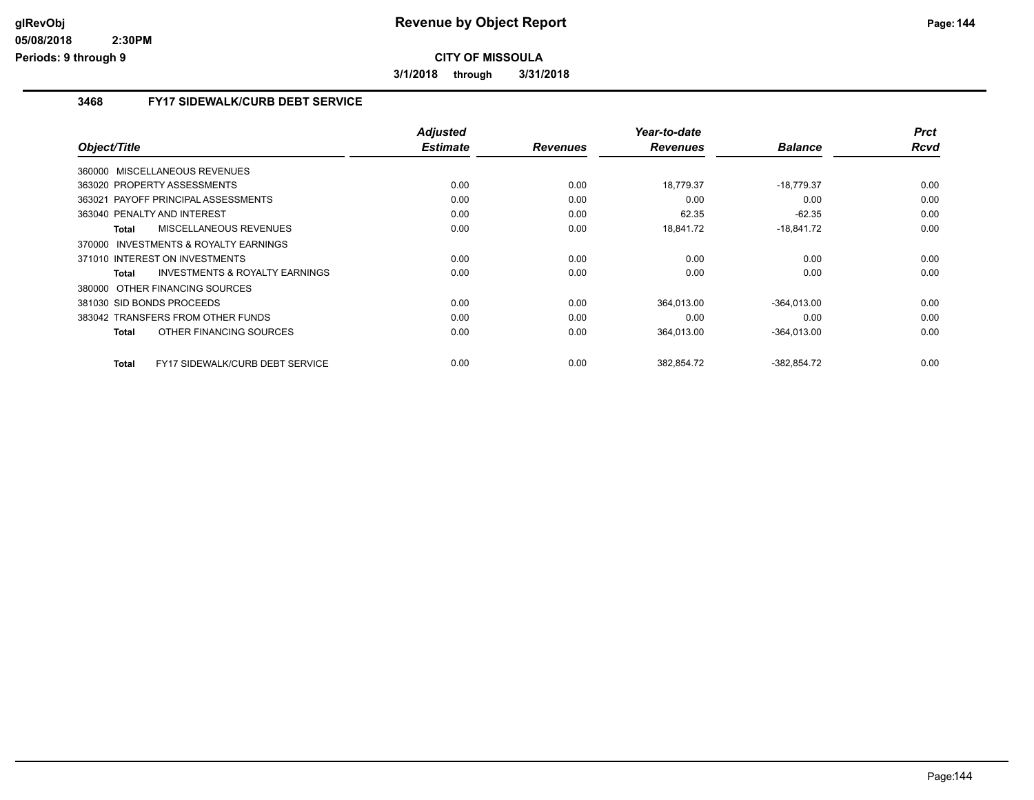# Revenue by Object Report

**CITY OF MISSOULA**

**3/1/2018 through 3/31/2018**

glRevObj
05/08/2018 2:30PM
Periods: 9 through 9

## 3468 FY17 SIDEWALK/CURB DEBT SERVICE

| Object/Title | Adjusted Estimate | Revenues | Year-to-date Revenues | Balance | Prct Rcvd |
|---|---|---|---|---|---|
| 360000 MISCELLANEOUS REVENUES | | | | | |
| 363020 PROPERTY ASSESSMENTS | 0.00 | 0.00 | 18,779.37 | -18,779.37 | 0.00 |
| 363021 PAYOFF PRINCIPAL ASSESSMENTS | 0.00 | 0.00 | 0.00 | 0.00 | 0.00 |
| 363040 PENALTY AND INTEREST | 0.00 | 0.00 | 62.35 | -62.35 | 0.00 |
| **Total** MISCELLANEOUS REVENUES | 0.00 | 0.00 | 18,841.72 | -18,841.72 | 0.00 |
| 370000 INVESTMENTS & ROYALTY EARNINGS | | | | | |
| 371010 INTEREST ON INVESTMENTS | 0.00 | 0.00 | 0.00 | 0.00 | 0.00 |
| **Total** INVESTMENTS & ROYALTY EARNINGS | 0.00 | 0.00 | 0.00 | 0.00 | 0.00 |
| 380000 OTHER FINANCING SOURCES | | | | | |
| 381030 SID BONDS PROCEEDS | 0.00 | 0.00 | 364,013.00 | -364,013.00 | 0.00 |
| 383042 TRANSFERS FROM OTHER FUNDS | 0.00 | 0.00 | 0.00 | 0.00 | 0.00 |
| **Total** OTHER FINANCING SOURCES | 0.00 | 0.00 | 364,013.00 | -364,013.00 | 0.00 |
| **Total** FY17 SIDEWALK/CURB DEBT SERVICE | 0.00 | 0.00 | 382,854.72 | -382,854.72 | 0.00 |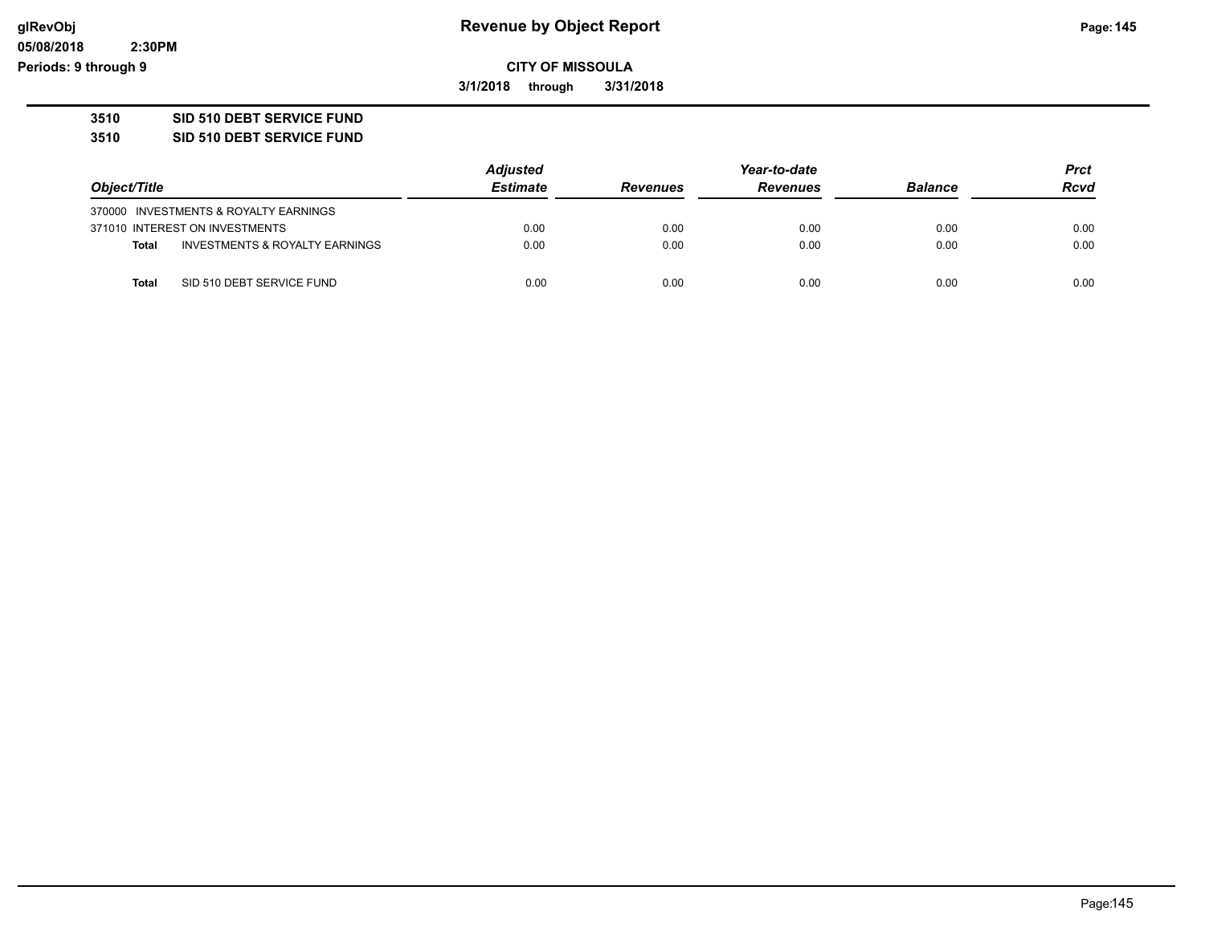# Revenue by Object Report

**CITY OF MISSOULA**

**3/1/2018 through 3/31/2018**

glRevObj
05/08/2018 2:30PM
Periods: 9 through 9

**3510 SID 510 DEBT SERVICE FUND**

**3510 SID 510 DEBT SERVICE FUND**

| Object/Title | | Adjusted Estimate | Revenues | Year-to-date Revenues | Balance | Prct Rcvd |
|---|---|---|---|---|---|---|
| 370000 INVESTMENTS & ROYALTY EARNINGS | | | | | | |
| 371010 INTEREST ON INVESTMENTS | | 0.00 | 0.00 | 0.00 | 0.00 | 0.00 |
| **Total** | INVESTMENTS & ROYALTY EARNINGS | 0.00 | 0.00 | 0.00 | 0.00 | 0.00 |
| **Total** | SID 510 DEBT SERVICE FUND | 0.00 | 0.00 | 0.00 | 0.00 | 0.00 |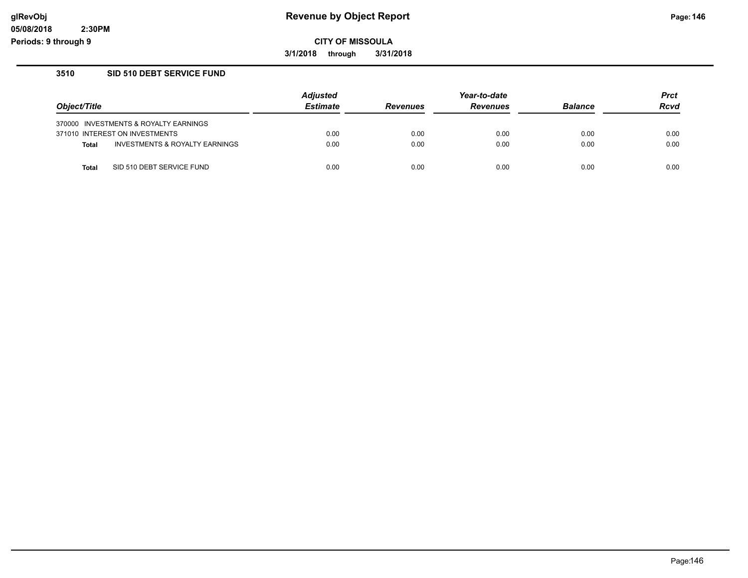# Revenue by Object Report

**CITY OF MISSOULA**

**3/1/2018 through 3/31/2018**

glRevObj
05/08/2018 2:30PM
Periods: 9 through 9

## 3510 SID 510 DEBT SERVICE FUND

| Object/Title | Adjusted Estimate | Revenues | Year-to-date Revenues | Balance | Prct Rcvd |
|---|---|---|---|---|---|
| 370000 INVESTMENTS & ROYALTY EARNINGS | | | | | |
| 371010 INTEREST ON INVESTMENTS | 0.00 | 0.00 | 0.00 | 0.00 | 0.00 |
| **Total** INVESTMENTS & ROYALTY EARNINGS | 0.00 | 0.00 | 0.00 | 0.00 | 0.00 |
| **Total** SID 510 DEBT SERVICE FUND | 0.00 | 0.00 | 0.00 | 0.00 | 0.00 |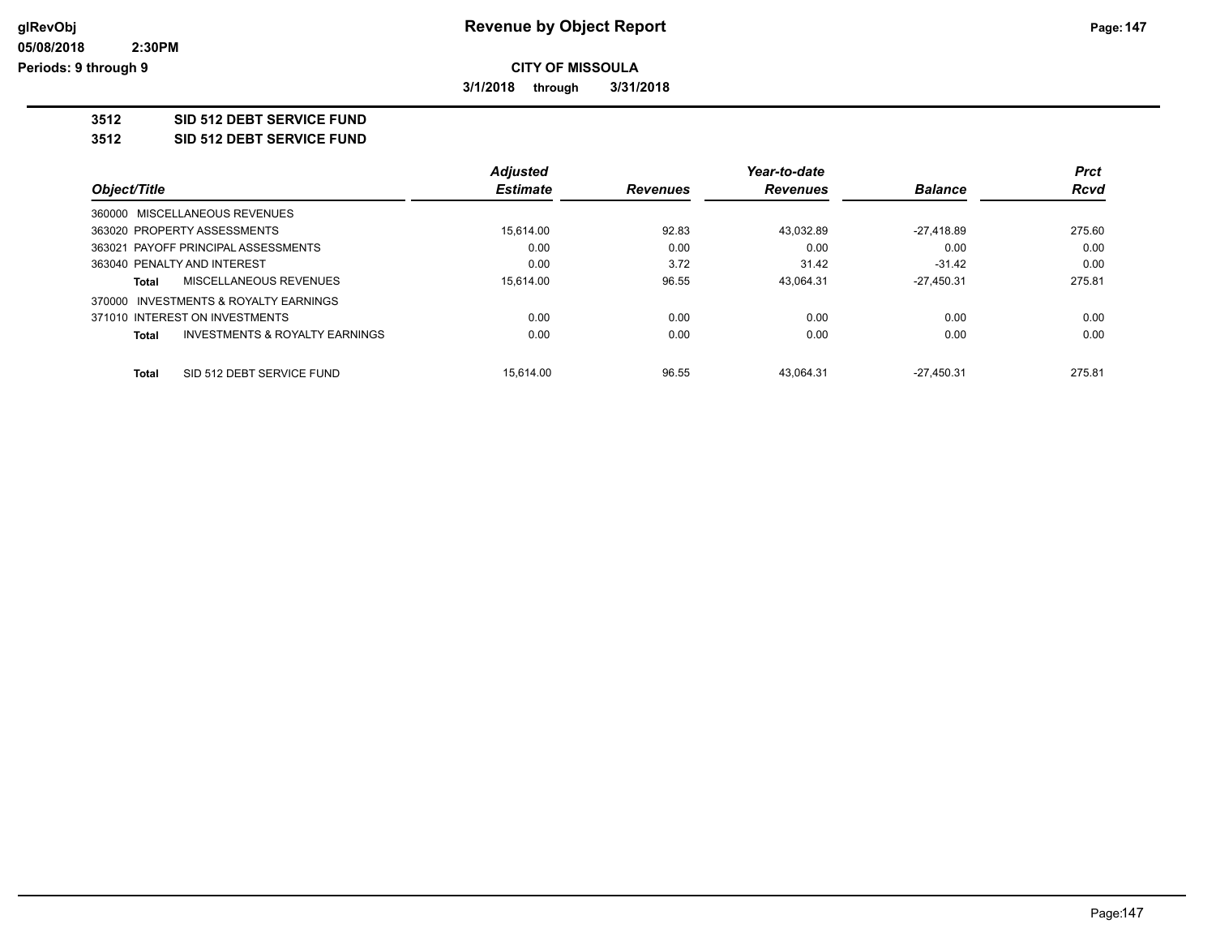**CITY OF MISSOULA**

**3/1/2018 through 3/31/2018**

**3512 SID 512 DEBT SERVICE FUND**

**3512 SID 512 DEBT SERVICE FUND**

| Object/Title | Adjusted Estimate | Revenues | Year-to-date Revenues | Balance | Prct Rcvd |
|---|---|---|---|---|---|
| 360000 MISCELLANEOUS REVENUES | | | | | |
| 363020 PROPERTY ASSESSMENTS | 15,614.00 | 92.83 | 43,032.89 | -27,418.89 | 275.60 |
| 363021 PAYOFF PRINCIPAL ASSESSMENTS | 0.00 | 0.00 | 0.00 | 0.00 | 0.00 |
| 363040 PENALTY AND INTEREST | 0.00 | 3.72 | 31.42 | -31.42 | 0.00 |
| **Total** MISCELLANEOUS REVENUES | 15,614.00 | 96.55 | 43,064.31 | -27,450.31 | 275.81 |
| 370000 INVESTMENTS & ROYALTY EARNINGS | | | | | |
| 371010 INTEREST ON INVESTMENTS | 0.00 | 0.00 | 0.00 | 0.00 | 0.00 |
| **Total** INVESTMENTS & ROYALTY EARNINGS | 0.00 | 0.00 | 0.00 | 0.00 | 0.00 |
| **Total** SID 512 DEBT SERVICE FUND | 15,614.00 | 96.55 | 43,064.31 | -27,450.31 | 275.81 |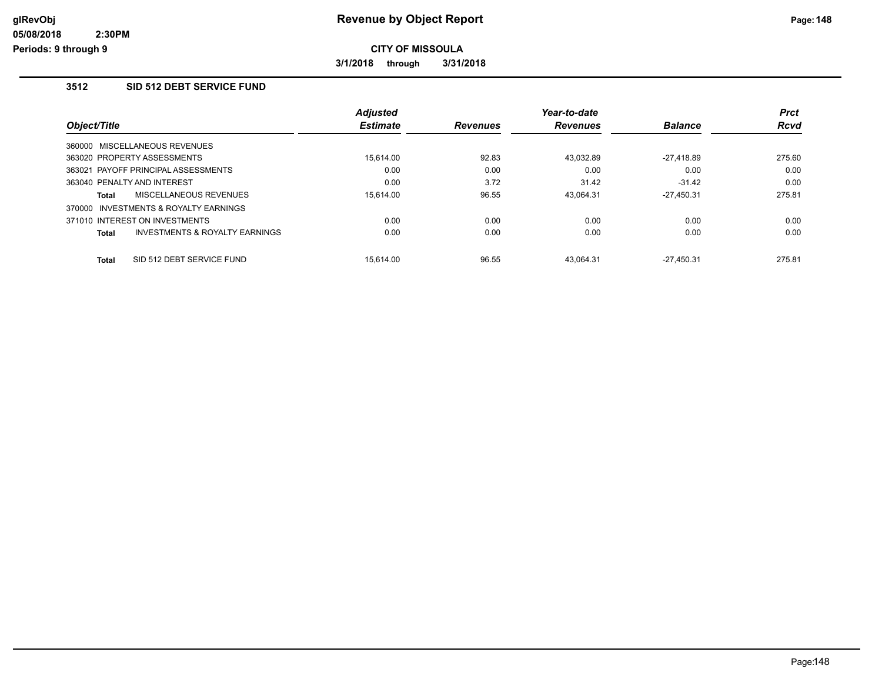**Revenue by Object Report**

**CITY OF MISSOULA**

**3/1/2018 through 3/31/2018**

glRevObj
05/08/2018 2:30PM
Periods: 9 through 9

### 3512 SID 512 DEBT SERVICE FUND

| Object/Title | Adjusted Estimate | Revenues | Year-to-date Revenues | Balance | Prct Rcvd |
|---|---|---|---|---|---|
| 360000 MISCELLANEOUS REVENUES | | | | | |
| 363020 PROPERTY ASSESSMENTS | 15,614.00 | 92.83 | 43,032.89 | -27,418.89 | 275.60 |
| 363021 PAYOFF PRINCIPAL ASSESSMENTS | 0.00 | 0.00 | 0.00 | 0.00 | 0.00 |
| 363040 PENALTY AND INTEREST | 0.00 | 3.72 | 31.42 | -31.42 | 0.00 |
| **Total** MISCELLANEOUS REVENUES | 15,614.00 | 96.55 | 43,064.31 | -27,450.31 | 275.81 |
| 370000 INVESTMENTS & ROYALTY EARNINGS | | | | | |
| 371010 INTEREST ON INVESTMENTS | 0.00 | 0.00 | 0.00 | 0.00 | 0.00 |
| **Total** INVESTMENTS & ROYALTY EARNINGS | 0.00 | 0.00 | 0.00 | 0.00 | 0.00 |
| **Total** SID 512 DEBT SERVICE FUND | 15,614.00 | 96.55 | 43,064.31 | -27,450.31 | 275.81 |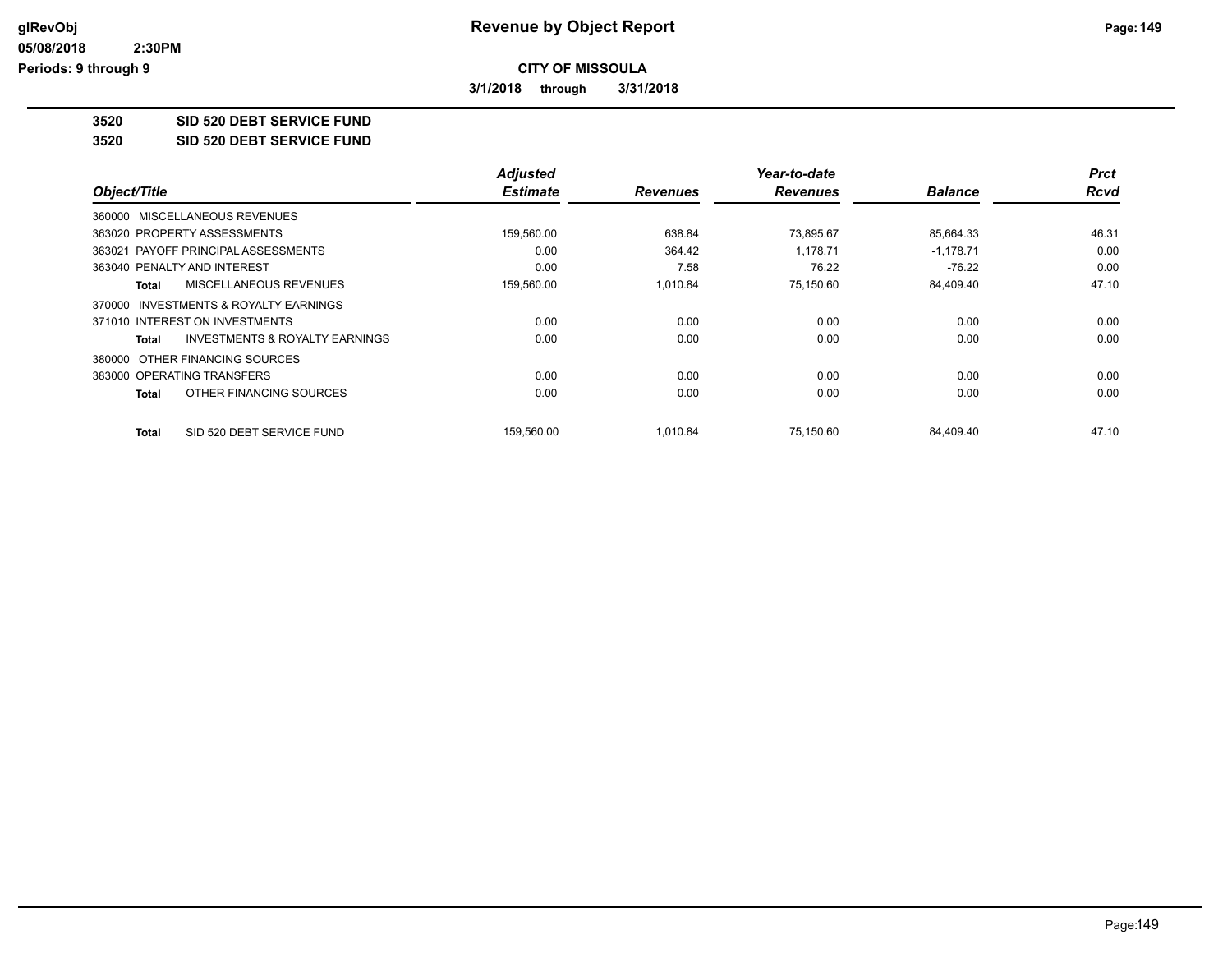**CITY OF MISSOULA**

**3/1/2018 through 3/31/2018**

**3520 SID 520 DEBT SERVICE FUND**

**3520 SID 520 DEBT SERVICE FUND**

| Object/Title | Adjusted Estimate | Revenues | Year-to-date Revenues | Balance | Prct Rcvd |
|---|---|---|---|---|---|
| 360000 MISCELLANEOUS REVENUES | | | | | |
| 363020 PROPERTY ASSESSMENTS | 159,560.00 | 638.84 | 73,895.67 | 85,664.33 | 46.31 |
| 363021 PAYOFF PRINCIPAL ASSESSMENTS | 0.00 | 364.42 | 1,178.71 | -1,178.71 | 0.00 |
| 363040 PENALTY AND INTEREST | 0.00 | 7.58 | 76.22 | -76.22 | 0.00 |
| **Total** MISCELLANEOUS REVENUES | 159,560.00 | 1,010.84 | 75,150.60 | 84,409.40 | 47.10 |
| 370000 INVESTMENTS & ROYALTY EARNINGS | | | | | |
| 371010 INTEREST ON INVESTMENTS | 0.00 | 0.00 | 0.00 | 0.00 | 0.00 |
| **Total** INVESTMENTS & ROYALTY EARNINGS | 0.00 | 0.00 | 0.00 | 0.00 | 0.00 |
| 380000 OTHER FINANCING SOURCES | | | | | |
| 383000 OPERATING TRANSFERS | 0.00 | 0.00 | 0.00 | 0.00 | 0.00 |
| **Total** OTHER FINANCING SOURCES | 0.00 | 0.00 | 0.00 | 0.00 | 0.00 |
| **Total** SID 520 DEBT SERVICE FUND | 159,560.00 | 1,010.84 | 75,150.60 | 84,409.40 | 47.10 |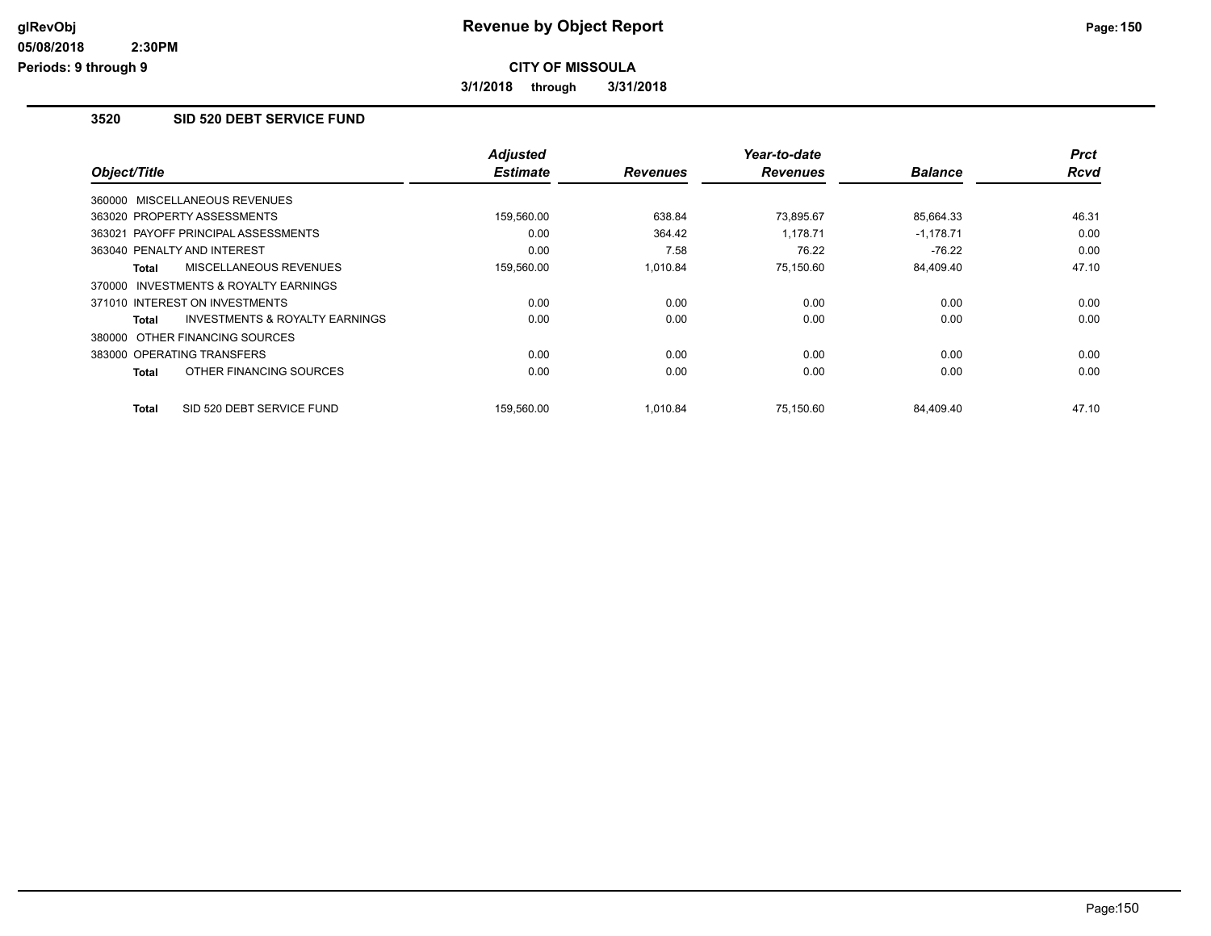**CITY OF MISSOULA**

**3/1/2018 through 3/31/2018**

## 3520 SID 520 DEBT SERVICE FUND

| Object/Title | Adjusted Estimate | Revenues | Year-to-date Revenues | Balance | Prct Rcvd |
|---|---|---|---|---|---|
| 360000 MISCELLANEOUS REVENUES | | | | | |
| 363020 PROPERTY ASSESSMENTS | 159,560.00 | 638.84 | 73,895.67 | 85,664.33 | 46.31 |
| 363021 PAYOFF PRINCIPAL ASSESSMENTS | 0.00 | 364.42 | 1,178.71 | -1,178.71 | 0.00 |
| 363040 PENALTY AND INTEREST | 0.00 | 7.58 | 76.22 | -76.22 | 0.00 |
| **Total** MISCELLANEOUS REVENUES | 159,560.00 | 1,010.84 | 75,150.60 | 84,409.40 | 47.10 |
| 370000 INVESTMENTS & ROYALTY EARNINGS | | | | | |
| 371010 INTEREST ON INVESTMENTS | 0.00 | 0.00 | 0.00 | 0.00 | 0.00 |
| **Total** INVESTMENTS & ROYALTY EARNINGS | 0.00 | 0.00 | 0.00 | 0.00 | 0.00 |
| 380000 OTHER FINANCING SOURCES | | | | | |
| 383000 OPERATING TRANSFERS | 0.00 | 0.00 | 0.00 | 0.00 | 0.00 |
| **Total** OTHER FINANCING SOURCES | 0.00 | 0.00 | 0.00 | 0.00 | 0.00 |
| **Total** SID 520 DEBT SERVICE FUND | 159,560.00 | 1,010.84 | 75,150.60 | 84,409.40 | 47.10 |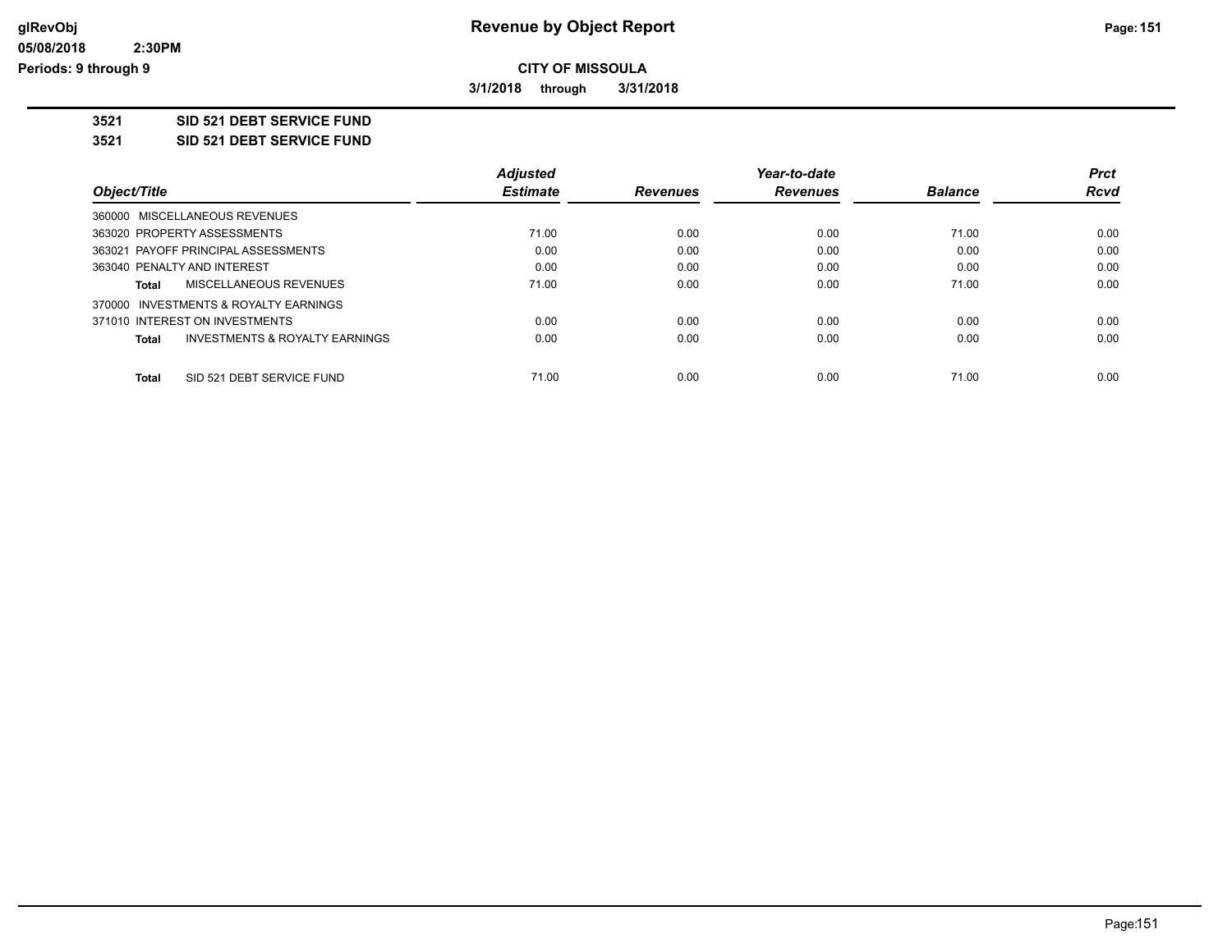**CITY OF MISSOULA**

**3/1/2018 through 3/31/2018**

## 3521 SID 521 DEBT SERVICE FUND

### 3521 SID 521 DEBT SERVICE FUND

| Object/Title | Adjusted Estimate | Revenues | Year-to-date Revenues | Balance | Prct Rcvd |
|---|---|---|---|---|---|
| 360000 MISCELLANEOUS REVENUES | | | | | |
| 363020 PROPERTY ASSESSMENTS | 71.00 | 0.00 | 0.00 | 71.00 | 0.00 |
| 363021 PAYOFF PRINCIPAL ASSESSMENTS | 0.00 | 0.00 | 0.00 | 0.00 | 0.00 |
| 363040 PENALTY AND INTEREST | 0.00 | 0.00 | 0.00 | 0.00 | 0.00 |
| **Total** MISCELLANEOUS REVENUES | 71.00 | 0.00 | 0.00 | 71.00 | 0.00 |
| 370000 INVESTMENTS & ROYALTY EARNINGS | | | | | |
| 371010 INTEREST ON INVESTMENTS | 0.00 | 0.00 | 0.00 | 0.00 | 0.00 |
| **Total** INVESTMENTS & ROYALTY EARNINGS | 0.00 | 0.00 | 0.00 | 0.00 | 0.00 |
| **Total** SID 521 DEBT SERVICE FUND | 71.00 | 0.00 | 0.00 | 71.00 | 0.00 |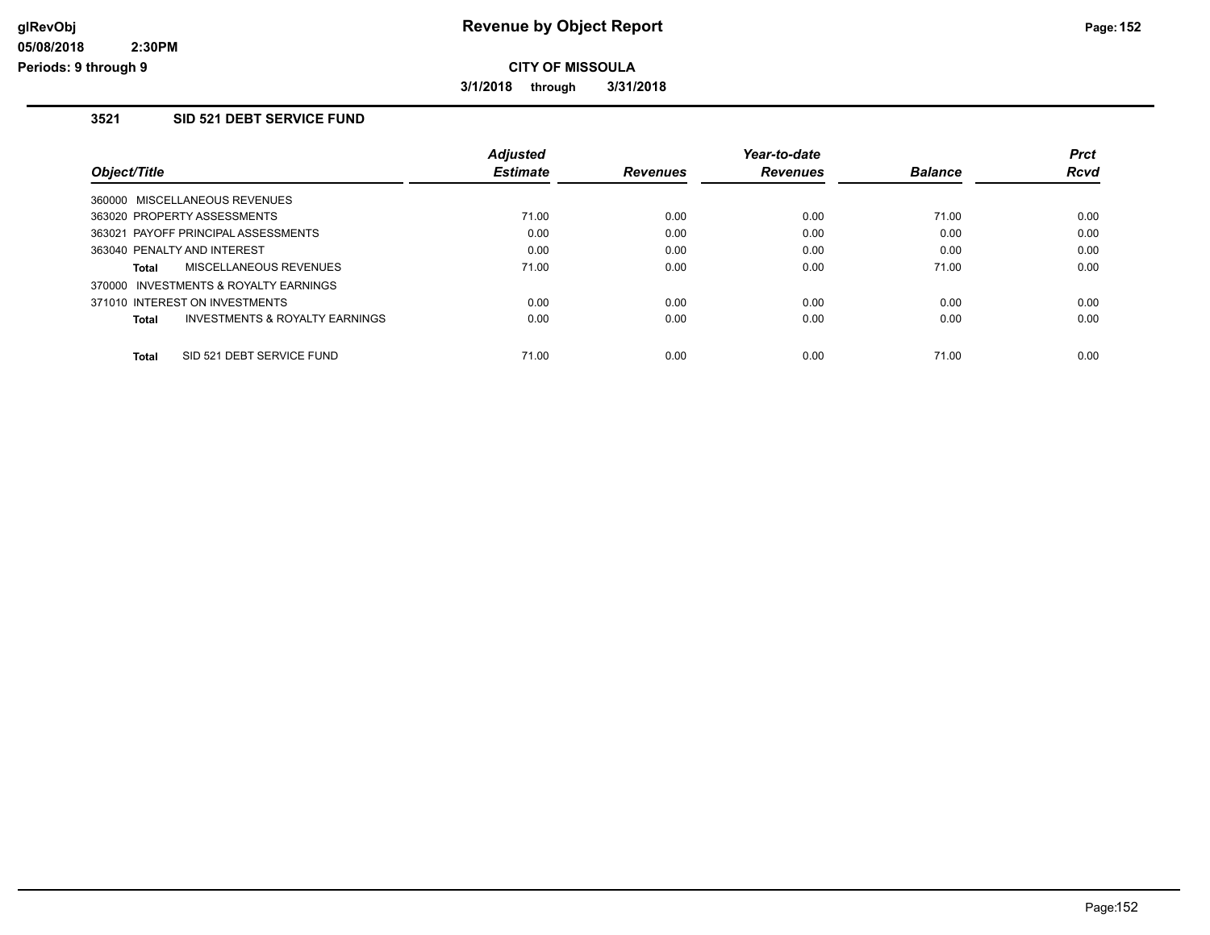# Revenue by Object Report

**CITY OF MISSOULA**

**3/1/2018 through 3/31/2018**

glRevObj
05/08/2018 2:30PM
Periods: 9 through 9

## 3521 SID 521 DEBT SERVICE FUND

| Object/Title | Adjusted Estimate | Revenues | Year-to-date Revenues | Balance | Prct Rcvd |
|---|---|---|---|---|---|
| 360000 MISCELLANEOUS REVENUES | | | | | |
| 363020 PROPERTY ASSESSMENTS | 71.00 | 0.00 | 0.00 | 71.00 | 0.00 |
| 363021 PAYOFF PRINCIPAL ASSESSMENTS | 0.00 | 0.00 | 0.00 | 0.00 | 0.00 |
| 363040 PENALTY AND INTEREST | 0.00 | 0.00 | 0.00 | 0.00 | 0.00 |
| **Total** MISCELLANEOUS REVENUES | 71.00 | 0.00 | 0.00 | 71.00 | 0.00 |
| 370000 INVESTMENTS & ROYALTY EARNINGS | | | | | |
| 371010 INTEREST ON INVESTMENTS | 0.00 | 0.00 | 0.00 | 0.00 | 0.00 |
| **Total** INVESTMENTS & ROYALTY EARNINGS | 0.00 | 0.00 | 0.00 | 0.00 | 0.00 |
| **Total** SID 521 DEBT SERVICE FUND | 71.00 | 0.00 | 0.00 | 71.00 | 0.00 |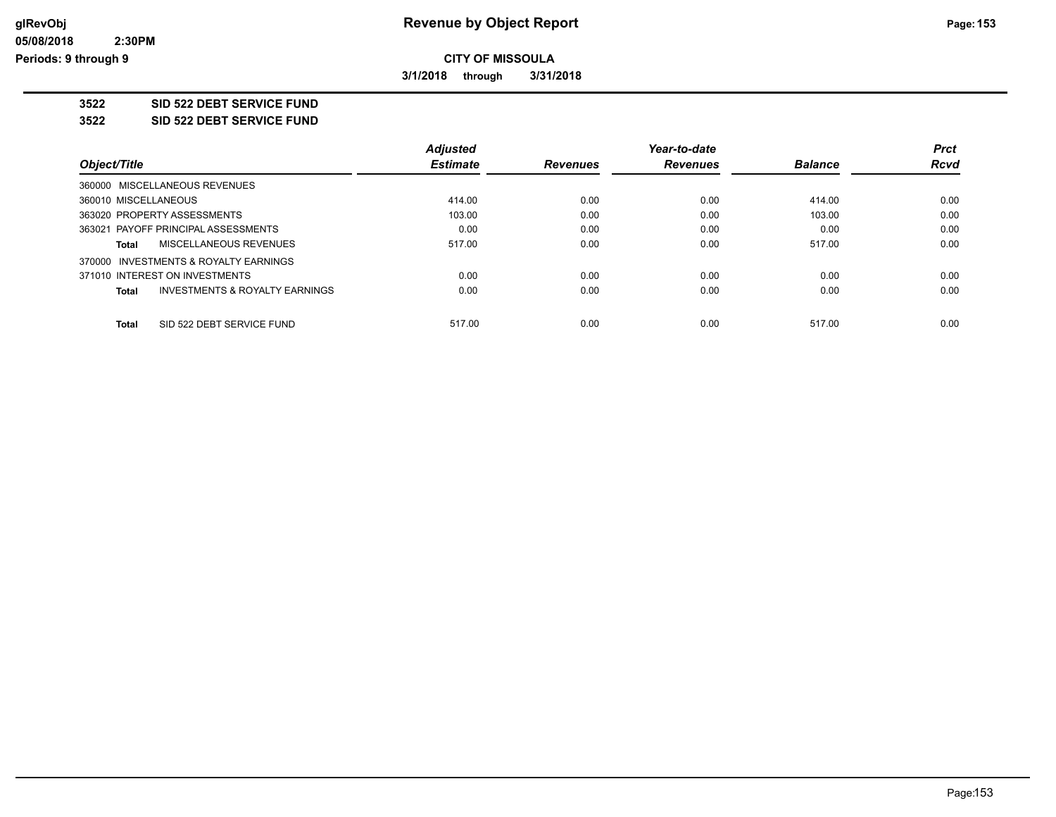# Revenue by Object Report

## CITY OF MISSOULA

**3/1/2018 through 3/31/2018**

**3522 SID 522 DEBT SERVICE FUND**

**3522 SID 522 DEBT SERVICE FUND**

| Object/Title | | Adjusted Estimate | Revenues | Year-to-date Revenues | Balance | Prct Rcvd |
|---|---|---|---|---|---|---|
| 360000 MISCELLANEOUS REVENUES | | | | | | |
| 360010 MISCELLANEOUS | | 414.00 | 0.00 | 0.00 | 414.00 | 0.00 |
| 363020 PROPERTY ASSESSMENTS | | 103.00 | 0.00 | 0.00 | 103.00 | 0.00 |
| 363021 PAYOFF PRINCIPAL ASSESSMENTS | | 0.00 | 0.00 | 0.00 | 0.00 | 0.00 |
| Total | MISCELLANEOUS REVENUES | 517.00 | 0.00 | 0.00 | 517.00 | 0.00 |
| 370000 INVESTMENTS & ROYALTY EARNINGS | | | | | | |
| 371010 INTEREST ON INVESTMENTS | | 0.00 | 0.00 | 0.00 | 0.00 | 0.00 |
| Total | INVESTMENTS & ROYALTY EARNINGS | 0.00 | 0.00 | 0.00 | 0.00 | 0.00 |
| Total | SID 522 DEBT SERVICE FUND | 517.00 | 0.00 | 0.00 | 517.00 | 0.00 |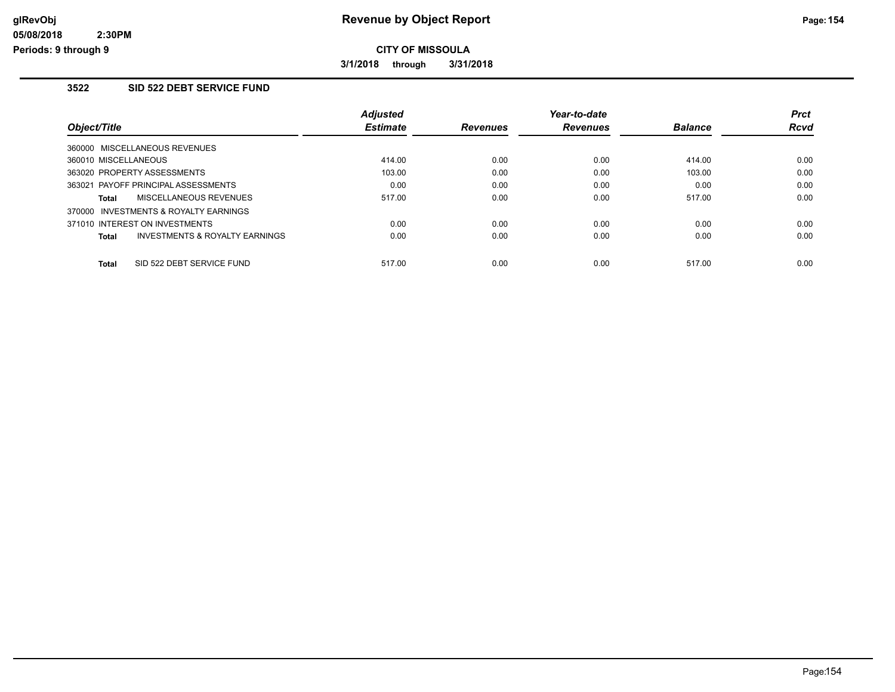# Revenue by Object Report

**CITY OF MISSOULA**

**3/1/2018 through 3/31/2018**

## 3522 SID 522 DEBT SERVICE FUND

| Object/Title | | Adjusted Estimate | Revenues | Year-to-date Revenues | Balance | Prct Rcvd |
|---|---|---|---|---|---|---|
| 360000 MISCELLANEOUS REVENUES | | | | | | |
| 360010 MISCELLANEOUS | | 414.00 | 0.00 | 0.00 | 414.00 | 0.00 |
| 363020 PROPERTY ASSESSMENTS | | 103.00 | 0.00 | 0.00 | 103.00 | 0.00 |
| 363021 PAYOFF PRINCIPAL ASSESSMENTS | | 0.00 | 0.00 | 0.00 | 0.00 | 0.00 |
| **Total** | MISCELLANEOUS REVENUES | 517.00 | 0.00 | 0.00 | 517.00 | 0.00 |
| 370000 INVESTMENTS & ROYALTY EARNINGS | | | | | | |
| 371010 INTEREST ON INVESTMENTS | | 0.00 | 0.00 | 0.00 | 0.00 | 0.00 |
| **Total** | INVESTMENTS & ROYALTY EARNINGS | 0.00 | 0.00 | 0.00 | 0.00 | 0.00 |
| **Total** | SID 522 DEBT SERVICE FUND | 517.00 | 0.00 | 0.00 | 517.00 | 0.00 |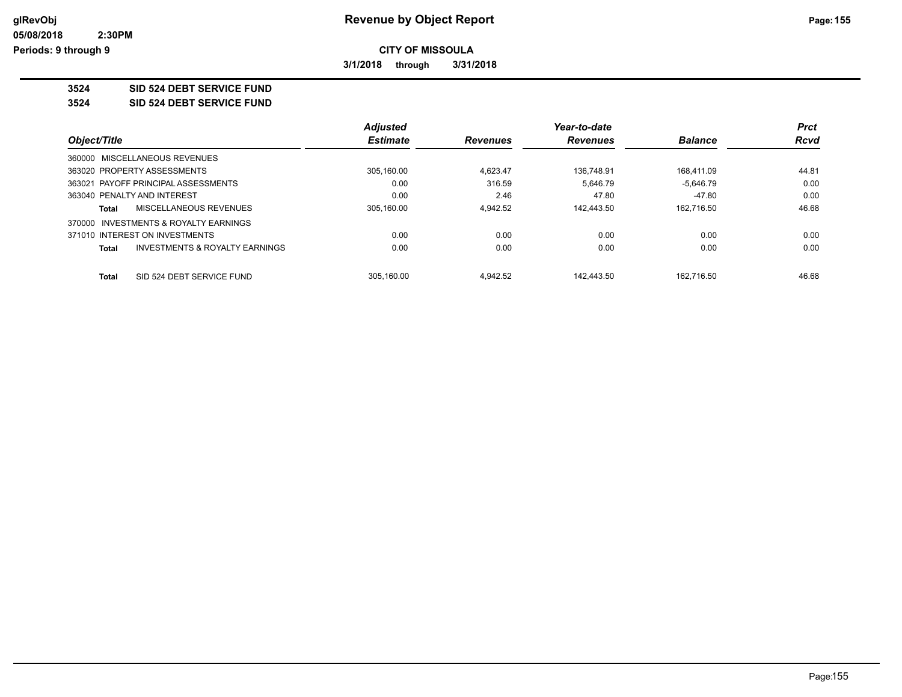# Revenue by Object Report

**CITY OF MISSOULA**

**3/1/2018 through 3/31/2018**

**3524 SID 524 DEBT SERVICE FUND**

**3524 SID 524 DEBT SERVICE FUND**

| Object/Title | Adjusted Estimate | Revenues | Year-to-date Revenues | Balance | Prct Rcvd |
|---|---|---|---|---|---|
| 360000 MISCELLANEOUS REVENUES | | | | | |
| 363020 PROPERTY ASSESSMENTS | 305,160.00 | 4,623.47 | 136,748.91 | 168,411.09 | 44.81 |
| 363021 PAYOFF PRINCIPAL ASSESSMENTS | 0.00 | 316.59 | 5,646.79 | -5,646.79 | 0.00 |
| 363040 PENALTY AND INTEREST | 0.00 | 2.46 | 47.80 | -47.80 | 0.00 |
| **Total** MISCELLANEOUS REVENUES | 305,160.00 | 4,942.52 | 142,443.50 | 162,716.50 | 46.68 |
| 370000 INVESTMENTS & ROYALTY EARNINGS | | | | | |
| 371010 INTEREST ON INVESTMENTS | 0.00 | 0.00 | 0.00 | 0.00 | 0.00 |
| **Total** INVESTMENTS & ROYALTY EARNINGS | 0.00 | 0.00 | 0.00 | 0.00 | 0.00 |
| **Total** SID 524 DEBT SERVICE FUND | 305,160.00 | 4,942.52 | 142,443.50 | 162,716.50 | 46.68 |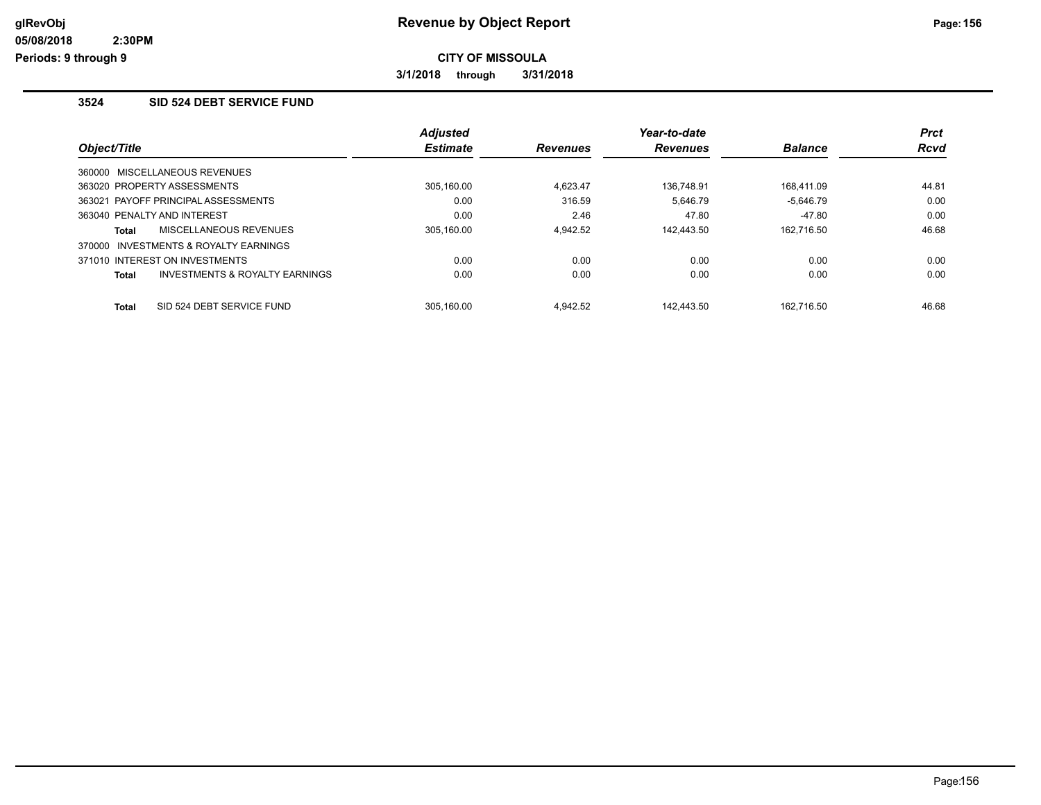# Revenue by Object Report

**CITY OF MISSOULA**

**3/1/2018 through 3/31/2018**

### 3524 SID 524 DEBT SERVICE FUND

| Object/Title | Adjusted Estimate | Revenues | Year-to-date Revenues | Balance | Prct Rcvd |
|---|---|---|---|---|---|
| 360000 MISCELLANEOUS REVENUES | | | | | |
| 363020 PROPERTY ASSESSMENTS | 305,160.00 | 4,623.47 | 136,748.91 | 168,411.09 | 44.81 |
| 363021 PAYOFF PRINCIPAL ASSESSMENTS | 0.00 | 316.59 | 5,646.79 | -5,646.79 | 0.00 |
| 363040 PENALTY AND INTEREST | 0.00 | 2.46 | 47.80 | -47.80 | 0.00 |
| **Total** MISCELLANEOUS REVENUES | 305,160.00 | 4,942.52 | 142,443.50 | 162,716.50 | 46.68 |
| 370000 INVESTMENTS & ROYALTY EARNINGS | | | | | |
| 371010 INTEREST ON INVESTMENTS | 0.00 | 0.00 | 0.00 | 0.00 | 0.00 |
| **Total** INVESTMENTS & ROYALTY EARNINGS | 0.00 | 0.00 | 0.00 | 0.00 | 0.00 |
| **Total** SID 524 DEBT SERVICE FUND | 305,160.00 | 4,942.52 | 142,443.50 | 162,716.50 | 46.68 |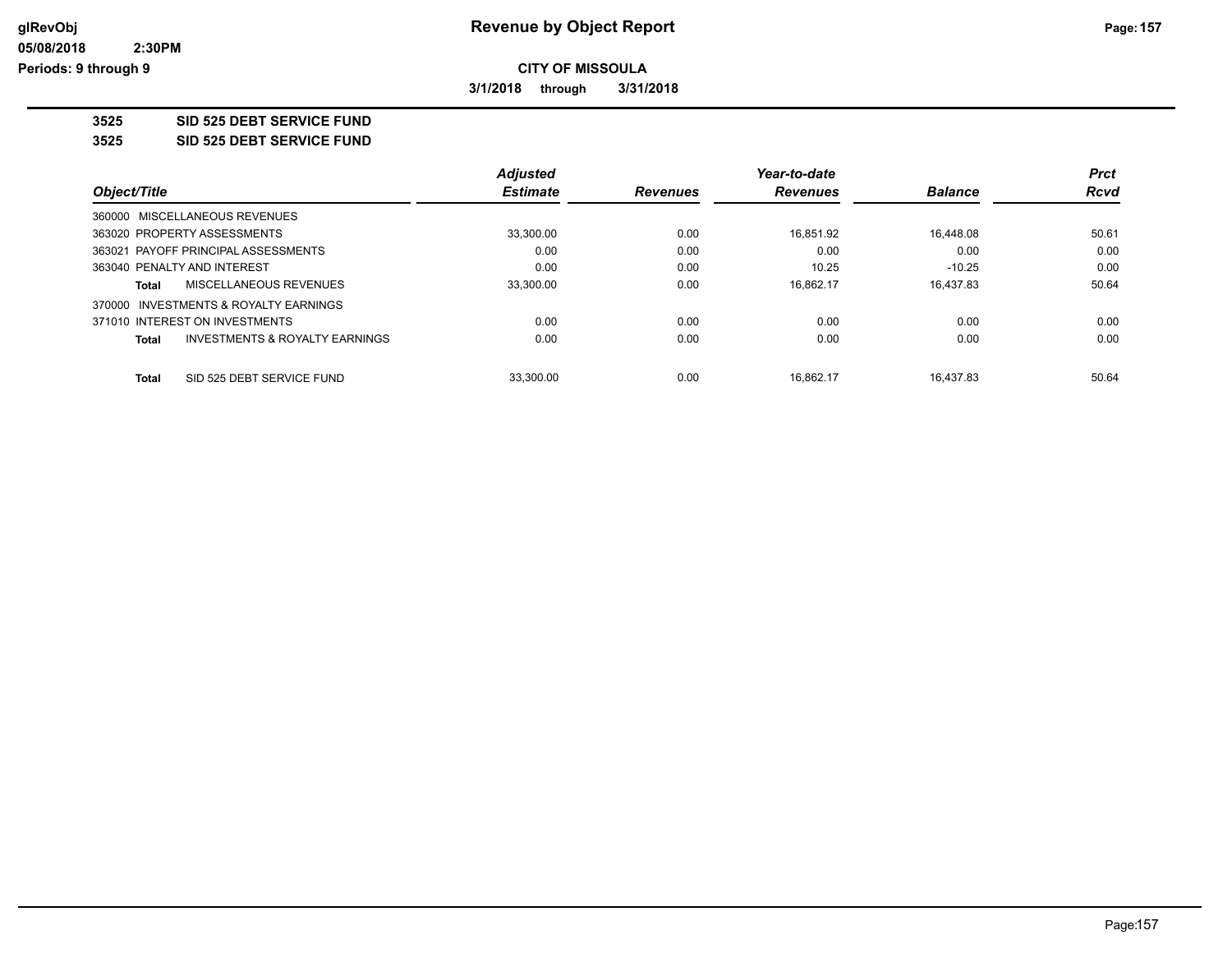**CITY OF MISSOULA**

**3/1/2018 through 3/31/2018**

## 3525 SID 525 DEBT SERVICE FUND

### 3525 SID 525 DEBT SERVICE FUND

| Object/Title | Adjusted Estimate | Revenues | Year-to-date Revenues | Balance | Prct Rcvd |
|---|---|---|---|---|---|
| 360000 MISCELLANEOUS REVENUES | | | | | |
| 363020 PROPERTY ASSESSMENTS | 33,300.00 | 0.00 | 16,851.92 | 16,448.08 | 50.61 |
| 363021 PAYOFF PRINCIPAL ASSESSMENTS | 0.00 | 0.00 | 0.00 | 0.00 | 0.00 |
| 363040 PENALTY AND INTEREST | 0.00 | 0.00 | 10.25 | -10.25 | 0.00 |
| **Total** MISCELLANEOUS REVENUES | 33,300.00 | 0.00 | 16,862.17 | 16,437.83 | 50.64 |
| 370000 INVESTMENTS & ROYALTY EARNINGS | | | | | |
| 371010 INTEREST ON INVESTMENTS | 0.00 | 0.00 | 0.00 | 0.00 | 0.00 |
| **Total** INVESTMENTS & ROYALTY EARNINGS | 0.00 | 0.00 | 0.00 | 0.00 | 0.00 |
| **Total** SID 525 DEBT SERVICE FUND | 33,300.00 | 0.00 | 16,862.17 | 16,437.83 | 50.64 |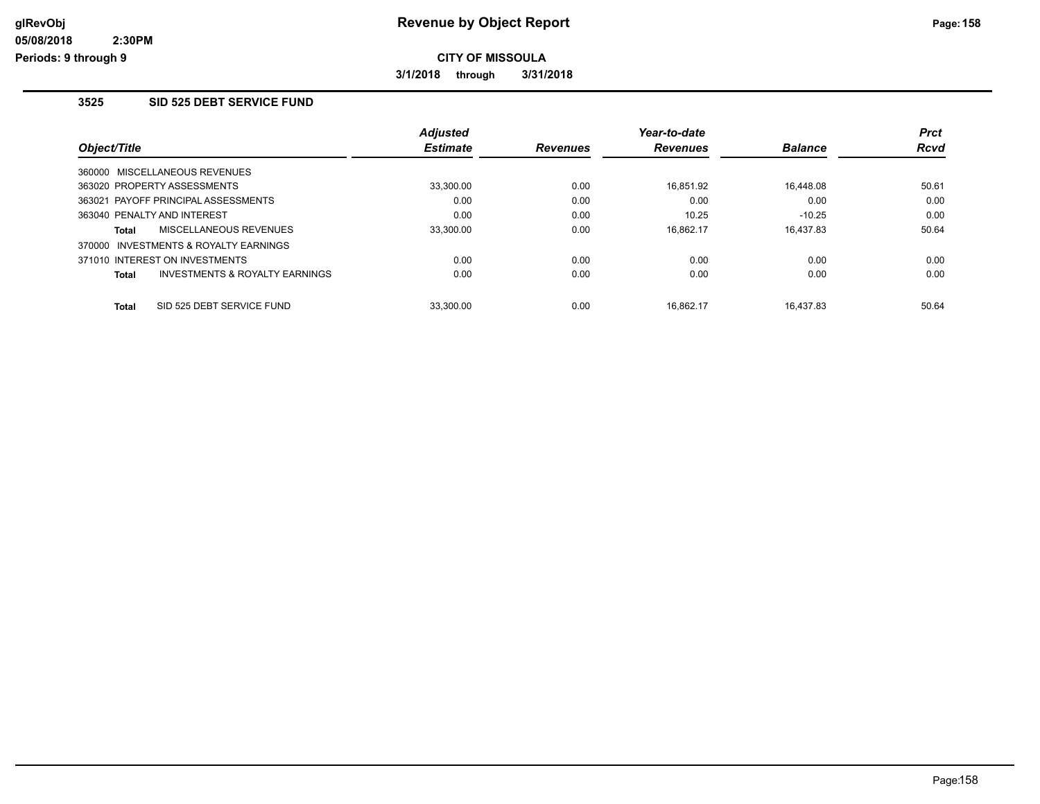**CITY OF MISSOULA**

**3/1/2018 through 3/31/2018**

### 3525 SID 525 DEBT SERVICE FUND

| Object/Title | Adjusted Estimate | Revenues | Year-to-date Revenues | Balance | Prct Rcvd |
|---|---|---|---|---|---|
| 360000 MISCELLANEOUS REVENUES | | | | | |
| 363020 PROPERTY ASSESSMENTS | 33,300.00 | 0.00 | 16,851.92 | 16,448.08 | 50.61 |
| 363021 PAYOFF PRINCIPAL ASSESSMENTS | 0.00 | 0.00 | 0.00 | 0.00 | 0.00 |
| 363040 PENALTY AND INTEREST | 0.00 | 0.00 | 10.25 | -10.25 | 0.00 |
| **Total** MISCELLANEOUS REVENUES | 33,300.00 | 0.00 | 16,862.17 | 16,437.83 | 50.64 |
| 370000 INVESTMENTS & ROYALTY EARNINGS | | | | | |
| 371010 INTEREST ON INVESTMENTS | 0.00 | 0.00 | 0.00 | 0.00 | 0.00 |
| **Total** INVESTMENTS & ROYALTY EARNINGS | 0.00 | 0.00 | 0.00 | 0.00 | 0.00 |
| **Total** SID 525 DEBT SERVICE FUND | 33,300.00 | 0.00 | 16,862.17 | 16,437.83 | 50.64 |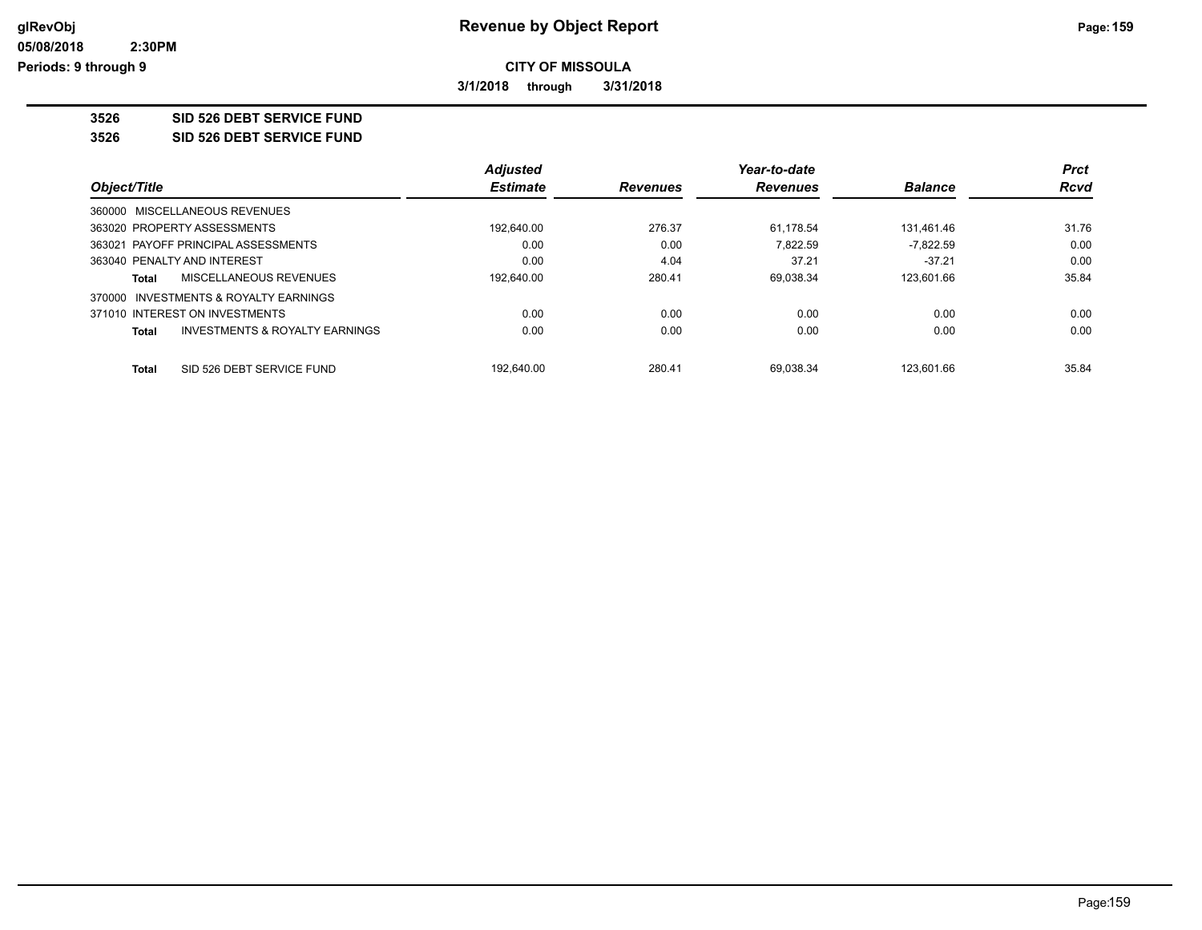**Revenue by Object Report**

**CITY OF MISSOULA**

**3/1/2018 through 3/31/2018**

glRevObj
05/08/2018 2:30PM
Periods: 9 through 9

## 3526 SID 526 DEBT SERVICE FUND

### 3526 SID 526 DEBT SERVICE FUND

| Object/Title | Adjusted Estimate | Revenues | Year-to-date Revenues | Balance | Prct Rcvd |
|---|---|---|---|---|---|
| 360000 MISCELLANEOUS REVENUES | | | | | |
| 363020 PROPERTY ASSESSMENTS | 192,640.00 | 276.37 | 61,178.54 | 131,461.46 | 31.76 |
| 363021 PAYOFF PRINCIPAL ASSESSMENTS | 0.00 | 0.00 | 7,822.59 | -7,822.59 | 0.00 |
| 363040 PENALTY AND INTEREST | 0.00 | 4.04 | 37.21 | -37.21 | 0.00 |
| **Total** MISCELLANEOUS REVENUES | 192,640.00 | 280.41 | 69,038.34 | 123,601.66 | 35.84 |
| 370000 INVESTMENTS & ROYALTY EARNINGS | | | | | |
| 371010 INTEREST ON INVESTMENTS | 0.00 | 0.00 | 0.00 | 0.00 | 0.00 |
| **Total** INVESTMENTS & ROYALTY EARNINGS | 0.00 | 0.00 | 0.00 | 0.00 | 0.00 |
| **Total** SID 526 DEBT SERVICE FUND | 192,640.00 | 280.41 | 69,038.34 | 123,601.66 | 35.84 |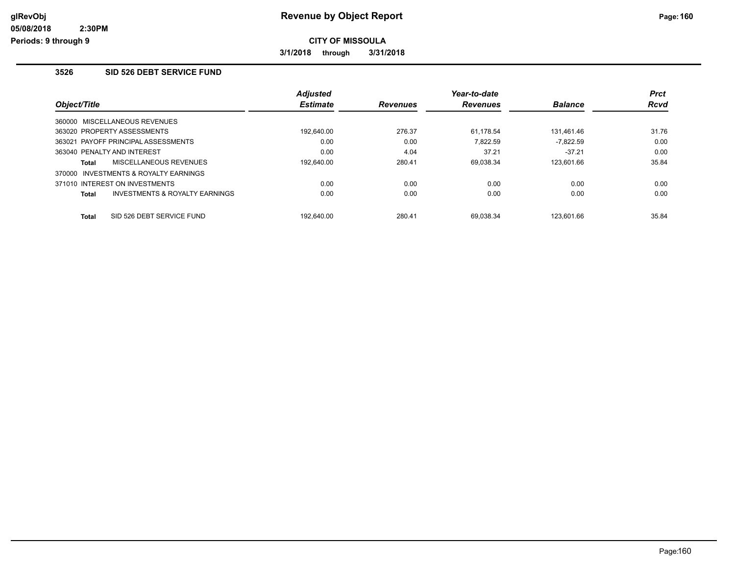**Revenue by Object Report**

**CITY OF MISSOULA**

**3/1/2018 through 3/31/2018**

### 3526 SID 526 DEBT SERVICE FUND

| Object/Title | Adjusted Estimate | Revenues | Year-to-date Revenues | Balance | Prct Rcvd |
|---|---|---|---|---|---|
| 360000 MISCELLANEOUS REVENUES | | | | | |
| 363020 PROPERTY ASSESSMENTS | 192,640.00 | 276.37 | 61,178.54 | 131,461.46 | 31.76 |
| 363021 PAYOFF PRINCIPAL ASSESSMENTS | 0.00 | 0.00 | 7,822.59 | -7,822.59 | 0.00 |
| 363040 PENALTY AND INTEREST | 0.00 | 4.04 | 37.21 | -37.21 | 0.00 |
| **Total** MISCELLANEOUS REVENUES | 192,640.00 | 280.41 | 69,038.34 | 123,601.66 | 35.84 |
| 370000 INVESTMENTS & ROYALTY EARNINGS | | | | | |
| 371010 INTEREST ON INVESTMENTS | 0.00 | 0.00 | 0.00 | 0.00 | 0.00 |
| **Total** INVESTMENTS & ROYALTY EARNINGS | 0.00 | 0.00 | 0.00 | 0.00 | 0.00 |
| **Total** SID 526 DEBT SERVICE FUND | 192,640.00 | 280.41 | 69,038.34 | 123,601.66 | 35.84 |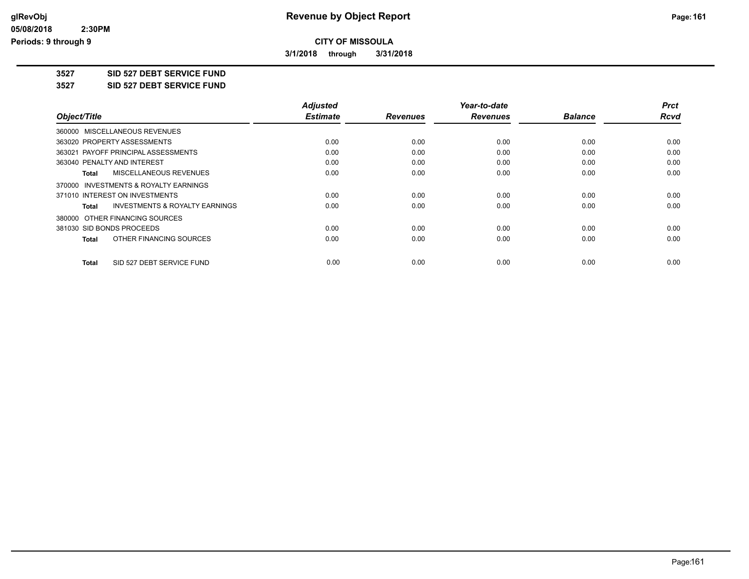**CITY OF MISSOULA**

**3/1/2018 through 3/31/2018**

**Revenue by Object Report**

glRevObj
05/08/2018 2:30PM
Periods: 9 through 9

**3527 SID 527 DEBT SERVICE FUND**

**3527 SID 527 DEBT SERVICE FUND**

| Object/Title | Adjusted Estimate | Revenues | Year-to-date Revenues | Balance | Prct Rcvd |
|---|---|---|---|---|---|
| 360000 MISCELLANEOUS REVENUES | | | | | |
| 363020 PROPERTY ASSESSMENTS | 0.00 | 0.00 | 0.00 | 0.00 | 0.00 |
| 363021 PAYOFF PRINCIPAL ASSESSMENTS | 0.00 | 0.00 | 0.00 | 0.00 | 0.00 |
| 363040 PENALTY AND INTEREST | 0.00 | 0.00 | 0.00 | 0.00 | 0.00 |
| **Total** MISCELLANEOUS REVENUES | 0.00 | 0.00 | 0.00 | 0.00 | 0.00 |
| 370000 INVESTMENTS & ROYALTY EARNINGS | | | | | |
| 371010 INTEREST ON INVESTMENTS | 0.00 | 0.00 | 0.00 | 0.00 | 0.00 |
| **Total** INVESTMENTS & ROYALTY EARNINGS | 0.00 | 0.00 | 0.00 | 0.00 | 0.00 |
| 380000 OTHER FINANCING SOURCES | | | | | |
| 381030 SID BONDS PROCEEDS | 0.00 | 0.00 | 0.00 | 0.00 | 0.00 |
| **Total** OTHER FINANCING SOURCES | 0.00 | 0.00 | 0.00 | 0.00 | 0.00 |
| **Total** SID 527 DEBT SERVICE FUND | 0.00 | 0.00 | 0.00 | 0.00 | 0.00 |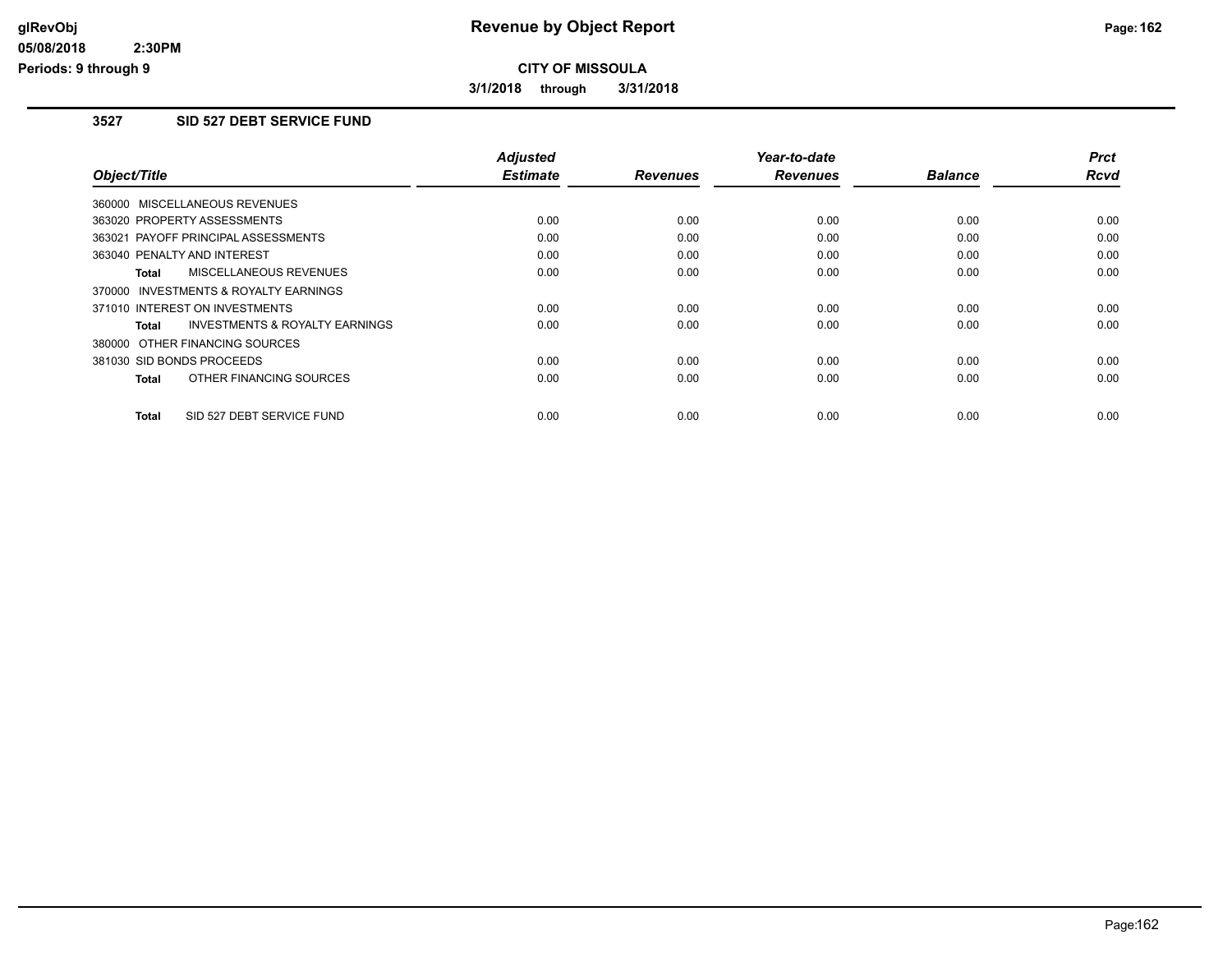# Revenue by Object Report

**CITY OF MISSOULA**

**3/1/2018 through 3/31/2018**

glRevObj
05/08/2018 2:30PM
Periods: 9 through 9

## 3527 SID 527 DEBT SERVICE FUND

| Object/Title | Adjusted Estimate | Revenues | Year-to-date Revenues | Balance | Prct Rcvd |
|---|---|---|---|---|---|
| 360000 MISCELLANEOUS REVENUES | | | | | |
| 363020 PROPERTY ASSESSMENTS | 0.00 | 0.00 | 0.00 | 0.00 | 0.00 |
| 363021 PAYOFF PRINCIPAL ASSESSMENTS | 0.00 | 0.00 | 0.00 | 0.00 | 0.00 |
| 363040 PENALTY AND INTEREST | 0.00 | 0.00 | 0.00 | 0.00 | 0.00 |
| **Total** MISCELLANEOUS REVENUES | 0.00 | 0.00 | 0.00 | 0.00 | 0.00 |
| 370000 INVESTMENTS & ROYALTY EARNINGS | | | | | |
| 371010 INTEREST ON INVESTMENTS | 0.00 | 0.00 | 0.00 | 0.00 | 0.00 |
| **Total** INVESTMENTS & ROYALTY EARNINGS | 0.00 | 0.00 | 0.00 | 0.00 | 0.00 |
| 380000 OTHER FINANCING SOURCES | | | | | |
| 381030 SID BONDS PROCEEDS | 0.00 | 0.00 | 0.00 | 0.00 | 0.00 |
| **Total** OTHER FINANCING SOURCES | 0.00 | 0.00 | 0.00 | 0.00 | 0.00 |
| **Total** SID 527 DEBT SERVICE FUND | 0.00 | 0.00 | 0.00 | 0.00 | 0.00 |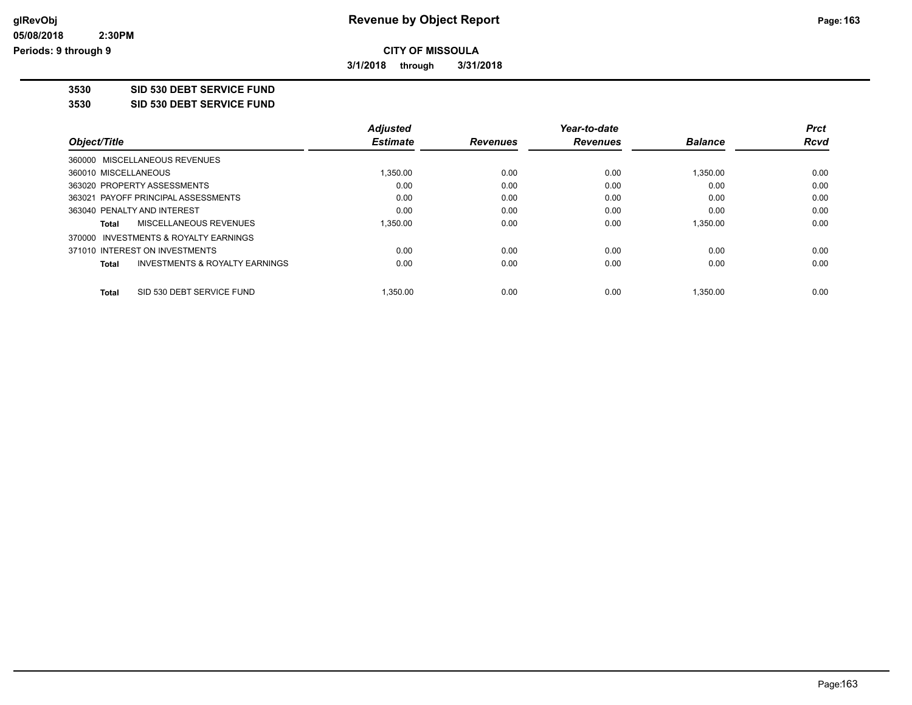**Revenue by Object Report**

**CITY OF MISSOULA**

**3/1/2018 through 3/31/2018**

glRevObj
05/08/2018 2:30PM
Periods: 9 through 9

## 3530 SID 530 DEBT SERVICE FUND

## 3530 SID 530 DEBT SERVICE FUND

| Object/Title | Adjusted Estimate | Revenues | Year-to-date Revenues | Balance | Prct Rcvd |
|---|---|---|---|---|---|
| 360000 MISCELLANEOUS REVENUES | | | | | |
| 360010 MISCELLANEOUS | 1,350.00 | 0.00 | 0.00 | 1,350.00 | 0.00 |
| 363020 PROPERTY ASSESSMENTS | 0.00 | 0.00 | 0.00 | 0.00 | 0.00 |
| 363021 PAYOFF PRINCIPAL ASSESSMENTS | 0.00 | 0.00 | 0.00 | 0.00 | 0.00 |
| 363040 PENALTY AND INTEREST | 0.00 | 0.00 | 0.00 | 0.00 | 0.00 |
| **Total** MISCELLANEOUS REVENUES | 1,350.00 | 0.00 | 0.00 | 1,350.00 | 0.00 |
| 370000 INVESTMENTS & ROYALTY EARNINGS | | | | | |
| 371010 INTEREST ON INVESTMENTS | 0.00 | 0.00 | 0.00 | 0.00 | 0.00 |
| **Total** INVESTMENTS & ROYALTY EARNINGS | 0.00 | 0.00 | 0.00 | 0.00 | 0.00 |
| **Total** SID 530 DEBT SERVICE FUND | 1,350.00 | 0.00 | 0.00 | 1,350.00 | 0.00 |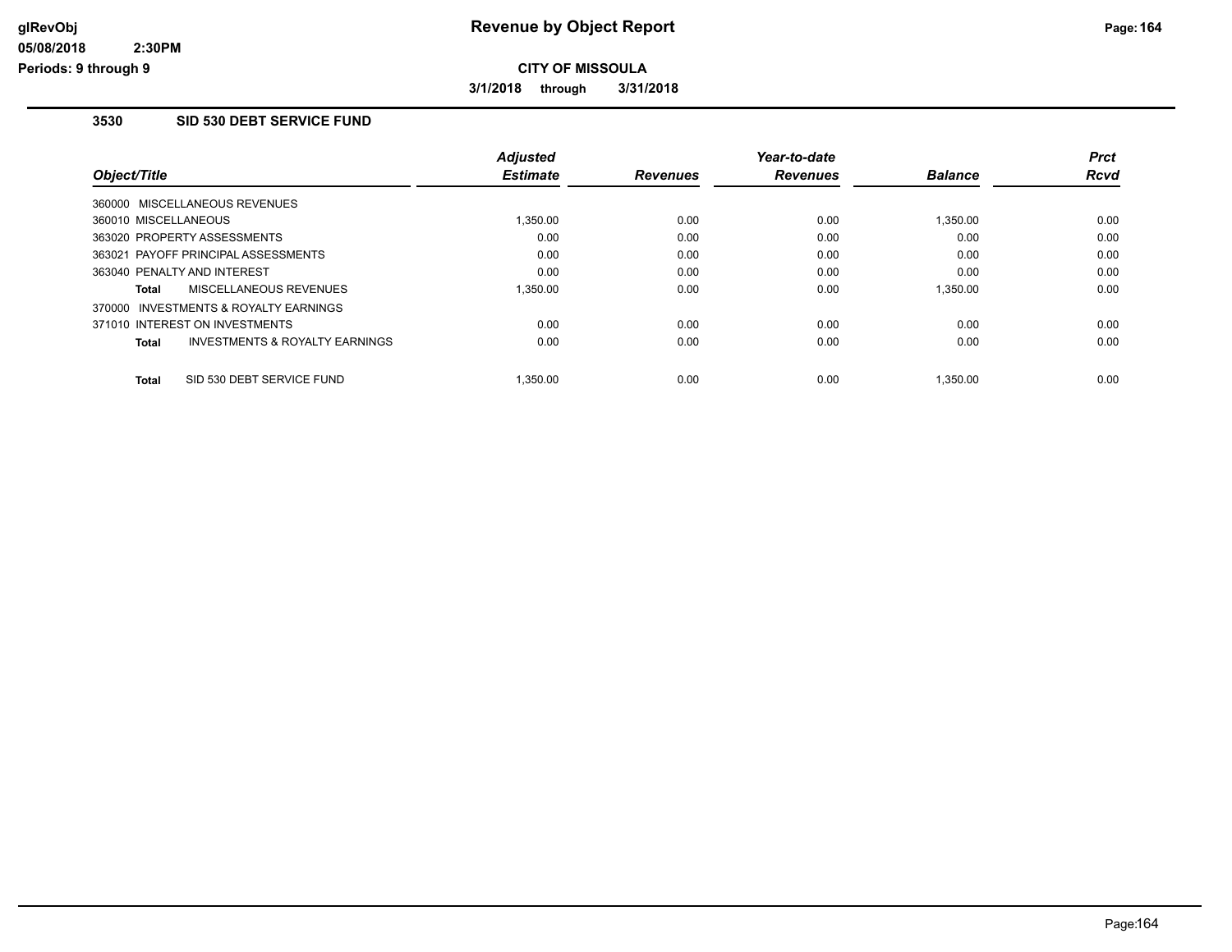# Revenue by Object Report

**CITY OF MISSOULA**

**3/1/2018 through 3/31/2018**

glRevObj
05/08/2018 2:30PM
Periods: 9 through 9

## 3530 SID 530 DEBT SERVICE FUND

| Object/Title | Adjusted Estimate | Revenues | Year-to-date Revenues | Balance | Prct Rcvd |
|---|---|---|---|---|---|
| 360000 MISCELLANEOUS REVENUES | | | | | |
| 360010 MISCELLANEOUS | 1,350.00 | 0.00 | 0.00 | 1,350.00 | 0.00 |
| 363020 PROPERTY ASSESSMENTS | 0.00 | 0.00 | 0.00 | 0.00 | 0.00 |
| 363021 PAYOFF PRINCIPAL ASSESSMENTS | 0.00 | 0.00 | 0.00 | 0.00 | 0.00 |
| 363040 PENALTY AND INTEREST | 0.00 | 0.00 | 0.00 | 0.00 | 0.00 |
| **Total** MISCELLANEOUS REVENUES | 1,350.00 | 0.00 | 0.00 | 1,350.00 | 0.00 |
| 370000 INVESTMENTS & ROYALTY EARNINGS | | | | | |
| 371010 INTEREST ON INVESTMENTS | 0.00 | 0.00 | 0.00 | 0.00 | 0.00 |
| **Total** INVESTMENTS & ROYALTY EARNINGS | 0.00 | 0.00 | 0.00 | 0.00 | 0.00 |
| **Total** SID 530 DEBT SERVICE FUND | 1,350.00 | 0.00 | 0.00 | 1,350.00 | 0.00 |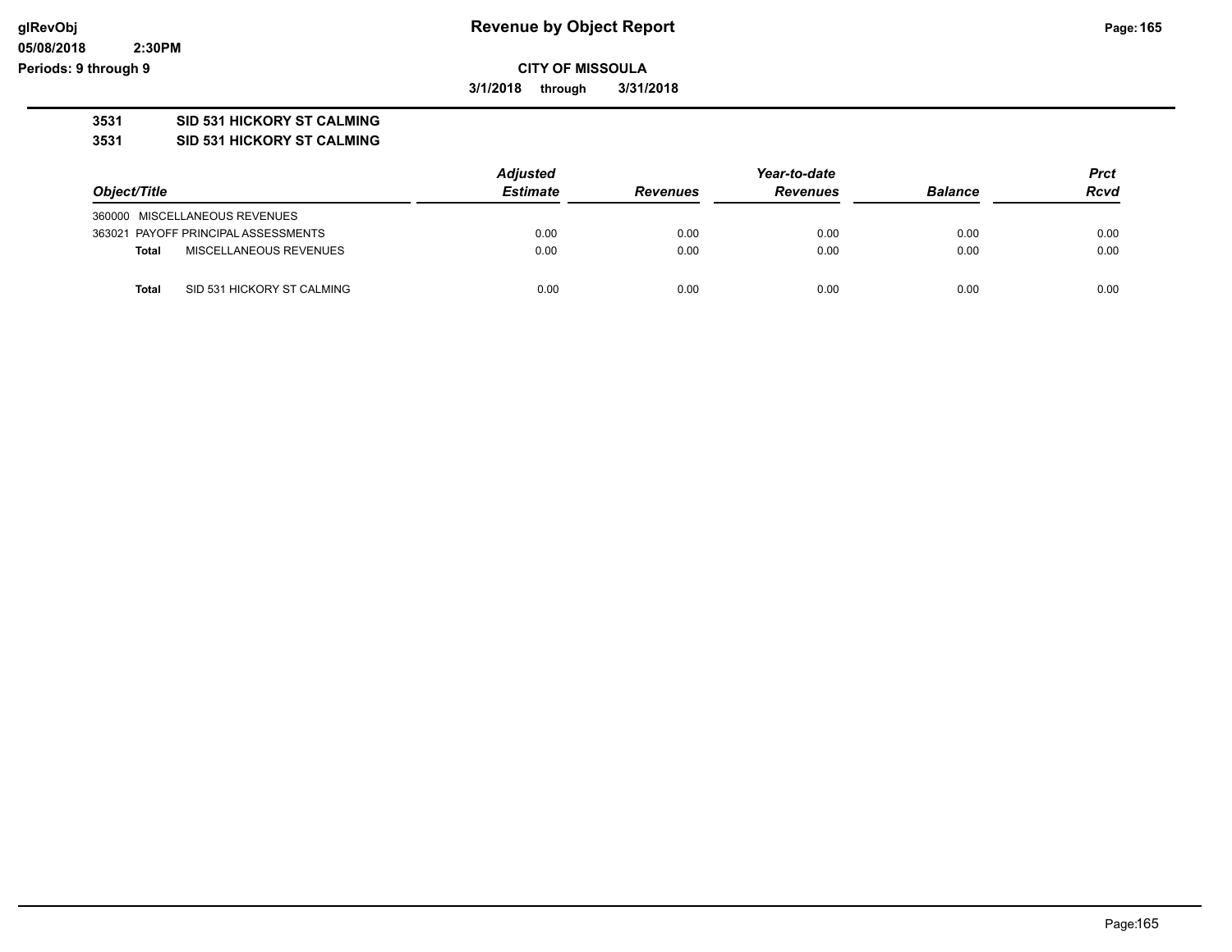# Revenue by Object Report

**CITY OF MISSOULA**

**3/1/2018 through 3/31/2018**

**3531 SID 531 HICKORY ST CALMING**

**3531 SID 531 HICKORY ST CALMING**

| Object/Title | Adjusted Estimate | Revenues | Year-to-date Revenues | Balance | Prct Rcvd |
|---|---|---|---|---|---|
| 360000 MISCELLANEOUS REVENUES | | | | | |
| 363021 PAYOFF PRINCIPAL ASSESSMENTS | 0.00 | 0.00 | 0.00 | 0.00 | 0.00 |
| **Total** MISCELLANEOUS REVENUES | 0.00 | 0.00 | 0.00 | 0.00 | 0.00 |
| **Total** SID 531 HICKORY ST CALMING | 0.00 | 0.00 | 0.00 | 0.00 | 0.00 |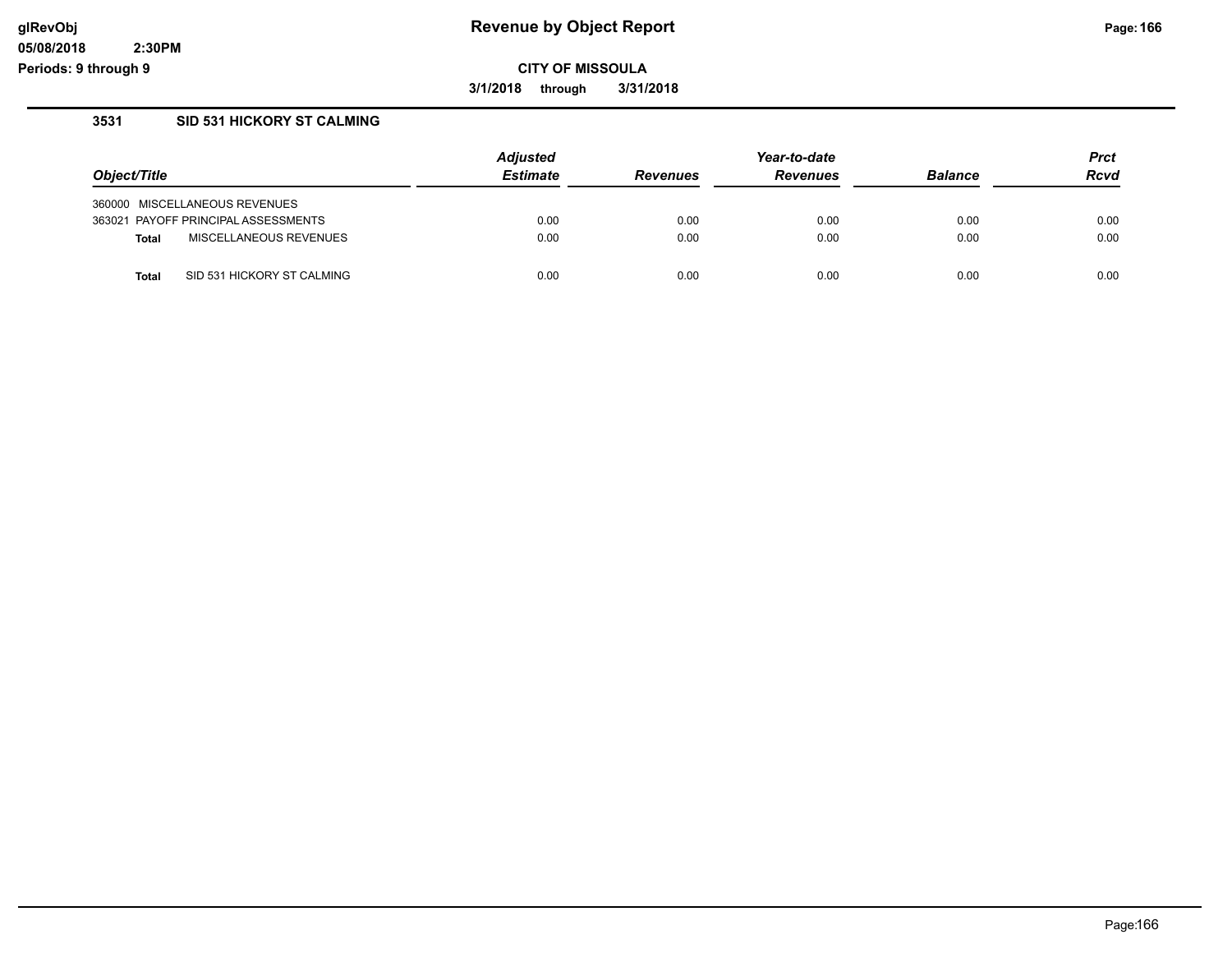# Revenue by Object Report

**CITY OF MISSOULA**

**3/1/2018 through 3/31/2018**

glRevObj
05/08/2018 2:30PM
Periods: 9 through 9

### 3531 SID 531 HICKORY ST CALMING

| Object/Title | Adjusted Estimate | Revenues | Year-to-date Revenues | Balance | Prct Rcvd |
|---|---|---|---|---|---|
| 360000 MISCELLANEOUS REVENUES | | | | | |
| 363021 PAYOFF PRINCIPAL ASSESSMENTS | 0.00 | 0.00 | 0.00 | 0.00 | 0.00 |
| **Total** MISCELLANEOUS REVENUES | 0.00 | 0.00 | 0.00 | 0.00 | 0.00 |
| **Total** SID 531 HICKORY ST CALMING | 0.00 | 0.00 | 0.00 | 0.00 | 0.00 |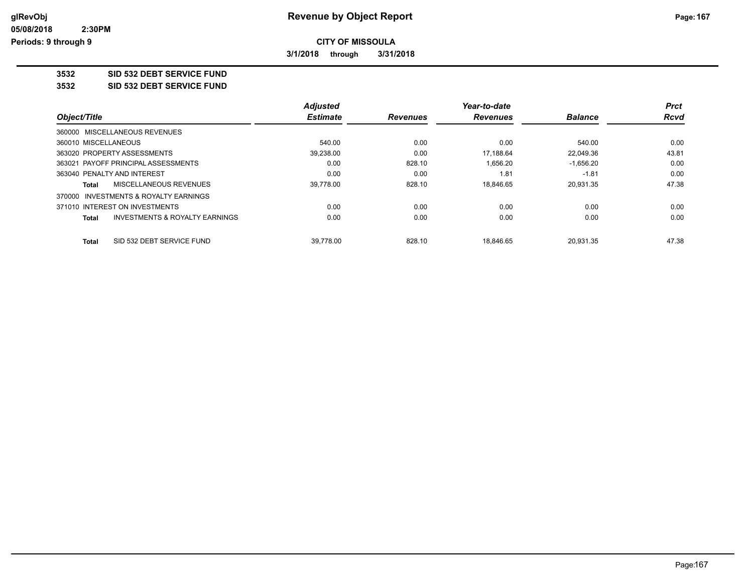# Revenue by Object Report

**CITY OF MISSOULA**

**3/1/2018 through 3/31/2018**

glRevObj
05/08/2018 2:30PM
Periods: 9 through 9

## 3532 SID 532 DEBT SERVICE FUND

### 3532 SID 532 DEBT SERVICE FUND

| Object/Title | Adjusted Estimate | Revenues | Year-to-date Revenues | Balance | Prct Rcvd |
|---|---|---|---|---|---|
| 360000 MISCELLANEOUS REVENUES | | | | | |
| 360010 MISCELLANEOUS | 540.00 | 0.00 | 0.00 | 540.00 | 0.00 |
| 363020 PROPERTY ASSESSMENTS | 39,238.00 | 0.00 | 17,188.64 | 22,049.36 | 43.81 |
| 363021 PAYOFF PRINCIPAL ASSESSMENTS | 0.00 | 828.10 | 1,656.20 | -1,656.20 | 0.00 |
| 363040 PENALTY AND INTEREST | 0.00 | 0.00 | 1.81 | -1.81 | 0.00 |
| **Total** MISCELLANEOUS REVENUES | 39,778.00 | 828.10 | 18,846.65 | 20,931.35 | 47.38 |
| 370000 INVESTMENTS & ROYALTY EARNINGS | | | | | |
| 371010 INTEREST ON INVESTMENTS | 0.00 | 0.00 | 0.00 | 0.00 | 0.00 |
| **Total** INVESTMENTS & ROYALTY EARNINGS | 0.00 | 0.00 | 0.00 | 0.00 | 0.00 |
| **Total** SID 532 DEBT SERVICE FUND | 39,778.00 | 828.10 | 18,846.65 | 20,931.35 | 47.38 |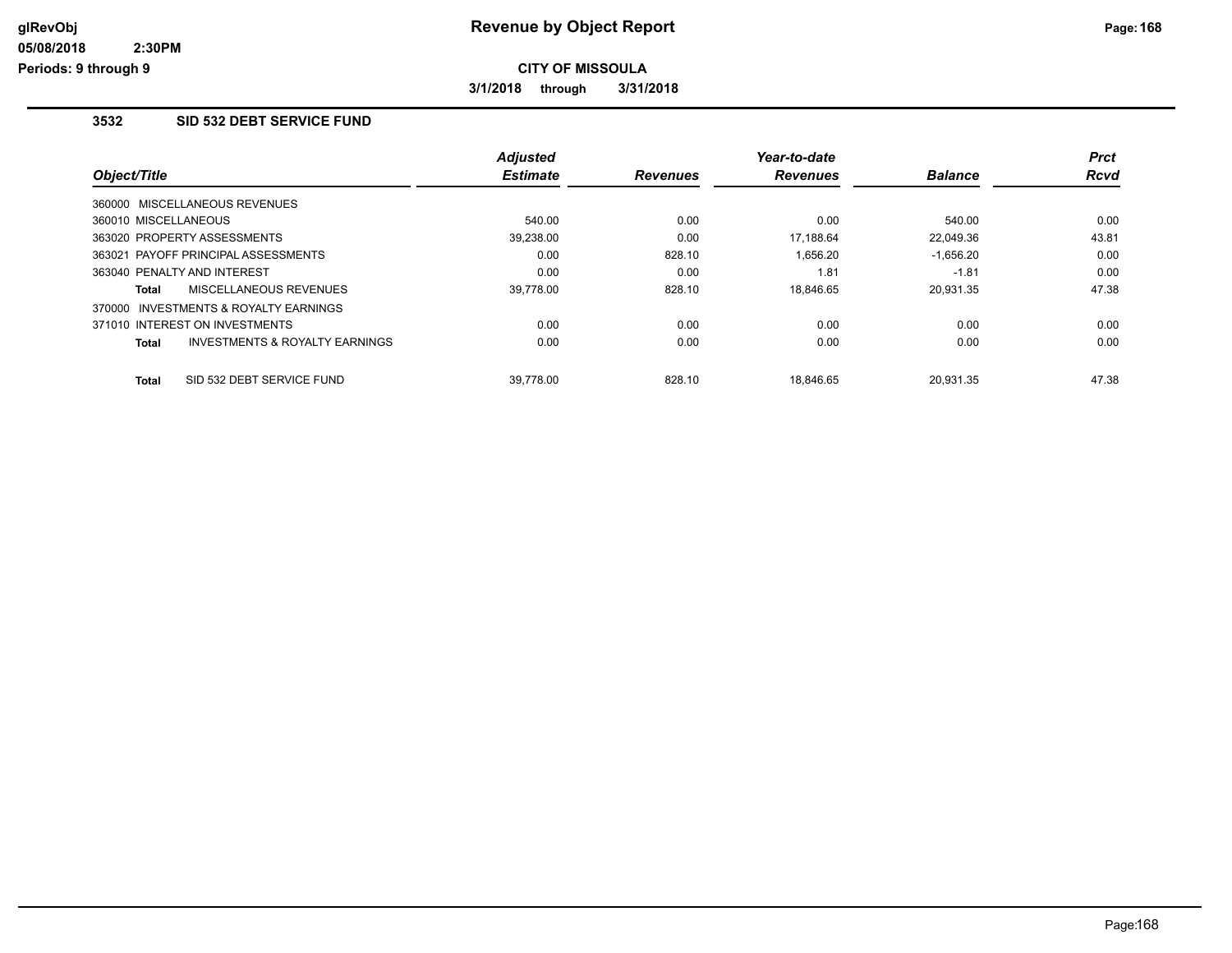**CITY OF MISSOULA**

**3/1/2018 through 3/31/2018**

### 3532 SID 532 DEBT SERVICE FUND

| Object/Title | Adjusted Estimate | Revenues | Year-to-date Revenues | Balance | Prct Rcvd |
|---|---|---|---|---|---|
| 360000 MISCELLANEOUS REVENUES | | | | | |
| 360010 MISCELLANEOUS | 540.00 | 0.00 | 0.00 | 540.00 | 0.00 |
| 363020 PROPERTY ASSESSMENTS | 39,238.00 | 0.00 | 17,188.64 | 22,049.36 | 43.81 |
| 363021 PAYOFF PRINCIPAL ASSESSMENTS | 0.00 | 828.10 | 1,656.20 | -1,656.20 | 0.00 |
| 363040 PENALTY AND INTEREST | 0.00 | 0.00 | 1.81 | -1.81 | 0.00 |
| **Total** MISCELLANEOUS REVENUES | 39,778.00 | 828.10 | 18,846.65 | 20,931.35 | 47.38 |
| 370000 INVESTMENTS & ROYALTY EARNINGS | | | | | |
| 371010 INTEREST ON INVESTMENTS | 0.00 | 0.00 | 0.00 | 0.00 | 0.00 |
| **Total** INVESTMENTS & ROYALTY EARNINGS | 0.00 | 0.00 | 0.00 | 0.00 | 0.00 |
| **Total** SID 532 DEBT SERVICE FUND | 39,778.00 | 828.10 | 18,846.65 | 20,931.35 | 47.38 |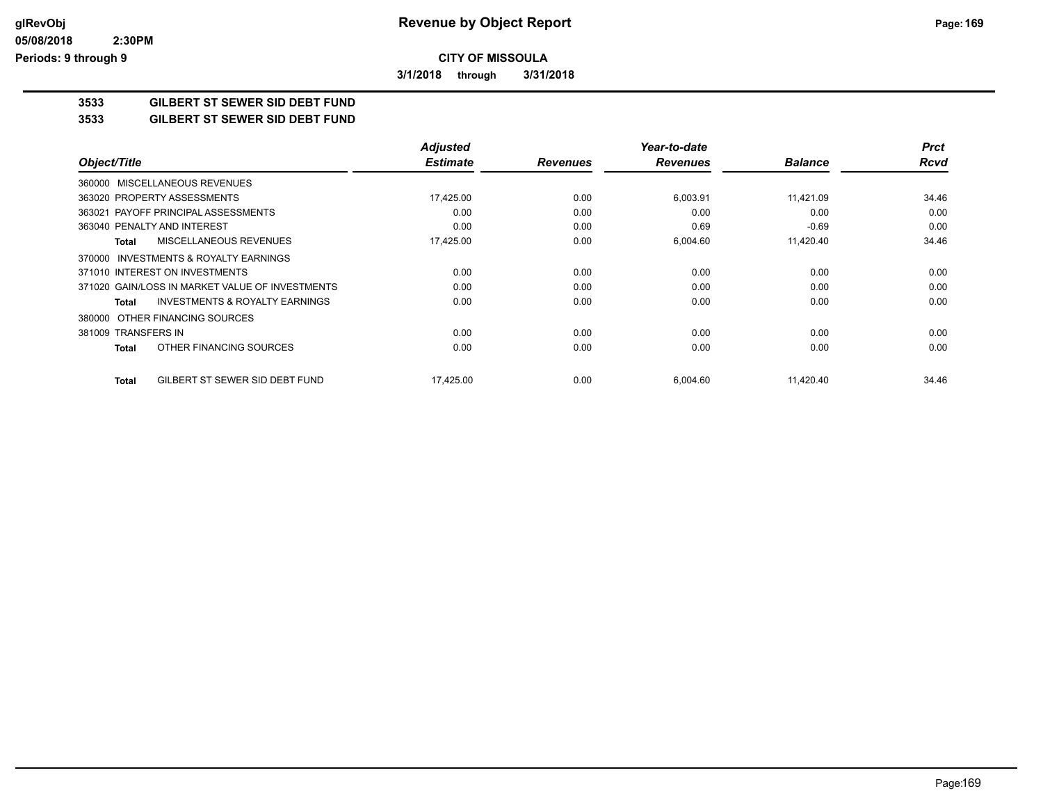# Revenue by Object Report

**CITY OF MISSOULA**

**3/1/2018 through 3/31/2018**

glRevObj
05/08/2018 2:30PM
Periods: 9 through 9

## 3533 GILBERT ST SEWER SID DEBT FUND
## 3533 GILBERT ST SEWER SID DEBT FUND

| Object/Title | Adjusted Estimate | Revenues | Year-to-date Revenues | Balance | Prct Rcvd |
|---|---|---|---|---|---|
| 360000 MISCELLANEOUS REVENUES | | | | | |
| 363020 PROPERTY ASSESSMENTS | 17,425.00 | 0.00 | 6,003.91 | 11,421.09 | 34.46 |
| 363021 PAYOFF PRINCIPAL ASSESSMENTS | 0.00 | 0.00 | 0.00 | 0.00 | 0.00 |
| 363040 PENALTY AND INTEREST | 0.00 | 0.00 | 0.69 | -0.69 | 0.00 |
| **Total** MISCELLANEOUS REVENUES | 17,425.00 | 0.00 | 6,004.60 | 11,420.40 | 34.46 |
| 370000 INVESTMENTS & ROYALTY EARNINGS | | | | | |
| 371010 INTEREST ON INVESTMENTS | 0.00 | 0.00 | 0.00 | 0.00 | 0.00 |
| 371020 GAIN/LOSS IN MARKET VALUE OF INVESTMENTS | 0.00 | 0.00 | 0.00 | 0.00 | 0.00 |
| **Total** INVESTMENTS & ROYALTY EARNINGS | 0.00 | 0.00 | 0.00 | 0.00 | 0.00 |
| 380000 OTHER FINANCING SOURCES | | | | | |
| 381009 TRANSFERS IN | 0.00 | 0.00 | 0.00 | 0.00 | 0.00 |
| **Total** OTHER FINANCING SOURCES | 0.00 | 0.00 | 0.00 | 0.00 | 0.00 |
| **Total** GILBERT ST SEWER SID DEBT FUND | 17,425.00 | 0.00 | 6,004.60 | 11,420.40 | 34.46 |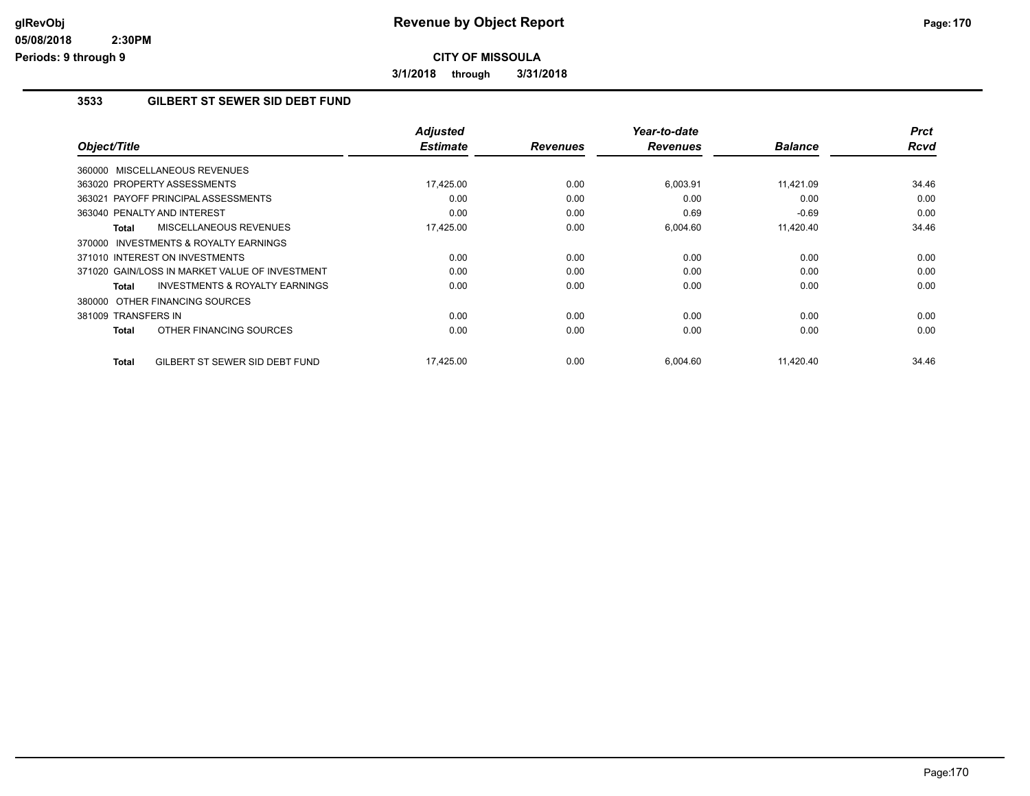# Revenue by Object Report

**CITY OF MISSOULA**

**3/1/2018 through 3/31/2018**

### 3533 GILBERT ST SEWER SID DEBT FUND

| Object/Title | Adjusted Estimate | Revenues | Year-to-date Revenues | Balance | Prct Rcvd |
|---|---|---|---|---|---|
| 360000 MISCELLANEOUS REVENUES | | | | | |
| 363020 PROPERTY ASSESSMENTS | 17,425.00 | 0.00 | 6,003.91 | 11,421.09 | 34.46 |
| 363021 PAYOFF PRINCIPAL ASSESSMENTS | 0.00 | 0.00 | 0.00 | 0.00 | 0.00 |
| 363040 PENALTY AND INTEREST | 0.00 | 0.00 | 0.69 | -0.69 | 0.00 |
| **Total** MISCELLANEOUS REVENUES | 17,425.00 | 0.00 | 6,004.60 | 11,420.40 | 34.46 |
| 370000 INVESTMENTS & ROYALTY EARNINGS | | | | | |
| 371010 INTEREST ON INVESTMENTS | 0.00 | 0.00 | 0.00 | 0.00 | 0.00 |
| 371020 GAIN/LOSS IN MARKET VALUE OF INVESTMENT | 0.00 | 0.00 | 0.00 | 0.00 | 0.00 |
| **Total** INVESTMENTS & ROYALTY EARNINGS | 0.00 | 0.00 | 0.00 | 0.00 | 0.00 |
| 380000 OTHER FINANCING SOURCES | | | | | |
| 381009 TRANSFERS IN | 0.00 | 0.00 | 0.00 | 0.00 | 0.00 |
| **Total** OTHER FINANCING SOURCES | 0.00 | 0.00 | 0.00 | 0.00 | 0.00 |
| **Total** GILBERT ST SEWER SID DEBT FUND | 17,425.00 | 0.00 | 6,004.60 | 11,420.40 | 34.46 |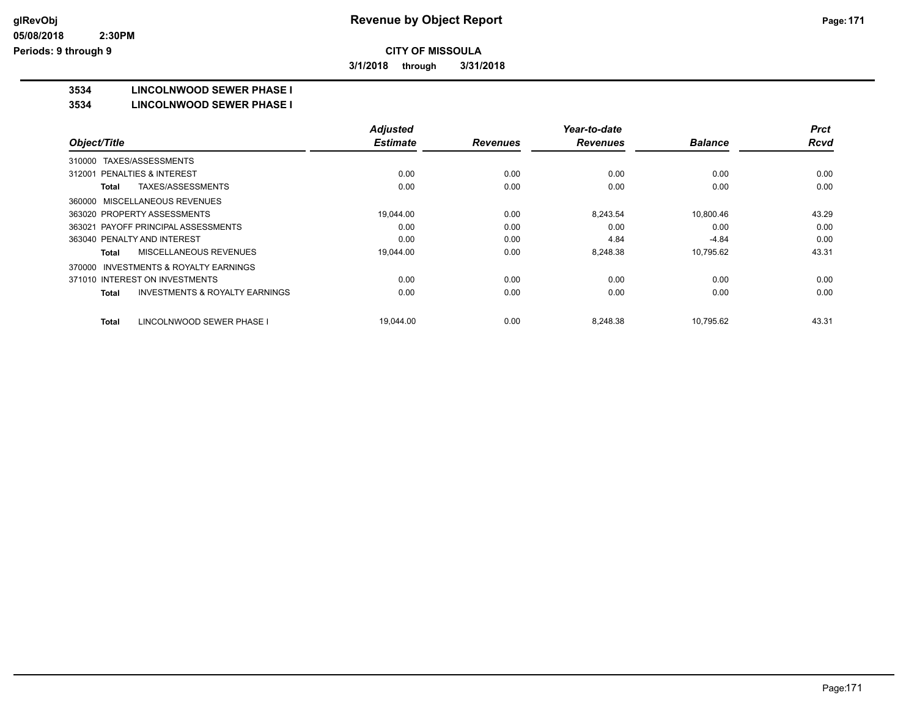**glRevObj**
**05/08/2018 2:30PM**
**Periods: 9 through 9**

# Revenue by Object Report

**CITY OF MISSOULA**

**3/1/2018 through 3/31/2018**

## 3534 LINCOLNWOOD SEWER PHASE I

### 3534 LINCOLNWOOD SEWER PHASE I

| Object/Title | Adjusted Estimate | Revenues | Year-to-date Revenues | Balance | Prct Rcvd |
|---|---|---|---|---|---|
| 310000 TAXES/ASSESSMENTS | | | | | |
| 312001 PENALTIES & INTEREST | 0.00 | 0.00 | 0.00 | 0.00 | 0.00 |
| **Total** TAXES/ASSESSMENTS | 0.00 | 0.00 | 0.00 | 0.00 | 0.00 |
| 360000 MISCELLANEOUS REVENUES | | | | | |
| 363020 PROPERTY ASSESSMENTS | 19,044.00 | 0.00 | 8,243.54 | 10,800.46 | 43.29 |
| 363021 PAYOFF PRINCIPAL ASSESSMENTS | 0.00 | 0.00 | 0.00 | 0.00 | 0.00 |
| 363040 PENALTY AND INTEREST | 0.00 | 0.00 | 4.84 | -4.84 | 0.00 |
| **Total** MISCELLANEOUS REVENUES | 19,044.00 | 0.00 | 8,248.38 | 10,795.62 | 43.31 |
| 370000 INVESTMENTS & ROYALTY EARNINGS | | | | | |
| 371010 INTEREST ON INVESTMENTS | 0.00 | 0.00 | 0.00 | 0.00 | 0.00 |
| **Total** INVESTMENTS & ROYALTY EARNINGS | 0.00 | 0.00 | 0.00 | 0.00 | 0.00 |
| **Total** LINCOLNWOOD SEWER PHASE I | 19,044.00 | 0.00 | 8,248.38 | 10,795.62 | 43.31 |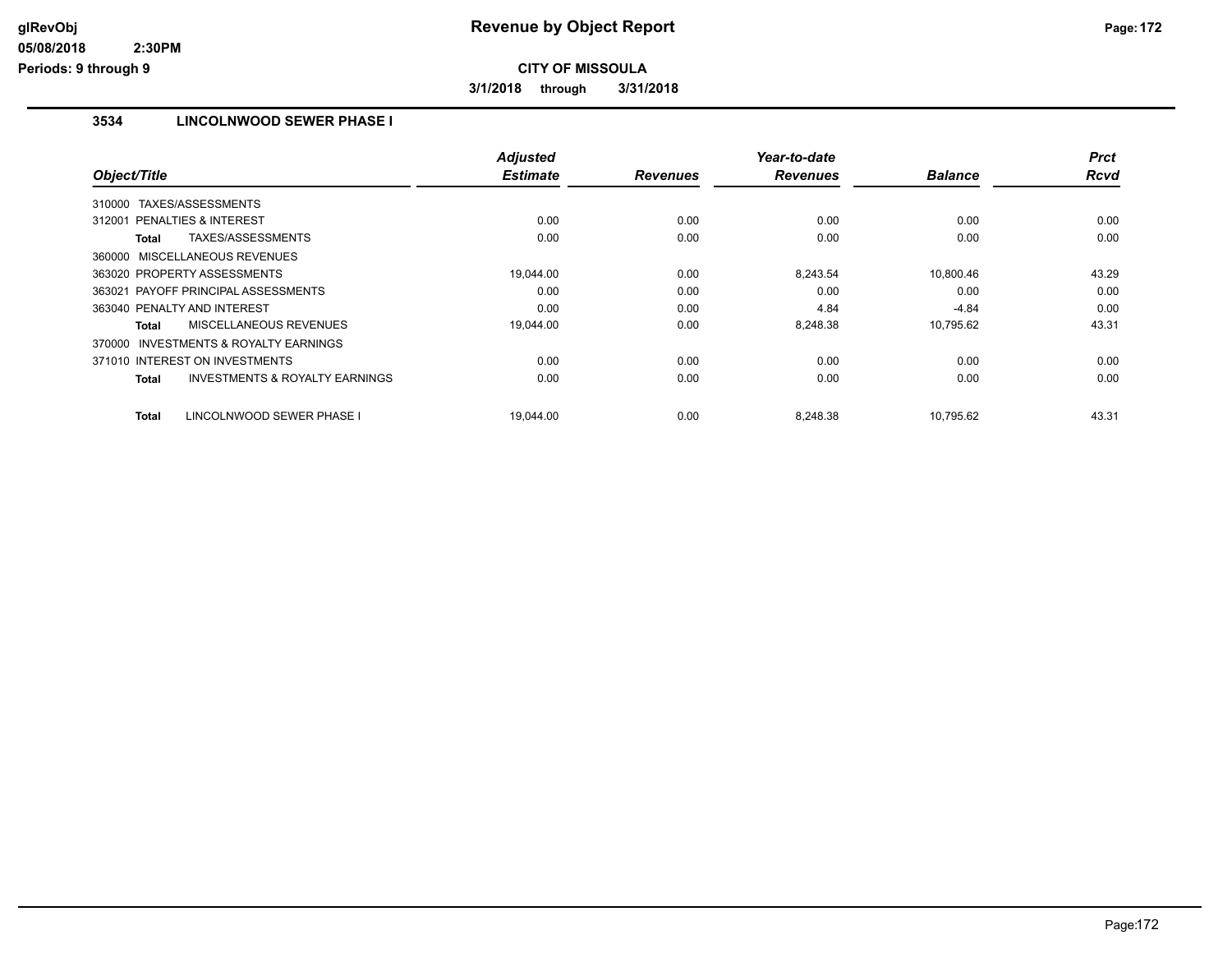**CITY OF MISSOULA**

**3/1/2018 through 3/31/2018**

### 3534 LINCOLNWOOD SEWER PHASE I

| Object/Title | Adjusted Estimate | Revenues | Year-to-date Revenues | Balance | Prct Rcvd |
|---|---|---|---|---|---|
| 310000 TAXES/ASSESSMENTS | | | | | |
| 312001 PENALTIES & INTEREST | 0.00 | 0.00 | 0.00 | 0.00 | 0.00 |
| **Total** TAXES/ASSESSMENTS | 0.00 | 0.00 | 0.00 | 0.00 | 0.00 |
| 360000 MISCELLANEOUS REVENUES | | | | | |
| 363020 PROPERTY ASSESSMENTS | 19,044.00 | 0.00 | 8,243.54 | 10,800.46 | 43.29 |
| 363021 PAYOFF PRINCIPAL ASSESSMENTS | 0.00 | 0.00 | 0.00 | 0.00 | 0.00 |
| 363040 PENALTY AND INTEREST | 0.00 | 0.00 | 4.84 | -4.84 | 0.00 |
| **Total** MISCELLANEOUS REVENUES | 19,044.00 | 0.00 | 8,248.38 | 10,795.62 | 43.31 |
| 370000 INVESTMENTS & ROYALTY EARNINGS | | | | | |
| 371010 INTEREST ON INVESTMENTS | 0.00 | 0.00 | 0.00 | 0.00 | 0.00 |
| **Total** INVESTMENTS & ROYALTY EARNINGS | 0.00 | 0.00 | 0.00 | 0.00 | 0.00 |
| **Total** LINCOLNWOOD SEWER PHASE I | 19,044.00 | 0.00 | 8,248.38 | 10,795.62 | 43.31 |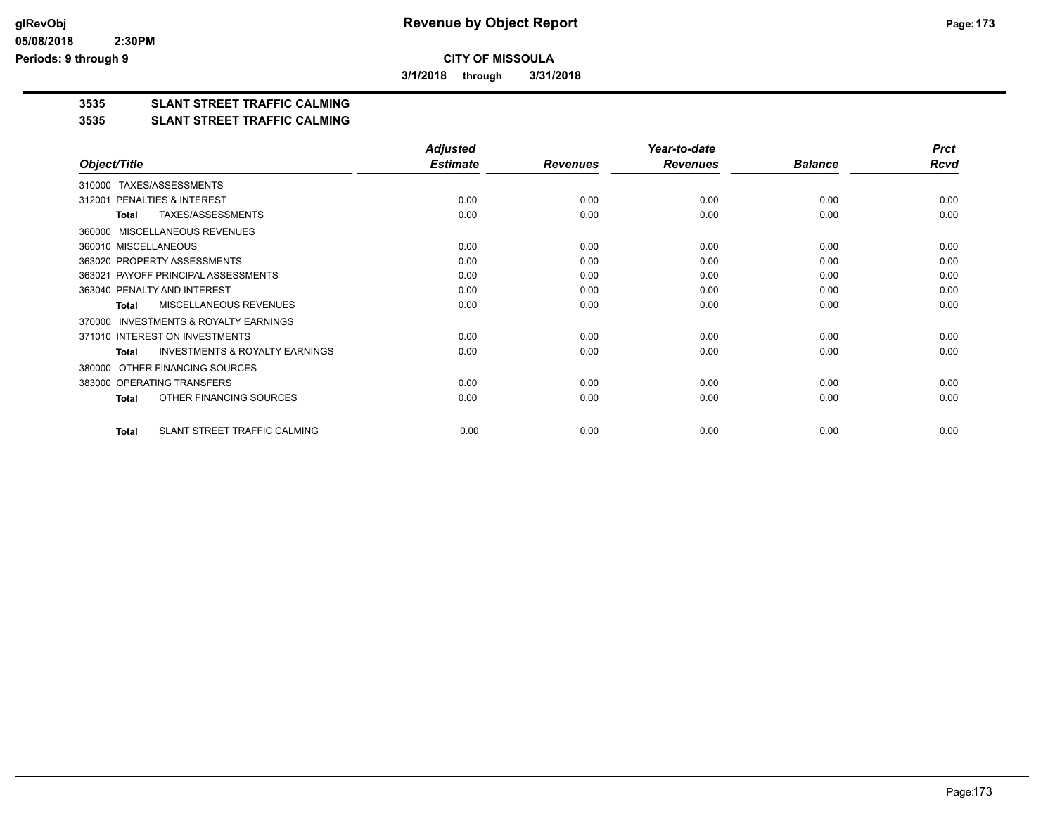**glRevObj**
**05/08/2018 2:30PM**
**Periods: 9 through 9**

# Revenue by Object Report

**CITY OF MISSOULA**

**3/1/2018 through 3/31/2018**

## 3535 SLANT STREET TRAFFIC CALMING
## 3535 SLANT STREET TRAFFIC CALMING

| Object/Title | Adjusted Estimate | Revenues | Year-to-date Revenues | Balance | Prct Rcvd |
|---|---|---|---|---|---|
| 310000 TAXES/ASSESSMENTS | | | | | |
| 312001 PENALTIES & INTEREST | 0.00 | 0.00 | 0.00 | 0.00 | 0.00 |
| **Total** TAXES/ASSESSMENTS | 0.00 | 0.00 | 0.00 | 0.00 | 0.00 |
| 360000 MISCELLANEOUS REVENUES | | | | | |
| 360010 MISCELLANEOUS | 0.00 | 0.00 | 0.00 | 0.00 | 0.00 |
| 363020 PROPERTY ASSESSMENTS | 0.00 | 0.00 | 0.00 | 0.00 | 0.00 |
| 363021 PAYOFF PRINCIPAL ASSESSMENTS | 0.00 | 0.00 | 0.00 | 0.00 | 0.00 |
| 363040 PENALTY AND INTEREST | 0.00 | 0.00 | 0.00 | 0.00 | 0.00 |
| **Total** MISCELLANEOUS REVENUES | 0.00 | 0.00 | 0.00 | 0.00 | 0.00 |
| 370000 INVESTMENTS & ROYALTY EARNINGS | | | | | |
| 371010 INTEREST ON INVESTMENTS | 0.00 | 0.00 | 0.00 | 0.00 | 0.00 |
| **Total** INVESTMENTS & ROYALTY EARNINGS | 0.00 | 0.00 | 0.00 | 0.00 | 0.00 |
| 380000 OTHER FINANCING SOURCES | | | | | |
| 383000 OPERATING TRANSFERS | 0.00 | 0.00 | 0.00 | 0.00 | 0.00 |
| **Total** OTHER FINANCING SOURCES | 0.00 | 0.00 | 0.00 | 0.00 | 0.00 |
| **Total** SLANT STREET TRAFFIC CALMING | 0.00 | 0.00 | 0.00 | 0.00 | 0.00 |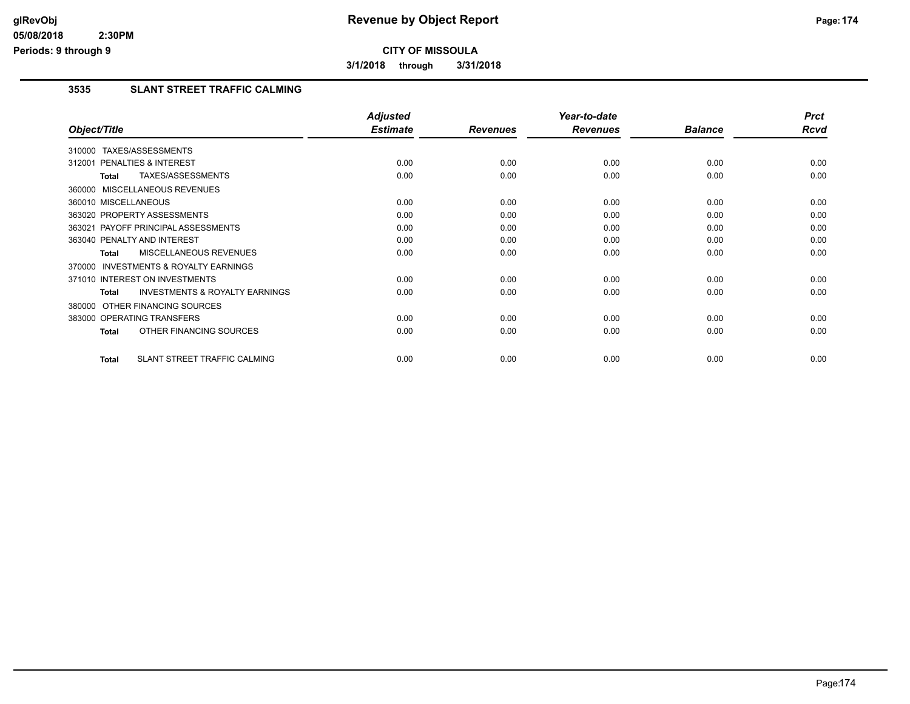# Revenue by Object Report

## CITY OF MISSOULA

**3/1/2018 through 3/31/2018**

### 3535 SLANT STREET TRAFFIC CALMING

| Object/Title | Adjusted Estimate | Revenues | Year-to-date Revenues | Balance | Prct Rcvd |
|---|---|---|---|---|---|
| 310000 TAXES/ASSESSMENTS | | | | | |
| 312001 PENALTIES & INTEREST | 0.00 | 0.00 | 0.00 | 0.00 | 0.00 |
| **Total** TAXES/ASSESSMENTS | 0.00 | 0.00 | 0.00 | 0.00 | 0.00 |
| 360000 MISCELLANEOUS REVENUES | | | | | |
| 360010 MISCELLANEOUS | 0.00 | 0.00 | 0.00 | 0.00 | 0.00 |
| 363020 PROPERTY ASSESSMENTS | 0.00 | 0.00 | 0.00 | 0.00 | 0.00 |
| 363021 PAYOFF PRINCIPAL ASSESSMENTS | 0.00 | 0.00 | 0.00 | 0.00 | 0.00 |
| 363040 PENALTY AND INTEREST | 0.00 | 0.00 | 0.00 | 0.00 | 0.00 |
| **Total** MISCELLANEOUS REVENUES | 0.00 | 0.00 | 0.00 | 0.00 | 0.00 |
| 370000 INVESTMENTS & ROYALTY EARNINGS | | | | | |
| 371010 INTEREST ON INVESTMENTS | 0.00 | 0.00 | 0.00 | 0.00 | 0.00 |
| **Total** INVESTMENTS & ROYALTY EARNINGS | 0.00 | 0.00 | 0.00 | 0.00 | 0.00 |
| 380000 OTHER FINANCING SOURCES | | | | | |
| 383000 OPERATING TRANSFERS | 0.00 | 0.00 | 0.00 | 0.00 | 0.00 |
| **Total** OTHER FINANCING SOURCES | 0.00 | 0.00 | 0.00 | 0.00 | 0.00 |
| **Total** SLANT STREET TRAFFIC CALMING | 0.00 | 0.00 | 0.00 | 0.00 | 0.00 |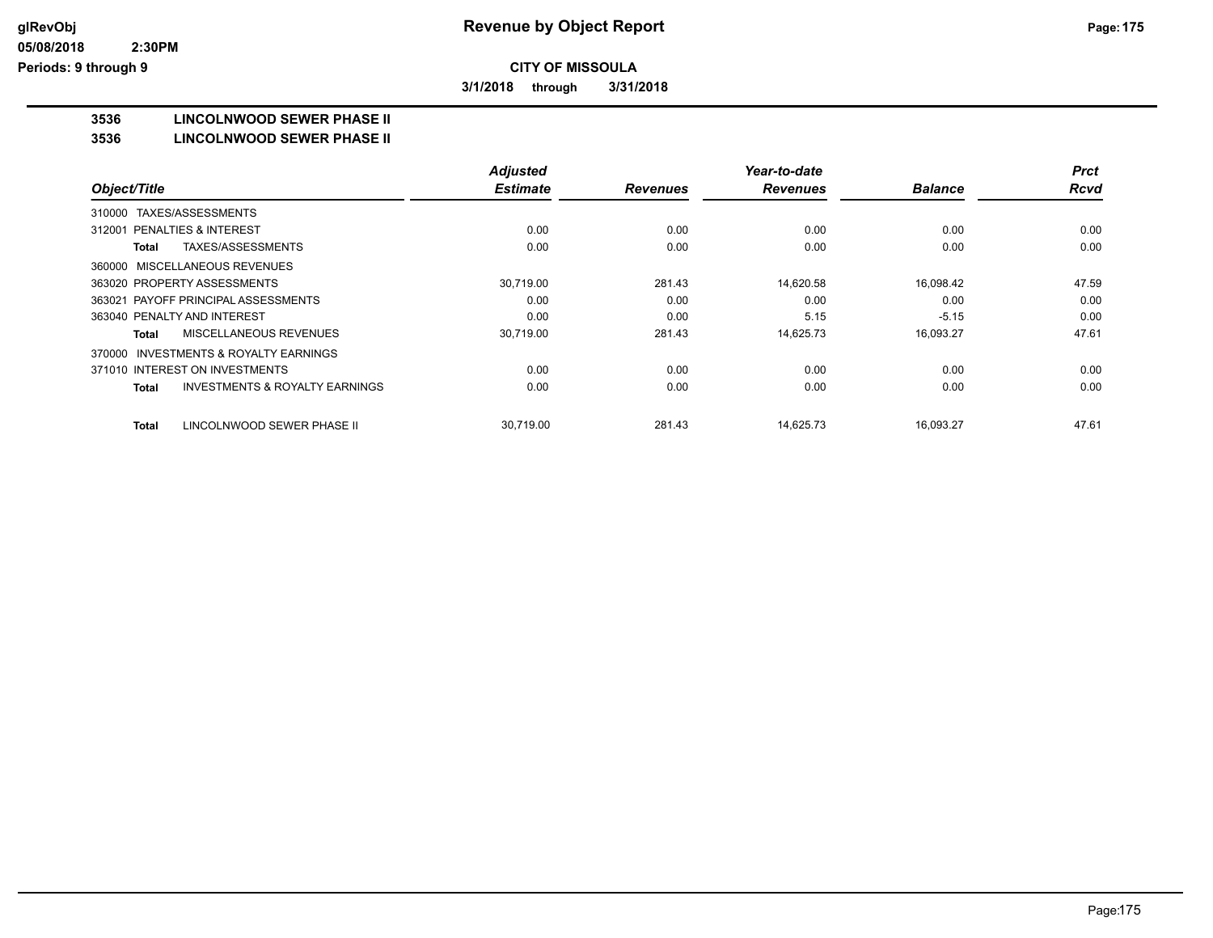# CITY OF MISSOULA

**3/1/2018 through 3/31/2018**

## 3536 LINCOLNWOOD SEWER PHASE II

### 3536 LINCOLNWOOD SEWER PHASE II

| Object/Title | Adjusted Estimate | Revenues | Year-to-date Revenues | Balance | Prct Rcvd |
|---|---|---|---|---|---|
| 310000 TAXES/ASSESSMENTS | | | | | |
| 312001 PENALTIES & INTEREST | 0.00 | 0.00 | 0.00 | 0.00 | 0.00 |
| **Total** TAXES/ASSESSMENTS | 0.00 | 0.00 | 0.00 | 0.00 | 0.00 |
| 360000 MISCELLANEOUS REVENUES | | | | | |
| 363020 PROPERTY ASSESSMENTS | 30,719.00 | 281.43 | 14,620.58 | 16,098.42 | 47.59 |
| 363021 PAYOFF PRINCIPAL ASSESSMENTS | 0.00 | 0.00 | 0.00 | 0.00 | 0.00 |
| 363040 PENALTY AND INTEREST | 0.00 | 0.00 | 5.15 | -5.15 | 0.00 |
| **Total** MISCELLANEOUS REVENUES | 30,719.00 | 281.43 | 14,625.73 | 16,093.27 | 47.61 |
| 370000 INVESTMENTS & ROYALTY EARNINGS | | | | | |
| 371010 INTEREST ON INVESTMENTS | 0.00 | 0.00 | 0.00 | 0.00 | 0.00 |
| **Total** INVESTMENTS & ROYALTY EARNINGS | 0.00 | 0.00 | 0.00 | 0.00 | 0.00 |
| **Total** LINCOLNWOOD SEWER PHASE II | 30,719.00 | 281.43 | 14,625.73 | 16,093.27 | 47.61 |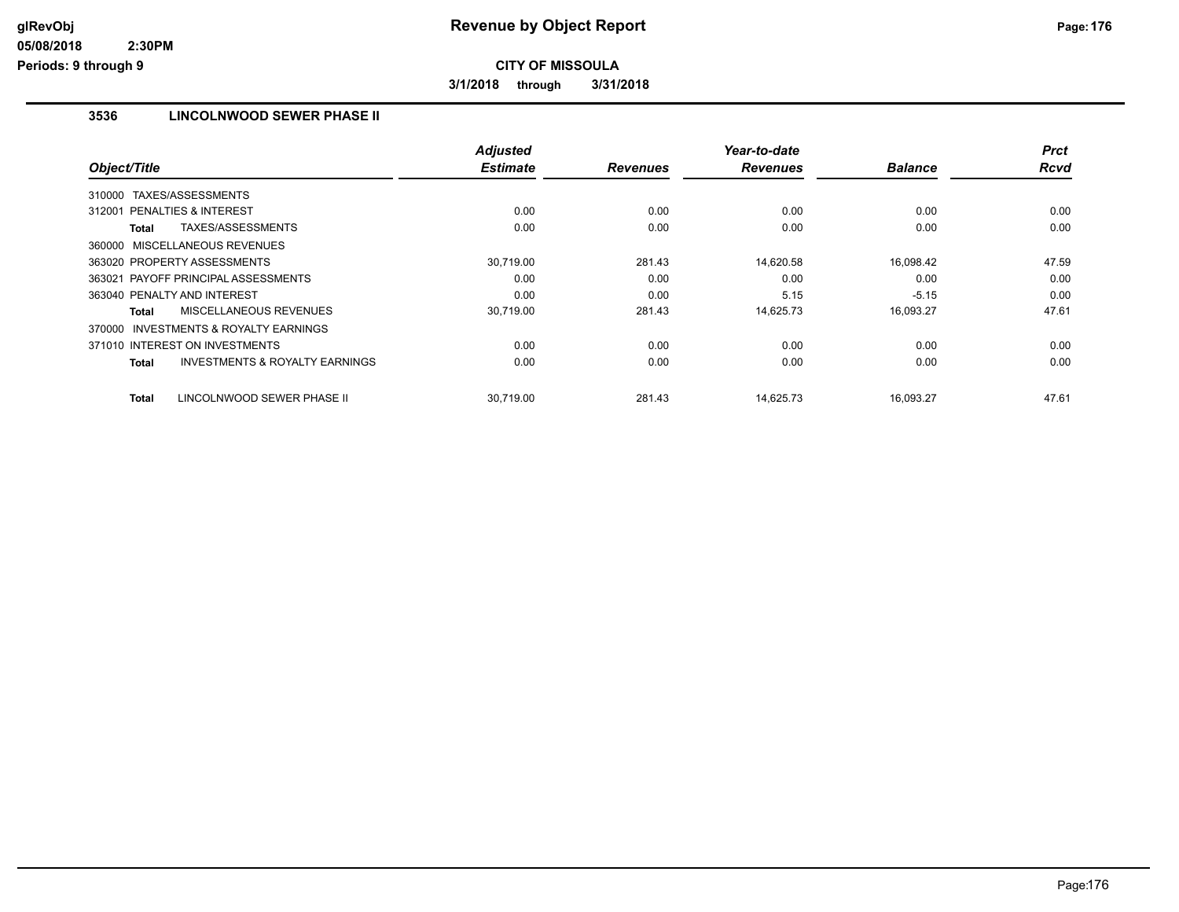**Revenue by Object Report**

**CITY OF MISSOULA**

**3/1/2018 through 3/31/2018**

### 3536 LINCOLNWOOD SEWER PHASE II

| Object/Title | Adjusted Estimate | Revenues | Year-to-date Revenues | Balance | Prct Rcvd |
|---|---|---|---|---|---|
| 310000 TAXES/ASSESSMENTS | | | | | |
| 312001 PENALTIES & INTEREST | 0.00 | 0.00 | 0.00 | 0.00 | 0.00 |
| **Total** TAXES/ASSESSMENTS | 0.00 | 0.00 | 0.00 | 0.00 | 0.00 |
| 360000 MISCELLANEOUS REVENUES | | | | | |
| 363020 PROPERTY ASSESSMENTS | 30,719.00 | 281.43 | 14,620.58 | 16,098.42 | 47.59 |
| 363021 PAYOFF PRINCIPAL ASSESSMENTS | 0.00 | 0.00 | 0.00 | 0.00 | 0.00 |
| 363040 PENALTY AND INTEREST | 0.00 | 0.00 | 5.15 | -5.15 | 0.00 |
| **Total** MISCELLANEOUS REVENUES | 30,719.00 | 281.43 | 14,625.73 | 16,093.27 | 47.61 |
| 370000 INVESTMENTS & ROYALTY EARNINGS | | | | | |
| 371010 INTEREST ON INVESTMENTS | 0.00 | 0.00 | 0.00 | 0.00 | 0.00 |
| **Total** INVESTMENTS & ROYALTY EARNINGS | 0.00 | 0.00 | 0.00 | 0.00 | 0.00 |
| **Total** LINCOLNWOOD SEWER PHASE II | 30,719.00 | 281.43 | 14,625.73 | 16,093.27 | 47.61 |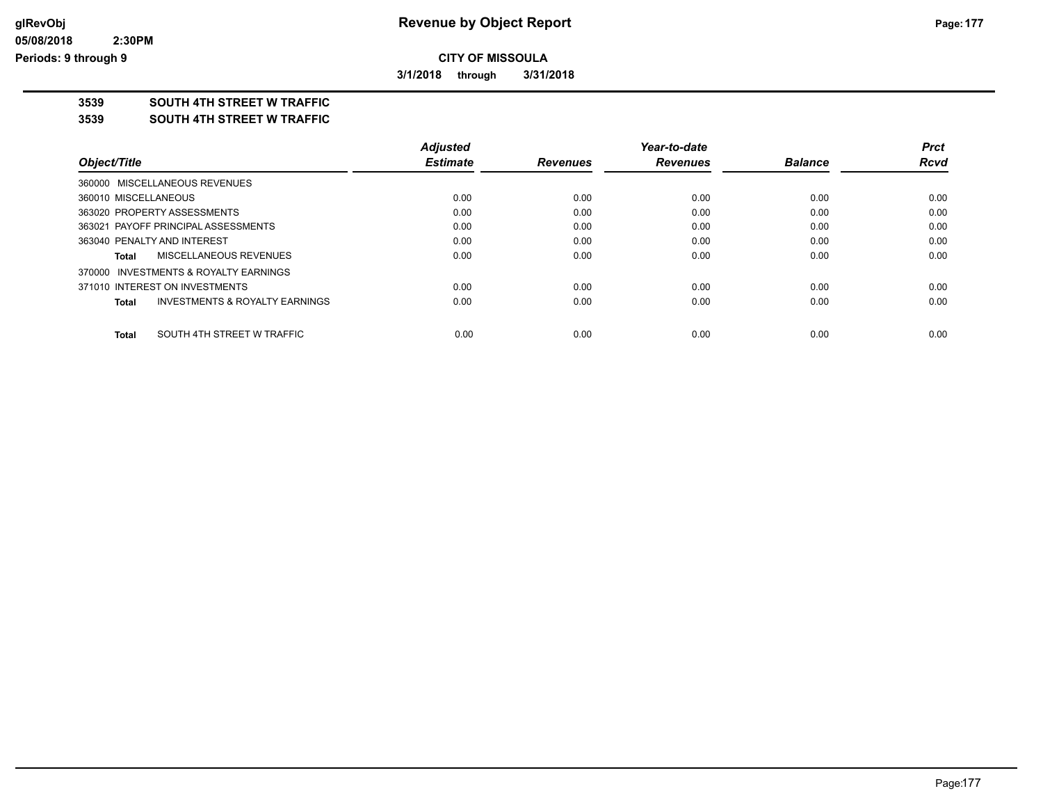**Revenue by Object Report**

**CITY OF MISSOULA**

**3/1/2018 through 3/31/2018**

glRevObj
05/08/2018 2:30PM
Periods: 9 through 9

**3539 SOUTH 4TH STREET W TRAFFIC**

**3539 SOUTH 4TH STREET W TRAFFIC**

| Object/Title | Adjusted Estimate | Revenues | Year-to-date Revenues | Balance | Prct Rcvd |
|---|---|---|---|---|---|
| 360000 MISCELLANEOUS REVENUES | | | | | |
| 360010 MISCELLANEOUS | 0.00 | 0.00 | 0.00 | 0.00 | 0.00 |
| 363020 PROPERTY ASSESSMENTS | 0.00 | 0.00 | 0.00 | 0.00 | 0.00 |
| 363021 PAYOFF PRINCIPAL ASSESSMENTS | 0.00 | 0.00 | 0.00 | 0.00 | 0.00 |
| 363040 PENALTY AND INTEREST | 0.00 | 0.00 | 0.00 | 0.00 | 0.00 |
| **Total** MISCELLANEOUS REVENUES | 0.00 | 0.00 | 0.00 | 0.00 | 0.00 |
| 370000 INVESTMENTS & ROYALTY EARNINGS | | | | | |
| 371010 INTEREST ON INVESTMENTS | 0.00 | 0.00 | 0.00 | 0.00 | 0.00 |
| **Total** INVESTMENTS & ROYALTY EARNINGS | 0.00 | 0.00 | 0.00 | 0.00 | 0.00 |
| **Total** SOUTH 4TH STREET W TRAFFIC | 0.00 | 0.00 | 0.00 | 0.00 | 0.00 |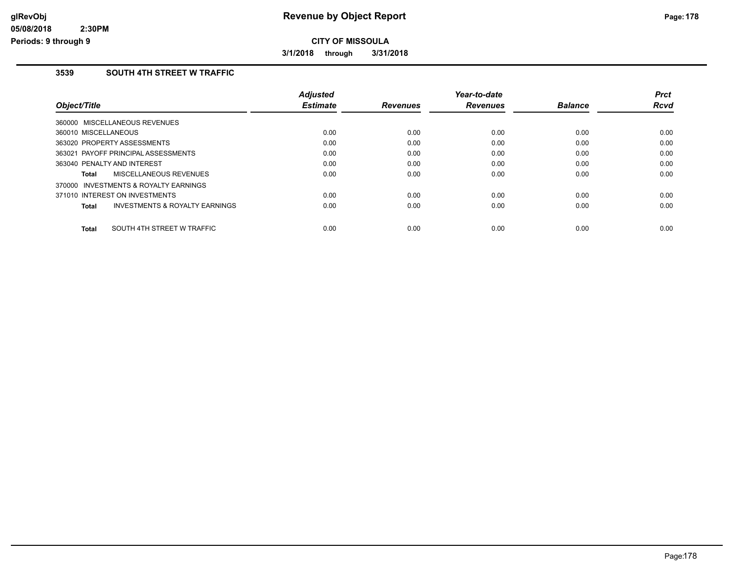**CITY OF MISSOULA**

**3/1/2018 through 3/31/2018**

## 3539 SOUTH 4TH STREET W TRAFFIC

| Object/Title | Adjusted Estimate | Revenues | Year-to-date Revenues | Balance | Prct Rcvd |
|---|---|---|---|---|---|
| 360000 MISCELLANEOUS REVENUES | | | | | |
| 360010 MISCELLANEOUS | 0.00 | 0.00 | 0.00 | 0.00 | 0.00 |
| 363020 PROPERTY ASSESSMENTS | 0.00 | 0.00 | 0.00 | 0.00 | 0.00 |
| 363021 PAYOFF PRINCIPAL ASSESSMENTS | 0.00 | 0.00 | 0.00 | 0.00 | 0.00 |
| 363040 PENALTY AND INTEREST | 0.00 | 0.00 | 0.00 | 0.00 | 0.00 |
| **Total** MISCELLANEOUS REVENUES | 0.00 | 0.00 | 0.00 | 0.00 | 0.00 |
| 370000 INVESTMENTS & ROYALTY EARNINGS | | | | | |
| 371010 INTEREST ON INVESTMENTS | 0.00 | 0.00 | 0.00 | 0.00 | 0.00 |
| **Total** INVESTMENTS & ROYALTY EARNINGS | 0.00 | 0.00 | 0.00 | 0.00 | 0.00 |
| **Total** SOUTH 4TH STREET W TRAFFIC | 0.00 | 0.00 | 0.00 | 0.00 | 0.00 |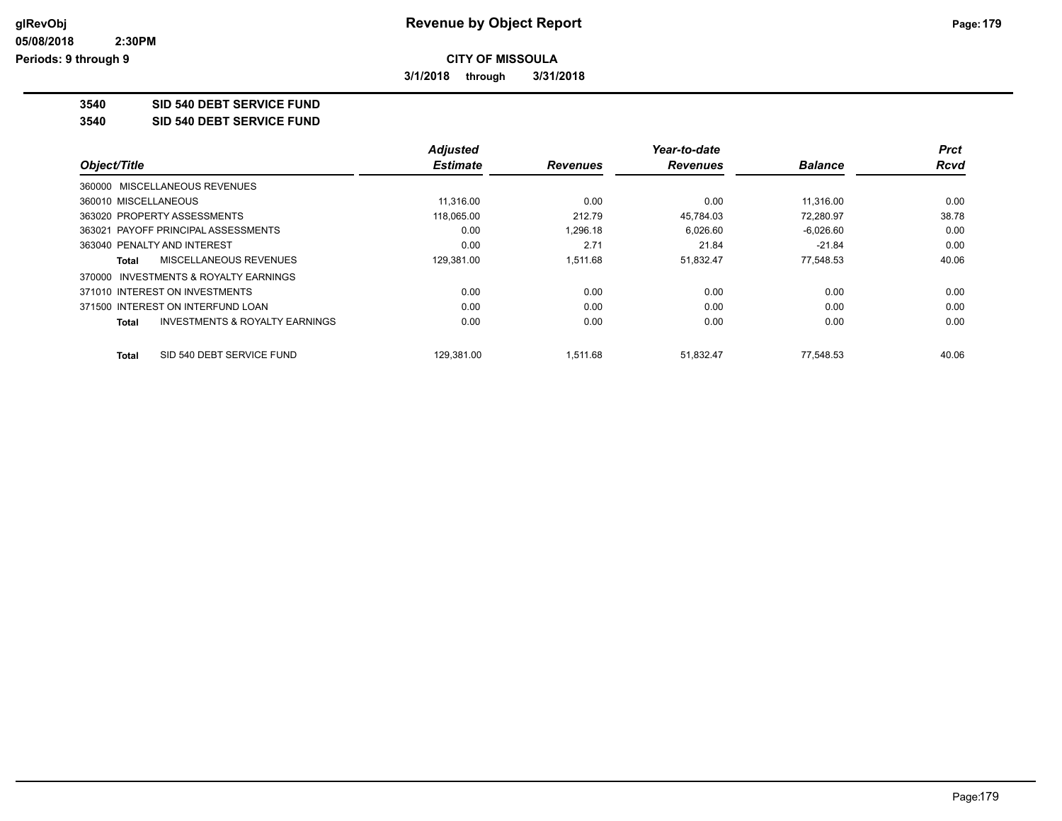**CITY OF MISSOULA**

**3/1/2018 through 3/31/2018**

## 3540 SID 540 DEBT SERVICE FUND

## 3540 SID 540 DEBT SERVICE FUND

| Object/Title | Adjusted Estimate | Revenues | Year-to-date Revenues | Balance | Prct Rcvd |
|---|---|---|---|---|---|
| 360000 MISCELLANEOUS REVENUES | | | | | |
| 360010 MISCELLANEOUS | 11,316.00 | 0.00 | 0.00 | 11,316.00 | 0.00 |
| 363020 PROPERTY ASSESSMENTS | 118,065.00 | 212.79 | 45,784.03 | 72,280.97 | 38.78 |
| 363021 PAYOFF PRINCIPAL ASSESSMENTS | 0.00 | 1,296.18 | 6,026.60 | -6,026.60 | 0.00 |
| 363040 PENALTY AND INTEREST | 0.00 | 2.71 | 21.84 | -21.84 | 0.00 |
| **Total** MISCELLANEOUS REVENUES | 129,381.00 | 1,511.68 | 51,832.47 | 77,548.53 | 40.06 |
| 370000 INVESTMENTS & ROYALTY EARNINGS | | | | | |
| 371010 INTEREST ON INVESTMENTS | 0.00 | 0.00 | 0.00 | 0.00 | 0.00 |
| 371500 INTEREST ON INTERFUND LOAN | 0.00 | 0.00 | 0.00 | 0.00 | 0.00 |
| **Total** INVESTMENTS & ROYALTY EARNINGS | 0.00 | 0.00 | 0.00 | 0.00 | 0.00 |
| **Total** SID 540 DEBT SERVICE FUND | 129,381.00 | 1,511.68 | 51,832.47 | 77,548.53 | 40.06 |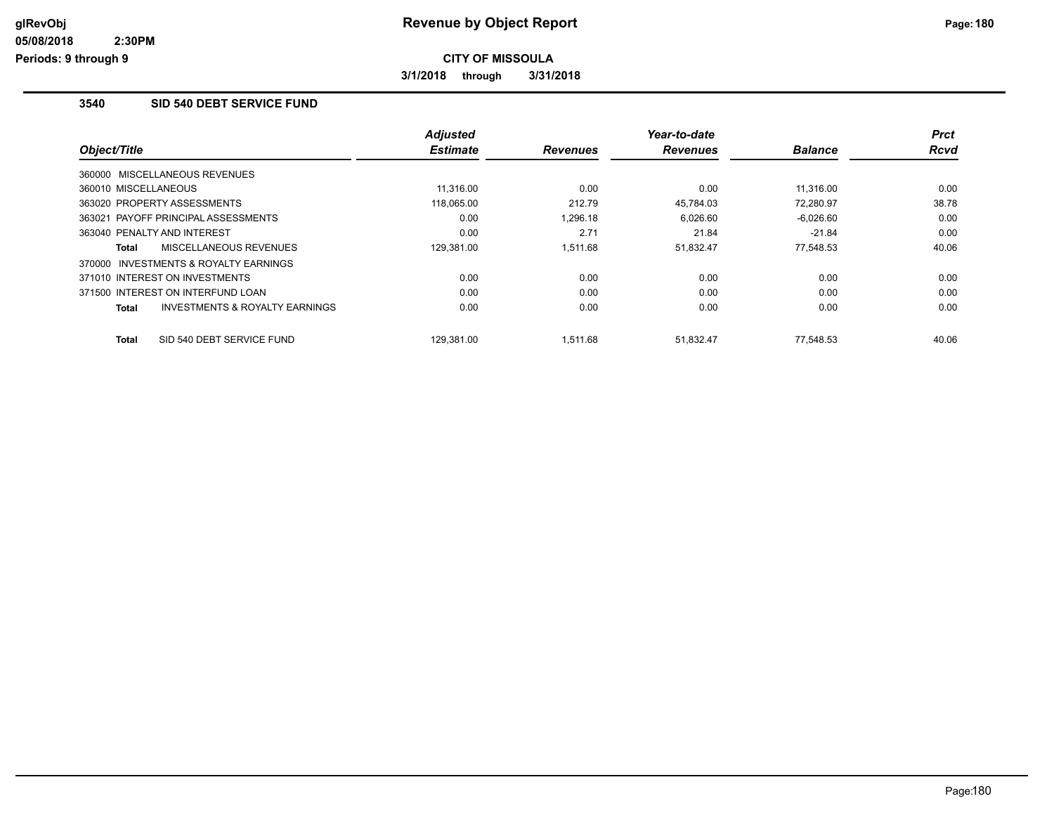**glRevObj**
**05/08/2018 2:30PM**
**Periods: 9 through 9**

# Revenue by Object Report

**CITY OF MISSOULA**

**3/1/2018 through 3/31/2018**

## 3540 SID 540 DEBT SERVICE FUND

| Object/Title | Adjusted Estimate | Revenues | Year-to-date Revenues | Balance | Prct Rcvd |
|---|---|---|---|---|---|
| 360000 MISCELLANEOUS REVENUES | | | | | |
| 360010 MISCELLANEOUS | 11,316.00 | 0.00 | 0.00 | 11,316.00 | 0.00 |
| 363020 PROPERTY ASSESSMENTS | 118,065.00 | 212.79 | 45,784.03 | 72,280.97 | 38.78 |
| 363021 PAYOFF PRINCIPAL ASSESSMENTS | 0.00 | 1,296.18 | 6,026.60 | -6,026.60 | 0.00 |
| 363040 PENALTY AND INTEREST | 0.00 | 2.71 | 21.84 | -21.84 | 0.00 |
| **Total** MISCELLANEOUS REVENUES | 129,381.00 | 1,511.68 | 51,832.47 | 77,548.53 | 40.06 |
| 370000 INVESTMENTS & ROYALTY EARNINGS | | | | | |
| 371010 INTEREST ON INVESTMENTS | 0.00 | 0.00 | 0.00 | 0.00 | 0.00 |
| 371500 INTEREST ON INTERFUND LOAN | 0.00 | 0.00 | 0.00 | 0.00 | 0.00 |
| **Total** INVESTMENTS & ROYALTY EARNINGS | 0.00 | 0.00 | 0.00 | 0.00 | 0.00 |
| **Total** SID 540 DEBT SERVICE FUND | 129,381.00 | 1,511.68 | 51,832.47 | 77,548.53 | 40.06 |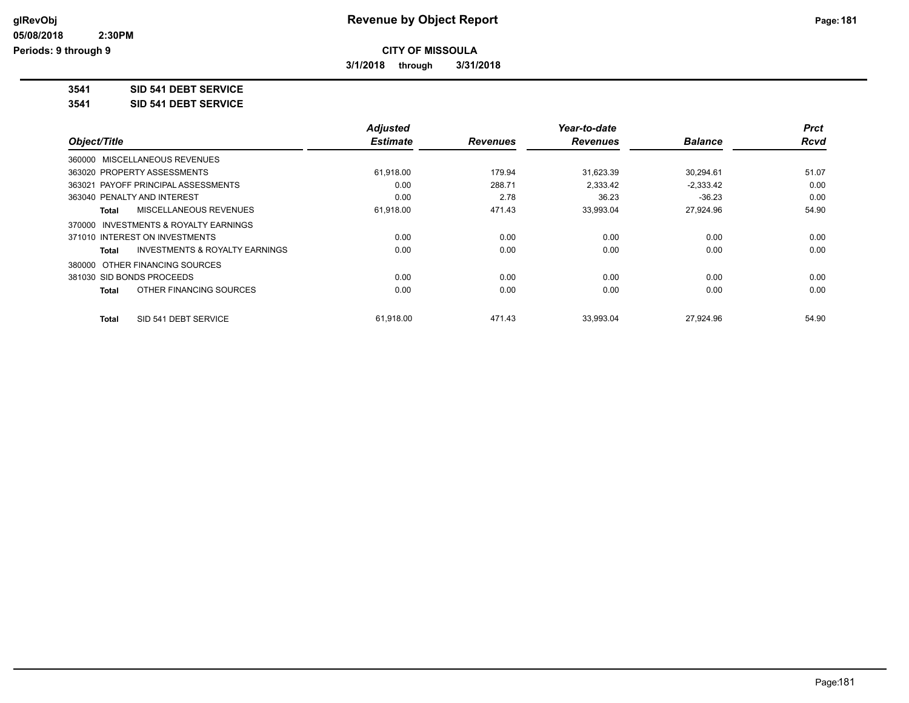**CITY OF MISSOULA**

**3/1/2018 through 3/31/2018**

**3541 SID 541 DEBT SERVICE**

**3541 SID 541 DEBT SERVICE**

| Object/Title | Adjusted Estimate | Revenues | Year-to-date Revenues | Balance | Prct Rcvd |
|---|---|---|---|---|---|
| 360000 MISCELLANEOUS REVENUES | | | | | |
| 363020 PROPERTY ASSESSMENTS | 61,918.00 | 179.94 | 31,623.39 | 30,294.61 | 51.07 |
| 363021 PAYOFF PRINCIPAL ASSESSMENTS | 0.00 | 288.71 | 2,333.42 | -2,333.42 | 0.00 |
| 363040 PENALTY AND INTEREST | 0.00 | 2.78 | 36.23 | -36.23 | 0.00 |
| **Total** MISCELLANEOUS REVENUES | 61,918.00 | 471.43 | 33,993.04 | 27,924.96 | 54.90 |
| 370000 INVESTMENTS & ROYALTY EARNINGS | | | | | |
| 371010 INTEREST ON INVESTMENTS | 0.00 | 0.00 | 0.00 | 0.00 | 0.00 |
| **Total** INVESTMENTS & ROYALTY EARNINGS | 0.00 | 0.00 | 0.00 | 0.00 | 0.00 |
| 380000 OTHER FINANCING SOURCES | | | | | |
| 381030 SID BONDS PROCEEDS | 0.00 | 0.00 | 0.00 | 0.00 | 0.00 |
| **Total** OTHER FINANCING SOURCES | 0.00 | 0.00 | 0.00 | 0.00 | 0.00 |
| **Total** SID 541 DEBT SERVICE | 61,918.00 | 471.43 | 33,993.04 | 27,924.96 | 54.90 |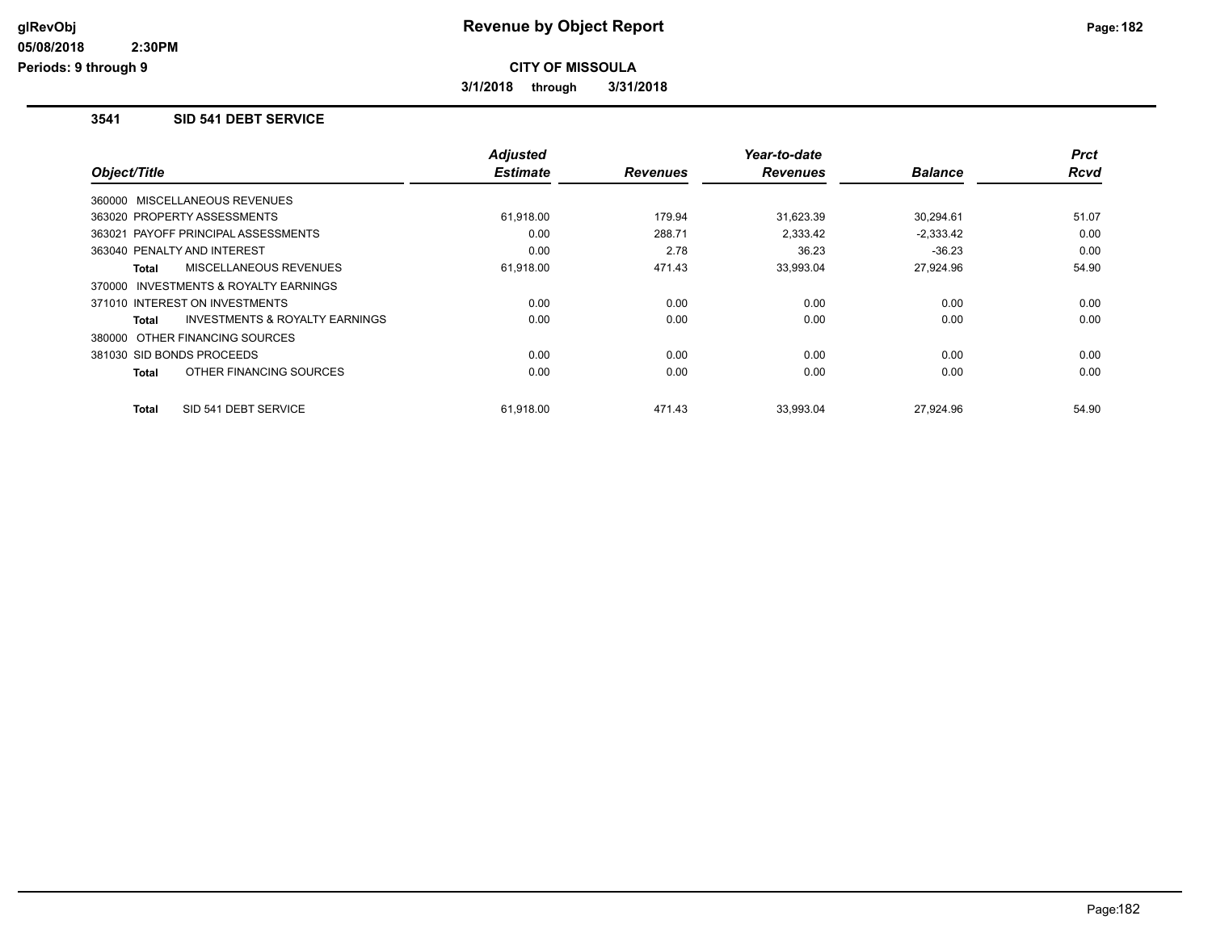# Revenue by Object Report

**CITY OF MISSOULA**

**3/1/2018 through 3/31/2018**

glRevObj
05/08/2018 2:30PM
Periods: 9 through 9

## 3541 SID 541 DEBT SERVICE

| Object/Title | Adjusted Estimate | Revenues | Year-to-date Revenues | Balance | Prct Rcvd |
|---|---|---|---|---|---|
| 360000 MISCELLANEOUS REVENUES | | | | | |
| 363020 PROPERTY ASSESSMENTS | 61,918.00 | 179.94 | 31,623.39 | 30,294.61 | 51.07 |
| 363021 PAYOFF PRINCIPAL ASSESSMENTS | 0.00 | 288.71 | 2,333.42 | -2,333.42 | 0.00 |
| 363040 PENALTY AND INTEREST | 0.00 | 2.78 | 36.23 | -36.23 | 0.00 |
| **Total** MISCELLANEOUS REVENUES | 61,918.00 | 471.43 | 33,993.04 | 27,924.96 | 54.90 |
| 370000 INVESTMENTS & ROYALTY EARNINGS | | | | | |
| 371010 INTEREST ON INVESTMENTS | 0.00 | 0.00 | 0.00 | 0.00 | 0.00 |
| **Total** INVESTMENTS & ROYALTY EARNINGS | 0.00 | 0.00 | 0.00 | 0.00 | 0.00 |
| 380000 OTHER FINANCING SOURCES | | | | | |
| 381030 SID BONDS PROCEEDS | 0.00 | 0.00 | 0.00 | 0.00 | 0.00 |
| **Total** OTHER FINANCING SOURCES | 0.00 | 0.00 | 0.00 | 0.00 | 0.00 |
| **Total** SID 541 DEBT SERVICE | 61,918.00 | 471.43 | 33,993.04 | 27,924.96 | 54.90 |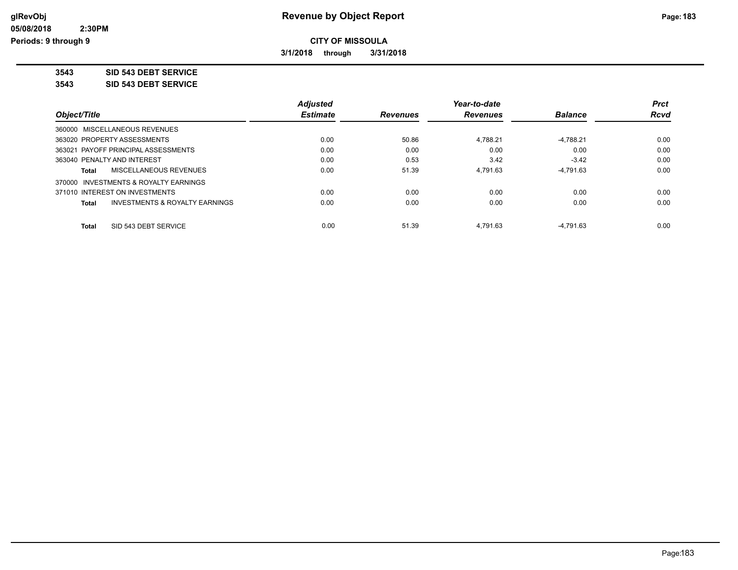**CITY OF MISSOULA**

**3/1/2018 through 3/31/2018**

**3543 SID 543 DEBT SERVICE**

**3543 SID 543 DEBT SERVICE**

| Object/Title | Adjusted Estimate | Revenues | Year-to-date Revenues | Balance | Prct Rcvd |
|---|---|---|---|---|---|
| 360000 MISCELLANEOUS REVENUES | | | | | |
| 363020 PROPERTY ASSESSMENTS | 0.00 | 50.86 | 4,788.21 | -4,788.21 | 0.00 |
| 363021 PAYOFF PRINCIPAL ASSESSMENTS | 0.00 | 0.00 | 0.00 | 0.00 | 0.00 |
| 363040 PENALTY AND INTEREST | 0.00 | 0.53 | 3.42 | -3.42 | 0.00 |
| **Total** MISCELLANEOUS REVENUES | 0.00 | 51.39 | 4,791.63 | -4,791.63 | 0.00 |
| 370000 INVESTMENTS & ROYALTY EARNINGS | | | | | |
| 371010 INTEREST ON INVESTMENTS | 0.00 | 0.00 | 0.00 | 0.00 | 0.00 |
| **Total** INVESTMENTS & ROYALTY EARNINGS | 0.00 | 0.00 | 0.00 | 0.00 | 0.00 |
| **Total** SID 543 DEBT SERVICE | 0.00 | 51.39 | 4,791.63 | -4,791.63 | 0.00 |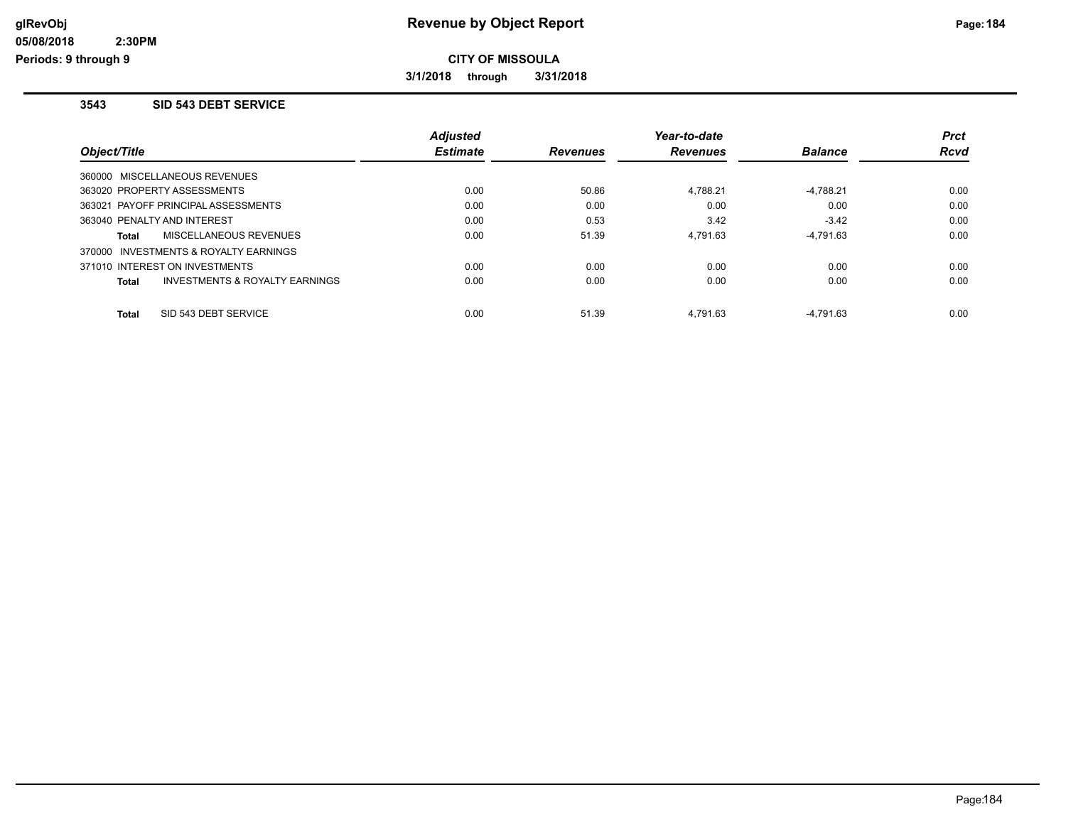**Revenue by Object Report**

**CITY OF MISSOULA**

**3/1/2018 through 3/31/2018**

### 3543 SID 543 DEBT SERVICE

| Object/Title | Adjusted Estimate | Revenues | Year-to-date Revenues | Balance | Prct Rcvd |
|---|---|---|---|---|---|
| 360000 MISCELLANEOUS REVENUES | | | | | |
| 363020 PROPERTY ASSESSMENTS | 0.00 | 50.86 | 4,788.21 | -4,788.21 | 0.00 |
| 363021 PAYOFF PRINCIPAL ASSESSMENTS | 0.00 | 0.00 | 0.00 | 0.00 | 0.00 |
| 363040 PENALTY AND INTEREST | 0.00 | 0.53 | 3.42 | -3.42 | 0.00 |
| **Total** MISCELLANEOUS REVENUES | 0.00 | 51.39 | 4,791.63 | -4,791.63 | 0.00 |
| 370000 INVESTMENTS & ROYALTY EARNINGS | | | | | |
| 371010 INTEREST ON INVESTMENTS | 0.00 | 0.00 | 0.00 | 0.00 | 0.00 |
| **Total** INVESTMENTS & ROYALTY EARNINGS | 0.00 | 0.00 | 0.00 | 0.00 | 0.00 |
| **Total** SID 543 DEBT SERVICE | 0.00 | 51.39 | 4,791.63 | -4,791.63 | 0.00 |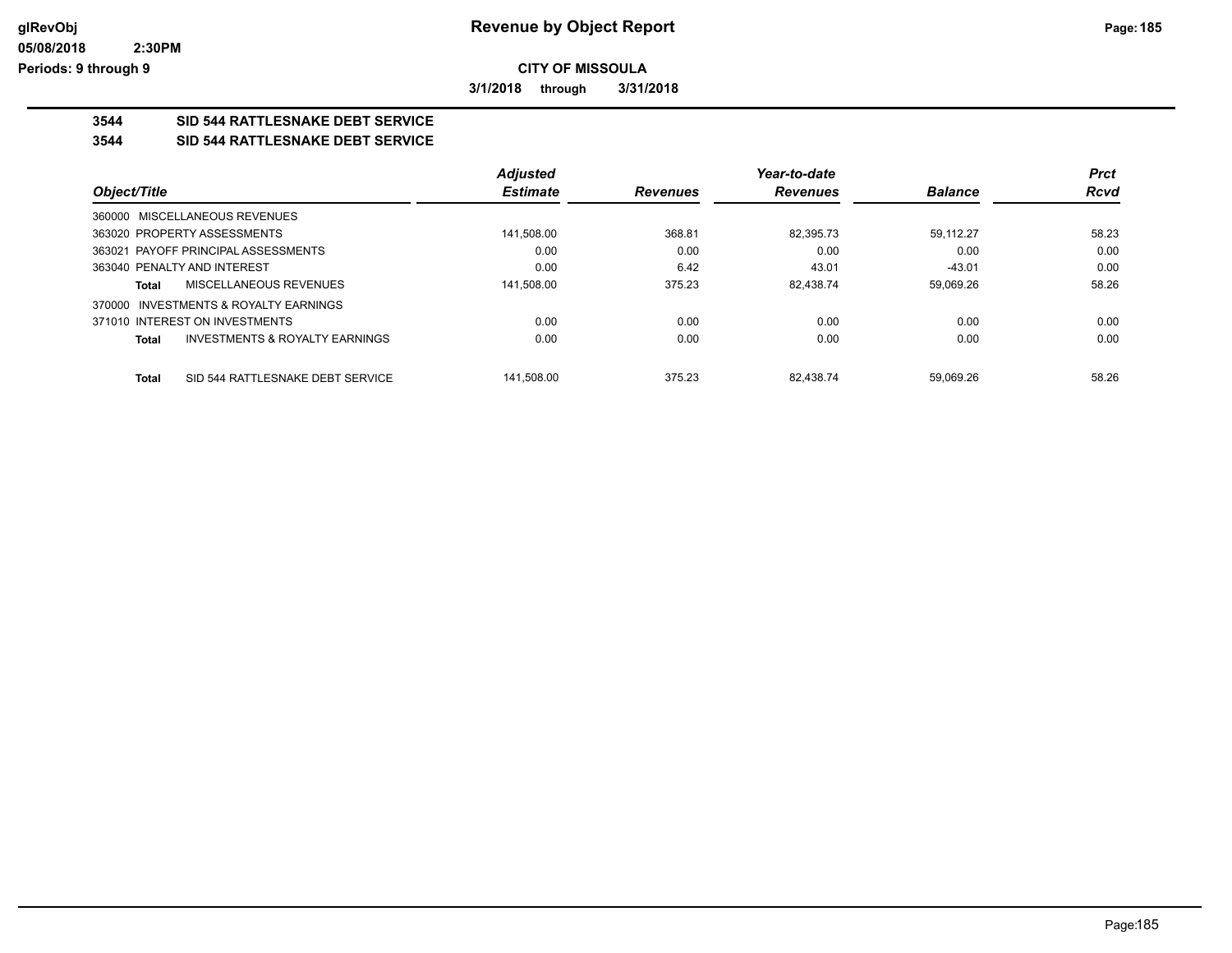**CITY OF MISSOULA**

**3/1/2018 through 3/31/2018**

## 3544 SID 544 RATTLESNAKE DEBT SERVICE

### 3544 SID 544 RATTLESNAKE DEBT SERVICE

| Object/Title | Adjusted Estimate | Revenues | Year-to-date Revenues | Balance | Prct Rcvd |
|---|---|---|---|---|---|
| 360000 MISCELLANEOUS REVENUES | | | | | |
| 363020 PROPERTY ASSESSMENTS | 141,508.00 | 368.81 | 82,395.73 | 59,112.27 | 58.23 |
| 363021 PAYOFF PRINCIPAL ASSESSMENTS | 0.00 | 0.00 | 0.00 | 0.00 | 0.00 |
| 363040 PENALTY AND INTEREST | 0.00 | 6.42 | 43.01 | -43.01 | 0.00 |
| **Total** MISCELLANEOUS REVENUES | 141,508.00 | 375.23 | 82,438.74 | 59,069.26 | 58.26 |
| 370000 INVESTMENTS & ROYALTY EARNINGS | | | | | |
| 371010 INTEREST ON INVESTMENTS | 0.00 | 0.00 | 0.00 | 0.00 | 0.00 |
| **Total** INVESTMENTS & ROYALTY EARNINGS | 0.00 | 0.00 | 0.00 | 0.00 | 0.00 |
| **Total** SID 544 RATTLESNAKE DEBT SERVICE | 141,508.00 | 375.23 | 82,438.74 | 59,069.26 | 58.26 |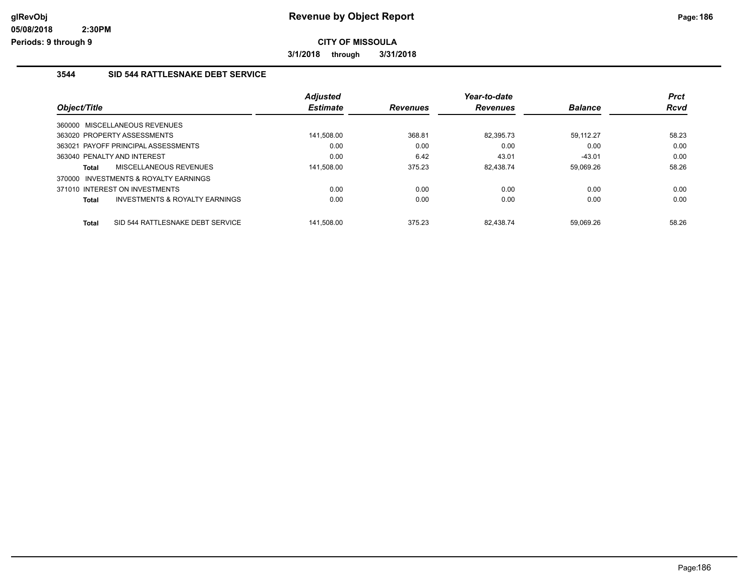**CITY OF MISSOULA**

**3/1/2018 through 3/31/2018**

### 3544 SID 544 RATTLESNAKE DEBT SERVICE

| Object/Title | | Adjusted Estimate | Revenues | Year-to-date Revenues | Balance | Prct Rcvd |
|---|---|---|---|---|---|---|
| 360000 MISCELLANEOUS REVENUES | | | | | | |
| 363020 PROPERTY ASSESSMENTS | | 141,508.00 | 368.81 | 82,395.73 | 59,112.27 | 58.23 |
| 363021 PAYOFF PRINCIPAL ASSESSMENTS | | 0.00 | 0.00 | 0.00 | 0.00 | 0.00 |
| 363040 PENALTY AND INTEREST | | 0.00 | 6.42 | 43.01 | -43.01 | 0.00 |
| **Total** | MISCELLANEOUS REVENUES | 141,508.00 | 375.23 | 82,438.74 | 59,069.26 | 58.26 |
| 370000 INVESTMENTS & ROYALTY EARNINGS | | | | | | |
| 371010 INTEREST ON INVESTMENTS | | 0.00 | 0.00 | 0.00 | 0.00 | 0.00 |
| **Total** | INVESTMENTS & ROYALTY EARNINGS | 0.00 | 0.00 | 0.00 | 0.00 | 0.00 |
| **Total** | SID 544 RATTLESNAKE DEBT SERVICE | 141,508.00 | 375.23 | 82,438.74 | 59,069.26 | 58.26 |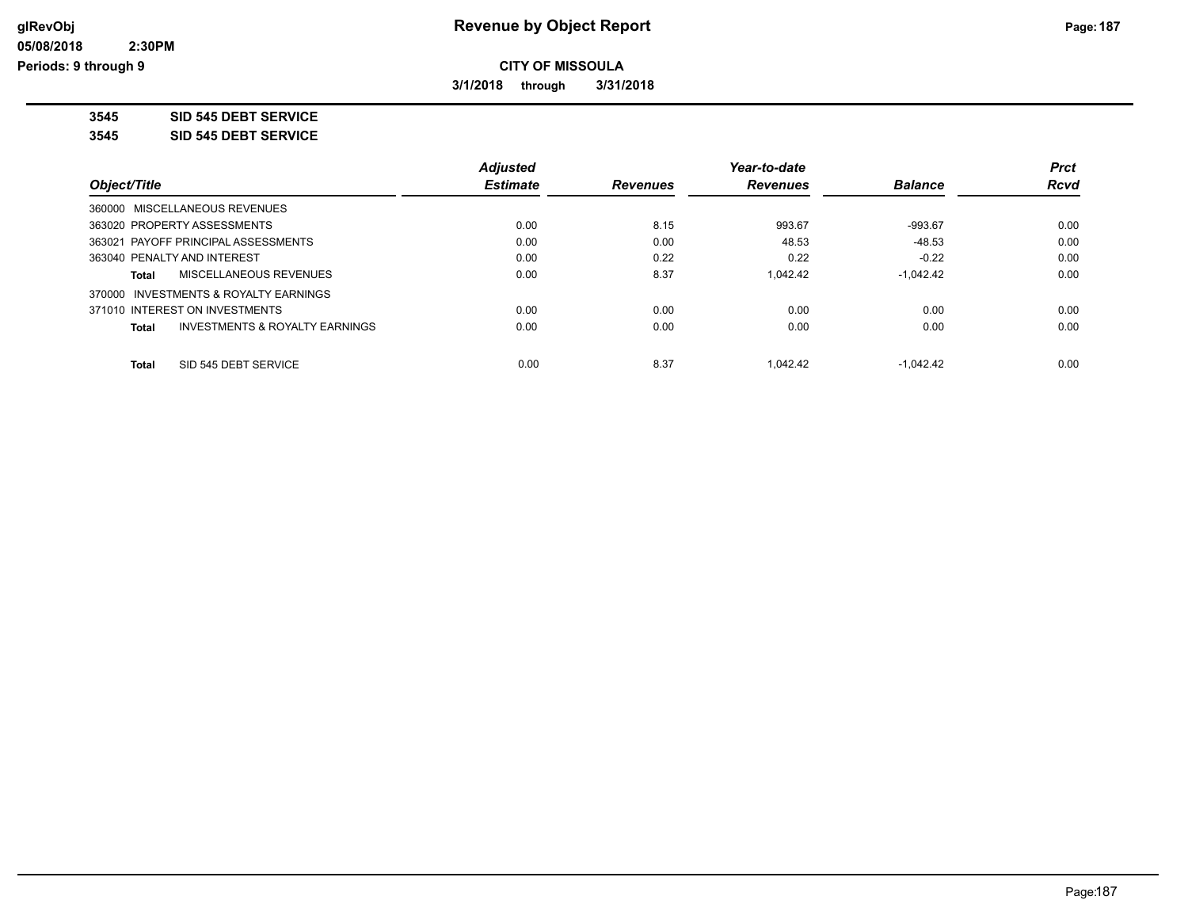# Revenue by Object Report

**CITY OF MISSOULA**

**3/1/2018 through 3/31/2018**

glRevObj
05/08/2018 2:30PM
Periods: 9 through 9

**3545 SID 545 DEBT SERVICE**

**3545 SID 545 DEBT SERVICE**

| Object/Title | Adjusted Estimate | Revenues | Year-to-date Revenues | Balance | Prct Rcvd |
|---|---|---|---|---|---|
| 360000 MISCELLANEOUS REVENUES | | | | | |
| 363020 PROPERTY ASSESSMENTS | 0.00 | 8.15 | 993.67 | -993.67 | 0.00 |
| 363021 PAYOFF PRINCIPAL ASSESSMENTS | 0.00 | 0.00 | 48.53 | -48.53 | 0.00 |
| 363040 PENALTY AND INTEREST | 0.00 | 0.22 | 0.22 | -0.22 | 0.00 |
| **Total** MISCELLANEOUS REVENUES | 0.00 | 8.37 | 1,042.42 | -1,042.42 | 0.00 |
| 370000 INVESTMENTS & ROYALTY EARNINGS | | | | | |
| 371010 INTEREST ON INVESTMENTS | 0.00 | 0.00 | 0.00 | 0.00 | 0.00 |
| **Total** INVESTMENTS & ROYALTY EARNINGS | 0.00 | 0.00 | 0.00 | 0.00 | 0.00 |
| **Total** SID 545 DEBT SERVICE | 0.00 | 8.37 | 1,042.42 | -1,042.42 | 0.00 |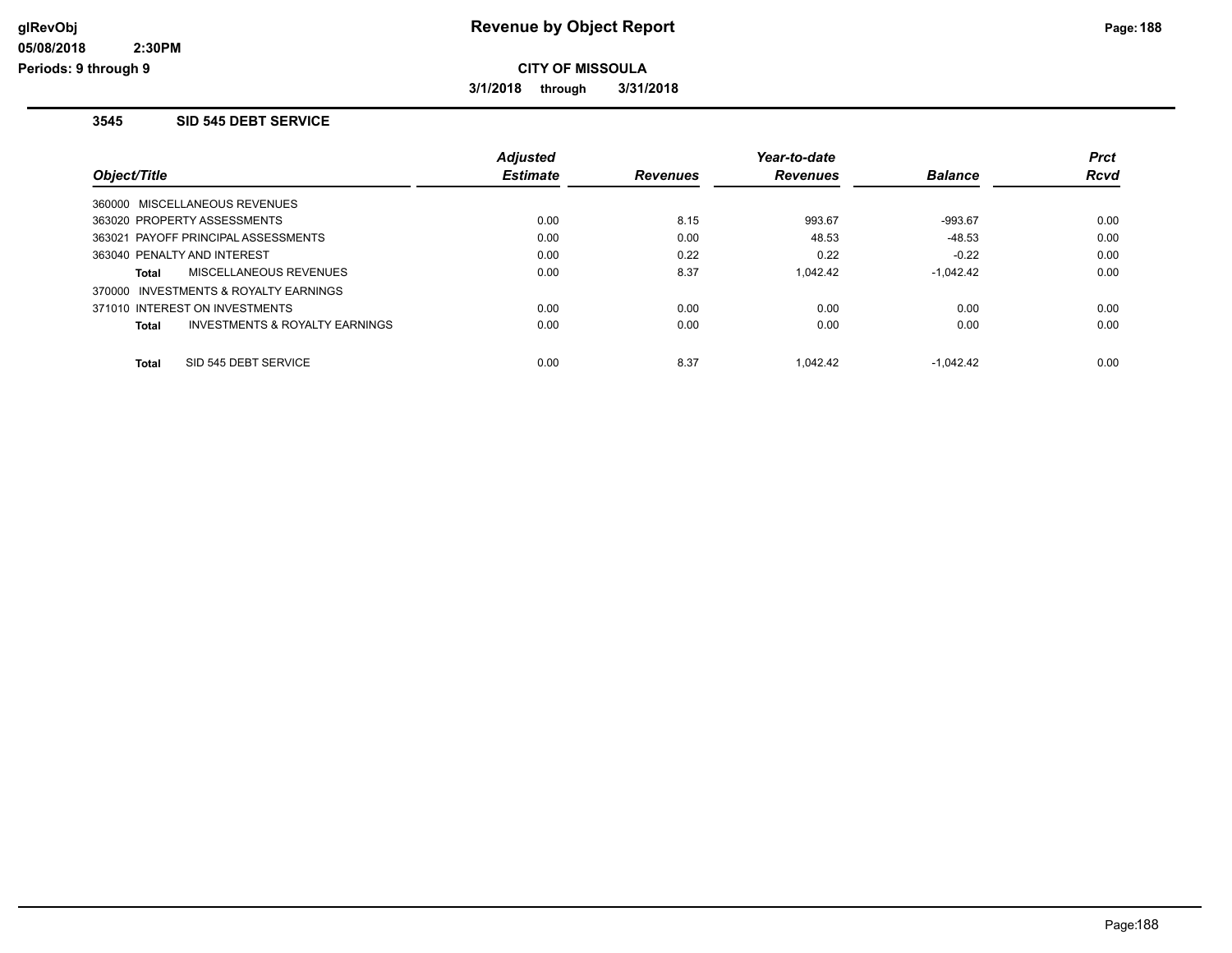# Revenue by Object Report

**CITY OF MISSOULA**

**3/1/2018 through 3/31/2018**

## 3545 SID 545 DEBT SERVICE

| Object/Title | | Adjusted Estimate | Revenues | Year-to-date Revenues | Balance | Prct Rcvd |
|---|---|---|---|---|---|---|
| 360000 MISCELLANEOUS REVENUES | | | | | | |
| 363020 PROPERTY ASSESSMENTS | | 0.00 | 8.15 | 993.67 | -993.67 | 0.00 |
| 363021 PAYOFF PRINCIPAL ASSESSMENTS | | 0.00 | 0.00 | 48.53 | -48.53 | 0.00 |
| 363040 PENALTY AND INTEREST | | 0.00 | 0.22 | 0.22 | -0.22 | 0.00 |
| **Total** | MISCELLANEOUS REVENUES | 0.00 | 8.37 | 1,042.42 | -1,042.42 | 0.00 |
| 370000 INVESTMENTS & ROYALTY EARNINGS | | | | | | |
| 371010 INTEREST ON INVESTMENTS | | 0.00 | 0.00 | 0.00 | 0.00 | 0.00 |
| **Total** | INVESTMENTS & ROYALTY EARNINGS | 0.00 | 0.00 | 0.00 | 0.00 | 0.00 |
| **Total** | SID 545 DEBT SERVICE | 0.00 | 8.37 | 1,042.42 | -1,042.42 | 0.00 |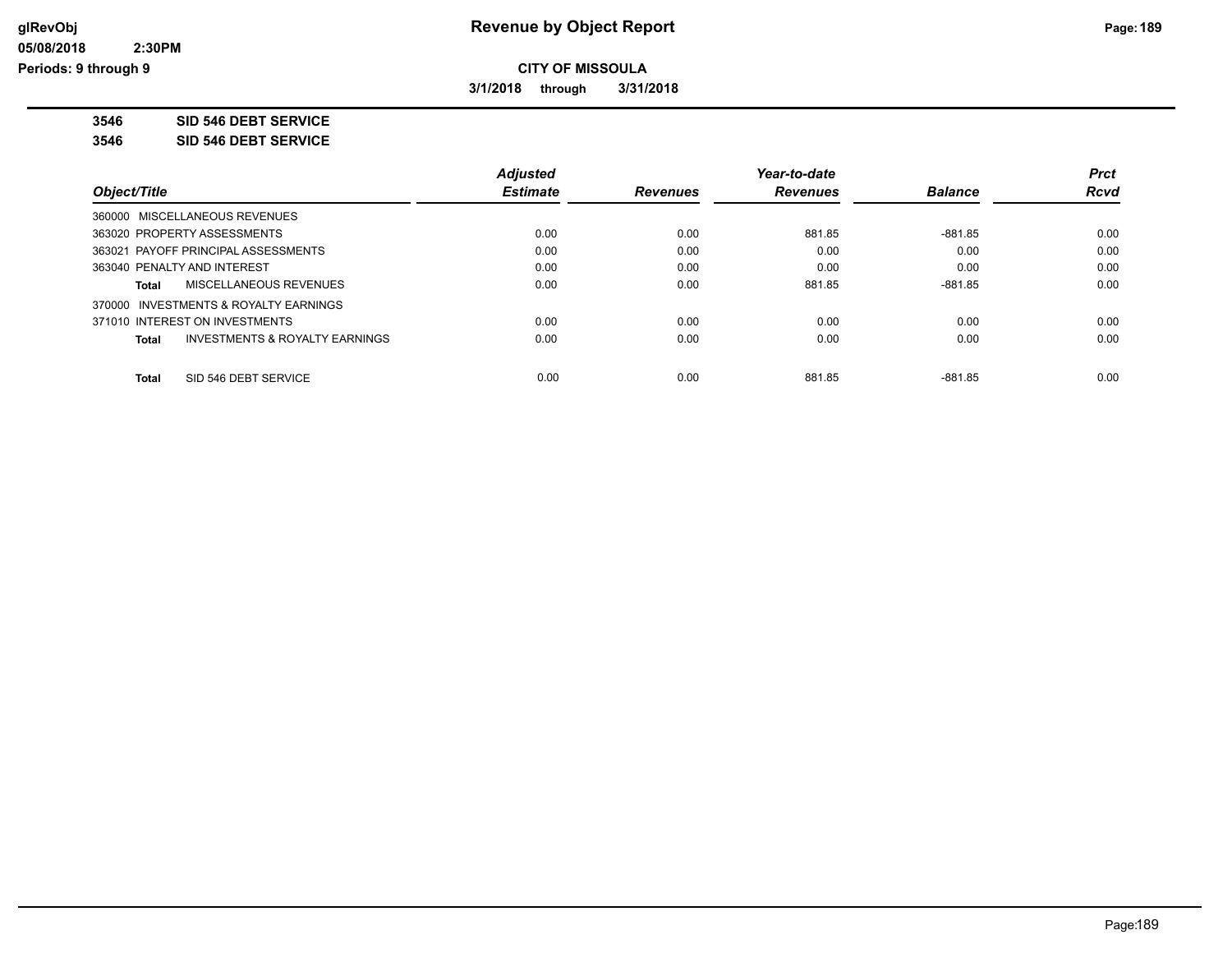# Revenue by Object Report

## CITY OF MISSOULA

**3/1/2018 through 3/31/2018**

glRevObj
05/08/2018 2:30PM
Periods: 9 through 9

**3546 SID 546 DEBT SERVICE**

**3546 SID 546 DEBT SERVICE**

| Object/Title | Adjusted Estimate | Revenues | Year-to-date Revenues | Balance | Prct Rcvd |
|---|---|---|---|---|---|
| 360000 MISCELLANEOUS REVENUES | | | | | |
| 363020 PROPERTY ASSESSMENTS | 0.00 | 0.00 | 881.85 | -881.85 | 0.00 |
| 363021 PAYOFF PRINCIPAL ASSESSMENTS | 0.00 | 0.00 | 0.00 | 0.00 | 0.00 |
| 363040 PENALTY AND INTEREST | 0.00 | 0.00 | 0.00 | 0.00 | 0.00 |
| **Total** MISCELLANEOUS REVENUES | 0.00 | 0.00 | 881.85 | -881.85 | 0.00 |
| 370000 INVESTMENTS & ROYALTY EARNINGS | | | | | |
| 371010 INTEREST ON INVESTMENTS | 0.00 | 0.00 | 0.00 | 0.00 | 0.00 |
| **Total** INVESTMENTS & ROYALTY EARNINGS | 0.00 | 0.00 | 0.00 | 0.00 | 0.00 |
| **Total** SID 546 DEBT SERVICE | 0.00 | 0.00 | 881.85 | -881.85 | 0.00 |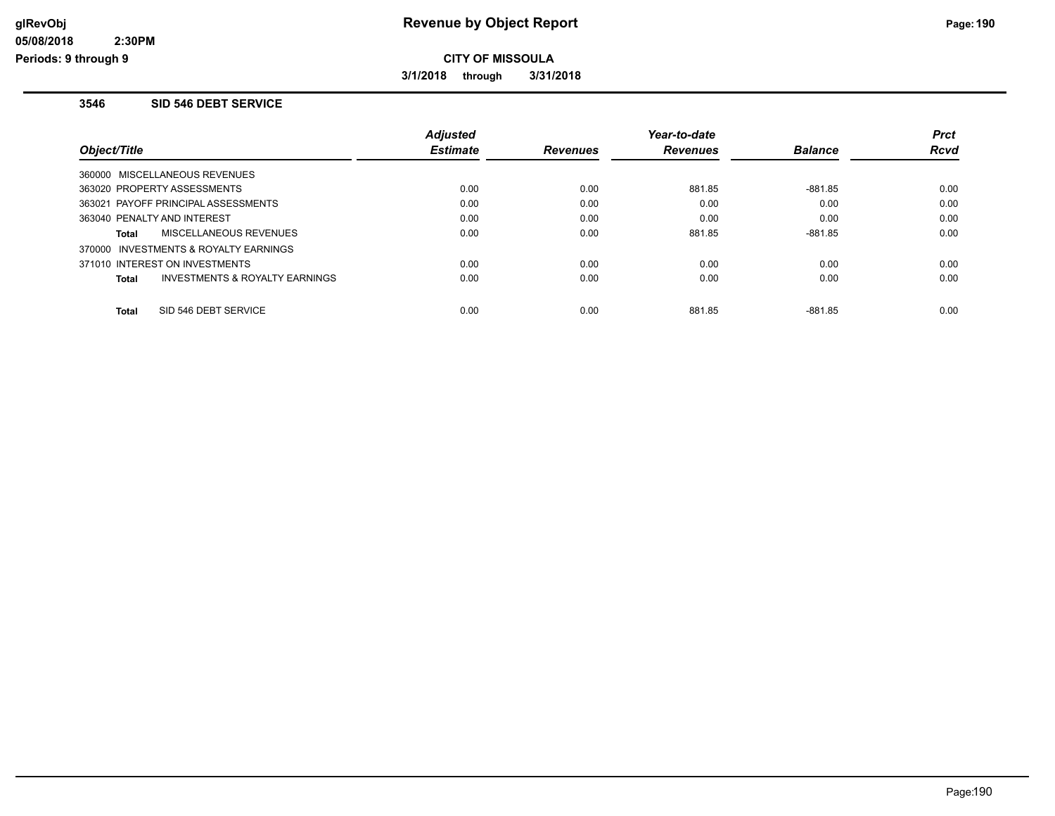**glRevObj**
**05/08/2018 2:30PM**
**Periods: 9 through 9**

# Revenue by Object Report

**CITY OF MISSOULA**

**3/1/2018 through 3/31/2018**

## 3546 SID 546 DEBT SERVICE

| Object/Title | Adjusted Estimate | Revenues | Year-to-date Revenues | Balance | Prct Rcvd |
|---|---|---|---|---|---|
| 360000 MISCELLANEOUS REVENUES | | | | | |
| 363020 PROPERTY ASSESSMENTS | 0.00 | 0.00 | 881.85 | -881.85 | 0.00 |
| 363021 PAYOFF PRINCIPAL ASSESSMENTS | 0.00 | 0.00 | 0.00 | 0.00 | 0.00 |
| 363040 PENALTY AND INTEREST | 0.00 | 0.00 | 0.00 | 0.00 | 0.00 |
| **Total** MISCELLANEOUS REVENUES | 0.00 | 0.00 | 881.85 | -881.85 | 0.00 |
| 370000 INVESTMENTS & ROYALTY EARNINGS | | | | | |
| 371010 INTEREST ON INVESTMENTS | 0.00 | 0.00 | 0.00 | 0.00 | 0.00 |
| **Total** INVESTMENTS & ROYALTY EARNINGS | 0.00 | 0.00 | 0.00 | 0.00 | 0.00 |
| **Total** SID 546 DEBT SERVICE | 0.00 | 0.00 | 881.85 | -881.85 | 0.00 |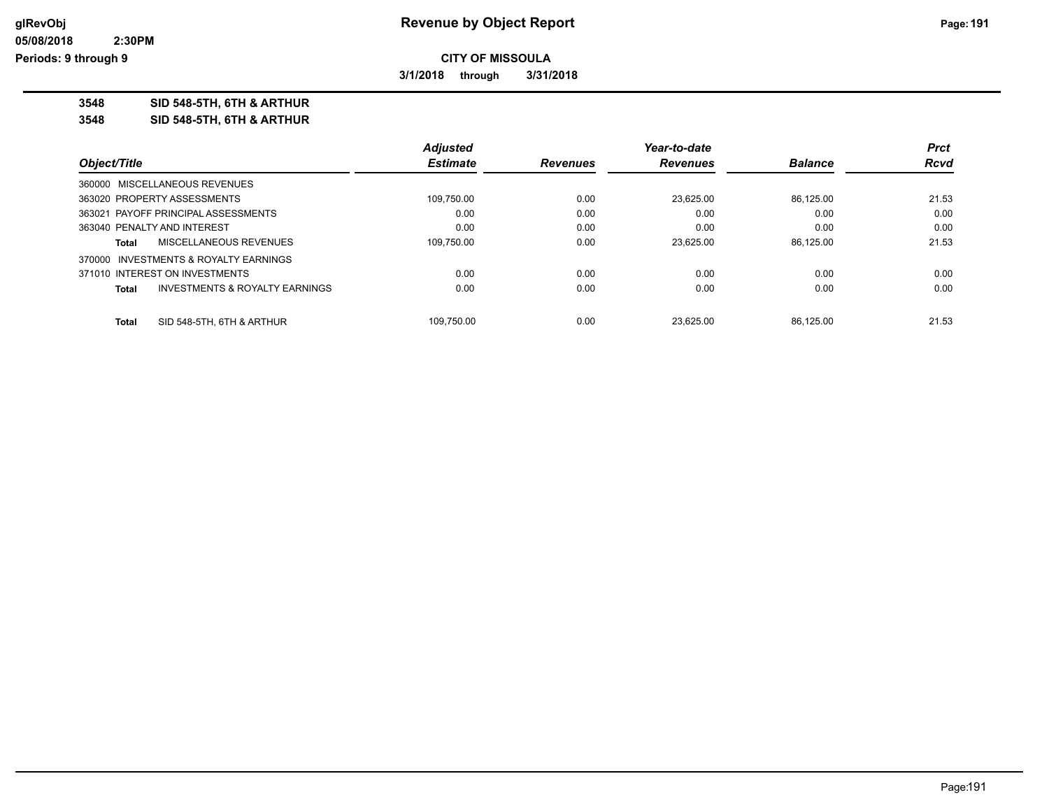**CITY OF MISSOULA**

**3/1/2018 through 3/31/2018**

**3548 SID 548-5TH, 6TH & ARTHUR**

**3548 SID 548-5TH, 6TH & ARTHUR**

| Object/Title | Adjusted Estimate | Revenues | Year-to-date Revenues | Balance | Prct Rcvd |
|---|---|---|---|---|---|
| 360000 MISCELLANEOUS REVENUES | | | | | |
| 363020 PROPERTY ASSESSMENTS | 109,750.00 | 0.00 | 23,625.00 | 86,125.00 | 21.53 |
| 363021 PAYOFF PRINCIPAL ASSESSMENTS | 0.00 | 0.00 | 0.00 | 0.00 | 0.00 |
| 363040 PENALTY AND INTEREST | 0.00 | 0.00 | 0.00 | 0.00 | 0.00 |
| **Total** MISCELLANEOUS REVENUES | 109,750.00 | 0.00 | 23,625.00 | 86,125.00 | 21.53 |
| 370000 INVESTMENTS & ROYALTY EARNINGS | | | | | |
| 371010 INTEREST ON INVESTMENTS | 0.00 | 0.00 | 0.00 | 0.00 | 0.00 |
| **Total** INVESTMENTS & ROYALTY EARNINGS | 0.00 | 0.00 | 0.00 | 0.00 | 0.00 |
| **Total** SID 548-5TH, 6TH & ARTHUR | 109,750.00 | 0.00 | 23,625.00 | 86,125.00 | 21.53 |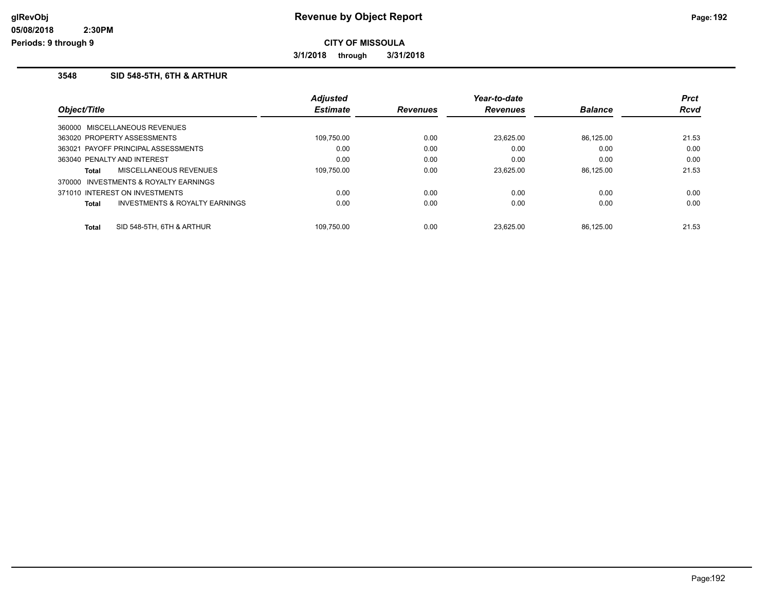# Revenue by Object Report

**CITY OF MISSOULA**

**3/1/2018 through 3/31/2018**

glRevObj
05/08/2018 2:30PM
Periods: 9 through 9

## 3548 SID 548-5TH, 6TH & ARTHUR

| Object/Title | Adjusted Estimate | Revenues | Year-to-date Revenues | Balance | Prct Rcvd |
|---|---|---|---|---|---|
| 360000 MISCELLANEOUS REVENUES | | | | | |
| 363020 PROPERTY ASSESSMENTS | 109,750.00 | 0.00 | 23,625.00 | 86,125.00 | 21.53 |
| 363021 PAYOFF PRINCIPAL ASSESSMENTS | 0.00 | 0.00 | 0.00 | 0.00 | 0.00 |
| 363040 PENALTY AND INTEREST | 0.00 | 0.00 | 0.00 | 0.00 | 0.00 |
| **Total** MISCELLANEOUS REVENUES | 109,750.00 | 0.00 | 23,625.00 | 86,125.00 | 21.53 |
| 370000 INVESTMENTS & ROYALTY EARNINGS | | | | | |
| 371010 INTEREST ON INVESTMENTS | 0.00 | 0.00 | 0.00 | 0.00 | 0.00 |
| **Total** INVESTMENTS & ROYALTY EARNINGS | 0.00 | 0.00 | 0.00 | 0.00 | 0.00 |
| **Total** SID 548-5TH, 6TH & ARTHUR | 109,750.00 | 0.00 | 23,625.00 | 86,125.00 | 21.53 |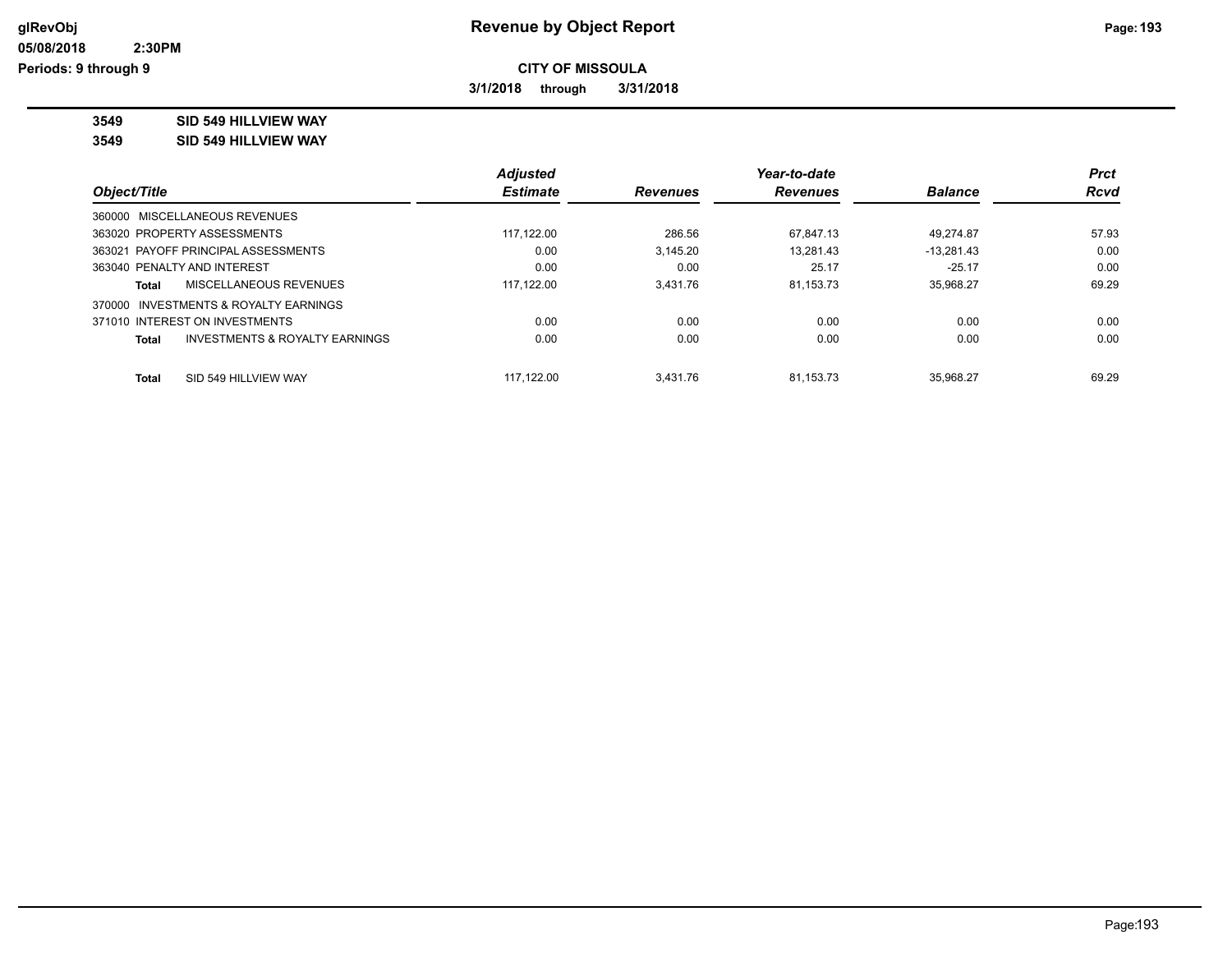**CITY OF MISSOULA**

**3/1/2018 through 3/31/2018**

**3549 SID 549 HILLVIEW WAY**

**3549 SID 549 HILLVIEW WAY**

| Object/Title | Adjusted Estimate | Revenues | Year-to-date Revenues | Balance | Prct Rcvd |
|---|---|---|---|---|---|
| 360000 MISCELLANEOUS REVENUES | | | | | |
| 363020 PROPERTY ASSESSMENTS | 117,122.00 | 286.56 | 67,847.13 | 49,274.87 | 57.93 |
| 363021 PAYOFF PRINCIPAL ASSESSMENTS | 0.00 | 3,145.20 | 13,281.43 | -13,281.43 | 0.00 |
| 363040 PENALTY AND INTEREST | 0.00 | 0.00 | 25.17 | -25.17 | 0.00 |
| **Total** MISCELLANEOUS REVENUES | 117,122.00 | 3,431.76 | 81,153.73 | 35,968.27 | 69.29 |
| 370000 INVESTMENTS & ROYALTY EARNINGS | | | | | |
| 371010 INTEREST ON INVESTMENTS | 0.00 | 0.00 | 0.00 | 0.00 | 0.00 |
| **Total** INVESTMENTS & ROYALTY EARNINGS | 0.00 | 0.00 | 0.00 | 0.00 | 0.00 |
| **Total** SID 549 HILLVIEW WAY | 117,122.00 | 3,431.76 | 81,153.73 | 35,968.27 | 69.29 |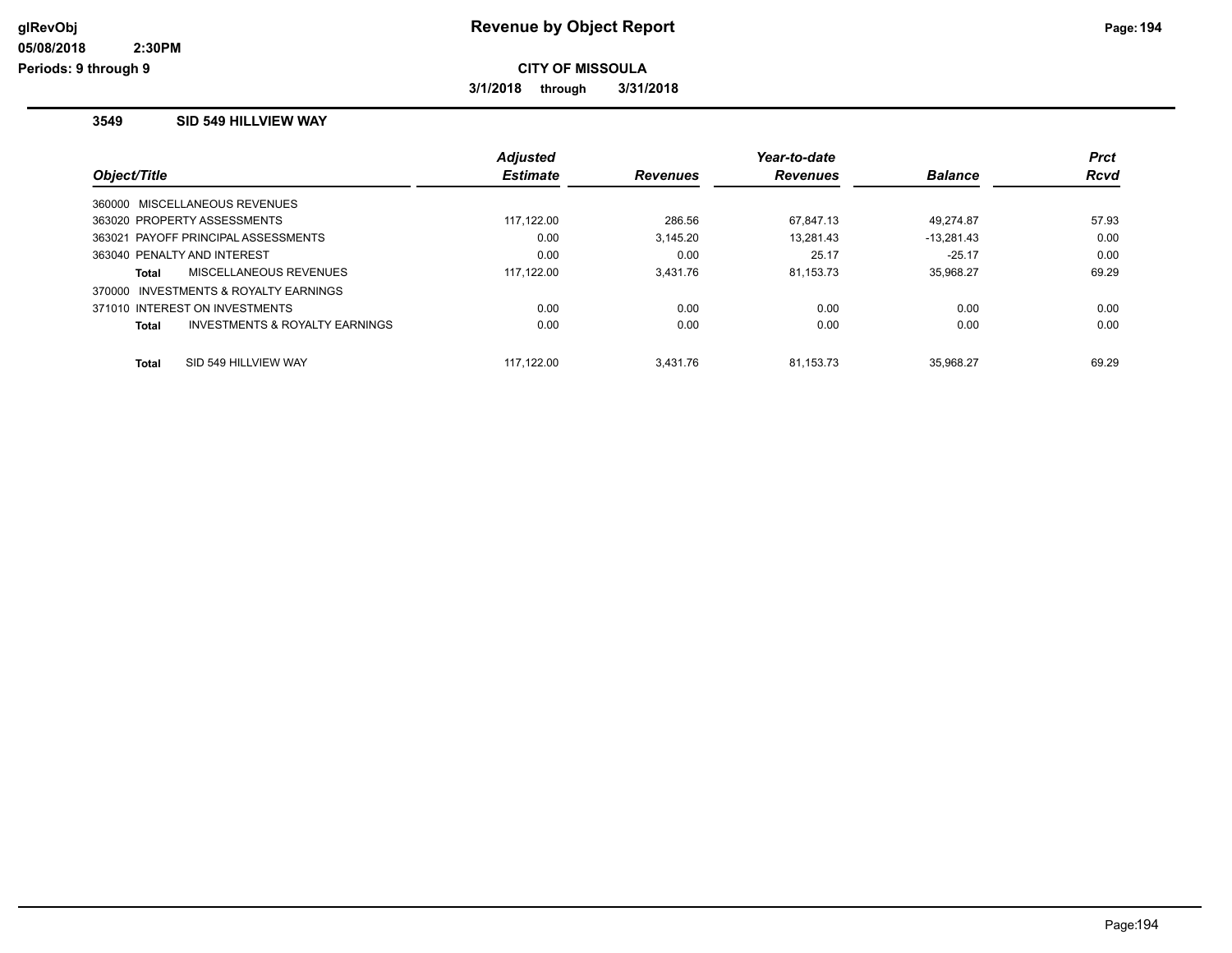**Revenue by Object Report**

**CITY OF MISSOULA**

**3/1/2018 through 3/31/2018**

glRevObj
05/08/2018 2:30PM
Periods: 9 through 9

## 3549 SID 549 HILLVIEW WAY

| Object/Title | | Adjusted Estimate | Revenues | Year-to-date Revenues | Balance | Prct Rcvd |
|---|---|---|---|---|---|---|
| 360000 MISCELLANEOUS REVENUES | | | | | | |
| 363020 PROPERTY ASSESSMENTS | | 117,122.00 | 286.56 | 67,847.13 | 49,274.87 | 57.93 |
| 363021 PAYOFF PRINCIPAL ASSESSMENTS | | 0.00 | 3,145.20 | 13,281.43 | -13,281.43 | 0.00 |
| 363040 PENALTY AND INTEREST | | 0.00 | 0.00 | 25.17 | -25.17 | 0.00 |
| **Total** | MISCELLANEOUS REVENUES | 117,122.00 | 3,431.76 | 81,153.73 | 35,968.27 | 69.29 |
| 370000 INVESTMENTS & ROYALTY EARNINGS | | | | | | |
| 371010 INTEREST ON INVESTMENTS | | 0.00 | 0.00 | 0.00 | 0.00 | 0.00 |
| **Total** | INVESTMENTS & ROYALTY EARNINGS | 0.00 | 0.00 | 0.00 | 0.00 | 0.00 |
| **Total** | SID 549 HILLVIEW WAY | 117,122.00 | 3,431.76 | 81,153.73 | 35,968.27 | 69.29 |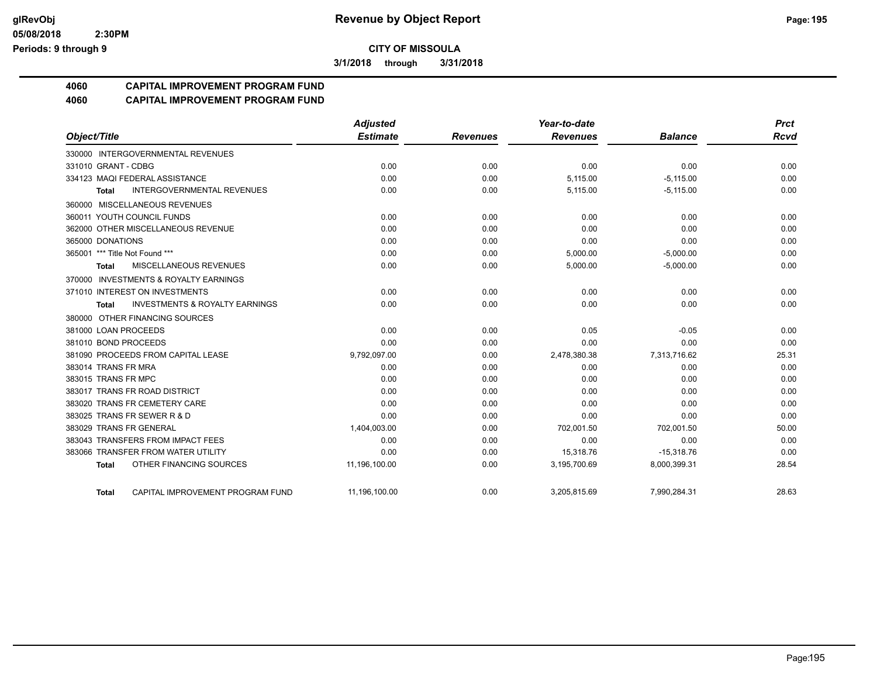**CITY OF MISSOULA**

**3/1/2018 through 3/31/2018**

## 4060 CAPITAL IMPROVEMENT PROGRAM FUND

## 4060 CAPITAL IMPROVEMENT PROGRAM FUND

| Object/Title | Adjusted Estimate | Revenues | Year-to-date Revenues | Balance | Prct Rcvd |
|---|---|---|---|---|---|
| 330000 INTERGOVERNMENTAL REVENUES | | | | | |
| 331010 GRANT - CDBG | 0.00 | 0.00 | 0.00 | 0.00 | 0.00 |
| 334123 MAQI FEDERAL ASSISTANCE | 0.00 | 0.00 | 5,115.00 | -5,115.00 | 0.00 |
| **Total** INTERGOVERNMENTAL REVENUES | 0.00 | 0.00 | 5,115.00 | -5,115.00 | 0.00 |
| 360000 MISCELLANEOUS REVENUES | | | | | |
| 360011 YOUTH COUNCIL FUNDS | 0.00 | 0.00 | 0.00 | 0.00 | 0.00 |
| 362000 OTHER MISCELLANEOUS REVENUE | 0.00 | 0.00 | 0.00 | 0.00 | 0.00 |
| 365000 DONATIONS | 0.00 | 0.00 | 0.00 | 0.00 | 0.00 |
| 365001 *** Title Not Found *** | 0.00 | 0.00 | 5,000.00 | -5,000.00 | 0.00 |
| **Total** MISCELLANEOUS REVENUES | 0.00 | 0.00 | 5,000.00 | -5,000.00 | 0.00 |
| 370000 INVESTMENTS & ROYALTY EARNINGS | | | | | |
| 371010 INTEREST ON INVESTMENTS | 0.00 | 0.00 | 0.00 | 0.00 | 0.00 |
| **Total** INVESTMENTS & ROYALTY EARNINGS | 0.00 | 0.00 | 0.00 | 0.00 | 0.00 |
| 380000 OTHER FINANCING SOURCES | | | | | |
| 381000 LOAN PROCEEDS | 0.00 | 0.00 | 0.05 | -0.05 | 0.00 |
| 381010 BOND PROCEEDS | 0.00 | 0.00 | 0.00 | 0.00 | 0.00 |
| 381090 PROCEEDS FROM CAPITAL LEASE | 9,792,097.00 | 0.00 | 2,478,380.38 | 7,313,716.62 | 25.31 |
| 383014 TRANS FR MRA | 0.00 | 0.00 | 0.00 | 0.00 | 0.00 |
| 383015 TRANS FR MPC | 0.00 | 0.00 | 0.00 | 0.00 | 0.00 |
| 383017 TRANS FR ROAD DISTRICT | 0.00 | 0.00 | 0.00 | 0.00 | 0.00 |
| 383020 TRANS FR CEMETERY CARE | 0.00 | 0.00 | 0.00 | 0.00 | 0.00 |
| 383025 TRANS FR SEWER R & D | 0.00 | 0.00 | 0.00 | 0.00 | 0.00 |
| 383029 TRANS FR GENERAL | 1,404,003.00 | 0.00 | 702,001.50 | 702,001.50 | 50.00 |
| 383043 TRANSFERS FROM IMPACT FEES | 0.00 | 0.00 | 0.00 | 0.00 | 0.00 |
| 383066 TRANSFER FROM WATER UTILITY | 0.00 | 0.00 | 15,318.76 | -15,318.76 | 0.00 |
| **Total** OTHER FINANCING SOURCES | 11,196,100.00 | 0.00 | 3,195,700.69 | 8,000,399.31 | 28.54 |
| **Total** CAPITAL IMPROVEMENT PROGRAM FUND | 11,196,100.00 | 0.00 | 3,205,815.69 | 7,990,284.31 | 28.63 |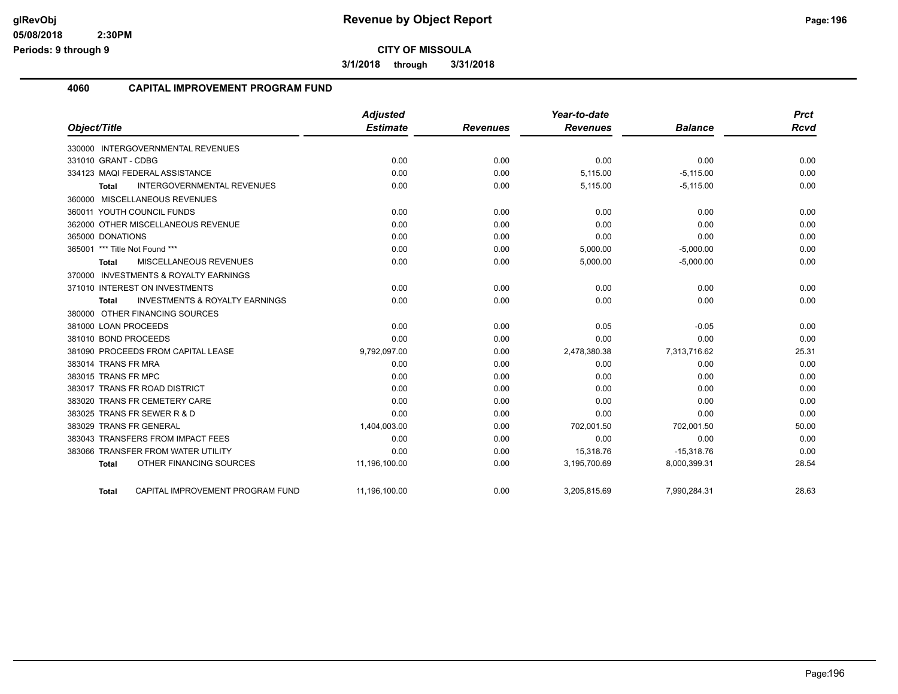# Revenue by Object Report

**CITY OF MISSOULA**

**3/1/2018 through 3/31/2018**

glRevObj
05/08/2018 2:30PM
Periods: 9 through 9

## 4060 CAPITAL IMPROVEMENT PROGRAM FUND

| Object/Title | Adjusted Estimate | Revenues | Year-to-date Revenues | Balance | Prct Rcvd |
|---|---|---|---|---|---|
| 330000 INTERGOVERNMENTAL REVENUES | | | | | |
| 331010 GRANT - CDBG | 0.00 | 0.00 | 0.00 | 0.00 | 0.00 |
| 334123 MAQI FEDERAL ASSISTANCE | 0.00 | 0.00 | 5,115.00 | -5,115.00 | 0.00 |
| **Total** INTERGOVERNMENTAL REVENUES | 0.00 | 0.00 | 5,115.00 | -5,115.00 | 0.00 |
| 360000 MISCELLANEOUS REVENUES | | | | | |
| 360011 YOUTH COUNCIL FUNDS | 0.00 | 0.00 | 0.00 | 0.00 | 0.00 |
| 362000 OTHER MISCELLANEOUS REVENUE | 0.00 | 0.00 | 0.00 | 0.00 | 0.00 |
| 365000 DONATIONS | 0.00 | 0.00 | 0.00 | 0.00 | 0.00 |
| 365001 *** Title Not Found *** | 0.00 | 0.00 | 5,000.00 | -5,000.00 | 0.00 |
| **Total** MISCELLANEOUS REVENUES | 0.00 | 0.00 | 5,000.00 | -5,000.00 | 0.00 |
| 370000 INVESTMENTS & ROYALTY EARNINGS | | | | | |
| 371010 INTEREST ON INVESTMENTS | 0.00 | 0.00 | 0.00 | 0.00 | 0.00 |
| **Total** INVESTMENTS & ROYALTY EARNINGS | 0.00 | 0.00 | 0.00 | 0.00 | 0.00 |
| 380000 OTHER FINANCING SOURCES | | | | | |
| 381000 LOAN PROCEEDS | 0.00 | 0.00 | 0.05 | -0.05 | 0.00 |
| 381010 BOND PROCEEDS | 0.00 | 0.00 | 0.00 | 0.00 | 0.00 |
| 381090 PROCEEDS FROM CAPITAL LEASE | 9,792,097.00 | 0.00 | 2,478,380.38 | 7,313,716.62 | 25.31 |
| 383014 TRANS FR MRA | 0.00 | 0.00 | 0.00 | 0.00 | 0.00 |
| 383015 TRANS FR MPC | 0.00 | 0.00 | 0.00 | 0.00 | 0.00 |
| 383017 TRANS FR ROAD DISTRICT | 0.00 | 0.00 | 0.00 | 0.00 | 0.00 |
| 383020 TRANS FR CEMETERY CARE | 0.00 | 0.00 | 0.00 | 0.00 | 0.00 |
| 383025 TRANS FR SEWER R & D | 0.00 | 0.00 | 0.00 | 0.00 | 0.00 |
| 383029 TRANS FR GENERAL | 1,404,003.00 | 0.00 | 702,001.50 | 702,001.50 | 50.00 |
| 383043 TRANSFERS FROM IMPACT FEES | 0.00 | 0.00 | 0.00 | 0.00 | 0.00 |
| 383066 TRANSFER FROM WATER UTILITY | 0.00 | 0.00 | 15,318.76 | -15,318.76 | 0.00 |
| **Total** OTHER FINANCING SOURCES | 11,196,100.00 | 0.00 | 3,195,700.69 | 8,000,399.31 | 28.54 |
| **Total** CAPITAL IMPROVEMENT PROGRAM FUND | 11,196,100.00 | 0.00 | 3,205,815.69 | 7,990,284.31 | 28.63 |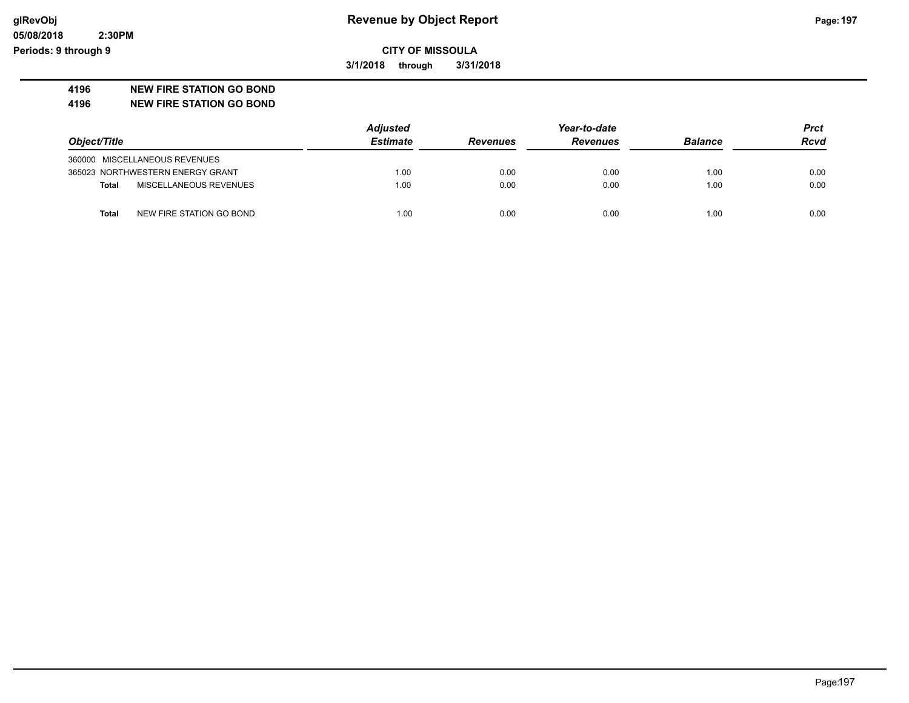**CITY OF MISSOULA**

**3/1/2018 through 3/31/2018**

## 4196 NEW FIRE STATION GO BOND
## 4196 NEW FIRE STATION GO BOND

| Object/Title | Adjusted Estimate | Revenues | Year-to-date Revenues | Balance | Prct Rcvd |
|---|---|---|---|---|---|
| 360000 MISCELLANEOUS REVENUES | | | | | |
| 365023 NORTHWESTERN ENERGY GRANT | 1.00 | 0.00 | 0.00 | 1.00 | 0.00 |
| **Total** MISCELLANEOUS REVENUES | 1.00 | 0.00 | 0.00 | 1.00 | 0.00 |
| **Total** NEW FIRE STATION GO BOND | 1.00 | 0.00 | 0.00 | 1.00 | 0.00 |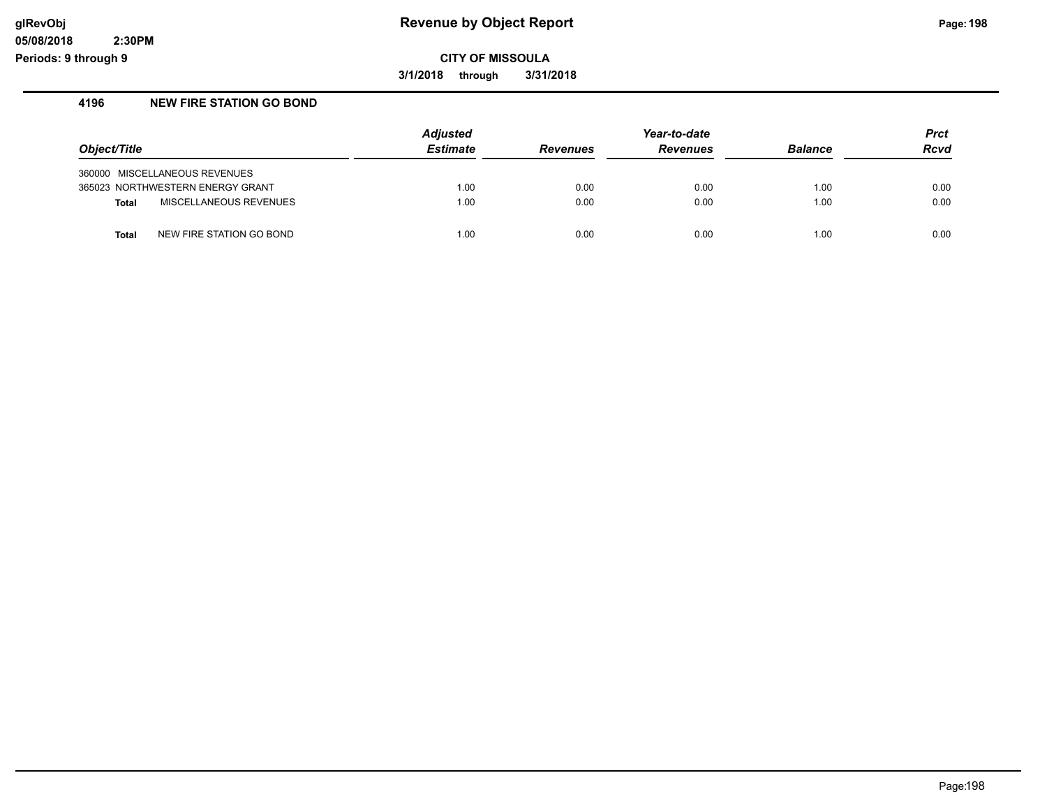# Revenue by Object Report

glRevObj
05/08/2018 2:30PM
Periods: 9 through 9

**CITY OF MISSOULA**

**3/1/2018 through 3/31/2018**

## 4196 NEW FIRE STATION GO BOND

| Object/Title | Adjusted Estimate | Revenues | Year-to-date Revenues | Balance | Prct Rcvd |
|---|---|---|---|---|---|
| 360000 MISCELLANEOUS REVENUES | | | | | |
| 365023 NORTHWESTERN ENERGY GRANT | 1.00 | 0.00 | 0.00 | 1.00 | 0.00 |
| **Total** MISCELLANEOUS REVENUES | 1.00 | 0.00 | 0.00 | 1.00 | 0.00 |
| **Total** NEW FIRE STATION GO BOND | 1.00 | 0.00 | 0.00 | 1.00 | 0.00 |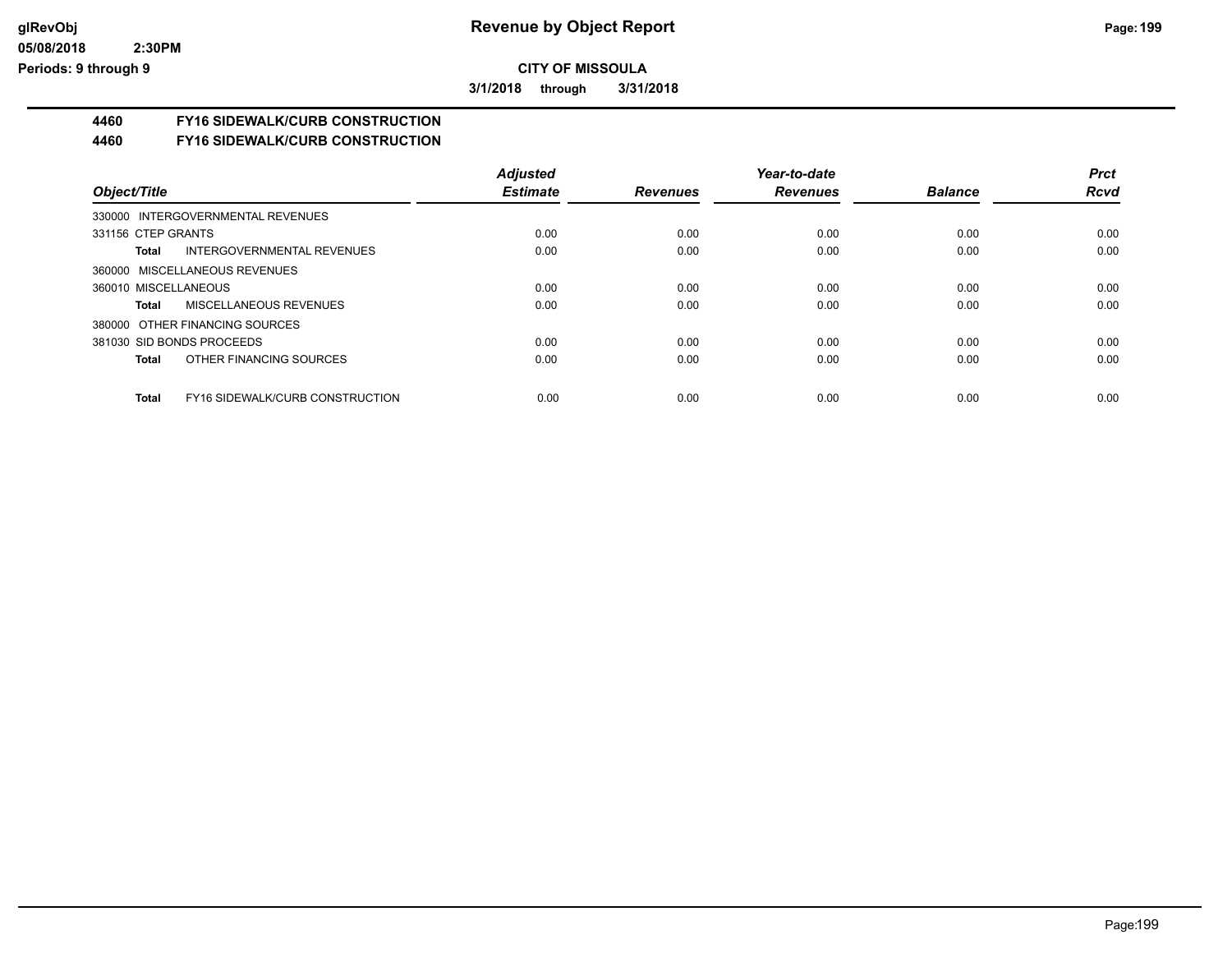**CITY OF MISSOULA**

**3/1/2018 through 3/31/2018**

# 4460 FY16 SIDEWALK/CURB CONSTRUCTION

## 4460 FY16 SIDEWALK/CURB CONSTRUCTION

| Object/Title | Adjusted Estimate | Revenues | Year-to-date Revenues | Balance | Prct Rcvd |
|---|---|---|---|---|---|
| 330000 INTERGOVERNMENTAL REVENUES | | | | | |
| 331156 CTEP GRANTS | 0.00 | 0.00 | 0.00 | 0.00 | 0.00 |
| **Total** INTERGOVERNMENTAL REVENUES | 0.00 | 0.00 | 0.00 | 0.00 | 0.00 |
| 360000 MISCELLANEOUS REVENUES | | | | | |
| 360010 MISCELLANEOUS | 0.00 | 0.00 | 0.00 | 0.00 | 0.00 |
| **Total** MISCELLANEOUS REVENUES | 0.00 | 0.00 | 0.00 | 0.00 | 0.00 |
| 380000 OTHER FINANCING SOURCES | | | | | |
| 381030 SID BONDS PROCEEDS | 0.00 | 0.00 | 0.00 | 0.00 | 0.00 |
| **Total** OTHER FINANCING SOURCES | 0.00 | 0.00 | 0.00 | 0.00 | 0.00 |
| **Total** FY16 SIDEWALK/CURB CONSTRUCTION | 0.00 | 0.00 | 0.00 | 0.00 | 0.00 |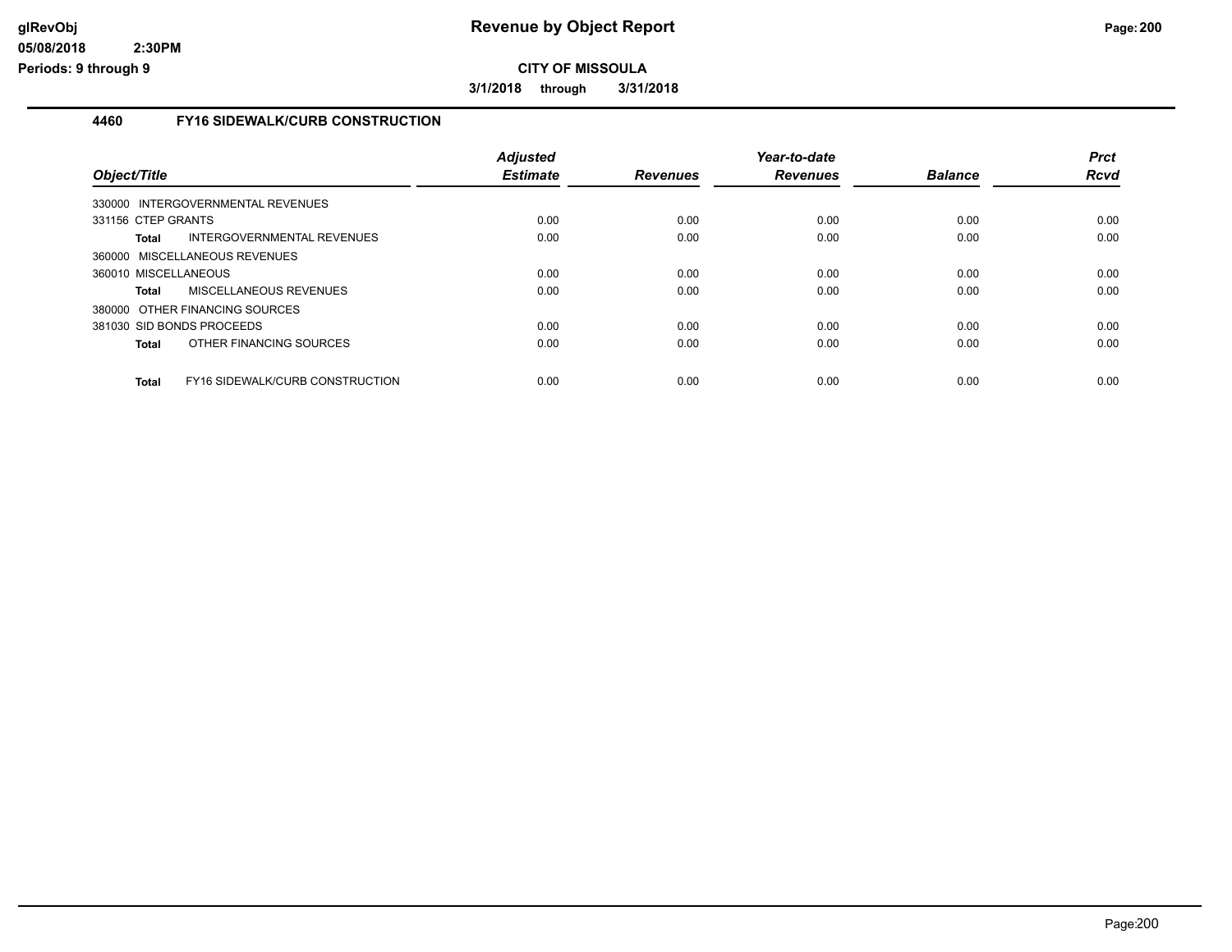# Revenue by Object Report

**CITY OF MISSOULA**

**3/1/2018 through 3/31/2018**

## 4460 FY16 SIDEWALK/CURB CONSTRUCTION

| Object/Title | | Adjusted Estimate | Revenues | Year-to-date Revenues | Balance | Prct Rcvd |
|---|---|---|---|---|---|---|
| 330000 INTERGOVERNMENTAL REVENUES | | | | | | |
| 331156 CTEP GRANTS | | 0.00 | 0.00 | 0.00 | 0.00 | 0.00 |
| **Total** | INTERGOVERNMENTAL REVENUES | 0.00 | 0.00 | 0.00 | 0.00 | 0.00 |
| 360000 MISCELLANEOUS REVENUES | | | | | | |
| 360010 MISCELLANEOUS | | 0.00 | 0.00 | 0.00 | 0.00 | 0.00 |
| **Total** | MISCELLANEOUS REVENUES | 0.00 | 0.00 | 0.00 | 0.00 | 0.00 |
| 380000 OTHER FINANCING SOURCES | | | | | | |
| 381030 SID BONDS PROCEEDS | | 0.00 | 0.00 | 0.00 | 0.00 | 0.00 |
| **Total** | OTHER FINANCING SOURCES | 0.00 | 0.00 | 0.00 | 0.00 | 0.00 |
| **Total** | FY16 SIDEWALK/CURB CONSTRUCTION | 0.00 | 0.00 | 0.00 | 0.00 | 0.00 |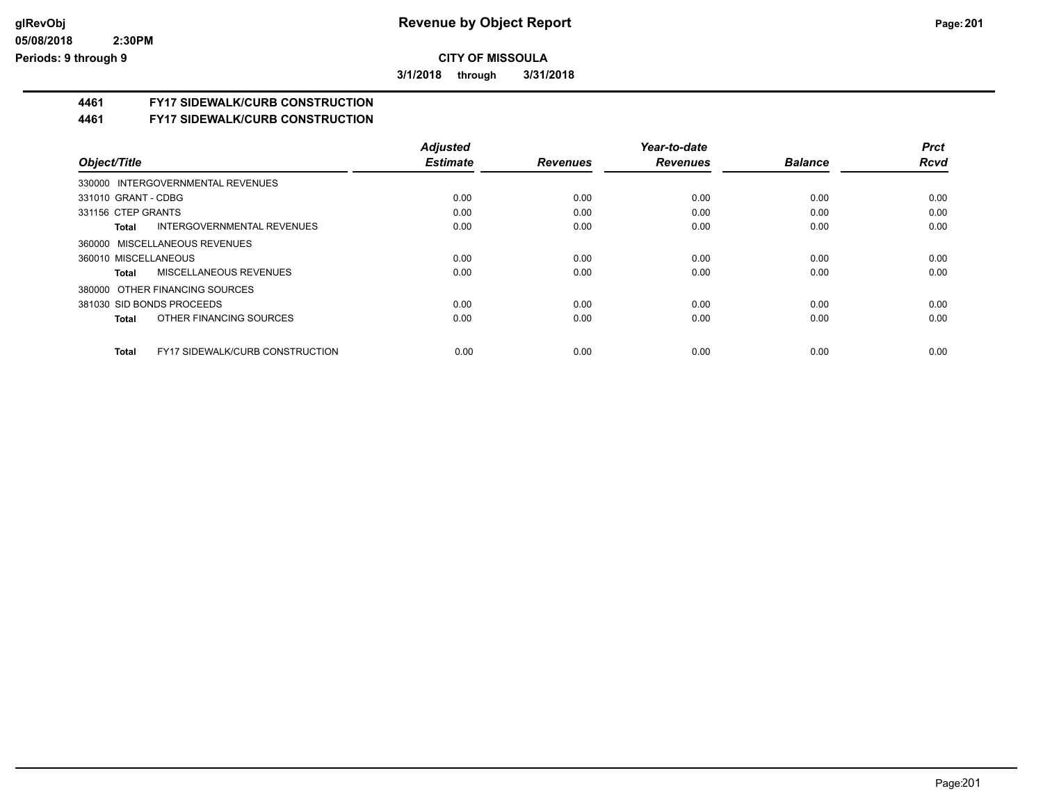# Revenue by Object Report

**CITY OF MISSOULA**

**3/1/2018 through 3/31/2018**

glRevObj
05/08/2018 2:30PM
Periods: 9 through 9

## 4461 FY17 SIDEWALK/CURB CONSTRUCTION

## 4461 FY17 SIDEWALK/CURB CONSTRUCTION

| Object/Title | Adjusted Estimate | Revenues | Year-to-date Revenues | Balance | Prct Rcvd |
|---|---|---|---|---|---|
| 330000 INTERGOVERNMENTAL REVENUES | | | | | |
| 331010 GRANT - CDBG | 0.00 | 0.00 | 0.00 | 0.00 | 0.00 |
| 331156 CTEP GRANTS | 0.00 | 0.00 | 0.00 | 0.00 | 0.00 |
| **Total** INTERGOVERNMENTAL REVENUES | 0.00 | 0.00 | 0.00 | 0.00 | 0.00 |
| 360000 MISCELLANEOUS REVENUES | | | | | |
| 360010 MISCELLANEOUS | 0.00 | 0.00 | 0.00 | 0.00 | 0.00 |
| **Total** MISCELLANEOUS REVENUES | 0.00 | 0.00 | 0.00 | 0.00 | 0.00 |
| 380000 OTHER FINANCING SOURCES | | | | | |
| 381030 SID BONDS PROCEEDS | 0.00 | 0.00 | 0.00 | 0.00 | 0.00 |
| **Total** OTHER FINANCING SOURCES | 0.00 | 0.00 | 0.00 | 0.00 | 0.00 |
| **Total** FY17 SIDEWALK/CURB CONSTRUCTION | 0.00 | 0.00 | 0.00 | 0.00 | 0.00 |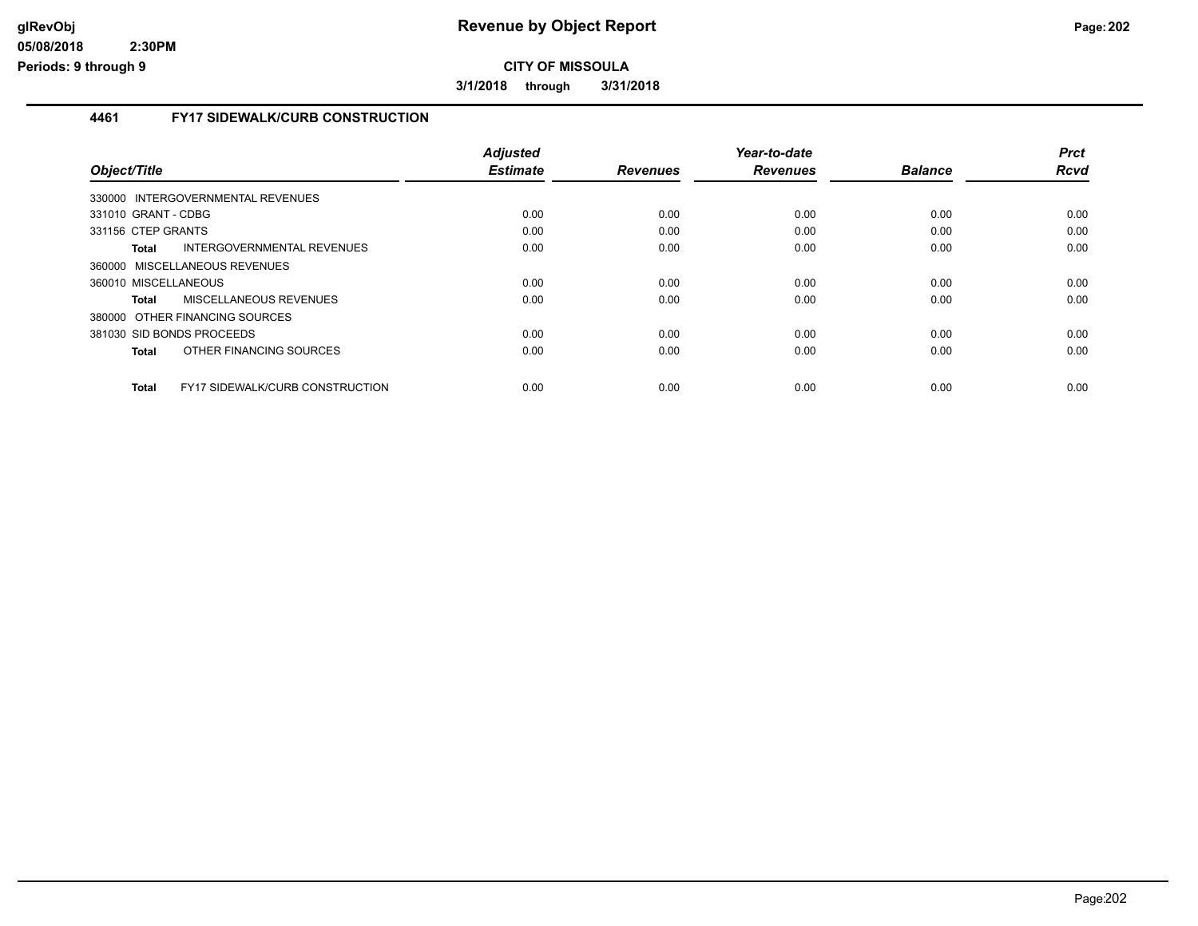**CITY OF MISSOULA**

**3/1/2018 through 3/31/2018**

## 4461 FY17 SIDEWALK/CURB CONSTRUCTION

| Object/Title | Adjusted Estimate | Revenues | Year-to-date Revenues | Balance | Prct Rcvd |
|---|---|---|---|---|---|
| 330000 INTERGOVERNMENTAL REVENUES | | | | | |
| 331010 GRANT - CDBG | 0.00 | 0.00 | 0.00 | 0.00 | 0.00 |
| 331156 CTEP GRANTS | 0.00 | 0.00 | 0.00 | 0.00 | 0.00 |
| **Total** INTERGOVERNMENTAL REVENUES | 0.00 | 0.00 | 0.00 | 0.00 | 0.00 |
| 360000 MISCELLANEOUS REVENUES | | | | | |
| 360010 MISCELLANEOUS | 0.00 | 0.00 | 0.00 | 0.00 | 0.00 |
| **Total** MISCELLANEOUS REVENUES | 0.00 | 0.00 | 0.00 | 0.00 | 0.00 |
| 380000 OTHER FINANCING SOURCES | | | | | |
| 381030 SID BONDS PROCEEDS | 0.00 | 0.00 | 0.00 | 0.00 | 0.00 |
| **Total** OTHER FINANCING SOURCES | 0.00 | 0.00 | 0.00 | 0.00 | 0.00 |
| **Total** FY17 SIDEWALK/CURB CONSTRUCTION | 0.00 | 0.00 | 0.00 | 0.00 | 0.00 |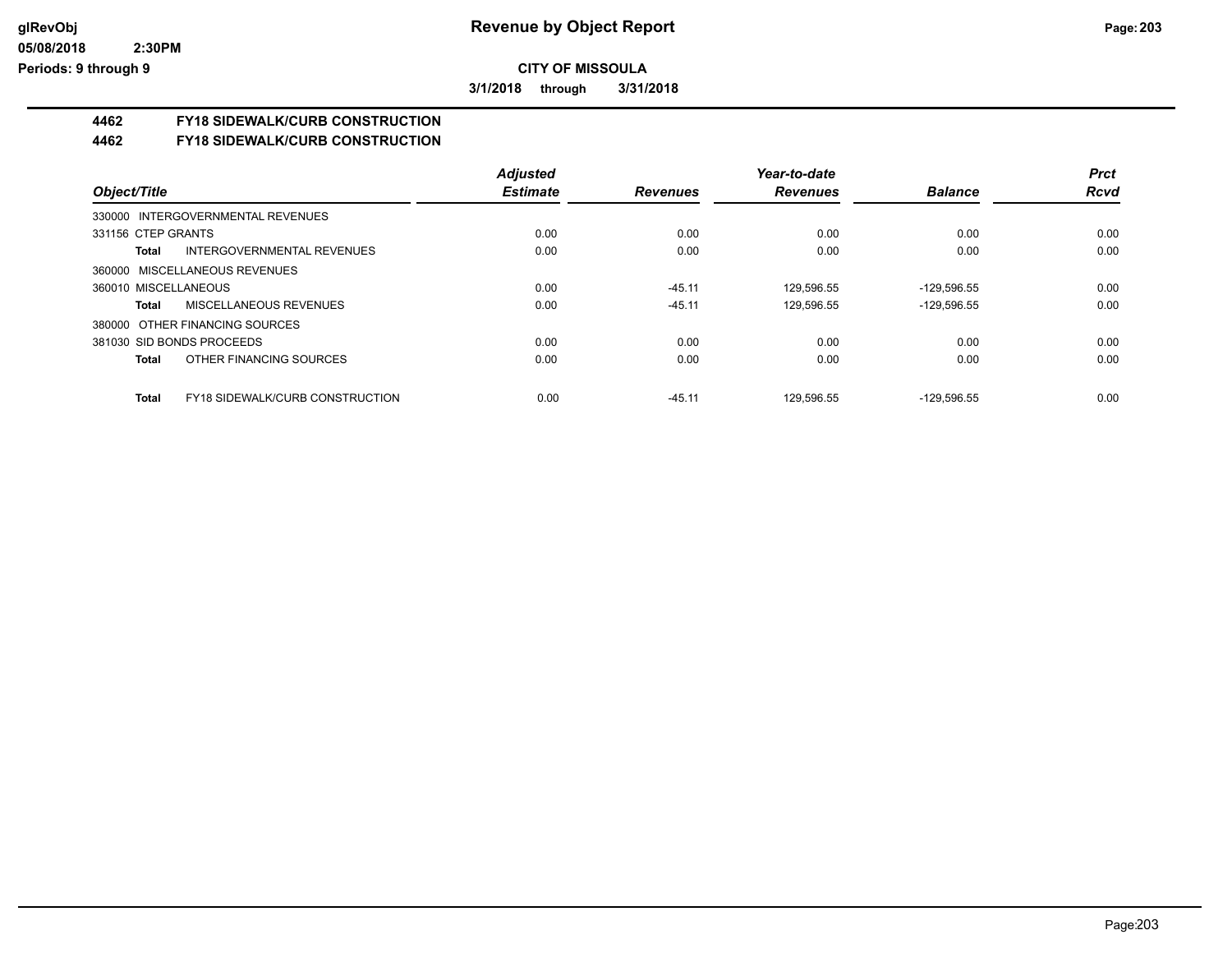**CITY OF MISSOULA**

**3/1/2018 through 3/31/2018**

## 4462 FY18 SIDEWALK/CURB CONSTRUCTION

### 4462 FY18 SIDEWALK/CURB CONSTRUCTION

| Object/Title | Adjusted Estimate | Revenues | Year-to-date Revenues | Balance | Prct Rcvd |
|---|---|---|---|---|---|
| 330000 INTERGOVERNMENTAL REVENUES | | | | | |
| 331156 CTEP GRANTS | 0.00 | 0.00 | 0.00 | 0.00 | 0.00 |
| **Total** INTERGOVERNMENTAL REVENUES | 0.00 | 0.00 | 0.00 | 0.00 | 0.00 |
| 360000 MISCELLANEOUS REVENUES | | | | | |
| 360010 MISCELLANEOUS | 0.00 | -45.11 | 129,596.55 | -129,596.55 | 0.00 |
| **Total** MISCELLANEOUS REVENUES | 0.00 | -45.11 | 129,596.55 | -129,596.55 | 0.00 |
| 380000 OTHER FINANCING SOURCES | | | | | |
| 381030 SID BONDS PROCEEDS | 0.00 | 0.00 | 0.00 | 0.00 | 0.00 |
| **Total** OTHER FINANCING SOURCES | 0.00 | 0.00 | 0.00 | 0.00 | 0.00 |
| **Total** FY18 SIDEWALK/CURB CONSTRUCTION | 0.00 | -45.11 | 129,596.55 | -129,596.55 | 0.00 |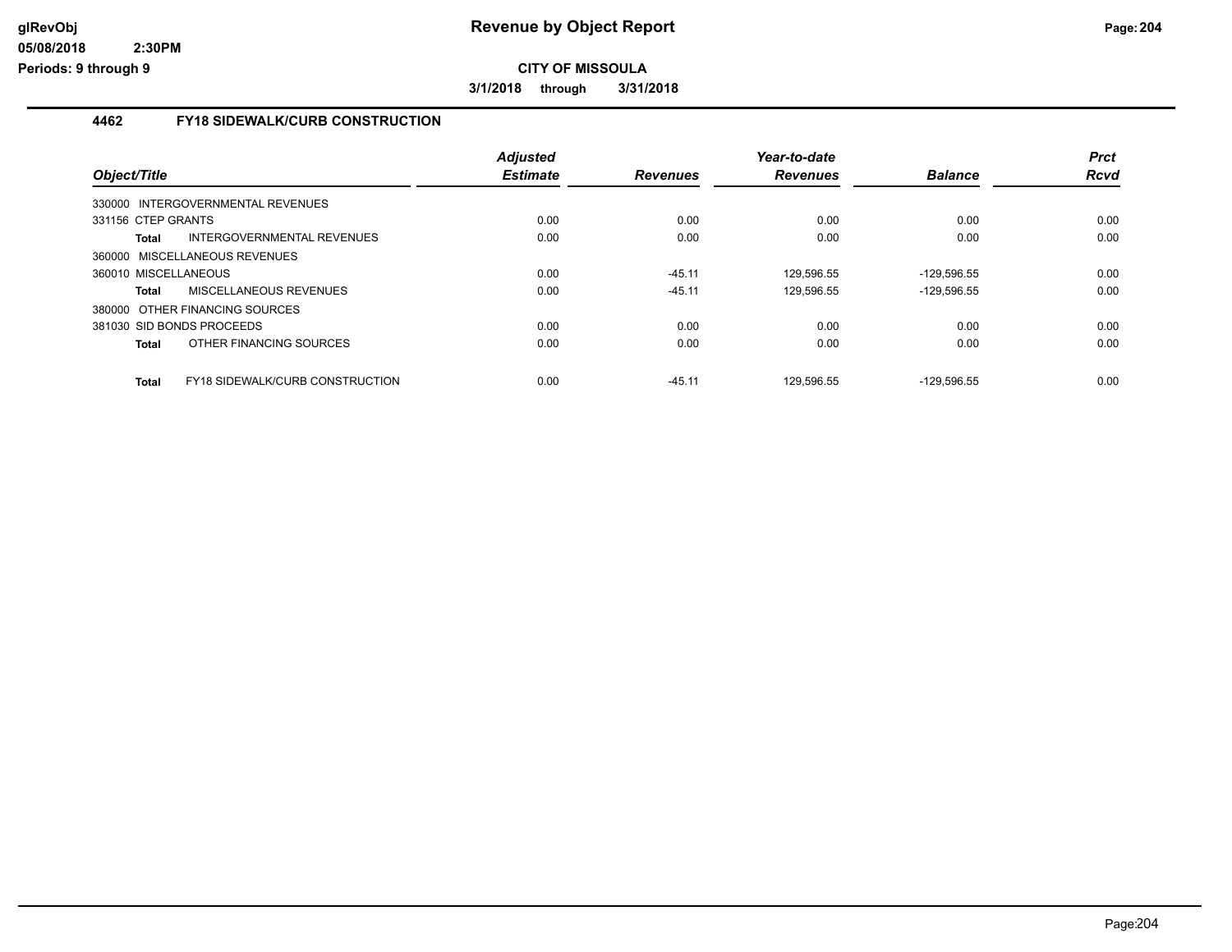**CITY OF MISSOULA**

**3/1/2018 through 3/31/2018**

### 4462 FY18 SIDEWALK/CURB CONSTRUCTION

| Object/Title | | Adjusted Estimate | Revenues | Year-to-date Revenues | Balance | Prct Rcvd |
|---|---|---|---|---|---|---|
| 330000 INTERGOVERNMENTAL REVENUES | | | | | | |
| 331156 CTEP GRANTS | | 0.00 | 0.00 | 0.00 | 0.00 | 0.00 |
| **Total** | INTERGOVERNMENTAL REVENUES | 0.00 | 0.00 | 0.00 | 0.00 | 0.00 |
| 360000 MISCELLANEOUS REVENUES | | | | | | |
| 360010 MISCELLANEOUS | | 0.00 | -45.11 | 129,596.55 | -129,596.55 | 0.00 |
| **Total** | MISCELLANEOUS REVENUES | 0.00 | -45.11 | 129,596.55 | -129,596.55 | 0.00 |
| 380000 OTHER FINANCING SOURCES | | | | | | |
| 381030 SID BONDS PROCEEDS | | 0.00 | 0.00 | 0.00 | 0.00 | 0.00 |
| **Total** | OTHER FINANCING SOURCES | 0.00 | 0.00 | 0.00 | 0.00 | 0.00 |
| **Total** | FY18 SIDEWALK/CURB CONSTRUCTION | 0.00 | -45.11 | 129,596.55 | -129,596.55 | 0.00 |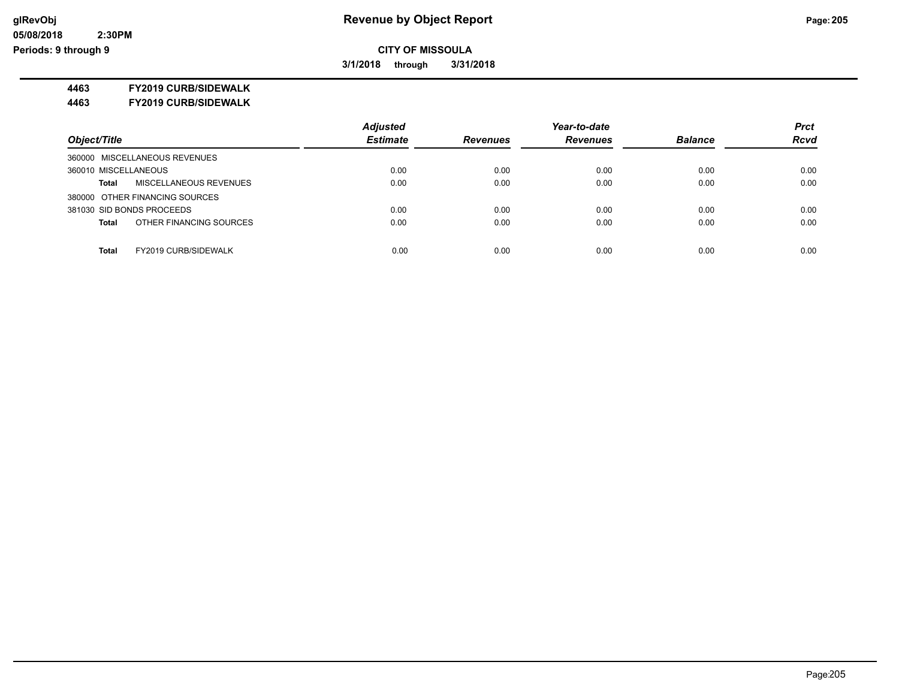**CITY OF MISSOULA**

**3/1/2018 through 3/31/2018**

**4463 FY2019 CURB/SIDEWALK**

**4463 FY2019 CURB/SIDEWALK**

| Object/Title | Adjusted Estimate | Revenues | Year-to-date Revenues | Balance | Prct Rcvd |
|---|---|---|---|---|---|
| 360000 MISCELLANEOUS REVENUES | | | | | |
| 360010 MISCELLANEOUS | 0.00 | 0.00 | 0.00 | 0.00 | 0.00 |
| **Total** MISCELLANEOUS REVENUES | 0.00 | 0.00 | 0.00 | 0.00 | 0.00 |
| 380000 OTHER FINANCING SOURCES | | | | | |
| 381030 SID BONDS PROCEEDS | 0.00 | 0.00 | 0.00 | 0.00 | 0.00 |
| **Total** OTHER FINANCING SOURCES | 0.00 | 0.00 | 0.00 | 0.00 | 0.00 |
| **Total** FY2019 CURB/SIDEWALK | 0.00 | 0.00 | 0.00 | 0.00 | 0.00 |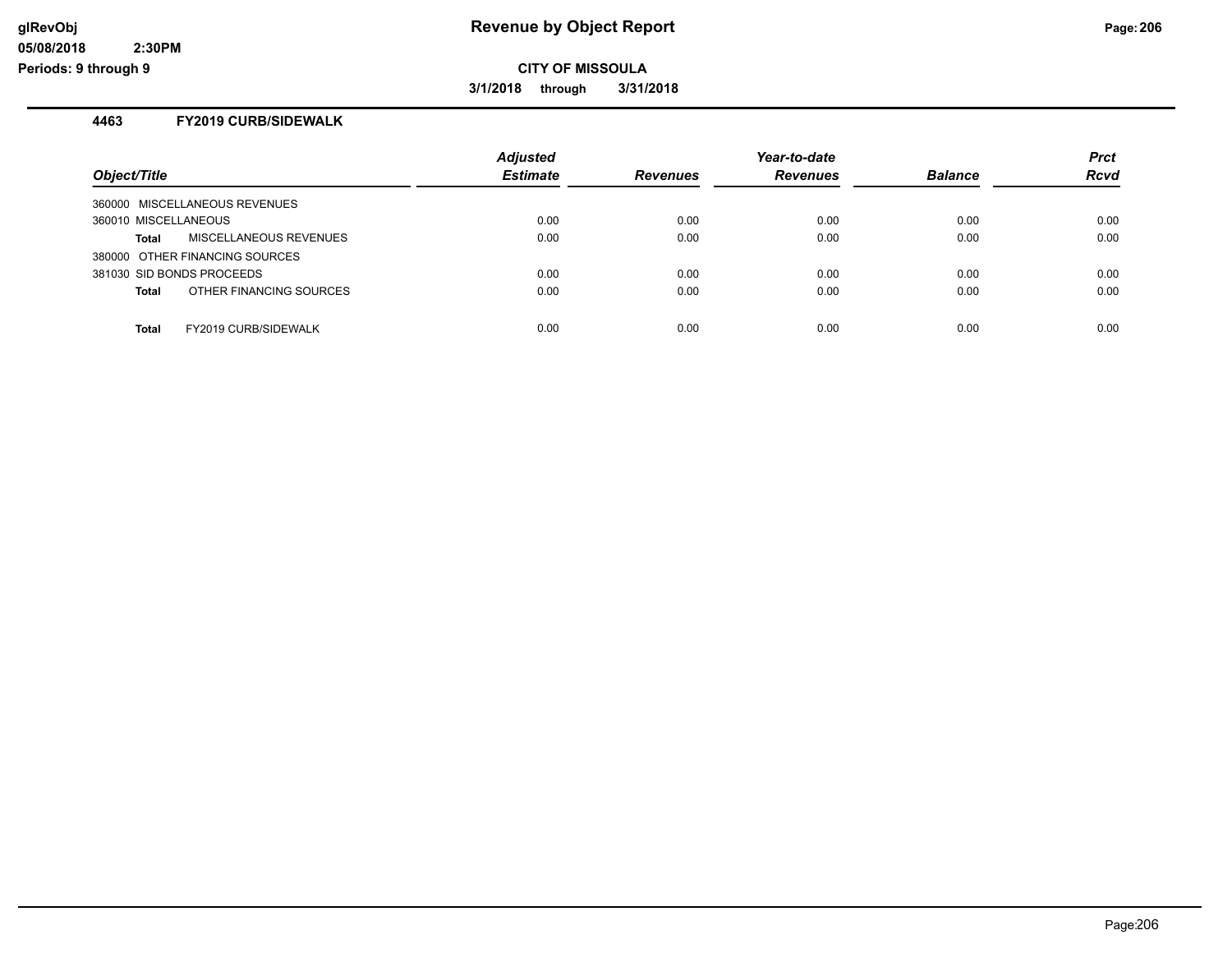**CITY OF MISSOULA**

**3/1/2018 through 3/31/2018**

## 4463 FY2019 CURB/SIDEWALK

| Object/Title | Adjusted Estimate | Revenues | Year-to-date Revenues | Balance | Prct Rcvd |
|---|---|---|---|---|---|
| 360000 MISCELLANEOUS REVENUES | | | | | |
| 360010 MISCELLANEOUS | 0.00 | 0.00 | 0.00 | 0.00 | 0.00 |
| **Total** MISCELLANEOUS REVENUES | 0.00 | 0.00 | 0.00 | 0.00 | 0.00 |
| 380000 OTHER FINANCING SOURCES | | | | | |
| 381030 SID BONDS PROCEEDS | 0.00 | 0.00 | 0.00 | 0.00 | 0.00 |
| **Total** OTHER FINANCING SOURCES | 0.00 | 0.00 | 0.00 | 0.00 | 0.00 |
| **Total** FY2019 CURB/SIDEWALK | 0.00 | 0.00 | 0.00 | 0.00 | 0.00 |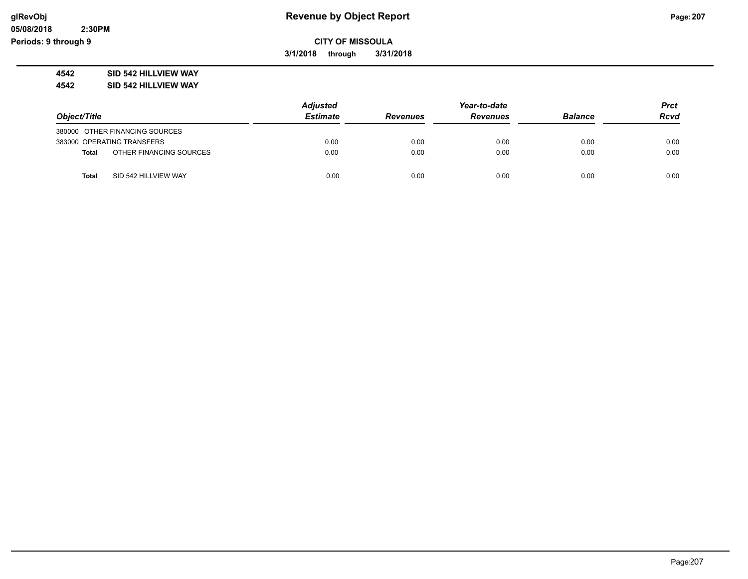**glRevObj**
**05/08/2018 2:30PM**
**Periods: 9 through 9**

# Revenue by Object Report

**CITY OF MISSOULA**

**3/1/2018 through 3/31/2018**

**4542 SID 542 HILLVIEW WAY**
**4542 SID 542 HILLVIEW WAY**

| Object/Title | Adjusted Estimate | Revenues | Year-to-date Revenues | Balance | Prct Rcvd |
|---|---|---|---|---|---|
| 380000 OTHER FINANCING SOURCES | | | | | |
| 383000 OPERATING TRANSFERS | 0.00 | 0.00 | 0.00 | 0.00 | 0.00 |
| **Total** OTHER FINANCING SOURCES | 0.00 | 0.00 | 0.00 | 0.00 | 0.00 |
| **Total** SID 542 HILLVIEW WAY | 0.00 | 0.00 | 0.00 | 0.00 | 0.00 |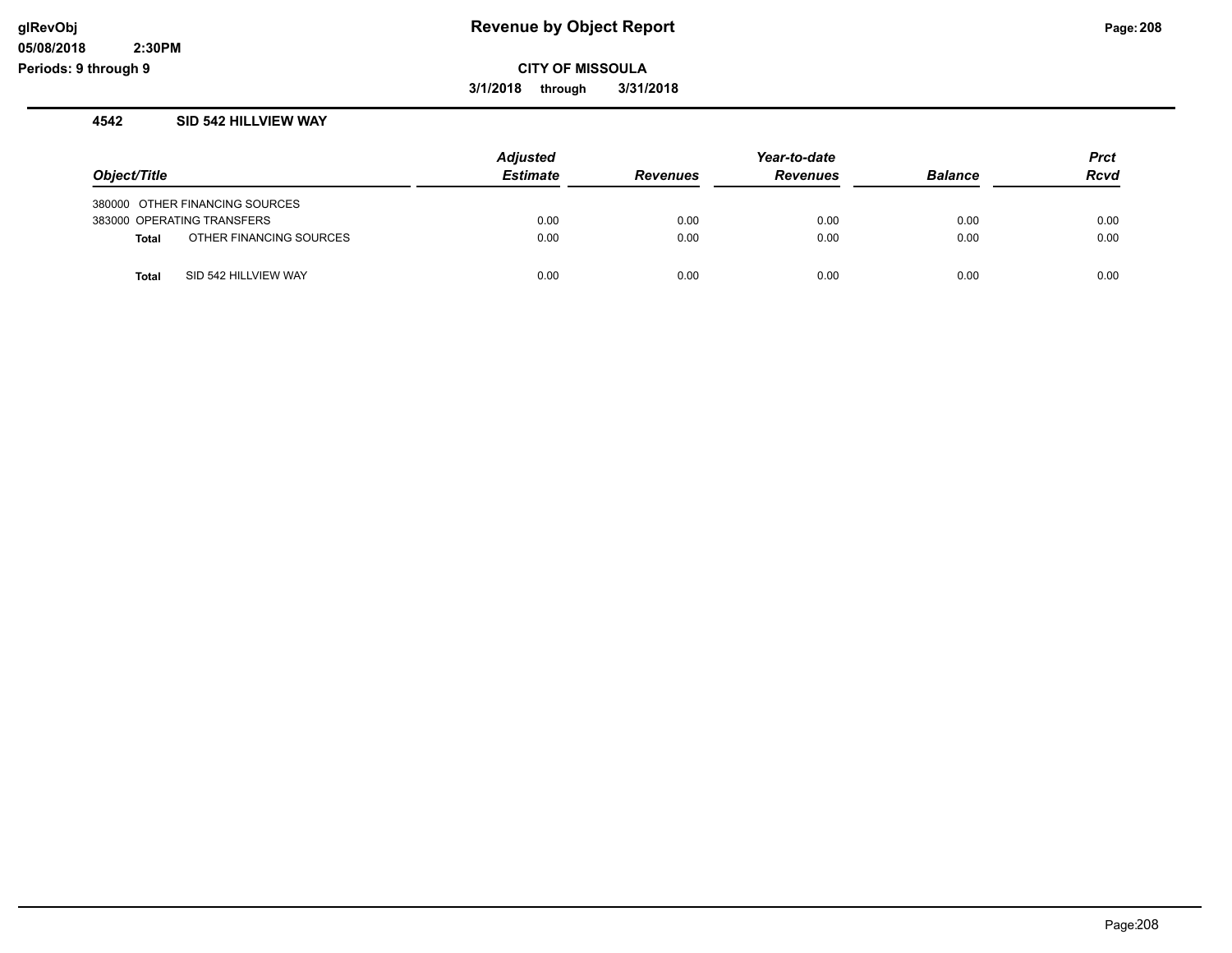# Revenue by Object Report

glRevObj
05/08/2018 2:30PM
Periods: 9 through 9

**CITY OF MISSOULA**

**3/1/2018 through 3/31/2018**

## 4542 SID 542 HILLVIEW WAY

| Object/Title | Adjusted Estimate | Revenues | Year-to-date Revenues | Balance | Prct Rcvd |
|---|---|---|---|---|---|
| 380000 OTHER FINANCING SOURCES | | | | | |
| 383000 OPERATING TRANSFERS | 0.00 | 0.00 | 0.00 | 0.00 | 0.00 |
| **Total** OTHER FINANCING SOURCES | 0.00 | 0.00 | 0.00 | 0.00 | 0.00 |
| **Total** SID 542 HILLVIEW WAY | 0.00 | 0.00 | 0.00 | 0.00 | 0.00 |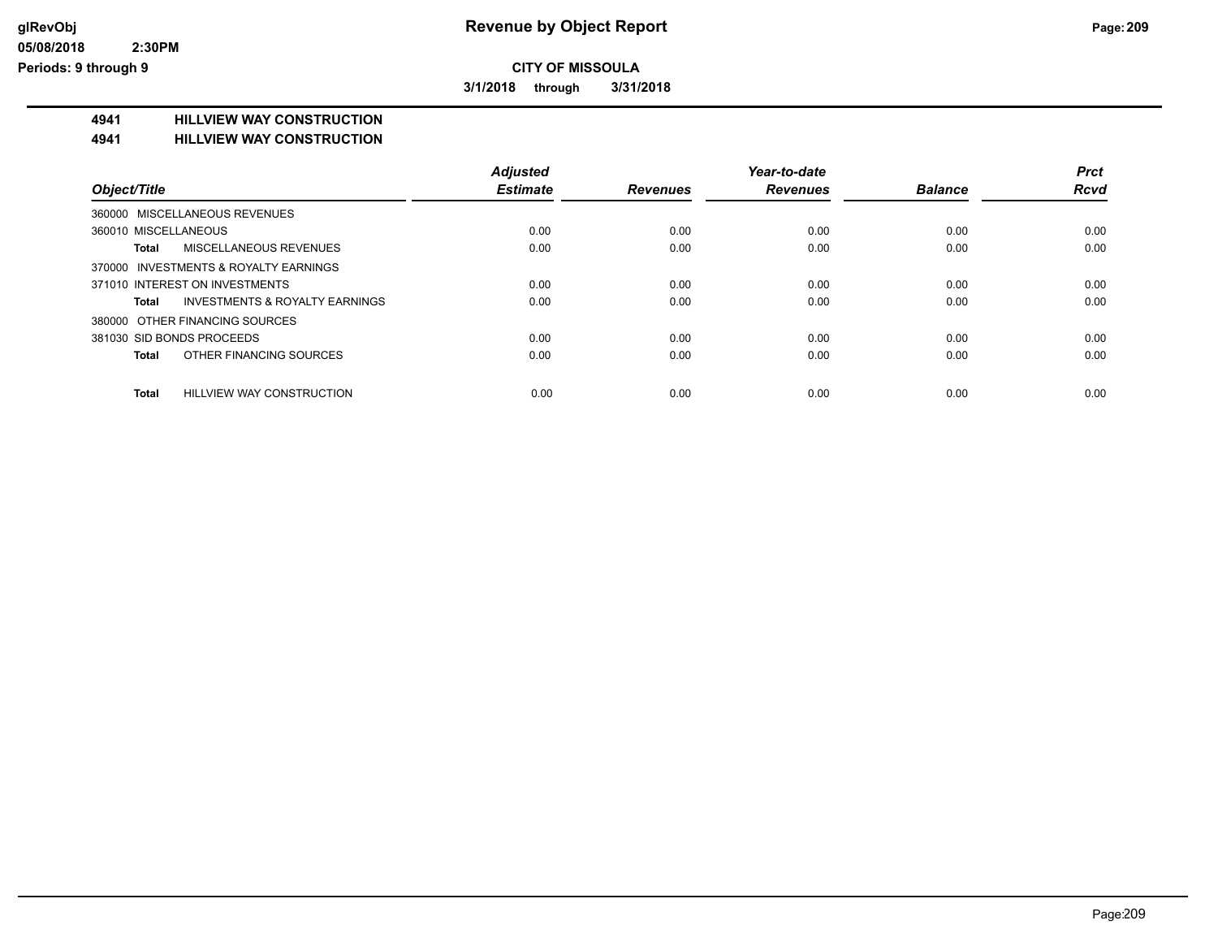**CITY OF MISSOULA**

**3/1/2018 through 3/31/2018**

## 4941 HILLVIEW WAY CONSTRUCTION
## 4941 HILLVIEW WAY CONSTRUCTION

| Object/Title | Adjusted Estimate | Revenues | Year-to-date Revenues | Balance | Prct Rcvd |
|---|---|---|---|---|---|
| 360000 MISCELLANEOUS REVENUES | | | | | |
| 360010 MISCELLANEOUS | 0.00 | 0.00 | 0.00 | 0.00 | 0.00 |
| **Total** MISCELLANEOUS REVENUES | 0.00 | 0.00 | 0.00 | 0.00 | 0.00 |
| 370000 INVESTMENTS & ROYALTY EARNINGS | | | | | |
| 371010 INTEREST ON INVESTMENTS | 0.00 | 0.00 | 0.00 | 0.00 | 0.00 |
| **Total** INVESTMENTS & ROYALTY EARNINGS | 0.00 | 0.00 | 0.00 | 0.00 | 0.00 |
| 380000 OTHER FINANCING SOURCES | | | | | |
| 381030 SID BONDS PROCEEDS | 0.00 | 0.00 | 0.00 | 0.00 | 0.00 |
| **Total** OTHER FINANCING SOURCES | 0.00 | 0.00 | 0.00 | 0.00 | 0.00 |
| **Total** HILLVIEW WAY CONSTRUCTION | 0.00 | 0.00 | 0.00 | 0.00 | 0.00 |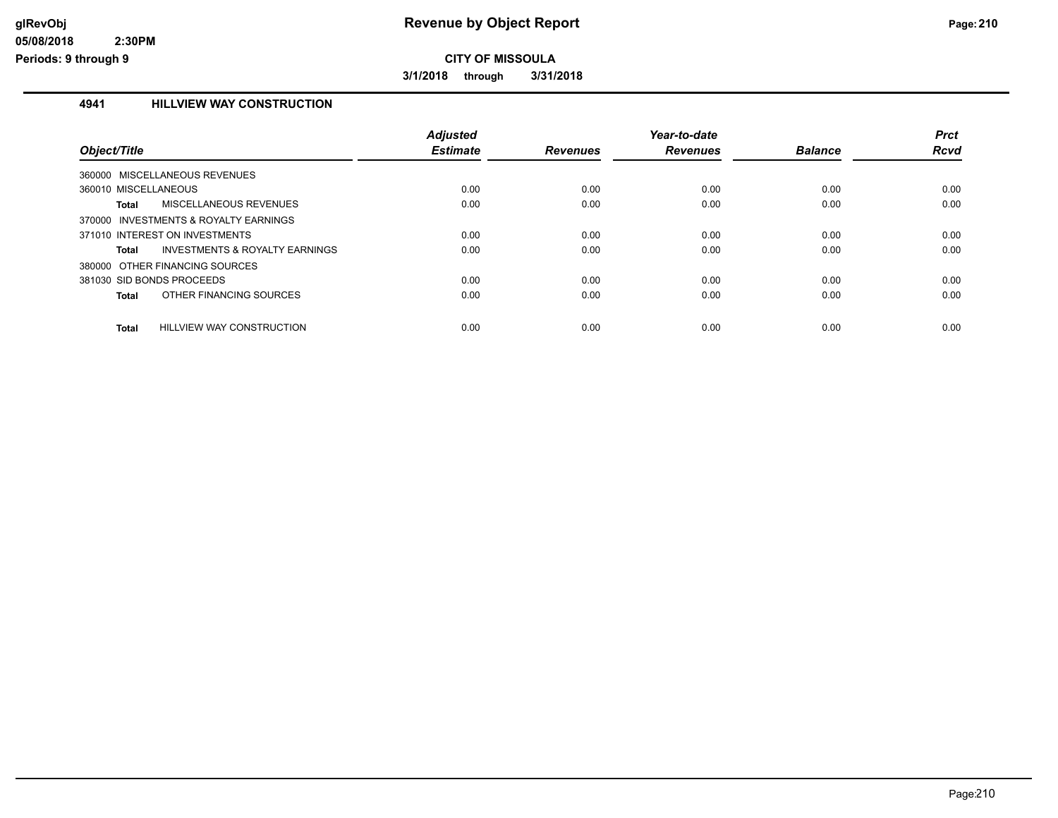**CITY OF MISSOULA**

**3/1/2018 through 3/31/2018**

## 4941 HILLVIEW WAY CONSTRUCTION

| Object/Title | | Adjusted Estimate | Revenues | Year-to-date Revenues | Balance | Prct Rcvd |
|---|---|---|---|---|---|---|
| 360000 MISCELLANEOUS REVENUES | | | | | | |
| 360010 MISCELLANEOUS | | 0.00 | 0.00 | 0.00 | 0.00 | 0.00 |
| **Total** | MISCELLANEOUS REVENUES | 0.00 | 0.00 | 0.00 | 0.00 | 0.00 |
| 370000 INVESTMENTS & ROYALTY EARNINGS | | | | | | |
| 371010 INTEREST ON INVESTMENTS | | 0.00 | 0.00 | 0.00 | 0.00 | 0.00 |
| **Total** | INVESTMENTS & ROYALTY EARNINGS | 0.00 | 0.00 | 0.00 | 0.00 | 0.00 |
| 380000 OTHER FINANCING SOURCES | | | | | | |
| 381030 SID BONDS PROCEEDS | | 0.00 | 0.00 | 0.00 | 0.00 | 0.00 |
| **Total** | OTHER FINANCING SOURCES | 0.00 | 0.00 | 0.00 | 0.00 | 0.00 |
| **Total** | HILLVIEW WAY CONSTRUCTION | 0.00 | 0.00 | 0.00 | 0.00 | 0.00 |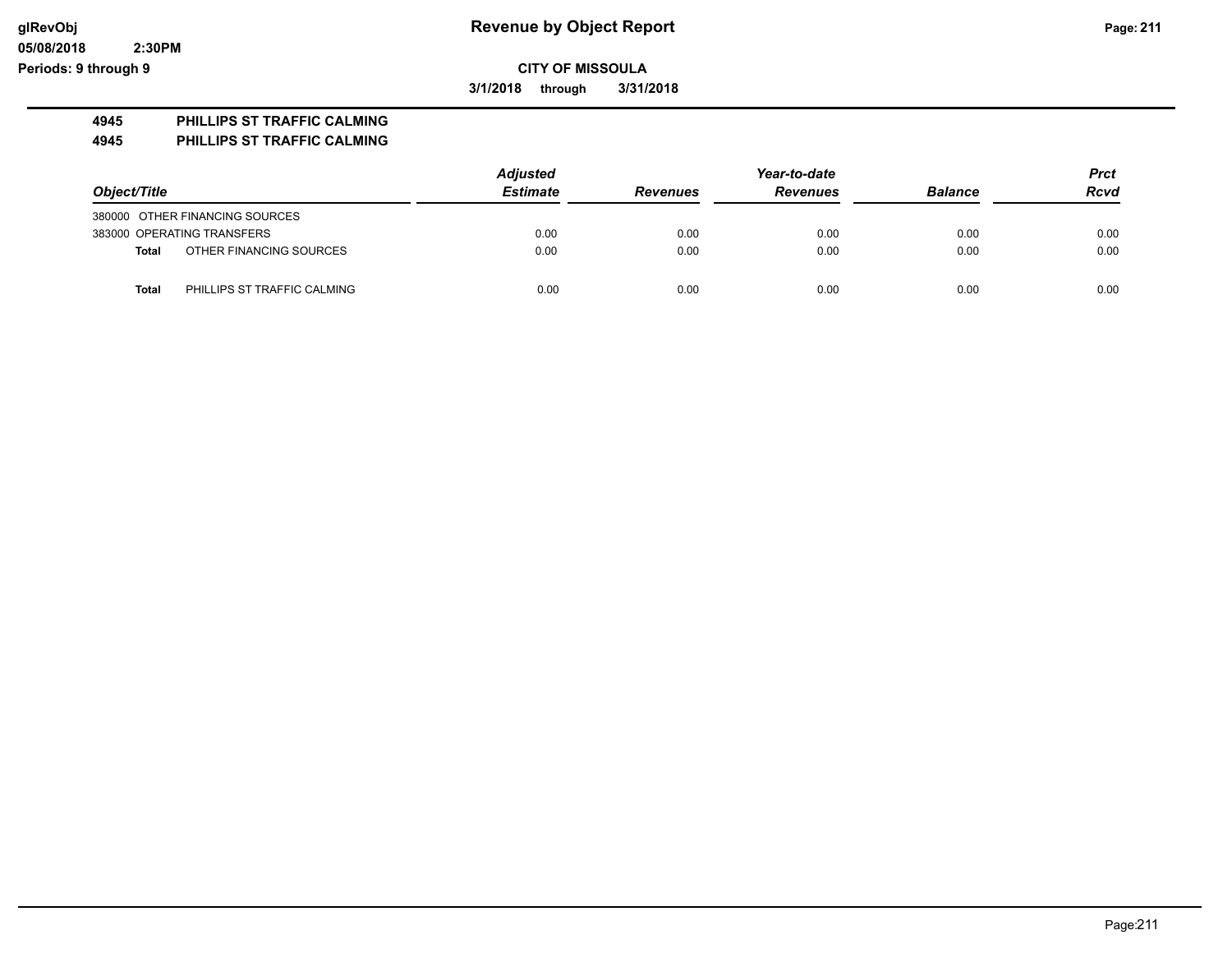# Revenue by Object Report

**CITY OF MISSOULA**

**3/1/2018 through 3/31/2018**

glRevObj
05/08/2018 2:30PM
Periods: 9 through 9

**4945 PHILLIPS ST TRAFFIC CALMING**
**4945 PHILLIPS ST TRAFFIC CALMING**

| Object/Title | Adjusted Estimate | Revenues | Year-to-date Revenues | Balance | Prct Rcvd |
|---|---|---|---|---|---|
| 380000 OTHER FINANCING SOURCES | | | | | |
| 383000 OPERATING TRANSFERS | 0.00 | 0.00 | 0.00 | 0.00 | 0.00 |
| **Total** OTHER FINANCING SOURCES | 0.00 | 0.00 | 0.00 | 0.00 | 0.00 |
| **Total** PHILLIPS ST TRAFFIC CALMING | 0.00 | 0.00 | 0.00 | 0.00 | 0.00 |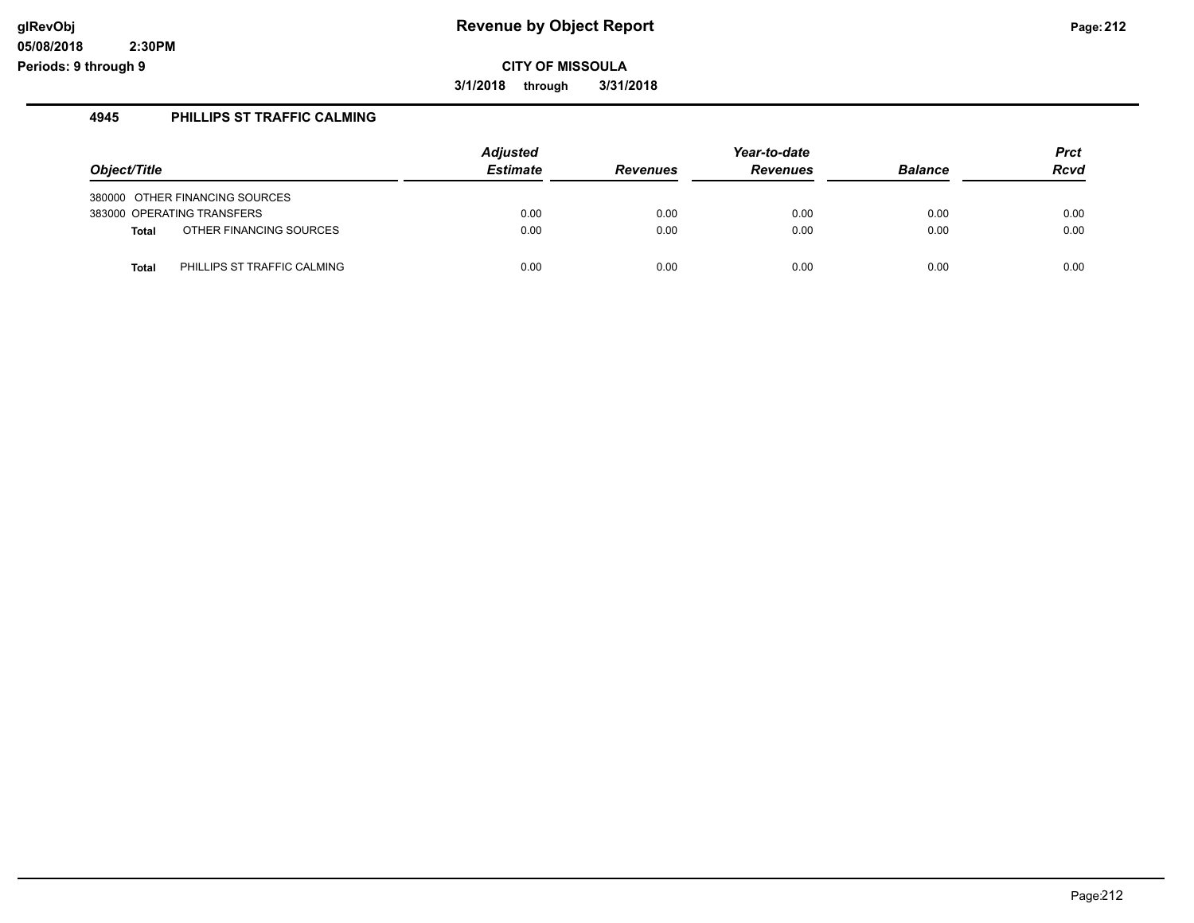# Revenue by Object Report

**CITY OF MISSOULA**

**3/1/2018 through 3/31/2018**

### 4945 PHILLIPS ST TRAFFIC CALMING

| Object/Title | Adjusted Estimate | Revenues | Year-to-date Revenues | Balance | Prct Rcvd |
|---|---|---|---|---|---|
| 380000 OTHER FINANCING SOURCES | | | | | |
| 383000 OPERATING TRANSFERS | 0.00 | 0.00 | 0.00 | 0.00 | 0.00 |
| **Total** OTHER FINANCING SOURCES | 0.00 | 0.00 | 0.00 | 0.00 | 0.00 |
| **Total** PHILLIPS ST TRAFFIC CALMING | 0.00 | 0.00 | 0.00 | 0.00 | 0.00 |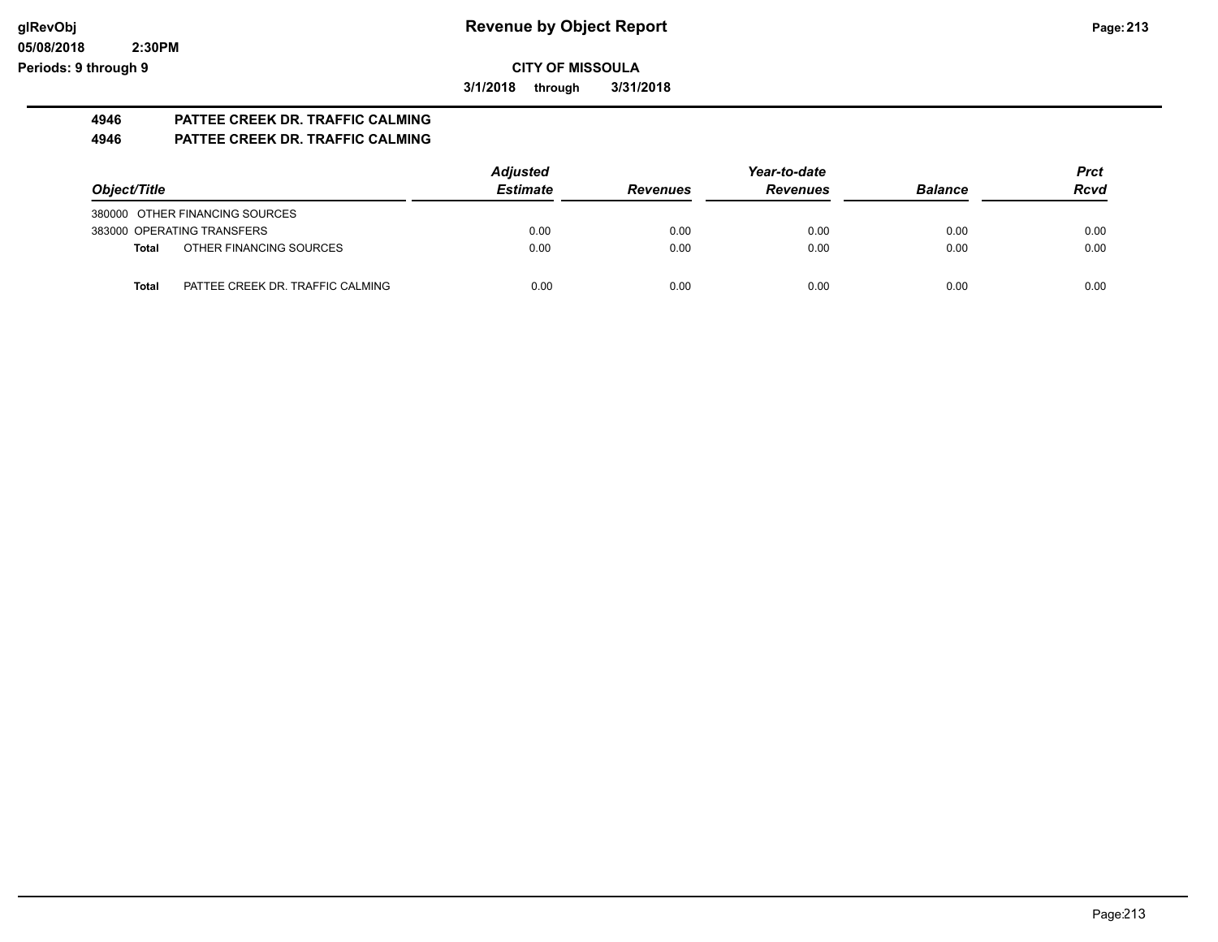**CITY OF MISSOULA**

**3/1/2018 through 3/31/2018**

## 4946 PATTEE CREEK DR. TRAFFIC CALMING

## 4946 PATTEE CREEK DR. TRAFFIC CALMING

| Object/Title | | Adjusted Estimate | Revenues | Year-to-date Revenues | Balance | Prct Rcvd |
|---|---|---|---|---|---|---|
| 380000 OTHER FINANCING SOURCES | | | | | | |
| 383000 OPERATING TRANSFERS | | 0.00 | 0.00 | 0.00 | 0.00 | 0.00 |
| **Total** | OTHER FINANCING SOURCES | 0.00 | 0.00 | 0.00 | 0.00 | 0.00 |
| **Total** | PATTEE CREEK DR. TRAFFIC CALMING | 0.00 | 0.00 | 0.00 | 0.00 | 0.00 |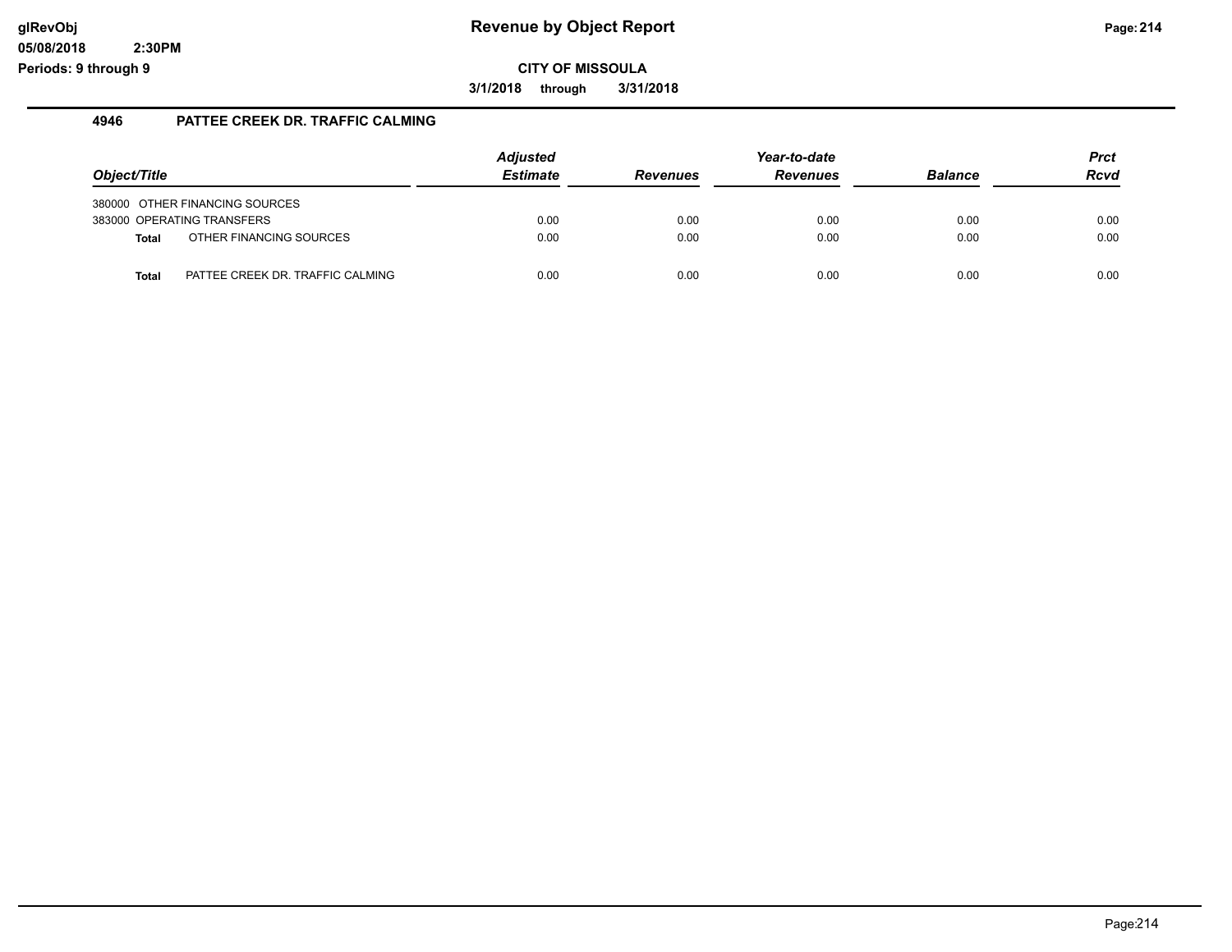# Revenue by Object Report

**CITY OF MISSOULA**

**3/1/2018 through 3/31/2018**

glRevObj
05/08/2018 2:30PM
Periods: 9 through 9

## 4946 PATTEE CREEK DR. TRAFFIC CALMING

| Object/Title | | Adjusted Estimate | Revenues | Year-to-date Revenues | Balance | Prct Rcvd |
|---|---|---|---|---|---|---|
| 380000 | OTHER FINANCING SOURCES | | | | | |
| 383000 | OPERATING TRANSFERS | 0.00 | 0.00 | 0.00 | 0.00 | 0.00 |
| **Total** | OTHER FINANCING SOURCES | 0.00 | 0.00 | 0.00 | 0.00 | 0.00 |
| **Total** | PATTEE CREEK DR. TRAFFIC CALMING | 0.00 | 0.00 | 0.00 | 0.00 | 0.00 |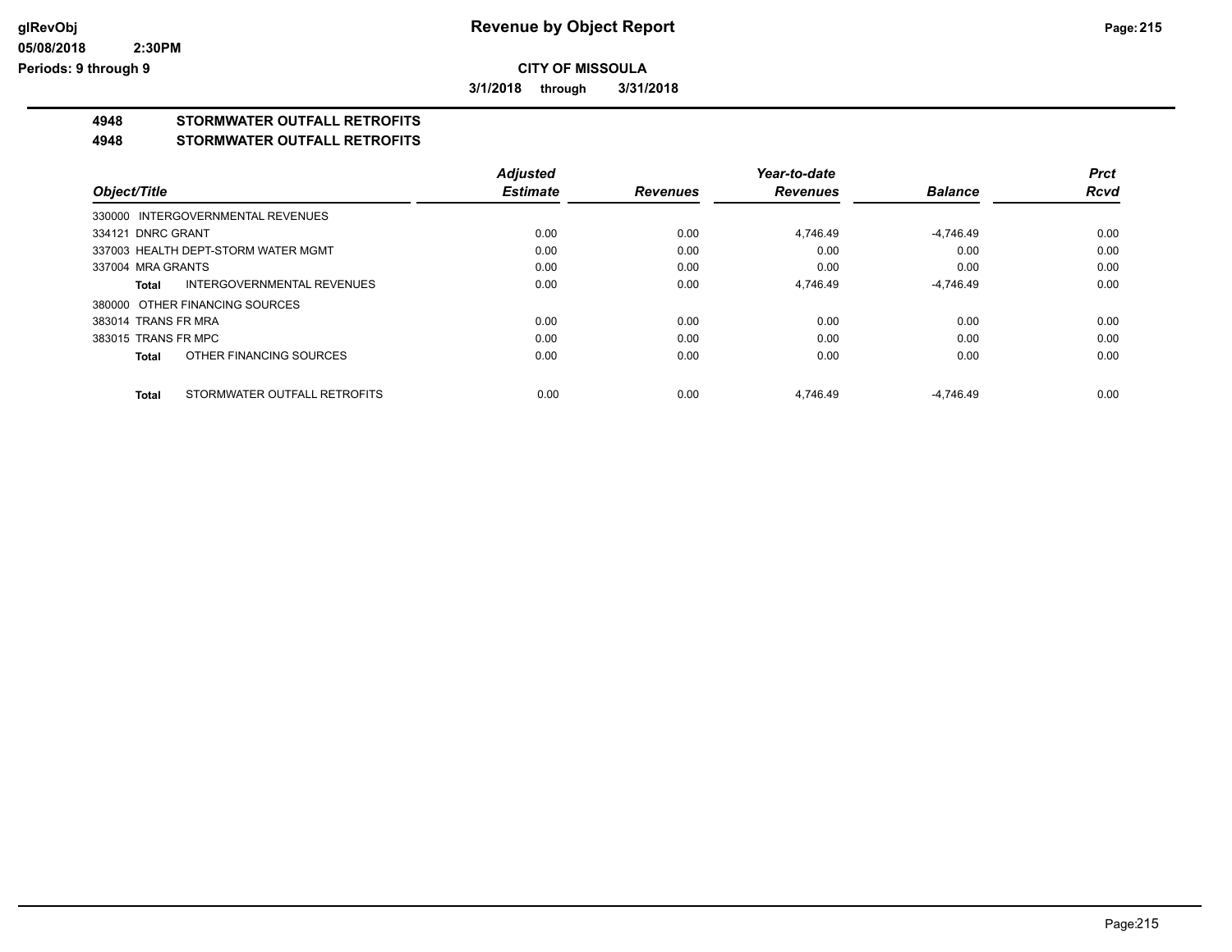# Revenue by Object Report

**CITY OF MISSOULA**

**3/1/2018 through 3/31/2018**

## 4948 STORMWATER OUTFALL RETROFITS

## 4948 STORMWATER OUTFALL RETROFITS

| Object/Title | Adjusted Estimate | Revenues | Year-to-date Revenues | Balance | Prct Rcvd |
|---|---|---|---|---|---|
| 330000 INTERGOVERNMENTAL REVENUES | | | | | |
| 334121 DNRC GRANT | 0.00 | 0.00 | 4,746.49 | -4,746.49 | 0.00 |
| 337003 HEALTH DEPT-STORM WATER MGMT | 0.00 | 0.00 | 0.00 | 0.00 | 0.00 |
| 337004 MRA GRANTS | 0.00 | 0.00 | 0.00 | 0.00 | 0.00 |
| **Total** INTERGOVERNMENTAL REVENUES | 0.00 | 0.00 | 4,746.49 | -4,746.49 | 0.00 |
| 380000 OTHER FINANCING SOURCES | | | | | |
| 383014 TRANS FR MRA | 0.00 | 0.00 | 0.00 | 0.00 | 0.00 |
| 383015 TRANS FR MPC | 0.00 | 0.00 | 0.00 | 0.00 | 0.00 |
| **Total** OTHER FINANCING SOURCES | 0.00 | 0.00 | 0.00 | 0.00 | 0.00 |
| **Total** STORMWATER OUTFALL RETROFITS | 0.00 | 0.00 | 4,746.49 | -4,746.49 | 0.00 |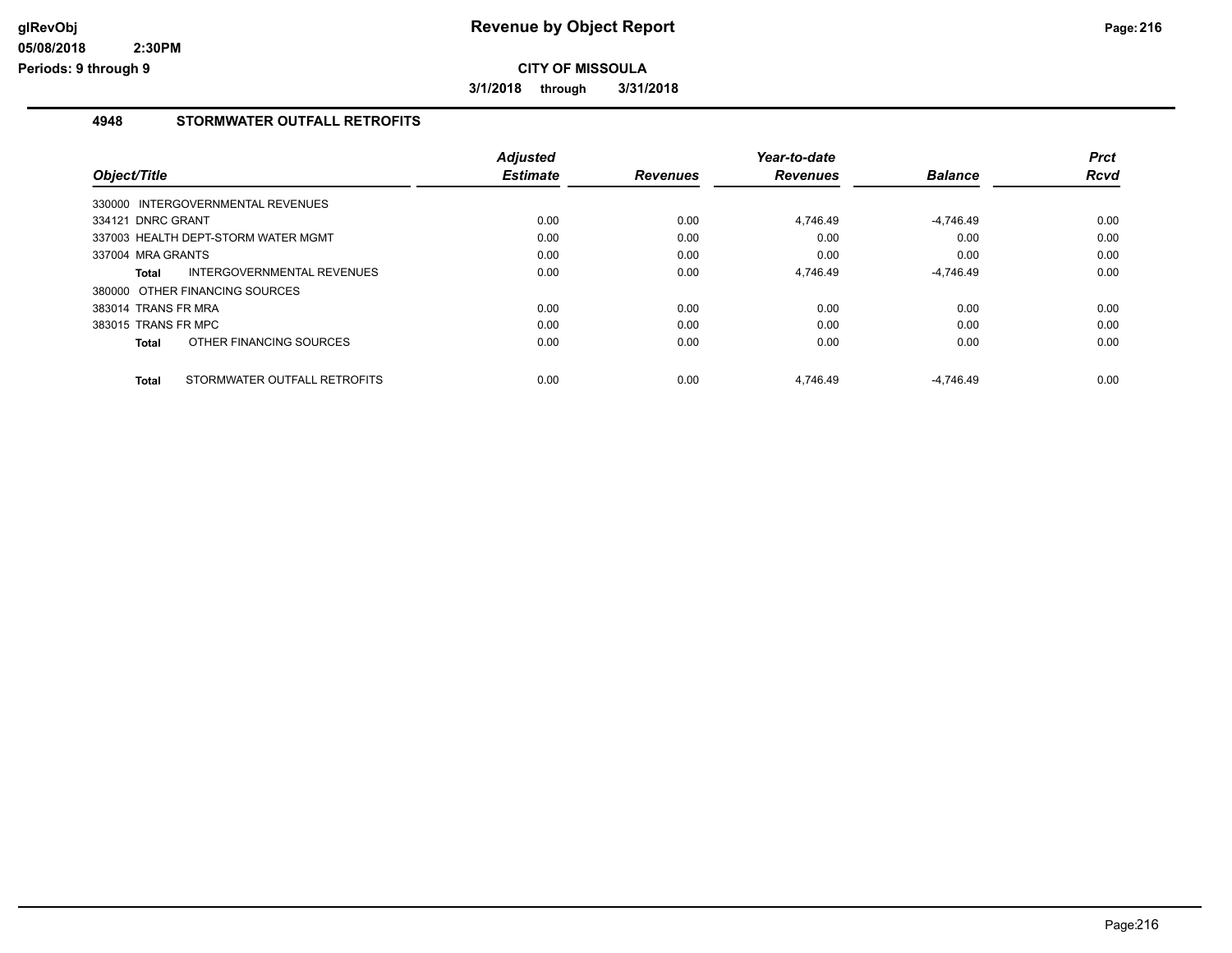**CITY OF MISSOULA**

**3/1/2018 through 3/31/2018**

## 4948 STORMWATER OUTFALL RETROFITS

| Object/Title | Adjusted Estimate | Revenues | Year-to-date Revenues | Balance | Prct Rcvd |
|---|---|---|---|---|---|
| 330000 INTERGOVERNMENTAL REVENUES | | | | | |
| 334121 DNRC GRANT | 0.00 | 0.00 | 4,746.49 | -4,746.49 | 0.00 |
| 337003 HEALTH DEPT-STORM WATER MGMT | 0.00 | 0.00 | 0.00 | 0.00 | 0.00 |
| 337004 MRA GRANTS | 0.00 | 0.00 | 0.00 | 0.00 | 0.00 |
| **Total** INTERGOVERNMENTAL REVENUES | 0.00 | 0.00 | 4,746.49 | -4,746.49 | 0.00 |
| 380000 OTHER FINANCING SOURCES | | | | | |
| 383014 TRANS FR MRA | 0.00 | 0.00 | 0.00 | 0.00 | 0.00 |
| 383015 TRANS FR MPC | 0.00 | 0.00 | 0.00 | 0.00 | 0.00 |
| **Total** OTHER FINANCING SOURCES | 0.00 | 0.00 | 0.00 | 0.00 | 0.00 |
| **Total** STORMWATER OUTFALL RETROFITS | 0.00 | 0.00 | 4,746.49 | -4,746.49 | 0.00 |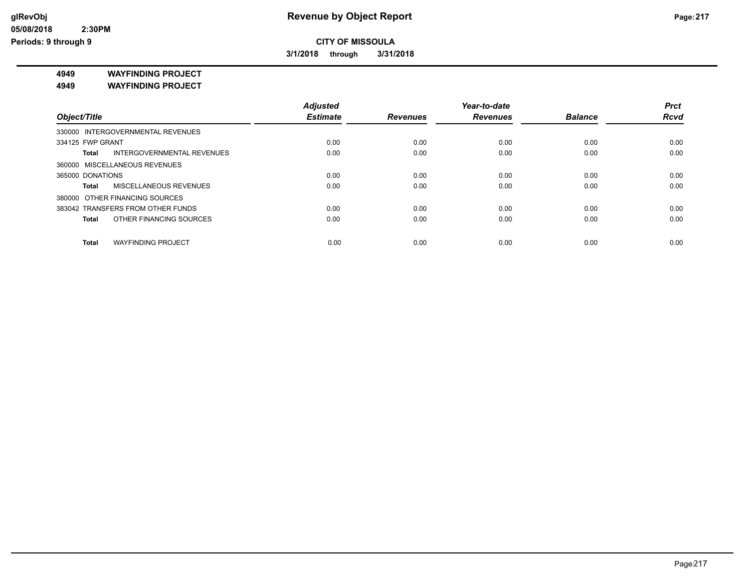# Revenue by Object Report

**CITY OF MISSOULA**

**3/1/2018 through 3/31/2018**

**4949 WAYFINDING PROJECT**

**4949 WAYFINDING PROJECT**

| Object/Title | Adjusted Estimate | Revenues | Year-to-date Revenues | Balance | Prct Rcvd |
|---|---|---|---|---|---|
| 330000 INTERGOVERNMENTAL REVENUES | | | | | |
| 334125 FWP GRANT | 0.00 | 0.00 | 0.00 | 0.00 | 0.00 |
| **Total** INTERGOVERNMENTAL REVENUES | 0.00 | 0.00 | 0.00 | 0.00 | 0.00 |
| 360000 MISCELLANEOUS REVENUES | | | | | |
| 365000 DONATIONS | 0.00 | 0.00 | 0.00 | 0.00 | 0.00 |
| **Total** MISCELLANEOUS REVENUES | 0.00 | 0.00 | 0.00 | 0.00 | 0.00 |
| 380000 OTHER FINANCING SOURCES | | | | | |
| 383042 TRANSFERS FROM OTHER FUNDS | 0.00 | 0.00 | 0.00 | 0.00 | 0.00 |
| **Total** OTHER FINANCING SOURCES | 0.00 | 0.00 | 0.00 | 0.00 | 0.00 |
| **Total** WAYFINDING PROJECT | 0.00 | 0.00 | 0.00 | 0.00 | 0.00 |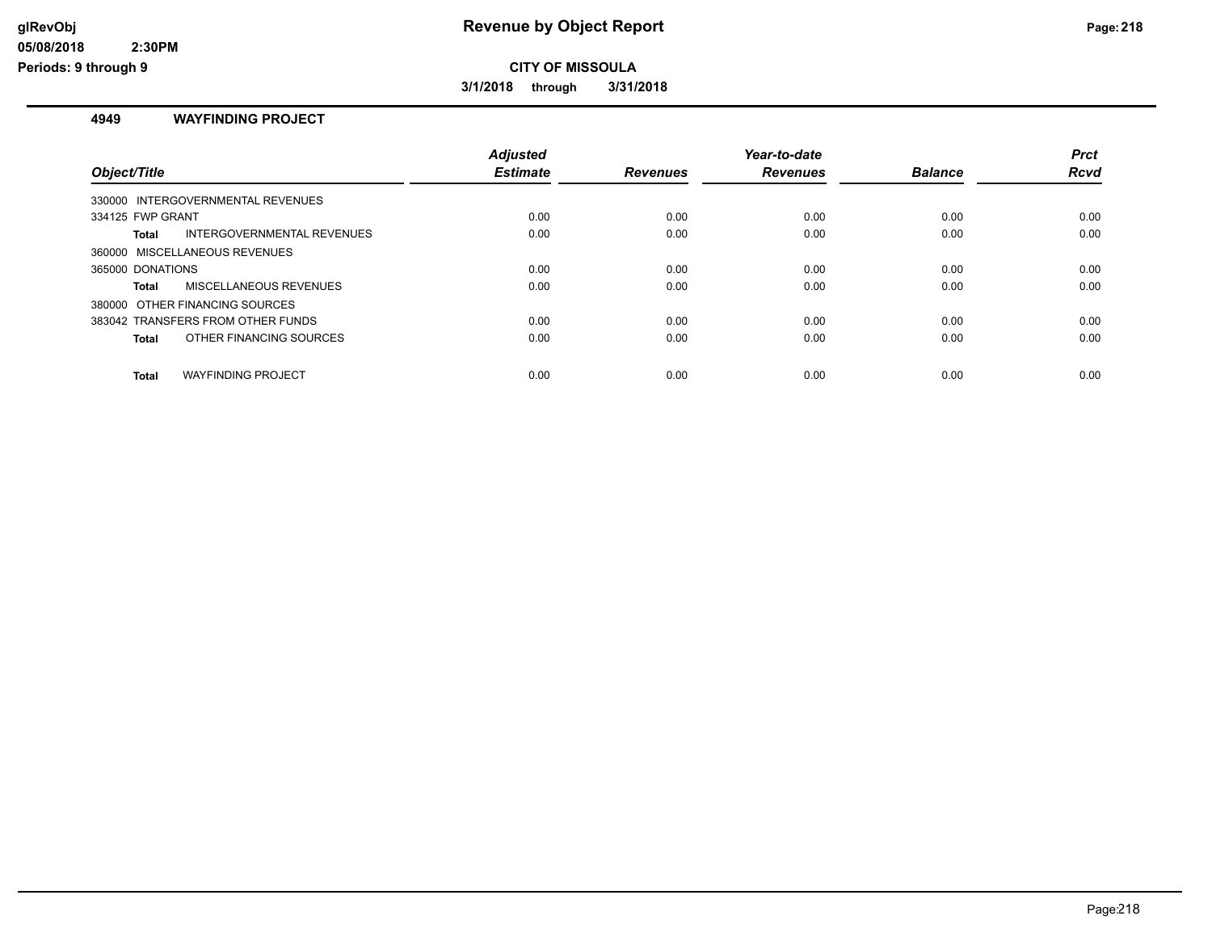# Revenue by Object Report

**CITY OF MISSOULA**

**3/1/2018 through 3/31/2018**

## 4949 WAYFINDING PROJECT

| Object/Title | | Adjusted Estimate | Revenues | Year-to-date Revenues | Balance | Prct Rcvd |
|---|---|---|---|---|---|---|
| 330000 INTERGOVERNMENTAL REVENUES | | | | | | |
| 334125 FWP GRANT | | 0.00 | 0.00 | 0.00 | 0.00 | 0.00 |
| **Total** | INTERGOVERNMENTAL REVENUES | 0.00 | 0.00 | 0.00 | 0.00 | 0.00 |
| 360000 MISCELLANEOUS REVENUES | | | | | | |
| 365000 DONATIONS | | 0.00 | 0.00 | 0.00 | 0.00 | 0.00 |
| **Total** | MISCELLANEOUS REVENUES | 0.00 | 0.00 | 0.00 | 0.00 | 0.00 |
| 380000 OTHER FINANCING SOURCES | | | | | | |
| 383042 TRANSFERS FROM OTHER FUNDS | | 0.00 | 0.00 | 0.00 | 0.00 | 0.00 |
| **Total** | OTHER FINANCING SOURCES | 0.00 | 0.00 | 0.00 | 0.00 | 0.00 |
| **Total** | WAYFINDING PROJECT | 0.00 | 0.00 | 0.00 | 0.00 | 0.00 |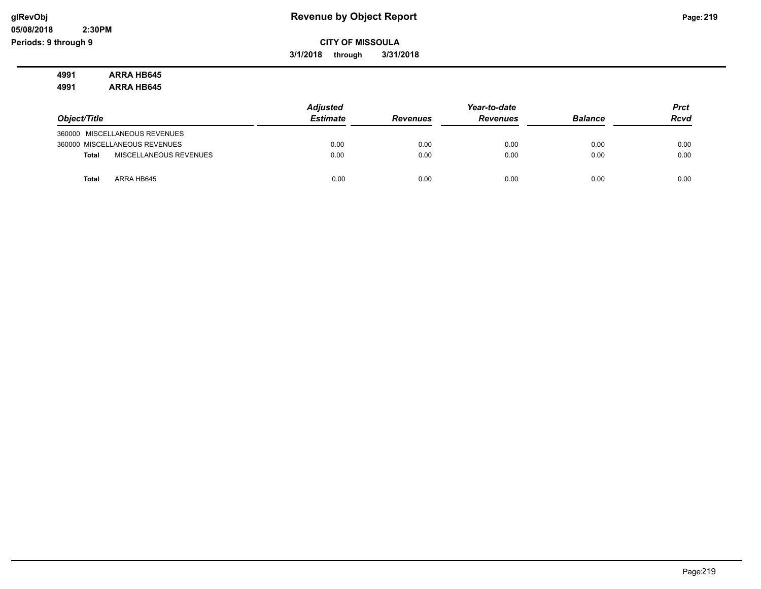# Revenue by Object Report

glRevObj
05/08/2018 2:30PM
Periods: 9 through 9

**CITY OF MISSOULA**

**3/1/2018 through 3/31/2018**

**4991 ARRA HB645**

**4991 ARRA HB645**

| Object/Title | Adjusted Estimate | Revenues | Year-to-date Revenues | Balance | Prct Rcvd |
|---|---|---|---|---|---|
| 360000 MISCELLANEOUS REVENUES | | | | | |
| 360000 MISCELLANEOUS REVENUES | 0.00 | 0.00 | 0.00 | 0.00 | 0.00 |
| **Total** MISCELLANEOUS REVENUES | 0.00 | 0.00 | 0.00 | 0.00 | 0.00 |
| **Total** ARRA HB645 | 0.00 | 0.00 | 0.00 | 0.00 | 0.00 |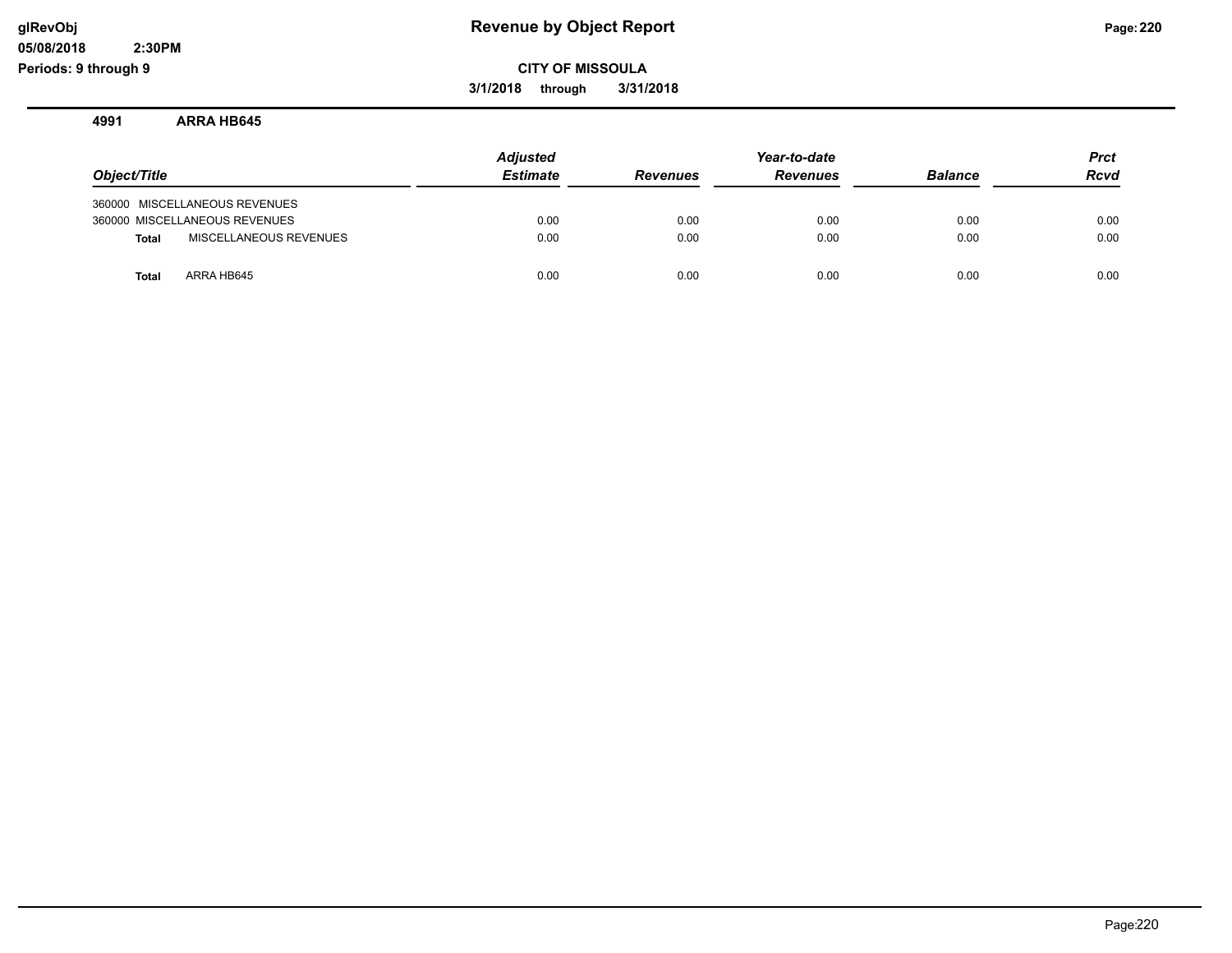# Revenue by Object Report

**CITY OF MISSOULA**

**3/1/2018 through 3/31/2018**

glRevObj
05/08/2018 2:30PM
Periods: 9 through 9

## 4991 ARRA HB645

| Object/Title | Adjusted Estimate | Revenues | Year-to-date Revenues | Balance | Prct Rcvd |
|---|---|---|---|---|---|
| 360000 MISCELLANEOUS REVENUES | | | | | |
| 360000 MISCELLANEOUS REVENUES | 0.00 | 0.00 | 0.00 | 0.00 | 0.00 |
| **Total** MISCELLANEOUS REVENUES | 0.00 | 0.00 | 0.00 | 0.00 | 0.00 |
| **Total** ARRA HB645 | 0.00 | 0.00 | 0.00 | 0.00 | 0.00 |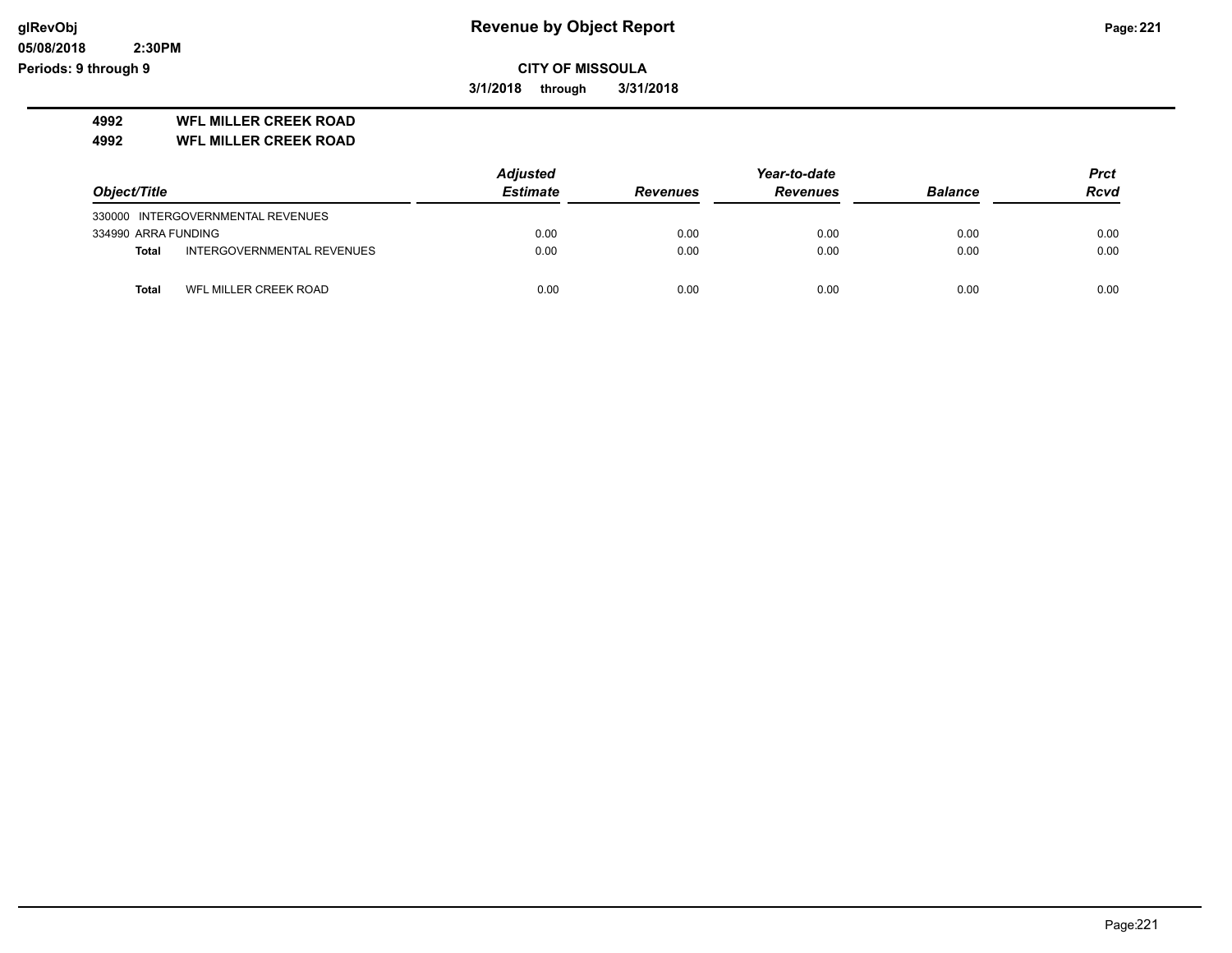# Revenue by Object Report

glRevObj
05/08/2018 2:30PM
Periods: 9 through 9

**CITY OF MISSOULA**

**3/1/2018 through 3/31/2018**

**4992 WFL MILLER CREEK ROAD**

**4992 WFL MILLER CREEK ROAD**

| Object/Title | | Adjusted Estimate | Revenues | Year-to-date Revenues | Balance | Prct Rcvd |
|---|---|---|---|---|---|---|
| 330000 INTERGOVERNMENTAL REVENUES | | | | | | |
| 334990 ARRA FUNDING | | 0.00 | 0.00 | 0.00 | 0.00 | 0.00 |
| **Total** | INTERGOVERNMENTAL REVENUES | 0.00 | 0.00 | 0.00 | 0.00 | 0.00 |
| **Total** | WFL MILLER CREEK ROAD | 0.00 | 0.00 | 0.00 | 0.00 | 0.00 |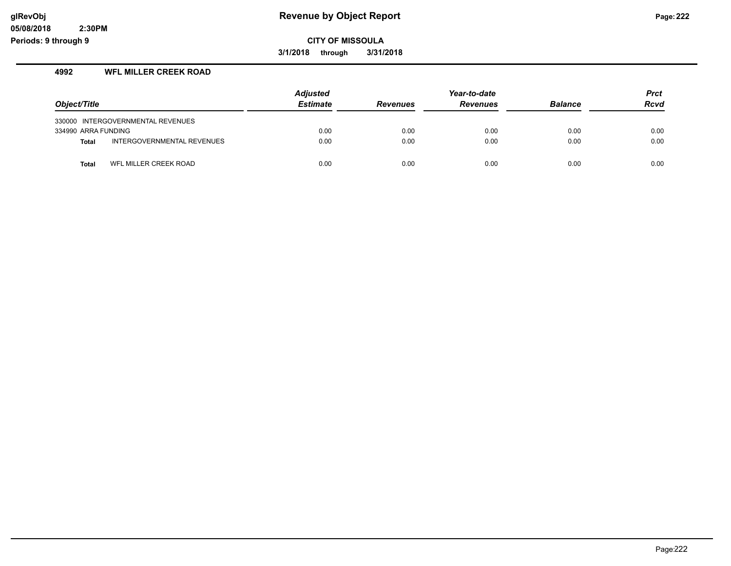**Revenue by Object Report**

**CITY OF MISSOULA**

**3/1/2018 through 3/31/2018**

glRevObj
05/08/2018 2:30PM
Periods: 9 through 9

## 4992 WFL MILLER CREEK ROAD

| Object/Title | | Adjusted Estimate | Revenues | Year-to-date Revenues | Balance | Prct Rcvd |
|---|---|---|---|---|---|---|
| 330000 INTERGOVERNMENTAL REVENUES | | | | | | |
| 334990 ARRA FUNDING | | 0.00 | 0.00 | 0.00 | 0.00 | 0.00 |
| **Total** | INTERGOVERNMENTAL REVENUES | 0.00 | 0.00 | 0.00 | 0.00 | 0.00 |
| **Total** | WFL MILLER CREEK ROAD | 0.00 | 0.00 | 0.00 | 0.00 | 0.00 |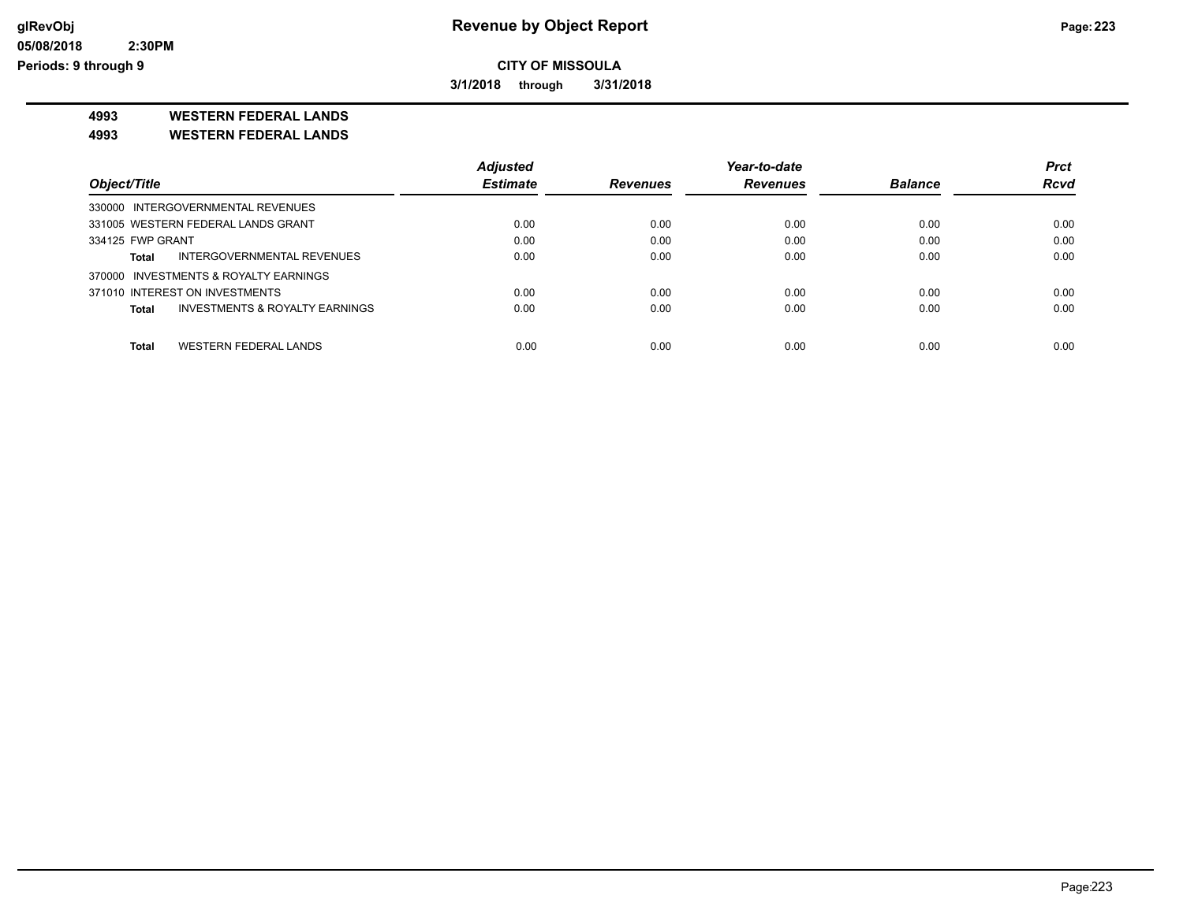# CITY OF MISSOULA

**3/1/2018 through 3/31/2018**

**4993 WESTERN FEDERAL LANDS**

**4993 WESTERN FEDERAL LANDS**

| Object/Title | | Adjusted Estimate | Revenues | Year-to-date Revenues | Balance | Prct Rcvd |
|---|---|---|---|---|---|---|
| 330000 INTERGOVERNMENTAL REVENUES | | | | | | |
| 331005 WESTERN FEDERAL LANDS GRANT | | 0.00 | 0.00 | 0.00 | 0.00 | 0.00 |
| 334125 FWP GRANT | | 0.00 | 0.00 | 0.00 | 0.00 | 0.00 |
| **Total** | INTERGOVERNMENTAL REVENUES | 0.00 | 0.00 | 0.00 | 0.00 | 0.00 |
| 370000 INVESTMENTS & ROYALTY EARNINGS | | | | | | |
| 371010 INTEREST ON INVESTMENTS | | 0.00 | 0.00 | 0.00 | 0.00 | 0.00 |
| **Total** | INVESTMENTS & ROYALTY EARNINGS | 0.00 | 0.00 | 0.00 | 0.00 | 0.00 |
| **Total** | WESTERN FEDERAL LANDS | 0.00 | 0.00 | 0.00 | 0.00 | 0.00 |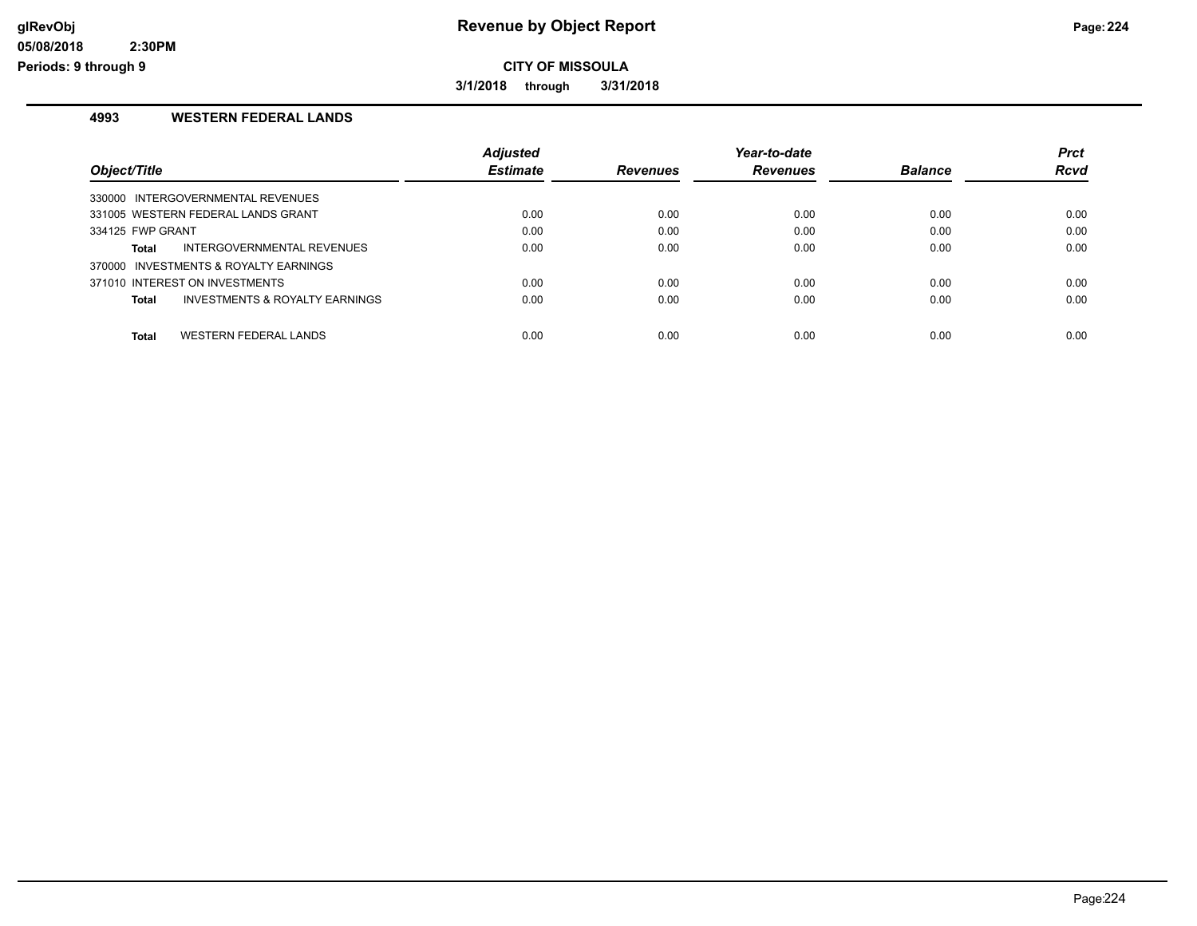# Revenue by Object Report

**CITY OF MISSOULA**

**3/1/2018 through 3/31/2018**

## 4993 WESTERN FEDERAL LANDS

| Object/Title | | Adjusted Estimate | Revenues | Year-to-date Revenues | Balance | Prct Rcvd |
|---|---|---|---|---|---|---|
| 330000 INTERGOVERNMENTAL REVENUES | | | | | | |
| 331005 WESTERN FEDERAL LANDS GRANT | | 0.00 | 0.00 | 0.00 | 0.00 | 0.00 |
| 334125 FWP GRANT | | 0.00 | 0.00 | 0.00 | 0.00 | 0.00 |
| **Total** | INTERGOVERNMENTAL REVENUES | 0.00 | 0.00 | 0.00 | 0.00 | 0.00 |
| 370000 INVESTMENTS & ROYALTY EARNINGS | | | | | | |
| 371010 INTEREST ON INVESTMENTS | | 0.00 | 0.00 | 0.00 | 0.00 | 0.00 |
| **Total** | INVESTMENTS & ROYALTY EARNINGS | 0.00 | 0.00 | 0.00 | 0.00 | 0.00 |
| **Total** | WESTERN FEDERAL LANDS | 0.00 | 0.00 | 0.00 | 0.00 | 0.00 |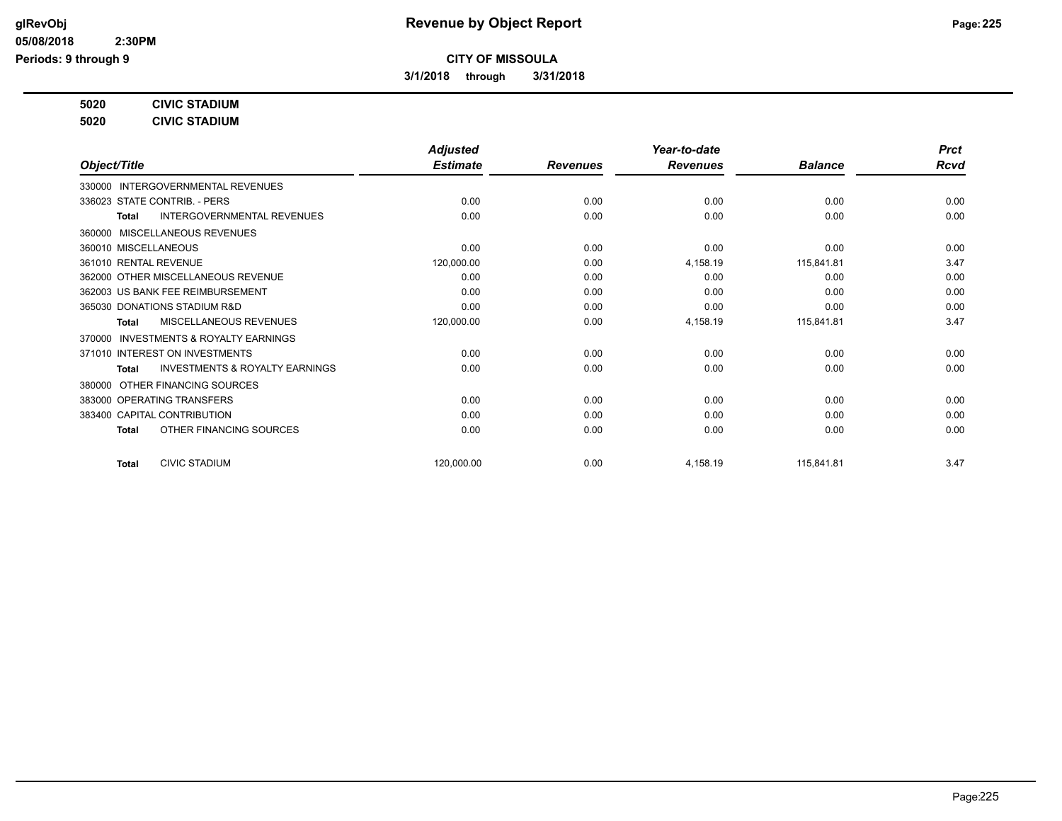# Revenue by Object Report

**CITY OF MISSOULA**

**3/1/2018 through 3/31/2018**

glRevObj
05/08/2018 2:30PM
Periods: 9 through 9

**5020 CIVIC STADIUM**
**5020 CIVIC STADIUM**

| Object/Title | Adjusted Estimate | Revenues | Year-to-date Revenues | Balance | Prct Rcvd |
|---|---|---|---|---|---|
| 330000 INTERGOVERNMENTAL REVENUES | | | | | |
| 336023 STATE CONTRIB. - PERS | 0.00 | 0.00 | 0.00 | 0.00 | 0.00 |
| **Total** INTERGOVERNMENTAL REVENUES | 0.00 | 0.00 | 0.00 | 0.00 | 0.00 |
| 360000 MISCELLANEOUS REVENUES | | | | | |
| 360010 MISCELLANEOUS | 0.00 | 0.00 | 0.00 | 0.00 | 0.00 |
| 361010 RENTAL REVENUE | 120,000.00 | 0.00 | 4,158.19 | 115,841.81 | 3.47 |
| 362000 OTHER MISCELLANEOUS REVENUE | 0.00 | 0.00 | 0.00 | 0.00 | 0.00 |
| 362003 US BANK FEE REIMBURSEMENT | 0.00 | 0.00 | 0.00 | 0.00 | 0.00 |
| 365030 DONATIONS STADIUM R&D | 0.00 | 0.00 | 0.00 | 0.00 | 0.00 |
| **Total** MISCELLANEOUS REVENUES | 120,000.00 | 0.00 | 4,158.19 | 115,841.81 | 3.47 |
| 370000 INVESTMENTS & ROYALTY EARNINGS | | | | | |
| 371010 INTEREST ON INVESTMENTS | 0.00 | 0.00 | 0.00 | 0.00 | 0.00 |
| **Total** INVESTMENTS & ROYALTY EARNINGS | 0.00 | 0.00 | 0.00 | 0.00 | 0.00 |
| 380000 OTHER FINANCING SOURCES | | | | | |
| 383000 OPERATING TRANSFERS | 0.00 | 0.00 | 0.00 | 0.00 | 0.00 |
| 383400 CAPITAL CONTRIBUTION | 0.00 | 0.00 | 0.00 | 0.00 | 0.00 |
| **Total** OTHER FINANCING SOURCES | 0.00 | 0.00 | 0.00 | 0.00 | 0.00 |
| **Total** CIVIC STADIUM | 120,000.00 | 0.00 | 4,158.19 | 115,841.81 | 3.47 |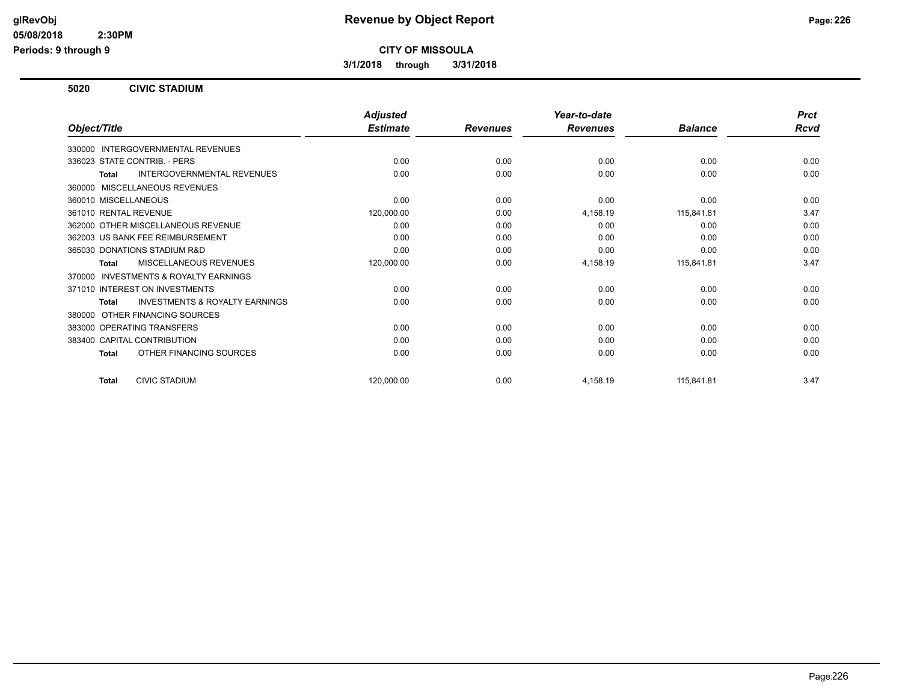# Revenue by Object Report

**CITY OF MISSOULA**

**3/1/2018 through 3/31/2018**

glRevObj
05/08/2018 2:30PM
Periods: 9 through 9

## 5020 CIVIC STADIUM

| Object/Title | Adjusted Estimate | Revenues | Year-to-date Revenues | Balance | Prct Rcvd |
|---|---|---|---|---|---|
| 330000 INTERGOVERNMENTAL REVENUES | | | | | |
| 336023 STATE CONTRIB. - PERS | 0.00 | 0.00 | 0.00 | 0.00 | 0.00 |
| **Total** INTERGOVERNMENTAL REVENUES | 0.00 | 0.00 | 0.00 | 0.00 | 0.00 |
| 360000 MISCELLANEOUS REVENUES | | | | | |
| 360010 MISCELLANEOUS | 0.00 | 0.00 | 0.00 | 0.00 | 0.00 |
| 361010 RENTAL REVENUE | 120,000.00 | 0.00 | 4,158.19 | 115,841.81 | 3.47 |
| 362000 OTHER MISCELLANEOUS REVENUE | 0.00 | 0.00 | 0.00 | 0.00 | 0.00 |
| 362003 US BANK FEE REIMBURSEMENT | 0.00 | 0.00 | 0.00 | 0.00 | 0.00 |
| 365030 DONATIONS STADIUM R&D | 0.00 | 0.00 | 0.00 | 0.00 | 0.00 |
| **Total** MISCELLANEOUS REVENUES | 120,000.00 | 0.00 | 4,158.19 | 115,841.81 | 3.47 |
| 370000 INVESTMENTS & ROYALTY EARNINGS | | | | | |
| 371010 INTEREST ON INVESTMENTS | 0.00 | 0.00 | 0.00 | 0.00 | 0.00 |
| **Total** INVESTMENTS & ROYALTY EARNINGS | 0.00 | 0.00 | 0.00 | 0.00 | 0.00 |
| 380000 OTHER FINANCING SOURCES | | | | | |
| 383000 OPERATING TRANSFERS | 0.00 | 0.00 | 0.00 | 0.00 | 0.00 |
| 383400 CAPITAL CONTRIBUTION | 0.00 | 0.00 | 0.00 | 0.00 | 0.00 |
| **Total** OTHER FINANCING SOURCES | 0.00 | 0.00 | 0.00 | 0.00 | 0.00 |
| **Total** CIVIC STADIUM | 120,000.00 | 0.00 | 4,158.19 | 115,841.81 | 3.47 |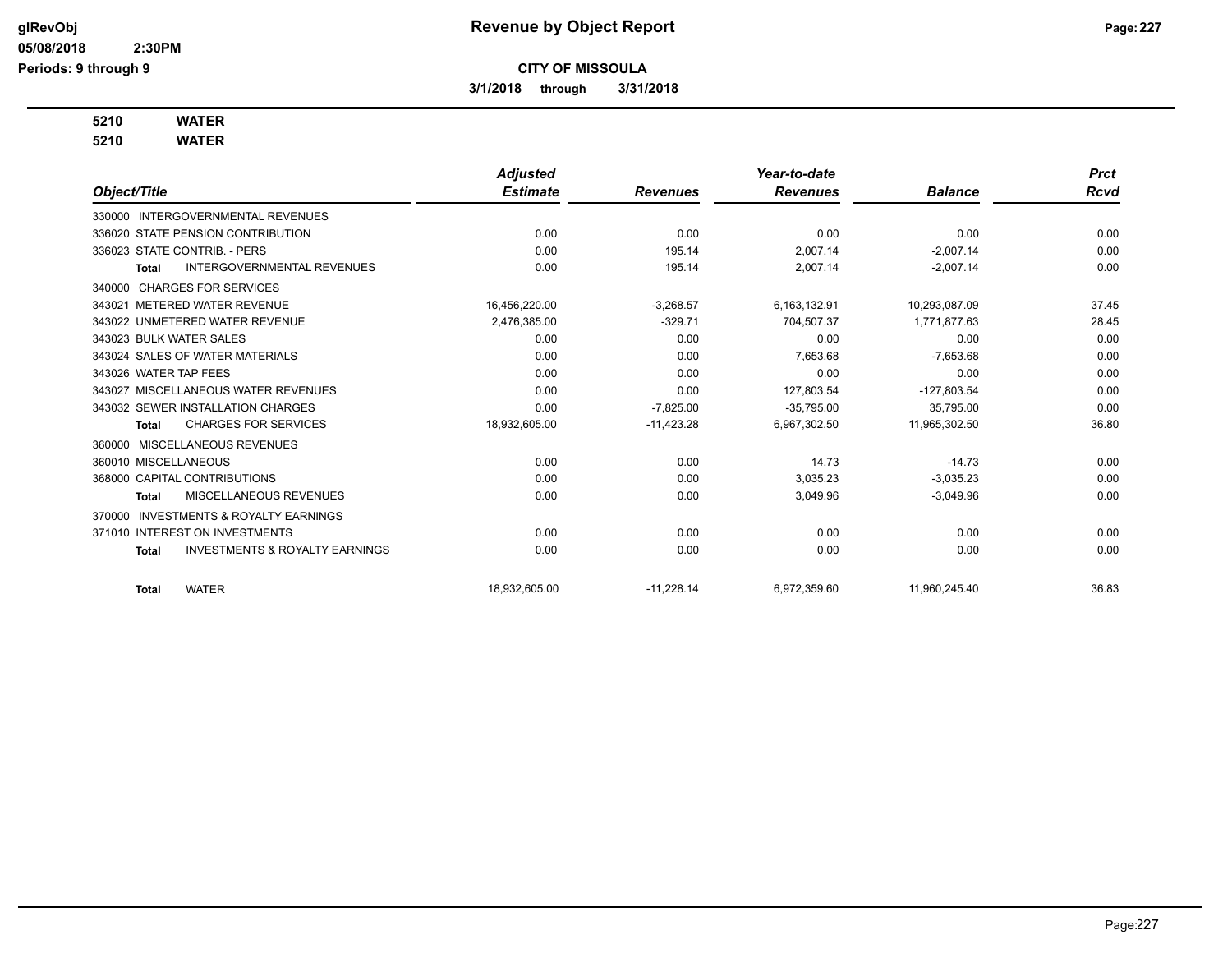# Revenue by Object Report

**CITY OF MISSOULA**

**3/1/2018 through 3/31/2018**

**5210 WATER**

**5210 WATER**

| Object/Title | Adjusted Estimate | Revenues | Year-to-date Revenues | Balance | Prct Rcvd |
|---|---|---|---|---|---|
| 330000 INTERGOVERNMENTAL REVENUES | | | | | |
| 336020 STATE PENSION CONTRIBUTION | 0.00 | 0.00 | 0.00 | 0.00 | 0.00 |
| 336023 STATE CONTRIB. - PERS | 0.00 | 195.14 | 2,007.14 | -2,007.14 | 0.00 |
| **Total** INTERGOVERNMENTAL REVENUES | 0.00 | 195.14 | 2,007.14 | -2,007.14 | 0.00 |
| 340000 CHARGES FOR SERVICES | | | | | |
| 343021 METERED WATER REVENUE | 16,456,220.00 | -3,268.57 | 6,163,132.91 | 10,293,087.09 | 37.45 |
| 343022 UNMETERED WATER REVENUE | 2,476,385.00 | -329.71 | 704,507.37 | 1,771,877.63 | 28.45 |
| 343023 BULK WATER SALES | 0.00 | 0.00 | 0.00 | 0.00 | 0.00 |
| 343024 SALES OF WATER MATERIALS | 0.00 | 0.00 | 7,653.68 | -7,653.68 | 0.00 |
| 343026 WATER TAP FEES | 0.00 | 0.00 | 0.00 | 0.00 | 0.00 |
| 343027 MISCELLANEOUS WATER REVENUES | 0.00 | 0.00 | 127,803.54 | -127,803.54 | 0.00 |
| 343032 SEWER INSTALLATION CHARGES | 0.00 | -7,825.00 | -35,795.00 | 35,795.00 | 0.00 |
| **Total** CHARGES FOR SERVICES | 18,932,605.00 | -11,423.28 | 6,967,302.50 | 11,965,302.50 | 36.80 |
| 360000 MISCELLANEOUS REVENUES | | | | | |
| 360010 MISCELLANEOUS | 0.00 | 0.00 | 14.73 | -14.73 | 0.00 |
| 368000 CAPITAL CONTRIBUTIONS | 0.00 | 0.00 | 3,035.23 | -3,035.23 | 0.00 |
| **Total** MISCELLANEOUS REVENUES | 0.00 | 0.00 | 3,049.96 | -3,049.96 | 0.00 |
| 370000 INVESTMENTS & ROYALTY EARNINGS | | | | | |
| 371010 INTEREST ON INVESTMENTS | 0.00 | 0.00 | 0.00 | 0.00 | 0.00 |
| **Total** INVESTMENTS & ROYALTY EARNINGS | 0.00 | 0.00 | 0.00 | 0.00 | 0.00 |
| **Total** WATER | 18,932,605.00 | -11,228.14 | 6,972,359.60 | 11,960,245.40 | 36.83 |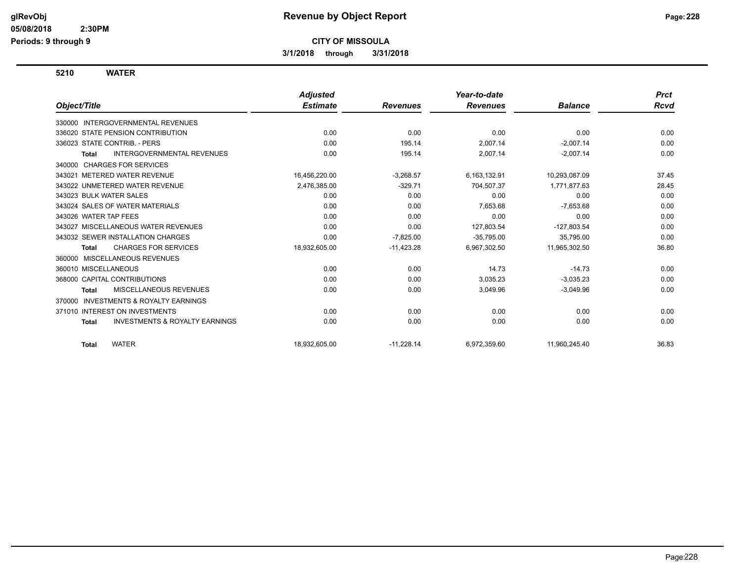# Revenue by Object Report

## CITY OF MISSOULA

**3/1/2018 through 3/31/2018**

### 5210 WATER

| Object/Title | Adjusted Estimate | Revenues | Year-to-date Revenues | Balance | Prct Rcvd |
|---|---|---|---|---|---|
| 330000 INTERGOVERNMENTAL REVENUES | | | | | |
| 336020 STATE PENSION CONTRIBUTION | 0.00 | 0.00 | 0.00 | 0.00 | 0.00 |
| 336023 STATE CONTRIB. - PERS | 0.00 | 195.14 | 2,007.14 | -2,007.14 | 0.00 |
| **Total** INTERGOVERNMENTAL REVENUES | 0.00 | 195.14 | 2,007.14 | -2,007.14 | 0.00 |
| 340000 CHARGES FOR SERVICES | | | | | |
| 343021 METERED WATER REVENUE | 16,456,220.00 | -3,268.57 | 6,163,132.91 | 10,293,087.09 | 37.45 |
| 343022 UNMETERED WATER REVENUE | 2,476,385.00 | -329.71 | 704,507.37 | 1,771,877.63 | 28.45 |
| 343023 BULK WATER SALES | 0.00 | 0.00 | 0.00 | 0.00 | 0.00 |
| 343024 SALES OF WATER MATERIALS | 0.00 | 0.00 | 7,653.68 | -7,653.68 | 0.00 |
| 343026 WATER TAP FEES | 0.00 | 0.00 | 0.00 | 0.00 | 0.00 |
| 343027 MISCELLANEOUS WATER REVENUES | 0.00 | 0.00 | 127,803.54 | -127,803.54 | 0.00 |
| 343032 SEWER INSTALLATION CHARGES | 0.00 | -7,825.00 | -35,795.00 | 35,795.00 | 0.00 |
| **Total** CHARGES FOR SERVICES | 18,932,605.00 | -11,423.28 | 6,967,302.50 | 11,965,302.50 | 36.80 |
| 360000 MISCELLANEOUS REVENUES | | | | | |
| 360010 MISCELLANEOUS | 0.00 | 0.00 | 14.73 | -14.73 | 0.00 |
| 368000 CAPITAL CONTRIBUTIONS | 0.00 | 0.00 | 3,035.23 | -3,035.23 | 0.00 |
| **Total** MISCELLANEOUS REVENUES | 0.00 | 0.00 | 3,049.96 | -3,049.96 | 0.00 |
| 370000 INVESTMENTS & ROYALTY EARNINGS | | | | | |
| 371010 INTEREST ON INVESTMENTS | 0.00 | 0.00 | 0.00 | 0.00 | 0.00 |
| **Total** INVESTMENTS & ROYALTY EARNINGS | 0.00 | 0.00 | 0.00 | 0.00 | 0.00 |
| **Total** WATER | 18,932,605.00 | -11,228.14 | 6,972,359.60 | 11,960,245.40 | 36.83 |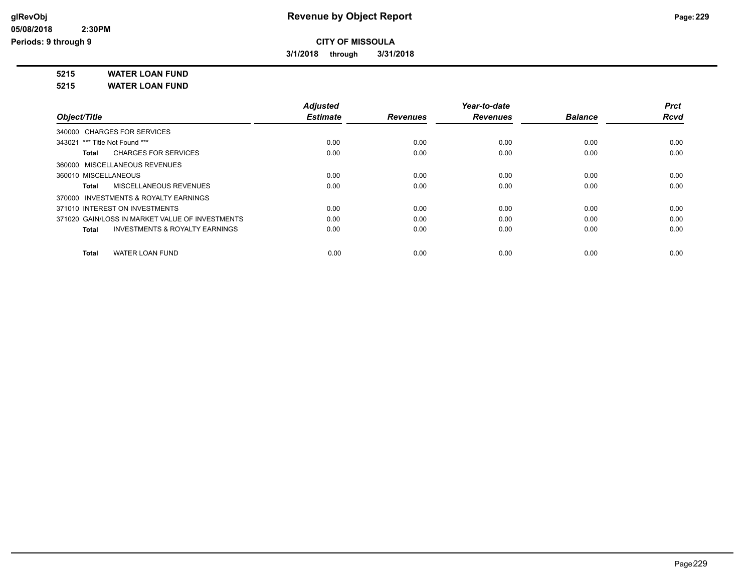**CITY OF MISSOULA**

**3/1/2018 through 3/31/2018**

**5215 WATER LOAN FUND**

**5215 WATER LOAN FUND**

| Object/Title | Adjusted Estimate | Revenues | Year-to-date Revenues | Balance | Prct Rcvd |
|---|---|---|---|---|---|
| 340000 CHARGES FOR SERVICES | | | | | |
| 343021 *** Title Not Found *** | 0.00 | 0.00 | 0.00 | 0.00 | 0.00 |
| **Total** CHARGES FOR SERVICES | 0.00 | 0.00 | 0.00 | 0.00 | 0.00 |
| 360000 MISCELLANEOUS REVENUES | | | | | |
| 360010 MISCELLANEOUS | 0.00 | 0.00 | 0.00 | 0.00 | 0.00 |
| **Total** MISCELLANEOUS REVENUES | 0.00 | 0.00 | 0.00 | 0.00 | 0.00 |
| 370000 INVESTMENTS & ROYALTY EARNINGS | | | | | |
| 371010 INTEREST ON INVESTMENTS | 0.00 | 0.00 | 0.00 | 0.00 | 0.00 |
| 371020 GAIN/LOSS IN MARKET VALUE OF INVESTMENTS | 0.00 | 0.00 | 0.00 | 0.00 | 0.00 |
| **Total** INVESTMENTS & ROYALTY EARNINGS | 0.00 | 0.00 | 0.00 | 0.00 | 0.00 |
| **Total** WATER LOAN FUND | 0.00 | 0.00 | 0.00 | 0.00 | 0.00 |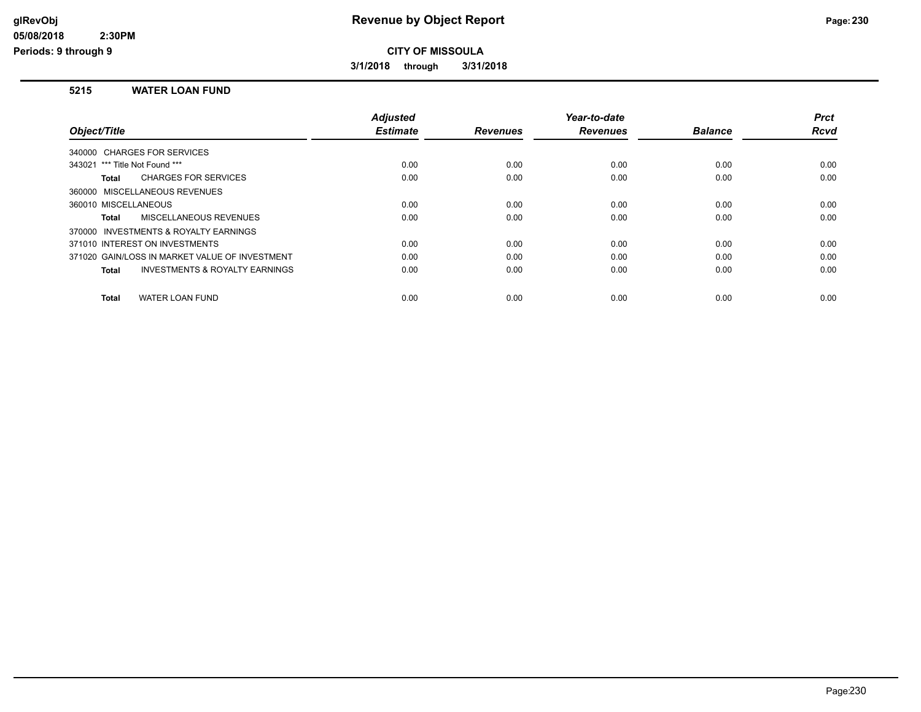glRevObj
05/08/2018 2:30PM
Periods: 9 through 9

# Revenue by Object Report

## CITY OF MISSOULA

3/1/2018 through 3/31/2018

### 5215 WATER LOAN FUND

| Object/Title | Adjusted Estimate | Revenues | Year-to-date Revenues | Balance | Prct Rcvd |
|---|---|---|---|---|---|
| 340000 CHARGES FOR SERVICES | | | | | |
| 343021 *** Title Not Found *** | 0.00 | 0.00 | 0.00 | 0.00 | 0.00 |
| Total CHARGES FOR SERVICES | 0.00 | 0.00 | 0.00 | 0.00 | 0.00 |
| 360000 MISCELLANEOUS REVENUES | | | | | |
| 360010 MISCELLANEOUS | 0.00 | 0.00 | 0.00 | 0.00 | 0.00 |
| Total MISCELLANEOUS REVENUES | 0.00 | 0.00 | 0.00 | 0.00 | 0.00 |
| 370000 INVESTMENTS & ROYALTY EARNINGS | | | | | |
| 371010 INTEREST ON INVESTMENTS | 0.00 | 0.00 | 0.00 | 0.00 | 0.00 |
| 371020 GAIN/LOSS IN MARKET VALUE OF INVESTMENT | 0.00 | 0.00 | 0.00 | 0.00 | 0.00 |
| Total INVESTMENTS & ROYALTY EARNINGS | 0.00 | 0.00 | 0.00 | 0.00 | 0.00 |
| Total WATER LOAN FUND | 0.00 | 0.00 | 0.00 | 0.00 | 0.00 |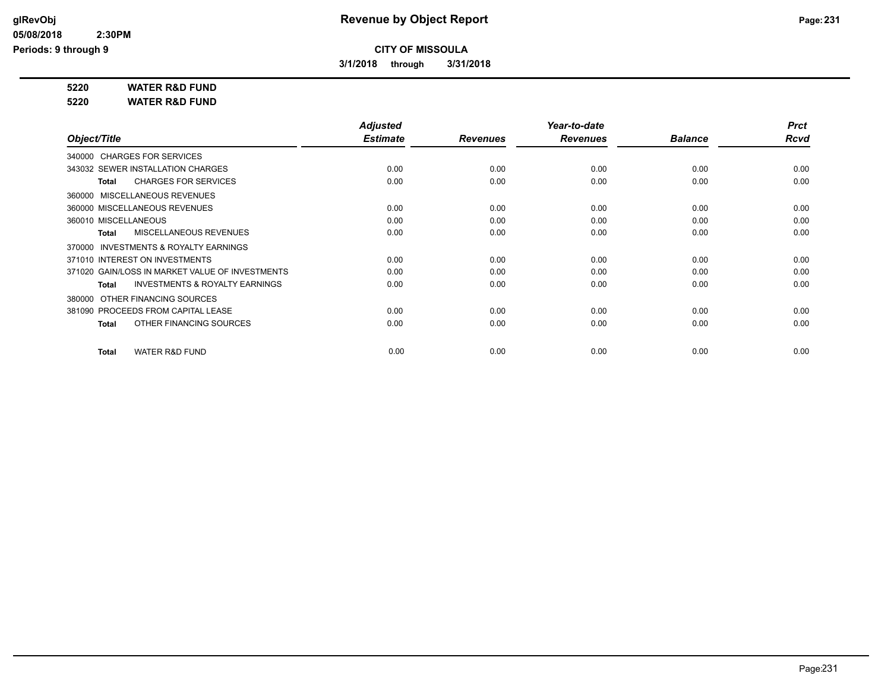# Revenue by Object Report

glRevObj
05/08/2018 2:30PM
Periods: 9 through 9

**CITY OF MISSOULA**

**3/1/2018 through 3/31/2018**

**5220 WATER R&D FUND**

**5220 WATER R&D FUND**

| Object/Title | Adjusted Estimate | Revenues | Year-to-date Revenues | Balance | Prct Rcvd |
|---|---|---|---|---|---|
| 340000 CHARGES FOR SERVICES | | | | | |
| 343032 SEWER INSTALLATION CHARGES | 0.00 | 0.00 | 0.00 | 0.00 | 0.00 |
| **Total** CHARGES FOR SERVICES | 0.00 | 0.00 | 0.00 | 0.00 | 0.00 |
| 360000 MISCELLANEOUS REVENUES | | | | | |
| 360000 MISCELLANEOUS REVENUES | 0.00 | 0.00 | 0.00 | 0.00 | 0.00 |
| 360010 MISCELLANEOUS | 0.00 | 0.00 | 0.00 | 0.00 | 0.00 |
| **Total** MISCELLANEOUS REVENUES | 0.00 | 0.00 | 0.00 | 0.00 | 0.00 |
| 370000 INVESTMENTS & ROYALTY EARNINGS | | | | | |
| 371010 INTEREST ON INVESTMENTS | 0.00 | 0.00 | 0.00 | 0.00 | 0.00 |
| 371020 GAIN/LOSS IN MARKET VALUE OF INVESTMENTS | 0.00 | 0.00 | 0.00 | 0.00 | 0.00 |
| **Total** INVESTMENTS & ROYALTY EARNINGS | 0.00 | 0.00 | 0.00 | 0.00 | 0.00 |
| 380000 OTHER FINANCING SOURCES | | | | | |
| 381090 PROCEEDS FROM CAPITAL LEASE | 0.00 | 0.00 | 0.00 | 0.00 | 0.00 |
| **Total** OTHER FINANCING SOURCES | 0.00 | 0.00 | 0.00 | 0.00 | 0.00 |
| **Total** WATER R&D FUND | 0.00 | 0.00 | 0.00 | 0.00 | 0.00 |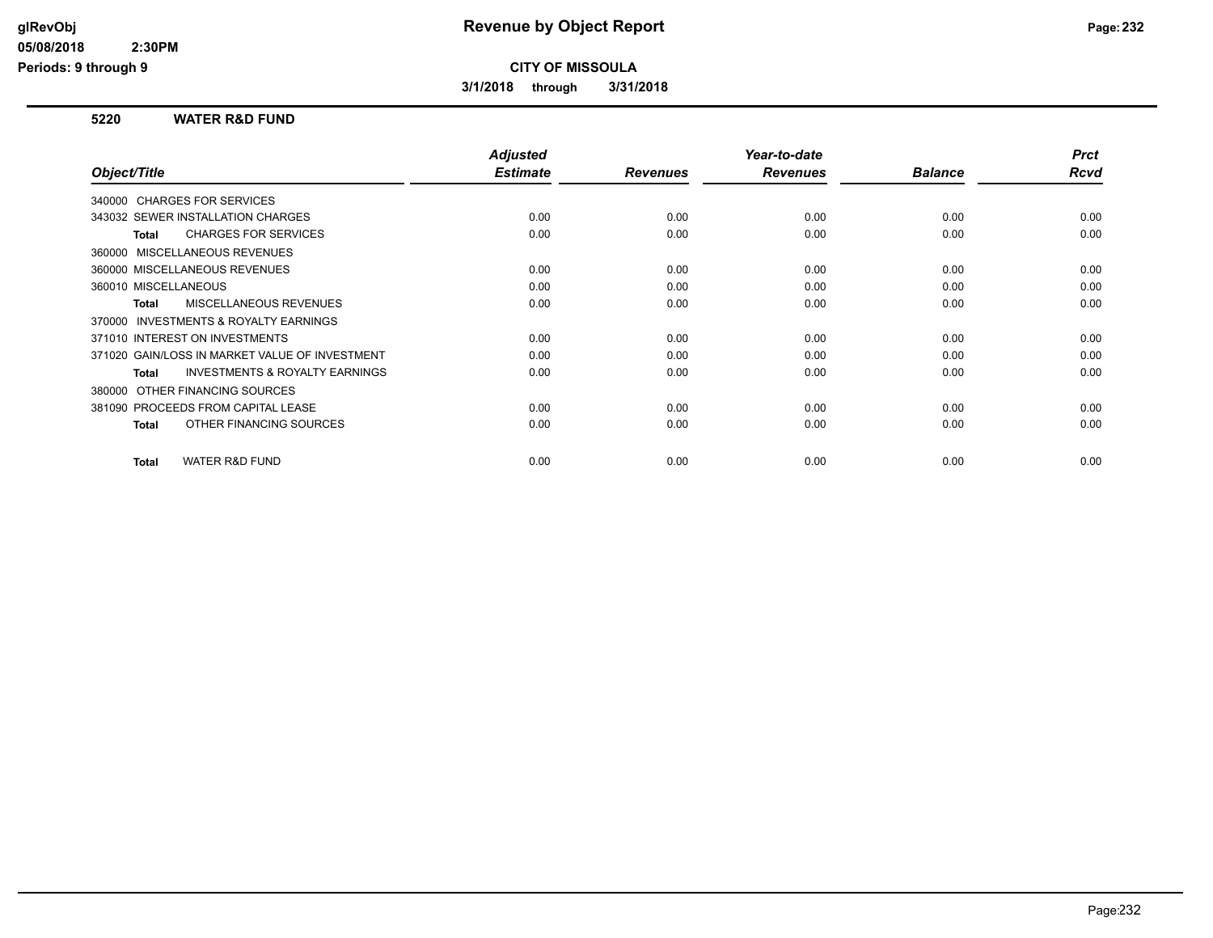# Revenue by Object Report

**CITY OF MISSOULA**

**3/1/2018 through 3/31/2018**

glRevObj
05/08/2018 2:30PM
Periods: 9 through 9

## 5220 WATER R&D FUND

| Object/Title | Adjusted Estimate | Revenues | Year-to-date Revenues | Balance | Prct Rcvd |
|---|---|---|---|---|---|
| 340000 CHARGES FOR SERVICES | | | | | |
| 343032 SEWER INSTALLATION CHARGES | 0.00 | 0.00 | 0.00 | 0.00 | 0.00 |
| **Total** CHARGES FOR SERVICES | 0.00 | 0.00 | 0.00 | 0.00 | 0.00 |
| 360000 MISCELLANEOUS REVENUES | | | | | |
| 360000 MISCELLANEOUS REVENUES | 0.00 | 0.00 | 0.00 | 0.00 | 0.00 |
| 360010 MISCELLANEOUS | 0.00 | 0.00 | 0.00 | 0.00 | 0.00 |
| **Total** MISCELLANEOUS REVENUES | 0.00 | 0.00 | 0.00 | 0.00 | 0.00 |
| 370000 INVESTMENTS & ROYALTY EARNINGS | | | | | |
| 371010 INTEREST ON INVESTMENTS | 0.00 | 0.00 | 0.00 | 0.00 | 0.00 |
| 371020 GAIN/LOSS IN MARKET VALUE OF INVESTMENT | 0.00 | 0.00 | 0.00 | 0.00 | 0.00 |
| **Total** INVESTMENTS & ROYALTY EARNINGS | 0.00 | 0.00 | 0.00 | 0.00 | 0.00 |
| 380000 OTHER FINANCING SOURCES | | | | | |
| 381090 PROCEEDS FROM CAPITAL LEASE | 0.00 | 0.00 | 0.00 | 0.00 | 0.00 |
| **Total** OTHER FINANCING SOURCES | 0.00 | 0.00 | 0.00 | 0.00 | 0.00 |
| **Total** WATER R&D FUND | 0.00 | 0.00 | 0.00 | 0.00 | 0.00 |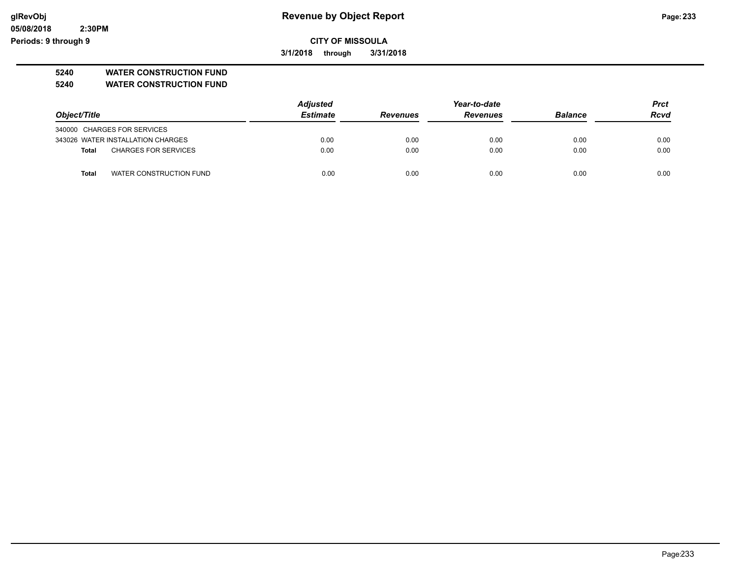**CITY OF MISSOULA**

**3/1/2018 through 3/31/2018**

**5240 WATER CONSTRUCTION FUND**

**5240 WATER CONSTRUCTION FUND**

| Object/Title | Adjusted Estimate | Revenues | Year-to-date Revenues | Balance | Prct Rcvd |
|---|---|---|---|---|---|
| 340000 CHARGES FOR SERVICES | | | | | |
| 343026 WATER INSTALLATION CHARGES | 0.00 | 0.00 | 0.00 | 0.00 | 0.00 |
| **Total** CHARGES FOR SERVICES | 0.00 | 0.00 | 0.00 | 0.00 | 0.00 |
| **Total** WATER CONSTRUCTION FUND | 0.00 | 0.00 | 0.00 | 0.00 | 0.00 |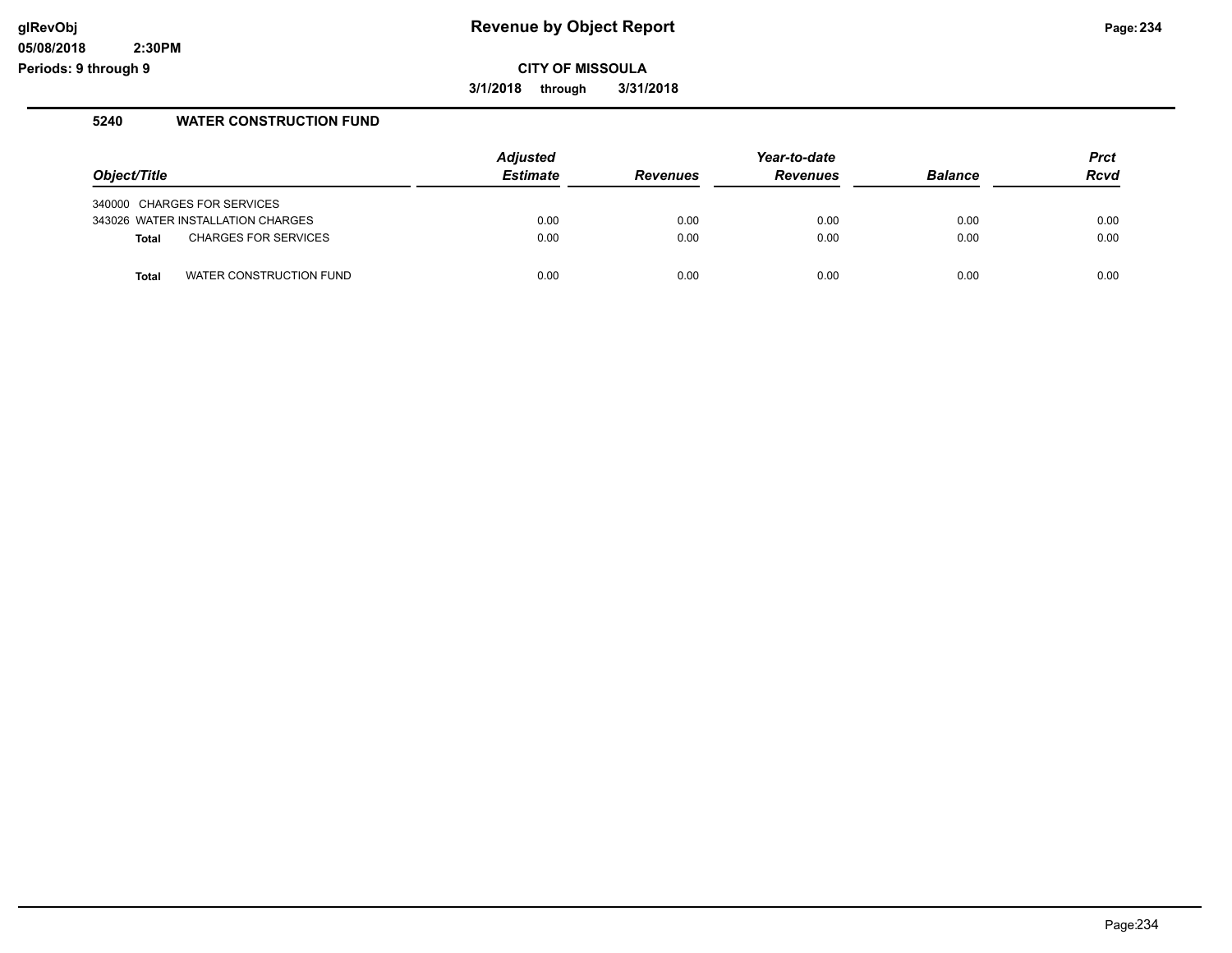# Revenue by Object Report

glRevObj
05/08/2018 2:30PM
Periods: 9 through 9

**CITY OF MISSOULA**

**3/1/2018 through 3/31/2018**

## 5240 WATER CONSTRUCTION FUND

| Object/Title | Adjusted Estimate | Revenues | Year-to-date Revenues | Balance | Prct Rcvd |
|---|---|---|---|---|---|
| 340000 CHARGES FOR SERVICES | | | | | |
| 343026 WATER INSTALLATION CHARGES | 0.00 | 0.00 | 0.00 | 0.00 | 0.00 |
| **Total** CHARGES FOR SERVICES | 0.00 | 0.00 | 0.00 | 0.00 | 0.00 |
| **Total** WATER CONSTRUCTION FUND | 0.00 | 0.00 | 0.00 | 0.00 | 0.00 |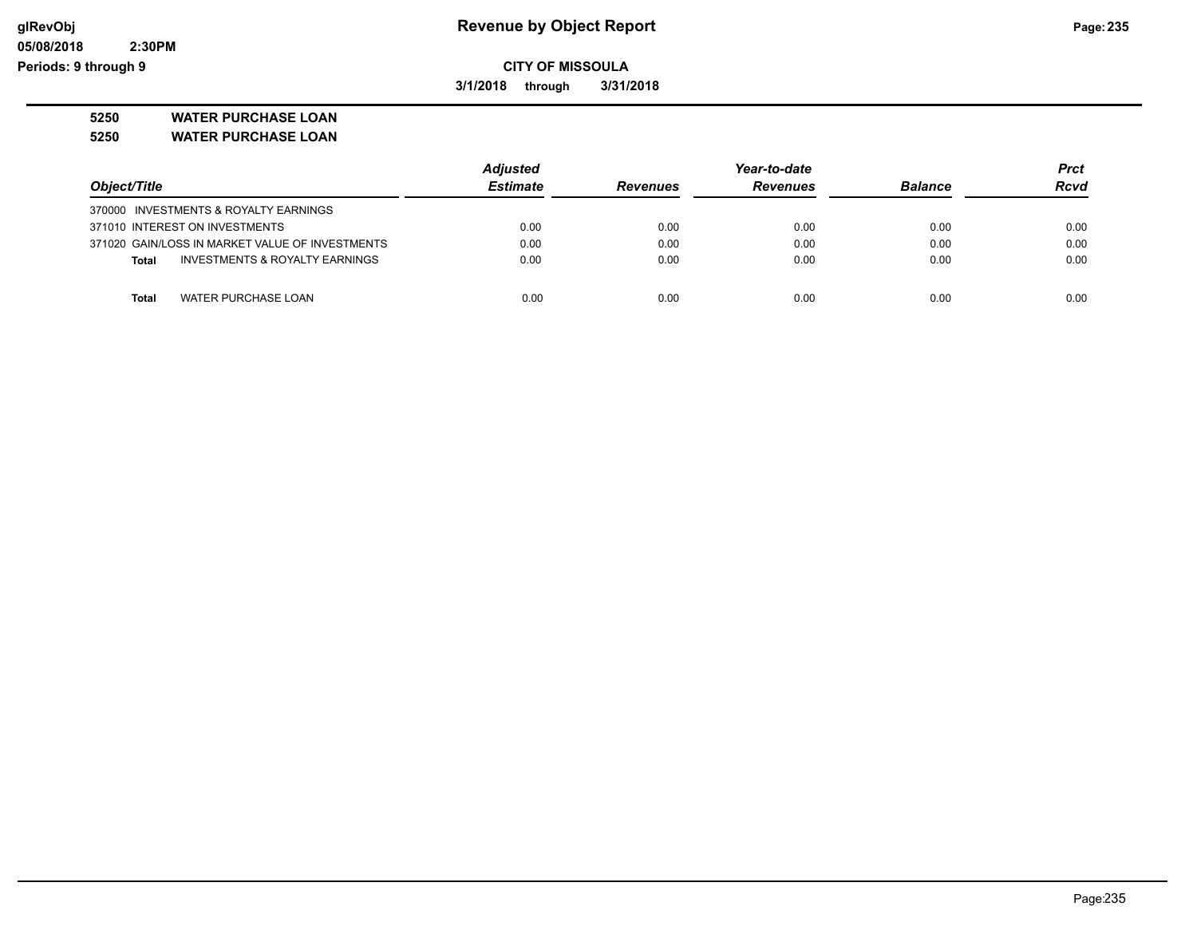**Revenue by Object Report**

**CITY OF MISSOULA**

**3/1/2018 through 3/31/2018**

glRevObj
05/08/2018 2:30PM
Periods: 9 through 9

**5250 WATER PURCHASE LOAN**

**5250 WATER PURCHASE LOAN**

| Object/Title | Adjusted Estimate | Revenues | Year-to-date Revenues | Balance | Prct Rcvd |
|---|---|---|---|---|---|
| 370000 INVESTMENTS & ROYALTY EARNINGS | | | | | |
| 371010 INTEREST ON INVESTMENTS | 0.00 | 0.00 | 0.00 | 0.00 | 0.00 |
| 371020 GAIN/LOSS IN MARKET VALUE OF INVESTMENTS | 0.00 | 0.00 | 0.00 | 0.00 | 0.00 |
| **Total** INVESTMENTS & ROYALTY EARNINGS | 0.00 | 0.00 | 0.00 | 0.00 | 0.00 |
| **Total** WATER PURCHASE LOAN | 0.00 | 0.00 | 0.00 | 0.00 | 0.00 |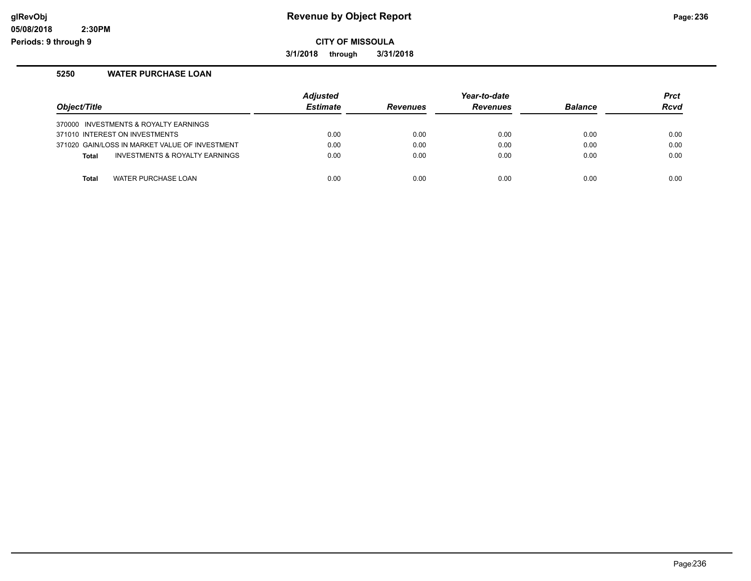# Revenue by Object Report

**CITY OF MISSOULA**

**3/1/2018 through 3/31/2018**

glRevObj
05/08/2018 2:30PM
Periods: 9 through 9

## 5250 WATER PURCHASE LOAN

| Object/Title | Adjusted Estimate | Revenues | Year-to-date Revenues | Balance | Prct Rcvd |
|---|---|---|---|---|---|
| 370000 INVESTMENTS & ROYALTY EARNINGS | | | | | |
| 371010 INTEREST ON INVESTMENTS | 0.00 | 0.00 | 0.00 | 0.00 | 0.00 |
| 371020 GAIN/LOSS IN MARKET VALUE OF INVESTMENT | 0.00 | 0.00 | 0.00 | 0.00 | 0.00 |
| **Total** INVESTMENTS & ROYALTY EARNINGS | 0.00 | 0.00 | 0.00 | 0.00 | 0.00 |
| **Total** WATER PURCHASE LOAN | 0.00 | 0.00 | 0.00 | 0.00 | 0.00 |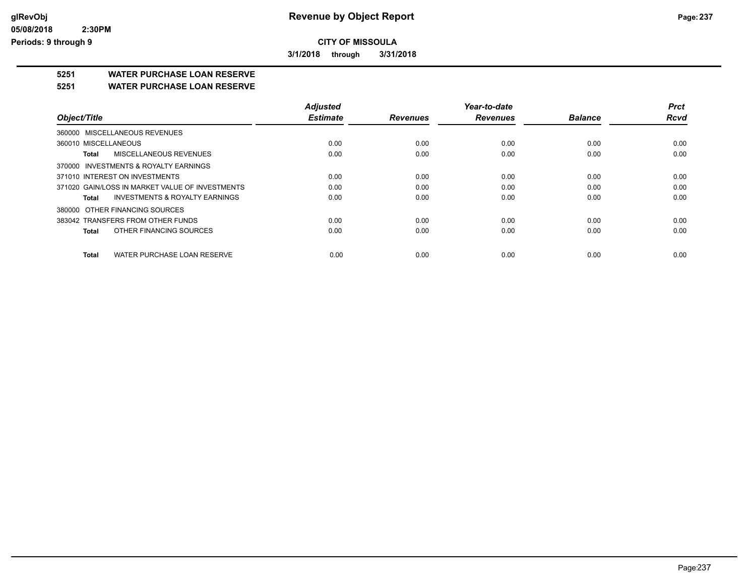# CITY OF MISSOULA

**3/1/2018 through 3/31/2018**

## 5251 WATER PURCHASE LOAN RESERVE

## 5251 WATER PURCHASE LOAN RESERVE

| Object/Title | Adjusted Estimate | Revenues | Year-to-date Revenues | Balance | Prct Rcvd |
|---|---|---|---|---|---|
| 360000 MISCELLANEOUS REVENUES | | | | | |
| 360010 MISCELLANEOUS | 0.00 | 0.00 | 0.00 | 0.00 | 0.00 |
| **Total** MISCELLANEOUS REVENUES | 0.00 | 0.00 | 0.00 | 0.00 | 0.00 |
| 370000 INVESTMENTS & ROYALTY EARNINGS | | | | | |
| 371010 INTEREST ON INVESTMENTS | 0.00 | 0.00 | 0.00 | 0.00 | 0.00 |
| 371020 GAIN/LOSS IN MARKET VALUE OF INVESTMENTS | 0.00 | 0.00 | 0.00 | 0.00 | 0.00 |
| **Total** INVESTMENTS & ROYALTY EARNINGS | 0.00 | 0.00 | 0.00 | 0.00 | 0.00 |
| 380000 OTHER FINANCING SOURCES | | | | | |
| 383042 TRANSFERS FROM OTHER FUNDS | 0.00 | 0.00 | 0.00 | 0.00 | 0.00 |
| **Total** OTHER FINANCING SOURCES | 0.00 | 0.00 | 0.00 | 0.00 | 0.00 |
| **Total** WATER PURCHASE LOAN RESERVE | 0.00 | 0.00 | 0.00 | 0.00 | 0.00 |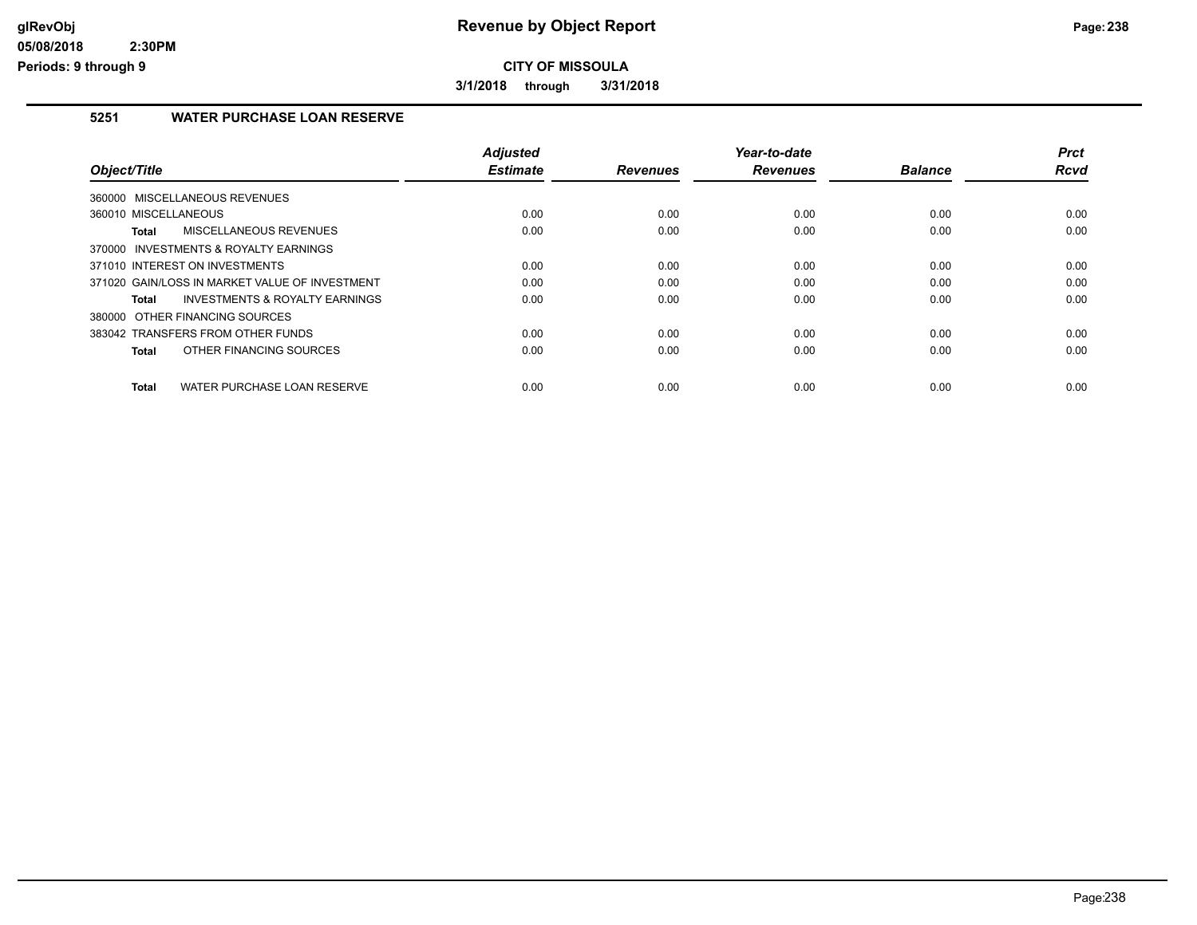# CITY OF MISSOULA

**3/1/2018 through 3/31/2018**

## 5251 WATER PURCHASE LOAN RESERVE

| Object/Title | Adjusted Estimate | Revenues | Year-to-date Revenues | Balance | Prct Rcvd |
|---|---|---|---|---|---|
| 360000 MISCELLANEOUS REVENUES | | | | | |
| 360010 MISCELLANEOUS | 0.00 | 0.00 | 0.00 | 0.00 | 0.00 |
| **Total** MISCELLANEOUS REVENUES | 0.00 | 0.00 | 0.00 | 0.00 | 0.00 |
| 370000 INVESTMENTS & ROYALTY EARNINGS | | | | | |
| 371010 INTEREST ON INVESTMENTS | 0.00 | 0.00 | 0.00 | 0.00 | 0.00 |
| 371020 GAIN/LOSS IN MARKET VALUE OF INVESTMENT | 0.00 | 0.00 | 0.00 | 0.00 | 0.00 |
| **Total** INVESTMENTS & ROYALTY EARNINGS | 0.00 | 0.00 | 0.00 | 0.00 | 0.00 |
| 380000 OTHER FINANCING SOURCES | | | | | |
| 383042 TRANSFERS FROM OTHER FUNDS | 0.00 | 0.00 | 0.00 | 0.00 | 0.00 |
| **Total** OTHER FINANCING SOURCES | 0.00 | 0.00 | 0.00 | 0.00 | 0.00 |
| **Total** WATER PURCHASE LOAN RESERVE | 0.00 | 0.00 | 0.00 | 0.00 | 0.00 |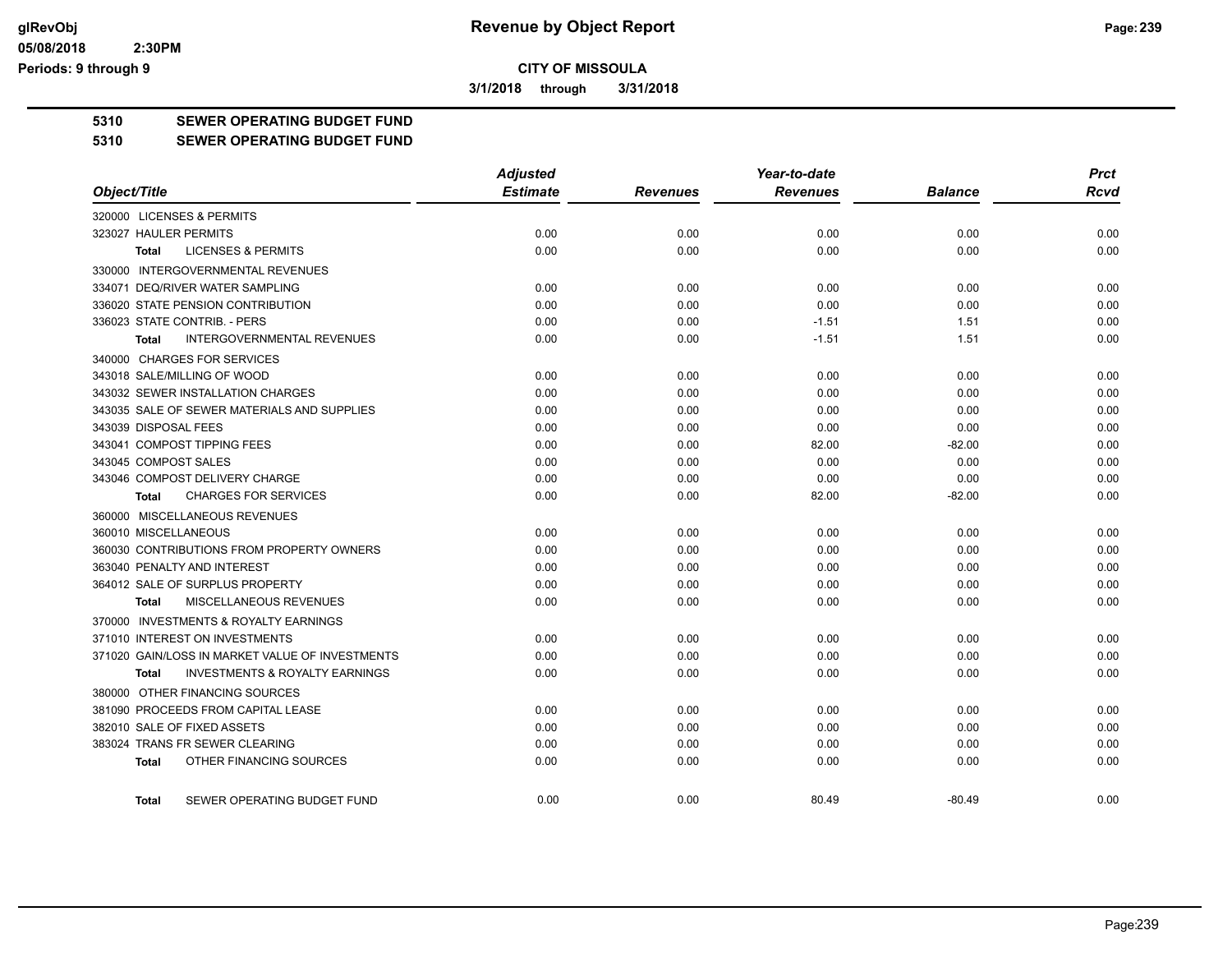# CITY OF MISSOULA

**3/1/2018 through 3/31/2018**

## 5310 SEWER OPERATING BUDGET FUND

## 5310 SEWER OPERATING BUDGET FUND

| Object/Title | Adjusted Estimate | Revenues | Year-to-date Revenues | Balance | Prct Rcvd |
|---|---|---|---|---|---|
| 320000 LICENSES & PERMITS | | | | | |
| 323027 HAULER PERMITS | 0.00 | 0.00 | 0.00 | 0.00 | 0.00 |
| **Total** LICENSES & PERMITS | 0.00 | 0.00 | 0.00 | 0.00 | 0.00 |
| 330000 INTERGOVERNMENTAL REVENUES | | | | | |
| 334071 DEQ/RIVER WATER SAMPLING | 0.00 | 0.00 | 0.00 | 0.00 | 0.00 |
| 336020 STATE PENSION CONTRIBUTION | 0.00 | 0.00 | 0.00 | 0.00 | 0.00 |
| 336023 STATE CONTRIB. - PERS | 0.00 | 0.00 | -1.51 | 1.51 | 0.00 |
| **Total** INTERGOVERNMENTAL REVENUES | 0.00 | 0.00 | -1.51 | 1.51 | 0.00 |
| 340000 CHARGES FOR SERVICES | | | | | |
| 343018 SALE/MILLING OF WOOD | 0.00 | 0.00 | 0.00 | 0.00 | 0.00 |
| 343032 SEWER INSTALLATION CHARGES | 0.00 | 0.00 | 0.00 | 0.00 | 0.00 |
| 343035 SALE OF SEWER MATERIALS AND SUPPLIES | 0.00 | 0.00 | 0.00 | 0.00 | 0.00 |
| 343039 DISPOSAL FEES | 0.00 | 0.00 | 0.00 | 0.00 | 0.00 |
| 343041 COMPOST TIPPING FEES | 0.00 | 0.00 | 82.00 | -82.00 | 0.00 |
| 343045 COMPOST SALES | 0.00 | 0.00 | 0.00 | 0.00 | 0.00 |
| 343046 COMPOST DELIVERY CHARGE | 0.00 | 0.00 | 0.00 | 0.00 | 0.00 |
| **Total** CHARGES FOR SERVICES | 0.00 | 0.00 | 82.00 | -82.00 | 0.00 |
| 360000 MISCELLANEOUS REVENUES | | | | | |
| 360010 MISCELLANEOUS | 0.00 | 0.00 | 0.00 | 0.00 | 0.00 |
| 360030 CONTRIBUTIONS FROM PROPERTY OWNERS | 0.00 | 0.00 | 0.00 | 0.00 | 0.00 |
| 363040 PENALTY AND INTEREST | 0.00 | 0.00 | 0.00 | 0.00 | 0.00 |
| 364012 SALE OF SURPLUS PROPERTY | 0.00 | 0.00 | 0.00 | 0.00 | 0.00 |
| **Total** MISCELLANEOUS REVENUES | 0.00 | 0.00 | 0.00 | 0.00 | 0.00 |
| 370000 INVESTMENTS & ROYALTY EARNINGS | | | | | |
| 371010 INTEREST ON INVESTMENTS | 0.00 | 0.00 | 0.00 | 0.00 | 0.00 |
| 371020 GAIN/LOSS IN MARKET VALUE OF INVESTMENTS | 0.00 | 0.00 | 0.00 | 0.00 | 0.00 |
| **Total** INVESTMENTS & ROYALTY EARNINGS | 0.00 | 0.00 | 0.00 | 0.00 | 0.00 |
| 380000 OTHER FINANCING SOURCES | | | | | |
| 381090 PROCEEDS FROM CAPITAL LEASE | 0.00 | 0.00 | 0.00 | 0.00 | 0.00 |
| 382010 SALE OF FIXED ASSETS | 0.00 | 0.00 | 0.00 | 0.00 | 0.00 |
| 383024 TRANS FR SEWER CLEARING | 0.00 | 0.00 | 0.00 | 0.00 | 0.00 |
| **Total** OTHER FINANCING SOURCES | 0.00 | 0.00 | 0.00 | 0.00 | 0.00 |
| **Total** SEWER OPERATING BUDGET FUND | 0.00 | 0.00 | 80.49 | -80.49 | 0.00 |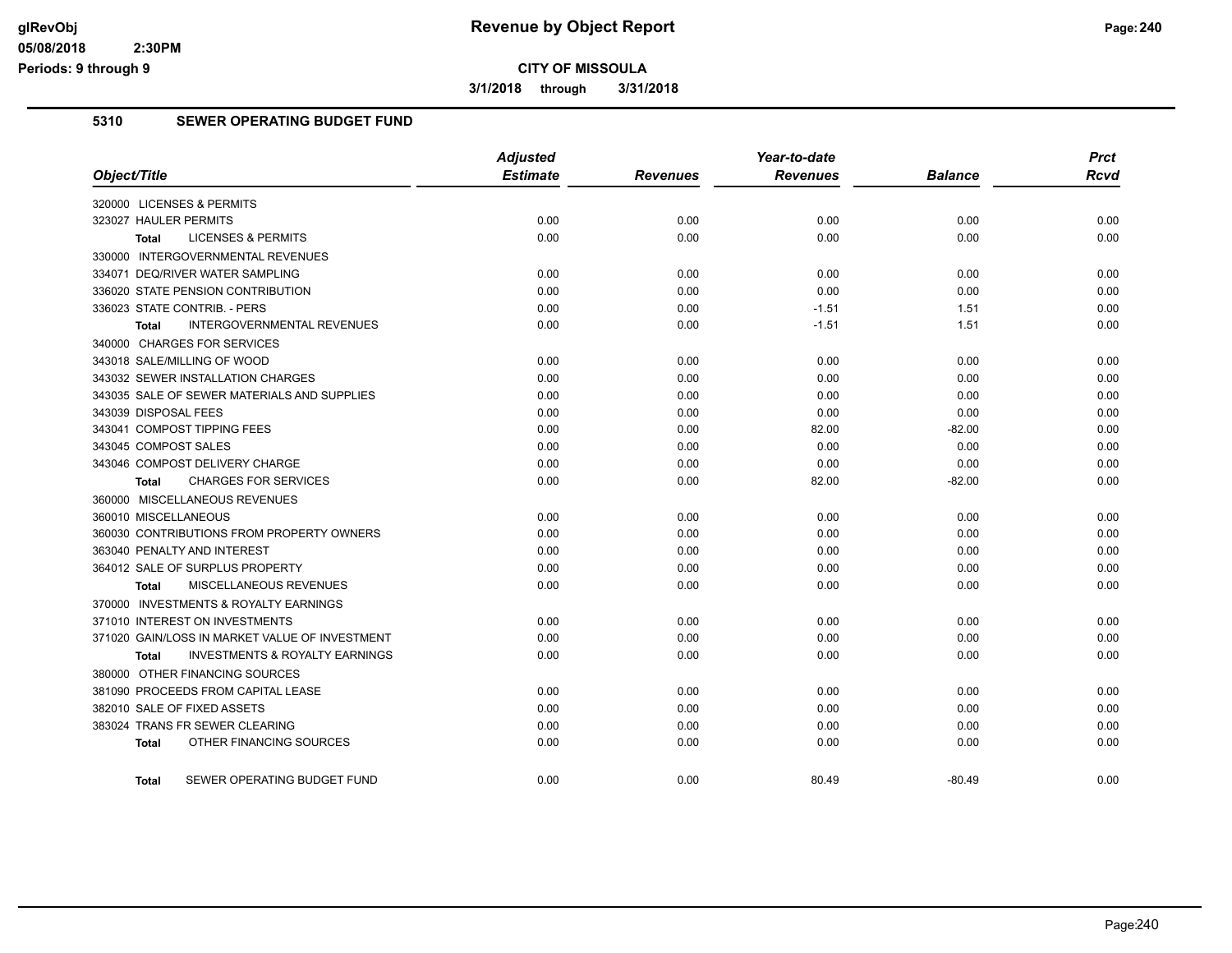**CITY OF MISSOULA**

**3/1/2018 through 3/31/2018**

## 5310 SEWER OPERATING BUDGET FUND

| Object/Title | Adjusted Estimate | Revenues | Year-to-date Revenues | Balance | Prct Rcvd |
|---|---|---|---|---|---|
| 320000 LICENSES & PERMITS | | | | | |
| 323027 HAULER PERMITS | 0.00 | 0.00 | 0.00 | 0.00 | 0.00 |
| **Total** LICENSES & PERMITS | 0.00 | 0.00 | 0.00 | 0.00 | 0.00 |
| 330000 INTERGOVERNMENTAL REVENUES | | | | | |
| 334071 DEQ/RIVER WATER SAMPLING | 0.00 | 0.00 | 0.00 | 0.00 | 0.00 |
| 336020 STATE PENSION CONTRIBUTION | 0.00 | 0.00 | 0.00 | 0.00 | 0.00 |
| 336023 STATE CONTRIB. - PERS | 0.00 | 0.00 | -1.51 | 1.51 | 0.00 |
| **Total** INTERGOVERNMENTAL REVENUES | 0.00 | 0.00 | -1.51 | 1.51 | 0.00 |
| 340000 CHARGES FOR SERVICES | | | | | |
| 343018 SALE/MILLING OF WOOD | 0.00 | 0.00 | 0.00 | 0.00 | 0.00 |
| 343032 SEWER INSTALLATION CHARGES | 0.00 | 0.00 | 0.00 | 0.00 | 0.00 |
| 343035 SALE OF SEWER MATERIALS AND SUPPLIES | 0.00 | 0.00 | 0.00 | 0.00 | 0.00 |
| 343039 DISPOSAL FEES | 0.00 | 0.00 | 0.00 | 0.00 | 0.00 |
| 343041 COMPOST TIPPING FEES | 0.00 | 0.00 | 82.00 | -82.00 | 0.00 |
| 343045 COMPOST SALES | 0.00 | 0.00 | 0.00 | 0.00 | 0.00 |
| 343046 COMPOST DELIVERY CHARGE | 0.00 | 0.00 | 0.00 | 0.00 | 0.00 |
| **Total** CHARGES FOR SERVICES | 0.00 | 0.00 | 82.00 | -82.00 | 0.00 |
| 360000 MISCELLANEOUS REVENUES | | | | | |
| 360010 MISCELLANEOUS | 0.00 | 0.00 | 0.00 | 0.00 | 0.00 |
| 360030 CONTRIBUTIONS FROM PROPERTY OWNERS | 0.00 | 0.00 | 0.00 | 0.00 | 0.00 |
| 363040 PENALTY AND INTEREST | 0.00 | 0.00 | 0.00 | 0.00 | 0.00 |
| 364012 SALE OF SURPLUS PROPERTY | 0.00 | 0.00 | 0.00 | 0.00 | 0.00 |
| **Total** MISCELLANEOUS REVENUES | 0.00 | 0.00 | 0.00 | 0.00 | 0.00 |
| 370000 INVESTMENTS & ROYALTY EARNINGS | | | | | |
| 371010 INTEREST ON INVESTMENTS | 0.00 | 0.00 | 0.00 | 0.00 | 0.00 |
| 371020 GAIN/LOSS IN MARKET VALUE OF INVESTMENT | 0.00 | 0.00 | 0.00 | 0.00 | 0.00 |
| **Total** INVESTMENTS & ROYALTY EARNINGS | 0.00 | 0.00 | 0.00 | 0.00 | 0.00 |
| 380000 OTHER FINANCING SOURCES | | | | | |
| 381090 PROCEEDS FROM CAPITAL LEASE | 0.00 | 0.00 | 0.00 | 0.00 | 0.00 |
| 382010 SALE OF FIXED ASSETS | 0.00 | 0.00 | 0.00 | 0.00 | 0.00 |
| 383024 TRANS FR SEWER CLEARING | 0.00 | 0.00 | 0.00 | 0.00 | 0.00 |
| **Total** OTHER FINANCING SOURCES | 0.00 | 0.00 | 0.00 | 0.00 | 0.00 |
| **Total** SEWER OPERATING BUDGET FUND | 0.00 | 0.00 | 80.49 | -80.49 | 0.00 |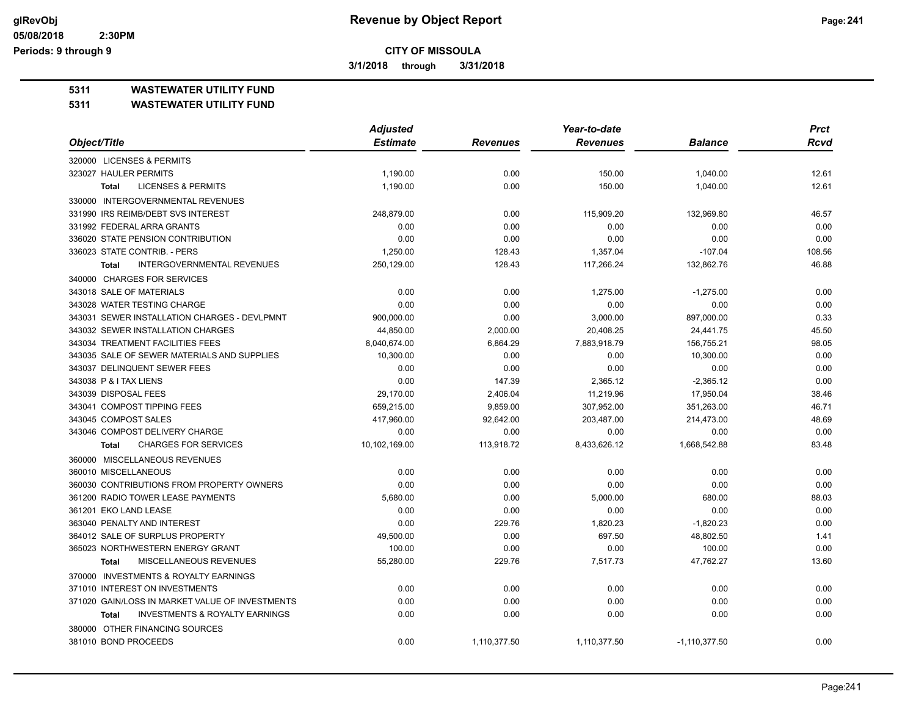**CITY OF MISSOULA**

**3/1/2018 through 3/31/2018**

**5311 WASTEWATER UTILITY FUND**

**5311 WASTEWATER UTILITY FUND**

| Object/Title | Adjusted Estimate | Revenues | Year-to-date Revenues | Balance | Prct Rcvd |
|---|---|---|---|---|---|
| 320000 LICENSES & PERMITS | | | | | |
| 323027 HAULER PERMITS | 1,190.00 | 0.00 | 150.00 | 1,040.00 | 12.61 |
| **Total** LICENSES & PERMITS | 1,190.00 | 0.00 | 150.00 | 1,040.00 | 12.61 |
| 330000 INTERGOVERNMENTAL REVENUES | | | | | |
| 331990 IRS REIMB/DEBT SVS INTEREST | 248,879.00 | 0.00 | 115,909.20 | 132,969.80 | 46.57 |
| 331992 FEDERAL ARRA GRANTS | 0.00 | 0.00 | 0.00 | 0.00 | 0.00 |
| 336020 STATE PENSION CONTRIBUTION | 0.00 | 0.00 | 0.00 | 0.00 | 0.00 |
| 336023 STATE CONTRIB. - PERS | 1,250.00 | 128.43 | 1,357.04 | -107.04 | 108.56 |
| **Total** INTERGOVERNMENTAL REVENUES | 250,129.00 | 128.43 | 117,266.24 | 132,862.76 | 46.88 |
| 340000 CHARGES FOR SERVICES | | | | | |
| 343018 SALE OF MATERIALS | 0.00 | 0.00 | 1,275.00 | -1,275.00 | 0.00 |
| 343028 WATER TESTING CHARGE | 0.00 | 0.00 | 0.00 | 0.00 | 0.00 |
| 343031 SEWER INSTALLATION CHARGES - DEVLPMNT | 900,000.00 | 0.00 | 3,000.00 | 897,000.00 | 0.33 |
| 343032 SEWER INSTALLATION CHARGES | 44,850.00 | 2,000.00 | 20,408.25 | 24,441.75 | 45.50 |
| 343034 TREATMENT FACILITIES FEES | 8,040,674.00 | 6,864.29 | 7,883,918.79 | 156,755.21 | 98.05 |
| 343035 SALE OF SEWER MATERIALS AND SUPPLIES | 10,300.00 | 0.00 | 0.00 | 10,300.00 | 0.00 |
| 343037 DELINQUENT SEWER FEES | 0.00 | 0.00 | 0.00 | 0.00 | 0.00 |
| 343038 P & I TAX LIENS | 0.00 | 147.39 | 2,365.12 | -2,365.12 | 0.00 |
| 343039 DISPOSAL FEES | 29,170.00 | 2,406.04 | 11,219.96 | 17,950.04 | 38.46 |
| 343041 COMPOST TIPPING FEES | 659,215.00 | 9,859.00 | 307,952.00 | 351,263.00 | 46.71 |
| 343045 COMPOST SALES | 417,960.00 | 92,642.00 | 203,487.00 | 214,473.00 | 48.69 |
| 343046 COMPOST DELIVERY CHARGE | 0.00 | 0.00 | 0.00 | 0.00 | 0.00 |
| **Total** CHARGES FOR SERVICES | 10,102,169.00 | 113,918.72 | 8,433,626.12 | 1,668,542.88 | 83.48 |
| 360000 MISCELLANEOUS REVENUES | | | | | |
| 360010 MISCELLANEOUS | 0.00 | 0.00 | 0.00 | 0.00 | 0.00 |
| 360030 CONTRIBUTIONS FROM PROPERTY OWNERS | 0.00 | 0.00 | 0.00 | 0.00 | 0.00 |
| 361200 RADIO TOWER LEASE PAYMENTS | 5,680.00 | 0.00 | 5,000.00 | 680.00 | 88.03 |
| 361201 EKO LAND LEASE | 0.00 | 0.00 | 0.00 | 0.00 | 0.00 |
| 363040 PENALTY AND INTEREST | 0.00 | 229.76 | 1,820.23 | -1,820.23 | 0.00 |
| 364012 SALE OF SURPLUS PROPERTY | 49,500.00 | 0.00 | 697.50 | 48,802.50 | 1.41 |
| 365023 NORTHWESTERN ENERGY GRANT | 100.00 | 0.00 | 0.00 | 100.00 | 0.00 |
| **Total** MISCELLANEOUS REVENUES | 55,280.00 | 229.76 | 7,517.73 | 47,762.27 | 13.60 |
| 370000 INVESTMENTS & ROYALTY EARNINGS | | | | | |
| 371010 INTEREST ON INVESTMENTS | 0.00 | 0.00 | 0.00 | 0.00 | 0.00 |
| 371020 GAIN/LOSS IN MARKET VALUE OF INVESTMENTS | 0.00 | 0.00 | 0.00 | 0.00 | 0.00 |
| **Total** INVESTMENTS & ROYALTY EARNINGS | 0.00 | 0.00 | 0.00 | 0.00 | 0.00 |
| 380000 OTHER FINANCING SOURCES | | | | | |
| 381010 BOND PROCEEDS | 0.00 | 1,110,377.50 | 1,110,377.50 | -1,110,377.50 | 0.00 |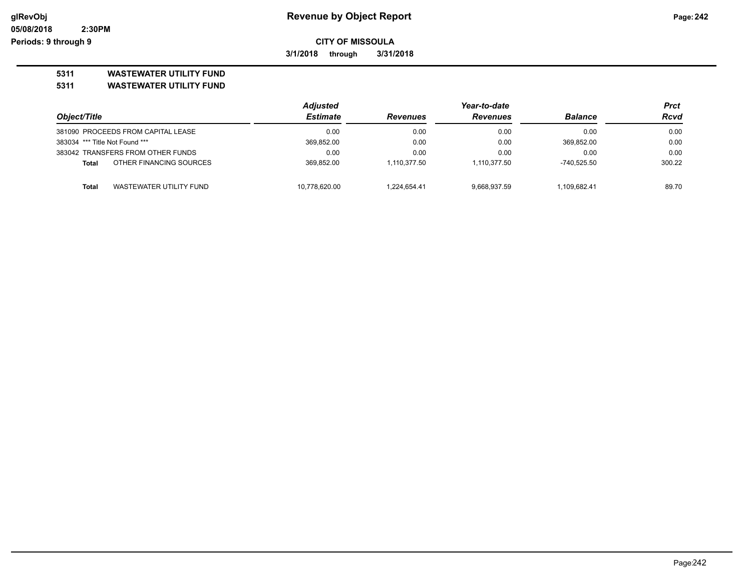**CITY OF MISSOULA**

**3/1/2018 through 3/31/2018**

**5311 WASTEWATER UTILITY FUND**

**5311 WASTEWATER UTILITY FUND**

| Object/Title | Adjusted Estimate | Revenues | Year-to-date Revenues | Balance | Prct Rcvd |
|---|---|---|---|---|---|
| 381090 PROCEEDS FROM CAPITAL LEASE | 0.00 | 0.00 | 0.00 | 0.00 | 0.00 |
| 383034 *** Title Not Found *** | 369,852.00 | 0.00 | 0.00 | 369,852.00 | 0.00 |
| 383042 TRANSFERS FROM OTHER FUNDS | 0.00 | 0.00 | 0.00 | 0.00 | 0.00 |
| **Total** OTHER FINANCING SOURCES | 369,852.00 | 1,110,377.50 | 1,110,377.50 | -740,525.50 | 300.22 |
| **Total** WASTEWATER UTILITY FUND | 10,778,620.00 | 1,224,654.41 | 9,668,937.59 | 1,109,682.41 | 89.70 |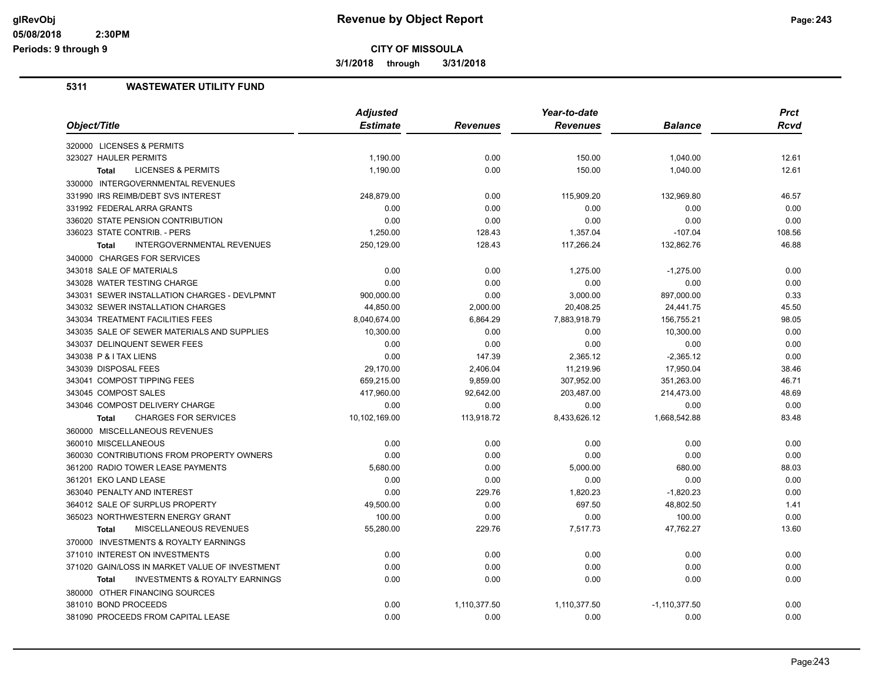# Revenue by Object Report

**CITY OF MISSOULA**

3/1/2018 through 3/31/2018

glRevObj
05/08/2018 2:30PM
Periods: 9 through 9

## 5311 WASTEWATER UTILITY FUND

| Object/Title | Adjusted Estimate | Revenues | Year-to-date Revenues | Balance | Prct Rcvd |
|---|---|---|---|---|---|
| 320000 LICENSES & PERMITS | | | | | |
| 323027 HAULER PERMITS | 1,190.00 | 0.00 | 150.00 | 1,040.00 | 12.61 |
| **Total** LICENSES & PERMITS | 1,190.00 | 0.00 | 150.00 | 1,040.00 | 12.61 |
| 330000 INTERGOVERNMENTAL REVENUES | | | | | |
| 331990 IRS REIMB/DEBT SVS INTEREST | 248,879.00 | 0.00 | 115,909.20 | 132,969.80 | 46.57 |
| 331992 FEDERAL ARRA GRANTS | 0.00 | 0.00 | 0.00 | 0.00 | 0.00 |
| 336020 STATE PENSION CONTRIBUTION | 0.00 | 0.00 | 0.00 | 0.00 | 0.00 |
| 336023 STATE CONTRIB. - PERS | 1,250.00 | 128.43 | 1,357.04 | -107.04 | 108.56 |
| **Total** INTERGOVERNMENTAL REVENUES | 250,129.00 | 128.43 | 117,266.24 | 132,862.76 | 46.88 |
| 340000 CHARGES FOR SERVICES | | | | | |
| 343018 SALE OF MATERIALS | 0.00 | 0.00 | 1,275.00 | -1,275.00 | 0.00 |
| 343028 WATER TESTING CHARGE | 0.00 | 0.00 | 0.00 | 0.00 | 0.00 |
| 343031 SEWER INSTALLATION CHARGES - DEVLPMNT | 900,000.00 | 0.00 | 3,000.00 | 897,000.00 | 0.33 |
| 343032 SEWER INSTALLATION CHARGES | 44,850.00 | 2,000.00 | 20,408.25 | 24,441.75 | 45.50 |
| 343034 TREATMENT FACILITIES FEES | 8,040,674.00 | 6,864.29 | 7,883,918.79 | 156,755.21 | 98.05 |
| 343035 SALE OF SEWER MATERIALS AND SUPPLIES | 10,300.00 | 0.00 | 0.00 | 10,300.00 | 0.00 |
| 343037 DELINQUENT SEWER FEES | 0.00 | 0.00 | 0.00 | 0.00 | 0.00 |
| 343038 P & I TAX LIENS | 0.00 | 147.39 | 2,365.12 | -2,365.12 | 0.00 |
| 343039 DISPOSAL FEES | 29,170.00 | 2,406.04 | 11,219.96 | 17,950.04 | 38.46 |
| 343041 COMPOST TIPPING FEES | 659,215.00 | 9,859.00 | 307,952.00 | 351,263.00 | 46.71 |
| 343045 COMPOST SALES | 417,960.00 | 92,642.00 | 203,487.00 | 214,473.00 | 48.69 |
| 343046 COMPOST DELIVERY CHARGE | 0.00 | 0.00 | 0.00 | 0.00 | 0.00 |
| **Total** CHARGES FOR SERVICES | 10,102,169.00 | 113,918.72 | 8,433,626.12 | 1,668,542.88 | 83.48 |
| 360000 MISCELLANEOUS REVENUES | | | | | |
| 360010 MISCELLANEOUS | 0.00 | 0.00 | 0.00 | 0.00 | 0.00 |
| 360030 CONTRIBUTIONS FROM PROPERTY OWNERS | 0.00 | 0.00 | 0.00 | 0.00 | 0.00 |
| 361200 RADIO TOWER LEASE PAYMENTS | 5,680.00 | 0.00 | 5,000.00 | 680.00 | 88.03 |
| 361201 EKO LAND LEASE | 0.00 | 0.00 | 0.00 | 0.00 | 0.00 |
| 363040 PENALTY AND INTEREST | 0.00 | 229.76 | 1,820.23 | -1,820.23 | 0.00 |
| 364012 SALE OF SURPLUS PROPERTY | 49,500.00 | 0.00 | 697.50 | 48,802.50 | 1.41 |
| 365023 NORTHWESTERN ENERGY GRANT | 100.00 | 0.00 | 0.00 | 100.00 | 0.00 |
| **Total** MISCELLANEOUS REVENUES | 55,280.00 | 229.76 | 7,517.73 | 47,762.27 | 13.60 |
| 370000 INVESTMENTS & ROYALTY EARNINGS | | | | | |
| 371010 INTEREST ON INVESTMENTS | 0.00 | 0.00 | 0.00 | 0.00 | 0.00 |
| 371020 GAIN/LOSS IN MARKET VALUE OF INVESTMENT | 0.00 | 0.00 | 0.00 | 0.00 | 0.00 |
| **Total** INVESTMENTS & ROYALTY EARNINGS | 0.00 | 0.00 | 0.00 | 0.00 | 0.00 |
| 380000 OTHER FINANCING SOURCES | | | | | |
| 381010 BOND PROCEEDS | 0.00 | 1,110,377.50 | 1,110,377.50 | -1,110,377.50 | 0.00 |
| 381090 PROCEEDS FROM CAPITAL LEASE | 0.00 | 0.00 | 0.00 | 0.00 | 0.00 |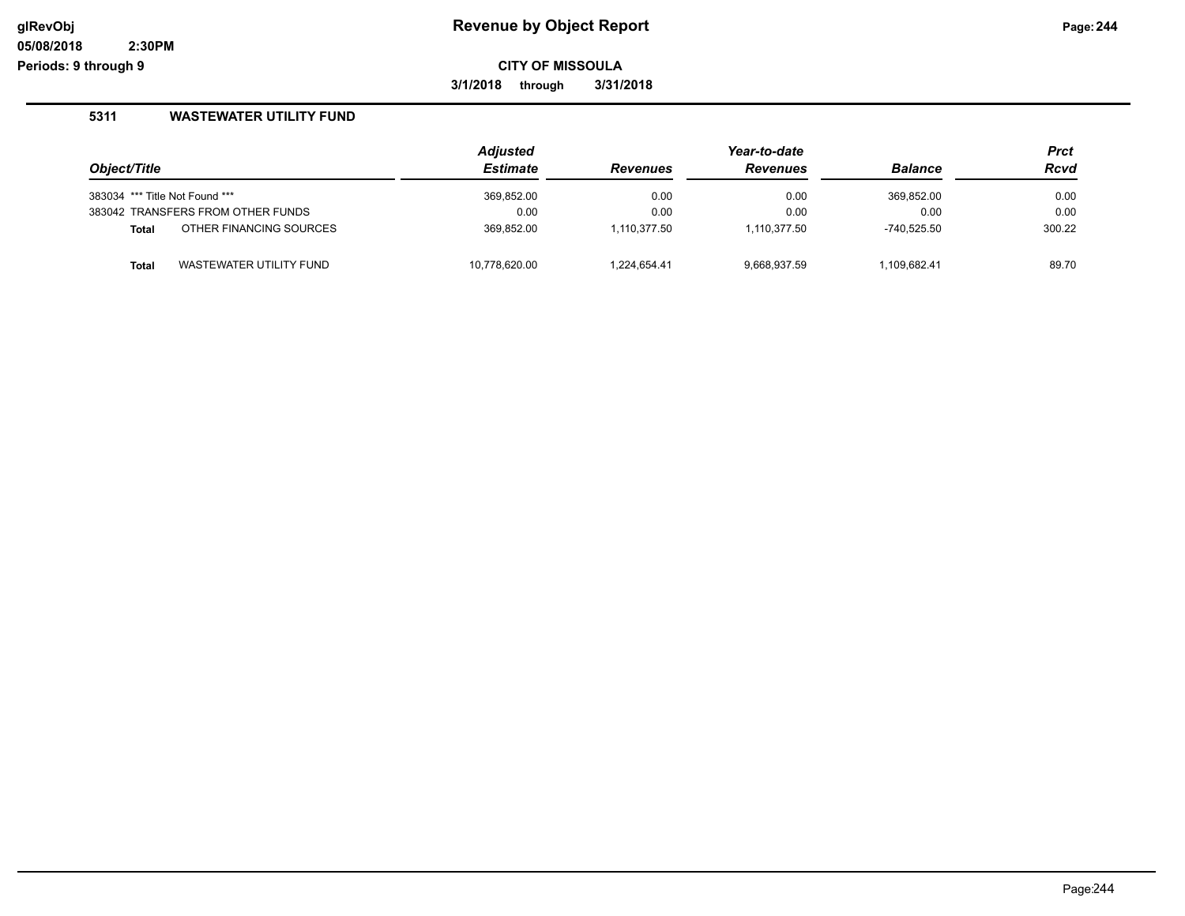# Revenue by Object Report

**CITY OF MISSOULA**

**3/1/2018 through 3/31/2018**

## 5311 WASTEWATER UTILITY FUND

| Object/Title | Adjusted Estimate | Revenues | Year-to-date Revenues | Balance | Prct Rcvd |
|---|---|---|---|---|---|
| 383034 *** Title Not Found *** | 369,852.00 | 0.00 | 0.00 | 369,852.00 | 0.00 |
| 383042 TRANSFERS FROM OTHER FUNDS | 0.00 | 0.00 | 0.00 | 0.00 | 0.00 |
| **Total** OTHER FINANCING SOURCES | 369,852.00 | 1,110,377.50 | 1,110,377.50 | -740,525.50 | 300.22 |
| **Total** WASTEWATER UTILITY FUND | 10,778,620.00 | 1,224,654.41 | 9,668,937.59 | 1,109,682.41 | 89.70 |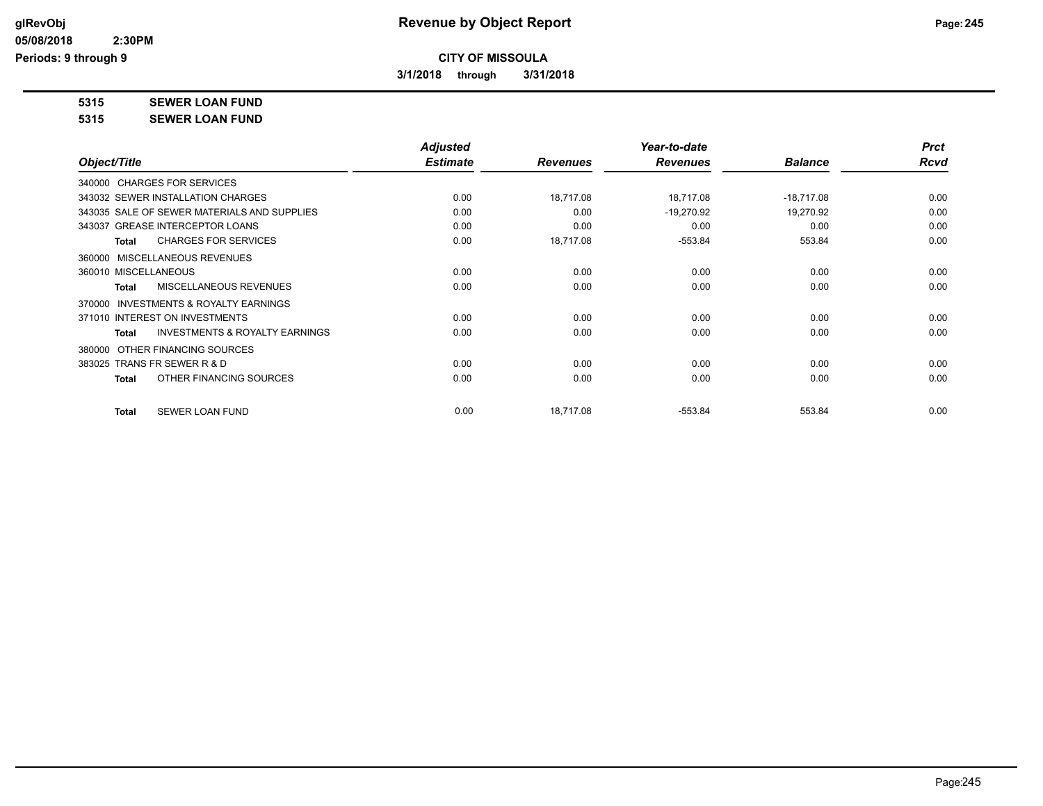**CITY OF MISSOULA**

**3/1/2018 through 3/31/2018**

**5315 SEWER LOAN FUND**

**5315 SEWER LOAN FUND**

| Object/Title | Adjusted Estimate | Revenues | Year-to-date Revenues | Balance | Prct Rcvd |
|---|---|---|---|---|---|
| 340000 CHARGES FOR SERVICES | | | | | |
| 343032 SEWER INSTALLATION CHARGES | 0.00 | 18,717.08 | 18,717.08 | -18,717.08 | 0.00 |
| 343035 SALE OF SEWER MATERIALS AND SUPPLIES | 0.00 | 0.00 | -19,270.92 | 19,270.92 | 0.00 |
| 343037 GREASE INTERCEPTOR LOANS | 0.00 | 0.00 | 0.00 | 0.00 | 0.00 |
| **Total** CHARGES FOR SERVICES | 0.00 | 18,717.08 | -553.84 | 553.84 | 0.00 |
| 360000 MISCELLANEOUS REVENUES | | | | | |
| 360010 MISCELLANEOUS | 0.00 | 0.00 | 0.00 | 0.00 | 0.00 |
| **Total** MISCELLANEOUS REVENUES | 0.00 | 0.00 | 0.00 | 0.00 | 0.00 |
| 370000 INVESTMENTS & ROYALTY EARNINGS | | | | | |
| 371010 INTEREST ON INVESTMENTS | 0.00 | 0.00 | 0.00 | 0.00 | 0.00 |
| **Total** INVESTMENTS & ROYALTY EARNINGS | 0.00 | 0.00 | 0.00 | 0.00 | 0.00 |
| 380000 OTHER FINANCING SOURCES | | | | | |
| 383025 TRANS FR SEWER R & D | 0.00 | 0.00 | 0.00 | 0.00 | 0.00 |
| **Total** OTHER FINANCING SOURCES | 0.00 | 0.00 | 0.00 | 0.00 | 0.00 |
| **Total** SEWER LOAN FUND | 0.00 | 18,717.08 | -553.84 | 553.84 | 0.00 |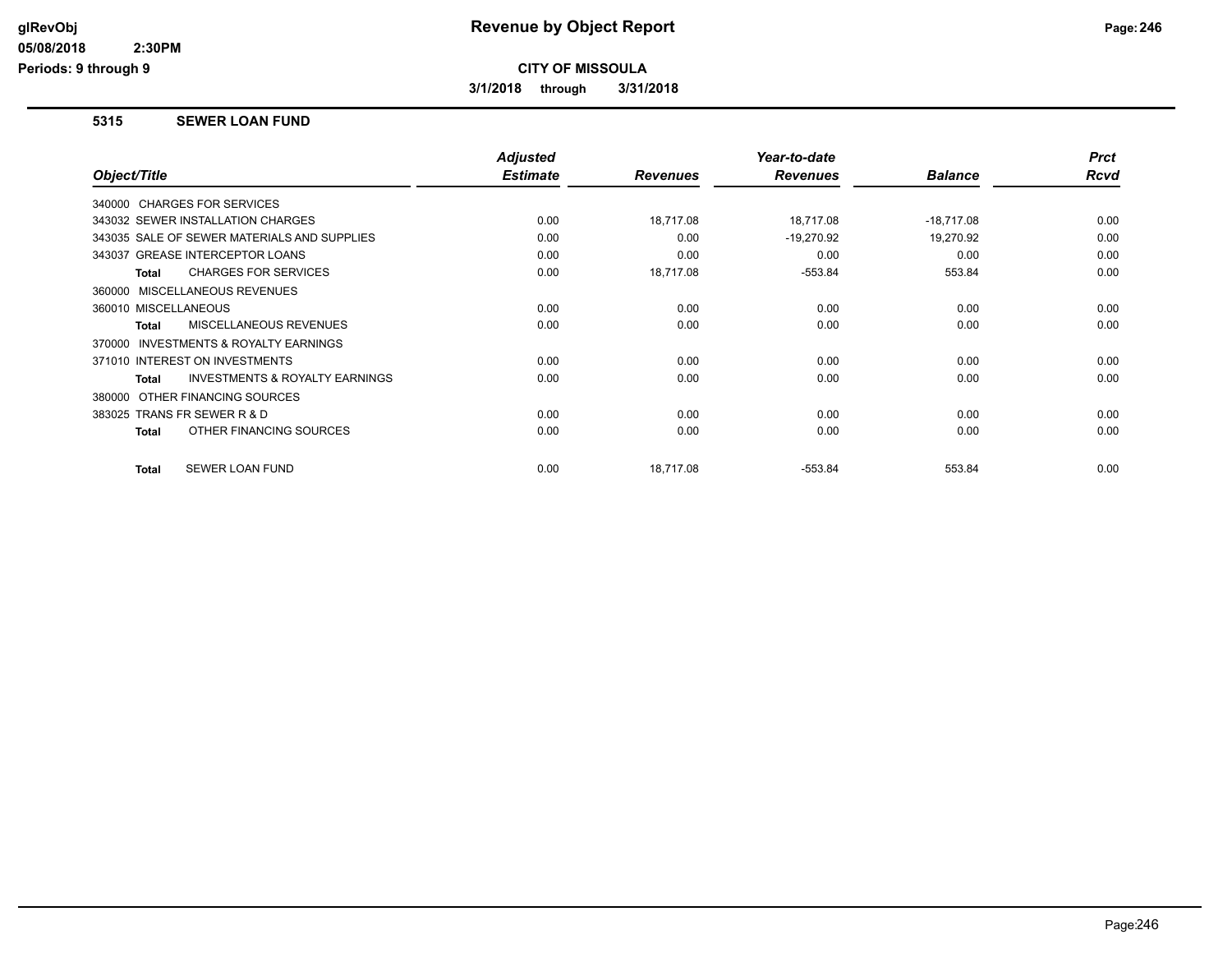# Revenue by Object Report

**CITY OF MISSOULA**

**3/1/2018 through 3/31/2018**

glRevObj
05/08/2018 2:30PM
Periods: 9 through 9

## 5315 SEWER LOAN FUND

| Object/Title | Adjusted Estimate | Revenues | Year-to-date Revenues | Balance | Prct Rcvd |
|---|---|---|---|---|---|
| 340000 CHARGES FOR SERVICES | | | | | |
| 343032 SEWER INSTALLATION CHARGES | 0.00 | 18,717.08 | 18,717.08 | -18,717.08 | 0.00 |
| 343035 SALE OF SEWER MATERIALS AND SUPPLIES | 0.00 | 0.00 | -19,270.92 | 19,270.92 | 0.00 |
| 343037 GREASE INTERCEPTOR LOANS | 0.00 | 0.00 | 0.00 | 0.00 | 0.00 |
| **Total** CHARGES FOR SERVICES | 0.00 | 18,717.08 | -553.84 | 553.84 | 0.00 |
| 360000 MISCELLANEOUS REVENUES | | | | | |
| 360010 MISCELLANEOUS | 0.00 | 0.00 | 0.00 | 0.00 | 0.00 |
| **Total** MISCELLANEOUS REVENUES | 0.00 | 0.00 | 0.00 | 0.00 | 0.00 |
| 370000 INVESTMENTS & ROYALTY EARNINGS | | | | | |
| 371010 INTEREST ON INVESTMENTS | 0.00 | 0.00 | 0.00 | 0.00 | 0.00 |
| **Total** INVESTMENTS & ROYALTY EARNINGS | 0.00 | 0.00 | 0.00 | 0.00 | 0.00 |
| 380000 OTHER FINANCING SOURCES | | | | | |
| 383025 TRANS FR SEWER R & D | 0.00 | 0.00 | 0.00 | 0.00 | 0.00 |
| **Total** OTHER FINANCING SOURCES | 0.00 | 0.00 | 0.00 | 0.00 | 0.00 |
| **Total** SEWER LOAN FUND | 0.00 | 18,717.08 | -553.84 | 553.84 | 0.00 |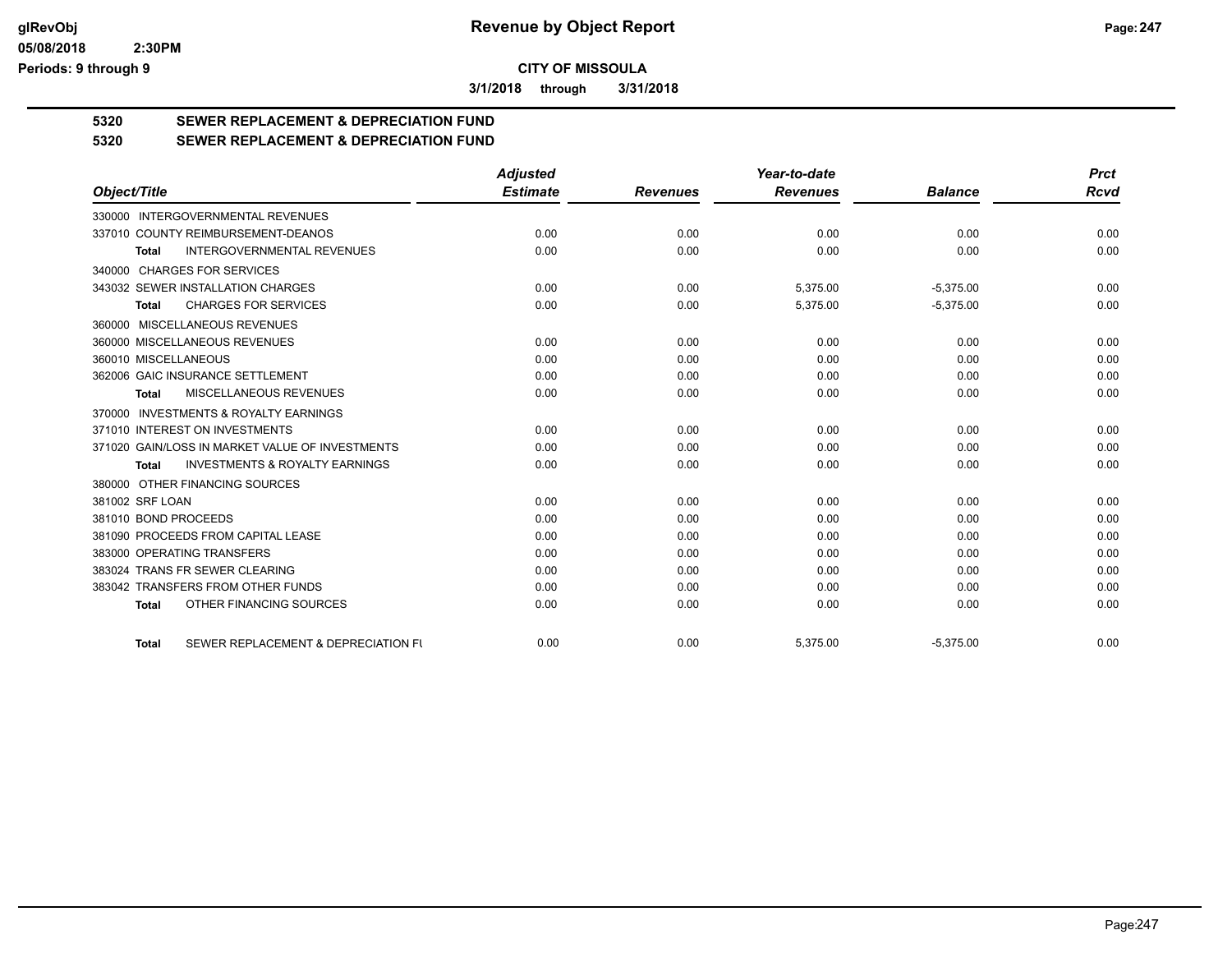# CITY OF MISSOULA

**3/1/2018 through 3/31/2018**

## 5320 SEWER REPLACEMENT & DEPRECIATION FUND

## 5320 SEWER REPLACEMENT & DEPRECIATION FUND

| Object/Title | Adjusted Estimate | Revenues | Year-to-date Revenues | Balance | Prct Rcvd |
|---|---|---|---|---|---|
| 330000 INTERGOVERNMENTAL REVENUES | | | | | |
| 337010 COUNTY REIMBURSEMENT-DEANOS | 0.00 | 0.00 | 0.00 | 0.00 | 0.00 |
| **Total** INTERGOVERNMENTAL REVENUES | 0.00 | 0.00 | 0.00 | 0.00 | 0.00 |
| 340000 CHARGES FOR SERVICES | | | | | |
| 343032 SEWER INSTALLATION CHARGES | 0.00 | 0.00 | 5,375.00 | -5,375.00 | 0.00 |
| **Total** CHARGES FOR SERVICES | 0.00 | 0.00 | 5,375.00 | -5,375.00 | 0.00 |
| 360000 MISCELLANEOUS REVENUES | | | | | |
| 360000 MISCELLANEOUS REVENUES | 0.00 | 0.00 | 0.00 | 0.00 | 0.00 |
| 360010 MISCELLANEOUS | 0.00 | 0.00 | 0.00 | 0.00 | 0.00 |
| 362006 GAIC INSURANCE SETTLEMENT | 0.00 | 0.00 | 0.00 | 0.00 | 0.00 |
| **Total** MISCELLANEOUS REVENUES | 0.00 | 0.00 | 0.00 | 0.00 | 0.00 |
| 370000 INVESTMENTS & ROYALTY EARNINGS | | | | | |
| 371010 INTEREST ON INVESTMENTS | 0.00 | 0.00 | 0.00 | 0.00 | 0.00 |
| 371020 GAIN/LOSS IN MARKET VALUE OF INVESTMENTS | 0.00 | 0.00 | 0.00 | 0.00 | 0.00 |
| **Total** INVESTMENTS & ROYALTY EARNINGS | 0.00 | 0.00 | 0.00 | 0.00 | 0.00 |
| 380000 OTHER FINANCING SOURCES | | | | | |
| 381002 SRF LOAN | 0.00 | 0.00 | 0.00 | 0.00 | 0.00 |
| 381010 BOND PROCEEDS | 0.00 | 0.00 | 0.00 | 0.00 | 0.00 |
| 381090 PROCEEDS FROM CAPITAL LEASE | 0.00 | 0.00 | 0.00 | 0.00 | 0.00 |
| 383000 OPERATING TRANSFERS | 0.00 | 0.00 | 0.00 | 0.00 | 0.00 |
| 383024 TRANS FR SEWER CLEARING | 0.00 | 0.00 | 0.00 | 0.00 | 0.00 |
| 383042 TRANSFERS FROM OTHER FUNDS | 0.00 | 0.00 | 0.00 | 0.00 | 0.00 |
| **Total** OTHER FINANCING SOURCES | 0.00 | 0.00 | 0.00 | 0.00 | 0.00 |
| **Total** SEWER REPLACEMENT & DEPRECIATION FU | 0.00 | 0.00 | 5,375.00 | -5,375.00 | 0.00 |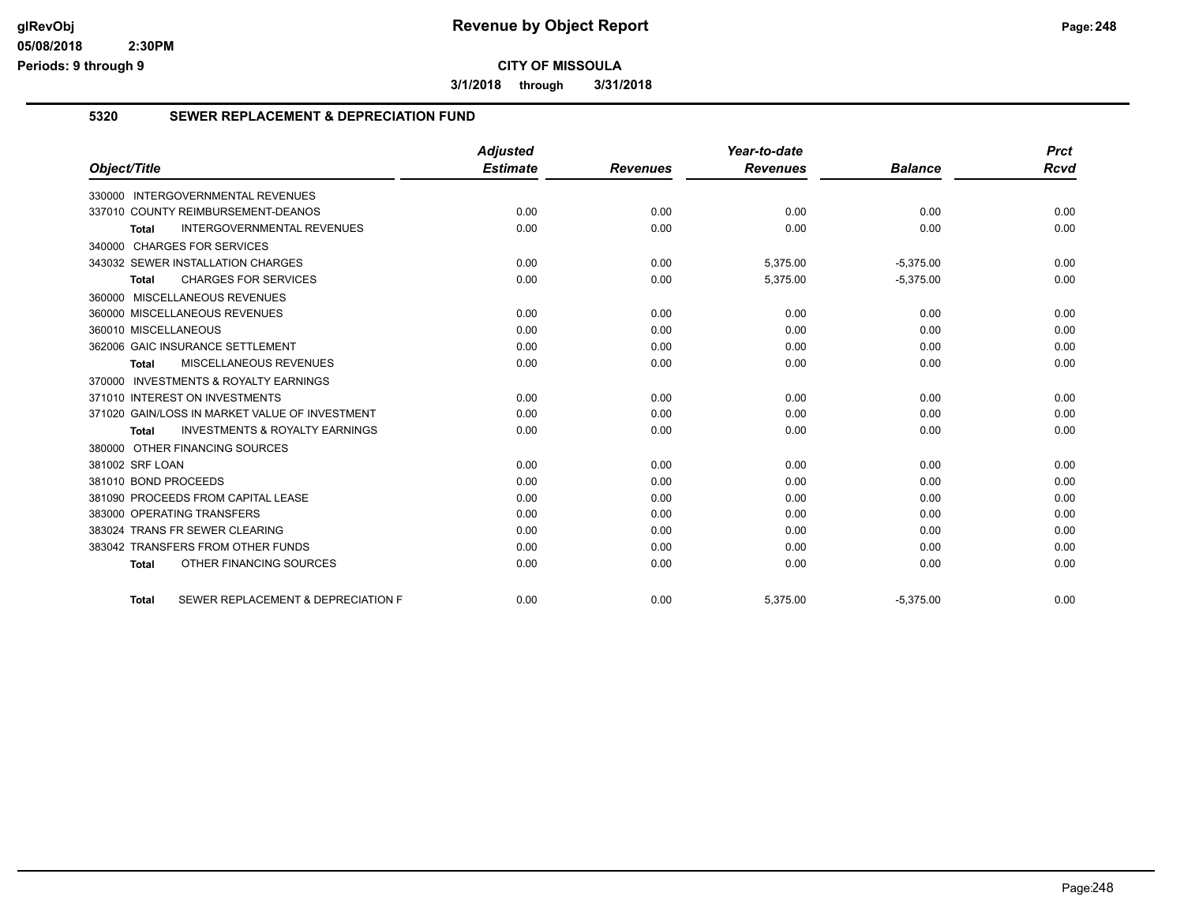**CITY OF MISSOULA**

**3/1/2018 through 3/31/2018**

## 5320 SEWER REPLACEMENT & DEPRECIATION FUND

| Object/Title | Adjusted Estimate | Revenues | Year-to-date Revenues | Balance | Prct Rcvd |
|---|---|---|---|---|---|
| 330000 INTERGOVERNMENTAL REVENUES | | | | | |
| 337010 COUNTY REIMBURSEMENT-DEANOS | 0.00 | 0.00 | 0.00 | 0.00 | 0.00 |
| **Total** INTERGOVERNMENTAL REVENUES | 0.00 | 0.00 | 0.00 | 0.00 | 0.00 |
| 340000 CHARGES FOR SERVICES | | | | | |
| 343032 SEWER INSTALLATION CHARGES | 0.00 | 0.00 | 5,375.00 | -5,375.00 | 0.00 |
| **Total** CHARGES FOR SERVICES | 0.00 | 0.00 | 5,375.00 | -5,375.00 | 0.00 |
| 360000 MISCELLANEOUS REVENUES | | | | | |
| 360000 MISCELLANEOUS REVENUES | 0.00 | 0.00 | 0.00 | 0.00 | 0.00 |
| 360010 MISCELLANEOUS | 0.00 | 0.00 | 0.00 | 0.00 | 0.00 |
| 362006 GAIC INSURANCE SETTLEMENT | 0.00 | 0.00 | 0.00 | 0.00 | 0.00 |
| **Total** MISCELLANEOUS REVENUES | 0.00 | 0.00 | 0.00 | 0.00 | 0.00 |
| 370000 INVESTMENTS & ROYALTY EARNINGS | | | | | |
| 371010 INTEREST ON INVESTMENTS | 0.00 | 0.00 | 0.00 | 0.00 | 0.00 |
| 371020 GAIN/LOSS IN MARKET VALUE OF INVESTMENT | 0.00 | 0.00 | 0.00 | 0.00 | 0.00 |
| **Total** INVESTMENTS & ROYALTY EARNINGS | 0.00 | 0.00 | 0.00 | 0.00 | 0.00 |
| 380000 OTHER FINANCING SOURCES | | | | | |
| 381002 SRF LOAN | 0.00 | 0.00 | 0.00 | 0.00 | 0.00 |
| 381010 BOND PROCEEDS | 0.00 | 0.00 | 0.00 | 0.00 | 0.00 |
| 381090 PROCEEDS FROM CAPITAL LEASE | 0.00 | 0.00 | 0.00 | 0.00 | 0.00 |
| 383000 OPERATING TRANSFERS | 0.00 | 0.00 | 0.00 | 0.00 | 0.00 |
| 383024 TRANS FR SEWER CLEARING | 0.00 | 0.00 | 0.00 | 0.00 | 0.00 |
| 383042 TRANSFERS FROM OTHER FUNDS | 0.00 | 0.00 | 0.00 | 0.00 | 0.00 |
| **Total** OTHER FINANCING SOURCES | 0.00 | 0.00 | 0.00 | 0.00 | 0.00 |
| **Total** SEWER REPLACEMENT & DEPRECIATION F | 0.00 | 0.00 | 5,375.00 | -5,375.00 | 0.00 |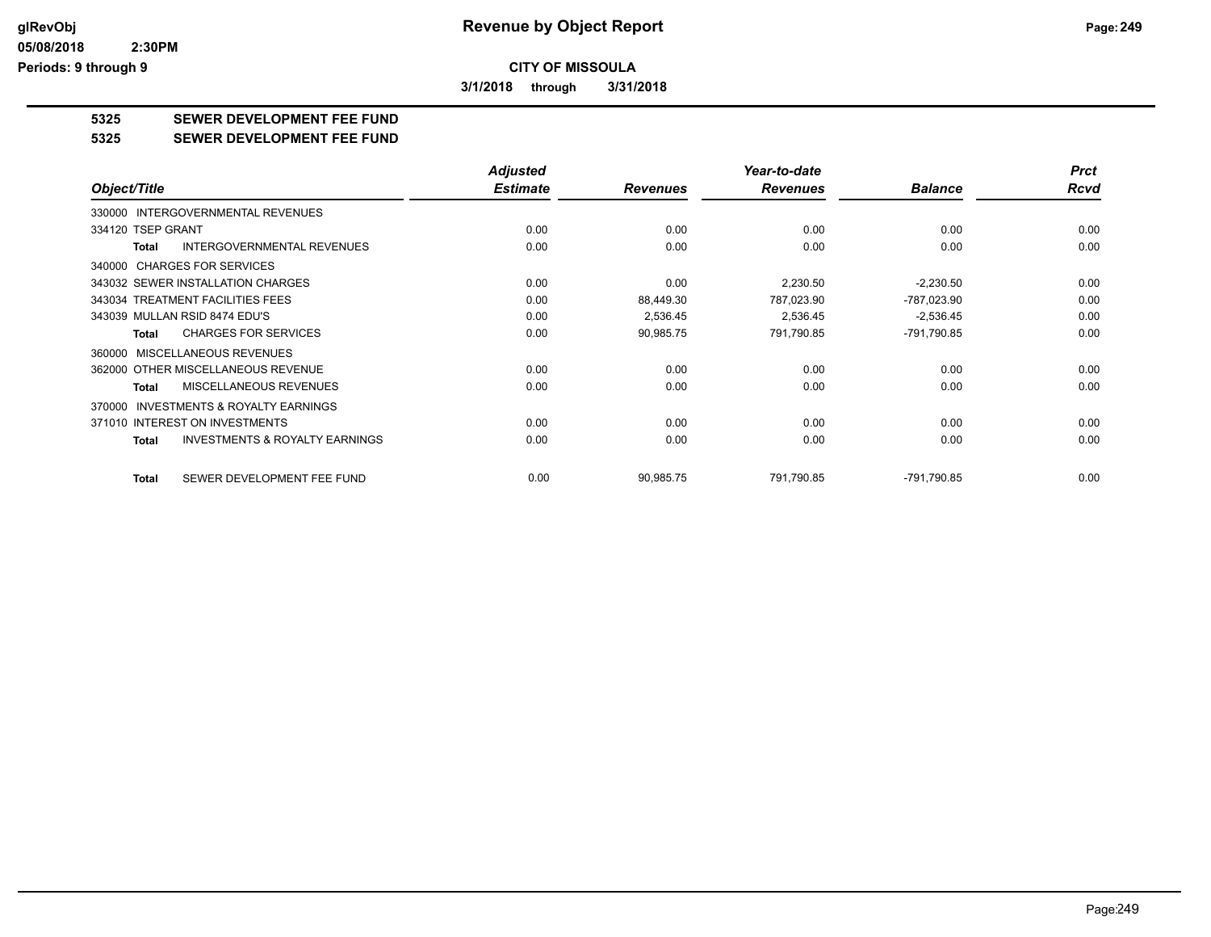# Revenue by Object Report

**CITY OF MISSOULA**

**3/1/2018 through 3/31/2018**

## 5325 SEWER DEVELOPMENT FEE FUND

## 5325 SEWER DEVELOPMENT FEE FUND

| Object/Title | Adjusted Estimate | Revenues | Year-to-date Revenues | Balance | Prct Rcvd |
|---|---|---|---|---|---|
| 330000 INTERGOVERNMENTAL REVENUES | | | | | |
| 334120 TSEP GRANT | 0.00 | 0.00 | 0.00 | 0.00 | 0.00 |
| **Total** INTERGOVERNMENTAL REVENUES | 0.00 | 0.00 | 0.00 | 0.00 | 0.00 |
| 340000 CHARGES FOR SERVICES | | | | | |
| 343032 SEWER INSTALLATION CHARGES | 0.00 | 0.00 | 2,230.50 | -2,230.50 | 0.00 |
| 343034 TREATMENT FACILITIES FEES | 0.00 | 88,449.30 | 787,023.90 | -787,023.90 | 0.00 |
| 343039 MULLAN RSID 8474 EDU'S | 0.00 | 2,536.45 | 2,536.45 | -2,536.45 | 0.00 |
| **Total** CHARGES FOR SERVICES | 0.00 | 90,985.75 | 791,790.85 | -791,790.85 | 0.00 |
| 360000 MISCELLANEOUS REVENUES | | | | | |
| 362000 OTHER MISCELLANEOUS REVENUE | 0.00 | 0.00 | 0.00 | 0.00 | 0.00 |
| **Total** MISCELLANEOUS REVENUES | 0.00 | 0.00 | 0.00 | 0.00 | 0.00 |
| 370000 INVESTMENTS & ROYALTY EARNINGS | | | | | |
| 371010 INTEREST ON INVESTMENTS | 0.00 | 0.00 | 0.00 | 0.00 | 0.00 |
| **Total** INVESTMENTS & ROYALTY EARNINGS | 0.00 | 0.00 | 0.00 | 0.00 | 0.00 |
| **Total** SEWER DEVELOPMENT FEE FUND | 0.00 | 90,985.75 | 791,790.85 | -791,790.85 | 0.00 |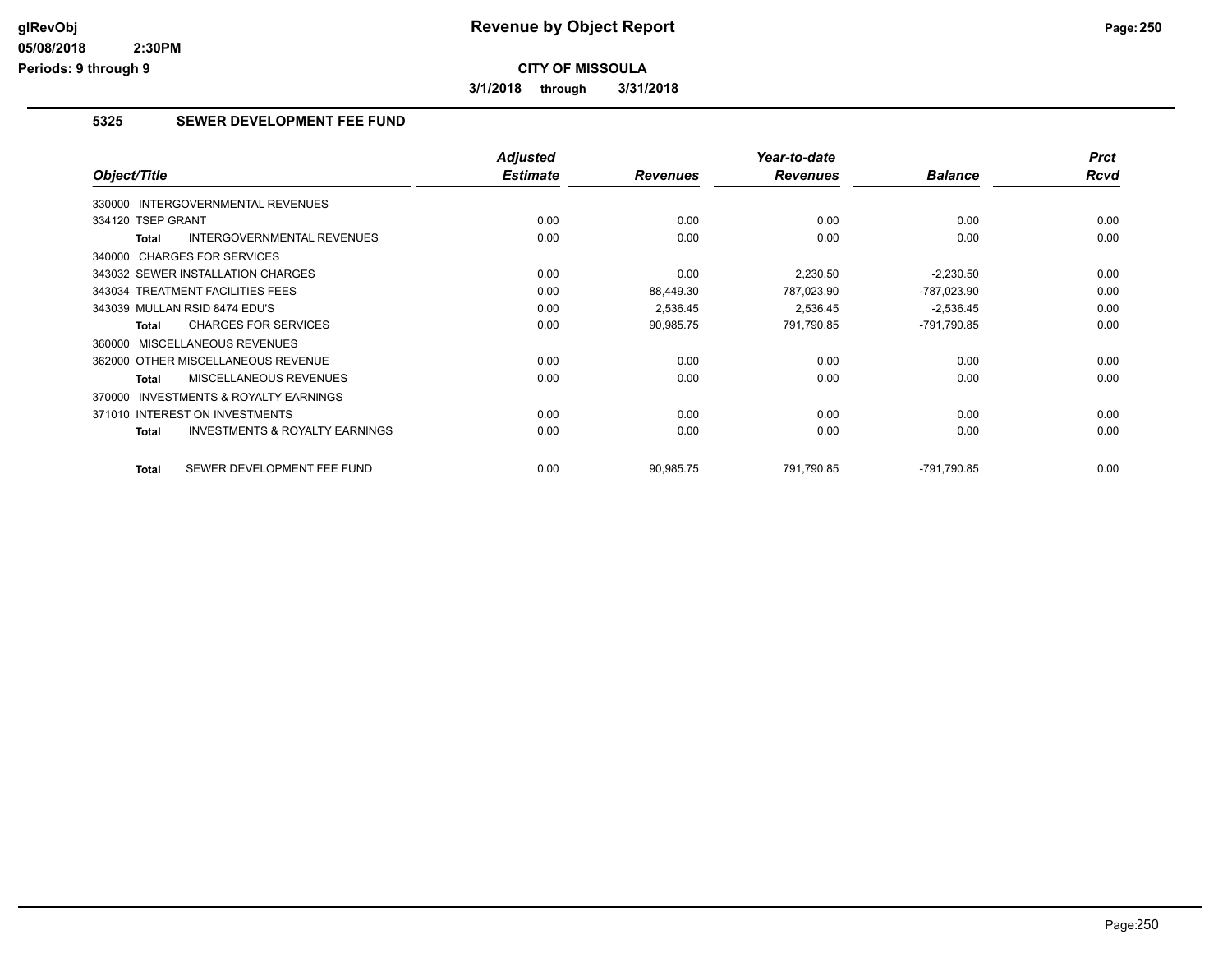# CITY OF MISSOULA

3/1/2018 through 3/31/2018

## 5325 SEWER DEVELOPMENT FEE FUND

| Object/Title | Adjusted Estimate | Revenues | Year-to-date Revenues | Balance | Prct Rcvd |
|---|---|---|---|---|---|
| 330000 INTERGOVERNMENTAL REVENUES | | | | | |
| 334120 TSEP GRANT | 0.00 | 0.00 | 0.00 | 0.00 | 0.00 |
| **Total** INTERGOVERNMENTAL REVENUES | 0.00 | 0.00 | 0.00 | 0.00 | 0.00 |
| 340000 CHARGES FOR SERVICES | | | | | |
| 343032 SEWER INSTALLATION CHARGES | 0.00 | 0.00 | 2,230.50 | -2,230.50 | 0.00 |
| 343034 TREATMENT FACILITIES FEES | 0.00 | 88,449.30 | 787,023.90 | -787,023.90 | 0.00 |
| 343039 MULLAN RSID 8474 EDU'S | 0.00 | 2,536.45 | 2,536.45 | -2,536.45 | 0.00 |
| **Total** CHARGES FOR SERVICES | 0.00 | 90,985.75 | 791,790.85 | -791,790.85 | 0.00 |
| 360000 MISCELLANEOUS REVENUES | | | | | |
| 362000 OTHER MISCELLANEOUS REVENUE | 0.00 | 0.00 | 0.00 | 0.00 | 0.00 |
| **Total** MISCELLANEOUS REVENUES | 0.00 | 0.00 | 0.00 | 0.00 | 0.00 |
| 370000 INVESTMENTS & ROYALTY EARNINGS | | | | | |
| 371010 INTEREST ON INVESTMENTS | 0.00 | 0.00 | 0.00 | 0.00 | 0.00 |
| **Total** INVESTMENTS & ROYALTY EARNINGS | 0.00 | 0.00 | 0.00 | 0.00 | 0.00 |
| **Total** SEWER DEVELOPMENT FEE FUND | 0.00 | 90,985.75 | 791,790.85 | -791,790.85 | 0.00 |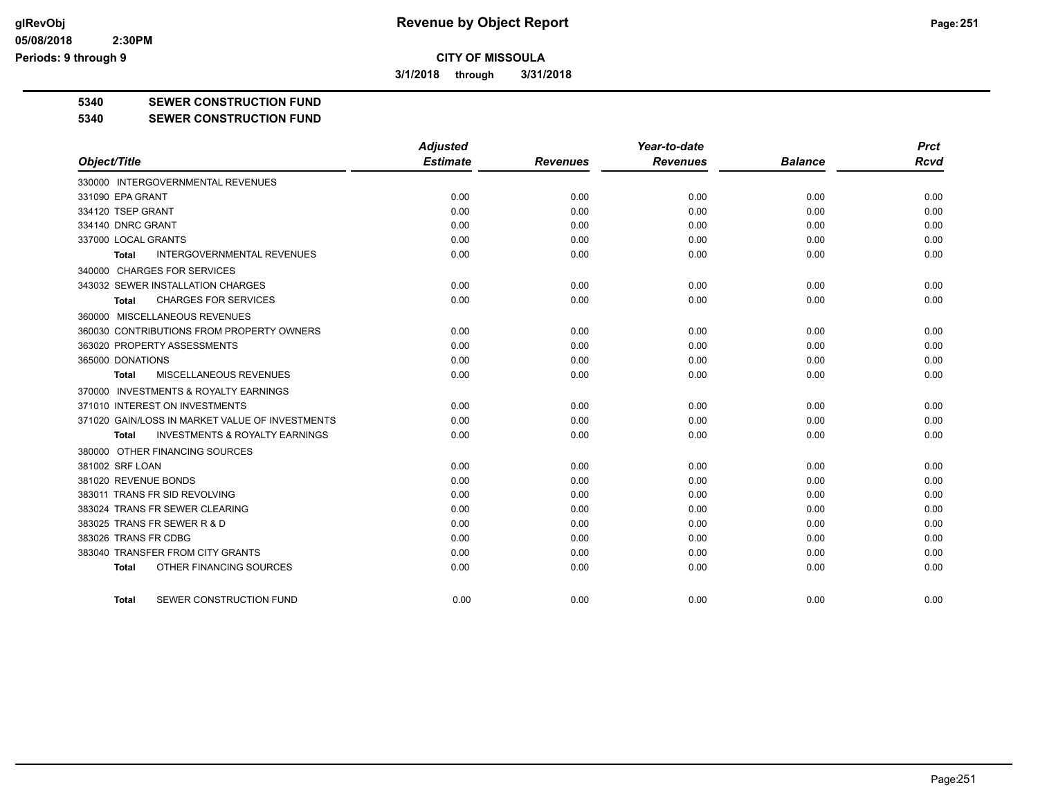# Revenue by Object Report

## CITY OF MISSOULA

**3/1/2018 through 3/31/2018**

**5340 SEWER CONSTRUCTION FUND**

**5340 SEWER CONSTRUCTION FUND**

| Object/Title | Adjusted Estimate | Revenues | Year-to-date Revenues | Balance | Prct Rcvd |
|---|---|---|---|---|---|
| 330000 INTERGOVERNMENTAL REVENUES | | | | | |
| 331090 EPA GRANT | 0.00 | 0.00 | 0.00 | 0.00 | 0.00 |
| 334120 TSEP GRANT | 0.00 | 0.00 | 0.00 | 0.00 | 0.00 |
| 334140 DNRC GRANT | 0.00 | 0.00 | 0.00 | 0.00 | 0.00 |
| 337000 LOCAL GRANTS | 0.00 | 0.00 | 0.00 | 0.00 | 0.00 |
| **Total** INTERGOVERNMENTAL REVENUES | 0.00 | 0.00 | 0.00 | 0.00 | 0.00 |
| 340000 CHARGES FOR SERVICES | | | | | |
| 343032 SEWER INSTALLATION CHARGES | 0.00 | 0.00 | 0.00 | 0.00 | 0.00 |
| **Total** CHARGES FOR SERVICES | 0.00 | 0.00 | 0.00 | 0.00 | 0.00 |
| 360000 MISCELLANEOUS REVENUES | | | | | |
| 360030 CONTRIBUTIONS FROM PROPERTY OWNERS | 0.00 | 0.00 | 0.00 | 0.00 | 0.00 |
| 363020 PROPERTY ASSESSMENTS | 0.00 | 0.00 | 0.00 | 0.00 | 0.00 |
| 365000 DONATIONS | 0.00 | 0.00 | 0.00 | 0.00 | 0.00 |
| **Total** MISCELLANEOUS REVENUES | 0.00 | 0.00 | 0.00 | 0.00 | 0.00 |
| 370000 INVESTMENTS & ROYALTY EARNINGS | | | | | |
| 371010 INTEREST ON INVESTMENTS | 0.00 | 0.00 | 0.00 | 0.00 | 0.00 |
| 371020 GAIN/LOSS IN MARKET VALUE OF INVESTMENTS | 0.00 | 0.00 | 0.00 | 0.00 | 0.00 |
| **Total** INVESTMENTS & ROYALTY EARNINGS | 0.00 | 0.00 | 0.00 | 0.00 | 0.00 |
| 380000 OTHER FINANCING SOURCES | | | | | |
| 381002 SRF LOAN | 0.00 | 0.00 | 0.00 | 0.00 | 0.00 |
| 381020 REVENUE BONDS | 0.00 | 0.00 | 0.00 | 0.00 | 0.00 |
| 383011 TRANS FR SID REVOLVING | 0.00 | 0.00 | 0.00 | 0.00 | 0.00 |
| 383024 TRANS FR SEWER CLEARING | 0.00 | 0.00 | 0.00 | 0.00 | 0.00 |
| 383025 TRANS FR SEWER R & D | 0.00 | 0.00 | 0.00 | 0.00 | 0.00 |
| 383026 TRANS FR CDBG | 0.00 | 0.00 | 0.00 | 0.00 | 0.00 |
| 383040 TRANSFER FROM CITY GRANTS | 0.00 | 0.00 | 0.00 | 0.00 | 0.00 |
| **Total** OTHER FINANCING SOURCES | 0.00 | 0.00 | 0.00 | 0.00 | 0.00 |
| **Total** SEWER CONSTRUCTION FUND | 0.00 | 0.00 | 0.00 | 0.00 | 0.00 |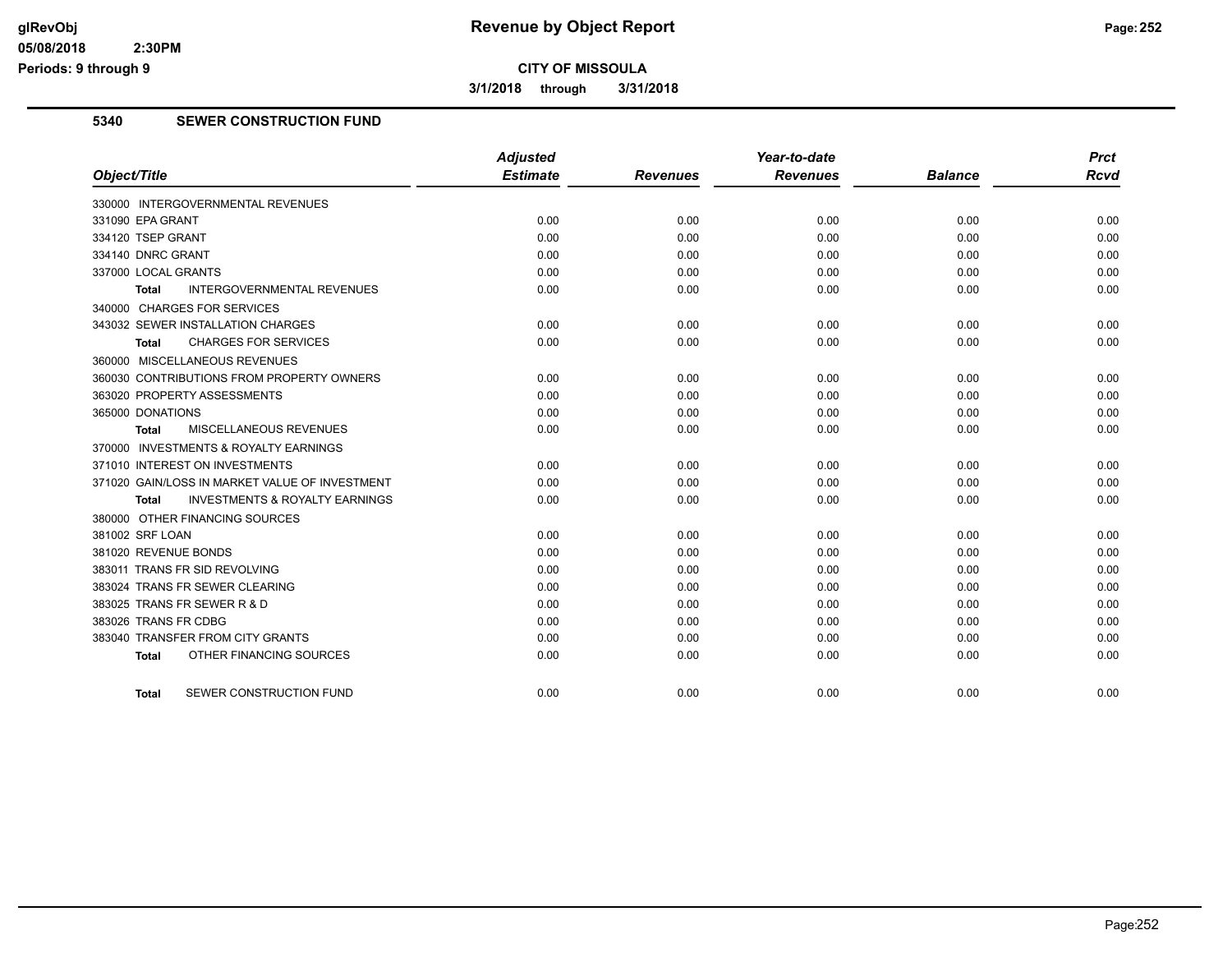**Revenue by Object Report**

**CITY OF MISSOULA**

**3/1/2018 through 3/31/2018**

## 5340 SEWER CONSTRUCTION FUND

| Object/Title | Adjusted Estimate | Revenues | Year-to-date Revenues | Balance | Prct Rcvd |
|---|---|---|---|---|---|
| 330000 INTERGOVERNMENTAL REVENUES | | | | | |
| 331090 EPA GRANT | 0.00 | 0.00 | 0.00 | 0.00 | 0.00 |
| 334120 TSEP GRANT | 0.00 | 0.00 | 0.00 | 0.00 | 0.00 |
| 334140 DNRC GRANT | 0.00 | 0.00 | 0.00 | 0.00 | 0.00 |
| 337000 LOCAL GRANTS | 0.00 | 0.00 | 0.00 | 0.00 | 0.00 |
| **Total** INTERGOVERNMENTAL REVENUES | 0.00 | 0.00 | 0.00 | 0.00 | 0.00 |
| 340000 CHARGES FOR SERVICES | | | | | |
| 343032 SEWER INSTALLATION CHARGES | 0.00 | 0.00 | 0.00 | 0.00 | 0.00 |
| **Total** CHARGES FOR SERVICES | 0.00 | 0.00 | 0.00 | 0.00 | 0.00 |
| 360000 MISCELLANEOUS REVENUES | | | | | |
| 360030 CONTRIBUTIONS FROM PROPERTY OWNERS | 0.00 | 0.00 | 0.00 | 0.00 | 0.00 |
| 363020 PROPERTY ASSESSMENTS | 0.00 | 0.00 | 0.00 | 0.00 | 0.00 |
| 365000 DONATIONS | 0.00 | 0.00 | 0.00 | 0.00 | 0.00 |
| **Total** MISCELLANEOUS REVENUES | 0.00 | 0.00 | 0.00 | 0.00 | 0.00 |
| 370000 INVESTMENTS & ROYALTY EARNINGS | | | | | |
| 371010 INTEREST ON INVESTMENTS | 0.00 | 0.00 | 0.00 | 0.00 | 0.00 |
| 371020 GAIN/LOSS IN MARKET VALUE OF INVESTMENT | 0.00 | 0.00 | 0.00 | 0.00 | 0.00 |
| **Total** INVESTMENTS & ROYALTY EARNINGS | 0.00 | 0.00 | 0.00 | 0.00 | 0.00 |
| 380000 OTHER FINANCING SOURCES | | | | | |
| 381002 SRF LOAN | 0.00 | 0.00 | 0.00 | 0.00 | 0.00 |
| 381020 REVENUE BONDS | 0.00 | 0.00 | 0.00 | 0.00 | 0.00 |
| 383011 TRANS FR SID REVOLVING | 0.00 | 0.00 | 0.00 | 0.00 | 0.00 |
| 383024 TRANS FR SEWER CLEARING | 0.00 | 0.00 | 0.00 | 0.00 | 0.00 |
| 383025 TRANS FR SEWER R & D | 0.00 | 0.00 | 0.00 | 0.00 | 0.00 |
| 383026 TRANS FR CDBG | 0.00 | 0.00 | 0.00 | 0.00 | 0.00 |
| 383040 TRANSFER FROM CITY GRANTS | 0.00 | 0.00 | 0.00 | 0.00 | 0.00 |
| **Total** OTHER FINANCING SOURCES | 0.00 | 0.00 | 0.00 | 0.00 | 0.00 |
| **Total** SEWER CONSTRUCTION FUND | 0.00 | 0.00 | 0.00 | 0.00 | 0.00 |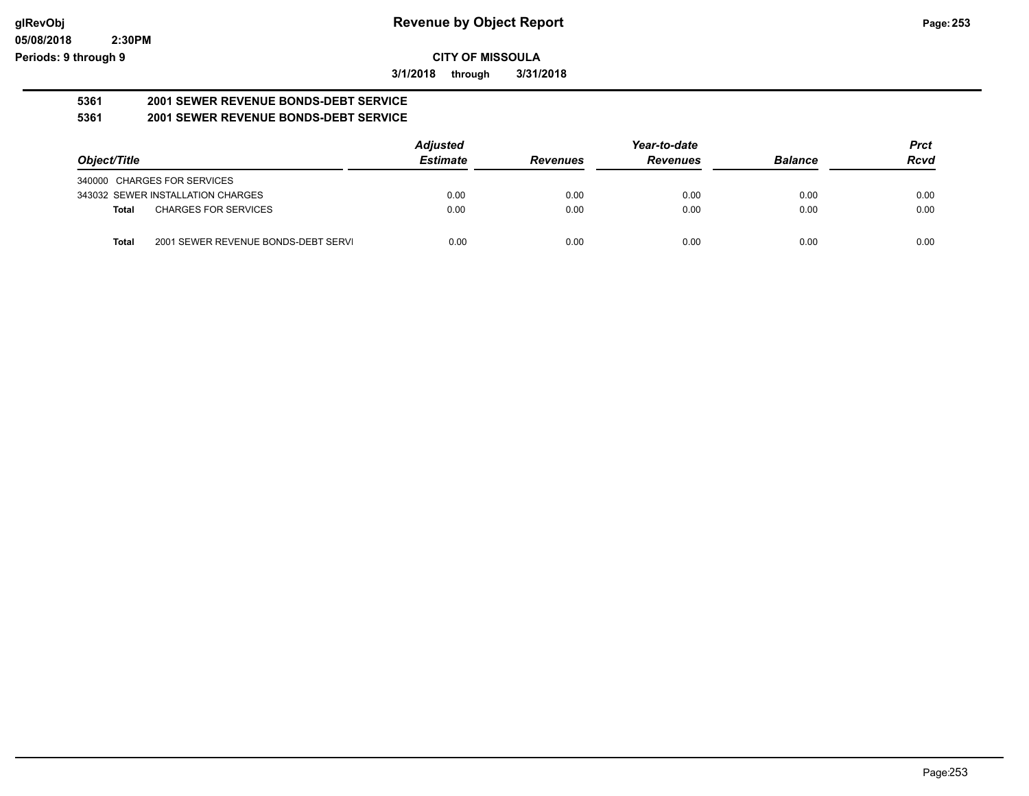**CITY OF MISSOULA**

**3/1/2018 through 3/31/2018**

**5361 2001 SEWER REVENUE BONDS-DEBT SERVICE**

**5361 2001 SEWER REVENUE BONDS-DEBT SERVICE**

| Object/Title | Adjusted Estimate | Revenues | Year-to-date Revenues | Balance | Prct Rcvd |
|---|---|---|---|---|---|
| 340000 CHARGES FOR SERVICES | | | | | |
| 343032 SEWER INSTALLATION CHARGES | 0.00 | 0.00 | 0.00 | 0.00 | 0.00 |
| **Total** CHARGES FOR SERVICES | 0.00 | 0.00 | 0.00 | 0.00 | 0.00 |
| **Total** 2001 SEWER REVENUE BONDS-DEBT SERVI | 0.00 | 0.00 | 0.00 | 0.00 | 0.00 |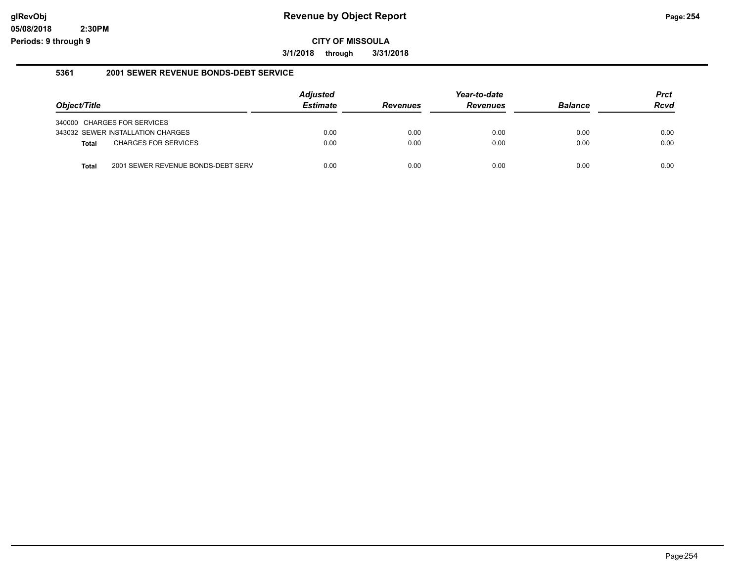# Revenue by Object Report

**CITY OF MISSOULA**

**3/1/2018 through 3/31/2018**

### 5361 2001 SEWER REVENUE BONDS-DEBT SERVICE

| Object/Title | Adjusted Estimate | Revenues | Year-to-date Revenues | Balance | Prct Rcvd |
|---|---|---|---|---|---|
| 340000 CHARGES FOR SERVICES | | | | | |
| 343032 SEWER INSTALLATION CHARGES | 0.00 | 0.00 | 0.00 | 0.00 | 0.00 |
| **Total** CHARGES FOR SERVICES | 0.00 | 0.00 | 0.00 | 0.00 | 0.00 |
| **Total** 2001 SEWER REVENUE BONDS-DEBT SERV | 0.00 | 0.00 | 0.00 | 0.00 | 0.00 |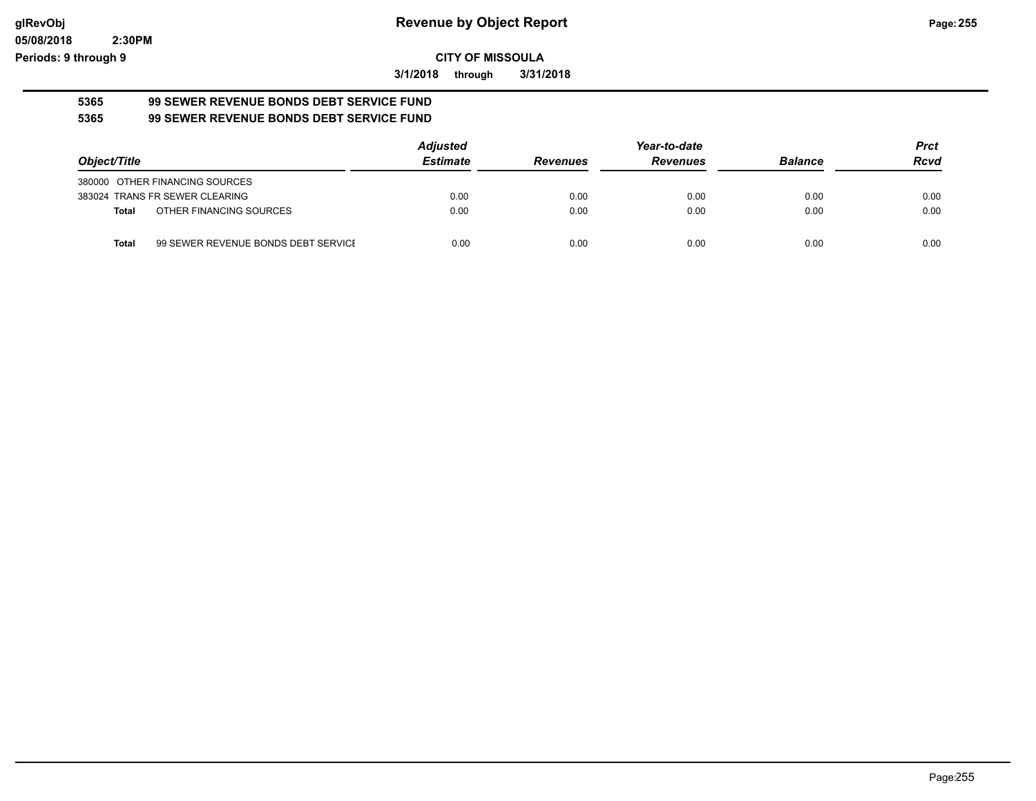**Revenue by Object Report**

**CITY OF MISSOULA**

**3/1/2018 through 3/31/2018**

**5365 99 SEWER REVENUE BONDS DEBT SERVICE FUND**

**5365 99 SEWER REVENUE BONDS DEBT SERVICE FUND**

| Object/Title | Adjusted Estimate | Revenues | Year-to-date Revenues | Balance | Prct Rcvd |
|---|---|---|---|---|---|
| 380000 OTHER FINANCING SOURCES | | | | | |
| 383024 TRANS FR SEWER CLEARING | 0.00 | 0.00 | 0.00 | 0.00 | 0.00 |
| **Total** OTHER FINANCING SOURCES | 0.00 | 0.00 | 0.00 | 0.00 | 0.00 |
| **Total** 99 SEWER REVENUE BONDS DEBT SERVICE | 0.00 | 0.00 | 0.00 | 0.00 | 0.00 |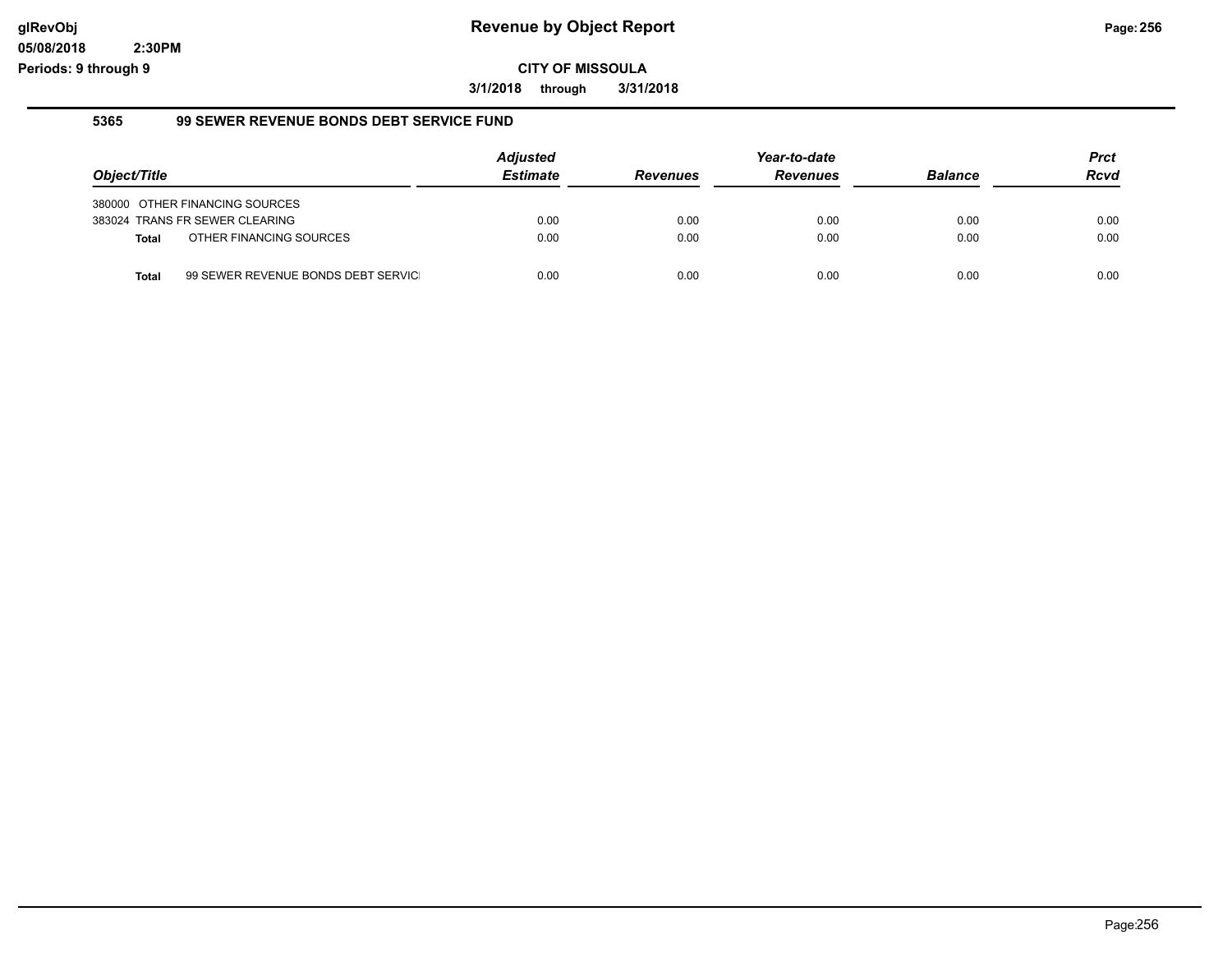# Revenue by Object Report

**CITY OF MISSOULA**

**3/1/2018 through 3/31/2018**

### 5365 99 SEWER REVENUE BONDS DEBT SERVICE FUND

| Object/Title | Adjusted Estimate | Revenues | Year-to-date Revenues | Balance | Prct Rcvd |
|---|---|---|---|---|---|
| 380000 OTHER FINANCING SOURCES | | | | | |
| 383024 TRANS FR SEWER CLEARING | 0.00 | 0.00 | 0.00 | 0.00 | 0.00 |
| **Total** OTHER FINANCING SOURCES | 0.00 | 0.00 | 0.00 | 0.00 | 0.00 |
| **Total** 99 SEWER REVENUE BONDS DEBT SERVICI | 0.00 | 0.00 | 0.00 | 0.00 | 0.00 |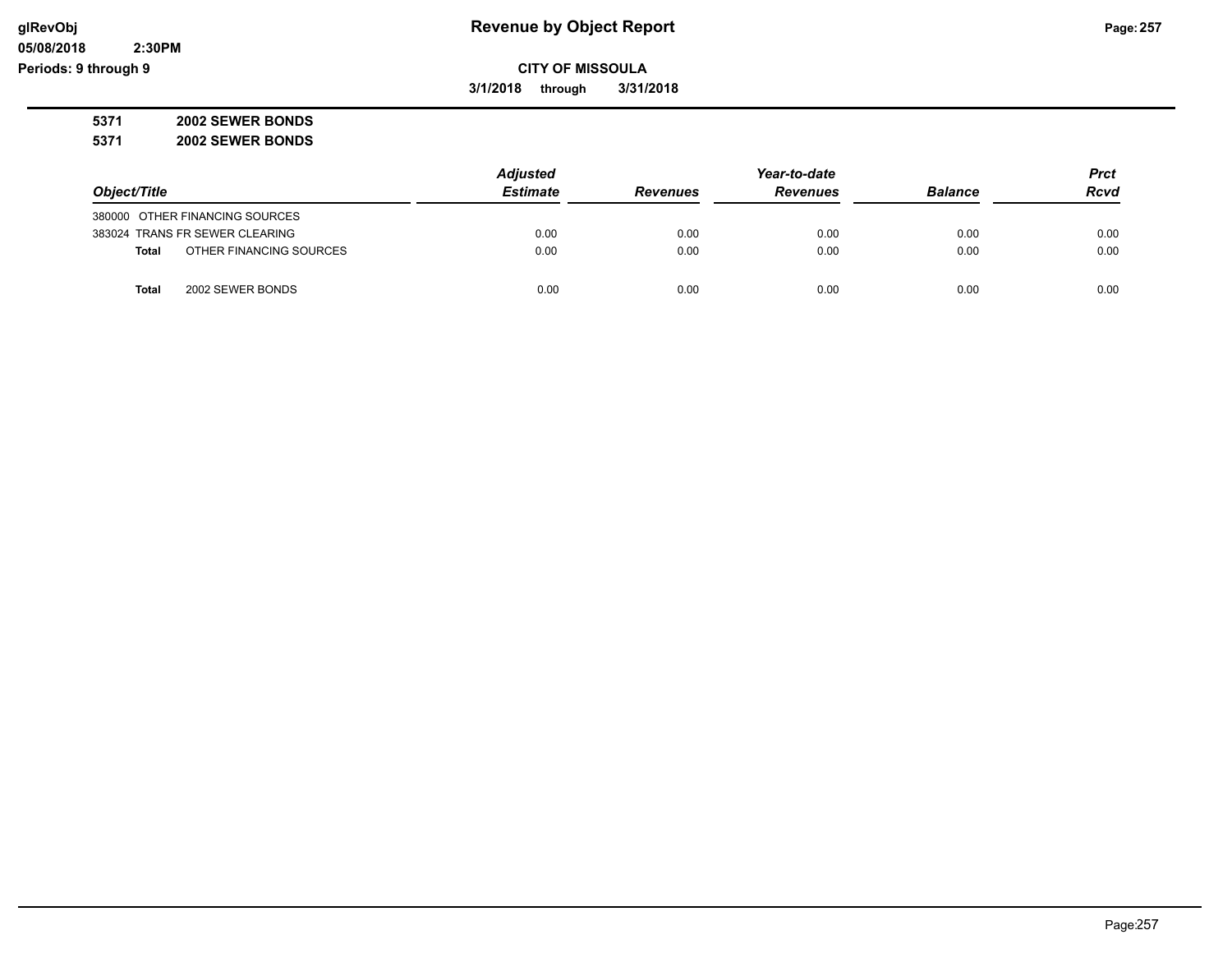# Revenue by Object Report

glRevObj
05/08/2018 2:30PM
Periods: 9 through 9

**CITY OF MISSOULA**

**3/1/2018 through 3/31/2018**

**5371 2002 SEWER BONDS**

**5371 2002 SEWER BONDS**

| Object/Title | Adjusted Estimate | Revenues | Year-to-date Revenues | Balance | Prct Rcvd |
|---|---|---|---|---|---|
| 380000 OTHER FINANCING SOURCES | | | | | |
| 383024 TRANS FR SEWER CLEARING | 0.00 | 0.00 | 0.00 | 0.00 | 0.00 |
| **Total** OTHER FINANCING SOURCES | 0.00 | 0.00 | 0.00 | 0.00 | 0.00 |
| **Total** 2002 SEWER BONDS | 0.00 | 0.00 | 0.00 | 0.00 | 0.00 |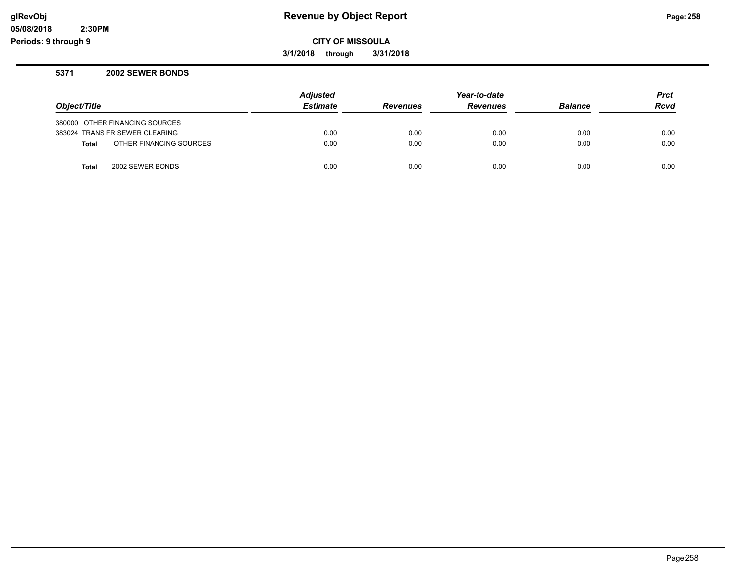# Revenue by Object Report

glRevObj
05/08/2018 2:30PM
Periods: 9 through 9

**CITY OF MISSOULA**

**3/1/2018 through 3/31/2018**

## 5371 2002 SEWER BONDS

| Object/Title | Adjusted Estimate | Revenues | Year-to-date Revenues | Balance | Prct Rcvd |
|---|---|---|---|---|---|
| 380000 OTHER FINANCING SOURCES | | | | | |
| 383024 TRANS FR SEWER CLEARING | 0.00 | 0.00 | 0.00 | 0.00 | 0.00 |
| **Total** OTHER FINANCING SOURCES | 0.00 | 0.00 | 0.00 | 0.00 | 0.00 |
| **Total** 2002 SEWER BONDS | 0.00 | 0.00 | 0.00 | 0.00 | 0.00 |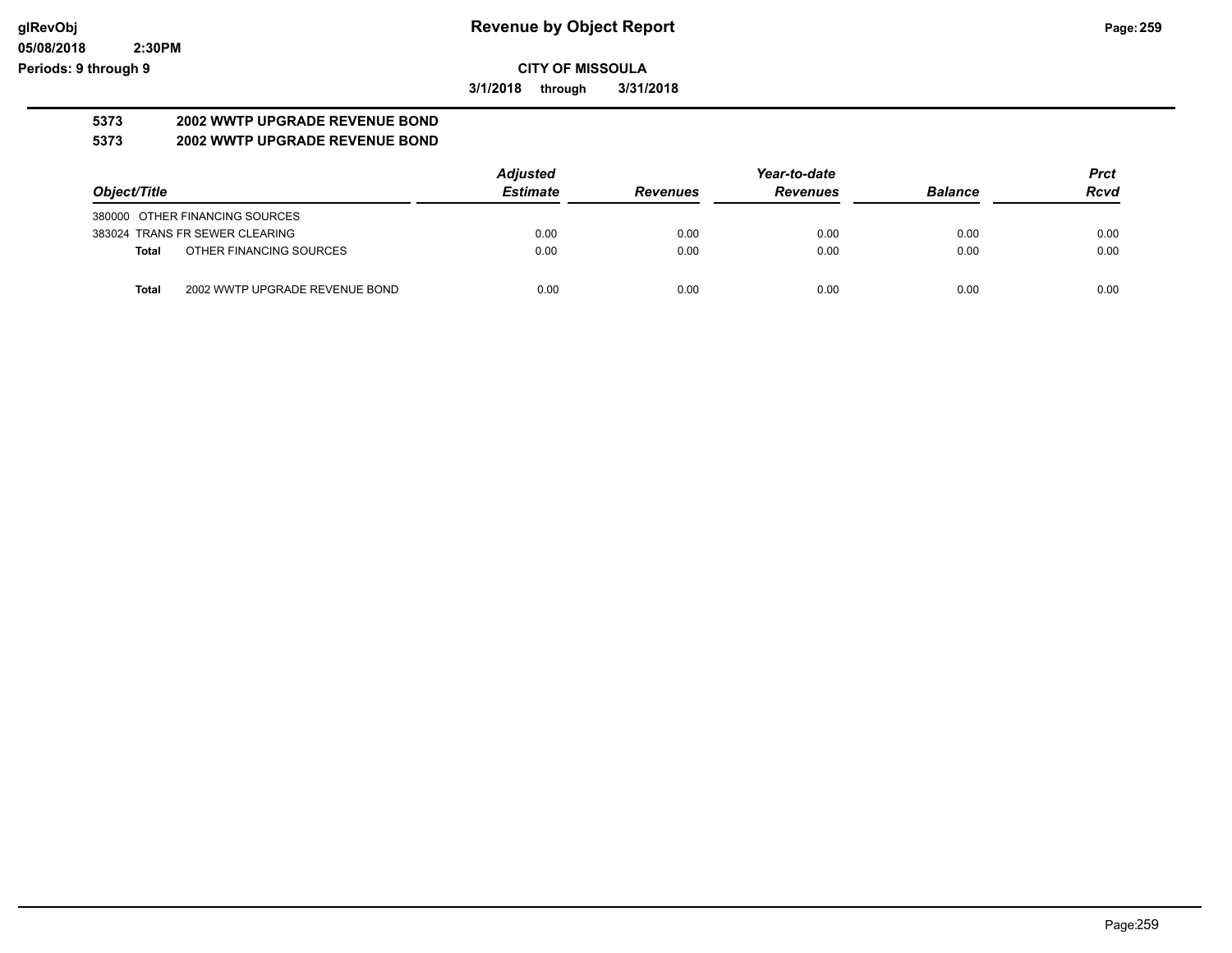# Revenue by Object Report

**CITY OF MISSOULA**

**3/1/2018 through 3/31/2018**

glRevObj
05/08/2018 2:30PM
Periods: 9 through 9

## 5373 2002 WWTP UPGRADE REVENUE BOND

### 5373 2002 WWTP UPGRADE REVENUE BOND

| Object/Title | Adjusted Estimate | Revenues | Year-to-date Revenues | Balance | Prct Rcvd |
|---|---|---|---|---|---|
| 380000 OTHER FINANCING SOURCES | | | | | |
| 383024 TRANS FR SEWER CLEARING | 0.00 | 0.00 | 0.00 | 0.00 | 0.00 |
| **Total** OTHER FINANCING SOURCES | 0.00 | 0.00 | 0.00 | 0.00 | 0.00 |
| **Total** 2002 WWTP UPGRADE REVENUE BOND | 0.00 | 0.00 | 0.00 | 0.00 | 0.00 |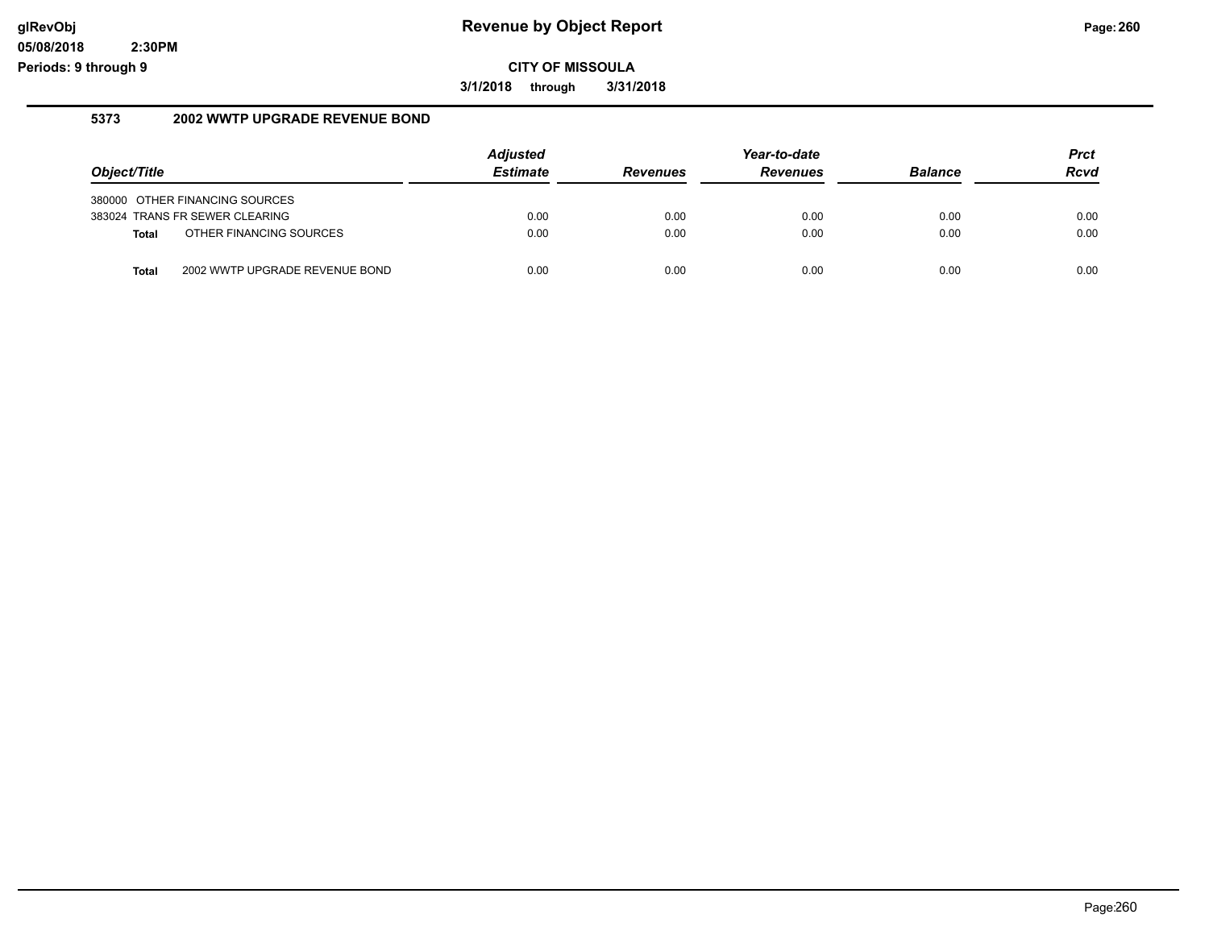# Revenue by Object Report

**CITY OF MISSOULA**

**3/1/2018 through 3/31/2018**

## 5373 2002 WWTP UPGRADE REVENUE BOND

| Object/Title | | Adjusted Estimate | Revenues | Year-to-date Revenues | Balance | Prct Rcvd |
|---|---|---|---|---|---|---|
| 380000 OTHER FINANCING SOURCES | | | | | | |
| 383024 TRANS FR SEWER CLEARING | | 0.00 | 0.00 | 0.00 | 0.00 | 0.00 |
| **Total** | OTHER FINANCING SOURCES | 0.00 | 0.00 | 0.00 | 0.00 | 0.00 |
| **Total** | 2002 WWTP UPGRADE REVENUE BOND | 0.00 | 0.00 | 0.00 | 0.00 | 0.00 |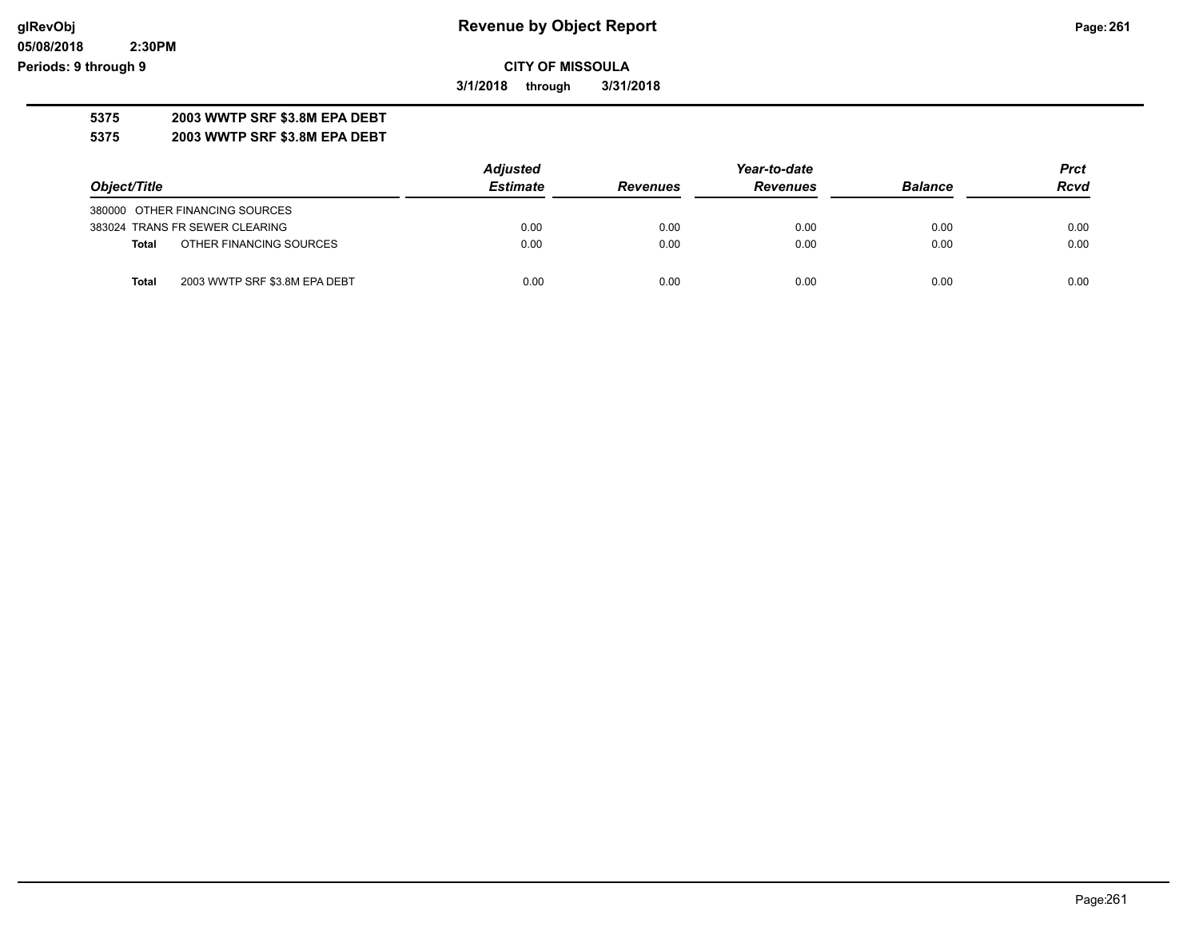# Revenue by Object Report

glRevObj
05/08/2018 2:30PM
Periods: 9 through 9

**CITY OF MISSOULA**

**3/1/2018 through 3/31/2018**

**5375 2003 WWTP SRF $3.8M EPA DEBT**

**5375 2003 WWTP SRF $3.8M EPA DEBT**

| Object/Title | Adjusted Estimate | Revenues | Year-to-date Revenues | Balance | Prct Rcvd |
|---|---|---|---|---|---|
| 380000 OTHER FINANCING SOURCES | | | | | |
| 383024 TRANS FR SEWER CLEARING | 0.00 | 0.00 | 0.00 | 0.00 | 0.00 |
| **Total** OTHER FINANCING SOURCES | 0.00 | 0.00 | 0.00 | 0.00 | 0.00 |
| **Total** 2003 WWTP SRF $3.8M EPA DEBT | 0.00 | 0.00 | 0.00 | 0.00 | 0.00 |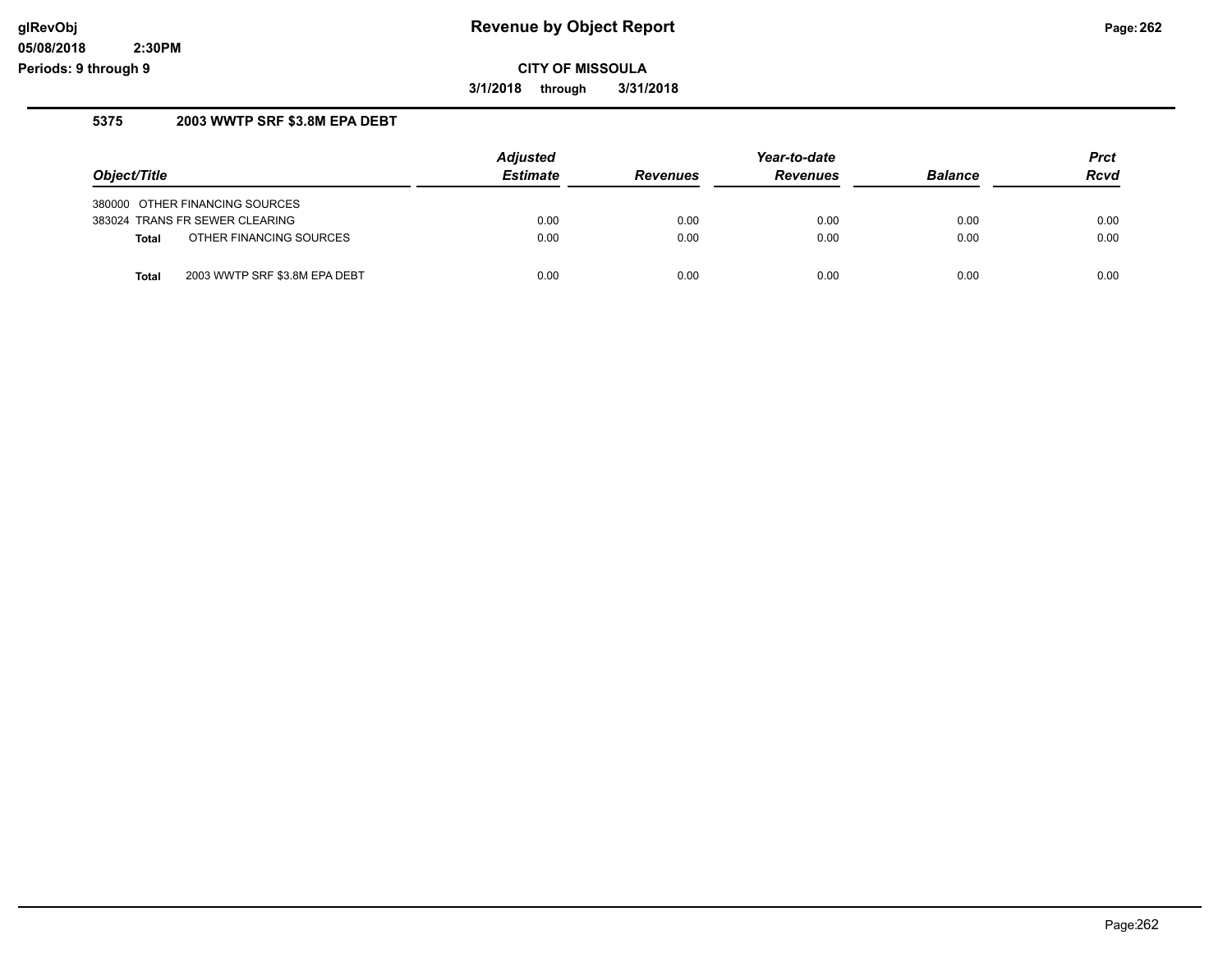# Revenue by Object Report

glRevObj
05/08/2018 2:30PM
Periods: 9 through 9

**CITY OF MISSOULA**

**3/1/2018 through 3/31/2018**

## 5375 2003 WWTP SRF $3.8M EPA DEBT

| Object/Title | Adjusted Estimate | Revenues | Year-to-date Revenues | Balance | Prct Rcvd |
|---|---|---|---|---|---|
| 380000 OTHER FINANCING SOURCES | | | | | |
| 383024 TRANS FR SEWER CLEARING | 0.00 | 0.00 | 0.00 | 0.00 | 0.00 |
| **Total** OTHER FINANCING SOURCES | 0.00 | 0.00 | 0.00 | 0.00 | 0.00 |
| **Total** 2003 WWTP SRF $3.8M EPA DEBT | 0.00 | 0.00 | 0.00 | 0.00 | 0.00 |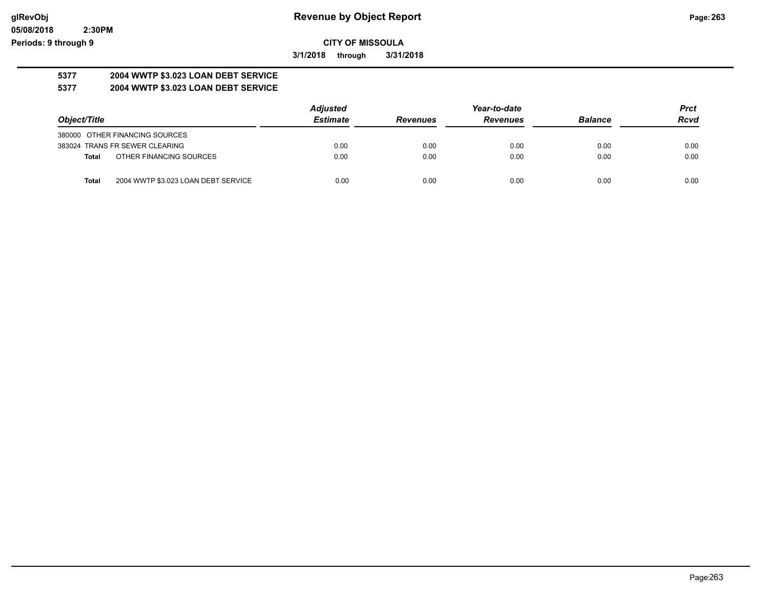# Revenue by Object Report

**CITY OF MISSOULA**

**3/1/2018 through 3/31/2018**

**5377 2004 WWTP $3.023 LOAN DEBT SERVICE**

**5377 2004 WWTP $3.023 LOAN DEBT SERVICE**

| Object/Title | | Adjusted Estimate | Revenues | Year-to-date Revenues | Balance | Prct Rcvd |
|---|---|---|---|---|---|---|
| 380000 OTHER FINANCING SOURCES | | | | | | |
| 383024 TRANS FR SEWER CLEARING | | 0.00 | 0.00 | 0.00 | 0.00 | 0.00 |
| **Total** | OTHER FINANCING SOURCES | 0.00 | 0.00 | 0.00 | 0.00 | 0.00 |
| **Total** | 2004 WWTP $3.023 LOAN DEBT SERVICE | 0.00 | 0.00 | 0.00 | 0.00 | 0.00 |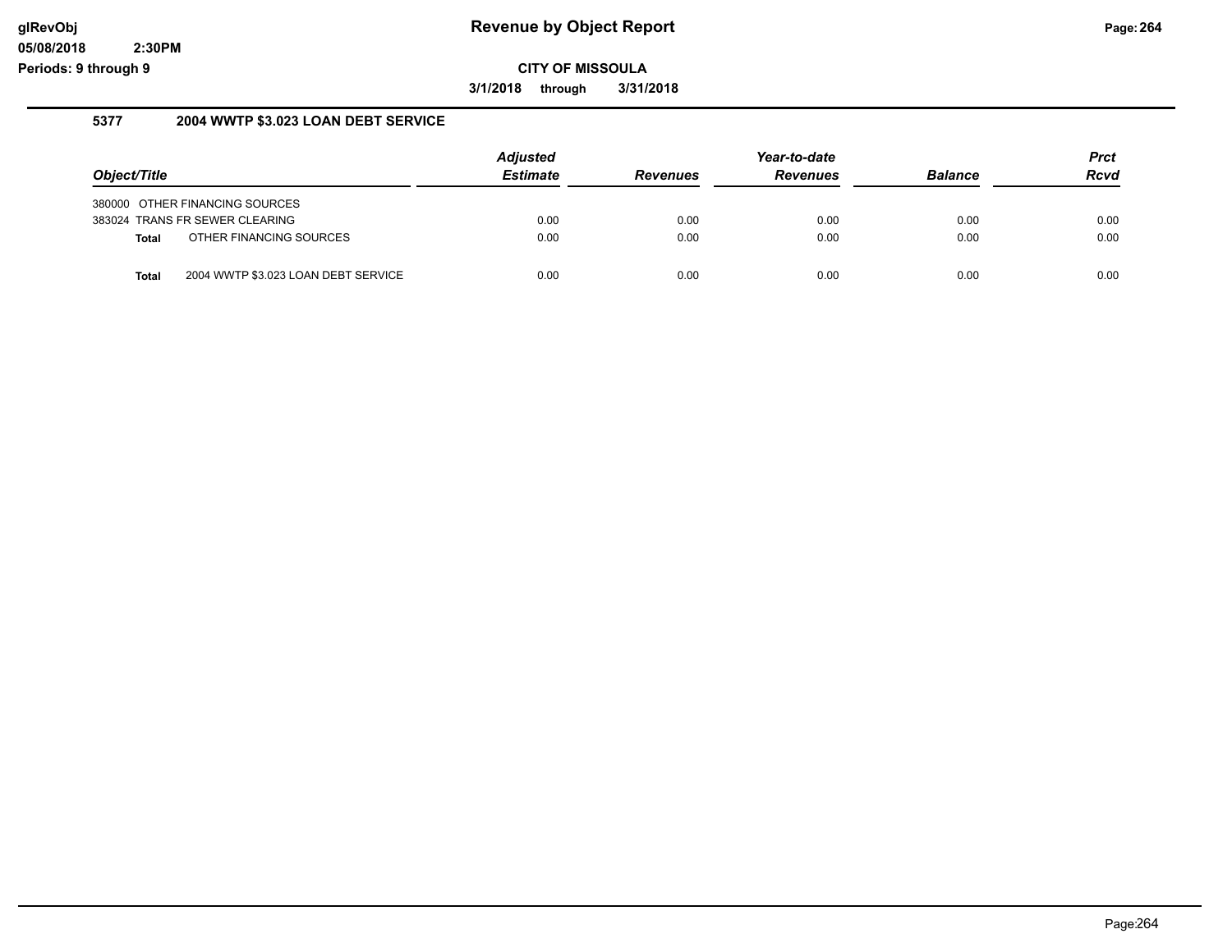## 5377 2004 WWTP $3.023 LOAN DEBT SERVICE

| Object/Title | | Adjusted Estimate | Revenues | Year-to-date Revenues | Balance | Prct Rcvd |
|---|---|---|---|---|---|---|
| 380000 | OTHER FINANCING SOURCES | | | | | |
| 383024 | TRANS FR SEWER CLEARING | 0.00 | 0.00 | 0.00 | 0.00 | 0.00 |
| **Total** | OTHER FINANCING SOURCES | 0.00 | 0.00 | 0.00 | 0.00 | 0.00 |
| **Total** | 2004 WWTP $3.023 LOAN DEBT SERVICE | 0.00 | 0.00 | 0.00 | 0.00 | 0.00 |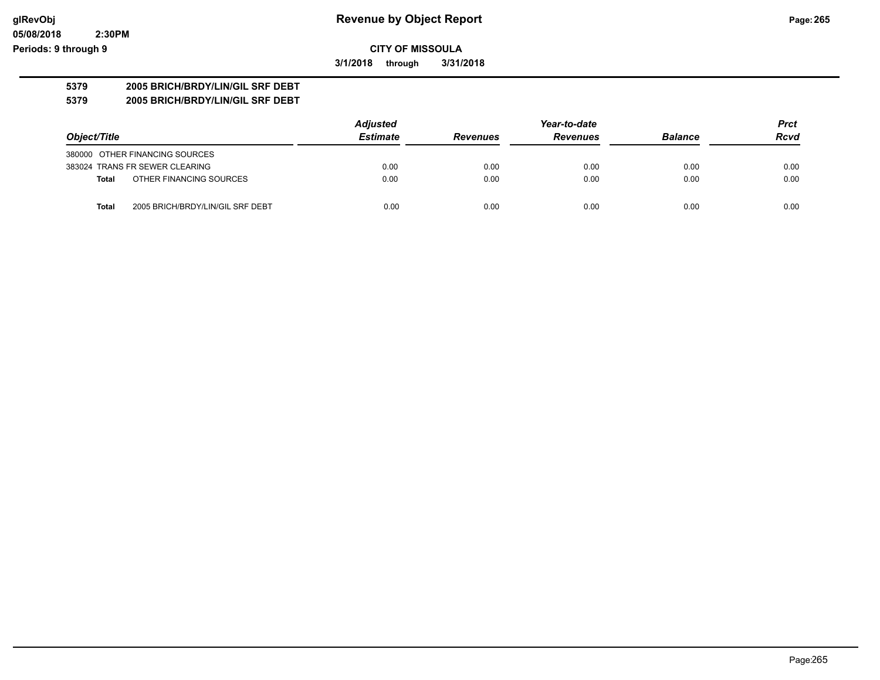# Revenue by Object Report

**CITY OF MISSOULA**

**3/1/2018 through 3/31/2018**

**5379 2005 BRICH/BRDY/LIN/GIL SRF DEBT**

**5379 2005 BRICH/BRDY/LIN/GIL SRF DEBT**

| Object/Title | Adjusted Estimate | Revenues | Year-to-date Revenues | Balance | Prct Rcvd |
|---|---|---|---|---|---|
| 380000 OTHER FINANCING SOURCES | | | | | |
| 383024 TRANS FR SEWER CLEARING | 0.00 | 0.00 | 0.00 | 0.00 | 0.00 |
| **Total** OTHER FINANCING SOURCES | 0.00 | 0.00 | 0.00 | 0.00 | 0.00 |
| **Total** 2005 BRICH/BRDY/LIN/GIL SRF DEBT | 0.00 | 0.00 | 0.00 | 0.00 | 0.00 |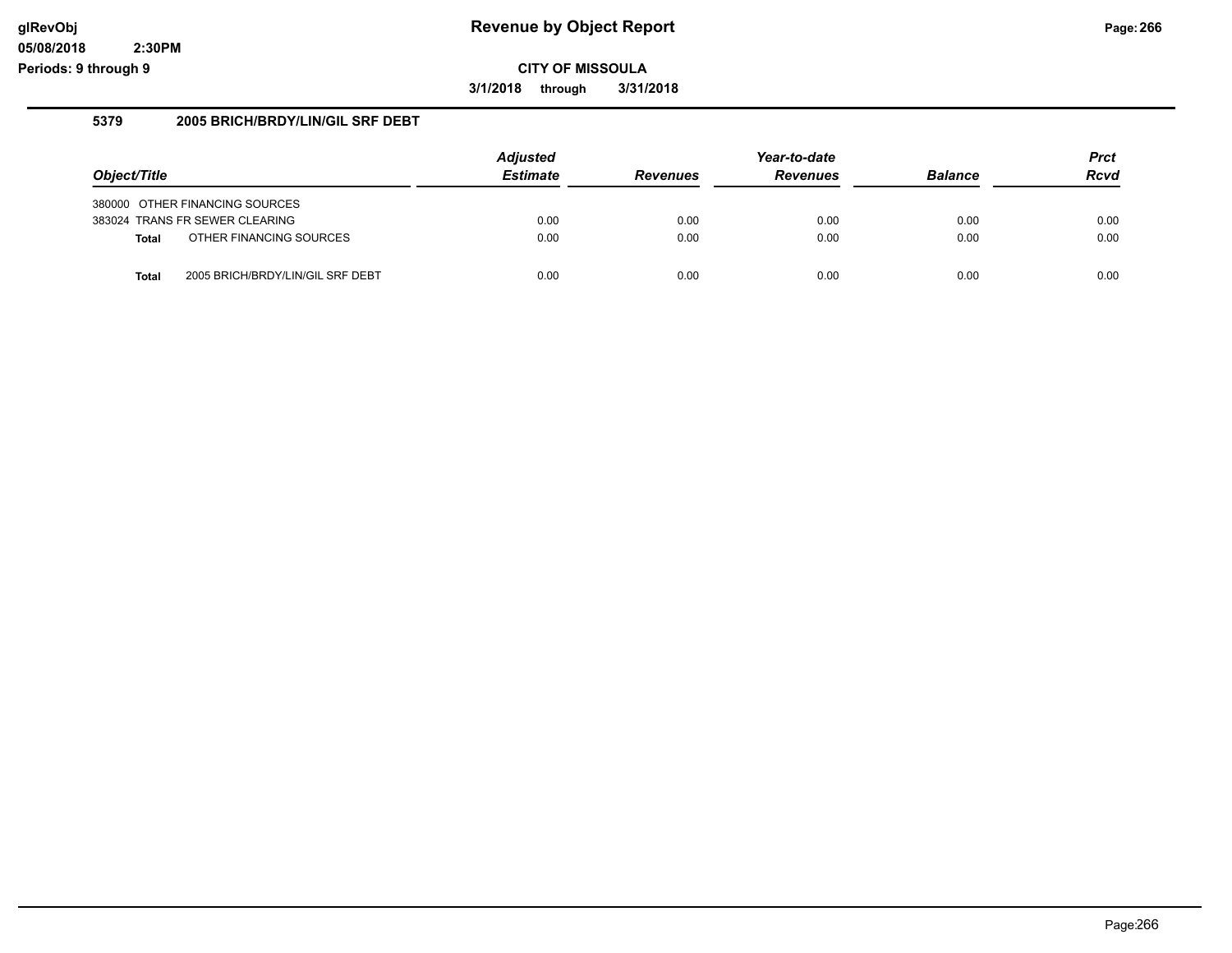# Revenue by Object Report

glRevObj
05/08/2018 2:30PM
Periods: 9 through 9

**CITY OF MISSOULA**

**3/1/2018 through 3/31/2018**

### 5379 2005 BRICH/BRDY/LIN/GIL SRF DEBT

| Object/Title | Adjusted Estimate | Revenues | Year-to-date Revenues | Balance | Prct Rcvd |
|---|---|---|---|---|---|
| 380000 OTHER FINANCING SOURCES | | | | | |
| 383024 TRANS FR SEWER CLEARING | 0.00 | 0.00 | 0.00 | 0.00 | 0.00 |
| **Total** OTHER FINANCING SOURCES | 0.00 | 0.00 | 0.00 | 0.00 | 0.00 |
| **Total** 2005 BRICH/BRDY/LIN/GIL SRF DEBT | 0.00 | 0.00 | 0.00 | 0.00 | 0.00 |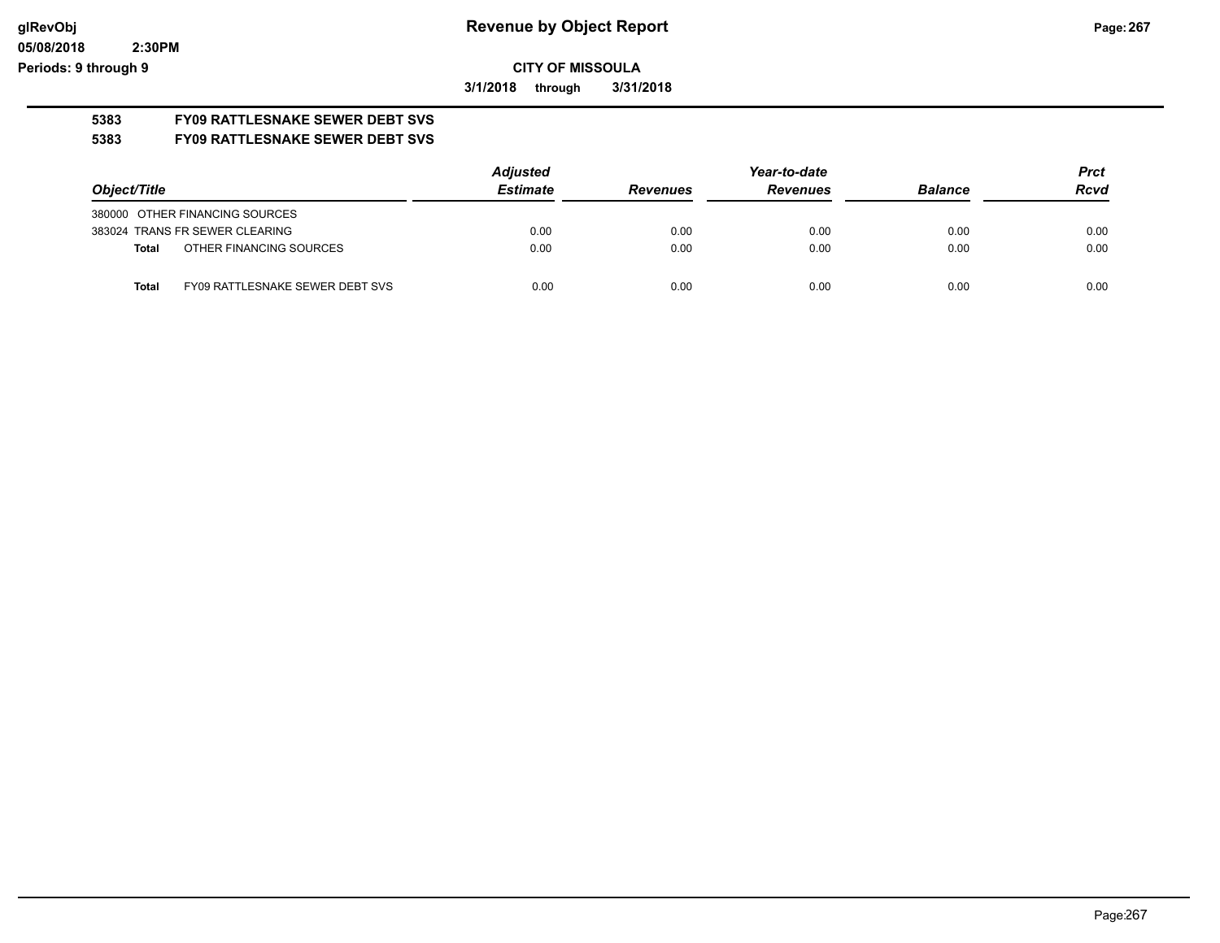**Revenue by Object Report**

**CITY OF MISSOULA**

**3/1/2018 through 3/31/2018**

glRevObj
05/08/2018 2:30PM
Periods: 9 through 9

**5383 FY09 RATTLESNAKE SEWER DEBT SVS**

**5383 FY09 RATTLESNAKE SEWER DEBT SVS**

| Object/Title | Adjusted Estimate | Revenues | Year-to-date Revenues | Balance | Prct Rcvd |
|---|---|---|---|---|---|
| 380000 OTHER FINANCING SOURCES | | | | | |
| 383024 TRANS FR SEWER CLEARING | 0.00 | 0.00 | 0.00 | 0.00 | 0.00 |
| **Total** OTHER FINANCING SOURCES | 0.00 | 0.00 | 0.00 | 0.00 | 0.00 |
| **Total** FY09 RATTLESNAKE SEWER DEBT SVS | 0.00 | 0.00 | 0.00 | 0.00 | 0.00 |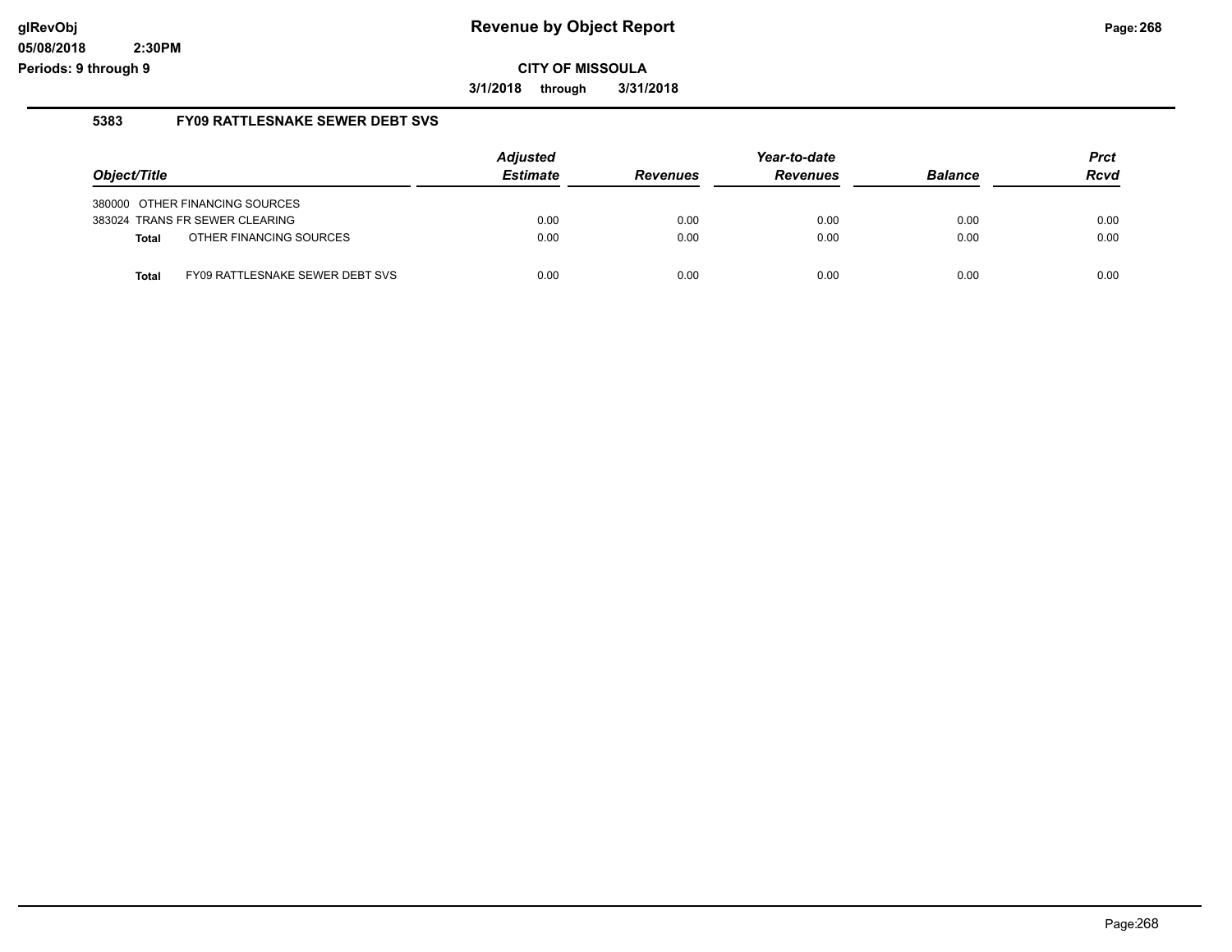# Revenue by Object Report

**CITY OF MISSOULA**

**3/1/2018 through 3/31/2018**

Periods: 9 through 9

## 5383 FY09 RATTLESNAKE SEWER DEBT SVS

| Object/Title | Adjusted Estimate | Revenues | Year-to-date Revenues | Balance | Prct Rcvd |
|---|---|---|---|---|---|
| 380000 OTHER FINANCING SOURCES | | | | | |
| 383024 TRANS FR SEWER CLEARING | 0.00 | 0.00 | 0.00 | 0.00 | 0.00 |
| **Total** OTHER FINANCING SOURCES | 0.00 | 0.00 | 0.00 | 0.00 | 0.00 |
| **Total** FY09 RATTLESNAKE SEWER DEBT SVS | 0.00 | 0.00 | 0.00 | 0.00 | 0.00 |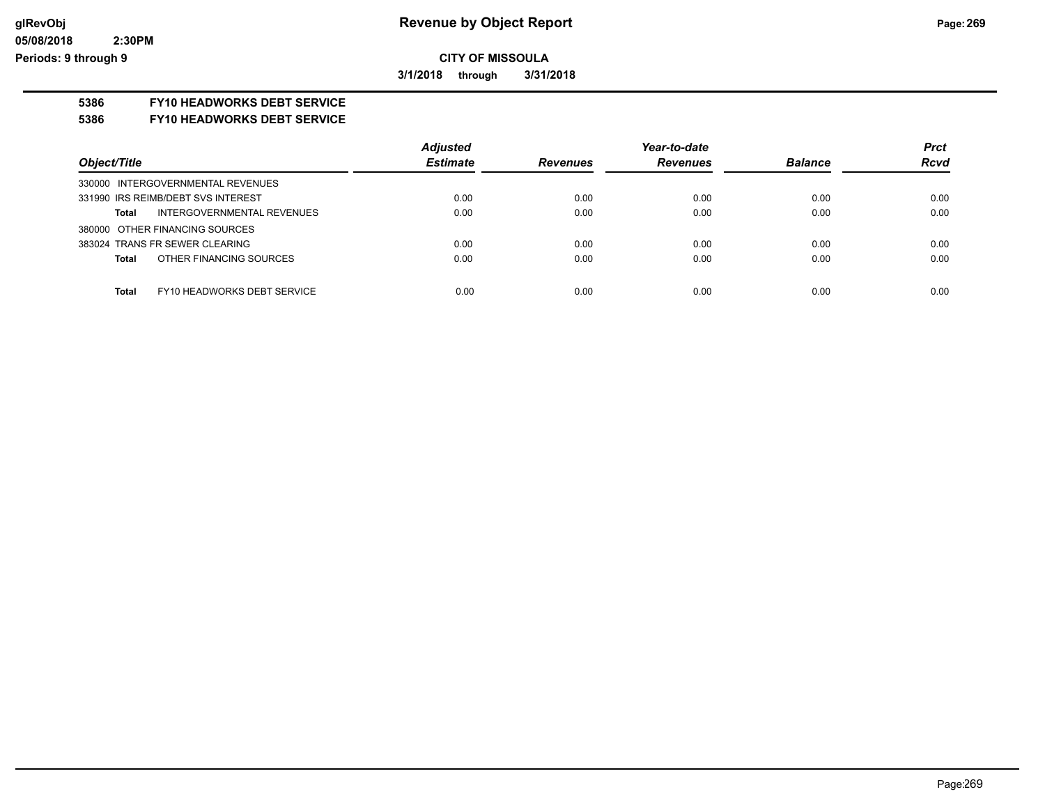**CITY OF MISSOULA**

**3/1/2018 through 3/31/2018**

## 5386 FY10 HEADWORKS DEBT SERVICE

## 5386 FY10 HEADWORKS DEBT SERVICE

| Object/Title | Adjusted Estimate | Revenues | Year-to-date Revenues | Balance | Prct Rcvd |
|---|---|---|---|---|---|
| 330000 INTERGOVERNMENTAL REVENUES | | | | | |
| 331990 IRS REIMB/DEBT SVS INTEREST | 0.00 | 0.00 | 0.00 | 0.00 | 0.00 |
| **Total** INTERGOVERNMENTAL REVENUES | 0.00 | 0.00 | 0.00 | 0.00 | 0.00 |
| 380000 OTHER FINANCING SOURCES | | | | | |
| 383024 TRANS FR SEWER CLEARING | 0.00 | 0.00 | 0.00 | 0.00 | 0.00 |
| **Total** OTHER FINANCING SOURCES | 0.00 | 0.00 | 0.00 | 0.00 | 0.00 |
| **Total** FY10 HEADWORKS DEBT SERVICE | 0.00 | 0.00 | 0.00 | 0.00 | 0.00 |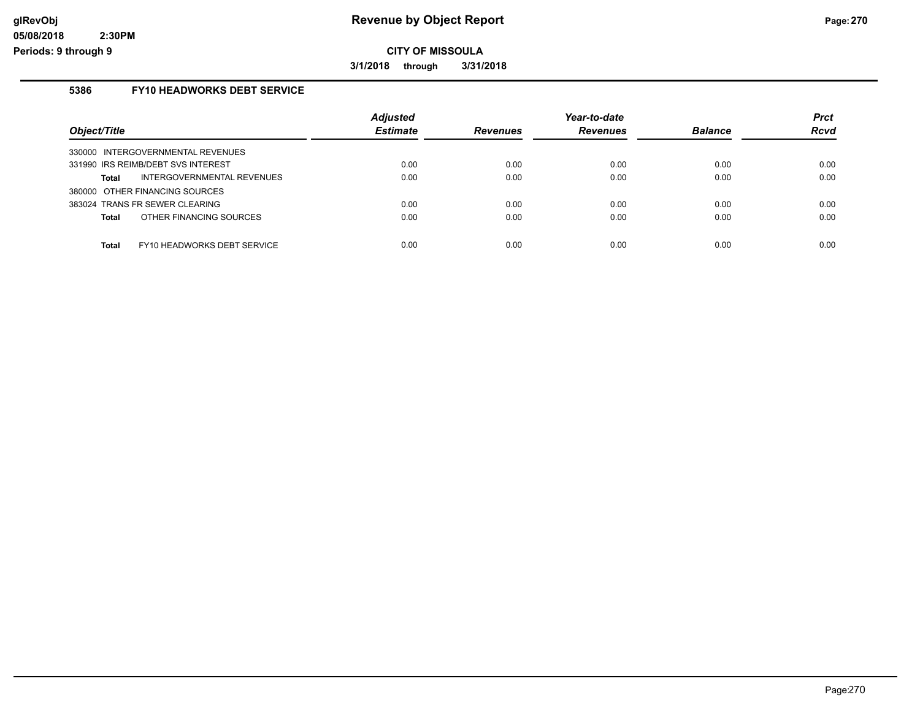# Revenue by Object Report

**CITY OF MISSOULA**

**3/1/2018 through 3/31/2018**

### 5386 FY10 HEADWORKS DEBT SERVICE

| Object/Title | | Adjusted Estimate | Revenues | Year-to-date Revenues | Balance | Prct Rcvd |
|---|---|---|---|---|---|---|
| 330000 INTERGOVERNMENTAL REVENUES | | | | | | |
| 331990 IRS REIMB/DEBT SVS INTEREST | | 0.00 | 0.00 | 0.00 | 0.00 | 0.00 |
| **Total** | INTERGOVERNMENTAL REVENUES | 0.00 | 0.00 | 0.00 | 0.00 | 0.00 |
| 380000 OTHER FINANCING SOURCES | | | | | | |
| 383024 TRANS FR SEWER CLEARING | | 0.00 | 0.00 | 0.00 | 0.00 | 0.00 |
| **Total** | OTHER FINANCING SOURCES | 0.00 | 0.00 | 0.00 | 0.00 | 0.00 |
| **Total** | FY10 HEADWORKS DEBT SERVICE | 0.00 | 0.00 | 0.00 | 0.00 | 0.00 |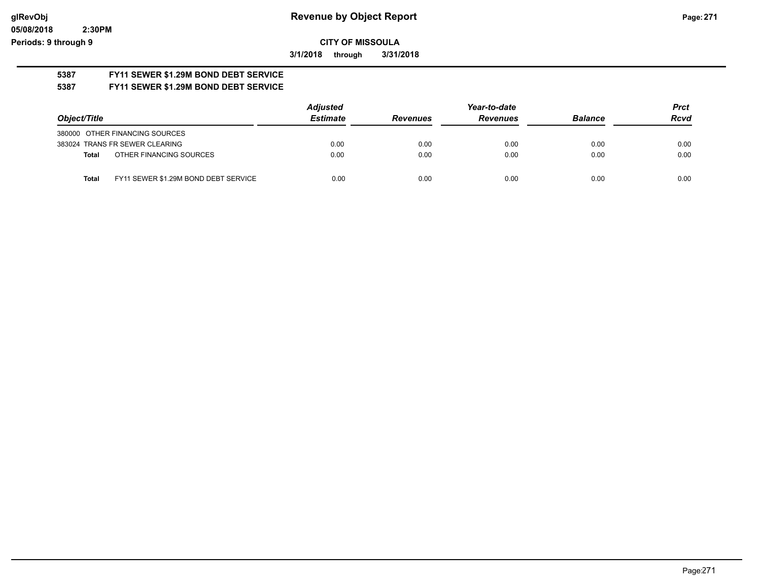**Revenue by Object Report**

**CITY OF MISSOULA**

**3/1/2018 through 3/31/2018**

glRevObj
05/08/2018 2:30PM
Periods: 9 through 9

## 5387 FY11 SEWER $1.29M BOND DEBT SERVICE
## 5387 FY11 SEWER $1.29M BOND DEBT SERVICE

| Object/Title | Adjusted Estimate | Revenues | Year-to-date Revenues | Balance | Prct Rcvd |
|---|---|---|---|---|---|
| 380000 OTHER FINANCING SOURCES | | | | | |
| 383024 TRANS FR SEWER CLEARING | 0.00 | 0.00 | 0.00 | 0.00 | 0.00 |
| **Total** OTHER FINANCING SOURCES | 0.00 | 0.00 | 0.00 | 0.00 | 0.00 |
| **Total** FY11 SEWER $1.29M BOND DEBT SERVICE | 0.00 | 0.00 | 0.00 | 0.00 | 0.00 |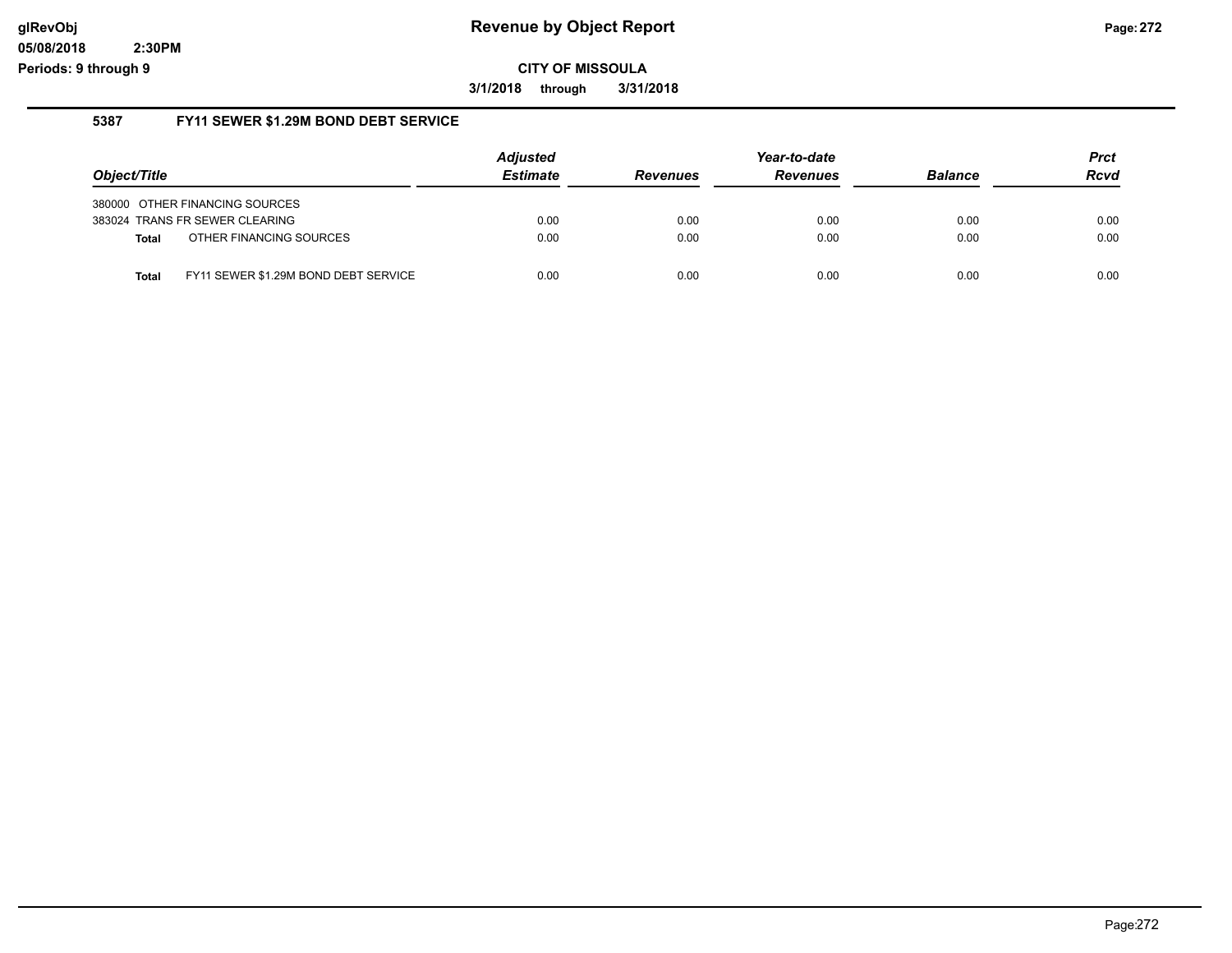# Revenue by Object Report

**CITY OF MISSOULA**

**3/1/2018 through 3/31/2018**

glRevObj
05/08/2018 2:30PM
Periods: 9 through 9

### 5387 FY11 SEWER $1.29M BOND DEBT SERVICE

| Object/Title | Adjusted Estimate | Revenues | Year-to-date Revenues | Balance | Prct Rcvd |
|---|---|---|---|---|---|
| 380000 OTHER FINANCING SOURCES | | | | | |
| 383024 TRANS FR SEWER CLEARING | 0.00 | 0.00 | 0.00 | 0.00 | 0.00 |
| **Total** OTHER FINANCING SOURCES | 0.00 | 0.00 | 0.00 | 0.00 | 0.00 |
| **Total** FY11 SEWER $1.29M BOND DEBT SERVICE | 0.00 | 0.00 | 0.00 | 0.00 | 0.00 |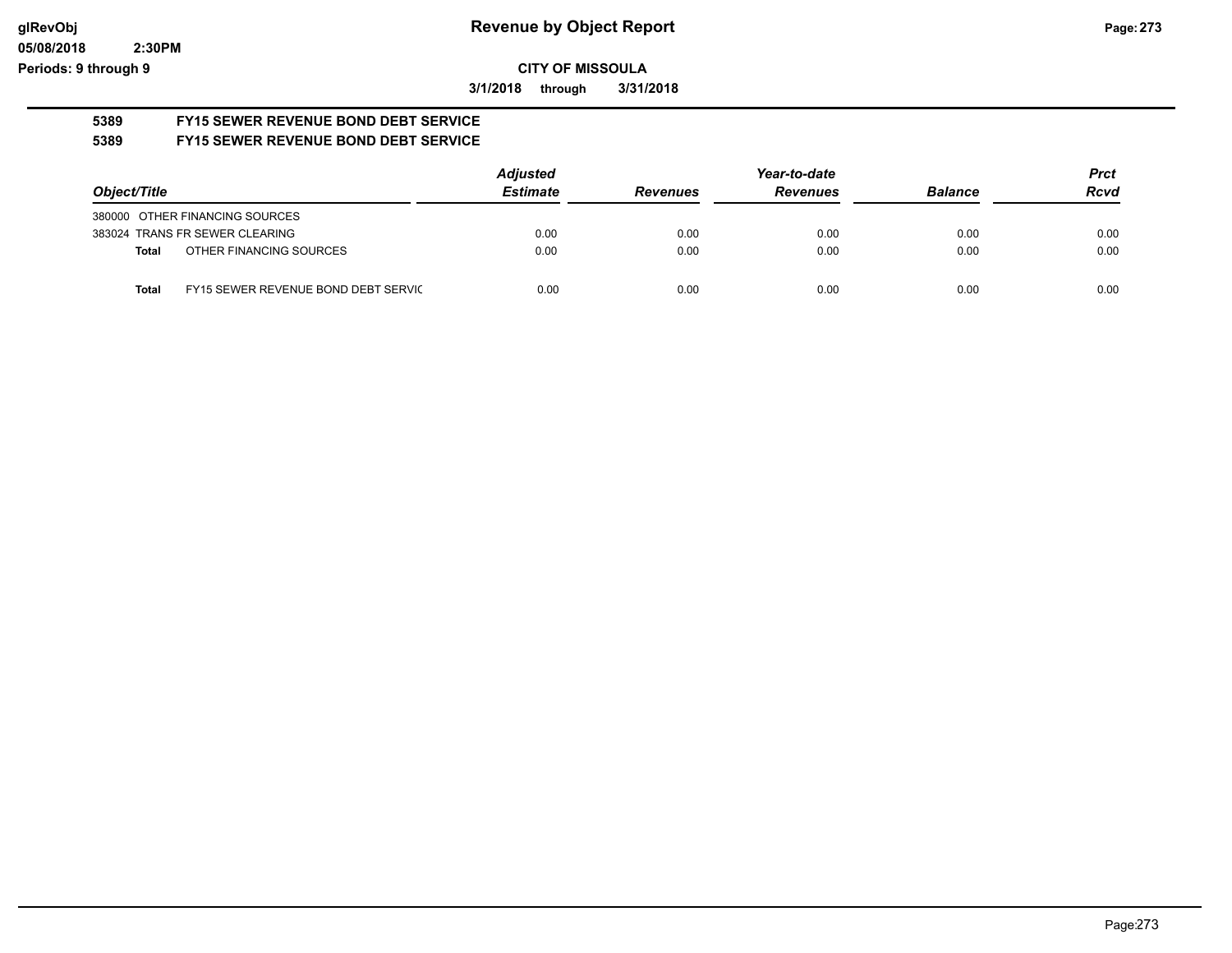# Revenue by Object Report

glRevObj
05/08/2018 2:30PM
Periods: 9 through 9

**CITY OF MISSOULA**

**3/1/2018 through 3/31/2018**

**5389 FY15 SEWER REVENUE BOND DEBT SERVICE**

**5389 FY15 SEWER REVENUE BOND DEBT SERVICE**

| Object/Title | | Adjusted Estimate | Revenues | Year-to-date Revenues | Balance | Prct Rcvd |
|---|---|---|---|---|---|---|
| 380000 OTHER FINANCING SOURCES | | | | | | |
| 383024 TRANS FR SEWER CLEARING | | 0.00 | 0.00 | 0.00 | 0.00 | 0.00 |
| **Total** | OTHER FINANCING SOURCES | 0.00 | 0.00 | 0.00 | 0.00 | 0.00 |
| **Total** | FY15 SEWER REVENUE BOND DEBT SERVIC | 0.00 | 0.00 | 0.00 | 0.00 | 0.00 |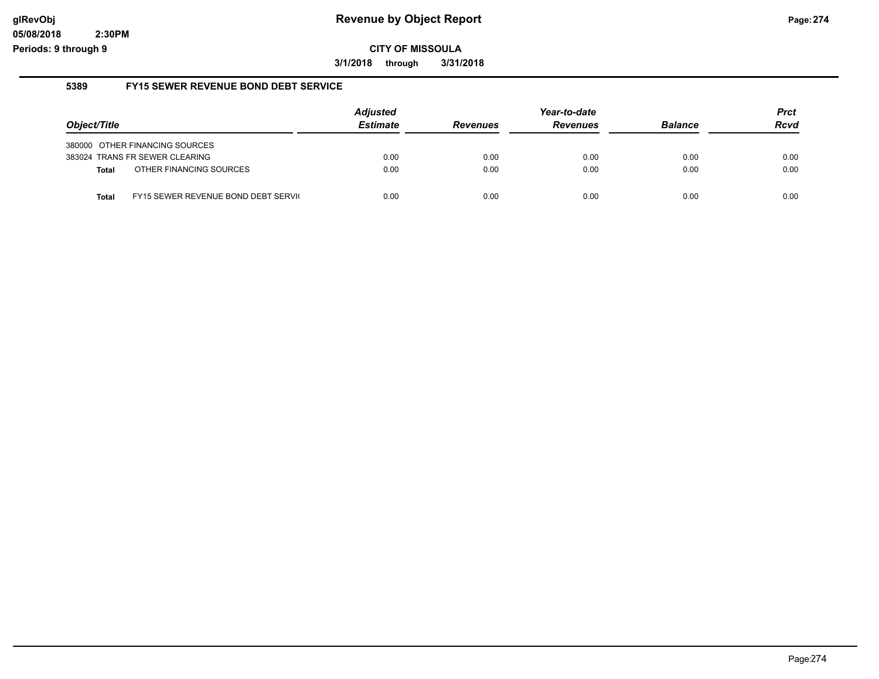# Revenue by Object Report

glRevObj
05/08/2018 2:30PM
Periods: 9 through 9

**CITY OF MISSOULA**

**3/1/2018 through 3/31/2018**

## 5389 FY15 SEWER REVENUE BOND DEBT SERVICE

| Object/Title | Adjusted Estimate | Revenues | Year-to-date Revenues | Balance | Prct Rcvd |
|---|---|---|---|---|---|
| 380000 OTHER FINANCING SOURCES | | | | | |
| 383024 TRANS FR SEWER CLEARING | 0.00 | 0.00 | 0.00 | 0.00 | 0.00 |
| **Total** OTHER FINANCING SOURCES | 0.00 | 0.00 | 0.00 | 0.00 | 0.00 |
| **Total** FY15 SEWER REVENUE BOND DEBT SERVI( | 0.00 | 0.00 | 0.00 | 0.00 | 0.00 |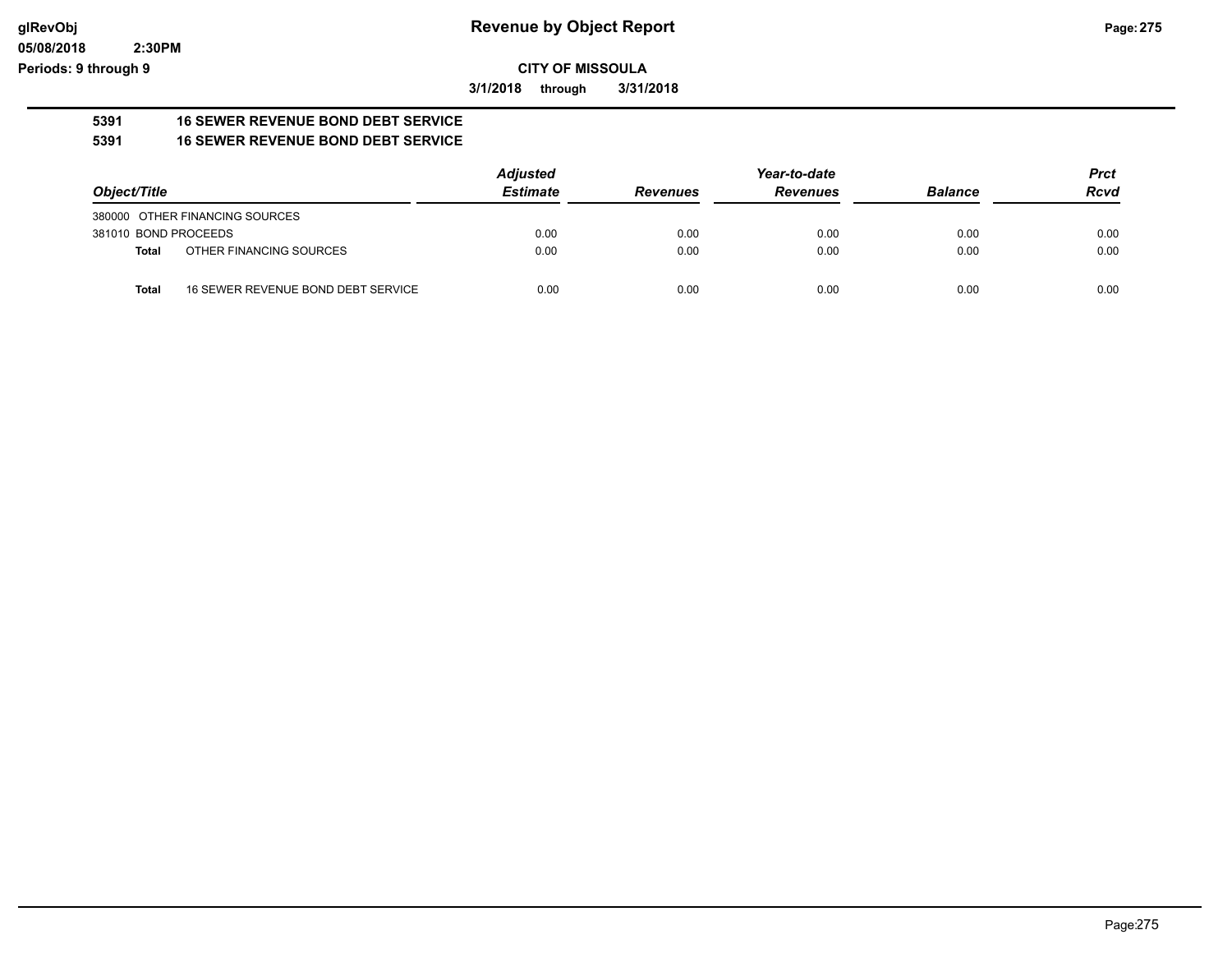**glRevObj**
**05/08/2018 2:30PM**
**Periods: 9 through 9**

# Revenue by Object Report

**CITY OF MISSOULA**

**3/1/2018 through 3/31/2018**

## 5391 16 SEWER REVENUE BOND DEBT SERVICE
## 5391 16 SEWER REVENUE BOND DEBT SERVICE

| Object/Title | Adjusted Estimate | Revenues | Year-to-date Revenues | Balance | Prct Rcvd |
|---|---|---|---|---|---|
| 380000 OTHER FINANCING SOURCES | | | | | |
| 381010 BOND PROCEEDS | 0.00 | 0.00 | 0.00 | 0.00 | 0.00 |
| **Total** OTHER FINANCING SOURCES | 0.00 | 0.00 | 0.00 | 0.00 | 0.00 |
| **Total** 16 SEWER REVENUE BOND DEBT SERVICE | 0.00 | 0.00 | 0.00 | 0.00 | 0.00 |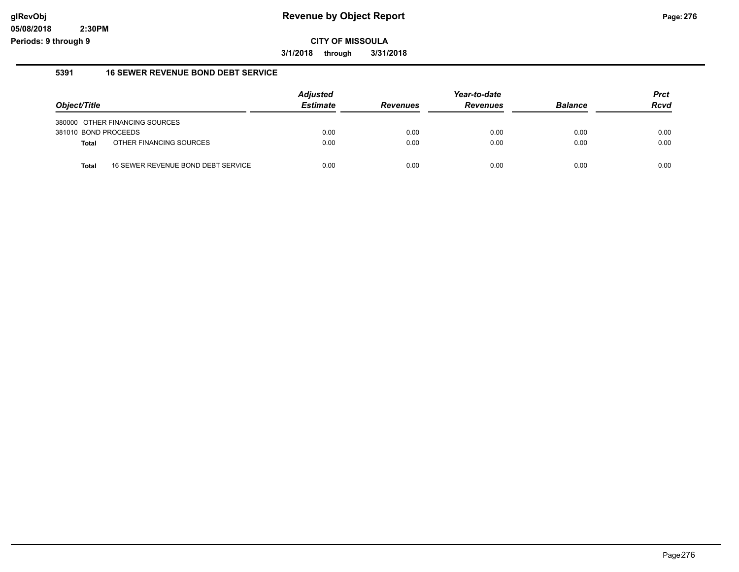**glRevObj**
**05/08/2018 2:30PM**
**Periods: 9 through 9**

# Revenue by Object Report

**CITY OF MISSOULA**

**3/1/2018 through 3/31/2018**

## 5391 16 SEWER REVENUE BOND DEBT SERVICE

| Object/Title | | Adjusted Estimate | Revenues | Year-to-date Revenues | Balance | Prct Rcvd |
|---|---|---|---|---|---|---|
| 380000 OTHER FINANCING SOURCES | | | | | | |
| 381010 BOND PROCEEDS | | 0.00 | 0.00 | 0.00 | 0.00 | 0.00 |
| **Total** | OTHER FINANCING SOURCES | 0.00 | 0.00 | 0.00 | 0.00 | 0.00 |
| **Total** | 16 SEWER REVENUE BOND DEBT SERVICE | 0.00 | 0.00 | 0.00 | 0.00 | 0.00 |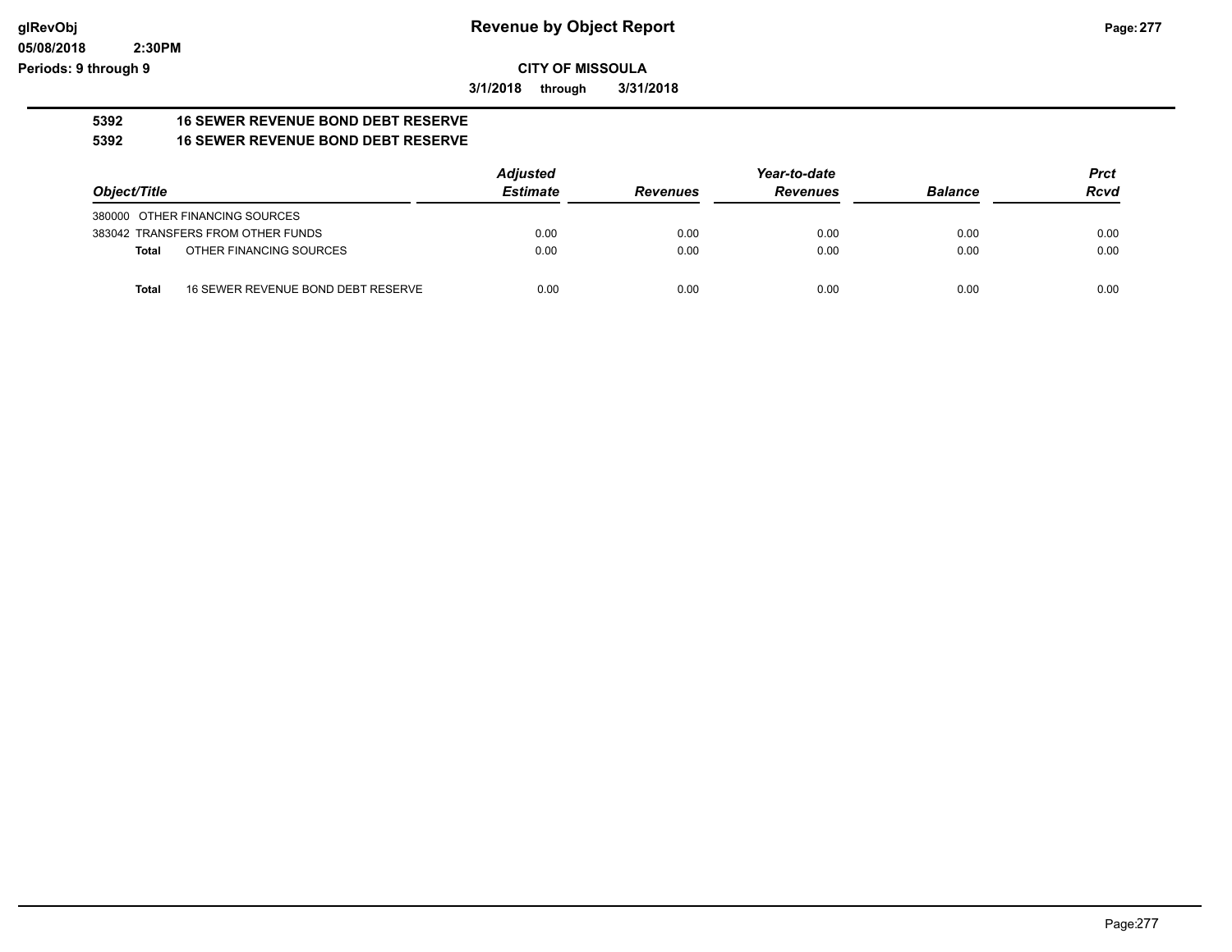**CITY OF MISSOULA**

**3/1/2018 through 3/31/2018**

**Revenue by Object Report**

## 5392 16 SEWER REVENUE BOND DEBT RESERVE

## 5392 16 SEWER REVENUE BOND DEBT RESERVE

| Object/Title | Adjusted Estimate | Revenues | Year-to-date Revenues | Balance | Prct Rcvd |
|---|---|---|---|---|---|
| 380000 OTHER FINANCING SOURCES | | | | | |
| 383042 TRANSFERS FROM OTHER FUNDS | 0.00 | 0.00 | 0.00 | 0.00 | 0.00 |
| **Total** OTHER FINANCING SOURCES | 0.00 | 0.00 | 0.00 | 0.00 | 0.00 |
| **Total** 16 SEWER REVENUE BOND DEBT RESERVE | 0.00 | 0.00 | 0.00 | 0.00 | 0.00 |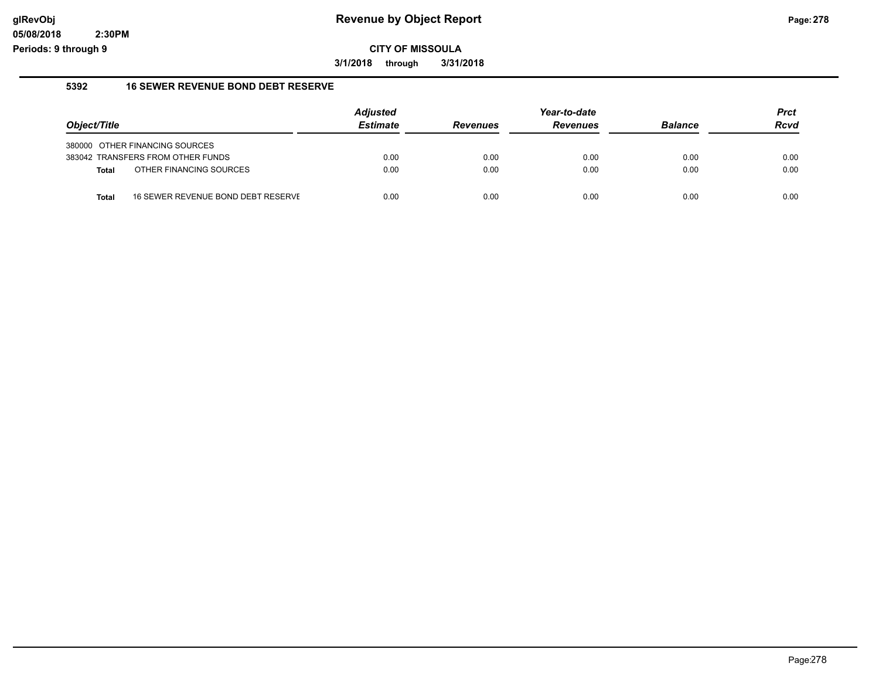**CITY OF MISSOULA**

**3/1/2018 through 3/31/2018**

## 5392 16 SEWER REVENUE BOND DEBT RESERVE

| Object/Title | | Adjusted Estimate | Revenues | Year-to-date Revenues | Balance | Prct Rcvd |
|---|---|---|---|---|---|---|
| 380000 | OTHER FINANCING SOURCES | | | | | |
| 383042 | TRANSFERS FROM OTHER FUNDS | 0.00 | 0.00 | 0.00 | 0.00 | 0.00 |
| **Total** | OTHER FINANCING SOURCES | 0.00 | 0.00 | 0.00 | 0.00 | 0.00 |
| **Total** | 16 SEWER REVENUE BOND DEBT RESERVE | 0.00 | 0.00 | 0.00 | 0.00 | 0.00 |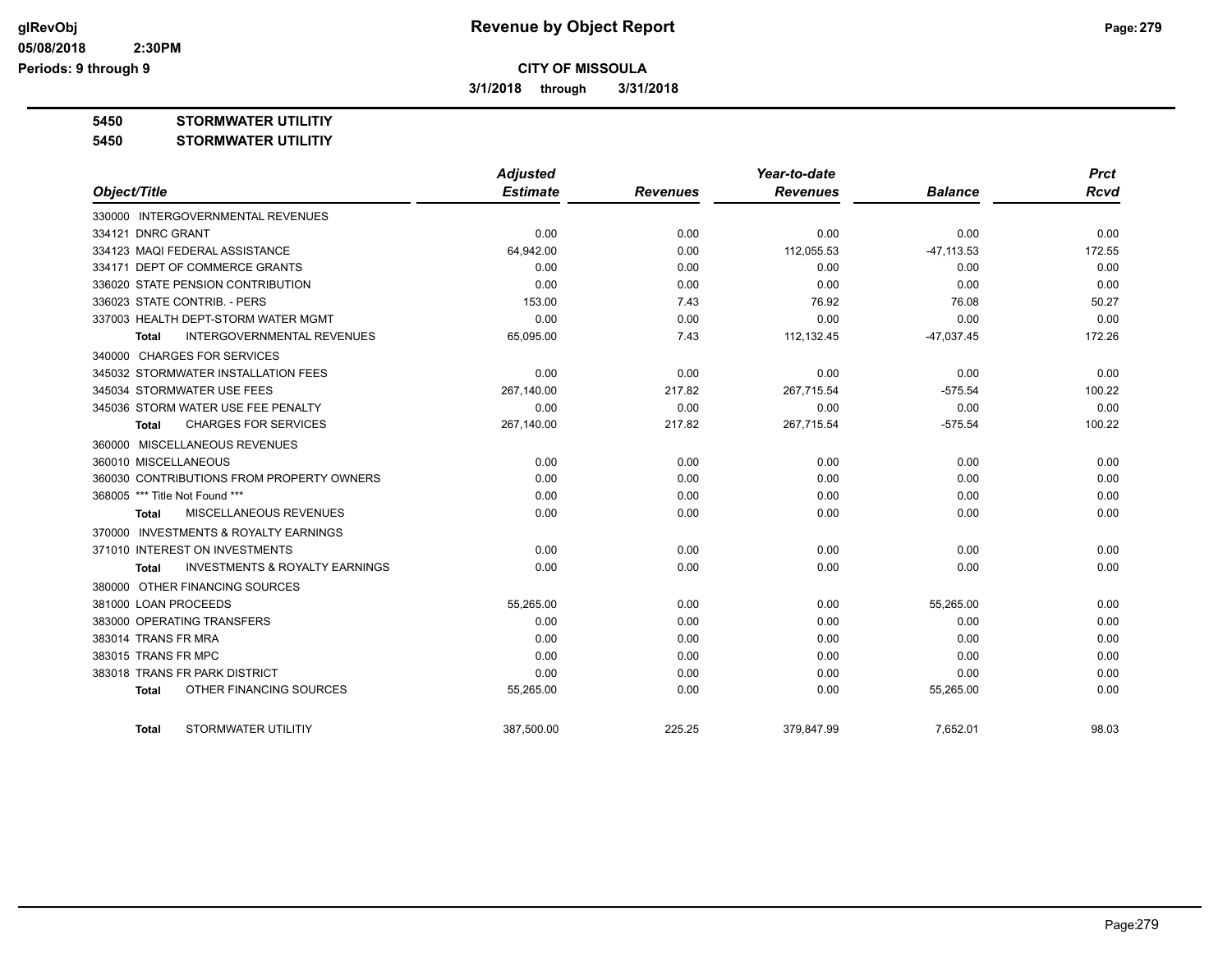**CITY OF MISSOULA**

**3/1/2018 through 3/31/2018**

**5450 STORMWATER UTILITIY**

**5450 STORMWATER UTILITIY**

| Object/Title | Adjusted Estimate | Revenues | Year-to-date Revenues | Balance | Prct Rcvd |
|---|---|---|---|---|---|
| 330000 INTERGOVERNMENTAL REVENUES | | | | | |
| 334121 DNRC GRANT | 0.00 | 0.00 | 0.00 | 0.00 | 0.00 |
| 334123 MAQI FEDERAL ASSISTANCE | 64,942.00 | 0.00 | 112,055.53 | -47,113.53 | 172.55 |
| 334171 DEPT OF COMMERCE GRANTS | 0.00 | 0.00 | 0.00 | 0.00 | 0.00 |
| 336020 STATE PENSION CONTRIBUTION | 0.00 | 0.00 | 0.00 | 0.00 | 0.00 |
| 336023 STATE CONTRIB. - PERS | 153.00 | 7.43 | 76.92 | 76.08 | 50.27 |
| 337003 HEALTH DEPT-STORM WATER MGMT | 0.00 | 0.00 | 0.00 | 0.00 | 0.00 |
| **Total** INTERGOVERNMENTAL REVENUES | 65,095.00 | 7.43 | 112,132.45 | -47,037.45 | 172.26 |
| 340000 CHARGES FOR SERVICES | | | | | |
| 345032 STORMWATER INSTALLATION FEES | 0.00 | 0.00 | 0.00 | 0.00 | 0.00 |
| 345034 STORMWATER USE FEES | 267,140.00 | 217.82 | 267,715.54 | -575.54 | 100.22 |
| 345036 STORM WATER USE FEE PENALTY | 0.00 | 0.00 | 0.00 | 0.00 | 0.00 |
| **Total** CHARGES FOR SERVICES | 267,140.00 | 217.82 | 267,715.54 | -575.54 | 100.22 |
| 360000 MISCELLANEOUS REVENUES | | | | | |
| 360010 MISCELLANEOUS | 0.00 | 0.00 | 0.00 | 0.00 | 0.00 |
| 360030 CONTRIBUTIONS FROM PROPERTY OWNERS | 0.00 | 0.00 | 0.00 | 0.00 | 0.00 |
| 368005 *** Title Not Found *** | 0.00 | 0.00 | 0.00 | 0.00 | 0.00 |
| **Total** MISCELLANEOUS REVENUES | 0.00 | 0.00 | 0.00 | 0.00 | 0.00 |
| 370000 INVESTMENTS & ROYALTY EARNINGS | | | | | |
| 371010 INTEREST ON INVESTMENTS | 0.00 | 0.00 | 0.00 | 0.00 | 0.00 |
| **Total** INVESTMENTS & ROYALTY EARNINGS | 0.00 | 0.00 | 0.00 | 0.00 | 0.00 |
| 380000 OTHER FINANCING SOURCES | | | | | |
| 381000 LOAN PROCEEDS | 55,265.00 | 0.00 | 0.00 | 55,265.00 | 0.00 |
| 383000 OPERATING TRANSFERS | 0.00 | 0.00 | 0.00 | 0.00 | 0.00 |
| 383014 TRANS FR MRA | 0.00 | 0.00 | 0.00 | 0.00 | 0.00 |
| 383015 TRANS FR MPC | 0.00 | 0.00 | 0.00 | 0.00 | 0.00 |
| 383018 TRANS FR PARK DISTRICT | 0.00 | 0.00 | 0.00 | 0.00 | 0.00 |
| **Total** OTHER FINANCING SOURCES | 55,265.00 | 0.00 | 0.00 | 55,265.00 | 0.00 |
| **Total** STORMWATER UTILITIY | 387,500.00 | 225.25 | 379,847.99 | 7,652.01 | 98.03 |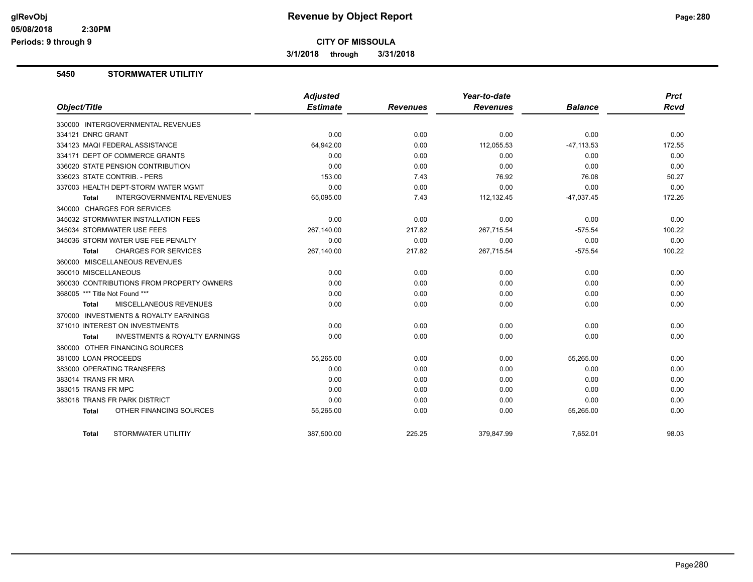# Revenue by Object Report

**CITY OF MISSOULA**

**3/1/2018 through 3/31/2018**

## 5450 STORMWATER UTILITIY

| Object/Title | Adjusted Estimate | Revenues | Year-to-date Revenues | Balance | Prct Rcvd |
|---|---|---|---|---|---|
| 330000 INTERGOVERNMENTAL REVENUES | | | | | |
| 334121 DNRC GRANT | 0.00 | 0.00 | 0.00 | 0.00 | 0.00 |
| 334123 MAQI FEDERAL ASSISTANCE | 64,942.00 | 0.00 | 112,055.53 | -47,113.53 | 172.55 |
| 334171 DEPT OF COMMERCE GRANTS | 0.00 | 0.00 | 0.00 | 0.00 | 0.00 |
| 336020 STATE PENSION CONTRIBUTION | 0.00 | 0.00 | 0.00 | 0.00 | 0.00 |
| 336023 STATE CONTRIB. - PERS | 153.00 | 7.43 | 76.92 | 76.08 | 50.27 |
| 337003 HEALTH DEPT-STORM WATER MGMT | 0.00 | 0.00 | 0.00 | 0.00 | 0.00 |
| **Total** INTERGOVERNMENTAL REVENUES | 65,095.00 | 7.43 | 112,132.45 | -47,037.45 | 172.26 |
| 340000 CHARGES FOR SERVICES | | | | | |
| 345032 STORMWATER INSTALLATION FEES | 0.00 | 0.00 | 0.00 | 0.00 | 0.00 |
| 345034 STORMWATER USE FEES | 267,140.00 | 217.82 | 267,715.54 | -575.54 | 100.22 |
| 345036 STORM WATER USE FEE PENALTY | 0.00 | 0.00 | 0.00 | 0.00 | 0.00 |
| **Total** CHARGES FOR SERVICES | 267,140.00 | 217.82 | 267,715.54 | -575.54 | 100.22 |
| 360000 MISCELLANEOUS REVENUES | | | | | |
| 360010 MISCELLANEOUS | 0.00 | 0.00 | 0.00 | 0.00 | 0.00 |
| 360030 CONTRIBUTIONS FROM PROPERTY OWNERS | 0.00 | 0.00 | 0.00 | 0.00 | 0.00 |
| 368005 *** Title Not Found *** | 0.00 | 0.00 | 0.00 | 0.00 | 0.00 |
| **Total** MISCELLANEOUS REVENUES | 0.00 | 0.00 | 0.00 | 0.00 | 0.00 |
| 370000 INVESTMENTS & ROYALTY EARNINGS | | | | | |
| 371010 INTEREST ON INVESTMENTS | 0.00 | 0.00 | 0.00 | 0.00 | 0.00 |
| **Total** INVESTMENTS & ROYALTY EARNINGS | 0.00 | 0.00 | 0.00 | 0.00 | 0.00 |
| 380000 OTHER FINANCING SOURCES | | | | | |
| 381000 LOAN PROCEEDS | 55,265.00 | 0.00 | 0.00 | 55,265.00 | 0.00 |
| 383000 OPERATING TRANSFERS | 0.00 | 0.00 | 0.00 | 0.00 | 0.00 |
| 383014 TRANS FR MRA | 0.00 | 0.00 | 0.00 | 0.00 | 0.00 |
| 383015 TRANS FR MPC | 0.00 | 0.00 | 0.00 | 0.00 | 0.00 |
| 383018 TRANS FR PARK DISTRICT | 0.00 | 0.00 | 0.00 | 0.00 | 0.00 |
| **Total** OTHER FINANCING SOURCES | 55,265.00 | 0.00 | 0.00 | 55,265.00 | 0.00 |
| **Total** STORMWATER UTILITIY | 387,500.00 | 225.25 | 379,847.99 | 7,652.01 | 98.03 |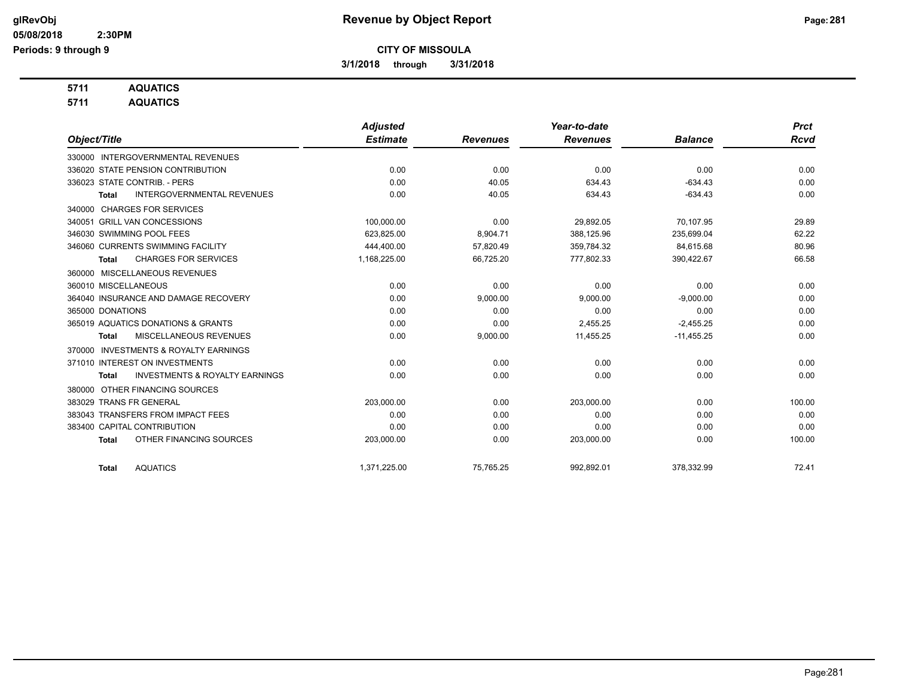# Revenue by Object Report

**CITY OF MISSOULA**

**3/1/2018 through 3/31/2018**

glRevObj
05/08/2018 2:30PM
Periods: 9 through 9

**5711 AQUATICS**
**5711 AQUATICS**

| Object/Title | Adjusted Estimate | Revenues | Year-to-date Revenues | Balance | Prct Rcvd |
|---|---|---|---|---|---|
| 330000 INTERGOVERNMENTAL REVENUES | | | | | |
| 336020 STATE PENSION CONTRIBUTION | 0.00 | 0.00 | 0.00 | 0.00 | 0.00 |
| 336023 STATE CONTRIB. - PERS | 0.00 | 40.05 | 634.43 | -634.43 | 0.00 |
| **Total** INTERGOVERNMENTAL REVENUES | 0.00 | 40.05 | 634.43 | -634.43 | 0.00 |
| 340000 CHARGES FOR SERVICES | | | | | |
| 340051 GRILL VAN CONCESSIONS | 100,000.00 | 0.00 | 29,892.05 | 70,107.95 | 29.89 |
| 346030 SWIMMING POOL FEES | 623,825.00 | 8,904.71 | 388,125.96 | 235,699.04 | 62.22 |
| 346060 CURRENTS SWIMMING FACILITY | 444,400.00 | 57,820.49 | 359,784.32 | 84,615.68 | 80.96 |
| **Total** CHARGES FOR SERVICES | 1,168,225.00 | 66,725.20 | 777,802.33 | 390,422.67 | 66.58 |
| 360000 MISCELLANEOUS REVENUES | | | | | |
| 360010 MISCELLANEOUS | 0.00 | 0.00 | 0.00 | 0.00 | 0.00 |
| 364040 INSURANCE AND DAMAGE RECOVERY | 0.00 | 9,000.00 | 9,000.00 | -9,000.00 | 0.00 |
| 365000 DONATIONS | 0.00 | 0.00 | 0.00 | 0.00 | 0.00 |
| 365019 AQUATICS DONATIONS & GRANTS | 0.00 | 0.00 | 2,455.25 | -2,455.25 | 0.00 |
| **Total** MISCELLANEOUS REVENUES | 0.00 | 9,000.00 | 11,455.25 | -11,455.25 | 0.00 |
| 370000 INVESTMENTS & ROYALTY EARNINGS | | | | | |
| 371010 INTEREST ON INVESTMENTS | 0.00 | 0.00 | 0.00 | 0.00 | 0.00 |
| **Total** INVESTMENTS & ROYALTY EARNINGS | 0.00 | 0.00 | 0.00 | 0.00 | 0.00 |
| 380000 OTHER FINANCING SOURCES | | | | | |
| 383029 TRANS FR GENERAL | 203,000.00 | 0.00 | 203,000.00 | 0.00 | 100.00 |
| 383043 TRANSFERS FROM IMPACT FEES | 0.00 | 0.00 | 0.00 | 0.00 | 0.00 |
| 383400 CAPITAL CONTRIBUTION | 0.00 | 0.00 | 0.00 | 0.00 | 0.00 |
| **Total** OTHER FINANCING SOURCES | 203,000.00 | 0.00 | 203,000.00 | 0.00 | 100.00 |
| **Total** AQUATICS | 1,371,225.00 | 75,765.25 | 992,892.01 | 378,332.99 | 72.41 |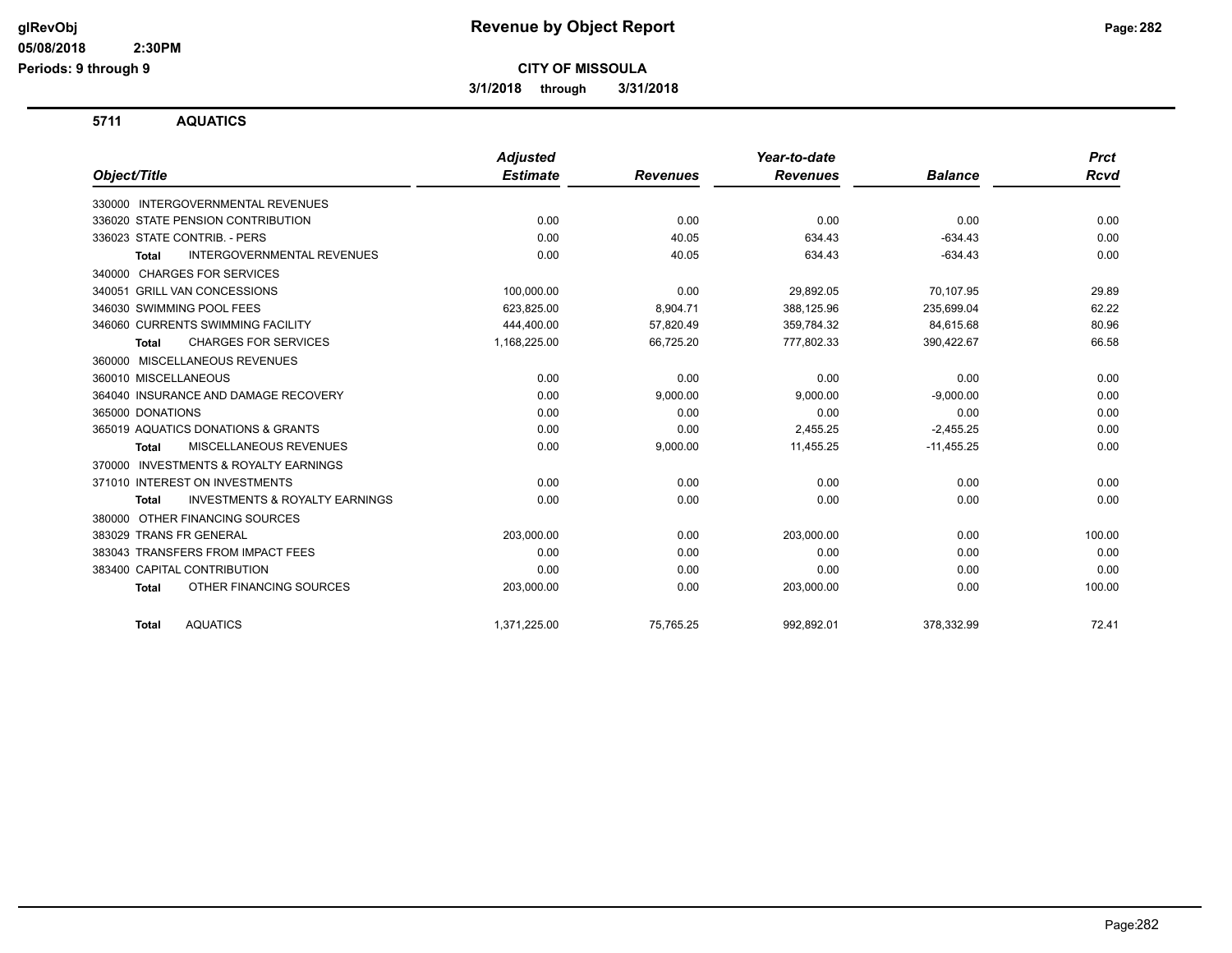**CITY OF MISSOULA**

**3/1/2018 through 3/31/2018**

## 5711 AQUATICS

| Object/Title | Adjusted Estimate | Revenues | Year-to-date Revenues | Balance | Prct Rcvd |
|---|---|---|---|---|---|
| 330000 INTERGOVERNMENTAL REVENUES | | | | | |
| 336020 STATE PENSION CONTRIBUTION | 0.00 | 0.00 | 0.00 | 0.00 | 0.00 |
| 336023 STATE CONTRIB. - PERS | 0.00 | 40.05 | 634.43 | -634.43 | 0.00 |
| **Total** INTERGOVERNMENTAL REVENUES | 0.00 | 40.05 | 634.43 | -634.43 | 0.00 |
| 340000 CHARGES FOR SERVICES | | | | | |
| 340051 GRILL VAN CONCESSIONS | 100,000.00 | 0.00 | 29,892.05 | 70,107.95 | 29.89 |
| 346030 SWIMMING POOL FEES | 623,825.00 | 8,904.71 | 388,125.96 | 235,699.04 | 62.22 |
| 346060 CURRENTS SWIMMING FACILITY | 444,400.00 | 57,820.49 | 359,784.32 | 84,615.68 | 80.96 |
| **Total** CHARGES FOR SERVICES | 1,168,225.00 | 66,725.20 | 777,802.33 | 390,422.67 | 66.58 |
| 360000 MISCELLANEOUS REVENUES | | | | | |
| 360010 MISCELLANEOUS | 0.00 | 0.00 | 0.00 | 0.00 | 0.00 |
| 364040 INSURANCE AND DAMAGE RECOVERY | 0.00 | 9,000.00 | 9,000.00 | -9,000.00 | 0.00 |
| 365000 DONATIONS | 0.00 | 0.00 | 0.00 | 0.00 | 0.00 |
| 365019 AQUATICS DONATIONS & GRANTS | 0.00 | 0.00 | 2,455.25 | -2,455.25 | 0.00 |
| **Total** MISCELLANEOUS REVENUES | 0.00 | 9,000.00 | 11,455.25 | -11,455.25 | 0.00 |
| 370000 INVESTMENTS & ROYALTY EARNINGS | | | | | |
| 371010 INTEREST ON INVESTMENTS | 0.00 | 0.00 | 0.00 | 0.00 | 0.00 |
| **Total** INVESTMENTS & ROYALTY EARNINGS | 0.00 | 0.00 | 0.00 | 0.00 | 0.00 |
| 380000 OTHER FINANCING SOURCES | | | | | |
| 383029 TRANS FR GENERAL | 203,000.00 | 0.00 | 203,000.00 | 0.00 | 100.00 |
| 383043 TRANSFERS FROM IMPACT FEES | 0.00 | 0.00 | 0.00 | 0.00 | 0.00 |
| 383400 CAPITAL CONTRIBUTION | 0.00 | 0.00 | 0.00 | 0.00 | 0.00 |
| **Total** OTHER FINANCING SOURCES | 203,000.00 | 0.00 | 203,000.00 | 0.00 | 100.00 |
| **Total** AQUATICS | 1,371,225.00 | 75,765.25 | 992,892.01 | 378,332.99 | 72.41 |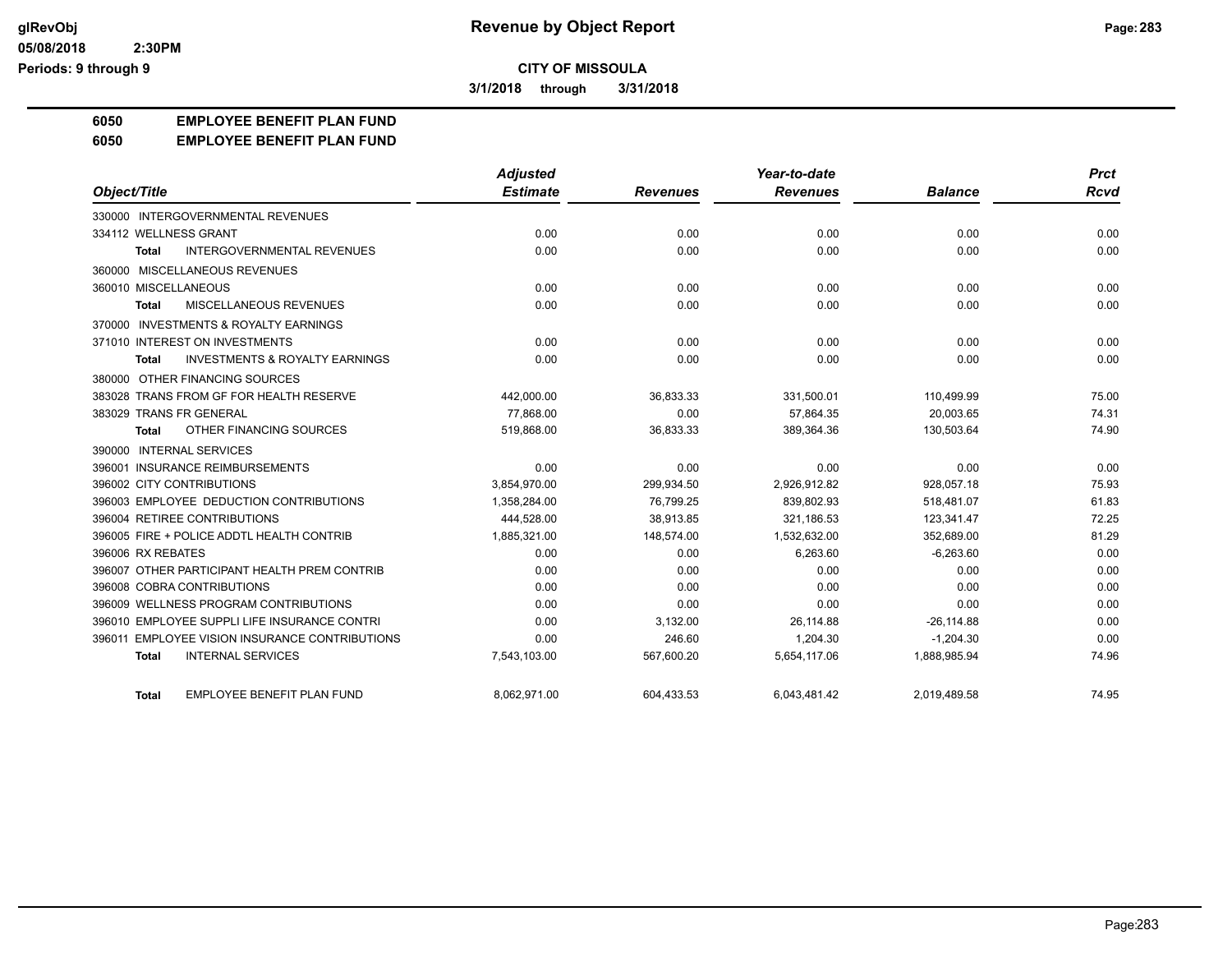# Revenue by Object Report

**CITY OF MISSOULA**

**3/1/2018 through 3/31/2018**

**6050 EMPLOYEE BENEFIT PLAN FUND**

**6050 EMPLOYEE BENEFIT PLAN FUND**

| Object/Title | Adjusted Estimate | Revenues | Year-to-date Revenues | Balance | Prct Rcvd |
|---|---|---|---|---|---|
| 330000 INTERGOVERNMENTAL REVENUES | | | | | |
| 334112 WELLNESS GRANT | 0.00 | 0.00 | 0.00 | 0.00 | 0.00 |
| **Total** INTERGOVERNMENTAL REVENUES | 0.00 | 0.00 | 0.00 | 0.00 | 0.00 |
| 360000 MISCELLANEOUS REVENUES | | | | | |
| 360010 MISCELLANEOUS | 0.00 | 0.00 | 0.00 | 0.00 | 0.00 |
| **Total** MISCELLANEOUS REVENUES | 0.00 | 0.00 | 0.00 | 0.00 | 0.00 |
| 370000 INVESTMENTS & ROYALTY EARNINGS | | | | | |
| 371010 INTEREST ON INVESTMENTS | 0.00 | 0.00 | 0.00 | 0.00 | 0.00 |
| **Total** INVESTMENTS & ROYALTY EARNINGS | 0.00 | 0.00 | 0.00 | 0.00 | 0.00 |
| 380000 OTHER FINANCING SOURCES | | | | | |
| 383028 TRANS FROM GF FOR HEALTH RESERVE | 442,000.00 | 36,833.33 | 331,500.01 | 110,499.99 | 75.00 |
| 383029 TRANS FR GENERAL | 77,868.00 | 0.00 | 57,864.35 | 20,003.65 | 74.31 |
| **Total** OTHER FINANCING SOURCES | 519,868.00 | 36,833.33 | 389,364.36 | 130,503.64 | 74.90 |
| 390000 INTERNAL SERVICES | | | | | |
| 396001 INSURANCE REIMBURSEMENTS | 0.00 | 0.00 | 0.00 | 0.00 | 0.00 |
| 396002 CITY CONTRIBUTIONS | 3,854,970.00 | 299,934.50 | 2,926,912.82 | 928,057.18 | 75.93 |
| 396003 EMPLOYEE DEDUCTION CONTRIBUTIONS | 1,358,284.00 | 76,799.25 | 839,802.93 | 518,481.07 | 61.83 |
| 396004 RETIREE CONTRIBUTIONS | 444,528.00 | 38,913.85 | 321,186.53 | 123,341.47 | 72.25 |
| 396005 FIRE + POLICE ADDTL HEALTH CONTRIB | 1,885,321.00 | 148,574.00 | 1,532,632.00 | 352,689.00 | 81.29 |
| 396006 RX REBATES | 0.00 | 0.00 | 6,263.60 | -6,263.60 | 0.00 |
| 396007 OTHER PARTICIPANT HEALTH PREM CONTRIB | 0.00 | 0.00 | 0.00 | 0.00 | 0.00 |
| 396008 COBRA CONTRIBUTIONS | 0.00 | 0.00 | 0.00 | 0.00 | 0.00 |
| 396009 WELLNESS PROGRAM CONTRIBUTIONS | 0.00 | 0.00 | 0.00 | 0.00 | 0.00 |
| 396010 EMPLOYEE SUPPLI LIFE INSURANCE CONTRI | 0.00 | 3,132.00 | 26,114.88 | -26,114.88 | 0.00 |
| 396011 EMPLOYEE VISION INSURANCE CONTRIBUTIONS | 0.00 | 246.60 | 1,204.30 | -1,204.30 | 0.00 |
| **Total** INTERNAL SERVICES | 7,543,103.00 | 567,600.20 | 5,654,117.06 | 1,888,985.94 | 74.96 |
| **Total** EMPLOYEE BENEFIT PLAN FUND | 8,062,971.00 | 604,433.53 | 6,043,481.42 | 2,019,489.58 | 74.95 |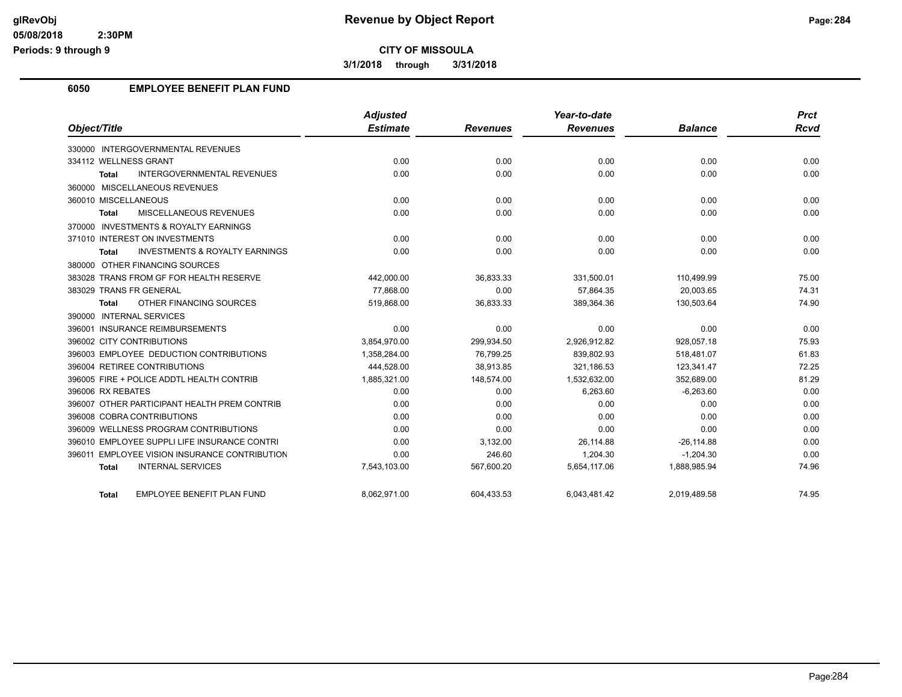# CITY OF MISSOULA

**3/1/2018 through 3/31/2018**

## 6050 EMPLOYEE BENEFIT PLAN FUND

| Object/Title | Adjusted Estimate | Revenues | Year-to-date Revenues | Balance | Prct Rcvd |
|---|---|---|---|---|---|
| 330000 INTERGOVERNMENTAL REVENUES | | | | | |
| 334112 WELLNESS GRANT | 0.00 | 0.00 | 0.00 | 0.00 | 0.00 |
| **Total** INTERGOVERNMENTAL REVENUES | 0.00 | 0.00 | 0.00 | 0.00 | 0.00 |
| 360000 MISCELLANEOUS REVENUES | | | | | |
| 360010 MISCELLANEOUS | 0.00 | 0.00 | 0.00 | 0.00 | 0.00 |
| **Total** MISCELLANEOUS REVENUES | 0.00 | 0.00 | 0.00 | 0.00 | 0.00 |
| 370000 INVESTMENTS & ROYALTY EARNINGS | | | | | |
| 371010 INTEREST ON INVESTMENTS | 0.00 | 0.00 | 0.00 | 0.00 | 0.00 |
| **Total** INVESTMENTS & ROYALTY EARNINGS | 0.00 | 0.00 | 0.00 | 0.00 | 0.00 |
| 380000 OTHER FINANCING SOURCES | | | | | |
| 383028 TRANS FROM GF FOR HEALTH RESERVE | 442,000.00 | 36,833.33 | 331,500.01 | 110,499.99 | 75.00 |
| 383029 TRANS FR GENERAL | 77,868.00 | 0.00 | 57,864.35 | 20,003.65 | 74.31 |
| **Total** OTHER FINANCING SOURCES | 519,868.00 | 36,833.33 | 389,364.36 | 130,503.64 | 74.90 |
| 390000 INTERNAL SERVICES | | | | | |
| 396001 INSURANCE REIMBURSEMENTS | 0.00 | 0.00 | 0.00 | 0.00 | 0.00 |
| 396002 CITY CONTRIBUTIONS | 3,854,970.00 | 299,934.50 | 2,926,912.82 | 928,057.18 | 75.93 |
| 396003 EMPLOYEE DEDUCTION CONTRIBUTIONS | 1,358,284.00 | 76,799.25 | 839,802.93 | 518,481.07 | 61.83 |
| 396004 RETIREE CONTRIBUTIONS | 444,528.00 | 38,913.85 | 321,186.53 | 123,341.47 | 72.25 |
| 396005 FIRE + POLICE ADDTL HEALTH CONTRIB | 1,885,321.00 | 148,574.00 | 1,532,632.00 | 352,689.00 | 81.29 |
| 396006 RX REBATES | 0.00 | 0.00 | 6,263.60 | -6,263.60 | 0.00 |
| 396007 OTHER PARTICIPANT HEALTH PREM CONTRIB | 0.00 | 0.00 | 0.00 | 0.00 | 0.00 |
| 396008 COBRA CONTRIBUTIONS | 0.00 | 0.00 | 0.00 | 0.00 | 0.00 |
| 396009 WELLNESS PROGRAM CONTRIBUTIONS | 0.00 | 0.00 | 0.00 | 0.00 | 0.00 |
| 396010 EMPLOYEE SUPPLI LIFE INSURANCE CONTRI | 0.00 | 3,132.00 | 26,114.88 | -26,114.88 | 0.00 |
| 396011 EMPLOYEE VISION INSURANCE CONTRIBUTION | 0.00 | 246.60 | 1,204.30 | -1,204.30 | 0.00 |
| **Total** INTERNAL SERVICES | 7,543,103.00 | 567,600.20 | 5,654,117.06 | 1,888,985.94 | 74.96 |
| **Total** EMPLOYEE BENEFIT PLAN FUND | 8,062,971.00 | 604,433.53 | 6,043,481.42 | 2,019,489.58 | 74.95 |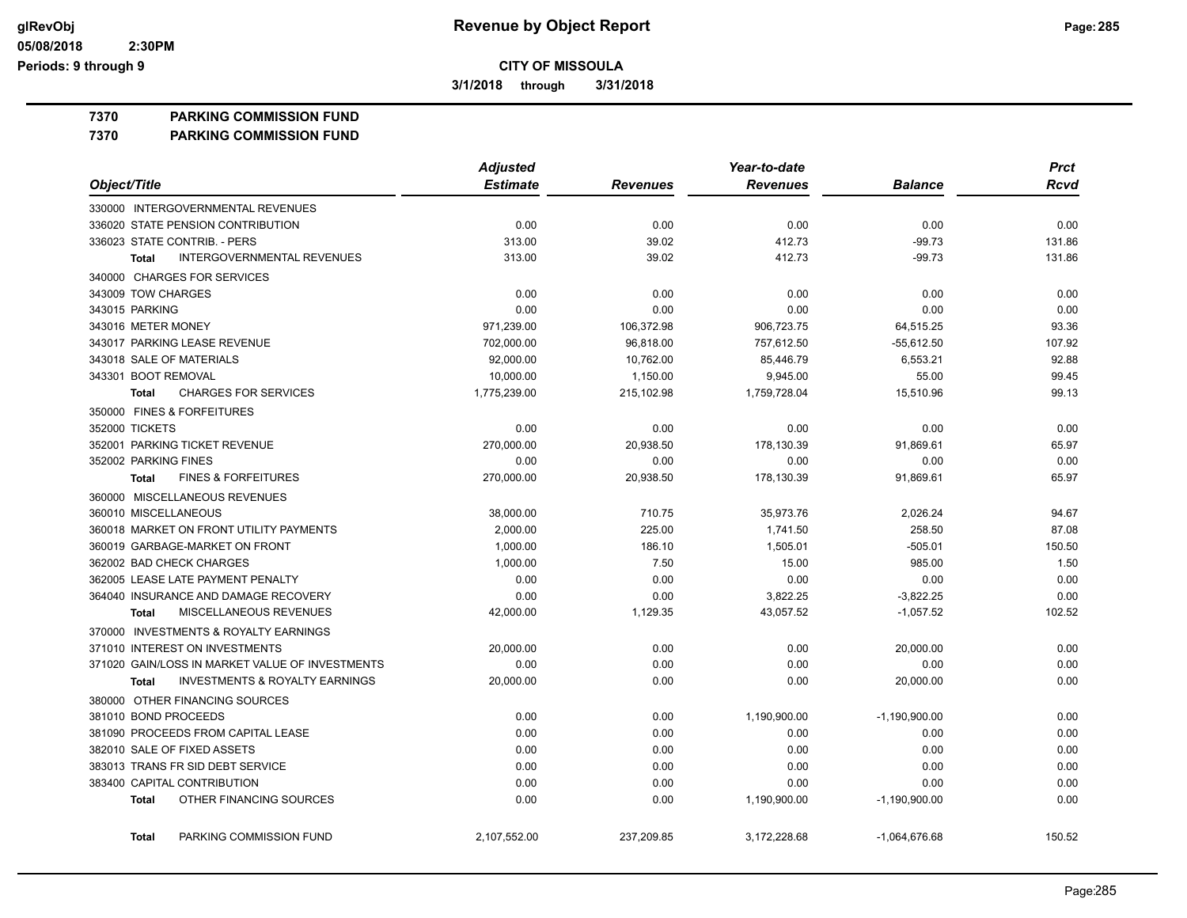**CITY OF MISSOULA**

**3/1/2018 through 3/31/2018**

## 7370 PARKING COMMISSION FUND

## 7370 PARKING COMMISSION FUND

| Object/Title | Adjusted Estimate | Revenues | Year-to-date Revenues | Balance | Prct Rcvd |
|---|---|---|---|---|---|
| 330000 INTERGOVERNMENTAL REVENUES | | | | | |
| 336020 STATE PENSION CONTRIBUTION | 0.00 | 0.00 | 0.00 | 0.00 | 0.00 |
| 336023 STATE CONTRIB. - PERS | 313.00 | 39.02 | 412.73 | -99.73 | 131.86 |
| **Total** INTERGOVERNMENTAL REVENUES | 313.00 | 39.02 | 412.73 | -99.73 | 131.86 |
| 340000 CHARGES FOR SERVICES | | | | | |
| 343009 TOW CHARGES | 0.00 | 0.00 | 0.00 | 0.00 | 0.00 |
| 343015 PARKING | 0.00 | 0.00 | 0.00 | 0.00 | 0.00 |
| 343016 METER MONEY | 971,239.00 | 106,372.98 | 906,723.75 | 64,515.25 | 93.36 |
| 343017 PARKING LEASE REVENUE | 702,000.00 | 96,818.00 | 757,612.50 | -55,612.50 | 107.92 |
| 343018 SALE OF MATERIALS | 92,000.00 | 10,762.00 | 85,446.79 | 6,553.21 | 92.88 |
| 343301 BOOT REMOVAL | 10,000.00 | 1,150.00 | 9,945.00 | 55.00 | 99.45 |
| **Total** CHARGES FOR SERVICES | 1,775,239.00 | 215,102.98 | 1,759,728.04 | 15,510.96 | 99.13 |
| 350000 FINES & FORFEITURES | | | | | |
| 352000 TICKETS | 0.00 | 0.00 | 0.00 | 0.00 | 0.00 |
| 352001 PARKING TICKET REVENUE | 270,000.00 | 20,938.50 | 178,130.39 | 91,869.61 | 65.97 |
| 352002 PARKING FINES | 0.00 | 0.00 | 0.00 | 0.00 | 0.00 |
| **Total** FINES & FORFEITURES | 270,000.00 | 20,938.50 | 178,130.39 | 91,869.61 | 65.97 |
| 360000 MISCELLANEOUS REVENUES | | | | | |
| 360010 MISCELLANEOUS | 38,000.00 | 710.75 | 35,973.76 | 2,026.24 | 94.67 |
| 360018 MARKET ON FRONT UTILITY PAYMENTS | 2,000.00 | 225.00 | 1,741.50 | 258.50 | 87.08 |
| 360019 GARBAGE-MARKET ON FRONT | 1,000.00 | 186.10 | 1,505.01 | -505.01 | 150.50 |
| 362002 BAD CHECK CHARGES | 1,000.00 | 7.50 | 15.00 | 985.00 | 1.50 |
| 362005 LEASE LATE PAYMENT PENALTY | 0.00 | 0.00 | 0.00 | 0.00 | 0.00 |
| 364040 INSURANCE AND DAMAGE RECOVERY | 0.00 | 0.00 | 3,822.25 | -3,822.25 | 0.00 |
| **Total** MISCELLANEOUS REVENUES | 42,000.00 | 1,129.35 | 43,057.52 | -1,057.52 | 102.52 |
| 370000 INVESTMENTS & ROYALTY EARNINGS | | | | | |
| 371010 INTEREST ON INVESTMENTS | 20,000.00 | 0.00 | 0.00 | 20,000.00 | 0.00 |
| 371020 GAIN/LOSS IN MARKET VALUE OF INVESTMENTS | 0.00 | 0.00 | 0.00 | 0.00 | 0.00 |
| **Total** INVESTMENTS & ROYALTY EARNINGS | 20,000.00 | 0.00 | 0.00 | 20,000.00 | 0.00 |
| 380000 OTHER FINANCING SOURCES | | | | | |
| 381010 BOND PROCEEDS | 0.00 | 0.00 | 1,190,900.00 | -1,190,900.00 | 0.00 |
| 381090 PROCEEDS FROM CAPITAL LEASE | 0.00 | 0.00 | 0.00 | 0.00 | 0.00 |
| 382010 SALE OF FIXED ASSETS | 0.00 | 0.00 | 0.00 | 0.00 | 0.00 |
| 383013 TRANS FR SID DEBT SERVICE | 0.00 | 0.00 | 0.00 | 0.00 | 0.00 |
| 383400 CAPITAL CONTRIBUTION | 0.00 | 0.00 | 0.00 | 0.00 | 0.00 |
| **Total** OTHER FINANCING SOURCES | 0.00 | 0.00 | 1,190,900.00 | -1,190,900.00 | 0.00 |
| **Total** PARKING COMMISSION FUND | 2,107,552.00 | 237,209.85 | 3,172,228.68 | -1,064,676.68 | 150.52 |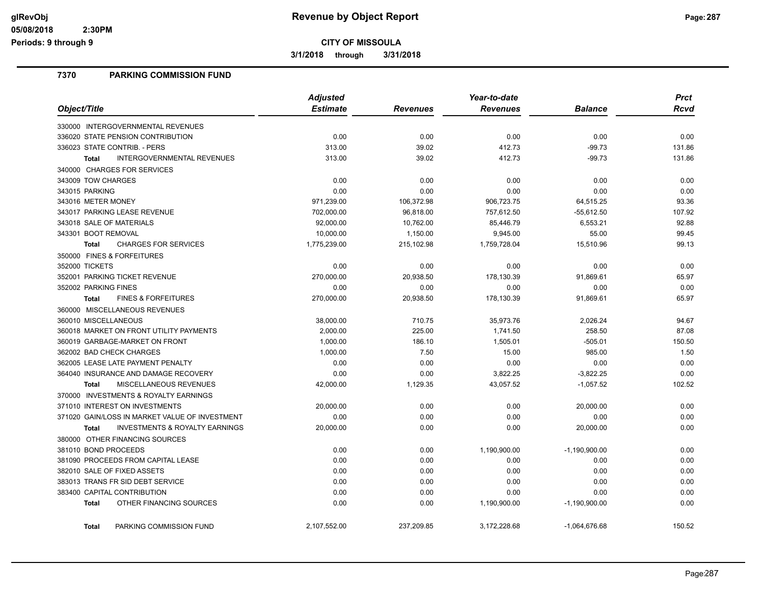# Revenue by Object Report

glRevObj
05/08/2018 2:30PM
Periods: 9 through 9

**CITY OF MISSOULA**

**3/1/2018 through 3/31/2018**

## 7370 PARKING COMMISSION FUND

| Object/Title | Adjusted Estimate | Revenues | Year-to-date Revenues | Balance | Prct Rcvd |
|---|---|---|---|---|---|
| 330000 INTERGOVERNMENTAL REVENUES | | | | | |
| 336020 STATE PENSION CONTRIBUTION | 0.00 | 0.00 | 0.00 | 0.00 | 0.00 |
| 336023 STATE CONTRIB. - PERS | 313.00 | 39.02 | 412.73 | -99.73 | 131.86 |
| **Total** INTERGOVERNMENTAL REVENUES | 313.00 | 39.02 | 412.73 | -99.73 | 131.86 |
| 340000 CHARGES FOR SERVICES | | | | | |
| 343009 TOW CHARGES | 0.00 | 0.00 | 0.00 | 0.00 | 0.00 |
| 343015 PARKING | 0.00 | 0.00 | 0.00 | 0.00 | 0.00 |
| 343016 METER MONEY | 971,239.00 | 106,372.98 | 906,723.75 | 64,515.25 | 93.36 |
| 343017 PARKING LEASE REVENUE | 702,000.00 | 96,818.00 | 757,612.50 | -55,612.50 | 107.92 |
| 343018 SALE OF MATERIALS | 92,000.00 | 10,762.00 | 85,446.79 | 6,553.21 | 92.88 |
| 343301 BOOT REMOVAL | 10,000.00 | 1,150.00 | 9,945.00 | 55.00 | 99.45 |
| **Total** CHARGES FOR SERVICES | 1,775,239.00 | 215,102.98 | 1,759,728.04 | 15,510.96 | 99.13 |
| 350000 FINES & FORFEITURES | | | | | |
| 352000 TICKETS | 0.00 | 0.00 | 0.00 | 0.00 | 0.00 |
| 352001 PARKING TICKET REVENUE | 270,000.00 | 20,938.50 | 178,130.39 | 91,869.61 | 65.97 |
| 352002 PARKING FINES | 0.00 | 0.00 | 0.00 | 0.00 | 0.00 |
| **Total** FINES & FORFEITURES | 270,000.00 | 20,938.50 | 178,130.39 | 91,869.61 | 65.97 |
| 360000 MISCELLANEOUS REVENUES | | | | | |
| 360010 MISCELLANEOUS | 38,000.00 | 710.75 | 35,973.76 | 2,026.24 | 94.67 |
| 360018 MARKET ON FRONT UTILITY PAYMENTS | 2,000.00 | 225.00 | 1,741.50 | 258.50 | 87.08 |
| 360019 GARBAGE-MARKET ON FRONT | 1,000.00 | 186.10 | 1,505.01 | -505.01 | 150.50 |
| 362002 BAD CHECK CHARGES | 1,000.00 | 7.50 | 15.00 | 985.00 | 1.50 |
| 362005 LEASE LATE PAYMENT PENALTY | 0.00 | 0.00 | 0.00 | 0.00 | 0.00 |
| 364040 INSURANCE AND DAMAGE RECOVERY | 0.00 | 0.00 | 3,822.25 | -3,822.25 | 0.00 |
| **Total** MISCELLANEOUS REVENUES | 42,000.00 | 1,129.35 | 43,057.52 | -1,057.52 | 102.52 |
| 370000 INVESTMENTS & ROYALTY EARNINGS | | | | | |
| 371010 INTEREST ON INVESTMENTS | 20,000.00 | 0.00 | 0.00 | 20,000.00 | 0.00 |
| 371020 GAIN/LOSS IN MARKET VALUE OF INVESTMENT | 0.00 | 0.00 | 0.00 | 0.00 | 0.00 |
| **Total** INVESTMENTS & ROYALTY EARNINGS | 20,000.00 | 0.00 | 0.00 | 20,000.00 | 0.00 |
| 380000 OTHER FINANCING SOURCES | | | | | |
| 381010 BOND PROCEEDS | 0.00 | 0.00 | 1,190,900.00 | -1,190,900.00 | 0.00 |
| 381090 PROCEEDS FROM CAPITAL LEASE | 0.00 | 0.00 | 0.00 | 0.00 | 0.00 |
| 382010 SALE OF FIXED ASSETS | 0.00 | 0.00 | 0.00 | 0.00 | 0.00 |
| 383013 TRANS FR SID DEBT SERVICE | 0.00 | 0.00 | 0.00 | 0.00 | 0.00 |
| 383400 CAPITAL CONTRIBUTION | 0.00 | 0.00 | 0.00 | 0.00 | 0.00 |
| **Total** OTHER FINANCING SOURCES | 0.00 | 0.00 | 1,190,900.00 | -1,190,900.00 | 0.00 |
| **Total** PARKING COMMISSION FUND | 2,107,552.00 | 237,209.85 | 3,172,228.68 | -1,064,676.68 | 150.52 |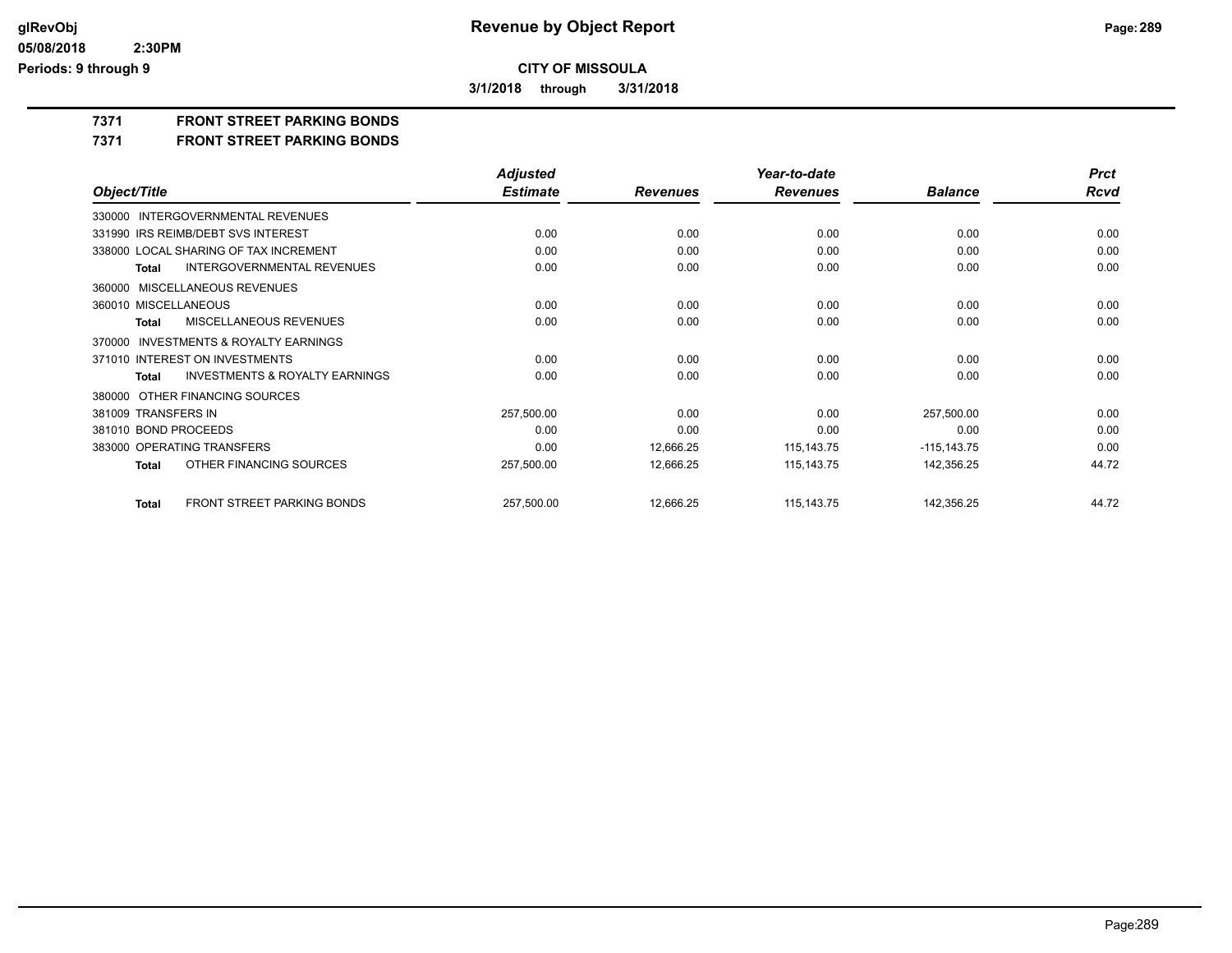# CITY OF MISSOULA

**3/1/2018 through 3/31/2018**

## 7371 FRONT STREET PARKING BONDS

### 7371 FRONT STREET PARKING BONDS

| Object/Title | Adjusted Estimate | Revenues | Year-to-date Revenues | Balance | Prct Rcvd |
|---|---|---|---|---|---|
| 330000 INTERGOVERNMENTAL REVENUES | | | | | |
| 331990 IRS REIMB/DEBT SVS INTEREST | 0.00 | 0.00 | 0.00 | 0.00 | 0.00 |
| 338000 LOCAL SHARING OF TAX INCREMENT | 0.00 | 0.00 | 0.00 | 0.00 | 0.00 |
| **Total** INTERGOVERNMENTAL REVENUES | 0.00 | 0.00 | 0.00 | 0.00 | 0.00 |
| 360000 MISCELLANEOUS REVENUES | | | | | |
| 360010 MISCELLANEOUS | 0.00 | 0.00 | 0.00 | 0.00 | 0.00 |
| **Total** MISCELLANEOUS REVENUES | 0.00 | 0.00 | 0.00 | 0.00 | 0.00 |
| 370000 INVESTMENTS & ROYALTY EARNINGS | | | | | |
| 371010 INTEREST ON INVESTMENTS | 0.00 | 0.00 | 0.00 | 0.00 | 0.00 |
| **Total** INVESTMENTS & ROYALTY EARNINGS | 0.00 | 0.00 | 0.00 | 0.00 | 0.00 |
| 380000 OTHER FINANCING SOURCES | | | | | |
| 381009 TRANSFERS IN | 257,500.00 | 0.00 | 0.00 | 257,500.00 | 0.00 |
| 381010 BOND PROCEEDS | 0.00 | 0.00 | 0.00 | 0.00 | 0.00 |
| 383000 OPERATING TRANSFERS | 0.00 | 12,666.25 | 115,143.75 | -115,143.75 | 0.00 |
| **Total** OTHER FINANCING SOURCES | 257,500.00 | 12,666.25 | 115,143.75 | 142,356.25 | 44.72 |
| **Total** FRONT STREET PARKING BONDS | 257,500.00 | 12,666.25 | 115,143.75 | 142,356.25 | 44.72 |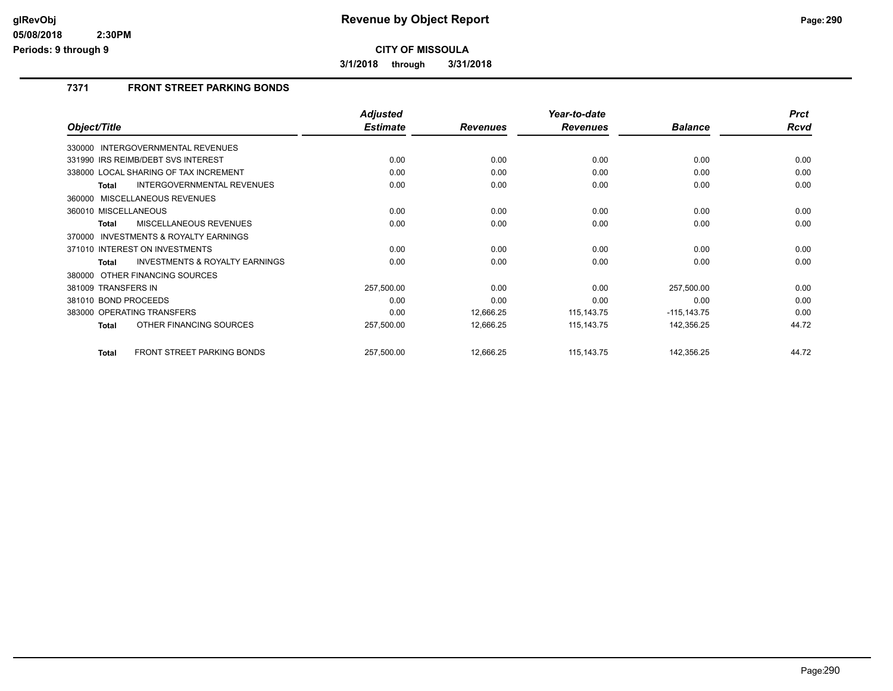**CITY OF MISSOULA**

**3/1/2018 through 3/31/2018**

## 7371 FRONT STREET PARKING BONDS

| Object/Title | Adjusted Estimate | Revenues | Year-to-date Revenues | Balance | Prct Rcvd |
|---|---|---|---|---|---|
| 330000 INTERGOVERNMENTAL REVENUES | | | | | |
| 331990 IRS REIMB/DEBT SVS INTEREST | 0.00 | 0.00 | 0.00 | 0.00 | 0.00 |
| 338000 LOCAL SHARING OF TAX INCREMENT | 0.00 | 0.00 | 0.00 | 0.00 | 0.00 |
| **Total** INTERGOVERNMENTAL REVENUES | 0.00 | 0.00 | 0.00 | 0.00 | 0.00 |
| 360000 MISCELLANEOUS REVENUES | | | | | |
| 360010 MISCELLANEOUS | 0.00 | 0.00 | 0.00 | 0.00 | 0.00 |
| **Total** MISCELLANEOUS REVENUES | 0.00 | 0.00 | 0.00 | 0.00 | 0.00 |
| 370000 INVESTMENTS & ROYALTY EARNINGS | | | | | |
| 371010 INTEREST ON INVESTMENTS | 0.00 | 0.00 | 0.00 | 0.00 | 0.00 |
| **Total** INVESTMENTS & ROYALTY EARNINGS | 0.00 | 0.00 | 0.00 | 0.00 | 0.00 |
| 380000 OTHER FINANCING SOURCES | | | | | |
| 381009 TRANSFERS IN | 257,500.00 | 0.00 | 0.00 | 257,500.00 | 0.00 |
| 381010 BOND PROCEEDS | 0.00 | 0.00 | 0.00 | 0.00 | 0.00 |
| 383000 OPERATING TRANSFERS | 0.00 | 12,666.25 | 115,143.75 | -115,143.75 | 0.00 |
| **Total** OTHER FINANCING SOURCES | 257,500.00 | 12,666.25 | 115,143.75 | 142,356.25 | 44.72 |
| **Total** FRONT STREET PARKING BONDS | 257,500.00 | 12,666.25 | 115,143.75 | 142,356.25 | 44.72 |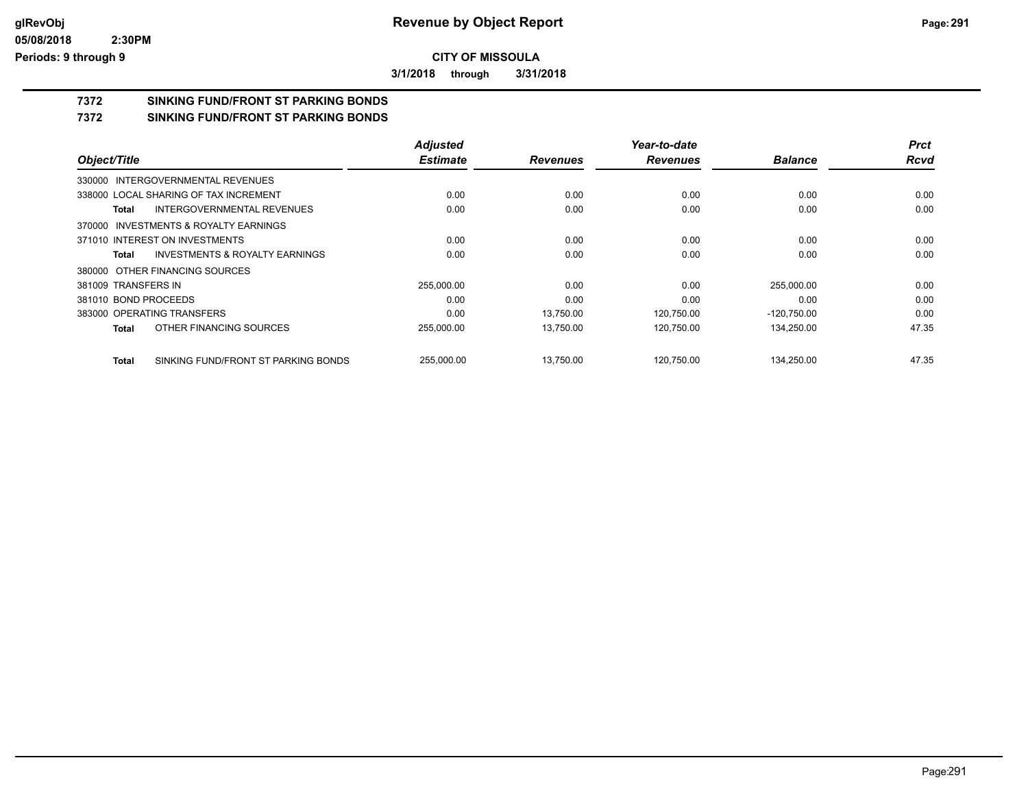# CITY OF MISSOULA

**3/1/2018 through 3/31/2018**

## 7372 SINKING FUND/FRONT ST PARKING BONDS

## 7372 SINKING FUND/FRONT ST PARKING BONDS

| Object/Title | Adjusted Estimate | Revenues | Year-to-date Revenues | Balance | Prct Rcvd |
|---|---|---|---|---|---|
| 330000 INTERGOVERNMENTAL REVENUES | | | | | |
| 338000 LOCAL SHARING OF TAX INCREMENT | 0.00 | 0.00 | 0.00 | 0.00 | 0.00 |
| **Total** INTERGOVERNMENTAL REVENUES | 0.00 | 0.00 | 0.00 | 0.00 | 0.00 |
| 370000 INVESTMENTS & ROYALTY EARNINGS | | | | | |
| 371010 INTEREST ON INVESTMENTS | 0.00 | 0.00 | 0.00 | 0.00 | 0.00 |
| **Total** INVESTMENTS & ROYALTY EARNINGS | 0.00 | 0.00 | 0.00 | 0.00 | 0.00 |
| 380000 OTHER FINANCING SOURCES | | | | | |
| 381009 TRANSFERS IN | 255,000.00 | 0.00 | 0.00 | 255,000.00 | 0.00 |
| 381010 BOND PROCEEDS | 0.00 | 0.00 | 0.00 | 0.00 | 0.00 |
| 383000 OPERATING TRANSFERS | 0.00 | 13,750.00 | 120,750.00 | -120,750.00 | 0.00 |
| **Total** OTHER FINANCING SOURCES | 255,000.00 | 13,750.00 | 120,750.00 | 134,250.00 | 47.35 |
| **Total** SINKING FUND/FRONT ST PARKING BONDS | 255,000.00 | 13,750.00 | 120,750.00 | 134,250.00 | 47.35 |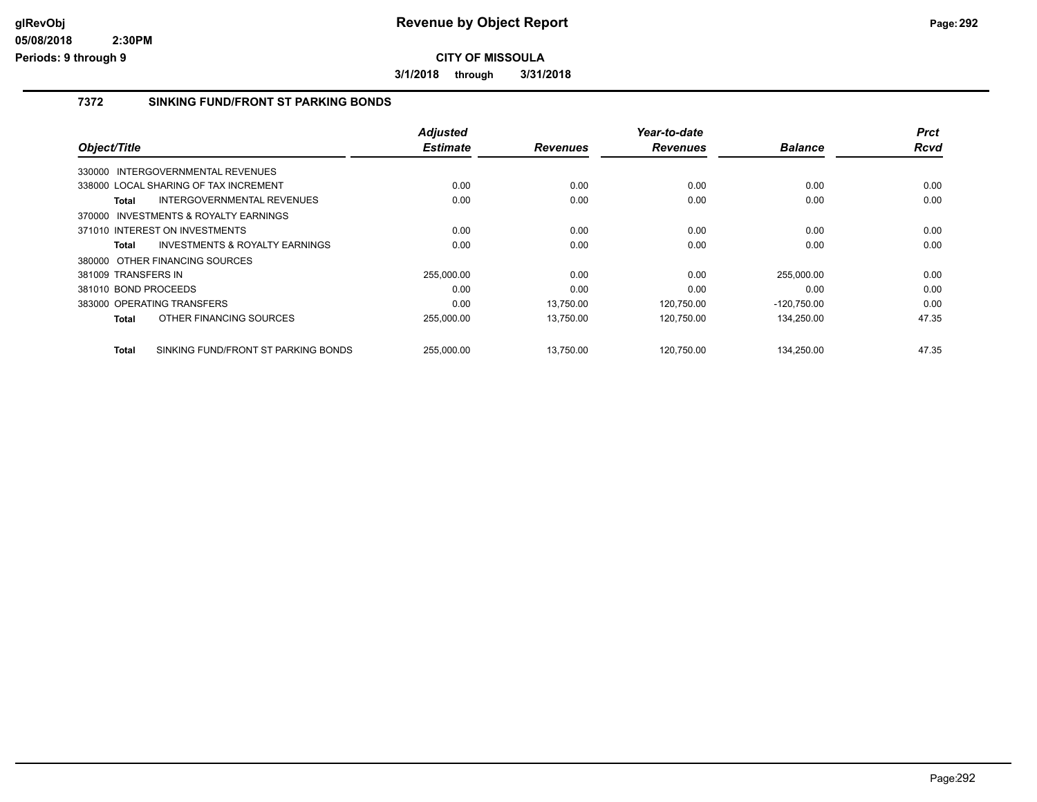**CITY OF MISSOULA**

**3/1/2018 through 3/31/2018**

## 7372 SINKING FUND/FRONT ST PARKING BONDS

| Object/Title | Adjusted Estimate | Revenues | Year-to-date Revenues | Balance | Prct Rcvd |
|---|---|---|---|---|---|
| 330000 INTERGOVERNMENTAL REVENUES | | | | | |
| 338000 LOCAL SHARING OF TAX INCREMENT | 0.00 | 0.00 | 0.00 | 0.00 | 0.00 |
| **Total** INTERGOVERNMENTAL REVENUES | 0.00 | 0.00 | 0.00 | 0.00 | 0.00 |
| 370000 INVESTMENTS & ROYALTY EARNINGS | | | | | |
| 371010 INTEREST ON INVESTMENTS | 0.00 | 0.00 | 0.00 | 0.00 | 0.00 |
| **Total** INVESTMENTS & ROYALTY EARNINGS | 0.00 | 0.00 | 0.00 | 0.00 | 0.00 |
| 380000 OTHER FINANCING SOURCES | | | | | |
| 381009 TRANSFERS IN | 255,000.00 | 0.00 | 0.00 | 255,000.00 | 0.00 |
| 381010 BOND PROCEEDS | 0.00 | 0.00 | 0.00 | 0.00 | 0.00 |
| 383000 OPERATING TRANSFERS | 0.00 | 13,750.00 | 120,750.00 | -120,750.00 | 0.00 |
| **Total** OTHER FINANCING SOURCES | 255,000.00 | 13,750.00 | 120,750.00 | 134,250.00 | 47.35 |
| **Total** SINKING FUND/FRONT ST PARKING BONDS | 255,000.00 | 13,750.00 | 120,750.00 | 134,250.00 | 47.35 |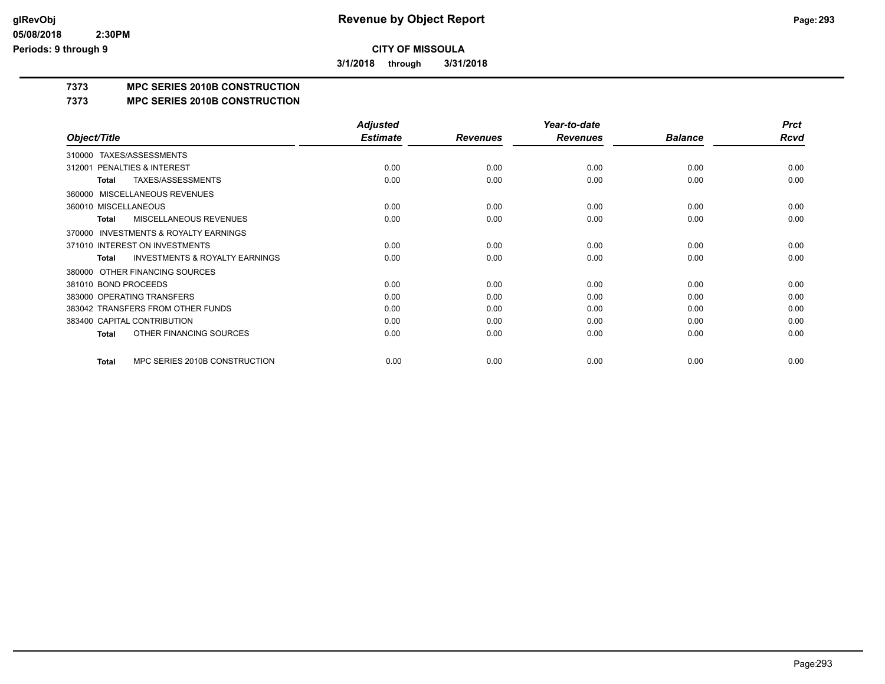## CITY OF MISSOULA

**3/1/2018 through 3/31/2018**

# 7373 MPC SERIES 2010B CONSTRUCTION

## 7373 MPC SERIES 2010B CONSTRUCTION

| Object/Title | Adjusted Estimate | Revenues | Year-to-date Revenues | Balance | Prct Rcvd |
|---|---|---|---|---|---|
| 310000 TAXES/ASSESSMENTS | | | | | |
| 312001 PENALTIES & INTEREST | 0.00 | 0.00 | 0.00 | 0.00 | 0.00 |
| **Total** TAXES/ASSESSMENTS | 0.00 | 0.00 | 0.00 | 0.00 | 0.00 |
| 360000 MISCELLANEOUS REVENUES | | | | | |
| 360010 MISCELLANEOUS | 0.00 | 0.00 | 0.00 | 0.00 | 0.00 |
| **Total** MISCELLANEOUS REVENUES | 0.00 | 0.00 | 0.00 | 0.00 | 0.00 |
| 370000 INVESTMENTS & ROYALTY EARNINGS | | | | | |
| 371010 INTEREST ON INVESTMENTS | 0.00 | 0.00 | 0.00 | 0.00 | 0.00 |
| **Total** INVESTMENTS & ROYALTY EARNINGS | 0.00 | 0.00 | 0.00 | 0.00 | 0.00 |
| 380000 OTHER FINANCING SOURCES | | | | | |
| 381010 BOND PROCEEDS | 0.00 | 0.00 | 0.00 | 0.00 | 0.00 |
| 383000 OPERATING TRANSFERS | 0.00 | 0.00 | 0.00 | 0.00 | 0.00 |
| 383042 TRANSFERS FROM OTHER FUNDS | 0.00 | 0.00 | 0.00 | 0.00 | 0.00 |
| 383400 CAPITAL CONTRIBUTION | 0.00 | 0.00 | 0.00 | 0.00 | 0.00 |
| **Total** OTHER FINANCING SOURCES | 0.00 | 0.00 | 0.00 | 0.00 | 0.00 |
| **Total** MPC SERIES 2010B CONSTRUCTION | 0.00 | 0.00 | 0.00 | 0.00 | 0.00 |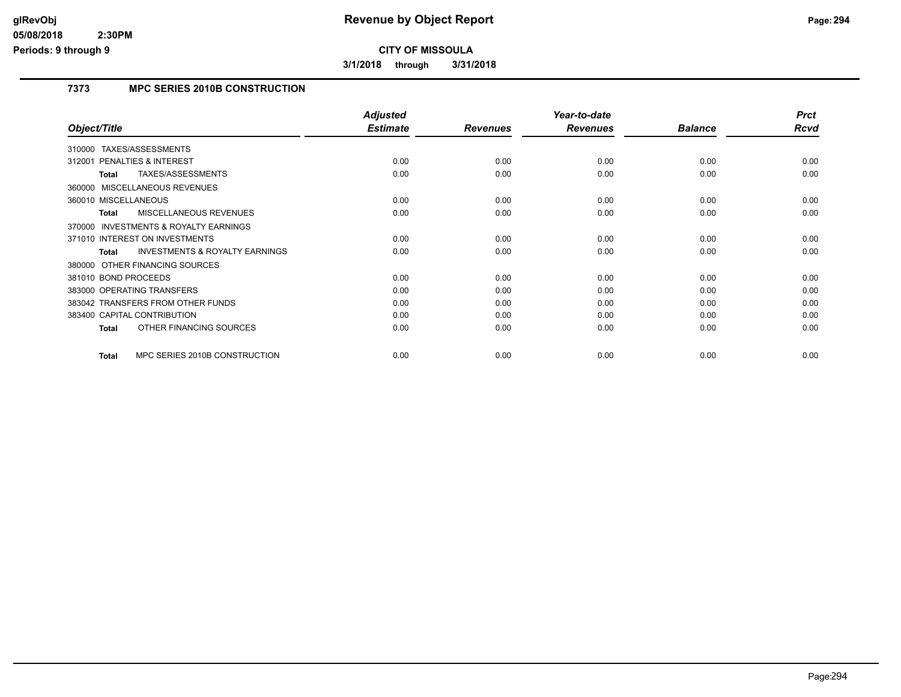# Revenue by Object Report

**CITY OF MISSOULA**

**3/1/2018 through 3/31/2018**

glRevObj
05/08/2018 2:30PM
Periods: 9 through 9

## 7373 MPC SERIES 2010B CONSTRUCTION

| Object/Title | Adjusted Estimate | Revenues | Year-to-date Revenues | Balance | Prct Rcvd |
|---|---|---|---|---|---|
| 310000 TAXES/ASSESSMENTS | | | | | |
| 312001 PENALTIES & INTEREST | 0.00 | 0.00 | 0.00 | 0.00 | 0.00 |
| **Total** TAXES/ASSESSMENTS | 0.00 | 0.00 | 0.00 | 0.00 | 0.00 |
| 360000 MISCELLANEOUS REVENUES | | | | | |
| 360010 MISCELLANEOUS | 0.00 | 0.00 | 0.00 | 0.00 | 0.00 |
| **Total** MISCELLANEOUS REVENUES | 0.00 | 0.00 | 0.00 | 0.00 | 0.00 |
| 370000 INVESTMENTS & ROYALTY EARNINGS | | | | | |
| 371010 INTEREST ON INVESTMENTS | 0.00 | 0.00 | 0.00 | 0.00 | 0.00 |
| **Total** INVESTMENTS & ROYALTY EARNINGS | 0.00 | 0.00 | 0.00 | 0.00 | 0.00 |
| 380000 OTHER FINANCING SOURCES | | | | | |
| 381010 BOND PROCEEDS | 0.00 | 0.00 | 0.00 | 0.00 | 0.00 |
| 383000 OPERATING TRANSFERS | 0.00 | 0.00 | 0.00 | 0.00 | 0.00 |
| 383042 TRANSFERS FROM OTHER FUNDS | 0.00 | 0.00 | 0.00 | 0.00 | 0.00 |
| 383400 CAPITAL CONTRIBUTION | 0.00 | 0.00 | 0.00 | 0.00 | 0.00 |
| **Total** OTHER FINANCING SOURCES | 0.00 | 0.00 | 0.00 | 0.00 | 0.00 |
| **Total** MPC SERIES 2010B CONSTRUCTION | 0.00 | 0.00 | 0.00 | 0.00 | 0.00 |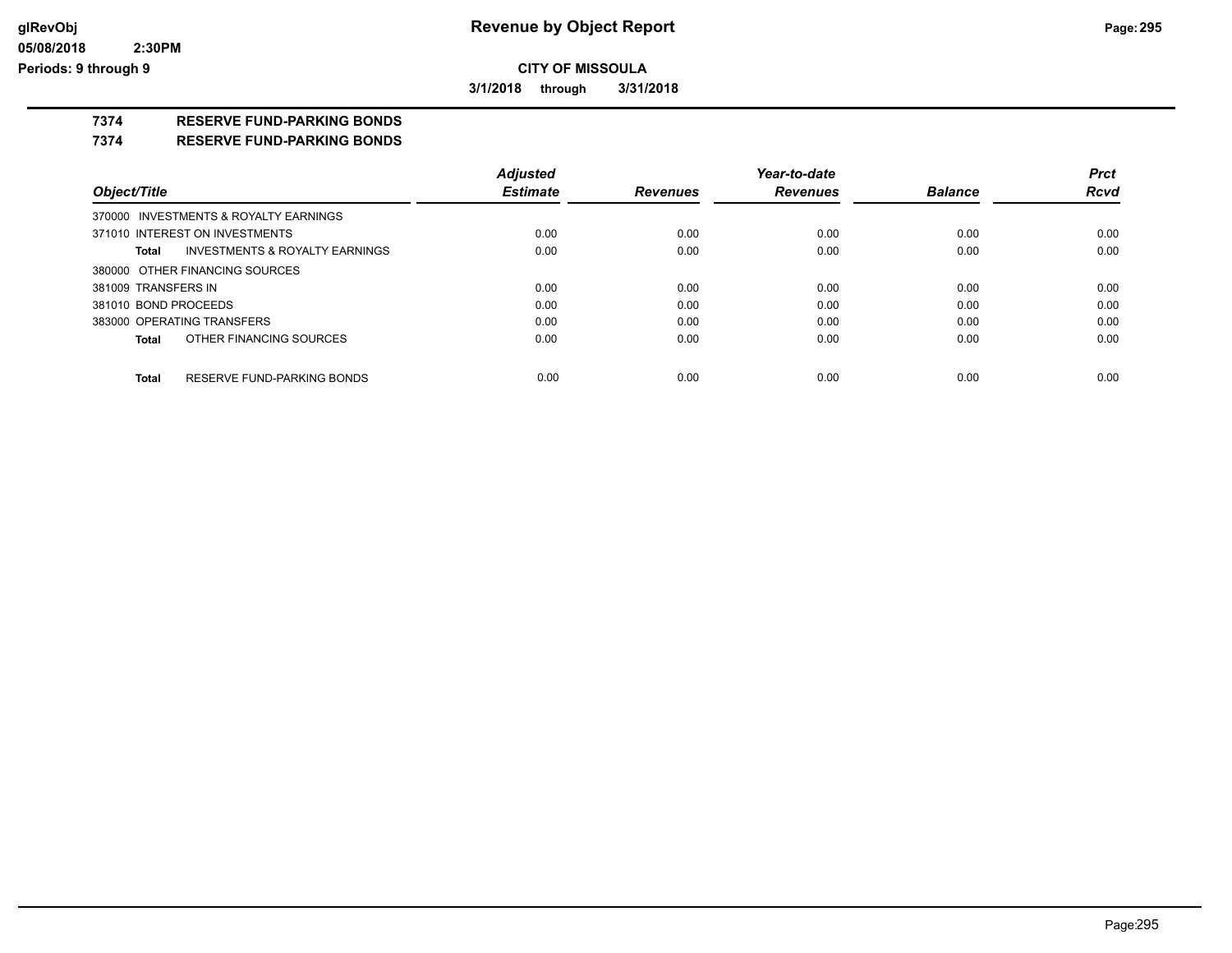**CITY OF MISSOULA**

**3/1/2018 through 3/31/2018**

## 7374 RESERVE FUND-PARKING BONDS

## 7374 RESERVE FUND-PARKING BONDS

| Object/Title | Adjusted Estimate | Revenues | Year-to-date Revenues | Balance | Prct Rcvd |
|---|---|---|---|---|---|
| 370000 INVESTMENTS & ROYALTY EARNINGS | | | | | |
| 371010 INTEREST ON INVESTMENTS | 0.00 | 0.00 | 0.00 | 0.00 | 0.00 |
| **Total** INVESTMENTS & ROYALTY EARNINGS | 0.00 | 0.00 | 0.00 | 0.00 | 0.00 |
| 380000 OTHER FINANCING SOURCES | | | | | |
| 381009 TRANSFERS IN | 0.00 | 0.00 | 0.00 | 0.00 | 0.00 |
| 381010 BOND PROCEEDS | 0.00 | 0.00 | 0.00 | 0.00 | 0.00 |
| 383000 OPERATING TRANSFERS | 0.00 | 0.00 | 0.00 | 0.00 | 0.00 |
| **Total** OTHER FINANCING SOURCES | 0.00 | 0.00 | 0.00 | 0.00 | 0.00 |
| **Total** RESERVE FUND-PARKING BONDS | 0.00 | 0.00 | 0.00 | 0.00 | 0.00 |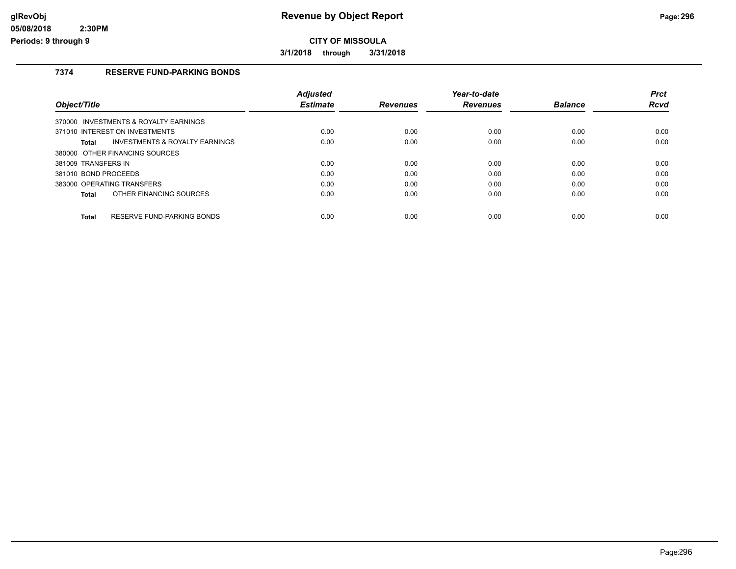# Revenue by Object Report

## CITY OF MISSOULA

**3/1/2018 through 3/31/2018**

glRevObj
05/08/2018 2:30PM
Periods: 9 through 9

### 7374 RESERVE FUND-PARKING BONDS

| Object/Title | Adjusted Estimate | Revenues | Year-to-date Revenues | Balance | Prct Rcvd |
|---|---|---|---|---|---|
| 370000 INVESTMENTS & ROYALTY EARNINGS | | | | | |
| 371010 INTEREST ON INVESTMENTS | 0.00 | 0.00 | 0.00 | 0.00 | 0.00 |
| **Total** INVESTMENTS & ROYALTY EARNINGS | 0.00 | 0.00 | 0.00 | 0.00 | 0.00 |
| 380000 OTHER FINANCING SOURCES | | | | | |
| 381009 TRANSFERS IN | 0.00 | 0.00 | 0.00 | 0.00 | 0.00 |
| 381010 BOND PROCEEDS | 0.00 | 0.00 | 0.00 | 0.00 | 0.00 |
| 383000 OPERATING TRANSFERS | 0.00 | 0.00 | 0.00 | 0.00 | 0.00 |
| **Total** OTHER FINANCING SOURCES | 0.00 | 0.00 | 0.00 | 0.00 | 0.00 |
| **Total** RESERVE FUND-PARKING BONDS | 0.00 | 0.00 | 0.00 | 0.00 | 0.00 |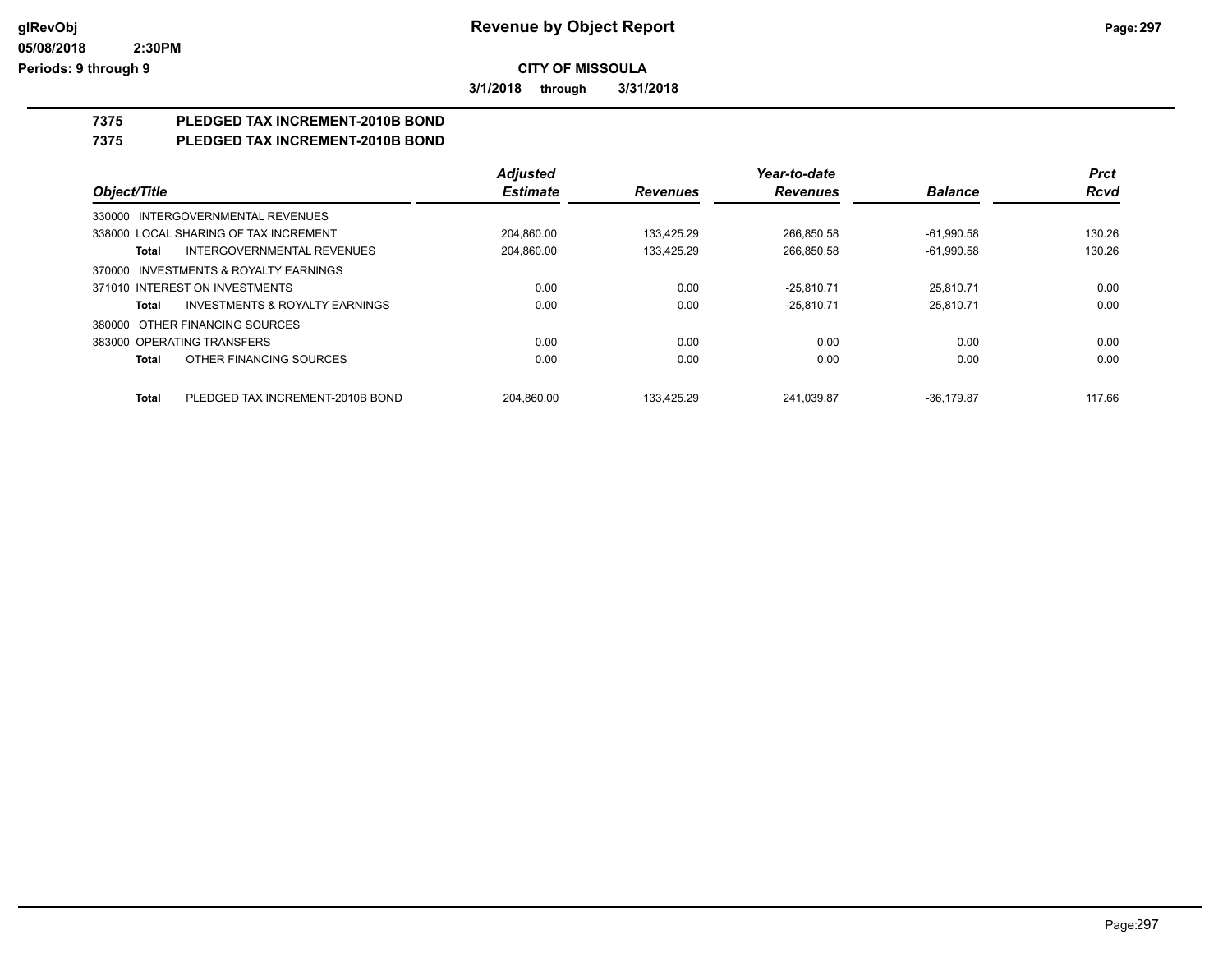**CITY OF MISSOULA**

**3/1/2018 through 3/31/2018**

## 7375 PLEDGED TAX INCREMENT-2010B BOND

## 7375 PLEDGED TAX INCREMENT-2010B BOND

| Object/Title | Adjusted Estimate | Revenues | Year-to-date Revenues | Balance | Prct Rcvd |
|---|---|---|---|---|---|
| 330000 INTERGOVERNMENTAL REVENUES | | | | | |
| 338000 LOCAL SHARING OF TAX INCREMENT | 204,860.00 | 133,425.29 | 266,850.58 | -61,990.58 | 130.26 |
| **Total** INTERGOVERNMENTAL REVENUES | 204,860.00 | 133,425.29 | 266,850.58 | -61,990.58 | 130.26 |
| 370000 INVESTMENTS & ROYALTY EARNINGS | | | | | |
| 371010 INTEREST ON INVESTMENTS | 0.00 | 0.00 | -25,810.71 | 25,810.71 | 0.00 |
| **Total** INVESTMENTS & ROYALTY EARNINGS | 0.00 | 0.00 | -25,810.71 | 25,810.71 | 0.00 |
| 380000 OTHER FINANCING SOURCES | | | | | |
| 383000 OPERATING TRANSFERS | 0.00 | 0.00 | 0.00 | 0.00 | 0.00 |
| **Total** OTHER FINANCING SOURCES | 0.00 | 0.00 | 0.00 | 0.00 | 0.00 |
| **Total** PLEDGED TAX INCREMENT-2010B BOND | 204,860.00 | 133,425.29 | 241,039.87 | -36,179.87 | 117.66 |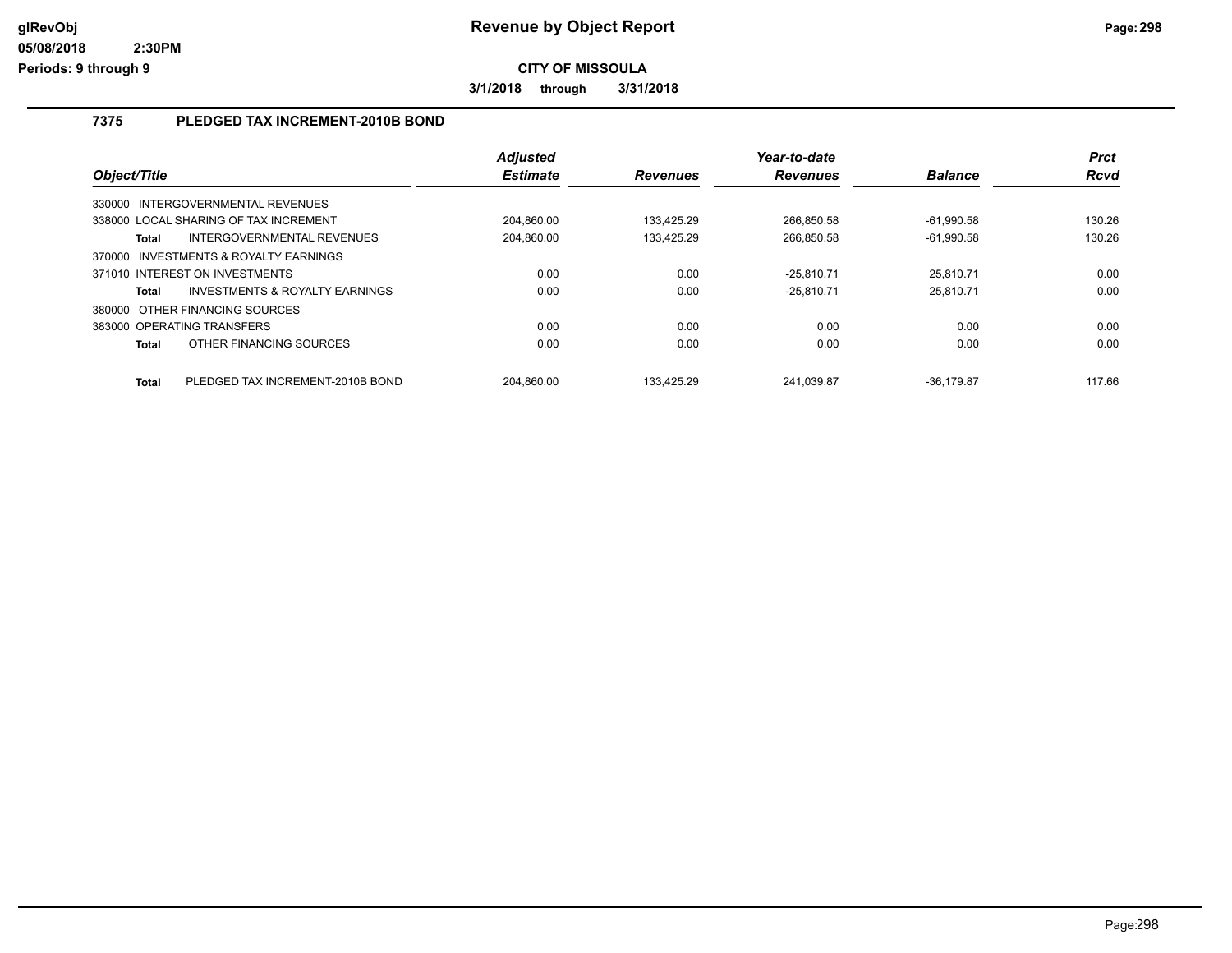# Revenue by Object Report

**CITY OF MISSOULA**

**3/1/2018 through 3/31/2018**

## 7375 PLEDGED TAX INCREMENT-2010B BOND

| Object/Title | | Adjusted Estimate | Revenues | Year-to-date Revenues | Balance | Prct Rcvd |
|---|---|---|---|---|---|---|
| 330000 INTERGOVERNMENTAL REVENUES | | | | | | |
| 338000 LOCAL SHARING OF TAX INCREMENT | | 204,860.00 | 133,425.29 | 266,850.58 | -61,990.58 | 130.26 |
| **Total** | INTERGOVERNMENTAL REVENUES | 204,860.00 | 133,425.29 | 266,850.58 | -61,990.58 | 130.26 |
| 370000 INVESTMENTS & ROYALTY EARNINGS | | | | | | |
| 371010 INTEREST ON INVESTMENTS | | 0.00 | 0.00 | -25,810.71 | 25,810.71 | 0.00 |
| **Total** | INVESTMENTS & ROYALTY EARNINGS | 0.00 | 0.00 | -25,810.71 | 25,810.71 | 0.00 |
| 380000 OTHER FINANCING SOURCES | | | | | | |
| 383000 OPERATING TRANSFERS | | 0.00 | 0.00 | 0.00 | 0.00 | 0.00 |
| **Total** | OTHER FINANCING SOURCES | 0.00 | 0.00 | 0.00 | 0.00 | 0.00 |
| **Total** | PLEDGED TAX INCREMENT-2010B BOND | 204,860.00 | 133,425.29 | 241,039.87 | -36,179.87 | 117.66 |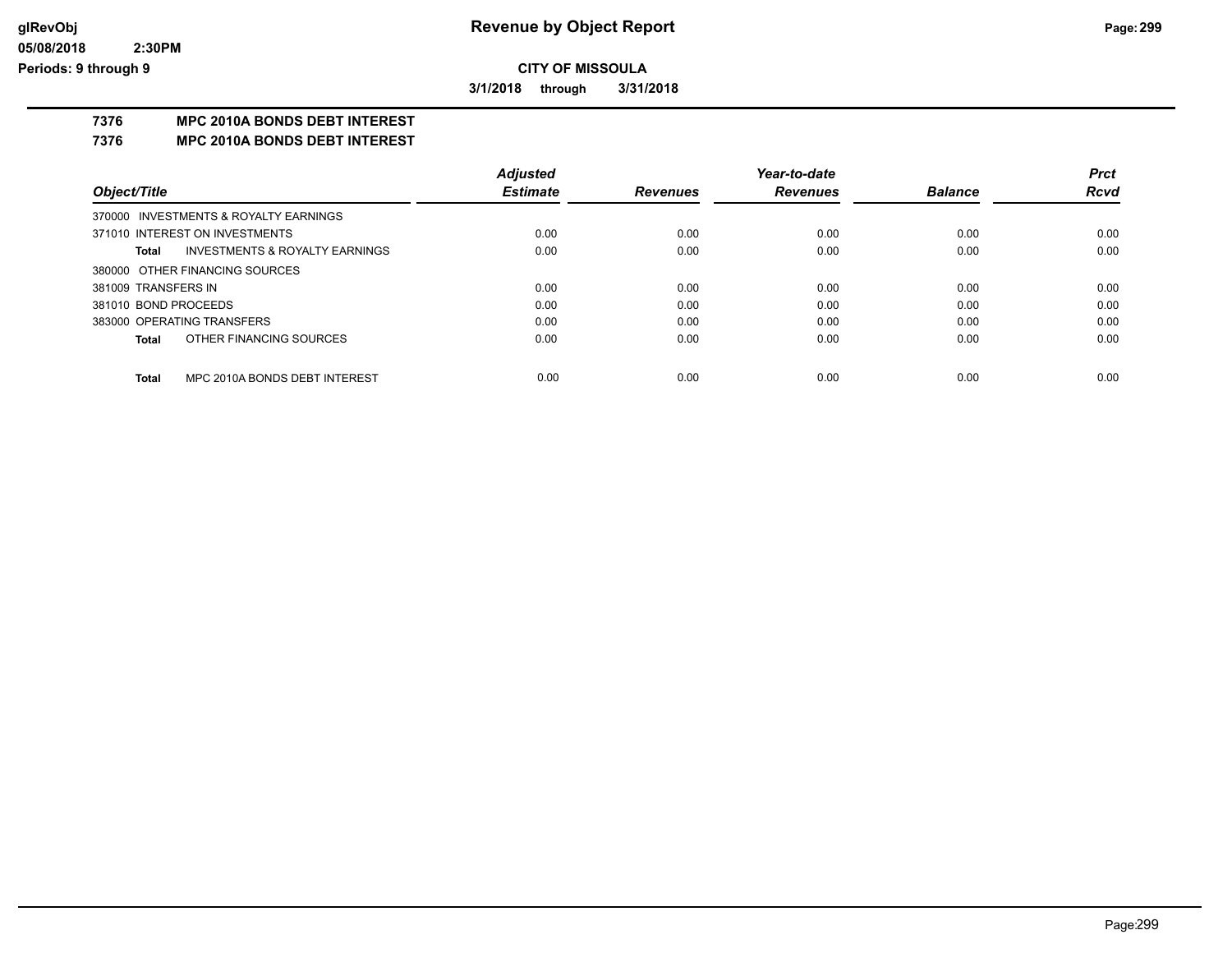**CITY OF MISSOULA**

**3/1/2018 through 3/31/2018**

## 7376 MPC 2010A BONDS DEBT INTEREST

## 7376 MPC 2010A BONDS DEBT INTEREST

| Object/Title | Adjusted Estimate | Revenues | Year-to-date Revenues | Balance | Prct Rcvd |
|---|---|---|---|---|---|
| 370000 INVESTMENTS & ROYALTY EARNINGS | | | | | |
| 371010 INTEREST ON INVESTMENTS | 0.00 | 0.00 | 0.00 | 0.00 | 0.00 |
| **Total** INVESTMENTS & ROYALTY EARNINGS | 0.00 | 0.00 | 0.00 | 0.00 | 0.00 |
| 380000 OTHER FINANCING SOURCES | | | | | |
| 381009 TRANSFERS IN | 0.00 | 0.00 | 0.00 | 0.00 | 0.00 |
| 381010 BOND PROCEEDS | 0.00 | 0.00 | 0.00 | 0.00 | 0.00 |
| 383000 OPERATING TRANSFERS | 0.00 | 0.00 | 0.00 | 0.00 | 0.00 |
| **Total** OTHER FINANCING SOURCES | 0.00 | 0.00 | 0.00 | 0.00 | 0.00 |
| **Total** MPC 2010A BONDS DEBT INTEREST | 0.00 | 0.00 | 0.00 | 0.00 | 0.00 |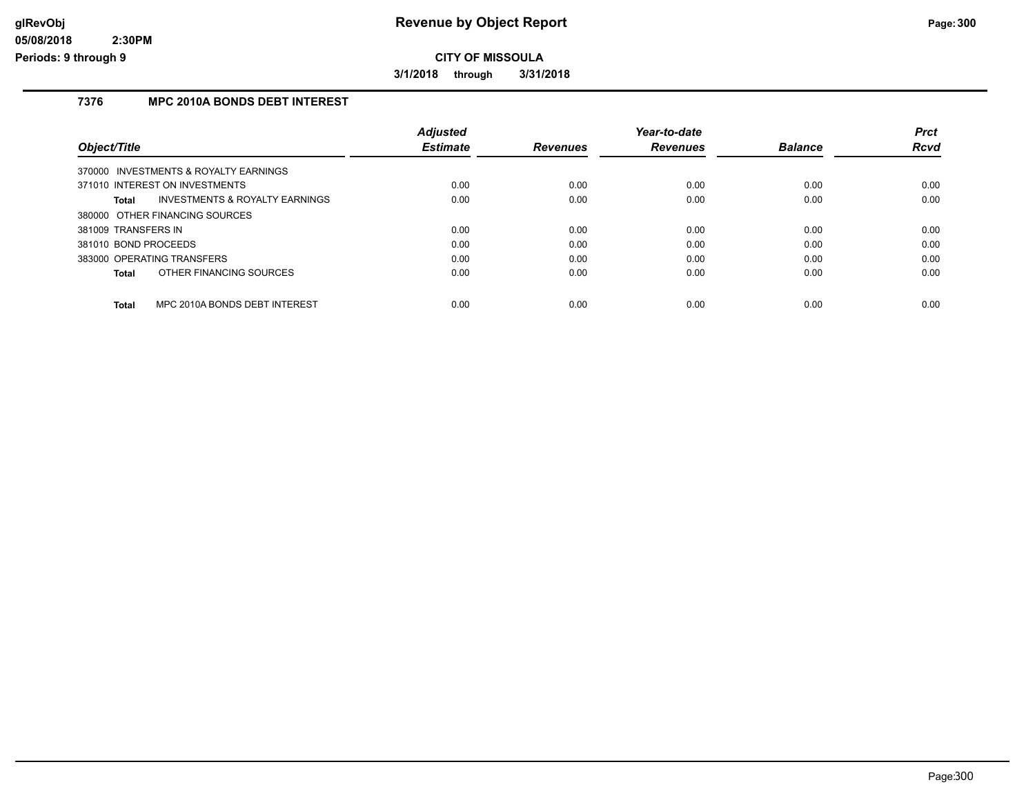**CITY OF MISSOULA**

**3/1/2018 through 3/31/2018**

## 7376 MPC 2010A BONDS DEBT INTEREST

| Object/Title | Adjusted Estimate | Revenues | Year-to-date Revenues | Balance | Prct Rcvd |
|---|---|---|---|---|---|
| 370000 INVESTMENTS & ROYALTY EARNINGS | | | | | |
| 371010 INTEREST ON INVESTMENTS | 0.00 | 0.00 | 0.00 | 0.00 | 0.00 |
| **Total** INVESTMENTS & ROYALTY EARNINGS | 0.00 | 0.00 | 0.00 | 0.00 | 0.00 |
| 380000 OTHER FINANCING SOURCES | | | | | |
| 381009 TRANSFERS IN | 0.00 | 0.00 | 0.00 | 0.00 | 0.00 |
| 381010 BOND PROCEEDS | 0.00 | 0.00 | 0.00 | 0.00 | 0.00 |
| 383000 OPERATING TRANSFERS | 0.00 | 0.00 | 0.00 | 0.00 | 0.00 |
| **Total** OTHER FINANCING SOURCES | 0.00 | 0.00 | 0.00 | 0.00 | 0.00 |
| **Total** MPC 2010A BONDS DEBT INTEREST | 0.00 | 0.00 | 0.00 | 0.00 | 0.00 |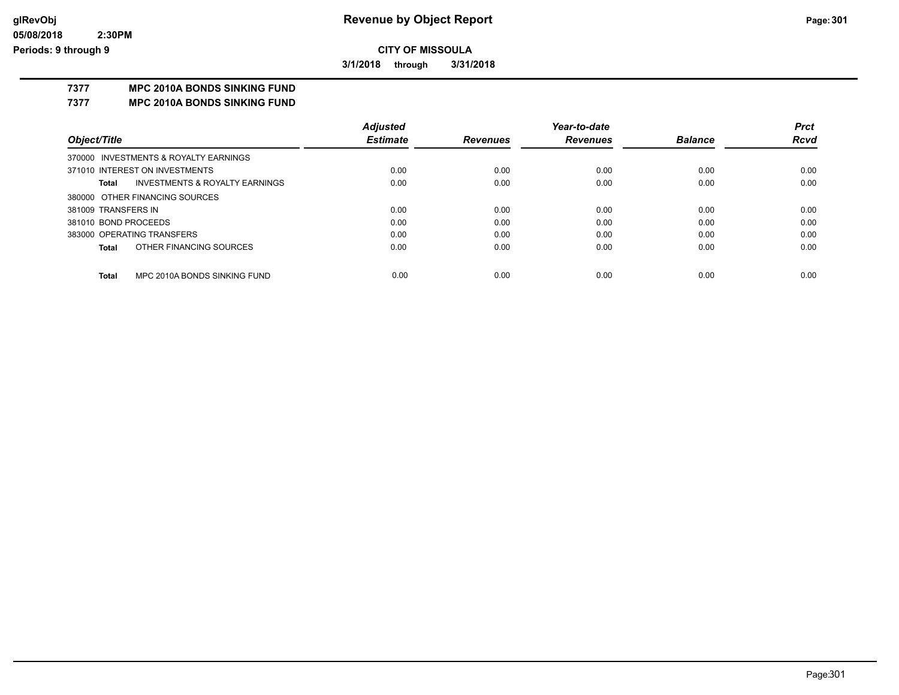**Revenue by Object Report**

**CITY OF MISSOULA**

**3/1/2018 through 3/31/2018**

glRevObj
05/08/2018 2:30PM
Periods: 9 through 9

## 7377 MPC 2010A BONDS SINKING FUND

## 7377 MPC 2010A BONDS SINKING FUND

| Object/Title | Adjusted Estimate | Revenues | Year-to-date Revenues | Balance | Prct Rcvd |
|---|---|---|---|---|---|
| 370000 INVESTMENTS & ROYALTY EARNINGS | | | | | |
| 371010 INTEREST ON INVESTMENTS | 0.00 | 0.00 | 0.00 | 0.00 | 0.00 |
| **Total** INVESTMENTS & ROYALTY EARNINGS | 0.00 | 0.00 | 0.00 | 0.00 | 0.00 |
| 380000 OTHER FINANCING SOURCES | | | | | |
| 381009 TRANSFERS IN | 0.00 | 0.00 | 0.00 | 0.00 | 0.00 |
| 381010 BOND PROCEEDS | 0.00 | 0.00 | 0.00 | 0.00 | 0.00 |
| 383000 OPERATING TRANSFERS | 0.00 | 0.00 | 0.00 | 0.00 | 0.00 |
| **Total** OTHER FINANCING SOURCES | 0.00 | 0.00 | 0.00 | 0.00 | 0.00 |
| **Total** MPC 2010A BONDS SINKING FUND | 0.00 | 0.00 | 0.00 | 0.00 | 0.00 |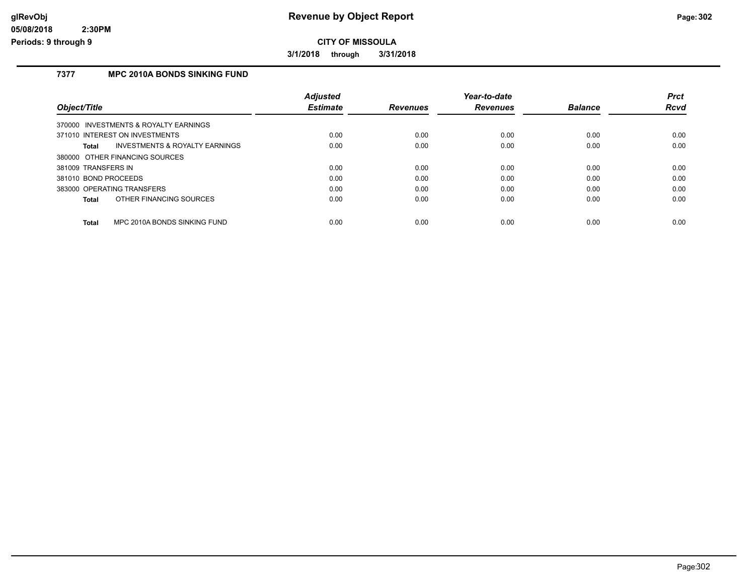# Revenue by Object Report

**CITY OF MISSOULA**

**3/1/2018 through 3/31/2018**

glRevObj
05/08/2018 2:30PM
Periods: 9 through 9

## 7377 MPC 2010A BONDS SINKING FUND

| Object/Title | Adjusted Estimate | Revenues | Year-to-date Revenues | Balance | Prct Rcvd |
|---|---|---|---|---|---|
| 370000 INVESTMENTS & ROYALTY EARNINGS | | | | | |
| 371010 INTEREST ON INVESTMENTS | 0.00 | 0.00 | 0.00 | 0.00 | 0.00 |
| **Total** INVESTMENTS & ROYALTY EARNINGS | 0.00 | 0.00 | 0.00 | 0.00 | 0.00 |
| 380000 OTHER FINANCING SOURCES | | | | | |
| 381009 TRANSFERS IN | 0.00 | 0.00 | 0.00 | 0.00 | 0.00 |
| 381010 BOND PROCEEDS | 0.00 | 0.00 | 0.00 | 0.00 | 0.00 |
| 383000 OPERATING TRANSFERS | 0.00 | 0.00 | 0.00 | 0.00 | 0.00 |
| **Total** OTHER FINANCING SOURCES | 0.00 | 0.00 | 0.00 | 0.00 | 0.00 |
| **Total** MPC 2010A BONDS SINKING FUND | 0.00 | 0.00 | 0.00 | 0.00 | 0.00 |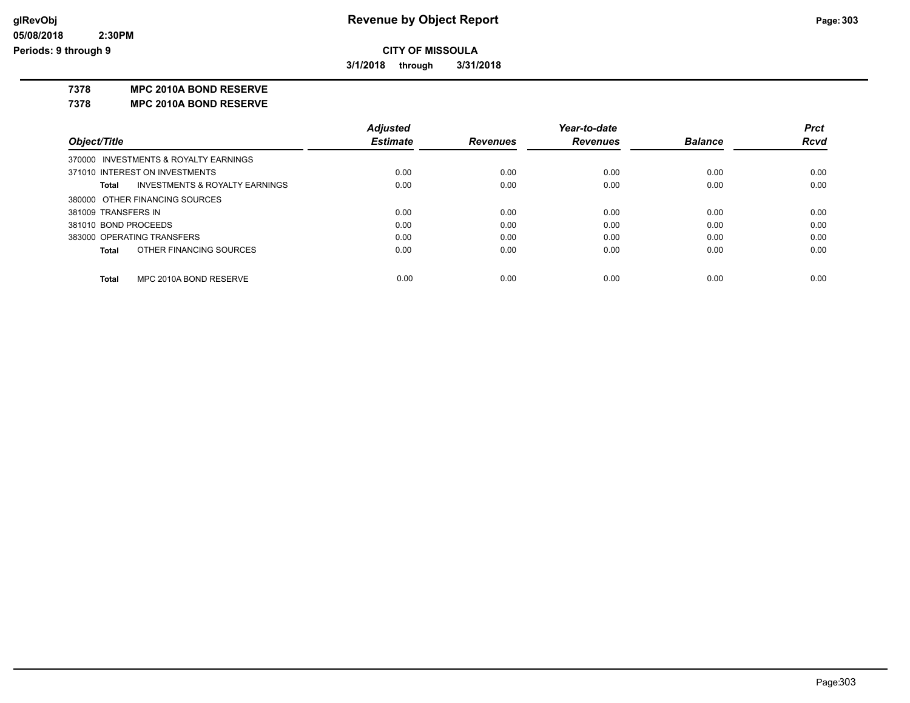# Revenue by Object Report

**CITY OF MISSOULA**

**3/1/2018 through 3/31/2018**

glRevObj
05/08/2018 2:30PM
Periods: 9 through 9

## 7378 MPC 2010A BOND RESERVE

### 7378 MPC 2010A BOND RESERVE

| Object/Title | Adjusted Estimate | Revenues | Year-to-date Revenues | Balance | Prct Rcvd |
|---|---|---|---|---|---|
| 370000 INVESTMENTS & ROYALTY EARNINGS | | | | | |
| 371010 INTEREST ON INVESTMENTS | 0.00 | 0.00 | 0.00 | 0.00 | 0.00 |
| **Total** INVESTMENTS & ROYALTY EARNINGS | 0.00 | 0.00 | 0.00 | 0.00 | 0.00 |
| 380000 OTHER FINANCING SOURCES | | | | | |
| 381009 TRANSFERS IN | 0.00 | 0.00 | 0.00 | 0.00 | 0.00 |
| 381010 BOND PROCEEDS | 0.00 | 0.00 | 0.00 | 0.00 | 0.00 |
| 383000 OPERATING TRANSFERS | 0.00 | 0.00 | 0.00 | 0.00 | 0.00 |
| **Total** OTHER FINANCING SOURCES | 0.00 | 0.00 | 0.00 | 0.00 | 0.00 |
| **Total** MPC 2010A BOND RESERVE | 0.00 | 0.00 | 0.00 | 0.00 | 0.00 |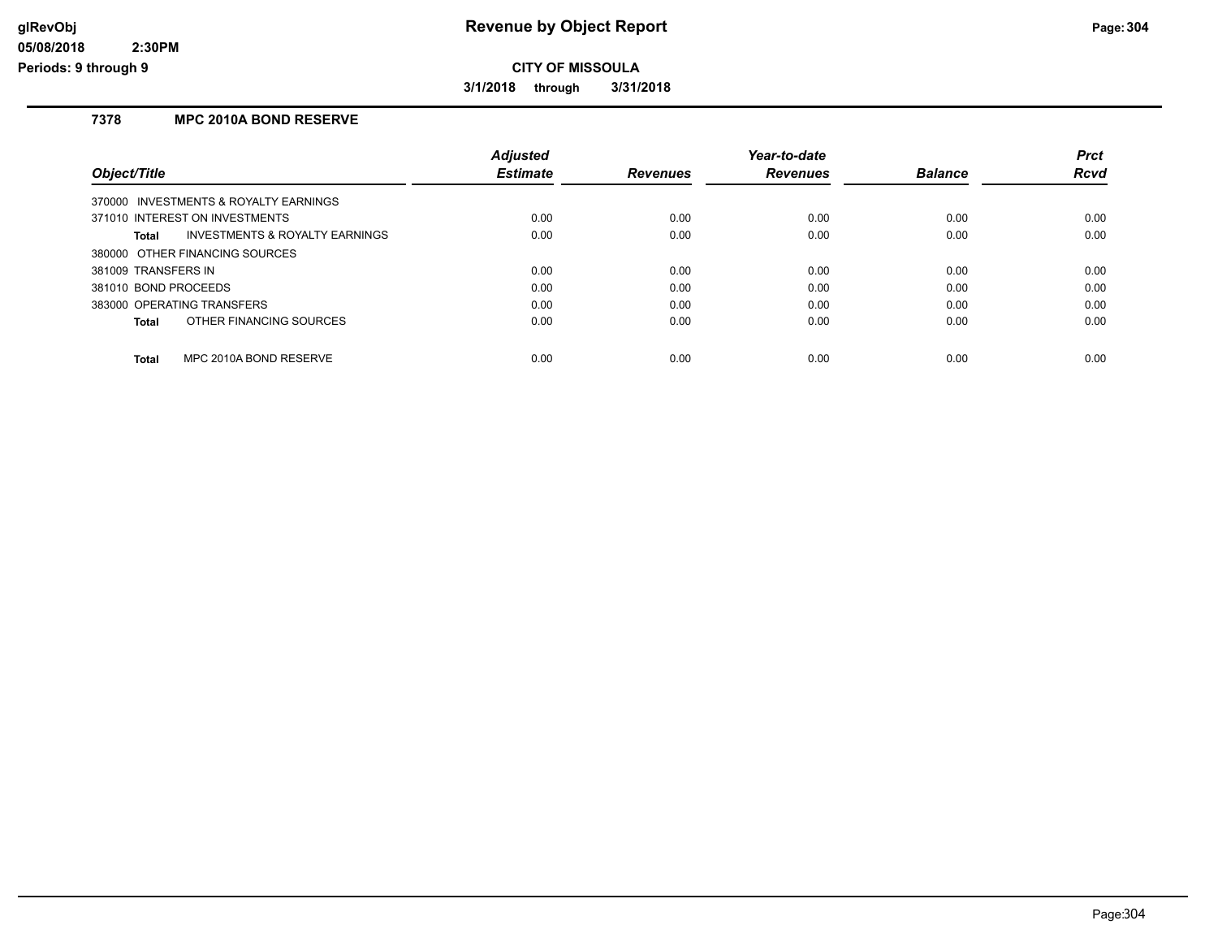**CITY OF MISSOULA**

**3/1/2018 through 3/31/2018**

## 7378 MPC 2010A BOND RESERVE

| Object/Title | Adjusted Estimate | Revenues | Year-to-date Revenues | Balance | Prct Rcvd |
|---|---|---|---|---|---|
| 370000 INVESTMENTS & ROYALTY EARNINGS | | | | | |
| 371010 INTEREST ON INVESTMENTS | 0.00 | 0.00 | 0.00 | 0.00 | 0.00 |
| **Total** INVESTMENTS & ROYALTY EARNINGS | 0.00 | 0.00 | 0.00 | 0.00 | 0.00 |
| 380000 OTHER FINANCING SOURCES | | | | | |
| 381009 TRANSFERS IN | 0.00 | 0.00 | 0.00 | 0.00 | 0.00 |
| 381010 BOND PROCEEDS | 0.00 | 0.00 | 0.00 | 0.00 | 0.00 |
| 383000 OPERATING TRANSFERS | 0.00 | 0.00 | 0.00 | 0.00 | 0.00 |
| **Total** OTHER FINANCING SOURCES | 0.00 | 0.00 | 0.00 | 0.00 | 0.00 |
| **Total** MPC 2010A BOND RESERVE | 0.00 | 0.00 | 0.00 | 0.00 | 0.00 |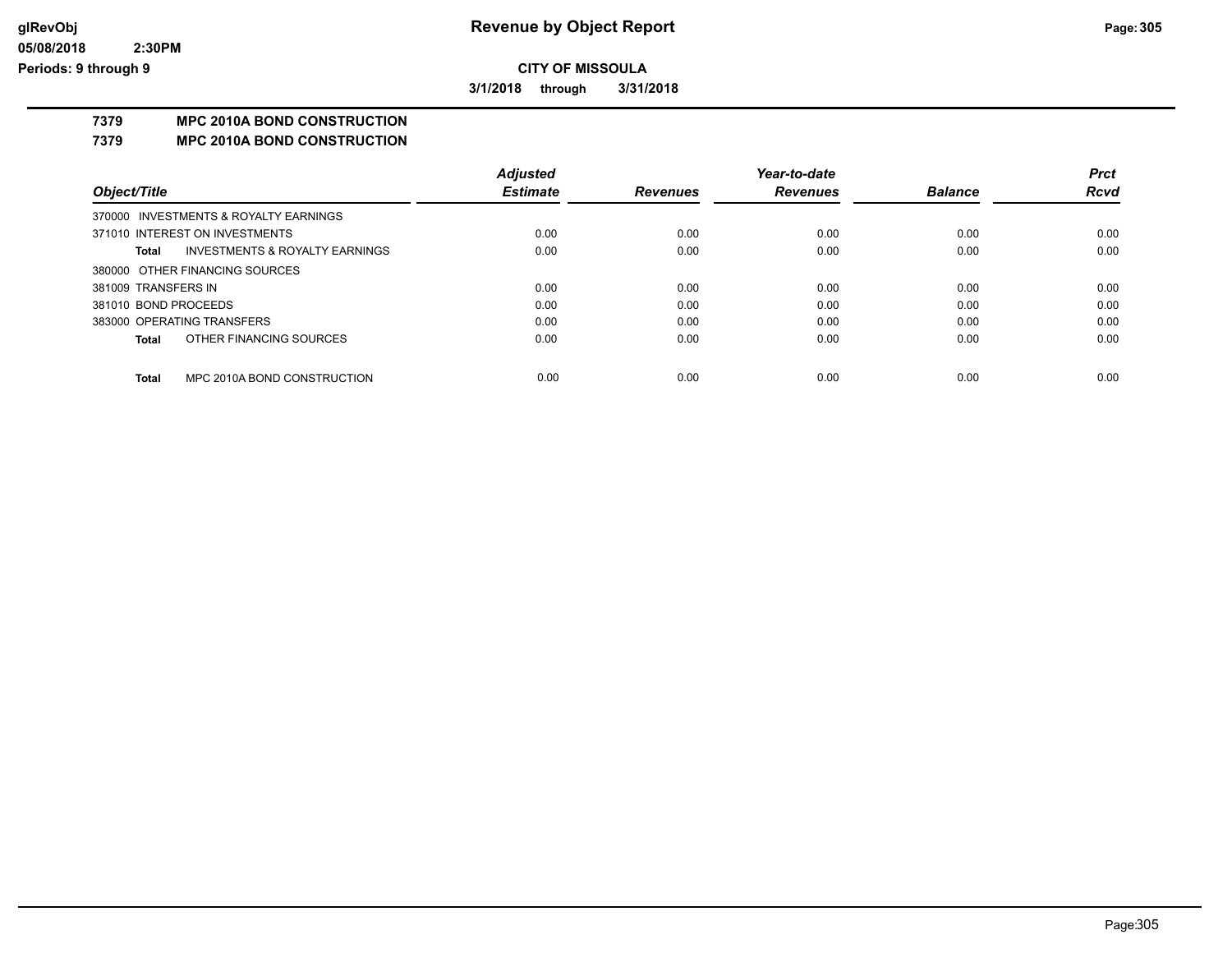# Revenue by Object Report

glRevObj
05/08/2018 2:30PM
Periods: 9 through 9

**CITY OF MISSOULA**

**3/1/2018 through 3/31/2018**

## 7379 MPC 2010A BOND CONSTRUCTION

## 7379 MPC 2010A BOND CONSTRUCTION

| Object/Title | Adjusted Estimate | Revenues | Year-to-date Revenues | Balance | Prct Rcvd |
|---|---|---|---|---|---|
| 370000 INVESTMENTS & ROYALTY EARNINGS | | | | | |
| 371010 INTEREST ON INVESTMENTS | 0.00 | 0.00 | 0.00 | 0.00 | 0.00 |
| **Total** INVESTMENTS & ROYALTY EARNINGS | 0.00 | 0.00 | 0.00 | 0.00 | 0.00 |
| 380000 OTHER FINANCING SOURCES | | | | | |
| 381009 TRANSFERS IN | 0.00 | 0.00 | 0.00 | 0.00 | 0.00 |
| 381010 BOND PROCEEDS | 0.00 | 0.00 | 0.00 | 0.00 | 0.00 |
| 383000 OPERATING TRANSFERS | 0.00 | 0.00 | 0.00 | 0.00 | 0.00 |
| **Total** OTHER FINANCING SOURCES | 0.00 | 0.00 | 0.00 | 0.00 | 0.00 |
| **Total** MPC 2010A BOND CONSTRUCTION | 0.00 | 0.00 | 0.00 | 0.00 | 0.00 |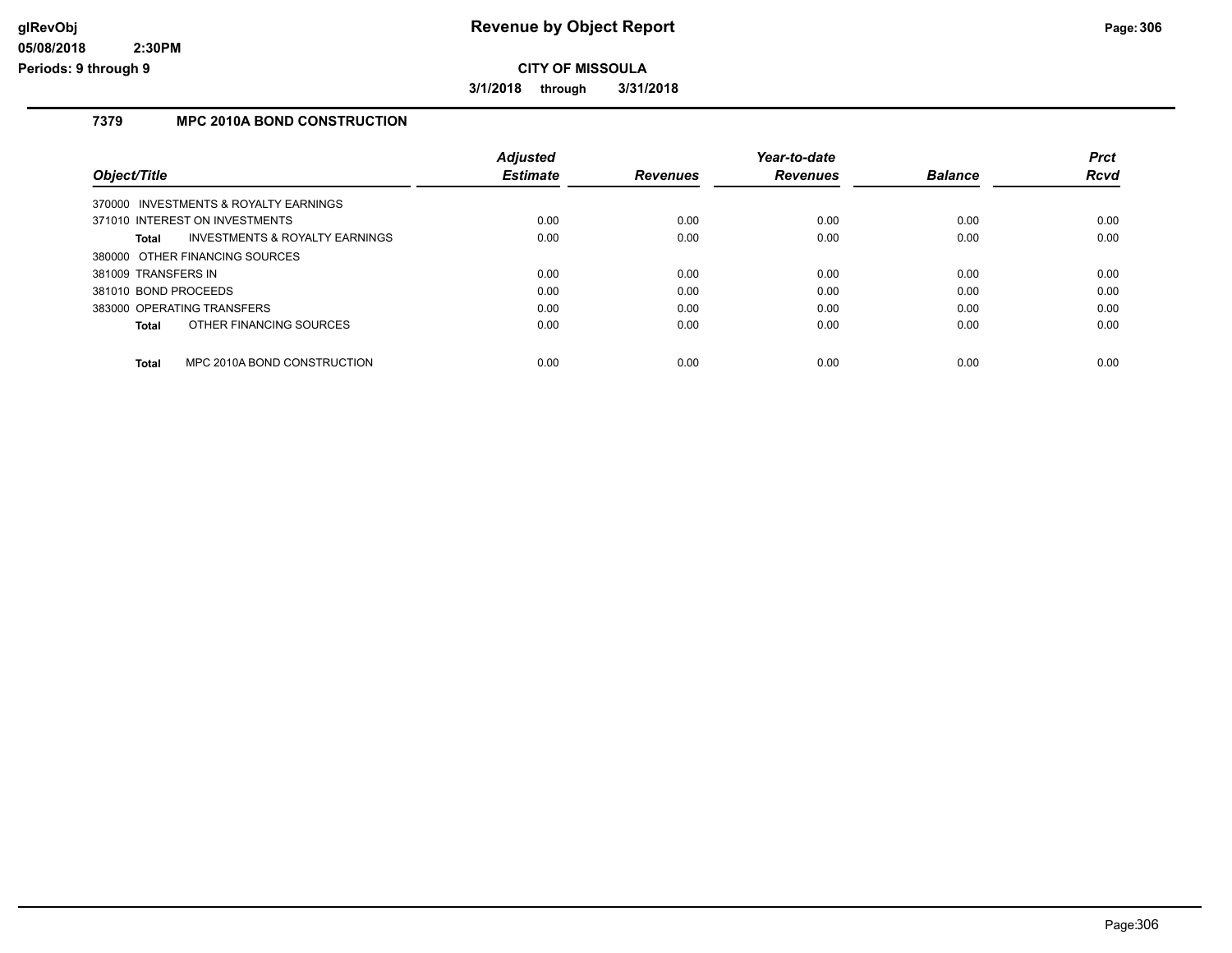## CITY OF MISSOULA

**3/1/2018 through 3/31/2018**

### 7379 MPC 2010A BOND CONSTRUCTION

| Object/Title | Adjusted Estimate | Revenues | Year-to-date Revenues | Balance | Prct Rcvd |
|---|---|---|---|---|---|
| 370000 INVESTMENTS & ROYALTY EARNINGS | | | | | |
| 371010 INTEREST ON INVESTMENTS | 0.00 | 0.00 | 0.00 | 0.00 | 0.00 |
| **Total** INVESTMENTS & ROYALTY EARNINGS | 0.00 | 0.00 | 0.00 | 0.00 | 0.00 |
| 380000 OTHER FINANCING SOURCES | | | | | |
| 381009 TRANSFERS IN | 0.00 | 0.00 | 0.00 | 0.00 | 0.00 |
| 381010 BOND PROCEEDS | 0.00 | 0.00 | 0.00 | 0.00 | 0.00 |
| 383000 OPERATING TRANSFERS | 0.00 | 0.00 | 0.00 | 0.00 | 0.00 |
| **Total** OTHER FINANCING SOURCES | 0.00 | 0.00 | 0.00 | 0.00 | 0.00 |
| **Total** MPC 2010A BOND CONSTRUCTION | 0.00 | 0.00 | 0.00 | 0.00 | 0.00 |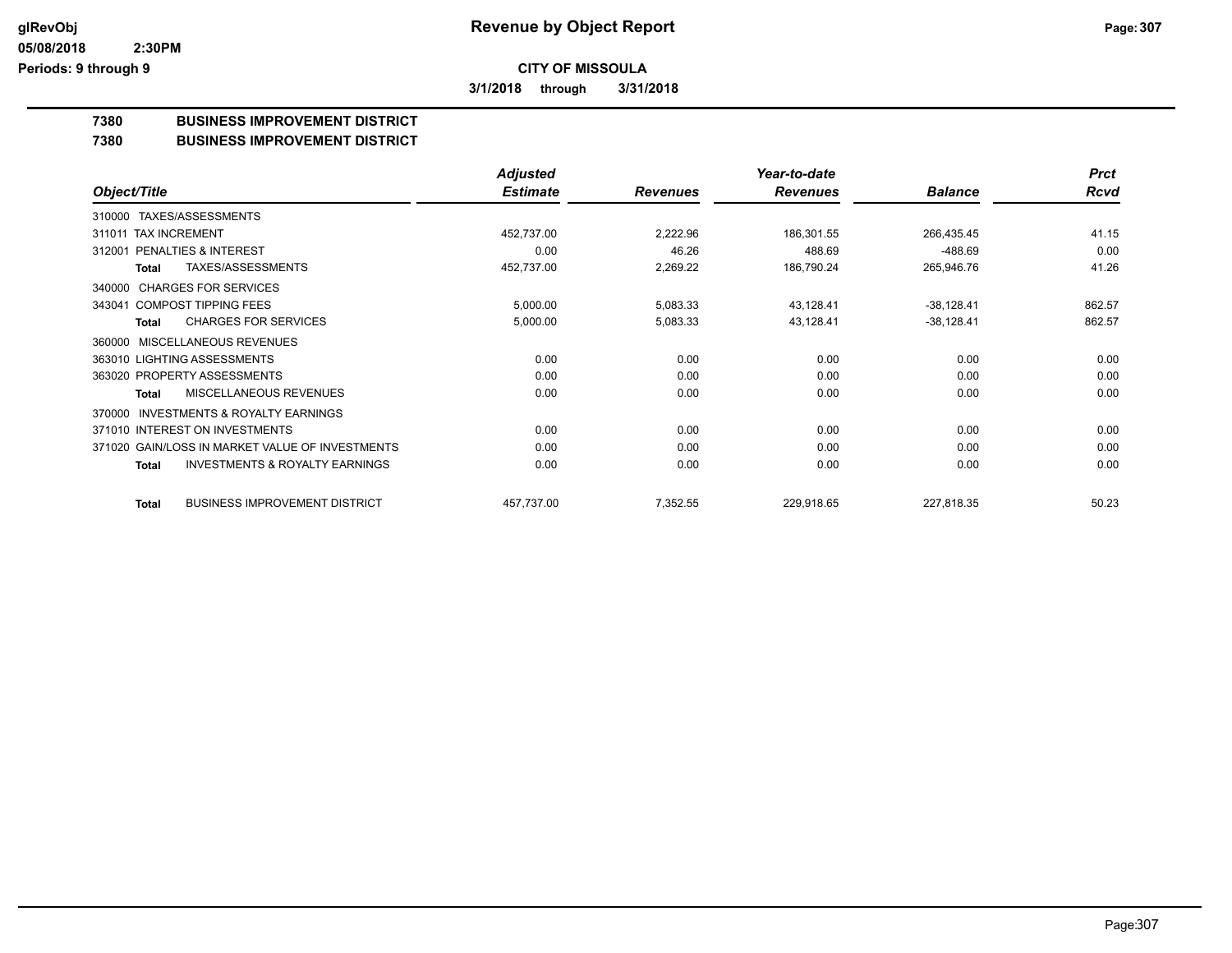# CITY OF MISSOULA

**3/1/2018 through 3/31/2018**

## 7380 BUSINESS IMPROVEMENT DISTRICT

## 7380 BUSINESS IMPROVEMENT DISTRICT

| Object/Title | Adjusted Estimate | Revenues | Year-to-date Revenues | Balance | Prct Rcvd |
|---|---|---|---|---|---|
| 310000 TAXES/ASSESSMENTS | | | | | |
| 311011 TAX INCREMENT | 452,737.00 | 2,222.96 | 186,301.55 | 266,435.45 | 41.15 |
| 312001 PENALTIES & INTEREST | 0.00 | 46.26 | 488.69 | -488.69 | 0.00 |
| **Total** TAXES/ASSESSMENTS | 452,737.00 | 2,269.22 | 186,790.24 | 265,946.76 | 41.26 |
| 340000 CHARGES FOR SERVICES | | | | | |
| 343041 COMPOST TIPPING FEES | 5,000.00 | 5,083.33 | 43,128.41 | -38,128.41 | 862.57 |
| **Total** CHARGES FOR SERVICES | 5,000.00 | 5,083.33 | 43,128.41 | -38,128.41 | 862.57 |
| 360000 MISCELLANEOUS REVENUES | | | | | |
| 363010 LIGHTING ASSESSMENTS | 0.00 | 0.00 | 0.00 | 0.00 | 0.00 |
| 363020 PROPERTY ASSESSMENTS | 0.00 | 0.00 | 0.00 | 0.00 | 0.00 |
| **Total** MISCELLANEOUS REVENUES | 0.00 | 0.00 | 0.00 | 0.00 | 0.00 |
| 370000 INVESTMENTS & ROYALTY EARNINGS | | | | | |
| 371010 INTEREST ON INVESTMENTS | 0.00 | 0.00 | 0.00 | 0.00 | 0.00 |
| 371020 GAIN/LOSS IN MARKET VALUE OF INVESTMENTS | 0.00 | 0.00 | 0.00 | 0.00 | 0.00 |
| **Total** INVESTMENTS & ROYALTY EARNINGS | 0.00 | 0.00 | 0.00 | 0.00 | 0.00 |
| **Total** BUSINESS IMPROVEMENT DISTRICT | 457,737.00 | 7,352.55 | 229,918.65 | 227,818.35 | 50.23 |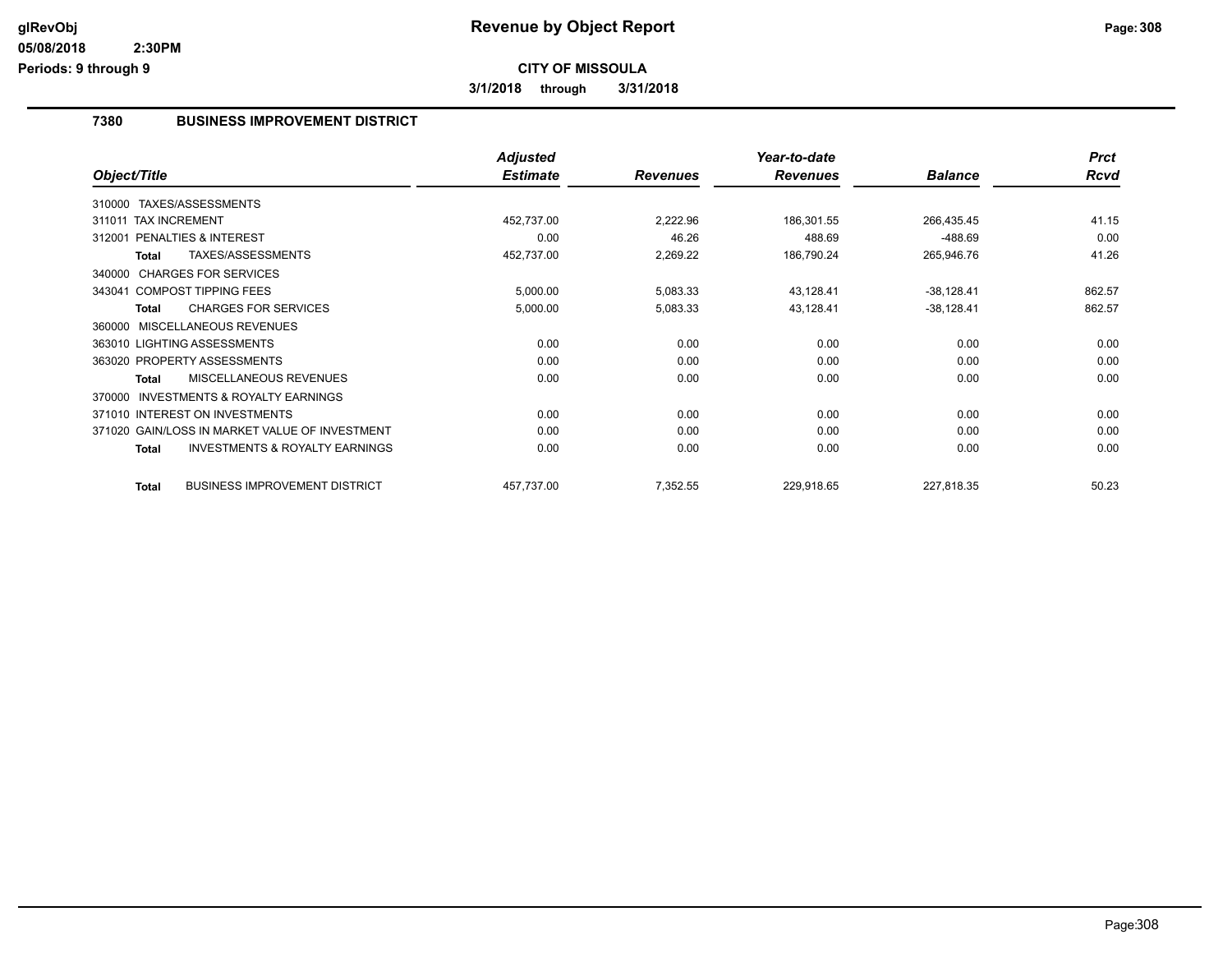# Revenue by Object Report

**CITY OF MISSOULA**

**3/1/2018 through 3/31/2018**

glRevObj
05/08/2018 2:30PM
Periods: 9 through 9

## 7380 BUSINESS IMPROVEMENT DISTRICT

| Object/Title | Adjusted Estimate | Revenues | Year-to-date Revenues | Balance | Prct Rcvd |
|---|---|---|---|---|---|
| 310000 TAXES/ASSESSMENTS | | | | | |
| 311011 TAX INCREMENT | 452,737.00 | 2,222.96 | 186,301.55 | 266,435.45 | 41.15 |
| 312001 PENALTIES & INTEREST | 0.00 | 46.26 | 488.69 | -488.69 | 0.00 |
| **Total** TAXES/ASSESSMENTS | 452,737.00 | 2,269.22 | 186,790.24 | 265,946.76 | 41.26 |
| 340000 CHARGES FOR SERVICES | | | | | |
| 343041 COMPOST TIPPING FEES | 5,000.00 | 5,083.33 | 43,128.41 | -38,128.41 | 862.57 |
| **Total** CHARGES FOR SERVICES | 5,000.00 | 5,083.33 | 43,128.41 | -38,128.41 | 862.57 |
| 360000 MISCELLANEOUS REVENUES | | | | | |
| 363010 LIGHTING ASSESSMENTS | 0.00 | 0.00 | 0.00 | 0.00 | 0.00 |
| 363020 PROPERTY ASSESSMENTS | 0.00 | 0.00 | 0.00 | 0.00 | 0.00 |
| **Total** MISCELLANEOUS REVENUES | 0.00 | 0.00 | 0.00 | 0.00 | 0.00 |
| 370000 INVESTMENTS & ROYALTY EARNINGS | | | | | |
| 371010 INTEREST ON INVESTMENTS | 0.00 | 0.00 | 0.00 | 0.00 | 0.00 |
| 371020 GAIN/LOSS IN MARKET VALUE OF INVESTMENT | 0.00 | 0.00 | 0.00 | 0.00 | 0.00 |
| **Total** INVESTMENTS & ROYALTY EARNINGS | 0.00 | 0.00 | 0.00 | 0.00 | 0.00 |
| **Total** BUSINESS IMPROVEMENT DISTRICT | 457,737.00 | 7,352.55 | 229,918.65 | 227,818.35 | 50.23 |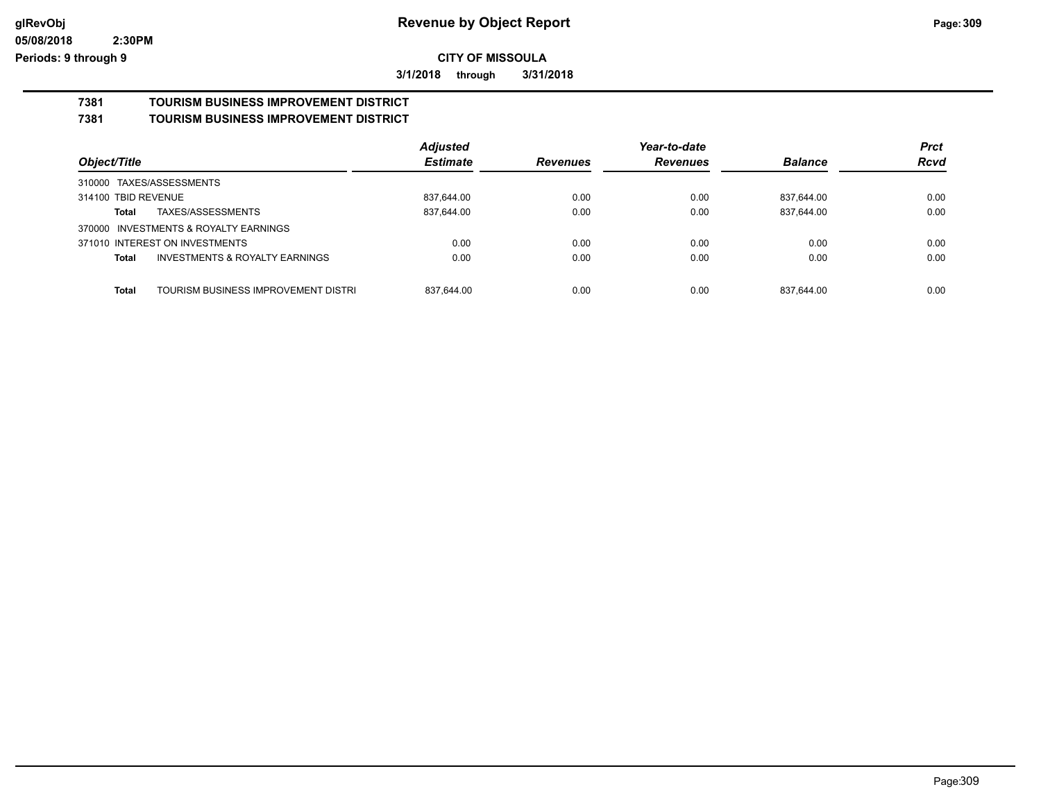**Revenue by Object Report**

**CITY OF MISSOULA**

**3/1/2018 through 3/31/2018**

glRevObj
05/08/2018 2:30PM
Periods: 9 through 9

## 7381 TOURISM BUSINESS IMPROVEMENT DISTRICT
## 7381 TOURISM BUSINESS IMPROVEMENT DISTRICT

| Object/Title | | Adjusted Estimate | Revenues | Year-to-date Revenues | Balance | Prct Rcvd |
|---|---|---|---|---|---|---|
| 310000 TAXES/ASSESSMENTS | | | | | | |
| 314100 TBID REVENUE | | 837,644.00 | 0.00 | 0.00 | 837,644.00 | 0.00 |
| **Total** | TAXES/ASSESSMENTS | 837,644.00 | 0.00 | 0.00 | 837,644.00 | 0.00 |
| 370000 INVESTMENTS & ROYALTY EARNINGS | | | | | | |
| 371010 INTEREST ON INVESTMENTS | | 0.00 | 0.00 | 0.00 | 0.00 | 0.00 |
| **Total** | INVESTMENTS & ROYALTY EARNINGS | 0.00 | 0.00 | 0.00 | 0.00 | 0.00 |
| **Total** | TOURISM BUSINESS IMPROVEMENT DISTRI | 837,644.00 | 0.00 | 0.00 | 837,644.00 | 0.00 |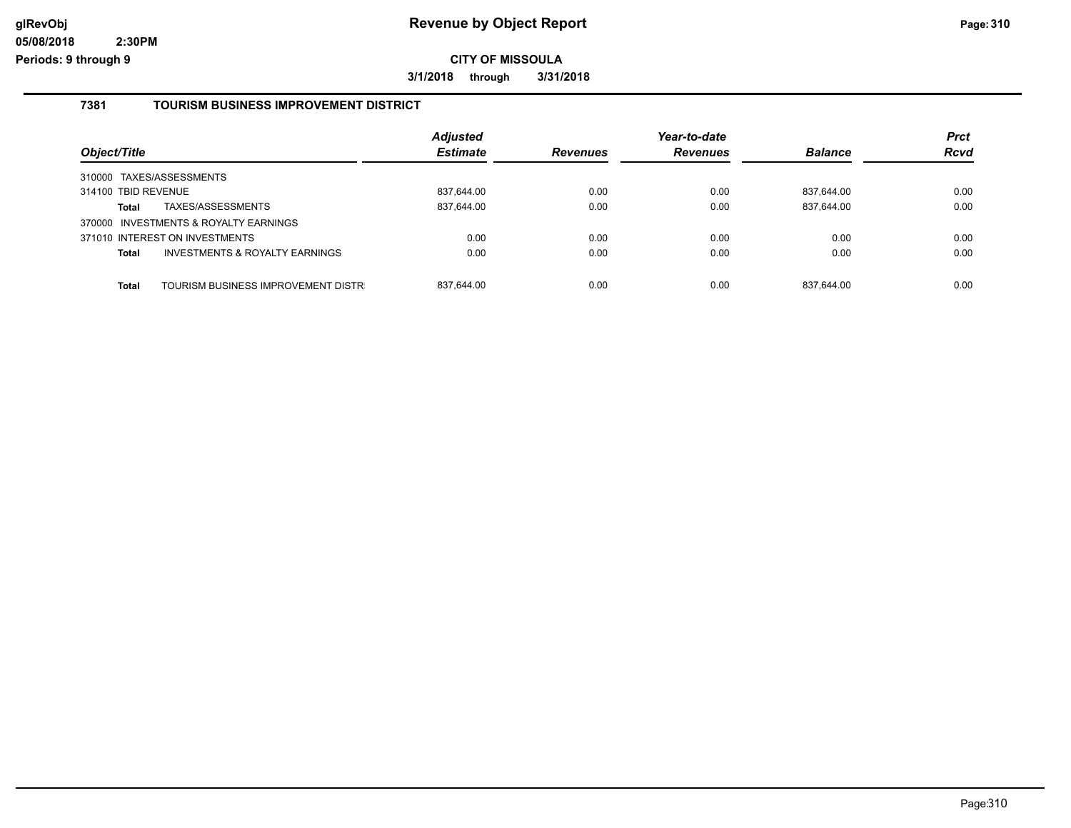# Revenue by Object Report

**CITY OF MISSOULA**

**3/1/2018 through 3/31/2018**

## 7381 TOURISM BUSINESS IMPROVEMENT DISTRICT

| Object/Title | | Adjusted Estimate | Revenues | Year-to-date Revenues | Balance | Prct Rcvd |
|---|---|---|---|---|---|---|
| 310000 TAXES/ASSESSMENTS | | | | | | |
| 314100 TBID REVENUE | | 837,644.00 | 0.00 | 0.00 | 837,644.00 | 0.00 |
| **Total** | TAXES/ASSESSMENTS | 837,644.00 | 0.00 | 0.00 | 837,644.00 | 0.00 |
| 370000 INVESTMENTS & ROYALTY EARNINGS | | | | | | |
| 371010 INTEREST ON INVESTMENTS | | 0.00 | 0.00 | 0.00 | 0.00 | 0.00 |
| **Total** | INVESTMENTS & ROYALTY EARNINGS | 0.00 | 0.00 | 0.00 | 0.00 | 0.00 |
| **Total** | TOURISM BUSINESS IMPROVEMENT DISTR | 837,644.00 | 0.00 | 0.00 | 837,644.00 | 0.00 |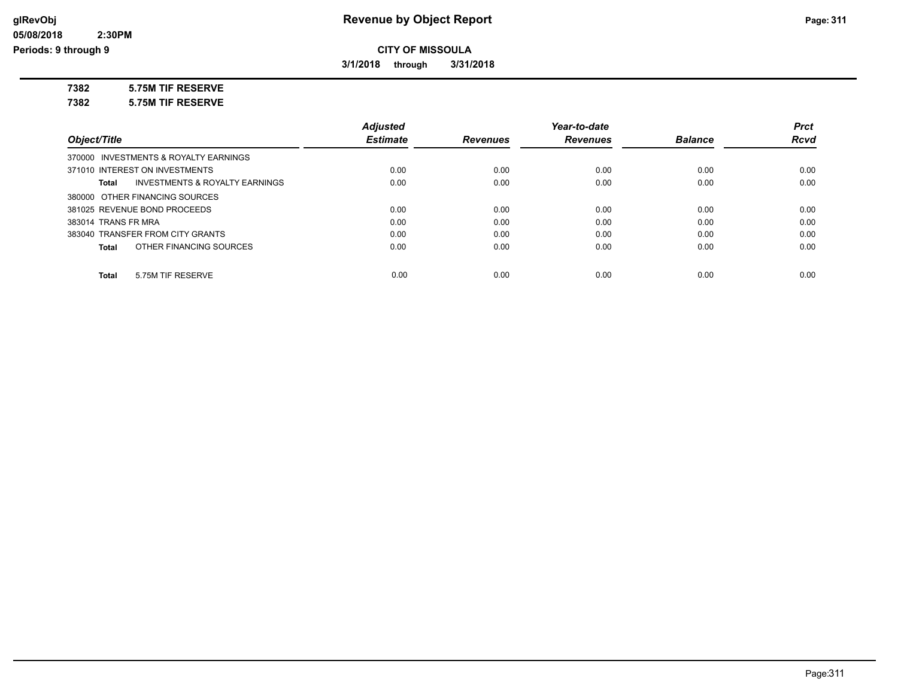# Revenue by Object Report

## CITY OF MISSOULA

**3/1/2018 through 3/31/2018**

**7382 5.75M TIF RESERVE**

**7382 5.75M TIF RESERVE**

| Object/Title | Adjusted Estimate | Revenues | Year-to-date Revenues | Balance | Prct Rcvd |
|---|---|---|---|---|---|
| 370000 INVESTMENTS & ROYALTY EARNINGS | | | | | |
| 371010 INTEREST ON INVESTMENTS | 0.00 | 0.00 | 0.00 | 0.00 | 0.00 |
| **Total** INVESTMENTS & ROYALTY EARNINGS | 0.00 | 0.00 | 0.00 | 0.00 | 0.00 |
| 380000 OTHER FINANCING SOURCES | | | | | |
| 381025 REVENUE BOND PROCEEDS | 0.00 | 0.00 | 0.00 | 0.00 | 0.00 |
| 383014 TRANS FR MRA | 0.00 | 0.00 | 0.00 | 0.00 | 0.00 |
| 383040 TRANSFER FROM CITY GRANTS | 0.00 | 0.00 | 0.00 | 0.00 | 0.00 |
| **Total** OTHER FINANCING SOURCES | 0.00 | 0.00 | 0.00 | 0.00 | 0.00 |
| **Total** 5.75M TIF RESERVE | 0.00 | 0.00 | 0.00 | 0.00 | 0.00 |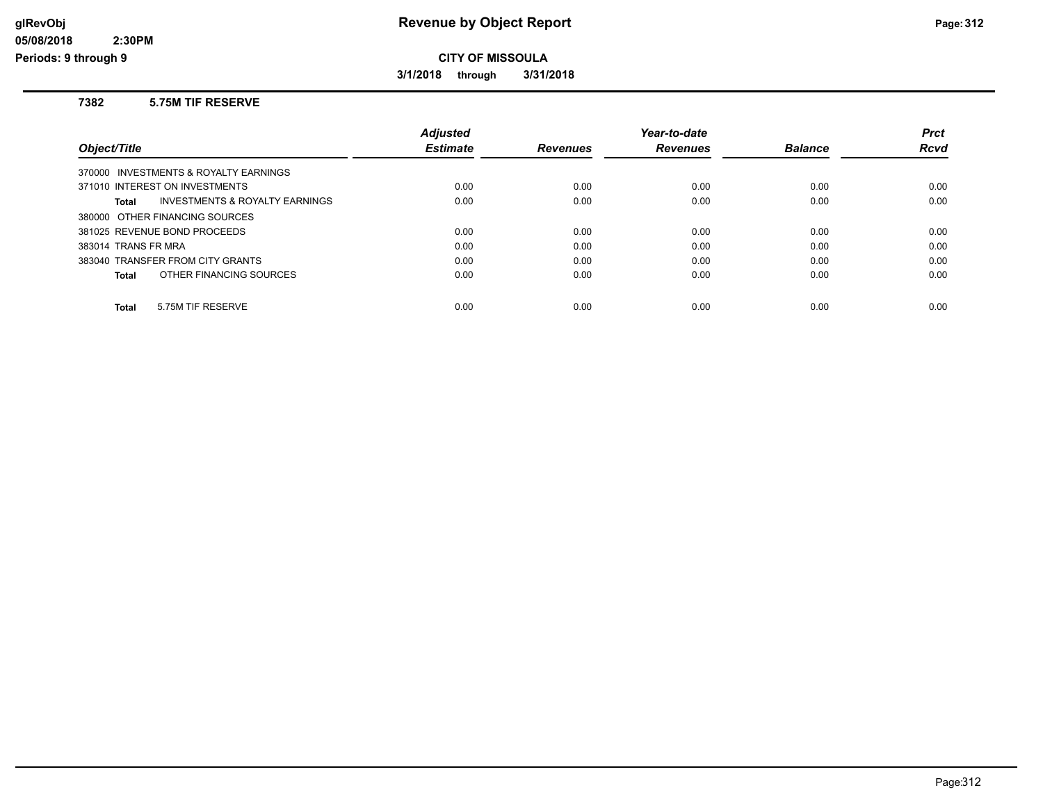# Revenue by Object Report

**CITY OF MISSOULA**

**3/1/2018 through 3/31/2018**

glRevObj
05/08/2018 2:30PM
Periods: 9 through 9

### 7382 5.75M TIF RESERVE

| Object/Title | Adjusted Estimate | Revenues | Year-to-date Revenues | Balance | Prct Rcvd |
|---|---|---|---|---|---|
| 370000 INVESTMENTS & ROYALTY EARNINGS | | | | | |
| 371010 INTEREST ON INVESTMENTS | 0.00 | 0.00 | 0.00 | 0.00 | 0.00 |
| **Total** INVESTMENTS & ROYALTY EARNINGS | 0.00 | 0.00 | 0.00 | 0.00 | 0.00 |
| 380000 OTHER FINANCING SOURCES | | | | | |
| 381025 REVENUE BOND PROCEEDS | 0.00 | 0.00 | 0.00 | 0.00 | 0.00 |
| 383014 TRANS FR MRA | 0.00 | 0.00 | 0.00 | 0.00 | 0.00 |
| 383040 TRANSFER FROM CITY GRANTS | 0.00 | 0.00 | 0.00 | 0.00 | 0.00 |
| **Total** OTHER FINANCING SOURCES | 0.00 | 0.00 | 0.00 | 0.00 | 0.00 |
| **Total** 5.75M TIF RESERVE | 0.00 | 0.00 | 0.00 | 0.00 | 0.00 |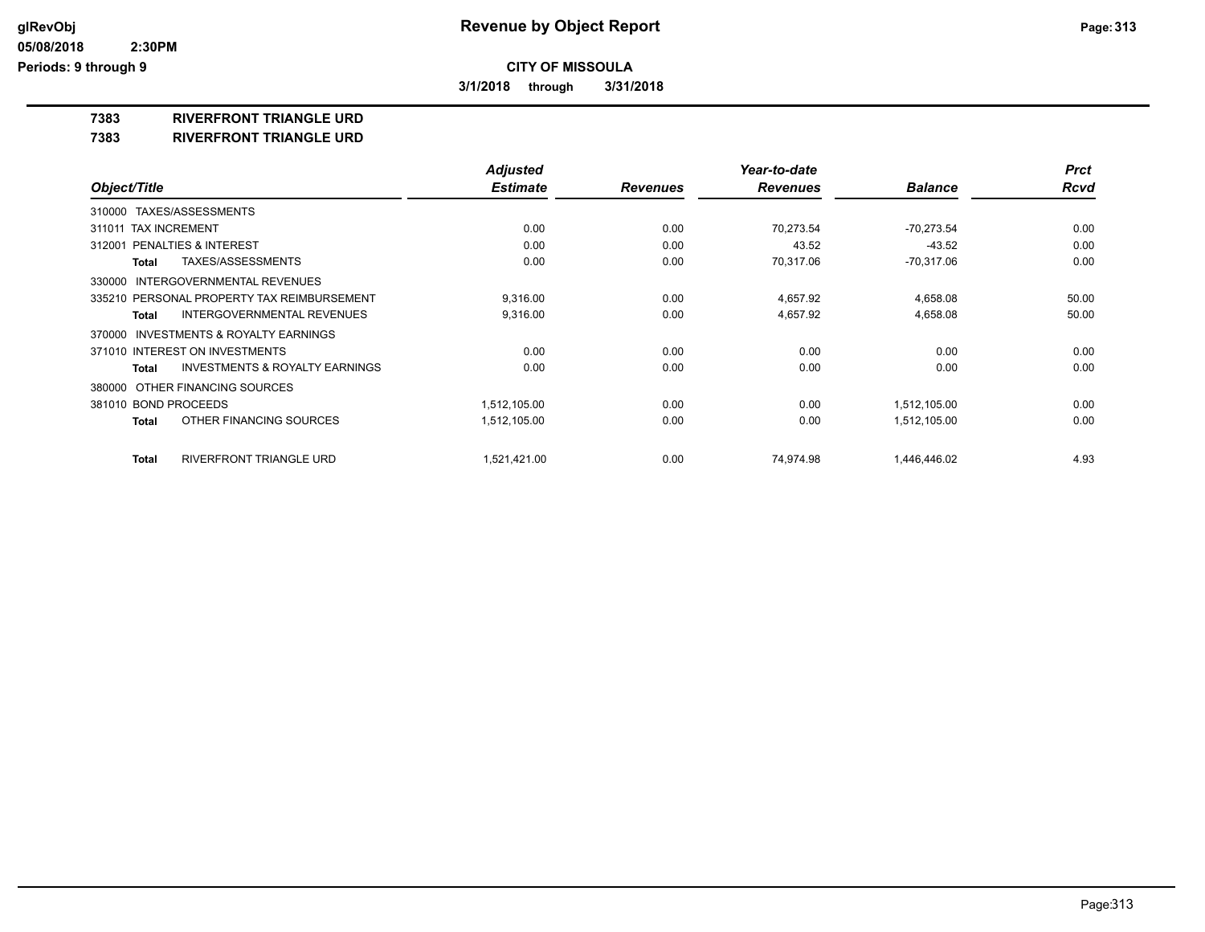**CITY OF MISSOULA**

**3/1/2018 through 3/31/2018**

## 7383 RIVERFRONT TRIANGLE URD

## 7383 RIVERFRONT TRIANGLE URD

| Object/Title | Adjusted Estimate | Revenues | Year-to-date Revenues | Balance | Prct Rcvd |
|---|---|---|---|---|---|
| 310000 TAXES/ASSESSMENTS | | | | | |
| 311011 TAX INCREMENT | 0.00 | 0.00 | 70,273.54 | -70,273.54 | 0.00 |
| 312001 PENALTIES & INTEREST | 0.00 | 0.00 | 43.52 | -43.52 | 0.00 |
| **Total** TAXES/ASSESSMENTS | 0.00 | 0.00 | 70,317.06 | -70,317.06 | 0.00 |
| 330000 INTERGOVERNMENTAL REVENUES | | | | | |
| 335210 PERSONAL PROPERTY TAX REIMBURSEMENT | 9,316.00 | 0.00 | 4,657.92 | 4,658.08 | 50.00 |
| **Total** INTERGOVERNMENTAL REVENUES | 9,316.00 | 0.00 | 4,657.92 | 4,658.08 | 50.00 |
| 370000 INVESTMENTS & ROYALTY EARNINGS | | | | | |
| 371010 INTEREST ON INVESTMENTS | 0.00 | 0.00 | 0.00 | 0.00 | 0.00 |
| **Total** INVESTMENTS & ROYALTY EARNINGS | 0.00 | 0.00 | 0.00 | 0.00 | 0.00 |
| 380000 OTHER FINANCING SOURCES | | | | | |
| 381010 BOND PROCEEDS | 1,512,105.00 | 0.00 | 0.00 | 1,512,105.00 | 0.00 |
| **Total** OTHER FINANCING SOURCES | 1,512,105.00 | 0.00 | 0.00 | 1,512,105.00 | 0.00 |
| **Total** RIVERFRONT TRIANGLE URD | 1,521,421.00 | 0.00 | 74,974.98 | 1,446,446.02 | 4.93 |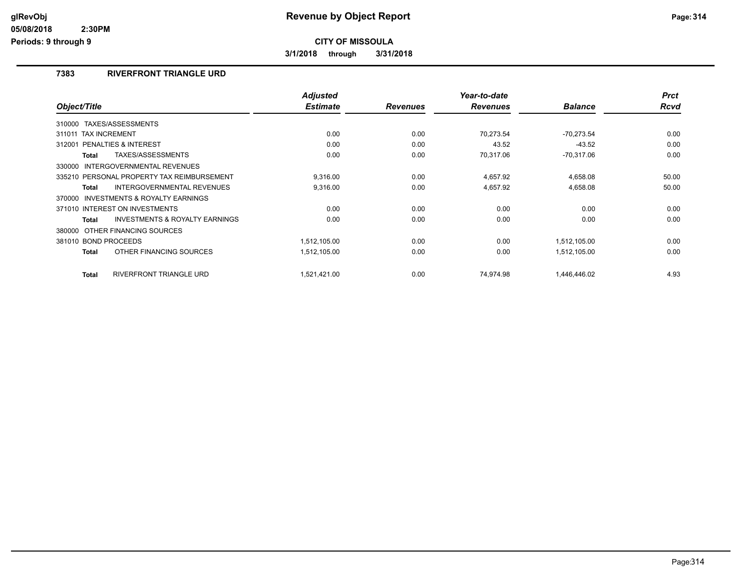# Revenue by Object Report

**CITY OF MISSOULA**

**3/1/2018 through 3/31/2018**

glRevObj
05/08/2018 2:30PM
Periods: 9 through 9

## 7383 RIVERFRONT TRIANGLE URD

| Object/Title | Adjusted Estimate | Revenues | Year-to-date Revenues | Balance | Prct Rcvd |
|---|---|---|---|---|---|
| 310000 TAXES/ASSESSMENTS | | | | | |
| 311011 TAX INCREMENT | 0.00 | 0.00 | 70,273.54 | -70,273.54 | 0.00 |
| 312001 PENALTIES & INTEREST | 0.00 | 0.00 | 43.52 | -43.52 | 0.00 |
| **Total** TAXES/ASSESSMENTS | 0.00 | 0.00 | 70,317.06 | -70,317.06 | 0.00 |
| 330000 INTERGOVERNMENTAL REVENUES | | | | | |
| 335210 PERSONAL PROPERTY TAX REIMBURSEMENT | 9,316.00 | 0.00 | 4,657.92 | 4,658.08 | 50.00 |
| **Total** INTERGOVERNMENTAL REVENUES | 9,316.00 | 0.00 | 4,657.92 | 4,658.08 | 50.00 |
| 370000 INVESTMENTS & ROYALTY EARNINGS | | | | | |
| 371010 INTEREST ON INVESTMENTS | 0.00 | 0.00 | 0.00 | 0.00 | 0.00 |
| **Total** INVESTMENTS & ROYALTY EARNINGS | 0.00 | 0.00 | 0.00 | 0.00 | 0.00 |
| 380000 OTHER FINANCING SOURCES | | | | | |
| 381010 BOND PROCEEDS | 1,512,105.00 | 0.00 | 0.00 | 1,512,105.00 | 0.00 |
| **Total** OTHER FINANCING SOURCES | 1,512,105.00 | 0.00 | 0.00 | 1,512,105.00 | 0.00 |
| **Total** RIVERFRONT TRIANGLE URD | 1,521,421.00 | 0.00 | 74,974.98 | 1,446,446.02 | 4.93 |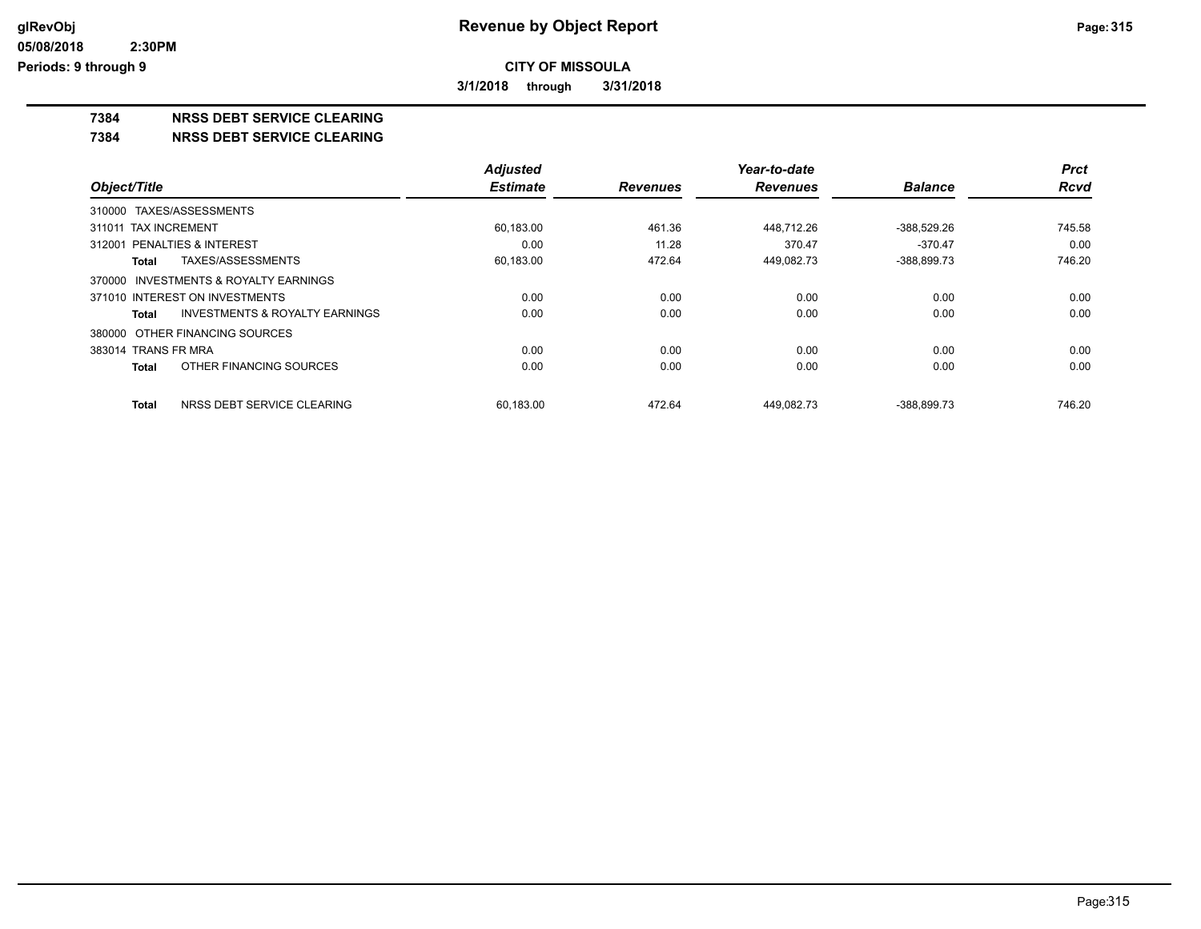**CITY OF MISSOULA**

**3/1/2018 through 3/31/2018**

## 7384 NRSS DEBT SERVICE CLEARING

## 7384 NRSS DEBT SERVICE CLEARING

| Object/Title | Adjusted Estimate | Revenues | Year-to-date Revenues | Balance | Prct Rcvd |
|---|---|---|---|---|---|
| 310000 TAXES/ASSESSMENTS | | | | | |
| 311011 TAX INCREMENT | 60,183.00 | 461.36 | 448,712.26 | -388,529.26 | 745.58 |
| 312001 PENALTIES & INTEREST | 0.00 | 11.28 | 370.47 | -370.47 | 0.00 |
| **Total** TAXES/ASSESSMENTS | 60,183.00 | 472.64 | 449,082.73 | -388,899.73 | 746.20 |
| 370000 INVESTMENTS & ROYALTY EARNINGS | | | | | |
| 371010 INTEREST ON INVESTMENTS | 0.00 | 0.00 | 0.00 | 0.00 | 0.00 |
| **Total** INVESTMENTS & ROYALTY EARNINGS | 0.00 | 0.00 | 0.00 | 0.00 | 0.00 |
| 380000 OTHER FINANCING SOURCES | | | | | |
| 383014 TRANS FR MRA | 0.00 | 0.00 | 0.00 | 0.00 | 0.00 |
| **Total** OTHER FINANCING SOURCES | 0.00 | 0.00 | 0.00 | 0.00 | 0.00 |
| **Total** NRSS DEBT SERVICE CLEARING | 60,183.00 | 472.64 | 449,082.73 | -388,899.73 | 746.20 |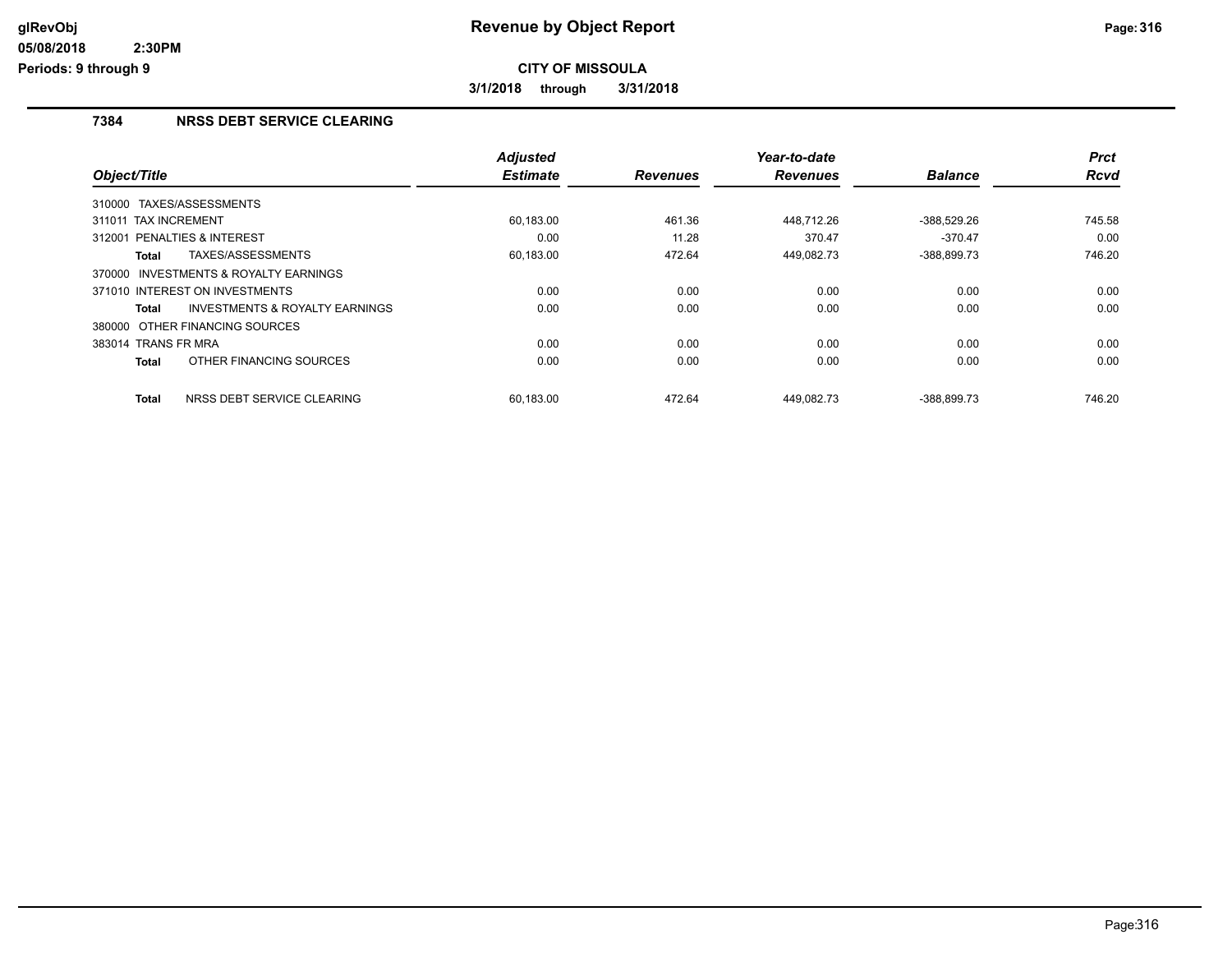# Revenue by Object Report

**CITY OF MISSOULA**

**3/1/2018 through 3/31/2018**

glRevObj
05/08/2018 2:30PM
Periods: 9 through 9

## 7384 NRSS DEBT SERVICE CLEARING

| Object/Title | Adjusted Estimate | Revenues | Year-to-date Revenues | Balance | Prct Rcvd |
|---|---|---|---|---|---|
| 310000 TAXES/ASSESSMENTS | | | | | |
| 311011 TAX INCREMENT | 60,183.00 | 461.36 | 448,712.26 | -388,529.26 | 745.58 |
| 312001 PENALTIES & INTEREST | 0.00 | 11.28 | 370.47 | -370.47 | 0.00 |
| **Total** TAXES/ASSESSMENTS | 60,183.00 | 472.64 | 449,082.73 | -388,899.73 | 746.20 |
| 370000 INVESTMENTS & ROYALTY EARNINGS | | | | | |
| 371010 INTEREST ON INVESTMENTS | 0.00 | 0.00 | 0.00 | 0.00 | 0.00 |
| **Total** INVESTMENTS & ROYALTY EARNINGS | 0.00 | 0.00 | 0.00 | 0.00 | 0.00 |
| 380000 OTHER FINANCING SOURCES | | | | | |
| 383014 TRANS FR MRA | 0.00 | 0.00 | 0.00 | 0.00 | 0.00 |
| **Total** OTHER FINANCING SOURCES | 0.00 | 0.00 | 0.00 | 0.00 | 0.00 |
| **Total** NRSS DEBT SERVICE CLEARING | 60,183.00 | 472.64 | 449,082.73 | -388,899.73 | 746.20 |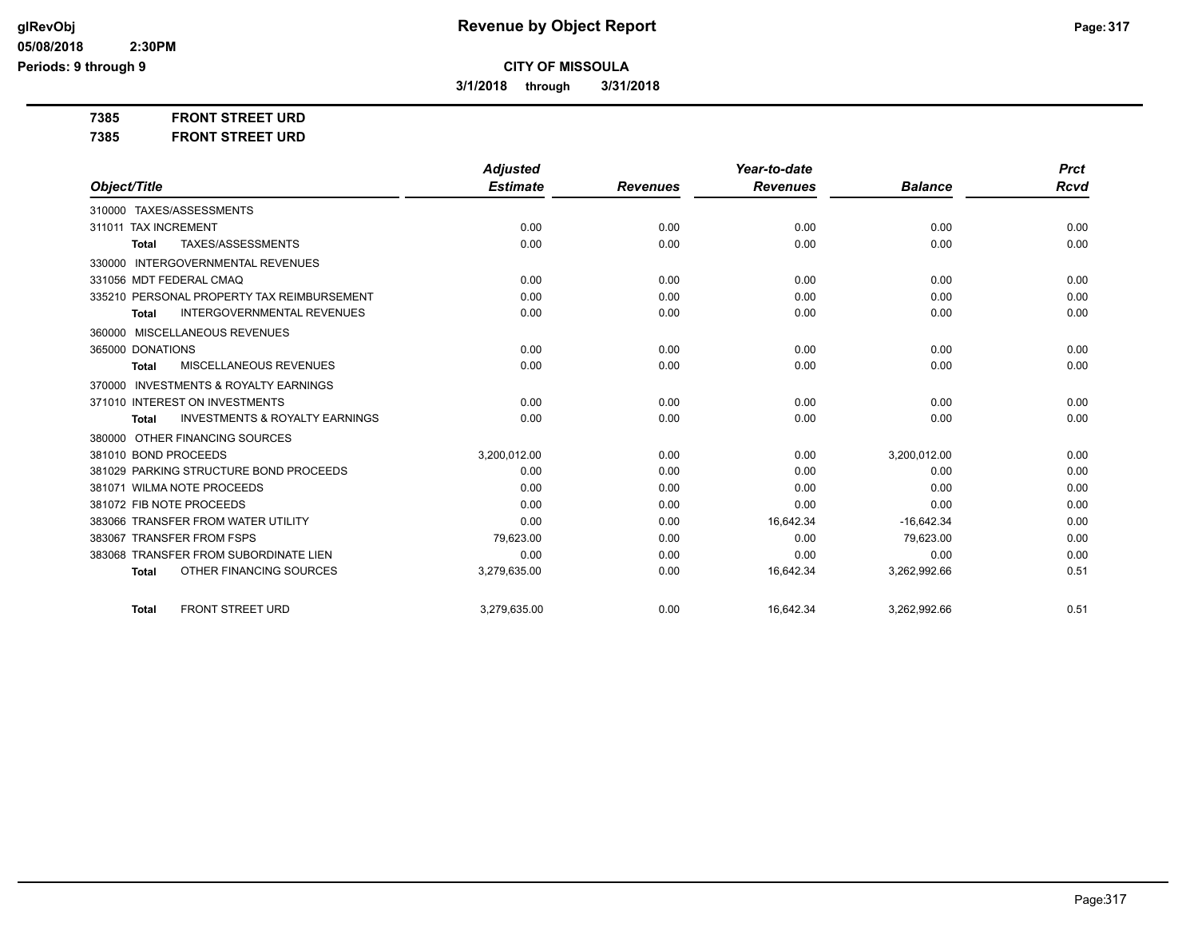**glRevObj**
**05/08/2018 2:30PM**
**Periods: 9 through 9**

# Revenue by Object Report

**CITY OF MISSOULA**

**3/1/2018 through 3/31/2018**

**7385 FRONT STREET URD**
**7385 FRONT STREET URD**

| Object/Title | Adjusted Estimate | Revenues | Year-to-date Revenues | Balance | Prct Rcvd |
|---|---|---|---|---|---|
| 310000 TAXES/ASSESSMENTS | | | | | |
| 311011 TAX INCREMENT | 0.00 | 0.00 | 0.00 | 0.00 | 0.00 |
| **Total** TAXES/ASSESSMENTS | 0.00 | 0.00 | 0.00 | 0.00 | 0.00 |
| 330000 INTERGOVERNMENTAL REVENUES | | | | | |
| 331056 MDT FEDERAL CMAQ | 0.00 | 0.00 | 0.00 | 0.00 | 0.00 |
| 335210 PERSONAL PROPERTY TAX REIMBURSEMENT | 0.00 | 0.00 | 0.00 | 0.00 | 0.00 |
| **Total** INTERGOVERNMENTAL REVENUES | 0.00 | 0.00 | 0.00 | 0.00 | 0.00 |
| 360000 MISCELLANEOUS REVENUES | | | | | |
| 365000 DONATIONS | 0.00 | 0.00 | 0.00 | 0.00 | 0.00 |
| **Total** MISCELLANEOUS REVENUES | 0.00 | 0.00 | 0.00 | 0.00 | 0.00 |
| 370000 INVESTMENTS & ROYALTY EARNINGS | | | | | |
| 371010 INTEREST ON INVESTMENTS | 0.00 | 0.00 | 0.00 | 0.00 | 0.00 |
| **Total** INVESTMENTS & ROYALTY EARNINGS | 0.00 | 0.00 | 0.00 | 0.00 | 0.00 |
| 380000 OTHER FINANCING SOURCES | | | | | |
| 381010 BOND PROCEEDS | 3,200,012.00 | 0.00 | 0.00 | 3,200,012.00 | 0.00 |
| 381029 PARKING STRUCTURE BOND PROCEEDS | 0.00 | 0.00 | 0.00 | 0.00 | 0.00 |
| 381071 WILMA NOTE PROCEEDS | 0.00 | 0.00 | 0.00 | 0.00 | 0.00 |
| 381072 FIB NOTE PROCEEDS | 0.00 | 0.00 | 0.00 | 0.00 | 0.00 |
| 383066 TRANSFER FROM WATER UTILITY | 0.00 | 0.00 | 16,642.34 | -16,642.34 | 0.00 |
| 383067 TRANSFER FROM FSPS | 79,623.00 | 0.00 | 0.00 | 79,623.00 | 0.00 |
| 383068 TRANSFER FROM SUBORDINATE LIEN | 0.00 | 0.00 | 0.00 | 0.00 | 0.00 |
| **Total** OTHER FINANCING SOURCES | 3,279,635.00 | 0.00 | 16,642.34 | 3,262,992.66 | 0.51 |
| **Total** FRONT STREET URD | 3,279,635.00 | 0.00 | 16,642.34 | 3,262,992.66 | 0.51 |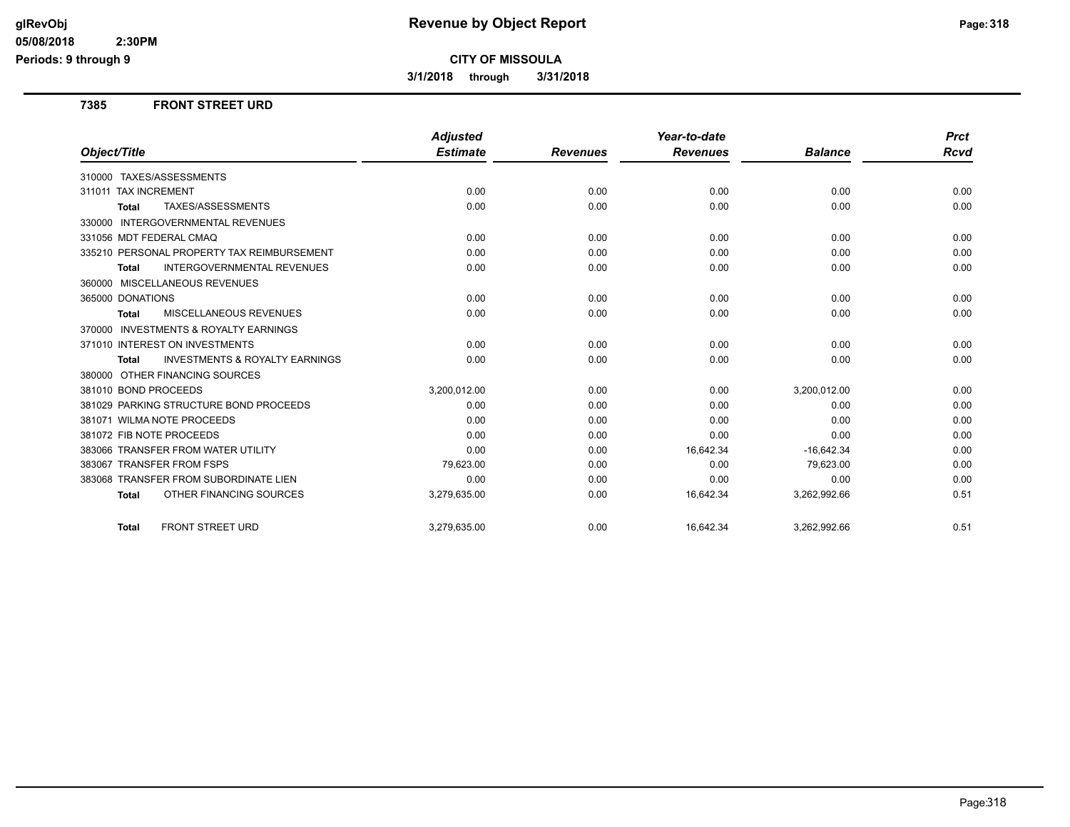**CITY OF MISSOULA**

**3/1/2018 through 3/31/2018**

### 7385 FRONT STREET URD

| Object/Title | Adjusted Estimate | Revenues | Year-to-date Revenues | Balance | Prct Rcvd |
|---|---|---|---|---|---|
| 310000 TAXES/ASSESSMENTS | | | | | |
| 311011 TAX INCREMENT | 0.00 | 0.00 | 0.00 | 0.00 | 0.00 |
| **Total** TAXES/ASSESSMENTS | 0.00 | 0.00 | 0.00 | 0.00 | 0.00 |
| 330000 INTERGOVERNMENTAL REVENUES | | | | | |
| 331056 MDT FEDERAL CMAQ | 0.00 | 0.00 | 0.00 | 0.00 | 0.00 |
| 335210 PERSONAL PROPERTY TAX REIMBURSEMENT | 0.00 | 0.00 | 0.00 | 0.00 | 0.00 |
| **Total** INTERGOVERNMENTAL REVENUES | 0.00 | 0.00 | 0.00 | 0.00 | 0.00 |
| 360000 MISCELLANEOUS REVENUES | | | | | |
| 365000 DONATIONS | 0.00 | 0.00 | 0.00 | 0.00 | 0.00 |
| **Total** MISCELLANEOUS REVENUES | 0.00 | 0.00 | 0.00 | 0.00 | 0.00 |
| 370000 INVESTMENTS & ROYALTY EARNINGS | | | | | |
| 371010 INTEREST ON INVESTMENTS | 0.00 | 0.00 | 0.00 | 0.00 | 0.00 |
| **Total** INVESTMENTS & ROYALTY EARNINGS | 0.00 | 0.00 | 0.00 | 0.00 | 0.00 |
| 380000 OTHER FINANCING SOURCES | | | | | |
| 381010 BOND PROCEEDS | 3,200,012.00 | 0.00 | 0.00 | 3,200,012.00 | 0.00 |
| 381029 PARKING STRUCTURE BOND PROCEEDS | 0.00 | 0.00 | 0.00 | 0.00 | 0.00 |
| 381071 WILMA NOTE PROCEEDS | 0.00 | 0.00 | 0.00 | 0.00 | 0.00 |
| 381072 FIB NOTE PROCEEDS | 0.00 | 0.00 | 0.00 | 0.00 | 0.00 |
| 383066 TRANSFER FROM WATER UTILITY | 0.00 | 0.00 | 16,642.34 | -16,642.34 | 0.00 |
| 383067 TRANSFER FROM FSPS | 79,623.00 | 0.00 | 0.00 | 79,623.00 | 0.00 |
| 383068 TRANSFER FROM SUBORDINATE LIEN | 0.00 | 0.00 | 0.00 | 0.00 | 0.00 |
| **Total** OTHER FINANCING SOURCES | 3,279,635.00 | 0.00 | 16,642.34 | 3,262,992.66 | 0.51 |
| **Total** FRONT STREET URD | 3,279,635.00 | 0.00 | 16,642.34 | 3,262,992.66 | 0.51 |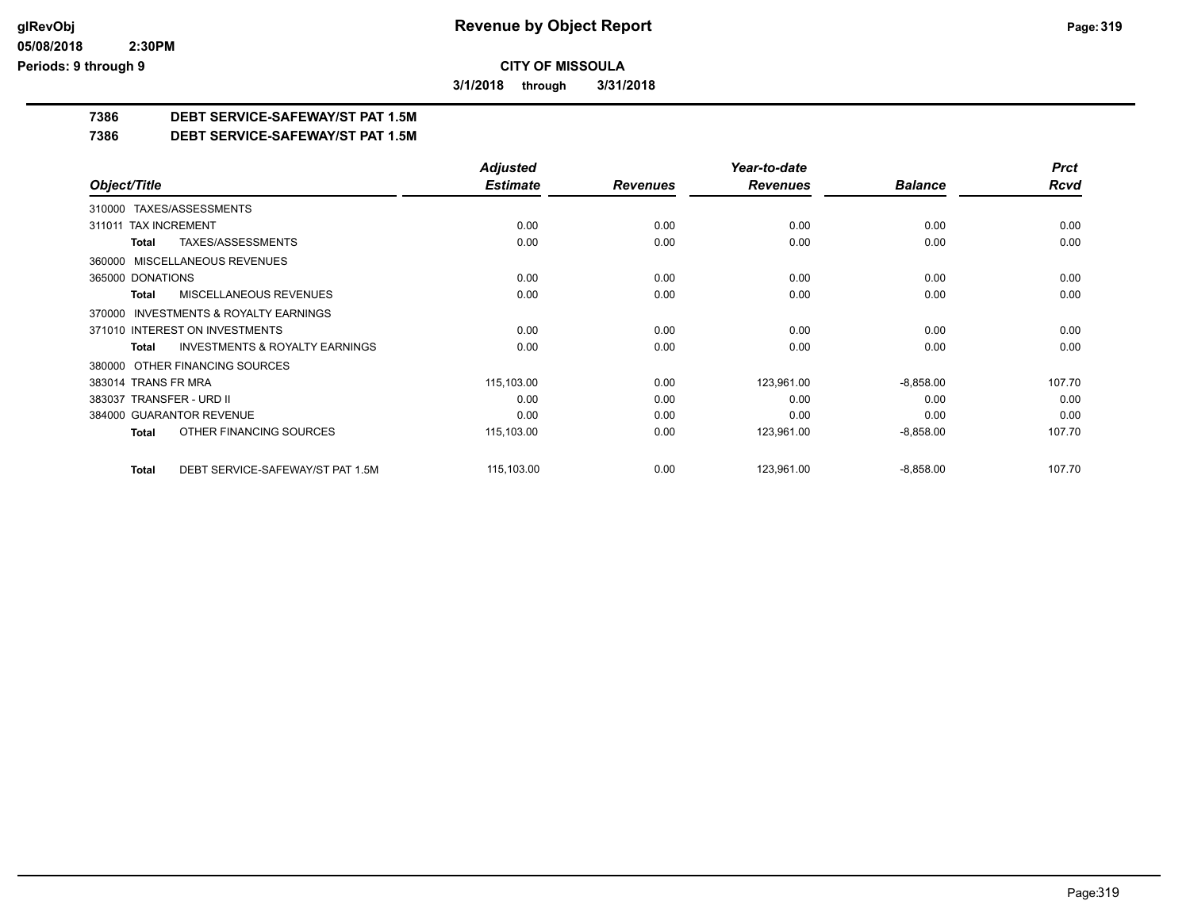# CITY OF MISSOULA

**3/1/2018 through 3/31/2018**

## 7386 DEBT SERVICE-SAFEWAY/ST PAT 1.5M

## 7386 DEBT SERVICE-SAFEWAY/ST PAT 1.5M

| Object/Title | Adjusted Estimate | Revenues | Year-to-date Revenues | Balance | Prct Rcvd |
|---|---|---|---|---|---|
| 310000 TAXES/ASSESSMENTS | | | | | |
| 311011 TAX INCREMENT | 0.00 | 0.00 | 0.00 | 0.00 | 0.00 |
| **Total** TAXES/ASSESSMENTS | 0.00 | 0.00 | 0.00 | 0.00 | 0.00 |
| 360000 MISCELLANEOUS REVENUES | | | | | |
| 365000 DONATIONS | 0.00 | 0.00 | 0.00 | 0.00 | 0.00 |
| **Total** MISCELLANEOUS REVENUES | 0.00 | 0.00 | 0.00 | 0.00 | 0.00 |
| 370000 INVESTMENTS & ROYALTY EARNINGS | | | | | |
| 371010 INTEREST ON INVESTMENTS | 0.00 | 0.00 | 0.00 | 0.00 | 0.00 |
| **Total** INVESTMENTS & ROYALTY EARNINGS | 0.00 | 0.00 | 0.00 | 0.00 | 0.00 |
| 380000 OTHER FINANCING SOURCES | | | | | |
| 383014 TRANS FR MRA | 115,103.00 | 0.00 | 123,961.00 | -8,858.00 | 107.70 |
| 383037 TRANSFER - URD II | 0.00 | 0.00 | 0.00 | 0.00 | 0.00 |
| 384000 GUARANTOR REVENUE | 0.00 | 0.00 | 0.00 | 0.00 | 0.00 |
| **Total** OTHER FINANCING SOURCES | 115,103.00 | 0.00 | 123,961.00 | -8,858.00 | 107.70 |
| **Total** DEBT SERVICE-SAFEWAY/ST PAT 1.5M | 115,103.00 | 0.00 | 123,961.00 | -8,858.00 | 107.70 |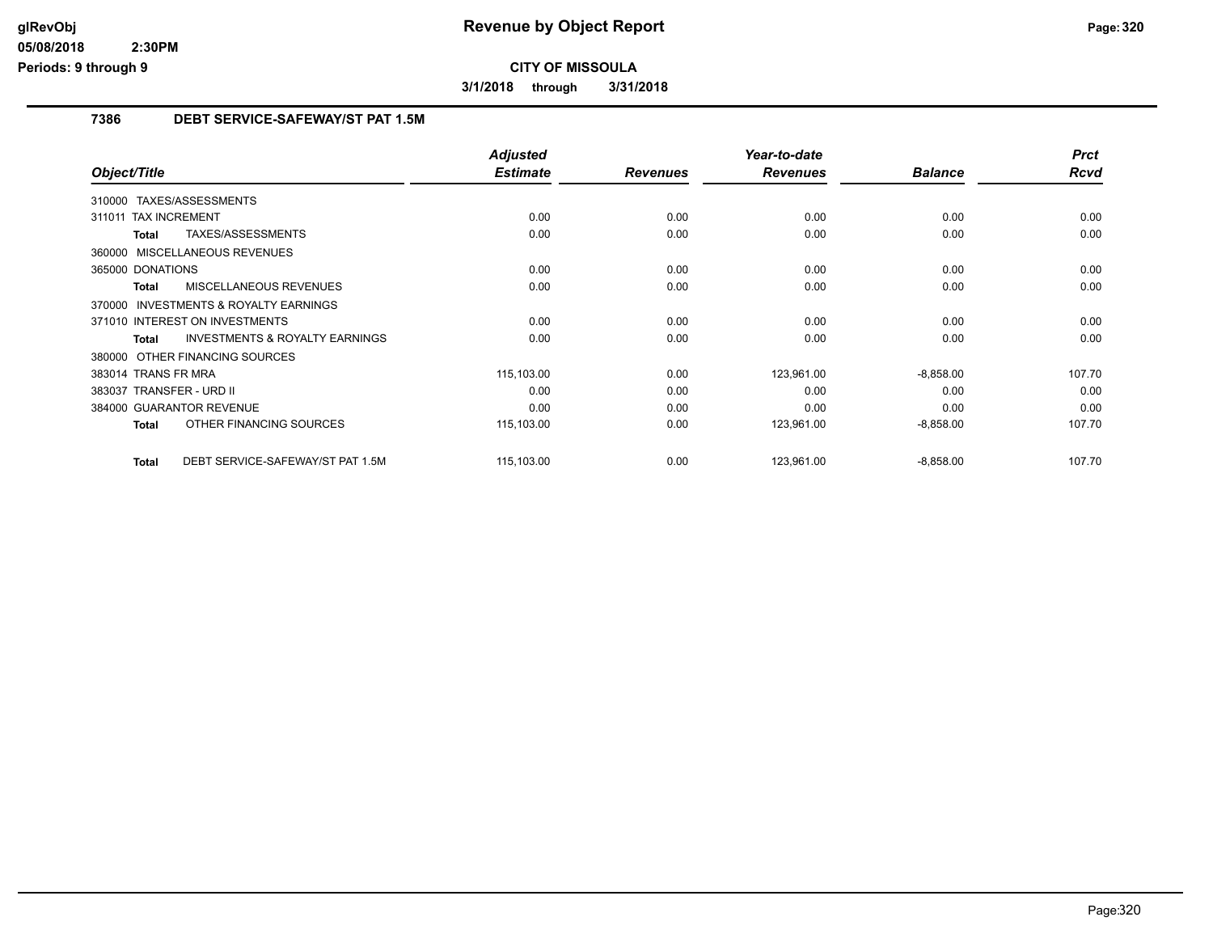**CITY OF MISSOULA**

**3/1/2018 through 3/31/2018**

## 7386 DEBT SERVICE-SAFEWAY/ST PAT 1.5M

| Object/Title | Adjusted Estimate | Revenues | Year-to-date Revenues | Balance | Prct Rcvd |
|---|---|---|---|---|---|
| 310000 TAXES/ASSESSMENTS | | | | | |
| 311011 TAX INCREMENT | 0.00 | 0.00 | 0.00 | 0.00 | 0.00 |
| **Total** TAXES/ASSESSMENTS | 0.00 | 0.00 | 0.00 | 0.00 | 0.00 |
| 360000 MISCELLANEOUS REVENUES | | | | | |
| 365000 DONATIONS | 0.00 | 0.00 | 0.00 | 0.00 | 0.00 |
| **Total** MISCELLANEOUS REVENUES | 0.00 | 0.00 | 0.00 | 0.00 | 0.00 |
| 370000 INVESTMENTS & ROYALTY EARNINGS | | | | | |
| 371010 INTEREST ON INVESTMENTS | 0.00 | 0.00 | 0.00 | 0.00 | 0.00 |
| **Total** INVESTMENTS & ROYALTY EARNINGS | 0.00 | 0.00 | 0.00 | 0.00 | 0.00 |
| 380000 OTHER FINANCING SOURCES | | | | | |
| 383014 TRANS FR MRA | 115,103.00 | 0.00 | 123,961.00 | -8,858.00 | 107.70 |
| 383037 TRANSFER - URD II | 0.00 | 0.00 | 0.00 | 0.00 | 0.00 |
| 384000 GUARANTOR REVENUE | 0.00 | 0.00 | 0.00 | 0.00 | 0.00 |
| **Total** OTHER FINANCING SOURCES | 115,103.00 | 0.00 | 123,961.00 | -8,858.00 | 107.70 |
| **Total** DEBT SERVICE-SAFEWAY/ST PAT 1.5M | 115,103.00 | 0.00 | 123,961.00 | -8,858.00 | 107.70 |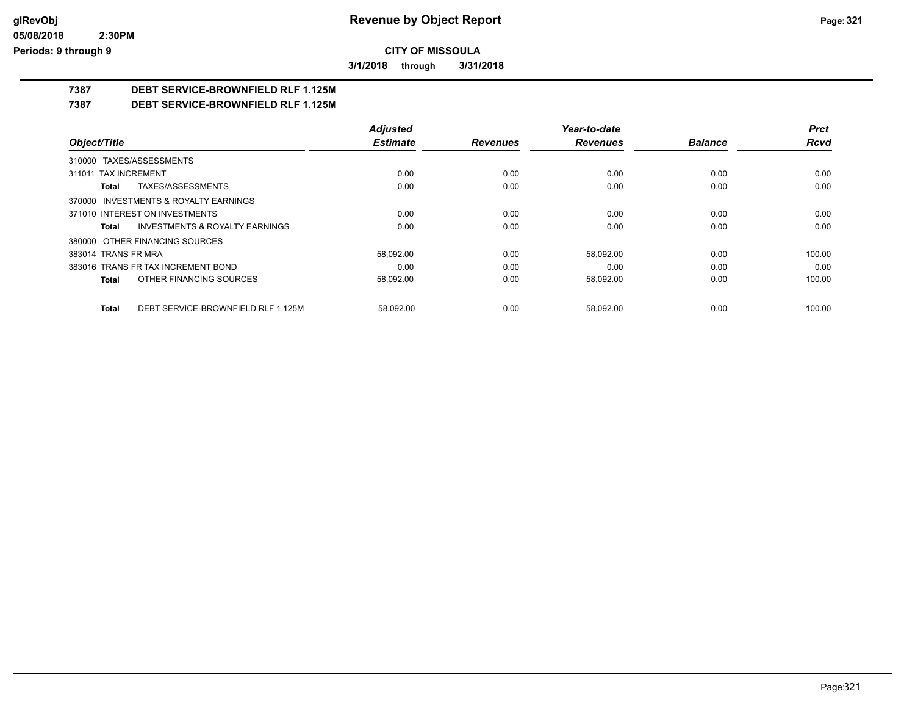**CITY OF MISSOULA**

**3/1/2018 through 3/31/2018**

## 7387 DEBT SERVICE-BROWNFIELD RLF 1.125M

## 7387 DEBT SERVICE-BROWNFIELD RLF 1.125M

| Object/Title | Adjusted Estimate | Revenues | Year-to-date Revenues | Balance | Prct Rcvd |
|---|---|---|---|---|---|
| 310000 TAXES/ASSESSMENTS | | | | | |
| 311011 TAX INCREMENT | 0.00 | 0.00 | 0.00 | 0.00 | 0.00 |
| **Total** TAXES/ASSESSMENTS | 0.00 | 0.00 | 0.00 | 0.00 | 0.00 |
| 370000 INVESTMENTS & ROYALTY EARNINGS | | | | | |
| 371010 INTEREST ON INVESTMENTS | 0.00 | 0.00 | 0.00 | 0.00 | 0.00 |
| **Total** INVESTMENTS & ROYALTY EARNINGS | 0.00 | 0.00 | 0.00 | 0.00 | 0.00 |
| 380000 OTHER FINANCING SOURCES | | | | | |
| 383014 TRANS FR MRA | 58,092.00 | 0.00 | 58,092.00 | 0.00 | 100.00 |
| 383016 TRANS FR TAX INCREMENT BOND | 0.00 | 0.00 | 0.00 | 0.00 | 0.00 |
| **Total** OTHER FINANCING SOURCES | 58,092.00 | 0.00 | 58,092.00 | 0.00 | 100.00 |
| **Total** DEBT SERVICE-BROWNFIELD RLF 1.125M | 58,092.00 | 0.00 | 58,092.00 | 0.00 | 100.00 |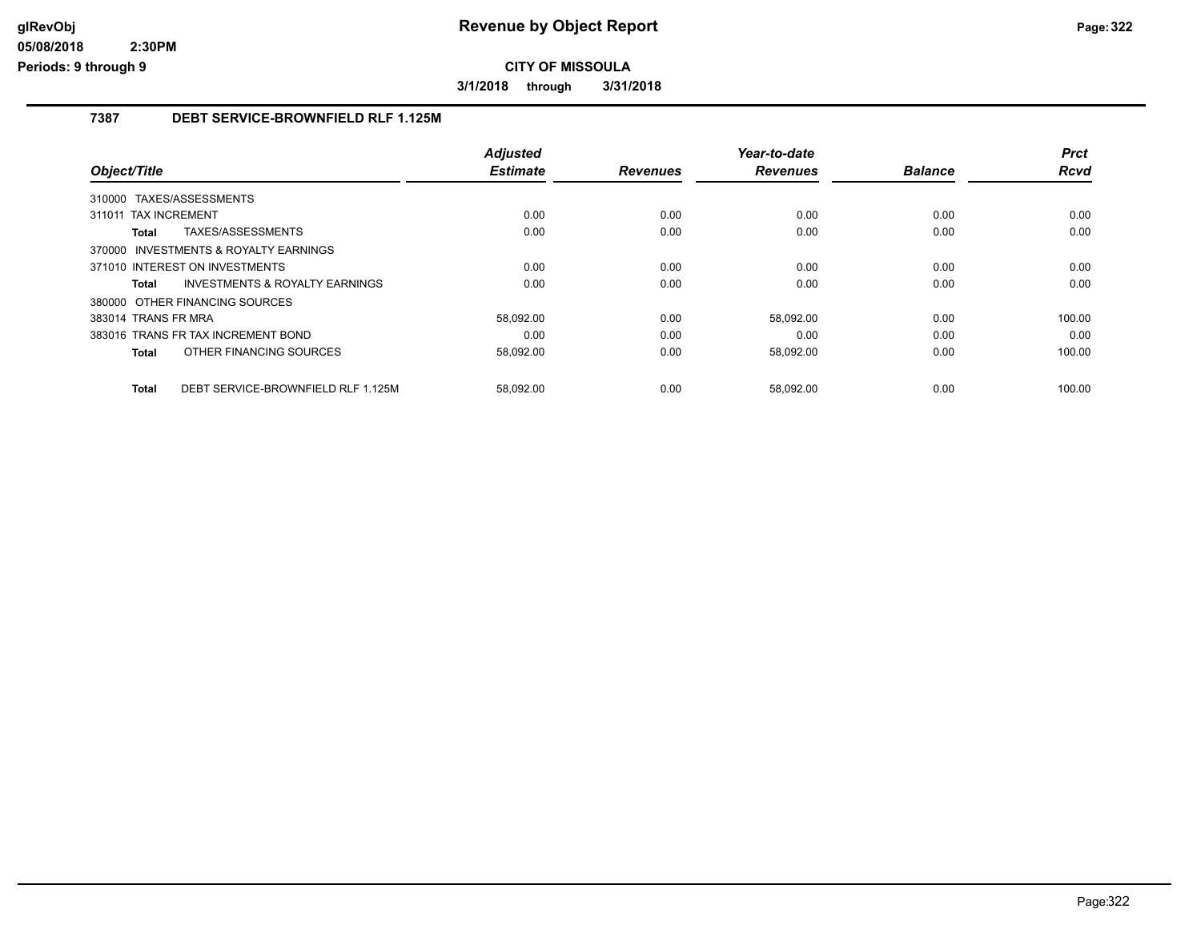# Revenue by Object Report

**CITY OF MISSOULA**

**3/1/2018 through 3/31/2018**

glRevObj
05/08/2018 2:30PM
Periods: 9 through 9

## 7387 DEBT SERVICE-BROWNFIELD RLF 1.125M

| Object/Title | Adjusted Estimate | Revenues | Year-to-date Revenues | Balance | Prct Rcvd |
|---|---|---|---|---|---|
| 310000 TAXES/ASSESSMENTS | | | | | |
| 311011 TAX INCREMENT | 0.00 | 0.00 | 0.00 | 0.00 | 0.00 |
| **Total** TAXES/ASSESSMENTS | 0.00 | 0.00 | 0.00 | 0.00 | 0.00 |
| 370000 INVESTMENTS & ROYALTY EARNINGS | | | | | |
| 371010 INTEREST ON INVESTMENTS | 0.00 | 0.00 | 0.00 | 0.00 | 0.00 |
| **Total** INVESTMENTS & ROYALTY EARNINGS | 0.00 | 0.00 | 0.00 | 0.00 | 0.00 |
| 380000 OTHER FINANCING SOURCES | | | | | |
| 383014 TRANS FR MRA | 58,092.00 | 0.00 | 58,092.00 | 0.00 | 100.00 |
| 383016 TRANS FR TAX INCREMENT BOND | 0.00 | 0.00 | 0.00 | 0.00 | 0.00 |
| **Total** OTHER FINANCING SOURCES | 58,092.00 | 0.00 | 58,092.00 | 0.00 | 100.00 |
| **Total** DEBT SERVICE-BROWNFIELD RLF 1.125M | 58,092.00 | 0.00 | 58,092.00 | 0.00 | 100.00 |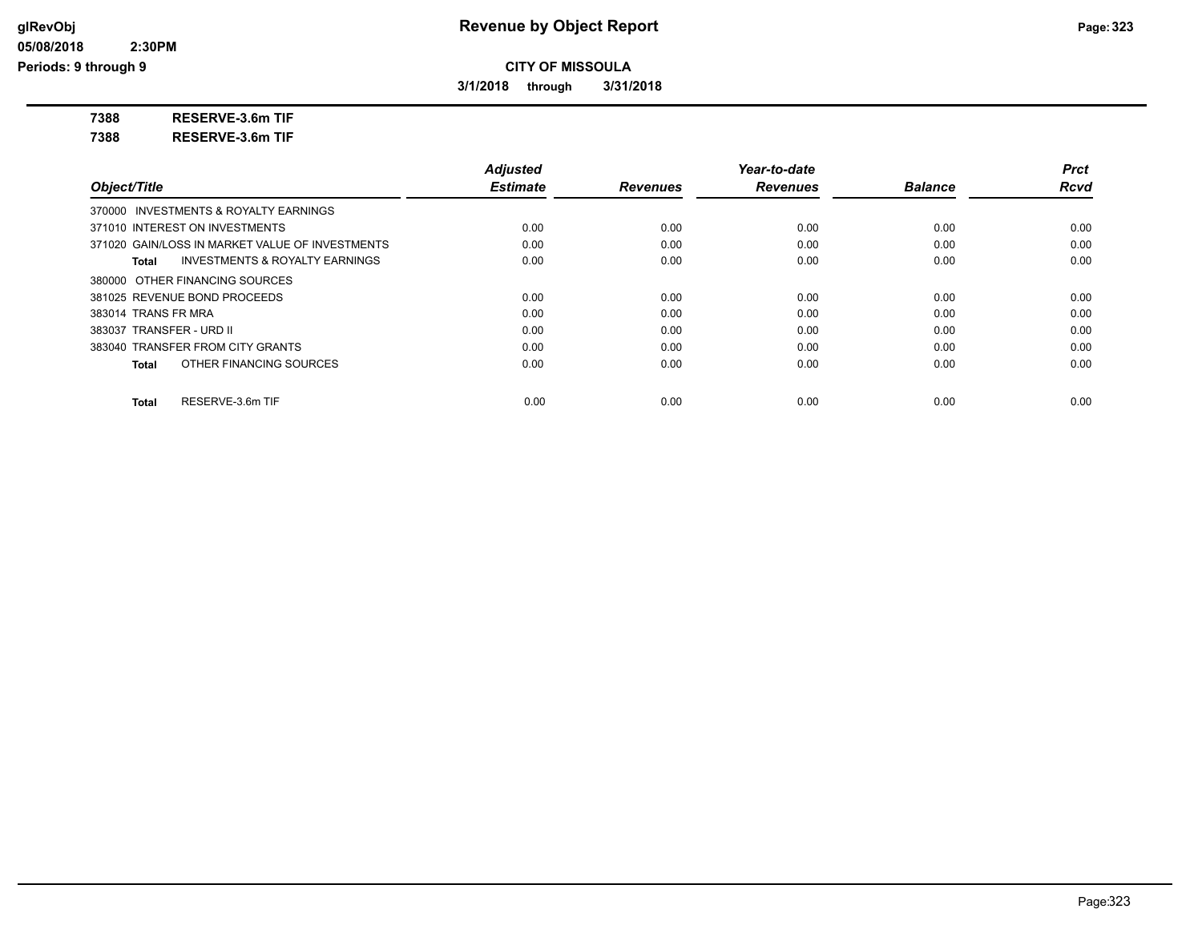**CITY OF MISSOULA**

**3/1/2018 through 3/31/2018**

**7388 RESERVE-3.6m TIF**

**7388 RESERVE-3.6m TIF**

| Object/Title | Adjusted Estimate | Revenues | Year-to-date Revenues | Balance | Prct Rcvd |
|---|---|---|---|---|---|
| 370000 INVESTMENTS & ROYALTY EARNINGS | | | | | |
| 371010 INTEREST ON INVESTMENTS | 0.00 | 0.00 | 0.00 | 0.00 | 0.00 |
| 371020 GAIN/LOSS IN MARKET VALUE OF INVESTMENTS | 0.00 | 0.00 | 0.00 | 0.00 | 0.00 |
| **Total** INVESTMENTS & ROYALTY EARNINGS | 0.00 | 0.00 | 0.00 | 0.00 | 0.00 |
| 380000 OTHER FINANCING SOURCES | | | | | |
| 381025 REVENUE BOND PROCEEDS | 0.00 | 0.00 | 0.00 | 0.00 | 0.00 |
| 383014 TRANS FR MRA | 0.00 | 0.00 | 0.00 | 0.00 | 0.00 |
| 383037 TRANSFER - URD II | 0.00 | 0.00 | 0.00 | 0.00 | 0.00 |
| 383040 TRANSFER FROM CITY GRANTS | 0.00 | 0.00 | 0.00 | 0.00 | 0.00 |
| **Total** OTHER FINANCING SOURCES | 0.00 | 0.00 | 0.00 | 0.00 | 0.00 |
| **Total** RESERVE-3.6m TIF | 0.00 | 0.00 | 0.00 | 0.00 | 0.00 |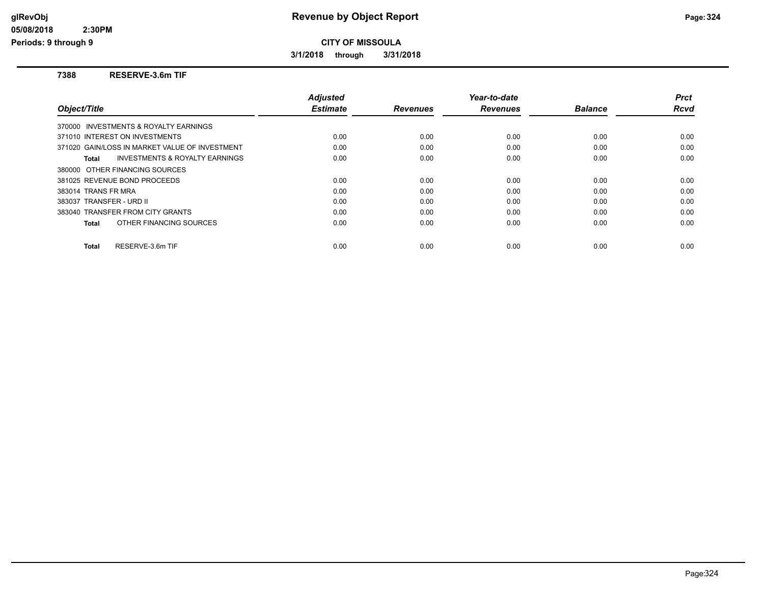# Revenue by Object Report

glRevObj
05/08/2018 2:30PM
Periods: 9 through 9

**CITY OF MISSOULA**

**3/1/2018 through 3/31/2018**

## 7388 RESERVE-3.6m TIF

| Object/Title | Adjusted Estimate | Revenues | Year-to-date Revenues | Balance | Prct Rcvd |
|---|---|---|---|---|---|
| 370000 INVESTMENTS & ROYALTY EARNINGS | | | | | |
| 371010 INTEREST ON INVESTMENTS | 0.00 | 0.00 | 0.00 | 0.00 | 0.00 |
| 371020 GAIN/LOSS IN MARKET VALUE OF INVESTMENT | 0.00 | 0.00 | 0.00 | 0.00 | 0.00 |
| **Total** INVESTMENTS & ROYALTY EARNINGS | 0.00 | 0.00 | 0.00 | 0.00 | 0.00 |
| 380000 OTHER FINANCING SOURCES | | | | | |
| 381025 REVENUE BOND PROCEEDS | 0.00 | 0.00 | 0.00 | 0.00 | 0.00 |
| 383014 TRANS FR MRA | 0.00 | 0.00 | 0.00 | 0.00 | 0.00 |
| 383037 TRANSFER - URD II | 0.00 | 0.00 | 0.00 | 0.00 | 0.00 |
| 383040 TRANSFER FROM CITY GRANTS | 0.00 | 0.00 | 0.00 | 0.00 | 0.00 |
| **Total** OTHER FINANCING SOURCES | 0.00 | 0.00 | 0.00 | 0.00 | 0.00 |
| **Total** RESERVE-3.6m TIF | 0.00 | 0.00 | 0.00 | 0.00 | 0.00 |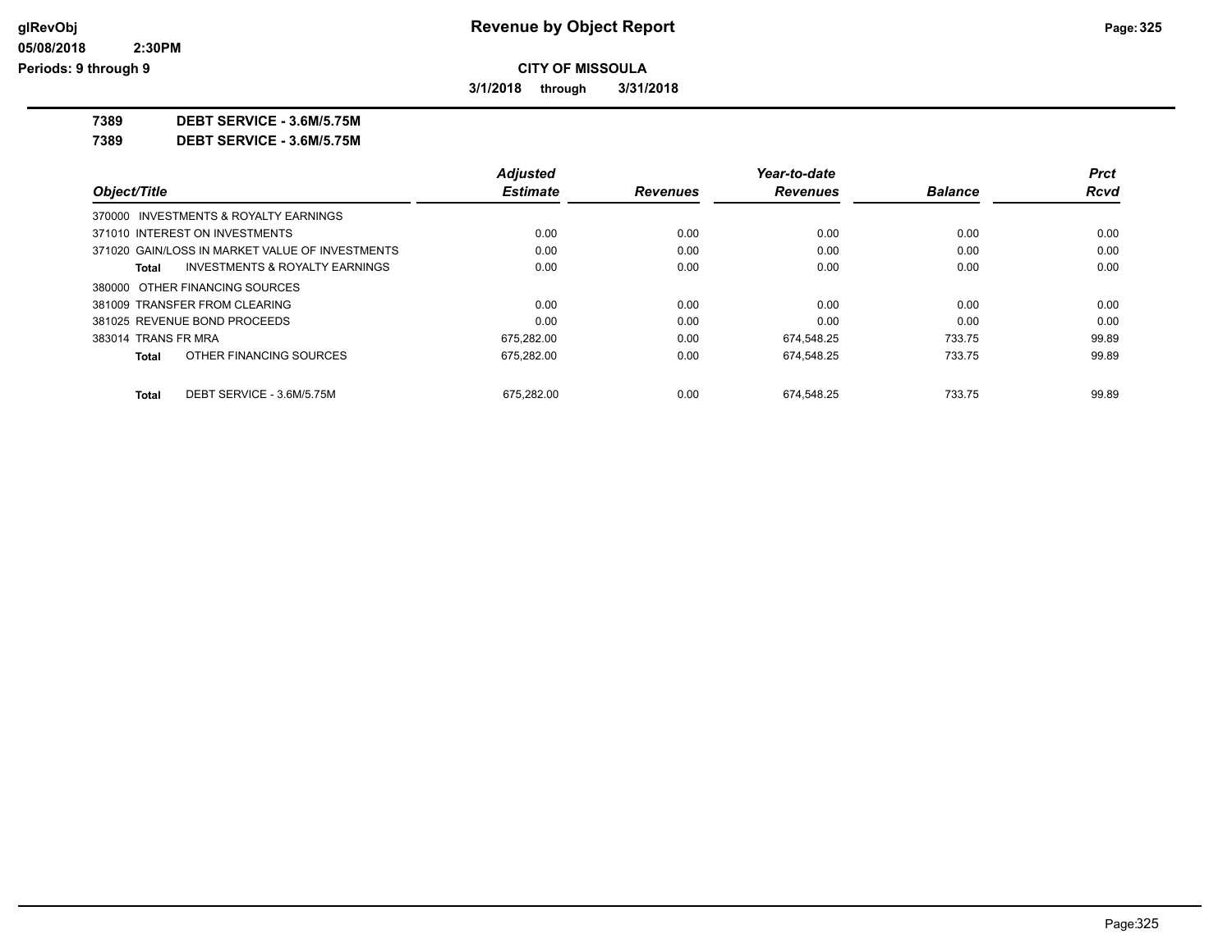**CITY OF MISSOULA**

**3/1/2018 through 3/31/2018**

**7389 DEBT SERVICE - 3.6M/5.75M**

**7389 DEBT SERVICE - 3.6M/5.75M**

| Object/Title | Adjusted Estimate | Revenues | Year-to-date Revenues | Balance | Prct Rcvd |
|---|---|---|---|---|---|
| 370000 INVESTMENTS & ROYALTY EARNINGS | | | | | |
| 371010 INTEREST ON INVESTMENTS | 0.00 | 0.00 | 0.00 | 0.00 | 0.00 |
| 371020 GAIN/LOSS IN MARKET VALUE OF INVESTMENTS | 0.00 | 0.00 | 0.00 | 0.00 | 0.00 |
| **Total** INVESTMENTS & ROYALTY EARNINGS | 0.00 | 0.00 | 0.00 | 0.00 | 0.00 |
| 380000 OTHER FINANCING SOURCES | | | | | |
| 381009 TRANSFER FROM CLEARING | 0.00 | 0.00 | 0.00 | 0.00 | 0.00 |
| 381025 REVENUE BOND PROCEEDS | 0.00 | 0.00 | 0.00 | 0.00 | 0.00 |
| 383014 TRANS FR MRA | 675,282.00 | 0.00 | 674,548.25 | 733.75 | 99.89 |
| **Total** OTHER FINANCING SOURCES | 675,282.00 | 0.00 | 674,548.25 | 733.75 | 99.89 |
| **Total** DEBT SERVICE - 3.6M/5.75M | 675,282.00 | 0.00 | 674,548.25 | 733.75 | 99.89 |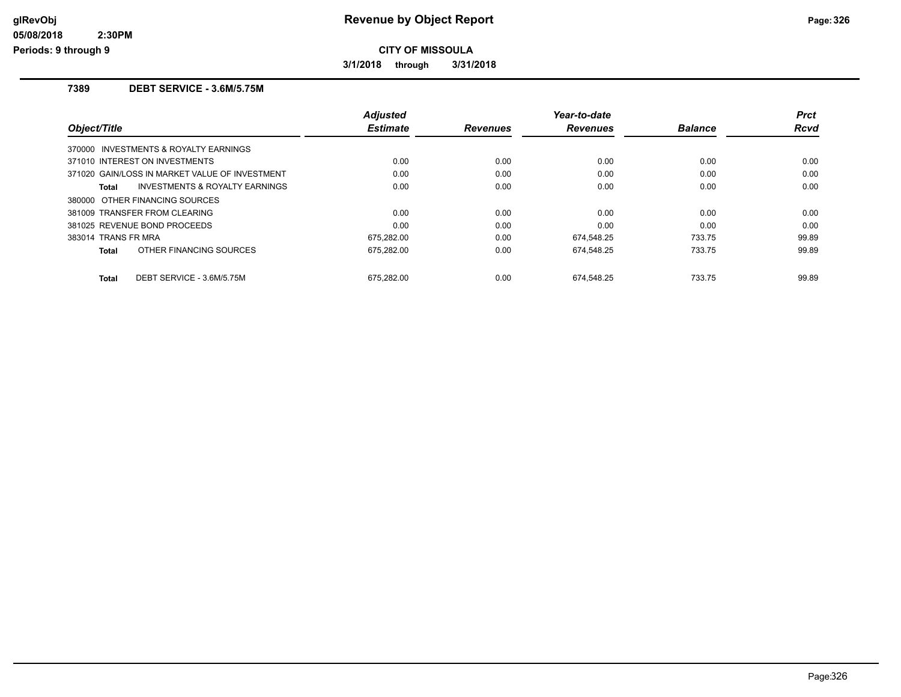# Revenue by Object Report

**CITY OF MISSOULA**

**3/1/2018 through 3/31/2018**

glRevObj
05/08/2018 2:30PM
Periods: 9 through 9

## 7389 DEBT SERVICE - 3.6M/5.75M

| Object/Title | Adjusted Estimate | Revenues | Year-to-date Revenues | Balance | Prct Rcvd |
|---|---|---|---|---|---|
| 370000 INVESTMENTS & ROYALTY EARNINGS | | | | | |
| 371010 INTEREST ON INVESTMENTS | 0.00 | 0.00 | 0.00 | 0.00 | 0.00 |
| 371020 GAIN/LOSS IN MARKET VALUE OF INVESTMENT | 0.00 | 0.00 | 0.00 | 0.00 | 0.00 |
| **Total** INVESTMENTS & ROYALTY EARNINGS | 0.00 | 0.00 | 0.00 | 0.00 | 0.00 |
| 380000 OTHER FINANCING SOURCES | | | | | |
| 381009 TRANSFER FROM CLEARING | 0.00 | 0.00 | 0.00 | 0.00 | 0.00 |
| 381025 REVENUE BOND PROCEEDS | 0.00 | 0.00 | 0.00 | 0.00 | 0.00 |
| 383014 TRANS FR MRA | 675,282.00 | 0.00 | 674,548.25 | 733.75 | 99.89 |
| **Total** OTHER FINANCING SOURCES | 675,282.00 | 0.00 | 674,548.25 | 733.75 | 99.89 |
| **Total** DEBT SERVICE - 3.6M/5.75M | 675,282.00 | 0.00 | 674,548.25 | 733.75 | 99.89 |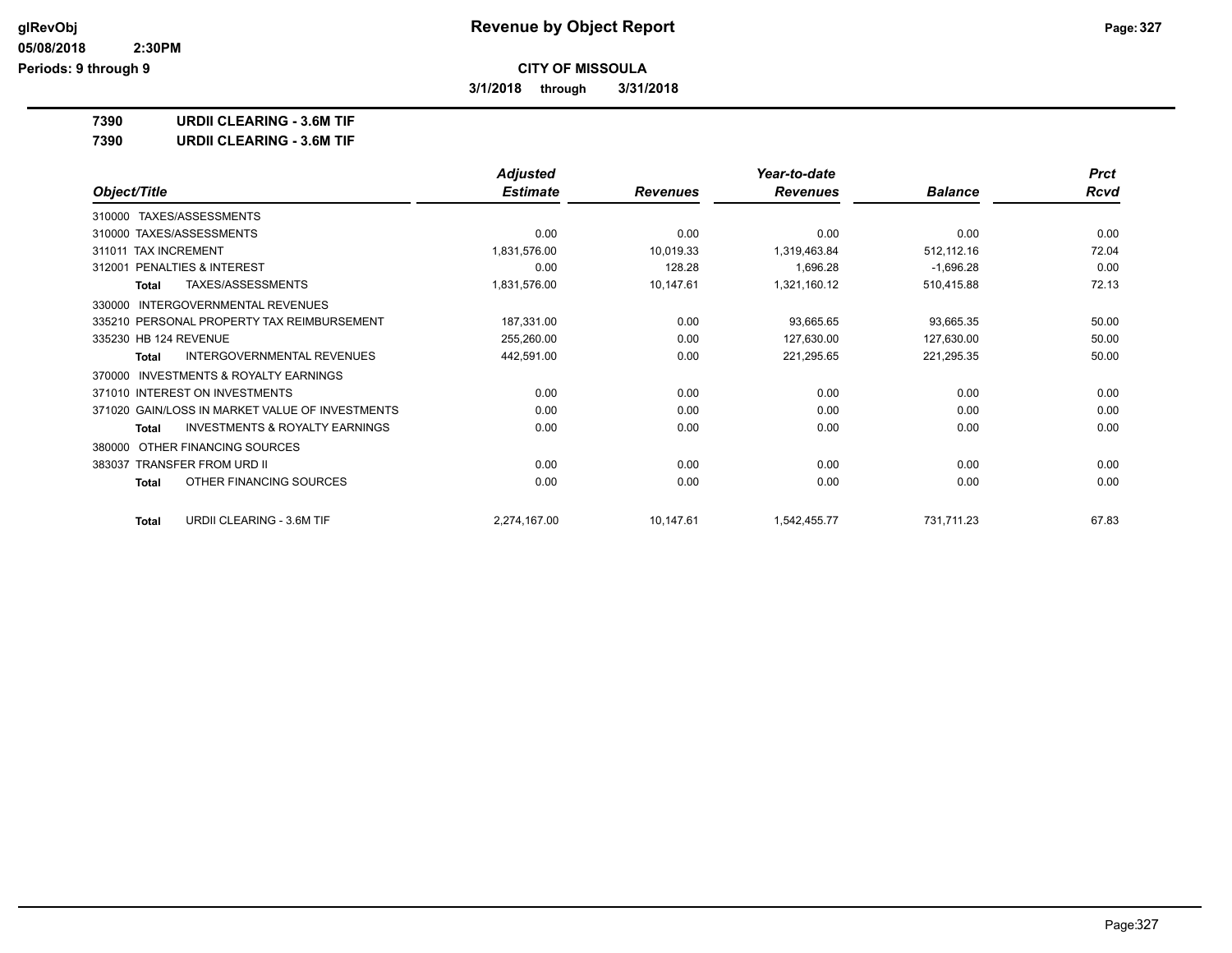**CITY OF MISSOULA**

**3/1/2018 through 3/31/2018**

**7390 URDII CLEARING - 3.6M TIF**

**7390 URDII CLEARING - 3.6M TIF**

| Object/Title | Adjusted Estimate | Revenues | Year-to-date Revenues | Balance | Prct Rcvd |
|---|---|---|---|---|---|
| 310000 TAXES/ASSESSMENTS | | | | | |
| 310000 TAXES/ASSESSMENTS | 0.00 | 0.00 | 0.00 | 0.00 | 0.00 |
| 311011 TAX INCREMENT | 1,831,576.00 | 10,019.33 | 1,319,463.84 | 512,112.16 | 72.04 |
| 312001 PENALTIES & INTEREST | 0.00 | 128.28 | 1,696.28 | -1,696.28 | 0.00 |
| **Total** TAXES/ASSESSMENTS | 1,831,576.00 | 10,147.61 | 1,321,160.12 | 510,415.88 | 72.13 |
| 330000 INTERGOVERNMENTAL REVENUES | | | | | |
| 335210 PERSONAL PROPERTY TAX REIMBURSEMENT | 187,331.00 | 0.00 | 93,665.65 | 93,665.35 | 50.00 |
| 335230 HB 124 REVENUE | 255,260.00 | 0.00 | 127,630.00 | 127,630.00 | 50.00 |
| **Total** INTERGOVERNMENTAL REVENUES | 442,591.00 | 0.00 | 221,295.65 | 221,295.35 | 50.00 |
| 370000 INVESTMENTS & ROYALTY EARNINGS | | | | | |
| 371010 INTEREST ON INVESTMENTS | 0.00 | 0.00 | 0.00 | 0.00 | 0.00 |
| 371020 GAIN/LOSS IN MARKET VALUE OF INVESTMENTS | 0.00 | 0.00 | 0.00 | 0.00 | 0.00 |
| **Total** INVESTMENTS & ROYALTY EARNINGS | 0.00 | 0.00 | 0.00 | 0.00 | 0.00 |
| 380000 OTHER FINANCING SOURCES | | | | | |
| 383037 TRANSFER FROM URD II | 0.00 | 0.00 | 0.00 | 0.00 | 0.00 |
| **Total** OTHER FINANCING SOURCES | 0.00 | 0.00 | 0.00 | 0.00 | 0.00 |
| **Total** URDII CLEARING - 3.6M TIF | 2,274,167.00 | 10,147.61 | 1,542,455.77 | 731,711.23 | 67.83 |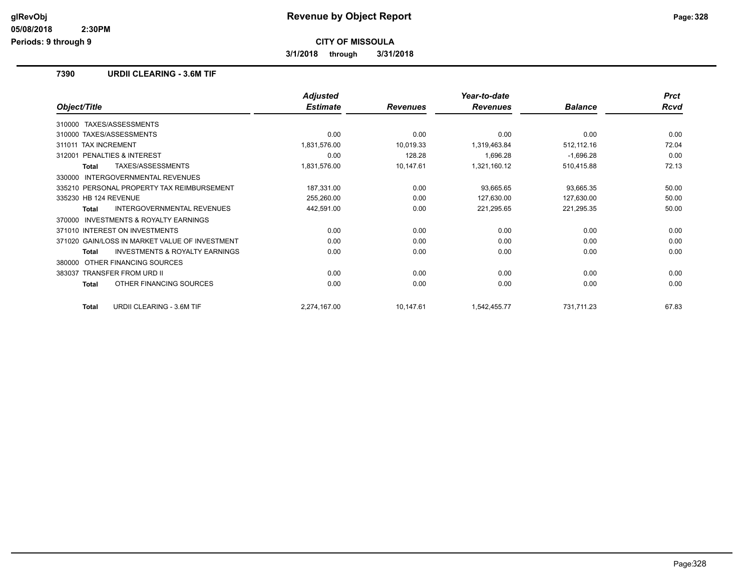# Revenue by Object Report

**CITY OF MISSOULA**

**3/1/2018 through 3/31/2018**

glRevObj
05/08/2018 2:30PM
Periods: 9 through 9

## 7390 URDII CLEARING - 3.6M TIF

| Object/Title | Adjusted Estimate | Revenues | Year-to-date Revenues | Balance | Prct Rcvd |
|---|---|---|---|---|---|
| 310000 TAXES/ASSESSMENTS | | | | | |
| 310000 TAXES/ASSESSMENTS | 0.00 | 0.00 | 0.00 | 0.00 | 0.00 |
| 311011 TAX INCREMENT | 1,831,576.00 | 10,019.33 | 1,319,463.84 | 512,112.16 | 72.04 |
| 312001 PENALTIES & INTEREST | 0.00 | 128.28 | 1,696.28 | -1,696.28 | 0.00 |
| **Total** TAXES/ASSESSMENTS | 1,831,576.00 | 10,147.61 | 1,321,160.12 | 510,415.88 | 72.13 |
| 330000 INTERGOVERNMENTAL REVENUES | | | | | |
| 335210 PERSONAL PROPERTY TAX REIMBURSEMENT | 187,331.00 | 0.00 | 93,665.65 | 93,665.35 | 50.00 |
| 335230 HB 124 REVENUE | 255,260.00 | 0.00 | 127,630.00 | 127,630.00 | 50.00 |
| **Total** INTERGOVERNMENTAL REVENUES | 442,591.00 | 0.00 | 221,295.65 | 221,295.35 | 50.00 |
| 370000 INVESTMENTS & ROYALTY EARNINGS | | | | | |
| 371010 INTEREST ON INVESTMENTS | 0.00 | 0.00 | 0.00 | 0.00 | 0.00 |
| 371020 GAIN/LOSS IN MARKET VALUE OF INVESTMENT | 0.00 | 0.00 | 0.00 | 0.00 | 0.00 |
| **Total** INVESTMENTS & ROYALTY EARNINGS | 0.00 | 0.00 | 0.00 | 0.00 | 0.00 |
| 380000 OTHER FINANCING SOURCES | | | | | |
| 383037 TRANSFER FROM URD II | 0.00 | 0.00 | 0.00 | 0.00 | 0.00 |
| **Total** OTHER FINANCING SOURCES | 0.00 | 0.00 | 0.00 | 0.00 | 0.00 |
| **Total** URDII CLEARING - 3.6M TIF | 2,274,167.00 | 10,147.61 | 1,542,455.77 | 731,711.23 | 67.83 |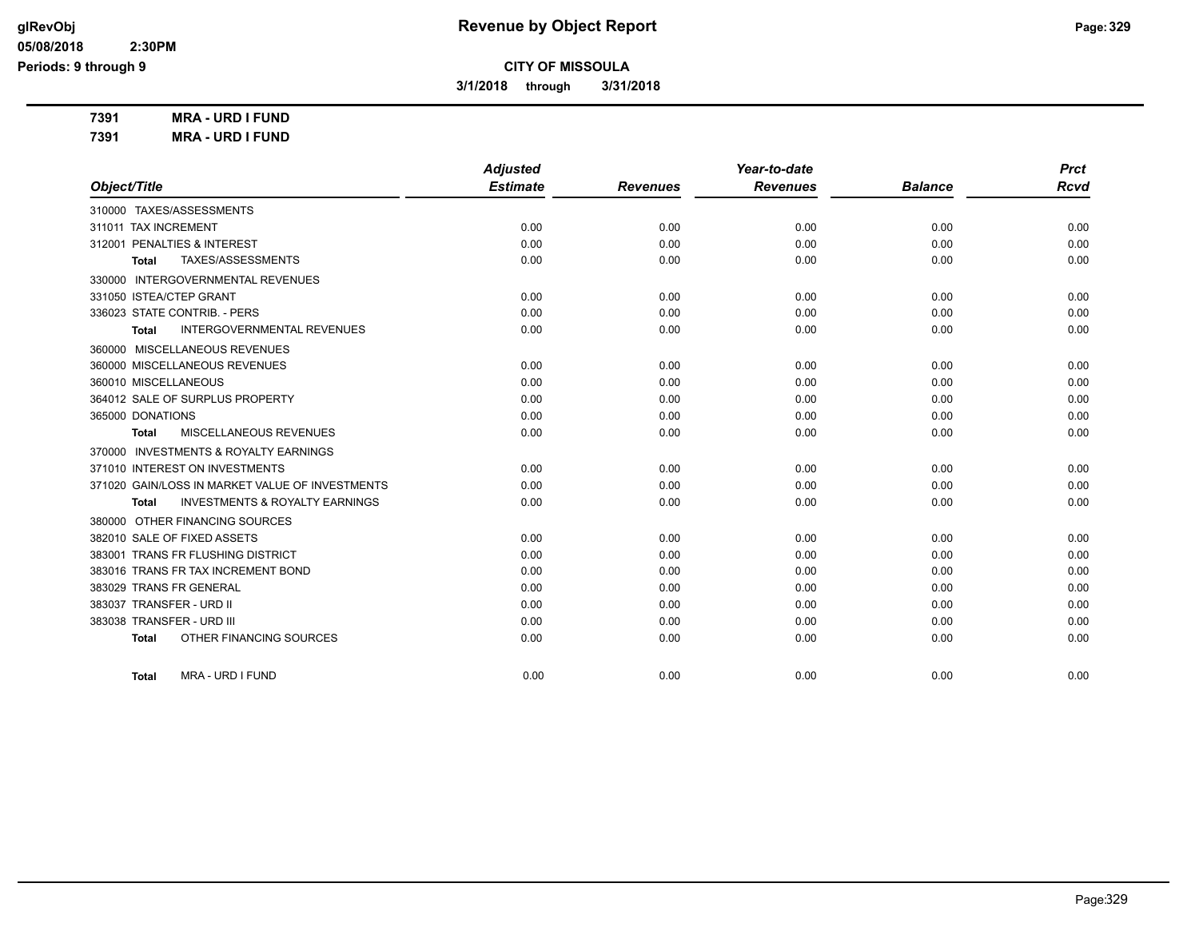**CITY OF MISSOULA**

**3/1/2018 through 3/31/2018**

**7391 MRA - URD I FUND**

**7391 MRA - URD I FUND**

| Object/Title | Adjusted Estimate | Revenues | Year-to-date Revenues | Balance | Prct Rcvd |
|---|---|---|---|---|---|
| 310000 TAXES/ASSESSMENTS | | | | | |
| 311011 TAX INCREMENT | 0.00 | 0.00 | 0.00 | 0.00 | 0.00 |
| 312001 PENALTIES & INTEREST | 0.00 | 0.00 | 0.00 | 0.00 | 0.00 |
| **Total** TAXES/ASSESSMENTS | 0.00 | 0.00 | 0.00 | 0.00 | 0.00 |
| 330000 INTERGOVERNMENTAL REVENUES | | | | | |
| 331050 ISTEA/CTEP GRANT | 0.00 | 0.00 | 0.00 | 0.00 | 0.00 |
| 336023 STATE CONTRIB. - PERS | 0.00 | 0.00 | 0.00 | 0.00 | 0.00 |
| **Total** INTERGOVERNMENTAL REVENUES | 0.00 | 0.00 | 0.00 | 0.00 | 0.00 |
| 360000 MISCELLANEOUS REVENUES | | | | | |
| 360000 MISCELLANEOUS REVENUES | 0.00 | 0.00 | 0.00 | 0.00 | 0.00 |
| 360010 MISCELLANEOUS | 0.00 | 0.00 | 0.00 | 0.00 | 0.00 |
| 364012 SALE OF SURPLUS PROPERTY | 0.00 | 0.00 | 0.00 | 0.00 | 0.00 |
| 365000 DONATIONS | 0.00 | 0.00 | 0.00 | 0.00 | 0.00 |
| **Total** MISCELLANEOUS REVENUES | 0.00 | 0.00 | 0.00 | 0.00 | 0.00 |
| 370000 INVESTMENTS & ROYALTY EARNINGS | | | | | |
| 371010 INTEREST ON INVESTMENTS | 0.00 | 0.00 | 0.00 | 0.00 | 0.00 |
| 371020 GAIN/LOSS IN MARKET VALUE OF INVESTMENTS | 0.00 | 0.00 | 0.00 | 0.00 | 0.00 |
| **Total** INVESTMENTS & ROYALTY EARNINGS | 0.00 | 0.00 | 0.00 | 0.00 | 0.00 |
| 380000 OTHER FINANCING SOURCES | | | | | |
| 382010 SALE OF FIXED ASSETS | 0.00 | 0.00 | 0.00 | 0.00 | 0.00 |
| 383001 TRANS FR FLUSHING DISTRICT | 0.00 | 0.00 | 0.00 | 0.00 | 0.00 |
| 383016 TRANS FR TAX INCREMENT BOND | 0.00 | 0.00 | 0.00 | 0.00 | 0.00 |
| 383029 TRANS FR GENERAL | 0.00 | 0.00 | 0.00 | 0.00 | 0.00 |
| 383037 TRANSFER - URD II | 0.00 | 0.00 | 0.00 | 0.00 | 0.00 |
| 383038 TRANSFER - URD III | 0.00 | 0.00 | 0.00 | 0.00 | 0.00 |
| **Total** OTHER FINANCING SOURCES | 0.00 | 0.00 | 0.00 | 0.00 | 0.00 |
| **Total** MRA - URD I FUND | 0.00 | 0.00 | 0.00 | 0.00 | 0.00 |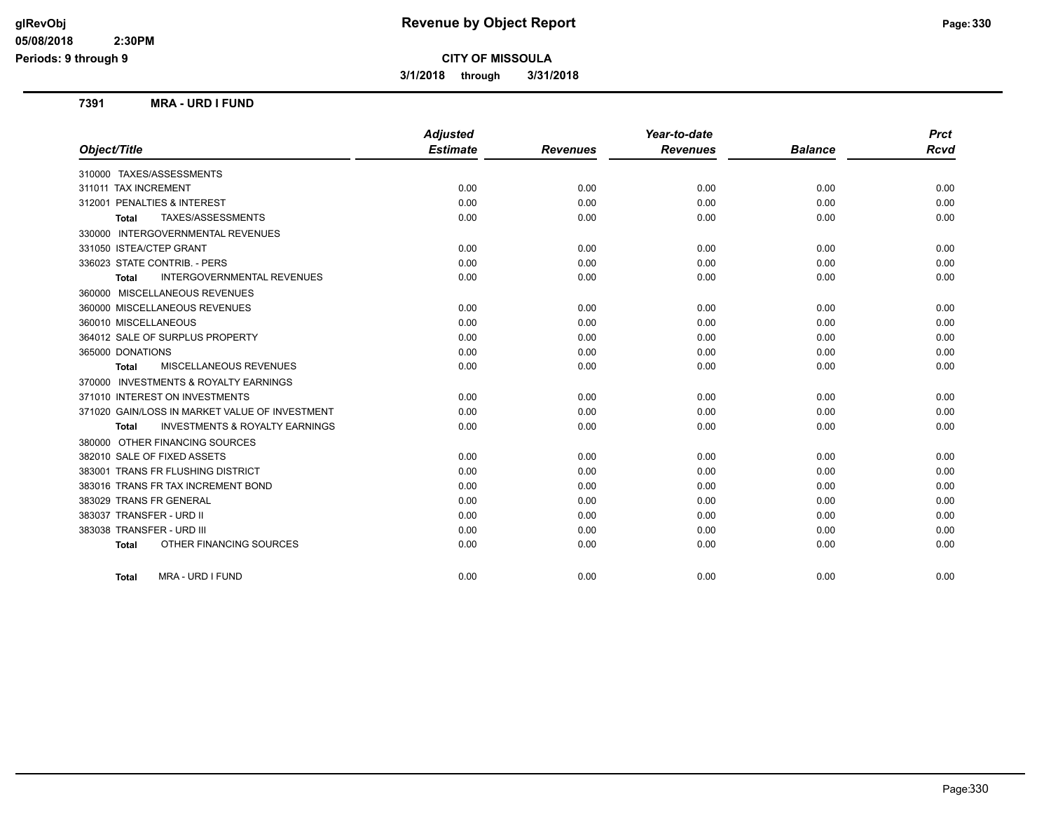# Revenue by Object Report

**CITY OF MISSOULA**

**3/1/2018 through 3/31/2018**

glRevObj
05/08/2018 2:30PM
Periods: 9 through 9

## 7391 MRA - URD I FUND

| Object/Title | Adjusted Estimate | Revenues | Year-to-date Revenues | Balance | Prct Rcvd |
|---|---|---|---|---|---|
| 310000 TAXES/ASSESSMENTS | | | | | |
| 311011 TAX INCREMENT | 0.00 | 0.00 | 0.00 | 0.00 | 0.00 |
| 312001 PENALTIES & INTEREST | 0.00 | 0.00 | 0.00 | 0.00 | 0.00 |
| **Total** TAXES/ASSESSMENTS | 0.00 | 0.00 | 0.00 | 0.00 | 0.00 |
| 330000 INTERGOVERNMENTAL REVENUES | | | | | |
| 331050 ISTEA/CTEP GRANT | 0.00 | 0.00 | 0.00 | 0.00 | 0.00 |
| 336023 STATE CONTRIB. - PERS | 0.00 | 0.00 | 0.00 | 0.00 | 0.00 |
| **Total** INTERGOVERNMENTAL REVENUES | 0.00 | 0.00 | 0.00 | 0.00 | 0.00 |
| 360000 MISCELLANEOUS REVENUES | | | | | |
| 360000 MISCELLANEOUS REVENUES | 0.00 | 0.00 | 0.00 | 0.00 | 0.00 |
| 360010 MISCELLANEOUS | 0.00 | 0.00 | 0.00 | 0.00 | 0.00 |
| 364012 SALE OF SURPLUS PROPERTY | 0.00 | 0.00 | 0.00 | 0.00 | 0.00 |
| 365000 DONATIONS | 0.00 | 0.00 | 0.00 | 0.00 | 0.00 |
| **Total** MISCELLANEOUS REVENUES | 0.00 | 0.00 | 0.00 | 0.00 | 0.00 |
| 370000 INVESTMENTS & ROYALTY EARNINGS | | | | | |
| 371010 INTEREST ON INVESTMENTS | 0.00 | 0.00 | 0.00 | 0.00 | 0.00 |
| 371020 GAIN/LOSS IN MARKET VALUE OF INVESTMENT | 0.00 | 0.00 | 0.00 | 0.00 | 0.00 |
| **Total** INVESTMENTS & ROYALTY EARNINGS | 0.00 | 0.00 | 0.00 | 0.00 | 0.00 |
| 380000 OTHER FINANCING SOURCES | | | | | |
| 382010 SALE OF FIXED ASSETS | 0.00 | 0.00 | 0.00 | 0.00 | 0.00 |
| 383001 TRANS FR FLUSHING DISTRICT | 0.00 | 0.00 | 0.00 | 0.00 | 0.00 |
| 383016 TRANS FR TAX INCREMENT BOND | 0.00 | 0.00 | 0.00 | 0.00 | 0.00 |
| 383029 TRANS FR GENERAL | 0.00 | 0.00 | 0.00 | 0.00 | 0.00 |
| 383037 TRANSFER - URD II | 0.00 | 0.00 | 0.00 | 0.00 | 0.00 |
| 383038 TRANSFER - URD III | 0.00 | 0.00 | 0.00 | 0.00 | 0.00 |
| **Total** OTHER FINANCING SOURCES | 0.00 | 0.00 | 0.00 | 0.00 | 0.00 |
| **Total** MRA - URD I FUND | 0.00 | 0.00 | 0.00 | 0.00 | 0.00 |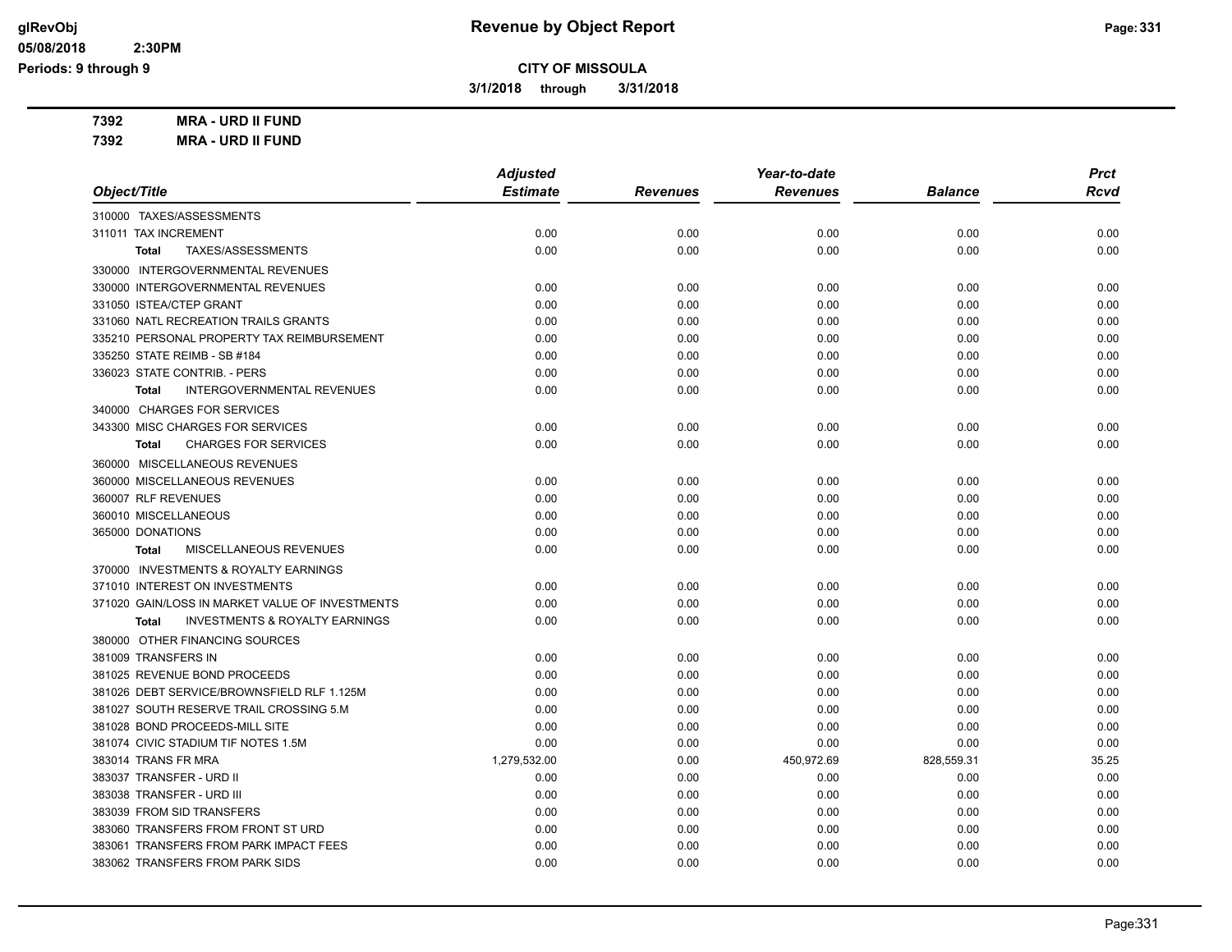# Revenue by Object Report

glRevObj
05/08/2018 2:30PM
Periods: 9 through 9

**CITY OF MISSOULA**

**3/1/2018 through 3/31/2018**

**7392 MRA - URD II FUND**

**7392 MRA - URD II FUND**

| Object/Title | Adjusted Estimate | Revenues | Year-to-date Revenues | Balance | Prct Rcvd |
|---|---|---|---|---|---|
| 310000 TAXES/ASSESSMENTS | | | | | |
| 311011 TAX INCREMENT | 0.00 | 0.00 | 0.00 | 0.00 | 0.00 |
| **Total** TAXES/ASSESSMENTS | 0.00 | 0.00 | 0.00 | 0.00 | 0.00 |
| 330000 INTERGOVERNMENTAL REVENUES | | | | | |
| 330000 INTERGOVERNMENTAL REVENUES | 0.00 | 0.00 | 0.00 | 0.00 | 0.00 |
| 331050 ISTEA/CTEP GRANT | 0.00 | 0.00 | 0.00 | 0.00 | 0.00 |
| 331060 NATL RECREATION TRAILS GRANTS | 0.00 | 0.00 | 0.00 | 0.00 | 0.00 |
| 335210 PERSONAL PROPERTY TAX REIMBURSEMENT | 0.00 | 0.00 | 0.00 | 0.00 | 0.00 |
| 335250 STATE REIMB - SB #184 | 0.00 | 0.00 | 0.00 | 0.00 | 0.00 |
| 336023 STATE CONTRIB. - PERS | 0.00 | 0.00 | 0.00 | 0.00 | 0.00 |
| **Total** INTERGOVERNMENTAL REVENUES | 0.00 | 0.00 | 0.00 | 0.00 | 0.00 |
| 340000 CHARGES FOR SERVICES | | | | | |
| 343300 MISC CHARGES FOR SERVICES | 0.00 | 0.00 | 0.00 | 0.00 | 0.00 |
| **Total** CHARGES FOR SERVICES | 0.00 | 0.00 | 0.00 | 0.00 | 0.00 |
| 360000 MISCELLANEOUS REVENUES | | | | | |
| 360000 MISCELLANEOUS REVENUES | 0.00 | 0.00 | 0.00 | 0.00 | 0.00 |
| 360007 RLF REVENUES | 0.00 | 0.00 | 0.00 | 0.00 | 0.00 |
| 360010 MISCELLANEOUS | 0.00 | 0.00 | 0.00 | 0.00 | 0.00 |
| 365000 DONATIONS | 0.00 | 0.00 | 0.00 | 0.00 | 0.00 |
| **Total** MISCELLANEOUS REVENUES | 0.00 | 0.00 | 0.00 | 0.00 | 0.00 |
| 370000 INVESTMENTS & ROYALTY EARNINGS | | | | | |
| 371010 INTEREST ON INVESTMENTS | 0.00 | 0.00 | 0.00 | 0.00 | 0.00 |
| 371020 GAIN/LOSS IN MARKET VALUE OF INVESTMENTS | 0.00 | 0.00 | 0.00 | 0.00 | 0.00 |
| **Total** INVESTMENTS & ROYALTY EARNINGS | 0.00 | 0.00 | 0.00 | 0.00 | 0.00 |
| 380000 OTHER FINANCING SOURCES | | | | | |
| 381009 TRANSFERS IN | 0.00 | 0.00 | 0.00 | 0.00 | 0.00 |
| 381025 REVENUE BOND PROCEEDS | 0.00 | 0.00 | 0.00 | 0.00 | 0.00 |
| 381026 DEBT SERVICE/BROWNSFIELD RLF 1.125M | 0.00 | 0.00 | 0.00 | 0.00 | 0.00 |
| 381027 SOUTH RESERVE TRAIL CROSSING 5.M | 0.00 | 0.00 | 0.00 | 0.00 | 0.00 |
| 381028 BOND PROCEEDS-MILL SITE | 0.00 | 0.00 | 0.00 | 0.00 | 0.00 |
| 381074 CIVIC STADIUM TIF NOTES 1.5M | 0.00 | 0.00 | 0.00 | 0.00 | 0.00 |
| 383014 TRANS FR MRA | 1,279,532.00 | 0.00 | 450,972.69 | 828,559.31 | 35.25 |
| 383037 TRANSFER - URD II | 0.00 | 0.00 | 0.00 | 0.00 | 0.00 |
| 383038 TRANSFER - URD III | 0.00 | 0.00 | 0.00 | 0.00 | 0.00 |
| 383039 FROM SID TRANSFERS | 0.00 | 0.00 | 0.00 | 0.00 | 0.00 |
| 383060 TRANSFERS FROM FRONT ST URD | 0.00 | 0.00 | 0.00 | 0.00 | 0.00 |
| 383061 TRANSFERS FROM PARK IMPACT FEES | 0.00 | 0.00 | 0.00 | 0.00 | 0.00 |
| 383062 TRANSFERS FROM PARK SIDS | 0.00 | 0.00 | 0.00 | 0.00 | 0.00 |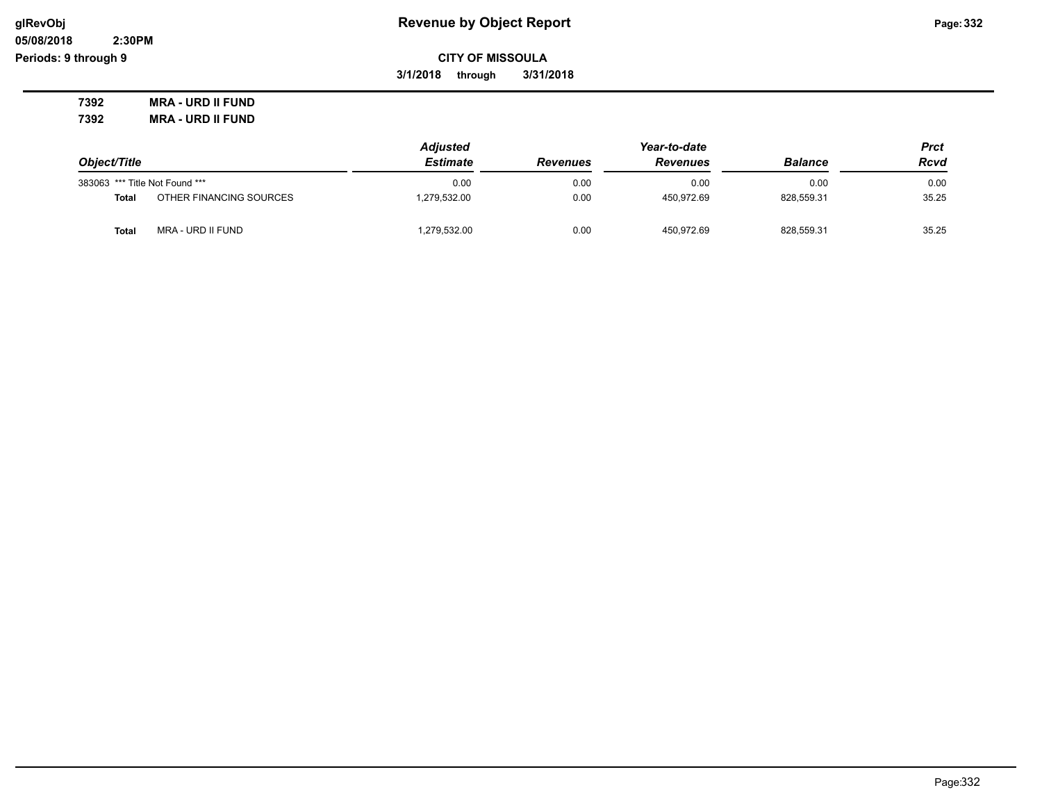**glRevObj**
**05/08/2018 2:30PM**
**Periods: 9 through 9**

# Revenue by Object Report

**CITY OF MISSOULA**

**3/1/2018 through 3/31/2018**

**7392 MRA - URD II FUND**

**7392 MRA - URD II FUND**

| Object/Title | | Adjusted Estimate | Revenues | Year-to-date Revenues | Balance | Prct Rcvd |
|---|---|---|---|---|---|---|
| 383063 | *** Title Not Found *** | 0.00 | 0.00 | 0.00 | 0.00 | 0.00 |
| **Total** | OTHER FINANCING SOURCES | 1,279,532.00 | 0.00 | 450,972.69 | 828,559.31 | 35.25 |
| **Total** | MRA - URD II FUND | 1,279,532.00 | 0.00 | 450,972.69 | 828,559.31 | 35.25 |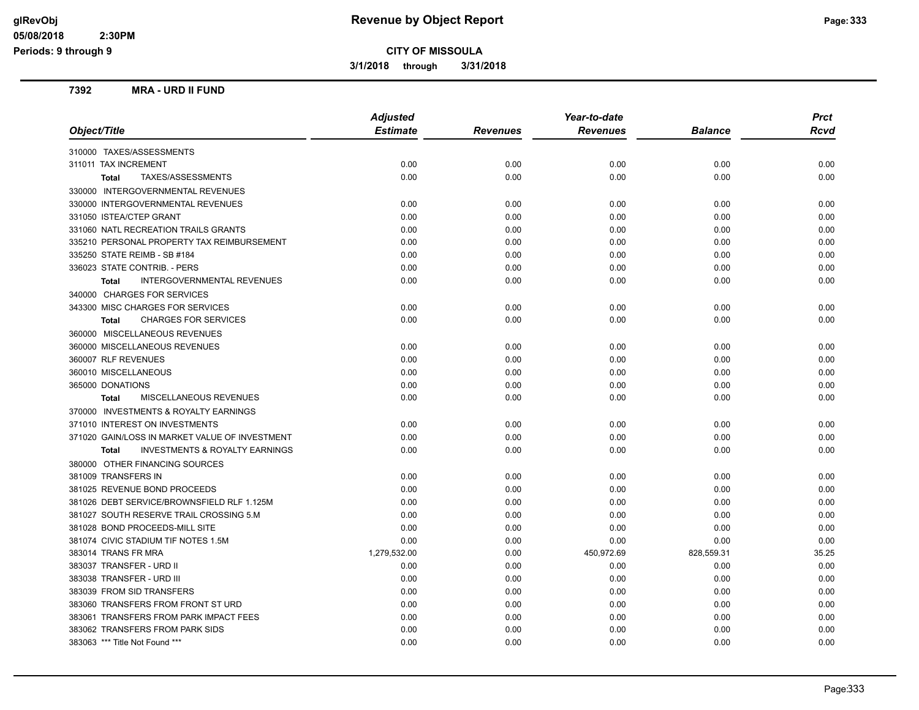# CITY OF MISSOULA

## Revenue by Object Report

3/1/2018 through 3/31/2018

### 7392 MRA - URD II FUND

| Object/Title | Adjusted Estimate | Revenues | Year-to-date Revenues | Balance | Prct Rcvd |
|---|---|---|---|---|---|
| 310000 TAXES/ASSESSMENTS | | | | | |
| 311011 TAX INCREMENT | 0.00 | 0.00 | 0.00 | 0.00 | 0.00 |
| **Total** TAXES/ASSESSMENTS | 0.00 | 0.00 | 0.00 | 0.00 | 0.00 |
| 330000 INTERGOVERNMENTAL REVENUES | | | | | |
| 330000 INTERGOVERNMENTAL REVENUES | 0.00 | 0.00 | 0.00 | 0.00 | 0.00 |
| 331050 ISTEA/CTEP GRANT | 0.00 | 0.00 | 0.00 | 0.00 | 0.00 |
| 331060 NATL RECREATION TRAILS GRANTS | 0.00 | 0.00 | 0.00 | 0.00 | 0.00 |
| 335210 PERSONAL PROPERTY TAX REIMBURSEMENT | 0.00 | 0.00 | 0.00 | 0.00 | 0.00 |
| 335250 STATE REIMB - SB #184 | 0.00 | 0.00 | 0.00 | 0.00 | 0.00 |
| 336023 STATE CONTRIB. - PERS | 0.00 | 0.00 | 0.00 | 0.00 | 0.00 |
| **Total** INTERGOVERNMENTAL REVENUES | 0.00 | 0.00 | 0.00 | 0.00 | 0.00 |
| 340000 CHARGES FOR SERVICES | | | | | |
| 343300 MISC CHARGES FOR SERVICES | 0.00 | 0.00 | 0.00 | 0.00 | 0.00 |
| **Total** CHARGES FOR SERVICES | 0.00 | 0.00 | 0.00 | 0.00 | 0.00 |
| 360000 MISCELLANEOUS REVENUES | | | | | |
| 360000 MISCELLANEOUS REVENUES | 0.00 | 0.00 | 0.00 | 0.00 | 0.00 |
| 360007 RLF REVENUES | 0.00 | 0.00 | 0.00 | 0.00 | 0.00 |
| 360010 MISCELLANEOUS | 0.00 | 0.00 | 0.00 | 0.00 | 0.00 |
| 365000 DONATIONS | 0.00 | 0.00 | 0.00 | 0.00 | 0.00 |
| **Total** MISCELLANEOUS REVENUES | 0.00 | 0.00 | 0.00 | 0.00 | 0.00 |
| 370000 INVESTMENTS & ROYALTY EARNINGS | | | | | |
| 371010 INTEREST ON INVESTMENTS | 0.00 | 0.00 | 0.00 | 0.00 | 0.00 |
| 371020 GAIN/LOSS IN MARKET VALUE OF INVESTMENT | 0.00 | 0.00 | 0.00 | 0.00 | 0.00 |
| **Total** INVESTMENTS & ROYALTY EARNINGS | 0.00 | 0.00 | 0.00 | 0.00 | 0.00 |
| 380000 OTHER FINANCING SOURCES | | | | | |
| 381009 TRANSFERS IN | 0.00 | 0.00 | 0.00 | 0.00 | 0.00 |
| 381025 REVENUE BOND PROCEEDS | 0.00 | 0.00 | 0.00 | 0.00 | 0.00 |
| 381026 DEBT SERVICE/BROWNSFIELD RLF 1.125M | 0.00 | 0.00 | 0.00 | 0.00 | 0.00 |
| 381027 SOUTH RESERVE TRAIL CROSSING 5.M | 0.00 | 0.00 | 0.00 | 0.00 | 0.00 |
| 381028 BOND PROCEEDS-MILL SITE | 0.00 | 0.00 | 0.00 | 0.00 | 0.00 |
| 381074 CIVIC STADIUM TIF NOTES 1.5M | 0.00 | 0.00 | 0.00 | 0.00 | 0.00 |
| 383014 TRANS FR MRA | 1,279,532.00 | 0.00 | 450,972.69 | 828,559.31 | 35.25 |
| 383037 TRANSFER - URD II | 0.00 | 0.00 | 0.00 | 0.00 | 0.00 |
| 383038 TRANSFER - URD III | 0.00 | 0.00 | 0.00 | 0.00 | 0.00 |
| 383039 FROM SID TRANSFERS | 0.00 | 0.00 | 0.00 | 0.00 | 0.00 |
| 383060 TRANSFERS FROM FRONT ST URD | 0.00 | 0.00 | 0.00 | 0.00 | 0.00 |
| 383061 TRANSFERS FROM PARK IMPACT FEES | 0.00 | 0.00 | 0.00 | 0.00 | 0.00 |
| 383062 TRANSFERS FROM PARK SIDS | 0.00 | 0.00 | 0.00 | 0.00 | 0.00 |
| 383063 *** Title Not Found *** | 0.00 | 0.00 | 0.00 | 0.00 | 0.00 |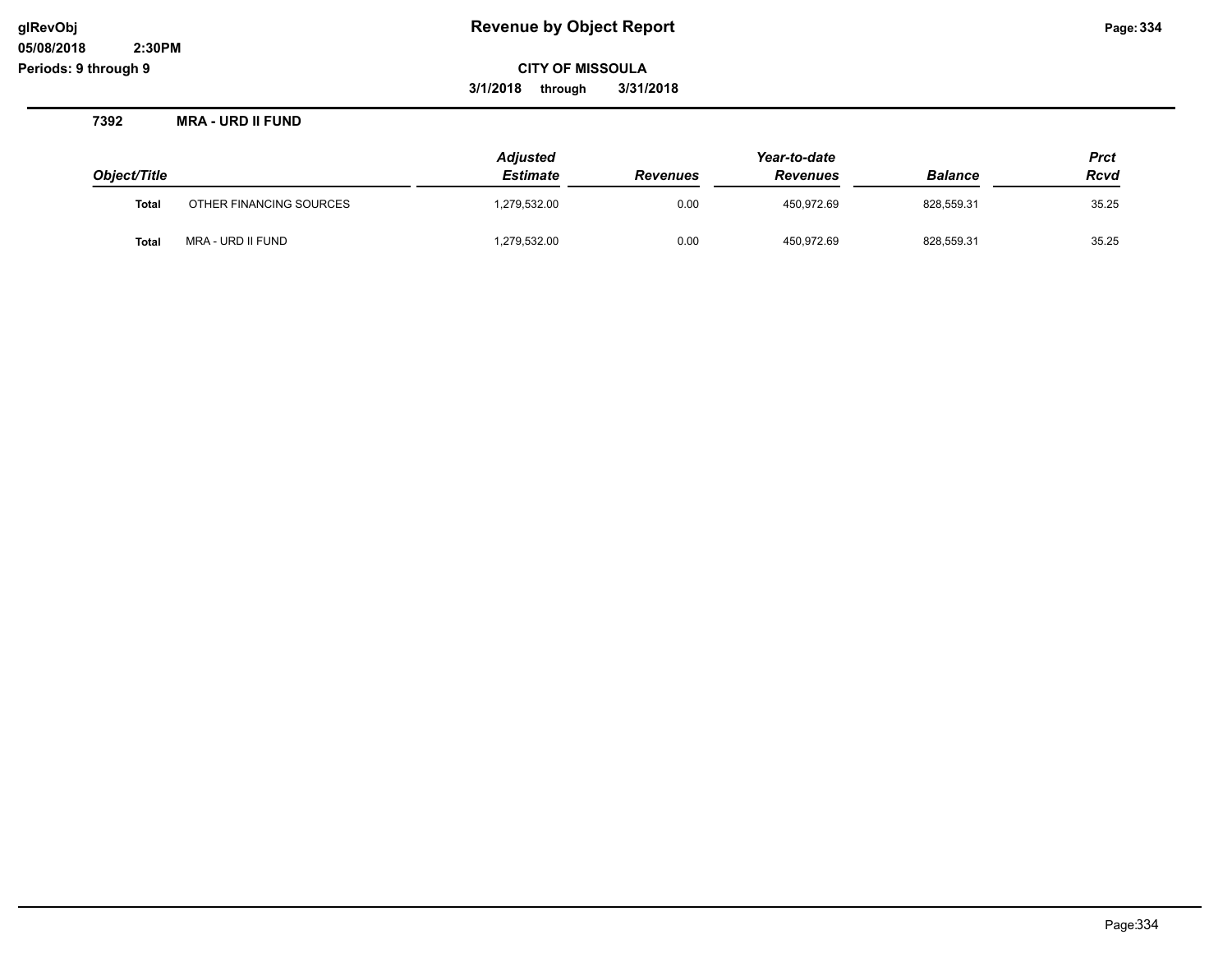# Revenue by Object Report

**CITY OF MISSOULA**

**3/1/2018 through 3/31/2018**

glRevObj
05/08/2018 2:30PM
Periods: 9 through 9

## 7392 MRA - URD II FUND

| Object/Title | | Adjusted Estimate | Revenues | Year-to-date Revenues | Balance | Prct Rcvd |
|---|---|---|---|---|---|---|
| **Total** | OTHER FINANCING SOURCES | 1,279,532.00 | 0.00 | 450,972.69 | 828,559.31 | 35.25 |
| **Total** | MRA - URD II FUND | 1,279,532.00 | 0.00 | 450,972.69 | 828,559.31 | 35.25 |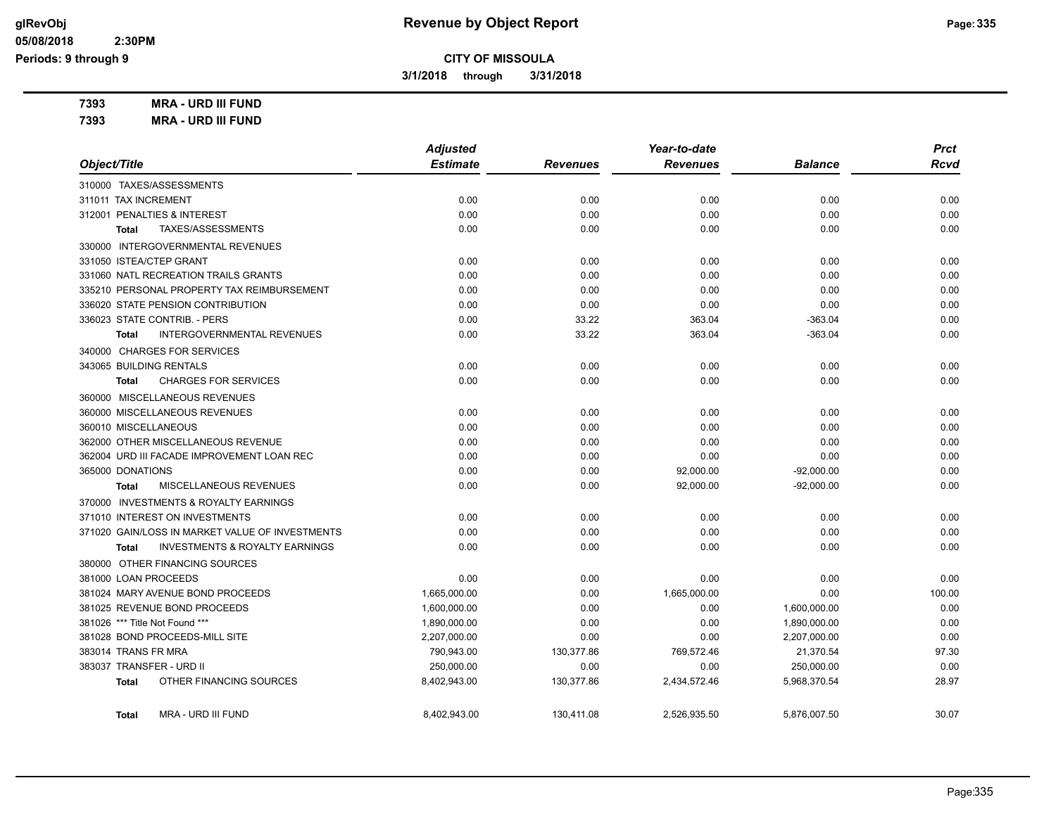# Revenue by Object Report

glRevObj
05/08/2018 2:30PM
Periods: 9 through 9

**CITY OF MISSOULA**

**3/1/2018 through 3/31/2018**

**7393 MRA - URD III FUND**

**7393 MRA - URD III FUND**

| Object/Title | Adjusted Estimate | Revenues | Year-to-date Revenues | Balance | Prct Rcvd |
|---|---|---|---|---|---|
| 310000 TAXES/ASSESSMENTS | | | | | |
| 311011 TAX INCREMENT | 0.00 | 0.00 | 0.00 | 0.00 | 0.00 |
| 312001 PENALTIES & INTEREST | 0.00 | 0.00 | 0.00 | 0.00 | 0.00 |
| **Total** TAXES/ASSESSMENTS | 0.00 | 0.00 | 0.00 | 0.00 | 0.00 |
| 330000 INTERGOVERNMENTAL REVENUES | | | | | |
| 331050 ISTEA/CTEP GRANT | 0.00 | 0.00 | 0.00 | 0.00 | 0.00 |
| 331060 NATL RECREATION TRAILS GRANTS | 0.00 | 0.00 | 0.00 | 0.00 | 0.00 |
| 335210 PERSONAL PROPERTY TAX REIMBURSEMENT | 0.00 | 0.00 | 0.00 | 0.00 | 0.00 |
| 336020 STATE PENSION CONTRIBUTION | 0.00 | 0.00 | 0.00 | 0.00 | 0.00 |
| 336023 STATE CONTRIB. - PERS | 0.00 | 33.22 | 363.04 | -363.04 | 0.00 |
| **Total** INTERGOVERNMENTAL REVENUES | 0.00 | 33.22 | 363.04 | -363.04 | 0.00 |
| 340000 CHARGES FOR SERVICES | | | | | |
| 343065 BUILDING RENTALS | 0.00 | 0.00 | 0.00 | 0.00 | 0.00 |
| **Total** CHARGES FOR SERVICES | 0.00 | 0.00 | 0.00 | 0.00 | 0.00 |
| 360000 MISCELLANEOUS REVENUES | | | | | |
| 360000 MISCELLANEOUS REVENUES | 0.00 | 0.00 | 0.00 | 0.00 | 0.00 |
| 360010 MISCELLANEOUS | 0.00 | 0.00 | 0.00 | 0.00 | 0.00 |
| 362000 OTHER MISCELLANEOUS REVENUE | 0.00 | 0.00 | 0.00 | 0.00 | 0.00 |
| 362004 URD III FACADE IMPROVEMENT LOAN REC | 0.00 | 0.00 | 0.00 | 0.00 | 0.00 |
| 365000 DONATIONS | 0.00 | 0.00 | 92,000.00 | -92,000.00 | 0.00 |
| **Total** MISCELLANEOUS REVENUES | 0.00 | 0.00 | 92,000.00 | -92,000.00 | 0.00 |
| 370000 INVESTMENTS & ROYALTY EARNINGS | | | | | |
| 371010 INTEREST ON INVESTMENTS | 0.00 | 0.00 | 0.00 | 0.00 | 0.00 |
| 371020 GAIN/LOSS IN MARKET VALUE OF INVESTMENTS | 0.00 | 0.00 | 0.00 | 0.00 | 0.00 |
| **Total** INVESTMENTS & ROYALTY EARNINGS | 0.00 | 0.00 | 0.00 | 0.00 | 0.00 |
| 380000 OTHER FINANCING SOURCES | | | | | |
| 381000 LOAN PROCEEDS | 0.00 | 0.00 | 0.00 | 0.00 | 0.00 |
| 381024 MARY AVENUE BOND PROCEEDS | 1,665,000.00 | 0.00 | 1,665,000.00 | 0.00 | 100.00 |
| 381025 REVENUE BOND PROCEEDS | 1,600,000.00 | 0.00 | 0.00 | 1,600,000.00 | 0.00 |
| 381026 *** Title Not Found *** | 1,890,000.00 | 0.00 | 0.00 | 1,890,000.00 | 0.00 |
| 381028 BOND PROCEEDS-MILL SITE | 2,207,000.00 | 0.00 | 0.00 | 2,207,000.00 | 0.00 |
| 383014 TRANS FR MRA | 790,943.00 | 130,377.86 | 769,572.46 | 21,370.54 | 97.30 |
| 383037 TRANSFER - URD II | 250,000.00 | 0.00 | 0.00 | 250,000.00 | 0.00 |
| **Total** OTHER FINANCING SOURCES | 8,402,943.00 | 130,377.86 | 2,434,572.46 | 5,968,370.54 | 28.97 |
| **Total** MRA - URD III FUND | 8,402,943.00 | 130,411.08 | 2,526,935.50 | 5,876,007.50 | 30.07 |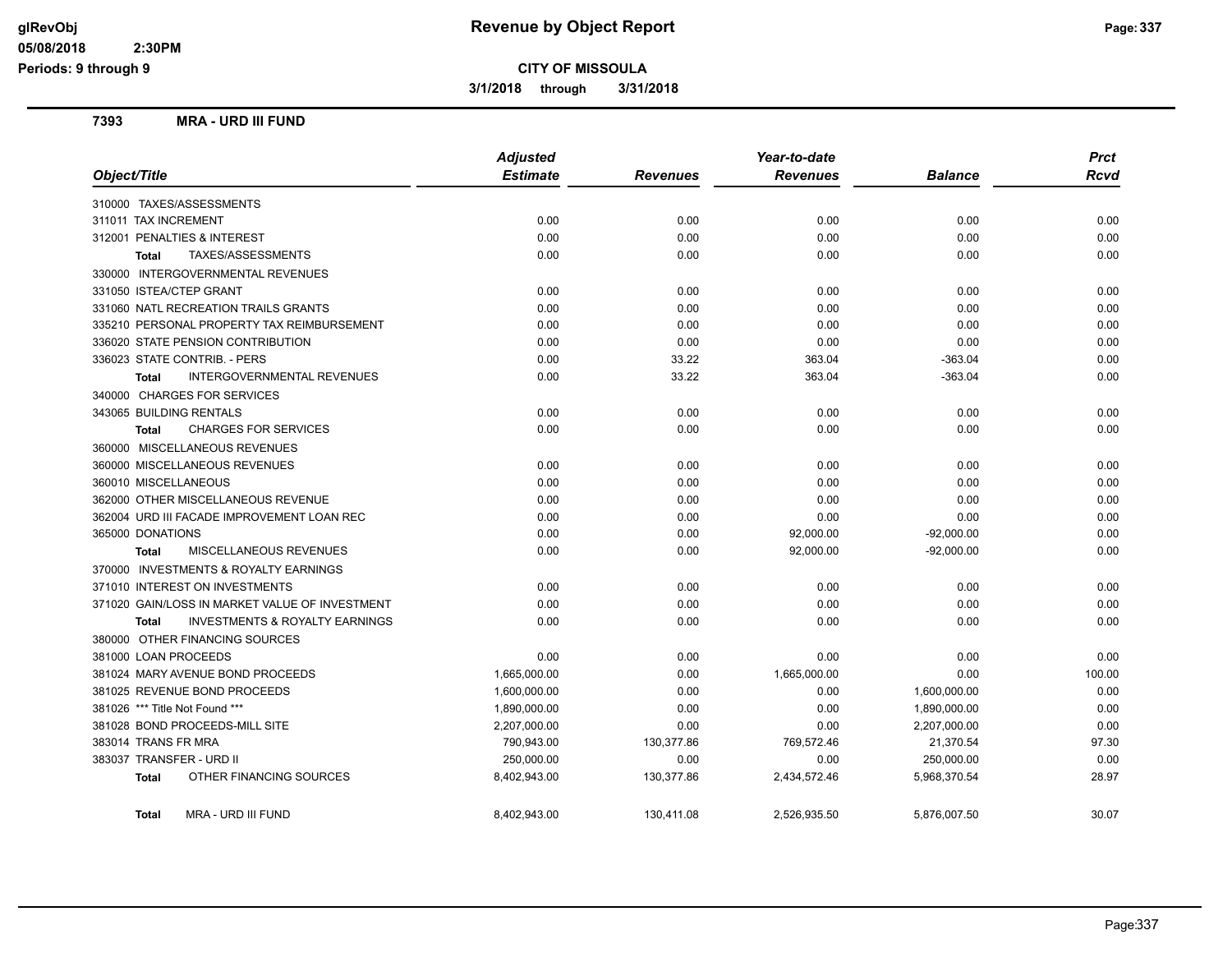# Revenue by Object Report

**CITY OF MISSOULA**

**3/1/2018 through 3/31/2018**

glRevObj
05/08/2018 2:30PM
Periods: 9 through 9

## 7393 MRA - URD III FUND

| Object/Title | Adjusted Estimate | Revenues | Year-to-date Revenues | Balance | Prct Rcvd |
|---|---|---|---|---|---|
| 310000 TAXES/ASSESSMENTS | | | | | |
| 311011 TAX INCREMENT | 0.00 | 0.00 | 0.00 | 0.00 | 0.00 |
| 312001 PENALTIES & INTEREST | 0.00 | 0.00 | 0.00 | 0.00 | 0.00 |
| **Total** TAXES/ASSESSMENTS | 0.00 | 0.00 | 0.00 | 0.00 | 0.00 |
| 330000 INTERGOVERNMENTAL REVENUES | | | | | |
| 331050 ISTEA/CTEP GRANT | 0.00 | 0.00 | 0.00 | 0.00 | 0.00 |
| 331060 NATL RECREATION TRAILS GRANTS | 0.00 | 0.00 | 0.00 | 0.00 | 0.00 |
| 335210 PERSONAL PROPERTY TAX REIMBURSEMENT | 0.00 | 0.00 | 0.00 | 0.00 | 0.00 |
| 336020 STATE PENSION CONTRIBUTION | 0.00 | 0.00 | 0.00 | 0.00 | 0.00 |
| 336023 STATE CONTRIB. - PERS | 0.00 | 33.22 | 363.04 | -363.04 | 0.00 |
| **Total** INTERGOVERNMENTAL REVENUES | 0.00 | 33.22 | 363.04 | -363.04 | 0.00 |
| 340000 CHARGES FOR SERVICES | | | | | |
| 343065 BUILDING RENTALS | 0.00 | 0.00 | 0.00 | 0.00 | 0.00 |
| **Total** CHARGES FOR SERVICES | 0.00 | 0.00 | 0.00 | 0.00 | 0.00 |
| 360000 MISCELLANEOUS REVENUES | | | | | |
| 360000 MISCELLANEOUS REVENUES | 0.00 | 0.00 | 0.00 | 0.00 | 0.00 |
| 360010 MISCELLANEOUS | 0.00 | 0.00 | 0.00 | 0.00 | 0.00 |
| 362000 OTHER MISCELLANEOUS REVENUE | 0.00 | 0.00 | 0.00 | 0.00 | 0.00 |
| 362004 URD III FACADE IMPROVEMENT LOAN REC | 0.00 | 0.00 | 0.00 | 0.00 | 0.00 |
| 365000 DONATIONS | 0.00 | 0.00 | 92,000.00 | -92,000.00 | 0.00 |
| **Total** MISCELLANEOUS REVENUES | 0.00 | 0.00 | 92,000.00 | -92,000.00 | 0.00 |
| 370000 INVESTMENTS & ROYALTY EARNINGS | | | | | |
| 371010 INTEREST ON INVESTMENTS | 0.00 | 0.00 | 0.00 | 0.00 | 0.00 |
| 371020 GAIN/LOSS IN MARKET VALUE OF INVESTMENT | 0.00 | 0.00 | 0.00 | 0.00 | 0.00 |
| **Total** INVESTMENTS & ROYALTY EARNINGS | 0.00 | 0.00 | 0.00 | 0.00 | 0.00 |
| 380000 OTHER FINANCING SOURCES | | | | | |
| 381000 LOAN PROCEEDS | 0.00 | 0.00 | 0.00 | 0.00 | 0.00 |
| 381024 MARY AVENUE BOND PROCEEDS | 1,665,000.00 | 0.00 | 1,665,000.00 | 0.00 | 100.00 |
| 381025 REVENUE BOND PROCEEDS | 1,600,000.00 | 0.00 | 0.00 | 1,600,000.00 | 0.00 |
| 381026 *** Title Not Found *** | 1,890,000.00 | 0.00 | 0.00 | 1,890,000.00 | 0.00 |
| 381028 BOND PROCEEDS-MILL SITE | 2,207,000.00 | 0.00 | 0.00 | 2,207,000.00 | 0.00 |
| 383014 TRANS FR MRA | 790,943.00 | 130,377.86 | 769,572.46 | 21,370.54 | 97.30 |
| 383037 TRANSFER - URD II | 250,000.00 | 0.00 | 0.00 | 250,000.00 | 0.00 |
| **Total** OTHER FINANCING SOURCES | 8,402,943.00 | 130,377.86 | 2,434,572.46 | 5,968,370.54 | 28.97 |
| **Total** MRA - URD III FUND | 8,402,943.00 | 130,411.08 | 2,526,935.50 | 5,876,007.50 | 30.07 |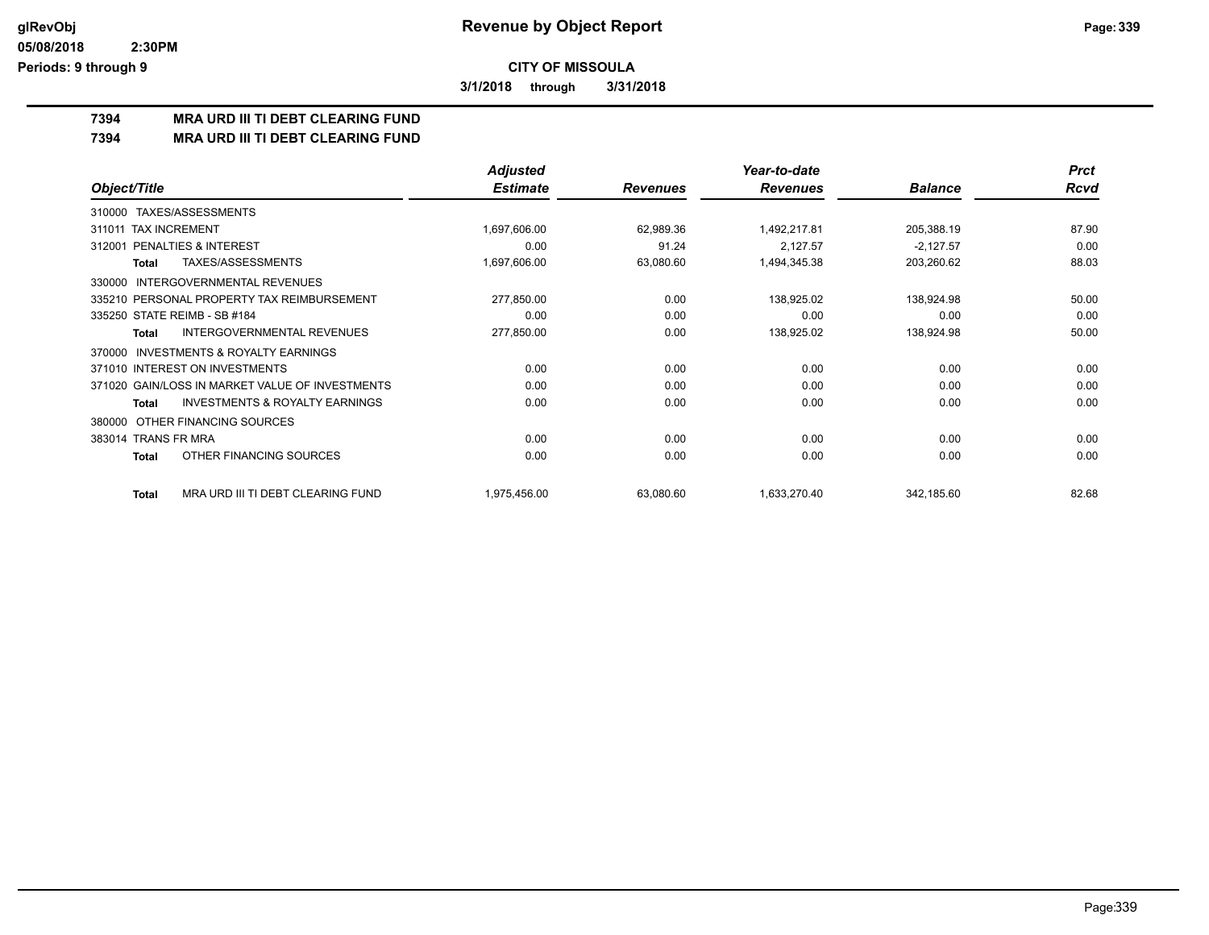**CITY OF MISSOULA**

**3/1/2018 through 3/31/2018**

## 7394 MRA URD III TI DEBT CLEARING FUND
## 7394 MRA URD III TI DEBT CLEARING FUND

| Object/Title | Adjusted Estimate | Revenues | Year-to-date Revenues | Balance | Prct Rcvd |
|---|---|---|---|---|---|
| 310000 TAXES/ASSESSMENTS | | | | | |
| 311011 TAX INCREMENT | 1,697,606.00 | 62,989.36 | 1,492,217.81 | 205,388.19 | 87.90 |
| 312001 PENALTIES & INTEREST | 0.00 | 91.24 | 2,127.57 | -2,127.57 | 0.00 |
| **Total** TAXES/ASSESSMENTS | 1,697,606.00 | 63,080.60 | 1,494,345.38 | 203,260.62 | 88.03 |
| 330000 INTERGOVERNMENTAL REVENUES | | | | | |
| 335210 PERSONAL PROPERTY TAX REIMBURSEMENT | 277,850.00 | 0.00 | 138,925.02 | 138,924.98 | 50.00 |
| 335250 STATE REIMB - SB #184 | 0.00 | 0.00 | 0.00 | 0.00 | 0.00 |
| **Total** INTERGOVERNMENTAL REVENUES | 277,850.00 | 0.00 | 138,925.02 | 138,924.98 | 50.00 |
| 370000 INVESTMENTS & ROYALTY EARNINGS | | | | | |
| 371010 INTEREST ON INVESTMENTS | 0.00 | 0.00 | 0.00 | 0.00 | 0.00 |
| 371020 GAIN/LOSS IN MARKET VALUE OF INVESTMENTS | 0.00 | 0.00 | 0.00 | 0.00 | 0.00 |
| **Total** INVESTMENTS & ROYALTY EARNINGS | 0.00 | 0.00 | 0.00 | 0.00 | 0.00 |
| 380000 OTHER FINANCING SOURCES | | | | | |
| 383014 TRANS FR MRA | 0.00 | 0.00 | 0.00 | 0.00 | 0.00 |
| **Total** OTHER FINANCING SOURCES | 0.00 | 0.00 | 0.00 | 0.00 | 0.00 |
| **Total** MRA URD III TI DEBT CLEARING FUND | 1,975,456.00 | 63,080.60 | 1,633,270.40 | 342,185.60 | 82.68 |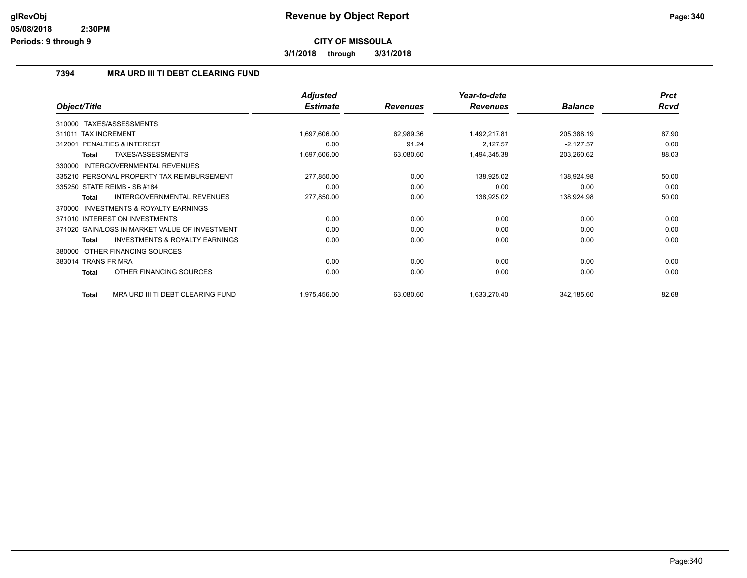**CITY OF MISSOULA**

**3/1/2018 through 3/31/2018**

## 7394 MRA URD III TI DEBT CLEARING FUND

| Object/Title | Adjusted Estimate | Revenues | Year-to-date Revenues | Balance | Prct Rcvd |
|---|---|---|---|---|---|
| 310000 TAXES/ASSESSMENTS | | | | | |
| 311011 TAX INCREMENT | 1,697,606.00 | 62,989.36 | 1,492,217.81 | 205,388.19 | 87.90 |
| 312001 PENALTIES & INTEREST | 0.00 | 91.24 | 2,127.57 | -2,127.57 | 0.00 |
| **Total** TAXES/ASSESSMENTS | 1,697,606.00 | 63,080.60 | 1,494,345.38 | 203,260.62 | 88.03 |
| 330000 INTERGOVERNMENTAL REVENUES | | | | | |
| 335210 PERSONAL PROPERTY TAX REIMBURSEMENT | 277,850.00 | 0.00 | 138,925.02 | 138,924.98 | 50.00 |
| 335250 STATE REIMB - SB #184 | 0.00 | 0.00 | 0.00 | 0.00 | 0.00 |
| **Total** INTERGOVERNMENTAL REVENUES | 277,850.00 | 0.00 | 138,925.02 | 138,924.98 | 50.00 |
| 370000 INVESTMENTS & ROYALTY EARNINGS | | | | | |
| 371010 INTEREST ON INVESTMENTS | 0.00 | 0.00 | 0.00 | 0.00 | 0.00 |
| 371020 GAIN/LOSS IN MARKET VALUE OF INVESTMENT | 0.00 | 0.00 | 0.00 | 0.00 | 0.00 |
| **Total** INVESTMENTS & ROYALTY EARNINGS | 0.00 | 0.00 | 0.00 | 0.00 | 0.00 |
| 380000 OTHER FINANCING SOURCES | | | | | |
| 383014 TRANS FR MRA | 0.00 | 0.00 | 0.00 | 0.00 | 0.00 |
| **Total** OTHER FINANCING SOURCES | 0.00 | 0.00 | 0.00 | 0.00 | 0.00 |
| **Total** MRA URD III TI DEBT CLEARING FUND | 1,975,456.00 | 63,080.60 | 1,633,270.40 | 342,185.60 | 82.68 |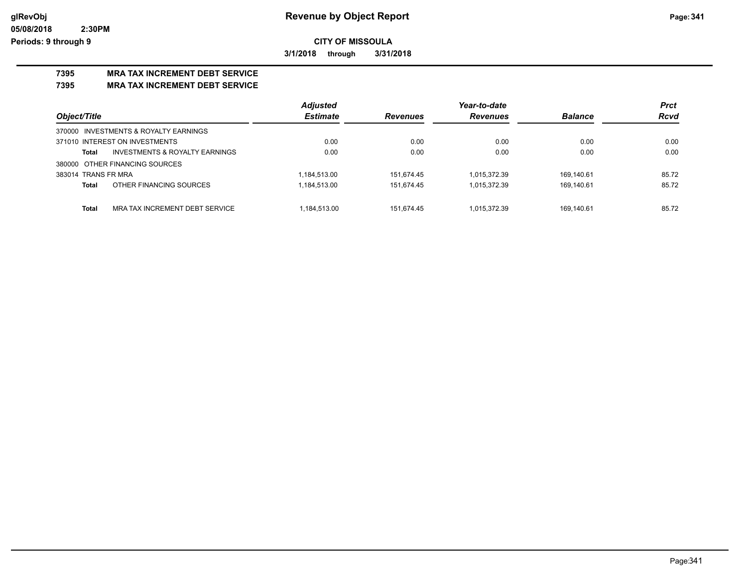**CITY OF MISSOULA**

**3/1/2018 through 3/31/2018**

## 7395 MRA TAX INCREMENT DEBT SERVICE

## 7395 MRA TAX INCREMENT DEBT SERVICE

| Object/Title | | Adjusted Estimate | Revenues | Year-to-date Revenues | Balance | Prct Rcvd |
|---|---|---|---|---|---|---|
| 370000 INVESTMENTS & ROYALTY EARNINGS | | | | | | |
| 371010 INTEREST ON INVESTMENTS | | 0.00 | 0.00 | 0.00 | 0.00 | 0.00 |
| Total | INVESTMENTS & ROYALTY EARNINGS | 0.00 | 0.00 | 0.00 | 0.00 | 0.00 |
| 380000 OTHER FINANCING SOURCES | | | | | | |
| 383014 TRANS FR MRA | | 1,184,513.00 | 151,674.45 | 1,015,372.39 | 169,140.61 | 85.72 |
| Total | OTHER FINANCING SOURCES | 1,184,513.00 | 151,674.45 | 1,015,372.39 | 169,140.61 | 85.72 |
| Total | MRA TAX INCREMENT DEBT SERVICE | 1,184,513.00 | 151,674.45 | 1,015,372.39 | 169,140.61 | 85.72 |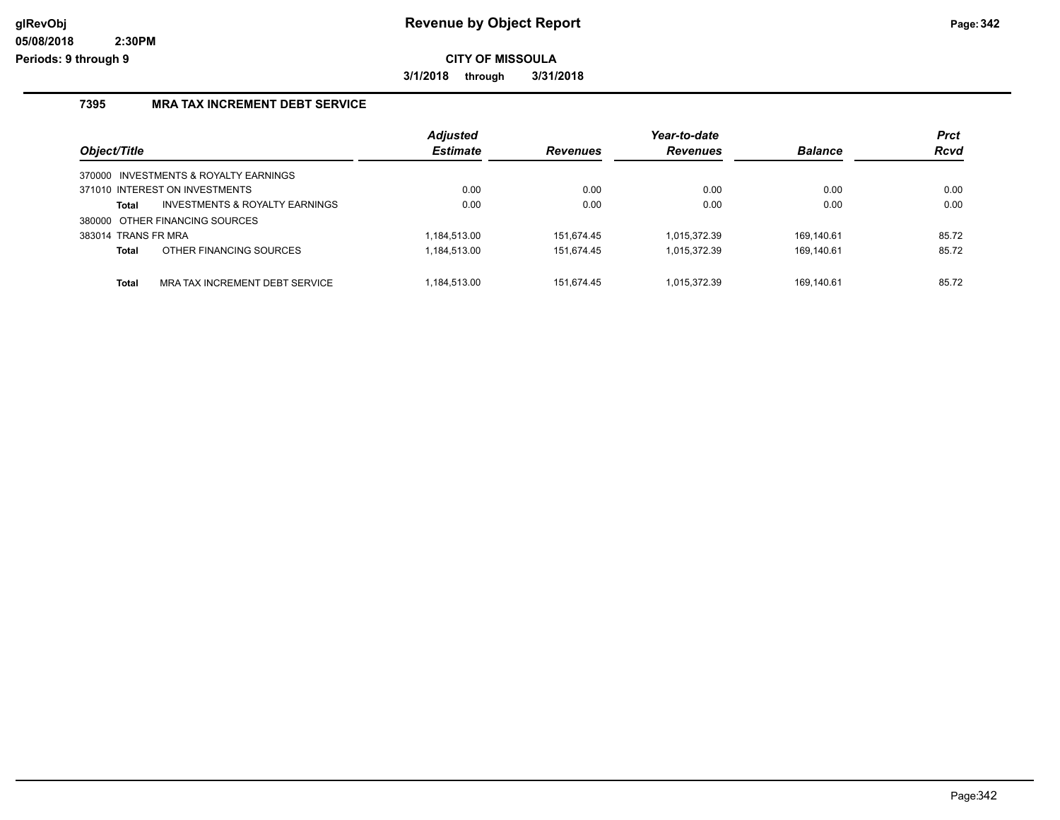# Revenue by Object Report

**CITY OF MISSOULA**

**3/1/2018 through 3/31/2018**

## 7395 MRA TAX INCREMENT DEBT SERVICE

| Object/Title | Adjusted Estimate | Revenues | Year-to-date Revenues | Balance | Prct Rcvd |
|---|---|---|---|---|---|
| 370000 INVESTMENTS & ROYALTY EARNINGS | | | | | |
| 371010 INTEREST ON INVESTMENTS | 0.00 | 0.00 | 0.00 | 0.00 | 0.00 |
| **Total** INVESTMENTS & ROYALTY EARNINGS | 0.00 | 0.00 | 0.00 | 0.00 | 0.00 |
| 380000 OTHER FINANCING SOURCES | | | | | |
| 383014 TRANS FR MRA | 1,184,513.00 | 151,674.45 | 1,015,372.39 | 169,140.61 | 85.72 |
| **Total** OTHER FINANCING SOURCES | 1,184,513.00 | 151,674.45 | 1,015,372.39 | 169,140.61 | 85.72 |
| **Total** MRA TAX INCREMENT DEBT SERVICE | 1,184,513.00 | 151,674.45 | 1,015,372.39 | 169,140.61 | 85.72 |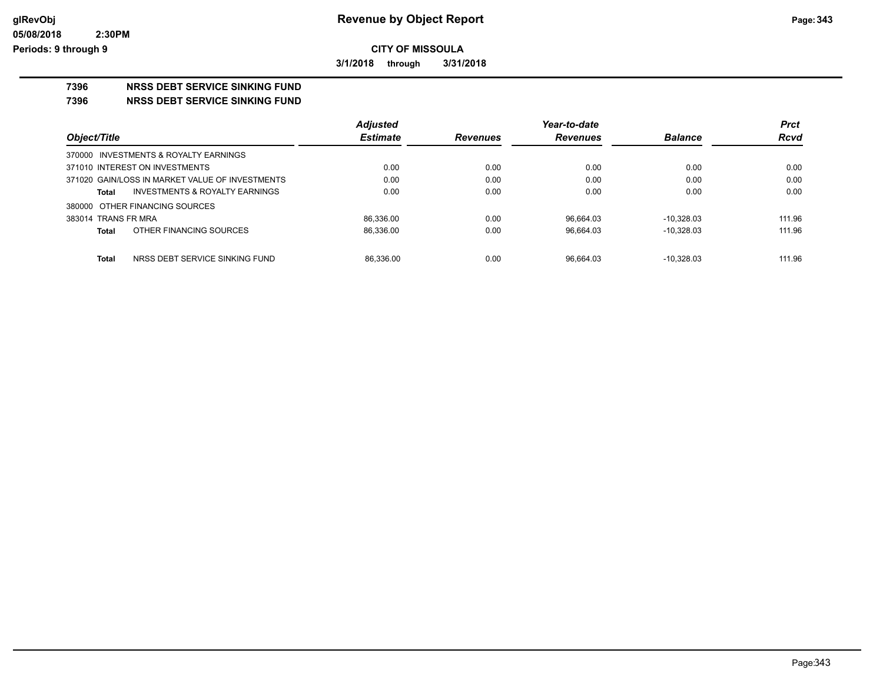**Revenue by Object Report**

**CITY OF MISSOULA**

**3/1/2018 through 3/31/2018**

## 7396 NRSS DEBT SERVICE SINKING FUND

## 7396 NRSS DEBT SERVICE SINKING FUND

| Object/Title | Adjusted Estimate | Revenues | Year-to-date Revenues | Balance | Prct Rcvd |
|---|---|---|---|---|---|
| 370000 INVESTMENTS & ROYALTY EARNINGS | | | | | |
| 371010 INTEREST ON INVESTMENTS | 0.00 | 0.00 | 0.00 | 0.00 | 0.00 |
| 371020 GAIN/LOSS IN MARKET VALUE OF INVESTMENTS | 0.00 | 0.00 | 0.00 | 0.00 | 0.00 |
| **Total** INVESTMENTS & ROYALTY EARNINGS | 0.00 | 0.00 | 0.00 | 0.00 | 0.00 |
| 380000 OTHER FINANCING SOURCES | | | | | |
| 383014 TRANS FR MRA | 86,336.00 | 0.00 | 96,664.03 | -10,328.03 | 111.96 |
| **Total** OTHER FINANCING SOURCES | 86,336.00 | 0.00 | 96,664.03 | -10,328.03 | 111.96 |
| **Total** NRSS DEBT SERVICE SINKING FUND | 86,336.00 | 0.00 | 96,664.03 | -10,328.03 | 111.96 |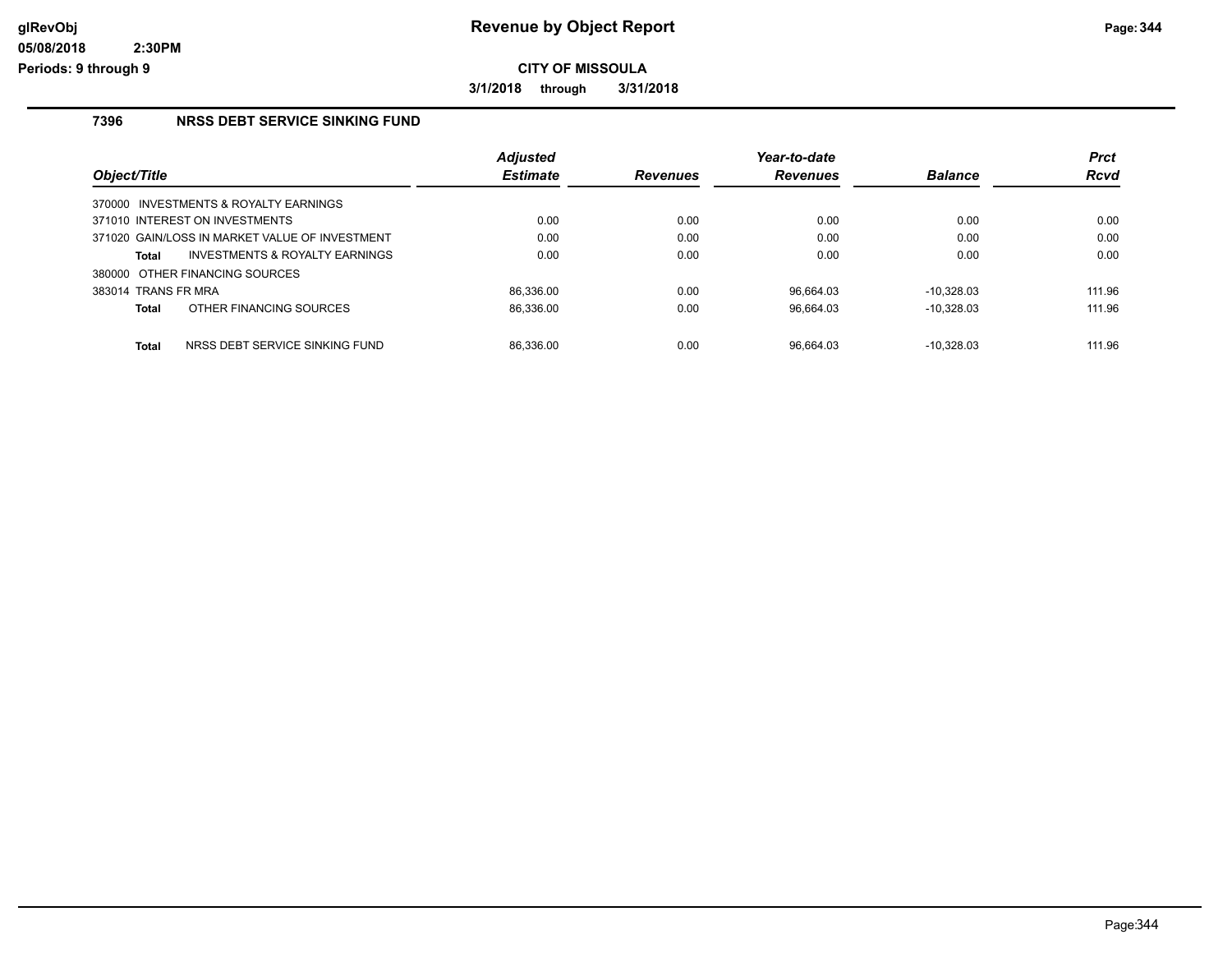# Revenue by Object Report

**CITY OF MISSOULA**

3/1/2018 through 3/31/2018

Periods: 9 through 9

## 7396 NRSS DEBT SERVICE SINKING FUND

| Object/Title | Adjusted Estimate | Revenues | Year-to-date Revenues | Balance | Prct Rcvd |
|---|---|---|---|---|---|
| 370000 INVESTMENTS & ROYALTY EARNINGS | | | | | |
| 371010 INTEREST ON INVESTMENTS | 0.00 | 0.00 | 0.00 | 0.00 | 0.00 |
| 371020 GAIN/LOSS IN MARKET VALUE OF INVESTMENT | 0.00 | 0.00 | 0.00 | 0.00 | 0.00 |
| **Total** INVESTMENTS & ROYALTY EARNINGS | 0.00 | 0.00 | 0.00 | 0.00 | 0.00 |
| 380000 OTHER FINANCING SOURCES | | | | | |
| 383014 TRANS FR MRA | 86,336.00 | 0.00 | 96,664.03 | -10,328.03 | 111.96 |
| **Total** OTHER FINANCING SOURCES | 86,336.00 | 0.00 | 96,664.03 | -10,328.03 | 111.96 |
| **Total** NRSS DEBT SERVICE SINKING FUND | 86,336.00 | 0.00 | 96,664.03 | -10,328.03 | 111.96 |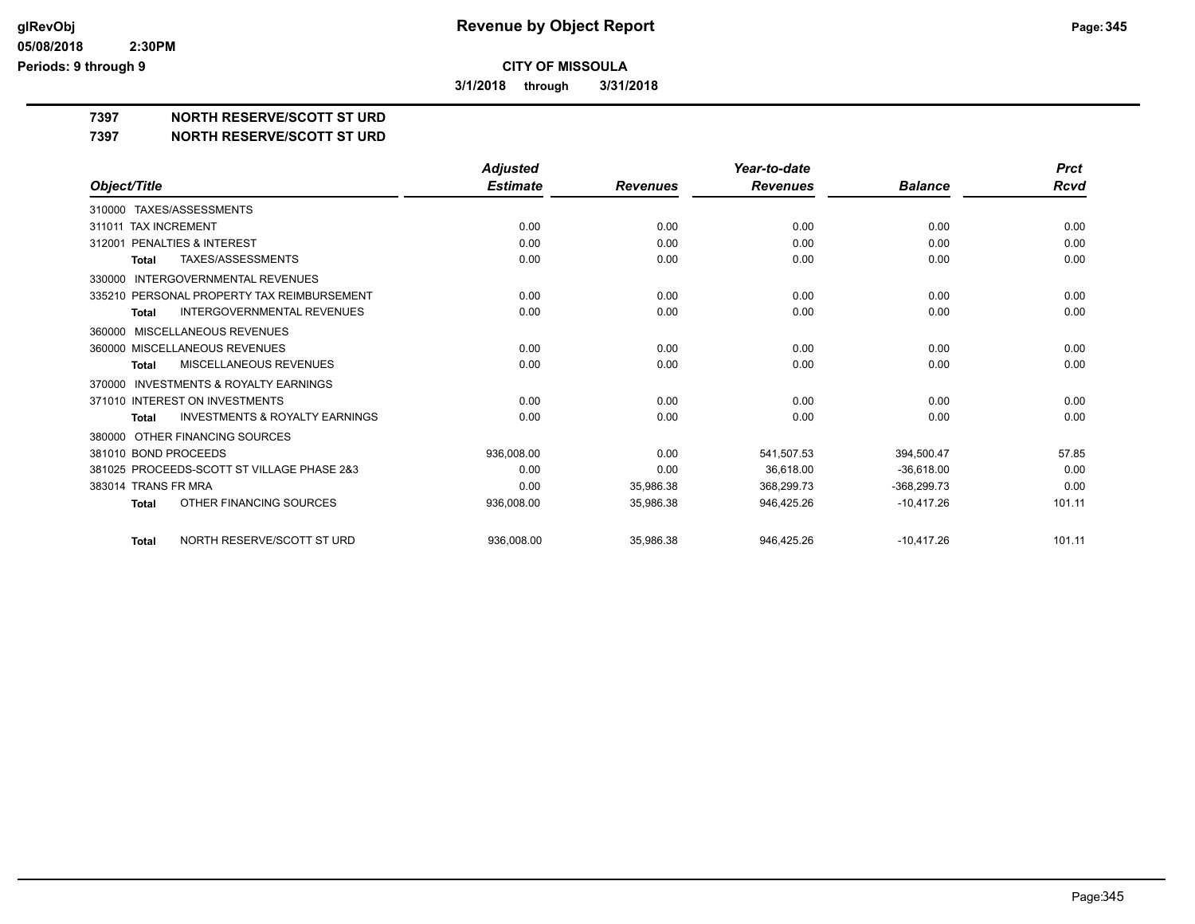**CITY OF MISSOULA**

**3/1/2018 through 3/31/2018**

## 7397 NORTH RESERVE/SCOTT ST URD

## 7397 NORTH RESERVE/SCOTT ST URD

| Object/Title | Adjusted Estimate | Revenues | Year-to-date Revenues | Balance | Prct Rcvd |
|---|---|---|---|---|---|
| 310000 TAXES/ASSESSMENTS | | | | | |
| 311011 TAX INCREMENT | 0.00 | 0.00 | 0.00 | 0.00 | 0.00 |
| 312001 PENALTIES & INTEREST | 0.00 | 0.00 | 0.00 | 0.00 | 0.00 |
| **Total** TAXES/ASSESSMENTS | 0.00 | 0.00 | 0.00 | 0.00 | 0.00 |
| 330000 INTERGOVERNMENTAL REVENUES | | | | | |
| 335210 PERSONAL PROPERTY TAX REIMBURSEMENT | 0.00 | 0.00 | 0.00 | 0.00 | 0.00 |
| **Total** INTERGOVERNMENTAL REVENUES | 0.00 | 0.00 | 0.00 | 0.00 | 0.00 |
| 360000 MISCELLANEOUS REVENUES | | | | | |
| 360000 MISCELLANEOUS REVENUES | 0.00 | 0.00 | 0.00 | 0.00 | 0.00 |
| **Total** MISCELLANEOUS REVENUES | 0.00 | 0.00 | 0.00 | 0.00 | 0.00 |
| 370000 INVESTMENTS & ROYALTY EARNINGS | | | | | |
| 371010 INTEREST ON INVESTMENTS | 0.00 | 0.00 | 0.00 | 0.00 | 0.00 |
| **Total** INVESTMENTS & ROYALTY EARNINGS | 0.00 | 0.00 | 0.00 | 0.00 | 0.00 |
| 380000 OTHER FINANCING SOURCES | | | | | |
| 381010 BOND PROCEEDS | 936,008.00 | 0.00 | 541,507.53 | 394,500.47 | 57.85 |
| 381025 PROCEEDS-SCOTT ST VILLAGE PHASE 2&3 | 0.00 | 0.00 | 36,618.00 | -36,618.00 | 0.00 |
| 383014 TRANS FR MRA | 0.00 | 35,986.38 | 368,299.73 | -368,299.73 | 0.00 |
| **Total** OTHER FINANCING SOURCES | 936,008.00 | 35,986.38 | 946,425.26 | -10,417.26 | 101.11 |
| **Total** NORTH RESERVE/SCOTT ST URD | 936,008.00 | 35,986.38 | 946,425.26 | -10,417.26 | 101.11 |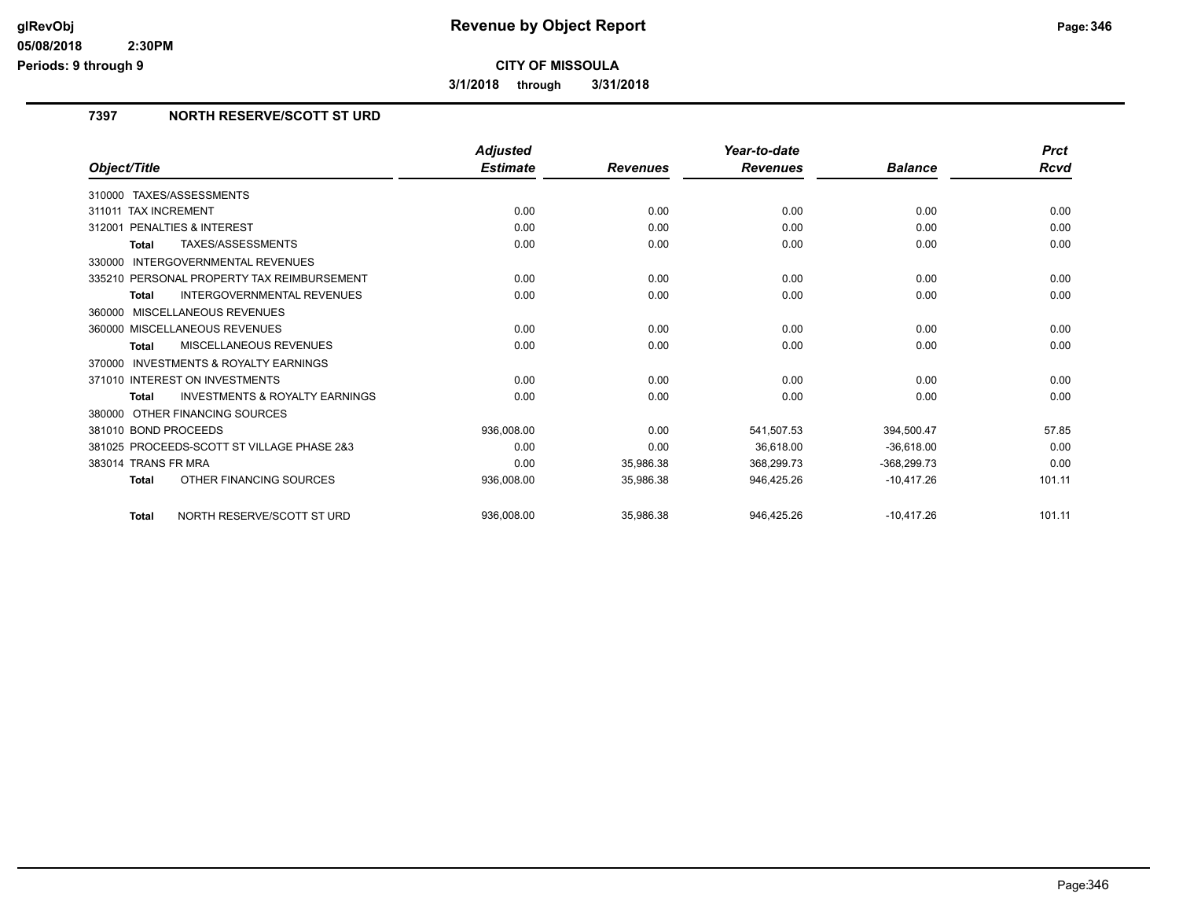# Revenue by Object Report

**CITY OF MISSOULA**

**3/1/2018 through 3/31/2018**

glRevObj
05/08/2018 2:30PM
Periods: 9 through 9

## 7397 NORTH RESERVE/SCOTT ST URD

| Object/Title | Adjusted Estimate | Revenues | Year-to-date Revenues | Balance | Prct Rcvd |
|---|---|---|---|---|---|
| 310000 TAXES/ASSESSMENTS | | | | | |
| 311011 TAX INCREMENT | 0.00 | 0.00 | 0.00 | 0.00 | 0.00 |
| 312001 PENALTIES & INTEREST | 0.00 | 0.00 | 0.00 | 0.00 | 0.00 |
| **Total** TAXES/ASSESSMENTS | 0.00 | 0.00 | 0.00 | 0.00 | 0.00 |
| 330000 INTERGOVERNMENTAL REVENUES | | | | | |
| 335210 PERSONAL PROPERTY TAX REIMBURSEMENT | 0.00 | 0.00 | 0.00 | 0.00 | 0.00 |
| **Total** INTERGOVERNMENTAL REVENUES | 0.00 | 0.00 | 0.00 | 0.00 | 0.00 |
| 360000 MISCELLANEOUS REVENUES | | | | | |
| 360000 MISCELLANEOUS REVENUES | 0.00 | 0.00 | 0.00 | 0.00 | 0.00 |
| **Total** MISCELLANEOUS REVENUES | 0.00 | 0.00 | 0.00 | 0.00 | 0.00 |
| 370000 INVESTMENTS & ROYALTY EARNINGS | | | | | |
| 371010 INTEREST ON INVESTMENTS | 0.00 | 0.00 | 0.00 | 0.00 | 0.00 |
| **Total** INVESTMENTS & ROYALTY EARNINGS | 0.00 | 0.00 | 0.00 | 0.00 | 0.00 |
| 380000 OTHER FINANCING SOURCES | | | | | |
| 381010 BOND PROCEEDS | 936,008.00 | 0.00 | 541,507.53 | 394,500.47 | 57.85 |
| 381025 PROCEEDS-SCOTT ST VILLAGE PHASE 2&3 | 0.00 | 0.00 | 36,618.00 | -36,618.00 | 0.00 |
| 383014 TRANS FR MRA | 0.00 | 35,986.38 | 368,299.73 | -368,299.73 | 0.00 |
| **Total** OTHER FINANCING SOURCES | 936,008.00 | 35,986.38 | 946,425.26 | -10,417.26 | 101.11 |
| **Total** NORTH RESERVE/SCOTT ST URD | 936,008.00 | 35,986.38 | 946,425.26 | -10,417.26 | 101.11 |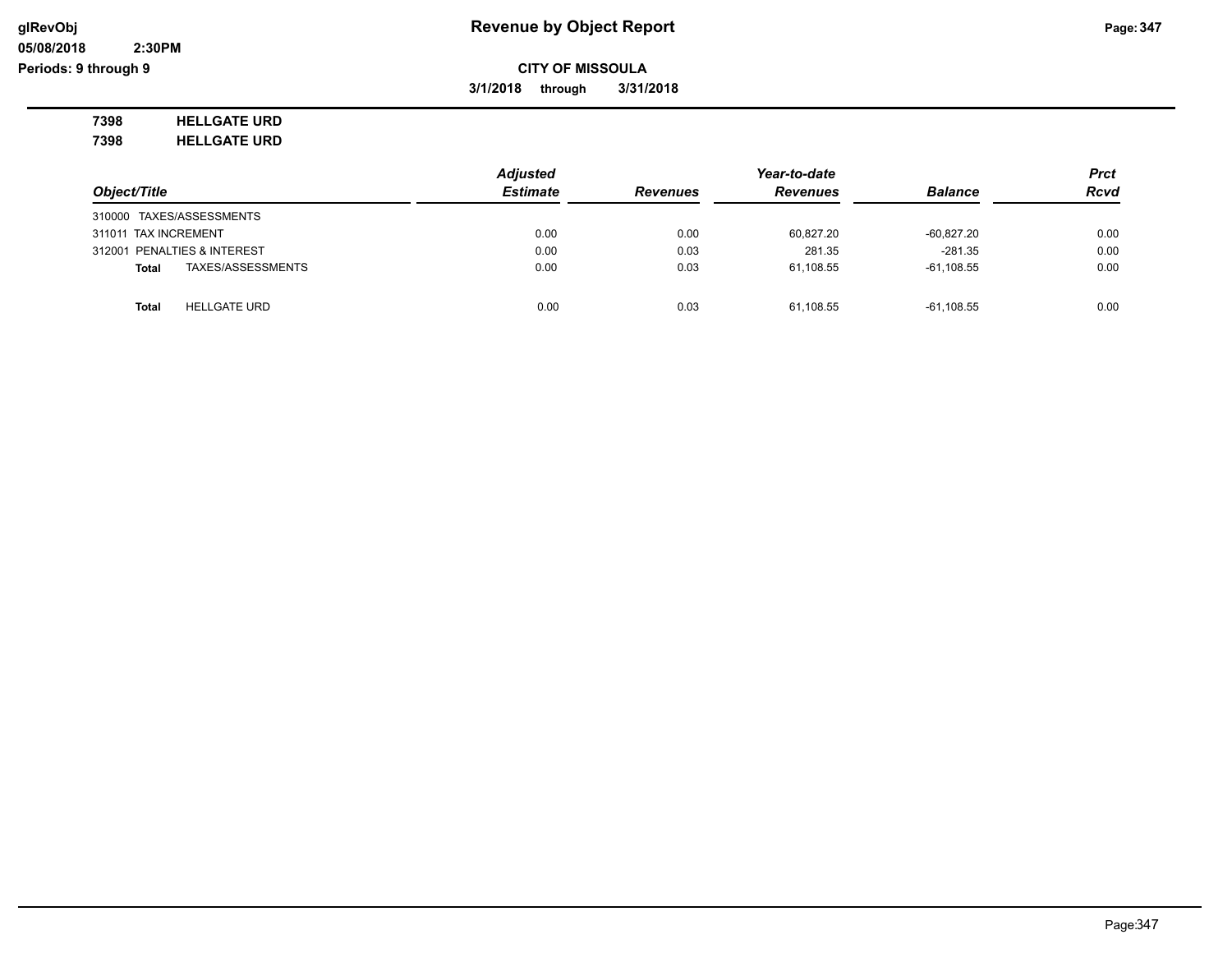# Revenue by Object Report

**CITY OF MISSOULA**

**3/1/2018 through 3/31/2018**

glRevObj
05/08/2018 2:30PM
Periods: 9 through 9

**7398 HELLGATE URD**
**7398 HELLGATE URD**

| Object/Title | Adjusted Estimate | Revenues | Year-to-date Revenues | Balance | Prct Rcvd |
|---|---|---|---|---|---|
| 310000 TAXES/ASSESSMENTS | | | | | |
| 311011 TAX INCREMENT | 0.00 | 0.00 | 60,827.20 | -60,827.20 | 0.00 |
| 312001 PENALTIES & INTEREST | 0.00 | 0.03 | 281.35 | -281.35 | 0.00 |
| **Total** TAXES/ASSESSMENTS | 0.00 | 0.03 | 61,108.55 | -61,108.55 | 0.00 |
| | | | | | |
| **Total** HELLGATE URD | 0.00 | 0.03 | 61,108.55 | -61,108.55 | 0.00 |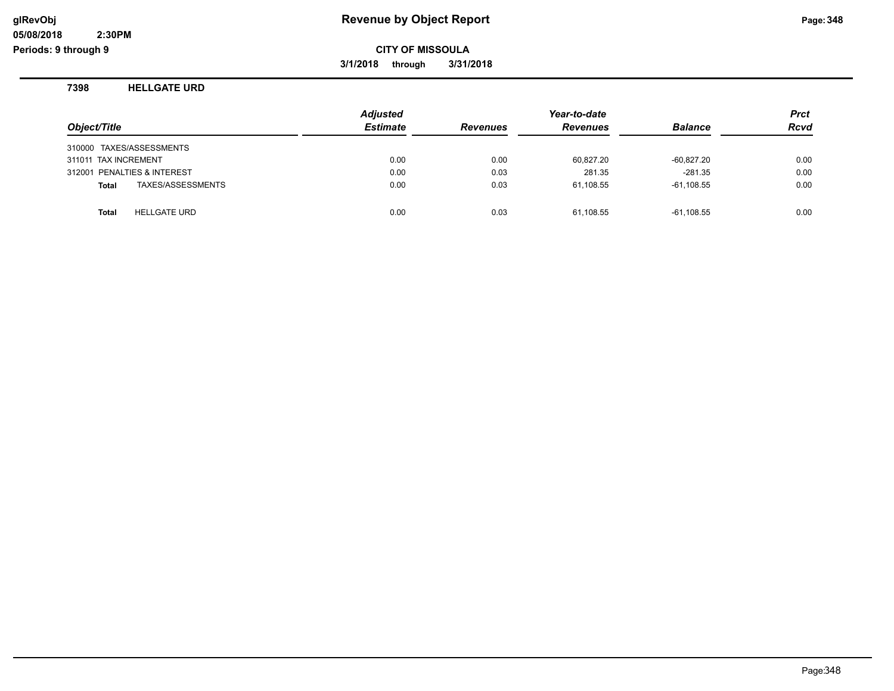# Revenue by Object Report

**CITY OF MISSOULA**

**3/1/2018 through 3/31/2018**

glRevObj
05/08/2018 2:30PM
Periods: 9 through 9

## 7398 HELLGATE URD

| Object/Title | Adjusted Estimate | Revenues | Year-to-date Revenues | Balance | Prct Rcvd |
|---|---|---|---|---|---|
| 310000 TAXES/ASSESSMENTS | | | | | |
| 311011 TAX INCREMENT | 0.00 | 0.00 | 60,827.20 | -60,827.20 | 0.00 |
| 312001 PENALTIES & INTEREST | 0.00 | 0.03 | 281.35 | -281.35 | 0.00 |
| **Total** TAXES/ASSESSMENTS | 0.00 | 0.03 | 61,108.55 | -61,108.55 | 0.00 |
| **Total** HELLGATE URD | 0.00 | 0.03 | 61,108.55 | -61,108.55 | 0.00 |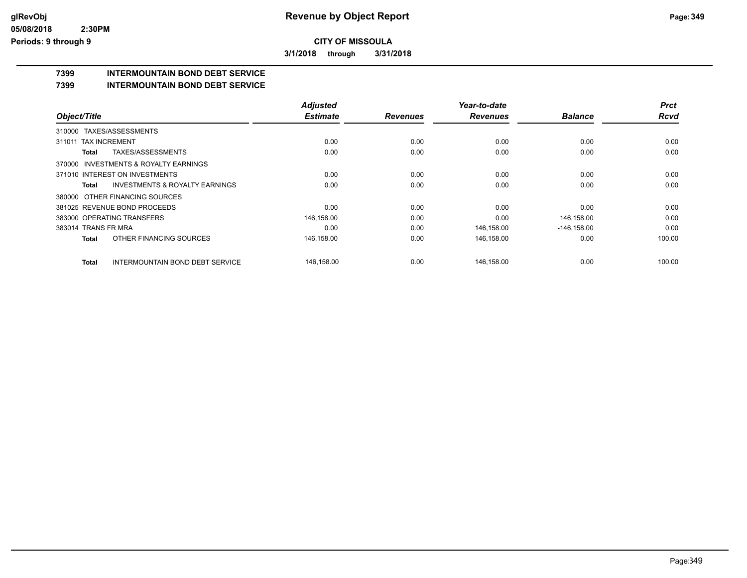**CITY OF MISSOULA**

**3/1/2018 through 3/31/2018**

## 7399 INTERMOUNTAIN BOND DEBT SERVICE

### 7399 INTERMOUNTAIN BOND DEBT SERVICE

| Object/Title | Adjusted Estimate | Revenues | Year-to-date Revenues | Balance | Prct Rcvd |
|---|---|---|---|---|---|
| 310000 TAXES/ASSESSMENTS | | | | | |
| 311011 TAX INCREMENT | 0.00 | 0.00 | 0.00 | 0.00 | 0.00 |
| **Total** TAXES/ASSESSMENTS | 0.00 | 0.00 | 0.00 | 0.00 | 0.00 |
| 370000 INVESTMENTS & ROYALTY EARNINGS | | | | | |
| 371010 INTEREST ON INVESTMENTS | 0.00 | 0.00 | 0.00 | 0.00 | 0.00 |
| **Total** INVESTMENTS & ROYALTY EARNINGS | 0.00 | 0.00 | 0.00 | 0.00 | 0.00 |
| 380000 OTHER FINANCING SOURCES | | | | | |
| 381025 REVENUE BOND PROCEEDS | 0.00 | 0.00 | 0.00 | 0.00 | 0.00 |
| 383000 OPERATING TRANSFERS | 146,158.00 | 0.00 | 0.00 | 146,158.00 | 0.00 |
| 383014 TRANS FR MRA | 0.00 | 0.00 | 146,158.00 | -146,158.00 | 0.00 |
| **Total** OTHER FINANCING SOURCES | 146,158.00 | 0.00 | 146,158.00 | 0.00 | 100.00 |
| **Total** INTERMOUNTAIN BOND DEBT SERVICE | 146,158.00 | 0.00 | 146,158.00 | 0.00 | 100.00 |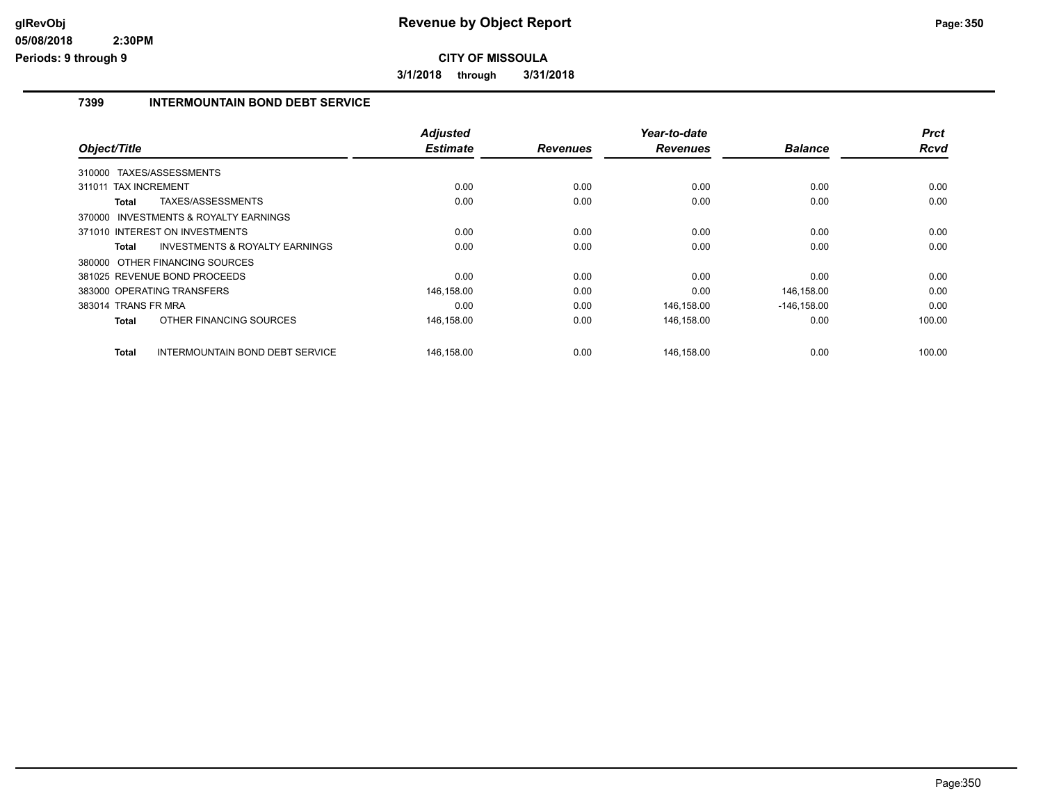**glRevObj**
**05/08/2018 2:30PM**
**Periods: 9 through 9**

# Revenue by Object Report

**CITY OF MISSOULA**

**3/1/2018 through 3/31/2018**

## 7399 INTERMOUNTAIN BOND DEBT SERVICE

| Object/Title | Adjusted Estimate | Revenues | Year-to-date Revenues | Balance | Prct Rcvd |
|---|---|---|---|---|---|
| 310000 TAXES/ASSESSMENTS | | | | | |
| 311011 TAX INCREMENT | 0.00 | 0.00 | 0.00 | 0.00 | 0.00 |
| **Total** TAXES/ASSESSMENTS | 0.00 | 0.00 | 0.00 | 0.00 | 0.00 |
| 370000 INVESTMENTS & ROYALTY EARNINGS | | | | | |
| 371010 INTEREST ON INVESTMENTS | 0.00 | 0.00 | 0.00 | 0.00 | 0.00 |
| **Total** INVESTMENTS & ROYALTY EARNINGS | 0.00 | 0.00 | 0.00 | 0.00 | 0.00 |
| 380000 OTHER FINANCING SOURCES | | | | | |
| 381025 REVENUE BOND PROCEEDS | 0.00 | 0.00 | 0.00 | 0.00 | 0.00 |
| 383000 OPERATING TRANSFERS | 146,158.00 | 0.00 | 0.00 | 146,158.00 | 0.00 |
| 383014 TRANS FR MRA | 0.00 | 0.00 | 146,158.00 | -146,158.00 | 0.00 |
| **Total** OTHER FINANCING SOURCES | 146,158.00 | 0.00 | 146,158.00 | 0.00 | 100.00 |
| **Total** INTERMOUNTAIN BOND DEBT SERVICE | 146,158.00 | 0.00 | 146,158.00 | 0.00 | 100.00 |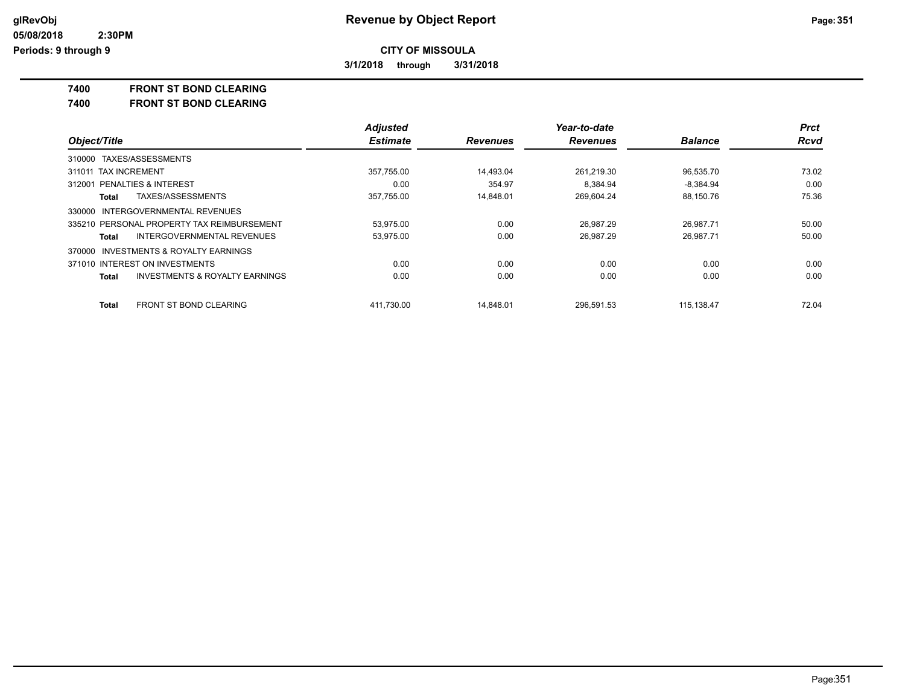# Revenue by Object Report

**CITY OF MISSOULA**

**3/1/2018 through 3/31/2018**

glRevObj
05/08/2018 2:30PM
Periods: 9 through 9

## 7400 FRONT ST BOND CLEARING
## 7400 FRONT ST BOND CLEARING

| Object/Title | Adjusted Estimate | Revenues | Year-to-date Revenues | Balance | Prct Rcvd |
|---|---|---|---|---|---|
| 310000 TAXES/ASSESSMENTS | | | | | |
| 311011 TAX INCREMENT | 357,755.00 | 14,493.04 | 261,219.30 | 96,535.70 | 73.02 |
| 312001 PENALTIES & INTEREST | 0.00 | 354.97 | 8,384.94 | -8,384.94 | 0.00 |
| **Total** TAXES/ASSESSMENTS | 357,755.00 | 14,848.01 | 269,604.24 | 88,150.76 | 75.36 |
| 330000 INTERGOVERNMENTAL REVENUES | | | | | |
| 335210 PERSONAL PROPERTY TAX REIMBURSEMENT | 53,975.00 | 0.00 | 26,987.29 | 26,987.71 | 50.00 |
| **Total** INTERGOVERNMENTAL REVENUES | 53,975.00 | 0.00 | 26,987.29 | 26,987.71 | 50.00 |
| 370000 INVESTMENTS & ROYALTY EARNINGS | | | | | |
| 371010 INTEREST ON INVESTMENTS | 0.00 | 0.00 | 0.00 | 0.00 | 0.00 |
| **Total** INVESTMENTS & ROYALTY EARNINGS | 0.00 | 0.00 | 0.00 | 0.00 | 0.00 |
| **Total** FRONT ST BOND CLEARING | 411,730.00 | 14,848.01 | 296,591.53 | 115,138.47 | 72.04 |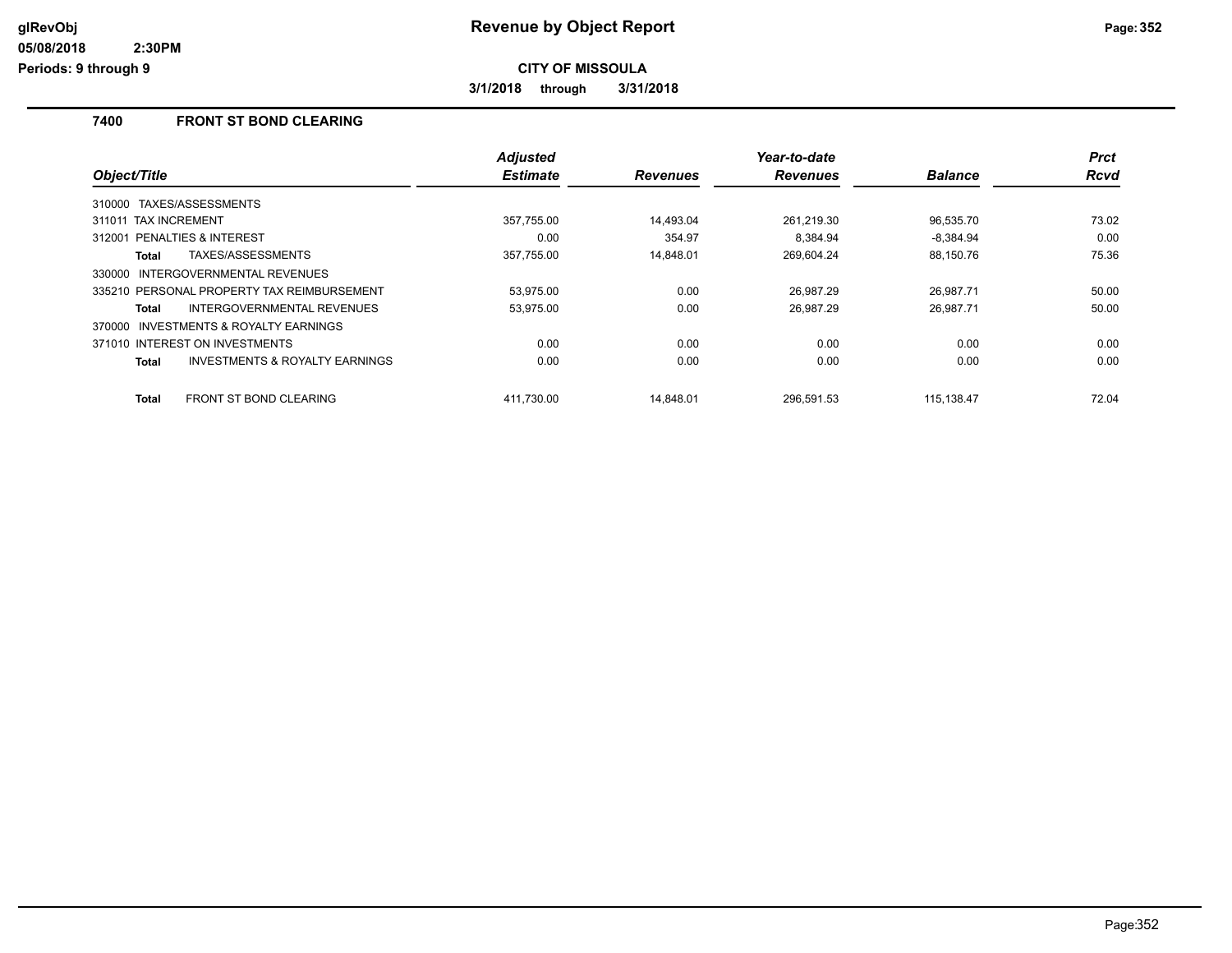**Revenue by Object Report**

**CITY OF MISSOULA**

**3/1/2018 through 3/31/2018**

glRevObj
05/08/2018 2:30PM
Periods: 9 through 9

## 7400 FRONT ST BOND CLEARING

| Object/Title | Adjusted Estimate | Revenues | Year-to-date Revenues | Balance | Prct Rcvd |
|---|---|---|---|---|---|
| 310000 TAXES/ASSESSMENTS | | | | | |
| 311011 TAX INCREMENT | 357,755.00 | 14,493.04 | 261,219.30 | 96,535.70 | 73.02 |
| 312001 PENALTIES & INTEREST | 0.00 | 354.97 | 8,384.94 | -8,384.94 | 0.00 |
| **Total** TAXES/ASSESSMENTS | 357,755.00 | 14,848.01 | 269,604.24 | 88,150.76 | 75.36 |
| 330000 INTERGOVERNMENTAL REVENUES | | | | | |
| 335210 PERSONAL PROPERTY TAX REIMBURSEMENT | 53,975.00 | 0.00 | 26,987.29 | 26,987.71 | 50.00 |
| **Total** INTERGOVERNMENTAL REVENUES | 53,975.00 | 0.00 | 26,987.29 | 26,987.71 | 50.00 |
| 370000 INVESTMENTS & ROYALTY EARNINGS | | | | | |
| 371010 INTEREST ON INVESTMENTS | 0.00 | 0.00 | 0.00 | 0.00 | 0.00 |
| **Total** INVESTMENTS & ROYALTY EARNINGS | 0.00 | 0.00 | 0.00 | 0.00 | 0.00 |
| **Total** FRONT ST BOND CLEARING | 411,730.00 | 14,848.01 | 296,591.53 | 115,138.47 | 72.04 |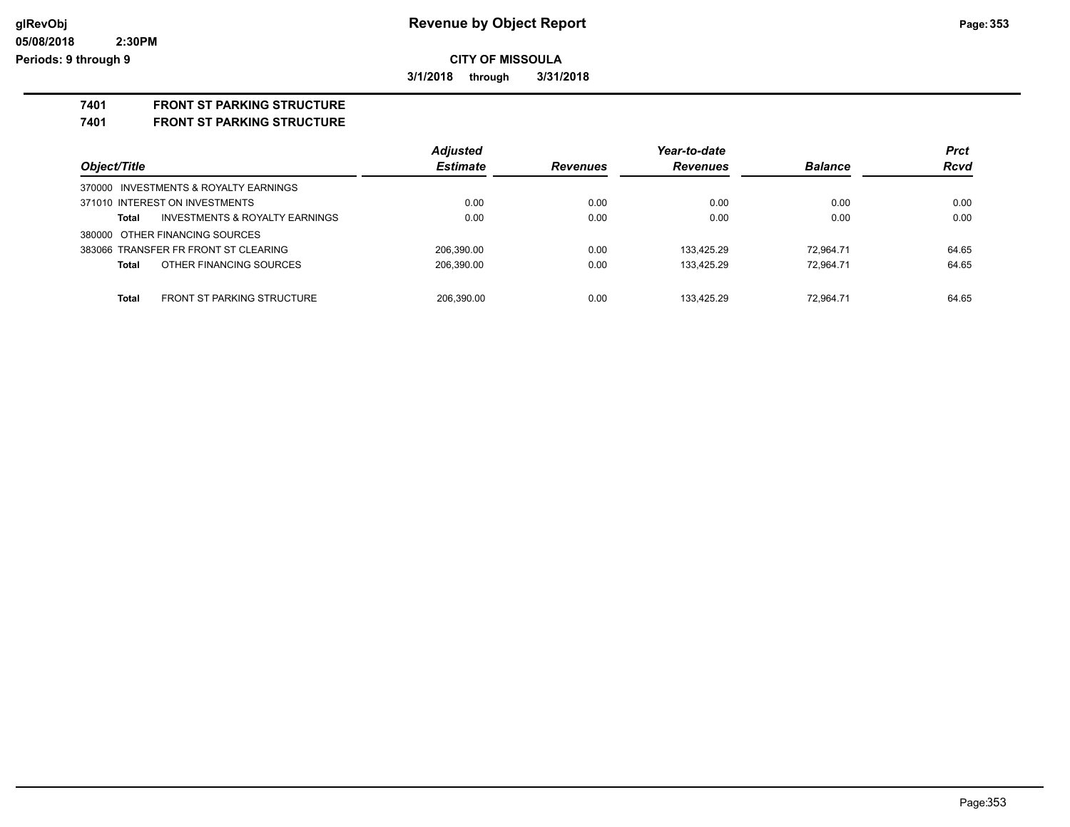**Revenue by Object Report**

**CITY OF MISSOULA**

**3/1/2018 through 3/31/2018**

**7401 FRONT ST PARKING STRUCTURE**

**7401 FRONT ST PARKING STRUCTURE**

| Object/Title | Adjusted Estimate | Revenues | Year-to-date Revenues | Balance | Prct Rcvd |
|---|---|---|---|---|---|
| 370000 INVESTMENTS & ROYALTY EARNINGS | | | | | |
| 371010 INTEREST ON INVESTMENTS | 0.00 | 0.00 | 0.00 | 0.00 | 0.00 |
| **Total** INVESTMENTS & ROYALTY EARNINGS | 0.00 | 0.00 | 0.00 | 0.00 | 0.00 |
| 380000 OTHER FINANCING SOURCES | | | | | |
| 383066 TRANSFER FR FRONT ST CLEARING | 206,390.00 | 0.00 | 133,425.29 | 72,964.71 | 64.65 |
| **Total** OTHER FINANCING SOURCES | 206,390.00 | 0.00 | 133,425.29 | 72,964.71 | 64.65 |
| **Total** FRONT ST PARKING STRUCTURE | 206,390.00 | 0.00 | 133,425.29 | 72,964.71 | 64.65 |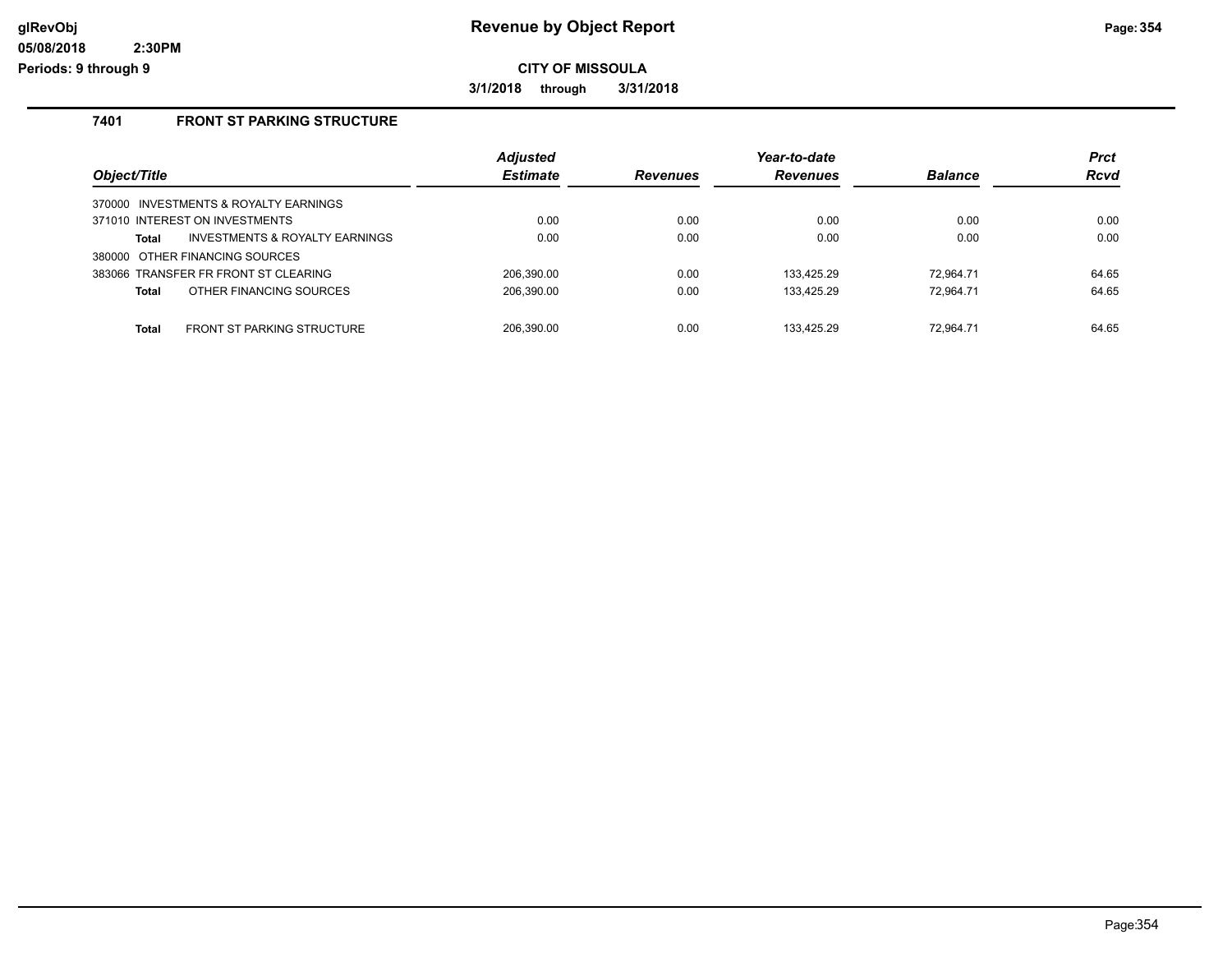**CITY OF MISSOULA**

**3/1/2018 through 3/31/2018**

## 7401 FRONT ST PARKING STRUCTURE

| Object/Title | | Adjusted Estimate | Revenues | Year-to-date Revenues | Balance | Prct Rcvd |
|---|---|---|---|---|---|---|
| 370000 INVESTMENTS & ROYALTY EARNINGS | | | | | | |
| 371010 INTEREST ON INVESTMENTS | | 0.00 | 0.00 | 0.00 | 0.00 | 0.00 |
| **Total** | INVESTMENTS & ROYALTY EARNINGS | 0.00 | 0.00 | 0.00 | 0.00 | 0.00 |
| 380000 OTHER FINANCING SOURCES | | | | | | |
| 383066 TRANSFER FR FRONT ST CLEARING | | 206,390.00 | 0.00 | 133,425.29 | 72,964.71 | 64.65 |
| **Total** | OTHER FINANCING SOURCES | 206,390.00 | 0.00 | 133,425.29 | 72,964.71 | 64.65 |
| **Total** | FRONT ST PARKING STRUCTURE | 206,390.00 | 0.00 | 133,425.29 | 72,964.71 | 64.65 |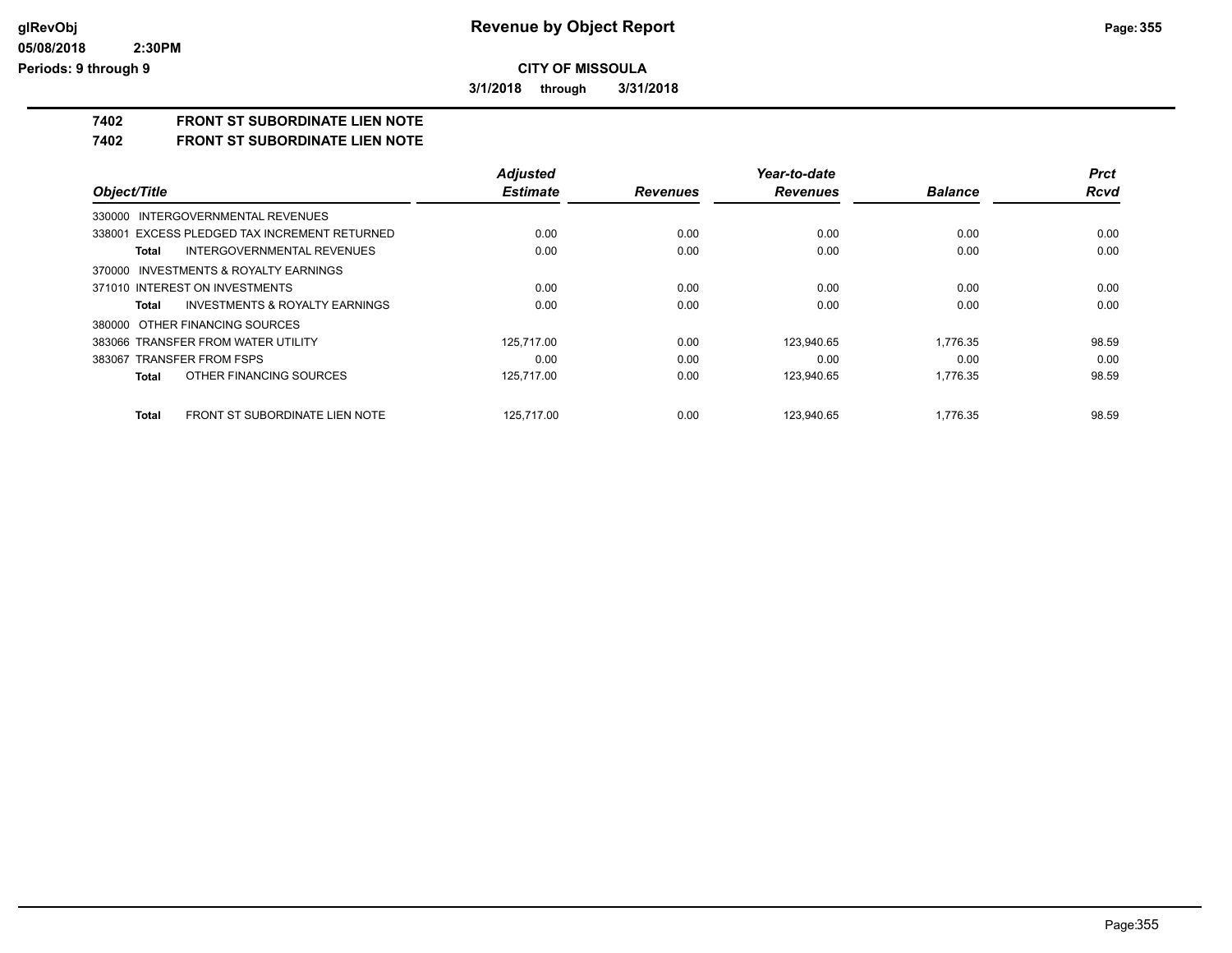# Revenue by Object Report

**CITY OF MISSOULA**

**3/1/2018 through 3/31/2018**

## 7402 FRONT ST SUBORDINATE LIEN NOTE

## 7402 FRONT ST SUBORDINATE LIEN NOTE

| Object/Title | Adjusted Estimate | Revenues | Year-to-date Revenues | Balance | Prct Rcvd |
|---|---|---|---|---|---|
| 330000 INTERGOVERNMENTAL REVENUES | | | | | |
| 338001 EXCESS PLEDGED TAX INCREMENT RETURNED | 0.00 | 0.00 | 0.00 | 0.00 | 0.00 |
| **Total** INTERGOVERNMENTAL REVENUES | 0.00 | 0.00 | 0.00 | 0.00 | 0.00 |
| 370000 INVESTMENTS & ROYALTY EARNINGS | | | | | |
| 371010 INTEREST ON INVESTMENTS | 0.00 | 0.00 | 0.00 | 0.00 | 0.00 |
| **Total** INVESTMENTS & ROYALTY EARNINGS | 0.00 | 0.00 | 0.00 | 0.00 | 0.00 |
| 380000 OTHER FINANCING SOURCES | | | | | |
| 383066 TRANSFER FROM WATER UTILITY | 125,717.00 | 0.00 | 123,940.65 | 1,776.35 | 98.59 |
| 383067 TRANSFER FROM FSPS | 0.00 | 0.00 | 0.00 | 0.00 | 0.00 |
| **Total** OTHER FINANCING SOURCES | 125,717.00 | 0.00 | 123,940.65 | 1,776.35 | 98.59 |
| **Total** FRONT ST SUBORDINATE LIEN NOTE | 125,717.00 | 0.00 | 123,940.65 | 1,776.35 | 98.59 |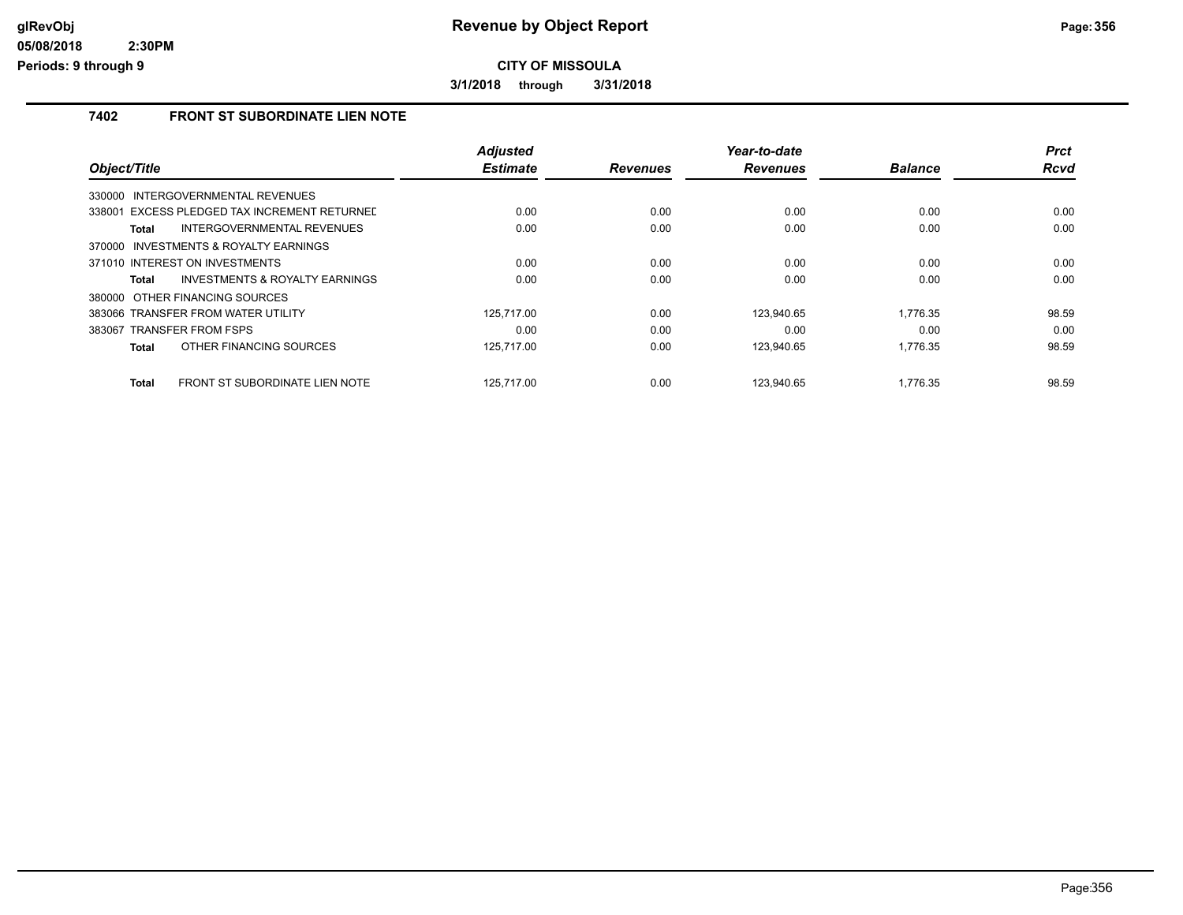**CITY OF MISSOULA**

**3/1/2018 through 3/31/2018**

## 7402 FRONT ST SUBORDINATE LIEN NOTE

| Object/Title | Adjusted Estimate | Revenues | Year-to-date Revenues | Balance | Prct Rcvd |
|---|---|---|---|---|---|
| 330000 INTERGOVERNMENTAL REVENUES | | | | | |
| 338001 EXCESS PLEDGED TAX INCREMENT RETURNED | 0.00 | 0.00 | 0.00 | 0.00 | 0.00 |
| **Total** INTERGOVERNMENTAL REVENUES | 0.00 | 0.00 | 0.00 | 0.00 | 0.00 |
| 370000 INVESTMENTS & ROYALTY EARNINGS | | | | | |
| 371010 INTEREST ON INVESTMENTS | 0.00 | 0.00 | 0.00 | 0.00 | 0.00 |
| **Total** INVESTMENTS & ROYALTY EARNINGS | 0.00 | 0.00 | 0.00 | 0.00 | 0.00 |
| 380000 OTHER FINANCING SOURCES | | | | | |
| 383066 TRANSFER FROM WATER UTILITY | 125,717.00 | 0.00 | 123,940.65 | 1,776.35 | 98.59 |
| 383067 TRANSFER FROM FSPS | 0.00 | 0.00 | 0.00 | 0.00 | 0.00 |
| **Total** OTHER FINANCING SOURCES | 125,717.00 | 0.00 | 123,940.65 | 1,776.35 | 98.59 |
| **Total** FRONT ST SUBORDINATE LIEN NOTE | 125,717.00 | 0.00 | 123,940.65 | 1,776.35 | 98.59 |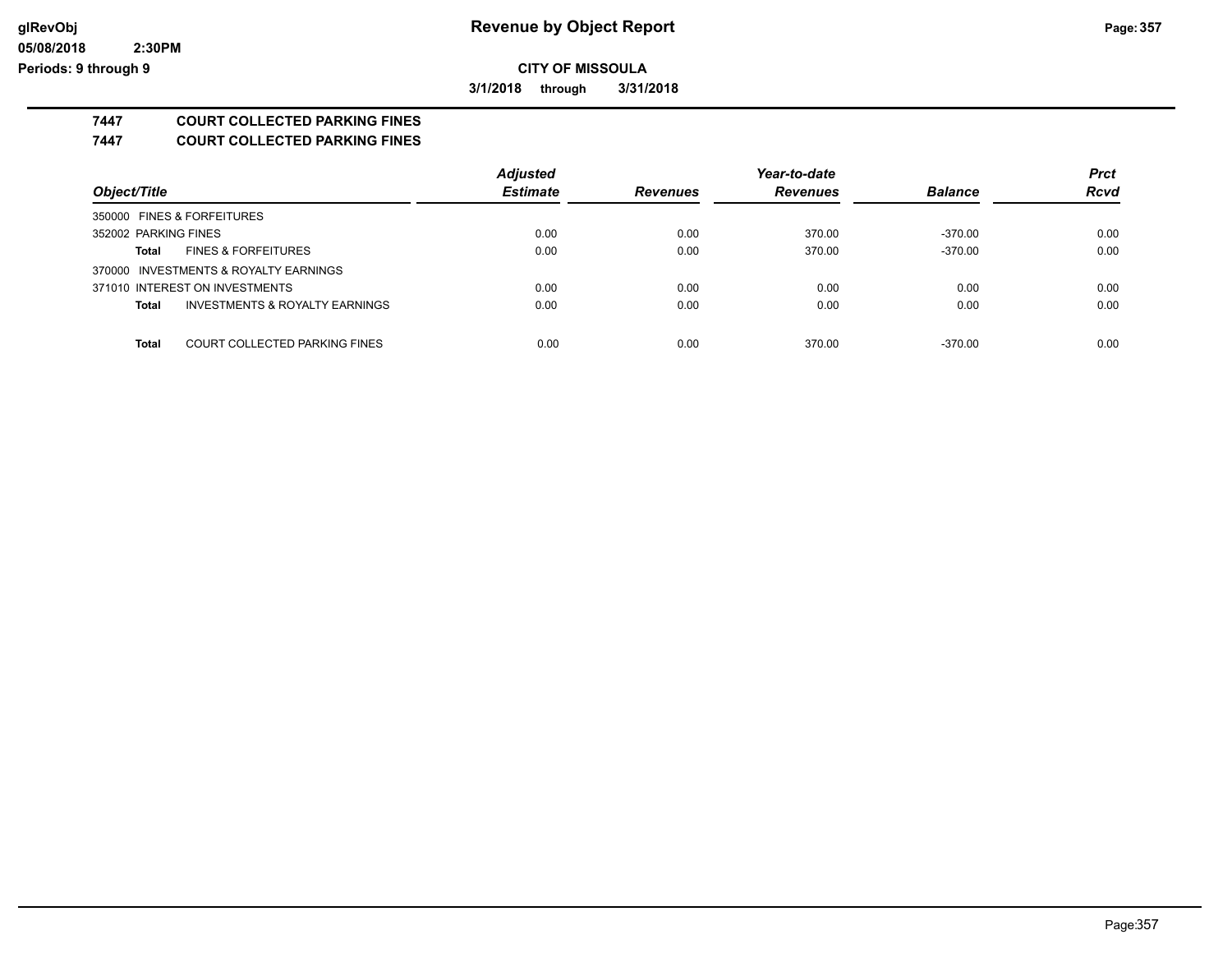**CITY OF MISSOULA**

**3/1/2018 through 3/31/2018**

## 7447 COURT COLLECTED PARKING FINES

### 7447 COURT COLLECTED PARKING FINES

| Object/Title | | Adjusted Estimate | Revenues | Year-to-date Revenues | Balance | Prct Rcvd |
|---|---|---|---|---|---|---|
| 350000 FINES & FORFEITURES | | | | | | |
| 352002 PARKING FINES | | 0.00 | 0.00 | 370.00 | -370.00 | 0.00 |
| **Total** | FINES & FORFEITURES | 0.00 | 0.00 | 370.00 | -370.00 | 0.00 |
| 370000 INVESTMENTS & ROYALTY EARNINGS | | | | | | |
| 371010 INTEREST ON INVESTMENTS | | 0.00 | 0.00 | 0.00 | 0.00 | 0.00 |
| **Total** | INVESTMENTS & ROYALTY EARNINGS | 0.00 | 0.00 | 0.00 | 0.00 | 0.00 |
| **Total** | COURT COLLECTED PARKING FINES | 0.00 | 0.00 | 370.00 | -370.00 | 0.00 |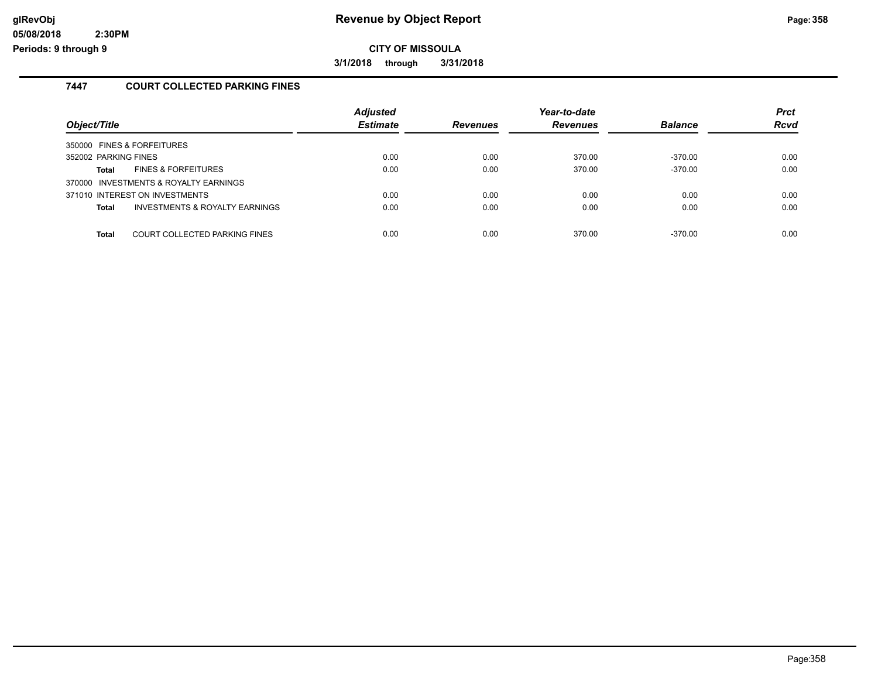# Revenue by Object Report

**CITY OF MISSOULA**

**3/1/2018 through 3/31/2018**

glRevObj
05/08/2018 2:30PM
Periods: 9 through 9

## 7447 COURT COLLECTED PARKING FINES

| Object/Title | Adjusted Estimate | Revenues | Year-to-date Revenues | Balance | Prct Rcvd |
|---|---|---|---|---|---|
| 350000 FINES & FORFEITURES | | | | | |
| 352002 PARKING FINES | 0.00 | 0.00 | 370.00 | -370.00 | 0.00 |
| **Total** FINES & FORFEITURES | 0.00 | 0.00 | 370.00 | -370.00 | 0.00 |
| 370000 INVESTMENTS & ROYALTY EARNINGS | | | | | |
| 371010 INTEREST ON INVESTMENTS | 0.00 | 0.00 | 0.00 | 0.00 | 0.00 |
| **Total** INVESTMENTS & ROYALTY EARNINGS | 0.00 | 0.00 | 0.00 | 0.00 | 0.00 |
| **Total** COURT COLLECTED PARKING FINES | 0.00 | 0.00 | 370.00 | -370.00 | 0.00 |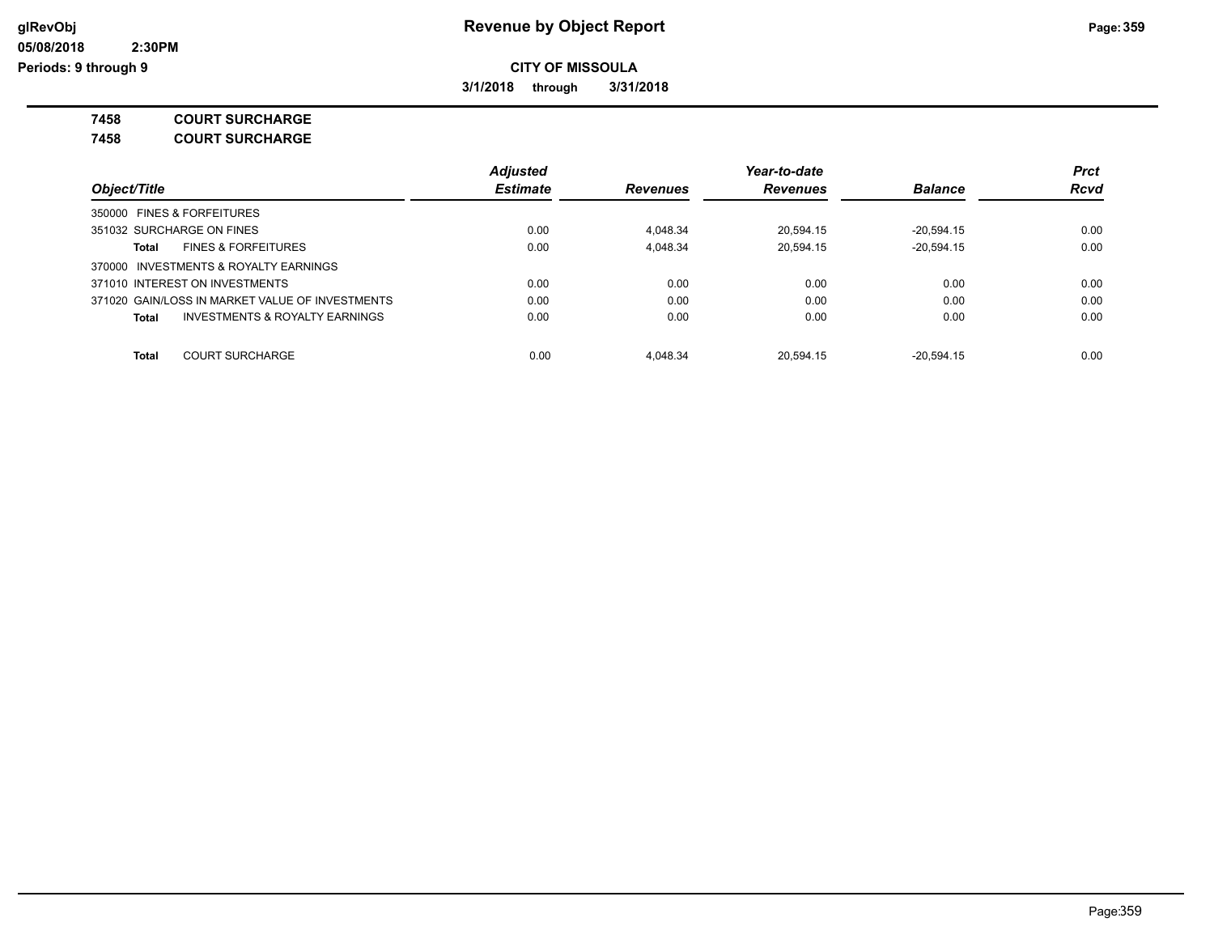## CITY OF MISSOULA

**3/1/2018 through 3/31/2018**

**7458 COURT SURCHARGE**

**7458 COURT SURCHARGE**

| Object/Title | Adjusted Estimate | Revenues | Year-to-date Revenues | Balance | Prct Rcvd |
|---|---|---|---|---|---|
| 350000 FINES & FORFEITURES | | | | | |
| 351032 SURCHARGE ON FINES | 0.00 | 4,048.34 | 20,594.15 | -20,594.15 | 0.00 |
| **Total** FINES & FORFEITURES | 0.00 | 4,048.34 | 20,594.15 | -20,594.15 | 0.00 |
| 370000 INVESTMENTS & ROYALTY EARNINGS | | | | | |
| 371010 INTEREST ON INVESTMENTS | 0.00 | 0.00 | 0.00 | 0.00 | 0.00 |
| 371020 GAIN/LOSS IN MARKET VALUE OF INVESTMENTS | 0.00 | 0.00 | 0.00 | 0.00 | 0.00 |
| **Total** INVESTMENTS & ROYALTY EARNINGS | 0.00 | 0.00 | 0.00 | 0.00 | 0.00 |
| **Total** COURT SURCHARGE | 0.00 | 4,048.34 | 20,594.15 | -20,594.15 | 0.00 |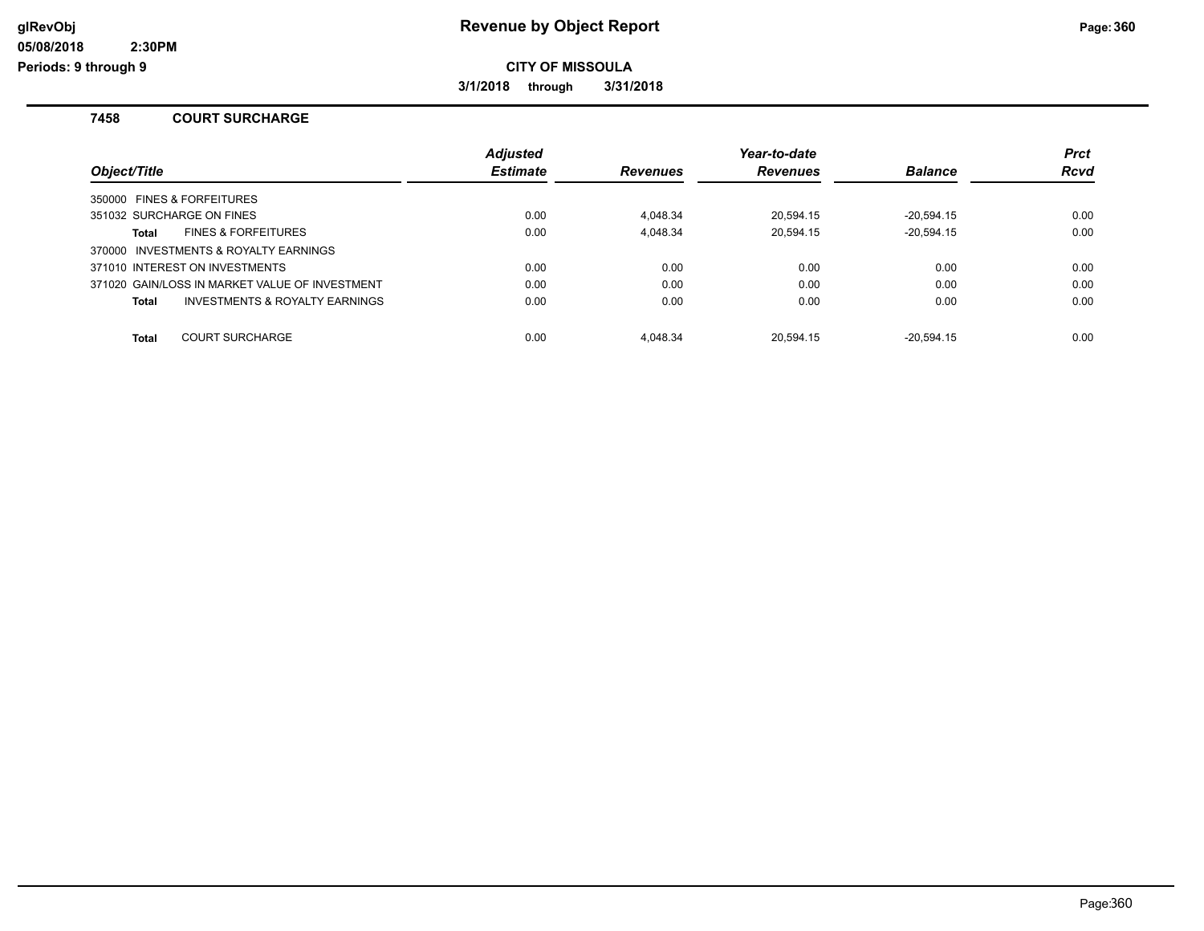**CITY OF MISSOULA**

**3/1/2018 through 3/31/2018**

## 7458 COURT SURCHARGE

| Object/Title | Adjusted Estimate | Revenues | Year-to-date Revenues | Balance | Prct Rcvd |
|---|---|---|---|---|---|
| 350000 FINES & FORFEITURES | | | | | |
| 351032 SURCHARGE ON FINES | 0.00 | 4,048.34 | 20,594.15 | -20,594.15 | 0.00 |
| **Total** FINES & FORFEITURES | 0.00 | 4,048.34 | 20,594.15 | -20,594.15 | 0.00 |
| 370000 INVESTMENTS & ROYALTY EARNINGS | | | | | |
| 371010 INTEREST ON INVESTMENTS | 0.00 | 0.00 | 0.00 | 0.00 | 0.00 |
| 371020 GAIN/LOSS IN MARKET VALUE OF INVESTMENT | 0.00 | 0.00 | 0.00 | 0.00 | 0.00 |
| **Total** INVESTMENTS & ROYALTY EARNINGS | 0.00 | 0.00 | 0.00 | 0.00 | 0.00 |
| **Total** COURT SURCHARGE | 0.00 | 4,048.34 | 20,594.15 | -20,594.15 | 0.00 |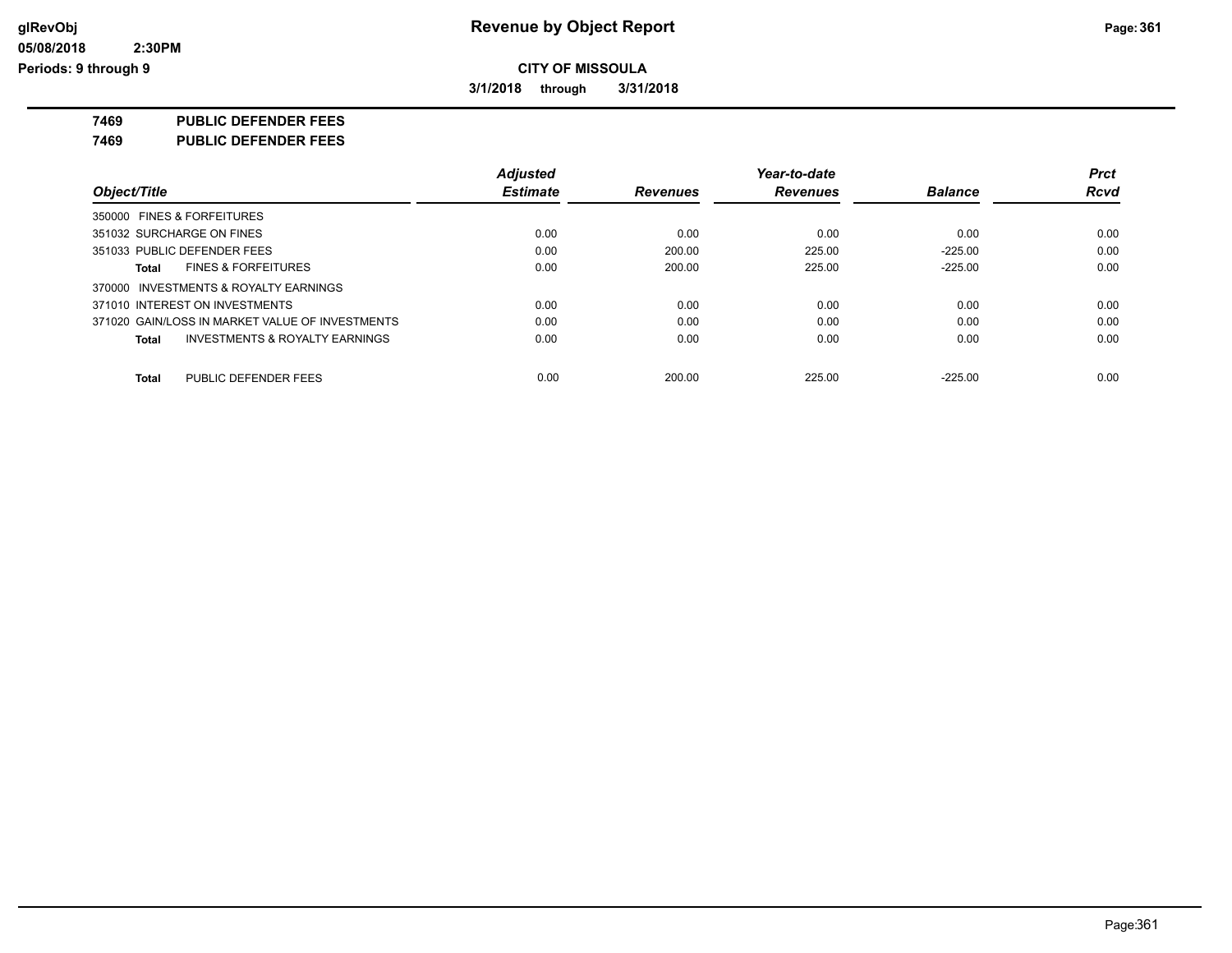# Revenue by Object Report

**CITY OF MISSOULA**

**3/1/2018 through 3/31/2018**

**7469 PUBLIC DEFENDER FEES**

**7469 PUBLIC DEFENDER FEES**

| Object/Title | Adjusted Estimate | Revenues | Year-to-date Revenues | Balance | Prct Rcvd |
|---|---|---|---|---|---|
| 350000 FINES & FORFEITURES | | | | | |
| 351032 SURCHARGE ON FINES | 0.00 | 0.00 | 0.00 | 0.00 | 0.00 |
| 351033 PUBLIC DEFENDER FEES | 0.00 | 200.00 | 225.00 | -225.00 | 0.00 |
| **Total** FINES & FORFEITURES | 0.00 | 200.00 | 225.00 | -225.00 | 0.00 |
| 370000 INVESTMENTS & ROYALTY EARNINGS | | | | | |
| 371010 INTEREST ON INVESTMENTS | 0.00 | 0.00 | 0.00 | 0.00 | 0.00 |
| 371020 GAIN/LOSS IN MARKET VALUE OF INVESTMENTS | 0.00 | 0.00 | 0.00 | 0.00 | 0.00 |
| **Total** INVESTMENTS & ROYALTY EARNINGS | 0.00 | 0.00 | 0.00 | 0.00 | 0.00 |
| **Total** PUBLIC DEFENDER FEES | 0.00 | 200.00 | 225.00 | -225.00 | 0.00 |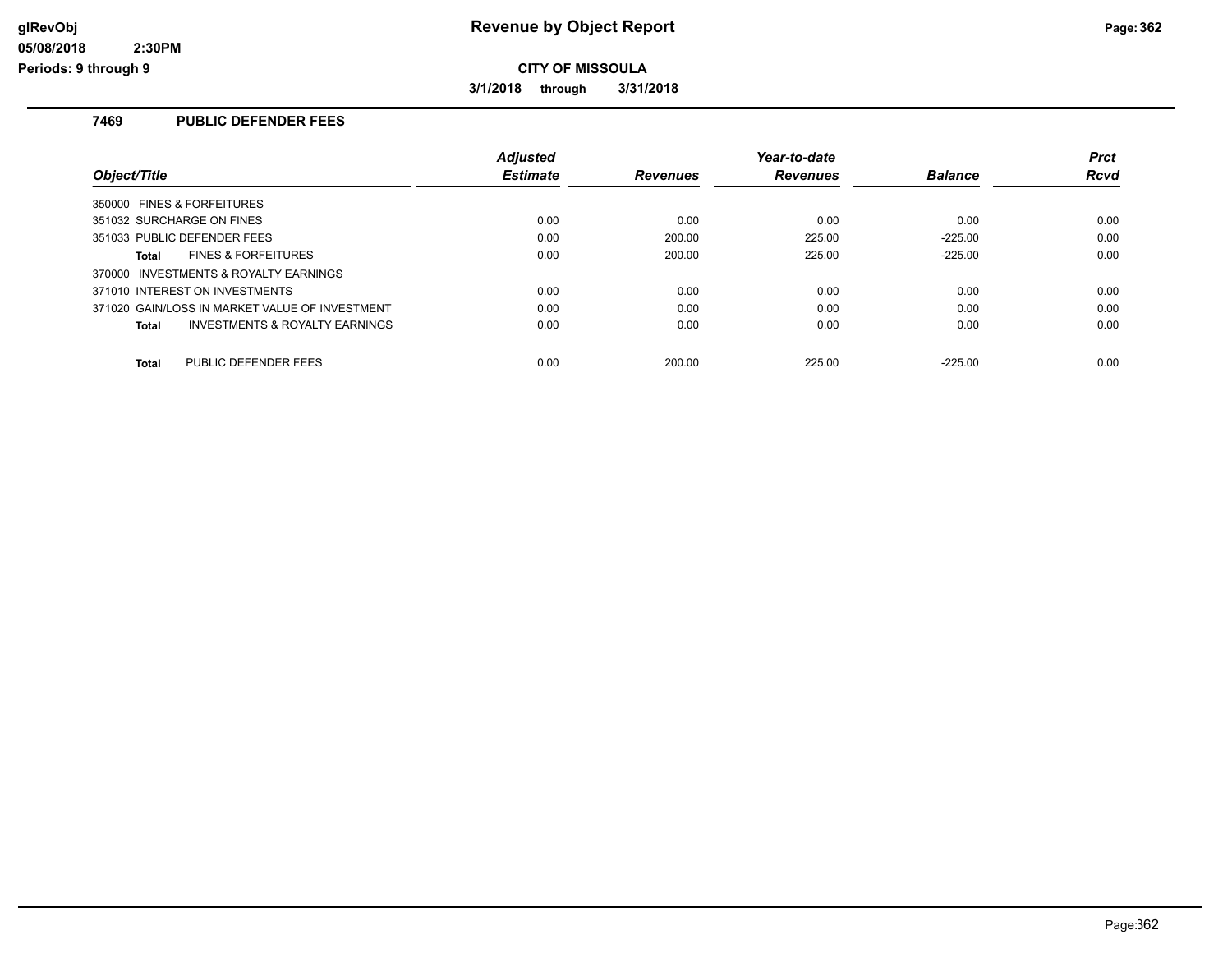**Revenue by Object Report**

**CITY OF MISSOULA**

**3/1/2018 through 3/31/2018**

glRevObj
05/08/2018 2:30PM
Periods: 9 through 9

## 7469 PUBLIC DEFENDER FEES

| Object/Title | Adjusted Estimate | Revenues | Year-to-date Revenues | Balance | Prct Rcvd |
|---|---|---|---|---|---|
| 350000 FINES & FORFEITURES | | | | | |
| 351032 SURCHARGE ON FINES | 0.00 | 0.00 | 0.00 | 0.00 | 0.00 |
| 351033 PUBLIC DEFENDER FEES | 0.00 | 200.00 | 225.00 | -225.00 | 0.00 |
| **Total** FINES & FORFEITURES | 0.00 | 200.00 | 225.00 | -225.00 | 0.00 |
| 370000 INVESTMENTS & ROYALTY EARNINGS | | | | | |
| 371010 INTEREST ON INVESTMENTS | 0.00 | 0.00 | 0.00 | 0.00 | 0.00 |
| 371020 GAIN/LOSS IN MARKET VALUE OF INVESTMENT | 0.00 | 0.00 | 0.00 | 0.00 | 0.00 |
| **Total** INVESTMENTS & ROYALTY EARNINGS | 0.00 | 0.00 | 0.00 | 0.00 | 0.00 |
| **Total** PUBLIC DEFENDER FEES | 0.00 | 200.00 | 225.00 | -225.00 | 0.00 |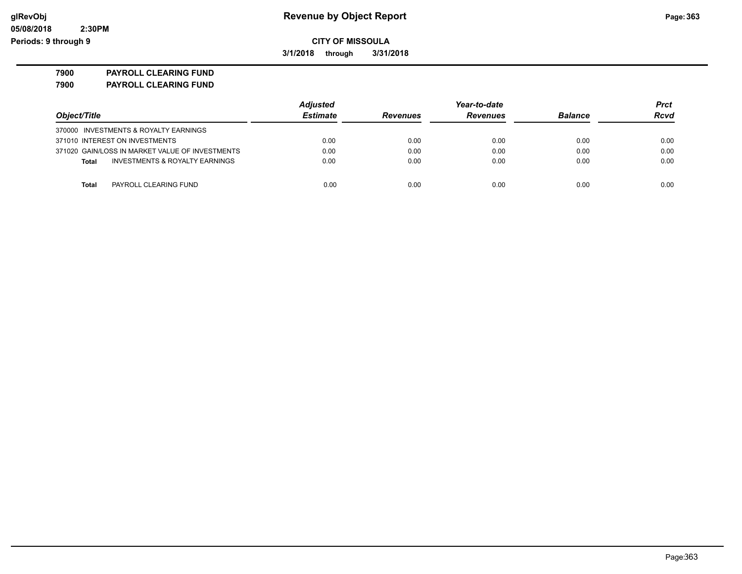**Revenue by Object Report**

**CITY OF MISSOULA**

**3/1/2018 through 3/31/2018**

glRevObj
05/08/2018 2:30PM
Periods: 9 through 9

**7900 PAYROLL CLEARING FUND**

**7900 PAYROLL CLEARING FUND**

| Object/Title | Adjusted Estimate | Revenues | Year-to-date Revenues | Balance | Prct Rcvd |
|---|---|---|---|---|---|
| 370000 INVESTMENTS & ROYALTY EARNINGS | | | | | |
| 371010 INTEREST ON INVESTMENTS | 0.00 | 0.00 | 0.00 | 0.00 | 0.00 |
| 371020 GAIN/LOSS IN MARKET VALUE OF INVESTMENTS | 0.00 | 0.00 | 0.00 | 0.00 | 0.00 |
| **Total** INVESTMENTS & ROYALTY EARNINGS | 0.00 | 0.00 | 0.00 | 0.00 | 0.00 |
| **Total** PAYROLL CLEARING FUND | 0.00 | 0.00 | 0.00 | 0.00 | 0.00 |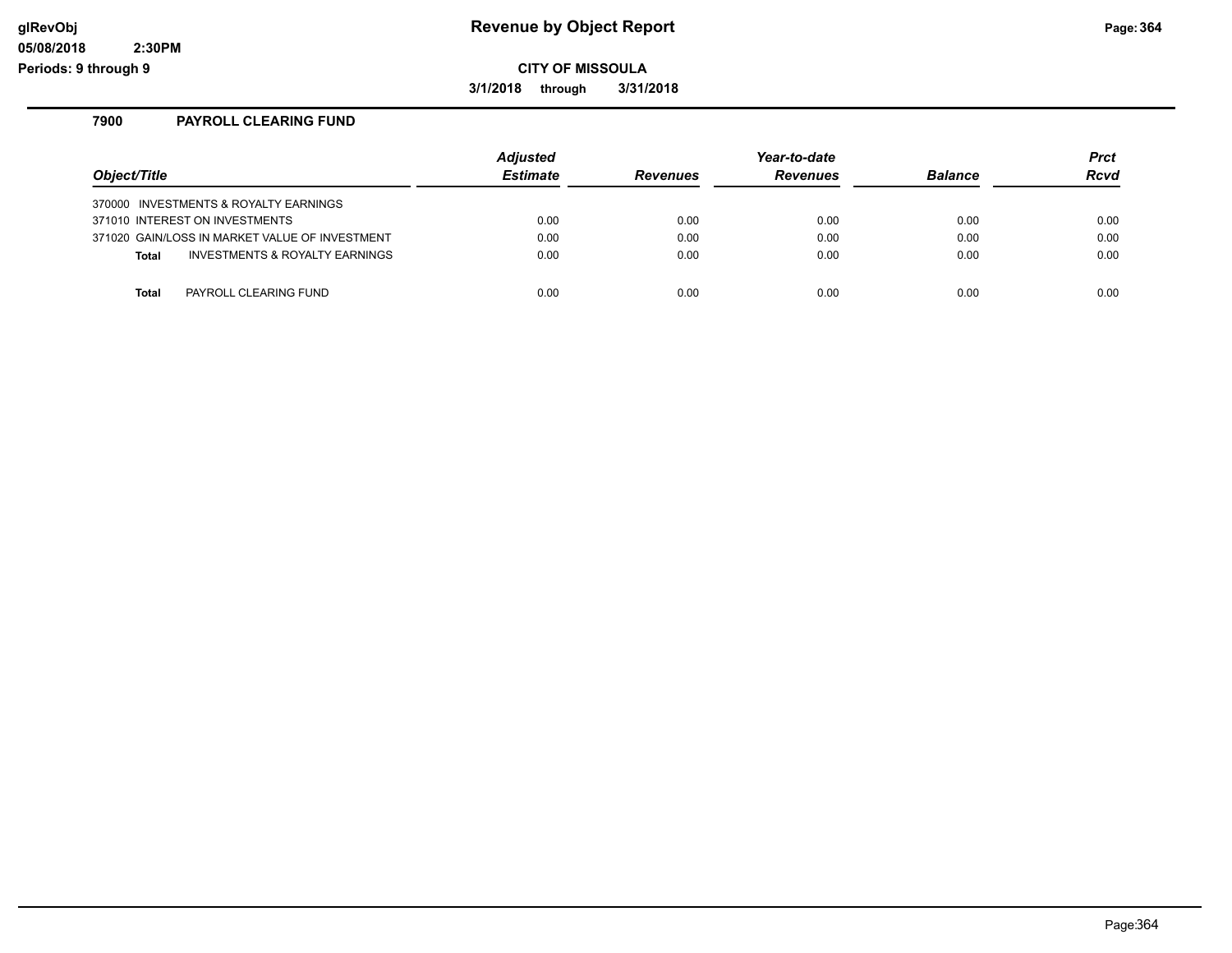# Revenue by Object Report

**CITY OF MISSOULA**

**3/1/2018 through 3/31/2018**

glRevObj
05/08/2018 2:30PM
Periods: 9 through 9

## 7900 PAYROLL CLEARING FUND

| Object/Title | Adjusted Estimate | Revenues | Year-to-date Revenues | Balance | Prct Rcvd |
|---|---|---|---|---|---|
| 370000 INVESTMENTS & ROYALTY EARNINGS | | | | | |
| 371010 INTEREST ON INVESTMENTS | 0.00 | 0.00 | 0.00 | 0.00 | 0.00 |
| 371020 GAIN/LOSS IN MARKET VALUE OF INVESTMENT | 0.00 | 0.00 | 0.00 | 0.00 | 0.00 |
| **Total** INVESTMENTS & ROYALTY EARNINGS | 0.00 | 0.00 | 0.00 | 0.00 | 0.00 |
| **Total** PAYROLL CLEARING FUND | 0.00 | 0.00 | 0.00 | 0.00 | 0.00 |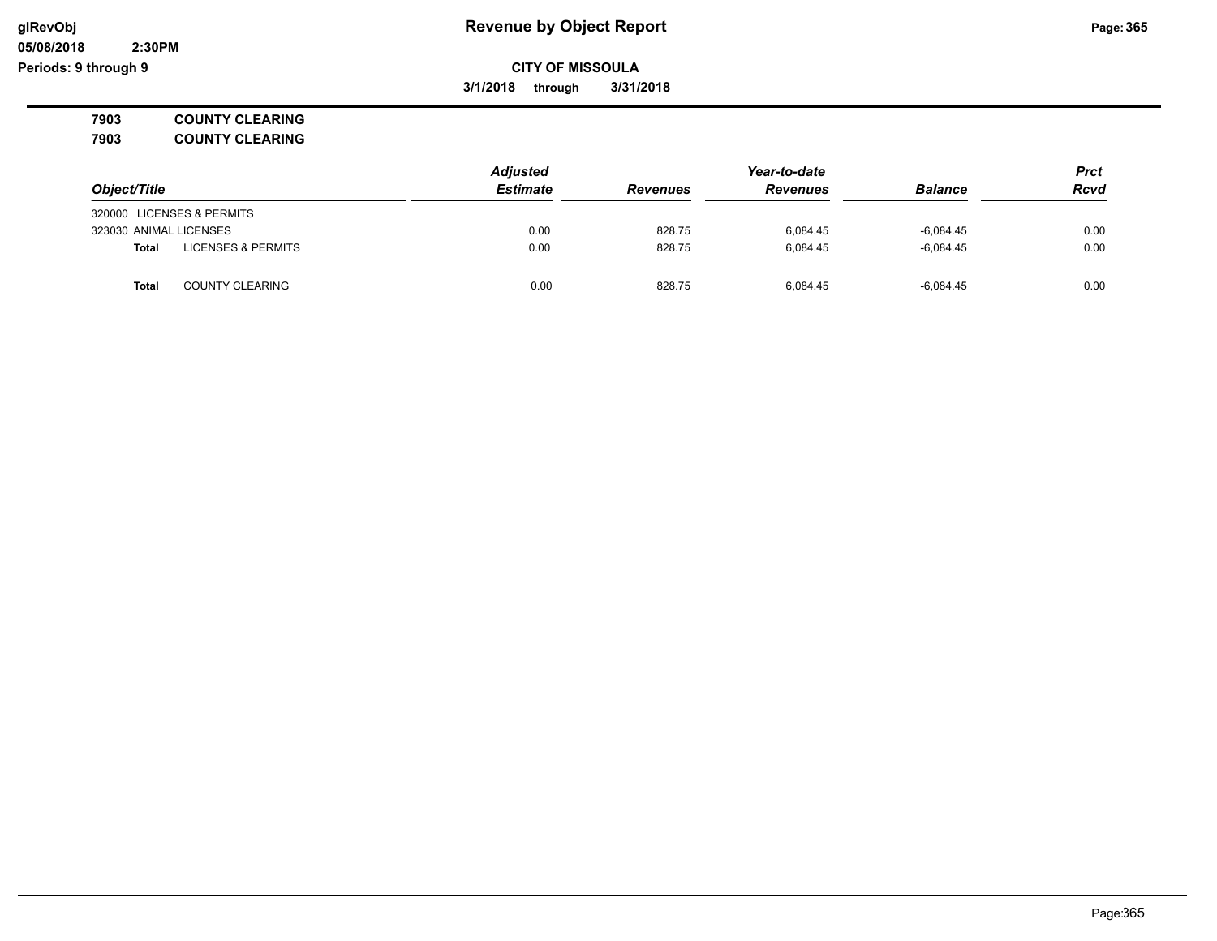**CITY OF MISSOULA**

**3/1/2018 through 3/31/2018**

**7903 COUNTY CLEARING**

**7903 COUNTY CLEARING**

| Object/Title | | Adjusted Estimate | Revenues | Year-to-date Revenues | Balance | Prct Rcvd |
|---|---|---|---|---|---|---|
| 320000 LICENSES & PERMITS | | | | | | |
| 323030 ANIMAL LICENSES | | 0.00 | 828.75 | 6,084.45 | -6,084.45 | 0.00 |
| **Total** | LICENSES & PERMITS | 0.00 | 828.75 | 6,084.45 | -6,084.45 | 0.00 |
| | | | | | | |
| **Total** | COUNTY CLEARING | 0.00 | 828.75 | 6,084.45 | -6,084.45 | 0.00 |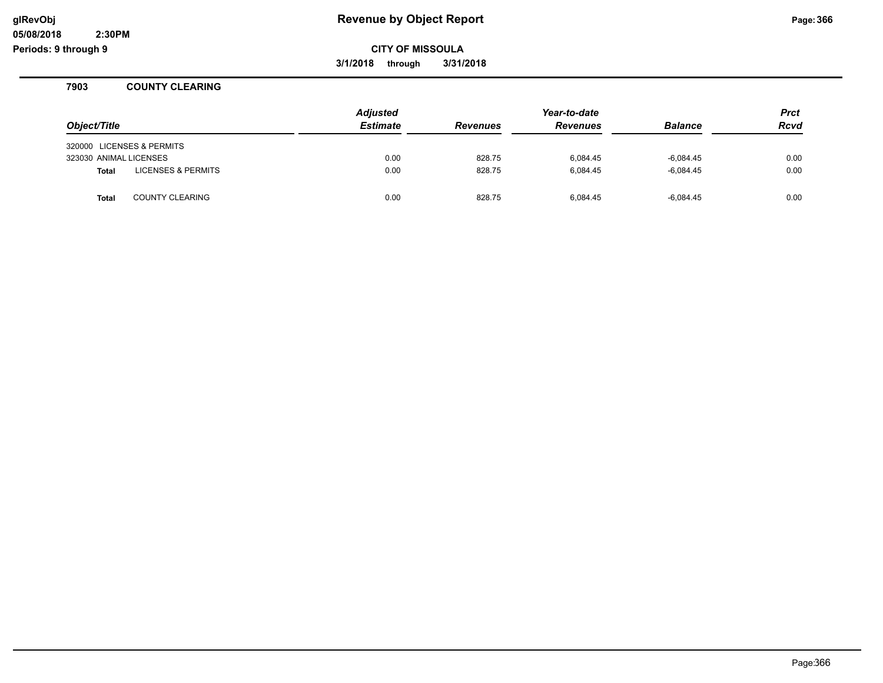# Revenue by Object Report

**CITY OF MISSOULA**

**3/1/2018 through 3/31/2018**

glRevObj
05/08/2018 2:30PM
Periods: 9 through 9

## 7903 COUNTY CLEARING

| Object/Title | | Adjusted Estimate | Revenues | Year-to-date Revenues | Balance | Prct Rcvd |
|---|---|---|---|---|---|---|
| 320000 LICENSES & PERMITS | | | | | | |
| 323030 ANIMAL LICENSES | | 0.00 | 828.75 | 6,084.45 | -6,084.45 | 0.00 |
| **Total** | LICENSES & PERMITS | 0.00 | 828.75 | 6,084.45 | -6,084.45 | 0.00 |
| **Total** | COUNTY CLEARING | 0.00 | 828.75 | 6,084.45 | -6,084.45 | 0.00 |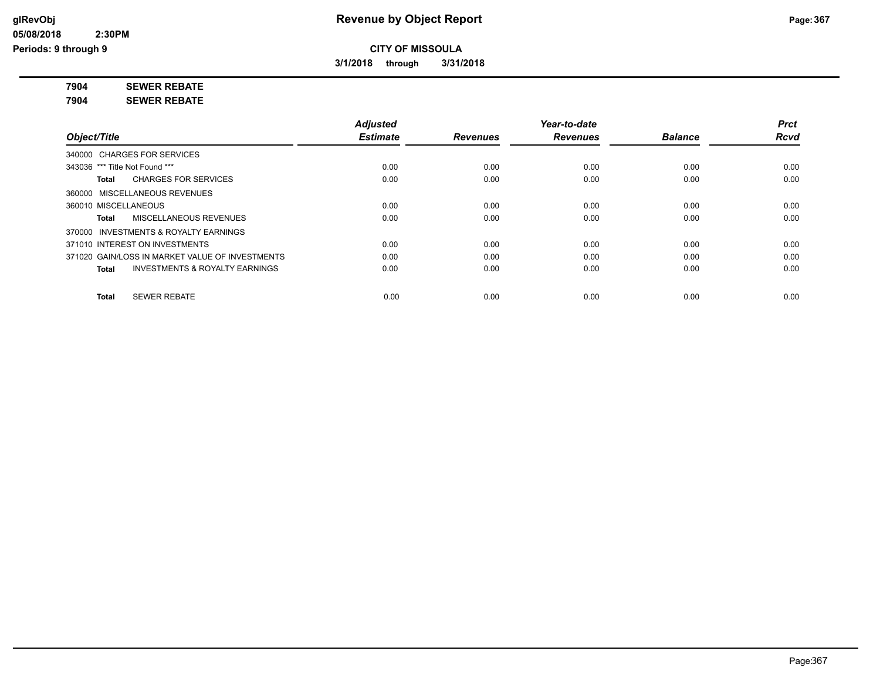# Revenue by Object Report

**CITY OF MISSOULA**

**3/1/2018 through 3/31/2018**

**7904 SEWER REBATE**

**7904 SEWER REBATE**

| Object/Title | Adjusted Estimate | Revenues | Year-to-date Revenues | Balance | Prct Rcvd |
|---|---|---|---|---|---|
| 340000 CHARGES FOR SERVICES | | | | | |
| 343036 *** Title Not Found *** | 0.00 | 0.00 | 0.00 | 0.00 | 0.00 |
| **Total** CHARGES FOR SERVICES | 0.00 | 0.00 | 0.00 | 0.00 | 0.00 |
| 360000 MISCELLANEOUS REVENUES | | | | | |
| 360010 MISCELLANEOUS | 0.00 | 0.00 | 0.00 | 0.00 | 0.00 |
| **Total** MISCELLANEOUS REVENUES | 0.00 | 0.00 | 0.00 | 0.00 | 0.00 |
| 370000 INVESTMENTS & ROYALTY EARNINGS | | | | | |
| 371010 INTEREST ON INVESTMENTS | 0.00 | 0.00 | 0.00 | 0.00 | 0.00 |
| 371020 GAIN/LOSS IN MARKET VALUE OF INVESTMENTS | 0.00 | 0.00 | 0.00 | 0.00 | 0.00 |
| **Total** INVESTMENTS & ROYALTY EARNINGS | 0.00 | 0.00 | 0.00 | 0.00 | 0.00 |
| **Total** SEWER REBATE | 0.00 | 0.00 | 0.00 | 0.00 | 0.00 |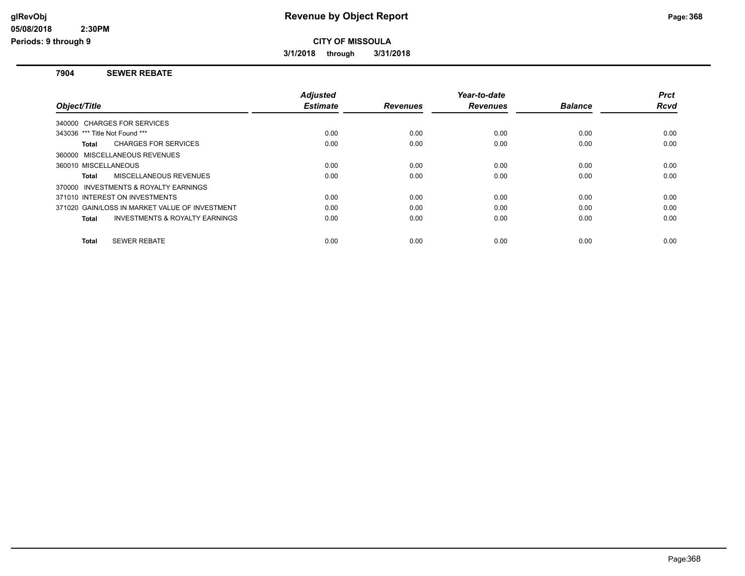**CITY OF MISSOULA**

**3/1/2018 through 3/31/2018**

## 7904 SEWER REBATE

| Object/Title | Adjusted Estimate | Revenues | Year-to-date Revenues | Balance | Prct Rcvd |
|---|---|---|---|---|---|
| 340000 CHARGES FOR SERVICES | | | | | |
| 343036 *** Title Not Found *** | 0.00 | 0.00 | 0.00 | 0.00 | 0.00 |
| **Total** CHARGES FOR SERVICES | 0.00 | 0.00 | 0.00 | 0.00 | 0.00 |
| 360000 MISCELLANEOUS REVENUES | | | | | |
| 360010 MISCELLANEOUS | 0.00 | 0.00 | 0.00 | 0.00 | 0.00 |
| **Total** MISCELLANEOUS REVENUES | 0.00 | 0.00 | 0.00 | 0.00 | 0.00 |
| 370000 INVESTMENTS & ROYALTY EARNINGS | | | | | |
| 371010 INTEREST ON INVESTMENTS | 0.00 | 0.00 | 0.00 | 0.00 | 0.00 |
| 371020 GAIN/LOSS IN MARKET VALUE OF INVESTMENT | 0.00 | 0.00 | 0.00 | 0.00 | 0.00 |
| **Total** INVESTMENTS & ROYALTY EARNINGS | 0.00 | 0.00 | 0.00 | 0.00 | 0.00 |
| **Total** SEWER REBATE | 0.00 | 0.00 | 0.00 | 0.00 | 0.00 |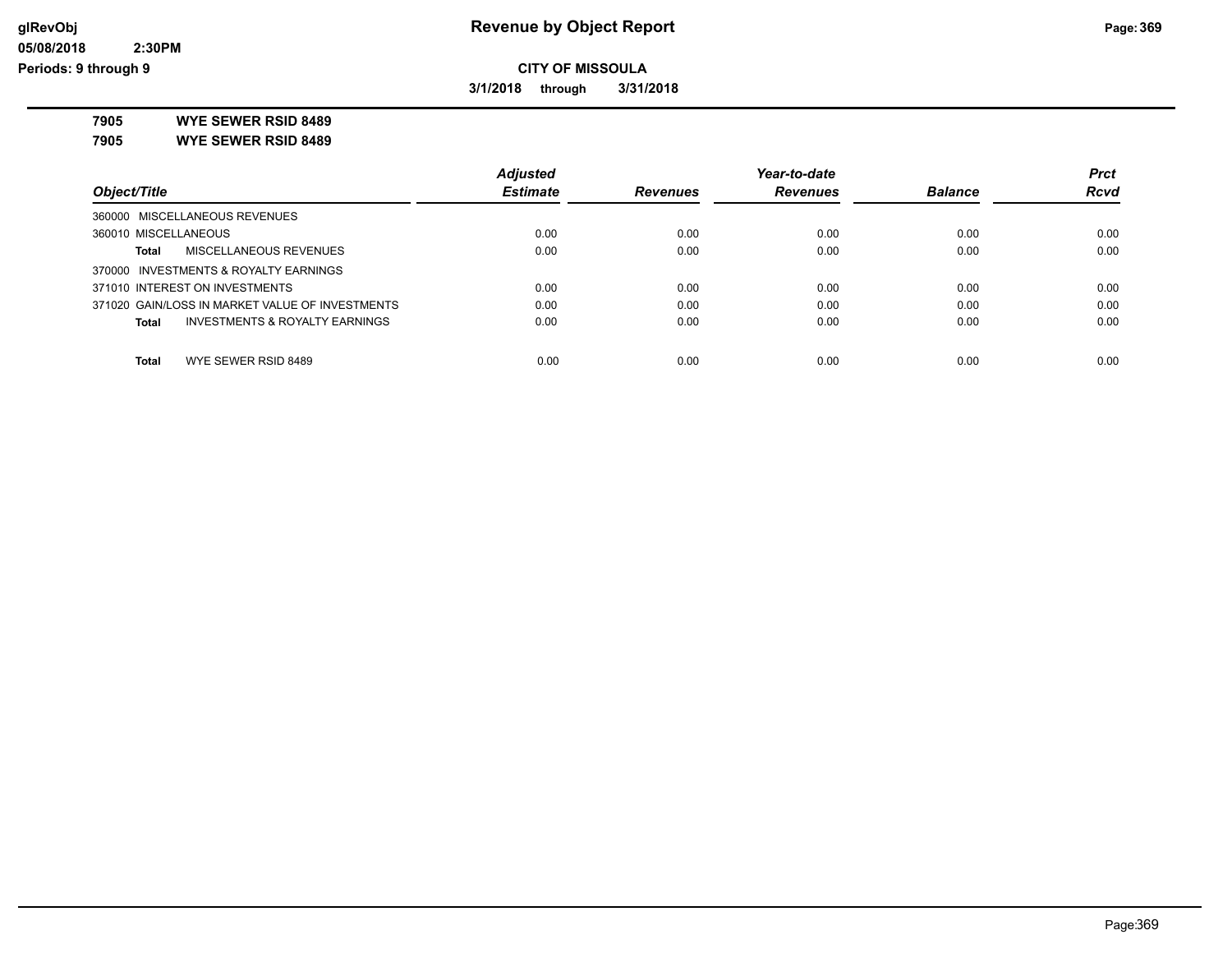**CITY OF MISSOULA**

**3/1/2018 through 3/31/2018**

**7905 WYE SEWER RSID 8489**

**7905 WYE SEWER RSID 8489**

| Object/Title | Adjusted Estimate | Revenues | Year-to-date Revenues | Balance | Prct Rcvd |
|---|---|---|---|---|---|
| 360000 MISCELLANEOUS REVENUES | | | | | |
| 360010 MISCELLANEOUS | 0.00 | 0.00 | 0.00 | 0.00 | 0.00 |
| **Total** MISCELLANEOUS REVENUES | 0.00 | 0.00 | 0.00 | 0.00 | 0.00 |
| 370000 INVESTMENTS & ROYALTY EARNINGS | | | | | |
| 371010 INTEREST ON INVESTMENTS | 0.00 | 0.00 | 0.00 | 0.00 | 0.00 |
| 371020 GAIN/LOSS IN MARKET VALUE OF INVESTMENTS | 0.00 | 0.00 | 0.00 | 0.00 | 0.00 |
| **Total** INVESTMENTS & ROYALTY EARNINGS | 0.00 | 0.00 | 0.00 | 0.00 | 0.00 |
| **Total** WYE SEWER RSID 8489 | 0.00 | 0.00 | 0.00 | 0.00 | 0.00 |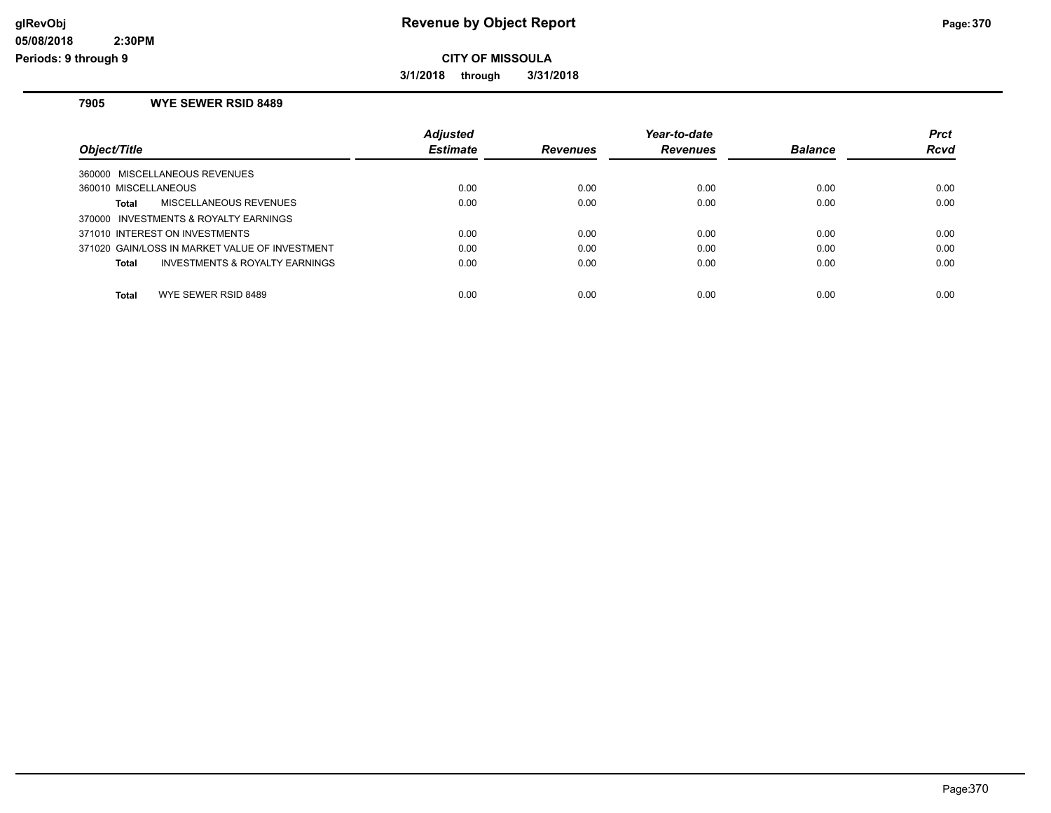**Revenue by Object Report**

**CITY OF MISSOULA**

**3/1/2018 through 3/31/2018**

### 7905 WYE SEWER RSID 8489

| Object/Title | Adjusted Estimate | Revenues | Year-to-date Revenues | Balance | Prct Rcvd |
|---|---|---|---|---|---|
| 360000 MISCELLANEOUS REVENUES | | | | | |
| 360010 MISCELLANEOUS | 0.00 | 0.00 | 0.00 | 0.00 | 0.00 |
| **Total** MISCELLANEOUS REVENUES | 0.00 | 0.00 | 0.00 | 0.00 | 0.00 |
| 370000 INVESTMENTS & ROYALTY EARNINGS | | | | | |
| 371010 INTEREST ON INVESTMENTS | 0.00 | 0.00 | 0.00 | 0.00 | 0.00 |
| 371020 GAIN/LOSS IN MARKET VALUE OF INVESTMENT | 0.00 | 0.00 | 0.00 | 0.00 | 0.00 |
| **Total** INVESTMENTS & ROYALTY EARNINGS | 0.00 | 0.00 | 0.00 | 0.00 | 0.00 |
| **Total** WYE SEWER RSID 8489 | 0.00 | 0.00 | 0.00 | 0.00 | 0.00 |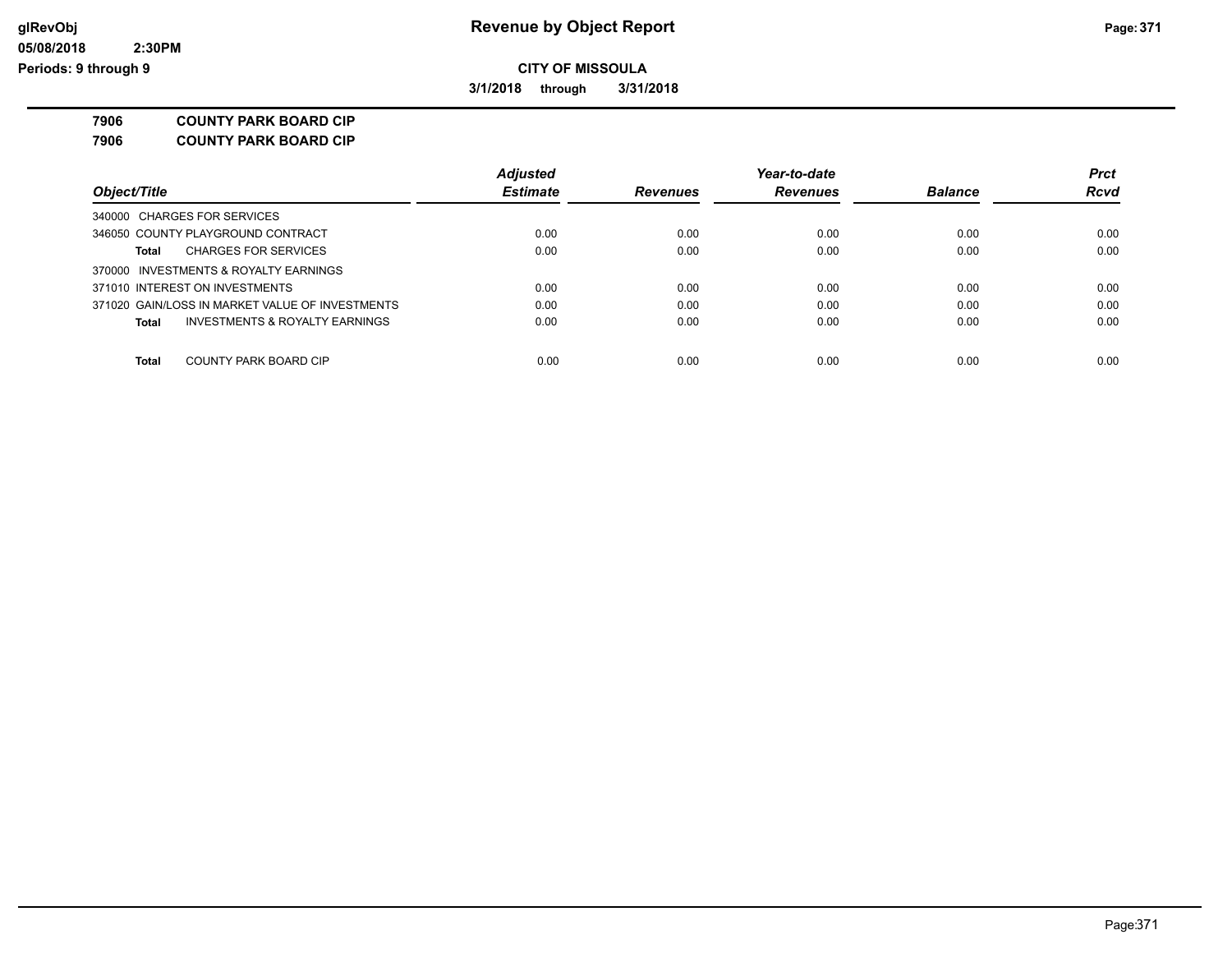# Revenue by Object Report

**CITY OF MISSOULA**

**3/1/2018 through 3/31/2018**

glRevObj
05/08/2018 2:30PM
Periods: 9 through 9

**7906 COUNTY PARK BOARD CIP**
**7906 COUNTY PARK BOARD CIP**

| Object/Title | Adjusted Estimate | Revenues | Year-to-date Revenues | Balance | Prct Rcvd |
|---|---|---|---|---|---|
| 340000 CHARGES FOR SERVICES | | | | | |
| 346050 COUNTY PLAYGROUND CONTRACT | 0.00 | 0.00 | 0.00 | 0.00 | 0.00 |
| **Total** CHARGES FOR SERVICES | 0.00 | 0.00 | 0.00 | 0.00 | 0.00 |
| 370000 INVESTMENTS & ROYALTY EARNINGS | | | | | |
| 371010 INTEREST ON INVESTMENTS | 0.00 | 0.00 | 0.00 | 0.00 | 0.00 |
| 371020 GAIN/LOSS IN MARKET VALUE OF INVESTMENTS | 0.00 | 0.00 | 0.00 | 0.00 | 0.00 |
| **Total** INVESTMENTS & ROYALTY EARNINGS | 0.00 | 0.00 | 0.00 | 0.00 | 0.00 |
| **Total** COUNTY PARK BOARD CIP | 0.00 | 0.00 | 0.00 | 0.00 | 0.00 |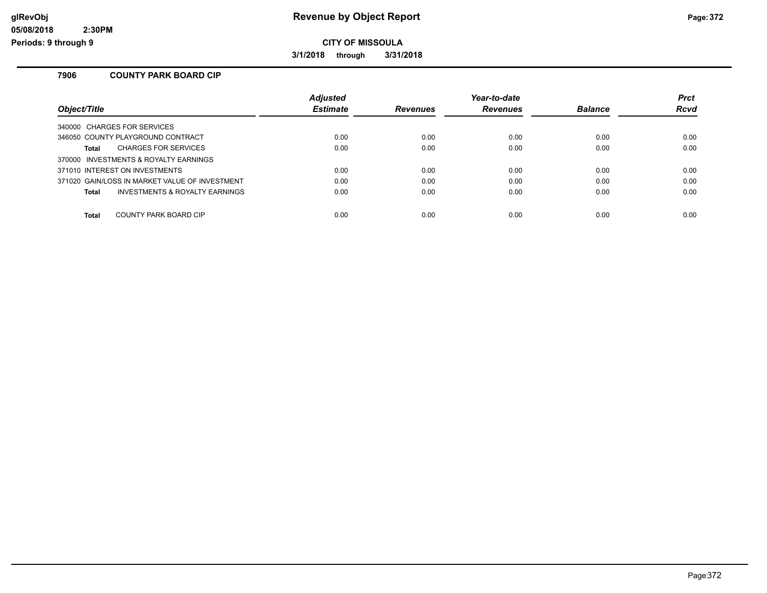# Revenue by Object Report

## CITY OF MISSOULA

**3/1/2018 through 3/31/2018**

glRevObj
05/08/2018 2:30PM
Periods: 9 through 9

### 7906 COUNTY PARK BOARD CIP

| Object/Title | Adjusted Estimate | Revenues | Year-to-date Revenues | Balance | Prct Rcvd |
|---|---|---|---|---|---|
| 340000 CHARGES FOR SERVICES | | | | | |
| 346050 COUNTY PLAYGROUND CONTRACT | 0.00 | 0.00 | 0.00 | 0.00 | 0.00 |
| **Total** CHARGES FOR SERVICES | 0.00 | 0.00 | 0.00 | 0.00 | 0.00 |
| 370000 INVESTMENTS & ROYALTY EARNINGS | | | | | |
| 371010 INTEREST ON INVESTMENTS | 0.00 | 0.00 | 0.00 | 0.00 | 0.00 |
| 371020 GAIN/LOSS IN MARKET VALUE OF INVESTMENT | 0.00 | 0.00 | 0.00 | 0.00 | 0.00 |
| **Total** INVESTMENTS & ROYALTY EARNINGS | 0.00 | 0.00 | 0.00 | 0.00 | 0.00 |
| **Total** COUNTY PARK BOARD CIP | 0.00 | 0.00 | 0.00 | 0.00 | 0.00 |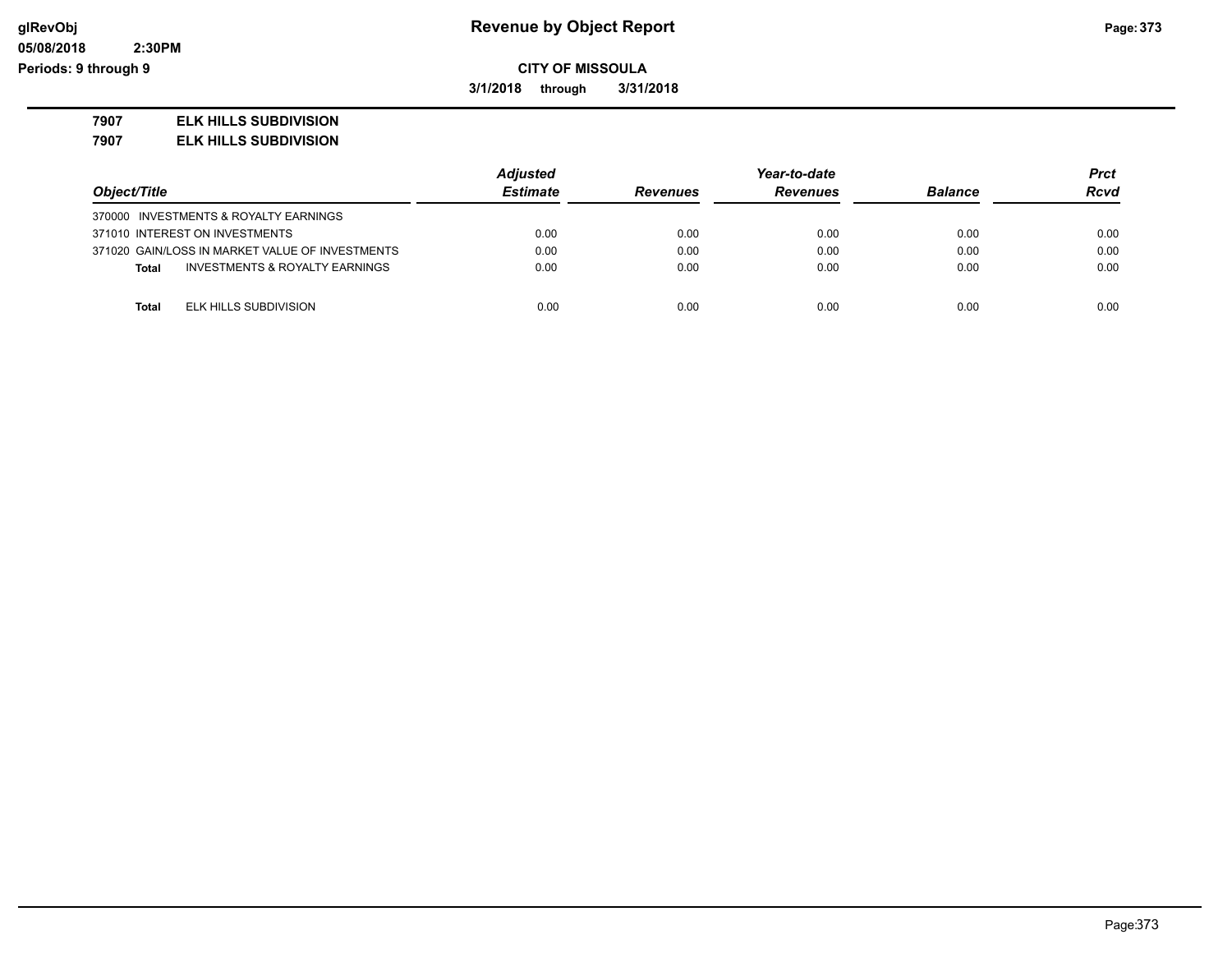**Revenue by Object Report**

**CITY OF MISSOULA**

**3/1/2018 through 3/31/2018**

glRevObj
05/08/2018 2:30PM
Periods: 9 through 9

**7907 ELK HILLS SUBDIVISION**

**7907 ELK HILLS SUBDIVISION**

| Object/Title | Adjusted Estimate | Revenues | Year-to-date Revenues | Balance | Prct Rcvd |
|---|---|---|---|---|---|
| 370000 INVESTMENTS & ROYALTY EARNINGS | | | | | |
| 371010 INTEREST ON INVESTMENTS | 0.00 | 0.00 | 0.00 | 0.00 | 0.00 |
| 371020 GAIN/LOSS IN MARKET VALUE OF INVESTMENTS | 0.00 | 0.00 | 0.00 | 0.00 | 0.00 |
| **Total** INVESTMENTS & ROYALTY EARNINGS | 0.00 | 0.00 | 0.00 | 0.00 | 0.00 |
| **Total** ELK HILLS SUBDIVISION | 0.00 | 0.00 | 0.00 | 0.00 | 0.00 |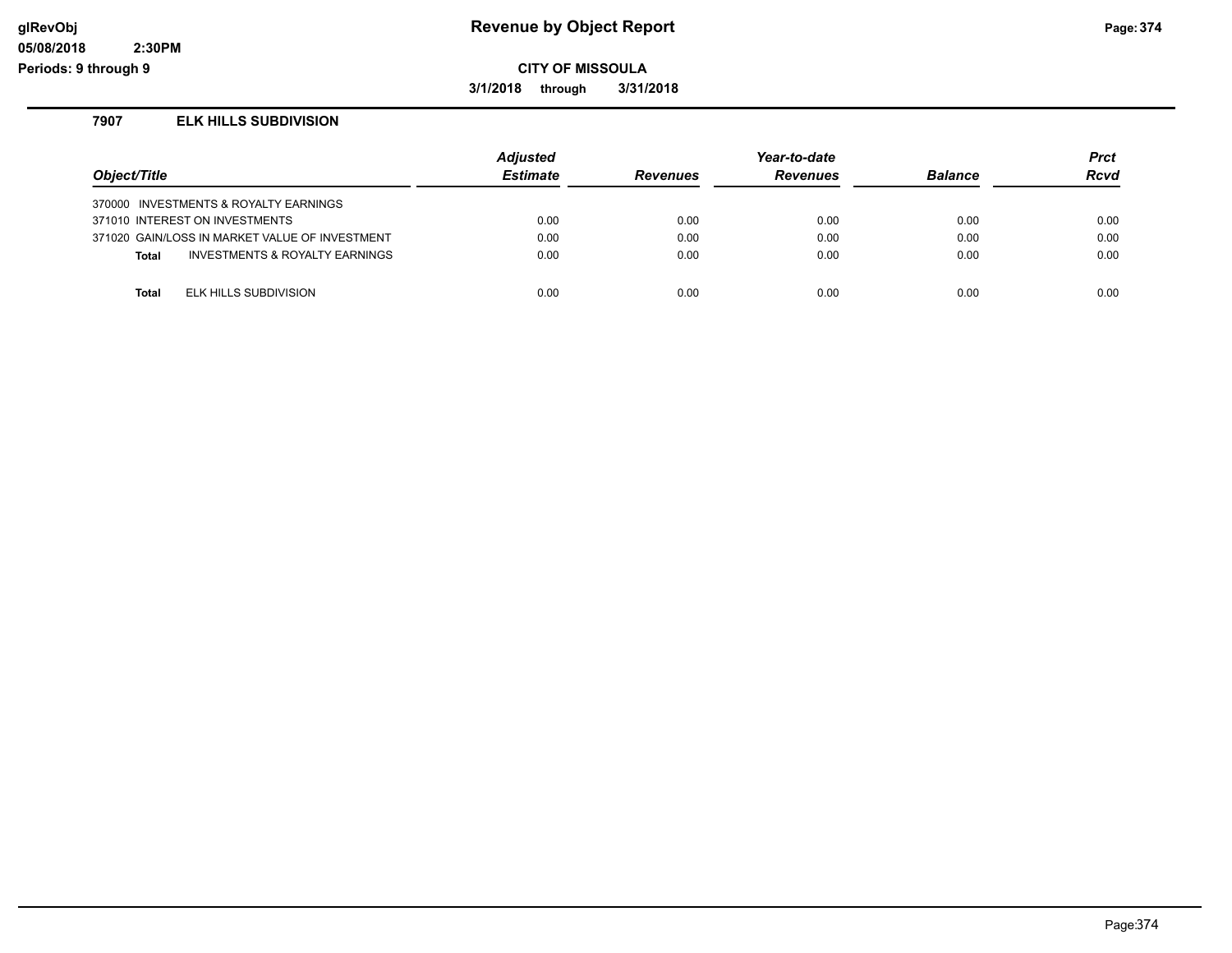# Revenue by Object Report

**CITY OF MISSOULA**

**3/1/2018 through 3/31/2018**

glRevObj
05/08/2018 2:30PM
Periods: 9 through 9

## 7907 ELK HILLS SUBDIVISION

| Object/Title | Adjusted Estimate | Revenues | Year-to-date Revenues | Balance | Prct Rcvd |
|---|---|---|---|---|---|
| 370000 INVESTMENTS & ROYALTY EARNINGS | | | | | |
| 371010 INTEREST ON INVESTMENTS | 0.00 | 0.00 | 0.00 | 0.00 | 0.00 |
| 371020 GAIN/LOSS IN MARKET VALUE OF INVESTMENT | 0.00 | 0.00 | 0.00 | 0.00 | 0.00 |
| **Total** INVESTMENTS & ROYALTY EARNINGS | 0.00 | 0.00 | 0.00 | 0.00 | 0.00 |
| **Total** ELK HILLS SUBDIVISION | 0.00 | 0.00 | 0.00 | 0.00 | 0.00 |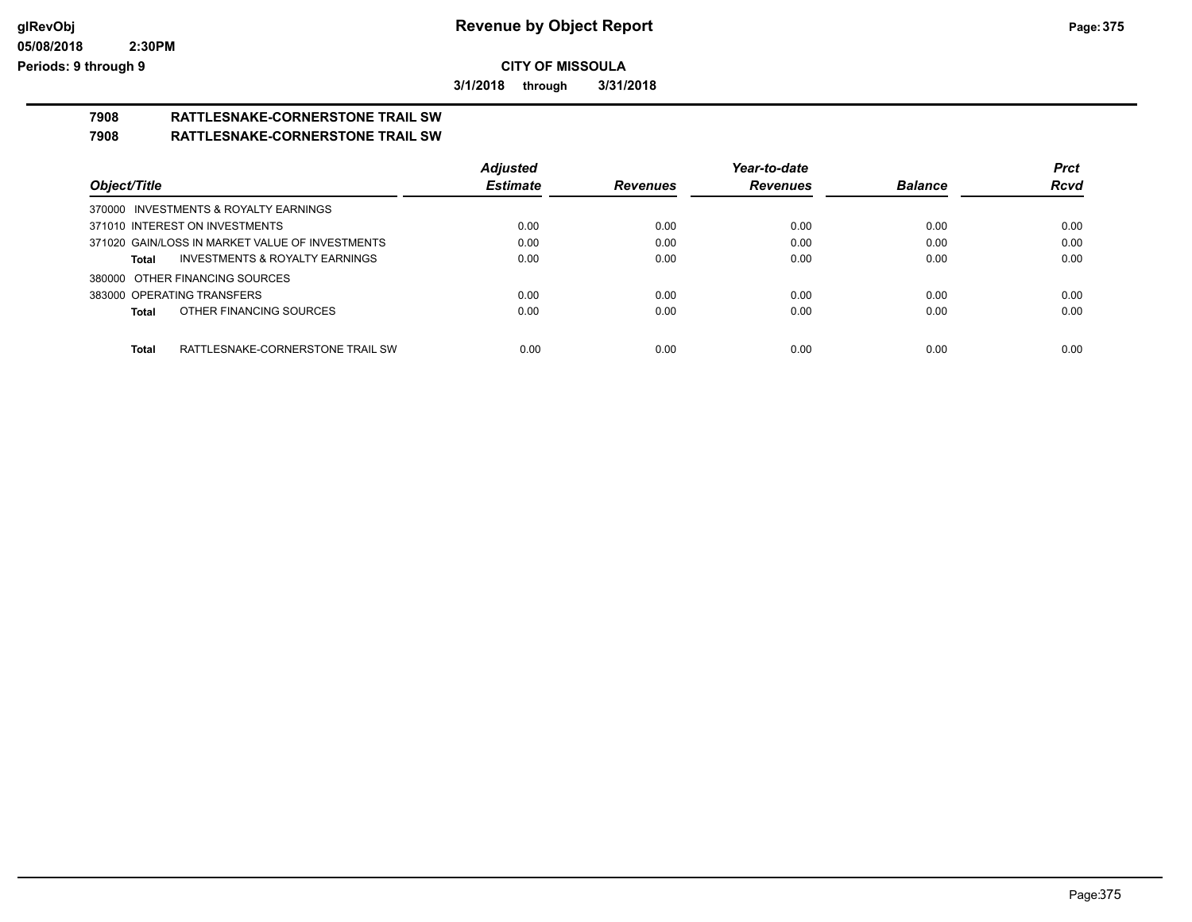**Revenue by Object Report**

**CITY OF MISSOULA**

**3/1/2018 through 3/31/2018**

glRevObj
05/08/2018 2:30PM
Periods: 9 through 9

## 7908 RATTLESNAKE-CORNERSTONE TRAIL SW

## 7908 RATTLESNAKE-CORNERSTONE TRAIL SW

| Object/Title | Adjusted Estimate | Revenues | Year-to-date Revenues | Balance | Prct Rcvd |
|---|---|---|---|---|---|
| 370000 INVESTMENTS & ROYALTY EARNINGS | | | | | |
| 371010 INTEREST ON INVESTMENTS | 0.00 | 0.00 | 0.00 | 0.00 | 0.00 |
| 371020 GAIN/LOSS IN MARKET VALUE OF INVESTMENTS | 0.00 | 0.00 | 0.00 | 0.00 | 0.00 |
| **Total** INVESTMENTS & ROYALTY EARNINGS | 0.00 | 0.00 | 0.00 | 0.00 | 0.00 |
| 380000 OTHER FINANCING SOURCES | | | | | |
| 383000 OPERATING TRANSFERS | 0.00 | 0.00 | 0.00 | 0.00 | 0.00 |
| **Total** OTHER FINANCING SOURCES | 0.00 | 0.00 | 0.00 | 0.00 | 0.00 |
| **Total** RATTLESNAKE-CORNERSTONE TRAIL SW | 0.00 | 0.00 | 0.00 | 0.00 | 0.00 |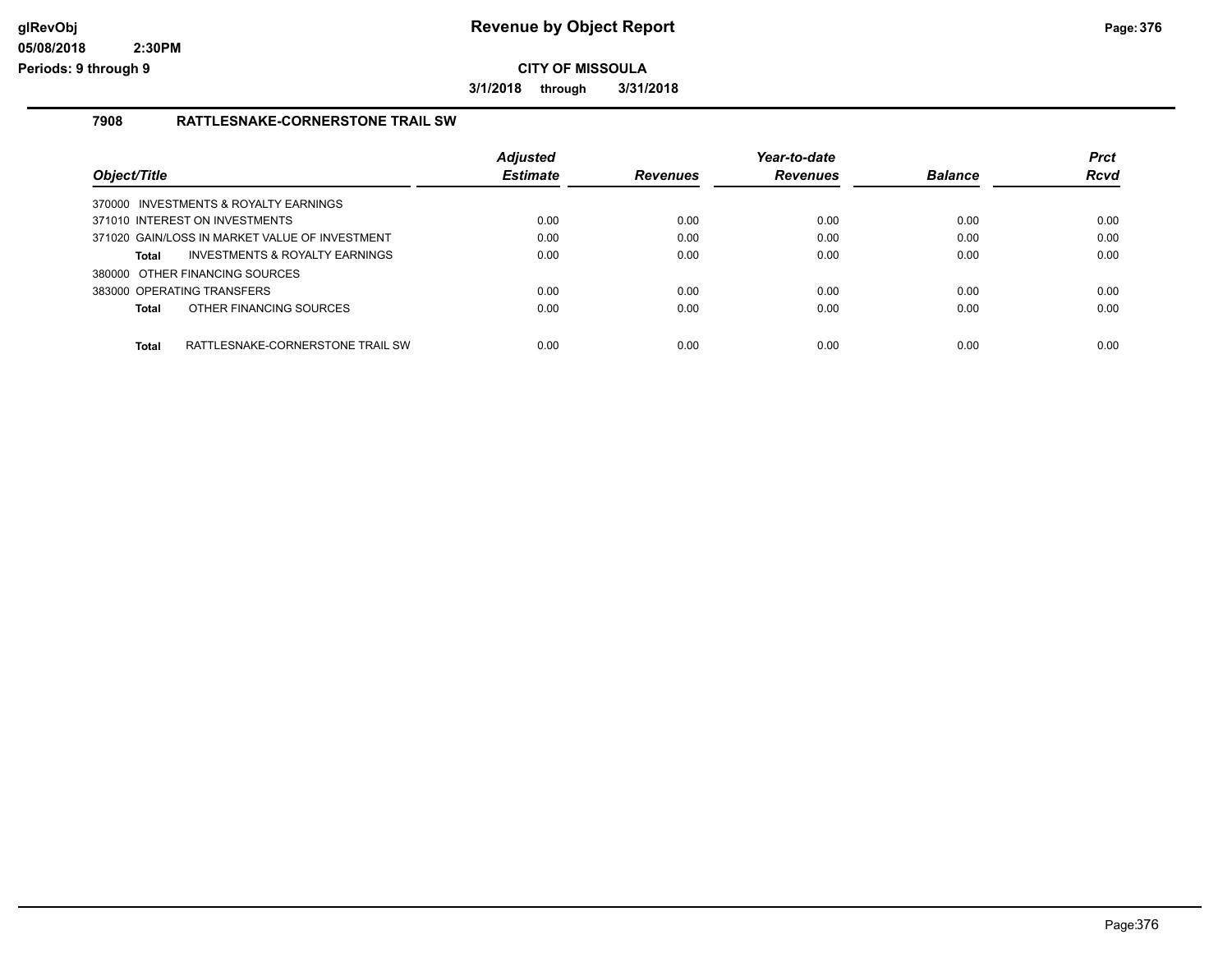# Revenue by Object Report

**CITY OF MISSOULA**

**3/1/2018 through 3/31/2018**

### 7908 RATTLESNAKE-CORNERSTONE TRAIL SW

| Object/Title | Adjusted Estimate | Revenues | Year-to-date Revenues | Balance | Prct Rcvd |
|---|---|---|---|---|---|
| 370000 INVESTMENTS & ROYALTY EARNINGS | | | | | |
| 371010 INTEREST ON INVESTMENTS | 0.00 | 0.00 | 0.00 | 0.00 | 0.00 |
| 371020 GAIN/LOSS IN MARKET VALUE OF INVESTMENT | 0.00 | 0.00 | 0.00 | 0.00 | 0.00 |
| **Total** INVESTMENTS & ROYALTY EARNINGS | 0.00 | 0.00 | 0.00 | 0.00 | 0.00 |
| 380000 OTHER FINANCING SOURCES | | | | | |
| 383000 OPERATING TRANSFERS | 0.00 | 0.00 | 0.00 | 0.00 | 0.00 |
| **Total** OTHER FINANCING SOURCES | 0.00 | 0.00 | 0.00 | 0.00 | 0.00 |
| **Total** RATTLESNAKE-CORNERSTONE TRAIL SW | 0.00 | 0.00 | 0.00 | 0.00 | 0.00 |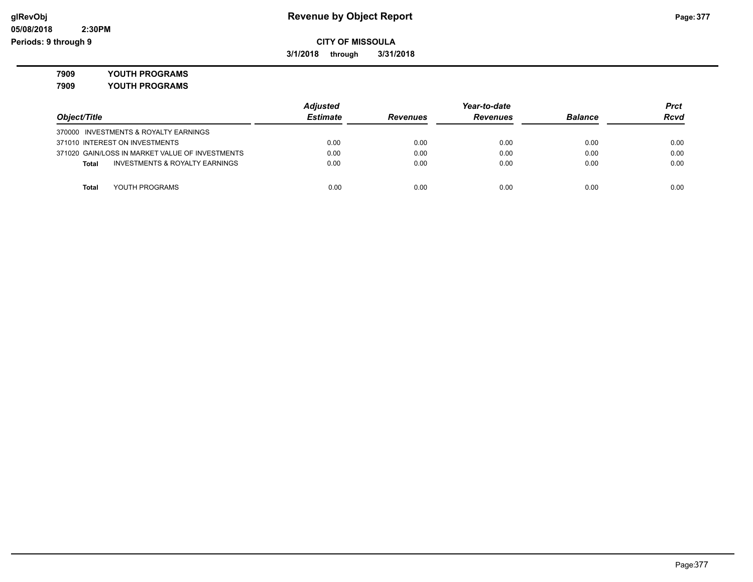# Revenue by Object Report

glRevObj
05/08/2018 2:30PM
Periods: 9 through 9

**CITY OF MISSOULA**

**3/1/2018 through 3/31/2018**

**7909 YOUTH PROGRAMS**

**7909 YOUTH PROGRAMS**

| Object/Title | Adjusted Estimate | Revenues | Year-to-date Revenues | Balance | Prct Rcvd |
|---|---|---|---|---|---|
| 370000 INVESTMENTS & ROYALTY EARNINGS | | | | | |
| 371010 INTEREST ON INVESTMENTS | 0.00 | 0.00 | 0.00 | 0.00 | 0.00 |
| 371020 GAIN/LOSS IN MARKET VALUE OF INVESTMENTS | 0.00 | 0.00 | 0.00 | 0.00 | 0.00 |
| **Total** INVESTMENTS & ROYALTY EARNINGS | 0.00 | 0.00 | 0.00 | 0.00 | 0.00 |
| **Total** YOUTH PROGRAMS | 0.00 | 0.00 | 0.00 | 0.00 | 0.00 |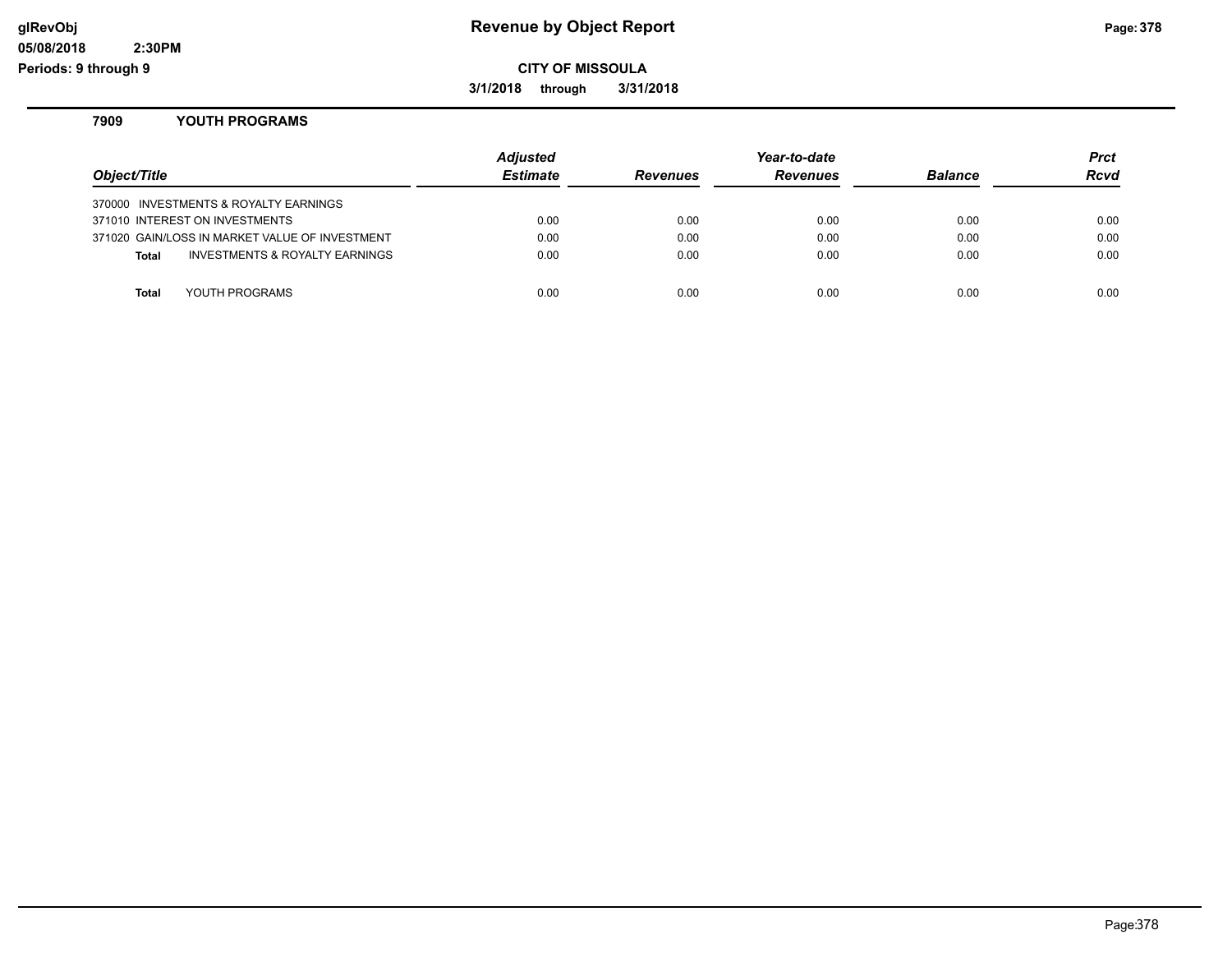# Revenue by Object Report

glRevObj
05/08/2018 2:30PM
Periods: 9 through 9

**CITY OF MISSOULA**

**3/1/2018 through 3/31/2018**

## 7909 YOUTH PROGRAMS

| Object/Title | Adjusted Estimate | Revenues | Year-to-date Revenues | Balance | Prct Rcvd |
|---|---|---|---|---|---|
| 370000 INVESTMENTS & ROYALTY EARNINGS | | | | | |
| 371010 INTEREST ON INVESTMENTS | 0.00 | 0.00 | 0.00 | 0.00 | 0.00 |
| 371020 GAIN/LOSS IN MARKET VALUE OF INVESTMENT | 0.00 | 0.00 | 0.00 | 0.00 | 0.00 |
| **Total** INVESTMENTS & ROYALTY EARNINGS | 0.00 | 0.00 | 0.00 | 0.00 | 0.00 |
| **Total** YOUTH PROGRAMS | 0.00 | 0.00 | 0.00 | 0.00 | 0.00 |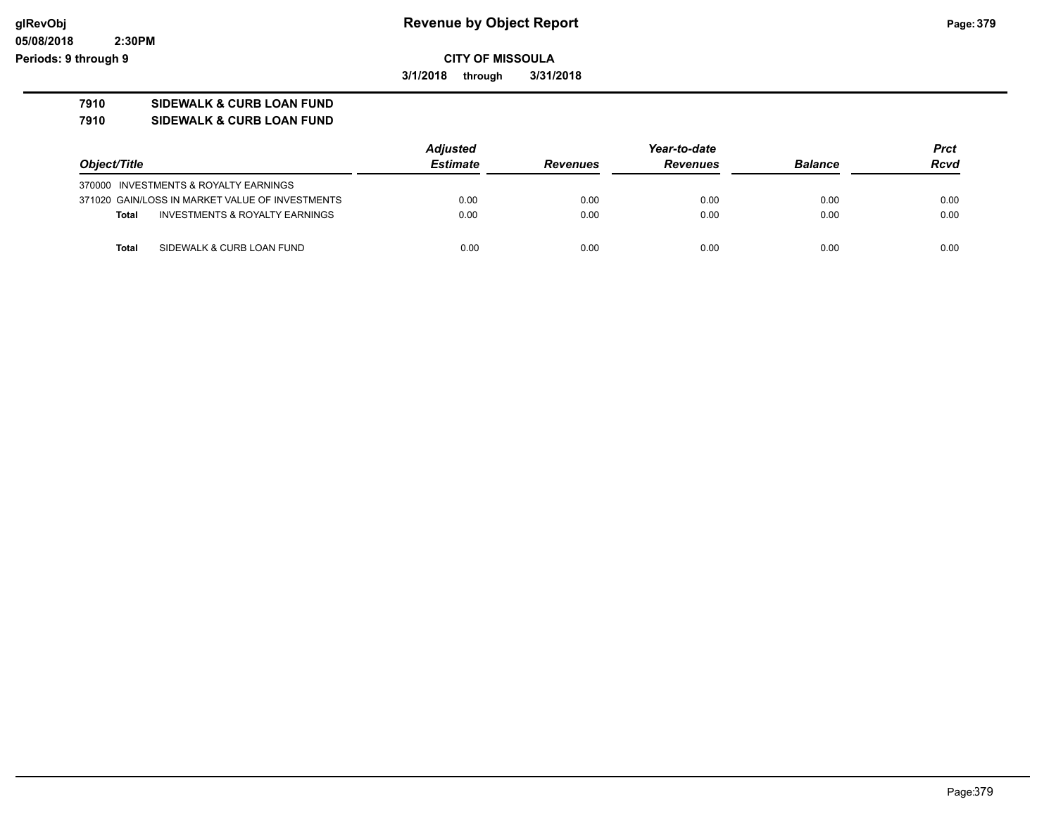**Revenue by Object Report**

**CITY OF MISSOULA**

**3/1/2018 through 3/31/2018**

glRevObj
05/08/2018 2:30PM
Periods: 9 through 9

## 7910 SIDEWALK & CURB LOAN FUND
## 7910 SIDEWALK & CURB LOAN FUND

| Object/Title | Adjusted Estimate | Revenues | Year-to-date Revenues | Balance | Prct Rcvd |
|---|---|---|---|---|---|
| 370000 INVESTMENTS & ROYALTY EARNINGS | | | | | |
| 371020 GAIN/LOSS IN MARKET VALUE OF INVESTMENTS | 0.00 | 0.00 | 0.00 | 0.00 | 0.00 |
| **Total** INVESTMENTS & ROYALTY EARNINGS | 0.00 | 0.00 | 0.00 | 0.00 | 0.00 |
| **Total** SIDEWALK & CURB LOAN FUND | 0.00 | 0.00 | 0.00 | 0.00 | 0.00 |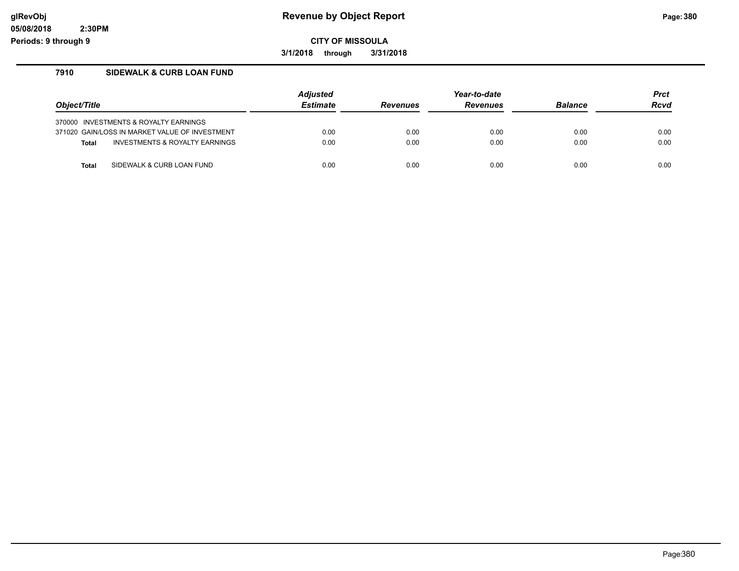**glRevObj**
**05/08/2018 2:30PM**
**Periods: 9 through 9**

# Revenue by Object Report

**CITY OF MISSOULA**

**3/1/2018 through 3/31/2018**

## 7910 SIDEWALK & CURB LOAN FUND

| *Object/Title* | *Adjusted Estimate* | *Revenues* | *Year-to-date Revenues* | *Balance* | *Prct Rcvd* |
|---|---|---|---|---|---|
| 370000 INVESTMENTS & ROYALTY EARNINGS | | | | | |
| 371020 GAIN/LOSS IN MARKET VALUE OF INVESTMENT | 0.00 | 0.00 | 0.00 | 0.00 | 0.00 |
| **Total** INVESTMENTS & ROYALTY EARNINGS | 0.00 | 0.00 | 0.00 | 0.00 | 0.00 |
| **Total** SIDEWALK & CURB LOAN FUND | 0.00 | 0.00 | 0.00 | 0.00 | 0.00 |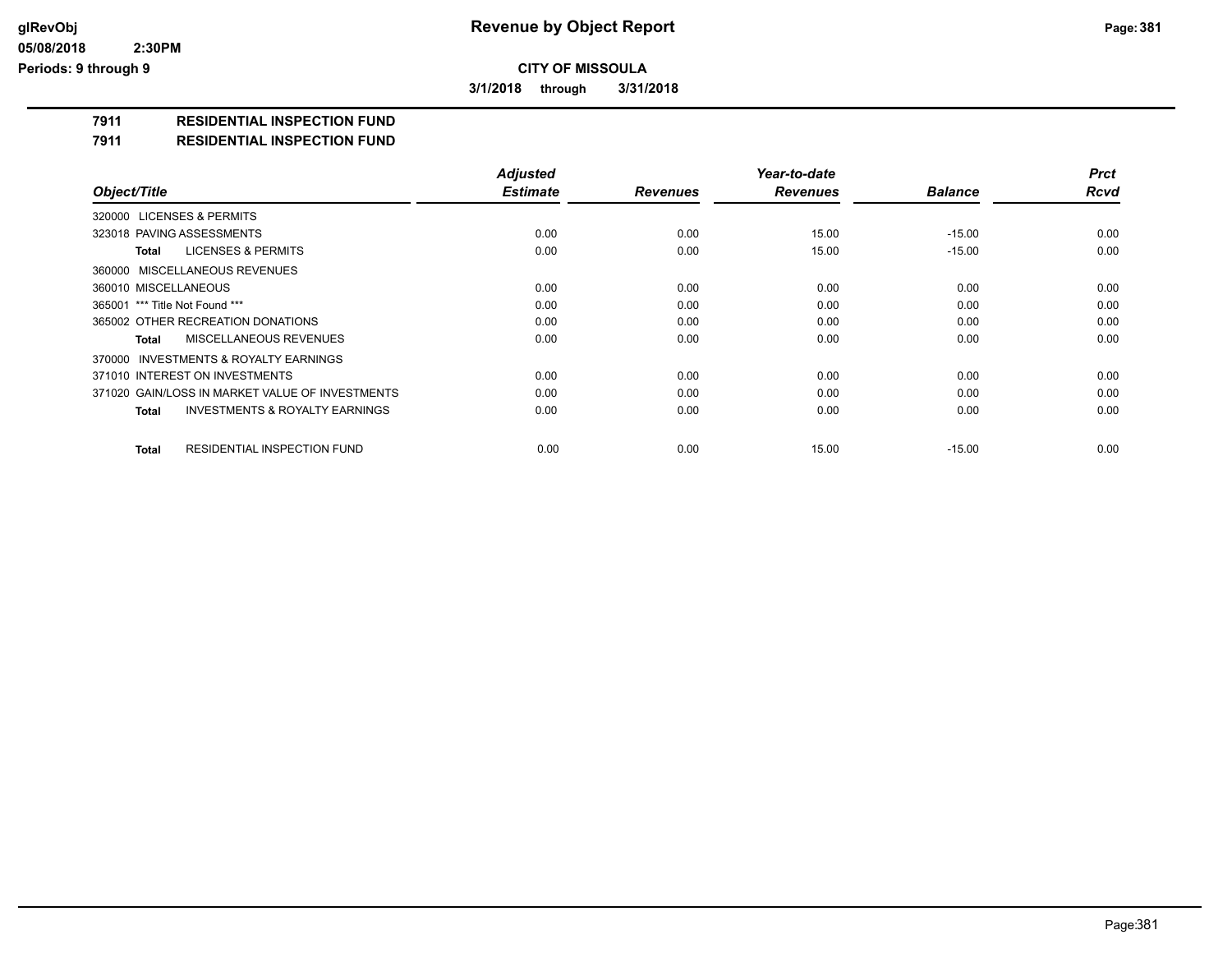**CITY OF MISSOULA**

**3/1/2018 through 3/31/2018**

## 7911 RESIDENTIAL INSPECTION FUND

## 7911 RESIDENTIAL INSPECTION FUND

| Object/Title | Adjusted Estimate | Revenues | Year-to-date Revenues | Balance | Prct Rcvd |
|---|---|---|---|---|---|
| 320000 LICENSES & PERMITS | | | | | |
| 323018 PAVING ASSESSMENTS | 0.00 | 0.00 | 15.00 | -15.00 | 0.00 |
| **Total** LICENSES & PERMITS | 0.00 | 0.00 | 15.00 | -15.00 | 0.00 |
| 360000 MISCELLANEOUS REVENUES | | | | | |
| 360010 MISCELLANEOUS | 0.00 | 0.00 | 0.00 | 0.00 | 0.00 |
| 365001 *** Title Not Found *** | 0.00 | 0.00 | 0.00 | 0.00 | 0.00 |
| 365002 OTHER RECREATION DONATIONS | 0.00 | 0.00 | 0.00 | 0.00 | 0.00 |
| **Total** MISCELLANEOUS REVENUES | 0.00 | 0.00 | 0.00 | 0.00 | 0.00 |
| 370000 INVESTMENTS & ROYALTY EARNINGS | | | | | |
| 371010 INTEREST ON INVESTMENTS | 0.00 | 0.00 | 0.00 | 0.00 | 0.00 |
| 371020 GAIN/LOSS IN MARKET VALUE OF INVESTMENTS | 0.00 | 0.00 | 0.00 | 0.00 | 0.00 |
| **Total** INVESTMENTS & ROYALTY EARNINGS | 0.00 | 0.00 | 0.00 | 0.00 | 0.00 |
| **Total** RESIDENTIAL INSPECTION FUND | 0.00 | 0.00 | 15.00 | -15.00 | 0.00 |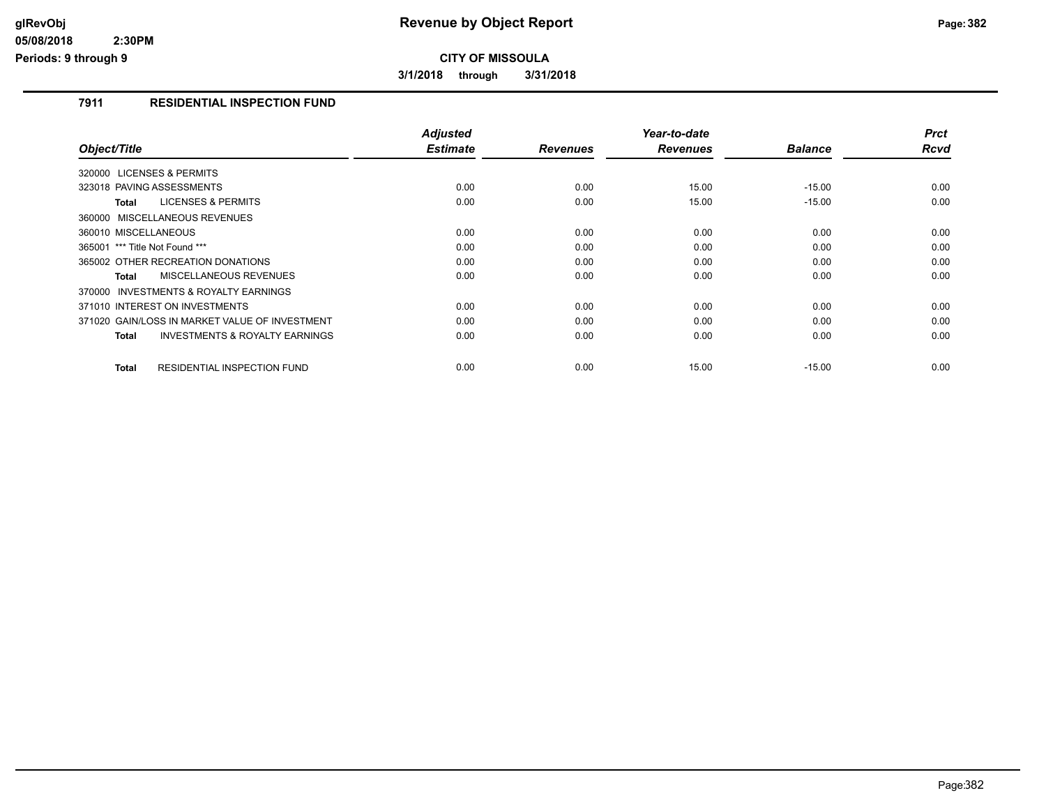**CITY OF MISSOULA**

**3/1/2018 through 3/31/2018**

## 7911 RESIDENTIAL INSPECTION FUND

| Object/Title | Adjusted Estimate | Revenues | Year-to-date Revenues | Balance | Prct Rcvd |
|---|---|---|---|---|---|
| 320000 LICENSES & PERMITS | | | | | |
| 323018 PAVING ASSESSMENTS | 0.00 | 0.00 | 15.00 | -15.00 | 0.00 |
| **Total** LICENSES & PERMITS | 0.00 | 0.00 | 15.00 | -15.00 | 0.00 |
| 360000 MISCELLANEOUS REVENUES | | | | | |
| 360010 MISCELLANEOUS | 0.00 | 0.00 | 0.00 | 0.00 | 0.00 |
| 365001 *** Title Not Found *** | 0.00 | 0.00 | 0.00 | 0.00 | 0.00 |
| 365002 OTHER RECREATION DONATIONS | 0.00 | 0.00 | 0.00 | 0.00 | 0.00 |
| **Total** MISCELLANEOUS REVENUES | 0.00 | 0.00 | 0.00 | 0.00 | 0.00 |
| 370000 INVESTMENTS & ROYALTY EARNINGS | | | | | |
| 371010 INTEREST ON INVESTMENTS | 0.00 | 0.00 | 0.00 | 0.00 | 0.00 |
| 371020 GAIN/LOSS IN MARKET VALUE OF INVESTMENT | 0.00 | 0.00 | 0.00 | 0.00 | 0.00 |
| **Total** INVESTMENTS & ROYALTY EARNINGS | 0.00 | 0.00 | 0.00 | 0.00 | 0.00 |
| **Total** RESIDENTIAL INSPECTION FUND | 0.00 | 0.00 | 15.00 | -15.00 | 0.00 |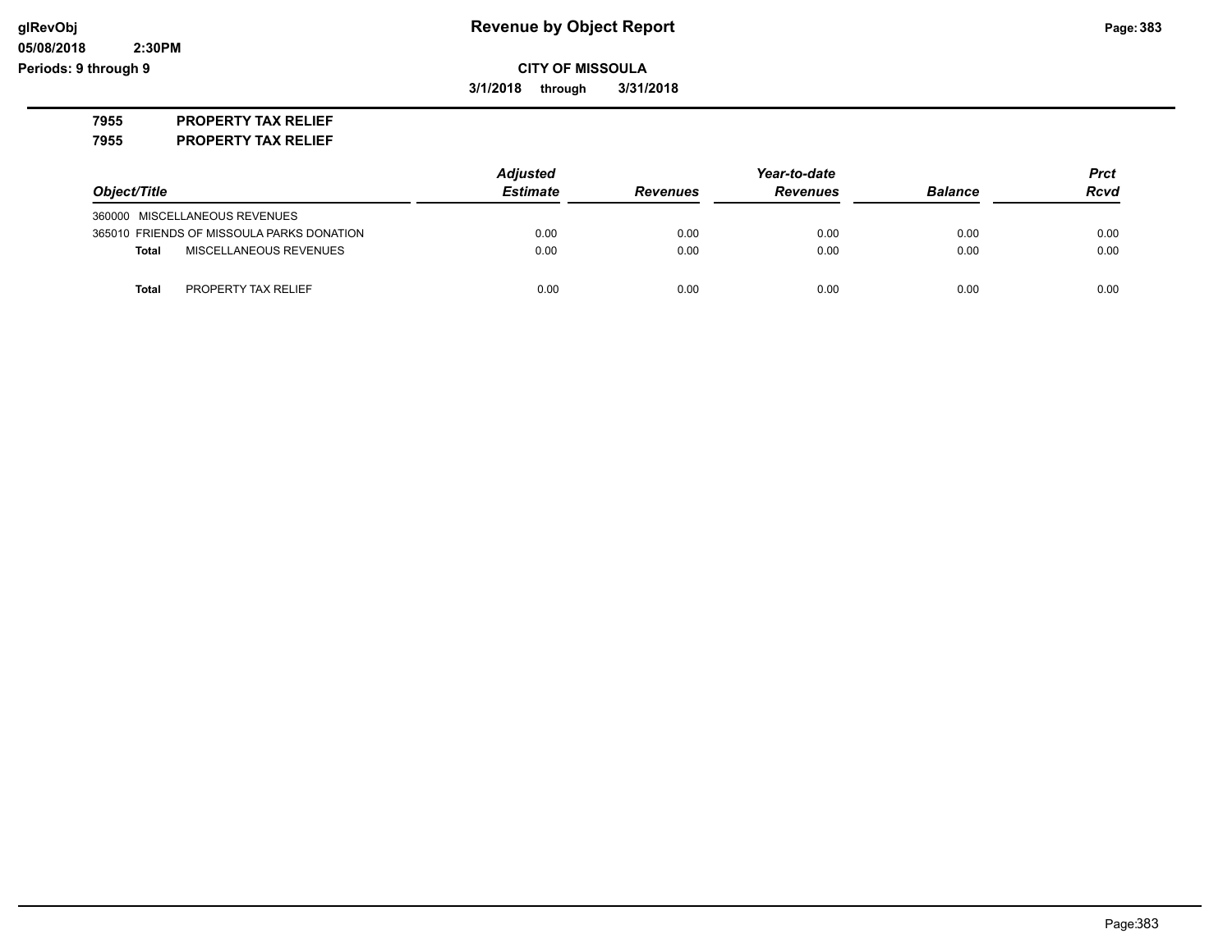**Revenue by Object Report**

**CITY OF MISSOULA**

**3/1/2018 through 3/31/2018**

**7955 PROPERTY TAX RELIEF**

**7955 PROPERTY TAX RELIEF**

| Object/Title | Adjusted Estimate | Revenues | Year-to-date Revenues | Balance | Prct Rcvd |
|---|---|---|---|---|---|
| 360000 MISCELLANEOUS REVENUES | | | | | |
| 365010 FRIENDS OF MISSOULA PARKS DONATION | 0.00 | 0.00 | 0.00 | 0.00 | 0.00 |
| **Total** MISCELLANEOUS REVENUES | 0.00 | 0.00 | 0.00 | 0.00 | 0.00 |
| **Total** PROPERTY TAX RELIEF | 0.00 | 0.00 | 0.00 | 0.00 | 0.00 |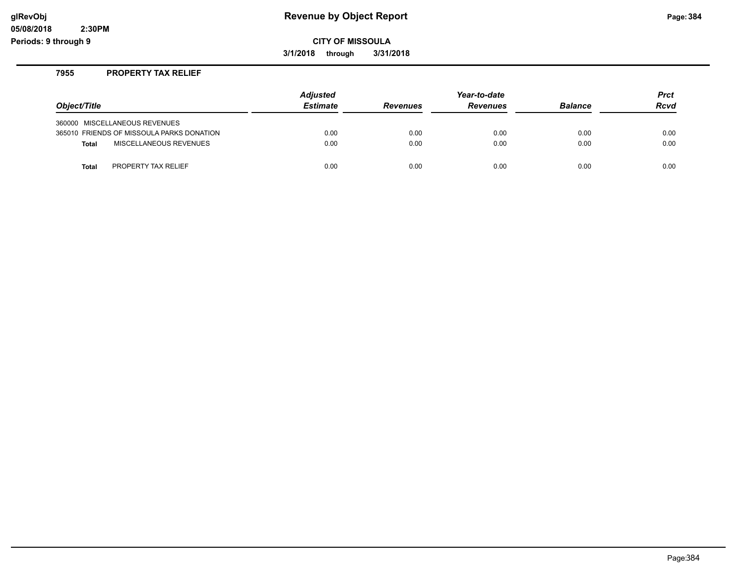**Revenue by Object Report**

**CITY OF MISSOULA**

**3/1/2018 through 3/31/2018**

glRevObj
05/08/2018 2:30PM
Periods: 9 through 9

## 7955 PROPERTY TAX RELIEF

| Object/Title | Adjusted Estimate | Revenues | Year-to-date Revenues | Balance | Prct Rcvd |
|---|---|---|---|---|---|
| 360000 MISCELLANEOUS REVENUES | | | | | |
| 365010 FRIENDS OF MISSOULA PARKS DONATION | 0.00 | 0.00 | 0.00 | 0.00 | 0.00 |
| **Total** MISCELLANEOUS REVENUES | 0.00 | 0.00 | 0.00 | 0.00 | 0.00 |
| **Total** PROPERTY TAX RELIEF | 0.00 | 0.00 | 0.00 | 0.00 | 0.00 |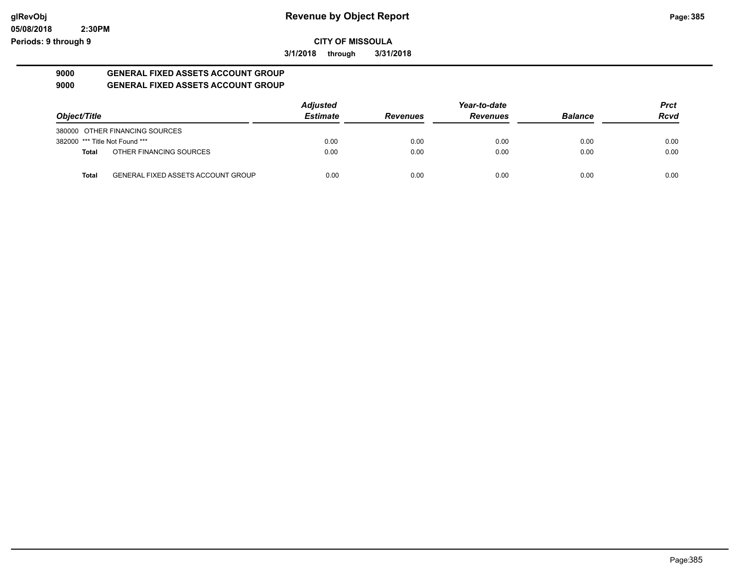**CITY OF MISSOULA**

**3/1/2018 through 3/31/2018**

## 9000 GENERAL FIXED ASSETS ACCOUNT GROUP
## 9000 GENERAL FIXED ASSETS ACCOUNT GROUP

| Object/Title | | Adjusted Estimate | Revenues | Year-to-date Revenues | Balance | Prct Rcvd |
|---|---|---|---|---|---|---|
| 380000 OTHER FINANCING SOURCES | | | | | | |
| 382000 *** Title Not Found *** | | 0.00 | 0.00 | 0.00 | 0.00 | 0.00 |
| **Total** | OTHER FINANCING SOURCES | 0.00 | 0.00 | 0.00 | 0.00 | 0.00 |
| **Total** | GENERAL FIXED ASSETS ACCOUNT GROUP | 0.00 | 0.00 | 0.00 | 0.00 | 0.00 |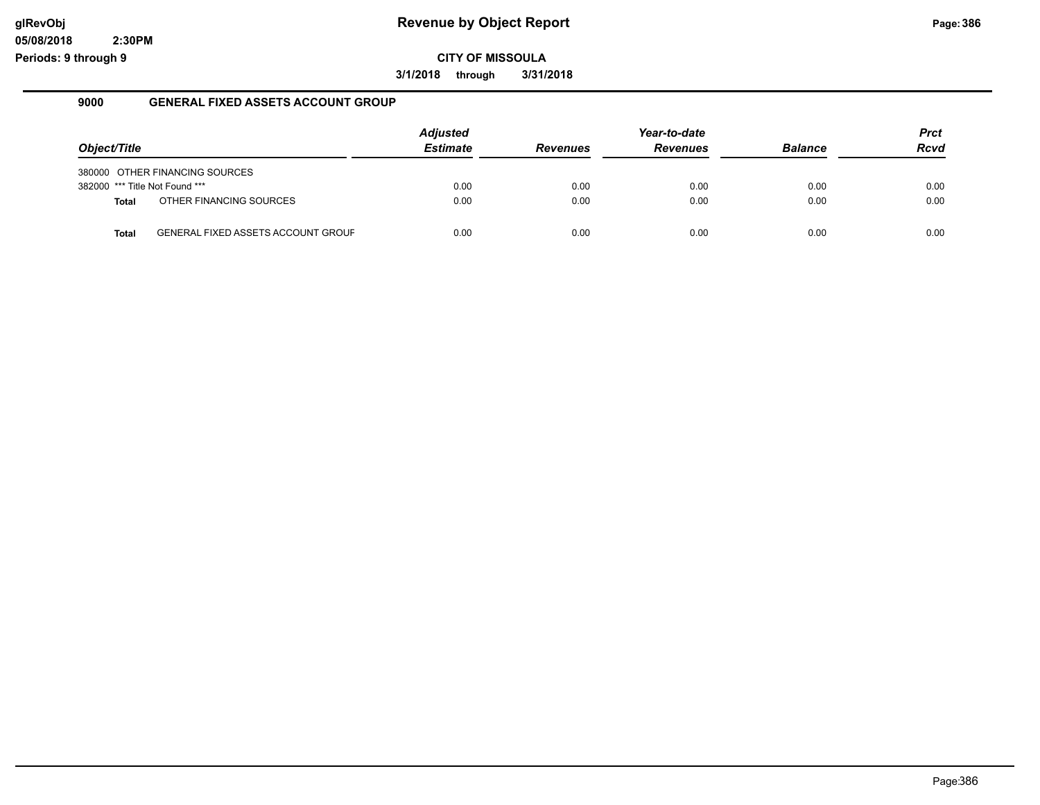# Revenue by Object Report

**CITY OF MISSOULA**

**3/1/2018 through 3/31/2018**

glRevObj
05/08/2018 2:30PM
Periods: 9 through 9

## 9000 GENERAL FIXED ASSETS ACCOUNT GROUP

| Object/Title | Adjusted Estimate | Revenues | Year-to-date Revenues | Balance | Prct Rcvd |
|---|---|---|---|---|---|
| 380000 OTHER FINANCING SOURCES | | | | | |
| 382000 *** Title Not Found *** | 0.00 | 0.00 | 0.00 | 0.00 | 0.00 |
| **Total** OTHER FINANCING SOURCES | 0.00 | 0.00 | 0.00 | 0.00 | 0.00 |
| **Total** GENERAL FIXED ASSETS ACCOUNT GROUF | 0.00 | 0.00 | 0.00 | 0.00 | 0.00 |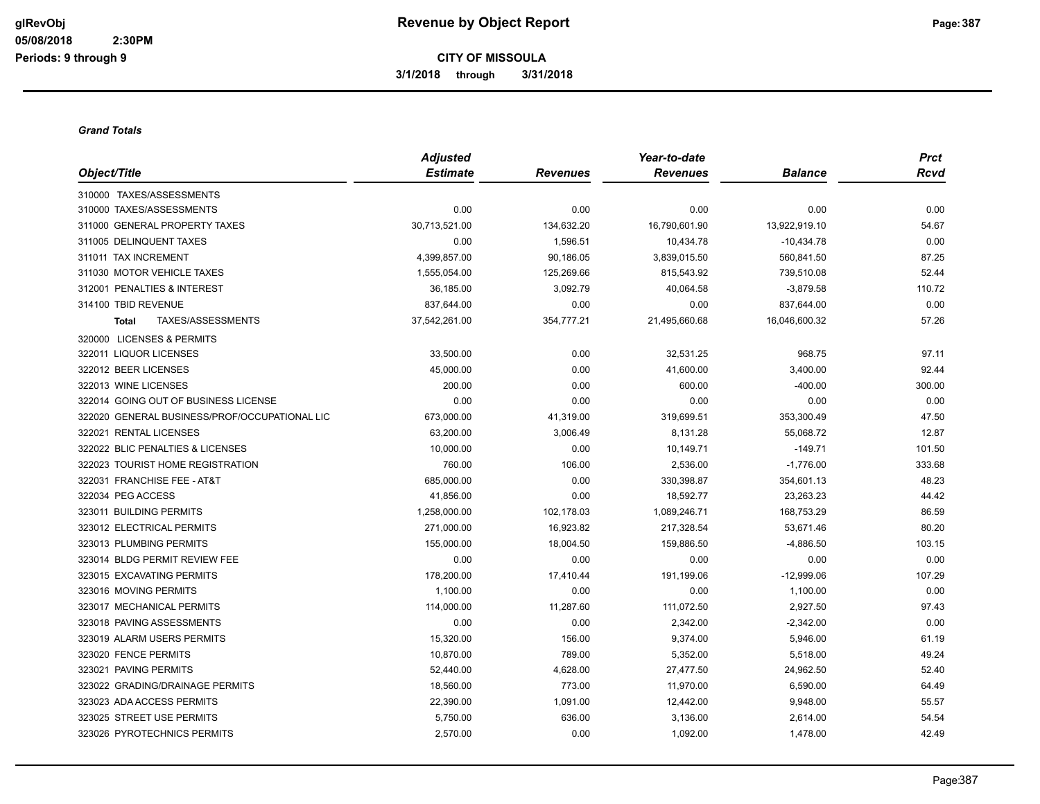# Revenue by Object Report

**CITY OF MISSOULA**

**3/1/2018 through 3/31/2018**

glRevObj
05/08/2018 2:30PM
Periods: 9 through 9

***Grand Totals***

| Object/Title | *Adjusted* ***Estimate*** | ***Revenues*** | *Year-to-date* ***Revenues*** | ***Balance*** | *Prct* ***Rcvd*** |
|---|---|---|---|---|---|
| 310000 TAXES/ASSESSMENTS | | | | | |
| 310000 TAXES/ASSESSMENTS | 0.00 | 0.00 | 0.00 | 0.00 | 0.00 |
| 311000 GENERAL PROPERTY TAXES | 30,713,521.00 | 134,632.20 | 16,790,601.90 | 13,922,919.10 | 54.67 |
| 311005 DELINQUENT TAXES | 0.00 | 1,596.51 | 10,434.78 | -10,434.78 | 0.00 |
| 311011 TAX INCREMENT | 4,399,857.00 | 90,186.05 | 3,839,015.50 | 560,841.50 | 87.25 |
| 311030 MOTOR VEHICLE TAXES | 1,555,054.00 | 125,269.66 | 815,543.92 | 739,510.08 | 52.44 |
| 312001 PENALTIES & INTEREST | 36,185.00 | 3,092.79 | 40,064.58 | -3,879.58 | 110.72 |
| 314100 TBID REVENUE | 837,644.00 | 0.00 | 0.00 | 837,644.00 | 0.00 |
| **Total** TAXES/ASSESSMENTS | 37,542,261.00 | 354,777.21 | 21,495,660.68 | 16,046,600.32 | 57.26 |
| 320000 LICENSES & PERMITS | | | | | |
| 322011 LIQUOR LICENSES | 33,500.00 | 0.00 | 32,531.25 | 968.75 | 97.11 |
| 322012 BEER LICENSES | 45,000.00 | 0.00 | 41,600.00 | 3,400.00 | 92.44 |
| 322013 WINE LICENSES | 200.00 | 0.00 | 600.00 | -400.00 | 300.00 |
| 322014 GOING OUT OF BUSINESS LICENSE | 0.00 | 0.00 | 0.00 | 0.00 | 0.00 |
| 322020 GENERAL BUSINESS/PROF/OCCUPATIONAL LIC | 673,000.00 | 41,319.00 | 319,699.51 | 353,300.49 | 47.50 |
| 322021 RENTAL LICENSES | 63,200.00 | 3,006.49 | 8,131.28 | 55,068.72 | 12.87 |
| 322022 BLIC PENALTIES & LICENSES | 10,000.00 | 0.00 | 10,149.71 | -149.71 | 101.50 |
| 322023 TOURIST HOME REGISTRATION | 760.00 | 106.00 | 2,536.00 | -1,776.00 | 333.68 |
| 322031 FRANCHISE FEE - AT&T | 685,000.00 | 0.00 | 330,398.87 | 354,601.13 | 48.23 |
| 322034 PEG ACCESS | 41,856.00 | 0.00 | 18,592.77 | 23,263.23 | 44.42 |
| 323011 BUILDING PERMITS | 1,258,000.00 | 102,178.03 | 1,089,246.71 | 168,753.29 | 86.59 |
| 323012 ELECTRICAL PERMITS | 271,000.00 | 16,923.82 | 217,328.54 | 53,671.46 | 80.20 |
| 323013 PLUMBING PERMITS | 155,000.00 | 18,004.50 | 159,886.50 | -4,886.50 | 103.15 |
| 323014 BLDG PERMIT REVIEW FEE | 0.00 | 0.00 | 0.00 | 0.00 | 0.00 |
| 323015 EXCAVATING PERMITS | 178,200.00 | 17,410.44 | 191,199.06 | -12,999.06 | 107.29 |
| 323016 MOVING PERMITS | 1,100.00 | 0.00 | 0.00 | 1,100.00 | 0.00 |
| 323017 MECHANICAL PERMITS | 114,000.00 | 11,287.60 | 111,072.50 | 2,927.50 | 97.43 |
| 323018 PAVING ASSESSMENTS | 0.00 | 0.00 | 2,342.00 | -2,342.00 | 0.00 |
| 323019 ALARM USERS PERMITS | 15,320.00 | 156.00 | 9,374.00 | 5,946.00 | 61.19 |
| 323020 FENCE PERMITS | 10,870.00 | 789.00 | 5,352.00 | 5,518.00 | 49.24 |
| 323021 PAVING PERMITS | 52,440.00 | 4,628.00 | 27,477.50 | 24,962.50 | 52.40 |
| 323022 GRADING/DRAINAGE PERMITS | 18,560.00 | 773.00 | 11,970.00 | 6,590.00 | 64.49 |
| 323023 ADA ACCESS PERMITS | 22,390.00 | 1,091.00 | 12,442.00 | 9,948.00 | 55.57 |
| 323025 STREET USE PERMITS | 5,750.00 | 636.00 | 3,136.00 | 2,614.00 | 54.54 |
| 323026 PYROTECHNICS PERMITS | 2,570.00 | 0.00 | 1,092.00 | 1,478.00 | 42.49 |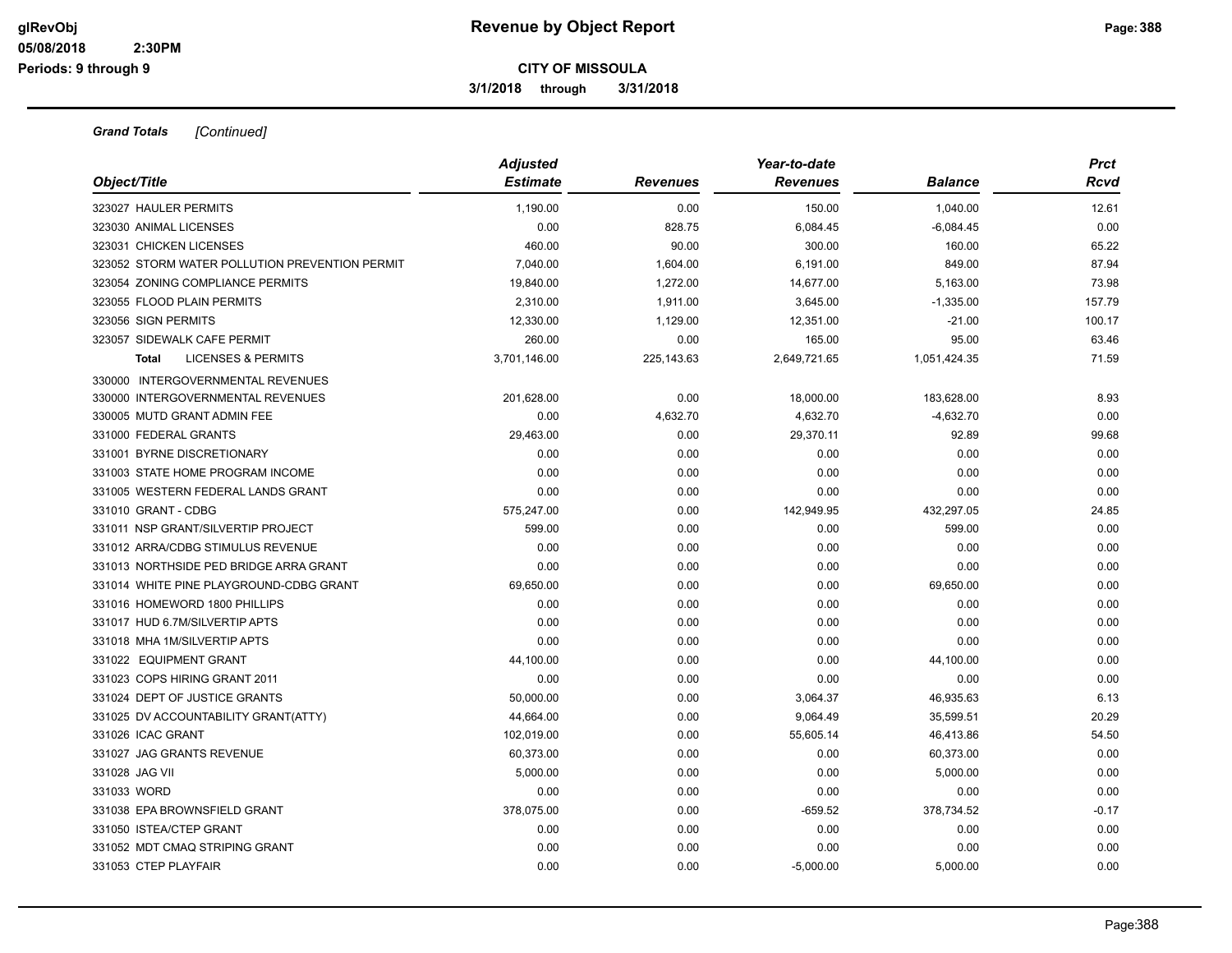**CITY OF MISSOULA**

**3/1/2018 through 3/31/2018**

***Grand Totals*** *[Continued]*

| *Object/Title* | *Adjusted Estimate* | *Revenues* | *Year-to-date Revenues* | *Balance* | *Prct Rcvd* |
|---|---|---|---|---|---|
| 323027 HAULER PERMITS | 1,190.00 | 0.00 | 150.00 | 1,040.00 | 12.61 |
| 323030 ANIMAL LICENSES | 0.00 | 828.75 | 6,084.45 | -6,084.45 | 0.00 |
| 323031 CHICKEN LICENSES | 460.00 | 90.00 | 300.00 | 160.00 | 65.22 |
| 323052 STORM WATER POLLUTION PREVENTION PERMIT | 7,040.00 | 1,604.00 | 6,191.00 | 849.00 | 87.94 |
| 323054 ZONING COMPLIANCE PERMITS | 19,840.00 | 1,272.00 | 14,677.00 | 5,163.00 | 73.98 |
| 323055 FLOOD PLAIN PERMITS | 2,310.00 | 1,911.00 | 3,645.00 | -1,335.00 | 157.79 |
| 323056 SIGN PERMITS | 12,330.00 | 1,129.00 | 12,351.00 | -21.00 | 100.17 |
| 323057 SIDEWALK CAFE PERMIT | 260.00 | 0.00 | 165.00 | 95.00 | 63.46 |
| **Total** LICENSES & PERMITS | 3,701,146.00 | 225,143.63 | 2,649,721.65 | 1,051,424.35 | 71.59 |
| 330000 INTERGOVERNMENTAL REVENUES | | | | | |
| 330000 INTERGOVERNMENTAL REVENUES | 201,628.00 | 0.00 | 18,000.00 | 183,628.00 | 8.93 |
| 330005 MUTD GRANT ADMIN FEE | 0.00 | 4,632.70 | 4,632.70 | -4,632.70 | 0.00 |
| 331000 FEDERAL GRANTS | 29,463.00 | 0.00 | 29,370.11 | 92.89 | 99.68 |
| 331001 BYRNE DISCRETIONARY | 0.00 | 0.00 | 0.00 | 0.00 | 0.00 |
| 331003 STATE HOME PROGRAM INCOME | 0.00 | 0.00 | 0.00 | 0.00 | 0.00 |
| 331005 WESTERN FEDERAL LANDS GRANT | 0.00 | 0.00 | 0.00 | 0.00 | 0.00 |
| 331010 GRANT - CDBG | 575,247.00 | 0.00 | 142,949.95 | 432,297.05 | 24.85 |
| 331011 NSP GRANT/SILVERTIP PROJECT | 599.00 | 0.00 | 0.00 | 599.00 | 0.00 |
| 331012 ARRA/CDBG STIMULUS REVENUE | 0.00 | 0.00 | 0.00 | 0.00 | 0.00 |
| 331013 NORTHSIDE PED BRIDGE ARRA GRANT | 0.00 | 0.00 | 0.00 | 0.00 | 0.00 |
| 331014 WHITE PINE PLAYGROUND-CDBG GRANT | 69,650.00 | 0.00 | 0.00 | 69,650.00 | 0.00 |
| 331016 HOMEWORD 1800 PHILLIPS | 0.00 | 0.00 | 0.00 | 0.00 | 0.00 |
| 331017 HUD 6.7M/SILVERTIP APTS | 0.00 | 0.00 | 0.00 | 0.00 | 0.00 |
| 331018 MHA 1M/SILVERTIP APTS | 0.00 | 0.00 | 0.00 | 0.00 | 0.00 |
| 331022 EQUIPMENT GRANT | 44,100.00 | 0.00 | 0.00 | 44,100.00 | 0.00 |
| 331023 COPS HIRING GRANT 2011 | 0.00 | 0.00 | 0.00 | 0.00 | 0.00 |
| 331024 DEPT OF JUSTICE GRANTS | 50,000.00 | 0.00 | 3,064.37 | 46,935.63 | 6.13 |
| 331025 DV ACCOUNTABILITY GRANT(ATTY) | 44,664.00 | 0.00 | 9,064.49 | 35,599.51 | 20.29 |
| 331026 ICAC GRANT | 102,019.00 | 0.00 | 55,605.14 | 46,413.86 | 54.50 |
| 331027 JAG GRANTS REVENUE | 60,373.00 | 0.00 | 0.00 | 60,373.00 | 0.00 |
| 331028 JAG VII | 5,000.00 | 0.00 | 0.00 | 5,000.00 | 0.00 |
| 331033 WORD | 0.00 | 0.00 | 0.00 | 0.00 | 0.00 |
| 331038 EPA BROWNSFIELD GRANT | 378,075.00 | 0.00 | -659.52 | 378,734.52 | -0.17 |
| 331050 ISTEA/CTEP GRANT | 0.00 | 0.00 | 0.00 | 0.00 | 0.00 |
| 331052 MDT CMAQ STRIPING GRANT | 0.00 | 0.00 | 0.00 | 0.00 | 0.00 |
| 331053 CTEP PLAYFAIR | 0.00 | 0.00 | -5,000.00 | 5,000.00 | 0.00 |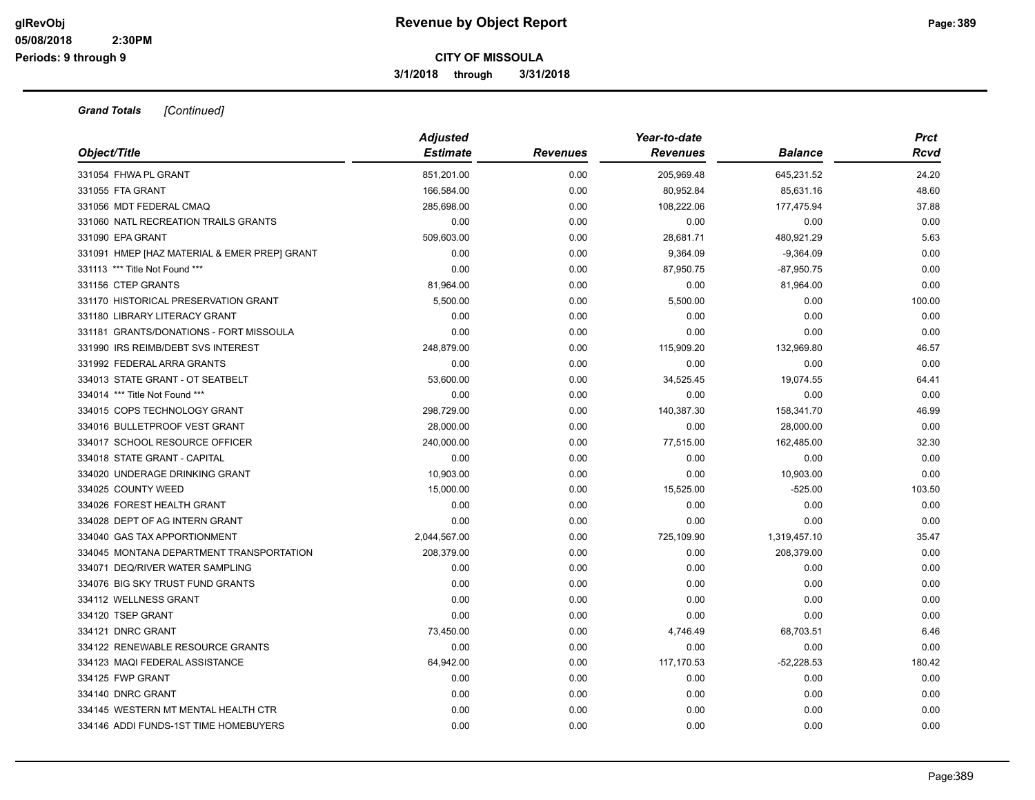**Revenue by Object Report**

**CITY OF MISSOULA**

**3/1/2018 through 3/31/2018**

glRevObj
05/08/2018 2:30PM
Periods: 9 through 9

***Grand Totals*** *[Continued]*

| Object/Title | Adjusted Estimate | Revenues | Year-to-date Revenues | Balance | Prct Rcvd |
|---|---|---|---|---|---|
| 331054 FHWA PL GRANT | 851,201.00 | 0.00 | 205,969.48 | 645,231.52 | 24.20 |
| 331055 FTA GRANT | 166,584.00 | 0.00 | 80,952.84 | 85,631.16 | 48.60 |
| 331056 MDT FEDERAL CMAQ | 285,698.00 | 0.00 | 108,222.06 | 177,475.94 | 37.88 |
| 331060 NATL RECREATION TRAILS GRANTS | 0.00 | 0.00 | 0.00 | 0.00 | 0.00 |
| 331090 EPA GRANT | 509,603.00 | 0.00 | 28,681.71 | 480,921.29 | 5.63 |
| 331091 HMEP [HAZ MATERIAL & EMER PREP] GRANT | 0.00 | 0.00 | 9,364.09 | -9,364.09 | 0.00 |
| 331113 *** Title Not Found *** | 0.00 | 0.00 | 87,950.75 | -87,950.75 | 0.00 |
| 331156 CTEP GRANTS | 81,964.00 | 0.00 | 0.00 | 81,964.00 | 0.00 |
| 331170 HISTORICAL PRESERVATION GRANT | 5,500.00 | 0.00 | 5,500.00 | 0.00 | 100.00 |
| 331180 LIBRARY LITERACY GRANT | 0.00 | 0.00 | 0.00 | 0.00 | 0.00 |
| 331181 GRANTS/DONATIONS - FORT MISSOULA | 0.00 | 0.00 | 0.00 | 0.00 | 0.00 |
| 331990 IRS REIMB/DEBT SVS INTEREST | 248,879.00 | 0.00 | 115,909.20 | 132,969.80 | 46.57 |
| 331992 FEDERAL ARRA GRANTS | 0.00 | 0.00 | 0.00 | 0.00 | 0.00 |
| 334013 STATE GRANT - OT SEATBELT | 53,600.00 | 0.00 | 34,525.45 | 19,074.55 | 64.41 |
| 334014 *** Title Not Found *** | 0.00 | 0.00 | 0.00 | 0.00 | 0.00 |
| 334015 COPS TECHNOLOGY GRANT | 298,729.00 | 0.00 | 140,387.30 | 158,341.70 | 46.99 |
| 334016 BULLETPROOF VEST GRANT | 28,000.00 | 0.00 | 0.00 | 28,000.00 | 0.00 |
| 334017 SCHOOL RESOURCE OFFICER | 240,000.00 | 0.00 | 77,515.00 | 162,485.00 | 32.30 |
| 334018 STATE GRANT - CAPITAL | 0.00 | 0.00 | 0.00 | 0.00 | 0.00 |
| 334020 UNDERAGE DRINKING GRANT | 10,903.00 | 0.00 | 0.00 | 10,903.00 | 0.00 |
| 334025 COUNTY WEED | 15,000.00 | 0.00 | 15,525.00 | -525.00 | 103.50 |
| 334026 FOREST HEALTH GRANT | 0.00 | 0.00 | 0.00 | 0.00 | 0.00 |
| 334028 DEPT OF AG INTERN GRANT | 0.00 | 0.00 | 0.00 | 0.00 | 0.00 |
| 334040 GAS TAX APPORTIONMENT | 2,044,567.00 | 0.00 | 725,109.90 | 1,319,457.10 | 35.47 |
| 334045 MONTANA DEPARTMENT TRANSPORTATION | 208,379.00 | 0.00 | 0.00 | 208,379.00 | 0.00 |
| 334071 DEQ/RIVER WATER SAMPLING | 0.00 | 0.00 | 0.00 | 0.00 | 0.00 |
| 334076 BIG SKY TRUST FUND GRANTS | 0.00 | 0.00 | 0.00 | 0.00 | 0.00 |
| 334112 WELLNESS GRANT | 0.00 | 0.00 | 0.00 | 0.00 | 0.00 |
| 334120 TSEP GRANT | 0.00 | 0.00 | 0.00 | 0.00 | 0.00 |
| 334121 DNRC GRANT | 73,450.00 | 0.00 | 4,746.49 | 68,703.51 | 6.46 |
| 334122 RENEWABLE RESOURCE GRANTS | 0.00 | 0.00 | 0.00 | 0.00 | 0.00 |
| 334123 MAQI FEDERAL ASSISTANCE | 64,942.00 | 0.00 | 117,170.53 | -52,228.53 | 180.42 |
| 334125 FWP GRANT | 0.00 | 0.00 | 0.00 | 0.00 | 0.00 |
| 334140 DNRC GRANT | 0.00 | 0.00 | 0.00 | 0.00 | 0.00 |
| 334145 WESTERN MT MENTAL HEALTH CTR | 0.00 | 0.00 | 0.00 | 0.00 | 0.00 |
| 334146 ADDI FUNDS-1ST TIME HOMEBUYERS | 0.00 | 0.00 | 0.00 | 0.00 | 0.00 |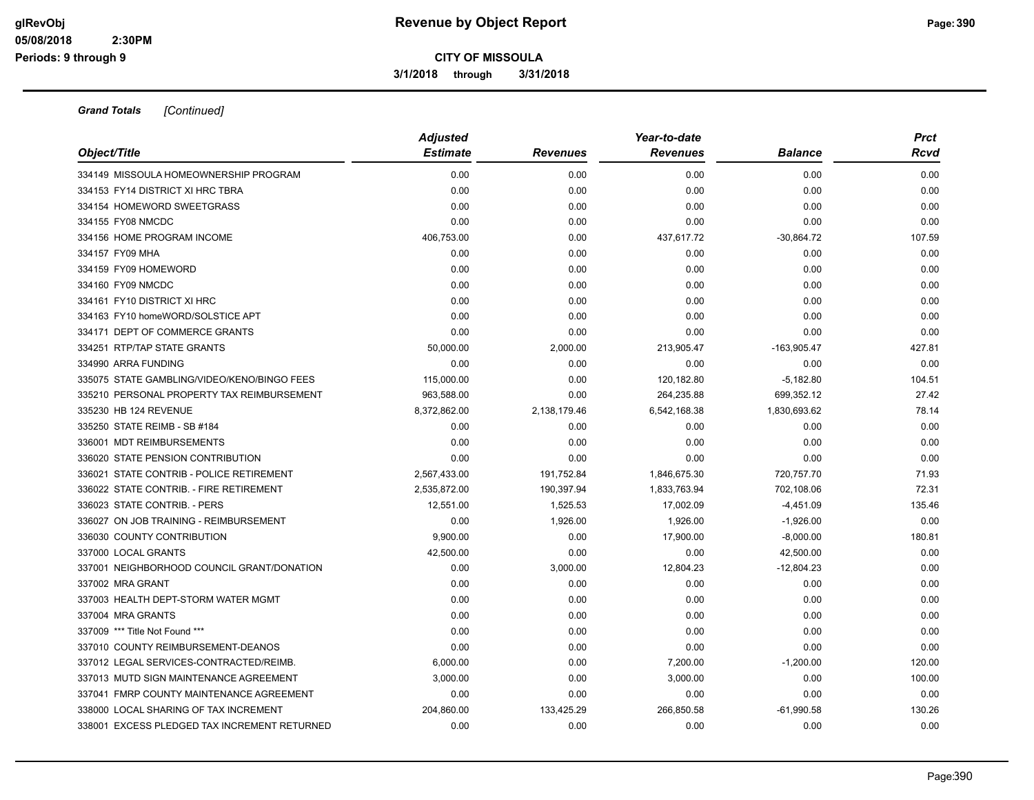# Revenue by Object Report

**CITY OF MISSOULA**

**3/1/2018 through 3/31/2018**

*Grand Totals [Continued]*

| Object/Title | Adjusted Estimate | Revenues | Year-to-date Revenues | Balance | Prct Rcvd |
|---|---|---|---|---|---|
| 334149 MISSOULA HOMEOWNERSHIP PROGRAM | 0.00 | 0.00 | 0.00 | 0.00 | 0.00 |
| 334153 FY14 DISTRICT XI HRC TBRA | 0.00 | 0.00 | 0.00 | 0.00 | 0.00 |
| 334154 HOMEWORD SWEETGRASS | 0.00 | 0.00 | 0.00 | 0.00 | 0.00 |
| 334155 FY08 NMCDC | 0.00 | 0.00 | 0.00 | 0.00 | 0.00 |
| 334156 HOME PROGRAM INCOME | 406,753.00 | 0.00 | 437,617.72 | -30,864.72 | 107.59 |
| 334157 FY09 MHA | 0.00 | 0.00 | 0.00 | 0.00 | 0.00 |
| 334159 FY09 HOMEWORD | 0.00 | 0.00 | 0.00 | 0.00 | 0.00 |
| 334160 FY09 NMCDC | 0.00 | 0.00 | 0.00 | 0.00 | 0.00 |
| 334161 FY10 DISTRICT XI HRC | 0.00 | 0.00 | 0.00 | 0.00 | 0.00 |
| 334163 FY10 homeWORD/SOLSTICE APT | 0.00 | 0.00 | 0.00 | 0.00 | 0.00 |
| 334171 DEPT OF COMMERCE GRANTS | 0.00 | 0.00 | 0.00 | 0.00 | 0.00 |
| 334251 RTP/TAP STATE GRANTS | 50,000.00 | 2,000.00 | 213,905.47 | -163,905.47 | 427.81 |
| 334990 ARRA FUNDING | 0.00 | 0.00 | 0.00 | 0.00 | 0.00 |
| 335075 STATE GAMBLING/VIDEO/KENO/BINGO FEES | 115,000.00 | 0.00 | 120,182.80 | -5,182.80 | 104.51 |
| 335210 PERSONAL PROPERTY TAX REIMBURSEMENT | 963,588.00 | 0.00 | 264,235.88 | 699,352.12 | 27.42 |
| 335230 HB 124 REVENUE | 8,372,862.00 | 2,138,179.46 | 6,542,168.38 | 1,830,693.62 | 78.14 |
| 335250 STATE REIMB - SB #184 | 0.00 | 0.00 | 0.00 | 0.00 | 0.00 |
| 336001 MDT REIMBURSEMENTS | 0.00 | 0.00 | 0.00 | 0.00 | 0.00 |
| 336020 STATE PENSION CONTRIBUTION | 0.00 | 0.00 | 0.00 | 0.00 | 0.00 |
| 336021 STATE CONTRIB - POLICE RETIREMENT | 2,567,433.00 | 191,752.84 | 1,846,675.30 | 720,757.70 | 71.93 |
| 336022 STATE CONTRIB. - FIRE RETIREMENT | 2,535,872.00 | 190,397.94 | 1,833,763.94 | 702,108.06 | 72.31 |
| 336023 STATE CONTRIB. - PERS | 12,551.00 | 1,525.53 | 17,002.09 | -4,451.09 | 135.46 |
| 336027 ON JOB TRAINING - REIMBURSEMENT | 0.00 | 1,926.00 | 1,926.00 | -1,926.00 | 0.00 |
| 336030 COUNTY CONTRIBUTION | 9,900.00 | 0.00 | 17,900.00 | -8,000.00 | 180.81 |
| 337000 LOCAL GRANTS | 42,500.00 | 0.00 | 0.00 | 42,500.00 | 0.00 |
| 337001 NEIGHBORHOOD COUNCIL GRANT/DONATION | 0.00 | 3,000.00 | 12,804.23 | -12,804.23 | 0.00 |
| 337002 MRA GRANT | 0.00 | 0.00 | 0.00 | 0.00 | 0.00 |
| 337003 HEALTH DEPT-STORM WATER MGMT | 0.00 | 0.00 | 0.00 | 0.00 | 0.00 |
| 337004 MRA GRANTS | 0.00 | 0.00 | 0.00 | 0.00 | 0.00 |
| 337009 *** Title Not Found *** | 0.00 | 0.00 | 0.00 | 0.00 | 0.00 |
| 337010 COUNTY REIMBURSEMENT-DEANOS | 0.00 | 0.00 | 0.00 | 0.00 | 0.00 |
| 337012 LEGAL SERVICES-CONTRACTED/REIMB. | 6,000.00 | 0.00 | 7,200.00 | -1,200.00 | 120.00 |
| 337013 MUTD SIGN MAINTENANCE AGREEMENT | 3,000.00 | 0.00 | 3,000.00 | 0.00 | 100.00 |
| 337041 FMRP COUNTY MAINTENANCE AGREEMENT | 0.00 | 0.00 | 0.00 | 0.00 | 0.00 |
| 338000 LOCAL SHARING OF TAX INCREMENT | 204,860.00 | 133,425.29 | 266,850.58 | -61,990.58 | 130.26 |
| 338001 EXCESS PLEDGED TAX INCREMENT RETURNED | 0.00 | 0.00 | 0.00 | 0.00 | 0.00 |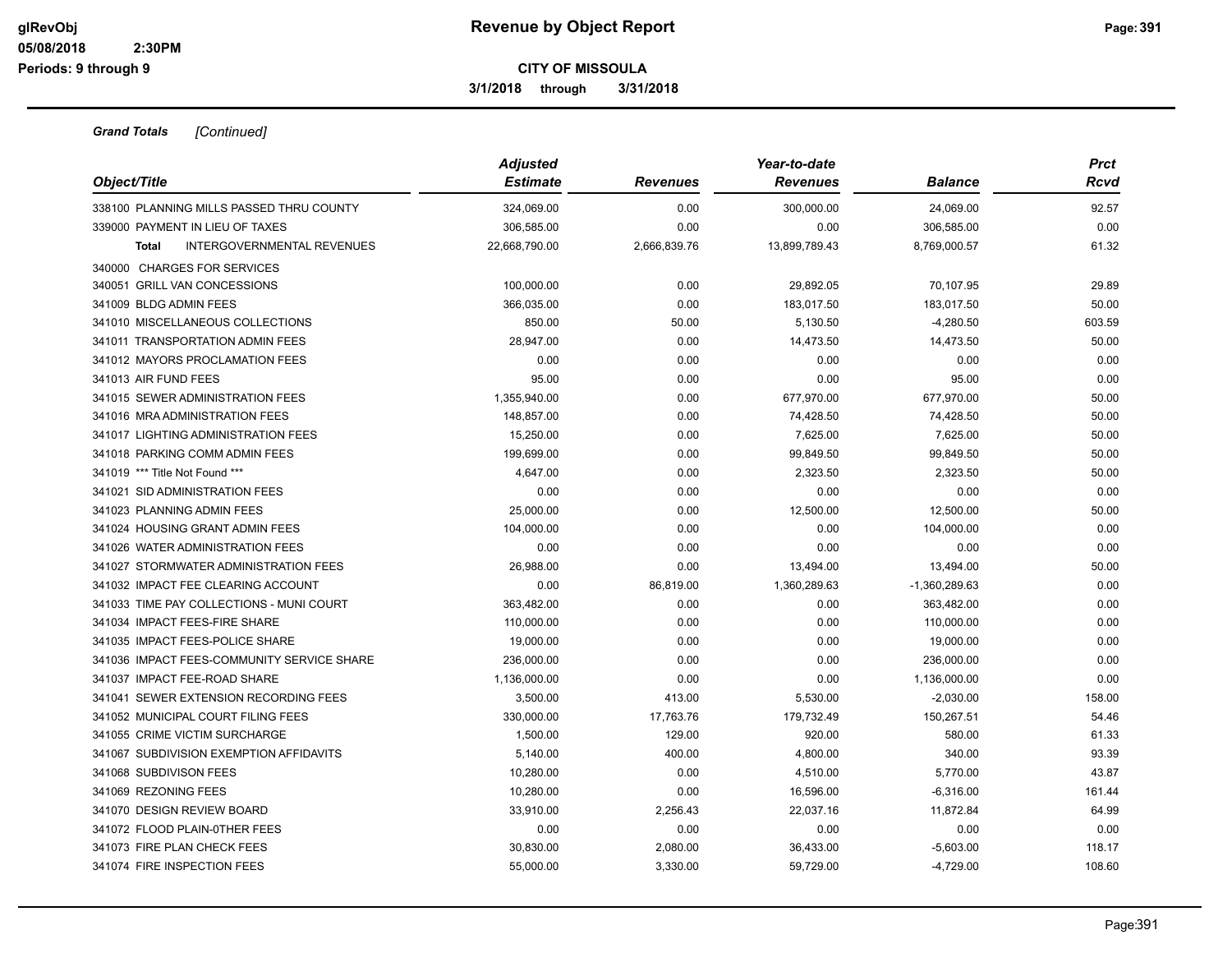**CITY OF MISSOULA**

**3/1/2018 through 3/31/2018**

***Grand Totals*** *[Continued]*

| Object/Title | Adjusted Estimate | Revenues | Year-to-date Revenues | Balance | Prct Rcvd |
|---|---|---|---|---|---|
| 338100 PLANNING MILLS PASSED THRU COUNTY | 324,069.00 | 0.00 | 300,000.00 | 24,069.00 | 92.57 |
| 339000 PAYMENT IN LIEU OF TAXES | 306,585.00 | 0.00 | 0.00 | 306,585.00 | 0.00 |
| **Total** INTERGOVERNMENTAL REVENUES | 22,668,790.00 | 2,666,839.76 | 13,899,789.43 | 8,769,000.57 | 61.32 |
| 340000 CHARGES FOR SERVICES | | | | | |
| 340051 GRILL VAN CONCESSIONS | 100,000.00 | 0.00 | 29,892.05 | 70,107.95 | 29.89 |
| 341009 BLDG ADMIN FEES | 366,035.00 | 0.00 | 183,017.50 | 183,017.50 | 50.00 |
| 341010 MISCELLANEOUS COLLECTIONS | 850.00 | 50.00 | 5,130.50 | -4,280.50 | 603.59 |
| 341011 TRANSPORTATION ADMIN FEES | 28,947.00 | 0.00 | 14,473.50 | 14,473.50 | 50.00 |
| 341012 MAYORS PROCLAMATION FEES | 0.00 | 0.00 | 0.00 | 0.00 | 0.00 |
| 341013 AIR FUND FEES | 95.00 | 0.00 | 0.00 | 95.00 | 0.00 |
| 341015 SEWER ADMINISTRATION FEES | 1,355,940.00 | 0.00 | 677,970.00 | 677,970.00 | 50.00 |
| 341016 MRA ADMINISTRATION FEES | 148,857.00 | 0.00 | 74,428.50 | 74,428.50 | 50.00 |
| 341017 LIGHTING ADMINISTRATION FEES | 15,250.00 | 0.00 | 7,625.00 | 7,625.00 | 50.00 |
| 341018 PARKING COMM ADMIN FEES | 199,699.00 | 0.00 | 99,849.50 | 99,849.50 | 50.00 |
| 341019 *** Title Not Found *** | 4,647.00 | 0.00 | 2,323.50 | 2,323.50 | 50.00 |
| 341021 SID ADMINISTRATION FEES | 0.00 | 0.00 | 0.00 | 0.00 | 0.00 |
| 341023 PLANNING ADMIN FEES | 25,000.00 | 0.00 | 12,500.00 | 12,500.00 | 50.00 |
| 341024 HOUSING GRANT ADMIN FEES | 104,000.00 | 0.00 | 0.00 | 104,000.00 | 0.00 |
| 341026 WATER ADMINISTRATION FEES | 0.00 | 0.00 | 0.00 | 0.00 | 0.00 |
| 341027 STORMWATER ADMINISTRATION FEES | 26,988.00 | 0.00 | 13,494.00 | 13,494.00 | 50.00 |
| 341032 IMPACT FEE CLEARING ACCOUNT | 0.00 | 86,819.00 | 1,360,289.63 | -1,360,289.63 | 0.00 |
| 341033 TIME PAY COLLECTIONS - MUNI COURT | 363,482.00 | 0.00 | 0.00 | 363,482.00 | 0.00 |
| 341034 IMPACT FEES-FIRE SHARE | 110,000.00 | 0.00 | 0.00 | 110,000.00 | 0.00 |
| 341035 IMPACT FEES-POLICE SHARE | 19,000.00 | 0.00 | 0.00 | 19,000.00 | 0.00 |
| 341036 IMPACT FEES-COMMUNITY SERVICE SHARE | 236,000.00 | 0.00 | 0.00 | 236,000.00 | 0.00 |
| 341037 IMPACT FEE-ROAD SHARE | 1,136,000.00 | 0.00 | 0.00 | 1,136,000.00 | 0.00 |
| 341041 SEWER EXTENSION RECORDING FEES | 3,500.00 | 413.00 | 5,530.00 | -2,030.00 | 158.00 |
| 341052 MUNICIPAL COURT FILING FEES | 330,000.00 | 17,763.76 | 179,732.49 | 150,267.51 | 54.46 |
| 341055 CRIME VICTIM SURCHARGE | 1,500.00 | 129.00 | 920.00 | 580.00 | 61.33 |
| 341067 SUBDIVISION EXEMPTION AFFIDAVITS | 5,140.00 | 400.00 | 4,800.00 | 340.00 | 93.39 |
| 341068 SUBDIVISON FEES | 10,280.00 | 0.00 | 4,510.00 | 5,770.00 | 43.87 |
| 341069 REZONING FEES | 10,280.00 | 0.00 | 16,596.00 | -6,316.00 | 161.44 |
| 341070 DESIGN REVIEW BOARD | 33,910.00 | 2,256.43 | 22,037.16 | 11,872.84 | 64.99 |
| 341072 FLOOD PLAIN-0THER FEES | 0.00 | 0.00 | 0.00 | 0.00 | 0.00 |
| 341073 FIRE PLAN CHECK FEES | 30,830.00 | 2,080.00 | 36,433.00 | -5,603.00 | 118.17 |
| 341074 FIRE INSPECTION FEES | 55,000.00 | 3,330.00 | 59,729.00 | -4,729.00 | 108.60 |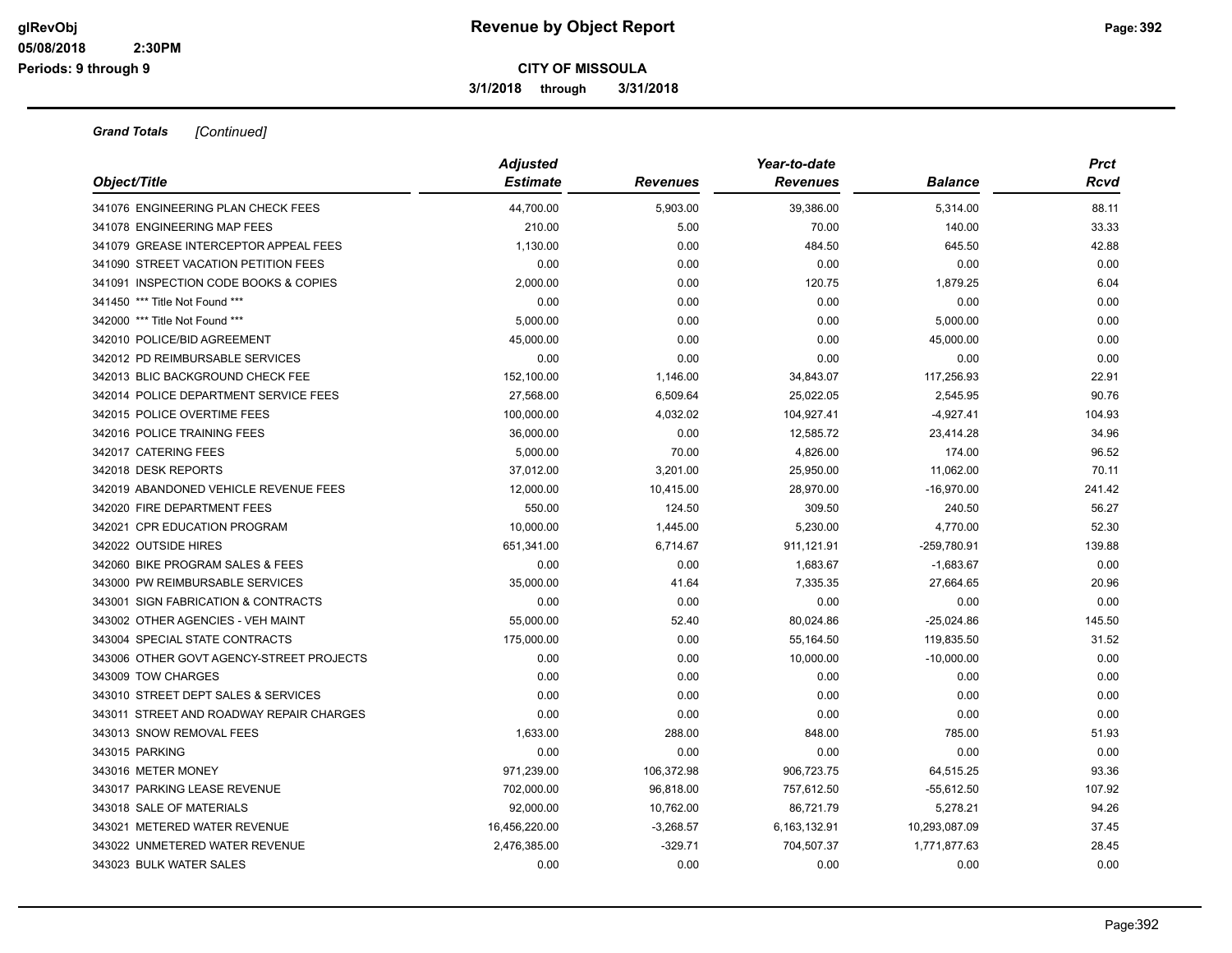# Revenue by Object Report

## CITY OF MISSOULA

**3/1/2018 through 3/31/2018**

glRevObj
05/08/2018 2:30PM
Periods: 9 through 9

***Grand Totals*** *[Continued]*

| Object/Title | Adjusted Estimate | Revenues | Year-to-date Revenues | Balance | Prct Rcvd |
|---|---|---|---|---|---|
| 341076 ENGINEERING PLAN CHECK FEES | 44,700.00 | 5,903.00 | 39,386.00 | 5,314.00 | 88.11 |
| 341078 ENGINEERING MAP FEES | 210.00 | 5.00 | 70.00 | 140.00 | 33.33 |
| 341079 GREASE INTERCEPTOR APPEAL FEES | 1,130.00 | 0.00 | 484.50 | 645.50 | 42.88 |
| 341090 STREET VACATION PETITION FEES | 0.00 | 0.00 | 0.00 | 0.00 | 0.00 |
| 341091 INSPECTION CODE BOOKS & COPIES | 2,000.00 | 0.00 | 120.75 | 1,879.25 | 6.04 |
| 341450 *** Title Not Found *** | 0.00 | 0.00 | 0.00 | 0.00 | 0.00 |
| 342000 *** Title Not Found *** | 5,000.00 | 0.00 | 0.00 | 5,000.00 | 0.00 |
| 342010 POLICE/BID AGREEMENT | 45,000.00 | 0.00 | 0.00 | 45,000.00 | 0.00 |
| 342012 PD REIMBURSABLE SERVICES | 0.00 | 0.00 | 0.00 | 0.00 | 0.00 |
| 342013 BLIC BACKGROUND CHECK FEE | 152,100.00 | 1,146.00 | 34,843.07 | 117,256.93 | 22.91 |
| 342014 POLICE DEPARTMENT SERVICE FEES | 27,568.00 | 6,509.64 | 25,022.05 | 2,545.95 | 90.76 |
| 342015 POLICE OVERTIME FEES | 100,000.00 | 4,032.02 | 104,927.41 | -4,927.41 | 104.93 |
| 342016 POLICE TRAINING FEES | 36,000.00 | 0.00 | 12,585.72 | 23,414.28 | 34.96 |
| 342017 CATERING FEES | 5,000.00 | 70.00 | 4,826.00 | 174.00 | 96.52 |
| 342018 DESK REPORTS | 37,012.00 | 3,201.00 | 25,950.00 | 11,062.00 | 70.11 |
| 342019 ABANDONED VEHICLE REVENUE FEES | 12,000.00 | 10,415.00 | 28,970.00 | -16,970.00 | 241.42 |
| 342020 FIRE DEPARTMENT FEES | 550.00 | 124.50 | 309.50 | 240.50 | 56.27 |
| 342021 CPR EDUCATION PROGRAM | 10,000.00 | 1,445.00 | 5,230.00 | 4,770.00 | 52.30 |
| 342022 OUTSIDE HIRES | 651,341.00 | 6,714.67 | 911,121.91 | -259,780.91 | 139.88 |
| 342060 BIKE PROGRAM SALES & FEES | 0.00 | 0.00 | 1,683.67 | -1,683.67 | 0.00 |
| 343000 PW REIMBURSABLE SERVICES | 35,000.00 | 41.64 | 7,335.35 | 27,664.65 | 20.96 |
| 343001 SIGN FABRICATION & CONTRACTS | 0.00 | 0.00 | 0.00 | 0.00 | 0.00 |
| 343002 OTHER AGENCIES - VEH MAINT | 55,000.00 | 52.40 | 80,024.86 | -25,024.86 | 145.50 |
| 343004 SPECIAL STATE CONTRACTS | 175,000.00 | 0.00 | 55,164.50 | 119,835.50 | 31.52 |
| 343006 OTHER GOVT AGENCY-STREET PROJECTS | 0.00 | 0.00 | 10,000.00 | -10,000.00 | 0.00 |
| 343009 TOW CHARGES | 0.00 | 0.00 | 0.00 | 0.00 | 0.00 |
| 343010 STREET DEPT SALES & SERVICES | 0.00 | 0.00 | 0.00 | 0.00 | 0.00 |
| 343011 STREET AND ROADWAY REPAIR CHARGES | 0.00 | 0.00 | 0.00 | 0.00 | 0.00 |
| 343013 SNOW REMOVAL FEES | 1,633.00 | 288.00 | 848.00 | 785.00 | 51.93 |
| 343015 PARKING | 0.00 | 0.00 | 0.00 | 0.00 | 0.00 |
| 343016 METER MONEY | 971,239.00 | 106,372.98 | 906,723.75 | 64,515.25 | 93.36 |
| 343017 PARKING LEASE REVENUE | 702,000.00 | 96,818.00 | 757,612.50 | -55,612.50 | 107.92 |
| 343018 SALE OF MATERIALS | 92,000.00 | 10,762.00 | 86,721.79 | 5,278.21 | 94.26 |
| 343021 METERED WATER REVENUE | 16,456,220.00 | -3,268.57 | 6,163,132.91 | 10,293,087.09 | 37.45 |
| 343022 UNMETERED WATER REVENUE | 2,476,385.00 | -329.71 | 704,507.37 | 1,771,877.63 | 28.45 |
| 343023 BULK WATER SALES | 0.00 | 0.00 | 0.00 | 0.00 | 0.00 |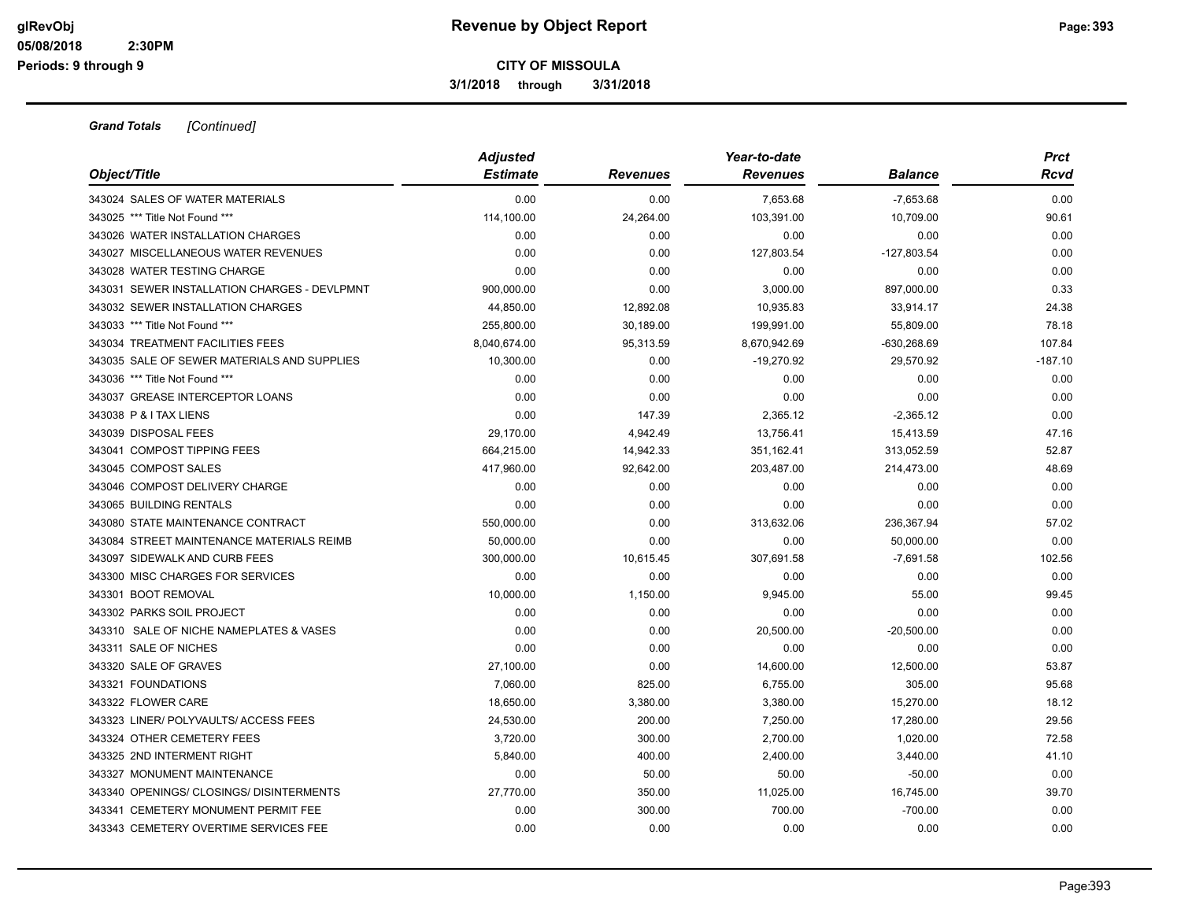**Grand Totals** *[Continued]*

| Object/Title | Adjusted Estimate | Revenues | Year-to-date Revenues | Balance | Prct Rcvd |
|---|---|---|---|---|---|
| 343024 SALES OF WATER MATERIALS | 0.00 | 0.00 | 7,653.68 | -7,653.68 | 0.00 |
| 343025 *** Title Not Found *** | 114,100.00 | 24,264.00 | 103,391.00 | 10,709.00 | 90.61 |
| 343026 WATER INSTALLATION CHARGES | 0.00 | 0.00 | 0.00 | 0.00 | 0.00 |
| 343027 MISCELLANEOUS WATER REVENUES | 0.00 | 0.00 | 127,803.54 | -127,803.54 | 0.00 |
| 343028 WATER TESTING CHARGE | 0.00 | 0.00 | 0.00 | 0.00 | 0.00 |
| 343031 SEWER INSTALLATION CHARGES - DEVLPMNT | 900,000.00 | 0.00 | 3,000.00 | 897,000.00 | 0.33 |
| 343032 SEWER INSTALLATION CHARGES | 44,850.00 | 12,892.08 | 10,935.83 | 33,914.17 | 24.38 |
| 343033 *** Title Not Found *** | 255,800.00 | 30,189.00 | 199,991.00 | 55,809.00 | 78.18 |
| 343034 TREATMENT FACILITIES FEES | 8,040,674.00 | 95,313.59 | 8,670,942.69 | -630,268.69 | 107.84 |
| 343035 SALE OF SEWER MATERIALS AND SUPPLIES | 10,300.00 | 0.00 | -19,270.92 | 29,570.92 | -187.10 |
| 343036 *** Title Not Found *** | 0.00 | 0.00 | 0.00 | 0.00 | 0.00 |
| 343037 GREASE INTERCEPTOR LOANS | 0.00 | 0.00 | 0.00 | 0.00 | 0.00 |
| 343038 P & I TAX LIENS | 0.00 | 147.39 | 2,365.12 | -2,365.12 | 0.00 |
| 343039 DISPOSAL FEES | 29,170.00 | 4,942.49 | 13,756.41 | 15,413.59 | 47.16 |
| 343041 COMPOST TIPPING FEES | 664,215.00 | 14,942.33 | 351,162.41 | 313,052.59 | 52.87 |
| 343045 COMPOST SALES | 417,960.00 | 92,642.00 | 203,487.00 | 214,473.00 | 48.69 |
| 343046 COMPOST DELIVERY CHARGE | 0.00 | 0.00 | 0.00 | 0.00 | 0.00 |
| 343065 BUILDING RENTALS | 0.00 | 0.00 | 0.00 | 0.00 | 0.00 |
| 343080 STATE MAINTENANCE CONTRACT | 550,000.00 | 0.00 | 313,632.06 | 236,367.94 | 57.02 |
| 343084 STREET MAINTENANCE MATERIALS REIMB | 50,000.00 | 0.00 | 0.00 | 50,000.00 | 0.00 |
| 343097 SIDEWALK AND CURB FEES | 300,000.00 | 10,615.45 | 307,691.58 | -7,691.58 | 102.56 |
| 343300 MISC CHARGES FOR SERVICES | 0.00 | 0.00 | 0.00 | 0.00 | 0.00 |
| 343301 BOOT REMOVAL | 10,000.00 | 1,150.00 | 9,945.00 | 55.00 | 99.45 |
| 343302 PARKS SOIL PROJECT | 0.00 | 0.00 | 0.00 | 0.00 | 0.00 |
| 343310 SALE OF NICHE NAMEPLATES & VASES | 0.00 | 0.00 | 20,500.00 | -20,500.00 | 0.00 |
| 343311 SALE OF NICHES | 0.00 | 0.00 | 0.00 | 0.00 | 0.00 |
| 343320 SALE OF GRAVES | 27,100.00 | 0.00 | 14,600.00 | 12,500.00 | 53.87 |
| 343321 FOUNDATIONS | 7,060.00 | 825.00 | 6,755.00 | 305.00 | 95.68 |
| 343322 FLOWER CARE | 18,650.00 | 3,380.00 | 3,380.00 | 15,270.00 | 18.12 |
| 343323 LINER/ POLYVAULTS/ ACCESS FEES | 24,530.00 | 200.00 | 7,250.00 | 17,280.00 | 29.56 |
| 343324 OTHER CEMETERY FEES | 3,720.00 | 300.00 | 2,700.00 | 1,020.00 | 72.58 |
| 343325 2ND INTERMENT RIGHT | 5,840.00 | 400.00 | 2,400.00 | 3,440.00 | 41.10 |
| 343327 MONUMENT MAINTENANCE | 0.00 | 50.00 | 50.00 | -50.00 | 0.00 |
| 343340 OPENINGS/ CLOSINGS/ DISINTERMENTS | 27,770.00 | 350.00 | 11,025.00 | 16,745.00 | 39.70 |
| 343341 CEMETERY MONUMENT PERMIT FEE | 0.00 | 300.00 | 700.00 | -700.00 | 0.00 |
| 343343 CEMETERY OVERTIME SERVICES FEE | 0.00 | 0.00 | 0.00 | 0.00 | 0.00 |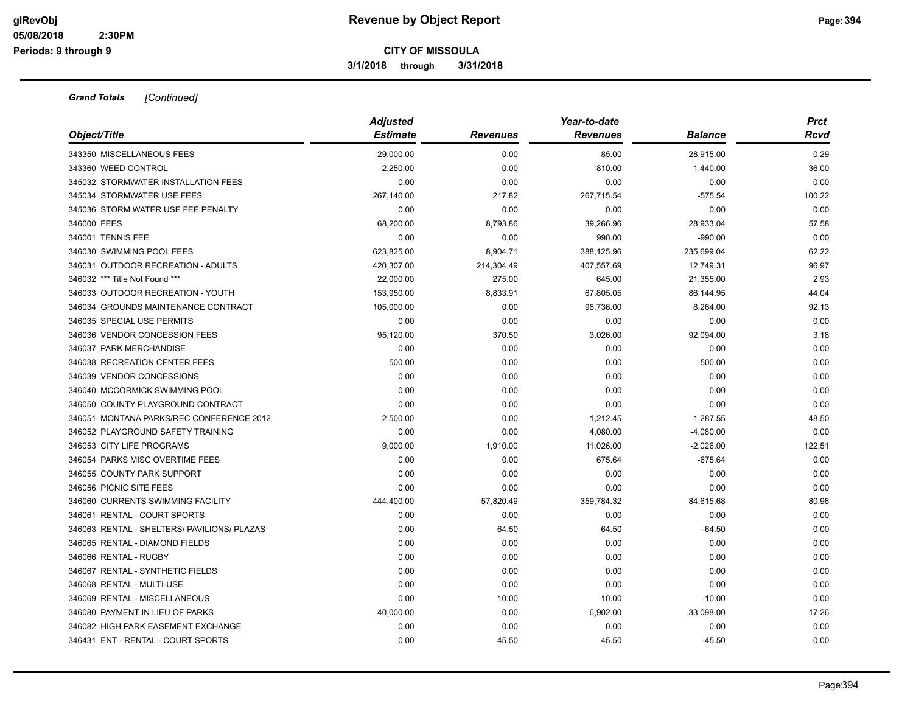# Revenue by Object Report

**CITY OF MISSOULA**

**3/1/2018 through 3/31/2018**

glRevObj
05/08/2018 2:30PM
Periods: 9 through 9

***Grand Totals*** *[Continued]*

| Object/Title | Adjusted Estimate | Revenues | Year-to-date Revenues | Balance | Prct Rcvd |
|---|---|---|---|---|---|
| 343350 MISCELLANEOUS FEES | 29,000.00 | 0.00 | 85.00 | 28,915.00 | 0.29 |
| 343360 WEED CONTROL | 2,250.00 | 0.00 | 810.00 | 1,440.00 | 36.00 |
| 345032 STORMWATER INSTALLATION FEES | 0.00 | 0.00 | 0.00 | 0.00 | 0.00 |
| 345034 STORMWATER USE FEES | 267,140.00 | 217.82 | 267,715.54 | -575.54 | 100.22 |
| 345036 STORM WATER USE FEE PENALTY | 0.00 | 0.00 | 0.00 | 0.00 | 0.00 |
| 346000 FEES | 68,200.00 | 8,793.86 | 39,266.96 | 28,933.04 | 57.58 |
| 346001 TENNIS FEE | 0.00 | 0.00 | 990.00 | -990.00 | 0.00 |
| 346030 SWIMMING POOL FEES | 623,825.00 | 8,904.71 | 388,125.96 | 235,699.04 | 62.22 |
| 346031 OUTDOOR RECREATION - ADULTS | 420,307.00 | 214,304.49 | 407,557.69 | 12,749.31 | 96.97 |
| 346032 *** Title Not Found *** | 22,000.00 | 275.00 | 645.00 | 21,355.00 | 2.93 |
| 346033 OUTDOOR RECREATION - YOUTH | 153,950.00 | 8,833.91 | 67,805.05 | 86,144.95 | 44.04 |
| 346034 GROUNDS MAINTENANCE CONTRACT | 105,000.00 | 0.00 | 96,736.00 | 8,264.00 | 92.13 |
| 346035 SPECIAL USE PERMITS | 0.00 | 0.00 | 0.00 | 0.00 | 0.00 |
| 346036 VENDOR CONCESSION FEES | 95,120.00 | 370.50 | 3,026.00 | 92,094.00 | 3.18 |
| 346037 PARK MERCHANDISE | 0.00 | 0.00 | 0.00 | 0.00 | 0.00 |
| 346038 RECREATION CENTER FEES | 500.00 | 0.00 | 0.00 | 500.00 | 0.00 |
| 346039 VENDOR CONCESSIONS | 0.00 | 0.00 | 0.00 | 0.00 | 0.00 |
| 346040 MCCORMICK SWIMMING POOL | 0.00 | 0.00 | 0.00 | 0.00 | 0.00 |
| 346050 COUNTY PLAYGROUND CONTRACT | 0.00 | 0.00 | 0.00 | 0.00 | 0.00 |
| 346051 MONTANA PARKS/REC CONFERENCE 2012 | 2,500.00 | 0.00 | 1,212.45 | 1,287.55 | 48.50 |
| 346052 PLAYGROUND SAFETY TRAINING | 0.00 | 0.00 | 4,080.00 | -4,080.00 | 0.00 |
| 346053 CITY LIFE PROGRAMS | 9,000.00 | 1,910.00 | 11,026.00 | -2,026.00 | 122.51 |
| 346054 PARKS MISC OVERTIME FEES | 0.00 | 0.00 | 675.64 | -675.64 | 0.00 |
| 346055 COUNTY PARK SUPPORT | 0.00 | 0.00 | 0.00 | 0.00 | 0.00 |
| 346056 PICNIC SITE FEES | 0.00 | 0.00 | 0.00 | 0.00 | 0.00 |
| 346060 CURRENTS SWIMMING FACILITY | 444,400.00 | 57,820.49 | 359,784.32 | 84,615.68 | 80.96 |
| 346061 RENTAL - COURT SPORTS | 0.00 | 0.00 | 0.00 | 0.00 | 0.00 |
| 346063 RENTAL - SHELTERS/ PAVILIONS/ PLAZAS | 0.00 | 64.50 | 64.50 | -64.50 | 0.00 |
| 346065 RENTAL - DIAMOND FIELDS | 0.00 | 0.00 | 0.00 | 0.00 | 0.00 |
| 346066 RENTAL - RUGBY | 0.00 | 0.00 | 0.00 | 0.00 | 0.00 |
| 346067 RENTAL - SYNTHETIC FIELDS | 0.00 | 0.00 | 0.00 | 0.00 | 0.00 |
| 346068 RENTAL - MULTI-USE | 0.00 | 0.00 | 0.00 | 0.00 | 0.00 |
| 346069 RENTAL - MISCELLANEOUS | 0.00 | 10.00 | 10.00 | -10.00 | 0.00 |
| 346080 PAYMENT IN LIEU OF PARKS | 40,000.00 | 0.00 | 6,902.00 | 33,098.00 | 17.26 |
| 346082 HIGH PARK EASEMENT EXCHANGE | 0.00 | 0.00 | 0.00 | 0.00 | 0.00 |
| 346431 ENT - RENTAL - COURT SPORTS | 0.00 | 45.50 | 45.50 | -45.50 | 0.00 |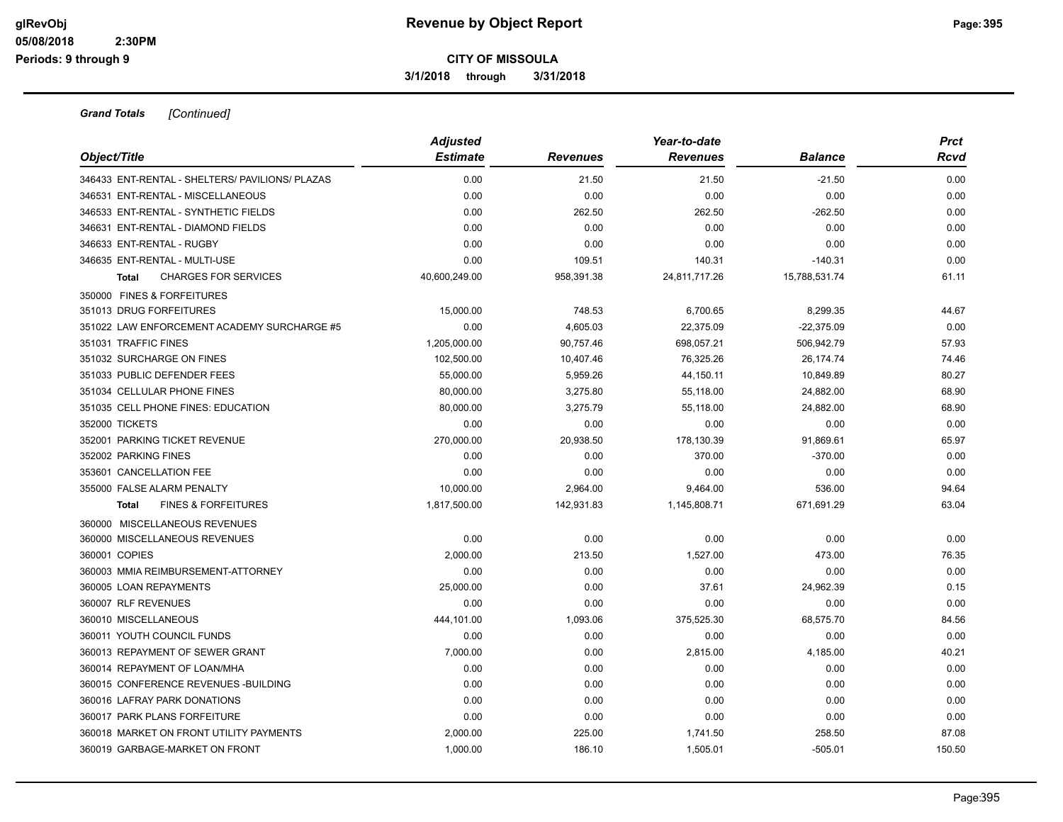**CITY OF MISSOULA**

**3/1/2018 through 3/31/2018**

***Grand Totals*** *[Continued]*

| Object/Title | Adjusted Estimate | Revenues | Year-to-date Revenues | Balance | Prct Rcvd |
|---|---|---|---|---|---|
| 346433 ENT-RENTAL - SHELTERS/ PAVILIONS/ PLAZAS | 0.00 | 21.50 | 21.50 | -21.50 | 0.00 |
| 346531 ENT-RENTAL - MISCELLANEOUS | 0.00 | 0.00 | 0.00 | 0.00 | 0.00 |
| 346533 ENT-RENTAL - SYNTHETIC FIELDS | 0.00 | 262.50 | 262.50 | -262.50 | 0.00 |
| 346631 ENT-RENTAL - DIAMOND FIELDS | 0.00 | 0.00 | 0.00 | 0.00 | 0.00 |
| 346633 ENT-RENTAL - RUGBY | 0.00 | 0.00 | 0.00 | 0.00 | 0.00 |
| 346635 ENT-RENTAL - MULTI-USE | 0.00 | 109.51 | 140.31 | -140.31 | 0.00 |
| **Total** CHARGES FOR SERVICES | 40,600,249.00 | 958,391.38 | 24,811,717.26 | 15,788,531.74 | 61.11 |
| 350000 FINES & FORFEITURES | | | | | |
| 351013 DRUG FORFEITURES | 15,000.00 | 748.53 | 6,700.65 | 8,299.35 | 44.67 |
| 351022 LAW ENFORCEMENT ACADEMY SURCHARGE #5 | 0.00 | 4,605.03 | 22,375.09 | -22,375.09 | 0.00 |
| 351031 TRAFFIC FINES | 1,205,000.00 | 90,757.46 | 698,057.21 | 506,942.79 | 57.93 |
| 351032 SURCHARGE ON FINES | 102,500.00 | 10,407.46 | 76,325.26 | 26,174.74 | 74.46 |
| 351033 PUBLIC DEFENDER FEES | 55,000.00 | 5,959.26 | 44,150.11 | 10,849.89 | 80.27 |
| 351034 CELLULAR PHONE FINES | 80,000.00 | 3,275.80 | 55,118.00 | 24,882.00 | 68.90 |
| 351035 CELL PHONE FINES: EDUCATION | 80,000.00 | 3,275.79 | 55,118.00 | 24,882.00 | 68.90 |
| 352000 TICKETS | 0.00 | 0.00 | 0.00 | 0.00 | 0.00 |
| 352001 PARKING TICKET REVENUE | 270,000.00 | 20,938.50 | 178,130.39 | 91,869.61 | 65.97 |
| 352002 PARKING FINES | 0.00 | 0.00 | 370.00 | -370.00 | 0.00 |
| 353601 CANCELLATION FEE | 0.00 | 0.00 | 0.00 | 0.00 | 0.00 |
| 355000 FALSE ALARM PENALTY | 10,000.00 | 2,964.00 | 9,464.00 | 536.00 | 94.64 |
| **Total** FINES & FORFEITURES | 1,817,500.00 | 142,931.83 | 1,145,808.71 | 671,691.29 | 63.04 |
| 360000 MISCELLANEOUS REVENUES | | | | | |
| 360000 MISCELLANEOUS REVENUES | 0.00 | 0.00 | 0.00 | 0.00 | 0.00 |
| 360001 COPIES | 2,000.00 | 213.50 | 1,527.00 | 473.00 | 76.35 |
| 360003 MMIA REIMBURSEMENT-ATTORNEY | 0.00 | 0.00 | 0.00 | 0.00 | 0.00 |
| 360005 LOAN REPAYMENTS | 25,000.00 | 0.00 | 37.61 | 24,962.39 | 0.15 |
| 360007 RLF REVENUES | 0.00 | 0.00 | 0.00 | 0.00 | 0.00 |
| 360010 MISCELLANEOUS | 444,101.00 | 1,093.06 | 375,525.30 | 68,575.70 | 84.56 |
| 360011 YOUTH COUNCIL FUNDS | 0.00 | 0.00 | 0.00 | 0.00 | 0.00 |
| 360013 REPAYMENT OF SEWER GRANT | 7,000.00 | 0.00 | 2,815.00 | 4,185.00 | 40.21 |
| 360014 REPAYMENT OF LOAN/MHA | 0.00 | 0.00 | 0.00 | 0.00 | 0.00 |
| 360015 CONFERENCE REVENUES -BUILDING | 0.00 | 0.00 | 0.00 | 0.00 | 0.00 |
| 360016 LAFRAY PARK DONATIONS | 0.00 | 0.00 | 0.00 | 0.00 | 0.00 |
| 360017 PARK PLANS FORFEITURE | 0.00 | 0.00 | 0.00 | 0.00 | 0.00 |
| 360018 MARKET ON FRONT UTILITY PAYMENTS | 2,000.00 | 225.00 | 1,741.50 | 258.50 | 87.08 |
| 360019 GARBAGE-MARKET ON FRONT | 1,000.00 | 186.10 | 1,505.01 | -505.01 | 150.50 |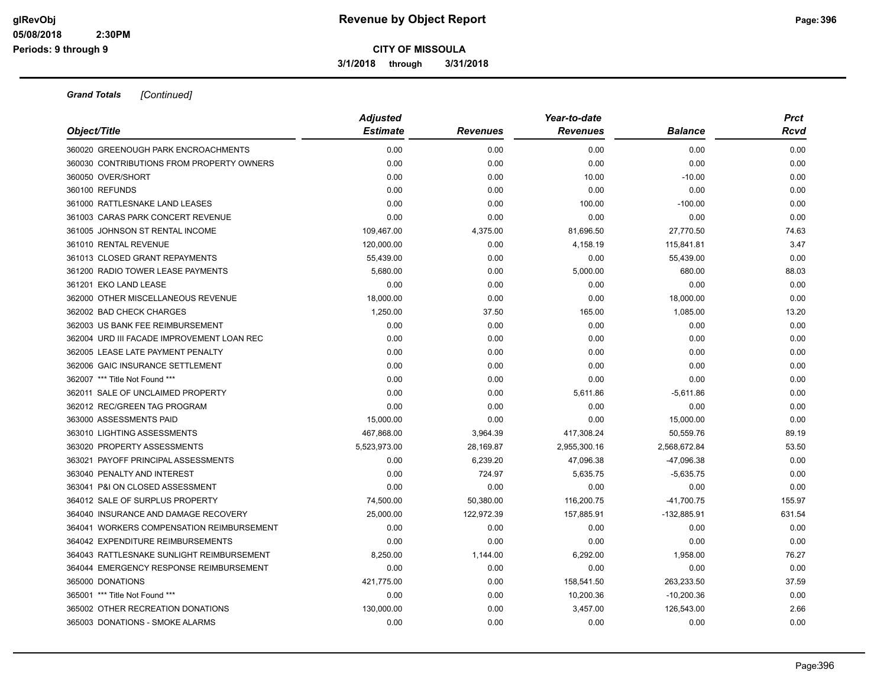# Revenue by Object Report

**CITY OF MISSOULA**

**3/1/2018 through 3/31/2018**

glRevObj
05/08/2018 2:30PM
Periods: 9 through 9

***Grand Totals*** *[Continued]*

| Object/Title | Adjusted Estimate | Revenues | Year-to-date Revenues | Balance | Prct Rcvd |
|---|---|---|---|---|---|
| 360020 GREENOUGH PARK ENCROACHMENTS | 0.00 | 0.00 | 0.00 | 0.00 | 0.00 |
| 360030 CONTRIBUTIONS FROM PROPERTY OWNERS | 0.00 | 0.00 | 0.00 | 0.00 | 0.00 |
| 360050 OVER/SHORT | 0.00 | 0.00 | 10.00 | -10.00 | 0.00 |
| 360100 REFUNDS | 0.00 | 0.00 | 0.00 | 0.00 | 0.00 |
| 361000 RATTLESNAKE LAND LEASES | 0.00 | 0.00 | 100.00 | -100.00 | 0.00 |
| 361003 CARAS PARK CONCERT REVENUE | 0.00 | 0.00 | 0.00 | 0.00 | 0.00 |
| 361005 JOHNSON ST RENTAL INCOME | 109,467.00 | 4,375.00 | 81,696.50 | 27,770.50 | 74.63 |
| 361010 RENTAL REVENUE | 120,000.00 | 0.00 | 4,158.19 | 115,841.81 | 3.47 |
| 361013 CLOSED GRANT REPAYMENTS | 55,439.00 | 0.00 | 0.00 | 55,439.00 | 0.00 |
| 361200 RADIO TOWER LEASE PAYMENTS | 5,680.00 | 0.00 | 5,000.00 | 680.00 | 88.03 |
| 361201 EKO LAND LEASE | 0.00 | 0.00 | 0.00 | 0.00 | 0.00 |
| 362000 OTHER MISCELLANEOUS REVENUE | 18,000.00 | 0.00 | 0.00 | 18,000.00 | 0.00 |
| 362002 BAD CHECK CHARGES | 1,250.00 | 37.50 | 165.00 | 1,085.00 | 13.20 |
| 362003 US BANK FEE REIMBURSEMENT | 0.00 | 0.00 | 0.00 | 0.00 | 0.00 |
| 362004 URD III FACADE IMPROVEMENT LOAN REC | 0.00 | 0.00 | 0.00 | 0.00 | 0.00 |
| 362005 LEASE LATE PAYMENT PENALTY | 0.00 | 0.00 | 0.00 | 0.00 | 0.00 |
| 362006 GAIC INSURANCE SETTLEMENT | 0.00 | 0.00 | 0.00 | 0.00 | 0.00 |
| 362007 *** Title Not Found *** | 0.00 | 0.00 | 0.00 | 0.00 | 0.00 |
| 362011 SALE OF UNCLAIMED PROPERTY | 0.00 | 0.00 | 5,611.86 | -5,611.86 | 0.00 |
| 362012 REC/GREEN TAG PROGRAM | 0.00 | 0.00 | 0.00 | 0.00 | 0.00 |
| 363000 ASSESSMENTS PAID | 15,000.00 | 0.00 | 0.00 | 15,000.00 | 0.00 |
| 363010 LIGHTING ASSESSMENTS | 467,868.00 | 3,964.39 | 417,308.24 | 50,559.76 | 89.19 |
| 363020 PROPERTY ASSESSMENTS | 5,523,973.00 | 28,169.87 | 2,955,300.16 | 2,568,672.84 | 53.50 |
| 363021 PAYOFF PRINCIPAL ASSESSMENTS | 0.00 | 6,239.20 | 47,096.38 | -47,096.38 | 0.00 |
| 363040 PENALTY AND INTEREST | 0.00 | 724.97 | 5,635.75 | -5,635.75 | 0.00 |
| 363041 P&I ON CLOSED ASSESSMENT | 0.00 | 0.00 | 0.00 | 0.00 | 0.00 |
| 364012 SALE OF SURPLUS PROPERTY | 74,500.00 | 50,380.00 | 116,200.75 | -41,700.75 | 155.97 |
| 364040 INSURANCE AND DAMAGE RECOVERY | 25,000.00 | 122,972.39 | 157,885.91 | -132,885.91 | 631.54 |
| 364041 WORKERS COMPENSATION REIMBURSEMENT | 0.00 | 0.00 | 0.00 | 0.00 | 0.00 |
| 364042 EXPENDITURE REIMBURSEMENTS | 0.00 | 0.00 | 0.00 | 0.00 | 0.00 |
| 364043 RATTLESNAKE SUNLIGHT REIMBURSEMENT | 8,250.00 | 1,144.00 | 6,292.00 | 1,958.00 | 76.27 |
| 364044 EMERGENCY RESPONSE REIMBURSEMENT | 0.00 | 0.00 | 0.00 | 0.00 | 0.00 |
| 365000 DONATIONS | 421,775.00 | 0.00 | 158,541.50 | 263,233.50 | 37.59 |
| 365001 *** Title Not Found *** | 0.00 | 0.00 | 10,200.36 | -10,200.36 | 0.00 |
| 365002 OTHER RECREATION DONATIONS | 130,000.00 | 0.00 | 3,457.00 | 126,543.00 | 2.66 |
| 365003 DONATIONS - SMOKE ALARMS | 0.00 | 0.00 | 0.00 | 0.00 | 0.00 |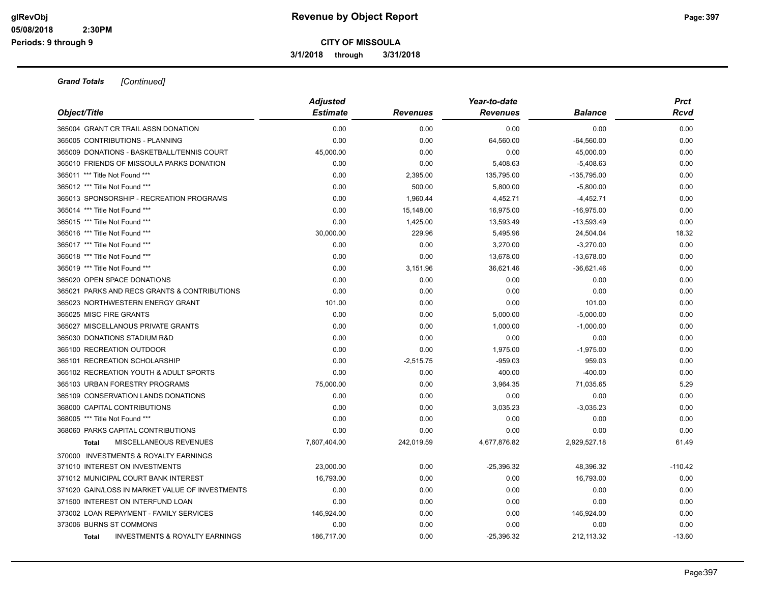# Revenue by Object Report

**CITY OF MISSOULA**

**3/1/2018 through 3/31/2018**

glRevObj
05/08/2018 2:30PM
Periods: 9 through 9

***Grand Totals*** *[Continued]*

| Object/Title | Adjusted Estimate | Revenues | Year-to-date Revenues | Balance | Prct Rcvd |
|---|---|---|---|---|---|
| 365004 GRANT CR TRAIL ASSN DONATION | 0.00 | 0.00 | 0.00 | 0.00 | 0.00 |
| 365005 CONTRIBUTIONS - PLANNING | 0.00 | 0.00 | 64,560.00 | -64,560.00 | 0.00 |
| 365009 DONATIONS - BASKETBALL/TENNIS COURT | 45,000.00 | 0.00 | 0.00 | 45,000.00 | 0.00 |
| 365010 FRIENDS OF MISSOULA PARKS DONATION | 0.00 | 0.00 | 5,408.63 | -5,408.63 | 0.00 |
| 365011 *** Title Not Found *** | 0.00 | 2,395.00 | 135,795.00 | -135,795.00 | 0.00 |
| 365012 *** Title Not Found *** | 0.00 | 500.00 | 5,800.00 | -5,800.00 | 0.00 |
| 365013 SPONSORSHIP - RECREATION PROGRAMS | 0.00 | 1,960.44 | 4,452.71 | -4,452.71 | 0.00 |
| 365014 *** Title Not Found *** | 0.00 | 15,148.00 | 16,975.00 | -16,975.00 | 0.00 |
| 365015 *** Title Not Found *** | 0.00 | 1,425.00 | 13,593.49 | -13,593.49 | 0.00 |
| 365016 *** Title Not Found *** | 30,000.00 | 229.96 | 5,495.96 | 24,504.04 | 18.32 |
| 365017 *** Title Not Found *** | 0.00 | 0.00 | 3,270.00 | -3,270.00 | 0.00 |
| 365018 *** Title Not Found *** | 0.00 | 0.00 | 13,678.00 | -13,678.00 | 0.00 |
| 365019 *** Title Not Found *** | 0.00 | 3,151.96 | 36,621.46 | -36,621.46 | 0.00 |
| 365020 OPEN SPACE DONATIONS | 0.00 | 0.00 | 0.00 | 0.00 | 0.00 |
| 365021 PARKS AND RECS GRANTS & CONTRIBUTIONS | 0.00 | 0.00 | 0.00 | 0.00 | 0.00 |
| 365023 NORTHWESTERN ENERGY GRANT | 101.00 | 0.00 | 0.00 | 101.00 | 0.00 |
| 365025 MISC FIRE GRANTS | 0.00 | 0.00 | 5,000.00 | -5,000.00 | 0.00 |
| 365027 MISCELLANOUS PRIVATE GRANTS | 0.00 | 0.00 | 1,000.00 | -1,000.00 | 0.00 |
| 365030 DONATIONS STADIUM R&D | 0.00 | 0.00 | 0.00 | 0.00 | 0.00 |
| 365100 RECREATION OUTDOOR | 0.00 | 0.00 | 1,975.00 | -1,975.00 | 0.00 |
| 365101 RECREATION SCHOLARSHIP | 0.00 | -2,515.75 | -959.03 | 959.03 | 0.00 |
| 365102 RECREATION YOUTH & ADULT SPORTS | 0.00 | 0.00 | 400.00 | -400.00 | 0.00 |
| 365103 URBAN FORESTRY PROGRAMS | 75,000.00 | 0.00 | 3,964.35 | 71,035.65 | 5.29 |
| 365109 CONSERVATION LANDS DONATIONS | 0.00 | 0.00 | 0.00 | 0.00 | 0.00 |
| 368000 CAPITAL CONTRIBUTIONS | 0.00 | 0.00 | 3,035.23 | -3,035.23 | 0.00 |
| 368005 *** Title Not Found *** | 0.00 | 0.00 | 0.00 | 0.00 | 0.00 |
| 368060 PARKS CAPITAL CONTRIBUTIONS | 0.00 | 0.00 | 0.00 | 0.00 | 0.00 |
| **Total** MISCELLANEOUS REVENUES | 7,607,404.00 | 242,019.59 | 4,677,876.82 | 2,929,527.18 | 61.49 |
| 370000 INVESTMENTS & ROYALTY EARNINGS | | | | | |
| 371010 INTEREST ON INVESTMENTS | 23,000.00 | 0.00 | -25,396.32 | 48,396.32 | -110.42 |
| 371012 MUNICIPAL COURT BANK INTEREST | 16,793.00 | 0.00 | 0.00 | 16,793.00 | 0.00 |
| 371020 GAIN/LOSS IN MARKET VALUE OF INVESTMENTS | 0.00 | 0.00 | 0.00 | 0.00 | 0.00 |
| 371500 INTEREST ON INTERFUND LOAN | 0.00 | 0.00 | 0.00 | 0.00 | 0.00 |
| 373002 LOAN REPAYMENT - FAMILY SERVICES | 146,924.00 | 0.00 | 0.00 | 146,924.00 | 0.00 |
| 373006 BURNS ST COMMONS | 0.00 | 0.00 | 0.00 | 0.00 | 0.00 |
| **Total** INVESTMENTS & ROYALTY EARNINGS | 186,717.00 | 0.00 | -25,396.32 | 212,113.32 | -13.60 |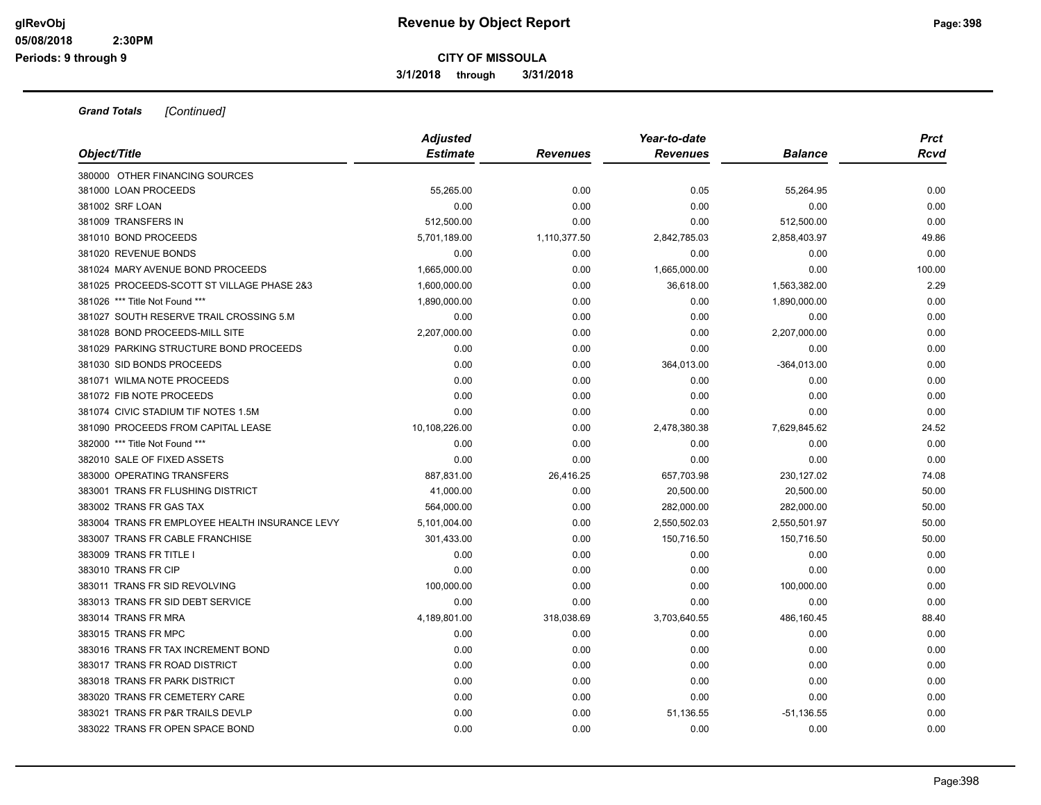**CITY OF MISSOULA**

**3/1/2018 through 3/31/2018**

***Grand Totals*** *[Continued]*

| Object/Title | Adjusted Estimate | Revenues | Year-to-date Revenues | Balance | Prct Rcvd |
|---|---|---|---|---|---|
| 380000 OTHER FINANCING SOURCES | | | | | |
| 381000 LOAN PROCEEDS | 55,265.00 | 0.00 | 0.05 | 55,264.95 | 0.00 |
| 381002 SRF LOAN | 0.00 | 0.00 | 0.00 | 0.00 | 0.00 |
| 381009 TRANSFERS IN | 512,500.00 | 0.00 | 0.00 | 512,500.00 | 0.00 |
| 381010 BOND PROCEEDS | 5,701,189.00 | 1,110,377.50 | 2,842,785.03 | 2,858,403.97 | 49.86 |
| 381020 REVENUE BONDS | 0.00 | 0.00 | 0.00 | 0.00 | 0.00 |
| 381024 MARY AVENUE BOND PROCEEDS | 1,665,000.00 | 0.00 | 1,665,000.00 | 0.00 | 100.00 |
| 381025 PROCEEDS-SCOTT ST VILLAGE PHASE 2&3 | 1,600,000.00 | 0.00 | 36,618.00 | 1,563,382.00 | 2.29 |
| 381026 *** Title Not Found *** | 1,890,000.00 | 0.00 | 0.00 | 1,890,000.00 | 0.00 |
| 381027 SOUTH RESERVE TRAIL CROSSING 5.M | 0.00 | 0.00 | 0.00 | 0.00 | 0.00 |
| 381028 BOND PROCEEDS-MILL SITE | 2,207,000.00 | 0.00 | 0.00 | 2,207,000.00 | 0.00 |
| 381029 PARKING STRUCTURE BOND PROCEEDS | 0.00 | 0.00 | 0.00 | 0.00 | 0.00 |
| 381030 SID BONDS PROCEEDS | 0.00 | 0.00 | 364,013.00 | -364,013.00 | 0.00 |
| 381071 WILMA NOTE PROCEEDS | 0.00 | 0.00 | 0.00 | 0.00 | 0.00 |
| 381072 FIB NOTE PROCEEDS | 0.00 | 0.00 | 0.00 | 0.00 | 0.00 |
| 381074 CIVIC STADIUM TIF NOTES 1.5M | 0.00 | 0.00 | 0.00 | 0.00 | 0.00 |
| 381090 PROCEEDS FROM CAPITAL LEASE | 10,108,226.00 | 0.00 | 2,478,380.38 | 7,629,845.62 | 24.52 |
| 382000 *** Title Not Found *** | 0.00 | 0.00 | 0.00 | 0.00 | 0.00 |
| 382010 SALE OF FIXED ASSETS | 0.00 | 0.00 | 0.00 | 0.00 | 0.00 |
| 383000 OPERATING TRANSFERS | 887,831.00 | 26,416.25 | 657,703.98 | 230,127.02 | 74.08 |
| 383001 TRANS FR FLUSHING DISTRICT | 41,000.00 | 0.00 | 20,500.00 | 20,500.00 | 50.00 |
| 383002 TRANS FR GAS TAX | 564,000.00 | 0.00 | 282,000.00 | 282,000.00 | 50.00 |
| 383004 TRANS FR EMPLOYEE HEALTH INSURANCE LEVY | 5,101,004.00 | 0.00 | 2,550,502.03 | 2,550,501.97 | 50.00 |
| 383007 TRANS FR CABLE FRANCHISE | 301,433.00 | 0.00 | 150,716.50 | 150,716.50 | 50.00 |
| 383009 TRANS FR TITLE I | 0.00 | 0.00 | 0.00 | 0.00 | 0.00 |
| 383010 TRANS FR CIP | 0.00 | 0.00 | 0.00 | 0.00 | 0.00 |
| 383011 TRANS FR SID REVOLVING | 100,000.00 | 0.00 | 0.00 | 100,000.00 | 0.00 |
| 383013 TRANS FR SID DEBT SERVICE | 0.00 | 0.00 | 0.00 | 0.00 | 0.00 |
| 383014 TRANS FR MRA | 4,189,801.00 | 318,038.69 | 3,703,640.55 | 486,160.45 | 88.40 |
| 383015 TRANS FR MPC | 0.00 | 0.00 | 0.00 | 0.00 | 0.00 |
| 383016 TRANS FR TAX INCREMENT BOND | 0.00 | 0.00 | 0.00 | 0.00 | 0.00 |
| 383017 TRANS FR ROAD DISTRICT | 0.00 | 0.00 | 0.00 | 0.00 | 0.00 |
| 383018 TRANS FR PARK DISTRICT | 0.00 | 0.00 | 0.00 | 0.00 | 0.00 |
| 383020 TRANS FR CEMETERY CARE | 0.00 | 0.00 | 0.00 | 0.00 | 0.00 |
| 383021 TRANS FR P&R TRAILS DEVLP | 0.00 | 0.00 | 51,136.55 | -51,136.55 | 0.00 |
| 383022 TRANS FR OPEN SPACE BOND | 0.00 | 0.00 | 0.00 | 0.00 | 0.00 |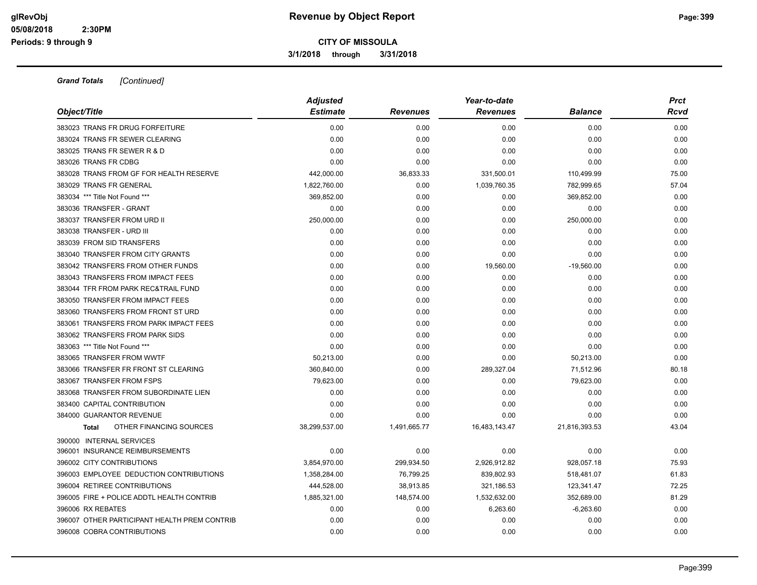# Revenue by Object Report

**CITY OF MISSOULA**

**3/1/2018 through 3/31/2018**

glRevObj
05/08/2018 2:30PM
Periods: 9 through 9

***Grand Totals*** *[Continued]*

| Object/Title | Adjusted Estimate | Revenues | Year-to-date Revenues | Balance | Prct Rcvd |
|---|---|---|---|---|---|
| 383023 TRANS FR DRUG FORFEITURE | 0.00 | 0.00 | 0.00 | 0.00 | 0.00 |
| 383024 TRANS FR SEWER CLEARING | 0.00 | 0.00 | 0.00 | 0.00 | 0.00 |
| 383025 TRANS FR SEWER R & D | 0.00 | 0.00 | 0.00 | 0.00 | 0.00 |
| 383026 TRANS FR CDBG | 0.00 | 0.00 | 0.00 | 0.00 | 0.00 |
| 383028 TRANS FROM GF FOR HEALTH RESERVE | 442,000.00 | 36,833.33 | 331,500.01 | 110,499.99 | 75.00 |
| 383029 TRANS FR GENERAL | 1,822,760.00 | 0.00 | 1,039,760.35 | 782,999.65 | 57.04 |
| 383034 *** Title Not Found *** | 369,852.00 | 0.00 | 0.00 | 369,852.00 | 0.00 |
| 383036 TRANSFER - GRANT | 0.00 | 0.00 | 0.00 | 0.00 | 0.00 |
| 383037 TRANSFER FROM URD II | 250,000.00 | 0.00 | 0.00 | 250,000.00 | 0.00 |
| 383038 TRANSFER - URD III | 0.00 | 0.00 | 0.00 | 0.00 | 0.00 |
| 383039 FROM SID TRANSFERS | 0.00 | 0.00 | 0.00 | 0.00 | 0.00 |
| 383040 TRANSFER FROM CITY GRANTS | 0.00 | 0.00 | 0.00 | 0.00 | 0.00 |
| 383042 TRANSFERS FROM OTHER FUNDS | 0.00 | 0.00 | 19,560.00 | -19,560.00 | 0.00 |
| 383043 TRANSFERS FROM IMPACT FEES | 0.00 | 0.00 | 0.00 | 0.00 | 0.00 |
| 383044 TFR FROM PARK REC&TRAIL FUND | 0.00 | 0.00 | 0.00 | 0.00 | 0.00 |
| 383050 TRANSFER FROM IMPACT FEES | 0.00 | 0.00 | 0.00 | 0.00 | 0.00 |
| 383060 TRANSFERS FROM FRONT ST URD | 0.00 | 0.00 | 0.00 | 0.00 | 0.00 |
| 383061 TRANSFERS FROM PARK IMPACT FEES | 0.00 | 0.00 | 0.00 | 0.00 | 0.00 |
| 383062 TRANSFERS FROM PARK SIDS | 0.00 | 0.00 | 0.00 | 0.00 | 0.00 |
| 383063 *** Title Not Found *** | 0.00 | 0.00 | 0.00 | 0.00 | 0.00 |
| 383065 TRANSFER FROM WWTF | 50,213.00 | 0.00 | 0.00 | 50,213.00 | 0.00 |
| 383066 TRANSFER FR FRONT ST CLEARING | 360,840.00 | 0.00 | 289,327.04 | 71,512.96 | 80.18 |
| 383067 TRANSFER FROM FSPS | 79,623.00 | 0.00 | 0.00 | 79,623.00 | 0.00 |
| 383068 TRANSFER FROM SUBORDINATE LIEN | 0.00 | 0.00 | 0.00 | 0.00 | 0.00 |
| 383400 CAPITAL CONTRIBUTION | 0.00 | 0.00 | 0.00 | 0.00 | 0.00 |
| 384000 GUARANTOR REVENUE | 0.00 | 0.00 | 0.00 | 0.00 | 0.00 |
| **Total** OTHER FINANCING SOURCES | 38,299,537.00 | 1,491,665.77 | 16,483,143.47 | 21,816,393.53 | 43.04 |
| 390000 INTERNAL SERVICES | | | | | |
| 396001 INSURANCE REIMBURSEMENTS | 0.00 | 0.00 | 0.00 | 0.00 | 0.00 |
| 396002 CITY CONTRIBUTIONS | 3,854,970.00 | 299,934.50 | 2,926,912.82 | 928,057.18 | 75.93 |
| 396003 EMPLOYEE DEDUCTION CONTRIBUTIONS | 1,358,284.00 | 76,799.25 | 839,802.93 | 518,481.07 | 61.83 |
| 396004 RETIREE CONTRIBUTIONS | 444,528.00 | 38,913.85 | 321,186.53 | 123,341.47 | 72.25 |
| 396005 FIRE + POLICE ADDTL HEALTH CONTRIB | 1,885,321.00 | 148,574.00 | 1,532,632.00 | 352,689.00 | 81.29 |
| 396006 RX REBATES | 0.00 | 0.00 | 6,263.60 | -6,263.60 | 0.00 |
| 396007 OTHER PARTICIPANT HEALTH PREM CONTRIB | 0.00 | 0.00 | 0.00 | 0.00 | 0.00 |
| 396008 COBRA CONTRIBUTIONS | 0.00 | 0.00 | 0.00 | 0.00 | 0.00 |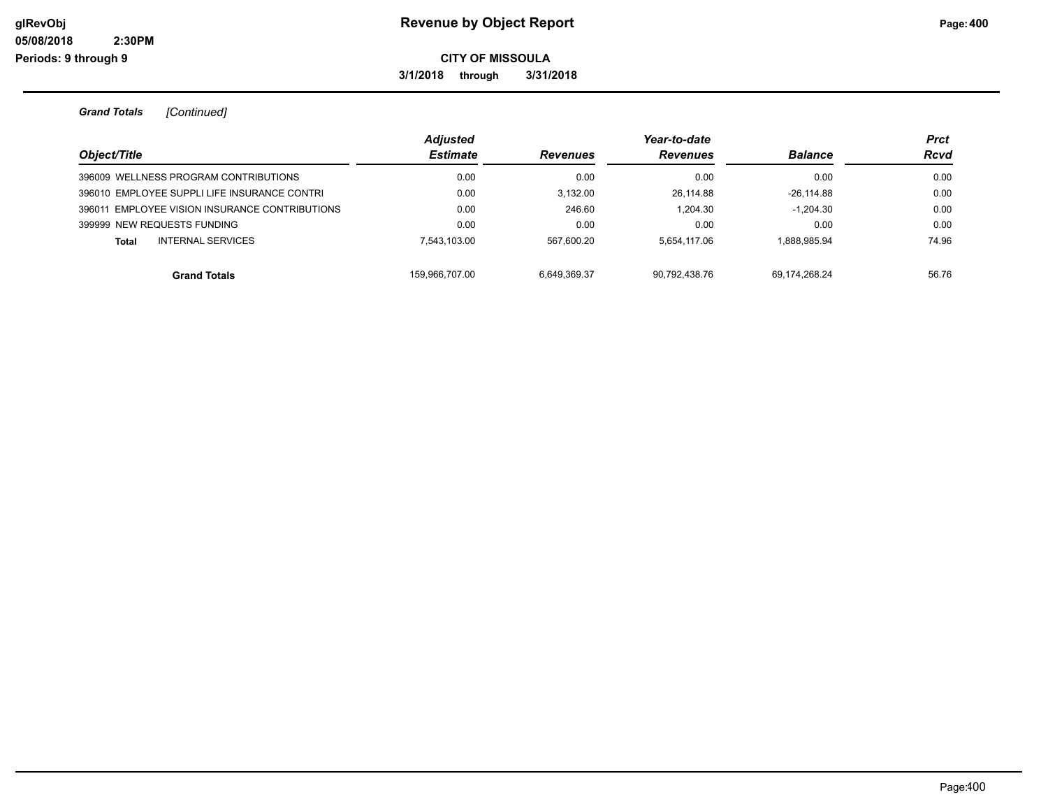**Grand Totals** *[Continued]*

| *Object/Title* | *Adjusted Estimate* | *Revenues* | *Year-to-date Revenues* | *Balance* | *Prct Rcvd* |
|---|---|---|---|---|---|
| 396009 WELLNESS PROGRAM CONTRIBUTIONS | 0.00 | 0.00 | 0.00 | 0.00 | 0.00 |
| 396010 EMPLOYEE SUPPLI LIFE INSURANCE CONTRI | 0.00 | 3,132.00 | 26,114.88 | -26,114.88 | 0.00 |
| 396011 EMPLOYEE VISION INSURANCE CONTRIBUTIONS | 0.00 | 246.60 | 1,204.30 | -1,204.30 | 0.00 |
| 399999 NEW REQUESTS FUNDING | 0.00 | 0.00 | 0.00 | 0.00 | 0.00 |
| **Total** INTERNAL SERVICES | 7,543,103.00 | 567,600.20 | 5,654,117.06 | 1,888,985.94 | 74.96 |
| **Grand Totals** | 159,966,707.00 | 6,649,369.37 | 90,792,438.76 | 69,174,268.24 | 56.76 |